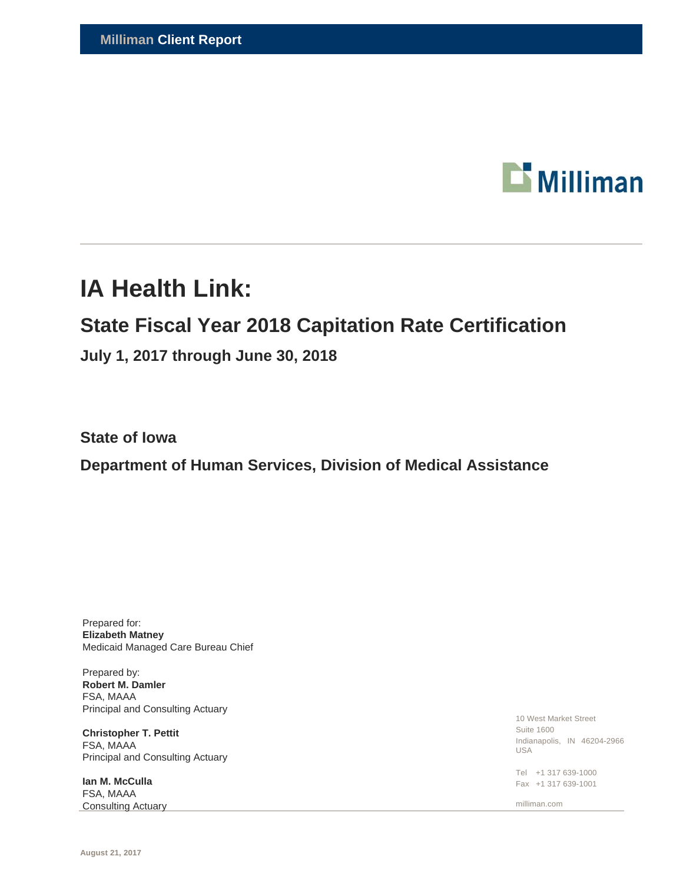**Milliman Client Report**

# IA Health Link:

## State Fiscal Year 2018 Capitation Rate Certification

### July 1, 2017 through June 30, 2018

### State of Iowa

### Department of Human Services, Division of Medical Assistance

Prepared for:
**Elizabeth Matney**
Medicaid Managed Care Bureau Chief

Prepared by:
**Robert M. Damler**
FSA, MAAA
Principal and Consulting Actuary

**Christopher T. Pettit**
FSA, MAAA
Principal and Consulting Actuary

**Ian M. McCulla**
FSA, MAAA
Consulting Actuary

10 West Market Street
Suite 1600
Indianapolis, IN 46204-2966
USA

Tel +1 317 639-1000
Fax +1 317 639-1001

milliman.com

**August 21, 2017**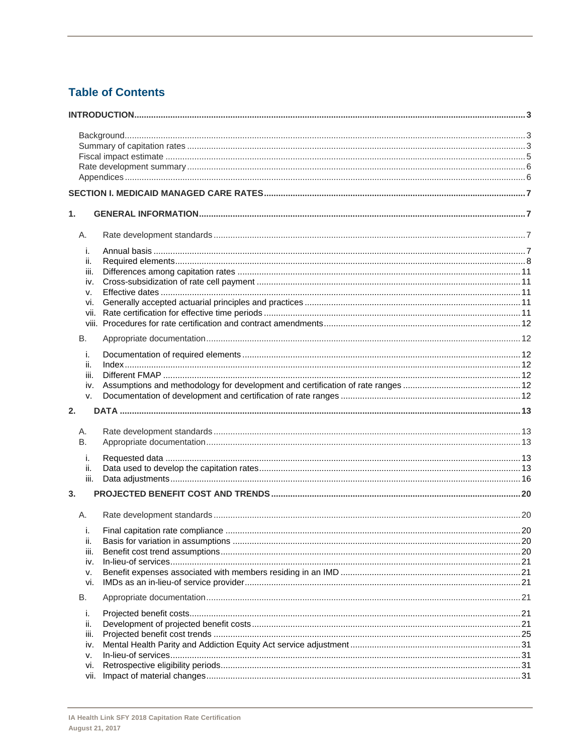# Table of Contents

**INTRODUCTION** .......... 3

- Background .......... 3
- Summary of capitation rates .......... 3
- Fiscal impact estimate .......... 5
- Rate development summary .......... 6
- Appendices .......... 6

**SECTION I. MEDICAID MANAGED CARE RATES** .......... 7

**1. GENERAL INFORMATION** .......... 7

- A. Rate development standards .......... 7
  - i. Annual basis .......... 7
  - ii. Required elements .......... 8
  - iii. Differences among capitation rates .......... 11
  - iv. Cross-subsidization of rate cell payment .......... 11
  - v. Effective dates .......... 11
  - vi. Generally accepted actuarial principles and practices .......... 11
  - vii. Rate certification for effective time periods .......... 11
  - viii. Procedures for rate certification and contract amendments .......... 12
- B. Appropriate documentation .......... 12
  - i. Documentation of required elements .......... 12
  - ii. Index .......... 12
  - iii. Different FMAP .......... 12
  - iv. Assumptions and methodology for development and certification of rate ranges .......... 12
  - v. Documentation of development and certification of rate ranges .......... 12

**2. DATA** .......... 13

- A. Rate development standards .......... 13
- B. Appropriate documentation .......... 13
  - i. Requested data .......... 13
  - ii. Data used to develop the capitation rates .......... 13
  - iii. Data adjustments .......... 16

**3. PROJECTED BENEFIT COST AND TRENDS** .......... 20

- A. Rate development standards .......... 20
  - i. Final capitation rate compliance .......... 20
  - ii. Basis for variation in assumptions .......... 20
  - iii. Benefit cost trend assumptions .......... 20
  - iv. In-lieu-of services .......... 21
  - v. Benefit expenses associated with members residing in an IMD .......... 21
  - vi. IMDs as an in-lieu-of service provider .......... 21
- B. Appropriate documentation .......... 21
  - i. Projected benefit costs .......... 21
  - ii. Development of projected benefit costs .......... 21
  - iii. Projected benefit cost trends .......... 25
  - iv. Mental Health Parity and Addiction Equity Act service adjustment .......... 31
  - v. In-lieu-of services .......... 31
  - vi. Retrospective eligibility periods .......... 31
  - vii. Impact of material changes .......... 31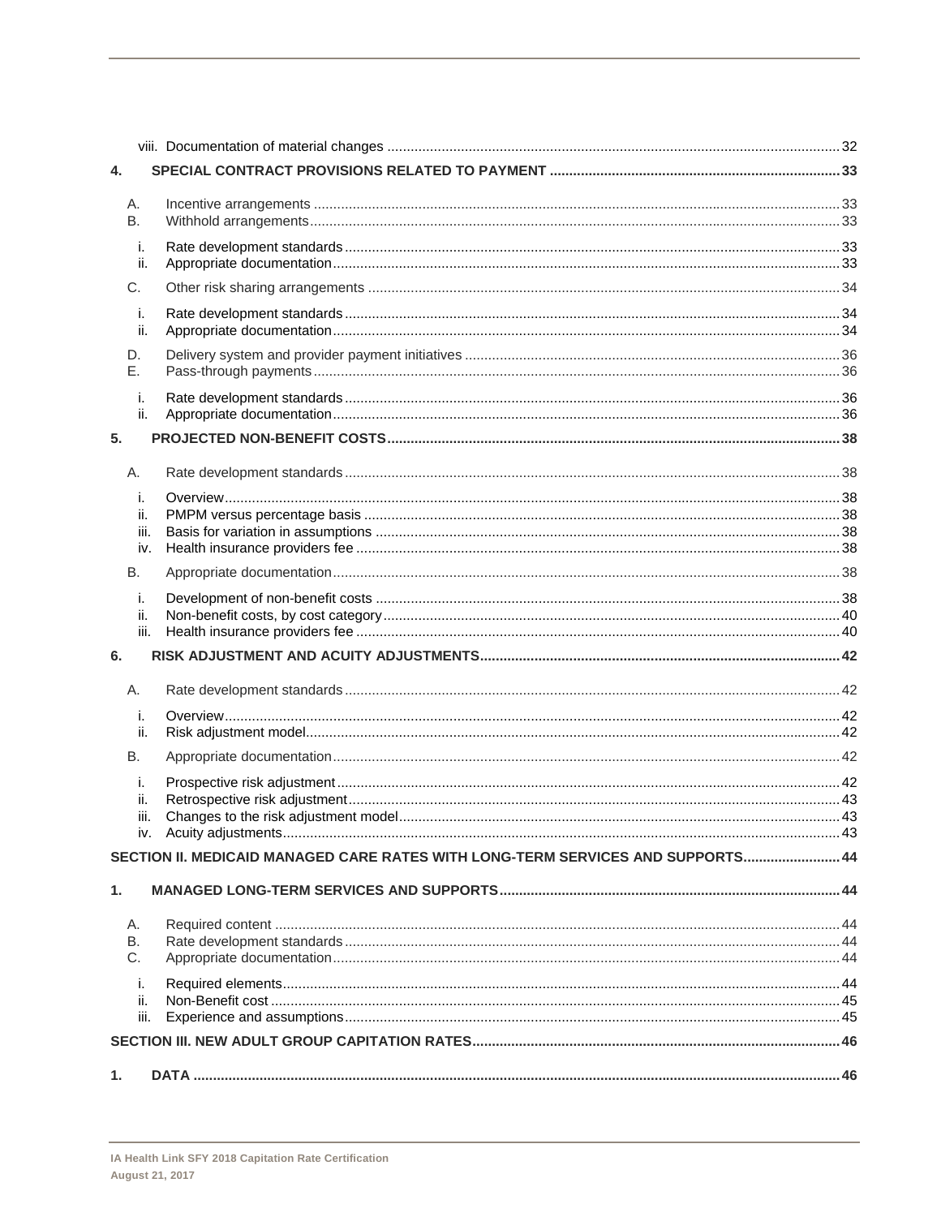viii. Documentation of material changes ... 32

**4. SPECIAL CONTRACT PROVISIONS RELATED TO PAYMENT ... 33**

A. Incentive arrangements ... 33
B. Withhold arrangements ... 33

i. Rate development standards ... 33
ii. Appropriate documentation ... 33

C. Other risk sharing arrangements ... 34

i. Rate development standards ... 34
ii. Appropriate documentation ... 34

D. Delivery system and provider payment initiatives ... 36
E. Pass-through payments ... 36

i. Rate development standards ... 36
ii. Appropriate documentation ... 36

**5. PROJECTED NON-BENEFIT COSTS ... 38**

A. Rate development standards ... 38

i. Overview ... 38
ii. PMPM versus percentage basis ... 38
iii. Basis for variation in assumptions ... 38
iv. Health insurance providers fee ... 38

B. Appropriate documentation ... 38

i. Development of non-benefit costs ... 38
ii. Non-benefit costs, by cost category ... 40
iii. Health insurance providers fee ... 40

**6. RISK ADJUSTMENT AND ACUITY ADJUSTMENTS ... 42**

A. Rate development standards ... 42

i. Overview ... 42
ii. Risk adjustment model ... 42

B. Appropriate documentation ... 42

i. Prospective risk adjustment ... 42
ii. Retrospective risk adjustment ... 43
iii. Changes to the risk adjustment model ... 43
iv. Acuity adjustments ... 43

**SECTION II. MEDICAID MANAGED CARE RATES WITH LONG-TERM SERVICES AND SUPPORTS ... 44**

**1. MANAGED LONG-TERM SERVICES AND SUPPORTS ... 44**

A. Required content ... 44
B. Rate development standards ... 44
C. Appropriate documentation ... 44

i. Required elements ... 44
ii. Non-Benefit cost ... 45
iii. Experience and assumptions ... 45

**SECTION III. NEW ADULT GROUP CAPITATION RATES ... 46**

**1. DATA ... 46**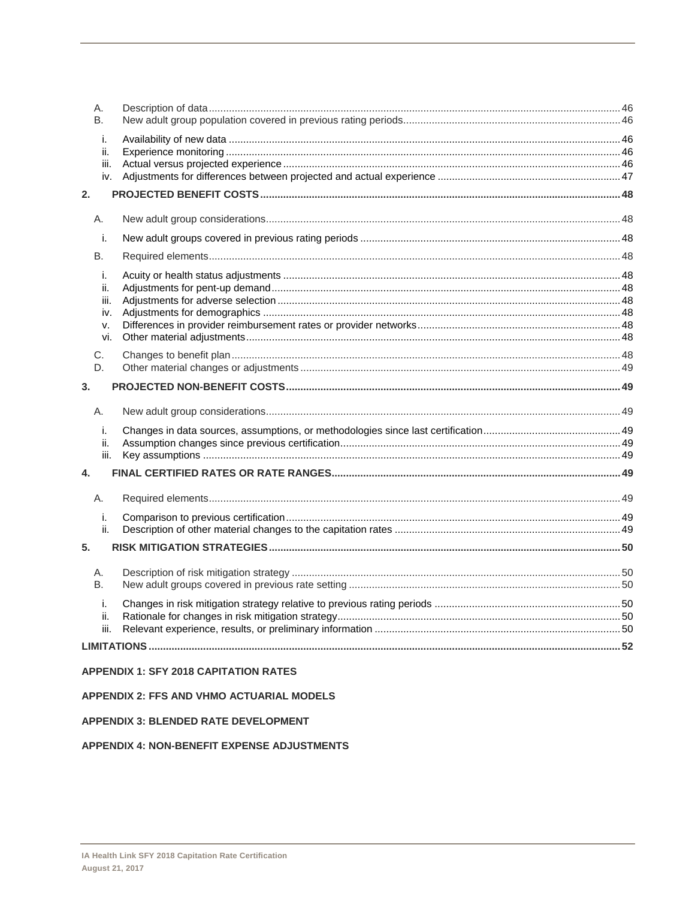A. Description of data ........ 46

B. New adult group population covered in previous rating periods ........ 46

i. Availability of new data ........ 46

ii. Experience monitoring ........ 46

iii. Actual versus projected experience ........ 46

iv. Adjustments for differences between projected and actual experience ........ 47

**2. PROJECTED BENEFIT COSTS ........ 48**

A. New adult group considerations ........ 48

i. New adult groups covered in previous rating periods ........ 48

B. Required elements ........ 48

i. Acuity or health status adjustments ........ 48

ii. Adjustments for pent-up demand ........ 48

iii. Adjustments for adverse selection ........ 48

iv. Adjustments for demographics ........ 48

v. Differences in provider reimbursement rates or provider networks ........ 48

vi. Other material adjustments ........ 48

C. Changes to benefit plan ........ 48

D. Other material changes or adjustments ........ 49

**3. PROJECTED NON-BENEFIT COSTS ........ 49**

A. New adult group considerations ........ 49

i. Changes in data sources, assumptions, or methodologies since last certification ........ 49

ii. Assumption changes since previous certification ........ 49

iii. Key assumptions ........ 49

**4. FINAL CERTIFIED RATES OR RATE RANGES ........ 49**

A. Required elements ........ 49

i. Comparison to previous certification ........ 49

ii. Description of other material changes to the capitation rates ........ 49

**5. RISK MITIGATION STRATEGIES ........ 50**

A. Description of risk mitigation strategy ........ 50

B. New adult groups covered in previous rate setting ........ 50

i. Changes in risk mitigation strategy relative to previous rating periods ........ 50

ii. Rationale for changes in risk mitigation strategy ........ 50

iii. Relevant experience, results, or preliminary information ........ 50

**LIMITATIONS ........ 52**

**APPENDIX 1: SFY 2018 CAPITATION RATES**

**APPENDIX 2: FFS AND VHMO ACTUARIAL MODELS**

**APPENDIX 3: BLENDED RATE DEVELOPMENT**

**APPENDIX 4: NON-BENEFIT EXPENSE ADJUSTMENTS**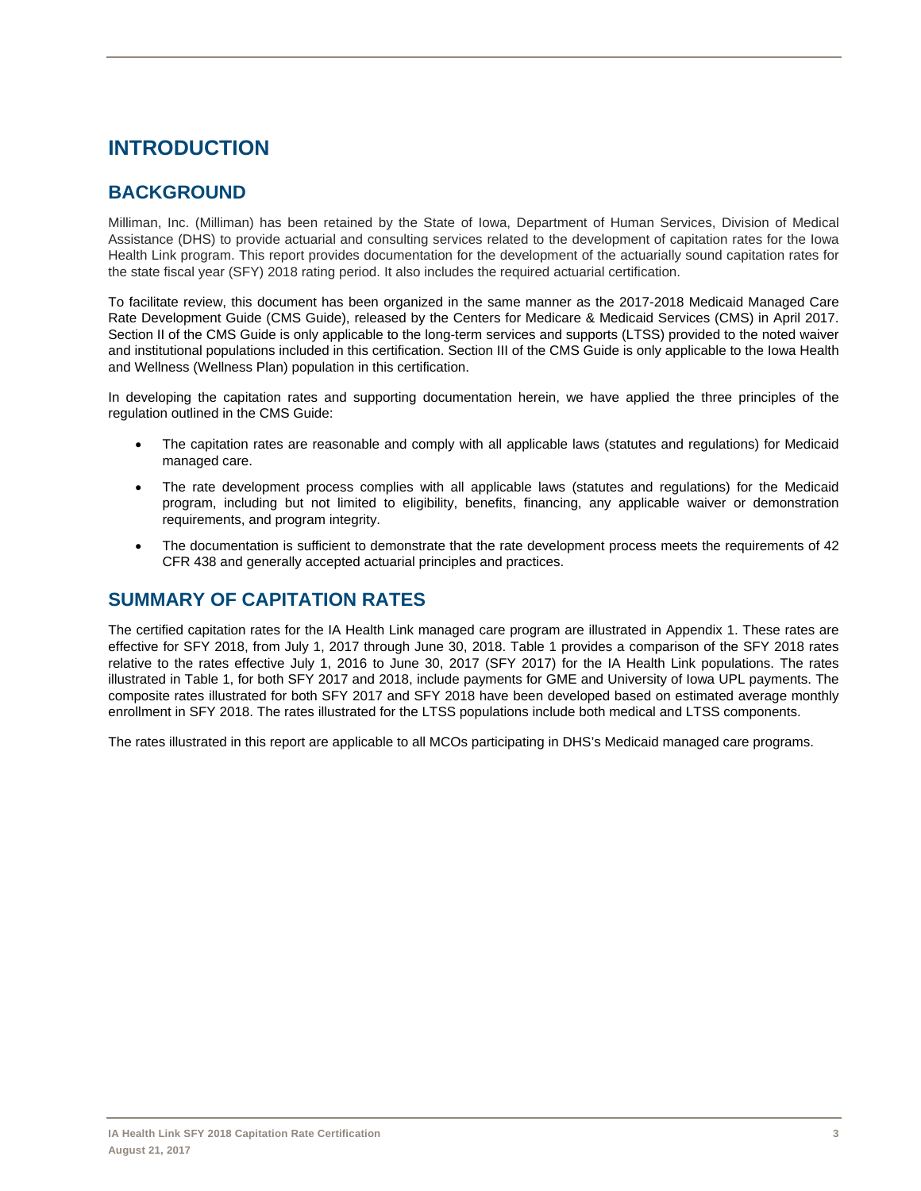# INTRODUCTION

## BACKGROUND

Milliman, Inc. (Milliman) has been retained by the State of Iowa, Department of Human Services, Division of Medical Assistance (DHS) to provide actuarial and consulting services related to the development of capitation rates for the Iowa Health Link program. This report provides documentation for the development of the actuarially sound capitation rates for the state fiscal year (SFY) 2018 rating period. It also includes the required actuarial certification.

To facilitate review, this document has been organized in the same manner as the 2017-2018 Medicaid Managed Care Rate Development Guide (CMS Guide), released by the Centers for Medicare & Medicaid Services (CMS) in April 2017. Section II of the CMS Guide is only applicable to the long-term services and supports (LTSS) provided to the noted waiver and institutional populations included in this certification. Section III of the CMS Guide is only applicable to the Iowa Health and Wellness (Wellness Plan) population in this certification.

In developing the capitation rates and supporting documentation herein, we have applied the three principles of the regulation outlined in the CMS Guide:

- The capitation rates are reasonable and comply with all applicable laws (statutes and regulations) for Medicaid managed care.
- The rate development process complies with all applicable laws (statutes and regulations) for the Medicaid program, including but not limited to eligibility, benefits, financing, any applicable waiver or demonstration requirements, and program integrity.
- The documentation is sufficient to demonstrate that the rate development process meets the requirements of 42 CFR 438 and generally accepted actuarial principles and practices.

## SUMMARY OF CAPITATION RATES

The certified capitation rates for the IA Health Link managed care program are illustrated in Appendix 1. These rates are effective for SFY 2018, from July 1, 2017 through June 30, 2018. Table 1 provides a comparison of the SFY 2018 rates relative to the rates effective July 1, 2016 to June 30, 2017 (SFY 2017) for the IA Health Link populations. The rates illustrated in Table 1, for both SFY 2017 and 2018, include payments for GME and University of Iowa UPL payments. The composite rates illustrated for both SFY 2017 and SFY 2018 have been developed based on estimated average monthly enrollment in SFY 2018. The rates illustrated for the LTSS populations include both medical and LTSS components.

The rates illustrated in this report are applicable to all MCOs participating in DHS's Medicaid managed care programs.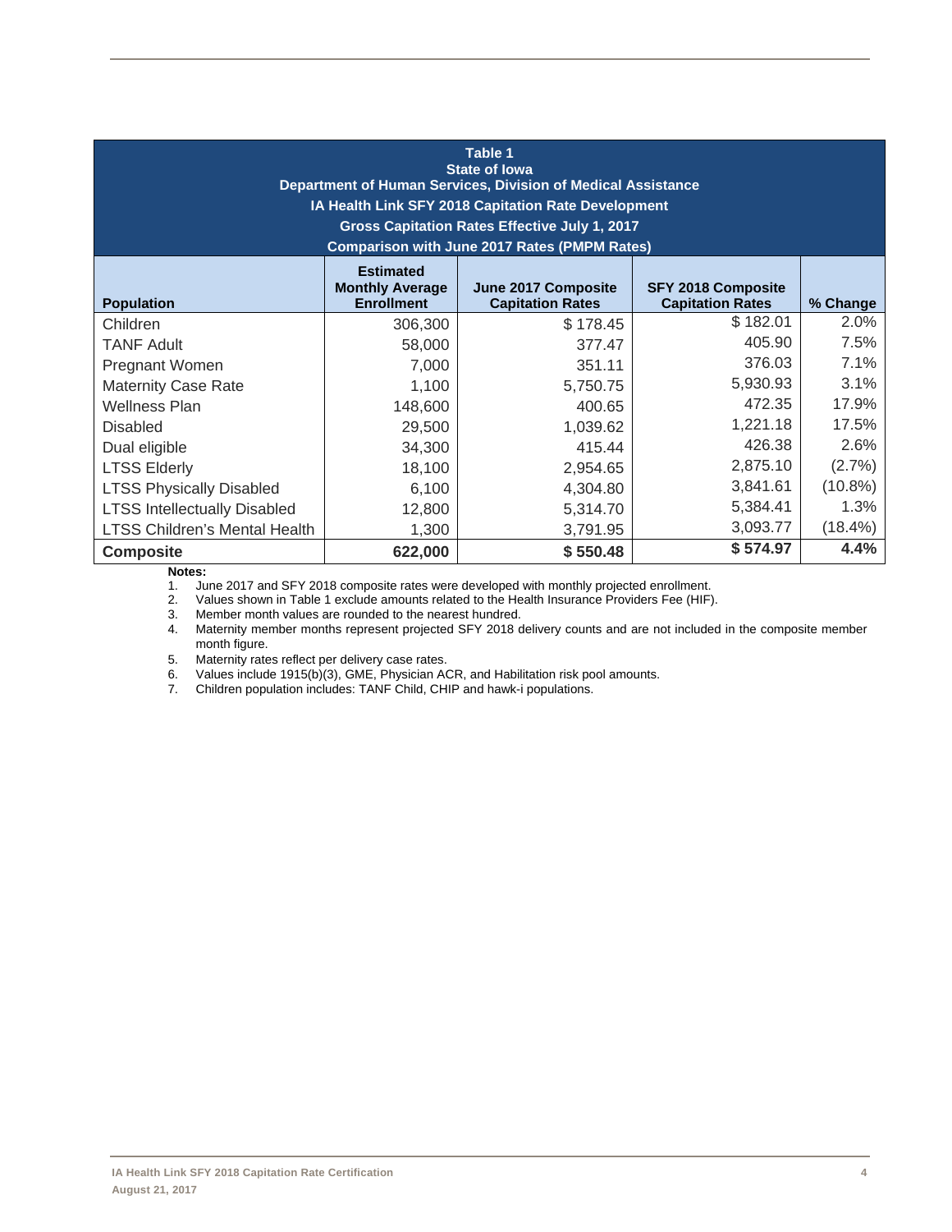**Table 1**
**State of Iowa**
**Department of Human Services, Division of Medical Assistance**
**IA Health Link SFY 2018 Capitation Rate Development**
**Gross Capitation Rates Effective July 1, 2017**
**Comparison with June 2017 Rates (PMPM Rates)**

| Population | Estimated Monthly Average Enrollment | June 2017 Composite Capitation Rates | SFY 2018 Composite Capitation Rates | % Change |
|---|---|---|---|---|
| Children | 306,300 | $ 178.45 | $ 182.01 | 2.0% |
| TANF Adult | 58,000 | 377.47 | 405.90 | 7.5% |
| Pregnant Women | 7,000 | 351.11 | 376.03 | 7.1% |
| Maternity Case Rate | 1,100 | 5,750.75 | 5,930.93 | 3.1% |
| Wellness Plan | 148,600 | 400.65 | 472.35 | 17.9% |
| Disabled | 29,500 | 1,039.62 | 1,221.18 | 17.5% |
| Dual eligible | 34,300 | 415.44 | 426.38 | 2.6% |
| LTSS Elderly | 18,100 | 2,954.65 | 2,875.10 | (2.7%) |
| LTSS Physically Disabled | 6,100 | 4,304.80 | 3,841.61 | (10.8%) |
| LTSS Intellectually Disabled | 12,800 | 5,314.70 | 5,384.41 | 1.3% |
| LTSS Children's Mental Health | 1,300 | 3,791.95 | 3,093.77 | (18.4%) |
| **Composite** | **622,000** | **$ 550.48** | **$ 574.97** | **4.4%** |

**Notes:**

1. June 2017 and SFY 2018 composite rates were developed with monthly projected enrollment.
2. Values shown in Table 1 exclude amounts related to the Health Insurance Providers Fee (HIF).
3. Member month values are rounded to the nearest hundred.
4. Maternity member months represent projected SFY 2018 delivery counts and are not included in the composite member month figure.
5. Maternity rates reflect per delivery case rates.
6. Values include 1915(b)(3), GME, Physician ACR, and Habilitation risk pool amounts.
7. Children population includes: TANF Child, CHIP and hawk-i populations.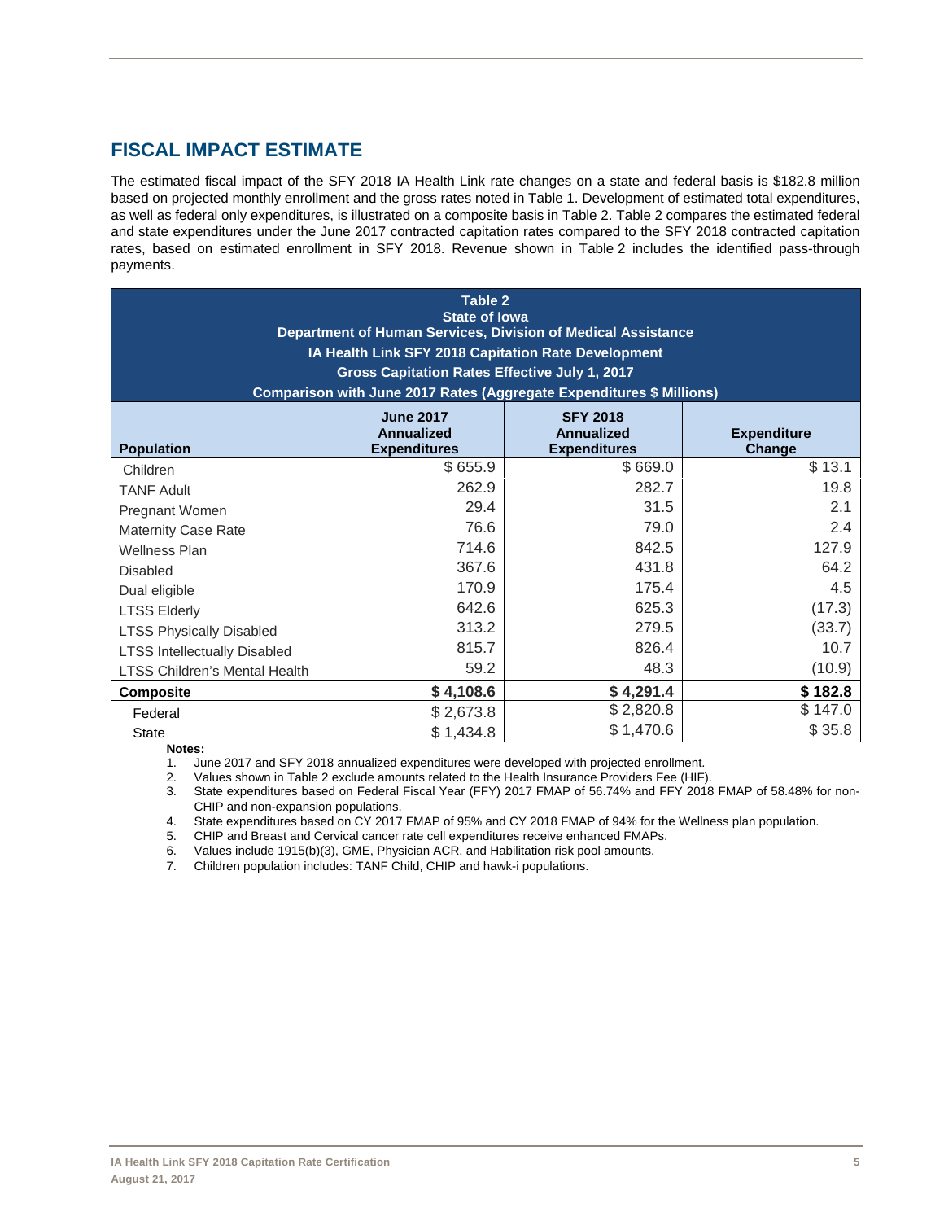## FISCAL IMPACT ESTIMATE

The estimated fiscal impact of the SFY 2018 IA Health Link rate changes on a state and federal basis is $182.8 million based on projected monthly enrollment and the gross rates noted in Table 1. Development of estimated total expenditures, as well as federal only expenditures, is illustrated on a composite basis in Table 2. Table 2 compares the estimated federal and state expenditures under the June 2017 contracted capitation rates compared to the SFY 2018 contracted capitation rates, based on estimated enrollment in SFY 2018. Revenue shown in Table 2 includes the identified pass-through payments.

**Table 2**
**State of Iowa**
**Department of Human Services, Division of Medical Assistance**
**IA Health Link SFY 2018 Capitation Rate Development**
**Gross Capitation Rates Effective July 1, 2017**
**Comparison with June 2017 Rates (Aggregate Expenditures $ Millions)**

| Population | June 2017 Annualized Expenditures | SFY 2018 Annualized Expenditures | Expenditure Change |
|---|---|---|---|
| Children | $ 655.9 | $ 669.0 | $ 13.1 |
| TANF Adult | 262.9 | 282.7 | 19.8 |
| Pregnant Women | 29.4 | 31.5 | 2.1 |
| Maternity Case Rate | 76.6 | 79.0 | 2.4 |
| Wellness Plan | 714.6 | 842.5 | 127.9 |
| Disabled | 367.6 | 431.8 | 64.2 |
| Dual eligible | 170.9 | 175.4 | 4.5 |
| LTSS Elderly | 642.6 | 625.3 | (17.3) |
| LTSS Physically Disabled | 313.2 | 279.5 | (33.7) |
| LTSS Intellectually Disabled | 815.7 | 826.4 | 10.7 |
| LTSS Children's Mental Health | 59.2 | 48.3 | (10.9) |
| **Composite** | **$ 4,108.6** | **$ 4,291.4** | **$ 182.8** |
| Federal | $ 2,673.8 | $ 2,820.8 | $ 147.0 |
| State | $ 1,434.8 | $ 1,470.6 | $ 35.8 |

**Notes:**

1. June 2017 and SFY 2018 annualized expenditures were developed with projected enrollment.
2. Values shown in Table 2 exclude amounts related to the Health Insurance Providers Fee (HIF).
3. State expenditures based on Federal Fiscal Year (FFY) 2017 FMAP of 56.74% and FFY 2018 FMAP of 58.48% for non-CHIP and non-expansion populations.
4. State expenditures based on CY 2017 FMAP of 95% and CY 2018 FMAP of 94% for the Wellness plan population.
5. CHIP and Breast and Cervical cancer rate cell expenditures receive enhanced FMAPs.
6. Values include 1915(b)(3), GME, Physician ACR, and Habilitation risk pool amounts.
7. Children population includes: TANF Child, CHIP and hawk-i populations.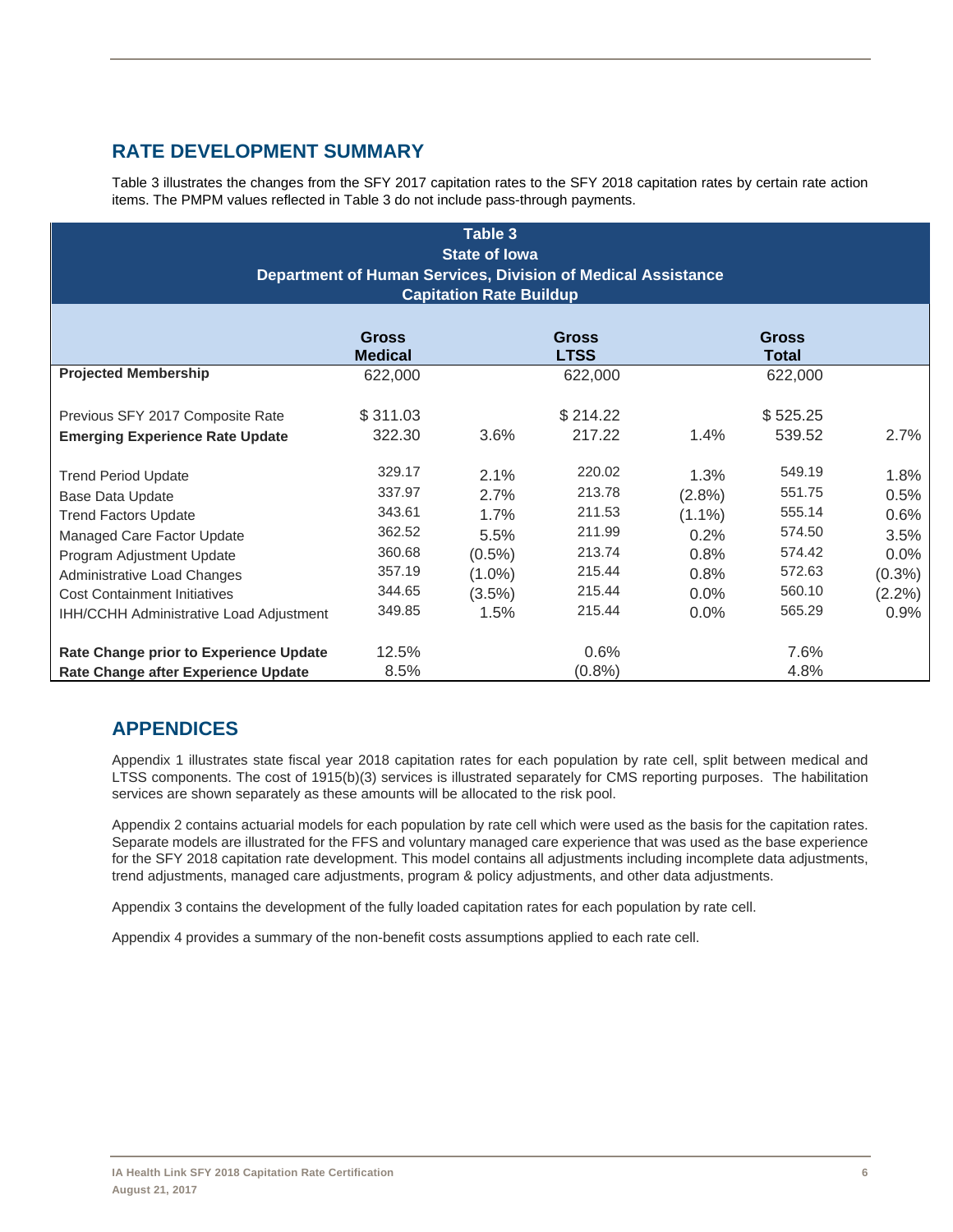## RATE DEVELOPMENT SUMMARY

Table 3 illustrates the changes from the SFY 2017 capitation rates to the SFY 2018 capitation rates by certain rate action items. The PMPM values reflected in Table 3 do not include pass-through payments.

**Table 3**
**State of Iowa**
**Department of Human Services, Division of Medical Assistance**
**Capitation Rate Buildup**

| | Gross Medical | | Gross LTSS | | Gross Total | |
|---|---|---|---|---|---|---|
| **Projected Membership** | 622,000 | | 622,000 | | 622,000 | |
| | | | | | | |
| Previous SFY 2017 Composite Rate | $ 311.03 | | $ 214.22 | | $ 525.25 | |
| **Emerging Experience Rate Update** | 322.30 | 3.6% | 217.22 | 1.4% | 539.52 | 2.7% |
| | | | | | | |
| Trend Period Update | 329.17 | 2.1% | 220.02 | 1.3% | 549.19 | 1.8% |
| Base Data Update | 337.97 | 2.7% | 213.78 | (2.8%) | 551.75 | 0.5% |
| Trend Factors Update | 343.61 | 1.7% | 211.53 | (1.1%) | 555.14 | 0.6% |
| Managed Care Factor Update | 362.52 | 5.5% | 211.99 | 0.2% | 574.50 | 3.5% |
| Program Adjustment Update | 360.68 | (0.5%) | 213.74 | 0.8% | 574.42 | 0.0% |
| Administrative Load Changes | 357.19 | (1.0%) | 215.44 | 0.8% | 572.63 | (0.3%) |
| Cost Containment Initiatives | 344.65 | (3.5%) | 215.44 | 0.0% | 560.10 | (2.2%) |
| IHH/CCHH Administrative Load Adjustment | 349.85 | 1.5% | 215.44 | 0.0% | 565.29 | 0.9% |
| | | | | | | |
| **Rate Change prior to Experience Update** | 12.5% | | 0.6% | | 7.6% | |
| **Rate Change after Experience Update** | 8.5% | | (0.8%) | | 4.8% | |

## APPENDICES

Appendix 1 illustrates state fiscal year 2018 capitation rates for each population by rate cell, split between medical and LTSS components. The cost of 1915(b)(3) services is illustrated separately for CMS reporting purposes. The habilitation services are shown separately as these amounts will be allocated to the risk pool.

Appendix 2 contains actuarial models for each population by rate cell which were used as the basis for the capitation rates. Separate models are illustrated for the FFS and voluntary managed care experience that was used as the base experience for the SFY 2018 capitation rate development. This model contains all adjustments including incomplete data adjustments, trend adjustments, managed care adjustments, program & policy adjustments, and other data adjustments.

Appendix 3 contains the development of the fully loaded capitation rates for each population by rate cell.

Appendix 4 provides a summary of the non-benefit costs assumptions applied to each rate cell.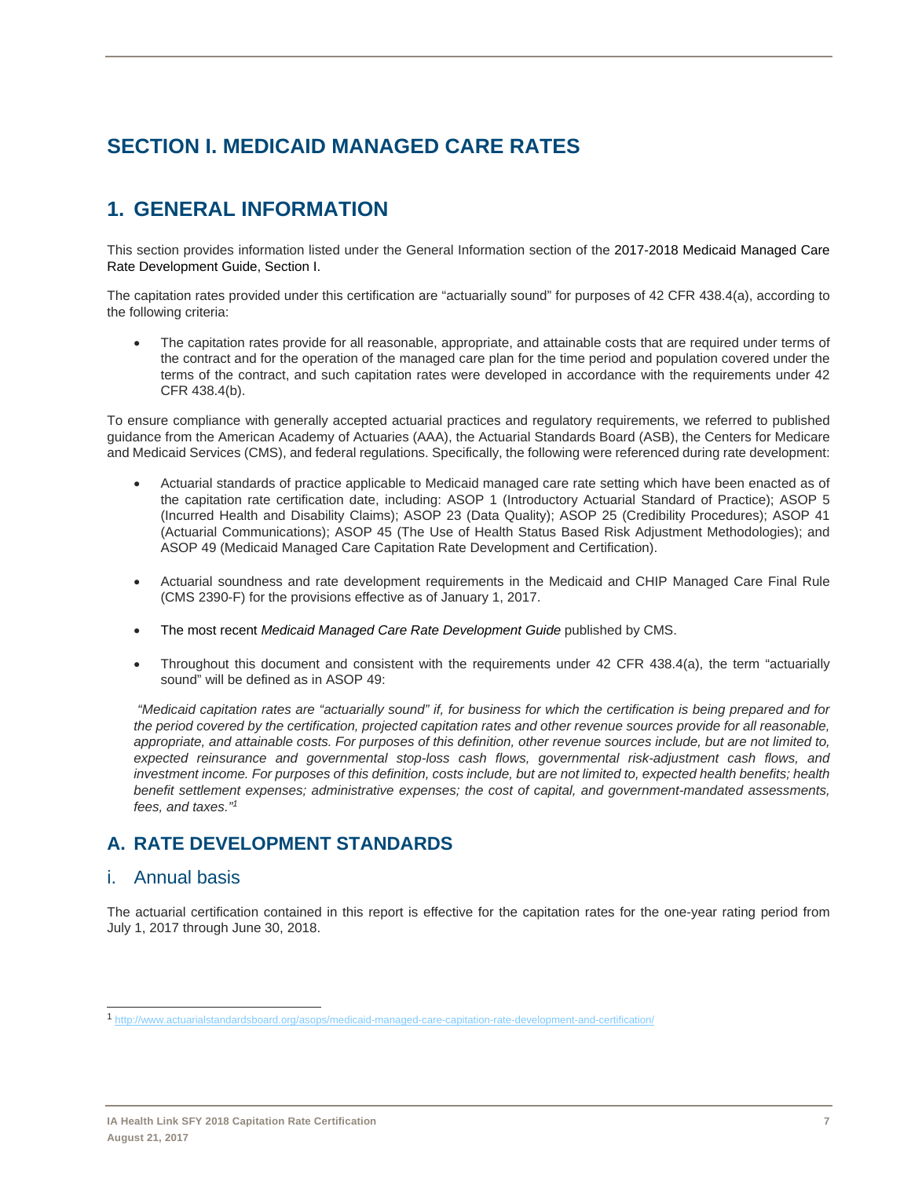# SECTION I. MEDICAID MANAGED CARE RATES

# 1. GENERAL INFORMATION

This section provides information listed under the General Information section of the 2017-2018 Medicaid Managed Care Rate Development Guide, Section I.

The capitation rates provided under this certification are "actuarially sound" for purposes of 42 CFR 438.4(a), according to the following criteria:

- The capitation rates provide for all reasonable, appropriate, and attainable costs that are required under terms of the contract and for the operation of the managed care plan for the time period and population covered under the terms of the contract, and such capitation rates were developed in accordance with the requirements under 42 CFR 438.4(b).

To ensure compliance with generally accepted actuarial practices and regulatory requirements, we referred to published guidance from the American Academy of Actuaries (AAA), the Actuarial Standards Board (ASB), the Centers for Medicare and Medicaid Services (CMS), and federal regulations. Specifically, the following were referenced during rate development:

- Actuarial standards of practice applicable to Medicaid managed care rate setting which have been enacted as of the capitation rate certification date, including: ASOP 1 (Introductory Actuarial Standard of Practice); ASOP 5 (Incurred Health and Disability Claims); ASOP 23 (Data Quality); ASOP 25 (Credibility Procedures); ASOP 41 (Actuarial Communications); ASOP 45 (The Use of Health Status Based Risk Adjustment Methodologies); and ASOP 49 (Medicaid Managed Care Capitation Rate Development and Certification).

- Actuarial soundness and rate development requirements in the Medicaid and CHIP Managed Care Final Rule (CMS 2390-F) for the provisions effective as of January 1, 2017.

- The most recent *Medicaid Managed Care Rate Development Guide* published by CMS.

- Throughout this document and consistent with the requirements under 42 CFR 438.4(a), the term "actuarially sound" will be defined as in ASOP 49:

*"Medicaid capitation rates are "actuarially sound" if, for business for which the certification is being prepared and for the period covered by the certification, projected capitation rates and other revenue sources provide for all reasonable, appropriate, and attainable costs. For purposes of this definition, other revenue sources include, but are not limited to, expected reinsurance and governmental stop-loss cash flows, governmental risk-adjustment cash flows, and investment income. For purposes of this definition, costs include, but are not limited to, expected health benefits; health benefit settlement expenses; administrative expenses; the cost of capital, and government-mandated assessments, fees, and taxes."*[1]

## A. RATE DEVELOPMENT STANDARDS

### i. Annual basis

The actuarial certification contained in this report is effective for the capitation rates for the one-year rating period from July 1, 2017 through June 30, 2018.

---

[1] http://www.actuarialstandardsboard.org/asops/medicaid-managed-care-capitation-rate-development-and-certification/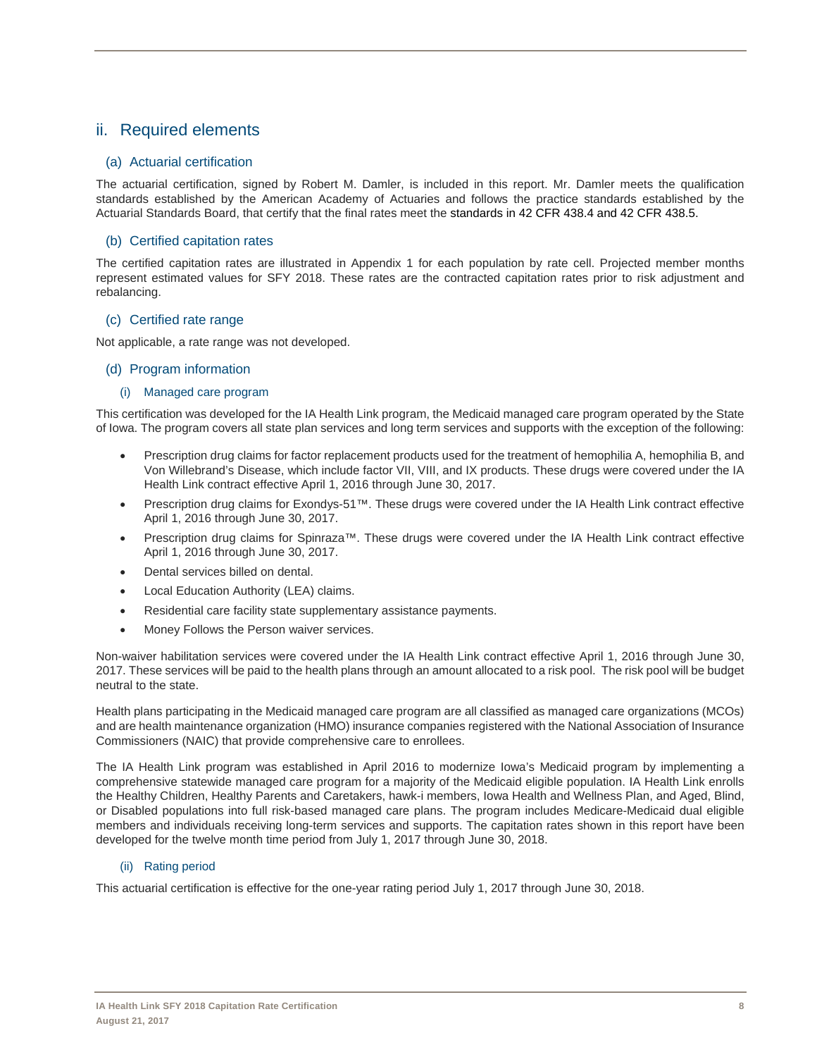## ii. Required elements

### (a) Actuarial certification

The actuarial certification, signed by Robert M. Damler, is included in this report. Mr. Damler meets the qualification standards established by the American Academy of Actuaries and follows the practice standards established by the Actuarial Standards Board, that certify that the final rates meet the standards in 42 CFR 438.4 and 42 CFR 438.5.

### (b) Certified capitation rates

The certified capitation rates are illustrated in Appendix 1 for each population by rate cell. Projected member months represent estimated values for SFY 2018. These rates are the contracted capitation rates prior to risk adjustment and rebalancing.

### (c) Certified rate range

Not applicable, a rate range was not developed.

### (d) Program information

#### (i) Managed care program

This certification was developed for the IA Health Link program, the Medicaid managed care program operated by the State of Iowa. The program covers all state plan services and long term services and supports with the exception of the following:

- Prescription drug claims for factor replacement products used for the treatment of hemophilia A, hemophilia B, and Von Willebrand's Disease, which include factor VII, VIII, and IX products. These drugs were covered under the IA Health Link contract effective April 1, 2016 through June 30, 2017.
- Prescription drug claims for Exondys-51™. These drugs were covered under the IA Health Link contract effective April 1, 2016 through June 30, 2017.
- Prescription drug claims for Spinraza™. These drugs were covered under the IA Health Link contract effective April 1, 2016 through June 30, 2017.
- Dental services billed on dental.
- Local Education Authority (LEA) claims.
- Residential care facility state supplementary assistance payments.
- Money Follows the Person waiver services.

Non-waiver habilitation services were covered under the IA Health Link contract effective April 1, 2016 through June 30, 2017. These services will be paid to the health plans through an amount allocated to a risk pool. The risk pool will be budget neutral to the state.

Health plans participating in the Medicaid managed care program are all classified as managed care organizations (MCOs) and are health maintenance organization (HMO) insurance companies registered with the National Association of Insurance Commissioners (NAIC) that provide comprehensive care to enrollees.

The IA Health Link program was established in April 2016 to modernize Iowa's Medicaid program by implementing a comprehensive statewide managed care program for a majority of the Medicaid eligible population. IA Health Link enrolls the Healthy Children, Healthy Parents and Caretakers, hawk-i members, Iowa Health and Wellness Plan, and Aged, Blind, or Disabled populations into full risk-based managed care plans. The program includes Medicare-Medicaid dual eligible members and individuals receiving long-term services and supports. The capitation rates shown in this report have been developed for the twelve month time period from July 1, 2017 through June 30, 2018.

#### (ii) Rating period

This actuarial certification is effective for the one-year rating period July 1, 2017 through June 30, 2018.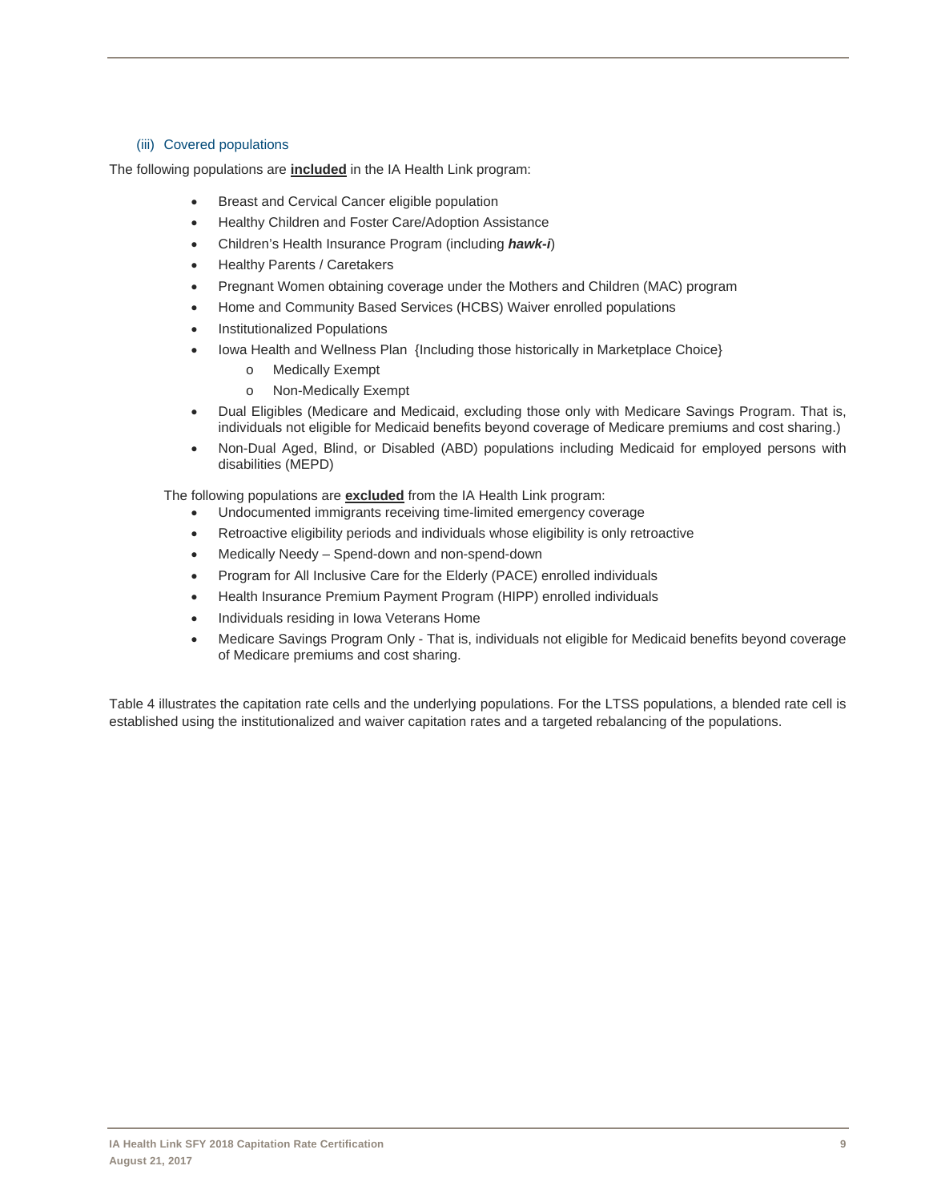### (iii) Covered populations

The following populations are **included** in the IA Health Link program:

- Breast and Cervical Cancer eligible population
- Healthy Children and Foster Care/Adoption Assistance
- Children's Health Insurance Program (including ***hawk-i***)
- Healthy Parents / Caretakers
- Pregnant Women obtaining coverage under the Mothers and Children (MAC) program
- Home and Community Based Services (HCBS) Waiver enrolled populations
- Institutionalized Populations
- Iowa Health and Wellness Plan {Including those historically in Marketplace Choice}
  - Medically Exempt
  - Non-Medically Exempt
- Dual Eligibles (Medicare and Medicaid, excluding those only with Medicare Savings Program. That is, individuals not eligible for Medicaid benefits beyond coverage of Medicare premiums and cost sharing.)
- Non-Dual Aged, Blind, or Disabled (ABD) populations including Medicaid for employed persons with disabilities (MEPD)

The following populations are **excluded** from the IA Health Link program:

- Undocumented immigrants receiving time-limited emergency coverage
- Retroactive eligibility periods and individuals whose eligibility is only retroactive
- Medically Needy – Spend-down and non-spend-down
- Program for All Inclusive Care for the Elderly (PACE) enrolled individuals
- Health Insurance Premium Payment Program (HIPP) enrolled individuals
- Individuals residing in Iowa Veterans Home
- Medicare Savings Program Only - That is, individuals not eligible for Medicaid benefits beyond coverage of Medicare premiums and cost sharing.

Table 4 illustrates the capitation rate cells and the underlying populations. For the LTSS populations, a blended rate cell is established using the institutionalized and waiver capitation rates and a targeted rebalancing of the populations.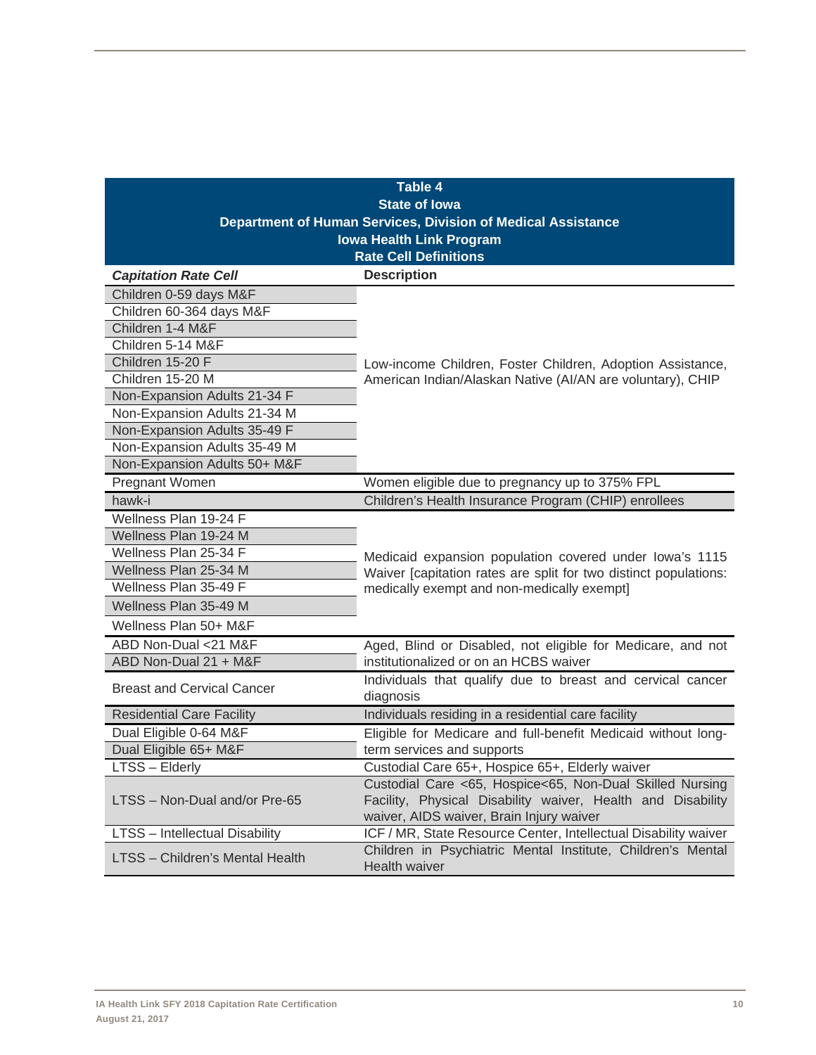**Table 4**
**State of Iowa**
**Department of Human Services, Division of Medical Assistance**
**Iowa Health Link Program**
**Rate Cell Definitions**

| *Capitation Rate Cell* | Description |
|---|---|
| Children 0-59 days M&F | Low-income Children, Foster Children, Adoption Assistance, American Indian/Alaskan Native (AI/AN are voluntary), CHIP |
| Children 60-364 days M&F | |
| Children 1-4 M&F | |
| Children 5-14 M&F | |
| Children 15-20 F | |
| Children 15-20 M | |
| Non-Expansion Adults 21-34 F | |
| Non-Expansion Adults 21-34 M | |
| Non-Expansion Adults 35-49 F | |
| Non-Expansion Adults 35-49 M | |
| Non-Expansion Adults 50+ M&F | |
| Pregnant Women | Women eligible due to pregnancy up to 375% FPL |
| hawk-i | Children's Health Insurance Program (CHIP) enrollees |
| Wellness Plan 19-24 F | Medicaid expansion population covered under Iowa's 1115 Waiver [capitation rates are split for two distinct populations: medically exempt and non-medically exempt] |
| Wellness Plan 19-24 M | |
| Wellness Plan 25-34 F | |
| Wellness Plan 25-34 M | |
| Wellness Plan 35-49 F | |
| Wellness Plan 35-49 M | |
| Wellness Plan 50+ M&F | |
| ABD Non-Dual <21 M&F | Aged, Blind or Disabled, not eligible for Medicare, and not institutionalized or on an HCBS waiver |
| ABD Non-Dual 21 + M&F | |
| Breast and Cervical Cancer | Individuals that qualify due to breast and cervical cancer diagnosis |
| Residential Care Facility | Individuals residing in a residential care facility |
| Dual Eligible 0-64 M&F | Eligible for Medicare and full-benefit Medicaid without long-term services and supports |
| Dual Eligible 65+ M&F | |
| LTSS – Elderly | Custodial Care 65+, Hospice 65+, Elderly waiver |
| LTSS – Non-Dual and/or Pre-65 | Custodial Care <65, Hospice<65, Non-Dual Skilled Nursing Facility, Physical Disability waiver, Health and Disability waiver, AIDS waiver, Brain Injury waiver |
| LTSS – Intellectual Disability | ICF / MR, State Resource Center, Intellectual Disability waiver |
| LTSS – Children's Mental Health | Children in Psychiatric Mental Institute, Children's Mental Health waiver |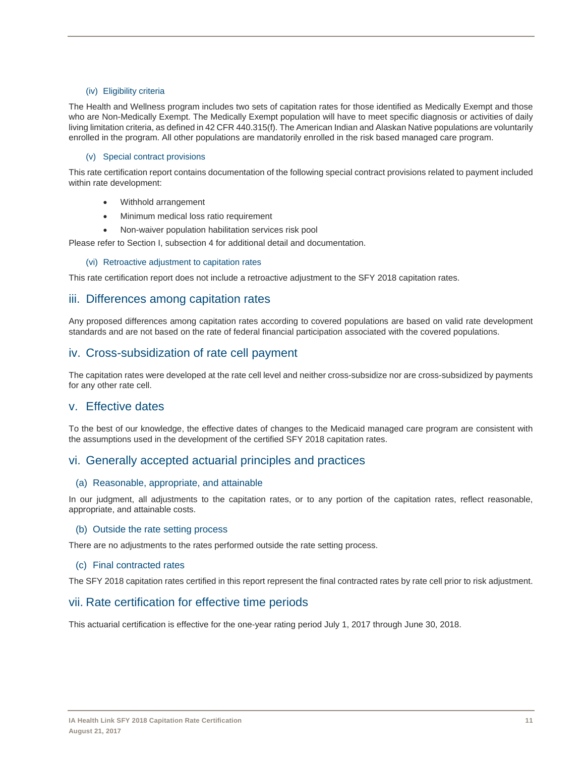#### (iv) Eligibility criteria

The Health and Wellness program includes two sets of capitation rates for those identified as Medically Exempt and those who are Non-Medically Exempt. The Medically Exempt population will have to meet specific diagnosis or activities of daily living limitation criteria, as defined in 42 CFR 440.315(f). The American Indian and Alaskan Native populations are voluntarily enrolled in the program. All other populations are mandatorily enrolled in the risk based managed care program.

#### (v) Special contract provisions

This rate certification report contains documentation of the following special contract provisions related to payment included within rate development:

- Withhold arrangement
- Minimum medical loss ratio requirement
- Non-waiver population habilitation services risk pool

Please refer to Section I, subsection 4 for additional detail and documentation.

#### (vi) Retroactive adjustment to capitation rates

This rate certification report does not include a retroactive adjustment to the SFY 2018 capitation rates.

## iii. Differences among capitation rates

Any proposed differences among capitation rates according to covered populations are based on valid rate development standards and are not based on the rate of federal financial participation associated with the covered populations.

## iv. Cross-subsidization of rate cell payment

The capitation rates were developed at the rate cell level and neither cross-subsidize nor are cross-subsidized by payments for any other rate cell.

## v. Effective dates

To the best of our knowledge, the effective dates of changes to the Medicaid managed care program are consistent with the assumptions used in the development of the certified SFY 2018 capitation rates.

## vi. Generally accepted actuarial principles and practices

### (a) Reasonable, appropriate, and attainable

In our judgment, all adjustments to the capitation rates, or to any portion of the capitation rates, reflect reasonable, appropriate, and attainable costs.

### (b) Outside the rate setting process

There are no adjustments to the rates performed outside the rate setting process.

### (c) Final contracted rates

The SFY 2018 capitation rates certified in this report represent the final contracted rates by rate cell prior to risk adjustment.

## vii. Rate certification for effective time periods

This actuarial certification is effective for the one-year rating period July 1, 2017 through June 30, 2018.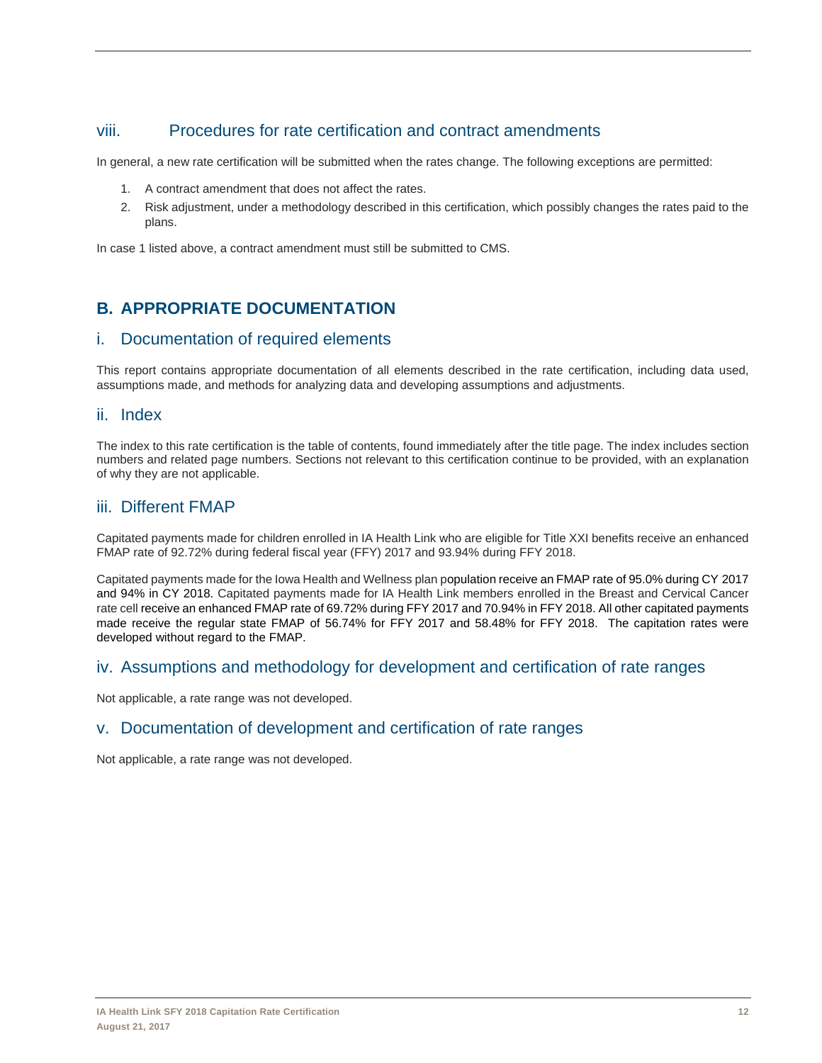### viii. Procedures for rate certification and contract amendments

In general, a new rate certification will be submitted when the rates change. The following exceptions are permitted:

1. A contract amendment that does not affect the rates.
2. Risk adjustment, under a methodology described in this certification, which possibly changes the rates paid to the plans.

In case 1 listed above, a contract amendment must still be submitted to CMS.

## B. APPROPRIATE DOCUMENTATION

### i. Documentation of required elements

This report contains appropriate documentation of all elements described in the rate certification, including data used, assumptions made, and methods for analyzing data and developing assumptions and adjustments.

### ii. Index

The index to this rate certification is the table of contents, found immediately after the title page. The index includes section numbers and related page numbers. Sections not relevant to this certification continue to be provided, with an explanation of why they are not applicable.

### iii. Different FMAP

Capitated payments made for children enrolled in IA Health Link who are eligible for Title XXI benefits receive an enhanced FMAP rate of 92.72% during federal fiscal year (FFY) 2017 and 93.94% during FFY 2018.

Capitated payments made for the Iowa Health and Wellness plan population receive an FMAP rate of 95.0% during CY 2017 and 94% in CY 2018. Capitated payments made for IA Health Link members enrolled in the Breast and Cervical Cancer rate cell receive an enhanced FMAP rate of 69.72% during FFY 2017 and 70.94% in FFY 2018. All other capitated payments made receive the regular state FMAP of 56.74% for FFY 2017 and 58.48% for FFY 2018. The capitation rates were developed without regard to the FMAP.

### iv. Assumptions and methodology for development and certification of rate ranges

Not applicable, a rate range was not developed.

### v. Documentation of development and certification of rate ranges

Not applicable, a rate range was not developed.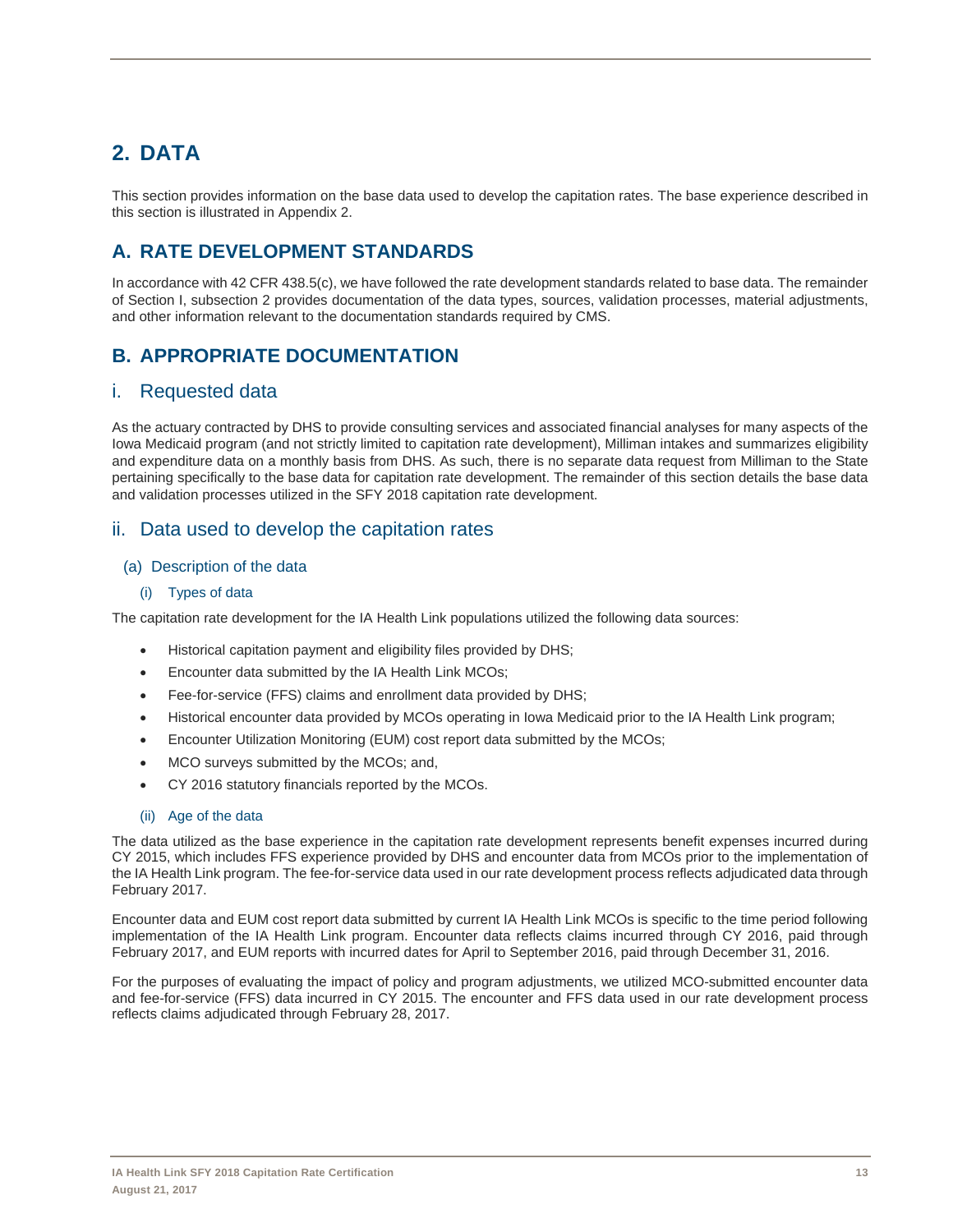# 2. DATA

This section provides information on the base data used to develop the capitation rates. The base experience described in this section is illustrated in Appendix 2.

## A. RATE DEVELOPMENT STANDARDS

In accordance with 42 CFR 438.5(c), we have followed the rate development standards related to base data. The remainder of Section I, subsection 2 provides documentation of the data types, sources, validation processes, material adjustments, and other information relevant to the documentation standards required by CMS.

## B. APPROPRIATE DOCUMENTATION

### i. Requested data

As the actuary contracted by DHS to provide consulting services and associated financial analyses for many aspects of the Iowa Medicaid program (and not strictly limited to capitation rate development), Milliman intakes and summarizes eligibility and expenditure data on a monthly basis from DHS. As such, there is no separate data request from Milliman to the State pertaining specifically to the base data for capitation rate development. The remainder of this section details the base data and validation processes utilized in the SFY 2018 capitation rate development.

### ii. Data used to develop the capitation rates

#### (a) Description of the data

##### (i) Types of data

The capitation rate development for the IA Health Link populations utilized the following data sources:

- Historical capitation payment and eligibility files provided by DHS;
- Encounter data submitted by the IA Health Link MCOs;
- Fee-for-service (FFS) claims and enrollment data provided by DHS;
- Historical encounter data provided by MCOs operating in Iowa Medicaid prior to the IA Health Link program;
- Encounter Utilization Monitoring (EUM) cost report data submitted by the MCOs;
- MCO surveys submitted by the MCOs; and,
- CY 2016 statutory financials reported by the MCOs.

##### (ii) Age of the data

The data utilized as the base experience in the capitation rate development represents benefit expenses incurred during CY 2015, which includes FFS experience provided by DHS and encounter data from MCOs prior to the implementation of the IA Health Link program. The fee-for-service data used in our rate development process reflects adjudicated data through February 2017.

Encounter data and EUM cost report data submitted by current IA Health Link MCOs is specific to the time period following implementation of the IA Health Link program. Encounter data reflects claims incurred through CY 2016, paid through February 2017, and EUM reports with incurred dates for April to September 2016, paid through December 31, 2016.

For the purposes of evaluating the impact of policy and program adjustments, we utilized MCO-submitted encounter data and fee-for-service (FFS) data incurred in CY 2015. The encounter and FFS data used in our rate development process reflects claims adjudicated through February 28, 2017.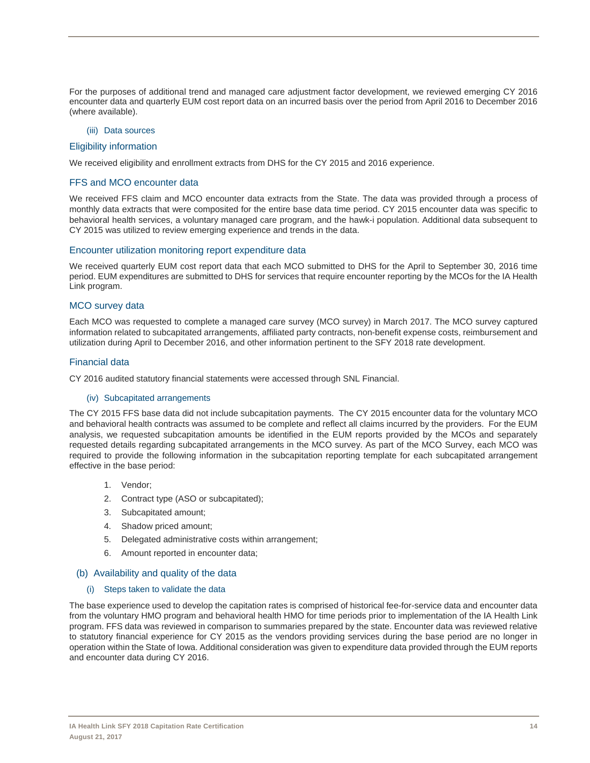For the purposes of additional trend and managed care adjustment factor development, we reviewed emerging CY 2016 encounter data and quarterly EUM cost report data on an incurred basis over the period from April 2016 to December 2016 (where available).

#### (iii) Data sources

### Eligibility information

We received eligibility and enrollment extracts from DHS for the CY 2015 and 2016 experience.

### FFS and MCO encounter data

We received FFS claim and MCO encounter data extracts from the State. The data was provided through a process of monthly data extracts that were composited for the entire base data time period. CY 2015 encounter data was specific to behavioral health services, a voluntary managed care program, and the hawk-i population. Additional data subsequent to CY 2015 was utilized to review emerging experience and trends in the data.

### Encounter utilization monitoring report expenditure data

We received quarterly EUM cost report data that each MCO submitted to DHS for the April to September 30, 2016 time period. EUM expenditures are submitted to DHS for services that require encounter reporting by the MCOs for the IA Health Link program.

### MCO survey data

Each MCO was requested to complete a managed care survey (MCO survey) in March 2017. The MCO survey captured information related to subcapitated arrangements, affiliated party contracts, non-benefit expense costs, reimbursement and utilization during April to December 2016, and other information pertinent to the SFY 2018 rate development.

### Financial data

CY 2016 audited statutory financial statements were accessed through SNL Financial.

#### (iv) Subcapitated arrangements

The CY 2015 FFS base data did not include subcapitation payments. The CY 2015 encounter data for the voluntary MCO and behavioral health contracts was assumed to be complete and reflect all claims incurred by the providers. For the EUM analysis, we requested subcapitation amounts be identified in the EUM reports provided by the MCOs and separately requested details regarding subcapitated arrangements in the MCO survey. As part of the MCO Survey, each MCO was required to provide the following information in the subcapitation reporting template for each subcapitated arrangement effective in the base period:

1. Vendor;
2. Contract type (ASO or subcapitated);
3. Subcapitated amount;
4. Shadow priced amount;
5. Delegated administrative costs within arrangement;
6. Amount reported in encounter data;

## (b) Availability and quality of the data

#### (i) Steps taken to validate the data

The base experience used to develop the capitation rates is comprised of historical fee-for-service data and encounter data from the voluntary HMO program and behavioral health HMO for time periods prior to implementation of the IA Health Link program. FFS data was reviewed in comparison to summaries prepared by the state. Encounter data was reviewed relative to statutory financial experience for CY 2015 as the vendors providing services during the base period are no longer in operation within the State of Iowa. Additional consideration was given to expenditure data provided through the EUM reports and encounter data during CY 2016.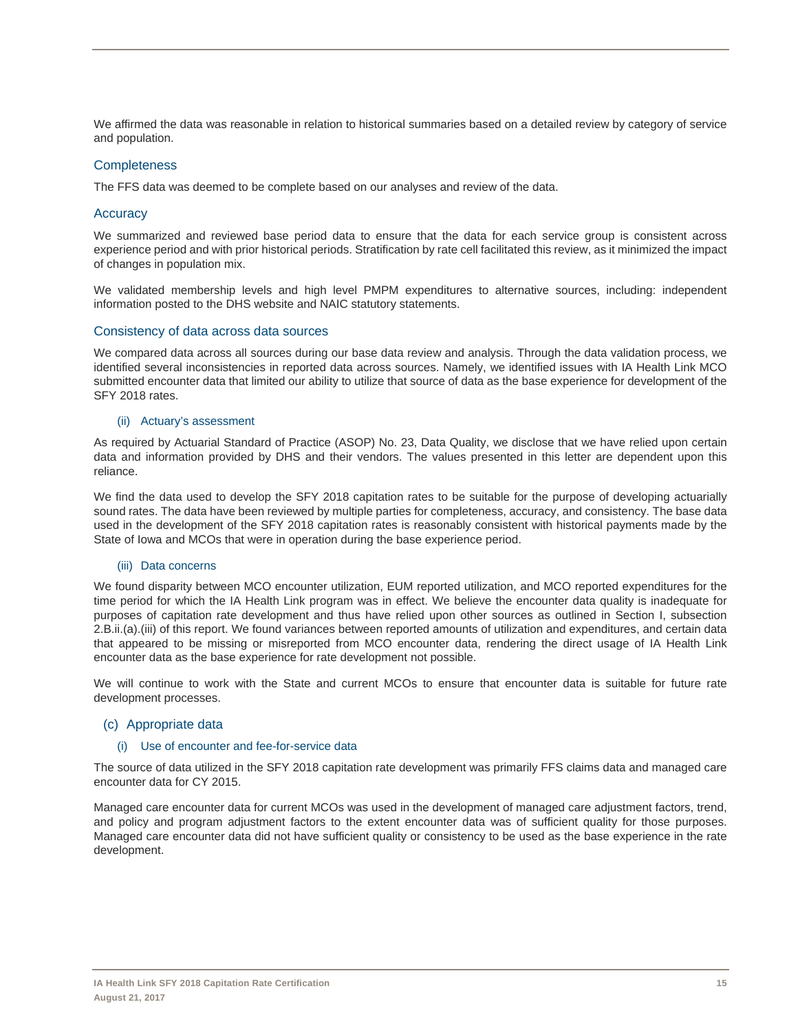We affirmed the data was reasonable in relation to historical summaries based on a detailed review by category of service and population.

#### Completeness

The FFS data was deemed to be complete based on our analyses and review of the data.

#### Accuracy

We summarized and reviewed base period data to ensure that the data for each service group is consistent across experience period and with prior historical periods. Stratification by rate cell facilitated this review, as it minimized the impact of changes in population mix.

We validated membership levels and high level PMPM expenditures to alternative sources, including: independent information posted to the DHS website and NAIC statutory statements.

#### Consistency of data across data sources

We compared data across all sources during our base data review and analysis. Through the data validation process, we identified several inconsistencies in reported data across sources. Namely, we identified issues with IA Health Link MCO submitted encounter data that limited our ability to utilize that source of data as the base experience for development of the SFY 2018 rates.

##### (ii) Actuary's assessment

As required by Actuarial Standard of Practice (ASOP) No. 23, Data Quality, we disclose that we have relied upon certain data and information provided by DHS and their vendors. The values presented in this letter are dependent upon this reliance.

We find the data used to develop the SFY 2018 capitation rates to be suitable for the purpose of developing actuarially sound rates. The data have been reviewed by multiple parties for completeness, accuracy, and consistency. The base data used in the development of the SFY 2018 capitation rates is reasonably consistent with historical payments made by the State of Iowa and MCOs that were in operation during the base experience period.

##### (iii) Data concerns

We found disparity between MCO encounter utilization, EUM reported utilization, and MCO reported expenditures for the time period for which the IA Health Link program was in effect. We believe the encounter data quality is inadequate for purposes of capitation rate development and thus have relied upon other sources as outlined in Section I, subsection 2.B.ii.(a).(iii) of this report. We found variances between reported amounts of utilization and expenditures, and certain data that appeared to be missing or misreported from MCO encounter data, rendering the direct usage of IA Health Link encounter data as the base experience for rate development not possible.

We will continue to work with the State and current MCOs to ensure that encounter data is suitable for future rate development processes.

### (c) Appropriate data

##### (i) Use of encounter and fee-for-service data

The source of data utilized in the SFY 2018 capitation rate development was primarily FFS claims data and managed care encounter data for CY 2015.

Managed care encounter data for current MCOs was used in the development of managed care adjustment factors, trend, and policy and program adjustment factors to the extent encounter data was of sufficient quality for those purposes. Managed care encounter data did not have sufficient quality or consistency to be used as the base experience in the rate development.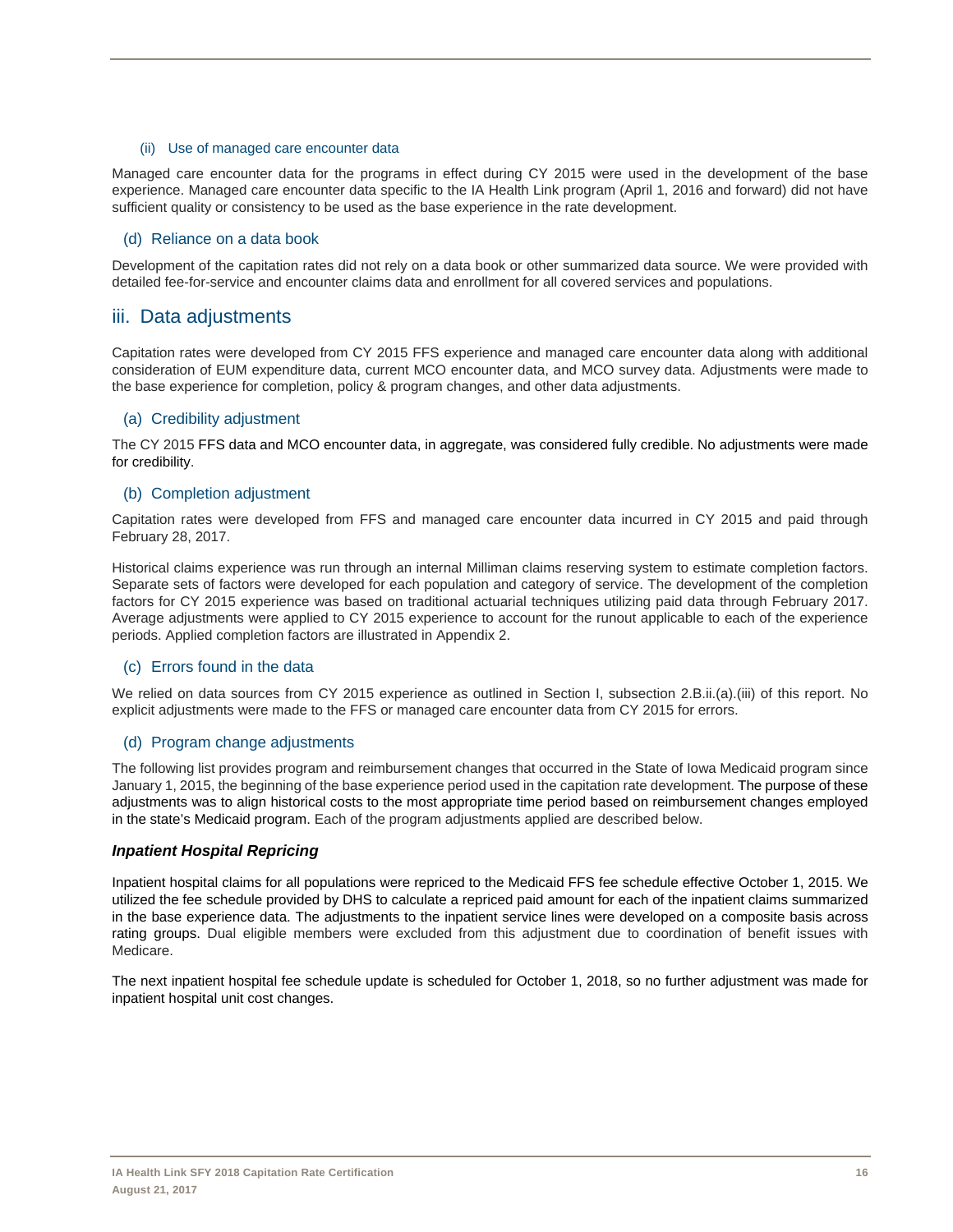#### (ii) Use of managed care encounter data

Managed care encounter data for the programs in effect during CY 2015 were used in the development of the base experience. Managed care encounter data specific to the IA Health Link program (April 1, 2016 and forward) did not have sufficient quality or consistency to be used as the base experience in the rate development.

### (d) Reliance on a data book

Development of the capitation rates did not rely on a data book or other summarized data source. We were provided with detailed fee-for-service and encounter claims data and enrollment for all covered services and populations.

## iii. Data adjustments

Capitation rates were developed from CY 2015 FFS experience and managed care encounter data along with additional consideration of EUM expenditure data, current MCO encounter data, and MCO survey data. Adjustments were made to the base experience for completion, policy & program changes, and other data adjustments.

### (a) Credibility adjustment

The CY 2015 FFS data and MCO encounter data, in aggregate, was considered fully credible. No adjustments were made for credibility.

### (b) Completion adjustment

Capitation rates were developed from FFS and managed care encounter data incurred in CY 2015 and paid through February 28, 2017.

Historical claims experience was run through an internal Milliman claims reserving system to estimate completion factors. Separate sets of factors were developed for each population and category of service. The development of the completion factors for CY 2015 experience was based on traditional actuarial techniques utilizing paid data through February 2017. Average adjustments were applied to CY 2015 experience to account for the runout applicable to each of the experience periods. Applied completion factors are illustrated in Appendix 2.

### (c) Errors found in the data

We relied on data sources from CY 2015 experience as outlined in Section I, subsection 2.B.ii.(a).(iii) of this report. No explicit adjustments were made to the FFS or managed care encounter data from CY 2015 for errors.

### (d) Program change adjustments

The following list provides program and reimbursement changes that occurred in the State of Iowa Medicaid program since January 1, 2015, the beginning of the base experience period used in the capitation rate development. The purpose of these adjustments was to align historical costs to the most appropriate time period based on reimbursement changes employed in the state's Medicaid program. Each of the program adjustments applied are described below.

***Inpatient Hospital Repricing***

Inpatient hospital claims for all populations were repriced to the Medicaid FFS fee schedule effective October 1, 2015. We utilized the fee schedule provided by DHS to calculate a repriced paid amount for each of the inpatient claims summarized in the base experience data. The adjustments to the inpatient service lines were developed on a composite basis across rating groups. Dual eligible members were excluded from this adjustment due to coordination of benefit issues with Medicare.

The next inpatient hospital fee schedule update is scheduled for October 1, 2018, so no further adjustment was made for inpatient hospital unit cost changes.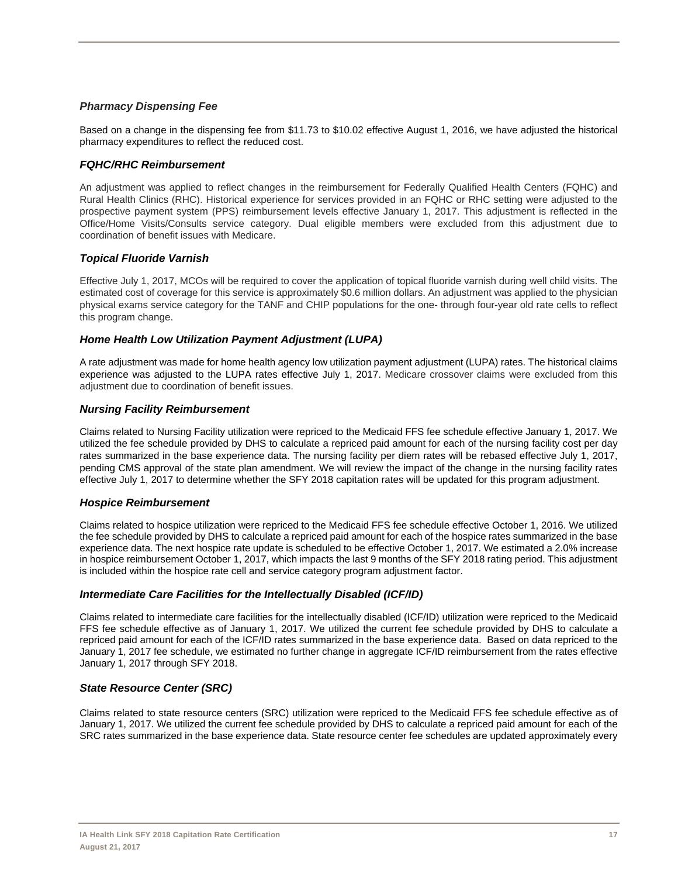### *Pharmacy Dispensing Fee*

Based on a change in the dispensing fee from $11.73 to $10.02 effective August 1, 2016, we have adjusted the historical pharmacy expenditures to reflect the reduced cost.

### *FQHC/RHC Reimbursement*

An adjustment was applied to reflect changes in the reimbursement for Federally Qualified Health Centers (FQHC) and Rural Health Clinics (RHC). Historical experience for services provided in an FQHC or RHC setting were adjusted to the prospective payment system (PPS) reimbursement levels effective January 1, 2017. This adjustment is reflected in the Office/Home Visits/Consults service category. Dual eligible members were excluded from this adjustment due to coordination of benefit issues with Medicare.

### *Topical Fluoride Varnish*

Effective July 1, 2017, MCOs will be required to cover the application of topical fluoride varnish during well child visits. The estimated cost of coverage for this service is approximately $0.6 million dollars. An adjustment was applied to the physician physical exams service category for the TANF and CHIP populations for the one- through four-year old rate cells to reflect this program change.

### *Home Health Low Utilization Payment Adjustment (LUPA)*

A rate adjustment was made for home health agency low utilization payment adjustment (LUPA) rates. The historical claims experience was adjusted to the LUPA rates effective July 1, 2017. Medicare crossover claims were excluded from this adjustment due to coordination of benefit issues.

### *Nursing Facility Reimbursement*

Claims related to Nursing Facility utilization were repriced to the Medicaid FFS fee schedule effective January 1, 2017. We utilized the fee schedule provided by DHS to calculate a repriced paid amount for each of the nursing facility cost per day rates summarized in the base experience data. The nursing facility per diem rates will be rebased effective July 1, 2017, pending CMS approval of the state plan amendment. We will review the impact of the change in the nursing facility rates effective July 1, 2017 to determine whether the SFY 2018 capitation rates will be updated for this program adjustment.

### *Hospice Reimbursement*

Claims related to hospice utilization were repriced to the Medicaid FFS fee schedule effective October 1, 2016. We utilized the fee schedule provided by DHS to calculate a repriced paid amount for each of the hospice rates summarized in the base experience data. The next hospice rate update is scheduled to be effective October 1, 2017. We estimated a 2.0% increase in hospice reimbursement October 1, 2017, which impacts the last 9 months of the SFY 2018 rating period. This adjustment is included within the hospice rate cell and service category program adjustment factor.

### *Intermediate Care Facilities for the Intellectually Disabled (ICF/ID)*

Claims related to intermediate care facilities for the intellectually disabled (ICF/ID) utilization were repriced to the Medicaid FFS fee schedule effective as of January 1, 2017. We utilized the current fee schedule provided by DHS to calculate a repriced paid amount for each of the ICF/ID rates summarized in the base experience data. Based on data repriced to the January 1, 2017 fee schedule, we estimated no further change in aggregate ICF/ID reimbursement from the rates effective January 1, 2017 through SFY 2018.

### *State Resource Center (SRC)*

Claims related to state resource centers (SRC) utilization were repriced to the Medicaid FFS fee schedule effective as of January 1, 2017. We utilized the current fee schedule provided by DHS to calculate a repriced paid amount for each of the SRC rates summarized in the base experience data. State resource center fee schedules are updated approximately every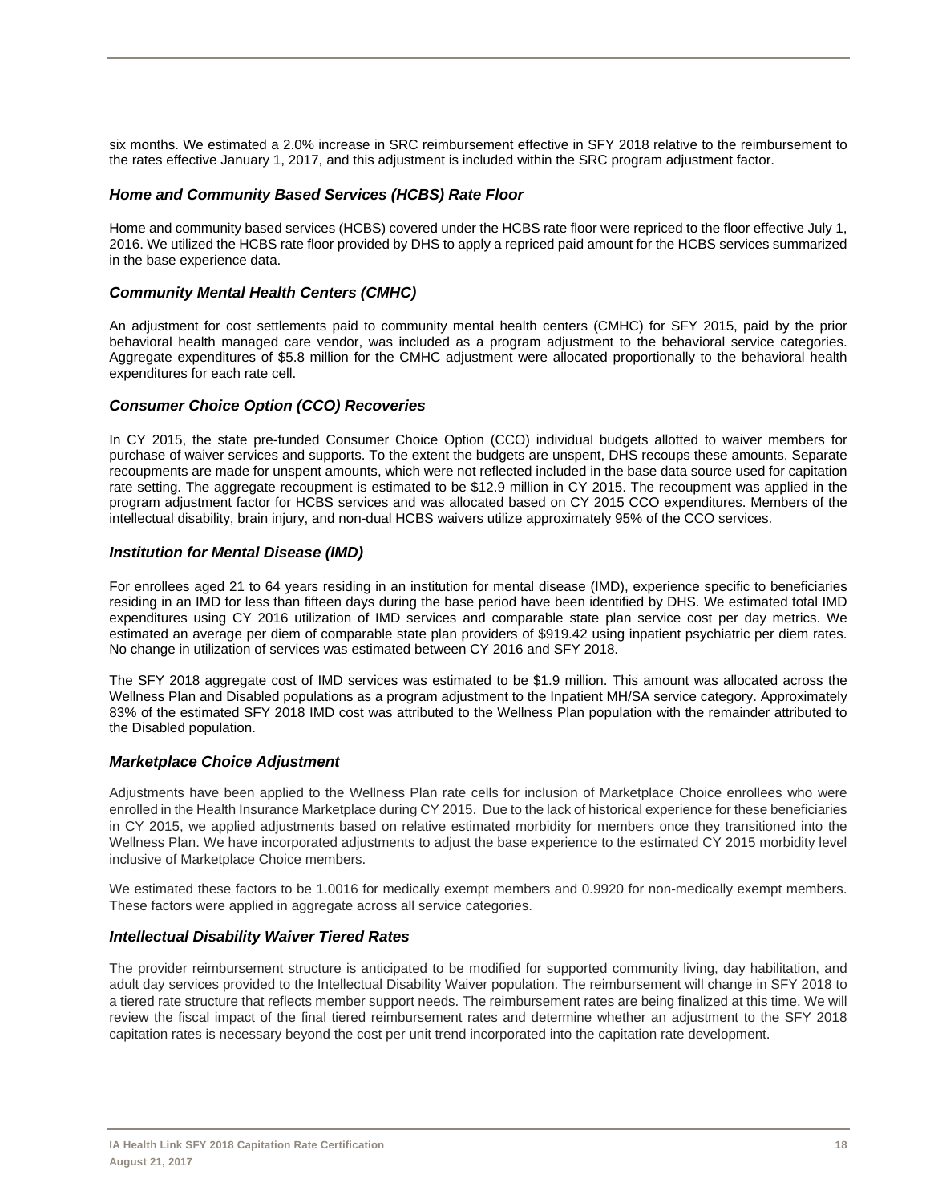six months. We estimated a 2.0% increase in SRC reimbursement effective in SFY 2018 relative to the reimbursement to the rates effective January 1, 2017, and this adjustment is included within the SRC program adjustment factor.

### *Home and Community Based Services (HCBS) Rate Floor*

Home and community based services (HCBS) covered under the HCBS rate floor were repriced to the floor effective July 1, 2016. We utilized the HCBS rate floor provided by DHS to apply a repriced paid amount for the HCBS services summarized in the base experience data.

### *Community Mental Health Centers (CMHC)*

An adjustment for cost settlements paid to community mental health centers (CMHC) for SFY 2015, paid by the prior behavioral health managed care vendor, was included as a program adjustment to the behavioral service categories. Aggregate expenditures of $5.8 million for the CMHC adjustment were allocated proportionally to the behavioral health expenditures for each rate cell.

### *Consumer Choice Option (CCO) Recoveries*

In CY 2015, the state pre-funded Consumer Choice Option (CCO) individual budgets allotted to waiver members for purchase of waiver services and supports. To the extent the budgets are unspent, DHS recoups these amounts. Separate recoupments are made for unspent amounts, which were not reflected included in the base data source used for capitation rate setting. The aggregate recoupment is estimated to be $12.9 million in CY 2015. The recoupment was applied in the program adjustment factor for HCBS services and was allocated based on CY 2015 CCO expenditures. Members of the intellectual disability, brain injury, and non-dual HCBS waivers utilize approximately 95% of the CCO services.

### *Institution for Mental Disease (IMD)*

For enrollees aged 21 to 64 years residing in an institution for mental disease (IMD), experience specific to beneficiaries residing in an IMD for less than fifteen days during the base period have been identified by DHS. We estimated total IMD expenditures using CY 2016 utilization of IMD services and comparable state plan service cost per day metrics. We estimated an average per diem of comparable state plan providers of $919.42 using inpatient psychiatric per diem rates. No change in utilization of services was estimated between CY 2016 and SFY 2018.

The SFY 2018 aggregate cost of IMD services was estimated to be $1.9 million. This amount was allocated across the Wellness Plan and Disabled populations as a program adjustment to the Inpatient MH/SA service category. Approximately 83% of the estimated SFY 2018 IMD cost was attributed to the Wellness Plan population with the remainder attributed to the Disabled population.

### *Marketplace Choice Adjustment*

Adjustments have been applied to the Wellness Plan rate cells for inclusion of Marketplace Choice enrollees who were enrolled in the Health Insurance Marketplace during CY 2015. Due to the lack of historical experience for these beneficiaries in CY 2015, we applied adjustments based on relative estimated morbidity for members once they transitioned into the Wellness Plan. We have incorporated adjustments to adjust the base experience to the estimated CY 2015 morbidity level inclusive of Marketplace Choice members.

We estimated these factors to be 1.0016 for medically exempt members and 0.9920 for non-medically exempt members. These factors were applied in aggregate across all service categories.

### *Intellectual Disability Waiver Tiered Rates*

The provider reimbursement structure is anticipated to be modified for supported community living, day habilitation, and adult day services provided to the Intellectual Disability Waiver population. The reimbursement will change in SFY 2018 to a tiered rate structure that reflects member support needs. The reimbursement rates are being finalized at this time. We will review the fiscal impact of the final tiered reimbursement rates and determine whether an adjustment to the SFY 2018 capitation rates is necessary beyond the cost per unit trend incorporated into the capitation rate development.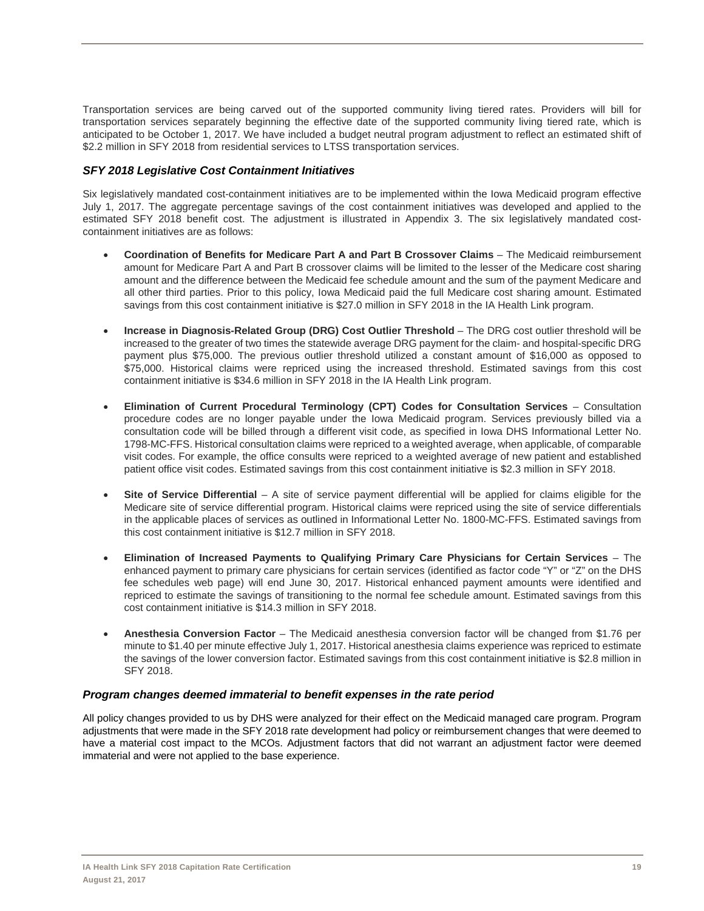Transportation services are being carved out of the supported community living tiered rates. Providers will bill for transportation services separately beginning the effective date of the supported community living tiered rate, which is anticipated to be October 1, 2017. We have included a budget neutral program adjustment to reflect an estimated shift of $2.2 million in SFY 2018 from residential services to LTSS transportation services.

### *SFY 2018 Legislative Cost Containment Initiatives*

Six legislatively mandated cost-containment initiatives are to be implemented within the Iowa Medicaid program effective July 1, 2017. The aggregate percentage savings of the cost containment initiatives was developed and applied to the estimated SFY 2018 benefit cost. The adjustment is illustrated in Appendix 3. The six legislatively mandated cost-containment initiatives are as follows:

- **Coordination of Benefits for Medicare Part A and Part B Crossover Claims** – The Medicaid reimbursement amount for Medicare Part A and Part B crossover claims will be limited to the lesser of the Medicare cost sharing amount and the difference between the Medicaid fee schedule amount and the sum of the payment Medicare and all other third parties. Prior to this policy, Iowa Medicaid paid the full Medicare cost sharing amount. Estimated savings from this cost containment initiative is $27.0 million in SFY 2018 in the IA Health Link program.

- **Increase in Diagnosis-Related Group (DRG) Cost Outlier Threshold** – The DRG cost outlier threshold will be increased to the greater of two times the statewide average DRG payment for the claim- and hospital-specific DRG payment plus $75,000. The previous outlier threshold utilized a constant amount of $16,000 as opposed to $75,000. Historical claims were repriced using the increased threshold. Estimated savings from this cost containment initiative is $34.6 million in SFY 2018 in the IA Health Link program.

- **Elimination of Current Procedural Terminology (CPT) Codes for Consultation Services** – Consultation procedure codes are no longer payable under the Iowa Medicaid program. Services previously billed via a consultation code will be billed through a different visit code, as specified in Iowa DHS Informational Letter No. 1798-MC-FFS. Historical consultation claims were repriced to a weighted average, when applicable, of comparable visit codes. For example, the office consults were repriced to a weighted average of new patient and established patient office visit codes. Estimated savings from this cost containment initiative is $2.3 million in SFY 2018.

- **Site of Service Differential** – A site of service payment differential will be applied for claims eligible for the Medicare site of service differential program. Historical claims were repriced using the site of service differentials in the applicable places of services as outlined in Informational Letter No. 1800-MC-FFS. Estimated savings from this cost containment initiative is $12.7 million in SFY 2018.

- **Elimination of Increased Payments to Qualifying Primary Care Physicians for Certain Services** – The enhanced payment to primary care physicians for certain services (identified as factor code "Y" or "Z" on the DHS fee schedules web page) will end June 30, 2017. Historical enhanced payment amounts were identified and repriced to estimate the savings of transitioning to the normal fee schedule amount. Estimated savings from this cost containment initiative is $14.3 million in SFY 2018.

- **Anesthesia Conversion Factor** – The Medicaid anesthesia conversion factor will be changed from $1.76 per minute to $1.40 per minute effective July 1, 2017. Historical anesthesia claims experience was repriced to estimate the savings of the lower conversion factor. Estimated savings from this cost containment initiative is $2.8 million in SFY 2018.

### *Program changes deemed immaterial to benefit expenses in the rate period*

All policy changes provided to us by DHS were analyzed for their effect on the Medicaid managed care program. Program adjustments that were made in the SFY 2018 rate development had policy or reimbursement changes that were deemed to have a material cost impact to the MCOs. Adjustment factors that did not warrant an adjustment factor were deemed immaterial and were not applied to the base experience.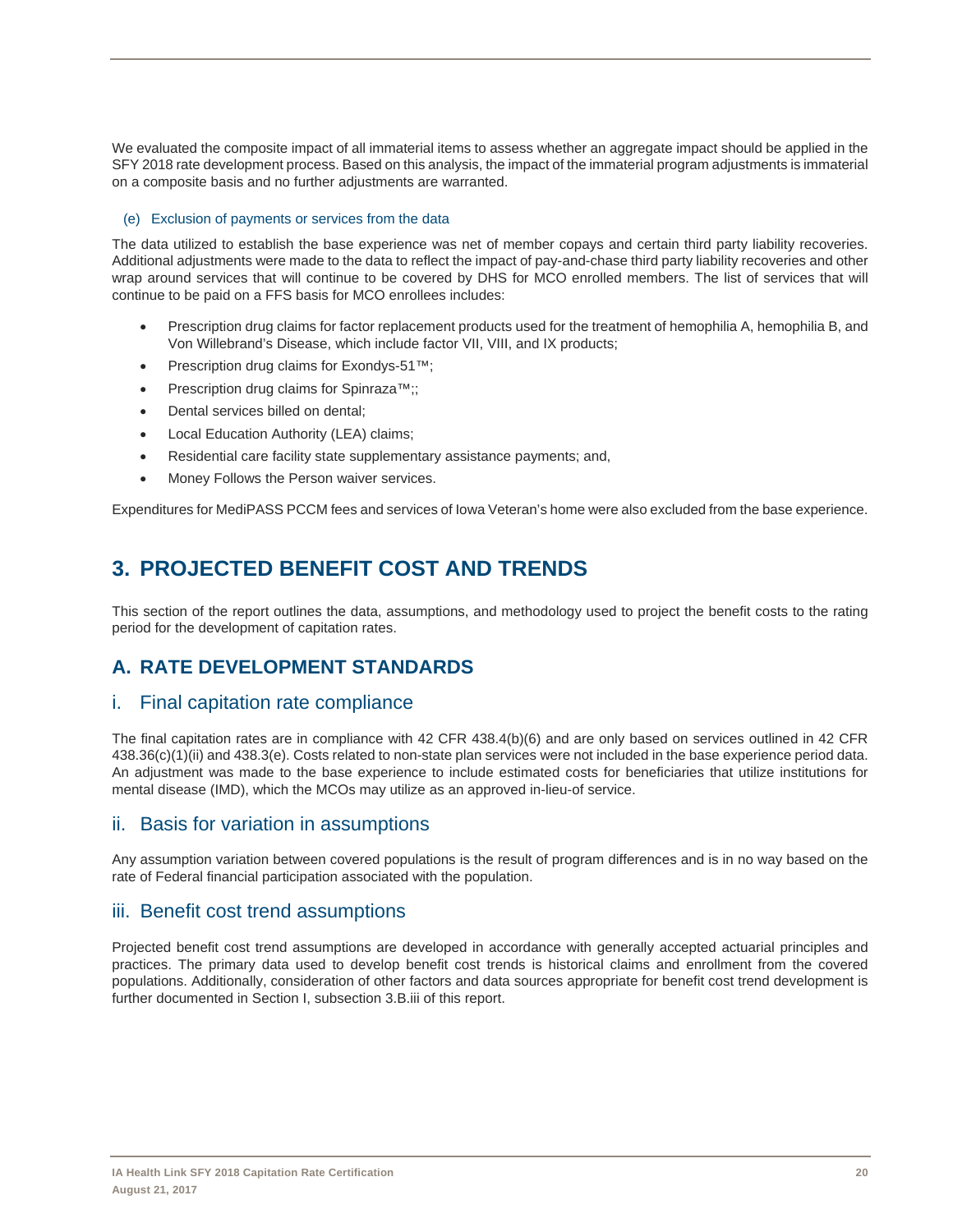We evaluated the composite impact of all immaterial items to assess whether an aggregate impact should be applied in the SFY 2018 rate development process. Based on this analysis, the impact of the immaterial program adjustments is immaterial on a composite basis and no further adjustments are warranted.

(e) Exclusion of payments or services from the data

The data utilized to establish the base experience was net of member copays and certain third party liability recoveries. Additional adjustments were made to the data to reflect the impact of pay-and-chase third party liability recoveries and other wrap around services that will continue to be covered by DHS for MCO enrolled members. The list of services that will continue to be paid on a FFS basis for MCO enrollees includes:

- Prescription drug claims for factor replacement products used for the treatment of hemophilia A, hemophilia B, and Von Willebrand's Disease, which include factor VII, VIII, and IX products;
- Prescription drug claims for Exondys-51™;
- Prescription drug claims for Spinraza™;;
- Dental services billed on dental;
- Local Education Authority (LEA) claims;
- Residential care facility state supplementary assistance payments; and,
- Money Follows the Person waiver services.

Expenditures for MediPASS PCCM fees and services of Iowa Veteran's home were also excluded from the base experience.

# 3. PROJECTED BENEFIT COST AND TRENDS

This section of the report outlines the data, assumptions, and methodology used to project the benefit costs to the rating period for the development of capitation rates.

## A. RATE DEVELOPMENT STANDARDS

### i. Final capitation rate compliance

The final capitation rates are in compliance with 42 CFR 438.4(b)(6) and are only based on services outlined in 42 CFR 438.36(c)(1)(ii) and 438.3(e). Costs related to non-state plan services were not included in the base experience period data. An adjustment was made to the base experience to include estimated costs for beneficiaries that utilize institutions for mental disease (IMD), which the MCOs may utilize as an approved in-lieu-of service.

### ii. Basis for variation in assumptions

Any assumption variation between covered populations is the result of program differences and is in no way based on the rate of Federal financial participation associated with the population.

### iii. Benefit cost trend assumptions

Projected benefit cost trend assumptions are developed in accordance with generally accepted actuarial principles and practices. The primary data used to develop benefit cost trends is historical claims and enrollment from the covered populations. Additionally, consideration of other factors and data sources appropriate for benefit cost trend development is further documented in Section I, subsection 3.B.iii of this report.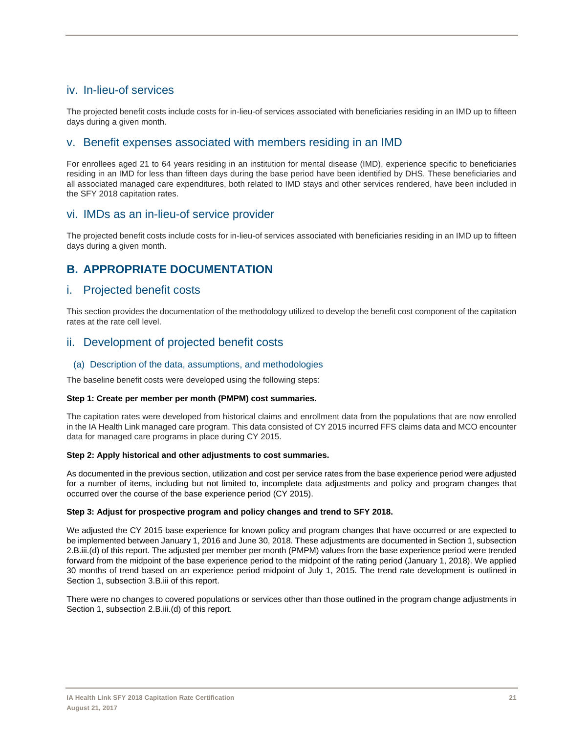### iv. In-lieu-of services

The projected benefit costs include costs for in-lieu-of services associated with beneficiaries residing in an IMD up to fifteen days during a given month.

### v. Benefit expenses associated with members residing in an IMD

For enrollees aged 21 to 64 years residing in an institution for mental disease (IMD), experience specific to beneficiaries residing in an IMD for less than fifteen days during the base period have been identified by DHS. These beneficiaries and all associated managed care expenditures, both related to IMD stays and other services rendered, have been included in the SFY 2018 capitation rates.

### vi. IMDs as an in-lieu-of service provider

The projected benefit costs include costs for in-lieu-of services associated with beneficiaries residing in an IMD up to fifteen days during a given month.

## B. APPROPRIATE DOCUMENTATION

### i. Projected benefit costs

This section provides the documentation of the methodology utilized to develop the benefit cost component of the capitation rates at the rate cell level.

### ii. Development of projected benefit costs

#### (a) Description of the data, assumptions, and methodologies

The baseline benefit costs were developed using the following steps:

**Step 1: Create per member per month (PMPM) cost summaries.**

The capitation rates were developed from historical claims and enrollment data from the populations that are now enrolled in the IA Health Link managed care program. This data consisted of CY 2015 incurred FFS claims data and MCO encounter data for managed care programs in place during CY 2015.

**Step 2: Apply historical and other adjustments to cost summaries.**

As documented in the previous section, utilization and cost per service rates from the base experience period were adjusted for a number of items, including but not limited to, incomplete data adjustments and policy and program changes that occurred over the course of the base experience period (CY 2015).

**Step 3: Adjust for prospective program and policy changes and trend to SFY 2018.**

We adjusted the CY 2015 base experience for known policy and program changes that have occurred or are expected to be implemented between January 1, 2016 and June 30, 2018. These adjustments are documented in Section 1, subsection 2.B.iii.(d) of this report. The adjusted per member per month (PMPM) values from the base experience period were trended forward from the midpoint of the base experience period to the midpoint of the rating period (January 1, 2018). We applied 30 months of trend based on an experience period midpoint of July 1, 2015. The trend rate development is outlined in Section 1, subsection 3.B.iii of this report.

There were no changes to covered populations or services other than those outlined in the program change adjustments in Section 1, subsection 2.B.iii.(d) of this report.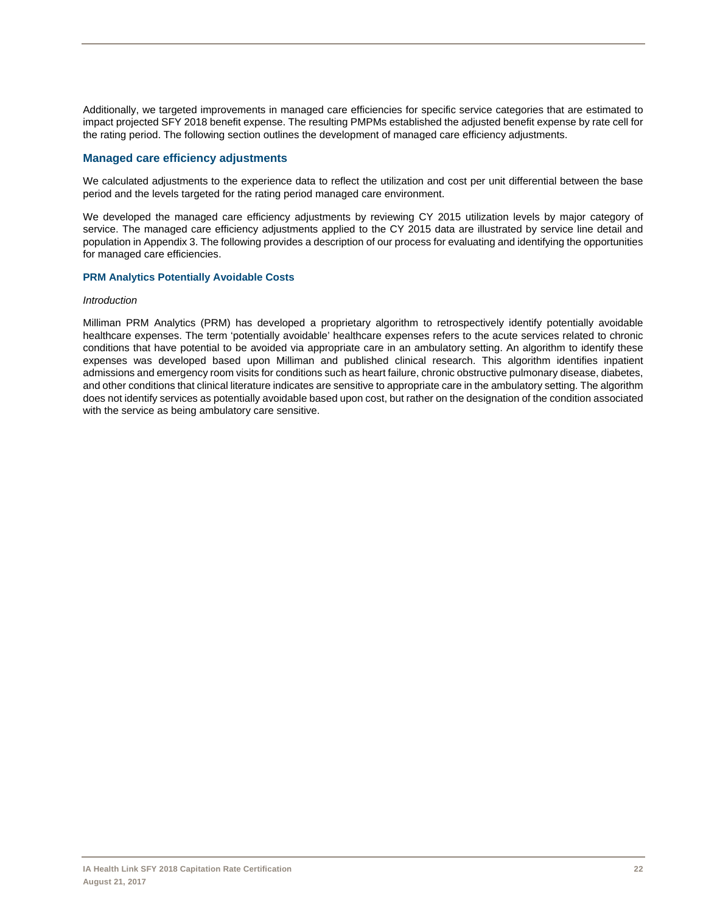Additionally, we targeted improvements in managed care efficiencies for specific service categories that are estimated to impact projected SFY 2018 benefit expense. The resulting PMPMs established the adjusted benefit expense by rate cell for the rating period. The following section outlines the development of managed care efficiency adjustments.

## Managed care efficiency adjustments

We calculated adjustments to the experience data to reflect the utilization and cost per unit differential between the base period and the levels targeted for the rating period managed care environment.

We developed the managed care efficiency adjustments by reviewing CY 2015 utilization levels by major category of service. The managed care efficiency adjustments applied to the CY 2015 data are illustrated by service line detail and population in Appendix 3. The following provides a description of our process for evaluating and identifying the opportunities for managed care efficiencies.

### PRM Analytics Potentially Avoidable Costs

*Introduction*

Milliman PRM Analytics (PRM) has developed a proprietary algorithm to retrospectively identify potentially avoidable healthcare expenses. The term 'potentially avoidable' healthcare expenses refers to the acute services related to chronic conditions that have potential to be avoided via appropriate care in an ambulatory setting. An algorithm to identify these expenses was developed based upon Milliman and published clinical research. This algorithm identifies inpatient admissions and emergency room visits for conditions such as heart failure, chronic obstructive pulmonary disease, diabetes, and other conditions that clinical literature indicates are sensitive to appropriate care in the ambulatory setting. The algorithm does not identify services as potentially avoidable based upon cost, but rather on the designation of the condition associated with the service as being ambulatory care sensitive.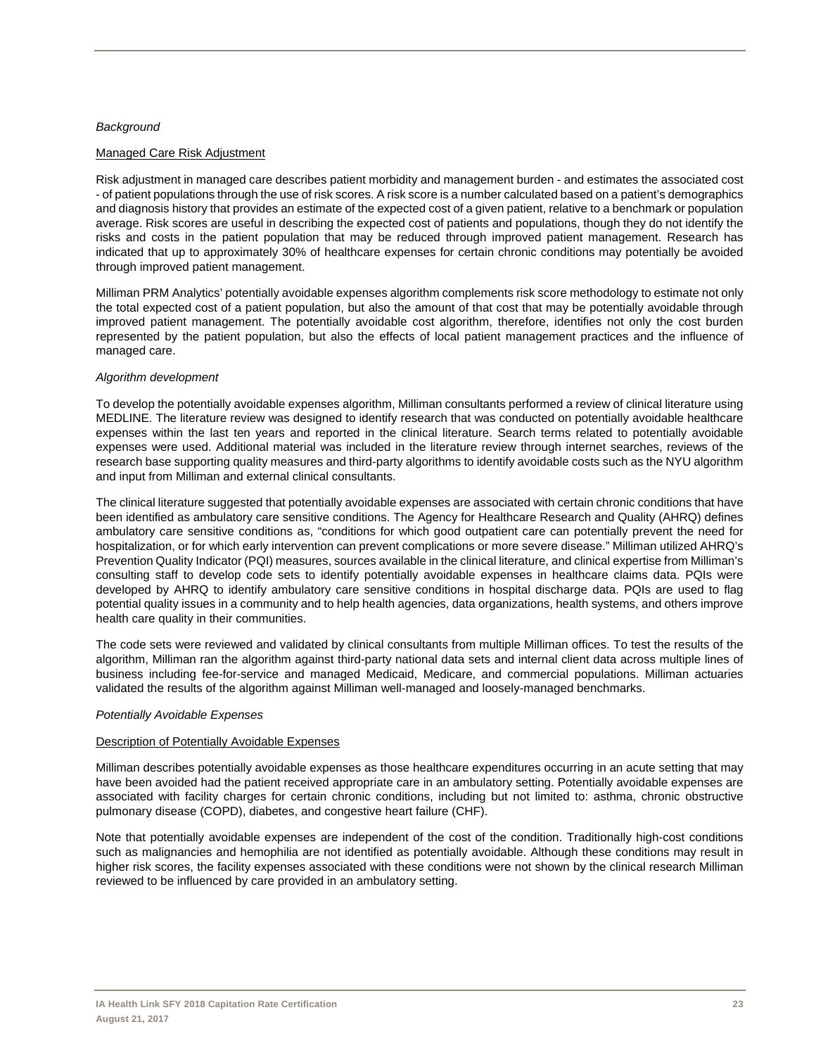*Background*

Managed Care Risk Adjustment

Risk adjustment in managed care describes patient morbidity and management burden - and estimates the associated cost - of patient populations through the use of risk scores. A risk score is a number calculated based on a patient's demographics and diagnosis history that provides an estimate of the expected cost of a given patient, relative to a benchmark or population average. Risk scores are useful in describing the expected cost of patients and populations, though they do not identify the risks and costs in the patient population that may be reduced through improved patient management. Research has indicated that up to approximately 30% of healthcare expenses for certain chronic conditions may potentially be avoided through improved patient management.

Milliman PRM Analytics' potentially avoidable expenses algorithm complements risk score methodology to estimate not only the total expected cost of a patient population, but also the amount of that cost that may be potentially avoidable through improved patient management. The potentially avoidable cost algorithm, therefore, identifies not only the cost burden represented by the patient population, but also the effects of local patient management practices and the influence of managed care.

*Algorithm development*

To develop the potentially avoidable expenses algorithm, Milliman consultants performed a review of clinical literature using MEDLINE. The literature review was designed to identify research that was conducted on potentially avoidable healthcare expenses within the last ten years and reported in the clinical literature. Search terms related to potentially avoidable expenses were used. Additional material was included in the literature review through internet searches, reviews of the research base supporting quality measures and third-party algorithms to identify avoidable costs such as the NYU algorithm and input from Milliman and external clinical consultants.

The clinical literature suggested that potentially avoidable expenses are associated with certain chronic conditions that have been identified as ambulatory care sensitive conditions. The Agency for Healthcare Research and Quality (AHRQ) defines ambulatory care sensitive conditions as, "conditions for which good outpatient care can potentially prevent the need for hospitalization, or for which early intervention can prevent complications or more severe disease." Milliman utilized AHRQ's Prevention Quality Indicator (PQI) measures, sources available in the clinical literature, and clinical expertise from Milliman's consulting staff to develop code sets to identify potentially avoidable expenses in healthcare claims data. PQIs were developed by AHRQ to identify ambulatory care sensitive conditions in hospital discharge data. PQIs are used to flag potential quality issues in a community and to help health agencies, data organizations, health systems, and others improve health care quality in their communities.

The code sets were reviewed and validated by clinical consultants from multiple Milliman offices. To test the results of the algorithm, Milliman ran the algorithm against third-party national data sets and internal client data across multiple lines of business including fee-for-service and managed Medicaid, Medicare, and commercial populations. Milliman actuaries validated the results of the algorithm against Milliman well-managed and loosely-managed benchmarks.

*Potentially Avoidable Expenses*

Description of Potentially Avoidable Expenses

Milliman describes potentially avoidable expenses as those healthcare expenditures occurring in an acute setting that may have been avoided had the patient received appropriate care in an ambulatory setting. Potentially avoidable expenses are associated with facility charges for certain chronic conditions, including but not limited to: asthma, chronic obstructive pulmonary disease (COPD), diabetes, and congestive heart failure (CHF).

Note that potentially avoidable expenses are independent of the cost of the condition. Traditionally high-cost conditions such as malignancies and hemophilia are not identified as potentially avoidable. Although these conditions may result in higher risk scores, the facility expenses associated with these conditions were not shown by the clinical research Milliman reviewed to be influenced by care provided in an ambulatory setting.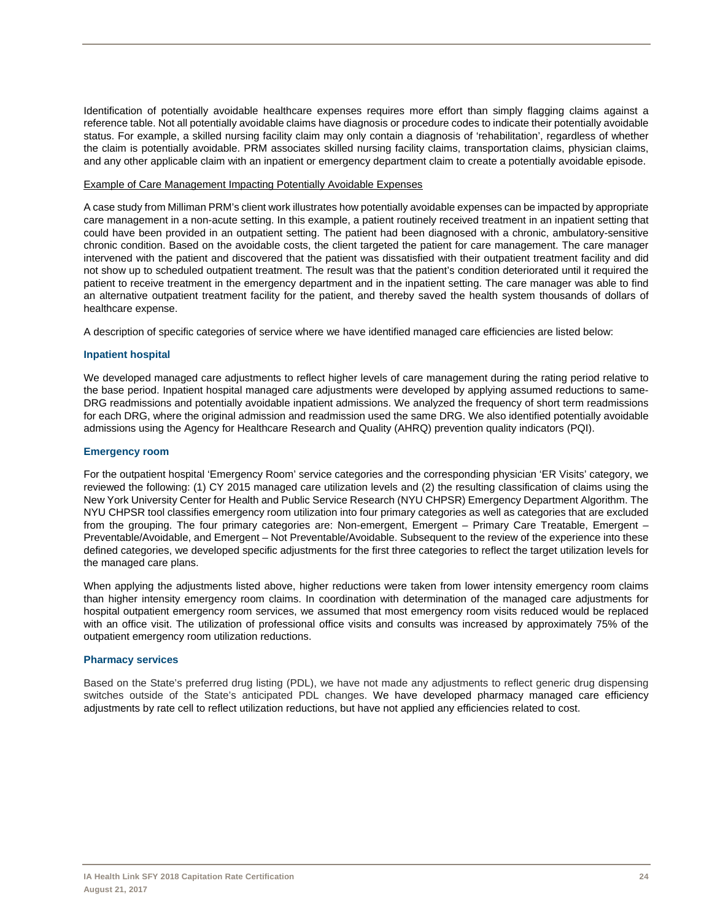Identification of potentially avoidable healthcare expenses requires more effort than simply flagging claims against a reference table. Not all potentially avoidable claims have diagnosis or procedure codes to indicate their potentially avoidable status. For example, a skilled nursing facility claim may only contain a diagnosis of 'rehabilitation', regardless of whether the claim is potentially avoidable. PRM associates skilled nursing facility claims, transportation claims, physician claims, and any other applicable claim with an inpatient or emergency department claim to create a potentially avoidable episode.

Example of Care Management Impacting Potentially Avoidable Expenses

A case study from Milliman PRM's client work illustrates how potentially avoidable expenses can be impacted by appropriate care management in a non-acute setting. In this example, a patient routinely received treatment in an inpatient setting that could have been provided in an outpatient setting. The patient had been diagnosed with a chronic, ambulatory-sensitive chronic condition. Based on the avoidable costs, the client targeted the patient for care management. The care manager intervened with the patient and discovered that the patient was dissatisfied with their outpatient treatment facility and did not show up to scheduled outpatient treatment. The result was that the patient's condition deteriorated until it required the patient to receive treatment in the emergency department and in the inpatient setting. The care manager was able to find an alternative outpatient treatment facility for the patient, and thereby saved the health system thousands of dollars of healthcare expense.

A description of specific categories of service where we have identified managed care efficiencies are listed below:

### Inpatient hospital

We developed managed care adjustments to reflect higher levels of care management during the rating period relative to the base period. Inpatient hospital managed care adjustments were developed by applying assumed reductions to same-DRG readmissions and potentially avoidable inpatient admissions. We analyzed the frequency of short term readmissions for each DRG, where the original admission and readmission used the same DRG. We also identified potentially avoidable admissions using the Agency for Healthcare Research and Quality (AHRQ) prevention quality indicators (PQI).

### Emergency room

For the outpatient hospital 'Emergency Room' service categories and the corresponding physician 'ER Visits' category, we reviewed the following: (1) CY 2015 managed care utilization levels and (2) the resulting classification of claims using the New York University Center for Health and Public Service Research (NYU CHPSR) Emergency Department Algorithm. The NYU CHPSR tool classifies emergency room utilization into four primary categories as well as categories that are excluded from the grouping. The four primary categories are: Non-emergent, Emergent – Primary Care Treatable, Emergent – Preventable/Avoidable, and Emergent – Not Preventable/Avoidable. Subsequent to the review of the experience into these defined categories, we developed specific adjustments for the first three categories to reflect the target utilization levels for the managed care plans.

When applying the adjustments listed above, higher reductions were taken from lower intensity emergency room claims than higher intensity emergency room claims. In coordination with determination of the managed care adjustments for hospital outpatient emergency room services, we assumed that most emergency room visits reduced would be replaced with an office visit. The utilization of professional office visits and consults was increased by approximately 75% of the outpatient emergency room utilization reductions.

### Pharmacy services

Based on the State's preferred drug listing (PDL), we have not made any adjustments to reflect generic drug dispensing switches outside of the State's anticipated PDL changes. We have developed pharmacy managed care efficiency adjustments by rate cell to reflect utilization reductions, but have not applied any efficiencies related to cost.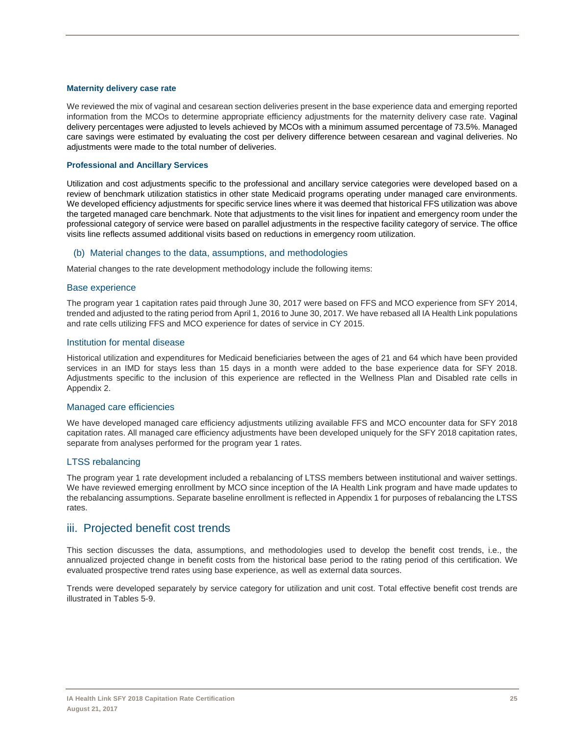**Maternity delivery case rate**

We reviewed the mix of vaginal and cesarean section deliveries present in the base experience data and emerging reported information from the MCOs to determine appropriate efficiency adjustments for the maternity delivery case rate. Vaginal delivery percentages were adjusted to levels achieved by MCOs with a minimum assumed percentage of 73.5%. Managed care savings were estimated by evaluating the cost per delivery difference between cesarean and vaginal deliveries. No adjustments were made to the total number of deliveries.

**Professional and Ancillary Services**

Utilization and cost adjustments specific to the professional and ancillary service categories were developed based on a review of benchmark utilization statistics in other state Medicaid programs operating under managed care environments. We developed efficiency adjustments for specific service lines where it was deemed that historical FFS utilization was above the targeted managed care benchmark. Note that adjustments to the visit lines for inpatient and emergency room under the professional category of service were based on parallel adjustments in the respective facility category of service. The office visits line reflects assumed additional visits based on reductions in emergency room utilization.

### (b) Material changes to the data, assumptions, and methodologies

Material changes to the rate development methodology include the following items:

#### Base experience

The program year 1 capitation rates paid through June 30, 2017 were based on FFS and MCO experience from SFY 2014, trended and adjusted to the rating period from April 1, 2016 to June 30, 2017. We have rebased all IA Health Link populations and rate cells utilizing FFS and MCO experience for dates of service in CY 2015.

#### Institution for mental disease

Historical utilization and expenditures for Medicaid beneficiaries between the ages of 21 and 64 which have been provided services in an IMD for stays less than 15 days in a month were added to the base experience data for SFY 2018. Adjustments specific to the inclusion of this experience are reflected in the Wellness Plan and Disabled rate cells in Appendix 2.

#### Managed care efficiencies

We have developed managed care efficiency adjustments utilizing available FFS and MCO encounter data for SFY 2018 capitation rates. All managed care efficiency adjustments have been developed uniquely for the SFY 2018 capitation rates, separate from analyses performed for the program year 1 rates.

#### LTSS rebalancing

The program year 1 rate development included a rebalancing of LTSS members between institutional and waiver settings. We have reviewed emerging enrollment by MCO since inception of the IA Health Link program and have made updates to the rebalancing assumptions. Separate baseline enrollment is reflected in Appendix 1 for purposes of rebalancing the LTSS rates.

## iii. Projected benefit cost trends

This section discusses the data, assumptions, and methodologies used to develop the benefit cost trends, i.e., the annualized projected change in benefit costs from the historical base period to the rating period of this certification. We evaluated prospective trend rates using base experience, as well as external data sources.

Trends were developed separately by service category for utilization and unit cost. Total effective benefit cost trends are illustrated in Tables 5-9.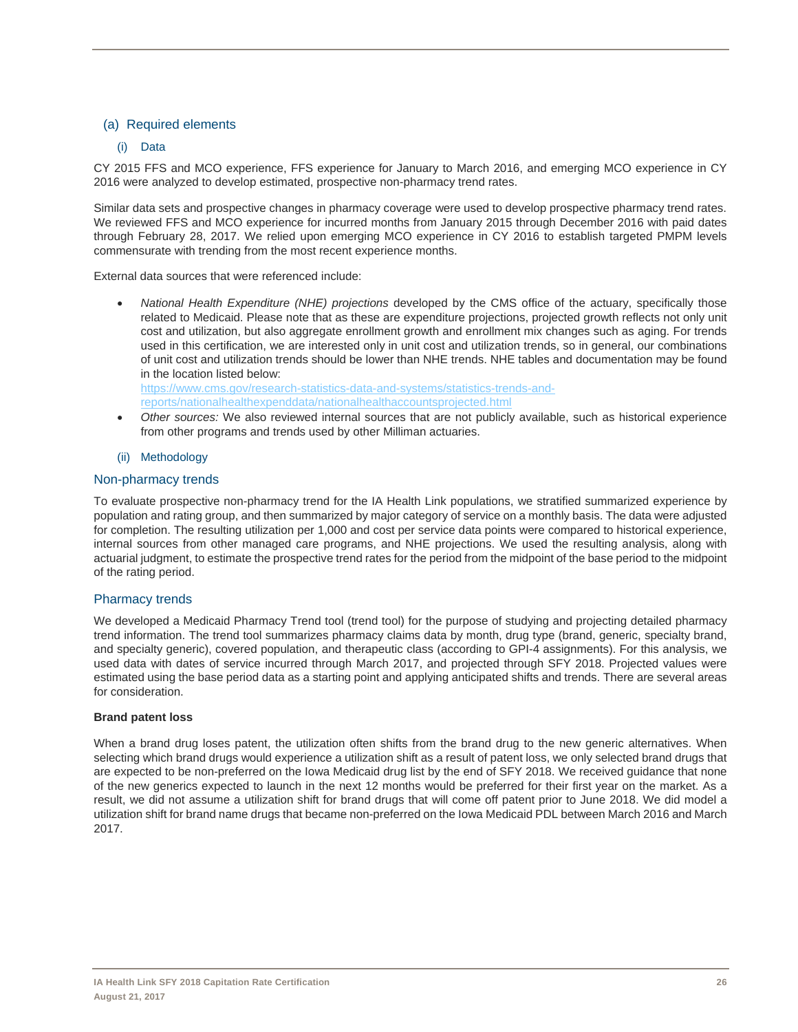## (a) Required elements

### (i) Data

CY 2015 FFS and MCO experience, FFS experience for January to March 2016, and emerging MCO experience in CY 2016 were analyzed to develop estimated, prospective non-pharmacy trend rates.

Similar data sets and prospective changes in pharmacy coverage were used to develop prospective pharmacy trend rates. We reviewed FFS and MCO experience for incurred months from January 2015 through December 2016 with paid dates through February 28, 2017. We relied upon emerging MCO experience in CY 2016 to establish targeted PMPM levels commensurate with trending from the most recent experience months.

External data sources that were referenced include:

- *National Health Expenditure (NHE) projections* developed by the CMS office of the actuary, specifically those related to Medicaid. Please note that as these are expenditure projections, projected growth reflects not only unit cost and utilization, but also aggregate enrollment growth and enrollment mix changes such as aging. For trends used in this certification, we are interested only in unit cost and utilization trends, so in general, our combinations of unit cost and utilization trends should be lower than NHE trends. NHE tables and documentation may be found in the location listed below:
  https://www.cms.gov/research-statistics-data-and-systems/statistics-trends-and-reports/nationalhealthexpenddata/nationalhealthaccountsprojected.html
- *Other sources:* We also reviewed internal sources that are not publicly available, such as historical experience from other programs and trends used by other Milliman actuaries.

### (ii) Methodology

### Non-pharmacy trends

To evaluate prospective non-pharmacy trend for the IA Health Link populations, we stratified summarized experience by population and rating group, and then summarized by major category of service on a monthly basis. The data were adjusted for completion. The resulting utilization per 1,000 and cost per service data points were compared to historical experience, internal sources from other managed care programs, and NHE projections. We used the resulting analysis, along with actuarial judgment, to estimate the prospective trend rates for the period from the midpoint of the base period to the midpoint of the rating period.

### Pharmacy trends

We developed a Medicaid Pharmacy Trend tool (trend tool) for the purpose of studying and projecting detailed pharmacy trend information. The trend tool summarizes pharmacy claims data by month, drug type (brand, generic, specialty brand, and specialty generic), covered population, and therapeutic class (according to GPI-4 assignments). For this analysis, we used data with dates of service incurred through March 2017, and projected through SFY 2018. Projected values were estimated using the base period data as a starting point and applying anticipated shifts and trends. There are several areas for consideration.

**Brand patent loss**

When a brand drug loses patent, the utilization often shifts from the brand drug to the new generic alternatives. When selecting which brand drugs would experience a utilization shift as a result of patent loss, we only selected brand drugs that are expected to be non-preferred on the Iowa Medicaid drug list by the end of SFY 2018. We received guidance that none of the new generics expected to launch in the next 12 months would be preferred for their first year on the market. As a result, we did not assume a utilization shift for brand drugs that will come off patent prior to June 2018. We did model a utilization shift for brand name drugs that became non-preferred on the Iowa Medicaid PDL between March 2016 and March 2017.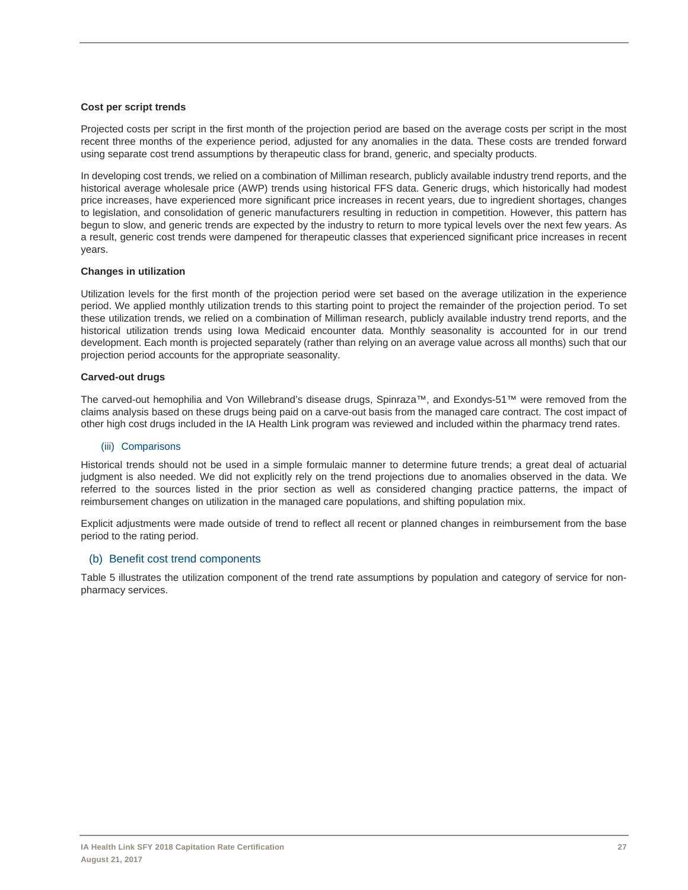**Cost per script trends**

Projected costs per script in the first month of the projection period are based on the average costs per script in the most recent three months of the experience period, adjusted for any anomalies in the data. These costs are trended forward using separate cost trend assumptions by therapeutic class for brand, generic, and specialty products.

In developing cost trends, we relied on a combination of Milliman research, publicly available industry trend reports, and the historical average wholesale price (AWP) trends using historical FFS data. Generic drugs, which historically had modest price increases, have experienced more significant price increases in recent years, due to ingredient shortages, changes to legislation, and consolidation of generic manufacturers resulting in reduction in competition. However, this pattern has begun to slow, and generic trends are expected by the industry to return to more typical levels over the next few years. As a result, generic cost trends were dampened for therapeutic classes that experienced significant price increases in recent years.

**Changes in utilization**

Utilization levels for the first month of the projection period were set based on the average utilization in the experience period. We applied monthly utilization trends to this starting point to project the remainder of the projection period. To set these utilization trends, we relied on a combination of Milliman research, publicly available industry trend reports, and the historical utilization trends using Iowa Medicaid encounter data. Monthly seasonality is accounted for in our trend development. Each month is projected separately (rather than relying on an average value across all months) such that our projection period accounts for the appropriate seasonality.

**Carved-out drugs**

The carved-out hemophilia and Von Willebrand's disease drugs, Spinraza™, and Exondys-51™ were removed from the claims analysis based on these drugs being paid on a carve-out basis from the managed care contract. The cost impact of other high cost drugs included in the IA Health Link program was reviewed and included within the pharmacy trend rates.

#### (iii) Comparisons

Historical trends should not be used in a simple formulaic manner to determine future trends; a great deal of actuarial judgment is also needed. We did not explicitly rely on the trend projections due to anomalies observed in the data. We referred to the sources listed in the prior section as well as considered changing practice patterns, the impact of reimbursement changes on utilization in the managed care populations, and shifting population mix.

Explicit adjustments were made outside of trend to reflect all recent or planned changes in reimbursement from the base period to the rating period.

### (b) Benefit cost trend components

Table 5 illustrates the utilization component of the trend rate assumptions by population and category of service for non-pharmacy services.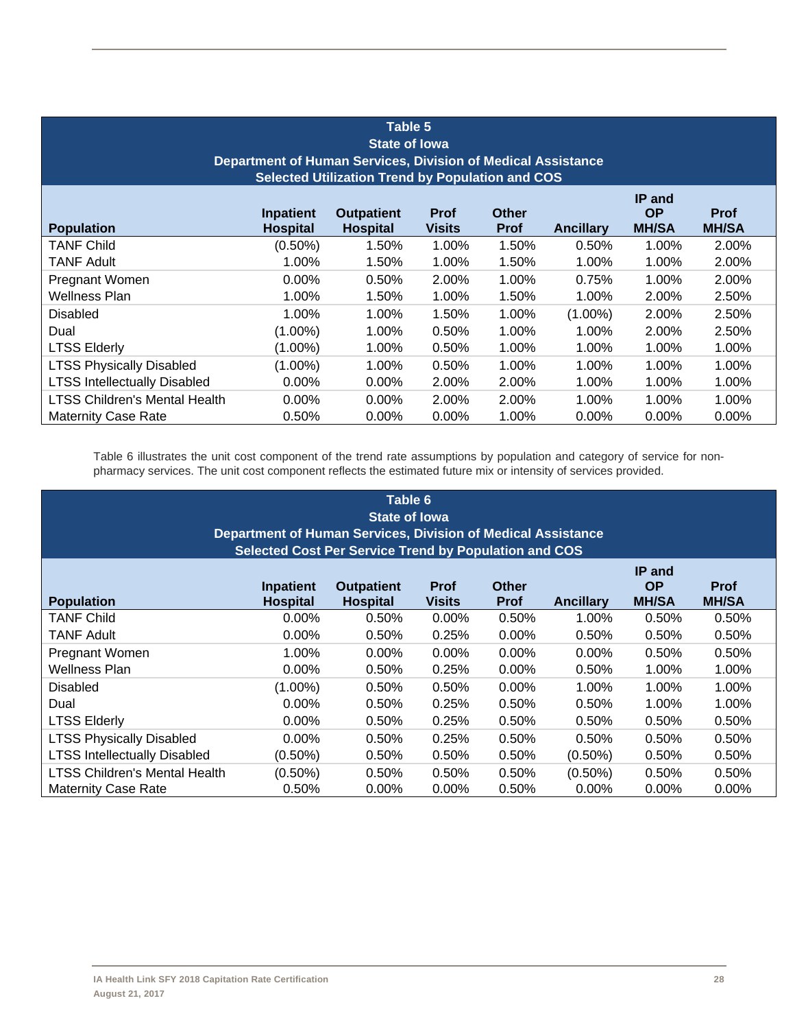| Table 5<br>State of Iowa<br>Department of Human Services, Division of Medical Assistance<br>Selected Utilization Trend by Population and COS | | | | | | | |
|---|---|---|---|---|---|---|---|
| **Population** | **Inpatient Hospital** | **Outpatient Hospital** | **Prof Visits** | **Other Prof** | **Ancillary** | **IP and OP MH/SA** | **Prof MH/SA** |
| TANF Child | (0.50%) | 1.50% | 1.00% | 1.50% | 0.50% | 1.00% | 2.00% |
| TANF Adult | 1.00% | 1.50% | 1.00% | 1.50% | 1.00% | 1.00% | 2.00% |
| Pregnant Women | 0.00% | 0.50% | 2.00% | 1.00% | 0.75% | 1.00% | 2.00% |
| Wellness Plan | 1.00% | 1.50% | 1.00% | 1.50% | 1.00% | 2.00% | 2.50% |
| Disabled | 1.00% | 1.00% | 1.50% | 1.00% | (1.00%) | 2.00% | 2.50% |
| Dual | (1.00%) | 1.00% | 0.50% | 1.00% | 1.00% | 2.00% | 2.50% |
| LTSS Elderly | (1.00%) | 1.00% | 0.50% | 1.00% | 1.00% | 1.00% | 1.00% |
| LTSS Physically Disabled | (1.00%) | 1.00% | 0.50% | 1.00% | 1.00% | 1.00% | 1.00% |
| LTSS Intellectually Disabled | 0.00% | 0.00% | 2.00% | 2.00% | 1.00% | 1.00% | 1.00% |
| LTSS Children's Mental Health | 0.00% | 0.00% | 2.00% | 2.00% | 1.00% | 1.00% | 1.00% |
| Maternity Case Rate | 0.50% | 0.00% | 0.00% | 1.00% | 0.00% | 0.00% | 0.00% |

Table 6 illustrates the unit cost component of the trend rate assumptions by population and category of service for non-pharmacy services. The unit cost component reflects the estimated future mix or intensity of services provided.

| Table 6<br>State of Iowa<br>Department of Human Services, Division of Medical Assistance<br>Selected Cost Per Service Trend by Population and COS | | | | | | | |
|---|---|---|---|---|---|---|---|
| **Population** | **Inpatient Hospital** | **Outpatient Hospital** | **Prof Visits** | **Other Prof** | **Ancillary** | **IP and OP MH/SA** | **Prof MH/SA** |
| TANF Child | 0.00% | 0.50% | 0.00% | 0.50% | 1.00% | 0.50% | 0.50% |
| TANF Adult | 0.00% | 0.50% | 0.25% | 0.00% | 0.50% | 0.50% | 0.50% |
| Pregnant Women | 1.00% | 0.00% | 0.00% | 0.00% | 0.00% | 0.50% | 0.50% |
| Wellness Plan | 0.00% | 0.50% | 0.25% | 0.00% | 0.50% | 1.00% | 1.00% |
| Disabled | (1.00%) | 0.50% | 0.50% | 0.00% | 1.00% | 1.00% | 1.00% |
| Dual | 0.00% | 0.50% | 0.25% | 0.50% | 0.50% | 1.00% | 1.00% |
| LTSS Elderly | 0.00% | 0.50% | 0.25% | 0.50% | 0.50% | 0.50% | 0.50% |
| LTSS Physically Disabled | 0.00% | 0.50% | 0.25% | 0.50% | 0.50% | 0.50% | 0.50% |
| LTSS Intellectually Disabled | (0.50%) | 0.50% | 0.50% | 0.50% | (0.50%) | 0.50% | 0.50% |
| LTSS Children's Mental Health | (0.50%) | 0.50% | 0.50% | 0.50% | (0.50%) | 0.50% | 0.50% |
| Maternity Case Rate | 0.50% | 0.00% | 0.00% | 0.50% | 0.00% | 0.00% | 0.00% |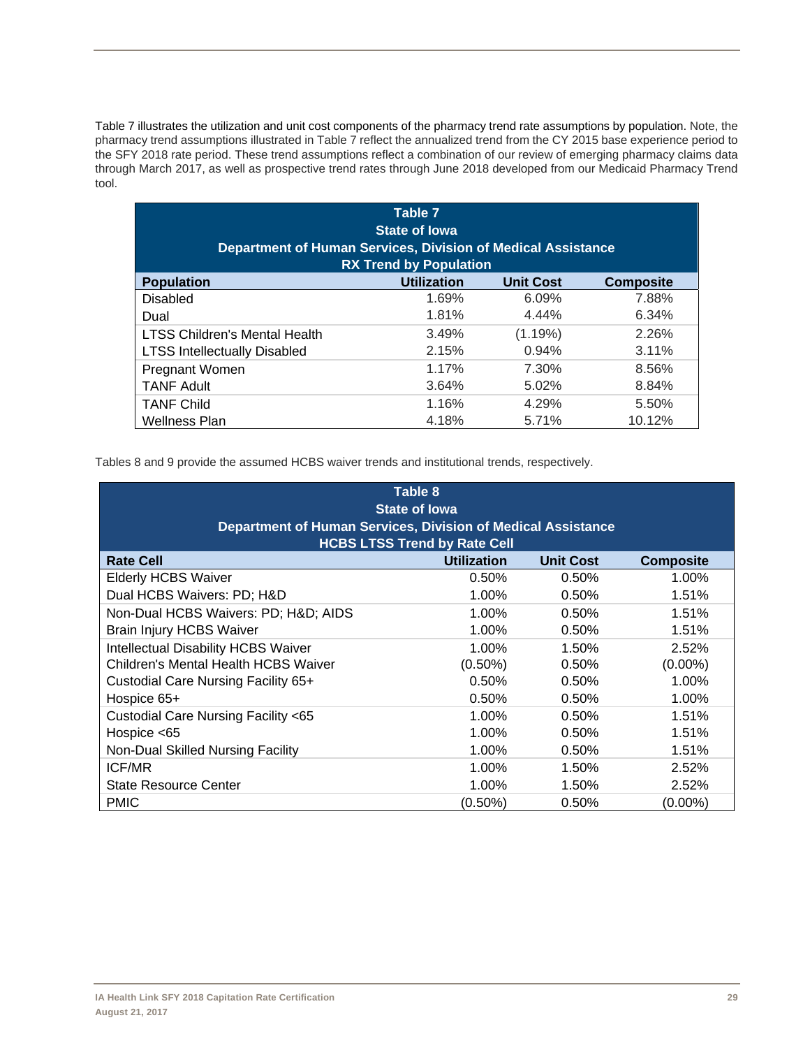Table 7 illustrates the utilization and unit cost components of the pharmacy trend rate assumptions by population. Note, the pharmacy trend assumptions illustrated in Table 7 reflect the annualized trend from the CY 2015 base experience period to the SFY 2018 rate period. These trend assumptions reflect a combination of our review of emerging pharmacy claims data through March 2017, as well as prospective trend rates through June 2018 developed from our Medicaid Pharmacy Trend tool.

**Table 7**
**State of Iowa**
**Department of Human Services, Division of Medical Assistance**
**RX Trend by Population**

| Population | Utilization | Unit Cost | Composite |
|---|---|---|---|
| Disabled | 1.69% | 6.09% | 7.88% |
| Dual | 1.81% | 4.44% | 6.34% |
| LTSS Children's Mental Health | 3.49% | (1.19%) | 2.26% |
| LTSS Intellectually Disabled | 2.15% | 0.94% | 3.11% |
| Pregnant Women | 1.17% | 7.30% | 8.56% |
| TANF Adult | 3.64% | 5.02% | 8.84% |
| TANF Child | 1.16% | 4.29% | 5.50% |
| Wellness Plan | 4.18% | 5.71% | 10.12% |

Tables 8 and 9 provide the assumed HCBS waiver trends and institutional trends, respectively.

**Table 8**
**State of Iowa**
**Department of Human Services, Division of Medical Assistance**
**HCBS LTSS Trend by Rate Cell**

| Rate Cell | Utilization | Unit Cost | Composite |
|---|---|---|---|
| Elderly HCBS Waiver | 0.50% | 0.50% | 1.00% |
| Dual HCBS Waivers: PD; H&D | 1.00% | 0.50% | 1.51% |
| Non-Dual HCBS Waivers: PD; H&D; AIDS | 1.00% | 0.50% | 1.51% |
| Brain Injury HCBS Waiver | 1.00% | 0.50% | 1.51% |
| Intellectual Disability HCBS Waiver | 1.00% | 1.50% | 2.52% |
| Children's Mental Health HCBS Waiver | (0.50%) | 0.50% | (0.00%) |
| Custodial Care Nursing Facility 65+ | 0.50% | 0.50% | 1.00% |
| Hospice 65+ | 0.50% | 0.50% | 1.00% |
| Custodial Care Nursing Facility <65 | 1.00% | 0.50% | 1.51% |
| Hospice <65 | 1.00% | 0.50% | 1.51% |
| Non-Dual Skilled Nursing Facility | 1.00% | 0.50% | 1.51% |
| ICF/MR | 1.00% | 1.50% | 2.52% |
| State Resource Center | 1.00% | 1.50% | 2.52% |
| PMIC | (0.50%) | 0.50% | (0.00%) |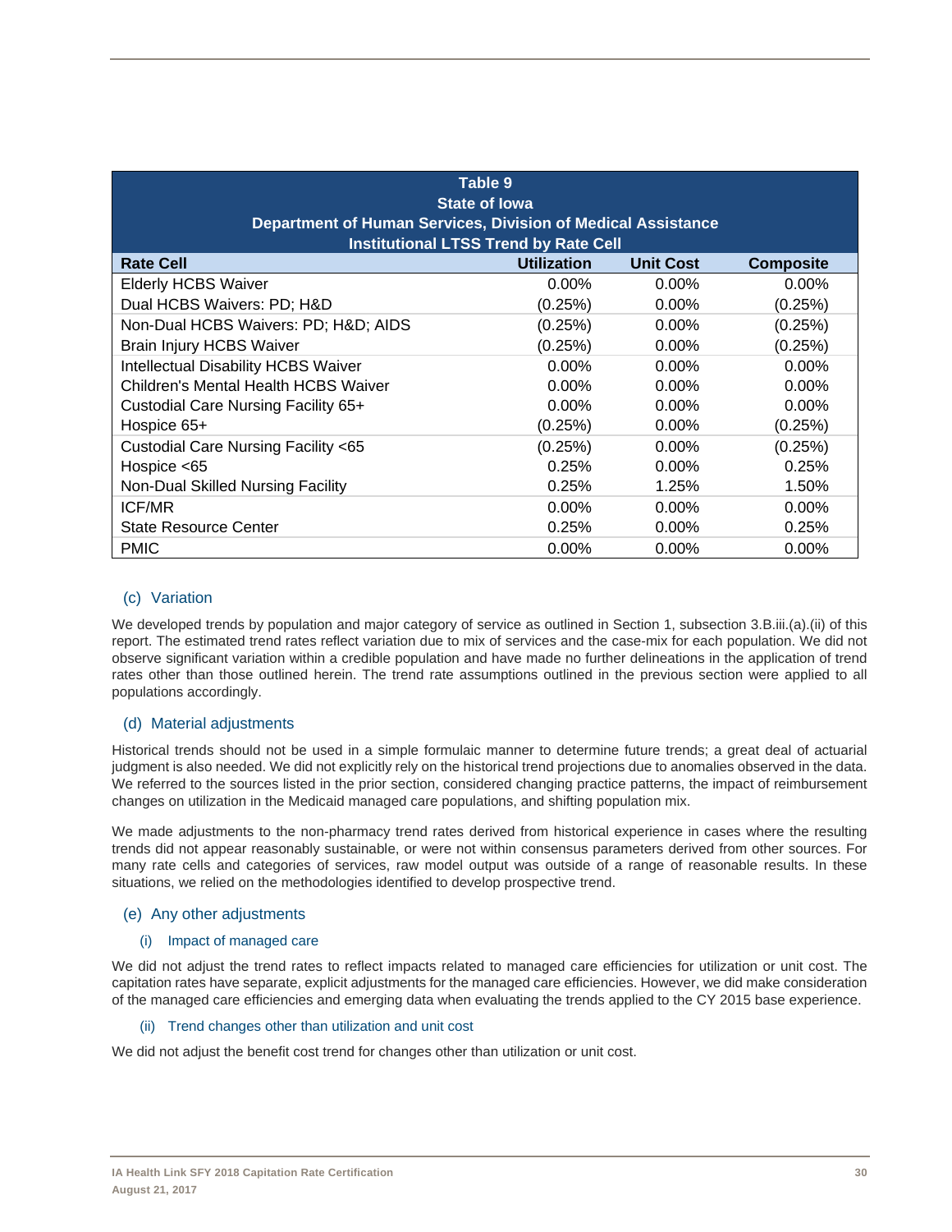| Table 9<br>State of Iowa<br>Department of Human Services, Division of Medical Assistance<br>Institutional LTSS Trend by Rate Cell | | | |
|---|---|---|---|
| **Rate Cell** | **Utilization** | **Unit Cost** | **Composite** |
| Elderly HCBS Waiver | 0.00% | 0.00% | 0.00% |
| Dual HCBS Waivers: PD; H&D | (0.25%) | 0.00% | (0.25%) |
| Non-Dual HCBS Waivers: PD; H&D; AIDS | (0.25%) | 0.00% | (0.25%) |
| Brain Injury HCBS Waiver | (0.25%) | 0.00% | (0.25%) |
| Intellectual Disability HCBS Waiver | 0.00% | 0.00% | 0.00% |
| Children's Mental Health HCBS Waiver | 0.00% | 0.00% | 0.00% |
| Custodial Care Nursing Facility 65+ | 0.00% | 0.00% | 0.00% |
| Hospice 65+ | (0.25%) | 0.00% | (0.25%) |
| Custodial Care Nursing Facility <65 | (0.25%) | 0.00% | (0.25%) |
| Hospice <65 | 0.25% | 0.00% | 0.25% |
| Non-Dual Skilled Nursing Facility | 0.25% | 1.25% | 1.50% |
| ICF/MR | 0.00% | 0.00% | 0.00% |
| State Resource Center | 0.25% | 0.00% | 0.25% |
| PMIC | 0.00% | 0.00% | 0.00% |

### (c) Variation

We developed trends by population and major category of service as outlined in Section 1, subsection 3.B.iii.(a).(ii) of this report. The estimated trend rates reflect variation due to mix of services and the case-mix for each population. We did not observe significant variation within a credible population and have made no further delineations in the application of trend rates other than those outlined herein. The trend rate assumptions outlined in the previous section were applied to all populations accordingly.

### (d) Material adjustments

Historical trends should not be used in a simple formulaic manner to determine future trends; a great deal of actuarial judgment is also needed. We did not explicitly rely on the historical trend projections due to anomalies observed in the data. We referred to the sources listed in the prior section, considered changing practice patterns, the impact of reimbursement changes on utilization in the Medicaid managed care populations, and shifting population mix.

We made adjustments to the non-pharmacy trend rates derived from historical experience in cases where the resulting trends did not appear reasonably sustainable, or were not within consensus parameters derived from other sources. For many rate cells and categories of services, raw model output was outside of a range of reasonable results. In these situations, we relied on the methodologies identified to develop prospective trend.

### (e) Any other adjustments

#### (i) Impact of managed care

We did not adjust the trend rates to reflect impacts related to managed care efficiencies for utilization or unit cost. The capitation rates have separate, explicit adjustments for the managed care efficiencies. However, we did make consideration of the managed care efficiencies and emerging data when evaluating the trends applied to the CY 2015 base experience.

#### (ii) Trend changes other than utilization and unit cost

We did not adjust the benefit cost trend for changes other than utilization or unit cost.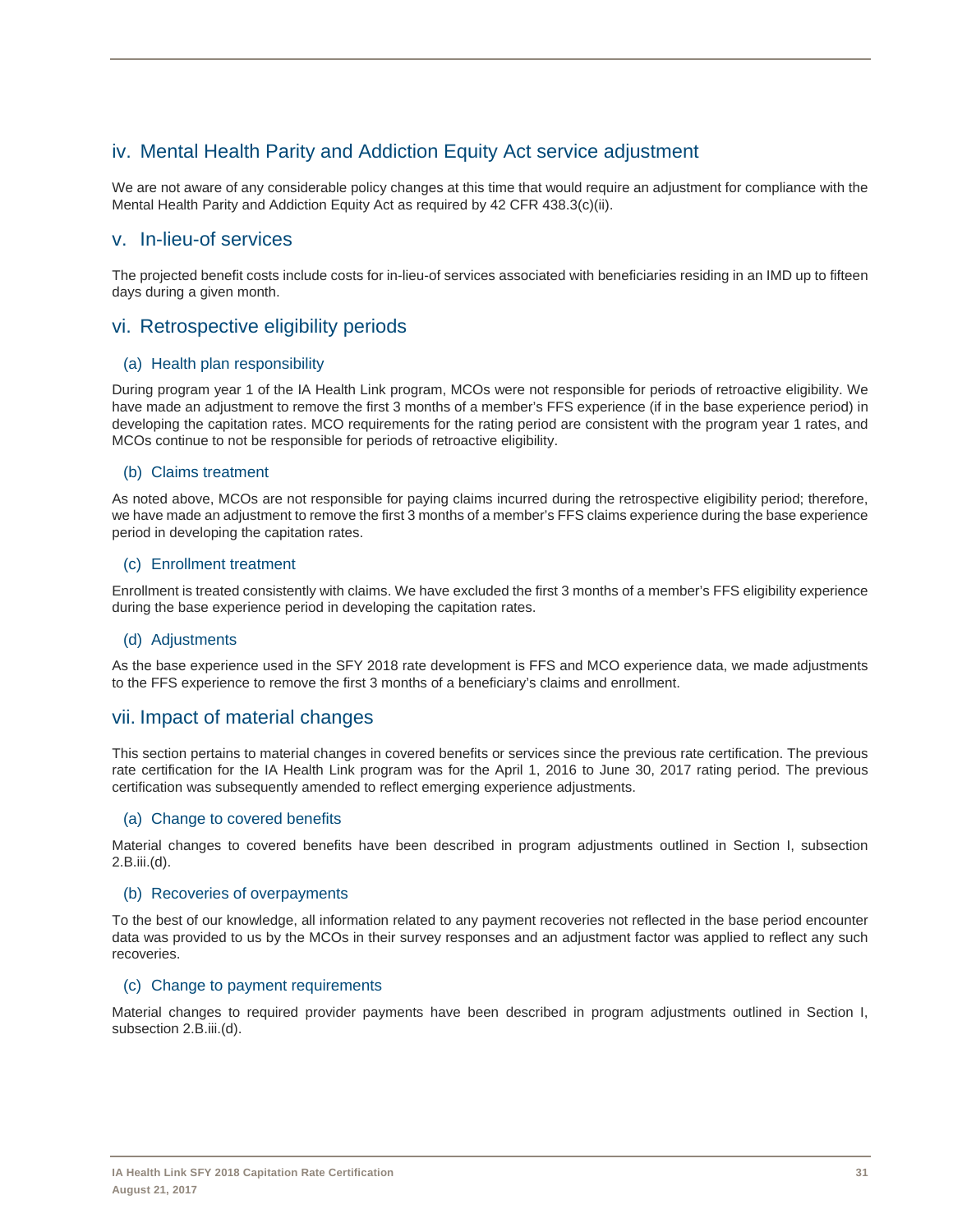## iv. Mental Health Parity and Addiction Equity Act service adjustment

We are not aware of any considerable policy changes at this time that would require an adjustment for compliance with the Mental Health Parity and Addiction Equity Act as required by 42 CFR 438.3(c)(ii).

## v. In-lieu-of services

The projected benefit costs include costs for in-lieu-of services associated with beneficiaries residing in an IMD up to fifteen days during a given month.

## vi. Retrospective eligibility periods

### (a) Health plan responsibility

During program year 1 of the IA Health Link program, MCOs were not responsible for periods of retroactive eligibility. We have made an adjustment to remove the first 3 months of a member's FFS experience (if in the base experience period) in developing the capitation rates. MCO requirements for the rating period are consistent with the program year 1 rates, and MCOs continue to not be responsible for periods of retroactive eligibility.

### (b) Claims treatment

As noted above, MCOs are not responsible for paying claims incurred during the retrospective eligibility period; therefore, we have made an adjustment to remove the first 3 months of a member's FFS claims experience during the base experience period in developing the capitation rates.

### (c) Enrollment treatment

Enrollment is treated consistently with claims. We have excluded the first 3 months of a member's FFS eligibility experience during the base experience period in developing the capitation rates.

### (d) Adjustments

As the base experience used in the SFY 2018 rate development is FFS and MCO experience data, we made adjustments to the FFS experience to remove the first 3 months of a beneficiary's claims and enrollment.

## vii. Impact of material changes

This section pertains to material changes in covered benefits or services since the previous rate certification. The previous rate certification for the IA Health Link program was for the April 1, 2016 to June 30, 2017 rating period. The previous certification was subsequently amended to reflect emerging experience adjustments.

### (a) Change to covered benefits

Material changes to covered benefits have been described in program adjustments outlined in Section I, subsection 2.B.iii.(d).

### (b) Recoveries of overpayments

To the best of our knowledge, all information related to any payment recoveries not reflected in the base period encounter data was provided to us by the MCOs in their survey responses and an adjustment factor was applied to reflect any such recoveries.

### (c) Change to payment requirements

Material changes to required provider payments have been described in program adjustments outlined in Section I, subsection 2.B.iii.(d).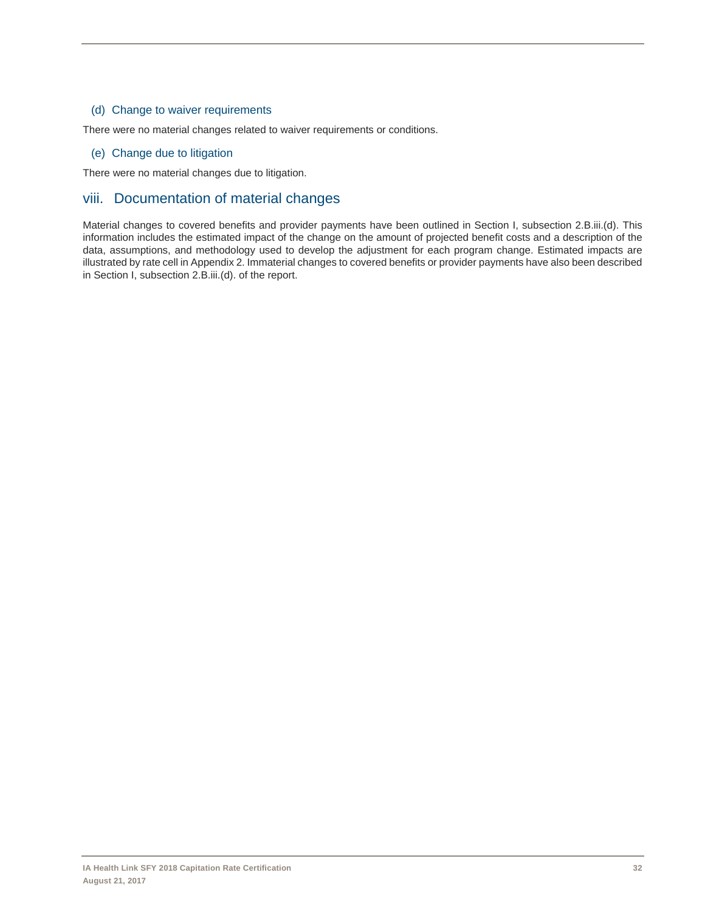#### (d) Change to waiver requirements

There were no material changes related to waiver requirements or conditions.

#### (e) Change due to litigation

There were no material changes due to litigation.

### viii. Documentation of material changes

Material changes to covered benefits and provider payments have been outlined in Section I, subsection 2.B.iii.(d). This information includes the estimated impact of the change on the amount of projected benefit costs and a description of the data, assumptions, and methodology used to develop the adjustment for each program change. Estimated impacts are illustrated by rate cell in Appendix 2. Immaterial changes to covered benefits or provider payments have also been described in Section I, subsection 2.B.iii.(d). of the report.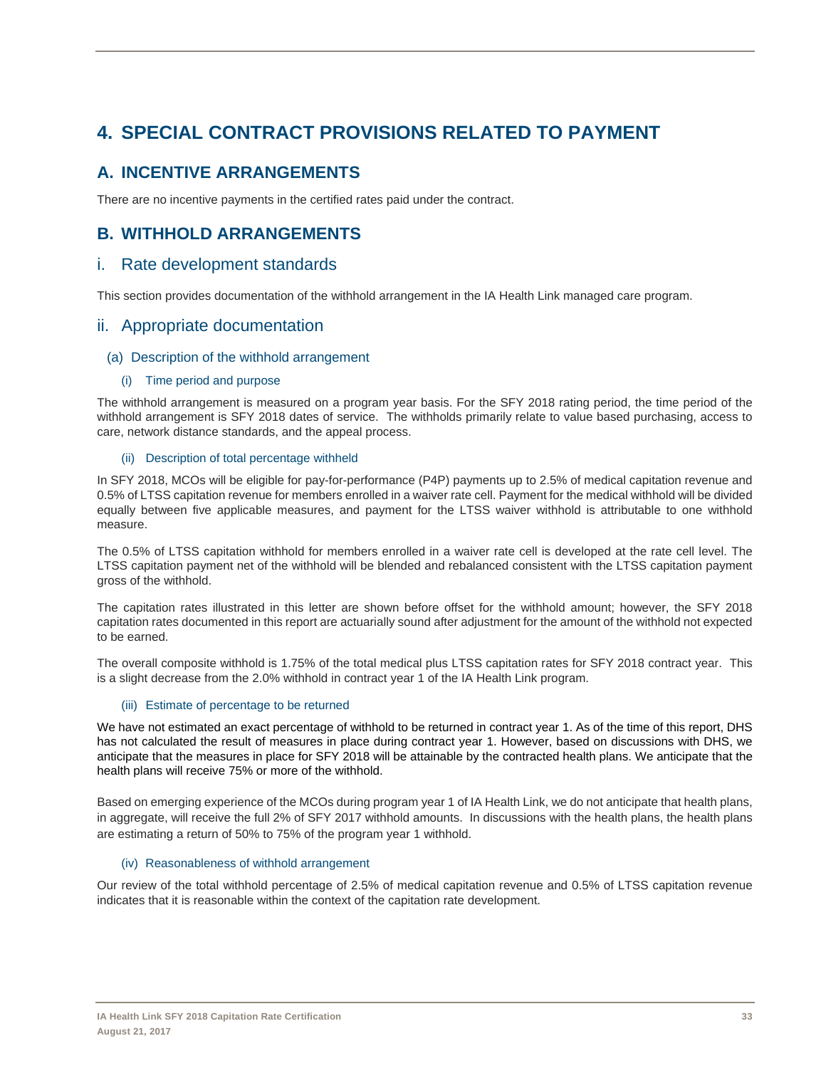# 4. SPECIAL CONTRACT PROVISIONS RELATED TO PAYMENT

## A. INCENTIVE ARRANGEMENTS

There are no incentive payments in the certified rates paid under the contract.

## B. WITHHOLD ARRANGEMENTS

### i. Rate development standards

This section provides documentation of the withhold arrangement in the IA Health Link managed care program.

### ii. Appropriate documentation

#### (a) Description of the withhold arrangement

##### (i) Time period and purpose

The withhold arrangement is measured on a program year basis. For the SFY 2018 rating period, the time period of the withhold arrangement is SFY 2018 dates of service. The withholds primarily relate to value based purchasing, access to care, network distance standards, and the appeal process.

##### (ii) Description of total percentage withheld

In SFY 2018, MCOs will be eligible for pay-for-performance (P4P) payments up to 2.5% of medical capitation revenue and 0.5% of LTSS capitation revenue for members enrolled in a waiver rate cell. Payment for the medical withhold will be divided equally between five applicable measures, and payment for the LTSS waiver withhold is attributable to one withhold measure.

The 0.5% of LTSS capitation withhold for members enrolled in a waiver rate cell is developed at the rate cell level. The LTSS capitation payment net of the withhold will be blended and rebalanced consistent with the LTSS capitation payment gross of the withhold.

The capitation rates illustrated in this letter are shown before offset for the withhold amount; however, the SFY 2018 capitation rates documented in this report are actuarially sound after adjustment for the amount of the withhold not expected to be earned.

The overall composite withhold is 1.75% of the total medical plus LTSS capitation rates for SFY 2018 contract year. This is a slight decrease from the 2.0% withhold in contract year 1 of the IA Health Link program.

##### (iii) Estimate of percentage to be returned

We have not estimated an exact percentage of withhold to be returned in contract year 1. As of the time of this report, DHS has not calculated the result of measures in place during contract year 1. However, based on discussions with DHS, we anticipate that the measures in place for SFY 2018 will be attainable by the contracted health plans. We anticipate that the health plans will receive 75% or more of the withhold.

Based on emerging experience of the MCOs during program year 1 of IA Health Link, we do not anticipate that health plans, in aggregate, will receive the full 2% of SFY 2017 withhold amounts. In discussions with the health plans, the health plans are estimating a return of 50% to 75% of the program year 1 withhold.

##### (iv) Reasonableness of withhold arrangement

Our review of the total withhold percentage of 2.5% of medical capitation revenue and 0.5% of LTSS capitation revenue indicates that it is reasonable within the context of the capitation rate development.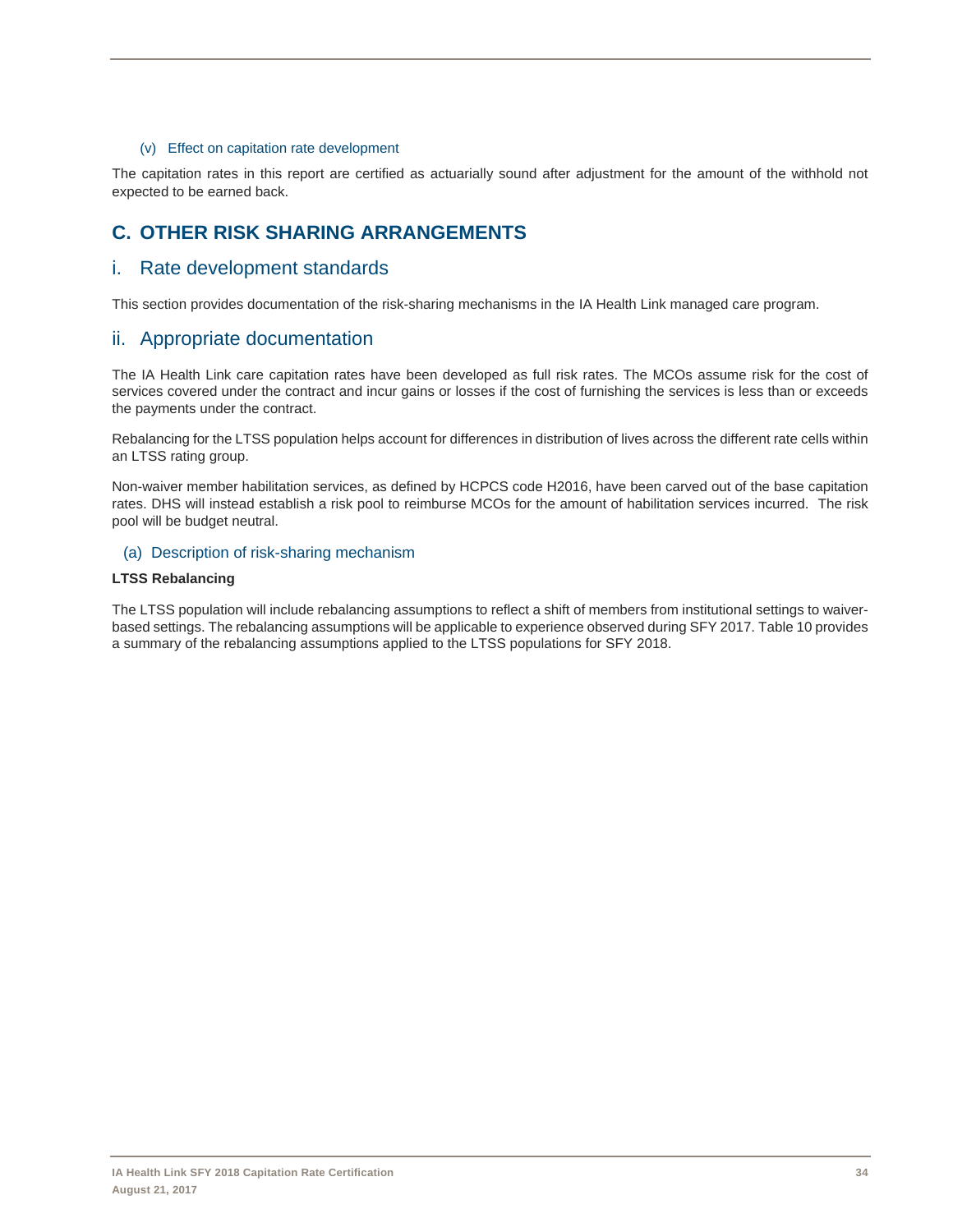#### (v) Effect on capitation rate development

The capitation rates in this report are certified as actuarially sound after adjustment for the amount of the withhold not expected to be earned back.

## C. OTHER RISK SHARING ARRANGEMENTS

### i. Rate development standards

This section provides documentation of the risk-sharing mechanisms in the IA Health Link managed care program.

### ii. Appropriate documentation

The IA Health Link care capitation rates have been developed as full risk rates. The MCOs assume risk for the cost of services covered under the contract and incur gains or losses if the cost of furnishing the services is less than or exceeds the payments under the contract.

Rebalancing for the LTSS population helps account for differences in distribution of lives across the different rate cells within an LTSS rating group.

Non-waiver member habilitation services, as defined by HCPCS code H2016, have been carved out of the base capitation rates. DHS will instead establish a risk pool to reimburse MCOs for the amount of habilitation services incurred. The risk pool will be budget neutral.

#### (a) Description of risk-sharing mechanism

**LTSS Rebalancing**

The LTSS population will include rebalancing assumptions to reflect a shift of members from institutional settings to waiver-based settings. The rebalancing assumptions will be applicable to experience observed during SFY 2017. Table 10 provides a summary of the rebalancing assumptions applied to the LTSS populations for SFY 2018.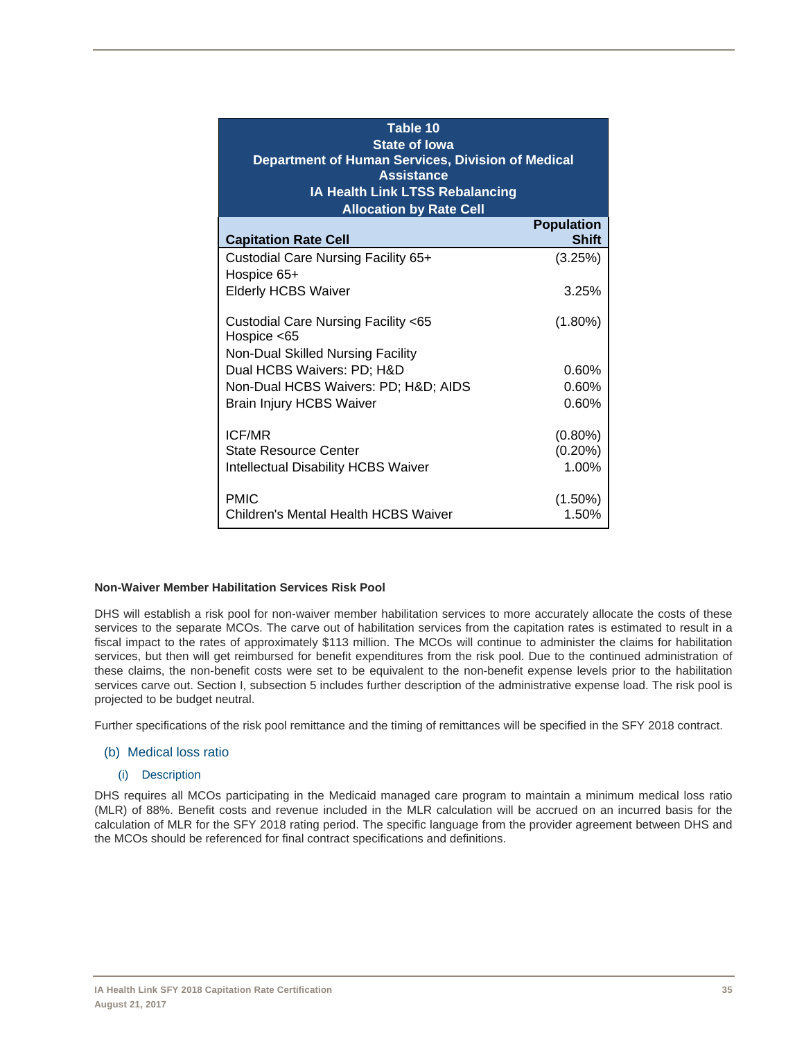| Table 10<br>State of Iowa<br>Department of Human Services, Division of Medical Assistance<br>IA Health Link LTSS Rebalancing<br>Allocation by Rate Cell | |
|---|---|
| **Capitation Rate Cell** | **Population Shift** |
| Custodial Care Nursing Facility 65+<br>Hospice 65+ | (3.25%) |
| Elderly HCBS Waiver | 3.25% |
| | |
| Custodial Care Nursing Facility <65<br>Hospice <65 | (1.80%) |
| Non-Dual Skilled Nursing Facility | |
| Dual HCBS Waivers: PD; H&D | 0.60% |
| Non-Dual HCBS Waivers: PD; H&D; AIDS | 0.60% |
| Brain Injury HCBS Waiver | 0.60% |
| | |
| ICF/MR | (0.80%) |
| State Resource Center | (0.20%) |
| Intellectual Disability HCBS Waiver | 1.00% |
| | |
| PMIC | (1.50%) |
| Children's Mental Health HCBS Waiver | 1.50% |

**Non-Waiver Member Habilitation Services Risk Pool**

DHS will establish a risk pool for non-waiver member habilitation services to more accurately allocate the costs of these services to the separate MCOs. The carve out of habilitation services from the capitation rates is estimated to result in a fiscal impact to the rates of approximately $113 million. The MCOs will continue to administer the claims for habilitation services, but then will get reimbursed for benefit expenditures from the risk pool. Due to the continued administration of these claims, the non-benefit costs were set to be equivalent to the non-benefit expense levels prior to the habilitation services carve out. Section I, subsection 5 includes further description of the administrative expense load. The risk pool is projected to be budget neutral.

Further specifications of the risk pool remittance and the timing of remittances will be specified in the SFY 2018 contract.

## (b) Medical loss ratio

### (i) Description

DHS requires all MCOs participating in the Medicaid managed care program to maintain a minimum medical loss ratio (MLR) of 88%. Benefit costs and revenue included in the MLR calculation will be accrued on an incurred basis for the calculation of MLR for the SFY 2018 rating period. The specific language from the provider agreement between DHS and the MCOs should be referenced for final contract specifications and definitions.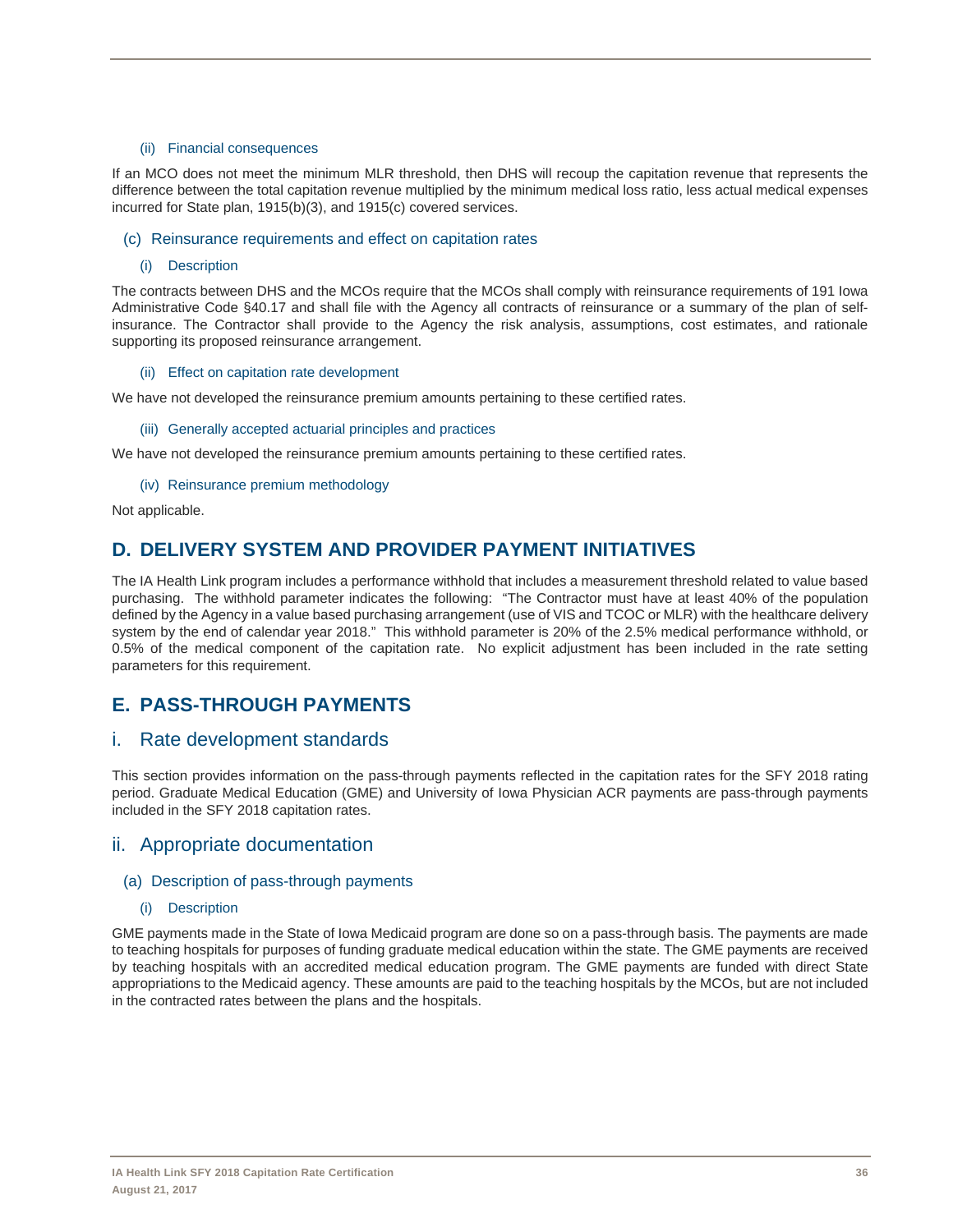#### (ii) Financial consequences

If an MCO does not meet the minimum MLR threshold, then DHS will recoup the capitation revenue that represents the difference between the total capitation revenue multiplied by the minimum medical loss ratio, less actual medical expenses incurred for State plan, 1915(b)(3), and 1915(c) covered services.

### (c) Reinsurance requirements and effect on capitation rates

#### (i) Description

The contracts between DHS and the MCOs require that the MCOs shall comply with reinsurance requirements of 191 Iowa Administrative Code §40.17 and shall file with the Agency all contracts of reinsurance or a summary of the plan of self-insurance. The Contractor shall provide to the Agency the risk analysis, assumptions, cost estimates, and rationale supporting its proposed reinsurance arrangement.

#### (ii) Effect on capitation rate development

We have not developed the reinsurance premium amounts pertaining to these certified rates.

#### (iii) Generally accepted actuarial principles and practices

We have not developed the reinsurance premium amounts pertaining to these certified rates.

#### (iv) Reinsurance premium methodology

Not applicable.

# D. DELIVERY SYSTEM AND PROVIDER PAYMENT INITIATIVES

The IA Health Link program includes a performance withhold that includes a measurement threshold related to value based purchasing. The withhold parameter indicates the following: "The Contractor must have at least 40% of the population defined by the Agency in a value based purchasing arrangement (use of VIS and TCOC or MLR) with the healthcare delivery system by the end of calendar year 2018." This withhold parameter is 20% of the 2.5% medical performance withhold, or 0.5% of the medical component of the capitation rate. No explicit adjustment has been included in the rate setting parameters for this requirement.

# E. PASS-THROUGH PAYMENTS

## i. Rate development standards

This section provides information on the pass-through payments reflected in the capitation rates for the SFY 2018 rating period. Graduate Medical Education (GME) and University of Iowa Physician ACR payments are pass-through payments included in the SFY 2018 capitation rates.

## ii. Appropriate documentation

### (a) Description of pass-through payments

#### (i) Description

GME payments made in the State of Iowa Medicaid program are done so on a pass-through basis. The payments are made to teaching hospitals for purposes of funding graduate medical education within the state. The GME payments are received by teaching hospitals with an accredited medical education program. The GME payments are funded with direct State appropriations to the Medicaid agency. These amounts are paid to the teaching hospitals by the MCOs, but are not included in the contracted rates between the plans and the hospitals.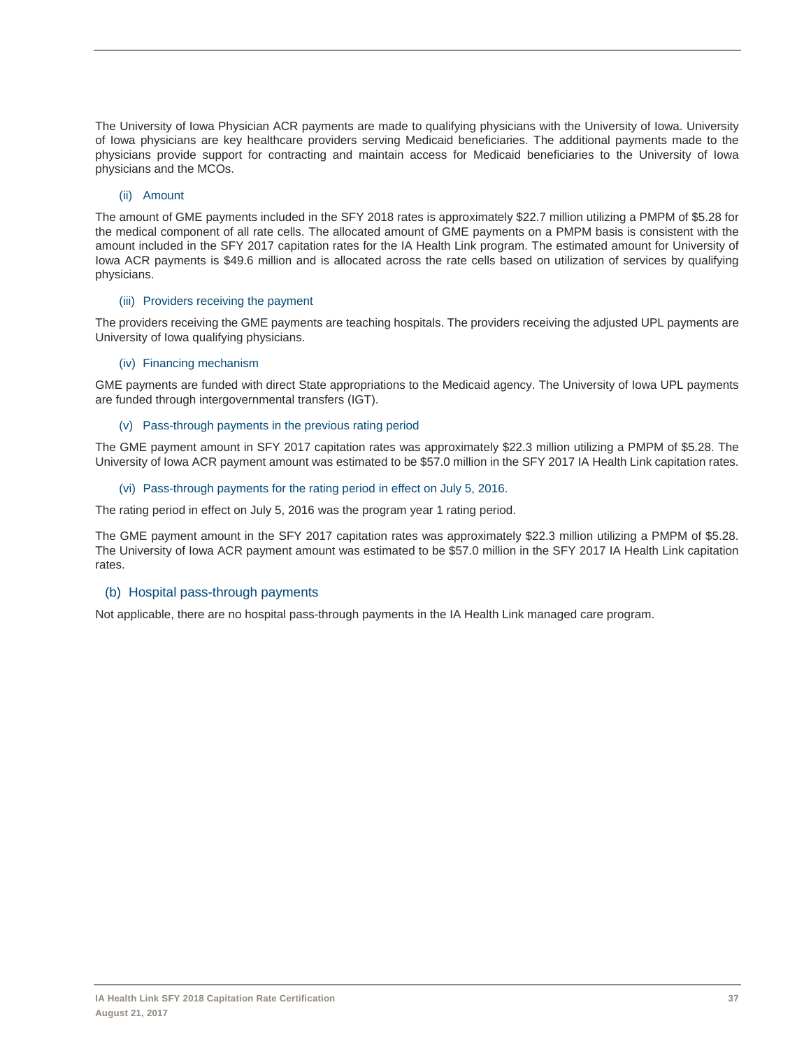The University of Iowa Physician ACR payments are made to qualifying physicians with the University of Iowa. University of Iowa physicians are key healthcare providers serving Medicaid beneficiaries. The additional payments made to the physicians provide support for contracting and maintain access for Medicaid beneficiaries to the University of Iowa physicians and the MCOs.

#### (ii) Amount

The amount of GME payments included in the SFY 2018 rates is approximately $22.7 million utilizing a PMPM of $5.28 for the medical component of all rate cells. The allocated amount of GME payments on a PMPM basis is consistent with the amount included in the SFY 2017 capitation rates for the IA Health Link program. The estimated amount for University of Iowa ACR payments is $49.6 million and is allocated across the rate cells based on utilization of services by qualifying physicians.

#### (iii) Providers receiving the payment

The providers receiving the GME payments are teaching hospitals. The providers receiving the adjusted UPL payments are University of Iowa qualifying physicians.

#### (iv) Financing mechanism

GME payments are funded with direct State appropriations to the Medicaid agency. The University of Iowa UPL payments are funded through intergovernmental transfers (IGT).

#### (v) Pass-through payments in the previous rating period

The GME payment amount in SFY 2017 capitation rates was approximately $22.3 million utilizing a PMPM of $5.28. The University of Iowa ACR payment amount was estimated to be $57.0 million in the SFY 2017 IA Health Link capitation rates.

#### (vi) Pass-through payments for the rating period in effect on July 5, 2016.

The rating period in effect on July 5, 2016 was the program year 1 rating period.

The GME payment amount in the SFY 2017 capitation rates was approximately $22.3 million utilizing a PMPM of $5.28. The University of Iowa ACR payment amount was estimated to be $57.0 million in the SFY 2017 IA Health Link capitation rates.

### (b) Hospital pass-through payments

Not applicable, there are no hospital pass-through payments in the IA Health Link managed care program.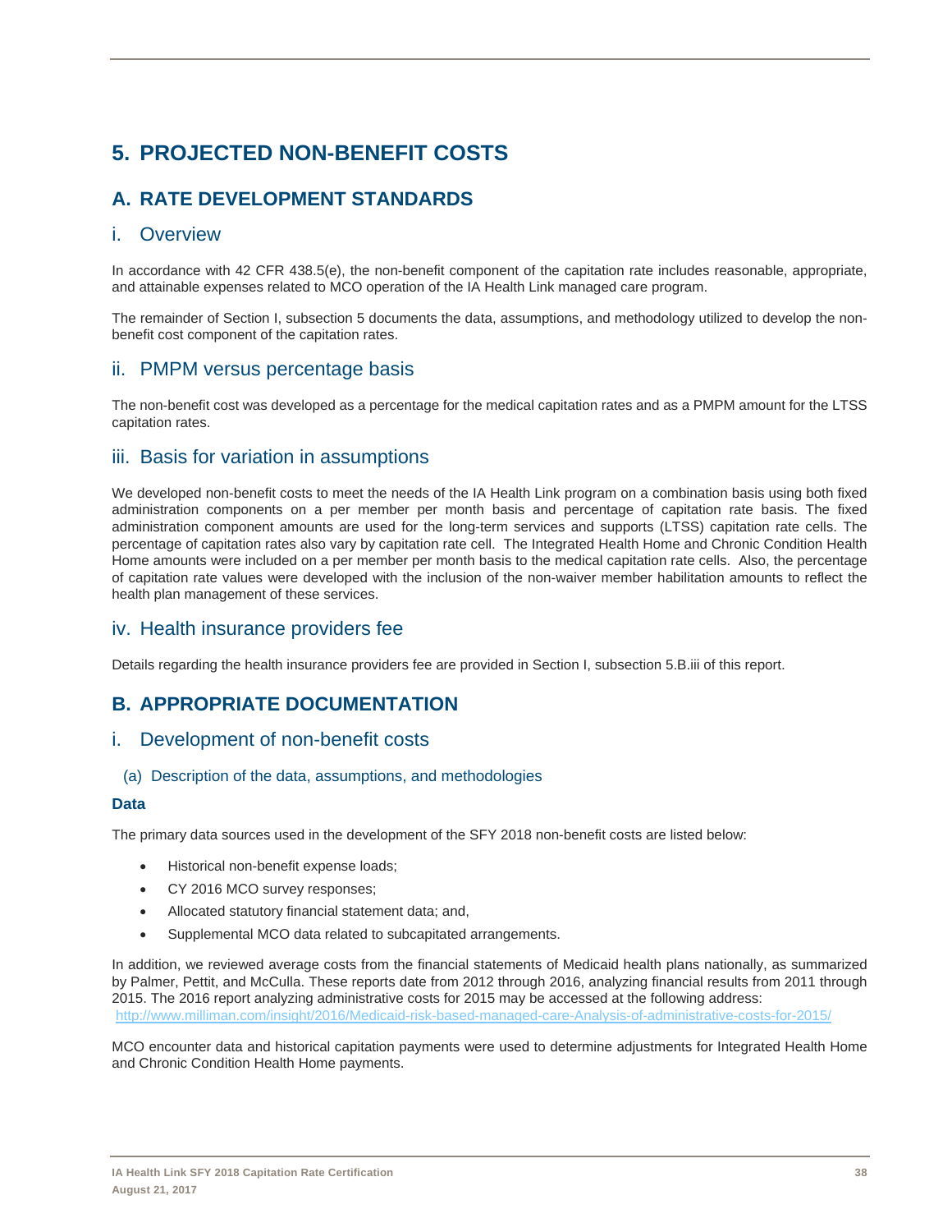# 5. PROJECTED NON-BENEFIT COSTS

## A. RATE DEVELOPMENT STANDARDS

### i. Overview

In accordance with 42 CFR 438.5(e), the non-benefit component of the capitation rate includes reasonable, appropriate, and attainable expenses related to MCO operation of the IA Health Link managed care program.

The remainder of Section I, subsection 5 documents the data, assumptions, and methodology utilized to develop the non-benefit cost component of the capitation rates.

### ii. PMPM versus percentage basis

The non-benefit cost was developed as a percentage for the medical capitation rates and as a PMPM amount for the LTSS capitation rates.

### iii. Basis for variation in assumptions

We developed non-benefit costs to meet the needs of the IA Health Link program on a combination basis using both fixed administration components on a per member per month basis and percentage of capitation rate basis. The fixed administration component amounts are used for the long-term services and supports (LTSS) capitation rate cells. The percentage of capitation rates also vary by capitation rate cell. The Integrated Health Home and Chronic Condition Health Home amounts were included on a per member per month basis to the medical capitation rate cells. Also, the percentage of capitation rate values were developed with the inclusion of the non-waiver member habilitation amounts to reflect the health plan management of these services.

### iv. Health insurance providers fee

Details regarding the health insurance providers fee are provided in Section I, subsection 5.B.iii of this report.

## B. APPROPRIATE DOCUMENTATION

### i. Development of non-benefit costs

#### (a) Description of the data, assumptions, and methodologies

**Data**

The primary data sources used in the development of the SFY 2018 non-benefit costs are listed below:

- Historical non-benefit expense loads;
- CY 2016 MCO survey responses;
- Allocated statutory financial statement data; and,
- Supplemental MCO data related to subcapitated arrangements.

In addition, we reviewed average costs from the financial statements of Medicaid health plans nationally, as summarized by Palmer, Pettit, and McCulla. These reports date from 2012 through 2016, analyzing financial results from 2011 through 2015. The 2016 report analyzing administrative costs for 2015 may be accessed at the following address: http://www.milliman.com/insight/2016/Medicaid-risk-based-managed-care-Analysis-of-administrative-costs-for-2015/

MCO encounter data and historical capitation payments were used to determine adjustments for Integrated Health Home and Chronic Condition Health Home payments.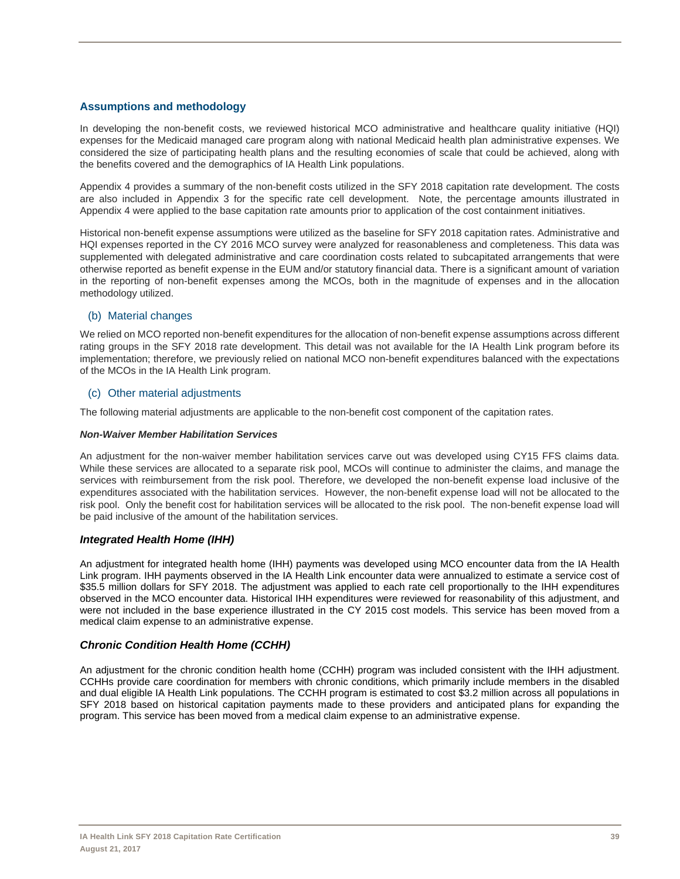### Assumptions and methodology

In developing the non-benefit costs, we reviewed historical MCO administrative and healthcare quality initiative (HQI) expenses for the Medicaid managed care program along with national Medicaid health plan administrative expenses. We considered the size of participating health plans and the resulting economies of scale that could be achieved, along with the benefits covered and the demographics of IA Health Link populations.

Appendix 4 provides a summary of the non-benefit costs utilized in the SFY 2018 capitation rate development. The costs are also included in Appendix 3 for the specific rate cell development. Note, the percentage amounts illustrated in Appendix 4 were applied to the base capitation rate amounts prior to application of the cost containment initiatives.

Historical non-benefit expense assumptions were utilized as the baseline for SFY 2018 capitation rates. Administrative and HQI expenses reported in the CY 2016 MCO survey were analyzed for reasonableness and completeness. This data was supplemented with delegated administrative and care coordination costs related to subcapitated arrangements that were otherwise reported as benefit expense in the EUM and/or statutory financial data. There is a significant amount of variation in the reporting of non-benefit expenses among the MCOs, both in the magnitude of expenses and in the allocation methodology utilized.

### (b) Material changes

We relied on MCO reported non-benefit expenditures for the allocation of non-benefit expense assumptions across different rating groups in the SFY 2018 rate development. This detail was not available for the IA Health Link program before its implementation; therefore, we previously relied on national MCO non-benefit expenditures balanced with the expectations of the MCOs in the IA Health Link program.

### (c) Other material adjustments

The following material adjustments are applicable to the non-benefit cost component of the capitation rates.

***Non-Waiver Member Habilitation Services***

An adjustment for the non-waiver member habilitation services carve out was developed using CY15 FFS claims data. While these services are allocated to a separate risk pool, MCOs will continue to administer the claims, and manage the services with reimbursement from the risk pool. Therefore, we developed the non-benefit expense load inclusive of the expenditures associated with the habilitation services. However, the non-benefit expense load will not be allocated to the risk pool. Only the benefit cost for habilitation services will be allocated to the risk pool. The non-benefit expense load will be paid inclusive of the amount of the habilitation services.

#### *Integrated Health Home (IHH)*

An adjustment for integrated health home (IHH) payments was developed using MCO encounter data from the IA Health Link program. IHH payments observed in the IA Health Link encounter data were annualized to estimate a service cost of $35.5 million dollars for SFY 2018. The adjustment was applied to each rate cell proportionally to the IHH expenditures observed in the MCO encounter data. Historical IHH expenditures were reviewed for reasonability of this adjustment, and were not included in the base experience illustrated in the CY 2015 cost models. This service has been moved from a medical claim expense to an administrative expense.

#### *Chronic Condition Health Home (CCHH)*

An adjustment for the chronic condition health home (CCHH) program was included consistent with the IHH adjustment. CCHHs provide care coordination for members with chronic conditions, which primarily include members in the disabled and dual eligible IA Health Link populations. The CCHH program is estimated to cost $3.2 million across all populations in SFY 2018 based on historical capitation payments made to these providers and anticipated plans for expanding the program. This service has been moved from a medical claim expense to an administrative expense.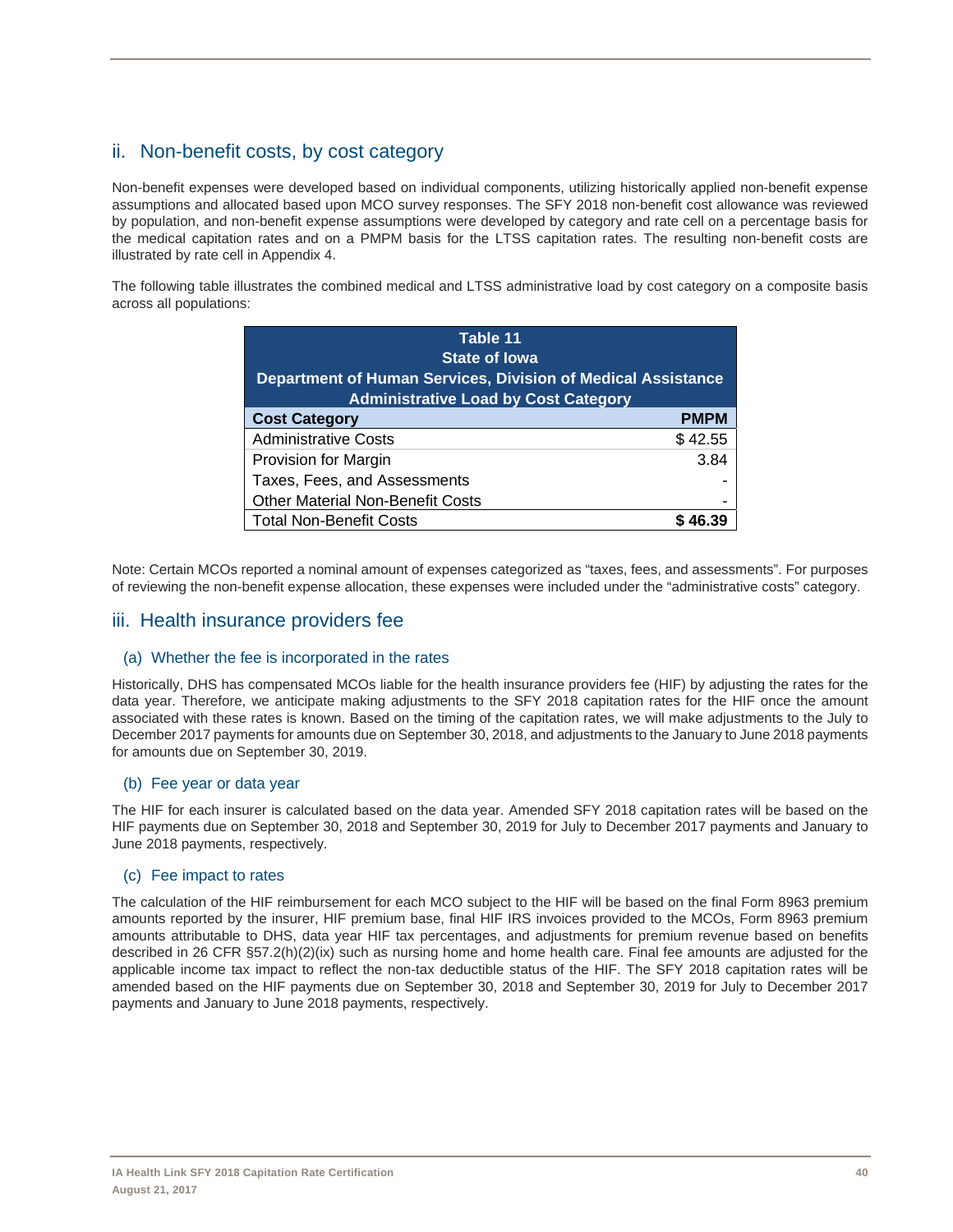## ii. Non-benefit costs, by cost category

Non-benefit expenses were developed based on individual components, utilizing historically applied non-benefit expense assumptions and allocated based upon MCO survey responses. The SFY 2018 non-benefit cost allowance was reviewed by population, and non-benefit expense assumptions were developed by category and rate cell on a percentage basis for the medical capitation rates and on a PMPM basis for the LTSS capitation rates. The resulting non-benefit costs are illustrated by rate cell in Appendix 4.

The following table illustrates the combined medical and LTSS administrative load by cost category on a composite basis across all populations:

| Table 11<br>State of Iowa<br>Department of Human Services, Division of Medical Assistance<br>Administrative Load by Cost Category | |
|---|---|
| **Cost Category** | **PMPM** |
| Administrative Costs | $ 42.55 |
| Provision for Margin | 3.84 |
| Taxes, Fees, and Assessments | - |
| Other Material Non-Benefit Costs | - |
| Total Non-Benefit Costs | **$ 46.39** |

Note: Certain MCOs reported a nominal amount of expenses categorized as "taxes, fees, and assessments". For purposes of reviewing the non-benefit expense allocation, these expenses were included under the "administrative costs" category.

## iii. Health insurance providers fee

### (a) Whether the fee is incorporated in the rates

Historically, DHS has compensated MCOs liable for the health insurance providers fee (HIF) by adjusting the rates for the data year. Therefore, we anticipate making adjustments to the SFY 2018 capitation rates for the HIF once the amount associated with these rates is known. Based on the timing of the capitation rates, we will make adjustments to the July to December 2017 payments for amounts due on September 30, 2018, and adjustments to the January to June 2018 payments for amounts due on September 30, 2019.

### (b) Fee year or data year

The HIF for each insurer is calculated based on the data year. Amended SFY 2018 capitation rates will be based on the HIF payments due on September 30, 2018 and September 30, 2019 for July to December 2017 payments and January to June 2018 payments, respectively.

### (c) Fee impact to rates

The calculation of the HIF reimbursement for each MCO subject to the HIF will be based on the final Form 8963 premium amounts reported by the insurer, HIF premium base, final HIF IRS invoices provided to the MCOs, Form 8963 premium amounts attributable to DHS, data year HIF tax percentages, and adjustments for premium revenue based on benefits described in 26 CFR §57.2(h)(2)(ix) such as nursing home and home health care. Final fee amounts are adjusted for the applicable income tax impact to reflect the non-tax deductible status of the HIF. The SFY 2018 capitation rates will be amended based on the HIF payments due on September 30, 2018 and September 30, 2019 for July to December 2017 payments and January to June 2018 payments, respectively.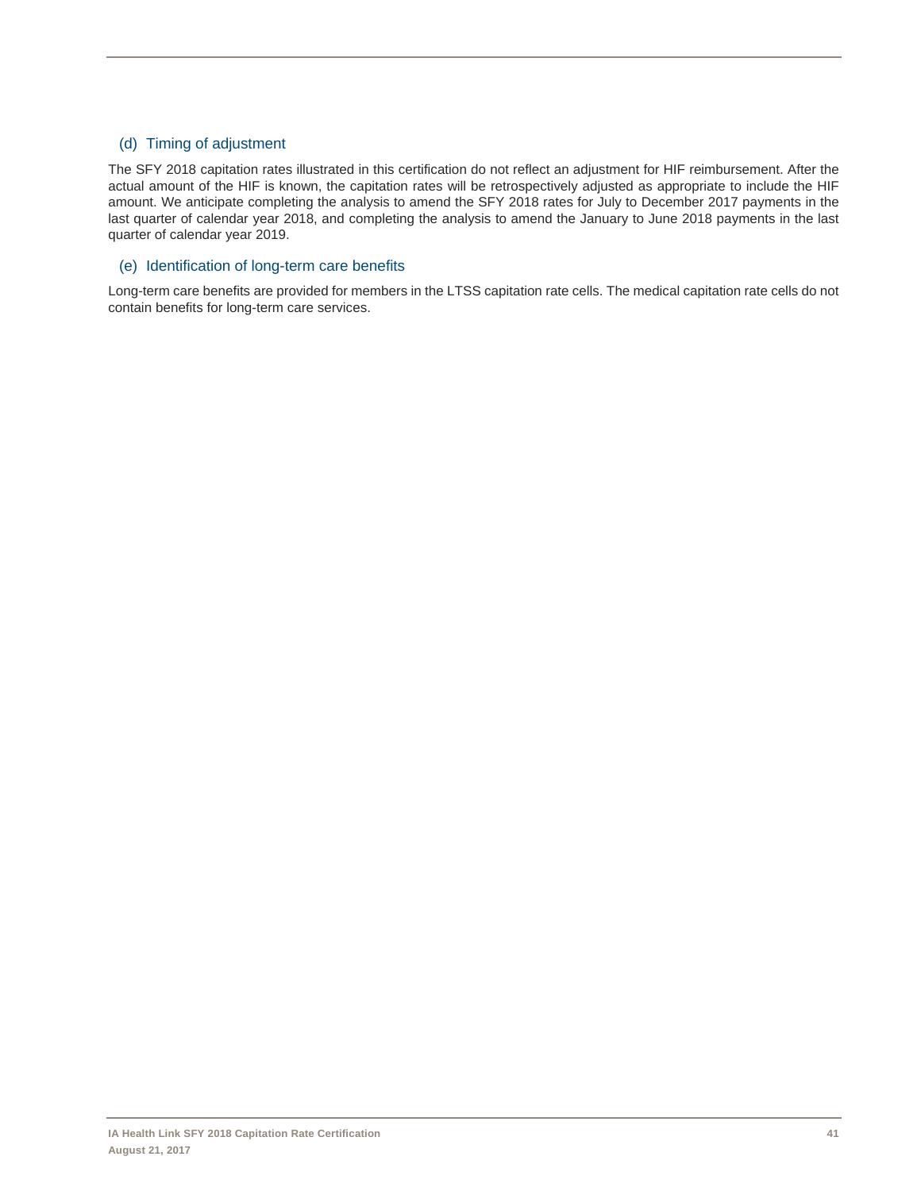#### (d) Timing of adjustment

The SFY 2018 capitation rates illustrated in this certification do not reflect an adjustment for HIF reimbursement. After the actual amount of the HIF is known, the capitation rates will be retrospectively adjusted as appropriate to include the HIF amount. We anticipate completing the analysis to amend the SFY 2018 rates for July to December 2017 payments in the last quarter of calendar year 2018, and completing the analysis to amend the January to June 2018 payments in the last quarter of calendar year 2019.

#### (e) Identification of long-term care benefits

Long-term care benefits are provided for members in the LTSS capitation rate cells. The medical capitation rate cells do not contain benefits for long-term care services.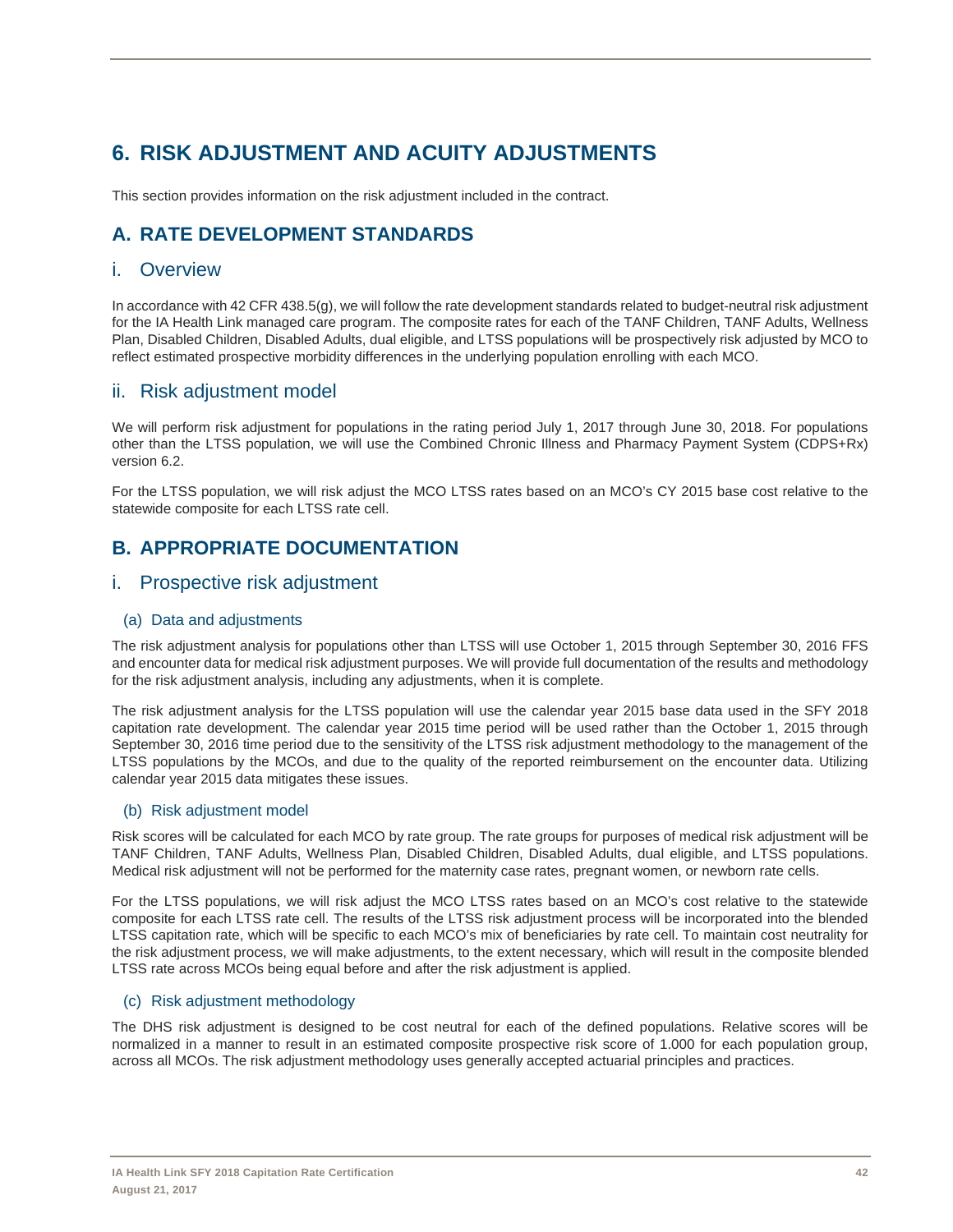# 6. RISK ADJUSTMENT AND ACUITY ADJUSTMENTS

This section provides information on the risk adjustment included in the contract.

## A. RATE DEVELOPMENT STANDARDS

### i. Overview

In accordance with 42 CFR 438.5(g), we will follow the rate development standards related to budget-neutral risk adjustment for the IA Health Link managed care program. The composite rates for each of the TANF Children, TANF Adults, Wellness Plan, Disabled Children, Disabled Adults, dual eligible, and LTSS populations will be prospectively risk adjusted by MCO to reflect estimated prospective morbidity differences in the underlying population enrolling with each MCO.

### ii. Risk adjustment model

We will perform risk adjustment for populations in the rating period July 1, 2017 through June 30, 2018. For populations other than the LTSS population, we will use the Combined Chronic Illness and Pharmacy Payment System (CDPS+Rx) version 6.2.

For the LTSS population, we will risk adjust the MCO LTSS rates based on an MCO's CY 2015 base cost relative to the statewide composite for each LTSS rate cell.

## B. APPROPRIATE DOCUMENTATION

### i. Prospective risk adjustment

#### (a) Data and adjustments

The risk adjustment analysis for populations other than LTSS will use October 1, 2015 through September 30, 2016 FFS and encounter data for medical risk adjustment purposes. We will provide full documentation of the results and methodology for the risk adjustment analysis, including any adjustments, when it is complete.

The risk adjustment analysis for the LTSS population will use the calendar year 2015 base data used in the SFY 2018 capitation rate development. The calendar year 2015 time period will be used rather than the October 1, 2015 through September 30, 2016 time period due to the sensitivity of the LTSS risk adjustment methodology to the management of the LTSS populations by the MCOs, and due to the quality of the reported reimbursement on the encounter data. Utilizing calendar year 2015 data mitigates these issues.

#### (b) Risk adjustment model

Risk scores will be calculated for each MCO by rate group. The rate groups for purposes of medical risk adjustment will be TANF Children, TANF Adults, Wellness Plan, Disabled Children, Disabled Adults, dual eligible, and LTSS populations. Medical risk adjustment will not be performed for the maternity case rates, pregnant women, or newborn rate cells.

For the LTSS populations, we will risk adjust the MCO LTSS rates based on an MCO's cost relative to the statewide composite for each LTSS rate cell. The results of the LTSS risk adjustment process will be incorporated into the blended LTSS capitation rate, which will be specific to each MCO's mix of beneficiaries by rate cell. To maintain cost neutrality for the risk adjustment process, we will make adjustments, to the extent necessary, which will result in the composite blended LTSS rate across MCOs being equal before and after the risk adjustment is applied.

#### (c) Risk adjustment methodology

The DHS risk adjustment is designed to be cost neutral for each of the defined populations. Relative scores will be normalized in a manner to result in an estimated composite prospective risk score of 1.000 for each population group, across all MCOs. The risk adjustment methodology uses generally accepted actuarial principles and practices.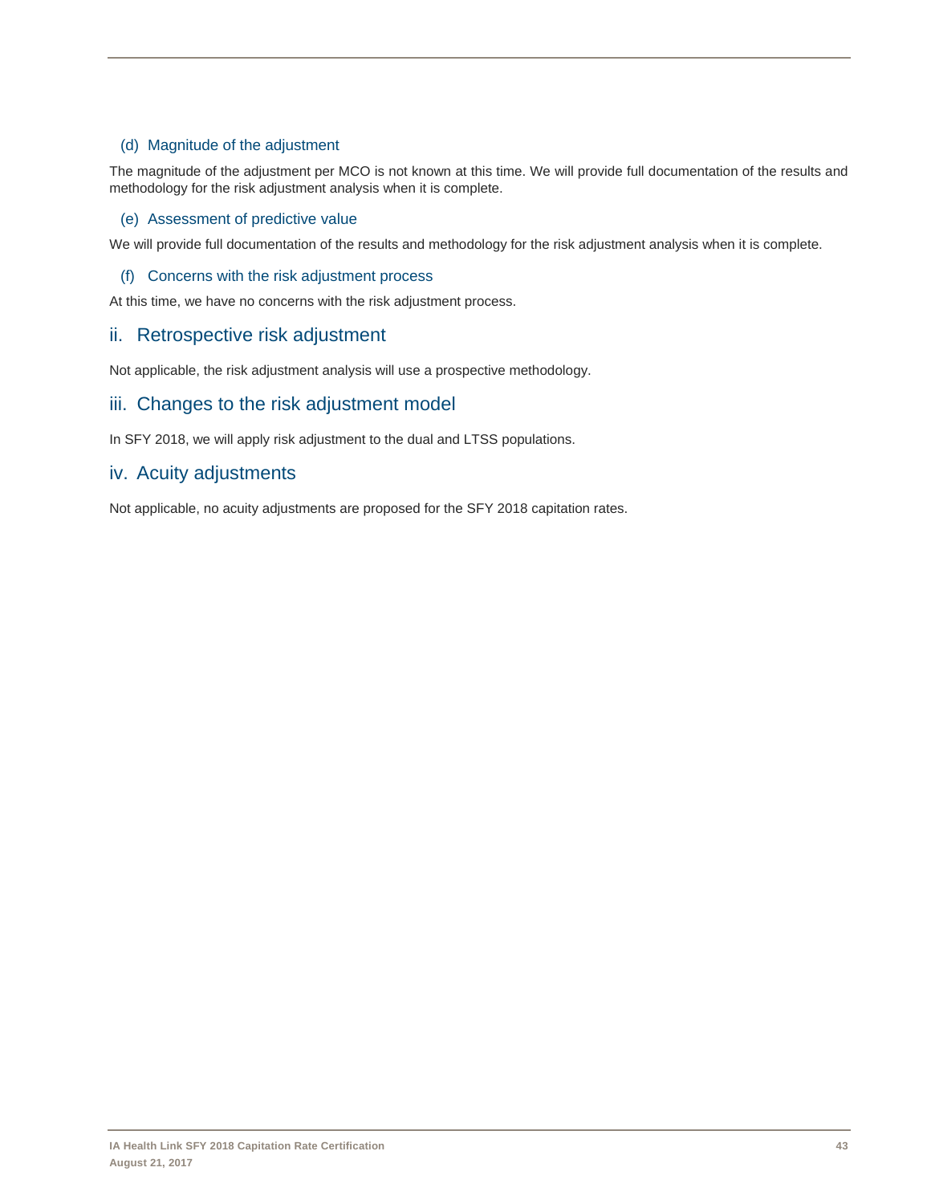#### (d) Magnitude of the adjustment

The magnitude of the adjustment per MCO is not known at this time. We will provide full documentation of the results and methodology for the risk adjustment analysis when it is complete.

#### (e) Assessment of predictive value

We will provide full documentation of the results and methodology for the risk adjustment analysis when it is complete.

#### (f) Concerns with the risk adjustment process

At this time, we have no concerns with the risk adjustment process.

### ii. Retrospective risk adjustment

Not applicable, the risk adjustment analysis will use a prospective methodology.

### iii. Changes to the risk adjustment model

In SFY 2018, we will apply risk adjustment to the dual and LTSS populations.

### iv. Acuity adjustments

Not applicable, no acuity adjustments are proposed for the SFY 2018 capitation rates.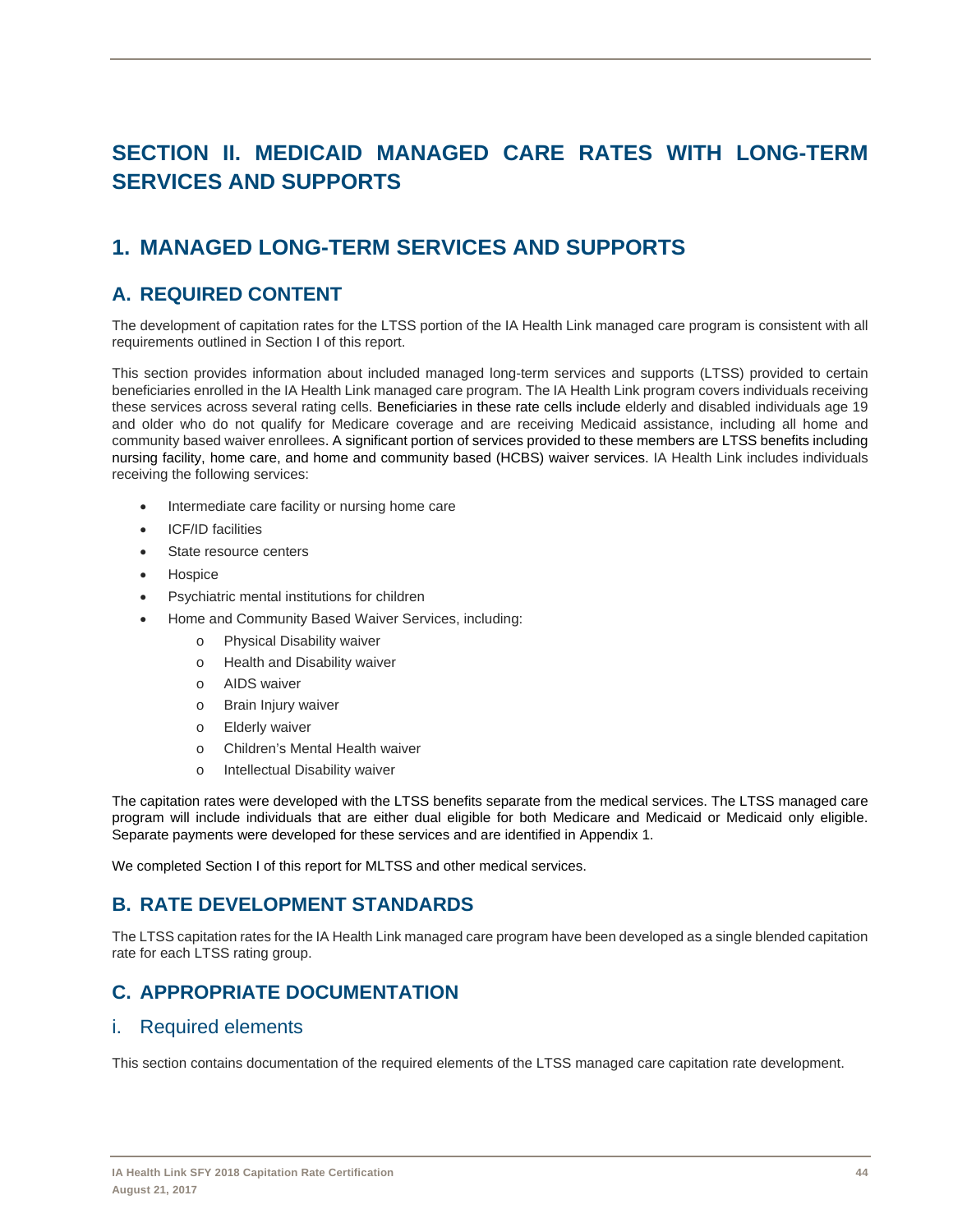# SECTION II. MEDICAID MANAGED CARE RATES WITH LONG-TERM SERVICES AND SUPPORTS

## 1. MANAGED LONG-TERM SERVICES AND SUPPORTS

### A. REQUIRED CONTENT

The development of capitation rates for the LTSS portion of the IA Health Link managed care program is consistent with all requirements outlined in Section I of this report.

This section provides information about included managed long-term services and supports (LTSS) provided to certain beneficiaries enrolled in the IA Health Link managed care program. The IA Health Link program covers individuals receiving these services across several rating cells. Beneficiaries in these rate cells include elderly and disabled individuals age 19 and older who do not qualify for Medicare coverage and are receiving Medicaid assistance, including all home and community based waiver enrollees. A significant portion of services provided to these members are LTSS benefits including nursing facility, home care, and home and community based (HCBS) waiver services. IA Health Link includes individuals receiving the following services:

- Intermediate care facility or nursing home care
- ICF/ID facilities
- State resource centers
- Hospice
- Psychiatric mental institutions for children
- Home and Community Based Waiver Services, including:
  - Physical Disability waiver
  - Health and Disability waiver
  - AIDS waiver
  - Brain Injury waiver
  - Elderly waiver
  - Children's Mental Health waiver
  - Intellectual Disability waiver

The capitation rates were developed with the LTSS benefits separate from the medical services. The LTSS managed care program will include individuals that are either dual eligible for both Medicare and Medicaid or Medicaid only eligible. Separate payments were developed for these services and are identified in Appendix 1.

We completed Section I of this report for MLTSS and other medical services.

### B. RATE DEVELOPMENT STANDARDS

The LTSS capitation rates for the IA Health Link managed care program have been developed as a single blended capitation rate for each LTSS rating group.

### C. APPROPRIATE DOCUMENTATION

#### i. Required elements

This section contains documentation of the required elements of the LTSS managed care capitation rate development.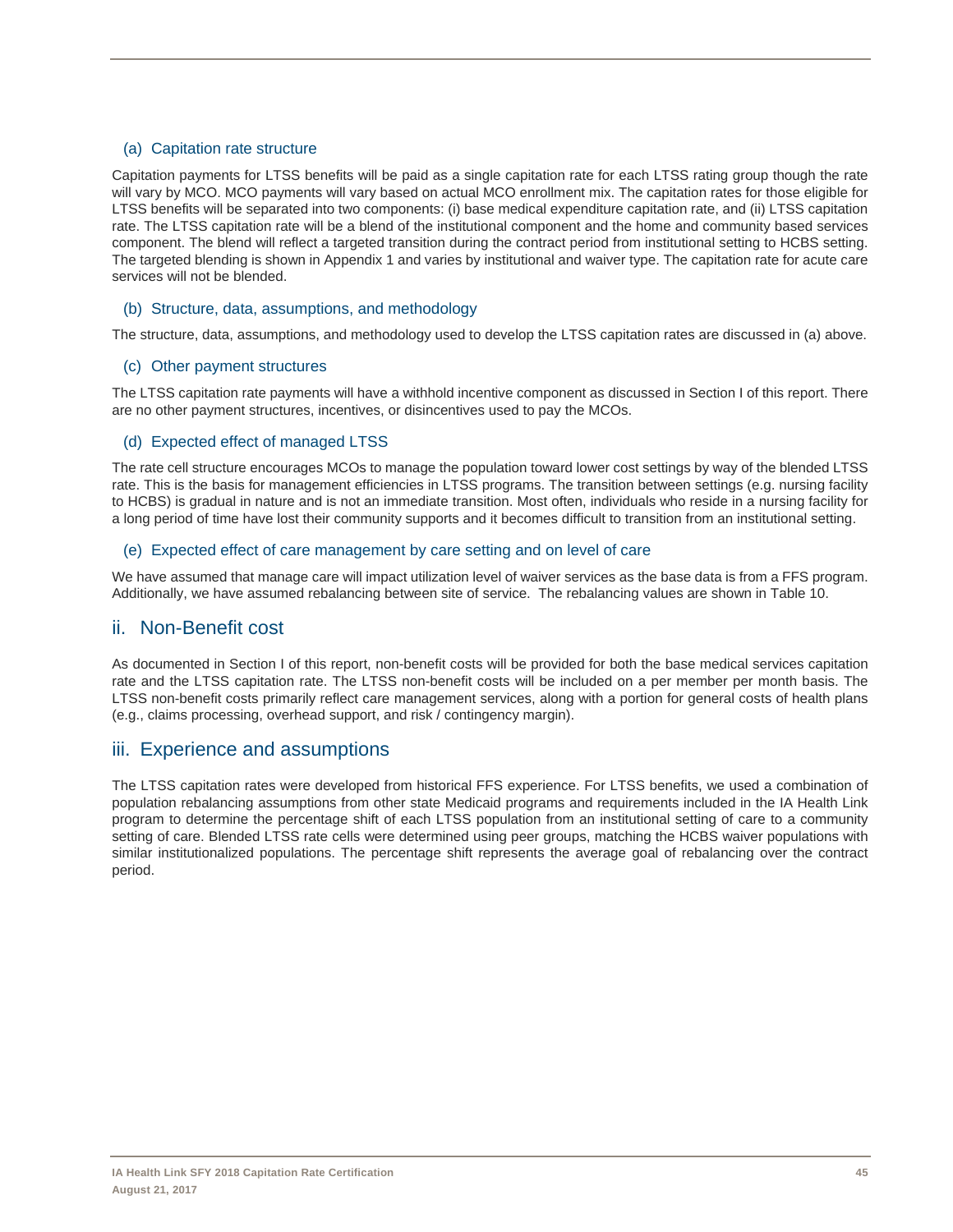#### (a) Capitation rate structure

Capitation payments for LTSS benefits will be paid as a single capitation rate for each LTSS rating group though the rate will vary by MCO. MCO payments will vary based on actual MCO enrollment mix. The capitation rates for those eligible for LTSS benefits will be separated into two components: (i) base medical expenditure capitation rate, and (ii) LTSS capitation rate. The LTSS capitation rate will be a blend of the institutional component and the home and community based services component. The blend will reflect a targeted transition during the contract period from institutional setting to HCBS setting. The targeted blending is shown in Appendix 1 and varies by institutional and waiver type. The capitation rate for acute care services will not be blended.

#### (b) Structure, data, assumptions, and methodology

The structure, data, assumptions, and methodology used to develop the LTSS capitation rates are discussed in (a) above.

#### (c) Other payment structures

The LTSS capitation rate payments will have a withhold incentive component as discussed in Section I of this report. There are no other payment structures, incentives, or disincentives used to pay the MCOs.

#### (d) Expected effect of managed LTSS

The rate cell structure encourages MCOs to manage the population toward lower cost settings by way of the blended LTSS rate. This is the basis for management efficiencies in LTSS programs. The transition between settings (e.g. nursing facility to HCBS) is gradual in nature and is not an immediate transition. Most often, individuals who reside in a nursing facility for a long period of time have lost their community supports and it becomes difficult to transition from an institutional setting.

#### (e) Expected effect of care management by care setting and on level of care

We have assumed that manage care will impact utilization level of waiver services as the base data is from a FFS program. Additionally, we have assumed rebalancing between site of service. The rebalancing values are shown in Table 10.

## ii. Non-Benefit cost

As documented in Section I of this report, non-benefit costs will be provided for both the base medical services capitation rate and the LTSS capitation rate. The LTSS non-benefit costs will be included on a per member per month basis. The LTSS non-benefit costs primarily reflect care management services, along with a portion for general costs of health plans (e.g., claims processing, overhead support, and risk / contingency margin).

## iii. Experience and assumptions

The LTSS capitation rates were developed from historical FFS experience. For LTSS benefits, we used a combination of population rebalancing assumptions from other state Medicaid programs and requirements included in the IA Health Link program to determine the percentage shift of each LTSS population from an institutional setting of care to a community setting of care. Blended LTSS rate cells were determined using peer groups, matching the HCBS waiver populations with similar institutionalized populations. The percentage shift represents the average goal of rebalancing over the contract period.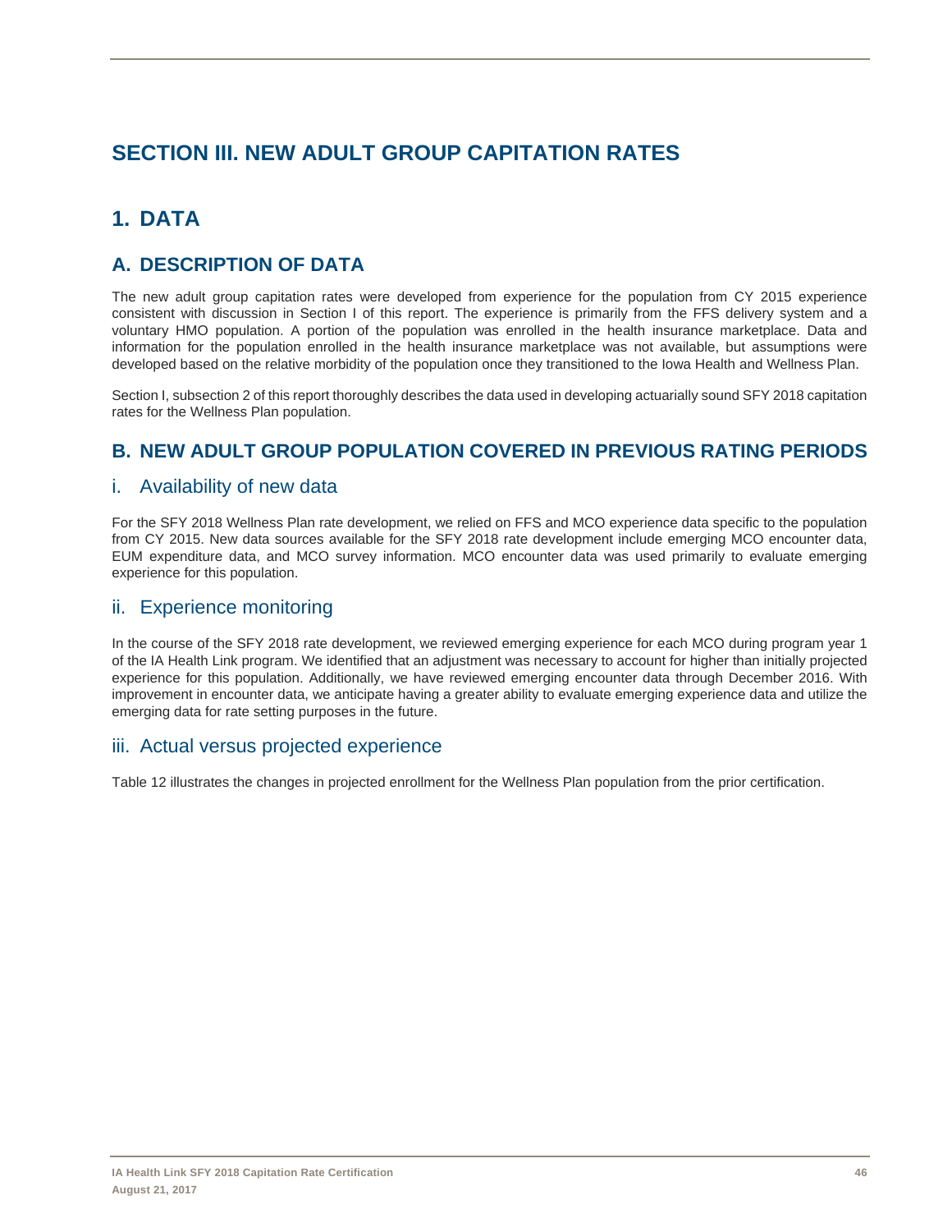# SECTION III. NEW ADULT GROUP CAPITATION RATES

## 1. DATA

### A. DESCRIPTION OF DATA

The new adult group capitation rates were developed from experience for the population from CY 2015 experience consistent with discussion in Section I of this report. The experience is primarily from the FFS delivery system and a voluntary HMO population. A portion of the population was enrolled in the health insurance marketplace. Data and information for the population enrolled in the health insurance marketplace was not available, but assumptions were developed based on the relative morbidity of the population once they transitioned to the Iowa Health and Wellness Plan.

Section I, subsection 2 of this report thoroughly describes the data used in developing actuarially sound SFY 2018 capitation rates for the Wellness Plan population.

### B. NEW ADULT GROUP POPULATION COVERED IN PREVIOUS RATING PERIODS

#### i. Availability of new data

For the SFY 2018 Wellness Plan rate development, we relied on FFS and MCO experience data specific to the population from CY 2015. New data sources available for the SFY 2018 rate development include emerging MCO encounter data, EUM expenditure data, and MCO survey information. MCO encounter data was used primarily to evaluate emerging experience for this population.

#### ii. Experience monitoring

In the course of the SFY 2018 rate development, we reviewed emerging experience for each MCO during program year 1 of the IA Health Link program. We identified that an adjustment was necessary to account for higher than initially projected experience for this population. Additionally, we have reviewed emerging encounter data through December 2016. With improvement in encounter data, we anticipate having a greater ability to evaluate emerging experience data and utilize the emerging data for rate setting purposes in the future.

#### iii. Actual versus projected experience

Table 12 illustrates the changes in projected enrollment for the Wellness Plan population from the prior certification.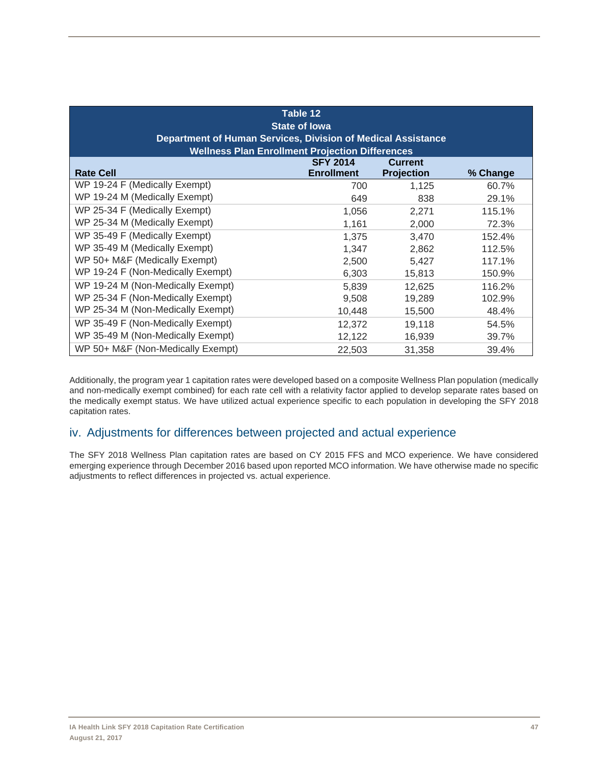| Table 12<br>State of Iowa<br>Department of Human Services, Division of Medical Assistance<br>Wellness Plan Enrollment Projection Differences | | | |
|---|---|---|---|
| **Rate Cell** | **SFY 2014 Enrollment** | **Current Projection** | **% Change** |
| WP 19-24 F (Medically Exempt) | 700 | 1,125 | 60.7% |
| WP 19-24 M (Medically Exempt) | 649 | 838 | 29.1% |
| WP 25-34 F (Medically Exempt) | 1,056 | 2,271 | 115.1% |
| WP 25-34 M (Medically Exempt) | 1,161 | 2,000 | 72.3% |
| WP 35-49 F (Medically Exempt) | 1,375 | 3,470 | 152.4% |
| WP 35-49 M (Medically Exempt) | 1,347 | 2,862 | 112.5% |
| WP 50+ M&F (Medically Exempt) | 2,500 | 5,427 | 117.1% |
| WP 19-24 F (Non-Medically Exempt) | 6,303 | 15,813 | 150.9% |
| WP 19-24 M (Non-Medically Exempt) | 5,839 | 12,625 | 116.2% |
| WP 25-34 F (Non-Medically Exempt) | 9,508 | 19,289 | 102.9% |
| WP 25-34 M (Non-Medically Exempt) | 10,448 | 15,500 | 48.4% |
| WP 35-49 F (Non-Medically Exempt) | 12,372 | 19,118 | 54.5% |
| WP 35-49 M (Non-Medically Exempt) | 12,122 | 16,939 | 39.7% |
| WP 50+ M&F (Non-Medically Exempt) | 22,503 | 31,358 | 39.4% |

Additionally, the program year 1 capitation rates were developed based on a composite Wellness Plan population (medically and non-medically exempt combined) for each rate cell with a relativity factor applied to develop separate rates based on the medically exempt status. We have utilized actual experience specific to each population in developing the SFY 2018 capitation rates.

## iv. Adjustments for differences between projected and actual experience

The SFY 2018 Wellness Plan capitation rates are based on CY 2015 FFS and MCO experience. We have considered emerging experience through December 2016 based upon reported MCO information. We have otherwise made no specific adjustments to reflect differences in projected vs. actual experience.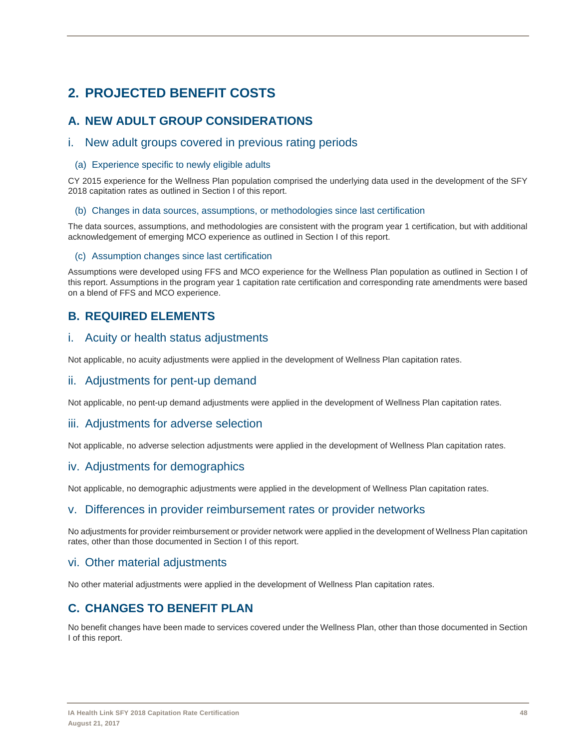# 2. PROJECTED BENEFIT COSTS

## A. NEW ADULT GROUP CONSIDERATIONS

### i. New adult groups covered in previous rating periods

#### (a) Experience specific to newly eligible adults

CY 2015 experience for the Wellness Plan population comprised the underlying data used in the development of the SFY 2018 capitation rates as outlined in Section I of this report.

#### (b) Changes in data sources, assumptions, or methodologies since last certification

The data sources, assumptions, and methodologies are consistent with the program year 1 certification, but with additional acknowledgement of emerging MCO experience as outlined in Section I of this report.

#### (c) Assumption changes since last certification

Assumptions were developed using FFS and MCO experience for the Wellness Plan population as outlined in Section I of this report. Assumptions in the program year 1 capitation rate certification and corresponding rate amendments were based on a blend of FFS and MCO experience.

## B. REQUIRED ELEMENTS

### i. Acuity or health status adjustments

Not applicable, no acuity adjustments were applied in the development of Wellness Plan capitation rates.

### ii. Adjustments for pent-up demand

Not applicable, no pent-up demand adjustments were applied in the development of Wellness Plan capitation rates.

### iii. Adjustments for adverse selection

Not applicable, no adverse selection adjustments were applied in the development of Wellness Plan capitation rates.

### iv. Adjustments for demographics

Not applicable, no demographic adjustments were applied in the development of Wellness Plan capitation rates.

### v. Differences in provider reimbursement rates or provider networks

No adjustments for provider reimbursement or provider network were applied in the development of Wellness Plan capitation rates, other than those documented in Section I of this report.

### vi. Other material adjustments

No other material adjustments were applied in the development of Wellness Plan capitation rates.

## C. CHANGES TO BENEFIT PLAN

No benefit changes have been made to services covered under the Wellness Plan, other than those documented in Section I of this report.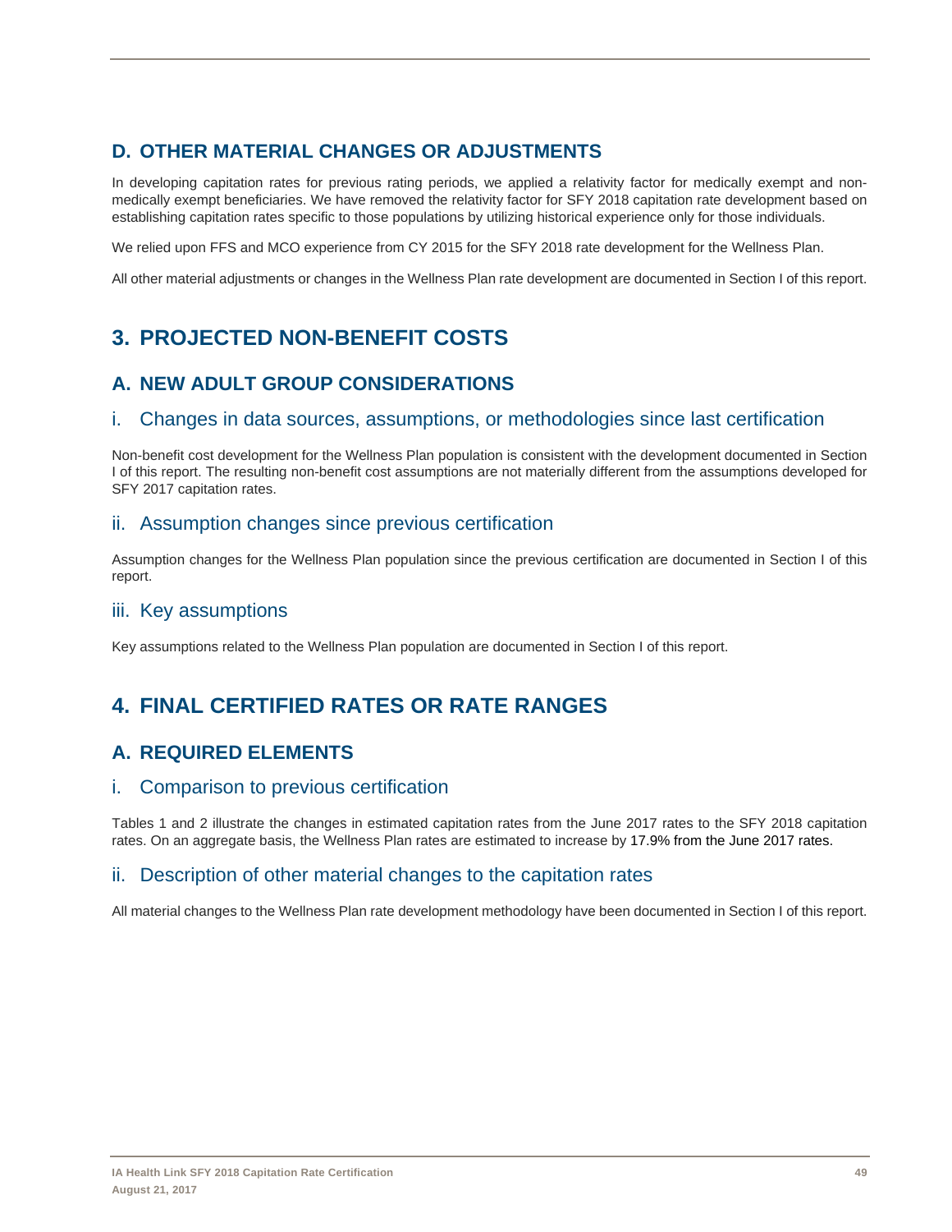## D. OTHER MATERIAL CHANGES OR ADJUSTMENTS

In developing capitation rates for previous rating periods, we applied a relativity factor for medically exempt and non-medically exempt beneficiaries. We have removed the relativity factor for SFY 2018 capitation rate development based on establishing capitation rates specific to those populations by utilizing historical experience only for those individuals.

We relied upon FFS and MCO experience from CY 2015 for the SFY 2018 rate development for the Wellness Plan.

All other material adjustments or changes in the Wellness Plan rate development are documented in Section I of this report.

# 3. PROJECTED NON-BENEFIT COSTS

## A. NEW ADULT GROUP CONSIDERATIONS

### i. Changes in data sources, assumptions, or methodologies since last certification

Non-benefit cost development for the Wellness Plan population is consistent with the development documented in Section I of this report. The resulting non-benefit cost assumptions are not materially different from the assumptions developed for SFY 2017 capitation rates.

### ii. Assumption changes since previous certification

Assumption changes for the Wellness Plan population since the previous certification are documented in Section I of this report.

### iii. Key assumptions

Key assumptions related to the Wellness Plan population are documented in Section I of this report.

# 4. FINAL CERTIFIED RATES OR RATE RANGES

## A. REQUIRED ELEMENTS

### i. Comparison to previous certification

Tables 1 and 2 illustrate the changes in estimated capitation rates from the June 2017 rates to the SFY 2018 capitation rates. On an aggregate basis, the Wellness Plan rates are estimated to increase by 17.9% from the June 2017 rates.

### ii. Description of other material changes to the capitation rates

All material changes to the Wellness Plan rate development methodology have been documented in Section I of this report.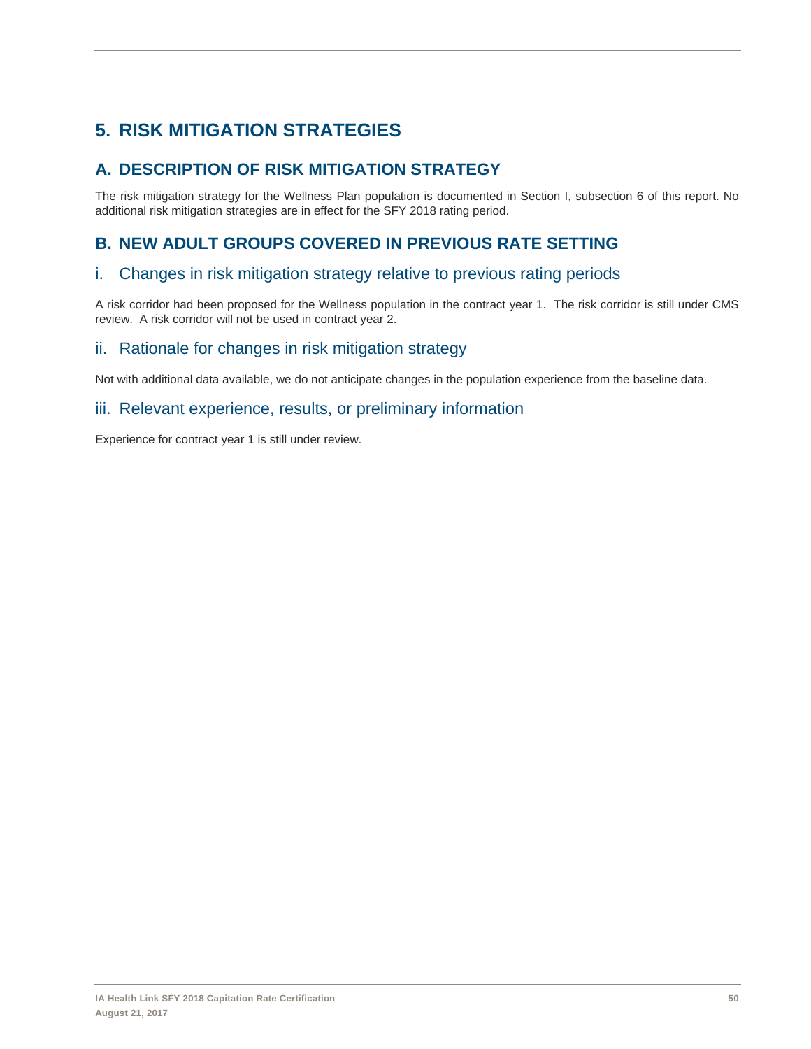# 5. RISK MITIGATION STRATEGIES

## A. DESCRIPTION OF RISK MITIGATION STRATEGY

The risk mitigation strategy for the Wellness Plan population is documented in Section I, subsection 6 of this report. No additional risk mitigation strategies are in effect for the SFY 2018 rating period.

## B. NEW ADULT GROUPS COVERED IN PREVIOUS RATE SETTING

### i. Changes in risk mitigation strategy relative to previous rating periods

A risk corridor had been proposed for the Wellness population in the contract year 1. The risk corridor is still under CMS review. A risk corridor will not be used in contract year 2.

### ii. Rationale for changes in risk mitigation strategy

Not with additional data available, we do not anticipate changes in the population experience from the baseline data.

### iii. Relevant experience, results, or preliminary information

Experience for contract year 1 is still under review.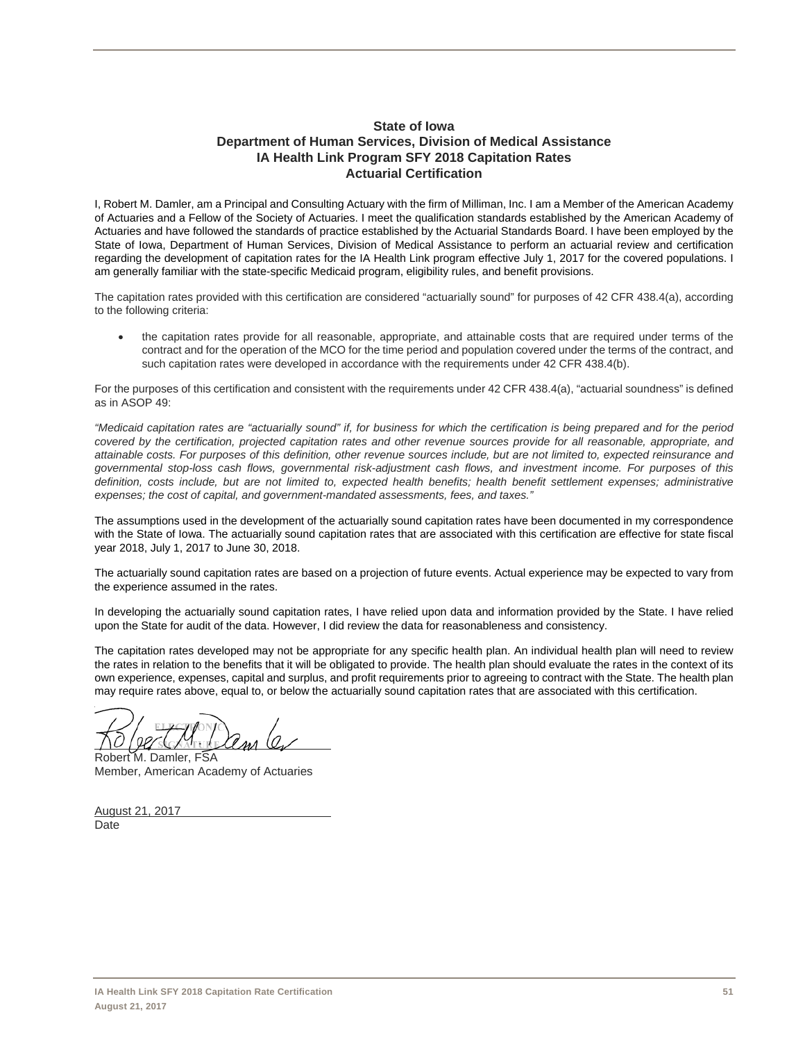## State of Iowa
## Department of Human Services, Division of Medical Assistance
## IA Health Link Program SFY 2018 Capitation Rates
## Actuarial Certification

I, Robert M. Damler, am a Principal and Consulting Actuary with the firm of Milliman, Inc. I am a Member of the American Academy of Actuaries and a Fellow of the Society of Actuaries. I meet the qualification standards established by the American Academy of Actuaries and have followed the standards of practice established by the Actuarial Standards Board. I have been employed by the State of Iowa, Department of Human Services, Division of Medical Assistance to perform an actuarial review and certification regarding the development of capitation rates for the IA Health Link program effective July 1, 2017 for the covered populations. I am generally familiar with the state-specific Medicaid program, eligibility rules, and benefit provisions.

The capitation rates provided with this certification are considered "actuarially sound" for purposes of 42 CFR 438.4(a), according to the following criteria:

- the capitation rates provide for all reasonable, appropriate, and attainable costs that are required under terms of the contract and for the operation of the MCO for the time period and population covered under the terms of the contract, and such capitation rates were developed in accordance with the requirements under 42 CFR 438.4(b).

For the purposes of this certification and consistent with the requirements under 42 CFR 438.4(a), "actuarial soundness" is defined as in ASOP 49:

*"Medicaid capitation rates are "actuarially sound" if, for business for which the certification is being prepared and for the period covered by the certification, projected capitation rates and other revenue sources provide for all reasonable, appropriate, and attainable costs. For purposes of this definition, other revenue sources include, but are not limited to, expected reinsurance and governmental stop-loss cash flows, governmental risk-adjustment cash flows, and investment income. For purposes of this definition, costs include, but are not limited to, expected health benefits; health benefit settlement expenses; administrative expenses; the cost of capital, and government-mandated assessments, fees, and taxes."*

The assumptions used in the development of the actuarially sound capitation rates have been documented in my correspondence with the State of Iowa. The actuarially sound capitation rates that are associated with this certification are effective for state fiscal year 2018, July 1, 2017 to June 30, 2018.

The actuarially sound capitation rates are based on a projection of future events. Actual experience may be expected to vary from the experience assumed in the rates.

In developing the actuarially sound capitation rates, I have relied upon data and information provided by the State. I have relied upon the State for audit of the data. However, I did review the data for reasonableness and consistency.

The capitation rates developed may not be appropriate for any specific health plan. An individual health plan will need to review the rates in relation to the benefits that it will be obligated to provide. The health plan should evaluate the rates in the context of its own experience, expenses, capital and surplus, and profit requirements prior to agreeing to contract with the State. The health plan may require rates above, equal to, or below the actuarially sound capitation rates that are associated with this certification.

ELECTRONIC SIGNATURE

Robert M. Damler, FSA
Member, American Academy of Actuaries

August 21, 2017
Date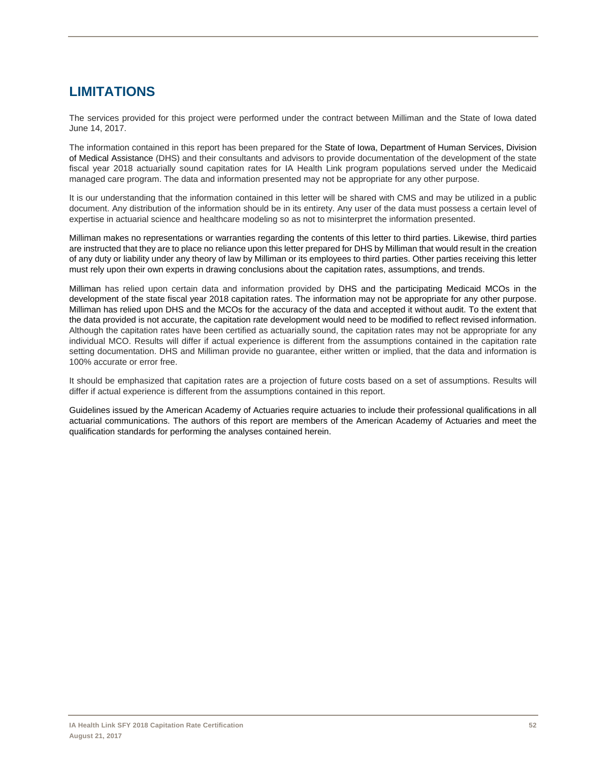# LIMITATIONS

The services provided for this project were performed under the contract between Milliman and the State of Iowa dated June 14, 2017.

The information contained in this report has been prepared for the State of Iowa, Department of Human Services, Division of Medical Assistance (DHS) and their consultants and advisors to provide documentation of the development of the state fiscal year 2018 actuarially sound capitation rates for IA Health Link program populations served under the Medicaid managed care program. The data and information presented may not be appropriate for any other purpose.

It is our understanding that the information contained in this letter will be shared with CMS and may be utilized in a public document. Any distribution of the information should be in its entirety. Any user of the data must possess a certain level of expertise in actuarial science and healthcare modeling so as not to misinterpret the information presented.

Milliman makes no representations or warranties regarding the contents of this letter to third parties. Likewise, third parties are instructed that they are to place no reliance upon this letter prepared for DHS by Milliman that would result in the creation of any duty or liability under any theory of law by Milliman or its employees to third parties. Other parties receiving this letter must rely upon their own experts in drawing conclusions about the capitation rates, assumptions, and trends.

Milliman has relied upon certain data and information provided by DHS and the participating Medicaid MCOs in the development of the state fiscal year 2018 capitation rates. The information may not be appropriate for any other purpose. Milliman has relied upon DHS and the MCOs for the accuracy of the data and accepted it without audit. To the extent that the data provided is not accurate, the capitation rate development would need to be modified to reflect revised information. Although the capitation rates have been certified as actuarially sound, the capitation rates may not be appropriate for any individual MCO. Results will differ if actual experience is different from the assumptions contained in the capitation rate setting documentation. DHS and Milliman provide no guarantee, either written or implied, that the data and information is 100% accurate or error free.

It should be emphasized that capitation rates are a projection of future costs based on a set of assumptions. Results will differ if actual experience is different from the assumptions contained in this report.

Guidelines issued by the American Academy of Actuaries require actuaries to include their professional qualifications in all actuarial communications. The authors of this report are members of the American Academy of Actuaries and meet the qualification standards for performing the analyses contained herein.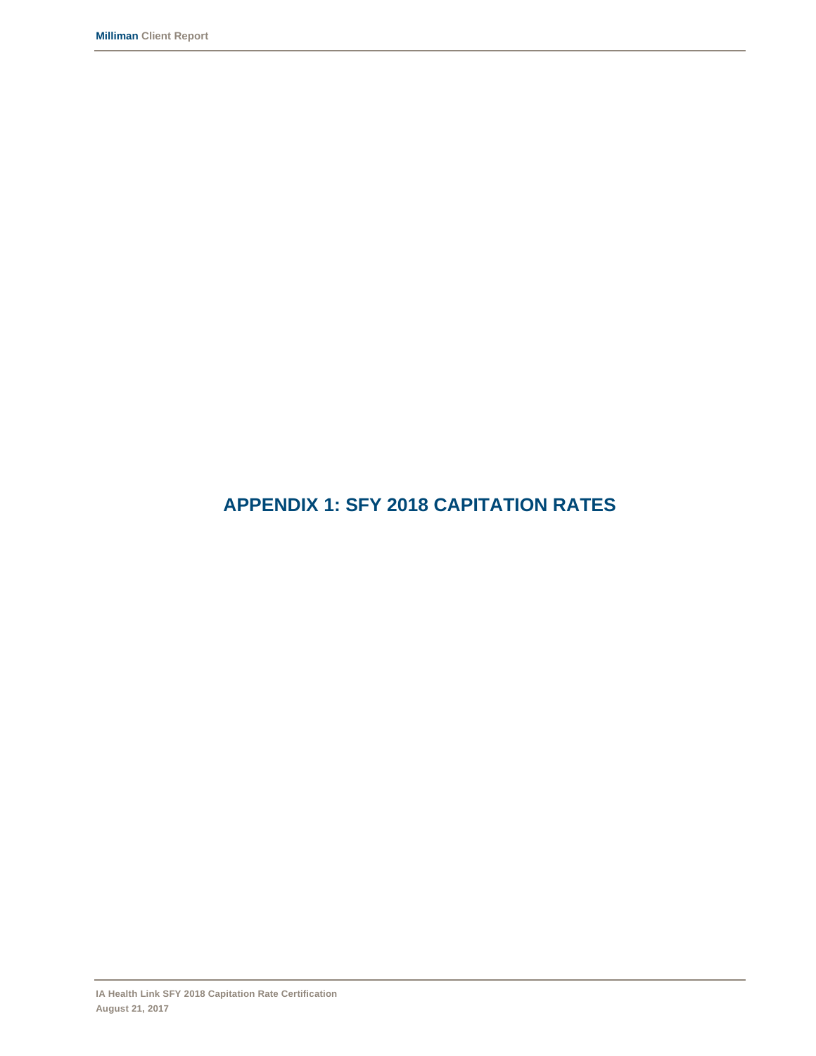# APPENDIX 1: SFY 2018 CAPITATION RATES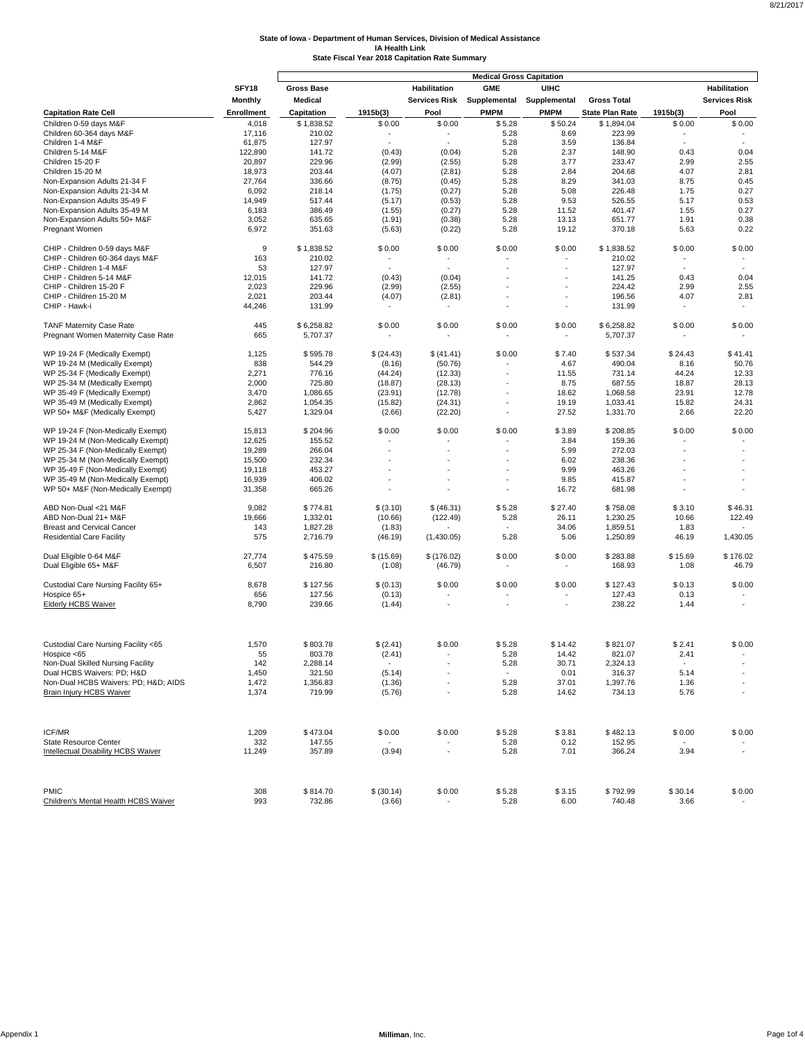**State of Iowa - Department of Human Services, Division of Medical Assistance**
**IA Health Link**
**State Fiscal Year 2018 Capitation Rate Summary**

| Capitation Rate Cell | SFY18 Monthly Enrollment | Medical Gross Capitation: Gross Base Medical Capitation | 1915b(3) | Habilitation Services Risk Pool | GME Supplemental PMPM | UIHC Supplemental PMPM | Gross Total State Plan Rate | 1915b(3) | Habilitation Services Risk Pool |
|---|---|---|---|---|---|---|---|---|---|
| Children 0-59 days M&F | 4,018 | $ 1,838.52 | $ 0.00 | $ 0.00 | $ 5.28 | $ 50.24 | $ 1,894.04 | $ 0.00 | $ 0.00 |
| Children 60-364 days M&F | 17,116 | 210.02 | - | - | 5.28 | 8.69 | 223.99 | - | - |
| Children 1-4 M&F | 61,875 | 127.97 | - | - | 5.28 | 3.59 | 136.84 | - | - |
| Children 5-14 M&F | 122,890 | 141.72 | (0.43) | (0.04) | 5.28 | 2.37 | 148.90 | 0.43 | 0.04 |
| Children 15-20 F | 20,897 | 229.96 | (2.99) | (2.55) | 5.28 | 3.77 | 233.47 | 2.99 | 2.55 |
| Children 15-20 M | 18,973 | 203.44 | (4.07) | (2.81) | 5.28 | 2.84 | 204.68 | 4.07 | 2.81 |
| Non-Expansion Adults 21-34 F | 27,764 | 336.66 | (8.75) | (0.45) | 5.28 | 8.29 | 341.03 | 8.75 | 0.45 |
| Non-Expansion Adults 21-34 M | 6,092 | 218.14 | (1.75) | (0.27) | 5.28 | 5.08 | 226.48 | 1.75 | 0.27 |
| Non-Expansion Adults 35-49 F | 14,949 | 517.44 | (5.17) | (0.53) | 5.28 | 9.53 | 526.55 | 5.17 | 0.53 |
| Non-Expansion Adults 35-49 M | 6,183 | 386.49 | (1.55) | (0.27) | 5.28 | 11.52 | 401.47 | 1.55 | 0.27 |
| Non-Expansion Adults 50+ M&F | 3,052 | 635.65 | (1.91) | (0.38) | 5.28 | 13.13 | 651.77 | 1.91 | 0.38 |
| Pregnant Women | 6,972 | 351.63 | (5.63) | (0.22) | 5.28 | 19.12 | 370.18 | 5.63 | 0.22 |
| | | | | | | | | | |
| CHIP - Children 0-59 days M&F | 9 | $ 1,838.52 | $ 0.00 | $ 0.00 | $ 0.00 | $ 0.00 | $ 1,838.52 | $ 0.00 | $ 0.00 |
| CHIP - Children 60-364 days M&F | 163 | 210.02 | - | - | - | - | 210.02 | - | - |
| CHIP - Children 1-4 M&F | 53 | 127.97 | - | - | - | - | 127.97 | - | - |
| CHIP - Children 5-14 M&F | 12,015 | 141.72 | (0.43) | (0.04) | - | - | 141.25 | 0.43 | 0.04 |
| CHIP - Children 15-20 F | 2,023 | 229.96 | (2.99) | (2.55) | - | - | 224.42 | 2.99 | 2.55 |
| CHIP - Children 15-20 M | 2,021 | 203.44 | (4.07) | (2.81) | - | - | 196.56 | 4.07 | 2.81 |
| CHIP - Hawk-i | 44,246 | 131.99 | - | - | - | - | 131.99 | - | - |
| | | | | | | | | | |
| TANF Maternity Case Rate | 445 | $ 6,258.82 | $ 0.00 | $ 0.00 | $ 0.00 | $ 0.00 | $ 6,258.82 | $ 0.00 | $ 0.00 |
| Pregnant Women Maternity Case Rate | 665 | 5,707.37 | - | - | - | - | 5,707.37 | - | - |
| | | | | | | | | | |
| WP 19-24 F (Medically Exempt) | 1,125 | $ 595.78 | $ (24.43) | $ (41.41) | $ 0.00 | $ 7.40 | $ 537.34 | $ 24.43 | $ 41.41 |
| WP 19-24 M (Medically Exempt) | 838 | 544.29 | (8.16) | (50.76) | - | 4.67 | 490.04 | 8.16 | 50.76 |
| WP 25-34 F (Medically Exempt) | 2,271 | 776.16 | (44.24) | (12.33) | - | 11.55 | 731.14 | 44.24 | 12.33 |
| WP 25-34 M (Medically Exempt) | 2,000 | 725.80 | (18.87) | (28.13) | - | 8.75 | 687.55 | 18.87 | 28.13 |
| WP 35-49 F (Medically Exempt) | 3,470 | 1,086.65 | (23.91) | (12.78) | - | 18.62 | 1,068.58 | 23.91 | 12.78 |
| WP 35-49 M (Medically Exempt) | 2,862 | 1,054.35 | (15.82) | (24.31) | - | 19.19 | 1,033.41 | 15.82 | 24.31 |
| WP 50+ M&F (Medically Exempt) | 5,427 | 1,329.04 | (2.66) | (22.20) | - | 27.52 | 1,331.70 | 2.66 | 22.20 |
| | | | | | | | | | |
| WP 19-24 F (Non-Medically Exempt) | 15,813 | $ 204.96 | $ 0.00 | $ 0.00 | $ 0.00 | $ 3.89 | $ 208.85 | $ 0.00 | $ 0.00 |
| WP 19-24 M (Non-Medically Exempt) | 12,625 | 155.52 | - | - | - | 3.84 | 159.36 | - | - |
| WP 25-34 F (Non-Medically Exempt) | 19,289 | 266.04 | - | - | - | 5.99 | 272.03 | - | - |
| WP 25-34 M (Non-Medically Exempt) | 15,500 | 232.34 | - | - | - | 6.02 | 238.36 | - | - |
| WP 35-49 F (Non-Medically Exempt) | 19,118 | 453.27 | - | - | - | 9.99 | 463.26 | - | - |
| WP 35-49 M (Non-Medically Exempt) | 16,939 | 406.02 | - | - | - | 9.85 | 415.87 | - | - |
| WP 50+ M&F (Non-Medically Exempt) | 31,358 | 665.26 | - | - | - | 16.72 | 681.98 | - | - |
| | | | | | | | | | |
| ABD Non-Dual <21 M&F | 9,082 | $ 774.81 | $ (3.10) | $ (46.31) | $ 5.28 | $ 27.40 | $ 758.08 | $ 3.10 | $ 46.31 |
| ABD Non-Dual 21+ M&F | 19,666 | 1,332.01 | (10.66) | (122.49) | 5.28 | 26.11 | 1,230.25 | 10.66 | 122.49 |
| Breast and Cervical Cancer | 143 | 1,827.28 | (1.83) | - | - | 34.06 | 1,859.51 | 1.83 | - |
| Residential Care Facility | 575 | 2,716.79 | (46.19) | (1,430.05) | 5.28 | 5.06 | 1,250.89 | 46.19 | 1,430.05 |
| | | | | | | | | | |
| Dual Eligible 0-64 M&F | 27,774 | $ 475.59 | $ (15.69) | $ (176.02) | $ 0.00 | $ 0.00 | $ 283.88 | $ 15.69 | $ 176.02 |
| Dual Eligible 65+ M&F | 6,507 | 216.80 | (1.08) | (46.79) | - | - | 168.93 | 1.08 | 46.79 |
| | | | | | | | | | |
| Custodial Care Nursing Facility 65+ | 8,678 | $ 127.56 | $ (0.13) | $ 0.00 | $ 0.00 | $ 0.00 | $ 127.43 | $ 0.13 | $ 0.00 |
| Hospice 65+ | 656 | 127.56 | (0.13) | - | - | - | 127.43 | 0.13 | - |
| Elderly HCBS Waiver | 8,790 | 239.66 | (1.44) | - | - | - | 238.22 | 1.44 | - |
| | | | | | | | | | |
| Custodial Care Nursing Facility <65 | 1,570 | $ 803.78 | $ (2.41) | $ 0.00 | $ 5.28 | $ 14.42 | $ 821.07 | $ 2.41 | $ 0.00 |
| Hospice <65 | 55 | 803.78 | (2.41) | - | 5.28 | 14.42 | 821.07 | 2.41 | - |
| Non-Dual Skilled Nursing Facility | 142 | 2,288.14 | - | - | 5.28 | 30.71 | 2,324.13 | - | - |
| Dual HCBS Waivers: PD; H&D | 1,450 | 321.50 | (5.14) | - | - | 0.01 | 316.37 | 5.14 | - |
| Non-Dual HCBS Waivers: PD; H&D; AIDS | 1,472 | 1,356.83 | (1.36) | - | 5.28 | 37.01 | 1,397.76 | 1.36 | - |
| Brain Injury HCBS Waiver | 1,374 | 719.99 | (5.76) | - | 5.28 | 14.62 | 734.13 | 5.76 | - |
| | | | | | | | | | |
| ICF/MR | 1,209 | $ 473.04 | $ 0.00 | $ 0.00 | $ 5.28 | $ 3.81 | $ 482.13 | $ 0.00 | $ 0.00 |
| State Resource Center | 332 | 147.55 | - | - | 5.28 | 0.12 | 152.95 | - | - |
| Intellectual Disability HCBS Waiver | 11,249 | 357.89 | (3.94) | - | 5.28 | 7.01 | 366.24 | 3.94 | - |
| | | | | | | | | | |
| PMIC | 308 | $ 814.70 | $ (30.14) | $ 0.00 | $ 5.28 | $ 3.15 | $ 792.99 | $ 30.14 | $ 0.00 |
| Children's Mental Health HCBS Waiver | 993 | 732.86 | (3.66) | - | 5.28 | 6.00 | 740.48 | 3.66 | - |

Appendix 1 | Milliman, Inc.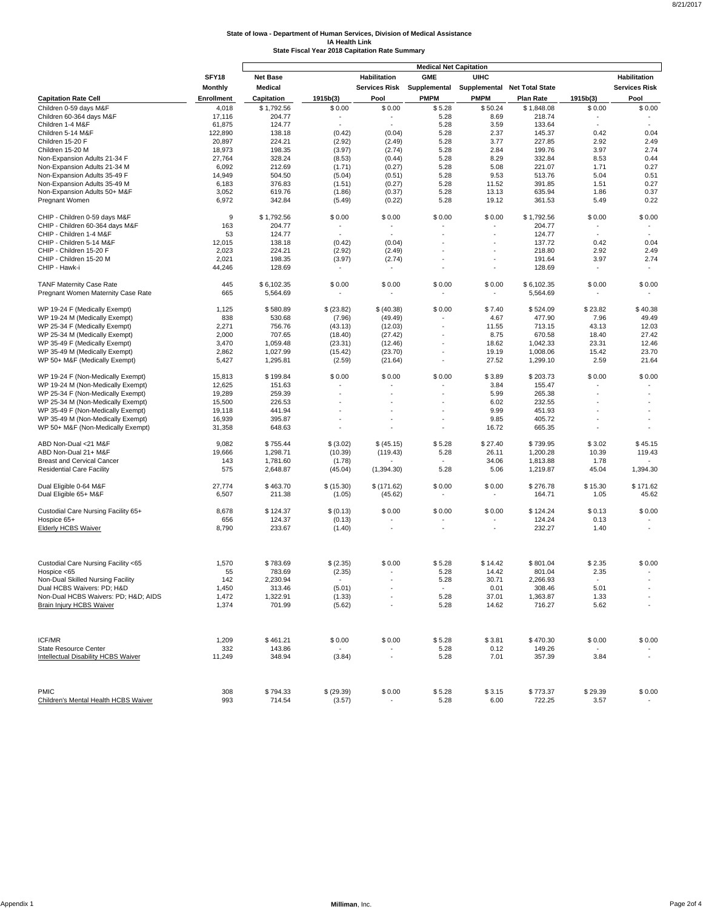# State of Iowa - Department of Human Services, Division of Medical Assistance
## IA Health Link
### State Fiscal Year 2018 Capitation Rate Summary

| Capitation Rate Cell | SFY18 Monthly Enrollment | Net Base Medical Capitation | 1915b(3) | Habilitation Services Risk Pool | GME Supplemental PMPM | UIHC Supplemental PMPM | Net Total State Plan Rate | 1915b(3) | Habilitation Services Risk Pool |
|---|---|---|---|---|---|---|---|---|---|
| | | Medical Net Capitation | | | | | | | |
| Children 0-59 days M&F | 4,018 | $ 1,792.56 | $ 0.00 | $ 0.00 | $ 5.28 | $ 50.24 | $ 1,848.08 | $ 0.00 | $ 0.00 |
| Children 60-364 days M&F | 17,116 | 204.77 | - | - | 5.28 | 8.69 | 218.74 | - | - |
| Children 1-4 M&F | 61,875 | 124.77 | - | - | 5.28 | 3.59 | 133.64 | - | - |
| Children 5-14 M&F | 122,890 | 138.18 | (0.42) | (0.04) | 5.28 | 2.37 | 145.37 | 0.42 | 0.04 |
| Children 15-20 F | 20,897 | 224.21 | (2.92) | (2.49) | 5.28 | 3.77 | 227.85 | 2.92 | 2.49 |
| Children 15-20 M | 18,973 | 198.35 | (3.97) | (2.74) | 5.28 | 2.84 | 199.76 | 3.97 | 2.74 |
| Non-Expansion Adults 21-34 F | 27,764 | 328.24 | (8.53) | (0.44) | 5.28 | 8.29 | 332.84 | 8.53 | 0.44 |
| Non-Expansion Adults 21-34 M | 6,092 | 212.69 | (1.71) | (0.27) | 5.28 | 5.08 | 221.07 | 1.71 | 0.27 |
| Non-Expansion Adults 35-49 F | 14,949 | 504.50 | (5.04) | (0.51) | 5.28 | 9.53 | 513.76 | 5.04 | 0.51 |
| Non-Expansion Adults 35-49 M | 6,183 | 376.83 | (1.51) | (0.27) | 5.28 | 11.52 | 391.85 | 1.51 | 0.27 |
| Non-Expansion Adults 50+ M&F | 3,052 | 619.76 | (1.86) | (0.37) | 5.28 | 13.13 | 635.94 | 1.86 | 0.37 |
| Pregnant Women | 6,972 | 342.84 | (5.49) | (0.22) | 5.28 | 19.12 | 361.53 | 5.49 | 0.22 |
| | | | | | | | | | |
| CHIP - Children 0-59 days M&F | 9 | $ 1,792.56 | $ 0.00 | $ 0.00 | $ 0.00 | $ 0.00 | $ 1,792.56 | $ 0.00 | $ 0.00 |
| CHIP - Children 60-364 days M&F | 163 | 204.77 | - | - | - | - | 204.77 | - | - |
| CHIP - Children 1-4 M&F | 53 | 124.77 | - | - | - | - | 124.77 | - | - |
| CHIP - Children 5-14 M&F | 12,015 | 138.18 | (0.42) | (0.04) | - | - | 137.72 | 0.42 | 0.04 |
| CHIP - Children 15-20 F | 2,023 | 224.21 | (2.92) | (2.49) | - | - | 218.80 | 2.92 | 2.49 |
| CHIP - Children 15-20 M | 2,021 | 198.35 | (3.97) | (2.74) | - | - | 191.64 | 3.97 | 2.74 |
| CHIP - Hawk-i | 44,246 | 128.69 | - | - | - | - | 128.69 | - | - |
| | | | | | | | | | |
| TANF Maternity Case Rate | 445 | $ 6,102.35 | $ 0.00 | $ 0.00 | $ 0.00 | $ 0.00 | $ 6,102.35 | $ 0.00 | $ 0.00 |
| Pregnant Women Maternity Case Rate | 665 | 5,564.69 | - | - | - | - | 5,564.69 | - | - |
| | | | | | | | | | |
| WP 19-24 F (Medically Exempt) | 1,125 | $ 580.89 | $ (23.82) | $ (40.38) | $ 0.00 | $ 7.40 | $ 524.09 | $ 23.82 | $ 40.38 |
| WP 19-24 M (Medically Exempt) | 838 | 530.68 | (7.96) | (49.49) | - | 4.67 | 477.90 | 7.96 | 49.49 |
| WP 25-34 F (Medically Exempt) | 2,271 | 756.76 | (43.13) | (12.03) | - | 11.55 | 713.15 | 43.13 | 12.03 |
| WP 25-34 M (Medically Exempt) | 2,000 | 707.65 | (18.40) | (27.42) | - | 8.75 | 670.58 | 18.40 | 27.42 |
| WP 35-49 F (Medically Exempt) | 3,470 | 1,059.48 | (23.31) | (12.46) | - | 18.62 | 1,042.33 | 23.31 | 12.46 |
| WP 35-49 M (Medically Exempt) | 2,862 | 1,027.99 | (15.42) | (23.70) | - | 19.19 | 1,008.06 | 15.42 | 23.70 |
| WP 50+ M&F (Medically Exempt) | 5,427 | 1,295.81 | (2.59) | (21.64) | - | 27.52 | 1,299.10 | 2.59 | 21.64 |
| | | | | | | | | | |
| WP 19-24 F (Non-Medically Exempt) | 15,813 | $ 199.84 | $ 0.00 | $ 0.00 | $ 0.00 | $ 3.89 | $ 203.73 | $ 0.00 | $ 0.00 |
| WP 19-24 M (Non-Medically Exempt) | 12,625 | 151.63 | - | - | - | 3.84 | 155.47 | - | - |
| WP 25-34 F (Non-Medically Exempt) | 19,289 | 259.39 | - | - | - | 5.99 | 265.38 | - | - |
| WP 25-34 M (Non-Medically Exempt) | 15,500 | 226.53 | - | - | - | 6.02 | 232.55 | - | - |
| WP 35-49 F (Non-Medically Exempt) | 19,118 | 441.94 | - | - | - | 9.99 | 451.93 | - | - |
| WP 35-49 M (Non-Medically Exempt) | 16,939 | 395.87 | - | - | - | 9.85 | 405.72 | - | - |
| WP 50+ M&F (Non-Medically Exempt) | 31,358 | 648.63 | - | - | - | 16.72 | 665.35 | - | - |
| | | | | | | | | | |
| ABD Non-Dual <21 M&F | 9,082 | $ 755.44 | $ (3.02) | $ (45.15) | $ 5.28 | $ 27.40 | $ 739.95 | $ 3.02 | $ 45.15 |
| ABD Non-Dual 21+ M&F | 19,666 | 1,298.71 | (10.39) | (119.43) | 5.28 | 26.11 | 1,200.28 | 10.39 | 119.43 |
| Breast and Cervical Cancer | 143 | 1,781.60 | (1.78) | - | - | 34.06 | 1,813.88 | 1.78 | - |
| Residential Care Facility | 575 | 2,648.87 | (45.04) | (1,394.30) | 5.28 | 5.06 | 1,219.87 | 45.04 | 1,394.30 |
| | | | | | | | | | |
| Dual Eligible 0-64 M&F | 27,774 | $ 463.70 | $ (15.30) | $ (171.62) | $ 0.00 | $ 0.00 | $ 276.78 | $ 15.30 | $ 171.62 |
| Dual Eligible 65+ M&F | 6,507 | 211.38 | (1.05) | (45.62) | - | - | 164.71 | 1.05 | 45.62 |
| | | | | | | | | | |
| Custodial Care Nursing Facility 65+ | 8,678 | $ 124.37 | $ (0.13) | $ 0.00 | $ 0.00 | $ 0.00 | $ 124.24 | $ 0.13 | $ 0.00 |
| Hospice 65+ | 656 | 124.37 | (0.13) | - | - | - | 124.24 | 0.13 | - |
| Elderly HCBS Waiver | 8,790 | 233.67 | (1.40) | - | - | - | 232.27 | 1.40 | - |
| | | | | | | | | | |
| Custodial Care Nursing Facility <65 | 1,570 | $ 783.69 | $ (2.35) | $ 0.00 | $ 5.28 | $ 14.42 | $ 801.04 | $ 2.35 | $ 0.00 |
| Hospice <65 | 55 | 783.69 | (2.35) | - | 5.28 | 14.42 | 801.04 | 2.35 | - |
| Non-Dual Skilled Nursing Facility | 142 | 2,230.94 | - | - | 5.28 | 30.71 | 2,266.93 | - | - |
| Dual HCBS Waivers: PD; H&D | 1,450 | 313.46 | (5.01) | - | - | 0.01 | 308.46 | 5.01 | - |
| Non-Dual HCBS Waivers: PD; H&D; AIDS | 1,472 | 1,322.91 | (1.33) | - | 5.28 | 37.01 | 1,363.87 | 1.33 | - |
| Brain Injury HCBS Waiver | 1,374 | 701.99 | (5.62) | - | 5.28 | 14.62 | 716.27 | 5.62 | - |
| | | | | | | | | | |
| ICF/MR | 1,209 | $ 461.21 | $ 0.00 | $ 0.00 | $ 5.28 | $ 3.81 | $ 470.30 | $ 0.00 | $ 0.00 |
| State Resource Center | 332 | 143.86 | - | - | 5.28 | 0.12 | 149.26 | - | - |
| Intellectual Disability HCBS Waiver | 11,249 | 348.94 | (3.84) | - | 5.28 | 7.01 | 357.39 | 3.84 | - |
| | | | | | | | | | |
| PMIC | 308 | $ 794.33 | $ (29.39) | $ 0.00 | $ 5.28 | $ 3.15 | $ 773.37 | $ 29.39 | $ 0.00 |
| Children's Mental Health HCBS Waiver | 993 | 714.54 | (3.57) | - | 5.28 | 6.00 | 722.25 | 3.57 | - |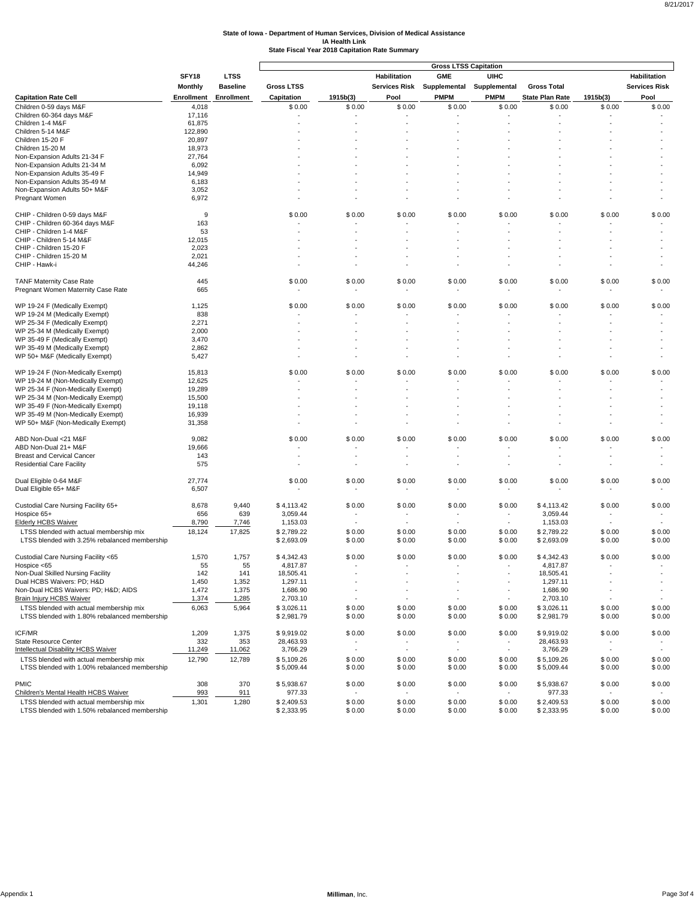**State of Iowa - Department of Human Services, Division of Medical Assistance**
**IA Health Link**
**State Fiscal Year 2018 Capitation Rate Summary**

| | | | Gross LTSS Capitation | | | | | | | |
|---|---|---|---|---|---|---|---|---|---|---|
| Capitation Rate Cell | SFY18 Monthly Enrollment | LTSS Baseline Enrollment | Gross LTSS Capitation | 1915b(3) | Habilitation Services Risk Pool | GME Supplemental PMPM | UIHC Supplemental PMPM | Gross Total State Plan Rate | 1915b(3) | Habilitation Services Risk Pool |
| Children 0-59 days M&F | 4,018 | | $ 0.00 | $ 0.00 | $ 0.00 | $ 0.00 | $ 0.00 | $ 0.00 | $ 0.00 | $ 0.00 |
| Children 60-364 days M&F | 17,116 | | - | - | - | - | - | - | - | - |
| Children 1-4 M&F | 61,875 | | - | - | - | - | - | - | - | - |
| Children 5-14 M&F | 122,890 | | - | - | - | - | - | - | - | - |
| Children 15-20 F | 20,897 | | - | - | - | - | - | - | - | - |
| Children 15-20 M | 18,973 | | - | - | - | - | - | - | - | - |
| Non-Expansion Adults 21-34 F | 27,764 | | - | - | - | - | - | - | - | - |
| Non-Expansion Adults 21-34 M | 6,092 | | - | - | - | - | - | - | - | - |
| Non-Expansion Adults 35-49 F | 14,949 | | - | - | - | - | - | - | - | - |
| Non-Expansion Adults 35-49 M | 6,183 | | - | - | - | - | - | - | - | - |
| Non-Expansion Adults 50+ M&F | 3,052 | | - | - | - | - | - | - | - | - |
| Pregnant Women | 6,972 | | - | - | - | - | - | - | - | - |
| | | | | | | | | | | |
| CHIP - Children 0-59 days M&F | 9 | | $ 0.00 | $ 0.00 | $ 0.00 | $ 0.00 | $ 0.00 | $ 0.00 | $ 0.00 | $ 0.00 |
| CHIP - Children 60-364 days M&F | 163 | | - | - | - | - | - | - | - | - |
| CHIP - Children 1-4 M&F | 53 | | - | - | - | - | - | - | - | - |
| CHIP - Children 5-14 M&F | 12,015 | | - | - | - | - | - | - | - | - |
| CHIP - Children 15-20 F | 2,023 | | - | - | - | - | - | - | - | - |
| CHIP - Children 15-20 M | 2,021 | | - | - | - | - | - | - | - | - |
| CHIP - Hawk-i | 44,246 | | - | - | - | - | - | - | - | - |
| | | | | | | | | | | |
| TANF Maternity Case Rate | 445 | | $ 0.00 | $ 0.00 | $ 0.00 | $ 0.00 | $ 0.00 | $ 0.00 | $ 0.00 | $ 0.00 |
| Pregnant Women Maternity Case Rate | 665 | | - | - | - | - | - | - | - | - |
| | | | | | | | | | | |
| WP 19-24 F (Medically Exempt) | 1,125 | | $ 0.00 | $ 0.00 | $ 0.00 | $ 0.00 | $ 0.00 | $ 0.00 | $ 0.00 | $ 0.00 |
| WP 19-24 M (Medically Exempt) | 838 | | - | - | - | - | - | - | - | - |
| WP 25-34 F (Medically Exempt) | 2,271 | | - | - | - | - | - | - | - | - |
| WP 25-34 M (Medically Exempt) | 2,000 | | - | - | - | - | - | - | - | - |
| WP 35-49 F (Medically Exempt) | 3,470 | | - | - | - | - | - | - | - | - |
| WP 35-49 M (Medically Exempt) | 2,862 | | - | - | - | - | - | - | - | - |
| WP 50+ M&F (Medically Exempt) | 5,427 | | - | - | - | - | - | - | - | - |
| | | | | | | | | | | |
| WP 19-24 F (Non-Medically Exempt) | 15,813 | | $ 0.00 | $ 0.00 | $ 0.00 | $ 0.00 | $ 0.00 | $ 0.00 | $ 0.00 | $ 0.00 |
| WP 19-24 M (Non-Medically Exempt) | 12,625 | | - | - | - | - | - | - | - | - |
| WP 25-34 F (Non-Medically Exempt) | 19,289 | | - | - | - | - | - | - | - | - |
| WP 25-34 M (Non-Medically Exempt) | 15,500 | | - | - | - | - | - | - | - | - |
| WP 35-49 F (Non-Medically Exempt) | 19,118 | | - | - | - | - | - | - | - | - |
| WP 35-49 M (Non-Medically Exempt) | 16,939 | | - | - | - | - | - | - | - | - |
| WP 50+ M&F (Non-Medically Exempt) | 31,358 | | - | - | - | - | - | - | - | - |
| | | | | | | | | | | |
| ABD Non-Dual <21 M&F | 9,082 | | $ 0.00 | $ 0.00 | $ 0.00 | $ 0.00 | $ 0.00 | $ 0.00 | $ 0.00 | $ 0.00 |
| ABD Non-Dual 21+ M&F | 19,666 | | - | - | - | - | - | - | - | - |
| Breast and Cervical Cancer | 143 | | - | - | - | - | - | - | - | - |
| Residential Care Facility | 575 | | - | - | - | - | - | - | - | - |
| | | | | | | | | | | |
| Dual Eligible 0-64 M&F | 27,774 | | $ 0.00 | $ 0.00 | $ 0.00 | $ 0.00 | $ 0.00 | $ 0.00 | $ 0.00 | $ 0.00 |
| Dual Eligible 65+ M&F | 6,507 | | - | - | - | - | - | - | - | - |
| | | | | | | | | | | |
| Custodial Care Nursing Facility 65+ | 8,678 | 9,440 | $ 4,113.42 | $ 0.00 | $ 0.00 | $ 0.00 | $ 0.00 | $ 4,113.42 | $ 0.00 | $ 0.00 |
| Hospice 65+ | 656 | 639 | 3,059.44 | - | - | - | - | 3,059.44 | - | - |
| Elderly HCBS Waiver | 8,790 | 7,746 | 1,153.03 | - | - | - | - | 1,153.03 | - | - |
| LTSS blended with actual membership mix | 18,124 | 17,825 | $ 2,789.22 | $ 0.00 | $ 0.00 | $ 0.00 | $ 0.00 | $ 2,789.22 | $ 0.00 | $ 0.00 |
| LTSS blended with 3.25% rebalanced membership | | | $ 2,693.09 | $ 0.00 | $ 0.00 | $ 0.00 | $ 0.00 | $ 2,693.09 | $ 0.00 | $ 0.00 |
| | | | | | | | | | | |
| Custodial Care Nursing Facility <65 | 1,570 | 1,757 | $ 4,342.43 | $ 0.00 | $ 0.00 | $ 0.00 | $ 0.00 | $ 4,342.43 | $ 0.00 | $ 0.00 |
| Hospice <65 | 55 | 55 | 4,817.87 | - | - | - | - | 4,817.87 | - | - |
| Non-Dual Skilled Nursing Facility | 142 | 141 | 18,505.41 | - | - | - | - | 18,505.41 | - | - |
| Dual HCBS Waivers: PD; H&D | 1,450 | 1,352 | 1,297.11 | - | - | - | - | 1,297.11 | - | - |
| Non-Dual HCBS Waivers: PD; H&D; AIDS | 1,472 | 1,375 | 1,686.90 | - | - | - | - | 1,686.90 | - | - |
| Brain Injury HCBS Waiver | 1,374 | 1,285 | 2,703.10 | - | - | - | - | 2,703.10 | - | - |
| LTSS blended with actual membership mix | 6,063 | 5,964 | $ 3,026.11 | $ 0.00 | $ 0.00 | $ 0.00 | $ 0.00 | $ 3,026.11 | $ 0.00 | $ 0.00 |
| LTSS blended with 1.80% rebalanced membership | | | $ 2,981.79 | $ 0.00 | $ 0.00 | $ 0.00 | $ 0.00 | $ 2,981.79 | $ 0.00 | $ 0.00 |
| | | | | | | | | | | |
| ICF/MR | 1,209 | 1,375 | $ 9,919.02 | $ 0.00 | $ 0.00 | $ 0.00 | $ 0.00 | $ 9,919.02 | $ 0.00 | $ 0.00 |
| State Resource Center | 332 | 353 | 28,463.93 | - | - | - | - | 28,463.93 | - | - |
| Intellectual Disability HCBS Waiver | 11,249 | 11,062 | 3,766.29 | - | - | - | - | 3,766.29 | - | - |
| LTSS blended with actual membership mix | 12,790 | 12,789 | $ 5,109.26 | $ 0.00 | $ 0.00 | $ 0.00 | $ 0.00 | $ 5,109.26 | $ 0.00 | $ 0.00 |
| LTSS blended with 1.00% rebalanced membership | | | $ 5,009.44 | $ 0.00 | $ 0.00 | $ 0.00 | $ 0.00 | $ 5,009.44 | $ 0.00 | $ 0.00 |
| | | | | | | | | | | |
| PMIC | 308 | 370 | $ 5,938.67 | $ 0.00 | $ 0.00 | $ 0.00 | $ 0.00 | $ 5,938.67 | $ 0.00 | $ 0.00 |
| Children's Mental Health HCBS Waiver | 993 | 911 | 977.33 | - | - | - | - | 977.33 | - | - |
| LTSS blended with actual membership mix | 1,301 | 1,280 | $ 2,409.53 | $ 0.00 | $ 0.00 | $ 0.00 | $ 0.00 | $ 2,409.53 | $ 0.00 | $ 0.00 |
| LTSS blended with 1.50% rebalanced membership | | | $ 2,333.95 | $ 0.00 | $ 0.00 | $ 0.00 | $ 0.00 | $ 2,333.95 | $ 0.00 | $ 0.00 |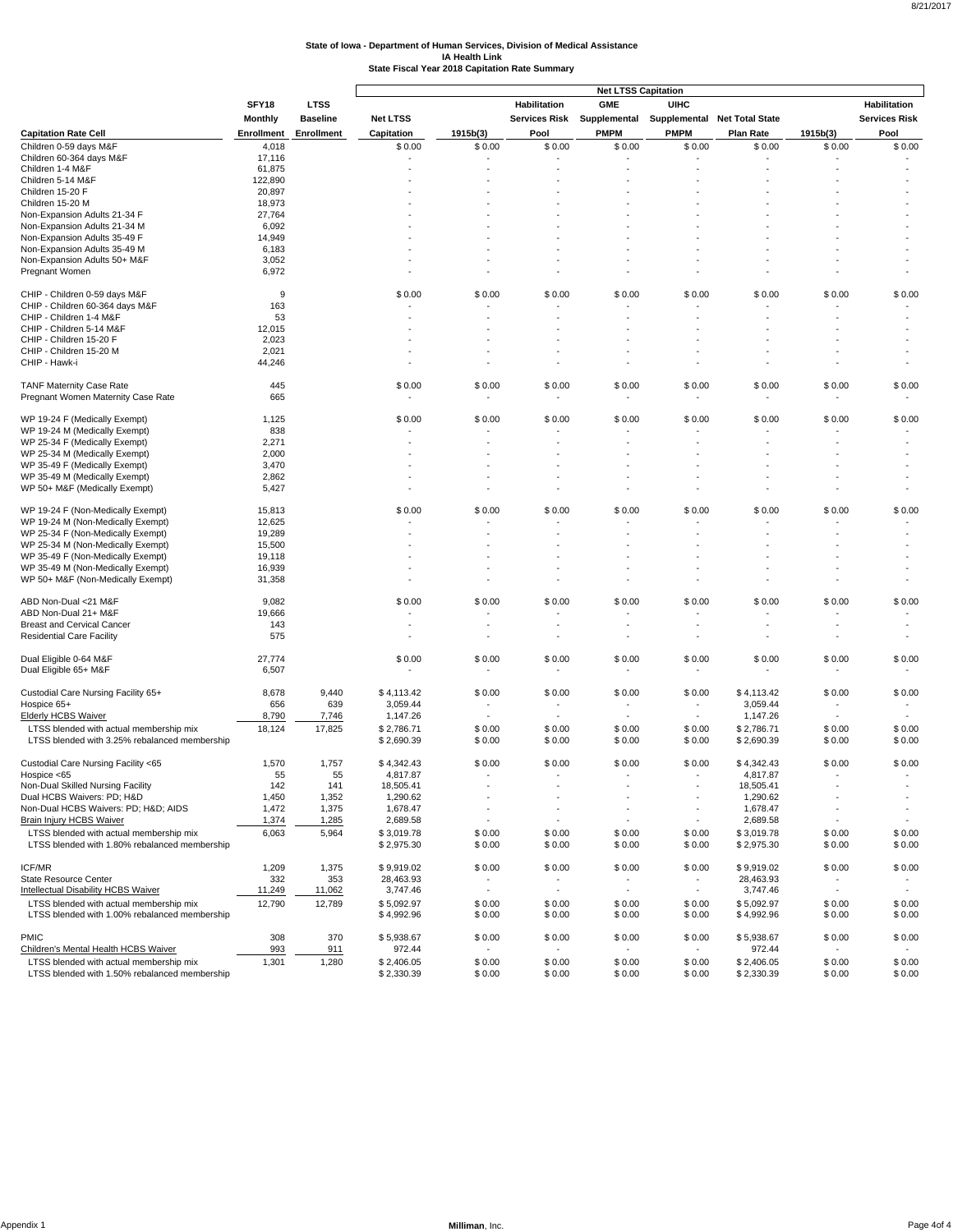**State of Iowa - Department of Human Services, Division of Medical Assistance**
**IA Health Link**
**State Fiscal Year 2018 Capitation Rate Summary**

| | | | Net LTSS Capitation | | | | | | | |
|---|---|---|---|---|---|---|---|---|---|---|
| **Capitation Rate Cell** | **SFY18 Monthly Enrollment** | **LTSS Baseline Enrollment** | **Net LTSS Capitation** | **1915b(3)** | **Habilitation Services Risk Pool** | **GME Supplemental PMPM** | **UIHC Supplemental PMPM** | **Net Total State Plan Rate** | **1915b(3)** | **Habilitation Services Risk Pool** |
| Children 0-59 days M&F | 4,018 | | $ 0.00 | $ 0.00 | $ 0.00 | $ 0.00 | $ 0.00 | $ 0.00 | $ 0.00 | $ 0.00 |
| Children 60-364 days M&F | 17,116 | | - | - | - | - | - | - | - | - |
| Children 1-4 M&F | 61,875 | | - | - | - | - | - | - | - | - |
| Children 5-14 M&F | 122,890 | | - | - | - | - | - | - | - | - |
| Children 15-20 F | 20,897 | | - | - | - | - | - | - | - | - |
| Children 15-20 M | 18,973 | | - | - | - | - | - | - | - | - |
| Non-Expansion Adults 21-34 F | 27,764 | | - | - | - | - | - | - | - | - |
| Non-Expansion Adults 21-34 M | 6,092 | | - | - | - | - | - | - | - | - |
| Non-Expansion Adults 35-49 F | 14,949 | | - | - | - | - | - | - | - | - |
| Non-Expansion Adults 35-49 M | 6,183 | | - | - | - | - | - | - | - | - |
| Non-Expansion Adults 50+ M&F | 3,052 | | - | - | - | - | - | - | - | - |
| Pregnant Women | 6,972 | | - | - | - | - | - | - | - | - |
| | | | | | | | | | | |
| CHIP - Children 0-59 days M&F | 9 | | $ 0.00 | $ 0.00 | $ 0.00 | $ 0.00 | $ 0.00 | $ 0.00 | $ 0.00 | $ 0.00 |
| CHIP - Children 60-364 days M&F | 163 | | - | - | - | - | - | - | - | - |
| CHIP - Children 1-4 M&F | 53 | | - | - | - | - | - | - | - | - |
| CHIP - Children 5-14 M&F | 12,015 | | - | - | - | - | - | - | - | - |
| CHIP - Children 15-20 F | 2,023 | | - | - | - | - | - | - | - | - |
| CHIP - Children 15-20 M | 2,021 | | - | - | - | - | - | - | - | - |
| CHIP - Hawk-i | 44,246 | | - | - | - | - | - | - | - | - |
| | | | | | | | | | | |
| TANF Maternity Case Rate | 445 | | $ 0.00 | $ 0.00 | $ 0.00 | $ 0.00 | $ 0.00 | $ 0.00 | $ 0.00 | $ 0.00 |
| Pregnant Women Maternity Case Rate | 665 | | - | - | - | - | - | - | - | - |
| | | | | | | | | | | |
| WP 19-24 F (Medically Exempt) | 1,125 | | $ 0.00 | $ 0.00 | $ 0.00 | $ 0.00 | $ 0.00 | $ 0.00 | $ 0.00 | $ 0.00 |
| WP 19-24 M (Medically Exempt) | 838 | | - | - | - | - | - | - | - | - |
| WP 25-34 F (Medically Exempt) | 2,271 | | - | - | - | - | - | - | - | - |
| WP 25-34 M (Medically Exempt) | 2,000 | | - | - | - | - | - | - | - | - |
| WP 35-49 F (Medically Exempt) | 3,470 | | - | - | - | - | - | - | - | - |
| WP 35-49 M (Medically Exempt) | 2,862 | | - | - | - | - | - | - | - | - |
| WP 50+ M&F (Medically Exempt) | 5,427 | | - | - | - | - | - | - | - | - |
| | | | | | | | | | | |
| WP 19-24 F (Non-Medically Exempt) | 15,813 | | $ 0.00 | $ 0.00 | $ 0.00 | $ 0.00 | $ 0.00 | $ 0.00 | $ 0.00 | $ 0.00 |
| WP 19-24 M (Non-Medically Exempt) | 12,625 | | - | - | - | - | - | - | - | - |
| WP 25-34 F (Non-Medically Exempt) | 19,289 | | - | - | - | - | - | - | - | - |
| WP 25-34 M (Non-Medically Exempt) | 15,500 | | - | - | - | - | - | - | - | - |
| WP 35-49 F (Non-Medically Exempt) | 19,118 | | - | - | - | - | - | - | - | - |
| WP 35-49 M (Non-Medically Exempt) | 16,939 | | - | - | - | - | - | - | - | - |
| WP 50+ M&F (Non-Medically Exempt) | 31,358 | | - | - | - | - | - | - | - | - |
| | | | | | | | | | | |
| ABD Non-Dual <21 M&F | 9,082 | | $ 0.00 | $ 0.00 | $ 0.00 | $ 0.00 | $ 0.00 | $ 0.00 | $ 0.00 | $ 0.00 |
| ABD Non-Dual 21+ M&F | 19,666 | | - | - | - | - | - | - | - | - |
| Breast and Cervical Cancer | 143 | | - | - | - | - | - | - | - | - |
| Residential Care Facility | 575 | | - | - | - | - | - | - | - | - |
| | | | | | | | | | | |
| Dual Eligible 0-64 M&F | 27,774 | | $ 0.00 | $ 0.00 | $ 0.00 | $ 0.00 | $ 0.00 | $ 0.00 | $ 0.00 | $ 0.00 |
| Dual Eligible 65+ M&F | 6,507 | | - | - | - | - | - | - | - | - |
| | | | | | | | | | | |
| Custodial Care Nursing Facility 65+ | 8,678 | 9,440 | $ 4,113.42 | $ 0.00 | $ 0.00 | $ 0.00 | $ 0.00 | $ 4,113.42 | $ 0.00 | $ 0.00 |
| Hospice 65+ | 656 | 639 | 3,059.44 | - | - | - | - | 3,059.44 | - | - |
| Elderly HCBS Waiver | 8,790 | 7,746 | 1,147.26 | - | - | - | - | 1,147.26 | - | - |
| LTSS blended with actual membership mix | 18,124 | 17,825 | $ 2,786.71 | $ 0.00 | $ 0.00 | $ 0.00 | $ 0.00 | $ 2,786.71 | $ 0.00 | $ 0.00 |
| LTSS blended with 3.25% rebalanced membership | | | $ 2,690.39 | $ 0.00 | $ 0.00 | $ 0.00 | $ 0.00 | $ 2,690.39 | $ 0.00 | $ 0.00 |
| | | | | | | | | | | |
| Custodial Care Nursing Facility <65 | 1,570 | 1,757 | $ 4,342.43 | $ 0.00 | $ 0.00 | $ 0.00 | $ 0.00 | $ 4,342.43 | $ 0.00 | $ 0.00 |
| Hospice <65 | 55 | 55 | 4,817.87 | - | - | - | - | 4,817.87 | - | - |
| Non-Dual Skilled Nursing Facility | 142 | 141 | 18,505.41 | - | - | - | - | 18,505.41 | - | - |
| Dual HCBS Waivers: PD; H&D | 1,450 | 1,352 | 1,290.62 | - | - | - | - | 1,290.62 | - | - |
| Non-Dual HCBS Waivers: PD; H&D; AIDS | 1,472 | 1,375 | 1,678.47 | - | - | - | - | 1,678.47 | - | - |
| Brain Injury HCBS Waiver | 1,374 | 1,285 | 2,689.58 | - | - | - | - | 2,689.58 | - | - |
| LTSS blended with actual membership mix | 6,063 | 5,964 | $ 3,019.78 | $ 0.00 | $ 0.00 | $ 0.00 | $ 0.00 | $ 3,019.78 | $ 0.00 | $ 0.00 |
| LTSS blended with 1.80% rebalanced membership | | | $ 2,975.30 | $ 0.00 | $ 0.00 | $ 0.00 | $ 0.00 | $ 2,975.30 | $ 0.00 | $ 0.00 |
| | | | | | | | | | | |
| ICF/MR | 1,209 | 1,375 | $ 9,919.02 | $ 0.00 | $ 0.00 | $ 0.00 | $ 0.00 | $ 9,919.02 | $ 0.00 | $ 0.00 |
| State Resource Center | 332 | 353 | 28,463.93 | - | - | - | - | 28,463.93 | - | - |
| Intellectual Disability HCBS Waiver | 11,249 | 11,062 | 3,747.46 | - | - | - | - | 3,747.46 | - | - |
| LTSS blended with actual membership mix | 12,790 | 12,789 | $ 5,092.97 | $ 0.00 | $ 0.00 | $ 0.00 | $ 0.00 | $ 5,092.97 | $ 0.00 | $ 0.00 |
| LTSS blended with 1.00% rebalanced membership | | | $ 4,992.96 | $ 0.00 | $ 0.00 | $ 0.00 | $ 0.00 | $ 4,992.96 | $ 0.00 | $ 0.00 |
| | | | | | | | | | | |
| PMIC | 308 | 370 | $ 5,938.67 | $ 0.00 | $ 0.00 | $ 0.00 | $ 0.00 | $ 5,938.67 | $ 0.00 | $ 0.00 |
| Children's Mental Health HCBS Waiver | 993 | 911 | 972.44 | - | - | - | - | 972.44 | - | - |
| LTSS blended with actual membership mix | 1,301 | 1,280 | $ 2,406.05 | $ 0.00 | $ 0.00 | $ 0.00 | $ 0.00 | $ 2,406.05 | $ 0.00 | $ 0.00 |
| LTSS blended with 1.50% rebalanced membership | | | $ 2,330.39 | $ 0.00 | $ 0.00 | $ 0.00 | $ 0.00 | $ 2,330.39 | $ 0.00 | $ 0.00 |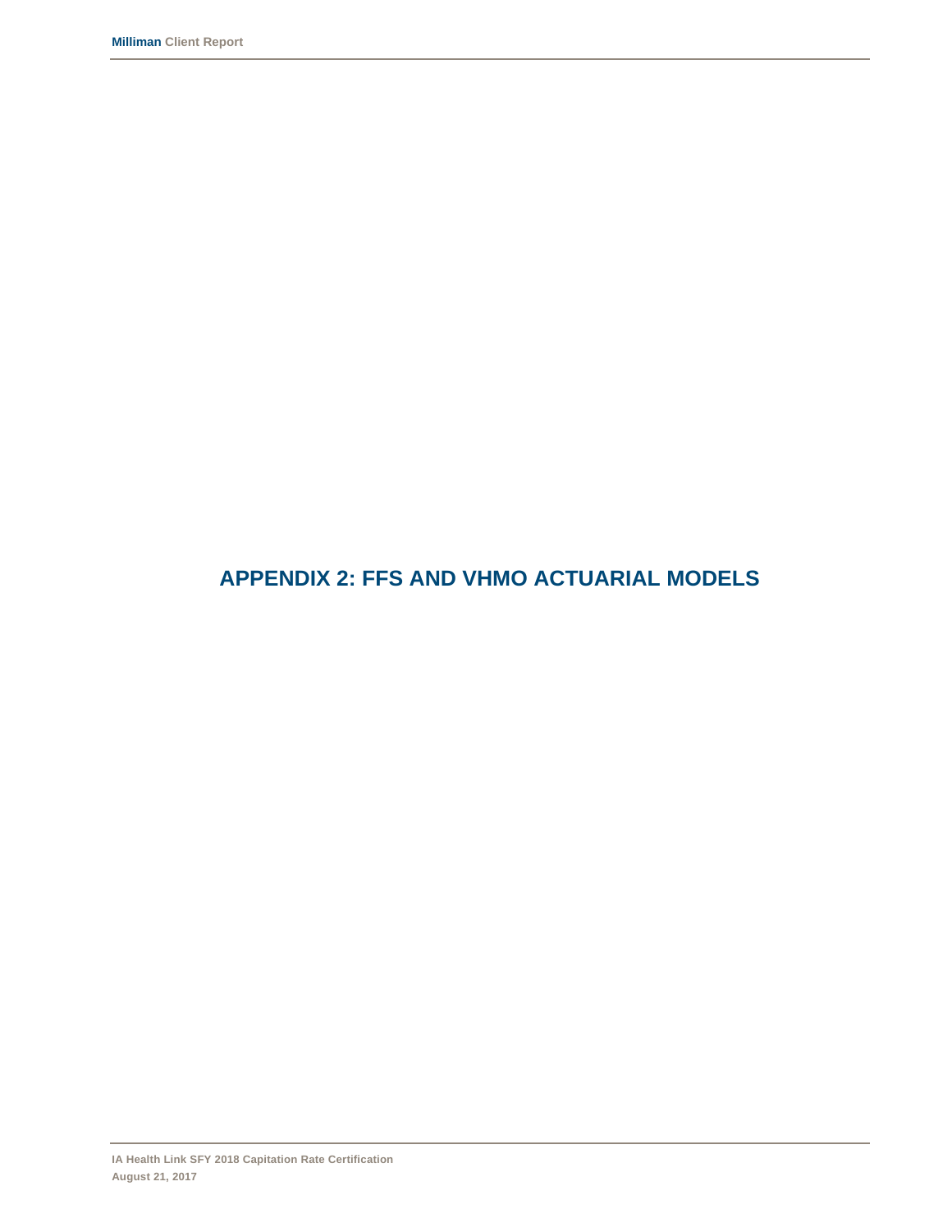# APPENDIX 2: FFS AND VHMO ACTUARIAL MODELS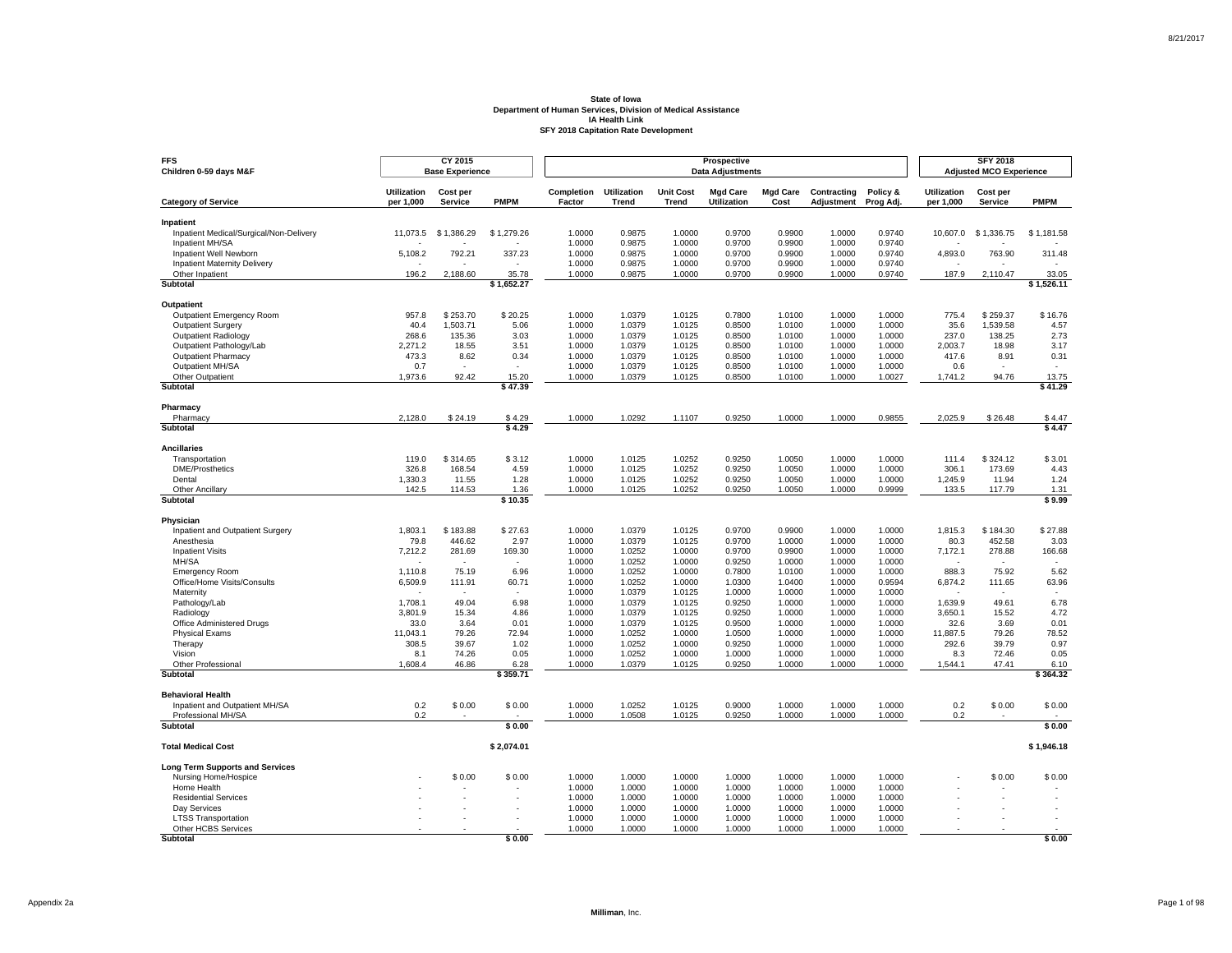# State of Iowa
## Department of Human Services, Division of Medical Assistance
## IA Health Link
## SFY 2018 Capitation Rate Development

| FFS<br>Children 0-59 days M&F | CY 2015<br>Base Experience | | | Prospective<br>Data Adjustments | | | | | | | SFY 2018<br>Adjusted MCO Experience | | |
|---|---|---|---|---|---|---|---|---|---|---|---|---|---|
| Category of Service | Utilization per 1,000 | Cost per Service | PMPM | Completion Factor | Utilization Trend | Unit Cost Trend | Mgd Care Utilization | Mgd Care Cost | Contracting Adjustment | Policy & Prog Adj. | Utilization per 1,000 | Cost per Service | PMPM |
| **Inpatient** | | | | | | | | | | | | | |
| Inpatient Medical/Surgical/Non-Delivery | 11,073.5 | $ 1,386.29 | $ 1,279.26 | 1.0000 | 0.9875 | 1.0000 | 0.9700 | 0.9900 | 1.0000 | 0.9740 | 10,607.0 | $ 1,336.75 | $ 1,181.58 |
| Inpatient MH/SA | - | - | - | 1.0000 | 0.9875 | 1.0000 | 0.9700 | 0.9900 | 1.0000 | 0.9740 | - | - | - |
| Inpatient Well Newborn | 5,108.2 | 792.21 | 337.23 | 1.0000 | 0.9875 | 1.0000 | 0.9700 | 0.9900 | 1.0000 | 0.9740 | 4,893.0 | 763.90 | 311.48 |
| Inpatient Maternity Delivery | - | - | - | 1.0000 | 0.9875 | 1.0000 | 0.9700 | 0.9900 | 1.0000 | 0.9740 | - | - | - |
| Other Inpatient | 196.2 | 2,188.60 | 35.78 | 1.0000 | 0.9875 | 1.0000 | 0.9700 | 0.9900 | 1.0000 | 0.9740 | 187.9 | 2,110.47 | 33.05 |
| **Subtotal** | | | **$ 1,652.27** | | | | | | | | | | **$ 1,526.11** |
| **Outpatient** | | | | | | | | | | | | | |
| Outpatient Emergency Room | 957.8 | $ 253.70 | $ 20.25 | 1.0000 | 1.0379 | 1.0125 | 0.7800 | 1.0100 | 1.0000 | 1.0000 | 775.4 | $ 259.37 | $ 16.76 |
| Outpatient Surgery | 40.4 | 1,503.71 | 5.06 | 1.0000 | 1.0379 | 1.0125 | 0.8500 | 1.0100 | 1.0000 | 1.0000 | 35.6 | 1,539.58 | 4.57 |
| Outpatient Radiology | 268.6 | 135.36 | 3.03 | 1.0000 | 1.0379 | 1.0125 | 0.8500 | 1.0100 | 1.0000 | 1.0000 | 237.0 | 138.25 | 2.73 |
| Outpatient Pathology/Lab | 2,271.2 | 18.55 | 3.51 | 1.0000 | 1.0379 | 1.0125 | 0.8500 | 1.0100 | 1.0000 | 1.0000 | 2,003.7 | 18.98 | 3.17 |
| Outpatient Pharmacy | 473.3 | 8.62 | 0.34 | 1.0000 | 1.0379 | 1.0125 | 0.8500 | 1.0100 | 1.0000 | 1.0000 | 417.6 | 8.91 | 0.31 |
| Outpatient MH/SA | 0.7 | - | - | 1.0000 | 1.0379 | 1.0125 | 0.8500 | 1.0100 | 1.0000 | 1.0000 | 0.6 | - | - |
| Other Outpatient | 1,973.6 | 92.42 | 15.20 | 1.0000 | 1.0379 | 1.0125 | 0.8500 | 1.0100 | 1.0000 | 1.0027 | 1,741.2 | 94.76 | 13.75 |
| **Subtotal** | | | **$ 47.39** | | | | | | | | | | **$ 41.29** |
| **Pharmacy** | | | | | | | | | | | | | |
| Pharmacy | 2,128.0 | $ 24.19 | $ 4.29 | 1.0000 | 1.0292 | 1.1107 | 0.9250 | 1.0000 | 1.0000 | 0.9855 | 2,025.9 | $ 26.48 | $ 4.47 |
| **Subtotal** | | | **$ 4.29** | | | | | | | | | | **$ 4.47** |
| **Ancillaries** | | | | | | | | | | | | | |
| Transportation | 119.0 | $ 314.65 | $ 3.12 | 1.0000 | 1.0125 | 1.0252 | 0.9250 | 1.0050 | 1.0000 | 1.0000 | 111.4 | $ 324.12 | $ 3.01 |
| DME/Prosthetics | 326.8 | 168.54 | 4.59 | 1.0000 | 1.0125 | 1.0252 | 0.9250 | 1.0050 | 1.0000 | 1.0000 | 306.1 | 173.69 | 4.43 |
| Dental | 1,330.3 | 11.55 | 1.28 | 1.0000 | 1.0125 | 1.0252 | 0.9250 | 1.0050 | 1.0000 | 1.0000 | 1,245.9 | 11.94 | 1.24 |
| Other Ancillary | 142.5 | 114.53 | 1.36 | 1.0000 | 1.0125 | 1.0252 | 0.9250 | 1.0050 | 1.0000 | 0.9999 | 133.5 | 117.79 | 1.31 |
| **Subtotal** | | | **$ 10.35** | | | | | | | | | | **$ 9.99** |
| **Physician** | | | | | | | | | | | | | |
| Inpatient and Outpatient Surgery | 1,803.1 | $ 183.88 | $ 27.63 | 1.0000 | 1.0379 | 1.0125 | 0.9700 | 0.9900 | 1.0000 | 1.0000 | 1,815.3 | $ 184.30 | $ 27.88 |
| Anesthesia | 79.8 | 446.62 | 2.97 | 1.0000 | 1.0379 | 1.0125 | 0.9700 | 1.0000 | 1.0000 | 1.0000 | 80.3 | 452.58 | 3.03 |
| Inpatient Visits | 7,212.2 | 281.69 | 169.30 | 1.0000 | 1.0252 | 1.0000 | 0.9700 | 0.9900 | 1.0000 | 1.0000 | 7,172.1 | 278.88 | 166.68 |
| MH/SA | - | - | - | 1.0000 | 1.0252 | 1.0000 | 0.9250 | 1.0000 | 1.0000 | 1.0000 | - | - | - |
| Emergency Room | 1,110.8 | 75.19 | 6.96 | 1.0000 | 1.0252 | 1.0000 | 0.7800 | 1.0100 | 1.0000 | 1.0000 | 888.3 | 75.92 | 5.62 |
| Office/Home Visits/Consults | 6,509.9 | 111.91 | 60.71 | 1.0000 | 1.0252 | 1.0000 | 1.0300 | 1.0400 | 1.0000 | 0.9594 | 6,874.2 | 111.65 | 63.96 |
| Maternity | - | - | - | 1.0000 | 1.0379 | 1.0125 | 1.0000 | 1.0000 | 1.0000 | 1.0000 | - | - | - |
| Pathology/Lab | 1,708.1 | 49.04 | 6.98 | 1.0000 | 1.0379 | 1.0125 | 0.9250 | 1.0000 | 1.0000 | 1.0000 | 1,639.9 | 49.61 | 6.78 |
| Radiology | 3,801.9 | 15.34 | 4.86 | 1.0000 | 1.0379 | 1.0125 | 0.9250 | 1.0000 | 1.0000 | 1.0000 | 3,650.1 | 15.52 | 4.72 |
| Office Administered Drugs | 33.0 | 3.64 | 0.01 | 1.0000 | 1.0379 | 1.0125 | 0.9500 | 1.0000 | 1.0000 | 1.0000 | 32.6 | 3.69 | 0.01 |
| Physical Exams | 11,043.1 | 79.26 | 72.94 | 1.0000 | 1.0252 | 1.0000 | 1.0500 | 1.0000 | 1.0000 | 1.0000 | 11,887.5 | 79.26 | 78.52 |
| Therapy | 308.5 | 39.67 | 1.02 | 1.0000 | 1.0252 | 1.0000 | 0.9250 | 1.0000 | 1.0000 | 1.0000 | 292.6 | 39.79 | 0.97 |
| Vision | 8.1 | 74.26 | 0.05 | 1.0000 | 1.0252 | 1.0000 | 1.0000 | 1.0000 | 1.0000 | 1.0000 | 8.3 | 72.46 | 0.05 |
| Other Professional | 1,608.4 | 46.86 | 6.28 | 1.0000 | 1.0379 | 1.0125 | 0.9250 | 1.0000 | 1.0000 | 1.0000 | 1,544.1 | 47.41 | 6.10 |
| **Subtotal** | | | **$ 359.71** | | | | | | | | | | **$ 364.32** |
| **Behavioral Health** | | | | | | | | | | | | | |
| Inpatient and Outpatient MH/SA | 0.2 | $ 0.00 | $ 0.00 | 1.0000 | 1.0252 | 1.0125 | 0.9000 | 1.0000 | 1.0000 | 1.0000 | 0.2 | $ 0.00 | $ 0.00 |
| Professional MH/SA | 0.2 | - | - | 1.0000 | 1.0508 | 1.0125 | 0.9250 | 1.0000 | 1.0000 | 1.0000 | 0.2 | - | - |
| **Subtotal** | | | **$ 0.00** | | | | | | | | | | **$ 0.00** |
| **Total Medical Cost** | | | **$ 2,074.01** | | | | | | | | | | **$ 1,946.18** |
| **Long Term Supports and Services** | | | | | | | | | | | | | |
| Nursing Home/Hospice | - | $ 0.00 | $ 0.00 | 1.0000 | 1.0000 | 1.0000 | 1.0000 | 1.0000 | 1.0000 | 1.0000 | - | $ 0.00 | $ 0.00 |
| Home Health | - | - | - | 1.0000 | 1.0000 | 1.0000 | 1.0000 | 1.0000 | 1.0000 | 1.0000 | - | - | - |
| Residential Services | - | - | - | 1.0000 | 1.0000 | 1.0000 | 1.0000 | 1.0000 | 1.0000 | 1.0000 | - | - | - |
| Day Services | - | - | - | 1.0000 | 1.0000 | 1.0000 | 1.0000 | 1.0000 | 1.0000 | 1.0000 | - | - | - |
| LTSS Transportation | - | - | - | 1.0000 | 1.0000 | 1.0000 | 1.0000 | 1.0000 | 1.0000 | 1.0000 | - | - | - |
| Other HCBS Services | - | - | - | 1.0000 | 1.0000 | 1.0000 | 1.0000 | 1.0000 | 1.0000 | 1.0000 | - | - | - |
| **Subtotal** | | | **$ 0.00** | | | | | | | | | | **$ 0.00** |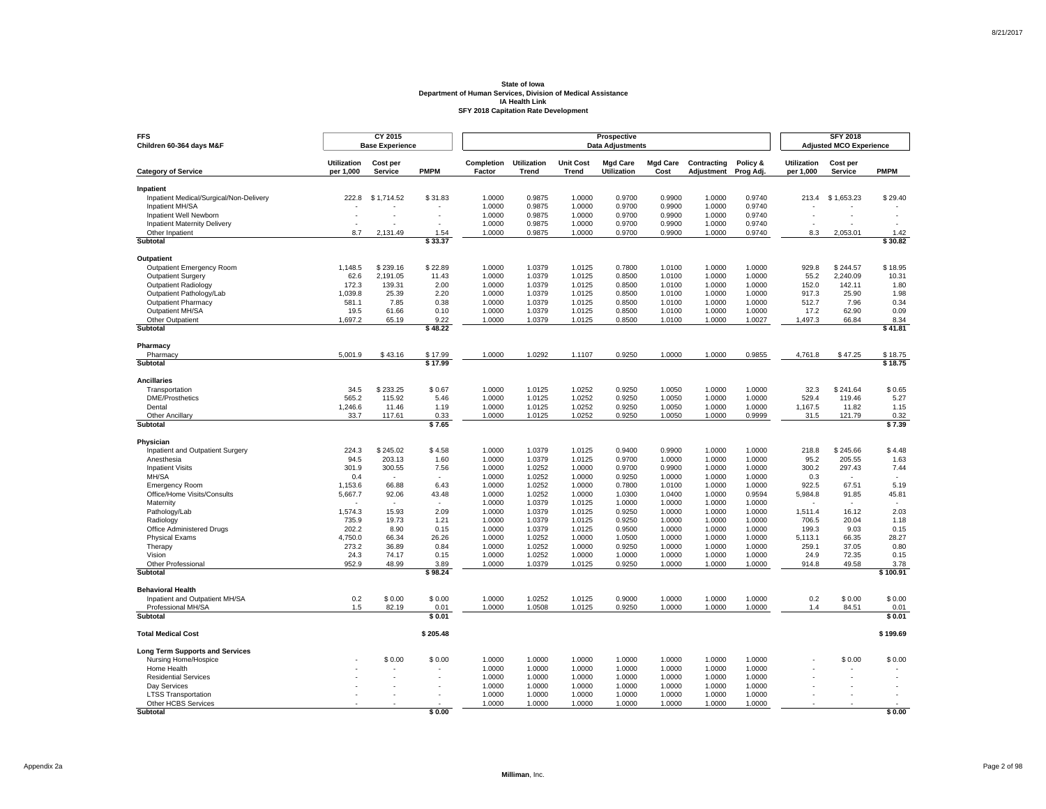**State of Iowa**
**Department of Human Services, Division of Medical Assistance**
**IA Health Link**
**SFY 2018 Capitation Rate Development**

| FFS Children 60-364 days M&F | CY 2015 Base Experience | | | Prospective Data Adjustments | | | | | | | SFY 2018 Adjusted MCO Experience | | |
|---|---|---|---|---|---|---|---|---|---|---|---|---|---|
| **Category of Service** | **Utilization per 1,000** | **Cost per Service** | **PMPM** | **Completion Factor** | **Utilization Trend** | **Unit Cost Trend** | **Mgd Care Utilization** | **Mgd Care Cost** | **Contracting Adjustment** | **Policy & Prog Adj.** | **Utilization per 1,000** | **Cost per Service** | **PMPM** |
| **Inpatient** | | | | | | | | | | | | | |
| Inpatient Medical/Surgical/Non-Delivery | 222.8 | $ 1,714.52 | $ 31.83 | 1.0000 | 0.9875 | 1.0000 | 0.9700 | 0.9900 | 1.0000 | 0.9740 | 213.4 | $ 1,653.23 | $ 29.40 |
| Inpatient MH/SA | - | - | - | 1.0000 | 0.9875 | 1.0000 | 0.9700 | 0.9900 | 1.0000 | 0.9740 | - | - | - |
| Inpatient Well Newborn | - | - | - | 1.0000 | 0.9875 | 1.0000 | 0.9700 | 0.9900 | 1.0000 | 0.9740 | - | - | - |
| Inpatient Maternity Delivery | - | - | - | 1.0000 | 0.9875 | 1.0000 | 0.9700 | 0.9900 | 1.0000 | 0.9740 | - | - | - |
| Other Inpatient | 8.7 | 2,131.49 | 1.54 | 1.0000 | 0.9875 | 1.0000 | 0.9700 | 0.9900 | 1.0000 | 0.9740 | 8.3 | 2,053.01 | 1.42 |
| **Subtotal** | | | **$ 33.37** | | | | | | | | | | **$ 30.82** |
| **Outpatient** | | | | | | | | | | | | | |
| Outpatient Emergency Room | 1,148.5 | $ 239.16 | $ 22.89 | 1.0000 | 1.0379 | 1.0125 | 0.7800 | 1.0100 | 1.0000 | 1.0000 | 929.8 | $ 244.57 | $ 18.95 |
| Outpatient Surgery | 62.6 | 2,191.05 | 11.43 | 1.0000 | 1.0379 | 1.0125 | 0.8500 | 1.0100 | 1.0000 | 1.0000 | 55.2 | 2,240.09 | 10.31 |
| Outpatient Radiology | 172.3 | 139.31 | 2.00 | 1.0000 | 1.0379 | 1.0125 | 0.8500 | 1.0100 | 1.0000 | 1.0000 | 152.0 | 142.11 | 1.80 |
| Outpatient Pathology/Lab | 1,039.8 | 25.39 | 2.20 | 1.0000 | 1.0379 | 1.0125 | 0.8500 | 1.0100 | 1.0000 | 1.0000 | 917.3 | 25.90 | 1.98 |
| Outpatient Pharmacy | 581.1 | 7.85 | 0.38 | 1.0000 | 1.0379 | 1.0125 | 0.8500 | 1.0100 | 1.0000 | 1.0000 | 512.7 | 7.96 | 0.34 |
| Outpatient MH/SA | 19.5 | 61.66 | 0.10 | 1.0000 | 1.0379 | 1.0125 | 0.8500 | 1.0100 | 1.0000 | 1.0000 | 17.2 | 62.90 | 0.09 |
| Other Outpatient | 1,697.2 | 65.19 | 9.22 | 1.0000 | 1.0379 | 1.0125 | 0.8500 | 1.0100 | 1.0000 | 1.0027 | 1,497.3 | 66.84 | 8.34 |
| **Subtotal** | | | **$ 48.22** | | | | | | | | | | **$ 41.81** |
| **Pharmacy** | | | | | | | | | | | | | |
| Pharmacy | 5,001.9 | $ 43.16 | $ 17.99 | 1.0000 | 1.0292 | 1.1107 | 0.9250 | 1.0000 | 1.0000 | 0.9855 | 4,761.8 | $ 47.25 | $ 18.75 |
| **Subtotal** | | | **$ 17.99** | | | | | | | | | | **$ 18.75** |
| **Ancillaries** | | | | | | | | | | | | | |
| Transportation | 34.5 | $ 233.25 | $ 0.67 | 1.0000 | 1.0125 | 1.0252 | 0.9250 | 1.0050 | 1.0000 | 1.0000 | 32.3 | $ 241.64 | $ 0.65 |
| DME/Prosthetics | 565.2 | 115.92 | 5.46 | 1.0000 | 1.0125 | 1.0252 | 0.9250 | 1.0050 | 1.0000 | 1.0000 | 529.4 | 119.46 | 5.27 |
| Dental | 1,246.6 | 11.46 | 1.19 | 1.0000 | 1.0125 | 1.0252 | 0.9250 | 1.0050 | 1.0000 | 1.0000 | 1,167.5 | 11.82 | 1.15 |
| Other Ancillary | 33.7 | 117.61 | 0.33 | 1.0000 | 1.0125 | 1.0252 | 0.9250 | 1.0050 | 1.0000 | 0.9999 | 31.5 | 121.79 | 0.32 |
| **Subtotal** | | | **$ 7.65** | | | | | | | | | | **$ 7.39** |
| **Physician** | | | | | | | | | | | | | |
| Inpatient and Outpatient Surgery | 224.3 | $ 245.02 | $ 4.58 | 1.0000 | 1.0379 | 1.0125 | 0.9400 | 0.9900 | 1.0000 | 1.0000 | 218.8 | $ 245.66 | $ 4.48 |
| Anesthesia | 94.5 | 203.13 | 1.60 | 1.0000 | 1.0379 | 1.0125 | 0.9700 | 1.0000 | 1.0000 | 1.0000 | 95.2 | 205.55 | 1.63 |
| Inpatient Visits | 301.9 | 300.55 | 7.56 | 1.0000 | 1.0252 | 1.0000 | 0.9700 | 0.9900 | 1.0000 | 1.0000 | 300.2 | 297.43 | 7.44 |
| MH/SA | 0.4 | - | - | 1.0000 | 1.0252 | 1.0000 | 0.9250 | 1.0000 | 1.0000 | 1.0000 | 0.3 | - | - |
| Emergency Room | 1,153.6 | 66.88 | 6.43 | 1.0000 | 1.0252 | 1.0000 | 0.7800 | 1.0100 | 1.0000 | 1.0000 | 922.5 | 67.51 | 5.19 |
| Office/Home Visits/Consults | 5,667.7 | 92.06 | 43.48 | 1.0000 | 1.0252 | 1.0000 | 1.0300 | 1.0400 | 1.0000 | 0.9594 | 5,984.8 | 91.85 | 45.81 |
| Maternity | - | - | - | 1.0000 | 1.0379 | 1.0125 | 1.0000 | 1.0000 | 1.0000 | 1.0000 | - | - | - |
| Pathology/Lab | 1,574.3 | 15.93 | 2.09 | 1.0000 | 1.0379 | 1.0125 | 0.9250 | 1.0000 | 1.0000 | 1.0000 | 1,511.4 | 16.12 | 2.03 |
| Radiology | 735.9 | 19.73 | 1.21 | 1.0000 | 1.0379 | 1.0125 | 0.9250 | 1.0000 | 1.0000 | 1.0000 | 706.5 | 20.04 | 1.18 |
| Office Administered Drugs | 202.2 | 8.90 | 0.15 | 1.0000 | 1.0379 | 1.0125 | 0.9500 | 1.0000 | 1.0000 | 1.0000 | 199.3 | 9.03 | 0.15 |
| Physical Exams | 4,750.0 | 66.34 | 26.26 | 1.0000 | 1.0252 | 1.0000 | 1.0500 | 1.0000 | 1.0000 | 1.0000 | 5,113.1 | 66.35 | 28.27 |
| Therapy | 273.2 | 36.89 | 0.84 | 1.0000 | 1.0252 | 1.0000 | 0.9250 | 1.0000 | 1.0000 | 1.0000 | 259.1 | 37.05 | 0.80 |
| Vision | 24.3 | 74.17 | 0.15 | 1.0000 | 1.0252 | 1.0000 | 1.0000 | 1.0000 | 1.0000 | 1.0000 | 24.9 | 72.35 | 0.15 |
| Other Professional | 952.9 | 48.99 | 3.89 | 1.0000 | 1.0379 | 1.0125 | 0.9250 | 1.0000 | 1.0000 | 1.0000 | 914.8 | 49.58 | 3.78 |
| **Subtotal** | | | **$ 98.24** | | | | | | | | | | **$ 100.91** |
| **Behavioral Health** | | | | | | | | | | | | | |
| Inpatient and Outpatient MH/SA | 0.2 | $ 0.00 | $ 0.00 | 1.0000 | 1.0252 | 1.0125 | 0.9000 | 1.0000 | 1.0000 | 1.0000 | 0.2 | $ 0.00 | $ 0.00 |
| Professional MH/SA | 1.5 | 82.19 | 0.01 | 1.0000 | 1.0508 | 1.0125 | 0.9250 | 1.0000 | 1.0000 | 1.0000 | 1.4 | 84.51 | 0.01 |
| **Subtotal** | | | **$ 0.01** | | | | | | | | | | **$ 0.01** |
| **Total Medical Cost** | | | **$ 205.48** | | | | | | | | | | **$ 199.69** |
| **Long Term Supports and Services** | | | | | | | | | | | | | |
| Nursing Home/Hospice | - | $ 0.00 | $ 0.00 | 1.0000 | 1.0000 | 1.0000 | 1.0000 | 1.0000 | 1.0000 | 1.0000 | - | $ 0.00 | $ 0.00 |
| Home Health | - | - | - | 1.0000 | 1.0000 | 1.0000 | 1.0000 | 1.0000 | 1.0000 | 1.0000 | - | - | - |
| Residential Services | - | - | - | 1.0000 | 1.0000 | 1.0000 | 1.0000 | 1.0000 | 1.0000 | 1.0000 | - | - | - |
| Day Services | - | - | - | 1.0000 | 1.0000 | 1.0000 | 1.0000 | 1.0000 | 1.0000 | 1.0000 | - | - | - |
| LTSS Transportation | - | - | - | 1.0000 | 1.0000 | 1.0000 | 1.0000 | 1.0000 | 1.0000 | 1.0000 | - | - | - |
| Other HCBS Services | - | - | - | 1.0000 | 1.0000 | 1.0000 | 1.0000 | 1.0000 | 1.0000 | 1.0000 | - | - | - |
| **Subtotal** | | | **$ 0.00** | | | | | | | | | | **$ 0.00** |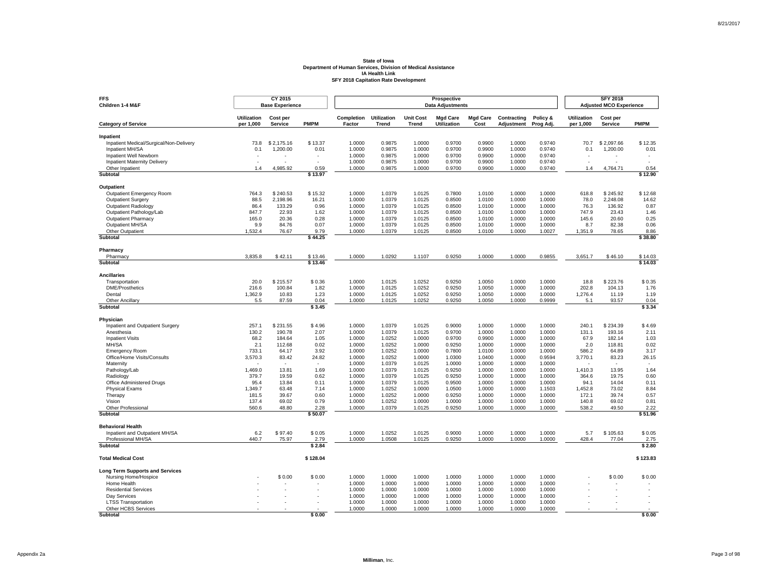**State of Iowa**
**Department of Human Services, Division of Medical Assistance**
**IA Health Link**
**SFY 2018 Capitation Rate Development**

| FFS Children 1-4 M&F | CY 2015 Base Experience | | | Prospective Data Adjustments | | | | | | | SFY 2018 Adjusted MCO Experience | | |
|---|---|---|---|---|---|---|---|---|---|---|---|---|---|
| **Category of Service** | **Utilization per 1,000** | **Cost per Service** | **PMPM** | **Completion Factor** | **Utilization Trend** | **Unit Cost Trend** | **Mgd Care Utilization** | **Mgd Care Cost** | **Contracting Adjustment** | **Policy & Prog Adj.** | **Utilization per 1,000** | **Cost per Service** | **PMPM** |
| **Inpatient** | | | | | | | | | | | | | |
| Inpatient Medical/Surgical/Non-Delivery | 73.8 | $ 2,175.16 | $ 13.37 | 1.0000 | 0.9875 | 1.0000 | 0.9700 | 0.9900 | 1.0000 | 0.9740 | 70.7 | $ 2,097.66 | $ 12.35 |
| Inpatient MH/SA | 0.1 | 1,200.00 | 0.01 | 1.0000 | 0.9875 | 1.0000 | 0.9700 | 0.9900 | 1.0000 | 0.9740 | 0.1 | 1,200.00 | 0.01 |
| Inpatient Well Newborn | - | - | - | 1.0000 | 0.9875 | 1.0000 | 0.9700 | 0.9900 | 1.0000 | 0.9740 | - | - | - |
| Inpatient Maternity Delivery | - | - | - | 1.0000 | 0.9875 | 1.0000 | 0.9700 | 0.9900 | 1.0000 | 0.9740 | - | - | - |
| Other Inpatient | 1.4 | 4,985.92 | 0.59 | 1.0000 | 0.9875 | 1.0000 | 0.9700 | 0.9900 | 1.0000 | 0.9740 | 1.4 | 4,764.71 | 0.54 |
| **Subtotal** | | | **$ 13.97** | | | | | | | | | | **$ 12.90** |
| **Outpatient** | | | | | | | | | | | | | |
| Outpatient Emergency Room | 764.3 | $ 240.53 | $ 15.32 | 1.0000 | 1.0379 | 1.0125 | 0.7800 | 1.0100 | 1.0000 | 1.0000 | 618.8 | $ 245.92 | $ 12.68 |
| Outpatient Surgery | 88.5 | 2,198.96 | 16.21 | 1.0000 | 1.0379 | 1.0125 | 0.8500 | 1.0100 | 1.0000 | 1.0000 | 78.0 | 2,248.08 | 14.62 |
| Outpatient Radiology | 86.4 | 133.29 | 0.96 | 1.0000 | 1.0379 | 1.0125 | 0.8500 | 1.0100 | 1.0000 | 1.0000 | 76.3 | 136.92 | 0.87 |
| Outpatient Pathology/Lab | 847.7 | 22.93 | 1.62 | 1.0000 | 1.0379 | 1.0125 | 0.8500 | 1.0100 | 1.0000 | 1.0000 | 747.9 | 23.43 | 1.46 |
| Outpatient Pharmacy | 165.0 | 20.36 | 0.28 | 1.0000 | 1.0379 | 1.0125 | 0.8500 | 1.0100 | 1.0000 | 1.0000 | 145.6 | 20.60 | 0.25 |
| Outpatient MH/SA | 9.9 | 84.76 | 0.07 | 1.0000 | 1.0379 | 1.0125 | 0.8500 | 1.0100 | 1.0000 | 1.0000 | 8.7 | 82.38 | 0.06 |
| Other Outpatient | 1,532.4 | 76.67 | 9.79 | 1.0000 | 1.0379 | 1.0125 | 0.8500 | 1.0100 | 1.0000 | 1.0027 | 1,351.9 | 78.65 | 8.86 |
| **Subtotal** | | | **$ 44.25** | | | | | | | | | | **$ 38.80** |
| **Pharmacy** | | | | | | | | | | | | | |
| Pharmacy | 3,835.8 | $ 42.11 | $ 13.46 | 1.0000 | 1.0292 | 1.1107 | 0.9250 | 1.0000 | 1.0000 | 0.9855 | 3,651.7 | $ 46.10 | $ 14.03 |
| **Subtotal** | | | **$ 13.46** | | | | | | | | | | **$ 14.03** |
| **Ancillaries** | | | | | | | | | | | | | |
| Transportation | 20.0 | $ 215.57 | $ 0.36 | 1.0000 | 1.0125 | 1.0252 | 0.9250 | 1.0050 | 1.0000 | 1.0000 | 18.8 | $ 223.76 | $ 0.35 |
| DME/Prosthetics | 216.6 | 100.84 | 1.82 | 1.0000 | 1.0125 | 1.0252 | 0.9250 | 1.0050 | 1.0000 | 1.0000 | 202.8 | 104.13 | 1.76 |
| Dental | 1,362.9 | 10.83 | 1.23 | 1.0000 | 1.0125 | 1.0252 | 0.9250 | 1.0050 | 1.0000 | 1.0000 | 1,276.4 | 11.19 | 1.19 |
| Other Ancillary | 5.5 | 87.59 | 0.04 | 1.0000 | 1.0125 | 1.0252 | 0.9250 | 1.0050 | 1.0000 | 0.9999 | 5.1 | 93.57 | 0.04 |
| **Subtotal** | | | **$ 3.45** | | | | | | | | | | **$ 3.34** |
| **Physician** | | | | | | | | | | | | | |
| Inpatient and Outpatient Surgery | 257.1 | $ 231.55 | $ 4.96 | 1.0000 | 1.0379 | 1.0125 | 0.9000 | 1.0000 | 1.0000 | 1.0000 | 240.1 | $ 234.39 | $ 4.69 |
| Anesthesia | 130.2 | 190.78 | 2.07 | 1.0000 | 1.0379 | 1.0125 | 0.9700 | 1.0000 | 1.0000 | 1.0000 | 131.1 | 193.16 | 2.11 |
| Inpatient Visits | 68.2 | 184.64 | 1.05 | 1.0000 | 1.0252 | 1.0000 | 0.9700 | 0.9900 | 1.0000 | 1.0000 | 67.9 | 182.14 | 1.03 |
| MH/SA | 2.1 | 112.68 | 0.02 | 1.0000 | 1.0252 | 1.0000 | 0.9250 | 1.0000 | 1.0000 | 1.0000 | 2.0 | 118.81 | 0.02 |
| Emergency Room | 733.1 | 64.17 | 3.92 | 1.0000 | 1.0252 | 1.0000 | 0.7800 | 1.0100 | 1.0000 | 1.0000 | 586.2 | 64.89 | 3.17 |
| Office/Home Visits/Consults | 3,570.3 | 83.42 | 24.82 | 1.0000 | 1.0252 | 1.0000 | 1.0300 | 1.0400 | 1.0000 | 0.9594 | 3,770.1 | 83.23 | 26.15 |
| Maternity | - | - | - | 1.0000 | 1.0379 | 1.0125 | 1.0000 | 1.0000 | 1.0000 | 1.0000 | - | - | - |
| Pathology/Lab | 1,469.0 | 13.81 | 1.69 | 1.0000 | 1.0379 | 1.0125 | 0.9250 | 1.0000 | 1.0000 | 1.0000 | 1,410.3 | 13.95 | 1.64 |
| Radiology | 379.7 | 19.59 | 0.62 | 1.0000 | 1.0379 | 1.0125 | 0.9250 | 1.0000 | 1.0000 | 1.0000 | 364.6 | 19.75 | 0.60 |
| Office Administered Drugs | 95.4 | 13.84 | 0.11 | 1.0000 | 1.0379 | 1.0125 | 0.9500 | 1.0000 | 1.0000 | 1.0000 | 94.1 | 14.04 | 0.11 |
| Physical Exams | 1,349.7 | 63.48 | 7.14 | 1.0000 | 1.0252 | 1.0000 | 1.0500 | 1.0000 | 1.0000 | 1.1503 | 1,452.8 | 73.02 | 8.84 |
| Therapy | 181.5 | 39.67 | 0.60 | 1.0000 | 1.0252 | 1.0000 | 0.9250 | 1.0000 | 1.0000 | 1.0000 | 172.1 | 39.74 | 0.57 |
| Vision | 137.4 | 69.02 | 0.79 | 1.0000 | 1.0252 | 1.0000 | 1.0000 | 1.0000 | 1.0000 | 1.0000 | 140.8 | 69.02 | 0.81 |
| Other Professional | 560.6 | 48.80 | 2.28 | 1.0000 | 1.0379 | 1.0125 | 0.9250 | 1.0000 | 1.0000 | 1.0000 | 538.2 | 49.50 | 2.22 |
| **Subtotal** | | | **$ 50.07** | | | | | | | | | | **$ 51.96** |
| **Behavioral Health** | | | | | | | | | | | | | |
| Inpatient and Outpatient MH/SA | 6.2 | $ 97.40 | $ 0.05 | 1.0000 | 1.0252 | 1.0125 | 0.9000 | 1.0000 | 1.0000 | 1.0000 | 5.7 | $ 105.63 | $ 0.05 |
| Professional MH/SA | 440.7 | 75.97 | 2.79 | 1.0000 | 1.0508 | 1.0125 | 0.9250 | 1.0000 | 1.0000 | 1.0000 | 428.4 | 77.04 | 2.75 |
| **Subtotal** | | | **$ 2.84** | | | | | | | | | | **$ 2.80** |
| **Total Medical Cost** | | | **$ 128.04** | | | | | | | | | | **$ 123.83** |
| **Long Term Supports and Services** | | | | | | | | | | | | | |
| Nursing Home/Hospice | - | $ 0.00 | $ 0.00 | 1.0000 | 1.0000 | 1.0000 | 1.0000 | 1.0000 | 1.0000 | 1.0000 | - | $ 0.00 | $ 0.00 |
| Home Health | - | - | - | 1.0000 | 1.0000 | 1.0000 | 1.0000 | 1.0000 | 1.0000 | 1.0000 | - | - | - |
| Residential Services | - | - | - | 1.0000 | 1.0000 | 1.0000 | 1.0000 | 1.0000 | 1.0000 | 1.0000 | - | - | - |
| Day Services | - | - | - | 1.0000 | 1.0000 | 1.0000 | 1.0000 | 1.0000 | 1.0000 | 1.0000 | - | - | - |
| LTSS Transportation | - | - | - | 1.0000 | 1.0000 | 1.0000 | 1.0000 | 1.0000 | 1.0000 | 1.0000 | - | - | - |
| Other HCBS Services | - | - | - | 1.0000 | 1.0000 | 1.0000 | 1.0000 | 1.0000 | 1.0000 | 1.0000 | - | - | - |
| **Subtotal** | | | **$ 0.00** | | | | | | | | | | **$ 0.00** |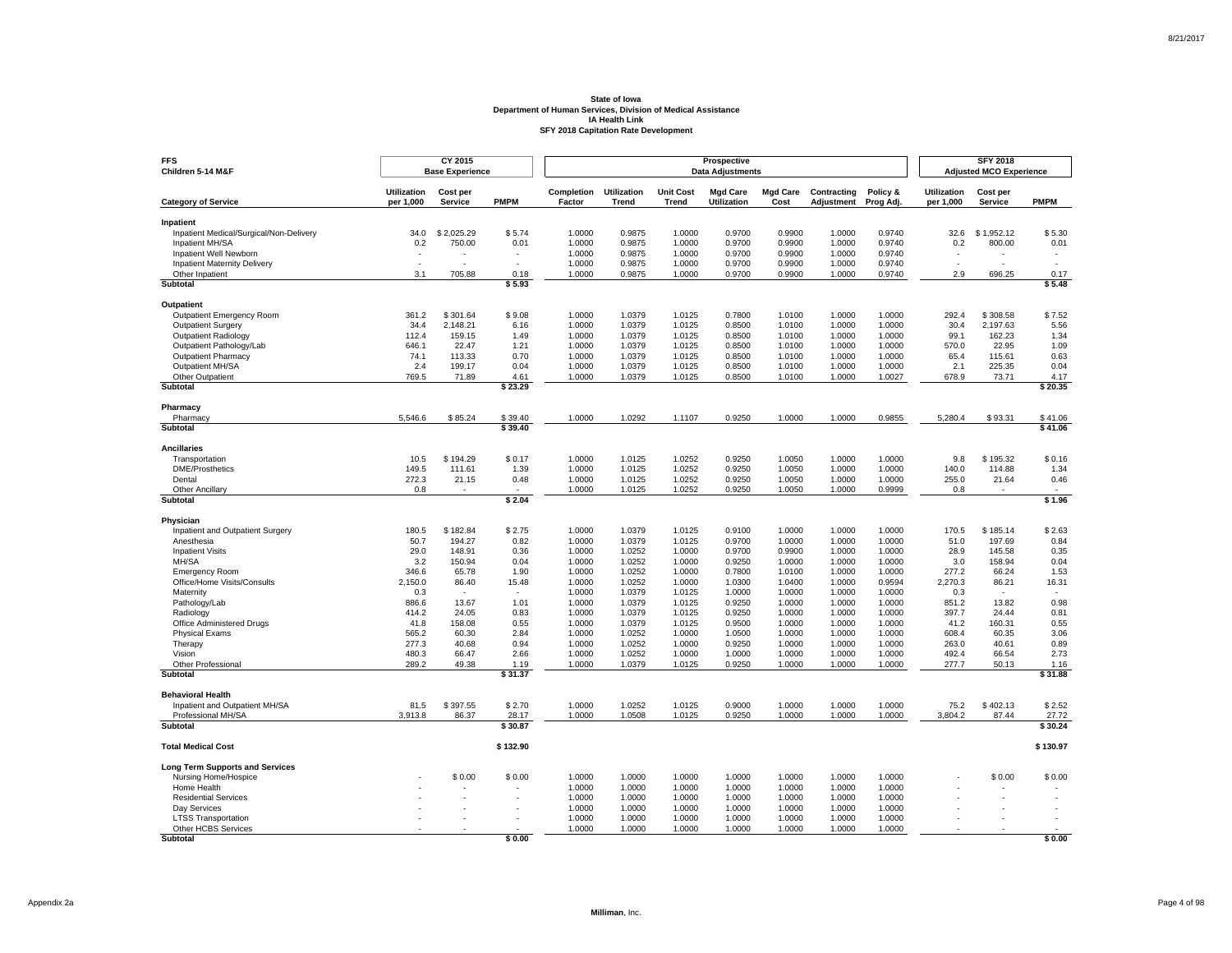**State of Iowa**
**Department of Human Services, Division of Medical Assistance**
**IA Health Link**
**SFY 2018 Capitation Rate Development**

| FFS Children 5-14 M&F | CY 2015 Base Experience | | | Prospective Data Adjustments | | | | | | | SFY 2018 Adjusted MCO Experience | | |
|---|---|---|---|---|---|---|---|---|---|---|---|---|---|
| **Category of Service** | **Utilization per 1,000** | **Cost per Service** | **PMPM** | **Completion Factor** | **Utilization Trend** | **Unit Cost Trend** | **Mgd Care Utilization** | **Mgd Care Cost** | **Contracting Adjustment** | **Policy & Prog Adj.** | **Utilization per 1,000** | **Cost per Service** | **PMPM** |
| **Inpatient** | | | | | | | | | | | | | |
| Inpatient Medical/Surgical/Non-Delivery | 34.0 | $ 2,025.29 | $ 5.74 | 1.0000 | 0.9875 | 1.0000 | 0.9700 | 0.9900 | 1.0000 | 0.9740 | 32.6 | $ 1,952.12 | $ 5.30 |
| Inpatient MH/SA | 0.2 | 750.00 | 0.01 | 1.0000 | 0.9875 | 1.0000 | 0.9700 | 0.9900 | 1.0000 | 0.9740 | 0.2 | 800.00 | 0.01 |
| Inpatient Well Newborn | - | - | - | 1.0000 | 0.9875 | 1.0000 | 0.9700 | 0.9900 | 1.0000 | 0.9740 | - | - | - |
| Inpatient Maternity Delivery | - | - | - | 1.0000 | 0.9875 | 1.0000 | 0.9700 | 0.9900 | 1.0000 | 0.9740 | - | - | - |
| Other Inpatient | 3.1 | 705.88 | 0.18 | 1.0000 | 0.9875 | 1.0000 | 0.9700 | 0.9900 | 1.0000 | 0.9740 | 2.9 | 696.25 | 0.17 |
| **Subtotal** | | | **$ 5.93** | | | | | | | | | | **$ 5.48** |
| **Outpatient** | | | | | | | | | | | | | |
| Outpatient Emergency Room | 361.2 | $ 301.64 | $ 9.08 | 1.0000 | 1.0379 | 1.0125 | 0.7800 | 1.0100 | 1.0000 | 1.0000 | 292.4 | $ 308.58 | $ 7.52 |
| Outpatient Surgery | 34.4 | 2,148.21 | 6.16 | 1.0000 | 1.0379 | 1.0125 | 0.8500 | 1.0100 | 1.0000 | 1.0000 | 30.4 | 2,197.63 | 5.56 |
| Outpatient Radiology | 112.4 | 159.15 | 1.49 | 1.0000 | 1.0379 | 1.0125 | 0.8500 | 1.0100 | 1.0000 | 1.0000 | 99.1 | 162.23 | 1.34 |
| Outpatient Pathology/Lab | 646.1 | 22.47 | 1.21 | 1.0000 | 1.0379 | 1.0125 | 0.8500 | 1.0100 | 1.0000 | 1.0000 | 570.0 | 22.95 | 1.09 |
| Outpatient Pharmacy | 74.1 | 113.33 | 0.70 | 1.0000 | 1.0379 | 1.0125 | 0.8500 | 1.0100 | 1.0000 | 1.0000 | 65.4 | 115.61 | 0.63 |
| Outpatient MH/SA | 2.4 | 199.17 | 0.04 | 1.0000 | 1.0379 | 1.0125 | 0.8500 | 1.0100 | 1.0000 | 1.0000 | 2.1 | 225.35 | 0.04 |
| Other Outpatient | 769.5 | 71.89 | 4.61 | 1.0000 | 1.0379 | 1.0125 | 0.8500 | 1.0100 | 1.0000 | 1.0027 | 678.9 | 73.71 | 4.17 |
| **Subtotal** | | | **$ 23.29** | | | | | | | | | | **$ 20.35** |
| **Pharmacy** | | | | | | | | | | | | | |
| Pharmacy | 5,546.6 | $ 85.24 | $ 39.40 | 1.0000 | 1.0292 | 1.1107 | 0.9250 | 1.0000 | 1.0000 | 0.9855 | 5,280.4 | $ 93.31 | $ 41.06 |
| **Subtotal** | | | **$ 39.40** | | | | | | | | | | **$ 41.06** |
| **Ancillaries** | | | | | | | | | | | | | |
| Transportation | 10.5 | $ 194.29 | $ 0.17 | 1.0000 | 1.0125 | 1.0252 | 0.9250 | 1.0050 | 1.0000 | 1.0000 | 9.8 | $ 195.32 | $ 0.16 |
| DME/Prosthetics | 149.5 | 111.61 | 1.39 | 1.0000 | 1.0125 | 1.0252 | 0.9250 | 1.0050 | 1.0000 | 1.0000 | 140.0 | 114.88 | 1.34 |
| Dental | 272.3 | 21.15 | 0.48 | 1.0000 | 1.0125 | 1.0252 | 0.9250 | 1.0050 | 1.0000 | 1.0000 | 255.0 | 21.64 | 0.46 |
| Other Ancillary | 0.8 | - | - | 1.0000 | 1.0125 | 1.0252 | 0.9250 | 1.0050 | 1.0000 | 0.9999 | 0.8 | - | - |
| **Subtotal** | | | **$ 2.04** | | | | | | | | | | **$ 1.96** |
| **Physician** | | | | | | | | | | | | | |
| Inpatient and Outpatient Surgery | 180.5 | $ 182.84 | $ 2.75 | 1.0000 | 1.0379 | 1.0125 | 0.9100 | 1.0000 | 1.0000 | 1.0000 | 170.5 | $ 185.14 | $ 2.63 |
| Anesthesia | 50.7 | 194.27 | 0.82 | 1.0000 | 1.0379 | 1.0125 | 0.9700 | 1.0000 | 1.0000 | 1.0000 | 51.0 | 197.69 | 0.84 |
| Inpatient Visits | 29.0 | 148.91 | 0.36 | 1.0000 | 1.0252 | 1.0000 | 0.9700 | 0.9900 | 1.0000 | 1.0000 | 28.9 | 145.58 | 0.35 |
| MH/SA | 3.2 | 150.94 | 0.04 | 1.0000 | 1.0252 | 1.0000 | 0.9250 | 1.0000 | 1.0000 | 1.0000 | 3.0 | 158.94 | 0.04 |
| Emergency Room | 346.6 | 65.78 | 1.90 | 1.0000 | 1.0252 | 1.0000 | 0.7800 | 1.0100 | 1.0000 | 1.0000 | 277.2 | 66.24 | 1.53 |
| Office/Home Visits/Consults | 2,150.0 | 86.40 | 15.48 | 1.0000 | 1.0252 | 1.0000 | 1.0300 | 1.0400 | 1.0000 | 0.9594 | 2,270.3 | 86.21 | 16.31 |
| Maternity | 0.3 | - | - | 1.0000 | 1.0379 | 1.0125 | 1.0000 | 1.0000 | 1.0000 | 1.0000 | 0.3 | - | - |
| Pathology/Lab | 886.6 | 13.67 | 1.01 | 1.0000 | 1.0379 | 1.0125 | 0.9250 | 1.0000 | 1.0000 | 1.0000 | 851.2 | 13.82 | 0.98 |
| Radiology | 414.2 | 24.05 | 0.83 | 1.0000 | 1.0379 | 1.0125 | 0.9250 | 1.0000 | 1.0000 | 1.0000 | 397.7 | 24.44 | 0.81 |
| Office Administered Drugs | 41.8 | 158.08 | 0.55 | 1.0000 | 1.0379 | 1.0125 | 0.9500 | 1.0000 | 1.0000 | 1.0000 | 41.2 | 160.31 | 0.55 |
| Physical Exams | 565.2 | 60.30 | 2.84 | 1.0000 | 1.0252 | 1.0000 | 1.0500 | 1.0000 | 1.0000 | 1.0000 | 608.4 | 60.35 | 3.06 |
| Therapy | 277.3 | 40.68 | 0.94 | 1.0000 | 1.0252 | 1.0000 | 0.9250 | 1.0000 | 1.0000 | 1.0000 | 263.0 | 40.61 | 0.89 |
| Vision | 480.3 | 66.47 | 2.66 | 1.0000 | 1.0252 | 1.0000 | 1.0000 | 1.0000 | 1.0000 | 1.0000 | 492.4 | 66.54 | 2.73 |
| Other Professional | 289.2 | 49.38 | 1.19 | 1.0000 | 1.0379 | 1.0125 | 0.9250 | 1.0000 | 1.0000 | 1.0000 | 277.7 | 50.13 | 1.16 |
| **Subtotal** | | | **$ 31.37** | | | | | | | | | | **$ 31.88** |
| **Behavioral Health** | | | | | | | | | | | | | |
| Inpatient and Outpatient MH/SA | 81.5 | $ 397.55 | $ 2.70 | 1.0000 | 1.0252 | 1.0125 | 0.9000 | 1.0000 | 1.0000 | 1.0000 | 75.2 | $ 402.13 | $ 2.52 |
| Professional MH/SA | 3,913.8 | 86.37 | 28.17 | 1.0000 | 1.0508 | 1.0125 | 0.9250 | 1.0000 | 1.0000 | 1.0000 | 3,804.2 | 87.44 | 27.72 |
| **Subtotal** | | | **$ 30.87** | | | | | | | | | | **$ 30.24** |
| **Total Medical Cost** | | | **$ 132.90** | | | | | | | | | | **$ 130.97** |
| **Long Term Supports and Services** | | | | | | | | | | | | | |
| Nursing Home/Hospice | - | $ 0.00 | $ 0.00 | 1.0000 | 1.0000 | 1.0000 | 1.0000 | 1.0000 | 1.0000 | 1.0000 | - | $ 0.00 | $ 0.00 |
| Home Health | - | - | - | 1.0000 | 1.0000 | 1.0000 | 1.0000 | 1.0000 | 1.0000 | 1.0000 | - | - | - |
| Residential Services | - | - | - | 1.0000 | 1.0000 | 1.0000 | 1.0000 | 1.0000 | 1.0000 | 1.0000 | - | - | - |
| Day Services | - | - | - | 1.0000 | 1.0000 | 1.0000 | 1.0000 | 1.0000 | 1.0000 | 1.0000 | - | - | - |
| LTSS Transportation | - | - | - | 1.0000 | 1.0000 | 1.0000 | 1.0000 | 1.0000 | 1.0000 | 1.0000 | - | - | - |
| Other HCBS Services | - | - | - | 1.0000 | 1.0000 | 1.0000 | 1.0000 | 1.0000 | 1.0000 | 1.0000 | - | - | - |
| **Subtotal** | | | **$ 0.00** | | | | | | | | | | **$ 0.00** |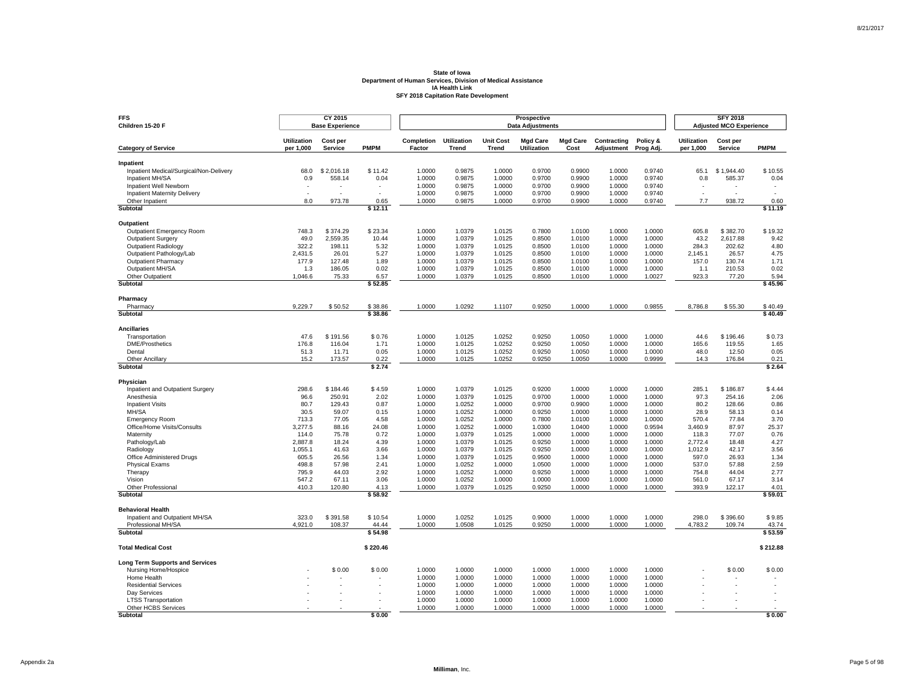**State of Iowa**
**Department of Human Services, Division of Medical Assistance**
**IA Health Link**
**SFY 2018 Capitation Rate Development**

| FFS Children 15-20 F | CY 2015 Base Experience | | | Prospective Data Adjustments | | | | | | | SFY 2018 Adjusted MCO Experience | | |
|---|---|---|---|---|---|---|---|---|---|---|---|---|---|
| **Category of Service** | **Utilization per 1,000** | **Cost per Service** | **PMPM** | **Completion Factor** | **Utilization Trend** | **Unit Cost Trend** | **Mgd Care Utilization** | **Mgd Care Cost** | **Contracting Adjustment** | **Policy & Prog Adj.** | **Utilization per 1,000** | **Cost per Service** | **PMPM** |
| **Inpatient** | | | | | | | | | | | | | |
| Inpatient Medical/Surgical/Non-Delivery | 68.0 | $ 2,016.18 | $ 11.42 | 1.0000 | 0.9875 | 1.0000 | 0.9700 | 0.9900 | 1.0000 | 0.9740 | 65.1 | $ 1,944.40 | $ 10.55 |
| Inpatient MH/SA | 0.9 | 558.14 | 0.04 | 1.0000 | 0.9875 | 1.0000 | 0.9700 | 0.9900 | 1.0000 | 0.9740 | 0.8 | 585.37 | 0.04 |
| Inpatient Well Newborn | - | - | - | 1.0000 | 0.9875 | 1.0000 | 0.9700 | 0.9900 | 1.0000 | 0.9740 | - | - | - |
| Inpatient Maternity Delivery | - | - | - | 1.0000 | 0.9875 | 1.0000 | 0.9700 | 0.9900 | 1.0000 | 0.9740 | - | - | - |
| Other Inpatient | 8.0 | 973.78 | 0.65 | 1.0000 | 0.9875 | 1.0000 | 0.9700 | 0.9900 | 1.0000 | 0.9740 | 7.7 | 938.72 | 0.60 |
| **Subtotal** | | | **$ 12.11** | | | | | | | | | | **$ 11.19** |
| **Outpatient** | | | | | | | | | | | | | |
| Outpatient Emergency Room | 748.3 | $ 374.29 | $ 23.34 | 1.0000 | 1.0379 | 1.0125 | 0.7800 | 1.0100 | 1.0000 | 1.0000 | 605.8 | $ 382.70 | $ 19.32 |
| Outpatient Surgery | 49.0 | 2,559.35 | 10.44 | 1.0000 | 1.0379 | 1.0125 | 0.8500 | 1.0100 | 1.0000 | 1.0000 | 43.2 | 2,617.88 | 9.42 |
| Outpatient Radiology | 322.2 | 198.11 | 5.32 | 1.0000 | 1.0379 | 1.0125 | 0.8500 | 1.0100 | 1.0000 | 1.0000 | 284.3 | 202.62 | 4.80 |
| Outpatient Pathology/Lab | 2,431.5 | 26.01 | 5.27 | 1.0000 | 1.0379 | 1.0125 | 0.8500 | 1.0100 | 1.0000 | 1.0000 | 2,145.1 | 26.57 | 4.75 |
| Outpatient Pharmacy | 177.9 | 127.48 | 1.89 | 1.0000 | 1.0379 | 1.0125 | 0.8500 | 1.0100 | 1.0000 | 1.0000 | 157.0 | 130.74 | 1.71 |
| Outpatient MH/SA | 1.3 | 186.05 | 0.02 | 1.0000 | 1.0379 | 1.0125 | 0.8500 | 1.0100 | 1.0000 | 1.0000 | 1.1 | 210.53 | 0.02 |
| Other Outpatient | 1,046.6 | 75.33 | 6.57 | 1.0000 | 1.0379 | 1.0125 | 0.8500 | 1.0100 | 1.0000 | 1.0027 | 923.3 | 77.20 | 5.94 |
| **Subtotal** | | | **$ 52.85** | | | | | | | | | | **$ 45.96** |
| **Pharmacy** | | | | | | | | | | | | | |
| Pharmacy | 9,229.7 | $ 50.52 | $ 38.86 | 1.0000 | 1.0292 | 1.1107 | 0.9250 | 1.0000 | 1.0000 | 0.9855 | 8,786.8 | $ 55.30 | $ 40.49 |
| **Subtotal** | | | **$ 38.86** | | | | | | | | | | **$ 40.49** |
| **Ancillaries** | | | | | | | | | | | | | |
| Transportation | 47.6 | $ 191.56 | $ 0.76 | 1.0000 | 1.0125 | 1.0252 | 0.9250 | 1.0050 | 1.0000 | 1.0000 | 44.6 | $ 196.46 | $ 0.73 |
| DME/Prosthetics | 176.8 | 116.04 | 1.71 | 1.0000 | 1.0125 | 1.0252 | 0.9250 | 1.0050 | 1.0000 | 1.0000 | 165.6 | 119.55 | 1.65 |
| Dental | 51.3 | 11.71 | 0.05 | 1.0000 | 1.0125 | 1.0252 | 0.9250 | 1.0050 | 1.0000 | 1.0000 | 48.0 | 12.50 | 0.05 |
| Other Ancillary | 15.2 | 173.57 | 0.22 | 1.0000 | 1.0125 | 1.0252 | 0.9250 | 1.0050 | 1.0000 | 0.9999 | 14.3 | 176.84 | 0.21 |
| **Subtotal** | | | **$ 2.74** | | | | | | | | | | **$ 2.64** |
| **Physician** | | | | | | | | | | | | | |
| Inpatient and Outpatient Surgery | 298.6 | $ 184.46 | $ 4.59 | 1.0000 | 1.0379 | 1.0125 | 0.9200 | 1.0000 | 1.0000 | 1.0000 | 285.1 | $ 186.87 | $ 4.44 |
| Anesthesia | 96.6 | 250.91 | 2.02 | 1.0000 | 1.0379 | 1.0125 | 0.9700 | 1.0000 | 1.0000 | 1.0000 | 97.3 | 254.16 | 2.06 |
| Inpatient Visits | 80.7 | 129.43 | 0.87 | 1.0000 | 1.0252 | 1.0000 | 0.9700 | 0.9900 | 1.0000 | 1.0000 | 80.2 | 128.66 | 0.86 |
| MH/SA | 30.5 | 59.07 | 0.15 | 1.0000 | 1.0252 | 1.0000 | 0.9250 | 1.0000 | 1.0000 | 1.0000 | 28.9 | 58.13 | 0.14 |
| Emergency Room | 713.3 | 77.05 | 4.58 | 1.0000 | 1.0252 | 1.0000 | 0.7800 | 1.0100 | 1.0000 | 1.0000 | 570.4 | 77.84 | 3.70 |
| Office/Home Visits/Consults | 3,277.5 | 88.16 | 24.08 | 1.0000 | 1.0252 | 1.0000 | 1.0300 | 1.0400 | 1.0000 | 0.9594 | 3,460.9 | 87.97 | 25.37 |
| Maternity | 114.0 | 75.78 | 0.72 | 1.0000 | 1.0379 | 1.0125 | 1.0000 | 1.0000 | 1.0000 | 1.0000 | 118.3 | 77.07 | 0.76 |
| Pathology/Lab | 2,887.8 | 18.24 | 4.39 | 1.0000 | 1.0379 | 1.0125 | 0.9250 | 1.0000 | 1.0000 | 1.0000 | 2,772.4 | 18.48 | 4.27 |
| Radiology | 1,055.1 | 41.63 | 3.66 | 1.0000 | 1.0379 | 1.0125 | 0.9250 | 1.0000 | 1.0000 | 1.0000 | 1,012.9 | 42.17 | 3.56 |
| Office Administered Drugs | 605.5 | 26.56 | 1.34 | 1.0000 | 1.0379 | 1.0125 | 0.9500 | 1.0000 | 1.0000 | 1.0000 | 597.0 | 26.93 | 1.34 |
| Physical Exams | 498.8 | 57.98 | 2.41 | 1.0000 | 1.0252 | 1.0000 | 1.0500 | 1.0000 | 1.0000 | 1.0000 | 537.0 | 57.88 | 2.59 |
| Therapy | 795.9 | 44.03 | 2.92 | 1.0000 | 1.0252 | 1.0000 | 0.9250 | 1.0000 | 1.0000 | 1.0000 | 754.8 | 44.04 | 2.77 |
| Vision | 547.2 | 67.11 | 3.06 | 1.0000 | 1.0252 | 1.0000 | 1.0000 | 1.0000 | 1.0000 | 1.0000 | 561.0 | 67.17 | 3.14 |
| Other Professional | 410.3 | 120.80 | 4.13 | 1.0000 | 1.0379 | 1.0125 | 0.9250 | 1.0000 | 1.0000 | 1.0000 | 393.9 | 122.17 | 4.01 |
| **Subtotal** | | | **$ 58.92** | | | | | | | | | | **$ 59.01** |
| **Behavioral Health** | | | | | | | | | | | | | |
| Inpatient and Outpatient MH/SA | 323.0 | $ 391.58 | $ 10.54 | 1.0000 | 1.0252 | 1.0125 | 0.9000 | 1.0000 | 1.0000 | 1.0000 | 298.0 | $ 396.60 | $ 9.85 |
| Professional MH/SA | 4,921.0 | 108.37 | 44.44 | 1.0000 | 1.0508 | 1.0125 | 0.9250 | 1.0000 | 1.0000 | 1.0000 | 4,783.2 | 109.74 | 43.74 |
| **Subtotal** | | | **$ 54.98** | | | | | | | | | | **$ 53.59** |
| **Total Medical Cost** | | | **$ 220.46** | | | | | | | | | | **$ 212.88** |
| **Long Term Supports and Services** | | | | | | | | | | | | | |
| Nursing Home/Hospice | - | $ 0.00 | $ 0.00 | 1.0000 | 1.0000 | 1.0000 | 1.0000 | 1.0000 | 1.0000 | 1.0000 | - | $ 0.00 | $ 0.00 |
| Home Health | - | - | - | 1.0000 | 1.0000 | 1.0000 | 1.0000 | 1.0000 | 1.0000 | 1.0000 | - | - | - |
| Residential Services | - | - | - | 1.0000 | 1.0000 | 1.0000 | 1.0000 | 1.0000 | 1.0000 | 1.0000 | - | - | - |
| Day Services | - | - | - | 1.0000 | 1.0000 | 1.0000 | 1.0000 | 1.0000 | 1.0000 | 1.0000 | - | - | - |
| LTSS Transportation | - | - | - | 1.0000 | 1.0000 | 1.0000 | 1.0000 | 1.0000 | 1.0000 | 1.0000 | - | - | - |
| Other HCBS Services | - | - | - | 1.0000 | 1.0000 | 1.0000 | 1.0000 | 1.0000 | 1.0000 | 1.0000 | - | - | - |
| **Subtotal** | | | **$ 0.00** | | | | | | | | | | **$ 0.00** |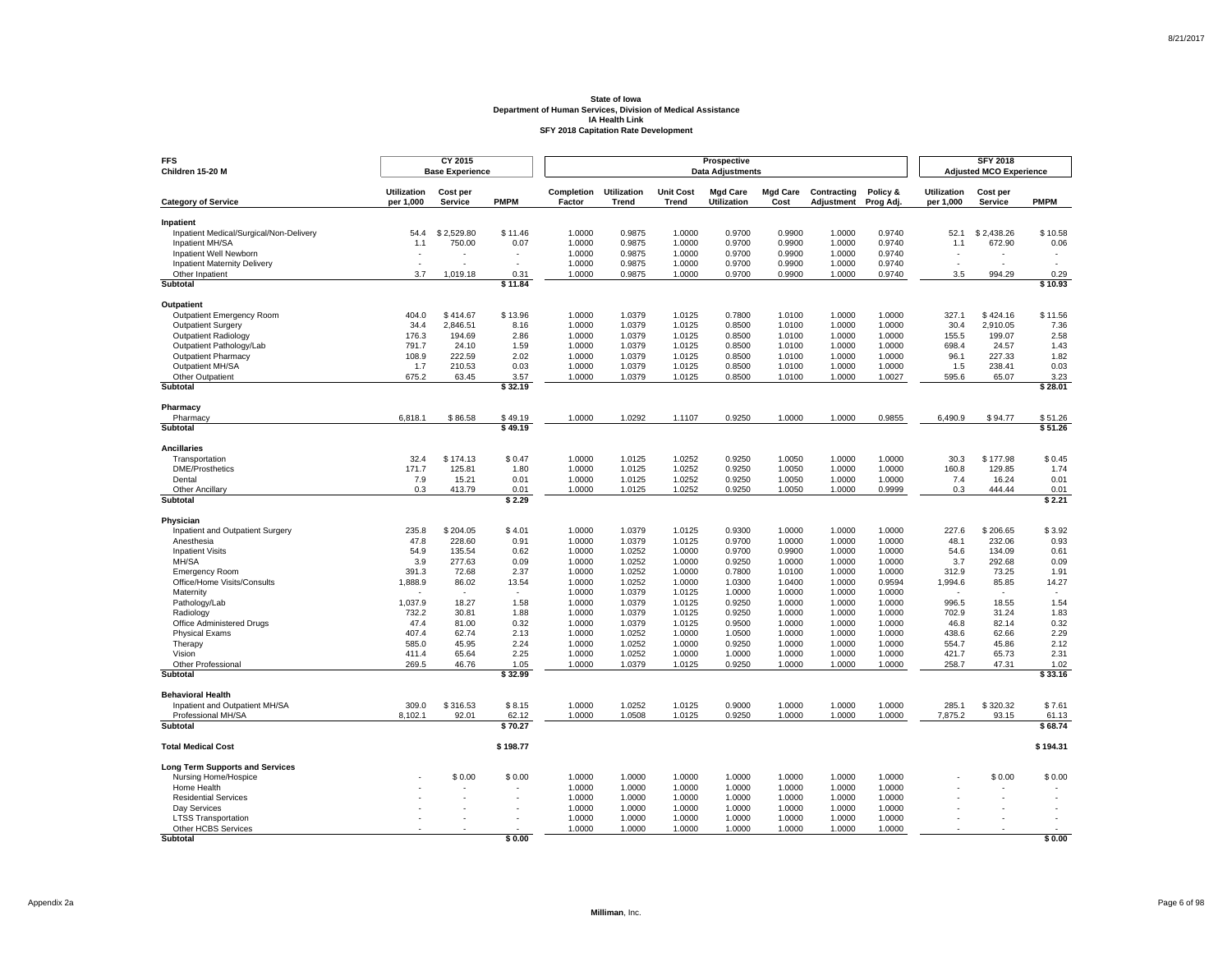# State of Iowa
## Department of Human Services, Division of Medical Assistance
## IA Health Link
## SFY 2018 Capitation Rate Development

| FFS Children 15-20 M | CY 2015 Base Experience | | | Prospective Data Adjustments | | | | | | | SFY 2018 Adjusted MCO Experience | | |
|---|---|---|---|---|---|---|---|---|---|---|---|---|---|
| **Category of Service** | **Utilization per 1,000** | **Cost per Service** | **PMPM** | **Completion Factor** | **Utilization Trend** | **Unit Cost Trend** | **Mgd Care Utilization** | **Mgd Care Cost** | **Contracting Adjustment** | **Policy & Prog Adj.** | **Utilization per 1,000** | **Cost per Service** | **PMPM** |
| **Inpatient** | | | | | | | | | | | | | |
| Inpatient Medical/Surgical/Non-Delivery | 54.4 | $ 2,529.80 | $ 11.46 | 1.0000 | 0.9875 | 1.0000 | 0.9700 | 0.9900 | 1.0000 | 0.9740 | 52.1 | $ 2,438.26 | $ 10.58 |
| Inpatient MH/SA | 1.1 | 750.00 | 0.07 | 1.0000 | 0.9875 | 1.0000 | 0.9700 | 0.9900 | 1.0000 | 0.9740 | 1.1 | 672.90 | 0.06 |
| Inpatient Well Newborn | - | - | - | 1.0000 | 0.9875 | 1.0000 | 0.9700 | 0.9900 | 1.0000 | 0.9740 | - | - | - |
| Inpatient Maternity Delivery | - | - | - | 1.0000 | 0.9875 | 1.0000 | 0.9700 | 0.9900 | 1.0000 | 0.9740 | - | - | - |
| Other Inpatient | 3.7 | 1,019.18 | 0.31 | 1.0000 | 0.9875 | 1.0000 | 0.9700 | 0.9900 | 1.0000 | 0.9740 | 3.5 | 994.29 | 0.29 |
| **Subtotal** | | | **$ 11.84** | | | | | | | | | | **$ 10.93** |
| **Outpatient** | | | | | | | | | | | | | |
| Outpatient Emergency Room | 404.0 | $ 414.67 | $ 13.96 | 1.0000 | 1.0379 | 1.0125 | 0.7800 | 1.0100 | 1.0000 | 1.0000 | 327.1 | $ 424.16 | $ 11.56 |
| Outpatient Surgery | 34.4 | 2,846.51 | 8.16 | 1.0000 | 1.0379 | 1.0125 | 0.8500 | 1.0100 | 1.0000 | 1.0000 | 30.4 | 2,910.05 | 7.36 |
| Outpatient Radiology | 176.3 | 194.69 | 2.86 | 1.0000 | 1.0379 | 1.0125 | 0.8500 | 1.0100 | 1.0000 | 1.0000 | 155.5 | 199.07 | 2.58 |
| Outpatient Pathology/Lab | 791.7 | 24.10 | 1.59 | 1.0000 | 1.0379 | 1.0125 | 0.8500 | 1.0100 | 1.0000 | 1.0000 | 698.4 | 24.57 | 1.43 |
| Outpatient Pharmacy | 108.9 | 222.59 | 2.02 | 1.0000 | 1.0379 | 1.0125 | 0.8500 | 1.0100 | 1.0000 | 1.0000 | 96.1 | 227.33 | 1.82 |
| Outpatient MH/SA | 1.7 | 210.53 | 0.03 | 1.0000 | 1.0379 | 1.0125 | 0.8500 | 1.0100 | 1.0000 | 1.0000 | 1.5 | 238.41 | 0.03 |
| Other Outpatient | 675.2 | 63.45 | 3.57 | 1.0000 | 1.0379 | 1.0125 | 0.8500 | 1.0100 | 1.0000 | 1.0027 | 595.6 | 65.07 | 3.23 |
| **Subtotal** | | | **$ 32.19** | | | | | | | | | | **$ 28.01** |
| **Pharmacy** | | | | | | | | | | | | | |
| Pharmacy | 6,818.1 | $ 86.58 | $ 49.19 | 1.0000 | 1.0292 | 1.1107 | 0.9250 | 1.0000 | 1.0000 | 0.9855 | 6,490.9 | $ 94.77 | $ 51.26 |
| **Subtotal** | | | **$ 49.19** | | | | | | | | | | **$ 51.26** |
| **Ancillaries** | | | | | | | | | | | | | |
| Transportation | 32.4 | $ 174.13 | $ 0.47 | 1.0000 | 1.0125 | 1.0252 | 0.9250 | 1.0050 | 1.0000 | 1.0000 | 30.3 | $ 177.98 | $ 0.45 |
| DME/Prosthetics | 171.7 | 125.81 | 1.80 | 1.0000 | 1.0125 | 1.0252 | 0.9250 | 1.0050 | 1.0000 | 1.0000 | 160.8 | 129.85 | 1.74 |
| Dental | 7.9 | 15.21 | 0.01 | 1.0000 | 1.0125 | 1.0252 | 0.9250 | 1.0050 | 1.0000 | 1.0000 | 7.4 | 16.24 | 0.01 |
| Other Ancillary | 0.3 | 413.79 | 0.01 | 1.0000 | 1.0125 | 1.0252 | 0.9250 | 1.0050 | 1.0000 | 0.9999 | 0.3 | 444.44 | 0.01 |
| **Subtotal** | | | **$ 2.29** | | | | | | | | | | **$ 2.21** |
| **Physician** | | | | | | | | | | | | | |
| Inpatient and Outpatient Surgery | 235.8 | $ 204.05 | $ 4.01 | 1.0000 | 1.0379 | 1.0125 | 0.9300 | 1.0000 | 1.0000 | 1.0000 | 227.6 | $ 206.65 | $ 3.92 |
| Anesthesia | 47.8 | 228.60 | 0.91 | 1.0000 | 1.0379 | 1.0125 | 0.9700 | 1.0000 | 1.0000 | 1.0000 | 48.1 | 232.06 | 0.93 |
| Inpatient Visits | 54.9 | 135.54 | 0.62 | 1.0000 | 1.0252 | 1.0000 | 0.9700 | 0.9900 | 1.0000 | 1.0000 | 54.6 | 134.09 | 0.61 |
| MH/SA | 3.9 | 277.63 | 0.09 | 1.0000 | 1.0252 | 1.0000 | 0.9250 | 1.0000 | 1.0000 | 1.0000 | 3.7 | 292.68 | 0.09 |
| Emergency Room | 391.3 | 72.68 | 2.37 | 1.0000 | 1.0252 | 1.0000 | 0.7800 | 1.0100 | 1.0000 | 1.0000 | 312.9 | 73.25 | 1.91 |
| Office/Home Visits/Consults | 1,888.9 | 86.02 | 13.54 | 1.0000 | 1.0252 | 1.0000 | 1.0300 | 1.0400 | 1.0000 | 0.9594 | 1,994.6 | 85.85 | 14.27 |
| Maternity | - | - | - | 1.0000 | 1.0379 | 1.0125 | 1.0000 | 1.0000 | 1.0000 | 1.0000 | - | - | - |
| Pathology/Lab | 1,037.9 | 18.27 | 1.58 | 1.0000 | 1.0379 | 1.0125 | 0.9250 | 1.0000 | 1.0000 | 1.0000 | 996.5 | 18.55 | 1.54 |
| Radiology | 732.2 | 30.81 | 1.88 | 1.0000 | 1.0379 | 1.0125 | 0.9250 | 1.0000 | 1.0000 | 1.0000 | 702.9 | 31.24 | 1.83 |
| Office Administered Drugs | 47.4 | 81.00 | 0.32 | 1.0000 | 1.0379 | 1.0125 | 0.9500 | 1.0000 | 1.0000 | 1.0000 | 46.8 | 82.14 | 0.32 |
| Physical Exams | 407.4 | 62.74 | 2.13 | 1.0000 | 1.0252 | 1.0000 | 1.0500 | 1.0000 | 1.0000 | 1.0000 | 438.6 | 62.66 | 2.29 |
| Therapy | 585.0 | 45.95 | 2.24 | 1.0000 | 1.0252 | 1.0000 | 0.9250 | 1.0000 | 1.0000 | 1.0000 | 554.7 | 45.86 | 2.12 |
| Vision | 411.4 | 65.64 | 2.25 | 1.0000 | 1.0252 | 1.0000 | 1.0000 | 1.0000 | 1.0000 | 1.0000 | 421.7 | 65.73 | 2.31 |
| Other Professional | 269.5 | 46.76 | 1.05 | 1.0000 | 1.0379 | 1.0125 | 0.9250 | 1.0000 | 1.0000 | 1.0000 | 258.7 | 47.31 | 1.02 |
| **Subtotal** | | | **$ 32.99** | | | | | | | | | | **$ 33.16** |
| **Behavioral Health** | | | | | | | | | | | | | |
| Inpatient and Outpatient MH/SA | 309.0 | $ 316.53 | $ 8.15 | 1.0000 | 1.0252 | 1.0125 | 0.9000 | 1.0000 | 1.0000 | 1.0000 | 285.1 | $ 320.32 | $ 7.61 |
| Professional MH/SA | 8,102.1 | 92.01 | 62.12 | 1.0000 | 1.0508 | 1.0125 | 0.9250 | 1.0000 | 1.0000 | 1.0000 | 7,875.2 | 93.15 | 61.13 |
| **Subtotal** | | | **$ 70.27** | | | | | | | | | | **$ 68.74** |
| **Total Medical Cost** | | | **$ 198.77** | | | | | | | | | | **$ 194.31** |
| **Long Term Supports and Services** | | | | | | | | | | | | | |
| Nursing Home/Hospice | - | $ 0.00 | $ 0.00 | 1.0000 | 1.0000 | 1.0000 | 1.0000 | 1.0000 | 1.0000 | 1.0000 | - | $ 0.00 | $ 0.00 |
| Home Health | - | - | - | 1.0000 | 1.0000 | 1.0000 | 1.0000 | 1.0000 | 1.0000 | 1.0000 | - | - | - |
| Residential Services | - | - | - | 1.0000 | 1.0000 | 1.0000 | 1.0000 | 1.0000 | 1.0000 | 1.0000 | - | - | - |
| Day Services | - | - | - | 1.0000 | 1.0000 | 1.0000 | 1.0000 | 1.0000 | 1.0000 | 1.0000 | - | - | - |
| LTSS Transportation | - | - | - | 1.0000 | 1.0000 | 1.0000 | 1.0000 | 1.0000 | 1.0000 | 1.0000 | - | - | - |
| Other HCBS Services | - | - | - | 1.0000 | 1.0000 | 1.0000 | 1.0000 | 1.0000 | 1.0000 | 1.0000 | - | - | - |
| **Subtotal** | | | **$ 0.00** | | | | | | | | | | **$ 0.00** |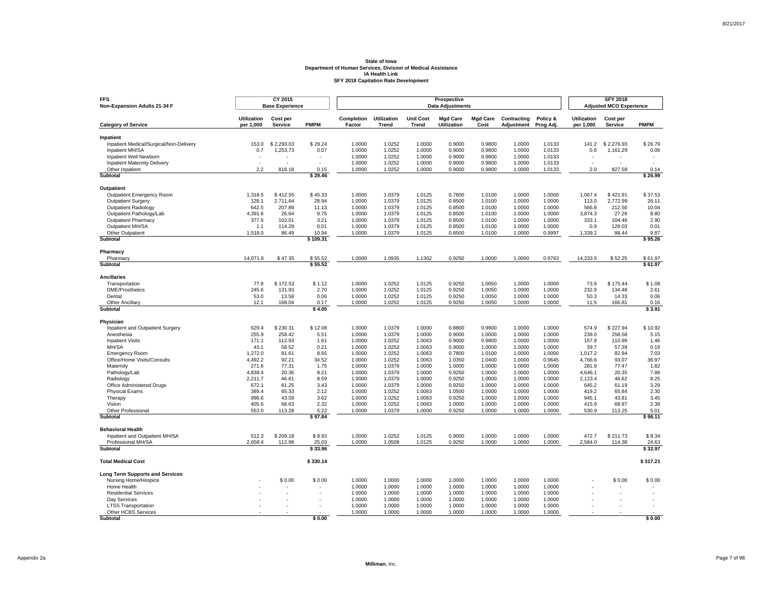**State of Iowa**
**Department of Human Services, Division of Medical Assistance**
**IA Health Link**
**SFY 2018 Capitation Rate Development**

| FFS Non-Expansion Adults 21-34 F | CY 2015 Base Experience | | | Prospective Data Adjustments | | | | | | | SFY 2018 Adjusted MCO Experience | | |
|---|---|---|---|---|---|---|---|---|---|---|---|---|---|
| **Category of Service** | **Utilization per 1,000** | **Cost per Service** | **PMPM** | **Completion Factor** | **Utilization Trend** | **Unit Cost Trend** | **Mgd Care Utilization** | **Mgd Care Cost** | **Contracting Adjustment** | **Policy & Prog Adj.** | **Utilization per 1,000** | **Cost per Service** | **PMPM** |
| **Inpatient** | | | | | | | | | | | | | |
| Inpatient Medical/Surgical/Non-Delivery | 153.0 | $ 2,293.03 | $ 29.24 | 1.0000 | 1.0252 | 1.0000 | 0.9000 | 0.9800 | 1.0000 | 1.0133 | 141.2 | $ 2,276.93 | $ 26.79 |
| Inpatient MH/SA | 0.7 | 1,253.73 | 0.07 | 1.0000 | 1.0252 | 1.0000 | 0.9000 | 0.9800 | 1.0000 | 1.0133 | 0.6 | 1,161.29 | 0.06 |
| Inpatient Well Newborn | - | - | - | 1.0000 | 1.0252 | 1.0000 | 0.9000 | 0.9800 | 1.0000 | 1.0133 | - | - | - |
| Inpatient Maternity Delivery | - | - | - | 1.0000 | 1.0252 | 1.0000 | 0.9000 | 0.9800 | 1.0000 | 1.0133 | - | - | - |
| Other Inpatient | 2.2 | 818.18 | 0.15 | 1.0000 | 1.0252 | 1.0000 | 0.9000 | 0.9800 | 1.0000 | 1.0133 | 2.0 | 827.59 | 0.14 |
| **Subtotal** | | | **$ 29.46** | | | | | | | | | | **$ 26.99** |
| **Outpatient** | | | | | | | | | | | | | |
| Outpatient Emergency Room | 1,318.5 | $ 412.55 | $ 45.33 | 1.0000 | 1.0379 | 1.0125 | 0.7800 | 1.0100 | 1.0000 | 1.0000 | 1,067.4 | $ 421.91 | $ 37.53 |
| Outpatient Surgery | 128.1 | 2,711.64 | 28.94 | 1.0000 | 1.0379 | 1.0125 | 0.8500 | 1.0100 | 1.0000 | 1.0000 | 113.0 | 2,772.99 | 26.11 |
| Outpatient Radiology | 642.5 | 207.89 | 11.13 | 1.0000 | 1.0379 | 1.0125 | 0.8500 | 1.0100 | 1.0000 | 1.0000 | 566.8 | 212.56 | 10.04 |
| Outpatient Pathology/Lab | 4,391.6 | 26.64 | 9.75 | 1.0000 | 1.0379 | 1.0125 | 0.8500 | 1.0100 | 1.0000 | 1.0000 | 3,874.3 | 27.26 | 8.80 |
| Outpatient Pharmacy | 377.6 | 102.01 | 3.21 | 1.0000 | 1.0379 | 1.0125 | 0.8500 | 1.0100 | 1.0000 | 1.0000 | 333.1 | 104.46 | 2.90 |
| Outpatient MH/SA | 1.1 | 114.29 | 0.01 | 1.0000 | 1.0379 | 1.0125 | 0.8500 | 1.0100 | 1.0000 | 1.0000 | 0.9 | 129.03 | 0.01 |
| Other Outpatient | 1,518.0 | 86.49 | 10.94 | 1.0000 | 1.0379 | 1.0125 | 0.8500 | 1.0100 | 1.0000 | 0.9997 | 1,339.2 | 88.44 | 9.87 |
| **Subtotal** | | | **$ 109.31** | | | | | | | | | | **$ 95.26** |
| **Pharmacy** | | | | | | | | | | | | | |
| Pharmacy | 14,071.8 | $ 47.35 | $ 55.52 | 1.0000 | 1.0935 | 1.1302 | 0.9250 | 1.0000 | 1.0000 | 0.9763 | 14,233.5 | $ 52.25 | $ 61.97 |
| **Subtotal** | | | **$ 55.52** | | | | | | | | | | **$ 61.97** |
| **Ancillaries** | | | | | | | | | | | | | |
| Transportation | 77.9 | $ 172.53 | $ 1.12 | 1.0000 | 1.0252 | 1.0125 | 0.9250 | 1.0050 | 1.0000 | 1.0000 | 73.9 | $ 175.44 | $ 1.08 |
| DME/Prosthetics | 245.6 | 131.93 | 2.70 | 1.0000 | 1.0252 | 1.0125 | 0.9250 | 1.0050 | 1.0000 | 1.0000 | 232.9 | 134.48 | 2.61 |
| Dental | 53.0 | 13.58 | 0.06 | 1.0000 | 1.0252 | 1.0125 | 0.9250 | 1.0050 | 1.0000 | 1.0000 | 50.3 | 14.33 | 0.06 |
| Other Ancillary | 12.1 | 168.04 | 0.17 | 1.0000 | 1.0252 | 1.0125 | 0.9250 | 1.0050 | 1.0000 | 1.0000 | 11.5 | 166.81 | 0.16 |
| **Subtotal** | | | **$ 4.05** | | | | | | | | | | **$ 3.91** |
| **Physician** | | | | | | | | | | | | | |
| Inpatient and Outpatient Surgery | 629.4 | $ 230.31 | $ 12.08 | 1.0000 | 1.0379 | 1.0000 | 0.8800 | 0.9900 | 1.0000 | 1.0000 | 574.9 | $ 227.94 | $ 10.92 |
| Anesthesia | 255.9 | 258.42 | 5.51 | 1.0000 | 1.0379 | 1.0000 | 0.9000 | 1.0000 | 1.0000 | 1.0000 | 239.0 | 258.58 | 5.15 |
| Inpatient Visits | 171.1 | 112.93 | 1.61 | 1.0000 | 1.0252 | 1.0063 | 0.9000 | 0.9800 | 1.0000 | 1.0000 | 157.9 | 110.99 | 1.46 |
| MH/SA | 43.1 | 58.52 | 0.21 | 1.0000 | 1.0252 | 1.0063 | 0.9000 | 1.0000 | 1.0000 | 1.0000 | 39.7 | 57.39 | 0.19 |
| Emergency Room | 1,272.0 | 81.61 | 8.65 | 1.0000 | 1.0252 | 1.0063 | 0.7800 | 1.0100 | 1.0000 | 1.0000 | 1,017.2 | 82.94 | 7.03 |
| Office/Home Visits/Consults | 4,492.2 | 92.21 | 34.52 | 1.0000 | 1.0252 | 1.0063 | 1.0350 | 1.0400 | 1.0000 | 0.9645 | 4,766.6 | 93.07 | 36.97 |
| Maternity | 271.6 | 77.31 | 1.75 | 1.0000 | 1.0379 | 1.0000 | 1.0000 | 1.0000 | 1.0000 | 1.0000 | 281.9 | 77.47 | 1.82 |
| Pathology/Lab | 4,839.4 | 20.36 | 8.21 | 1.0000 | 1.0379 | 1.0000 | 0.9250 | 1.0000 | 1.0000 | 1.0000 | 4,646.1 | 20.35 | 7.88 |
| Radiology | 2,211.7 | 46.61 | 8.59 | 1.0000 | 1.0379 | 1.0000 | 0.9250 | 1.0000 | 1.0000 | 1.0000 | 2,123.4 | 46.62 | 8.25 |
| Office Administered Drugs | 672.1 | 61.25 | 3.43 | 1.0000 | 1.0379 | 1.0000 | 0.9250 | 1.0000 | 1.0000 | 1.0000 | 645.2 | 61.19 | 3.29 |
| Physical Exams | 389.4 | 65.33 | 2.12 | 1.0000 | 1.0252 | 1.0063 | 1.0500 | 1.0000 | 1.0000 | 1.0000 | 419.2 | 65.84 | 2.30 |
| Therapy | 996.6 | 43.59 | 3.62 | 1.0000 | 1.0252 | 1.0063 | 0.9250 | 1.0000 | 1.0000 | 1.0000 | 945.1 | 43.81 | 3.45 |
| Vision | 405.6 | 68.63 | 2.32 | 1.0000 | 1.0252 | 1.0063 | 1.0000 | 1.0000 | 1.0000 | 1.0000 | 415.9 | 68.97 | 2.39 |
| Other Professional | 553.0 | 113.28 | 5.22 | 1.0000 | 1.0379 | 1.0000 | 0.9250 | 1.0000 | 1.0000 | 1.0000 | 530.9 | 113.25 | 5.01 |
| **Subtotal** | | | **$ 97.84** | | | | | | | | | | **$ 96.11** |
| **Behavioral Health** | | | | | | | | | | | | | |
| Inpatient and Outpatient MH/SA | 512.3 | $ 209.18 | $ 8.93 | 1.0000 | 1.0252 | 1.0125 | 0.9000 | 1.0000 | 1.0000 | 1.0000 | 472.7 | $ 211.73 | $ 8.34 |
| Professional MH/SA | 2,658.4 | 112.98 | 25.03 | 1.0000 | 1.0508 | 1.0125 | 0.9250 | 1.0000 | 1.0000 | 1.0000 | 2,584.0 | 114.38 | 24.63 |
| **Subtotal** | | | **$ 33.96** | | | | | | | | | | **$ 32.97** |
| **Total Medical Cost** | | | **$ 330.14** | | | | | | | | | | **$ 317.21** |
| **Long Term Supports and Services** | | | | | | | | | | | | | |
| Nursing Home/Hospice | - | $ 0.00 | $ 0.00 | 1.0000 | 1.0000 | 1.0000 | 1.0000 | 1.0000 | 1.0000 | 1.0000 | - | $ 0.00 | $ 0.00 |
| Home Health | - | - | - | 1.0000 | 1.0000 | 1.0000 | 1.0000 | 1.0000 | 1.0000 | 1.0000 | - | - | - |
| Residential Services | - | - | - | 1.0000 | 1.0000 | 1.0000 | 1.0000 | 1.0000 | 1.0000 | 1.0000 | - | - | - |
| Day Services | - | - | - | 1.0000 | 1.0000 | 1.0000 | 1.0000 | 1.0000 | 1.0000 | 1.0000 | - | - | - |
| LTSS Transportation | - | - | - | 1.0000 | 1.0000 | 1.0000 | 1.0000 | 1.0000 | 1.0000 | 1.0000 | - | - | - |
| Other HCBS Services | - | - | - | 1.0000 | 1.0000 | 1.0000 | 1.0000 | 1.0000 | 1.0000 | 1.0000 | - | - | - |
| **Subtotal** | | | **$ 0.00** | | | | | | | | | | **$ 0.00** |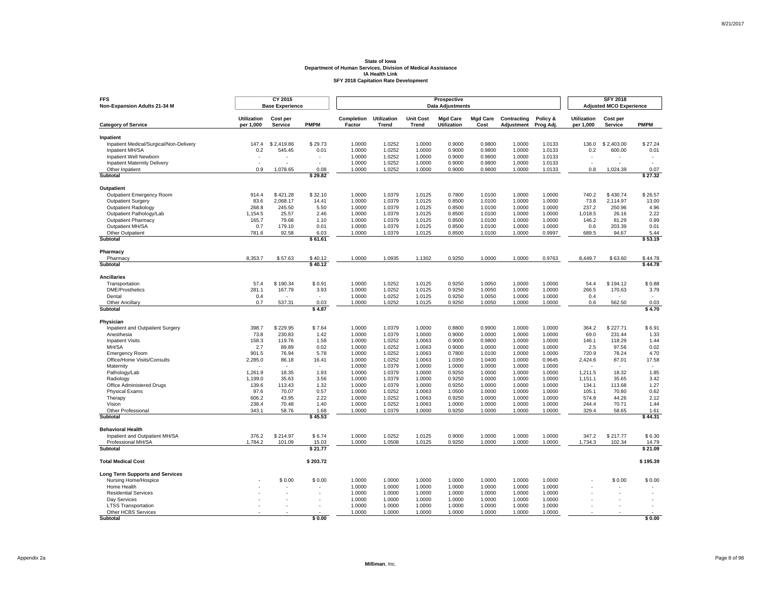**State of Iowa**
**Department of Human Services, Division of Medical Assistance**
**IA Health Link**
**SFY 2018 Capitation Rate Development**

| FFS Non-Expansion Adults 21-34 M | CY 2015 Base Experience | | | Prospective Data Adjustments | | | | | | | SFY 2018 Adjusted MCO Experience | | |
|---|---|---|---|---|---|---|---|---|---|---|---|---|---|
| **Category of Service** | **Utilization per 1,000** | **Cost per Service** | **PMPM** | **Completion Factor** | **Utilization Trend** | **Unit Cost Trend** | **Mgd Care Utilization** | **Mgd Care Cost** | **Contracting Adjustment** | **Policy & Prog Adj.** | **Utilization per 1,000** | **Cost per Service** | **PMPM** |
| **Inpatient** | | | | | | | | | | | | | |
| Inpatient Medical/Surgical/Non-Delivery | 147.4 | $ 2,419.86 | $ 29.73 | 1.0000 | 1.0252 | 1.0000 | 0.9000 | 0.9800 | 1.0000 | 1.0133 | 136.0 | $ 2,403.00 | $ 27.24 |
| Inpatient MH/SA | 0.2 | 545.45 | 0.01 | 1.0000 | 1.0252 | 1.0000 | 0.9000 | 0.9800 | 1.0000 | 1.0133 | 0.2 | 600.00 | 0.01 |
| Inpatient Well Newborn | - | - | - | 1.0000 | 1.0252 | 1.0000 | 0.9000 | 0.9800 | 1.0000 | 1.0133 | - | - | - |
| Inpatient Maternity Delivery | - | - | - | 1.0000 | 1.0252 | 1.0000 | 0.9000 | 0.9800 | 1.0000 | 1.0133 | - | - | - |
| Other Inpatient | 0.9 | 1,078.65 | 0.08 | 1.0000 | 1.0252 | 1.0000 | 0.9000 | 0.9800 | 1.0000 | 1.0133 | 0.8 | 1,024.39 | 0.07 |
| **Subtotal** | | | **$ 29.82** | | | | | | | | | | **$ 27.32** |
| **Outpatient** | | | | | | | | | | | | | |
| Outpatient Emergency Room | 914.4 | $ 421.28 | $ 32.10 | 1.0000 | 1.0379 | 1.0125 | 0.7800 | 1.0100 | 1.0000 | 1.0000 | 740.2 | $ 430.74 | $ 26.57 |
| Outpatient Surgery | 83.6 | 2,068.17 | 14.41 | 1.0000 | 1.0379 | 1.0125 | 0.8500 | 1.0100 | 1.0000 | 1.0000 | 73.8 | 2,114.97 | 13.00 |
| Outpatient Radiology | 268.8 | 245.50 | 5.50 | 1.0000 | 1.0379 | 1.0125 | 0.8500 | 1.0100 | 1.0000 | 1.0000 | 237.2 | 250.96 | 4.96 |
| Outpatient Pathology/Lab | 1,154.5 | 25.57 | 2.46 | 1.0000 | 1.0379 | 1.0125 | 0.8500 | 1.0100 | 1.0000 | 1.0000 | 1,018.5 | 26.16 | 2.22 |
| Outpatient Pharmacy | 165.7 | 79.68 | 1.10 | 1.0000 | 1.0379 | 1.0125 | 0.8500 | 1.0100 | 1.0000 | 1.0000 | 146.2 | 81.29 | 0.99 |
| Outpatient MH/SA | 0.7 | 179.10 | 0.01 | 1.0000 | 1.0379 | 1.0125 | 0.8500 | 1.0100 | 1.0000 | 1.0000 | 0.6 | 203.39 | 0.01 |
| Other Outpatient | 781.6 | 92.58 | 6.03 | 1.0000 | 1.0379 | 1.0125 | 0.8500 | 1.0100 | 1.0000 | 0.9997 | 689.5 | 94.67 | 5.44 |
| **Subtotal** | | | **$ 61.61** | | | | | | | | | | **$ 53.19** |
| **Pharmacy** | | | | | | | | | | | | | |
| Pharmacy | 8,353.7 | $ 57.63 | $ 40.12 | 1.0000 | 1.0935 | 1.1302 | 0.9250 | 1.0000 | 1.0000 | 0.9763 | 8,449.7 | $ 63.60 | $ 44.78 |
| **Subtotal** | | | **$ 40.12** | | | | | | | | | | **$ 44.78** |
| **Ancillaries** | | | | | | | | | | | | | |
| Transportation | 57.4 | $ 190.34 | $ 0.91 | 1.0000 | 1.0252 | 1.0125 | 0.9250 | 1.0050 | 1.0000 | 1.0000 | 54.4 | $ 194.12 | $ 0.88 |
| DME/Prosthetics | 281.1 | 167.79 | 3.93 | 1.0000 | 1.0252 | 1.0125 | 0.9250 | 1.0050 | 1.0000 | 1.0000 | 266.5 | 170.63 | 3.79 |
| Dental | 0.4 | - | - | 1.0000 | 1.0252 | 1.0125 | 0.9250 | 1.0050 | 1.0000 | 1.0000 | 0.4 | - | - |
| Other Ancillary | 0.7 | 537.31 | 0.03 | 1.0000 | 1.0252 | 1.0125 | 0.9250 | 1.0050 | 1.0000 | 1.0000 | 0.6 | 562.50 | 0.03 |
| **Subtotal** | | | **$ 4.87** | | | | | | | | | | **$ 4.70** |
| **Physician** | | | | | | | | | | | | | |
| Inpatient and Outpatient Surgery | 398.7 | $ 229.95 | $ 7.64 | 1.0000 | 1.0379 | 1.0000 | 0.8800 | 0.9900 | 1.0000 | 1.0000 | 364.2 | $ 227.71 | $ 6.91 |
| Anesthesia | 73.8 | 230.83 | 1.42 | 1.0000 | 1.0379 | 1.0000 | 0.9000 | 1.0000 | 1.0000 | 1.0000 | 69.0 | 231.44 | 1.33 |
| Inpatient Visits | 158.3 | 119.76 | 1.58 | 1.0000 | 1.0252 | 1.0063 | 0.9000 | 0.9800 | 1.0000 | 1.0000 | 146.1 | 118.29 | 1.44 |
| MH/SA | 2.7 | 89.89 | 0.02 | 1.0000 | 1.0252 | 1.0063 | 0.9000 | 1.0000 | 1.0000 | 1.0000 | 2.5 | 97.56 | 0.02 |
| Emergency Room | 901.5 | 76.94 | 5.78 | 1.0000 | 1.0252 | 1.0063 | 0.7800 | 1.0100 | 1.0000 | 1.0000 | 720.9 | 78.24 | 4.70 |
| Office/Home Visits/Consults | 2,285.0 | 86.18 | 16.41 | 1.0000 | 1.0252 | 1.0063 | 1.0350 | 1.0400 | 1.0000 | 0.9645 | 2,424.6 | 87.01 | 17.58 |
| Maternity | - | - | - | 1.0000 | 1.0379 | 1.0000 | 1.0000 | 1.0000 | 1.0000 | 1.0000 | - | - | - |
| Pathology/Lab | 1,261.9 | 18.35 | 1.93 | 1.0000 | 1.0379 | 1.0000 | 0.9250 | 1.0000 | 1.0000 | 1.0000 | 1,211.5 | 18.32 | 1.85 |
| Radiology | 1,199.0 | 35.63 | 3.56 | 1.0000 | 1.0379 | 1.0000 | 0.9250 | 1.0000 | 1.0000 | 1.0000 | 1,151.1 | 35.65 | 3.42 |
| Office Administered Drugs | 139.6 | 113.43 | 1.32 | 1.0000 | 1.0379 | 1.0000 | 0.9250 | 1.0000 | 1.0000 | 1.0000 | 134.1 | 113.68 | 1.27 |
| Physical Exams | 97.6 | 70.07 | 0.57 | 1.0000 | 1.0252 | 1.0063 | 1.0500 | 1.0000 | 1.0000 | 1.0000 | 105.1 | 70.80 | 0.62 |
| Therapy | 606.2 | 43.95 | 2.22 | 1.0000 | 1.0252 | 1.0063 | 0.9250 | 1.0000 | 1.0000 | 1.0000 | 574.8 | 44.26 | 2.12 |
| Vision | 238.4 | 70.48 | 1.40 | 1.0000 | 1.0252 | 1.0063 | 1.0000 | 1.0000 | 1.0000 | 1.0000 | 244.4 | 70.71 | 1.44 |
| Other Professional | 343.1 | 58.76 | 1.68 | 1.0000 | 1.0379 | 1.0000 | 0.9250 | 1.0000 | 1.0000 | 1.0000 | 329.4 | 58.65 | 1.61 |
| **Subtotal** | | | **$ 45.53** | | | | | | | | | | **$ 44.31** |
| **Behavioral Health** | | | | | | | | | | | | | |
| Inpatient and Outpatient MH/SA | 376.2 | $ 214.97 | $ 6.74 | 1.0000 | 1.0252 | 1.0125 | 0.9000 | 1.0000 | 1.0000 | 1.0000 | 347.2 | $ 217.77 | $ 6.30 |
| Professional MH/SA | 1,784.2 | 101.09 | 15.03 | 1.0000 | 1.0508 | 1.0125 | 0.9250 | 1.0000 | 1.0000 | 1.0000 | 1,734.3 | 102.34 | 14.79 |
| **Subtotal** | | | **$ 21.77** | | | | | | | | | | **$ 21.09** |
| **Total Medical Cost** | | | **$ 203.72** | | | | | | | | | | **$ 195.39** |
| **Long Term Supports and Services** | | | | | | | | | | | | | |
| Nursing Home/Hospice | - | $ 0.00 | $ 0.00 | 1.0000 | 1.0000 | 1.0000 | 1.0000 | 1.0000 | 1.0000 | 1.0000 | - | $ 0.00 | $ 0.00 |
| Home Health | - | - | - | 1.0000 | 1.0000 | 1.0000 | 1.0000 | 1.0000 | 1.0000 | 1.0000 | - | - | - |
| Residential Services | - | - | - | 1.0000 | 1.0000 | 1.0000 | 1.0000 | 1.0000 | 1.0000 | 1.0000 | - | - | - |
| Day Services | - | - | - | 1.0000 | 1.0000 | 1.0000 | 1.0000 | 1.0000 | 1.0000 | 1.0000 | - | - | - |
| LTSS Transportation | - | - | - | 1.0000 | 1.0000 | 1.0000 | 1.0000 | 1.0000 | 1.0000 | 1.0000 | - | - | - |
| Other HCBS Services | - | - | - | 1.0000 | 1.0000 | 1.0000 | 1.0000 | 1.0000 | 1.0000 | 1.0000 | - | - | - |
| **Subtotal** | | | **$ 0.00** | | | | | | | | | | **$ 0.00** |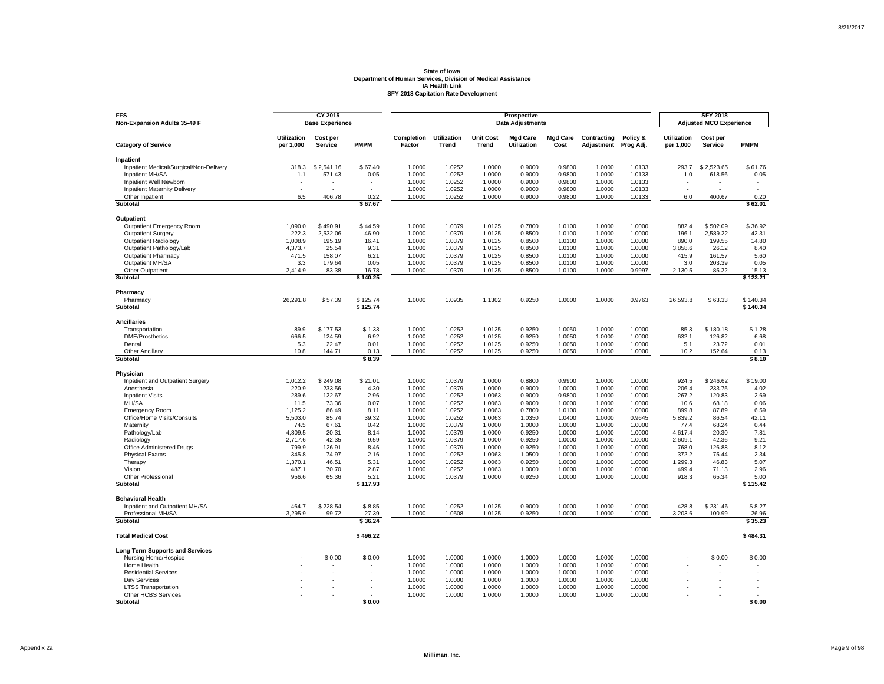**State of Iowa**
**Department of Human Services, Division of Medical Assistance**
**IA Health Link**
**SFY 2018 Capitation Rate Development**

| **FFS Non-Expansion Adults 35-49 F** | **CY 2015 Base Experience** | | | **Prospective Data Adjustments** | | | | | | | **SFY 2018 Adjusted MCO Experience** | | |
|---|---|---|---|---|---|---|---|---|---|---|---|---|---|
| **Category of Service** | **Utilization per 1,000** | **Cost per Service** | **PMPM** | **Completion Factor** | **Utilization Trend** | **Unit Cost Trend** | **Mgd Care Utilization** | **Mgd Care Cost** | **Contracting Adjustment** | **Policy & Prog Adj.** | **Utilization per 1,000** | **Cost per Service** | **PMPM** |
| **Inpatient** | | | | | | | | | | | | | |
| Inpatient Medical/Surgical/Non-Delivery | 318.3 | $ 2,541.16 | $ 67.40 | 1.0000 | 1.0252 | 1.0000 | 0.9000 | 0.9800 | 1.0000 | 1.0133 | 293.7 | $ 2,523.65 | $ 61.76 |
| Inpatient MH/SA | 1.1 | 571.43 | 0.05 | 1.0000 | 1.0252 | 1.0000 | 0.9000 | 0.9800 | 1.0000 | 1.0133 | 1.0 | 618.56 | 0.05 |
| Inpatient Well Newborn | - | - | - | 1.0000 | 1.0252 | 1.0000 | 0.9000 | 0.9800 | 1.0000 | 1.0133 | - | - | - |
| Inpatient Maternity Delivery | - | - | - | 1.0000 | 1.0252 | 1.0000 | 0.9000 | 0.9800 | 1.0000 | 1.0133 | - | - | - |
| Other Inpatient | 6.5 | 406.78 | 0.22 | 1.0000 | 1.0252 | 1.0000 | 0.9000 | 0.9800 | 1.0000 | 1.0133 | 6.0 | 400.67 | 0.20 |
| **Subtotal** | | | **$ 67.67** | | | | | | | | | | **$ 62.01** |
| **Outpatient** | | | | | | | | | | | | | |
| Outpatient Emergency Room | 1,090.0 | $ 490.91 | $ 44.59 | 1.0000 | 1.0379 | 1.0125 | 0.7800 | 1.0100 | 1.0000 | 1.0000 | 882.4 | $ 502.09 | $ 36.92 |
| Outpatient Surgery | 222.3 | 2,532.06 | 46.90 | 1.0000 | 1.0379 | 1.0125 | 0.8500 | 1.0100 | 1.0000 | 1.0000 | 196.1 | 2,589.22 | 42.31 |
| Outpatient Radiology | 1,008.9 | 195.19 | 16.41 | 1.0000 | 1.0379 | 1.0125 | 0.8500 | 1.0100 | 1.0000 | 1.0000 | 890.0 | 199.55 | 14.80 |
| Outpatient Pathology/Lab | 4,373.7 | 25.54 | 9.31 | 1.0000 | 1.0379 | 1.0125 | 0.8500 | 1.0100 | 1.0000 | 1.0000 | 3,858.6 | 26.12 | 8.40 |
| Outpatient Pharmacy | 471.5 | 158.07 | 6.21 | 1.0000 | 1.0379 | 1.0125 | 0.8500 | 1.0100 | 1.0000 | 1.0000 | 415.9 | 161.57 | 5.60 |
| Outpatient MH/SA | 3.3 | 179.64 | 0.05 | 1.0000 | 1.0379 | 1.0125 | 0.8500 | 1.0100 | 1.0000 | 1.0000 | 3.0 | 203.39 | 0.05 |
| Other Outpatient | 2,414.9 | 83.38 | 16.78 | 1.0000 | 1.0379 | 1.0125 | 0.8500 | 1.0100 | 1.0000 | 0.9997 | 2,130.5 | 85.22 | 15.13 |
| **Subtotal** | | | **$ 140.25** | | | | | | | | | | **$ 123.21** |
| **Pharmacy** | | | | | | | | | | | | | |
| Pharmacy | 26,291.8 | $ 57.39 | $ 125.74 | 1.0000 | 1.0935 | 1.1302 | 0.9250 | 1.0000 | 1.0000 | 0.9763 | 26,593.8 | $ 63.33 | $ 140.34 |
| **Subtotal** | | | **$ 125.74** | | | | | | | | | | **$ 140.34** |
| **Ancillaries** | | | | | | | | | | | | | |
| Transportation | 89.9 | $ 177.53 | $ 1.33 | 1.0000 | 1.0252 | 1.0125 | 0.9250 | 1.0050 | 1.0000 | 1.0000 | 85.3 | $ 180.18 | $ 1.28 |
| DME/Prosthetics | 666.5 | 124.59 | 6.92 | 1.0000 | 1.0252 | 1.0125 | 0.9250 | 1.0050 | 1.0000 | 1.0000 | 632.1 | 126.82 | 6.68 |
| Dental | 5.3 | 22.47 | 0.01 | 1.0000 | 1.0252 | 1.0125 | 0.9250 | 1.0050 | 1.0000 | 1.0000 | 5.1 | 23.72 | 0.01 |
| Other Ancillary | 10.8 | 144.71 | 0.13 | 1.0000 | 1.0252 | 1.0125 | 0.9250 | 1.0050 | 1.0000 | 1.0000 | 10.2 | 152.64 | 0.13 |
| **Subtotal** | | | **$ 8.39** | | | | | | | | | | **$ 8.10** |
| **Physician** | | | | | | | | | | | | | |
| Inpatient and Outpatient Surgery | 1,012.2 | $ 249.08 | $ 21.01 | 1.0000 | 1.0379 | 1.0000 | 0.8800 | 0.9900 | 1.0000 | 1.0000 | 924.5 | $ 246.62 | $ 19.00 |
| Anesthesia | 220.9 | 233.56 | 4.30 | 1.0000 | 1.0379 | 1.0000 | 0.9000 | 1.0000 | 1.0000 | 1.0000 | 206.4 | 233.75 | 4.02 |
| Inpatient Visits | 289.6 | 122.67 | 2.96 | 1.0000 | 1.0252 | 1.0063 | 0.9000 | 0.9800 | 1.0000 | 1.0000 | 267.2 | 120.83 | 2.69 |
| MH/SA | 11.5 | 73.36 | 0.07 | 1.0000 | 1.0252 | 1.0063 | 0.9000 | 1.0000 | 1.0000 | 1.0000 | 10.6 | 68.18 | 0.06 |
| Emergency Room | 1,125.2 | 86.49 | 8.11 | 1.0000 | 1.0252 | 1.0063 | 0.7800 | 1.0100 | 1.0000 | 1.0000 | 899.8 | 87.89 | 6.59 |
| Office/Home Visits/Consults | 5,503.0 | 85.74 | 39.32 | 1.0000 | 1.0252 | 1.0063 | 1.0350 | 1.0400 | 1.0000 | 0.9645 | 5,839.2 | 86.54 | 42.11 |
| Maternity | 74.5 | 67.61 | 0.42 | 1.0000 | 1.0379 | 1.0000 | 1.0000 | 1.0000 | 1.0000 | 1.0000 | 77.4 | 68.24 | 0.44 |
| Pathology/Lab | 4,809.5 | 20.31 | 8.14 | 1.0000 | 1.0379 | 1.0000 | 0.9250 | 1.0000 | 1.0000 | 1.0000 | 4,617.4 | 20.30 | 7.81 |
| Radiology | 2,717.6 | 42.35 | 9.59 | 1.0000 | 1.0379 | 1.0000 | 0.9250 | 1.0000 | 1.0000 | 1.0000 | 2,609.1 | 42.36 | 9.21 |
| Office Administered Drugs | 799.9 | 126.91 | 8.46 | 1.0000 | 1.0379 | 1.0000 | 0.9250 | 1.0000 | 1.0000 | 1.0000 | 768.0 | 126.88 | 8.12 |
| Physical Exams | 345.8 | 74.97 | 2.16 | 1.0000 | 1.0252 | 1.0063 | 1.0500 | 1.0000 | 1.0000 | 1.0000 | 372.2 | 75.44 | 2.34 |
| Therapy | 1,370.1 | 46.51 | 5.31 | 1.0000 | 1.0252 | 1.0063 | 0.9250 | 1.0000 | 1.0000 | 1.0000 | 1,299.3 | 46.83 | 5.07 |
| Vision | 487.1 | 70.70 | 2.87 | 1.0000 | 1.0252 | 1.0063 | 1.0000 | 1.0000 | 1.0000 | 1.0000 | 499.4 | 71.13 | 2.96 |
| Other Professional | 956.6 | 65.36 | 5.21 | 1.0000 | 1.0379 | 1.0000 | 0.9250 | 1.0000 | 1.0000 | 1.0000 | 918.3 | 65.34 | 5.00 |
| **Subtotal** | | | **$ 117.93** | | | | | | | | | | **$ 115.42** |
| **Behavioral Health** | | | | | | | | | | | | | |
| Inpatient and Outpatient MH/SA | 464.7 | $ 228.54 | $ 8.85 | 1.0000 | 1.0252 | 1.0125 | 0.9000 | 1.0000 | 1.0000 | 1.0000 | 428.8 | $ 231.46 | $ 8.27 |
| Professional MH/SA | 3,295.9 | 99.72 | 27.39 | 1.0000 | 1.0508 | 1.0125 | 0.9250 | 1.0000 | 1.0000 | 1.0000 | 3,203.6 | 100.99 | 26.96 |
| **Subtotal** | | | **$ 36.24** | | | | | | | | | | **$ 35.23** |
| **Total Medical Cost** | | | **$ 496.22** | | | | | | | | | | **$ 484.31** |
| **Long Term Supports and Services** | | | | | | | | | | | | | |
| Nursing Home/Hospice | - | $ 0.00 | $ 0.00 | 1.0000 | 1.0000 | 1.0000 | 1.0000 | 1.0000 | 1.0000 | 1.0000 | - | $ 0.00 | $ 0.00 |
| Home Health | - | - | - | 1.0000 | 1.0000 | 1.0000 | 1.0000 | 1.0000 | 1.0000 | 1.0000 | - | - | - |
| Residential Services | - | - | - | 1.0000 | 1.0000 | 1.0000 | 1.0000 | 1.0000 | 1.0000 | 1.0000 | - | - | - |
| Day Services | - | - | - | 1.0000 | 1.0000 | 1.0000 | 1.0000 | 1.0000 | 1.0000 | 1.0000 | - | - | - |
| LTSS Transportation | - | - | - | 1.0000 | 1.0000 | 1.0000 | 1.0000 | 1.0000 | 1.0000 | 1.0000 | - | - | - |
| Other HCBS Services | - | - | - | 1.0000 | 1.0000 | 1.0000 | 1.0000 | 1.0000 | 1.0000 | 1.0000 | - | - | - |
| **Subtotal** | | | **$ 0.00** | | | | | | | | | | **$ 0.00** |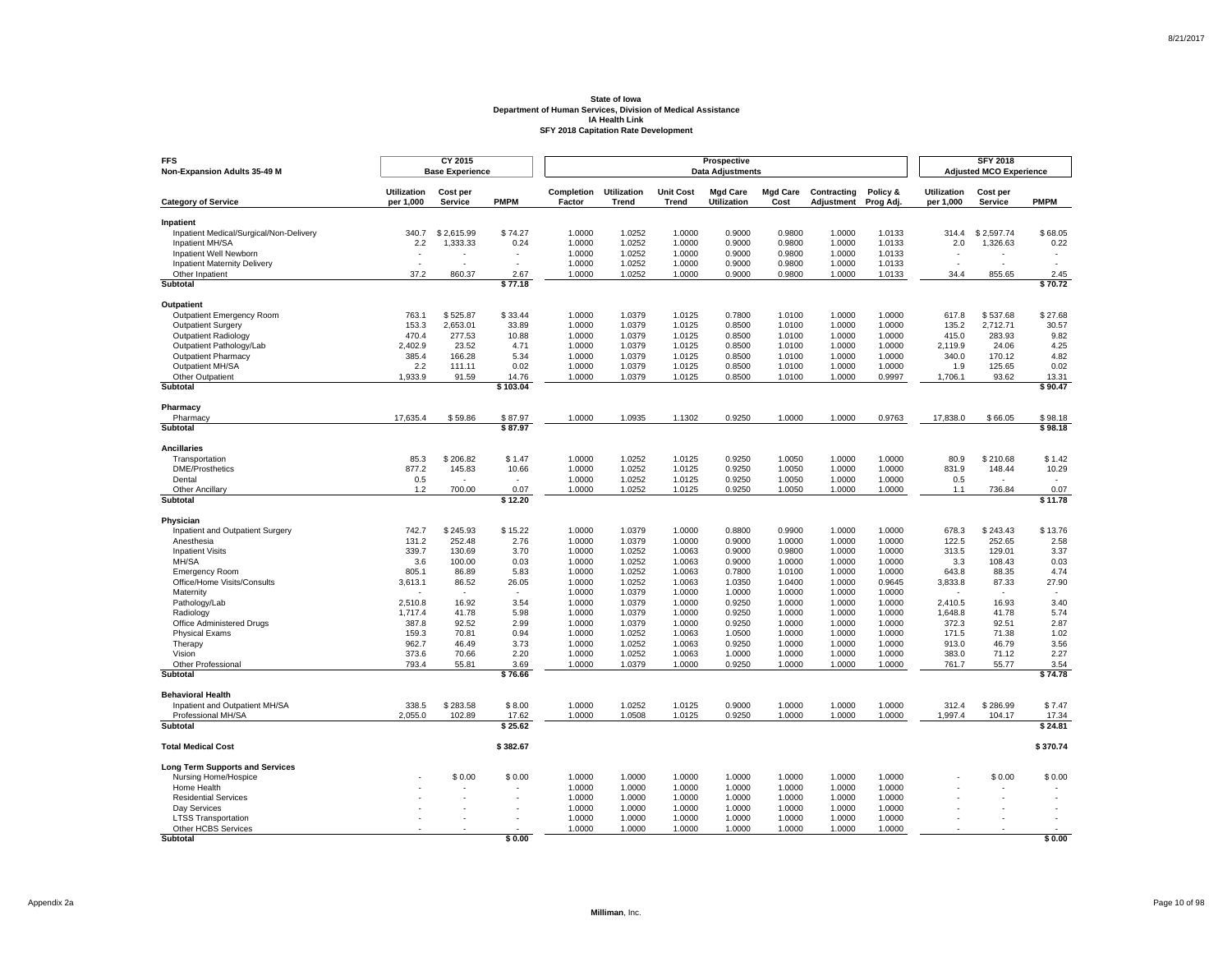**State of Iowa**
**Department of Human Services, Division of Medical Assistance**
**IA Health Link**
**SFY 2018 Capitation Rate Development**

| FFS Non-Expansion Adults 35-49 M | CY 2015 Base Experience | | | Prospective Data Adjustments | | | | | | | SFY 2018 Adjusted MCO Experience | | |
|---|---|---|---|---|---|---|---|---|---|---|---|---|---|
| **Category of Service** | **Utilization per 1,000** | **Cost per Service** | **PMPM** | **Completion Factor** | **Utilization Trend** | **Unit Cost Trend** | **Mgd Care Utilization** | **Mgd Care Cost** | **Contracting Adjustment** | **Policy & Prog Adj.** | **Utilization per 1,000** | **Cost per Service** | **PMPM** |
| **Inpatient** | | | | | | | | | | | | | |
| Inpatient Medical/Surgical/Non-Delivery | 340.7 | $ 2,615.99 | $ 74.27 | 1.0000 | 1.0252 | 1.0000 | 0.9000 | 0.9800 | 1.0000 | 1.0133 | 314.4 | $ 2,597.74 | $ 68.05 |
| Inpatient MH/SA | 2.2 | 1,333.33 | 0.24 | 1.0000 | 1.0252 | 1.0000 | 0.9000 | 0.9800 | 1.0000 | 1.0133 | 2.0 | 1,326.63 | 0.22 |
| Inpatient Well Newborn | - | - | - | 1.0000 | 1.0252 | 1.0000 | 0.9000 | 0.9800 | 1.0000 | 1.0133 | - | - | - |
| Inpatient Maternity Delivery | - | - | - | 1.0000 | 1.0252 | 1.0000 | 0.9000 | 0.9800 | 1.0000 | 1.0133 | - | - | - |
| Other Inpatient | 37.2 | 860.37 | 2.67 | 1.0000 | 1.0252 | 1.0000 | 0.9000 | 0.9800 | 1.0000 | 1.0133 | 34.4 | 855.65 | 2.45 |
| **Subtotal** | | | **$ 77.18** | | | | | | | | | | **$ 70.72** |
| **Outpatient** | | | | | | | | | | | | | |
| Outpatient Emergency Room | 763.1 | $ 525.87 | $ 33.44 | 1.0000 | 1.0379 | 1.0125 | 0.7800 | 1.0100 | 1.0000 | 1.0000 | 617.8 | $ 537.68 | $ 27.68 |
| Outpatient Surgery | 153.3 | 2,653.01 | 33.89 | 1.0000 | 1.0379 | 1.0125 | 0.8500 | 1.0100 | 1.0000 | 1.0000 | 135.2 | 2,712.71 | 30.57 |
| Outpatient Radiology | 470.4 | 277.53 | 10.88 | 1.0000 | 1.0379 | 1.0125 | 0.8500 | 1.0100 | 1.0000 | 1.0000 | 415.0 | 283.93 | 9.82 |
| Outpatient Pathology/Lab | 2,402.9 | 23.52 | 4.71 | 1.0000 | 1.0379 | 1.0125 | 0.8500 | 1.0100 | 1.0000 | 1.0000 | 2,119.9 | 24.06 | 4.25 |
| Outpatient Pharmacy | 385.4 | 166.28 | 5.34 | 1.0000 | 1.0379 | 1.0125 | 0.8500 | 1.0100 | 1.0000 | 1.0000 | 340.0 | 170.12 | 4.82 |
| Outpatient MH/SA | 2.2 | 111.11 | 0.02 | 1.0000 | 1.0379 | 1.0125 | 0.8500 | 1.0100 | 1.0000 | 1.0000 | 1.9 | 125.65 | 0.02 |
| Other Outpatient | 1,933.9 | 91.59 | 14.76 | 1.0000 | 1.0379 | 1.0125 | 0.8500 | 1.0100 | 1.0000 | 0.9997 | 1,706.1 | 93.62 | 13.31 |
| **Subtotal** | | | **$ 103.04** | | | | | | | | | | **$ 90.47** |
| **Pharmacy** | | | | | | | | | | | | | |
| Pharmacy | 17,635.4 | $ 59.86 | $ 87.97 | 1.0000 | 1.0935 | 1.1302 | 0.9250 | 1.0000 | 1.0000 | 0.9763 | 17,838.0 | $ 66.05 | $ 98.18 |
| **Subtotal** | | | **$ 87.97** | | | | | | | | | | **$ 98.18** |
| **Ancillaries** | | | | | | | | | | | | | |
| Transportation | 85.3 | $ 206.82 | $ 1.47 | 1.0000 | 1.0252 | 1.0125 | 0.9250 | 1.0050 | 1.0000 | 1.0000 | 80.9 | $ 210.68 | $ 1.42 |
| DME/Prosthetics | 877.2 | 145.83 | 10.66 | 1.0000 | 1.0252 | 1.0125 | 0.9250 | 1.0050 | 1.0000 | 1.0000 | 831.9 | 148.44 | 10.29 |
| Dental | 0.5 | - | - | 1.0000 | 1.0252 | 1.0125 | 0.9250 | 1.0050 | 1.0000 | 1.0000 | 0.5 | - | - |
| Other Ancillary | 1.2 | 700.00 | 0.07 | 1.0000 | 1.0252 | 1.0125 | 0.9250 | 1.0050 | 1.0000 | 1.0000 | 1.1 | 736.84 | 0.07 |
| **Subtotal** | | | **$ 12.20** | | | | | | | | | | **$ 11.78** |
| **Physician** | | | | | | | | | | | | | |
| Inpatient and Outpatient Surgery | 742.7 | $ 245.93 | $ 15.22 | 1.0000 | 1.0379 | 1.0000 | 0.8800 | 0.9900 | 1.0000 | 1.0000 | 678.3 | $ 243.43 | $ 13.76 |
| Anesthesia | 131.2 | 252.48 | 2.76 | 1.0000 | 1.0379 | 1.0000 | 0.9000 | 1.0000 | 1.0000 | 1.0000 | 122.5 | 252.65 | 2.58 |
| Inpatient Visits | 339.7 | 130.69 | 3.70 | 1.0000 | 1.0252 | 1.0063 | 0.9000 | 0.9800 | 1.0000 | 1.0000 | 313.5 | 129.01 | 3.37 |
| MH/SA | 3.6 | 100.00 | 0.03 | 1.0000 | 1.0252 | 1.0063 | 0.9000 | 1.0000 | 1.0000 | 1.0000 | 3.3 | 108.43 | 0.03 |
| Emergency Room | 805.1 | 86.89 | 5.83 | 1.0000 | 1.0252 | 1.0063 | 0.7800 | 1.0100 | 1.0000 | 1.0000 | 643.8 | 88.35 | 4.74 |
| Office/Home Visits/Consults | 3,613.1 | 86.52 | 26.05 | 1.0000 | 1.0252 | 1.0063 | 1.0350 | 1.0400 | 1.0000 | 0.9645 | 3,833.8 | 87.33 | 27.90 |
| Maternity | - | - | - | 1.0000 | 1.0379 | 1.0000 | 1.0000 | 1.0000 | 1.0000 | 1.0000 | - | - | - |
| Pathology/Lab | 2,510.8 | 16.92 | 3.54 | 1.0000 | 1.0379 | 1.0000 | 0.9250 | 1.0000 | 1.0000 | 1.0000 | 2,410.5 | 16.93 | 3.40 |
| Radiology | 1,717.4 | 41.78 | 5.98 | 1.0000 | 1.0379 | 1.0000 | 0.9250 | 1.0000 | 1.0000 | 1.0000 | 1,648.8 | 41.78 | 5.74 |
| Office Administered Drugs | 387.8 | 92.52 | 2.99 | 1.0000 | 1.0379 | 1.0000 | 0.9250 | 1.0000 | 1.0000 | 1.0000 | 372.3 | 92.51 | 2.87 |
| Physical Exams | 159.3 | 70.81 | 0.94 | 1.0000 | 1.0252 | 1.0063 | 1.0500 | 1.0000 | 1.0000 | 1.0000 | 171.5 | 71.38 | 1.02 |
| Therapy | 962.7 | 46.49 | 3.73 | 1.0000 | 1.0252 | 1.0063 | 0.9250 | 1.0000 | 1.0000 | 1.0000 | 913.0 | 46.79 | 3.56 |
| Vision | 373.6 | 70.66 | 2.20 | 1.0000 | 1.0252 | 1.0063 | 1.0000 | 1.0000 | 1.0000 | 1.0000 | 383.0 | 71.12 | 2.27 |
| Other Professional | 793.4 | 55.81 | 3.69 | 1.0000 | 1.0379 | 1.0000 | 0.9250 | 1.0000 | 1.0000 | 1.0000 | 761.7 | 55.77 | 3.54 |
| **Subtotal** | | | **$ 76.66** | | | | | | | | | | **$ 74.78** |
| **Behavioral Health** | | | | | | | | | | | | | |
| Inpatient and Outpatient MH/SA | 338.5 | $ 283.58 | $ 8.00 | 1.0000 | 1.0252 | 1.0125 | 0.9000 | 1.0000 | 1.0000 | 1.0000 | 312.4 | $ 286.99 | $ 7.47 |
| Professional MH/SA | 2,055.0 | 102.89 | 17.62 | 1.0000 | 1.0508 | 1.0125 | 0.9250 | 1.0000 | 1.0000 | 1.0000 | 1,997.4 | 104.17 | 17.34 |
| **Subtotal** | | | **$ 25.62** | | | | | | | | | | **$ 24.81** |
| **Total Medical Cost** | | | **$ 382.67** | | | | | | | | | | **$ 370.74** |
| **Long Term Supports and Services** | | | | | | | | | | | | | |
| Nursing Home/Hospice | - | $ 0.00 | $ 0.00 | 1.0000 | 1.0000 | 1.0000 | 1.0000 | 1.0000 | 1.0000 | 1.0000 | - | $ 0.00 | $ 0.00 |
| Home Health | - | - | - | 1.0000 | 1.0000 | 1.0000 | 1.0000 | 1.0000 | 1.0000 | 1.0000 | - | - | - |
| Residential Services | - | - | - | 1.0000 | 1.0000 | 1.0000 | 1.0000 | 1.0000 | 1.0000 | 1.0000 | - | - | - |
| Day Services | - | - | - | 1.0000 | 1.0000 | 1.0000 | 1.0000 | 1.0000 | 1.0000 | 1.0000 | - | - | - |
| LTSS Transportation | - | - | - | 1.0000 | 1.0000 | 1.0000 | 1.0000 | 1.0000 | 1.0000 | 1.0000 | - | - | - |
| Other HCBS Services | - | - | - | 1.0000 | 1.0000 | 1.0000 | 1.0000 | 1.0000 | 1.0000 | 1.0000 | - | - | - |
| **Subtotal** | | | **$ 0.00** | | | | | | | | | | **$ 0.00** |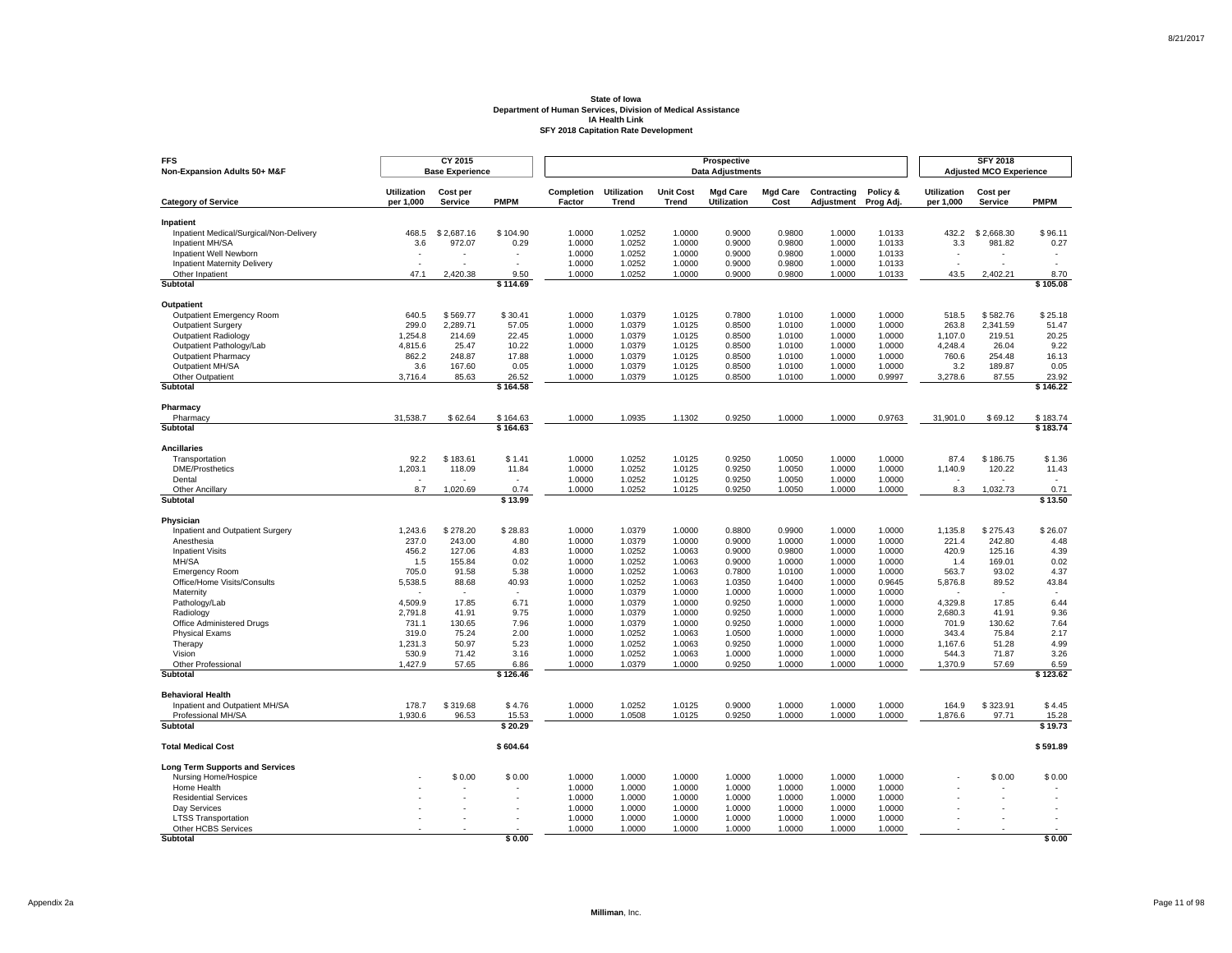**State of Iowa**
**Department of Human Services, Division of Medical Assistance**
**IA Health Link**
**SFY 2018 Capitation Rate Development**

| FFS Non-Expansion Adults 50+ M&F | CY 2015 Base Experience | | | Prospective Data Adjustments | | | | | | | SFY 2018 Adjusted MCO Experience | | |
|---|---|---|---|---|---|---|---|---|---|---|---|---|---|
| **Category of Service** | **Utilization per 1,000** | **Cost per Service** | **PMPM** | **Completion Factor** | **Utilization Trend** | **Unit Cost Trend** | **Mgd Care Utilization** | **Mgd Care Cost** | **Contracting Adjustment** | **Policy & Prog Adj.** | **Utilization per 1,000** | **Cost per Service** | **PMPM** |
| **Inpatient** | | | | | | | | | | | | | |
| Inpatient Medical/Surgical/Non-Delivery | 468.5 | $ 2,687.16 | $ 104.90 | 1.0000 | 1.0252 | 1.0000 | 0.9000 | 0.9800 | 1.0000 | 1.0133 | 432.2 | $ 2,668.30 | $ 96.11 |
| Inpatient MH/SA | 3.6 | 972.07 | 0.29 | 1.0000 | 1.0252 | 1.0000 | 0.9000 | 0.9800 | 1.0000 | 1.0133 | 3.3 | 981.82 | 0.27 |
| Inpatient Well Newborn | - | - | - | 1.0000 | 1.0252 | 1.0000 | 0.9000 | 0.9800 | 1.0000 | 1.0133 | - | - | - |
| Inpatient Maternity Delivery | - | - | - | 1.0000 | 1.0252 | 1.0000 | 0.9000 | 0.9800 | 1.0000 | 1.0133 | - | - | - |
| Other Inpatient | 47.1 | 2,420.38 | 9.50 | 1.0000 | 1.0252 | 1.0000 | 0.9000 | 0.9800 | 1.0000 | 1.0133 | 43.5 | 2,402.21 | 8.70 |
| **Subtotal** | | | **$ 114.69** | | | | | | | | | | **$ 105.08** |
| **Outpatient** | | | | | | | | | | | | | |
| Outpatient Emergency Room | 640.5 | $ 569.77 | $ 30.41 | 1.0000 | 1.0379 | 1.0125 | 0.7800 | 1.0100 | 1.0000 | 1.0000 | 518.5 | $ 582.76 | $ 25.18 |
| Outpatient Surgery | 299.0 | 2,289.71 | 57.05 | 1.0000 | 1.0379 | 1.0125 | 0.8500 | 1.0100 | 1.0000 | 1.0000 | 263.8 | 2,341.59 | 51.47 |
| Outpatient Radiology | 1,254.8 | 214.69 | 22.45 | 1.0000 | 1.0379 | 1.0125 | 0.8500 | 1.0100 | 1.0000 | 1.0000 | 1,107.0 | 219.51 | 20.25 |
| Outpatient Pathology/Lab | 4,815.6 | 25.47 | 10.22 | 1.0000 | 1.0379 | 1.0125 | 0.8500 | 1.0100 | 1.0000 | 1.0000 | 4,248.4 | 26.04 | 9.22 |
| Outpatient Pharmacy | 862.2 | 248.87 | 17.88 | 1.0000 | 1.0379 | 1.0125 | 0.8500 | 1.0100 | 1.0000 | 1.0000 | 760.6 | 254.48 | 16.13 |
| Outpatient MH/SA | 3.6 | 167.60 | 0.05 | 1.0000 | 1.0379 | 1.0125 | 0.8500 | 1.0100 | 1.0000 | 1.0000 | 3.2 | 189.87 | 0.05 |
| Other Outpatient | 3,716.4 | 85.63 | 26.52 | 1.0000 | 1.0379 | 1.0125 | 0.8500 | 1.0100 | 1.0000 | 0.9997 | 3,278.6 | 87.55 | 23.92 |
| **Subtotal** | | | **$ 164.58** | | | | | | | | | | **$ 146.22** |
| **Pharmacy** | | | | | | | | | | | | | |
| Pharmacy | 31,538.7 | $ 62.64 | $ 164.63 | 1.0000 | 1.0935 | 1.1302 | 0.9250 | 1.0000 | 1.0000 | 0.9763 | 31,901.0 | $ 69.12 | $ 183.74 |
| **Subtotal** | | | **$ 164.63** | | | | | | | | | | **$ 183.74** |
| **Ancillaries** | | | | | | | | | | | | | |
| Transportation | 92.2 | $ 183.61 | $ 1.41 | 1.0000 | 1.0252 | 1.0125 | 0.9250 | 1.0050 | 1.0000 | 1.0000 | 87.4 | $ 186.75 | $ 1.36 |
| DME/Prosthetics | 1,203.1 | 118.09 | 11.84 | 1.0000 | 1.0252 | 1.0125 | 0.9250 | 1.0050 | 1.0000 | 1.0000 | 1,140.9 | 120.22 | 11.43 |
| Dental | - | - | - | 1.0000 | 1.0252 | 1.0125 | 0.9250 | 1.0050 | 1.0000 | 1.0000 | - | - | - |
| Other Ancillary | 8.7 | 1,020.69 | 0.74 | 1.0000 | 1.0252 | 1.0125 | 0.9250 | 1.0050 | 1.0000 | 1.0000 | 8.3 | 1,032.73 | 0.71 |
| **Subtotal** | | | **$ 13.99** | | | | | | | | | | **$ 13.50** |
| **Physician** | | | | | | | | | | | | | |
| Inpatient and Outpatient Surgery | 1,243.6 | $ 278.20 | $ 28.83 | 1.0000 | 1.0379 | 1.0000 | 0.8800 | 0.9900 | 1.0000 | 1.0000 | 1,135.8 | $ 275.43 | $ 26.07 |
| Anesthesia | 237.0 | 243.00 | 4.80 | 1.0000 | 1.0379 | 1.0000 | 0.9000 | 1.0000 | 1.0000 | 1.0000 | 221.4 | 242.80 | 4.48 |
| Inpatient Visits | 456.2 | 127.06 | 4.83 | 1.0000 | 1.0252 | 1.0063 | 0.9000 | 0.9800 | 1.0000 | 1.0000 | 420.9 | 125.16 | 4.39 |
| MH/SA | 1.5 | 155.84 | 0.02 | 1.0000 | 1.0252 | 1.0063 | 0.9000 | 1.0000 | 1.0000 | 1.0000 | 1.4 | 169.01 | 0.02 |
| Emergency Room | 705.0 | 91.58 | 5.38 | 1.0000 | 1.0252 | 1.0063 | 0.7800 | 1.0100 | 1.0000 | 1.0000 | 563.7 | 93.02 | 4.37 |
| Office/Home Visits/Consults | 5,538.5 | 88.68 | 40.93 | 1.0000 | 1.0252 | 1.0063 | 1.0350 | 1.0400 | 1.0000 | 0.9645 | 5,876.8 | 89.52 | 43.84 |
| Maternity | - | - | - | 1.0000 | 1.0379 | 1.0000 | 1.0000 | 1.0000 | 1.0000 | 1.0000 | - | - | - |
| Pathology/Lab | 4,509.9 | 17.85 | 6.71 | 1.0000 | 1.0379 | 1.0000 | 0.9250 | 1.0000 | 1.0000 | 1.0000 | 4,329.8 | 17.85 | 6.44 |
| Radiology | 2,791.8 | 41.91 | 9.75 | 1.0000 | 1.0379 | 1.0000 | 0.9250 | 1.0000 | 1.0000 | 1.0000 | 2,680.3 | 41.91 | 9.36 |
| Office Administered Drugs | 731.1 | 130.65 | 7.96 | 1.0000 | 1.0379 | 1.0000 | 0.9250 | 1.0000 | 1.0000 | 1.0000 | 701.9 | 130.62 | 7.64 |
| Physical Exams | 319.0 | 75.24 | 2.00 | 1.0000 | 1.0252 | 1.0063 | 1.0500 | 1.0000 | 1.0000 | 1.0000 | 343.4 | 75.84 | 2.17 |
| Therapy | 1,231.3 | 50.97 | 5.23 | 1.0000 | 1.0252 | 1.0063 | 0.9250 | 1.0000 | 1.0000 | 1.0000 | 1,167.6 | 51.28 | 4.99 |
| Vision | 530.9 | 71.42 | 3.16 | 1.0000 | 1.0252 | 1.0063 | 1.0000 | 1.0000 | 1.0000 | 1.0000 | 544.3 | 71.87 | 3.26 |
| Other Professional | 1,427.9 | 57.65 | 6.86 | 1.0000 | 1.0379 | 1.0000 | 0.9250 | 1.0000 | 1.0000 | 1.0000 | 1,370.9 | 57.69 | 6.59 |
| **Subtotal** | | | **$ 126.46** | | | | | | | | | | **$ 123.62** |
| **Behavioral Health** | | | | | | | | | | | | | |
| Inpatient and Outpatient MH/SA | 178.7 | $ 319.68 | $ 4.76 | 1.0000 | 1.0252 | 1.0125 | 0.9000 | 1.0000 | 1.0000 | 1.0000 | 164.9 | $ 323.91 | $ 4.45 |
| Professional MH/SA | 1,930.6 | 96.53 | 15.53 | 1.0000 | 1.0508 | 1.0125 | 0.9250 | 1.0000 | 1.0000 | 1.0000 | 1,876.6 | 97.71 | 15.28 |
| **Subtotal** | | | **$ 20.29** | | | | | | | | | | **$ 19.73** |
| **Total Medical Cost** | | | **$ 604.64** | | | | | | | | | | **$ 591.89** |
| **Long Term Supports and Services** | | | | | | | | | | | | | |
| Nursing Home/Hospice | - | $ 0.00 | $ 0.00 | 1.0000 | 1.0000 | 1.0000 | 1.0000 | 1.0000 | 1.0000 | 1.0000 | - | $ 0.00 | $ 0.00 |
| Home Health | - | - | - | 1.0000 | 1.0000 | 1.0000 | 1.0000 | 1.0000 | 1.0000 | 1.0000 | - | - | - |
| Residential Services | - | - | - | 1.0000 | 1.0000 | 1.0000 | 1.0000 | 1.0000 | 1.0000 | 1.0000 | - | - | - |
| Day Services | - | - | - | 1.0000 | 1.0000 | 1.0000 | 1.0000 | 1.0000 | 1.0000 | 1.0000 | - | - | - |
| LTSS Transportation | - | - | - | 1.0000 | 1.0000 | 1.0000 | 1.0000 | 1.0000 | 1.0000 | 1.0000 | - | - | - |
| Other HCBS Services | - | - | - | 1.0000 | 1.0000 | 1.0000 | 1.0000 | 1.0000 | 1.0000 | 1.0000 | - | - | - |
| **Subtotal** | | | **$ 0.00** | | | | | | | | | | **$ 0.00** |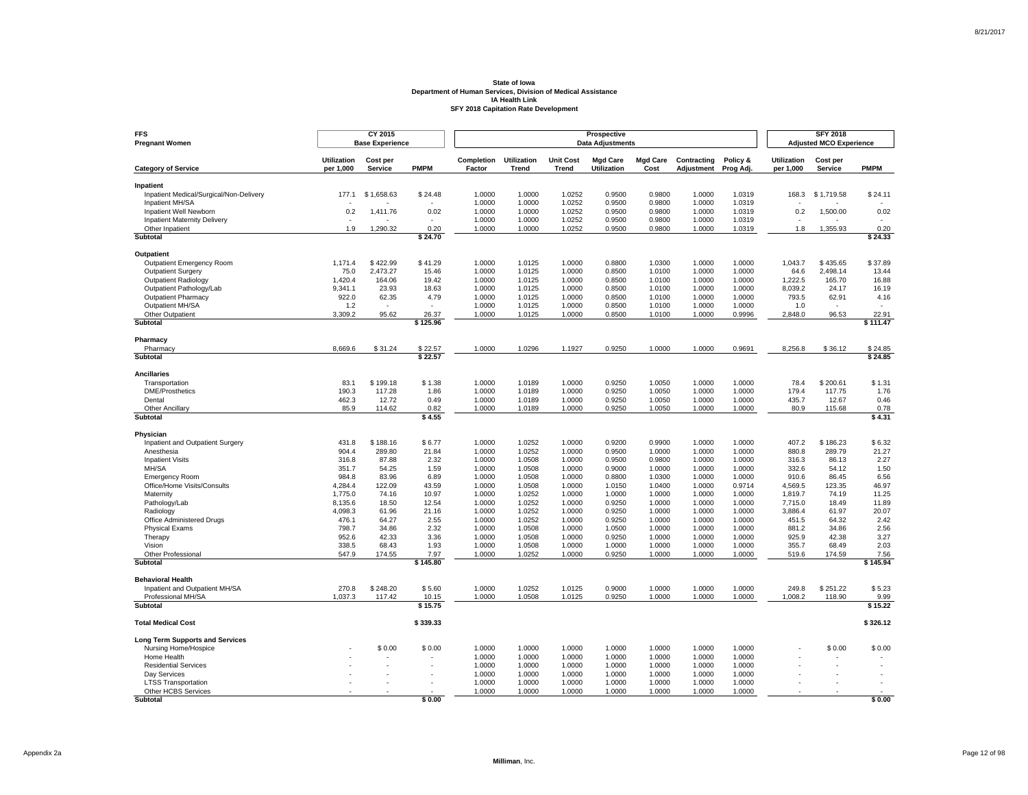**State of Iowa**
**Department of Human Services, Division of Medical Assistance**
**IA Health Link**
**SFY 2018 Capitation Rate Development**

| FFS Pregnant Women | CY 2015 Base Experience | | | Prospective Data Adjustments | | | | | | | SFY 2018 Adjusted MCO Experience | | |
|---|---|---|---|---|---|---|---|---|---|---|---|---|---|
| **Category of Service** | **Utilization per 1,000** | **Cost per Service** | **PMPM** | **Completion Factor** | **Utilization Trend** | **Unit Cost Trend** | **Mgd Care Utilization** | **Mgd Care Cost** | **Contracting Adjustment** | **Policy & Prog Adj.** | **Utilization per 1,000** | **Cost per Service** | **PMPM** |
| **Inpatient** | | | | | | | | | | | | | |
| Inpatient Medical/Surgical/Non-Delivery | 177.1 | $ 1,658.63 | $ 24.48 | 1.0000 | 1.0000 | 1.0252 | 0.9500 | 0.9800 | 1.0000 | 1.0319 | 168.3 | $ 1,719.58 | $ 24.11 |
| Inpatient MH/SA | - | - | - | 1.0000 | 1.0000 | 1.0252 | 0.9500 | 0.9800 | 1.0000 | 1.0319 | - | - | - |
| Inpatient Well Newborn | 0.2 | 1,411.76 | 0.02 | 1.0000 | 1.0000 | 1.0252 | 0.9500 | 0.9800 | 1.0000 | 1.0319 | 0.2 | 1,500.00 | 0.02 |
| Inpatient Maternity Delivery | - | - | - | 1.0000 | 1.0000 | 1.0252 | 0.9500 | 0.9800 | 1.0000 | 1.0319 | - | - | - |
| Other Inpatient | 1.9 | 1,290.32 | 0.20 | 1.0000 | 1.0000 | 1.0252 | 0.9500 | 0.9800 | 1.0000 | 1.0319 | 1.8 | 1,355.93 | 0.20 |
| **Subtotal** | | | **$ 24.70** | | | | | | | | | | **$ 24.33** |
| **Outpatient** | | | | | | | | | | | | | |
| Outpatient Emergency Room | 1,171.4 | $ 422.99 | $ 41.29 | 1.0000 | 1.0125 | 1.0000 | 0.8800 | 1.0300 | 1.0000 | 1.0000 | 1,043.7 | $ 435.65 | $ 37.89 |
| Outpatient Surgery | 75.0 | 2,473.27 | 15.46 | 1.0000 | 1.0125 | 1.0000 | 0.8500 | 1.0100 | 1.0000 | 1.0000 | 64.6 | 2,498.14 | 13.44 |
| Outpatient Radiology | 1,420.4 | 164.06 | 19.42 | 1.0000 | 1.0125 | 1.0000 | 0.8500 | 1.0100 | 1.0000 | 1.0000 | 1,222.5 | 165.70 | 16.88 |
| Outpatient Pathology/Lab | 9,341.1 | 23.93 | 18.63 | 1.0000 | 1.0125 | 1.0000 | 0.8500 | 1.0100 | 1.0000 | 1.0000 | 8,039.2 | 24.17 | 16.19 |
| Outpatient Pharmacy | 922.0 | 62.35 | 4.79 | 1.0000 | 1.0125 | 1.0000 | 0.8500 | 1.0100 | 1.0000 | 1.0000 | 793.5 | 62.91 | 4.16 |
| Outpatient MH/SA | 1.2 | - | - | 1.0000 | 1.0125 | 1.0000 | 0.8500 | 1.0100 | 1.0000 | 1.0000 | 1.0 | - | - |
| Other Outpatient | 3,309.2 | 95.62 | 26.37 | 1.0000 | 1.0125 | 1.0000 | 0.8500 | 1.0100 | 1.0000 | 0.9996 | 2,848.0 | 96.53 | 22.91 |
| **Subtotal** | | | **$ 125.96** | | | | | | | | | | **$ 111.47** |
| **Pharmacy** | | | | | | | | | | | | | |
| Pharmacy | 8,669.6 | $ 31.24 | $ 22.57 | 1.0000 | 1.0296 | 1.1927 | 0.9250 | 1.0000 | 1.0000 | 0.9691 | 8,256.8 | $ 36.12 | $ 24.85 |
| **Subtotal** | | | **$ 22.57** | | | | | | | | | | **$ 24.85** |
| **Ancillaries** | | | | | | | | | | | | | |
| Transportation | 83.1 | $ 199.18 | $ 1.38 | 1.0000 | 1.0189 | 1.0000 | 0.9250 | 1.0050 | 1.0000 | 1.0000 | 78.4 | $ 200.61 | $ 1.31 |
| DME/Prosthetics | 190.3 | 117.28 | 1.86 | 1.0000 | 1.0189 | 1.0000 | 0.9250 | 1.0050 | 1.0000 | 1.0000 | 179.4 | 117.75 | 1.76 |
| Dental | 462.3 | 12.72 | 0.49 | 1.0000 | 1.0189 | 1.0000 | 0.9250 | 1.0050 | 1.0000 | 1.0000 | 435.7 | 12.67 | 0.46 |
| Other Ancillary | 85.9 | 114.62 | 0.82 | 1.0000 | 1.0189 | 1.0000 | 0.9250 | 1.0050 | 1.0000 | 1.0000 | 80.9 | 115.68 | 0.78 |
| **Subtotal** | | | **$ 4.55** | | | | | | | | | | **$ 4.31** |
| **Physician** | | | | | | | | | | | | | |
| Inpatient and Outpatient Surgery | 431.8 | $ 188.16 | $ 6.77 | 1.0000 | 1.0252 | 1.0000 | 0.9200 | 0.9900 | 1.0000 | 1.0000 | 407.2 | $ 186.23 | $ 6.32 |
| Anesthesia | 904.4 | 289.80 | 21.84 | 1.0000 | 1.0252 | 1.0000 | 0.9500 | 1.0000 | 1.0000 | 1.0000 | 880.8 | 289.79 | 21.27 |
| Inpatient Visits | 316.8 | 87.88 | 2.32 | 1.0000 | 1.0508 | 1.0000 | 0.9500 | 0.9800 | 1.0000 | 1.0000 | 316.3 | 86.13 | 2.27 |
| MH/SA | 351.7 | 54.25 | 1.59 | 1.0000 | 1.0508 | 1.0000 | 0.9000 | 1.0000 | 1.0000 | 1.0000 | 332.6 | 54.12 | 1.50 |
| Emergency Room | 984.8 | 83.96 | 6.89 | 1.0000 | 1.0508 | 1.0000 | 0.8800 | 1.0300 | 1.0000 | 1.0000 | 910.6 | 86.45 | 6.56 |
| Office/Home Visits/Consults | 4,284.4 | 122.09 | 43.59 | 1.0000 | 1.0508 | 1.0000 | 1.0150 | 1.0400 | 1.0000 | 0.9714 | 4,569.5 | 123.35 | 46.97 |
| Maternity | 1,775.0 | 74.16 | 10.97 | 1.0000 | 1.0252 | 1.0000 | 1.0000 | 1.0000 | 1.0000 | 1.0000 | 1,819.7 | 74.19 | 11.25 |
| Pathology/Lab | 8,135.6 | 18.50 | 12.54 | 1.0000 | 1.0252 | 1.0000 | 0.9250 | 1.0000 | 1.0000 | 1.0000 | 7,715.0 | 18.49 | 11.89 |
| Radiology | 4,098.3 | 61.96 | 21.16 | 1.0000 | 1.0252 | 1.0000 | 0.9250 | 1.0000 | 1.0000 | 1.0000 | 3,886.4 | 61.97 | 20.07 |
| Office Administered Drugs | 476.1 | 64.27 | 2.55 | 1.0000 | 1.0252 | 1.0000 | 0.9250 | 1.0000 | 1.0000 | 1.0000 | 451.5 | 64.32 | 2.42 |
| Physical Exams | 798.7 | 34.86 | 2.32 | 1.0000 | 1.0508 | 1.0000 | 1.0500 | 1.0000 | 1.0000 | 1.0000 | 881.2 | 34.86 | 2.56 |
| Therapy | 952.6 | 42.33 | 3.36 | 1.0000 | 1.0508 | 1.0000 | 0.9250 | 1.0000 | 1.0000 | 1.0000 | 925.9 | 42.38 | 3.27 |
| Vision | 338.5 | 68.43 | 1.93 | 1.0000 | 1.0508 | 1.0000 | 1.0000 | 1.0000 | 1.0000 | 1.0000 | 355.7 | 68.49 | 2.03 |
| Other Professional | 547.9 | 174.55 | 7.97 | 1.0000 | 1.0252 | 1.0000 | 0.9250 | 1.0000 | 1.0000 | 1.0000 | 519.6 | 174.59 | 7.56 |
| **Subtotal** | | | **$ 145.80** | | | | | | | | | | **$ 145.94** |
| **Behavioral Health** | | | | | | | | | | | | | |
| Inpatient and Outpatient MH/SA | 270.8 | $ 248.20 | $ 5.60 | 1.0000 | 1.0252 | 1.0125 | 0.9000 | 1.0000 | 1.0000 | 1.0000 | 249.8 | $ 251.22 | $ 5.23 |
| Professional MH/SA | 1,037.3 | 117.42 | 10.15 | 1.0000 | 1.0508 | 1.0125 | 0.9250 | 1.0000 | 1.0000 | 1.0000 | 1,008.2 | 118.90 | 9.99 |
| **Subtotal** | | | **$ 15.75** | | | | | | | | | | **$ 15.22** |
| **Total Medical Cost** | | | **$ 339.33** | | | | | | | | | | **$ 326.12** |
| **Long Term Supports and Services** | | | | | | | | | | | | | |
| Nursing Home/Hospice | - | $ 0.00 | $ 0.00 | 1.0000 | 1.0000 | 1.0000 | 1.0000 | 1.0000 | 1.0000 | 1.0000 | - | $ 0.00 | $ 0.00 |
| Home Health | - | - | - | 1.0000 | 1.0000 | 1.0000 | 1.0000 | 1.0000 | 1.0000 | 1.0000 | - | - | - |
| Residential Services | - | - | - | 1.0000 | 1.0000 | 1.0000 | 1.0000 | 1.0000 | 1.0000 | 1.0000 | - | - | - |
| Day Services | - | - | - | 1.0000 | 1.0000 | 1.0000 | 1.0000 | 1.0000 | 1.0000 | 1.0000 | - | - | - |
| LTSS Transportation | - | - | - | 1.0000 | 1.0000 | 1.0000 | 1.0000 | 1.0000 | 1.0000 | 1.0000 | - | - | - |
| Other HCBS Services | - | - | - | 1.0000 | 1.0000 | 1.0000 | 1.0000 | 1.0000 | 1.0000 | 1.0000 | - | - | - |
| **Subtotal** | | | **$ 0.00** | | | | | | | | | | **$ 0.00** |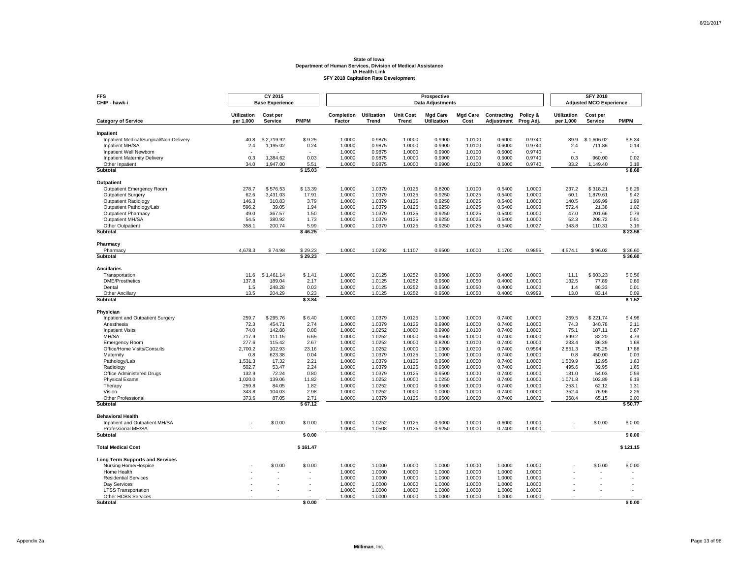**State of Iowa**
**Department of Human Services, Division of Medical Assistance**
**IA Health Link**
**SFY 2018 Capitation Rate Development**

| FFS CHIP - hawk-i | CY 2015 Base Experience | | | Prospective Data Adjustments | | | | | | | SFY 2018 Adjusted MCO Experience | | |
|---|---|---|---|---|---|---|---|---|---|---|---|---|---|
| **Category of Service** | **Utilization per 1,000** | **Cost per Service** | **PMPM** | **Completion Factor** | **Utilization Trend** | **Unit Cost Trend** | **Mgd Care Utilization** | **Mgd Care Cost** | **Contracting Adjustment** | **Policy & Prog Adj.** | **Utilization per 1,000** | **Cost per Service** | **PMPM** |
| **Inpatient** | | | | | | | | | | | | | |
| Inpatient Medical/Surgical/Non-Delivery | 40.8 | $ 2,719.92 | $ 9.25 | 1.0000 | 0.9875 | 1.0000 | 0.9900 | 1.0100 | 0.6000 | 0.9740 | 39.9 | $ 1,606.02 | $ 5.34 |
| Inpatient MH/SA | 2.4 | 1,195.02 | 0.24 | 1.0000 | 0.9875 | 1.0000 | 0.9900 | 1.0100 | 0.6000 | 0.9740 | 2.4 | 711.86 | 0.14 |
| Inpatient Well Newborn | - | - | - | 1.0000 | 0.9875 | 1.0000 | 0.9900 | 1.0100 | 0.6000 | 0.9740 | - | - | - |
| Inpatient Maternity Delivery | 0.3 | 1,384.62 | 0.03 | 1.0000 | 0.9875 | 1.0000 | 0.9900 | 1.0100 | 0.6000 | 0.9740 | 0.3 | 960.00 | 0.02 |
| Other Inpatient | 34.0 | 1,947.00 | 5.51 | 1.0000 | 0.9875 | 1.0000 | 0.9900 | 1.0100 | 0.6000 | 0.9740 | 33.2 | 1,149.40 | 3.18 |
| **Subtotal** | | | **$ 15.03** | | | | | | | | | | **$ 8.68** |
| **Outpatient** | | | | | | | | | | | | | |
| Outpatient Emergency Room | 278.7 | $ 576.53 | $ 13.39 | 1.0000 | 1.0379 | 1.0125 | 0.8200 | 1.0100 | 0.5400 | 1.0000 | 237.2 | $ 318.21 | $ 6.29 |
| Outpatient Surgery | 62.6 | 3,431.03 | 17.91 | 1.0000 | 1.0379 | 1.0125 | 0.9250 | 1.0025 | 0.5400 | 1.0000 | 60.1 | 1,879.61 | 9.42 |
| Outpatient Radiology | 146.3 | 310.83 | 3.79 | 1.0000 | 1.0379 | 1.0125 | 0.9250 | 1.0025 | 0.5400 | 1.0000 | 140.5 | 169.99 | 1.99 |
| Outpatient Pathology/Lab | 596.2 | 39.05 | 1.94 | 1.0000 | 1.0379 | 1.0125 | 0.9250 | 1.0025 | 0.5400 | 1.0000 | 572.4 | 21.38 | 1.02 |
| Outpatient Pharmacy | 49.0 | 367.57 | 1.50 | 1.0000 | 1.0379 | 1.0125 | 0.9250 | 1.0025 | 0.5400 | 1.0000 | 47.0 | 201.66 | 0.79 |
| Outpatient MH/SA | 54.5 | 380.92 | 1.73 | 1.0000 | 1.0379 | 1.0125 | 0.9250 | 1.0025 | 0.5400 | 1.0000 | 52.3 | 208.72 | 0.91 |
| Other Outpatient | 358.1 | 200.74 | 5.99 | 1.0000 | 1.0379 | 1.0125 | 0.9250 | 1.0025 | 0.5400 | 1.0027 | 343.8 | 110.31 | 3.16 |
| **Subtotal** | | | **$ 46.25** | | | | | | | | | | **$ 23.58** |
| **Pharmacy** | | | | | | | | | | | | | |
| Pharmacy | 4,678.3 | $ 74.98 | $ 29.23 | 1.0000 | 1.0292 | 1.1107 | 0.9500 | 1.0000 | 1.1700 | 0.9855 | 4,574.1 | $ 96.02 | $ 36.60 |
| **Subtotal** | | | **$ 29.23** | | | | | | | | | | **$ 36.60** |
| **Ancillaries** | | | | | | | | | | | | | |
| Transportation | 11.6 | $ 1,461.14 | $ 1.41 | 1.0000 | 1.0125 | 1.0252 | 0.9500 | 1.0050 | 0.4000 | 1.0000 | 11.1 | $ 603.23 | $ 0.56 |
| DME/Prosthetics | 137.8 | 189.04 | 2.17 | 1.0000 | 1.0125 | 1.0252 | 0.9500 | 1.0050 | 0.4000 | 1.0000 | 132.5 | 77.89 | 0.86 |
| Dental | 1.5 | 248.28 | 0.03 | 1.0000 | 1.0125 | 1.0252 | 0.9500 | 1.0050 | 0.4000 | 1.0000 | 1.4 | 86.33 | 0.01 |
| Other Ancillary | 13.5 | 204.29 | 0.23 | 1.0000 | 1.0125 | 1.0252 | 0.9500 | 1.0050 | 0.4000 | 0.9999 | 13.0 | 83.14 | 0.09 |
| **Subtotal** | | | **$ 3.84** | | | | | | | | | | **$ 1.52** |
| **Physician** | | | | | | | | | | | | | |
| Inpatient and Outpatient Surgery | 259.7 | $ 295.76 | $ 6.40 | 1.0000 | 1.0379 | 1.0125 | 1.0000 | 1.0000 | 0.7400 | 1.0000 | 269.5 | $ 221.74 | $ 4.98 |
| Anesthesia | 72.3 | 454.71 | 2.74 | 1.0000 | 1.0379 | 1.0125 | 0.9900 | 1.0000 | 0.7400 | 1.0000 | 74.3 | 340.78 | 2.11 |
| Inpatient Visits | 74.0 | 142.80 | 0.88 | 1.0000 | 1.0252 | 1.0000 | 0.9900 | 1.0100 | 0.7400 | 1.0000 | 75.1 | 107.11 | 0.67 |
| MH/SA | 717.9 | 111.15 | 6.65 | 1.0000 | 1.0252 | 1.0000 | 0.9500 | 1.0000 | 0.7400 | 1.0000 | 699.2 | 82.20 | 4.79 |
| Emergency Room | 277.6 | 115.42 | 2.67 | 1.0000 | 1.0252 | 1.0000 | 0.8200 | 1.0100 | 0.7400 | 1.0000 | 233.4 | 86.39 | 1.68 |
| Office/Home Visits/Consults | 2,700.2 | 102.93 | 23.16 | 1.0000 | 1.0252 | 1.0000 | 1.0300 | 1.0300 | 0.7400 | 0.9594 | 2,851.3 | 75.25 | 17.88 |
| Maternity | 0.8 | 623.38 | 0.04 | 1.0000 | 1.0379 | 1.0125 | 1.0000 | 1.0000 | 0.7400 | 1.0000 | 0.8 | 450.00 | 0.03 |
| Pathology/Lab | 1,531.3 | 17.32 | 2.21 | 1.0000 | 1.0379 | 1.0125 | 0.9500 | 1.0000 | 0.7400 | 1.0000 | 1,509.9 | 12.95 | 1.63 |
| Radiology | 502.7 | 53.47 | 2.24 | 1.0000 | 1.0379 | 1.0125 | 0.9500 | 1.0000 | 0.7400 | 1.0000 | 495.6 | 39.95 | 1.65 |
| Office Administered Drugs | 132.9 | 72.24 | 0.80 | 1.0000 | 1.0379 | 1.0125 | 0.9500 | 1.0000 | 0.7400 | 1.0000 | 131.0 | 54.03 | 0.59 |
| Physical Exams | 1,020.0 | 139.06 | 11.82 | 1.0000 | 1.0252 | 1.0000 | 1.0250 | 1.0000 | 0.7400 | 1.0000 | 1,071.8 | 102.89 | 9.19 |
| Therapy | 259.8 | 84.05 | 1.82 | 1.0000 | 1.0252 | 1.0000 | 0.9500 | 1.0000 | 0.7400 | 1.0000 | 253.1 | 62.12 | 1.31 |
| Vision | 343.8 | 104.03 | 2.98 | 1.0000 | 1.0252 | 1.0000 | 1.0000 | 1.0000 | 0.7400 | 1.0000 | 352.4 | 76.96 | 2.26 |
| Other Professional | 373.6 | 87.05 | 2.71 | 1.0000 | 1.0379 | 1.0125 | 0.9500 | 1.0000 | 0.7400 | 1.0000 | 368.4 | 65.15 | 2.00 |
| **Subtotal** | | | **$ 67.12** | | | | | | | | | | **$ 50.77** |
| **Behavioral Health** | | | | | | | | | | | | | |
| Inpatient and Outpatient MH/SA | - | $ 0.00 | $ 0.00 | 1.0000 | 1.0252 | 1.0125 | 0.9000 | 1.0000 | 0.6000 | 1.0000 | - | $ 0.00 | $ 0.00 |
| Professional MH/SA | - | - | - | 1.0000 | 1.0508 | 1.0125 | 0.9250 | 1.0000 | 0.7400 | 1.0000 | - | - | - |
| **Subtotal** | | | **$ 0.00** | | | | | | | | | | **$ 0.00** |
| **Total Medical Cost** | | | **$ 161.47** | | | | | | | | | | **$ 121.15** |
| **Long Term Supports and Services** | | | | | | | | | | | | | |
| Nursing Home/Hospice | - | $ 0.00 | $ 0.00 | 1.0000 | 1.0000 | 1.0000 | 1.0000 | 1.0000 | 1.0000 | 1.0000 | - | $ 0.00 | $ 0.00 |
| Home Health | - | - | - | 1.0000 | 1.0000 | 1.0000 | 1.0000 | 1.0000 | 1.0000 | 1.0000 | - | - | - |
| Residential Services | - | - | - | 1.0000 | 1.0000 | 1.0000 | 1.0000 | 1.0000 | 1.0000 | 1.0000 | - | - | - |
| Day Services | - | - | - | 1.0000 | 1.0000 | 1.0000 | 1.0000 | 1.0000 | 1.0000 | 1.0000 | - | - | - |
| LTSS Transportation | - | - | - | 1.0000 | 1.0000 | 1.0000 | 1.0000 | 1.0000 | 1.0000 | 1.0000 | - | - | - |
| Other HCBS Services | - | - | - | 1.0000 | 1.0000 | 1.0000 | 1.0000 | 1.0000 | 1.0000 | 1.0000 | - | - | - |
| **Subtotal** | | | **$ 0.00** | | | | | | | | | | **$ 0.00** |

Appendix 2a

Milliman, Inc.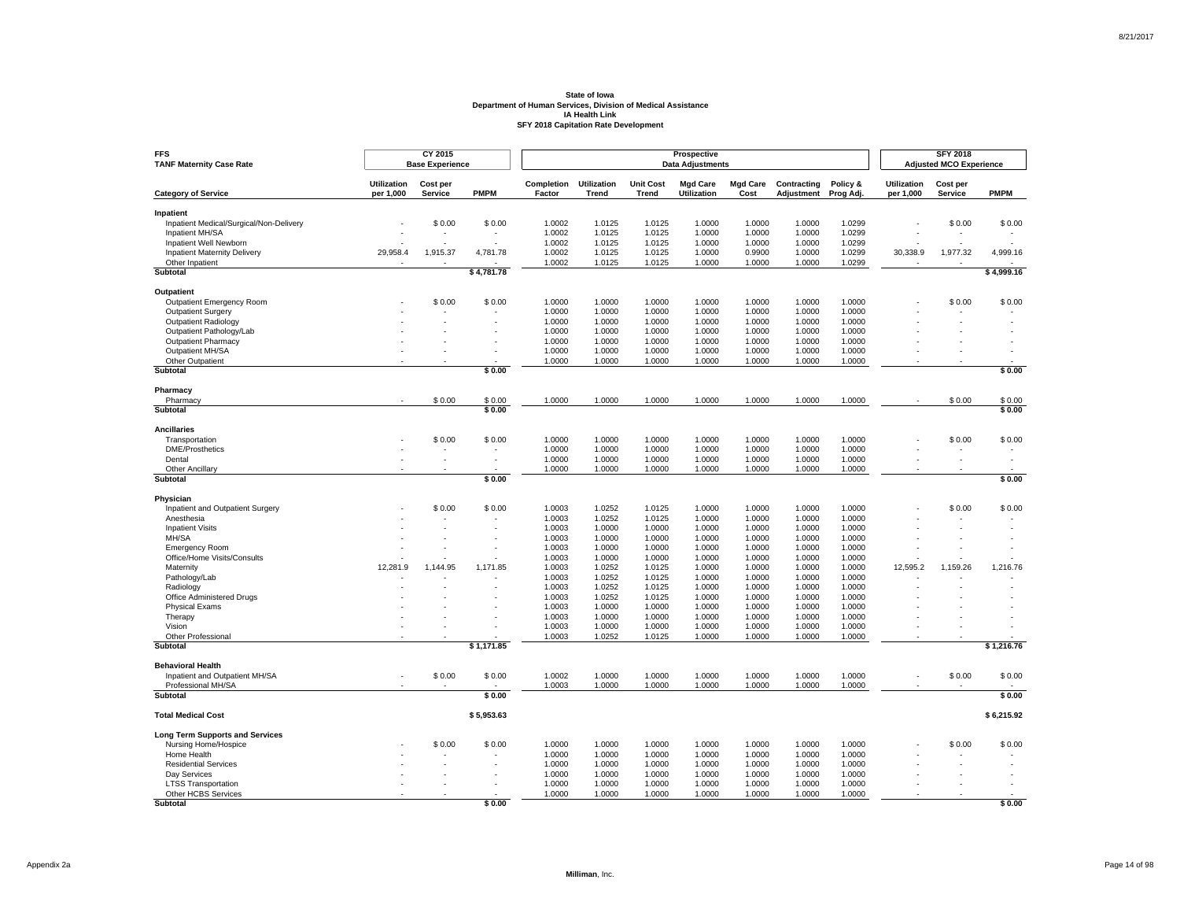**State of Iowa**
**Department of Human Services, Division of Medical Assistance**
**IA Health Link**
**SFY 2018 Capitation Rate Development**

| FFS TANF Maternity Case Rate | CY 2015 Base Experience | | | Prospective Data Adjustments | | | | | | | SFY 2018 Adjusted MCO Experience | | |
|---|---|---|---|---|---|---|---|---|---|---|---|---|---|
| **Category of Service** | **Utilization per 1,000** | **Cost per Service** | **PMPM** | **Completion Factor** | **Utilization Trend** | **Unit Cost Trend** | **Mgd Care Utilization** | **Mgd Care Cost** | **Contracting Adjustment** | **Policy & Prog Adj.** | **Utilization per 1,000** | **Cost per Service** | **PMPM** |
| **Inpatient** | | | | | | | | | | | | | |
| Inpatient Medical/Surgical/Non-Delivery | - | $ 0.00 | $ 0.00 | 1.0002 | 1.0125 | 1.0125 | 1.0000 | 1.0000 | 1.0000 | 1.0299 | - | $ 0.00 | $ 0.00 |
| Inpatient MH/SA | - | - | - | 1.0002 | 1.0125 | 1.0125 | 1.0000 | 1.0000 | 1.0000 | 1.0299 | - | - | - |
| Inpatient Well Newborn | - | - | - | 1.0002 | 1.0125 | 1.0125 | 1.0000 | 1.0000 | 1.0000 | 1.0299 | - | - | - |
| Inpatient Maternity Delivery | 29,958.4 | 1,915.37 | 4,781.78 | 1.0002 | 1.0125 | 1.0125 | 1.0000 | 0.9900 | 1.0000 | 1.0299 | 30,338.9 | 1,977.32 | 4,999.16 |
| Other Inpatient | - | - | - | 1.0002 | 1.0125 | 1.0125 | 1.0000 | 1.0000 | 1.0000 | 1.0299 | - | - | - |
| **Subtotal** | | | **$ 4,781.78** | | | | | | | | | | **$ 4,999.16** |
| **Outpatient** | | | | | | | | | | | | | |
| Outpatient Emergency Room | - | $ 0.00 | $ 0.00 | 1.0000 | 1.0000 | 1.0000 | 1.0000 | 1.0000 | 1.0000 | 1.0000 | - | $ 0.00 | $ 0.00 |
| Outpatient Surgery | - | - | - | 1.0000 | 1.0000 | 1.0000 | 1.0000 | 1.0000 | 1.0000 | 1.0000 | - | - | - |
| Outpatient Radiology | - | - | - | 1.0000 | 1.0000 | 1.0000 | 1.0000 | 1.0000 | 1.0000 | 1.0000 | - | - | - |
| Outpatient Pathology/Lab | - | - | - | 1.0000 | 1.0000 | 1.0000 | 1.0000 | 1.0000 | 1.0000 | 1.0000 | - | - | - |
| Outpatient Pharmacy | - | - | - | 1.0000 | 1.0000 | 1.0000 | 1.0000 | 1.0000 | 1.0000 | 1.0000 | - | - | - |
| Outpatient MH/SA | - | - | - | 1.0000 | 1.0000 | 1.0000 | 1.0000 | 1.0000 | 1.0000 | 1.0000 | - | - | - |
| Other Outpatient | - | - | - | 1.0000 | 1.0000 | 1.0000 | 1.0000 | 1.0000 | 1.0000 | 1.0000 | - | - | - |
| **Subtotal** | | | **$ 0.00** | | | | | | | | | | **$ 0.00** |
| **Pharmacy** | | | | | | | | | | | | | |
| Pharmacy | - | $ 0.00 | $ 0.00 | 1.0000 | 1.0000 | 1.0000 | 1.0000 | 1.0000 | 1.0000 | 1.0000 | - | $ 0.00 | $ 0.00 |
| **Subtotal** | | | **$ 0.00** | | | | | | | | | | **$ 0.00** |
| **Ancillaries** | | | | | | | | | | | | | |
| Transportation | - | $ 0.00 | $ 0.00 | 1.0000 | 1.0000 | 1.0000 | 1.0000 | 1.0000 | 1.0000 | 1.0000 | - | $ 0.00 | $ 0.00 |
| DME/Prosthetics | - | - | - | 1.0000 | 1.0000 | 1.0000 | 1.0000 | 1.0000 | 1.0000 | 1.0000 | - | - | - |
| Dental | - | - | - | 1.0000 | 1.0000 | 1.0000 | 1.0000 | 1.0000 | 1.0000 | 1.0000 | - | - | - |
| Other Ancillary | - | - | - | 1.0000 | 1.0000 | 1.0000 | 1.0000 | 1.0000 | 1.0000 | 1.0000 | - | - | - |
| **Subtotal** | | | **$ 0.00** | | | | | | | | | | **$ 0.00** |
| **Physician** | | | | | | | | | | | | | |
| Inpatient and Outpatient Surgery | - | $ 0.00 | $ 0.00 | 1.0003 | 1.0252 | 1.0125 | 1.0000 | 1.0000 | 1.0000 | 1.0000 | - | $ 0.00 | $ 0.00 |
| Anesthesia | - | - | - | 1.0003 | 1.0252 | 1.0125 | 1.0000 | 1.0000 | 1.0000 | 1.0000 | - | - | - |
| Inpatient Visits | - | - | - | 1.0003 | 1.0000 | 1.0000 | 1.0000 | 1.0000 | 1.0000 | 1.0000 | - | - | - |
| MH/SA | - | - | - | 1.0003 | 1.0000 | 1.0000 | 1.0000 | 1.0000 | 1.0000 | 1.0000 | - | - | - |
| Emergency Room | - | - | - | 1.0003 | 1.0000 | 1.0000 | 1.0000 | 1.0000 | 1.0000 | 1.0000 | - | - | - |
| Office/Home Visits/Consults | - | - | - | 1.0003 | 1.0000 | 1.0000 | 1.0000 | 1.0000 | 1.0000 | 1.0000 | - | - | - |
| Maternity | 12,281.9 | 1,144.95 | 1,171.85 | 1.0003 | 1.0252 | 1.0125 | 1.0000 | 1.0000 | 1.0000 | 1.0000 | 12,595.2 | 1,159.26 | 1,216.76 |
| Pathology/Lab | - | - | - | 1.0003 | 1.0252 | 1.0125 | 1.0000 | 1.0000 | 1.0000 | 1.0000 | - | - | - |
| Radiology | - | - | - | 1.0003 | 1.0252 | 1.0125 | 1.0000 | 1.0000 | 1.0000 | 1.0000 | - | - | - |
| Office Administered Drugs | - | - | - | 1.0003 | 1.0252 | 1.0125 | 1.0000 | 1.0000 | 1.0000 | 1.0000 | - | - | - |
| Physical Exams | - | - | - | 1.0003 | 1.0000 | 1.0000 | 1.0000 | 1.0000 | 1.0000 | 1.0000 | - | - | - |
| Therapy | - | - | - | 1.0003 | 1.0000 | 1.0000 | 1.0000 | 1.0000 | 1.0000 | 1.0000 | - | - | - |
| Vision | - | - | - | 1.0003 | 1.0000 | 1.0000 | 1.0000 | 1.0000 | 1.0000 | 1.0000 | - | - | - |
| Other Professional | - | - | - | 1.0003 | 1.0252 | 1.0125 | 1.0000 | 1.0000 | 1.0000 | 1.0000 | - | - | - |
| **Subtotal** | | | **$ 1,171.85** | | | | | | | | | | **$ 1,216.76** |
| **Behavioral Health** | | | | | | | | | | | | | |
| Inpatient and Outpatient MH/SA | - | $ 0.00 | $ 0.00 | 1.0002 | 1.0000 | 1.0000 | 1.0000 | 1.0000 | 1.0000 | 1.0000 | - | $ 0.00 | $ 0.00 |
| Professional MH/SA | - | - | - | 1.0003 | 1.0000 | 1.0000 | 1.0000 | 1.0000 | 1.0000 | 1.0000 | - | - | - |
| **Subtotal** | | | **$ 0.00** | | | | | | | | | | **$ 0.00** |
| **Total Medical Cost** | | | **$ 5,953.63** | | | | | | | | | | **$ 6,215.92** |
| **Long Term Supports and Services** | | | | | | | | | | | | | |
| Nursing Home/Hospice | - | $ 0.00 | $ 0.00 | 1.0000 | 1.0000 | 1.0000 | 1.0000 | 1.0000 | 1.0000 | 1.0000 | - | $ 0.00 | $ 0.00 |
| Home Health | - | - | - | 1.0000 | 1.0000 | 1.0000 | 1.0000 | 1.0000 | 1.0000 | 1.0000 | - | - | - |
| Residential Services | - | - | - | 1.0000 | 1.0000 | 1.0000 | 1.0000 | 1.0000 | 1.0000 | 1.0000 | - | - | - |
| Day Services | - | - | - | 1.0000 | 1.0000 | 1.0000 | 1.0000 | 1.0000 | 1.0000 | 1.0000 | - | - | - |
| LTSS Transportation | - | - | - | 1.0000 | 1.0000 | 1.0000 | 1.0000 | 1.0000 | 1.0000 | 1.0000 | - | - | - |
| Other HCBS Services | - | - | - | 1.0000 | 1.0000 | 1.0000 | 1.0000 | 1.0000 | 1.0000 | 1.0000 | - | - | - |
| **Subtotal** | | | **$ 0.00** | | | | | | | | | | **$ 0.00** |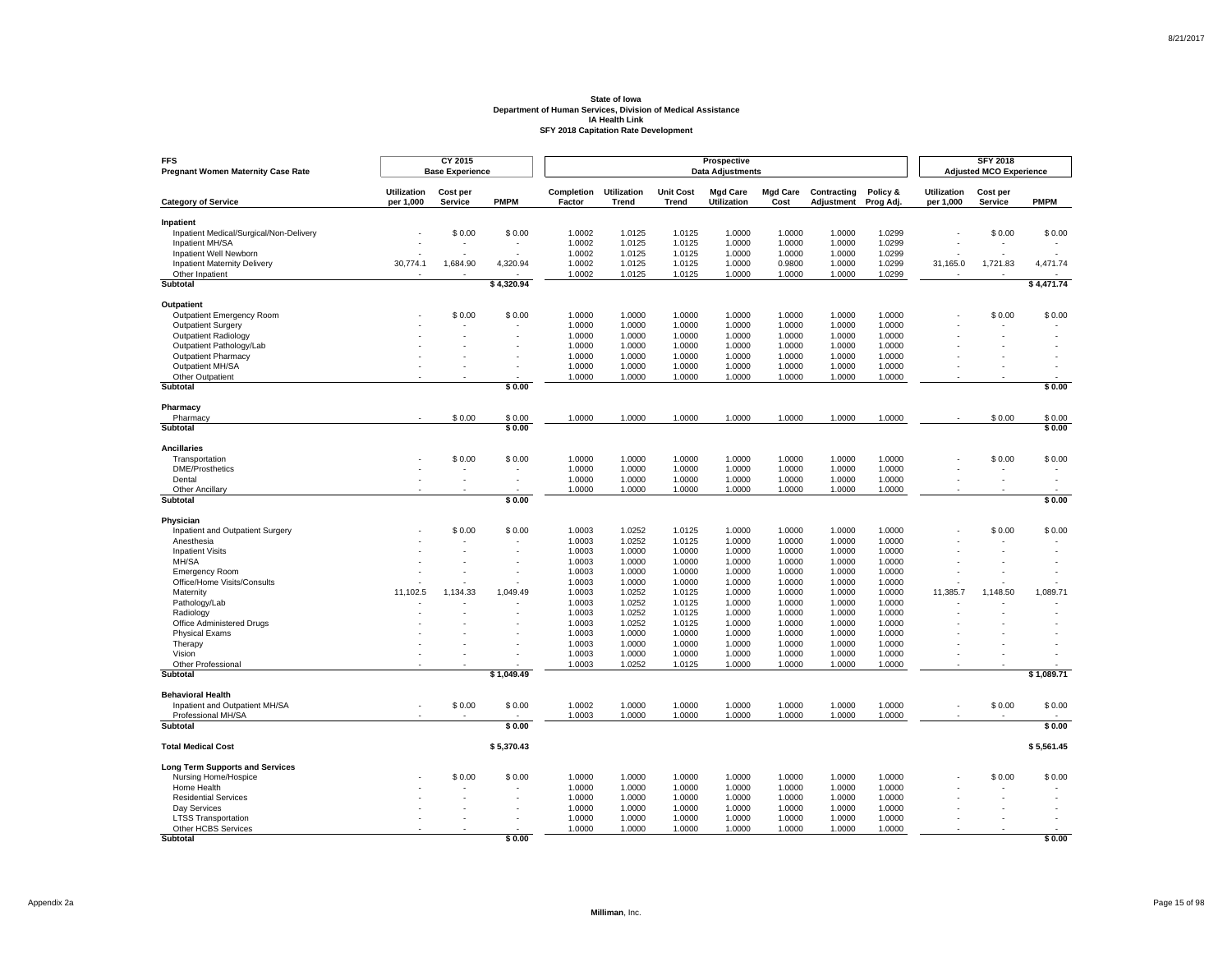**State of Iowa**
**Department of Human Services, Division of Medical Assistance**
**IA Health Link**
**SFY 2018 Capitation Rate Development**

| FFS Pregnant Women Maternity Case Rate | CY 2015 Base Experience | | | Prospective Data Adjustments | | | | | | | SFY 2018 Adjusted MCO Experience | | |
|---|---|---|---|---|---|---|---|---|---|---|---|---|---|
| **Category of Service** | **Utilization per 1,000** | **Cost per Service** | **PMPM** | **Completion Factor** | **Utilization Trend** | **Unit Cost Trend** | **Mgd Care Utilization** | **Mgd Care Cost** | **Contracting Adjustment** | **Policy & Prog Adj.** | **Utilization per 1,000** | **Cost per Service** | **PMPM** |
| **Inpatient** | | | | | | | | | | | | | |
| Inpatient Medical/Surgical/Non-Delivery | - | $ 0.00 | $ 0.00 | 1.0002 | 1.0125 | 1.0125 | 1.0000 | 1.0000 | 1.0000 | 1.0299 | - | $ 0.00 | $ 0.00 |
| Inpatient MH/SA | - | - | - | 1.0002 | 1.0125 | 1.0125 | 1.0000 | 1.0000 | 1.0000 | 1.0299 | - | - | - |
| Inpatient Well Newborn | - | - | - | 1.0002 | 1.0125 | 1.0125 | 1.0000 | 1.0000 | 1.0000 | 1.0299 | - | - | - |
| Inpatient Maternity Delivery | 30,774.1 | 1,684.90 | 4,320.94 | 1.0002 | 1.0125 | 1.0125 | 1.0000 | 0.9800 | 1.0000 | 1.0299 | 31,165.0 | 1,721.83 | 4,471.74 |
| Other Inpatient | - | - | - | 1.0002 | 1.0125 | 1.0125 | 1.0000 | 1.0000 | 1.0000 | 1.0299 | - | - | - |
| **Subtotal** | | | **$ 4,320.94** | | | | | | | | | | **$ 4,471.74** |
| **Outpatient** | | | | | | | | | | | | | |
| Outpatient Emergency Room | - | $ 0.00 | $ 0.00 | 1.0000 | 1.0000 | 1.0000 | 1.0000 | 1.0000 | 1.0000 | 1.0000 | - | $ 0.00 | $ 0.00 |
| Outpatient Surgery | - | - | - | 1.0000 | 1.0000 | 1.0000 | 1.0000 | 1.0000 | 1.0000 | 1.0000 | - | - | - |
| Outpatient Radiology | - | - | - | 1.0000 | 1.0000 | 1.0000 | 1.0000 | 1.0000 | 1.0000 | 1.0000 | - | - | - |
| Outpatient Pathology/Lab | - | - | - | 1.0000 | 1.0000 | 1.0000 | 1.0000 | 1.0000 | 1.0000 | 1.0000 | - | - | - |
| Outpatient Pharmacy | - | - | - | 1.0000 | 1.0000 | 1.0000 | 1.0000 | 1.0000 | 1.0000 | 1.0000 | - | - | - |
| Outpatient MH/SA | - | - | - | 1.0000 | 1.0000 | 1.0000 | 1.0000 | 1.0000 | 1.0000 | 1.0000 | - | - | - |
| Other Outpatient | - | - | - | 1.0000 | 1.0000 | 1.0000 | 1.0000 | 1.0000 | 1.0000 | 1.0000 | - | - | - |
| **Subtotal** | | | **$ 0.00** | | | | | | | | | | **$ 0.00** |
| **Pharmacy** | | | | | | | | | | | | | |
| Pharmacy | - | $ 0.00 | $ 0.00 | 1.0000 | 1.0000 | 1.0000 | 1.0000 | 1.0000 | 1.0000 | 1.0000 | - | $ 0.00 | $ 0.00 |
| **Subtotal** | | | **$ 0.00** | | | | | | | | | | **$ 0.00** |
| **Ancillaries** | | | | | | | | | | | | | |
| Transportation | - | $ 0.00 | $ 0.00 | 1.0000 | 1.0000 | 1.0000 | 1.0000 | 1.0000 | 1.0000 | 1.0000 | - | $ 0.00 | $ 0.00 |
| DME/Prosthetics | - | - | - | 1.0000 | 1.0000 | 1.0000 | 1.0000 | 1.0000 | 1.0000 | 1.0000 | - | - | - |
| Dental | - | - | - | 1.0000 | 1.0000 | 1.0000 | 1.0000 | 1.0000 | 1.0000 | 1.0000 | - | - | - |
| Other Ancillary | - | - | - | 1.0000 | 1.0000 | 1.0000 | 1.0000 | 1.0000 | 1.0000 | 1.0000 | - | - | - |
| **Subtotal** | | | **$ 0.00** | | | | | | | | | | **$ 0.00** |
| **Physician** | | | | | | | | | | | | | |
| Inpatient and Outpatient Surgery | - | $ 0.00 | $ 0.00 | 1.0003 | 1.0252 | 1.0125 | 1.0000 | 1.0000 | 1.0000 | 1.0000 | - | $ 0.00 | $ 0.00 |
| Anesthesia | - | - | - | 1.0003 | 1.0252 | 1.0125 | 1.0000 | 1.0000 | 1.0000 | 1.0000 | - | - | - |
| Inpatient Visits | - | - | - | 1.0003 | 1.0000 | 1.0000 | 1.0000 | 1.0000 | 1.0000 | 1.0000 | - | - | - |
| MH/SA | - | - | - | 1.0003 | 1.0000 | 1.0000 | 1.0000 | 1.0000 | 1.0000 | 1.0000 | - | - | - |
| Emergency Room | - | - | - | 1.0003 | 1.0000 | 1.0000 | 1.0000 | 1.0000 | 1.0000 | 1.0000 | - | - | - |
| Office/Home Visits/Consults | - | - | - | 1.0003 | 1.0000 | 1.0000 | 1.0000 | 1.0000 | 1.0000 | 1.0000 | - | - | - |
| Maternity | 11,102.5 | 1,134.33 | 1,049.49 | 1.0003 | 1.0252 | 1.0125 | 1.0000 | 1.0000 | 1.0000 | 1.0000 | 11,385.7 | 1,148.50 | 1,089.71 |
| Pathology/Lab | - | - | - | 1.0003 | 1.0252 | 1.0125 | 1.0000 | 1.0000 | 1.0000 | 1.0000 | - | - | - |
| Radiology | - | - | - | 1.0003 | 1.0252 | 1.0125 | 1.0000 | 1.0000 | 1.0000 | 1.0000 | - | - | - |
| Office Administered Drugs | - | - | - | 1.0003 | 1.0252 | 1.0125 | 1.0000 | 1.0000 | 1.0000 | 1.0000 | - | - | - |
| Physical Exams | - | - | - | 1.0003 | 1.0000 | 1.0000 | 1.0000 | 1.0000 | 1.0000 | 1.0000 | - | - | - |
| Therapy | - | - | - | 1.0003 | 1.0000 | 1.0000 | 1.0000 | 1.0000 | 1.0000 | 1.0000 | - | - | - |
| Vision | - | - | - | 1.0003 | 1.0000 | 1.0000 | 1.0000 | 1.0000 | 1.0000 | 1.0000 | - | - | - |
| Other Professional | - | - | - | 1.0003 | 1.0252 | 1.0125 | 1.0000 | 1.0000 | 1.0000 | 1.0000 | - | - | - |
| **Subtotal** | | | **$ 1,049.49** | | | | | | | | | | **$ 1,089.71** |
| **Behavioral Health** | | | | | | | | | | | | | |
| Inpatient and Outpatient MH/SA | - | $ 0.00 | $ 0.00 | 1.0002 | 1.0000 | 1.0000 | 1.0000 | 1.0000 | 1.0000 | 1.0000 | - | $ 0.00 | $ 0.00 |
| Professional MH/SA | - | - | - | 1.0003 | 1.0000 | 1.0000 | 1.0000 | 1.0000 | 1.0000 | 1.0000 | - | - | - |
| **Subtotal** | | | **$ 0.00** | | | | | | | | | | **$ 0.00** |
| **Total Medical Cost** | | | **$ 5,370.43** | | | | | | | | | | **$ 5,561.45** |
| **Long Term Supports and Services** | | | | | | | | | | | | | |
| Nursing Home/Hospice | - | $ 0.00 | $ 0.00 | 1.0000 | 1.0000 | 1.0000 | 1.0000 | 1.0000 | 1.0000 | 1.0000 | - | $ 0.00 | $ 0.00 |
| Home Health | - | - | - | 1.0000 | 1.0000 | 1.0000 | 1.0000 | 1.0000 | 1.0000 | 1.0000 | - | - | - |
| Residential Services | - | - | - | 1.0000 | 1.0000 | 1.0000 | 1.0000 | 1.0000 | 1.0000 | 1.0000 | - | - | - |
| Day Services | - | - | - | 1.0000 | 1.0000 | 1.0000 | 1.0000 | 1.0000 | 1.0000 | 1.0000 | - | - | - |
| LTSS Transportation | - | - | - | 1.0000 | 1.0000 | 1.0000 | 1.0000 | 1.0000 | 1.0000 | 1.0000 | - | - | - |
| Other HCBS Services | - | - | - | 1.0000 | 1.0000 | 1.0000 | 1.0000 | 1.0000 | 1.0000 | 1.0000 | - | - | - |
| **Subtotal** | | | **$ 0.00** | | | | | | | | | | **$ 0.00** |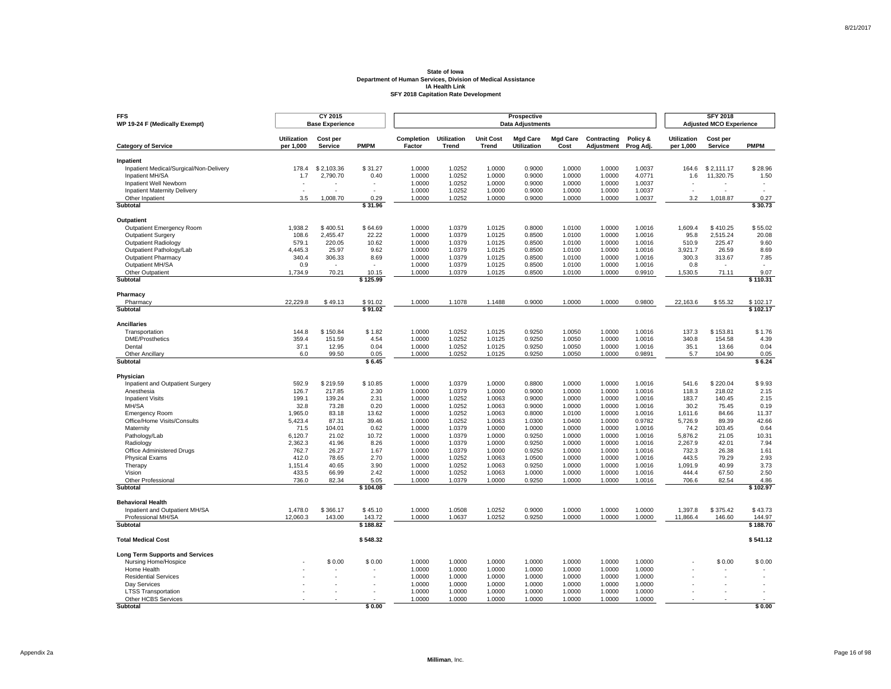# State of Iowa
## Department of Human Services, Division of Medical Assistance
## IA Health Link
## SFY 2018 Capitation Rate Development

| FFS WP 19-24 F (Medically Exempt) | CY 2015 Base Experience | | | Prospective Data Adjustments | | | | | | | SFY 2018 Adjusted MCO Experience | | |
|---|---|---|---|---|---|---|---|---|---|---|---|---|---|
| **Category of Service** | **Utilization per 1,000** | **Cost per Service** | **PMPM** | **Completion Factor** | **Utilization Trend** | **Unit Cost Trend** | **Mgd Care Utilization** | **Mgd Care Cost** | **Contracting Adjustment** | **Policy & Prog Adj.** | **Utilization per 1,000** | **Cost per Service** | **PMPM** |
| **Inpatient** | | | | | | | | | | | | | |
| Inpatient Medical/Surgical/Non-Delivery | 178.4 | $ 2,103.36 | $ 31.27 | 1.0000 | 1.0252 | 1.0000 | 0.9000 | 1.0000 | 1.0000 | 1.0037 | 164.6 | $ 2,111.17 | $ 28.96 |
| Inpatient MH/SA | 1.7 | 2,790.70 | 0.40 | 1.0000 | 1.0252 | 1.0000 | 0.9000 | 1.0000 | 1.0000 | 4.0771 | 1.6 | 11,320.75 | 1.50 |
| Inpatient Well Newborn | - | - | - | 1.0000 | 1.0252 | 1.0000 | 0.9000 | 1.0000 | 1.0000 | 1.0037 | - | - | - |
| Inpatient Maternity Delivery | - | - | - | 1.0000 | 1.0252 | 1.0000 | 0.9000 | 1.0000 | 1.0000 | 1.0037 | - | - | - |
| Other Inpatient | 3.5 | 1,008.70 | 0.29 | 1.0000 | 1.0252 | 1.0000 | 0.9000 | 1.0000 | 1.0000 | 1.0037 | 3.2 | 1,018.87 | 0.27 |
| **Subtotal** | | | **$ 31.96** | | | | | | | | | | **$ 30.73** |
| **Outpatient** | | | | | | | | | | | | | |
| Outpatient Emergency Room | 1,938.2 | $ 400.51 | $ 64.69 | 1.0000 | 1.0379 | 1.0125 | 0.8000 | 1.0100 | 1.0000 | 1.0016 | 1,609.4 | $ 410.25 | $ 55.02 |
| Outpatient Surgery | 108.6 | 2,455.47 | 22.22 | 1.0000 | 1.0379 | 1.0125 | 0.8500 | 1.0100 | 1.0000 | 1.0016 | 95.8 | 2,515.24 | 20.08 |
| Outpatient Radiology | 579.1 | 220.05 | 10.62 | 1.0000 | 1.0379 | 1.0125 | 0.8500 | 1.0100 | 1.0000 | 1.0016 | 510.9 | 225.47 | 9.60 |
| Outpatient Pathology/Lab | 4,445.3 | 25.97 | 9.62 | 1.0000 | 1.0379 | 1.0125 | 0.8500 | 1.0100 | 1.0000 | 1.0016 | 3,921.7 | 26.59 | 8.69 |
| Outpatient Pharmacy | 340.4 | 306.33 | 8.69 | 1.0000 | 1.0379 | 1.0125 | 0.8500 | 1.0100 | 1.0000 | 1.0016 | 300.3 | 313.67 | 7.85 |
| Outpatient MH/SA | 0.9 | - | - | 1.0000 | 1.0379 | 1.0125 | 0.8500 | 1.0100 | 1.0000 | 1.0016 | 0.8 | - | - |
| Other Outpatient | 1,734.9 | 70.21 | 10.15 | 1.0000 | 1.0379 | 1.0125 | 0.8500 | 1.0100 | 1.0000 | 0.9910 | 1,530.5 | 71.11 | 9.07 |
| **Subtotal** | | | **$ 125.99** | | | | | | | | | | **$ 110.31** |
| **Pharmacy** | | | | | | | | | | | | | |
| Pharmacy | 22,229.8 | $ 49.13 | $ 91.02 | 1.0000 | 1.1078 | 1.1488 | 0.9000 | 1.0000 | 1.0000 | 0.9800 | 22,163.6 | $ 55.32 | $ 102.17 |
| **Subtotal** | | | **$ 91.02** | | | | | | | | | | **$ 102.17** |
| **Ancillaries** | | | | | | | | | | | | | |
| Transportation | 144.8 | $ 150.84 | $ 1.82 | 1.0000 | 1.0252 | 1.0125 | 0.9250 | 1.0050 | 1.0000 | 1.0016 | 137.3 | $ 153.81 | $ 1.76 |
| DME/Prosthetics | 359.4 | 151.59 | 4.54 | 1.0000 | 1.0252 | 1.0125 | 0.9250 | 1.0050 | 1.0000 | 1.0016 | 340.8 | 154.58 | 4.39 |
| Dental | 37.1 | 12.95 | 0.04 | 1.0000 | 1.0252 | 1.0125 | 0.9250 | 1.0050 | 1.0000 | 1.0016 | 35.1 | 13.66 | 0.04 |
| Other Ancillary | 6.0 | 99.50 | 0.05 | 1.0000 | 1.0252 | 1.0125 | 0.9250 | 1.0050 | 1.0000 | 0.9891 | 5.7 | 104.90 | 0.05 |
| **Subtotal** | | | **$ 6.45** | | | | | | | | | | **$ 6.24** |
| **Physician** | | | | | | | | | | | | | |
| Inpatient and Outpatient Surgery | 592.9 | $ 219.59 | $ 10.85 | 1.0000 | 1.0379 | 1.0000 | 0.8800 | 1.0000 | 1.0000 | 1.0016 | 541.6 | $ 220.04 | $ 9.93 |
| Anesthesia | 126.7 | 217.85 | 2.30 | 1.0000 | 1.0379 | 1.0000 | 0.9000 | 1.0000 | 1.0000 | 1.0016 | 118.3 | 218.02 | 2.15 |
| Inpatient Visits | 199.1 | 139.24 | 2.31 | 1.0000 | 1.0252 | 1.0063 | 0.9000 | 1.0000 | 1.0000 | 1.0016 | 183.7 | 140.45 | 2.15 |
| MH/SA | 32.8 | 73.28 | 0.20 | 1.0000 | 1.0252 | 1.0063 | 0.9000 | 1.0000 | 1.0000 | 1.0016 | 30.2 | 75.45 | 0.19 |
| Emergency Room | 1,965.0 | 83.18 | 13.62 | 1.0000 | 1.0252 | 1.0063 | 0.8000 | 1.0100 | 1.0000 | 1.0016 | 1,611.6 | 84.66 | 11.37 |
| Office/Home Visits/Consults | 5,423.4 | 87.31 | 39.46 | 1.0000 | 1.0252 | 1.0063 | 1.0300 | 1.0400 | 1.0000 | 0.9782 | 5,726.9 | 89.39 | 42.66 |
| Maternity | 71.5 | 104.01 | 0.62 | 1.0000 | 1.0379 | 1.0000 | 1.0000 | 1.0000 | 1.0000 | 1.0016 | 74.2 | 103.45 | 0.64 |
| Pathology/Lab | 6,120.7 | 21.02 | 10.72 | 1.0000 | 1.0379 | 1.0000 | 0.9250 | 1.0000 | 1.0000 | 1.0016 | 5,876.2 | 21.05 | 10.31 |
| Radiology | 2,362.3 | 41.96 | 8.26 | 1.0000 | 1.0379 | 1.0000 | 0.9250 | 1.0000 | 1.0000 | 1.0016 | 2,267.9 | 42.01 | 7.94 |
| Office Administered Drugs | 762.7 | 26.27 | 1.67 | 1.0000 | 1.0379 | 1.0000 | 0.9250 | 1.0000 | 1.0000 | 1.0016 | 732.3 | 26.38 | 1.61 |
| Physical Exams | 412.0 | 78.65 | 2.70 | 1.0000 | 1.0252 | 1.0063 | 1.0500 | 1.0000 | 1.0000 | 1.0016 | 443.5 | 79.29 | 2.93 |
| Therapy | 1,151.4 | 40.65 | 3.90 | 1.0000 | 1.0252 | 1.0063 | 0.9250 | 1.0000 | 1.0000 | 1.0016 | 1,091.9 | 40.99 | 3.73 |
| Vision | 433.5 | 66.99 | 2.42 | 1.0000 | 1.0252 | 1.0063 | 1.0000 | 1.0000 | 1.0000 | 1.0016 | 444.4 | 67.50 | 2.50 |
| Other Professional | 736.0 | 82.34 | 5.05 | 1.0000 | 1.0379 | 1.0000 | 0.9250 | 1.0000 | 1.0000 | 1.0016 | 706.6 | 82.54 | 4.86 |
| **Subtotal** | | | **$ 104.08** | | | | | | | | | | **$ 102.97** |
| **Behavioral Health** | | | | | | | | | | | | | |
| Inpatient and Outpatient MH/SA | 1,478.0 | $ 366.17 | $ 45.10 | 1.0000 | 1.0508 | 1.0252 | 0.9000 | 1.0000 | 1.0000 | 1.0000 | 1,397.8 | $ 375.42 | $ 43.73 |
| Professional MH/SA | 12,060.3 | 143.00 | 143.72 | 1.0000 | 1.0637 | 1.0252 | 0.9250 | 1.0000 | 1.0000 | 1.0000 | 11,866.4 | 146.60 | 144.97 |
| **Subtotal** | | | **$ 188.82** | | | | | | | | | | **$ 188.70** |
| **Total Medical Cost** | | | **$ 548.32** | | | | | | | | | | **$ 541.12** |
| **Long Term Supports and Services** | | | | | | | | | | | | | |
| Nursing Home/Hospice | - | $ 0.00 | $ 0.00 | 1.0000 | 1.0000 | 1.0000 | 1.0000 | 1.0000 | 1.0000 | 1.0000 | - | $ 0.00 | $ 0.00 |
| Home Health | - | - | - | 1.0000 | 1.0000 | 1.0000 | 1.0000 | 1.0000 | 1.0000 | 1.0000 | - | - | - |
| Residential Services | - | - | - | 1.0000 | 1.0000 | 1.0000 | 1.0000 | 1.0000 | 1.0000 | 1.0000 | - | - | - |
| Day Services | - | - | - | 1.0000 | 1.0000 | 1.0000 | 1.0000 | 1.0000 | 1.0000 | 1.0000 | - | - | - |
| LTSS Transportation | - | - | - | 1.0000 | 1.0000 | 1.0000 | 1.0000 | 1.0000 | 1.0000 | 1.0000 | - | - | - |
| Other HCBS Services | - | - | - | 1.0000 | 1.0000 | 1.0000 | 1.0000 | 1.0000 | 1.0000 | 1.0000 | - | - | - |
| **Subtotal** | | | **$ 0.00** | | | | | | | | | | **$ 0.00** |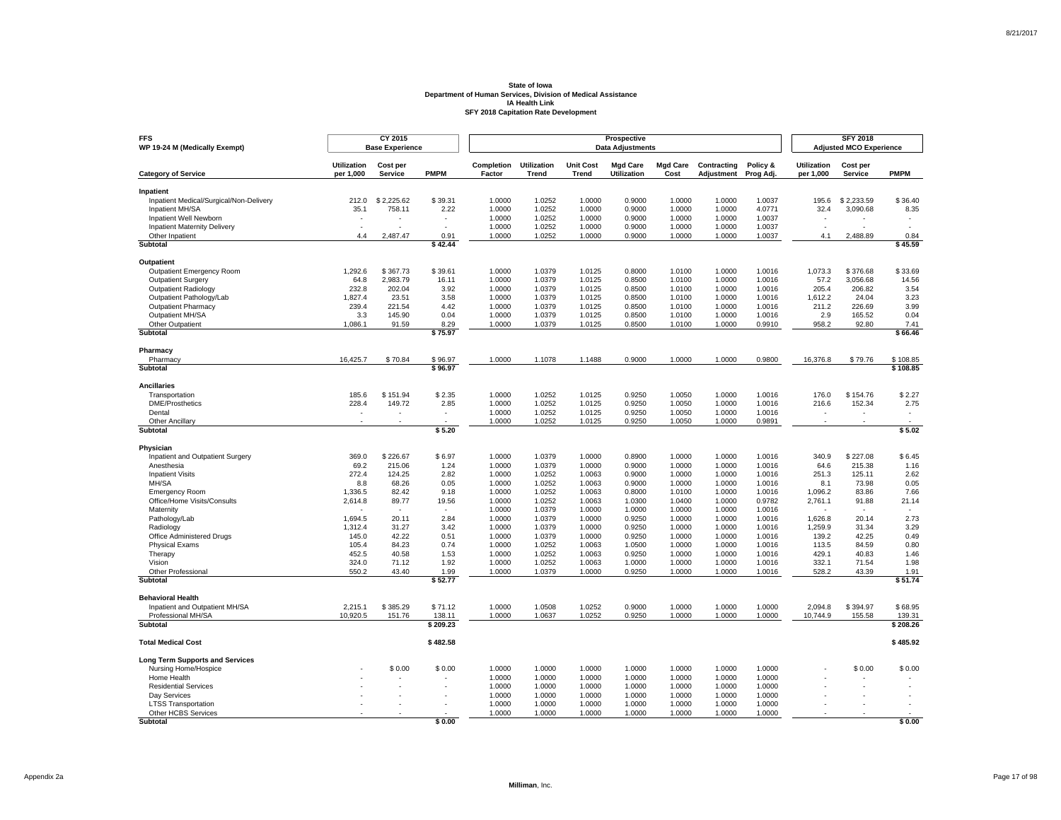**State of Iowa**
**Department of Human Services, Division of Medical Assistance**
**IA Health Link**
**SFY 2018 Capitation Rate Development**

| FFS<br>WP 19-24 M (Medically Exempt) | CY 2015<br>Base Experience | | | Prospective<br>Data Adjustments | | | | | | | SFY 2018<br>Adjusted MCO Experience | | |
|---|---|---|---|---|---|---|---|---|---|---|---|---|---|
| **Category of Service** | **Utilization per 1,000** | **Cost per Service** | **PMPM** | **Completion Factor** | **Utilization Trend** | **Unit Cost Trend** | **Mgd Care Utilization** | **Mgd Care Cost** | **Contracting Adjustment** | **Policy & Prog Adj.** | **Utilization per 1,000** | **Cost per Service** | **PMPM** |
| **Inpatient** | | | | | | | | | | | | | |
| Inpatient Medical/Surgical/Non-Delivery | 212.0 | $ 2,225.62 | $ 39.31 | 1.0000 | 1.0252 | 1.0000 | 0.9000 | 1.0000 | 1.0000 | 1.0037 | 195.6 | $ 2,233.59 | $ 36.40 |
| Inpatient MH/SA | 35.1 | 758.11 | 2.22 | 1.0000 | 1.0252 | 1.0000 | 0.9000 | 1.0000 | 1.0000 | 4.0771 | 32.4 | 3,090.68 | 8.35 |
| Inpatient Well Newborn | - | - | - | 1.0000 | 1.0252 | 1.0000 | 0.9000 | 1.0000 | 1.0000 | 1.0037 | - | - | - |
| Inpatient Maternity Delivery | - | - | - | 1.0000 | 1.0252 | 1.0000 | 0.9000 | 1.0000 | 1.0000 | 1.0037 | - | - | - |
| Other Inpatient | 4.4 | 2,487.47 | 0.91 | 1.0000 | 1.0252 | 1.0000 | 0.9000 | 1.0000 | 1.0000 | 1.0037 | 4.1 | 2,488.89 | 0.84 |
| **Subtotal** | | | **$ 42.44** | | | | | | | | | | **$ 45.59** |
| **Outpatient** | | | | | | | | | | | | | |
| Outpatient Emergency Room | 1,292.6 | $ 367.73 | $ 39.61 | 1.0000 | 1.0379 | 1.0125 | 0.8000 | 1.0100 | 1.0000 | 1.0016 | 1,073.3 | $ 376.68 | $ 33.69 |
| Outpatient Surgery | 64.8 | 2,983.79 | 16.11 | 1.0000 | 1.0379 | 1.0125 | 0.8500 | 1.0100 | 1.0000 | 1.0016 | 57.2 | 3,056.68 | 14.56 |
| Outpatient Radiology | 232.8 | 202.04 | 3.92 | 1.0000 | 1.0379 | 1.0125 | 0.8500 | 1.0100 | 1.0000 | 1.0016 | 205.4 | 206.82 | 3.54 |
| Outpatient Pathology/Lab | 1,827.4 | 23.51 | 3.58 | 1.0000 | 1.0379 | 1.0125 | 0.8500 | 1.0100 | 1.0000 | 1.0016 | 1,612.2 | 24.04 | 3.23 |
| Outpatient Pharmacy | 239.4 | 221.54 | 4.42 | 1.0000 | 1.0379 | 1.0125 | 0.8500 | 1.0100 | 1.0000 | 1.0016 | 211.2 | 226.69 | 3.99 |
| Outpatient MH/SA | 3.3 | 145.90 | 0.04 | 1.0000 | 1.0379 | 1.0125 | 0.8500 | 1.0100 | 1.0000 | 1.0016 | 2.9 | 165.52 | 0.04 |
| Other Outpatient | 1,086.1 | 91.59 | 8.29 | 1.0000 | 1.0379 | 1.0125 | 0.8500 | 1.0100 | 1.0000 | 0.9910 | 958.2 | 92.80 | 7.41 |
| **Subtotal** | | | **$ 75.97** | | | | | | | | | | **$ 66.46** |
| **Pharmacy** | | | | | | | | | | | | | |
| Pharmacy | 16,425.7 | $ 70.84 | $ 96.97 | 1.0000 | 1.1078 | 1.1488 | 0.9000 | 1.0000 | 1.0000 | 0.9800 | 16,376.8 | $ 79.76 | $ 108.85 |
| **Subtotal** | | | **$ 96.97** | | | | | | | | | | **$ 108.85** |
| **Ancillaries** | | | | | | | | | | | | | |
| Transportation | 185.6 | $ 151.94 | $ 2.35 | 1.0000 | 1.0252 | 1.0125 | 0.9250 | 1.0050 | 1.0000 | 1.0016 | 176.0 | $ 154.76 | $ 2.27 |
| DME/Prosthetics | 228.4 | 149.72 | 2.85 | 1.0000 | 1.0252 | 1.0125 | 0.9250 | 1.0050 | 1.0000 | 1.0016 | 216.6 | 152.34 | 2.75 |
| Dental | - | - | - | 1.0000 | 1.0252 | 1.0125 | 0.9250 | 1.0050 | 1.0000 | 1.0016 | - | - | - |
| Other Ancillary | - | - | - | 1.0000 | 1.0252 | 1.0125 | 0.9250 | 1.0050 | 1.0000 | 0.9891 | - | - | - |
| **Subtotal** | | | **$ 5.20** | | | | | | | | | | **$ 5.02** |
| **Physician** | | | | | | | | | | | | | |
| Inpatient and Outpatient Surgery | 369.0 | $ 226.67 | $ 6.97 | 1.0000 | 1.0379 | 1.0000 | 0.8900 | 1.0000 | 1.0000 | 1.0016 | 340.9 | $ 227.08 | $ 6.45 |
| Anesthesia | 69.2 | 215.06 | 1.24 | 1.0000 | 1.0379 | 1.0000 | 0.9000 | 1.0000 | 1.0000 | 1.0016 | 64.6 | 215.38 | 1.16 |
| Inpatient Visits | 272.4 | 124.25 | 2.82 | 1.0000 | 1.0252 | 1.0063 | 0.9000 | 1.0000 | 1.0000 | 1.0016 | 251.3 | 125.11 | 2.62 |
| MH/SA | 8.8 | 68.26 | 0.05 | 1.0000 | 1.0252 | 1.0063 | 0.9000 | 1.0000 | 1.0000 | 1.0016 | 8.1 | 73.98 | 0.05 |
| Emergency Room | 1,336.5 | 82.42 | 9.18 | 1.0000 | 1.0252 | 1.0063 | 0.8000 | 1.0100 | 1.0000 | 1.0016 | 1,096.2 | 83.86 | 7.66 |
| Office/Home Visits/Consults | 2,614.8 | 89.77 | 19.56 | 1.0000 | 1.0252 | 1.0063 | 1.0300 | 1.0400 | 1.0000 | 0.9782 | 2,761.1 | 91.88 | 21.14 |
| Maternity | - | - | - | 1.0000 | 1.0379 | 1.0000 | 1.0000 | 1.0000 | 1.0000 | 1.0016 | - | - | - |
| Pathology/Lab | 1,694.5 | 20.11 | 2.84 | 1.0000 | 1.0379 | 1.0000 | 0.9250 | 1.0000 | 1.0000 | 1.0016 | 1,626.8 | 20.14 | 2.73 |
| Radiology | 1,312.4 | 31.27 | 3.42 | 1.0000 | 1.0379 | 1.0000 | 0.9250 | 1.0000 | 1.0000 | 1.0016 | 1,259.9 | 31.34 | 3.29 |
| Office Administered Drugs | 145.0 | 42.22 | 0.51 | 1.0000 | 1.0379 | 1.0000 | 0.9250 | 1.0000 | 1.0000 | 1.0016 | 139.2 | 42.25 | 0.49 |
| Physical Exams | 105.4 | 84.23 | 0.74 | 1.0000 | 1.0252 | 1.0063 | 1.0500 | 1.0000 | 1.0000 | 1.0016 | 113.5 | 84.59 | 0.80 |
| Therapy | 452.5 | 40.58 | 1.53 | 1.0000 | 1.0252 | 1.0063 | 0.9250 | 1.0000 | 1.0000 | 1.0016 | 429.1 | 40.83 | 1.46 |
| Vision | 324.0 | 71.12 | 1.92 | 1.0000 | 1.0252 | 1.0063 | 1.0000 | 1.0000 | 1.0000 | 1.0016 | 332.1 | 71.54 | 1.98 |
| Other Professional | 550.2 | 43.40 | 1.99 | 1.0000 | 1.0379 | 1.0000 | 0.9250 | 1.0000 | 1.0000 | 1.0016 | 528.2 | 43.39 | 1.91 |
| **Subtotal** | | | **$ 52.77** | | | | | | | | | | **$ 51.74** |
| **Behavioral Health** | | | | | | | | | | | | | |
| Inpatient and Outpatient MH/SA | 2,215.1 | $ 385.29 | $ 71.12 | 1.0000 | 1.0508 | 1.0252 | 0.9000 | 1.0000 | 1.0000 | 1.0000 | 2,094.8 | $ 394.97 | $ 68.95 |
| Professional MH/SA | 10,920.5 | 151.76 | 138.11 | 1.0000 | 1.0637 | 1.0252 | 0.9250 | 1.0000 | 1.0000 | 1.0000 | 10,744.9 | 155.58 | 139.31 |
| **Subtotal** | | | **$ 209.23** | | | | | | | | | | **$ 208.26** |
| **Total Medical Cost** | | | **$ 482.58** | | | | | | | | | | **$ 485.92** |
| **Long Term Supports and Services** | | | | | | | | | | | | | |
| Nursing Home/Hospice | - | $ 0.00 | $ 0.00 | 1.0000 | 1.0000 | 1.0000 | 1.0000 | 1.0000 | 1.0000 | 1.0000 | - | $ 0.00 | $ 0.00 |
| Home Health | - | - | - | 1.0000 | 1.0000 | 1.0000 | 1.0000 | 1.0000 | 1.0000 | 1.0000 | - | - | - |
| Residential Services | - | - | - | 1.0000 | 1.0000 | 1.0000 | 1.0000 | 1.0000 | 1.0000 | 1.0000 | - | - | - |
| Day Services | - | - | - | 1.0000 | 1.0000 | 1.0000 | 1.0000 | 1.0000 | 1.0000 | 1.0000 | - | - | - |
| LTSS Transportation | - | - | - | 1.0000 | 1.0000 | 1.0000 | 1.0000 | 1.0000 | 1.0000 | 1.0000 | - | - | - |
| Other HCBS Services | - | - | - | 1.0000 | 1.0000 | 1.0000 | 1.0000 | 1.0000 | 1.0000 | 1.0000 | - | - | - |
| **Subtotal** | | | **$ 0.00** | | | | | | | | | | **$ 0.00** |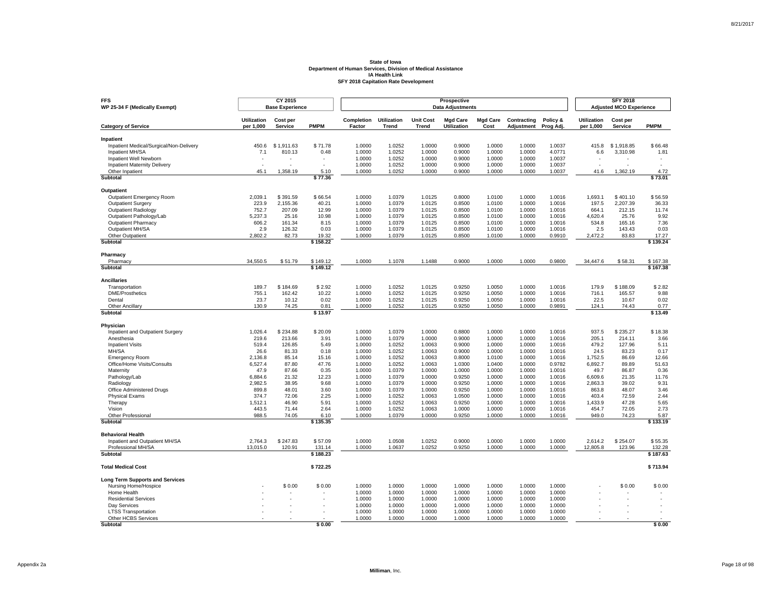**State of Iowa**
**Department of Human Services, Division of Medical Assistance**
**IA Health Link**
**SFY 2018 Capitation Rate Development**

| FFS WP 25-34 F (Medically Exempt) | CY 2015 Base Experience | | | Prospective Data Adjustments | | | | | | | SFY 2018 Adjusted MCO Experience | | |
|---|---|---|---|---|---|---|---|---|---|---|---|---|---|
| **Category of Service** | **Utilization per 1,000** | **Cost per Service** | **PMPM** | **Completion Factor** | **Utilization Trend** | **Unit Cost Trend** | **Mgd Care Utilization** | **Mgd Care Cost** | **Contracting Adjustment** | **Policy & Prog Adj.** | **Utilization per 1,000** | **Cost per Service** | **PMPM** |
| **Inpatient** | | | | | | | | | | | | | |
| Inpatient Medical/Surgical/Non-Delivery | 450.6 | $ 1,911.63 | $ 71.78 | 1.0000 | 1.0252 | 1.0000 | 0.9000 | 1.0000 | 1.0000 | 1.0037 | 415.8 | $ 1,918.85 | $ 66.48 |
| Inpatient MH/SA | 7.1 | 810.13 | 0.48 | 1.0000 | 1.0252 | 1.0000 | 0.9000 | 1.0000 | 1.0000 | 4.0771 | 6.6 | 3,310.98 | 1.81 |
| Inpatient Well Newborn | - | - | - | 1.0000 | 1.0252 | 1.0000 | 0.9000 | 1.0000 | 1.0000 | 1.0037 | - | - | - |
| Inpatient Maternity Delivery | - | - | - | 1.0000 | 1.0252 | 1.0000 | 0.9000 | 1.0000 | 1.0000 | 1.0037 | - | - | - |
| Other Inpatient | 45.1 | 1,358.19 | 5.10 | 1.0000 | 1.0252 | 1.0000 | 0.9000 | 1.0000 | 1.0000 | 1.0037 | 41.6 | 1,362.19 | 4.72 |
| **Subtotal** | | | **$ 77.36** | | | | | | | | | | **$ 73.01** |
| **Outpatient** | | | | | | | | | | | | | |
| Outpatient Emergency Room | 2,039.1 | $ 391.59 | $ 66.54 | 1.0000 | 1.0379 | 1.0125 | 0.8000 | 1.0100 | 1.0000 | 1.0016 | 1,693.1 | $ 401.10 | $ 56.59 |
| Outpatient Surgery | 223.9 | 2,155.36 | 40.21 | 1.0000 | 1.0379 | 1.0125 | 0.8500 | 1.0100 | 1.0000 | 1.0016 | 197.5 | 2,207.39 | 36.33 |
| Outpatient Radiology | 752.7 | 207.09 | 12.99 | 1.0000 | 1.0379 | 1.0125 | 0.8500 | 1.0100 | 1.0000 | 1.0016 | 664.1 | 212.15 | 11.74 |
| Outpatient Pathology/Lab | 5,237.3 | 25.16 | 10.98 | 1.0000 | 1.0379 | 1.0125 | 0.8500 | 1.0100 | 1.0000 | 1.0016 | 4,620.4 | 25.76 | 9.92 |
| Outpatient Pharmacy | 606.2 | 161.34 | 8.15 | 1.0000 | 1.0379 | 1.0125 | 0.8500 | 1.0100 | 1.0000 | 1.0016 | 534.8 | 165.16 | 7.36 |
| Outpatient MH/SA | 2.9 | 126.32 | 0.03 | 1.0000 | 1.0379 | 1.0125 | 0.8500 | 1.0100 | 1.0000 | 1.0016 | 2.5 | 143.43 | 0.03 |
| Other Outpatient | 2,802.2 | 82.73 | 19.32 | 1.0000 | 1.0379 | 1.0125 | 0.8500 | 1.0100 | 1.0000 | 0.9910 | 2,472.2 | 83.83 | 17.27 |
| **Subtotal** | | | **$ 158.22** | | | | | | | | | | **$ 139.24** |
| **Pharmacy** | | | | | | | | | | | | | |
| Pharmacy | 34,550.5 | $ 51.79 | $ 149.12 | 1.0000 | 1.1078 | 1.1488 | 0.9000 | 1.0000 | 1.0000 | 0.9800 | 34,447.6 | $ 58.31 | $ 167.38 |
| **Subtotal** | | | **$ 149.12** | | | | | | | | | | **$ 167.38** |
| **Ancillaries** | | | | | | | | | | | | | |
| Transportation | 189.7 | $ 184.69 | $ 2.92 | 1.0000 | 1.0252 | 1.0125 | 0.9250 | 1.0050 | 1.0000 | 1.0016 | 179.9 | $ 188.09 | $ 2.82 |
| DME/Prosthetics | 755.1 | 162.42 | 10.22 | 1.0000 | 1.0252 | 1.0125 | 0.9250 | 1.0050 | 1.0000 | 1.0016 | 716.1 | 165.57 | 9.88 |
| Dental | 23.7 | 10.12 | 0.02 | 1.0000 | 1.0252 | 1.0125 | 0.9250 | 1.0050 | 1.0000 | 1.0016 | 22.5 | 10.67 | 0.02 |
| Other Ancillary | 130.9 | 74.25 | 0.81 | 1.0000 | 1.0252 | 1.0125 | 0.9250 | 1.0050 | 1.0000 | 0.9891 | 124.1 | 74.43 | 0.77 |
| **Subtotal** | | | **$ 13.97** | | | | | | | | | | **$ 13.49** |
| **Physician** | | | | | | | | | | | | | |
| Inpatient and Outpatient Surgery | 1,026.4 | $ 234.88 | $ 20.09 | 1.0000 | 1.0379 | 1.0000 | 0.8800 | 1.0000 | 1.0000 | 1.0016 | 937.5 | $ 235.27 | $ 18.38 |
| Anesthesia | 219.6 | 213.66 | 3.91 | 1.0000 | 1.0379 | 1.0000 | 0.9000 | 1.0000 | 1.0000 | 1.0016 | 205.1 | 214.11 | 3.66 |
| Inpatient Visits | 519.4 | 126.85 | 5.49 | 1.0000 | 1.0252 | 1.0063 | 0.9000 | 1.0000 | 1.0000 | 1.0016 | 479.2 | 127.96 | 5.11 |
| MH/SA | 26.6 | 81.33 | 0.18 | 1.0000 | 1.0252 | 1.0063 | 0.9000 | 1.0000 | 1.0000 | 1.0016 | 24.5 | 83.23 | 0.17 |
| Emergency Room | 2,136.8 | 85.14 | 15.16 | 1.0000 | 1.0252 | 1.0063 | 0.8000 | 1.0100 | 1.0000 | 1.0016 | 1,752.5 | 86.69 | 12.66 |
| Office/Home Visits/Consults | 6,527.4 | 87.80 | 47.76 | 1.0000 | 1.0252 | 1.0063 | 1.0300 | 1.0400 | 1.0000 | 0.9782 | 6,892.7 | 89.89 | 51.63 |
| Maternity | 47.9 | 87.66 | 0.35 | 1.0000 | 1.0379 | 1.0000 | 1.0000 | 1.0000 | 1.0000 | 1.0016 | 49.7 | 86.87 | 0.36 |
| Pathology/Lab | 6,884.6 | 21.32 | 12.23 | 1.0000 | 1.0379 | 1.0000 | 0.9250 | 1.0000 | 1.0000 | 1.0016 | 6,609.6 | 21.35 | 11.76 |
| Radiology | 2,982.5 | 38.95 | 9.68 | 1.0000 | 1.0379 | 1.0000 | 0.9250 | 1.0000 | 1.0000 | 1.0016 | 2,863.3 | 39.02 | 9.31 |
| Office Administered Drugs | 899.8 | 48.01 | 3.60 | 1.0000 | 1.0379 | 1.0000 | 0.9250 | 1.0000 | 1.0000 | 1.0016 | 863.8 | 48.07 | 3.46 |
| Physical Exams | 374.7 | 72.06 | 2.25 | 1.0000 | 1.0252 | 1.0063 | 1.0500 | 1.0000 | 1.0000 | 1.0016 | 403.4 | 72.59 | 2.44 |
| Therapy | 1,512.1 | 46.90 | 5.91 | 1.0000 | 1.0252 | 1.0063 | 0.9250 | 1.0000 | 1.0000 | 1.0016 | 1,433.9 | 47.28 | 5.65 |
| Vision | 443.5 | 71.44 | 2.64 | 1.0000 | 1.0252 | 1.0063 | 1.0000 | 1.0000 | 1.0000 | 1.0016 | 454.7 | 72.05 | 2.73 |
| Other Professional | 988.5 | 74.05 | 6.10 | 1.0000 | 1.0379 | 1.0000 | 0.9250 | 1.0000 | 1.0000 | 1.0016 | 949.0 | 74.23 | 5.87 |
| **Subtotal** | | | **$ 135.35** | | | | | | | | | | **$ 133.19** |
| **Behavioral Health** | | | | | | | | | | | | | |
| Inpatient and Outpatient MH/SA | 2,764.3 | $ 247.83 | $ 57.09 | 1.0000 | 1.0508 | 1.0252 | 0.9000 | 1.0000 | 1.0000 | 1.0000 | 2,614.2 | $ 254.07 | $ 55.35 |
| Professional MH/SA | 13,015.0 | 120.91 | 131.14 | 1.0000 | 1.0637 | 1.0252 | 0.9250 | 1.0000 | 1.0000 | 1.0000 | 12,805.8 | 123.96 | 132.28 |
| **Subtotal** | | | **$ 188.23** | | | | | | | | | | **$ 187.63** |
| **Total Medical Cost** | | | **$ 722.25** | | | | | | | | | | **$ 713.94** |
| **Long Term Supports and Services** | | | | | | | | | | | | | |
| Nursing Home/Hospice | - | $ 0.00 | $ 0.00 | 1.0000 | 1.0000 | 1.0000 | 1.0000 | 1.0000 | 1.0000 | 1.0000 | - | $ 0.00 | $ 0.00 |
| Home Health | - | - | - | 1.0000 | 1.0000 | 1.0000 | 1.0000 | 1.0000 | 1.0000 | 1.0000 | - | - | - |
| Residential Services | - | - | - | 1.0000 | 1.0000 | 1.0000 | 1.0000 | 1.0000 | 1.0000 | 1.0000 | - | - | - |
| Day Services | - | - | - | 1.0000 | 1.0000 | 1.0000 | 1.0000 | 1.0000 | 1.0000 | 1.0000 | - | - | - |
| LTSS Transportation | - | - | - | 1.0000 | 1.0000 | 1.0000 | 1.0000 | 1.0000 | 1.0000 | 1.0000 | - | - | - |
| Other HCBS Services | - | - | - | 1.0000 | 1.0000 | 1.0000 | 1.0000 | 1.0000 | 1.0000 | 1.0000 | - | - | - |
| **Subtotal** | | | **$ 0.00** | | | | | | | | | | **$ 0.00** |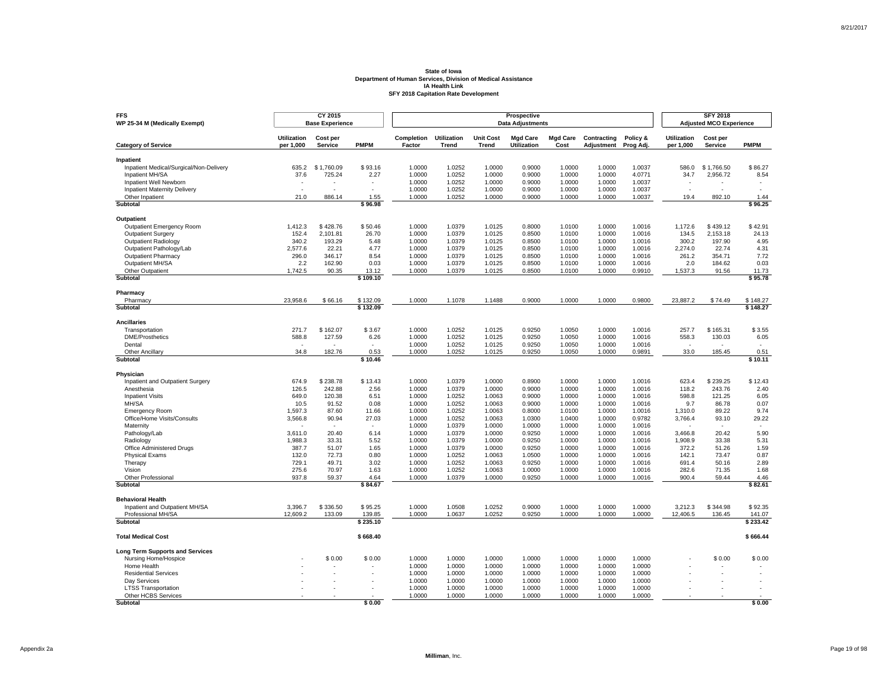**State of Iowa**
**Department of Human Services, Division of Medical Assistance**
**IA Health Link**
**SFY 2018 Capitation Rate Development**

**FFS**
**WP 25-34 M (Medically Exempt)**

| Category of Service | CY 2015 Base Experience Utilization per 1,000 | Cost per Service | PMPM | Prospective Data Adjustments Completion Factor | Utilization Trend | Unit Cost Trend | Mgd Care Utilization | Mgd Care Cost | Contracting Adjustment | Policy & Prog Adj. | SFY 2018 Adjusted MCO Experience Utilization per 1,000 | Cost per Service | PMPM |
|---|---|---|---|---|---|---|---|---|---|---|---|---|---|
| **Inpatient** | | | | | | | | | | | | | |
| Inpatient Medical/Surgical/Non-Delivery | 635.2 | $ 1,760.09 | $ 93.16 | 1.0000 | 1.0252 | 1.0000 | 0.9000 | 1.0000 | 1.0000 | 1.0037 | 586.0 | $ 1,766.50 | $ 86.27 |
| Inpatient MH/SA | 37.6 | 725.24 | 2.27 | 1.0000 | 1.0252 | 1.0000 | 0.9000 | 1.0000 | 1.0000 | 4.0771 | 34.7 | 2,956.72 | 8.54 |
| Inpatient Well Newborn | - | - | - | 1.0000 | 1.0252 | 1.0000 | 0.9000 | 1.0000 | 1.0000 | 1.0037 | - | - | - |
| Inpatient Maternity Delivery | - | - | - | 1.0000 | 1.0252 | 1.0000 | 0.9000 | 1.0000 | 1.0000 | 1.0037 | - | - | - |
| Other Inpatient | 21.0 | 886.14 | 1.55 | 1.0000 | 1.0252 | 1.0000 | 0.9000 | 1.0000 | 1.0000 | 1.0037 | 19.4 | 892.10 | 1.44 |
| **Subtotal** | | | **$ 96.98** | | | | | | | | | | **$ 96.25** |
| **Outpatient** | | | | | | | | | | | | | |
| Outpatient Emergency Room | 1,412.3 | $ 428.76 | $ 50.46 | 1.0000 | 1.0379 | 1.0125 | 0.8000 | 1.0100 | 1.0000 | 1.0016 | 1,172.6 | $ 439.12 | $ 42.91 |
| Outpatient Surgery | 152.4 | 2,101.81 | 26.70 | 1.0000 | 1.0379 | 1.0125 | 0.8500 | 1.0100 | 1.0000 | 1.0016 | 134.5 | 2,153.18 | 24.13 |
| Outpatient Radiology | 340.2 | 193.29 | 5.48 | 1.0000 | 1.0379 | 1.0125 | 0.8500 | 1.0100 | 1.0000 | 1.0016 | 300.2 | 197.90 | 4.95 |
| Outpatient Pathology/Lab | 2,577.6 | 22.21 | 4.77 | 1.0000 | 1.0379 | 1.0125 | 0.8500 | 1.0100 | 1.0000 | 1.0016 | 2,274.0 | 22.74 | 4.31 |
| Outpatient Pharmacy | 296.0 | 346.17 | 8.54 | 1.0000 | 1.0379 | 1.0125 | 0.8500 | 1.0100 | 1.0000 | 1.0016 | 261.2 | 354.71 | 7.72 |
| Outpatient MH/SA | 2.2 | 162.90 | 0.03 | 1.0000 | 1.0379 | 1.0125 | 0.8500 | 1.0100 | 1.0000 | 1.0016 | 2.0 | 184.62 | 0.03 |
| Other Outpatient | 1,742.5 | 90.35 | 13.12 | 1.0000 | 1.0379 | 1.0125 | 0.8500 | 1.0100 | 1.0000 | 0.9910 | 1,537.3 | 91.56 | 11.73 |
| **Subtotal** | | | **$ 109.10** | | | | | | | | | | **$ 95.78** |
| **Pharmacy** | | | | | | | | | | | | | |
| Pharmacy | 23,958.6 | $ 66.16 | $ 132.09 | 1.0000 | 1.1078 | 1.1488 | 0.9000 | 1.0000 | 1.0000 | 0.9800 | 23,887.2 | $ 74.49 | $ 148.27 |
| **Subtotal** | | | **$ 132.09** | | | | | | | | | | **$ 148.27** |
| **Ancillaries** | | | | | | | | | | | | | |
| Transportation | 271.7 | $ 162.07 | $ 3.67 | 1.0000 | 1.0252 | 1.0125 | 0.9250 | 1.0050 | 1.0000 | 1.0016 | 257.7 | $ 165.31 | $ 3.55 |
| DME/Prosthetics | 588.8 | 127.59 | 6.26 | 1.0000 | 1.0252 | 1.0125 | 0.9250 | 1.0050 | 1.0000 | 1.0016 | 558.3 | 130.03 | 6.05 |
| Dental | - | - | - | 1.0000 | 1.0252 | 1.0125 | 0.9250 | 1.0050 | 1.0000 | 1.0016 | - | - | - |
| Other Ancillary | 34.8 | 182.76 | 0.53 | 1.0000 | 1.0252 | 1.0125 | 0.9250 | 1.0050 | 1.0000 | 0.9891 | 33.0 | 185.45 | 0.51 |
| **Subtotal** | | | **$ 10.46** | | | | | | | | | | **$ 10.11** |
| **Physician** | | | | | | | | | | | | | |
| Inpatient and Outpatient Surgery | 674.9 | $ 238.78 | $ 13.43 | 1.0000 | 1.0379 | 1.0000 | 0.8900 | 1.0000 | 1.0000 | 1.0016 | 623.4 | $ 239.25 | $ 12.43 |
| Anesthesia | 126.5 | 242.88 | 2.56 | 1.0000 | 1.0379 | 1.0000 | 0.9000 | 1.0000 | 1.0000 | 1.0016 | 118.2 | 243.76 | 2.40 |
| Inpatient Visits | 649.0 | 120.38 | 6.51 | 1.0000 | 1.0252 | 1.0063 | 0.9000 | 1.0000 | 1.0000 | 1.0016 | 598.8 | 121.25 | 6.05 |
| MH/SA | 10.5 | 91.52 | 0.08 | 1.0000 | 1.0252 | 1.0063 | 0.9000 | 1.0000 | 1.0000 | 1.0016 | 9.7 | 86.78 | 0.07 |
| Emergency Room | 1,597.3 | 87.60 | 11.66 | 1.0000 | 1.0252 | 1.0063 | 0.8000 | 1.0100 | 1.0000 | 1.0016 | 1,310.0 | 89.22 | 9.74 |
| Office/Home Visits/Consults | 3,566.8 | 90.94 | 27.03 | 1.0000 | 1.0252 | 1.0063 | 1.0300 | 1.0400 | 1.0000 | 0.9782 | 3,766.4 | 93.10 | 29.22 |
| Maternity | - | - | - | 1.0000 | 1.0379 | 1.0000 | 1.0000 | 1.0000 | 1.0000 | 1.0016 | - | - | - |
| Pathology/Lab | 3,611.0 | 20.40 | 6.14 | 1.0000 | 1.0379 | 1.0000 | 0.9250 | 1.0000 | 1.0000 | 1.0016 | 3,466.8 | 20.42 | 5.90 |
| Radiology | 1,988.3 | 33.31 | 5.52 | 1.0000 | 1.0379 | 1.0000 | 0.9250 | 1.0000 | 1.0000 | 1.0016 | 1,908.9 | 33.38 | 5.31 |
| Office Administered Drugs | 387.7 | 51.07 | 1.65 | 1.0000 | 1.0379 | 1.0000 | 0.9250 | 1.0000 | 1.0000 | 1.0016 | 372.2 | 51.26 | 1.59 |
| Physical Exams | 132.0 | 72.73 | 0.80 | 1.0000 | 1.0252 | 1.0063 | 1.0500 | 1.0000 | 1.0000 | 1.0016 | 142.1 | 73.47 | 0.87 |
| Therapy | 729.1 | 49.71 | 3.02 | 1.0000 | 1.0252 | 1.0063 | 0.9250 | 1.0000 | 1.0000 | 1.0016 | 691.4 | 50.16 | 2.89 |
| Vision | 275.6 | 70.97 | 1.63 | 1.0000 | 1.0252 | 1.0063 | 1.0000 | 1.0000 | 1.0000 | 1.0016 | 282.6 | 71.35 | 1.68 |
| Other Professional | 937.8 | 59.37 | 4.64 | 1.0000 | 1.0379 | 1.0000 | 0.9250 | 1.0000 | 1.0000 | 1.0016 | 900.4 | 59.44 | 4.46 |
| **Subtotal** | | | **$ 84.67** | | | | | | | | | | **$ 82.61** |
| **Behavioral Health** | | | | | | | | | | | | | |
| Inpatient and Outpatient MH/SA | 3,396.7 | $ 336.50 | $ 95.25 | 1.0000 | 1.0508 | 1.0252 | 0.9000 | 1.0000 | 1.0000 | 1.0000 | 3,212.3 | $ 344.98 | $ 92.35 |
| Professional MH/SA | 12,609.2 | 133.09 | 139.85 | 1.0000 | 1.0637 | 1.0252 | 0.9250 | 1.0000 | 1.0000 | 1.0000 | 12,406.5 | 136.45 | 141.07 |
| **Subtotal** | | | **$ 235.10** | | | | | | | | | | **$ 233.42** |
| **Total Medical Cost** | | | **$ 668.40** | | | | | | | | | | **$ 666.44** |
| **Long Term Supports and Services** | | | | | | | | | | | | | |
| Nursing Home/Hospice | - | $ 0.00 | $ 0.00 | 1.0000 | 1.0000 | 1.0000 | 1.0000 | 1.0000 | 1.0000 | 1.0000 | - | $ 0.00 | $ 0.00 |
| Home Health | - | - | - | 1.0000 | 1.0000 | 1.0000 | 1.0000 | 1.0000 | 1.0000 | 1.0000 | - | - | - |
| Residential Services | - | - | - | 1.0000 | 1.0000 | 1.0000 | 1.0000 | 1.0000 | 1.0000 | 1.0000 | - | - | - |
| Day Services | - | - | - | 1.0000 | 1.0000 | 1.0000 | 1.0000 | 1.0000 | 1.0000 | 1.0000 | - | - | - |
| LTSS Transportation | - | - | - | 1.0000 | 1.0000 | 1.0000 | 1.0000 | 1.0000 | 1.0000 | 1.0000 | - | - | - |
| Other HCBS Services | - | - | - | 1.0000 | 1.0000 | 1.0000 | 1.0000 | 1.0000 | 1.0000 | 1.0000 | - | - | - |
| **Subtotal** | | | **$ 0.00** | | | | | | | | | | **$ 0.00** |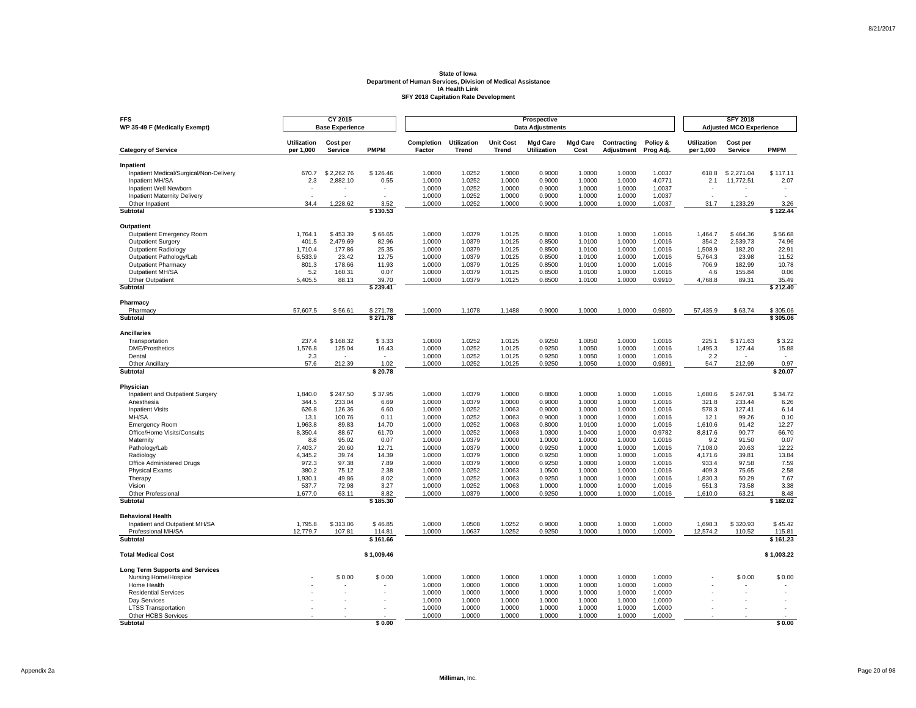**State of Iowa**
**Department of Human Services, Division of Medical Assistance**
**IA Health Link**
**SFY 2018 Capitation Rate Development**

| FFS WP 35-49 F (Medically Exempt) | CY 2015 Base Experience | | | Prospective Data Adjustments | | | | | | | SFY 2018 Adjusted MCO Experience | | |
|---|---|---|---|---|---|---|---|---|---|---|---|---|---|
| **Category of Service** | **Utilization per 1,000** | **Cost per Service** | **PMPM** | **Completion Factor** | **Utilization Trend** | **Unit Cost Trend** | **Mgd Care Utilization** | **Mgd Care Cost** | **Contracting Adjustment** | **Policy & Prog Adj.** | **Utilization per 1,000** | **Cost per Service** | **PMPM** |
| **Inpatient** | | | | | | | | | | | | | |
| Inpatient Medical/Surgical/Non-Delivery | 670.7 | $ 2,262.76 | $ 126.46 | 1.0000 | 1.0252 | 1.0000 | 0.9000 | 1.0000 | 1.0000 | 1.0037 | 618.8 | $ 2,271.04 | $ 117.11 |
| Inpatient MH/SA | 2.3 | 2,882.10 | 0.55 | 1.0000 | 1.0252 | 1.0000 | 0.9000 | 1.0000 | 1.0000 | 4.0771 | 2.1 | 11,772.51 | 2.07 |
| Inpatient Well Newborn | - | - | - | 1.0000 | 1.0252 | 1.0000 | 0.9000 | 1.0000 | 1.0000 | 1.0037 | - | - | - |
| Inpatient Maternity Delivery | - | - | - | 1.0000 | 1.0252 | 1.0000 | 0.9000 | 1.0000 | 1.0000 | 1.0037 | - | - | - |
| Other Inpatient | 34.4 | 1,228.62 | 3.52 | 1.0000 | 1.0252 | 1.0000 | 0.9000 | 1.0000 | 1.0000 | 1.0037 | 31.7 | 1,233.29 | 3.26 |
| **Subtotal** | | | **$ 130.53** | | | | | | | | | | **$ 122.44** |
| **Outpatient** | | | | | | | | | | | | | |
| Outpatient Emergency Room | 1,764.1 | $ 453.39 | $ 66.65 | 1.0000 | 1.0379 | 1.0125 | 0.8000 | 1.0100 | 1.0000 | 1.0016 | 1,464.7 | $ 464.36 | $ 56.68 |
| Outpatient Surgery | 401.5 | 2,479.69 | 82.96 | 1.0000 | 1.0379 | 1.0125 | 0.8500 | 1.0100 | 1.0000 | 1.0016 | 354.2 | 2,539.73 | 74.96 |
| Outpatient Radiology | 1,710.4 | 177.86 | 25.35 | 1.0000 | 1.0379 | 1.0125 | 0.8500 | 1.0100 | 1.0000 | 1.0016 | 1,508.9 | 182.20 | 22.91 |
| Outpatient Pathology/Lab | 6,533.9 | 23.42 | 12.75 | 1.0000 | 1.0379 | 1.0125 | 0.8500 | 1.0100 | 1.0000 | 1.0016 | 5,764.3 | 23.98 | 11.52 |
| Outpatient Pharmacy | 801.3 | 178.66 | 11.93 | 1.0000 | 1.0379 | 1.0125 | 0.8500 | 1.0100 | 1.0000 | 1.0016 | 706.9 | 182.99 | 10.78 |
| Outpatient MH/SA | 5.2 | 160.31 | 0.07 | 1.0000 | 1.0379 | 1.0125 | 0.8500 | 1.0100 | 1.0000 | 1.0016 | 4.6 | 155.84 | 0.06 |
| Other Outpatient | 5,405.5 | 88.13 | 39.70 | 1.0000 | 1.0379 | 1.0125 | 0.8500 | 1.0100 | 1.0000 | 0.9910 | 4,768.8 | 89.31 | 35.49 |
| **Subtotal** | | | **$ 239.41** | | | | | | | | | | **$ 212.40** |
| **Pharmacy** | | | | | | | | | | | | | |
| Pharmacy | 57,607.5 | $ 56.61 | $ 271.78 | 1.0000 | 1.1078 | 1.1488 | 0.9000 | 1.0000 | 1.0000 | 0.9800 | 57,435.9 | $ 63.74 | $ 305.06 |
| **Subtotal** | | | **$ 271.78** | | | | | | | | | | **$ 305.06** |
| **Ancillaries** | | | | | | | | | | | | | |
| Transportation | 237.4 | $ 168.32 | $ 3.33 | 1.0000 | 1.0252 | 1.0125 | 0.9250 | 1.0050 | 1.0000 | 1.0016 | 225.1 | $ 171.63 | $ 3.22 |
| DME/Prosthetics | 1,576.8 | 125.04 | 16.43 | 1.0000 | 1.0252 | 1.0125 | 0.9250 | 1.0050 | 1.0000 | 1.0016 | 1,495.3 | 127.44 | 15.88 |
| Dental | 2.3 | - | - | 1.0000 | 1.0252 | 1.0125 | 0.9250 | 1.0050 | 1.0000 | 1.0016 | 2.2 | - | - |
| Other Ancillary | 57.6 | 212.39 | 1.02 | 1.0000 | 1.0252 | 1.0125 | 0.9250 | 1.0050 | 1.0000 | 0.9891 | 54.7 | 212.99 | 0.97 |
| **Subtotal** | | | **$ 20.78** | | | | | | | | | | **$ 20.07** |
| **Physician** | | | | | | | | | | | | | |
| Inpatient and Outpatient Surgery | 1,840.0 | $ 247.50 | $ 37.95 | 1.0000 | 1.0379 | 1.0000 | 0.8800 | 1.0000 | 1.0000 | 1.0016 | 1,680.6 | $ 247.91 | $ 34.72 |
| Anesthesia | 344.5 | 233.04 | 6.69 | 1.0000 | 1.0379 | 1.0000 | 0.9000 | 1.0000 | 1.0000 | 1.0016 | 321.8 | 233.44 | 6.26 |
| Inpatient Visits | 626.8 | 126.36 | 6.60 | 1.0000 | 1.0252 | 1.0063 | 0.9000 | 1.0000 | 1.0000 | 1.0016 | 578.3 | 127.41 | 6.14 |
| MH/SA | 13.1 | 100.76 | 0.11 | 1.0000 | 1.0252 | 1.0063 | 0.9000 | 1.0000 | 1.0000 | 1.0016 | 12.1 | 99.26 | 0.10 |
| Emergency Room | 1,963.8 | 89.83 | 14.70 | 1.0000 | 1.0252 | 1.0063 | 0.8000 | 1.0100 | 1.0000 | 1.0016 | 1,610.6 | 91.42 | 12.27 |
| Office/Home Visits/Consults | 8,350.4 | 88.67 | 61.70 | 1.0000 | 1.0252 | 1.0063 | 1.0300 | 1.0400 | 1.0000 | 0.9782 | 8,817.6 | 90.77 | 66.70 |
| Maternity | 8.8 | 95.02 | 0.07 | 1.0000 | 1.0379 | 1.0000 | 1.0000 | 1.0000 | 1.0000 | 1.0016 | 9.2 | 91.50 | 0.07 |
| Pathology/Lab | 7,403.7 | 20.60 | 12.71 | 1.0000 | 1.0379 | 1.0000 | 0.9250 | 1.0000 | 1.0000 | 1.0016 | 7,108.0 | 20.63 | 12.22 |
| Radiology | 4,345.2 | 39.74 | 14.39 | 1.0000 | 1.0379 | 1.0000 | 0.9250 | 1.0000 | 1.0000 | 1.0016 | 4,171.6 | 39.81 | 13.84 |
| Office Administered Drugs | 972.3 | 97.38 | 7.89 | 1.0000 | 1.0379 | 1.0000 | 0.9250 | 1.0000 | 1.0000 | 1.0016 | 933.4 | 97.58 | 7.59 |
| Physical Exams | 380.2 | 75.12 | 2.38 | 1.0000 | 1.0252 | 1.0063 | 1.0500 | 1.0000 | 1.0000 | 1.0016 | 409.3 | 75.65 | 2.58 |
| Therapy | 1,930.1 | 49.86 | 8.02 | 1.0000 | 1.0252 | 1.0063 | 0.9250 | 1.0000 | 1.0000 | 1.0016 | 1,830.3 | 50.29 | 7.67 |
| Vision | 537.7 | 72.98 | 3.27 | 1.0000 | 1.0252 | 1.0063 | 1.0000 | 1.0000 | 1.0000 | 1.0016 | 551.3 | 73.58 | 3.38 |
| Other Professional | 1,677.0 | 63.11 | 8.82 | 1.0000 | 1.0379 | 1.0000 | 0.9250 | 1.0000 | 1.0000 | 1.0016 | 1,610.0 | 63.21 | 8.48 |
| **Subtotal** | | | **$ 185.30** | | | | | | | | | | **$ 182.02** |
| **Behavioral Health** | | | | | | | | | | | | | |
| Inpatient and Outpatient MH/SA | 1,795.8 | $ 313.06 | $ 46.85 | 1.0000 | 1.0508 | 1.0252 | 0.9000 | 1.0000 | 1.0000 | 1.0000 | 1,698.3 | $ 320.93 | $ 45.42 |
| Professional MH/SA | 12,779.7 | 107.81 | 114.81 | 1.0000 | 1.0637 | 1.0252 | 0.9250 | 1.0000 | 1.0000 | 1.0000 | 12,574.2 | 110.52 | 115.81 |
| **Subtotal** | | | **$ 161.66** | | | | | | | | | | **$ 161.23** |
| **Total Medical Cost** | | | **$ 1,009.46** | | | | | | | | | | **$ 1,003.22** |
| **Long Term Supports and Services** | | | | | | | | | | | | | |
| Nursing Home/Hospice | - | $ 0.00 | $ 0.00 | 1.0000 | 1.0000 | 1.0000 | 1.0000 | 1.0000 | 1.0000 | 1.0000 | - | $ 0.00 | $ 0.00 |
| Home Health | - | - | - | 1.0000 | 1.0000 | 1.0000 | 1.0000 | 1.0000 | 1.0000 | 1.0000 | - | - | - |
| Residential Services | - | - | - | 1.0000 | 1.0000 | 1.0000 | 1.0000 | 1.0000 | 1.0000 | 1.0000 | - | - | - |
| Day Services | - | - | - | 1.0000 | 1.0000 | 1.0000 | 1.0000 | 1.0000 | 1.0000 | 1.0000 | - | - | - |
| LTSS Transportation | - | - | - | 1.0000 | 1.0000 | 1.0000 | 1.0000 | 1.0000 | 1.0000 | 1.0000 | - | - | - |
| Other HCBS Services | - | - | - | 1.0000 | 1.0000 | 1.0000 | 1.0000 | 1.0000 | 1.0000 | 1.0000 | - | - | - |
| **Subtotal** | | | **$ 0.00** | | | | | | | | | | **$ 0.00** |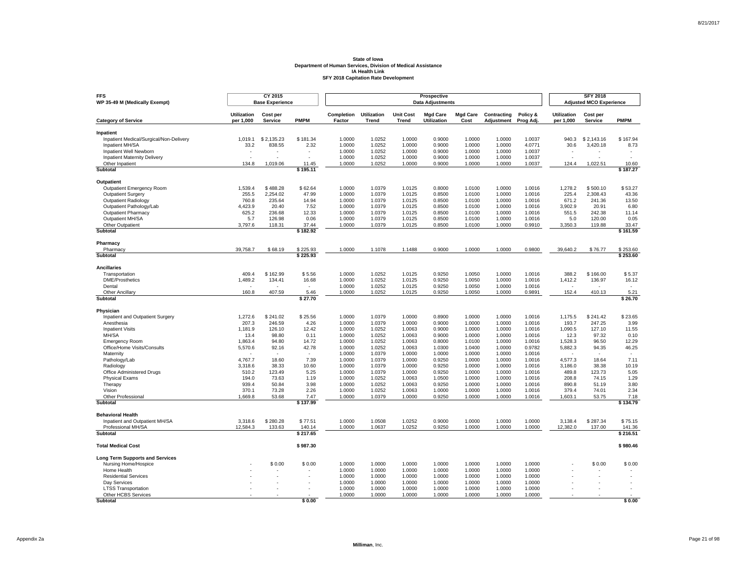**State of Iowa**
**Department of Human Services, Division of Medical Assistance**
**IA Health Link**
**SFY 2018 Capitation Rate Development**

| FFS WP 35-49 M (Medically Exempt) | CY 2015 Base Experience | | | Prospective Data Adjustments | | | | | | | SFY 2018 Adjusted MCO Experience | | |
|---|---|---|---|---|---|---|---|---|---|---|---|---|---|
| **Category of Service** | **Utilization per 1,000** | **Cost per Service** | **PMPM** | **Completion Factor** | **Utilization Trend** | **Unit Cost Trend** | **Mgd Care Utilization** | **Mgd Care Cost** | **Contracting Adjustment** | **Policy & Prog Adj.** | **Utilization per 1,000** | **Cost per Service** | **PMPM** |
| **Inpatient** | | | | | | | | | | | | | |
| Inpatient Medical/Surgical/Non-Delivery | 1,019.1 | $ 2,135.23 | $ 181.34 | 1.0000 | 1.0252 | 1.0000 | 0.9000 | 1.0000 | 1.0000 | 1.0037 | 940.3 | $ 2,143.16 | $ 167.94 |
| Inpatient MH/SA | 33.2 | 838.55 | 2.32 | 1.0000 | 1.0252 | 1.0000 | 0.9000 | 1.0000 | 1.0000 | 4.0771 | 30.6 | 3,420.18 | 8.73 |
| Inpatient Well Newborn | - | - | - | 1.0000 | 1.0252 | 1.0000 | 0.9000 | 1.0000 | 1.0000 | 1.0037 | - | - | - |
| Inpatient Maternity Delivery | - | - | - | 1.0000 | 1.0252 | 1.0000 | 0.9000 | 1.0000 | 1.0000 | 1.0037 | - | - | - |
| Other Inpatient | 134.8 | 1,019.06 | 11.45 | 1.0000 | 1.0252 | 1.0000 | 0.9000 | 1.0000 | 1.0000 | 1.0037 | 124.4 | 1,022.51 | 10.60 |
| **Subtotal** | | | **$ 195.11** | | | | | | | | | | **$ 187.27** |
| **Outpatient** | | | | | | | | | | | | | |
| Outpatient Emergency Room | 1,539.4 | $ 488.28 | $ 62.64 | 1.0000 | 1.0379 | 1.0125 | 0.8000 | 1.0100 | 1.0000 | 1.0016 | 1,278.2 | $ 500.10 | $ 53.27 |
| Outpatient Surgery | 255.5 | 2,254.02 | 47.99 | 1.0000 | 1.0379 | 1.0125 | 0.8500 | 1.0100 | 1.0000 | 1.0016 | 225.4 | 2,308.43 | 43.36 |
| Outpatient Radiology | 760.8 | 235.64 | 14.94 | 1.0000 | 1.0379 | 1.0125 | 0.8500 | 1.0100 | 1.0000 | 1.0016 | 671.2 | 241.36 | 13.50 |
| Outpatient Pathology/Lab | 4,423.9 | 20.40 | 7.52 | 1.0000 | 1.0379 | 1.0125 | 0.8500 | 1.0100 | 1.0000 | 1.0016 | 3,902.9 | 20.91 | 6.80 |
| Outpatient Pharmacy | 625.2 | 236.68 | 12.33 | 1.0000 | 1.0379 | 1.0125 | 0.8500 | 1.0100 | 1.0000 | 1.0016 | 551.5 | 242.38 | 11.14 |
| Outpatient MH/SA | 5.7 | 126.98 | 0.06 | 1.0000 | 1.0379 | 1.0125 | 0.8500 | 1.0100 | 1.0000 | 1.0016 | 5.0 | 120.00 | 0.05 |
| Other Outpatient | 3,797.6 | 118.31 | 37.44 | 1.0000 | 1.0379 | 1.0125 | 0.8500 | 1.0100 | 1.0000 | 0.9910 | 3,350.3 | 119.88 | 33.47 |
| **Subtotal** | | | **$ 182.92** | | | | | | | | | | **$ 161.59** |
| **Pharmacy** | | | | | | | | | | | | | |
| Pharmacy | 39,758.7 | $ 68.19 | $ 225.93 | 1.0000 | 1.1078 | 1.1488 | 0.9000 | 1.0000 | 1.0000 | 0.9800 | 39,640.2 | $ 76.77 | $ 253.60 |
| **Subtotal** | | | **$ 225.93** | | | | | | | | | | **$ 253.60** |
| **Ancillaries** | | | | | | | | | | | | | |
| Transportation | 409.4 | $ 162.99 | $ 5.56 | 1.0000 | 1.0252 | 1.0125 | 0.9250 | 1.0050 | 1.0000 | 1.0016 | 388.2 | $ 166.00 | $ 5.37 |
| DME/Prosthetics | 1,489.2 | 134.41 | 16.68 | 1.0000 | 1.0252 | 1.0125 | 0.9250 | 1.0050 | 1.0000 | 1.0016 | 1,412.2 | 136.97 | 16.12 |
| Dental | - | - | - | 1.0000 | 1.0252 | 1.0125 | 0.9250 | 1.0050 | 1.0000 | 1.0016 | - | - | - |
| Other Ancillary | 160.8 | 407.59 | 5.46 | 1.0000 | 1.0252 | 1.0125 | 0.9250 | 1.0050 | 1.0000 | 0.9891 | 152.4 | 410.13 | 5.21 |
| **Subtotal** | | | **$ 27.70** | | | | | | | | | | **$ 26.70** |
| **Physician** | | | | | | | | | | | | | |
| Inpatient and Outpatient Surgery | 1,272.6 | $ 241.02 | $ 25.56 | 1.0000 | 1.0379 | 1.0000 | 0.8900 | 1.0000 | 1.0000 | 1.0016 | 1,175.5 | $ 241.42 | $ 23.65 |
| Anesthesia | 207.3 | 246.59 | 4.26 | 1.0000 | 1.0379 | 1.0000 | 0.9000 | 1.0000 | 1.0000 | 1.0016 | 193.7 | 247.25 | 3.99 |
| Inpatient Visits | 1,181.9 | 126.10 | 12.42 | 1.0000 | 1.0252 | 1.0063 | 0.9000 | 1.0000 | 1.0000 | 1.0016 | 1,090.5 | 127.10 | 11.55 |
| MH/SA | 13.4 | 98.80 | 0.11 | 1.0000 | 1.0252 | 1.0063 | 0.9000 | 1.0000 | 1.0000 | 1.0016 | 12.3 | 97.32 | 0.10 |
| Emergency Room | 1,863.4 | 94.80 | 14.72 | 1.0000 | 1.0252 | 1.0063 | 0.8000 | 1.0100 | 1.0000 | 1.0016 | 1,528.3 | 96.50 | 12.29 |
| Office/Home Visits/Consults | 5,570.6 | 92.16 | 42.78 | 1.0000 | 1.0252 | 1.0063 | 1.0300 | 1.0400 | 1.0000 | 0.9782 | 5,882.3 | 94.35 | 46.25 |
| Maternity | - | - | - | 1.0000 | 1.0379 | 1.0000 | 1.0000 | 1.0000 | 1.0000 | 1.0016 | - | - | - |
| Pathology/Lab | 4,767.7 | 18.60 | 7.39 | 1.0000 | 1.0379 | 1.0000 | 0.9250 | 1.0000 | 1.0000 | 1.0016 | 4,577.3 | 18.64 | 7.11 |
| Radiology | 3,318.6 | 38.33 | 10.60 | 1.0000 | 1.0379 | 1.0000 | 0.9250 | 1.0000 | 1.0000 | 1.0016 | 3,186.0 | 38.38 | 10.19 |
| Office Administered Drugs | 510.2 | 123.49 | 5.25 | 1.0000 | 1.0379 | 1.0000 | 0.9250 | 1.0000 | 1.0000 | 1.0016 | 489.8 | 123.73 | 5.05 |
| Physical Exams | 194.0 | 73.63 | 1.19 | 1.0000 | 1.0252 | 1.0063 | 1.0500 | 1.0000 | 1.0000 | 1.0016 | 208.8 | 74.15 | 1.29 |
| Therapy | 939.4 | 50.84 | 3.98 | 1.0000 | 1.0252 | 1.0063 | 0.9250 | 1.0000 | 1.0000 | 1.0016 | 890.8 | 51.19 | 3.80 |
| Vision | 370.1 | 73.28 | 2.26 | 1.0000 | 1.0252 | 1.0063 | 1.0000 | 1.0000 | 1.0000 | 1.0016 | 379.4 | 74.01 | 2.34 |
| Other Professional | 1,669.8 | 53.68 | 7.47 | 1.0000 | 1.0379 | 1.0000 | 0.9250 | 1.0000 | 1.0000 | 1.0016 | 1,603.1 | 53.75 | 7.18 |
| **Subtotal** | | | **$ 137.99** | | | | | | | | | | **$ 134.79** |
| **Behavioral Health** | | | | | | | | | | | | | |
| Inpatient and Outpatient MH/SA | 3,318.6 | $ 280.28 | $ 77.51 | 1.0000 | 1.0508 | 1.0252 | 0.9000 | 1.0000 | 1.0000 | 1.0000 | 3,138.4 | $ 287.34 | $ 75.15 |
| Professional MH/SA | 12,584.3 | 133.63 | 140.14 | 1.0000 | 1.0637 | 1.0252 | 0.9250 | 1.0000 | 1.0000 | 1.0000 | 12,382.0 | 137.00 | 141.36 |
| **Subtotal** | | | **$ 217.65** | | | | | | | | | | **$ 216.51** |
| **Total Medical Cost** | | | **$ 987.30** | | | | | | | | | | **$ 980.46** |
| **Long Term Supports and Services** | | | | | | | | | | | | | |
| Nursing Home/Hospice | - | $ 0.00 | $ 0.00 | 1.0000 | 1.0000 | 1.0000 | 1.0000 | 1.0000 | 1.0000 | 1.0000 | - | $ 0.00 | $ 0.00 |
| Home Health | - | - | - | 1.0000 | 1.0000 | 1.0000 | 1.0000 | 1.0000 | 1.0000 | 1.0000 | - | - | - |
| Residential Services | - | - | - | 1.0000 | 1.0000 | 1.0000 | 1.0000 | 1.0000 | 1.0000 | 1.0000 | - | - | - |
| Day Services | - | - | - | 1.0000 | 1.0000 | 1.0000 | 1.0000 | 1.0000 | 1.0000 | 1.0000 | - | - | - |
| LTSS Transportation | - | - | - | 1.0000 | 1.0000 | 1.0000 | 1.0000 | 1.0000 | 1.0000 | 1.0000 | - | - | - |
| Other HCBS Services | - | - | - | 1.0000 | 1.0000 | 1.0000 | 1.0000 | 1.0000 | 1.0000 | 1.0000 | - | - | - |
| **Subtotal** | | | **$ 0.00** | | | | | | | | | | **$ 0.00** |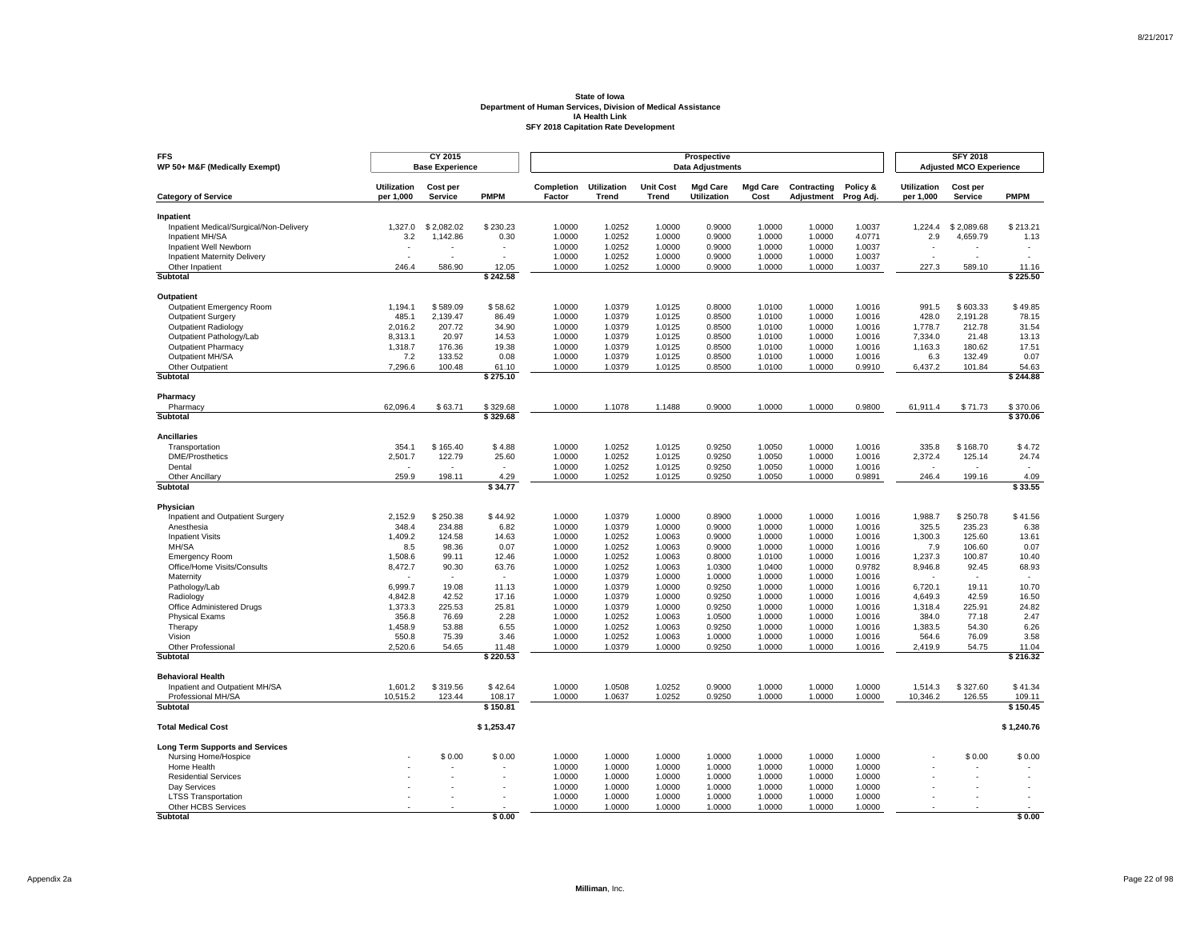**State of Iowa**
**Department of Human Services, Division of Medical Assistance**
**IA Health Link**
**SFY 2018 Capitation Rate Development**

| FFS WP 50+ M&F (Medically Exempt) | CY 2015 Base Experience | | | Prospective Data Adjustments | | | | | | | SFY 2018 Adjusted MCO Experience | | |
|---|---|---|---|---|---|---|---|---|---|---|---|---|---|
| **Category of Service** | **Utilization per 1,000** | **Cost per Service** | **PMPM** | **Completion Factor** | **Utilization Trend** | **Unit Cost Trend** | **Mgd Care Utilization** | **Mgd Care Cost** | **Contracting Adjustment** | **Policy & Prog Adj.** | **Utilization per 1,000** | **Cost per Service** | **PMPM** |
| **Inpatient** | | | | | | | | | | | | | |
| Inpatient Medical/Surgical/Non-Delivery | 1,327.0 | $ 2,082.02 | $ 230.23 | 1.0000 | 1.0252 | 1.0000 | 0.9000 | 1.0000 | 1.0000 | 1.0037 | 1,224.4 | $ 2,089.68 | $ 213.21 |
| Inpatient MH/SA | 3.2 | 1,142.86 | 0.30 | 1.0000 | 1.0252 | 1.0000 | 0.9000 | 1.0000 | 1.0000 | 4.0771 | 2.9 | 4,659.79 | 1.13 |
| Inpatient Well Newborn | - | - | - | 1.0000 | 1.0252 | 1.0000 | 0.9000 | 1.0000 | 1.0000 | 1.0037 | - | - | - |
| Inpatient Maternity Delivery | - | - | - | 1.0000 | 1.0252 | 1.0000 | 0.9000 | 1.0000 | 1.0000 | 1.0037 | - | - | - |
| Other Inpatient | 246.4 | 586.90 | 12.05 | 1.0000 | 1.0252 | 1.0000 | 0.9000 | 1.0000 | 1.0000 | 1.0037 | 227.3 | 589.10 | 11.16 |
| **Subtotal** | | | **$ 242.58** | | | | | | | | | | **$ 225.50** |
| **Outpatient** | | | | | | | | | | | | | |
| Outpatient Emergency Room | 1,194.1 | $ 589.09 | $ 58.62 | 1.0000 | 1.0379 | 1.0125 | 0.8000 | 1.0100 | 1.0000 | 1.0016 | 991.5 | $ 603.33 | $ 49.85 |
| Outpatient Surgery | 485.1 | 2,139.47 | 86.49 | 1.0000 | 1.0379 | 1.0125 | 0.8500 | 1.0100 | 1.0000 | 1.0016 | 428.0 | 2,191.28 | 78.15 |
| Outpatient Radiology | 2,016.2 | 207.72 | 34.90 | 1.0000 | 1.0379 | 1.0125 | 0.8500 | 1.0100 | 1.0000 | 1.0016 | 1,778.7 | 212.78 | 31.54 |
| Outpatient Pathology/Lab | 8,313.1 | 20.97 | 14.53 | 1.0000 | 1.0379 | 1.0125 | 0.8500 | 1.0100 | 1.0000 | 1.0016 | 7,334.0 | 21.48 | 13.13 |
| Outpatient Pharmacy | 1,318.7 | 176.36 | 19.38 | 1.0000 | 1.0379 | 1.0125 | 0.8500 | 1.0100 | 1.0000 | 1.0016 | 1,163.3 | 180.62 | 17.51 |
| Outpatient MH/SA | 7.2 | 133.52 | 0.08 | 1.0000 | 1.0379 | 1.0125 | 0.8500 | 1.0100 | 1.0000 | 1.0016 | 6.3 | 132.49 | 0.07 |
| Other Outpatient | 7,296.6 | 100.48 | 61.10 | 1.0000 | 1.0379 | 1.0125 | 0.8500 | 1.0100 | 1.0000 | 0.9910 | 6,437.2 | 101.84 | 54.63 |
| **Subtotal** | | | **$ 275.10** | | | | | | | | | | **$ 244.88** |
| **Pharmacy** | | | | | | | | | | | | | |
| Pharmacy | 62,096.4 | $ 63.71 | $ 329.68 | 1.0000 | 1.1078 | 1.1488 | 0.9000 | 1.0000 | 1.0000 | 0.9800 | 61,911.4 | $ 71.73 | $ 370.06 |
| **Subtotal** | | | **$ 329.68** | | | | | | | | | | **$ 370.06** |
| **Ancillaries** | | | | | | | | | | | | | |
| Transportation | 354.1 | $ 165.40 | $ 4.88 | 1.0000 | 1.0252 | 1.0125 | 0.9250 | 1.0050 | 1.0000 | 1.0016 | 335.8 | $ 168.70 | $ 4.72 |
| DME/Prosthetics | 2,501.7 | 122.79 | 25.60 | 1.0000 | 1.0252 | 1.0125 | 0.9250 | 1.0050 | 1.0000 | 1.0016 | 2,372.4 | 125.14 | 24.74 |
| Dental | - | - | - | 1.0000 | 1.0252 | 1.0125 | 0.9250 | 1.0050 | 1.0000 | 1.0016 | - | - | - |
| Other Ancillary | 259.9 | 198.11 | 4.29 | 1.0000 | 1.0252 | 1.0125 | 0.9250 | 1.0050 | 1.0000 | 0.9891 | 246.4 | 199.16 | 4.09 |
| **Subtotal** | | | **$ 34.77** | | | | | | | | | | **$ 33.55** |
| **Physician** | | | | | | | | | | | | | |
| Inpatient and Outpatient Surgery | 2,152.9 | $ 250.38 | $ 44.92 | 1.0000 | 1.0379 | 1.0000 | 0.8900 | 1.0000 | 1.0000 | 1.0016 | 1,988.7 | $ 250.78 | $ 41.56 |
| Anesthesia | 348.4 | 234.88 | 6.82 | 1.0000 | 1.0379 | 1.0000 | 0.9000 | 1.0000 | 1.0000 | 1.0016 | 325.5 | 235.23 | 6.38 |
| Inpatient Visits | 1,409.2 | 124.58 | 14.63 | 1.0000 | 1.0252 | 1.0063 | 0.9000 | 1.0000 | 1.0000 | 1.0016 | 1,300.3 | 125.60 | 13.61 |
| MH/SA | 8.5 | 98.36 | 0.07 | 1.0000 | 1.0252 | 1.0063 | 0.9000 | 1.0000 | 1.0000 | 1.0016 | 7.9 | 106.60 | 0.07 |
| Emergency Room | 1,508.6 | 99.11 | 12.46 | 1.0000 | 1.0252 | 1.0063 | 0.8000 | 1.0100 | 1.0000 | 1.0016 | 1,237.3 | 100.87 | 10.40 |
| Office/Home Visits/Consults | 8,472.7 | 90.30 | 63.76 | 1.0000 | 1.0252 | 1.0063 | 1.0300 | 1.0400 | 1.0000 | 0.9782 | 8,946.8 | 92.45 | 68.93 |
| Maternity | - | - | - | 1.0000 | 1.0379 | 1.0000 | 1.0000 | 1.0000 | 1.0000 | 1.0016 | - | - | - |
| Pathology/Lab | 6,999.7 | 19.08 | 11.13 | 1.0000 | 1.0379 | 1.0000 | 0.9250 | 1.0000 | 1.0000 | 1.0016 | 6,720.1 | 19.11 | 10.70 |
| Radiology | 4,842.8 | 42.52 | 17.16 | 1.0000 | 1.0379 | 1.0000 | 0.9250 | 1.0000 | 1.0000 | 1.0016 | 4,649.3 | 42.59 | 16.50 |
| Office Administered Drugs | 1,373.3 | 225.53 | 25.81 | 1.0000 | 1.0379 | 1.0000 | 0.9250 | 1.0000 | 1.0000 | 1.0016 | 1,318.4 | 225.91 | 24.82 |
| Physical Exams | 356.8 | 76.69 | 2.28 | 1.0000 | 1.0252 | 1.0063 | 1.0500 | 1.0000 | 1.0000 | 1.0016 | 384.0 | 77.18 | 2.47 |
| Therapy | 1,458.9 | 53.88 | 6.55 | 1.0000 | 1.0252 | 1.0063 | 0.9250 | 1.0000 | 1.0000 | 1.0016 | 1,383.5 | 54.30 | 6.26 |
| Vision | 550.8 | 75.39 | 3.46 | 1.0000 | 1.0252 | 1.0063 | 1.0000 | 1.0000 | 1.0000 | 1.0016 | 564.6 | 76.09 | 3.58 |
| Other Professional | 2,520.6 | 54.65 | 11.48 | 1.0000 | 1.0379 | 1.0000 | 0.9250 | 1.0000 | 1.0000 | 1.0016 | 2,419.9 | 54.75 | 11.04 |
| **Subtotal** | | | **$ 220.53** | | | | | | | | | | **$ 216.32** |
| **Behavioral Health** | | | | | | | | | | | | | |
| Inpatient and Outpatient MH/SA | 1,601.2 | $ 319.56 | $ 42.64 | 1.0000 | 1.0508 | 1.0252 | 0.9000 | 1.0000 | 1.0000 | 1.0000 | 1,514.3 | $ 327.60 | $ 41.34 |
| Professional MH/SA | 10,515.2 | 123.44 | 108.17 | 1.0000 | 1.0637 | 1.0252 | 0.9250 | 1.0000 | 1.0000 | 1.0000 | 10,346.2 | 126.55 | 109.11 |
| **Subtotal** | | | **$ 150.81** | | | | | | | | | | **$ 150.45** |
| **Total Medical Cost** | | | **$ 1,253.47** | | | | | | | | | | **$ 1,240.76** |
| **Long Term Supports and Services** | | | | | | | | | | | | | |
| Nursing Home/Hospice | - | $ 0.00 | $ 0.00 | 1.0000 | 1.0000 | 1.0000 | 1.0000 | 1.0000 | 1.0000 | 1.0000 | - | $ 0.00 | $ 0.00 |
| Home Health | - | - | - | 1.0000 | 1.0000 | 1.0000 | 1.0000 | 1.0000 | 1.0000 | 1.0000 | - | - | - |
| Residential Services | - | - | - | 1.0000 | 1.0000 | 1.0000 | 1.0000 | 1.0000 | 1.0000 | 1.0000 | - | - | - |
| Day Services | - | - | - | 1.0000 | 1.0000 | 1.0000 | 1.0000 | 1.0000 | 1.0000 | 1.0000 | - | - | - |
| LTSS Transportation | - | - | - | 1.0000 | 1.0000 | 1.0000 | 1.0000 | 1.0000 | 1.0000 | 1.0000 | - | - | - |
| Other HCBS Services | - | - | - | 1.0000 | 1.0000 | 1.0000 | 1.0000 | 1.0000 | 1.0000 | 1.0000 | - | - | - |
| **Subtotal** | | | **$ 0.00** | | | | | | | | | | **$ 0.00** |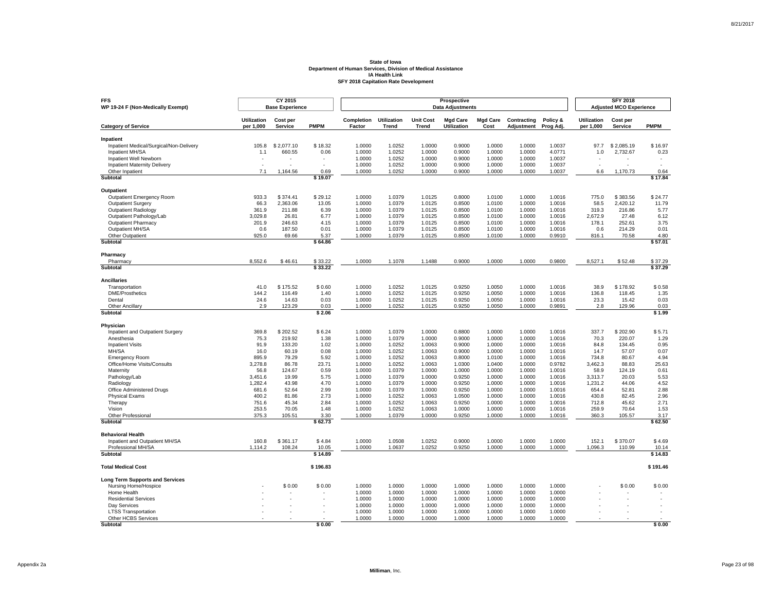**State of Iowa**
**Department of Human Services, Division of Medical Assistance**
**IA Health Link**
**SFY 2018 Capitation Rate Development**

| FFS<br>WP 19-24 F (Non-Medically Exempt) | CY 2015<br>Base Experience | | | Prospective<br>Data Adjustments | | | | | | | SFY 2018<br>Adjusted MCO Experience | | |
|---|---|---|---|---|---|---|---|---|---|---|---|---|---|
| **Category of Service** | **Utilization per 1,000** | **Cost per Service** | **PMPM** | **Completion Factor** | **Utilization Trend** | **Unit Cost Trend** | **Mgd Care Utilization** | **Mgd Care Cost** | **Contracting Adjustment** | **Policy & Prog Adj.** | **Utilization per 1,000** | **Cost per Service** | **PMPM** |
| **Inpatient** | | | | | | | | | | | | | |
| Inpatient Medical/Surgical/Non-Delivery | 105.8 | $ 2,077.10 | $ 18.32 | 1.0000 | 1.0252 | 1.0000 | 0.9000 | 1.0000 | 1.0000 | 1.0037 | 97.7 | $ 2,085.19 | $ 16.97 |
| Inpatient MH/SA | 1.1 | 660.55 | 0.06 | 1.0000 | 1.0252 | 1.0000 | 0.9000 | 1.0000 | 1.0000 | 4.0771 | 1.0 | 2,732.67 | 0.23 |
| Inpatient Well Newborn | - | - | - | 1.0000 | 1.0252 | 1.0000 | 0.9000 | 1.0000 | 1.0000 | 1.0037 | - | - | - |
| Inpatient Maternity Delivery | - | - | - | 1.0000 | 1.0252 | 1.0000 | 0.9000 | 1.0000 | 1.0000 | 1.0037 | - | - | - |
| Other Inpatient | 7.1 | 1,164.56 | 0.69 | 1.0000 | 1.0252 | 1.0000 | 0.9000 | 1.0000 | 1.0000 | 1.0037 | 6.6 | 1,170.73 | 0.64 |
| **Subtotal** | | | **$ 19.07** | | | | | | | | | | **$ 17.84** |
| **Outpatient** | | | | | | | | | | | | | |
| Outpatient Emergency Room | 933.3 | $ 374.41 | $ 29.12 | 1.0000 | 1.0379 | 1.0125 | 0.8000 | 1.0100 | 1.0000 | 1.0016 | 775.0 | $ 383.56 | $ 24.77 |
| Outpatient Surgery | 66.3 | 2,363.06 | 13.05 | 1.0000 | 1.0379 | 1.0125 | 0.8500 | 1.0100 | 1.0000 | 1.0016 | 58.5 | 2,420.12 | 11.79 |
| Outpatient Radiology | 361.9 | 211.88 | 6.39 | 1.0000 | 1.0379 | 1.0125 | 0.8500 | 1.0100 | 1.0000 | 1.0016 | 319.3 | 216.86 | 5.77 |
| Outpatient Pathology/Lab | 3,029.8 | 26.81 | 6.77 | 1.0000 | 1.0379 | 1.0125 | 0.8500 | 1.0100 | 1.0000 | 1.0016 | 2,672.9 | 27.48 | 6.12 |
| Outpatient Pharmacy | 201.9 | 246.63 | 4.15 | 1.0000 | 1.0379 | 1.0125 | 0.8500 | 1.0100 | 1.0000 | 1.0016 | 178.1 | 252.61 | 3.75 |
| Outpatient MH/SA | 0.6 | 187.50 | 0.01 | 1.0000 | 1.0379 | 1.0125 | 0.8500 | 1.0100 | 1.0000 | 1.0016 | 0.6 | 214.29 | 0.01 |
| Other Outpatient | 925.0 | 69.66 | 5.37 | 1.0000 | 1.0379 | 1.0125 | 0.8500 | 1.0100 | 1.0000 | 0.9910 | 816.1 | 70.58 | 4.80 |
| **Subtotal** | | | **$ 64.86** | | | | | | | | | | **$ 57.01** |
| **Pharmacy** | | | | | | | | | | | | | |
| Pharmacy | 8,552.6 | $ 46.61 | $ 33.22 | 1.0000 | 1.1078 | 1.1488 | 0.9000 | 1.0000 | 1.0000 | 0.9800 | 8,527.1 | $ 52.48 | $ 37.29 |
| **Subtotal** | | | **$ 33.22** | | | | | | | | | | **$ 37.29** |
| **Ancillaries** | | | | | | | | | | | | | |
| Transportation | 41.0 | $ 175.52 | $ 0.60 | 1.0000 | 1.0252 | 1.0125 | 0.9250 | 1.0050 | 1.0000 | 1.0016 | 38.9 | $ 178.92 | $ 0.58 |
| DME/Prosthetics | 144.2 | 116.49 | 1.40 | 1.0000 | 1.0252 | 1.0125 | 0.9250 | 1.0050 | 1.0000 | 1.0016 | 136.8 | 118.45 | 1.35 |
| Dental | 24.6 | 14.63 | 0.03 | 1.0000 | 1.0252 | 1.0125 | 0.9250 | 1.0050 | 1.0000 | 1.0016 | 23.3 | 15.42 | 0.03 |
| Other Ancillary | 2.9 | 123.29 | 0.03 | 1.0000 | 1.0252 | 1.0125 | 0.9250 | 1.0050 | 1.0000 | 0.9891 | 2.8 | 129.96 | 0.03 |
| **Subtotal** | | | **$ 2.06** | | | | | | | | | | **$ 1.99** |
| **Physician** | | | | | | | | | | | | | |
| Inpatient and Outpatient Surgery | 369.8 | $ 202.52 | $ 6.24 | 1.0000 | 1.0379 | 1.0000 | 0.8800 | 1.0000 | 1.0000 | 1.0016 | 337.7 | $ 202.90 | $ 5.71 |
| Anesthesia | 75.3 | 219.92 | 1.38 | 1.0000 | 1.0379 | 1.0000 | 0.9000 | 1.0000 | 1.0000 | 1.0016 | 70.3 | 220.07 | 1.29 |
| Inpatient Visits | 91.9 | 133.20 | 1.02 | 1.0000 | 1.0252 | 1.0063 | 0.9000 | 1.0000 | 1.0000 | 1.0016 | 84.8 | 134.45 | 0.95 |
| MH/SA | 16.0 | 60.19 | 0.08 | 1.0000 | 1.0252 | 1.0063 | 0.9000 | 1.0000 | 1.0000 | 1.0016 | 14.7 | 57.07 | 0.07 |
| Emergency Room | 895.9 | 79.29 | 5.92 | 1.0000 | 1.0252 | 1.0063 | 0.8000 | 1.0100 | 1.0000 | 1.0016 | 734.8 | 80.67 | 4.94 |
| Office/Home Visits/Consults | 3,278.8 | 86.78 | 23.71 | 1.0000 | 1.0252 | 1.0063 | 1.0300 | 1.0400 | 1.0000 | 0.9782 | 3,462.3 | 88.83 | 25.63 |
| Maternity | 56.8 | 124.67 | 0.59 | 1.0000 | 1.0379 | 1.0000 | 1.0000 | 1.0000 | 1.0000 | 1.0016 | 58.9 | 124.19 | 0.61 |
| Pathology/Lab | 3,451.6 | 19.99 | 5.75 | 1.0000 | 1.0379 | 1.0000 | 0.9250 | 1.0000 | 1.0000 | 1.0016 | 3,313.7 | 20.03 | 5.53 |
| Radiology | 1,282.4 | 43.98 | 4.70 | 1.0000 | 1.0379 | 1.0000 | 0.9250 | 1.0000 | 1.0000 | 1.0016 | 1,231.2 | 44.06 | 4.52 |
| Office Administered Drugs | 681.6 | 52.64 | 2.99 | 1.0000 | 1.0379 | 1.0000 | 0.9250 | 1.0000 | 1.0000 | 1.0016 | 654.4 | 52.81 | 2.88 |
| Physical Exams | 400.2 | 81.86 | 2.73 | 1.0000 | 1.0252 | 1.0063 | 1.0500 | 1.0000 | 1.0000 | 1.0016 | 430.8 | 82.45 | 2.96 |
| Therapy | 751.6 | 45.34 | 2.84 | 1.0000 | 1.0252 | 1.0063 | 0.9250 | 1.0000 | 1.0000 | 1.0016 | 712.8 | 45.62 | 2.71 |
| Vision | 253.5 | 70.05 | 1.48 | 1.0000 | 1.0252 | 1.0063 | 1.0000 | 1.0000 | 1.0000 | 1.0016 | 259.9 | 70.64 | 1.53 |
| Other Professional | 375.3 | 105.51 | 3.30 | 1.0000 | 1.0379 | 1.0000 | 0.9250 | 1.0000 | 1.0000 | 1.0016 | 360.3 | 105.57 | 3.17 |
| **Subtotal** | | | **$ 62.73** | | | | | | | | | | **$ 62.50** |
| **Behavioral Health** | | | | | | | | | | | | | |
| Inpatient and Outpatient MH/SA | 160.8 | $ 361.17 | $ 4.84 | 1.0000 | 1.0508 | 1.0252 | 0.9000 | 1.0000 | 1.0000 | 1.0000 | 152.1 | $ 370.07 | $ 4.69 |
| Professional MH/SA | 1,114.2 | 108.24 | 10.05 | 1.0000 | 1.0637 | 1.0252 | 0.9250 | 1.0000 | 1.0000 | 1.0000 | 1,096.3 | 110.99 | 10.14 |
| **Subtotal** | | | **$ 14.89** | | | | | | | | | | **$ 14.83** |
| **Total Medical Cost** | | | **$ 196.83** | | | | | | | | | | **$ 191.46** |
| **Long Term Supports and Services** | | | | | | | | | | | | | |
| Nursing Home/Hospice | - | $ 0.00 | $ 0.00 | 1.0000 | 1.0000 | 1.0000 | 1.0000 | 1.0000 | 1.0000 | 1.0000 | - | $ 0.00 | $ 0.00 |
| Home Health | - | - | - | 1.0000 | 1.0000 | 1.0000 | 1.0000 | 1.0000 | 1.0000 | 1.0000 | - | - | - |
| Residential Services | - | - | - | 1.0000 | 1.0000 | 1.0000 | 1.0000 | 1.0000 | 1.0000 | 1.0000 | - | - | - |
| Day Services | - | - | - | 1.0000 | 1.0000 | 1.0000 | 1.0000 | 1.0000 | 1.0000 | 1.0000 | - | - | - |
| LTSS Transportation | - | - | - | 1.0000 | 1.0000 | 1.0000 | 1.0000 | 1.0000 | 1.0000 | 1.0000 | - | - | - |
| Other HCBS Services | - | - | - | 1.0000 | 1.0000 | 1.0000 | 1.0000 | 1.0000 | 1.0000 | 1.0000 | - | - | - |
| **Subtotal** | | | **$ 0.00** | | | | | | | | | | **$ 0.00** |

Milliman, Inc.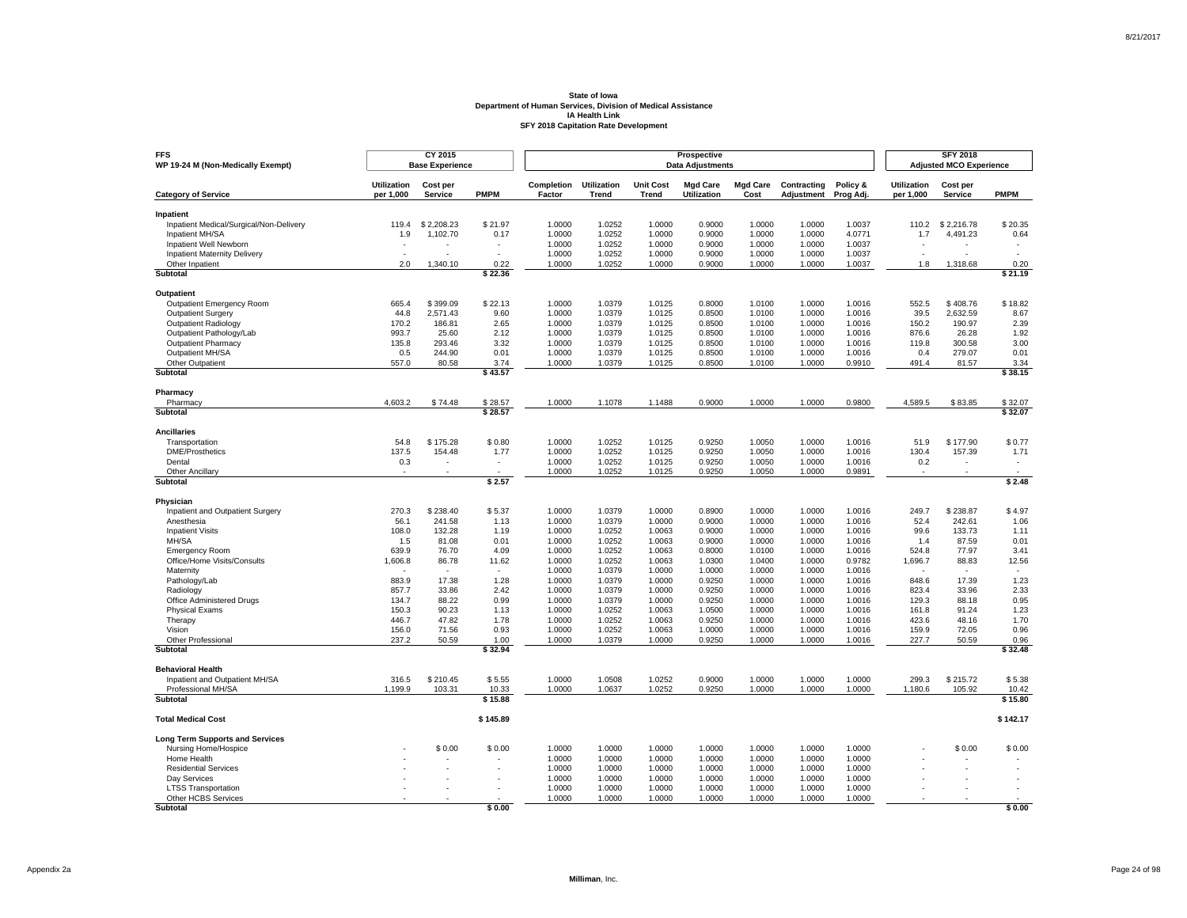**State of Iowa**
**Department of Human Services, Division of Medical Assistance**
**IA Health Link**
**SFY 2018 Capitation Rate Development**

| FFS WP 19-24 M (Non-Medically Exempt) | CY 2015 Base Experience | | | Prospective Data Adjustments | | | | | | | SFY 2018 Adjusted MCO Experience | | |
|---|---|---|---|---|---|---|---|---|---|---|---|---|---|
| Category of Service | Utilization per 1,000 | Cost per Service | PMPM | Completion Factor | Utilization Trend | Unit Cost Trend | Mgd Care Utilization | Mgd Care Cost | Contracting Adjustment | Policy & Prog Adj. | Utilization per 1,000 | Cost per Service | PMPM |
| **Inpatient** | | | | | | | | | | | | | |
| Inpatient Medical/Surgical/Non-Delivery | 119.4 | $ 2,208.23 | $ 21.97 | 1.0000 | 1.0252 | 1.0000 | 0.9000 | 1.0000 | 1.0000 | 1.0037 | 110.2 | $ 2,216.78 | $ 20.35 |
| Inpatient MH/SA | 1.9 | 1,102.70 | 0.17 | 1.0000 | 1.0252 | 1.0000 | 0.9000 | 1.0000 | 1.0000 | 4.0771 | 1.7 | 4,491.23 | 0.64 |
| Inpatient Well Newborn | - | - | - | 1.0000 | 1.0252 | 1.0000 | 0.9000 | 1.0000 | 1.0000 | 1.0037 | - | - | - |
| Inpatient Maternity Delivery | - | - | - | 1.0000 | 1.0252 | 1.0000 | 0.9000 | 1.0000 | 1.0000 | 1.0037 | - | - | - |
| Other Inpatient | 2.0 | 1,340.10 | 0.22 | 1.0000 | 1.0252 | 1.0000 | 0.9000 | 1.0000 | 1.0000 | 1.0037 | 1.8 | 1,318.68 | 0.20 |
| **Subtotal** | | | **$ 22.36** | | | | | | | | | | **$ 21.19** |
| **Outpatient** | | | | | | | | | | | | | |
| Outpatient Emergency Room | 665.4 | $ 399.09 | $ 22.13 | 1.0000 | 1.0379 | 1.0125 | 0.8000 | 1.0100 | 1.0000 | 1.0016 | 552.5 | $ 408.76 | $ 18.82 |
| Outpatient Surgery | 44.8 | 2,571.43 | 9.60 | 1.0000 | 1.0379 | 1.0125 | 0.8500 | 1.0100 | 1.0000 | 1.0016 | 39.5 | 2,632.59 | 8.67 |
| Outpatient Radiology | 170.2 | 186.81 | 2.65 | 1.0000 | 1.0379 | 1.0125 | 0.8500 | 1.0100 | 1.0000 | 1.0016 | 150.2 | 190.97 | 2.39 |
| Outpatient Pathology/Lab | 993.7 | 25.60 | 2.12 | 1.0000 | 1.0379 | 1.0125 | 0.8500 | 1.0100 | 1.0000 | 1.0016 | 876.6 | 26.28 | 1.92 |
| Outpatient Pharmacy | 135.8 | 293.46 | 3.32 | 1.0000 | 1.0379 | 1.0125 | 0.8500 | 1.0100 | 1.0000 | 1.0016 | 119.8 | 300.58 | 3.00 |
| Outpatient MH/SA | 0.5 | 244.90 | 0.01 | 1.0000 | 1.0379 | 1.0125 | 0.8500 | 1.0100 | 1.0000 | 1.0016 | 0.4 | 279.07 | 0.01 |
| Other Outpatient | 557.0 | 80.58 | 3.74 | 1.0000 | 1.0379 | 1.0125 | 0.8500 | 1.0100 | 1.0000 | 0.9910 | 491.4 | 81.57 | 3.34 |
| **Subtotal** | | | **$ 43.57** | | | | | | | | | | **$ 38.15** |
| **Pharmacy** | | | | | | | | | | | | | |
| Pharmacy | 4,603.2 | $ 74.48 | $ 28.57 | 1.0000 | 1.1078 | 1.1488 | 0.9000 | 1.0000 | 1.0000 | 0.9800 | 4,589.5 | $ 83.85 | $ 32.07 |
| **Subtotal** | | | **$ 28.57** | | | | | | | | | | **$ 32.07** |
| **Ancillaries** | | | | | | | | | | | | | |
| Transportation | 54.8 | $ 175.28 | $ 0.80 | 1.0000 | 1.0252 | 1.0125 | 0.9250 | 1.0050 | 1.0000 | 1.0016 | 51.9 | $ 177.90 | $ 0.77 |
| DME/Prosthetics | 137.5 | 154.48 | 1.77 | 1.0000 | 1.0252 | 1.0125 | 0.9250 | 1.0050 | 1.0000 | 1.0016 | 130.4 | 157.39 | 1.71 |
| Dental | 0.3 | - | - | 1.0000 | 1.0252 | 1.0125 | 0.9250 | 1.0050 | 1.0000 | 1.0016 | 0.2 | - | - |
| Other Ancillary | - | - | - | 1.0000 | 1.0252 | 1.0125 | 0.9250 | 1.0050 | 1.0000 | 0.9891 | - | - | - |
| **Subtotal** | | | **$ 2.57** | | | | | | | | | | **$ 2.48** |
| **Physician** | | | | | | | | | | | | | |
| Inpatient and Outpatient Surgery | 270.3 | $ 238.40 | $ 5.37 | 1.0000 | 1.0379 | 1.0000 | 0.8900 | 1.0000 | 1.0000 | 1.0016 | 249.7 | $ 238.87 | $ 4.97 |
| Anesthesia | 56.1 | 241.58 | 1.13 | 1.0000 | 1.0379 | 1.0000 | 0.9000 | 1.0000 | 1.0000 | 1.0016 | 52.4 | 242.61 | 1.06 |
| Inpatient Visits | 108.0 | 132.28 | 1.19 | 1.0000 | 1.0252 | 1.0063 | 0.9000 | 1.0000 | 1.0000 | 1.0016 | 99.6 | 133.73 | 1.11 |
| MH/SA | 1.5 | 81.08 | 0.01 | 1.0000 | 1.0252 | 1.0063 | 0.9000 | 1.0000 | 1.0000 | 1.0016 | 1.4 | 87.59 | 0.01 |
| Emergency Room | 639.9 | 76.70 | 4.09 | 1.0000 | 1.0252 | 1.0063 | 0.8000 | 1.0100 | 1.0000 | 1.0016 | 524.8 | 77.97 | 3.41 |
| Office/Home Visits/Consults | 1,606.8 | 86.78 | 11.62 | 1.0000 | 1.0252 | 1.0063 | 1.0300 | 1.0400 | 1.0000 | 0.9782 | 1,696.7 | 88.83 | 12.56 |
| Maternity | - | - | - | 1.0000 | 1.0379 | 1.0000 | 1.0000 | 1.0000 | 1.0000 | 1.0016 | - | - | - |
| Pathology/Lab | 883.9 | 17.38 | 1.28 | 1.0000 | 1.0379 | 1.0000 | 0.9250 | 1.0000 | 1.0000 | 1.0016 | 848.6 | 17.39 | 1.23 |
| Radiology | 857.7 | 33.86 | 2.42 | 1.0000 | 1.0379 | 1.0000 | 0.9250 | 1.0000 | 1.0000 | 1.0016 | 823.4 | 33.96 | 2.33 |
| Office Administered Drugs | 134.7 | 88.22 | 0.99 | 1.0000 | 1.0379 | 1.0000 | 0.9250 | 1.0000 | 1.0000 | 1.0016 | 129.3 | 88.18 | 0.95 |
| Physical Exams | 150.3 | 90.23 | 1.13 | 1.0000 | 1.0252 | 1.0063 | 1.0500 | 1.0000 | 1.0000 | 1.0016 | 161.8 | 91.24 | 1.23 |
| Therapy | 446.7 | 47.82 | 1.78 | 1.0000 | 1.0252 | 1.0063 | 0.9250 | 1.0000 | 1.0000 | 1.0016 | 423.6 | 48.16 | 1.70 |
| Vision | 156.0 | 71.56 | 0.93 | 1.0000 | 1.0252 | 1.0063 | 1.0000 | 1.0000 | 1.0000 | 1.0016 | 159.9 | 72.05 | 0.96 |
| Other Professional | 237.2 | 50.59 | 1.00 | 1.0000 | 1.0379 | 1.0000 | 0.9250 | 1.0000 | 1.0000 | 1.0016 | 227.7 | 50.59 | 0.96 |
| **Subtotal** | | | **$ 32.94** | | | | | | | | | | **$ 32.48** |
| **Behavioral Health** | | | | | | | | | | | | | |
| Inpatient and Outpatient MH/SA | 316.5 | $ 210.45 | $ 5.55 | 1.0000 | 1.0508 | 1.0252 | 0.9000 | 1.0000 | 1.0000 | 1.0000 | 299.3 | $ 215.72 | $ 5.38 |
| Professional MH/SA | 1,199.9 | 103.31 | 10.33 | 1.0000 | 1.0637 | 1.0252 | 0.9250 | 1.0000 | 1.0000 | 1.0000 | 1,180.6 | 105.92 | 10.42 |
| **Subtotal** | | | **$ 15.88** | | | | | | | | | | **$ 15.80** |
| **Total Medical Cost** | | | **$ 145.89** | | | | | | | | | | **$ 142.17** |
| **Long Term Supports and Services** | | | | | | | | | | | | | |
| Nursing Home/Hospice | - | $ 0.00 | $ 0.00 | 1.0000 | 1.0000 | 1.0000 | 1.0000 | 1.0000 | 1.0000 | 1.0000 | - | $ 0.00 | $ 0.00 |
| Home Health | - | - | - | 1.0000 | 1.0000 | 1.0000 | 1.0000 | 1.0000 | 1.0000 | 1.0000 | - | - | - |
| Residential Services | - | - | - | 1.0000 | 1.0000 | 1.0000 | 1.0000 | 1.0000 | 1.0000 | 1.0000 | - | - | - |
| Day Services | - | - | - | 1.0000 | 1.0000 | 1.0000 | 1.0000 | 1.0000 | 1.0000 | 1.0000 | - | - | - |
| LTSS Transportation | - | - | - | 1.0000 | 1.0000 | 1.0000 | 1.0000 | 1.0000 | 1.0000 | 1.0000 | - | - | - |
| Other HCBS Services | - | - | - | 1.0000 | 1.0000 | 1.0000 | 1.0000 | 1.0000 | 1.0000 | 1.0000 | - | - | - |
| **Subtotal** | | | **$ 0.00** | | | | | | | | | | **$ 0.00** |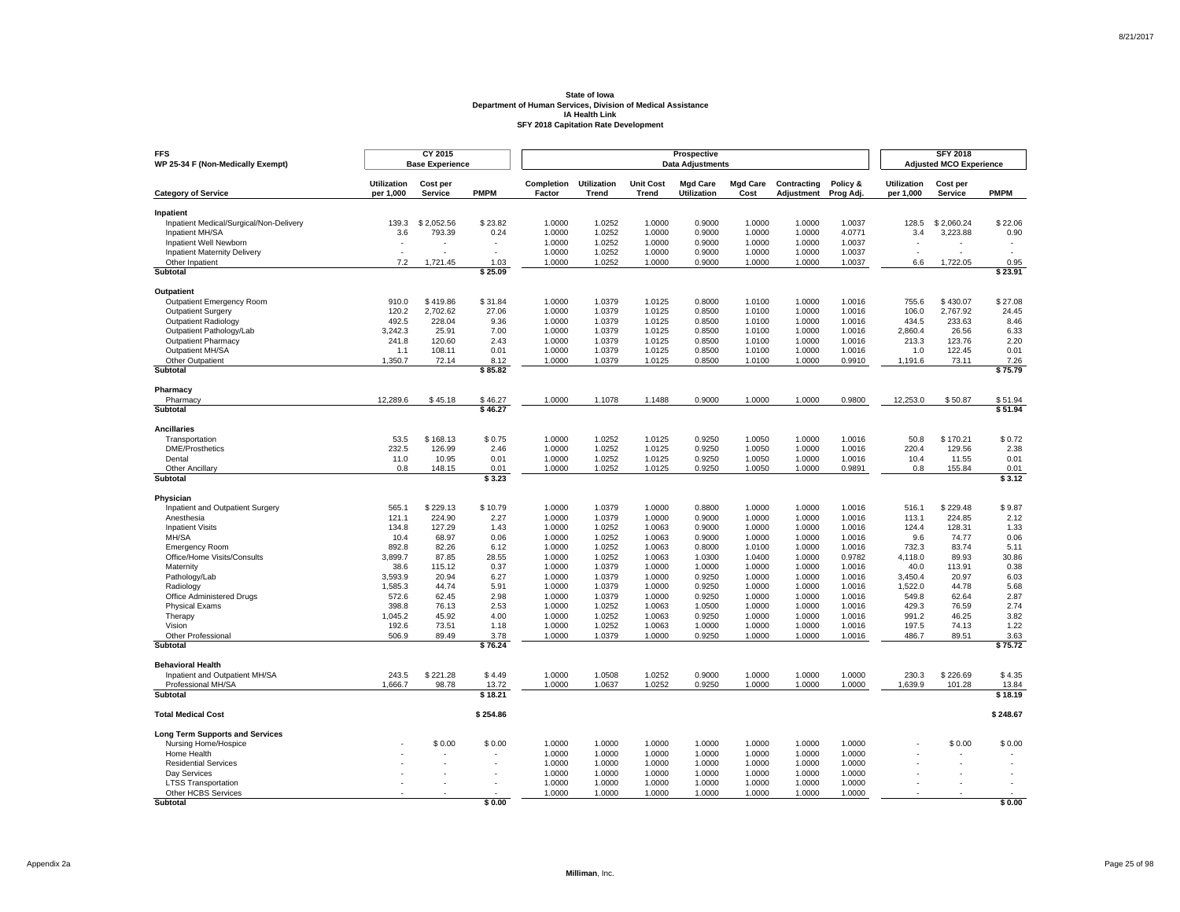**State of Iowa**
**Department of Human Services, Division of Medical Assistance**
**IA Health Link**
**SFY 2018 Capitation Rate Development**

| FFS WP 25-34 F (Non-Medically Exempt) | CY 2015 Base Experience | | | Prospective Data Adjustments | | | | | | | SFY 2018 Adjusted MCO Experience | | |
|---|---|---|---|---|---|---|---|---|---|---|---|---|---|
| **Category of Service** | **Utilization per 1,000** | **Cost per Service** | **PMPM** | **Completion Factor** | **Utilization Trend** | **Unit Cost Trend** | **Mgd Care Utilization** | **Mgd Care Cost** | **Contracting Adjustment** | **Policy & Prog Adj.** | **Utilization per 1,000** | **Cost per Service** | **PMPM** |
| **Inpatient** | | | | | | | | | | | | | |
| Inpatient Medical/Surgical/Non-Delivery | 139.3 | $ 2,052.56 | $ 23.82 | 1.0000 | 1.0252 | 1.0000 | 0.9000 | 1.0000 | 1.0000 | 1.0037 | 128.5 | $ 2,060.24 | $ 22.06 |
| Inpatient MH/SA | 3.6 | 793.39 | 0.24 | 1.0000 | 1.0252 | 1.0000 | 0.9000 | 1.0000 | 1.0000 | 4.0771 | 3.4 | 3,223.88 | 0.90 |
| Inpatient Well Newborn | - | - | - | 1.0000 | 1.0252 | 1.0000 | 0.9000 | 1.0000 | 1.0000 | 1.0037 | - | - | - |
| Inpatient Maternity Delivery | - | - | - | 1.0000 | 1.0252 | 1.0000 | 0.9000 | 1.0000 | 1.0000 | 1.0037 | - | - | - |
| Other Inpatient | 7.2 | 1,721.45 | 1.03 | 1.0000 | 1.0252 | 1.0000 | 0.9000 | 1.0000 | 1.0000 | 1.0037 | 6.6 | 1,722.05 | 0.95 |
| **Subtotal** | | | **$ 25.09** | | | | | | | | | | **$ 23.91** |
| **Outpatient** | | | | | | | | | | | | | |
| Outpatient Emergency Room | 910.0 | $ 419.86 | $ 31.84 | 1.0000 | 1.0379 | 1.0125 | 0.8000 | 1.0100 | 1.0000 | 1.0016 | 755.6 | $ 430.07 | $ 27.08 |
| Outpatient Surgery | 120.2 | 2,702.62 | 27.06 | 1.0000 | 1.0379 | 1.0125 | 0.8500 | 1.0100 | 1.0000 | 1.0016 | 106.0 | 2,767.92 | 24.45 |
| Outpatient Radiology | 492.5 | 228.04 | 9.36 | 1.0000 | 1.0379 | 1.0125 | 0.8500 | 1.0100 | 1.0000 | 1.0016 | 434.5 | 233.63 | 8.46 |
| Outpatient Pathology/Lab | 3,242.3 | 25.91 | 7.00 | 1.0000 | 1.0379 | 1.0125 | 0.8500 | 1.0100 | 1.0000 | 1.0016 | 2,860.4 | 26.56 | 6.33 |
| Outpatient Pharmacy | 241.8 | 120.60 | 2.43 | 1.0000 | 1.0379 | 1.0125 | 0.8500 | 1.0100 | 1.0000 | 1.0016 | 213.3 | 123.76 | 2.20 |
| Outpatient MH/SA | 1.1 | 108.11 | 0.01 | 1.0000 | 1.0379 | 1.0125 | 0.8500 | 1.0100 | 1.0000 | 1.0016 | 1.0 | 122.45 | 0.01 |
| Other Outpatient | 1,350.7 | 72.14 | 8.12 | 1.0000 | 1.0379 | 1.0125 | 0.8500 | 1.0100 | 1.0000 | 0.9910 | 1,191.6 | 73.11 | 7.26 |
| **Subtotal** | | | **$ 85.82** | | | | | | | | | | **$ 75.79** |
| **Pharmacy** | | | | | | | | | | | | | |
| Pharmacy | 12,289.6 | $ 45.18 | $ 46.27 | 1.0000 | 1.1078 | 1.1488 | 0.9000 | 1.0000 | 1.0000 | 0.9800 | 12,253.0 | $ 50.87 | $ 51.94 |
| **Subtotal** | | | **$ 46.27** | | | | | | | | | | **$ 51.94** |
| **Ancillaries** | | | | | | | | | | | | | |
| Transportation | 53.5 | $ 168.13 | $ 0.75 | 1.0000 | 1.0252 | 1.0125 | 0.9250 | 1.0050 | 1.0000 | 1.0016 | 50.8 | $ 170.21 | $ 0.72 |
| DME/Prosthetics | 232.5 | 126.99 | 2.46 | 1.0000 | 1.0252 | 1.0125 | 0.9250 | 1.0050 | 1.0000 | 1.0016 | 220.4 | 129.56 | 2.38 |
| Dental | 11.0 | 10.95 | 0.01 | 1.0000 | 1.0252 | 1.0125 | 0.9250 | 1.0050 | 1.0000 | 1.0016 | 10.4 | 11.55 | 0.01 |
| Other Ancillary | 0.8 | 148.15 | 0.01 | 1.0000 | 1.0252 | 1.0125 | 0.9250 | 1.0050 | 1.0000 | 0.9891 | 0.8 | 155.84 | 0.01 |
| **Subtotal** | | | **$ 3.23** | | | | | | | | | | **$ 3.12** |
| **Physician** | | | | | | | | | | | | | |
| Inpatient and Outpatient Surgery | 565.1 | $ 229.13 | $ 10.79 | 1.0000 | 1.0379 | 1.0000 | 0.8800 | 1.0000 | 1.0000 | 1.0016 | 516.1 | $ 229.48 | $ 9.87 |
| Anesthesia | 121.1 | 224.90 | 2.27 | 1.0000 | 1.0379 | 1.0000 | 0.9000 | 1.0000 | 1.0000 | 1.0016 | 113.1 | 224.85 | 2.12 |
| Inpatient Visits | 134.8 | 127.29 | 1.43 | 1.0000 | 1.0252 | 1.0063 | 0.9000 | 1.0000 | 1.0000 | 1.0016 | 124.4 | 128.31 | 1.33 |
| MH/SA | 10.4 | 68.97 | 0.06 | 1.0000 | 1.0252 | 1.0063 | 0.9000 | 1.0000 | 1.0000 | 1.0016 | 9.6 | 74.77 | 0.06 |
| Emergency Room | 892.8 | 82.26 | 6.12 | 1.0000 | 1.0252 | 1.0063 | 0.8000 | 1.0100 | 1.0000 | 1.0016 | 732.3 | 83.74 | 5.11 |
| Office/Home Visits/Consults | 3,899.7 | 87.85 | 28.55 | 1.0000 | 1.0252 | 1.0063 | 1.0300 | 1.0400 | 1.0000 | 0.9782 | 4,118.0 | 89.93 | 30.86 |
| Maternity | 38.6 | 115.12 | 0.37 | 1.0000 | 1.0379 | 1.0000 | 1.0000 | 1.0000 | 1.0000 | 1.0016 | 40.0 | 113.91 | 0.38 |
| Pathology/Lab | 3,593.9 | 20.94 | 6.27 | 1.0000 | 1.0379 | 1.0000 | 0.9250 | 1.0000 | 1.0000 | 1.0016 | 3,450.4 | 20.97 | 6.03 |
| Radiology | 1,585.3 | 44.74 | 5.91 | 1.0000 | 1.0379 | 1.0000 | 0.9250 | 1.0000 | 1.0000 | 1.0016 | 1,522.0 | 44.78 | 5.68 |
| Office Administered Drugs | 572.6 | 62.45 | 2.98 | 1.0000 | 1.0379 | 1.0000 | 0.9250 | 1.0000 | 1.0000 | 1.0016 | 549.8 | 62.64 | 2.87 |
| Physical Exams | 398.8 | 76.13 | 2.53 | 1.0000 | 1.0252 | 1.0063 | 1.0500 | 1.0000 | 1.0000 | 1.0016 | 429.3 | 76.59 | 2.74 |
| Therapy | 1,045.2 | 45.92 | 4.00 | 1.0000 | 1.0252 | 1.0063 | 0.9250 | 1.0000 | 1.0000 | 1.0016 | 991.2 | 46.25 | 3.82 |
| Vision | 192.6 | 73.51 | 1.18 | 1.0000 | 1.0252 | 1.0063 | 1.0000 | 1.0000 | 1.0000 | 1.0016 | 197.5 | 74.13 | 1.22 |
| Other Professional | 506.9 | 89.49 | 3.78 | 1.0000 | 1.0379 | 1.0000 | 0.9250 | 1.0000 | 1.0000 | 1.0016 | 486.7 | 89.51 | 3.63 |
| **Subtotal** | | | **$ 76.24** | | | | | | | | | | **$ 75.72** |
| **Behavioral Health** | | | | | | | | | | | | | |
| Inpatient and Outpatient MH/SA | 243.5 | $ 221.28 | $ 4.49 | 1.0000 | 1.0508 | 1.0252 | 0.9000 | 1.0000 | 1.0000 | 1.0000 | 230.3 | $ 226.69 | $ 4.35 |
| Professional MH/SA | 1,666.7 | 98.78 | 13.72 | 1.0000 | 1.0637 | 1.0252 | 0.9250 | 1.0000 | 1.0000 | 1.0000 | 1,639.9 | 101.28 | 13.84 |
| **Subtotal** | | | **$ 18.21** | | | | | | | | | | **$ 18.19** |
| **Total Medical Cost** | | | **$ 254.86** | | | | | | | | | | **$ 248.67** |
| **Long Term Supports and Services** | | | | | | | | | | | | | |
| Nursing Home/Hospice | - | $ 0.00 | $ 0.00 | 1.0000 | 1.0000 | 1.0000 | 1.0000 | 1.0000 | 1.0000 | 1.0000 | - | $ 0.00 | $ 0.00 |
| Home Health | - | - | - | 1.0000 | 1.0000 | 1.0000 | 1.0000 | 1.0000 | 1.0000 | 1.0000 | - | - | - |
| Residential Services | - | - | - | 1.0000 | 1.0000 | 1.0000 | 1.0000 | 1.0000 | 1.0000 | 1.0000 | - | - | - |
| Day Services | - | - | - | 1.0000 | 1.0000 | 1.0000 | 1.0000 | 1.0000 | 1.0000 | 1.0000 | - | - | - |
| LTSS Transportation | - | - | - | 1.0000 | 1.0000 | 1.0000 | 1.0000 | 1.0000 | 1.0000 | 1.0000 | - | - | - |
| Other HCBS Services | - | - | - | 1.0000 | 1.0000 | 1.0000 | 1.0000 | 1.0000 | 1.0000 | 1.0000 | - | - | - |
| **Subtotal** | | | **$ 0.00** | | | | | | | | | | **$ 0.00** |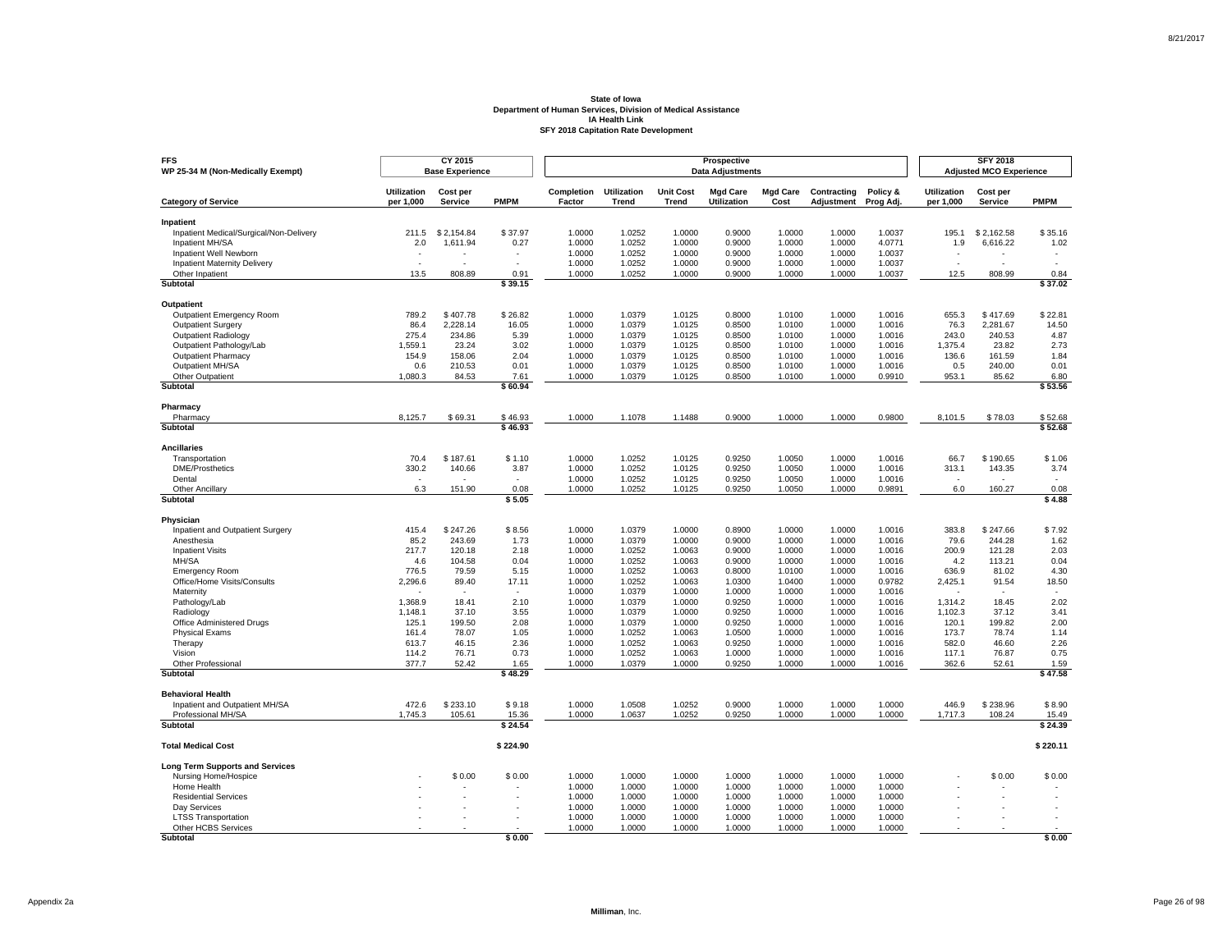**State of Iowa**
**Department of Human Services, Division of Medical Assistance**
**IA Health Link**
**SFY 2018 Capitation Rate Development**

| FFS<br>WP 25-34 M (Non-Medically Exempt) | CY 2015<br>Base Experience | | | Prospective<br>Data Adjustments | | | | | | | SFY 2018<br>Adjusted MCO Experience | | |
|---|---|---|---|---|---|---|---|---|---|---|---|---|---|
| **Category of Service** | **Utilization per 1,000** | **Cost per Service** | **PMPM** | **Completion Factor** | **Utilization Trend** | **Unit Cost Trend** | **Mgd Care Utilization** | **Mgd Care Cost** | **Contracting Adjustment** | **Policy & Prog Adj.** | **Utilization per 1,000** | **Cost per Service** | **PMPM** |
| **Inpatient** | | | | | | | | | | | | | |
| Inpatient Medical/Surgical/Non-Delivery | 211.5 | $ 2,154.84 | $ 37.97 | 1.0000 | 1.0252 | 1.0000 | 0.9000 | 1.0000 | 1.0000 | 1.0037 | 195.1 | $ 2,162.58 | $ 35.16 |
| Inpatient MH/SA | 2.0 | 1,611.94 | 0.27 | 1.0000 | 1.0252 | 1.0000 | 0.9000 | 1.0000 | 1.0000 | 4.0771 | 1.9 | 6,616.22 | 1.02 |
| Inpatient Well Newborn | - | - | - | 1.0000 | 1.0252 | 1.0000 | 0.9000 | 1.0000 | 1.0000 | 1.0037 | - | - | - |
| Inpatient Maternity Delivery | - | - | - | 1.0000 | 1.0252 | 1.0000 | 0.9000 | 1.0000 | 1.0000 | 1.0037 | - | - | - |
| Other Inpatient | 13.5 | 808.89 | 0.91 | 1.0000 | 1.0252 | 1.0000 | 0.9000 | 1.0000 | 1.0000 | 1.0037 | 12.5 | 808.99 | 0.84 |
| **Subtotal** | | | **$ 39.15** | | | | | | | | | | **$ 37.02** |
| **Outpatient** | | | | | | | | | | | | | |
| Outpatient Emergency Room | 789.2 | $ 407.78 | $ 26.82 | 1.0000 | 1.0379 | 1.0125 | 0.8000 | 1.0100 | 1.0000 | 1.0016 | 655.3 | $ 417.69 | $ 22.81 |
| Outpatient Surgery | 86.4 | 2,228.14 | 16.05 | 1.0000 | 1.0379 | 1.0125 | 0.8500 | 1.0100 | 1.0000 | 1.0016 | 76.3 | 2,281.67 | 14.50 |
| Outpatient Radiology | 275.4 | 234.86 | 5.39 | 1.0000 | 1.0379 | 1.0125 | 0.8500 | 1.0100 | 1.0000 | 1.0016 | 243.0 | 240.53 | 4.87 |
| Outpatient Pathology/Lab | 1,559.1 | 23.24 | 3.02 | 1.0000 | 1.0379 | 1.0125 | 0.8500 | 1.0100 | 1.0000 | 1.0016 | 1,375.4 | 23.82 | 2.73 |
| Outpatient Pharmacy | 154.9 | 158.06 | 2.04 | 1.0000 | 1.0379 | 1.0125 | 0.8500 | 1.0100 | 1.0000 | 1.0016 | 136.6 | 161.59 | 1.84 |
| Outpatient MH/SA | 0.6 | 210.53 | 0.01 | 1.0000 | 1.0379 | 1.0125 | 0.8500 | 1.0100 | 1.0000 | 1.0016 | 0.5 | 240.00 | 0.01 |
| Other Outpatient | 1,080.3 | 84.53 | 7.61 | 1.0000 | 1.0379 | 1.0125 | 0.8500 | 1.0100 | 1.0000 | 0.9910 | 953.1 | 85.62 | 6.80 |
| **Subtotal** | | | **$ 60.94** | | | | | | | | | | **$ 53.56** |
| **Pharmacy** | | | | | | | | | | | | | |
| Pharmacy | 8,125.7 | $ 69.31 | $ 46.93 | 1.0000 | 1.1078 | 1.1488 | 0.9000 | 1.0000 | 1.0000 | 0.9800 | 8,101.5 | $ 78.03 | $ 52.68 |
| **Subtotal** | | | **$ 46.93** | | | | | | | | | | **$ 52.68** |
| **Ancillaries** | | | | | | | | | | | | | |
| Transportation | 70.4 | $ 187.61 | $ 1.10 | 1.0000 | 1.0252 | 1.0125 | 0.9250 | 1.0050 | 1.0000 | 1.0016 | 66.7 | $ 190.65 | $ 1.06 |
| DME/Prosthetics | 330.2 | 140.66 | 3.87 | 1.0000 | 1.0252 | 1.0125 | 0.9250 | 1.0050 | 1.0000 | 1.0016 | 313.1 | 143.35 | 3.74 |
| Dental | - | - | - | 1.0000 | 1.0252 | 1.0125 | 0.9250 | 1.0050 | 1.0000 | 1.0016 | - | - | - |
| Other Ancillary | 6.3 | 151.90 | 0.08 | 1.0000 | 1.0252 | 1.0125 | 0.9250 | 1.0050 | 1.0000 | 0.9891 | 6.0 | 160.27 | 0.08 |
| **Subtotal** | | | **$ 5.05** | | | | | | | | | | **$ 4.88** |
| **Physician** | | | | | | | | | | | | | |
| Inpatient and Outpatient Surgery | 415.4 | $ 247.26 | $ 8.56 | 1.0000 | 1.0379 | 1.0000 | 0.8900 | 1.0000 | 1.0000 | 1.0016 | 383.8 | $ 247.66 | $ 7.92 |
| Anesthesia | 85.2 | 243.69 | 1.73 | 1.0000 | 1.0379 | 1.0000 | 0.9000 | 1.0000 | 1.0000 | 1.0016 | 79.6 | 244.28 | 1.62 |
| Inpatient Visits | 217.7 | 120.18 | 2.18 | 1.0000 | 1.0252 | 1.0063 | 0.9000 | 1.0000 | 1.0000 | 1.0016 | 200.9 | 121.28 | 2.03 |
| MH/SA | 4.6 | 104.58 | 0.04 | 1.0000 | 1.0252 | 1.0063 | 0.9000 | 1.0000 | 1.0000 | 1.0016 | 4.2 | 113.21 | 0.04 |
| Emergency Room | 776.5 | 79.59 | 5.15 | 1.0000 | 1.0252 | 1.0063 | 0.8000 | 1.0100 | 1.0000 | 1.0016 | 636.9 | 81.02 | 4.30 |
| Office/Home Visits/Consults | 2,296.6 | 89.40 | 17.11 | 1.0000 | 1.0252 | 1.0063 | 1.0300 | 1.0400 | 1.0000 | 0.9782 | 2,425.1 | 91.54 | 18.50 |
| Maternity | - | - | - | 1.0000 | 1.0379 | 1.0000 | 1.0000 | 1.0000 | 1.0000 | 1.0016 | - | - | - |
| Pathology/Lab | 1,368.9 | 18.41 | 2.10 | 1.0000 | 1.0379 | 1.0000 | 0.9250 | 1.0000 | 1.0000 | 1.0016 | 1,314.2 | 18.45 | 2.02 |
| Radiology | 1,148.1 | 37.10 | 3.55 | 1.0000 | 1.0379 | 1.0000 | 0.9250 | 1.0000 | 1.0000 | 1.0016 | 1,102.3 | 37.12 | 3.41 |
| Office Administered Drugs | 125.1 | 199.50 | 2.08 | 1.0000 | 1.0379 | 1.0000 | 0.9250 | 1.0000 | 1.0000 | 1.0016 | 120.1 | 199.82 | 2.00 |
| Physical Exams | 161.4 | 78.07 | 1.05 | 1.0000 | 1.0252 | 1.0063 | 1.0500 | 1.0000 | 1.0000 | 1.0016 | 173.7 | 78.74 | 1.14 |
| Therapy | 613.7 | 46.15 | 2.36 | 1.0000 | 1.0252 | 1.0063 | 0.9250 | 1.0000 | 1.0000 | 1.0016 | 582.0 | 46.60 | 2.26 |
| Vision | 114.2 | 76.71 | 0.73 | 1.0000 | 1.0252 | 1.0063 | 1.0000 | 1.0000 | 1.0000 | 1.0016 | 117.1 | 76.87 | 0.75 |
| Other Professional | 377.7 | 52.42 | 1.65 | 1.0000 | 1.0379 | 1.0000 | 0.9250 | 1.0000 | 1.0000 | 1.0016 | 362.6 | 52.61 | 1.59 |
| **Subtotal** | | | **$ 48.29** | | | | | | | | | | **$ 47.58** |
| **Behavioral Health** | | | | | | | | | | | | | |
| Inpatient and Outpatient MH/SA | 472.6 | $ 233.10 | $ 9.18 | 1.0000 | 1.0508 | 1.0252 | 0.9000 | 1.0000 | 1.0000 | 1.0000 | 446.9 | $ 238.96 | $ 8.90 |
| Professional MH/SA | 1,745.3 | 105.61 | 15.36 | 1.0000 | 1.0637 | 1.0252 | 0.9250 | 1.0000 | 1.0000 | 1.0000 | 1,717.3 | 108.24 | 15.49 |
| **Subtotal** | | | **$ 24.54** | | | | | | | | | | **$ 24.39** |
| **Total Medical Cost** | | | **$ 224.90** | | | | | | | | | | **$ 220.11** |
| **Long Term Supports and Services** | | | | | | | | | | | | | |
| Nursing Home/Hospice | - | $ 0.00 | $ 0.00 | 1.0000 | 1.0000 | 1.0000 | 1.0000 | 1.0000 | 1.0000 | 1.0000 | - | $ 0.00 | $ 0.00 |
| Home Health | - | - | - | 1.0000 | 1.0000 | 1.0000 | 1.0000 | 1.0000 | 1.0000 | 1.0000 | - | - | - |
| Residential Services | - | - | - | 1.0000 | 1.0000 | 1.0000 | 1.0000 | 1.0000 | 1.0000 | 1.0000 | - | - | - |
| Day Services | - | - | - | 1.0000 | 1.0000 | 1.0000 | 1.0000 | 1.0000 | 1.0000 | 1.0000 | - | - | - |
| LTSS Transportation | - | - | - | 1.0000 | 1.0000 | 1.0000 | 1.0000 | 1.0000 | 1.0000 | 1.0000 | - | - | - |
| Other HCBS Services | - | - | - | 1.0000 | 1.0000 | 1.0000 | 1.0000 | 1.0000 | 1.0000 | 1.0000 | - | - | - |
| **Subtotal** | | | **$ 0.00** | | | | | | | | | | **$ 0.00** |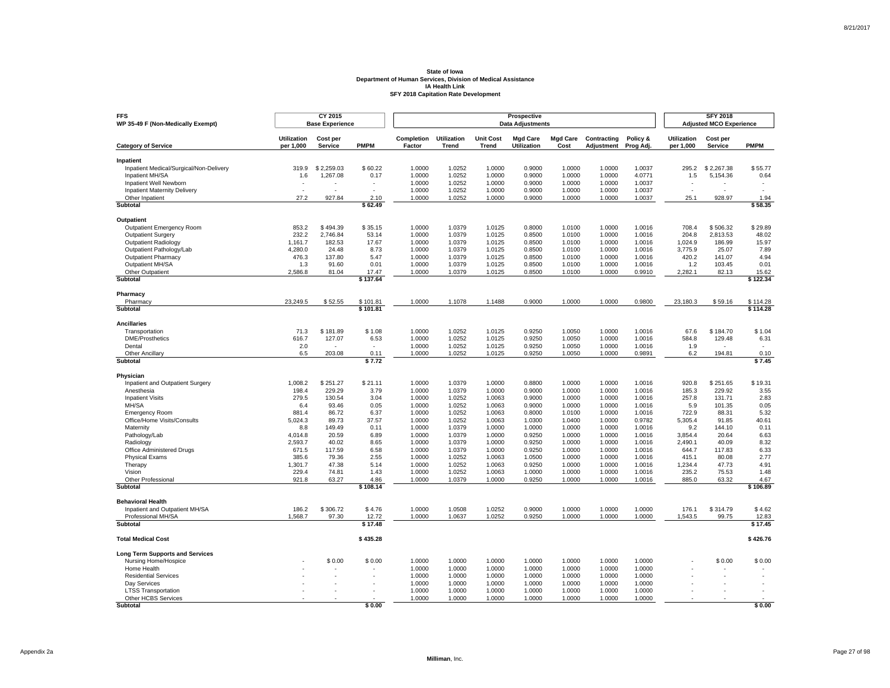**State of Iowa**
**Department of Human Services, Division of Medical Assistance**
**IA Health Link**
**SFY 2018 Capitation Rate Development**

| FFS<br>WP 35-49 F (Non-Medically Exempt) | CY 2015<br>Base Experience | | | Prospective<br>Data Adjustments | | | | | | | SFY 2018<br>Adjusted MCO Experience | | |
|---|---|---|---|---|---|---|---|---|---|---|---|---|---|
| **Category of Service** | **Utilization per 1,000** | **Cost per Service** | **PMPM** | **Completion Factor** | **Utilization Trend** | **Unit Cost Trend** | **Mgd Care Utilization** | **Mgd Care Cost** | **Contracting Adjustment** | **Policy & Prog Adj.** | **Utilization per 1,000** | **Cost per Service** | **PMPM** |
| **Inpatient** | | | | | | | | | | | | | |
| Inpatient Medical/Surgical/Non-Delivery | 319.9 | $ 2,259.03 | $ 60.22 | 1.0000 | 1.0252 | 1.0000 | 0.9000 | 1.0000 | 1.0000 | 1.0037 | 295.2 | $ 2,267.38 | $ 55.77 |
| Inpatient MH/SA | 1.6 | 1,267.08 | 0.17 | 1.0000 | 1.0252 | 1.0000 | 0.9000 | 1.0000 | 1.0000 | 4.0771 | 1.5 | 5,154.36 | 0.64 |
| Inpatient Well Newborn | - | - | - | 1.0000 | 1.0252 | 1.0000 | 0.9000 | 1.0000 | 1.0000 | 1.0037 | - | - | - |
| Inpatient Maternity Delivery | - | - | - | 1.0000 | 1.0252 | 1.0000 | 0.9000 | 1.0000 | 1.0000 | 1.0037 | - | - | - |
| Other Inpatient | 27.2 | 927.84 | 2.10 | 1.0000 | 1.0252 | 1.0000 | 0.9000 | 1.0000 | 1.0000 | 1.0037 | 25.1 | 928.97 | 1.94 |
| **Subtotal** | | | **$ 62.49** | | | | | | | | | | **$ 58.35** |
| **Outpatient** | | | | | | | | | | | | | |
| Outpatient Emergency Room | 853.2 | $ 494.39 | $ 35.15 | 1.0000 | 1.0379 | 1.0125 | 0.8000 | 1.0100 | 1.0000 | 1.0016 | 708.4 | $ 506.32 | $ 29.89 |
| Outpatient Surgery | 232.2 | 2,746.84 | 53.14 | 1.0000 | 1.0379 | 1.0125 | 0.8500 | 1.0100 | 1.0000 | 1.0016 | 204.8 | 2,813.53 | 48.02 |
| Outpatient Radiology | 1,161.7 | 182.53 | 17.67 | 1.0000 | 1.0379 | 1.0125 | 0.8500 | 1.0100 | 1.0000 | 1.0016 | 1,024.9 | 186.99 | 15.97 |
| Outpatient Pathology/Lab | 4,280.0 | 24.48 | 8.73 | 1.0000 | 1.0379 | 1.0125 | 0.8500 | 1.0100 | 1.0000 | 1.0016 | 3,775.9 | 25.07 | 7.89 |
| Outpatient Pharmacy | 476.3 | 137.80 | 5.47 | 1.0000 | 1.0379 | 1.0125 | 0.8500 | 1.0100 | 1.0000 | 1.0016 | 420.2 | 141.07 | 4.94 |
| Outpatient MH/SA | 1.3 | 91.60 | 0.01 | 1.0000 | 1.0379 | 1.0125 | 0.8500 | 1.0100 | 1.0000 | 1.0016 | 1.2 | 103.45 | 0.01 |
| Other Outpatient | 2,586.8 | 81.04 | 17.47 | 1.0000 | 1.0379 | 1.0125 | 0.8500 | 1.0100 | 1.0000 | 0.9910 | 2,282.1 | 82.13 | 15.62 |
| **Subtotal** | | | **$ 137.64** | | | | | | | | | | **$ 122.34** |
| **Pharmacy** | | | | | | | | | | | | | |
| Pharmacy | 23,249.5 | $ 52.55 | $ 101.81 | 1.0000 | 1.1078 | 1.1488 | 0.9000 | 1.0000 | 1.0000 | 0.9800 | 23,180.3 | $ 59.16 | $ 114.28 |
| **Subtotal** | | | **$ 101.81** | | | | | | | | | | **$ 114.28** |
| **Ancillaries** | | | | | | | | | | | | | |
| Transportation | 71.3 | $ 181.89 | $ 1.08 | 1.0000 | 1.0252 | 1.0125 | 0.9250 | 1.0050 | 1.0000 | 1.0016 | 67.6 | $ 184.70 | $ 1.04 |
| DME/Prosthetics | 616.7 | 127.07 | 6.53 | 1.0000 | 1.0252 | 1.0125 | 0.9250 | 1.0050 | 1.0000 | 1.0016 | 584.8 | 129.48 | 6.31 |
| Dental | 2.0 | - | - | 1.0000 | 1.0252 | 1.0125 | 0.9250 | 1.0050 | 1.0000 | 1.0016 | 1.9 | - | - |
| Other Ancillary | 6.5 | 203.08 | 0.11 | 1.0000 | 1.0252 | 1.0125 | 0.9250 | 1.0050 | 1.0000 | 0.9891 | 6.2 | 194.81 | 0.10 |
| **Subtotal** | | | **$ 7.72** | | | | | | | | | | **$ 7.45** |
| **Physician** | | | | | | | | | | | | | |
| Inpatient and Outpatient Surgery | 1,008.2 | $ 251.27 | $ 21.11 | 1.0000 | 1.0379 | 1.0000 | 0.8800 | 1.0000 | 1.0000 | 1.0016 | 920.8 | $ 251.65 | $ 19.31 |
| Anesthesia | 198.4 | 229.29 | 3.79 | 1.0000 | 1.0379 | 1.0000 | 0.9000 | 1.0000 | 1.0000 | 1.0016 | 185.3 | 229.92 | 3.55 |
| Inpatient Visits | 279.5 | 130.54 | 3.04 | 1.0000 | 1.0252 | 1.0063 | 0.9000 | 1.0000 | 1.0000 | 1.0016 | 257.8 | 131.71 | 2.83 |
| MH/SA | 6.4 | 93.46 | 0.05 | 1.0000 | 1.0252 | 1.0063 | 0.9000 | 1.0000 | 1.0000 | 1.0016 | 5.9 | 101.35 | 0.05 |
| Emergency Room | 881.4 | 86.72 | 6.37 | 1.0000 | 1.0252 | 1.0063 | 0.8000 | 1.0100 | 1.0000 | 1.0016 | 722.9 | 88.31 | 5.32 |
| Office/Home Visits/Consults | 5,024.3 | 89.73 | 37.57 | 1.0000 | 1.0252 | 1.0063 | 1.0300 | 1.0400 | 1.0000 | 0.9782 | 5,305.4 | 91.85 | 40.61 |
| Maternity | 8.8 | 149.49 | 0.11 | 1.0000 | 1.0379 | 1.0000 | 1.0000 | 1.0000 | 1.0000 | 1.0016 | 9.2 | 144.10 | 0.11 |
| Pathology/Lab | 4,014.8 | 20.59 | 6.89 | 1.0000 | 1.0379 | 1.0000 | 0.9250 | 1.0000 | 1.0000 | 1.0016 | 3,854.4 | 20.64 | 6.63 |
| Radiology | 2,593.7 | 40.02 | 8.65 | 1.0000 | 1.0379 | 1.0000 | 0.9250 | 1.0000 | 1.0000 | 1.0016 | 2,490.1 | 40.09 | 8.32 |
| Office Administered Drugs | 671.5 | 117.59 | 6.58 | 1.0000 | 1.0379 | 1.0000 | 0.9250 | 1.0000 | 1.0000 | 1.0016 | 644.7 | 117.83 | 6.33 |
| Physical Exams | 385.6 | 79.36 | 2.55 | 1.0000 | 1.0252 | 1.0063 | 1.0500 | 1.0000 | 1.0000 | 1.0016 | 415.1 | 80.08 | 2.77 |
| Therapy | 1,301.7 | 47.38 | 5.14 | 1.0000 | 1.0252 | 1.0063 | 0.9250 | 1.0000 | 1.0000 | 1.0016 | 1,234.4 | 47.73 | 4.91 |
| Vision | 229.4 | 74.81 | 1.43 | 1.0000 | 1.0252 | 1.0063 | 1.0000 | 1.0000 | 1.0000 | 1.0016 | 235.2 | 75.53 | 1.48 |
| Other Professional | 921.8 | 63.27 | 4.86 | 1.0000 | 1.0379 | 1.0000 | 0.9250 | 1.0000 | 1.0000 | 1.0016 | 885.0 | 63.32 | 4.67 |
| **Subtotal** | | | **$ 108.14** | | | | | | | | | | **$ 106.89** |
| **Behavioral Health** | | | | | | | | | | | | | |
| Inpatient and Outpatient MH/SA | 186.2 | $ 306.72 | $ 4.76 | 1.0000 | 1.0508 | 1.0252 | 0.9000 | 1.0000 | 1.0000 | 1.0000 | 176.1 | $ 314.79 | $ 4.62 |
| Professional MH/SA | 1,568.7 | 97.30 | 12.72 | 1.0000 | 1.0637 | 1.0252 | 0.9250 | 1.0000 | 1.0000 | 1.0000 | 1,543.5 | 99.75 | 12.83 |
| **Subtotal** | | | **$ 17.48** | | | | | | | | | | **$ 17.45** |
| **Total Medical Cost** | | | **$ 435.28** | | | | | | | | | | **$ 426.76** |
| **Long Term Supports and Services** | | | | | | | | | | | | | |
| Nursing Home/Hospice | - | $ 0.00 | $ 0.00 | 1.0000 | 1.0000 | 1.0000 | 1.0000 | 1.0000 | 1.0000 | 1.0000 | - | $ 0.00 | $ 0.00 |
| Home Health | - | - | - | 1.0000 | 1.0000 | 1.0000 | 1.0000 | 1.0000 | 1.0000 | 1.0000 | - | - | - |
| Residential Services | - | - | - | 1.0000 | 1.0000 | 1.0000 | 1.0000 | 1.0000 | 1.0000 | 1.0000 | - | - | - |
| Day Services | - | - | - | 1.0000 | 1.0000 | 1.0000 | 1.0000 | 1.0000 | 1.0000 | 1.0000 | - | - | - |
| LTSS Transportation | - | - | - | 1.0000 | 1.0000 | 1.0000 | 1.0000 | 1.0000 | 1.0000 | 1.0000 | - | - | - |
| Other HCBS Services | - | - | - | 1.0000 | 1.0000 | 1.0000 | 1.0000 | 1.0000 | 1.0000 | 1.0000 | - | - | - |
| **Subtotal** | | | **$ 0.00** | | | | | | | | | | **$ 0.00** |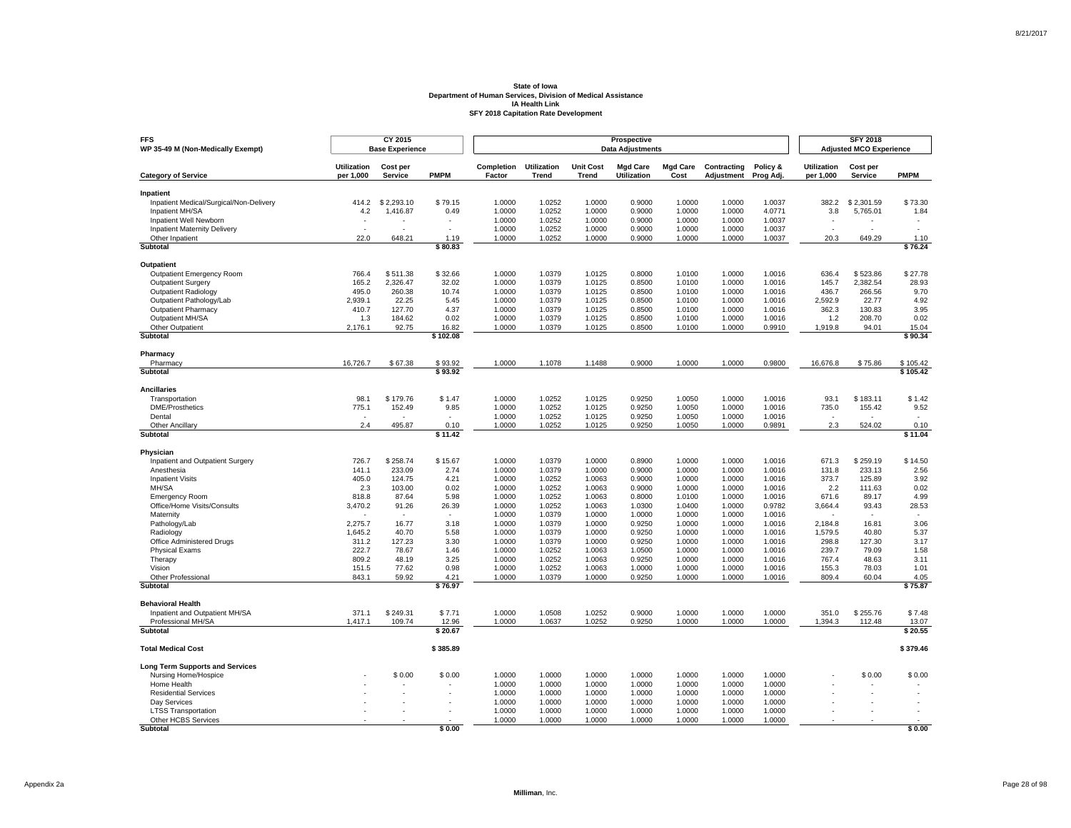**State of Iowa**
**Department of Human Services, Division of Medical Assistance**
**IA Health Link**
**SFY 2018 Capitation Rate Development**

| FFS WP 35-49 M (Non-Medically Exempt) | CY 2015 Base Experience | | | Prospective Data Adjustments | | | | | | | SFY 2018 Adjusted MCO Experience | | |
|---|---|---|---|---|---|---|---|---|---|---|---|---|---|
| Category of Service | Utilization per 1,000 | Cost per Service | PMPM | Completion Factor | Utilization Trend | Unit Cost Trend | Mgd Care Utilization | Mgd Care Cost | Contracting Adjustment | Policy & Prog Adj. | Utilization per 1,000 | Cost per Service | PMPM |
| **Inpatient** | | | | | | | | | | | | | |
| Inpatient Medical/Surgical/Non-Delivery | 414.2 | $ 2,293.10 | $ 79.15 | 1.0000 | 1.0252 | 1.0000 | 0.9000 | 1.0000 | 1.0000 | 1.0037 | 382.2 | $ 2,301.59 | $ 73.30 |
| Inpatient MH/SA | 4.2 | 1,416.87 | 0.49 | 1.0000 | 1.0252 | 1.0000 | 0.9000 | 1.0000 | 1.0000 | 4.0771 | 3.8 | 5,765.01 | 1.84 |
| Inpatient Well Newborn | - | - | - | 1.0000 | 1.0252 | 1.0000 | 0.9000 | 1.0000 | 1.0000 | 1.0037 | - | - | - |
| Inpatient Maternity Delivery | - | - | - | 1.0000 | 1.0252 | 1.0000 | 0.9000 | 1.0000 | 1.0000 | 1.0037 | - | - | - |
| Other Inpatient | 22.0 | 648.21 | 1.19 | 1.0000 | 1.0252 | 1.0000 | 0.9000 | 1.0000 | 1.0000 | 1.0037 | 20.3 | 649.29 | 1.10 |
| **Subtotal** | | | **$ 80.83** | | | | | | | | | | **$ 76.24** |
| **Outpatient** | | | | | | | | | | | | | |
| Outpatient Emergency Room | 766.4 | $ 511.38 | $ 32.66 | 1.0000 | 1.0379 | 1.0125 | 0.8000 | 1.0100 | 1.0000 | 1.0016 | 636.4 | $ 523.86 | $ 27.78 |
| Outpatient Surgery | 165.2 | 2,326.47 | 32.02 | 1.0000 | 1.0379 | 1.0125 | 0.8500 | 1.0100 | 1.0000 | 1.0016 | 145.7 | 2,382.54 | 28.93 |
| Outpatient Radiology | 495.0 | 260.38 | 10.74 | 1.0000 | 1.0379 | 1.0125 | 0.8500 | 1.0100 | 1.0000 | 1.0016 | 436.7 | 266.56 | 9.70 |
| Outpatient Pathology/Lab | 2,939.1 | 22.25 | 5.45 | 1.0000 | 1.0379 | 1.0125 | 0.8500 | 1.0100 | 1.0000 | 1.0016 | 2,592.9 | 22.77 | 4.92 |
| Outpatient Pharmacy | 410.7 | 127.70 | 4.37 | 1.0000 | 1.0379 | 1.0125 | 0.8500 | 1.0100 | 1.0000 | 1.0016 | 362.3 | 130.83 | 3.95 |
| Outpatient MH/SA | 1.3 | 184.62 | 0.02 | 1.0000 | 1.0379 | 1.0125 | 0.8500 | 1.0100 | 1.0000 | 1.0016 | 1.2 | 208.70 | 0.02 |
| Other Outpatient | 2,176.1 | 92.75 | 16.82 | 1.0000 | 1.0379 | 1.0125 | 0.8500 | 1.0100 | 1.0000 | 0.9910 | 1,919.8 | 94.01 | 15.04 |
| **Subtotal** | | | **$ 102.08** | | | | | | | | | | **$ 90.34** |
| **Pharmacy** | | | | | | | | | | | | | |
| Pharmacy | 16,726.7 | $ 67.38 | $ 93.92 | 1.0000 | 1.1078 | 1.1488 | 0.9000 | 1.0000 | 1.0000 | 0.9800 | 16,676.8 | $ 75.86 | $ 105.42 |
| **Subtotal** | | | **$ 93.92** | | | | | | | | | | **$ 105.42** |
| **Ancillaries** | | | | | | | | | | | | | |
| Transportation | 98.1 | $ 179.76 | $ 1.47 | 1.0000 | 1.0252 | 1.0125 | 0.9250 | 1.0050 | 1.0000 | 1.0016 | 93.1 | $ 183.11 | $ 1.42 |
| DME/Prosthetics | 775.1 | 152.49 | 9.85 | 1.0000 | 1.0252 | 1.0125 | 0.9250 | 1.0050 | 1.0000 | 1.0016 | 735.0 | 155.42 | 9.52 |
| Dental | - | - | - | 1.0000 | 1.0252 | 1.0125 | 0.9250 | 1.0050 | 1.0000 | 1.0016 | - | - | - |
| Other Ancillary | 2.4 | 495.87 | 0.10 | 1.0000 | 1.0252 | 1.0125 | 0.9250 | 1.0050 | 1.0000 | 0.9891 | 2.3 | 524.02 | 0.10 |
| **Subtotal** | | | **$ 11.42** | | | | | | | | | | **$ 11.04** |
| **Physician** | | | | | | | | | | | | | |
| Inpatient and Outpatient Surgery | 726.7 | $ 258.74 | $ 15.67 | 1.0000 | 1.0379 | 1.0000 | 0.8900 | 1.0000 | 1.0000 | 1.0016 | 671.3 | $ 259.19 | $ 14.50 |
| Anesthesia | 141.1 | 233.09 | 2.74 | 1.0000 | 1.0379 | 1.0000 | 0.9000 | 1.0000 | 1.0000 | 1.0016 | 131.8 | 233.13 | 2.56 |
| Inpatient Visits | 405.0 | 124.75 | 4.21 | 1.0000 | 1.0252 | 1.0063 | 0.9000 | 1.0000 | 1.0000 | 1.0016 | 373.7 | 125.89 | 3.92 |
| MH/SA | 2.3 | 103.00 | 0.02 | 1.0000 | 1.0252 | 1.0063 | 0.9000 | 1.0000 | 1.0000 | 1.0016 | 2.2 | 111.63 | 0.02 |
| Emergency Room | 818.8 | 87.64 | 5.98 | 1.0000 | 1.0252 | 1.0063 | 0.8000 | 1.0100 | 1.0000 | 1.0016 | 671.6 | 89.17 | 4.99 |
| Office/Home Visits/Consults | 3,470.2 | 91.26 | 26.39 | 1.0000 | 1.0252 | 1.0063 | 1.0300 | 1.0400 | 1.0000 | 0.9782 | 3,664.4 | 93.43 | 28.53 |
| Maternity | - | - | - | 1.0000 | 1.0379 | 1.0000 | 1.0000 | 1.0000 | 1.0000 | 1.0016 | - | - | - |
| Pathology/Lab | 2,275.7 | 16.77 | 3.18 | 1.0000 | 1.0379 | 1.0000 | 0.9250 | 1.0000 | 1.0000 | 1.0016 | 2,184.8 | 16.81 | 3.06 |
| Radiology | 1,645.2 | 40.70 | 5.58 | 1.0000 | 1.0379 | 1.0000 | 0.9250 | 1.0000 | 1.0000 | 1.0016 | 1,579.5 | 40.80 | 5.37 |
| Office Administered Drugs | 311.2 | 127.23 | 3.30 | 1.0000 | 1.0379 | 1.0000 | 0.9250 | 1.0000 | 1.0000 | 1.0016 | 298.8 | 127.30 | 3.17 |
| Physical Exams | 222.7 | 78.67 | 1.46 | 1.0000 | 1.0252 | 1.0063 | 1.0500 | 1.0000 | 1.0000 | 1.0016 | 239.7 | 79.09 | 1.58 |
| Therapy | 809.2 | 48.19 | 3.25 | 1.0000 | 1.0252 | 1.0063 | 0.9250 | 1.0000 | 1.0000 | 1.0016 | 767.4 | 48.63 | 3.11 |
| Vision | 151.5 | 77.62 | 0.98 | 1.0000 | 1.0252 | 1.0063 | 1.0000 | 1.0000 | 1.0000 | 1.0016 | 155.3 | 78.03 | 1.01 |
| Other Professional | 843.1 | 59.92 | 4.21 | 1.0000 | 1.0379 | 1.0000 | 0.9250 | 1.0000 | 1.0000 | 1.0016 | 809.4 | 60.04 | 4.05 |
| **Subtotal** | | | **$ 76.97** | | | | | | | | | | **$ 75.87** |
| **Behavioral Health** | | | | | | | | | | | | | |
| Inpatient and Outpatient MH/SA | 371.1 | $ 249.31 | $ 7.71 | 1.0000 | 1.0508 | 1.0252 | 0.9000 | 1.0000 | 1.0000 | 1.0000 | 351.0 | $ 255.76 | $ 7.48 |
| Professional MH/SA | 1,417.1 | 109.74 | 12.96 | 1.0000 | 1.0637 | 1.0252 | 0.9250 | 1.0000 | 1.0000 | 1.0000 | 1,394.3 | 112.48 | 13.07 |
| **Subtotal** | | | **$ 20.67** | | | | | | | | | | **$ 20.55** |
| **Total Medical Cost** | | | **$ 385.89** | | | | | | | | | | **$ 379.46** |
| **Long Term Supports and Services** | | | | | | | | | | | | | |
| Nursing Home/Hospice | - | $ 0.00 | $ 0.00 | 1.0000 | 1.0000 | 1.0000 | 1.0000 | 1.0000 | 1.0000 | 1.0000 | - | $ 0.00 | $ 0.00 |
| Home Health | - | - | - | 1.0000 | 1.0000 | 1.0000 | 1.0000 | 1.0000 | 1.0000 | 1.0000 | - | - | - |
| Residential Services | - | - | - | 1.0000 | 1.0000 | 1.0000 | 1.0000 | 1.0000 | 1.0000 | 1.0000 | - | - | - |
| Day Services | - | - | - | 1.0000 | 1.0000 | 1.0000 | 1.0000 | 1.0000 | 1.0000 | 1.0000 | - | - | - |
| LTSS Transportation | - | - | - | 1.0000 | 1.0000 | 1.0000 | 1.0000 | 1.0000 | 1.0000 | 1.0000 | - | - | - |
| Other HCBS Services | - | - | - | 1.0000 | 1.0000 | 1.0000 | 1.0000 | 1.0000 | 1.0000 | 1.0000 | - | - | - |
| **Subtotal** | | | **$ 0.00** | | | | | | | | | | **$ 0.00** |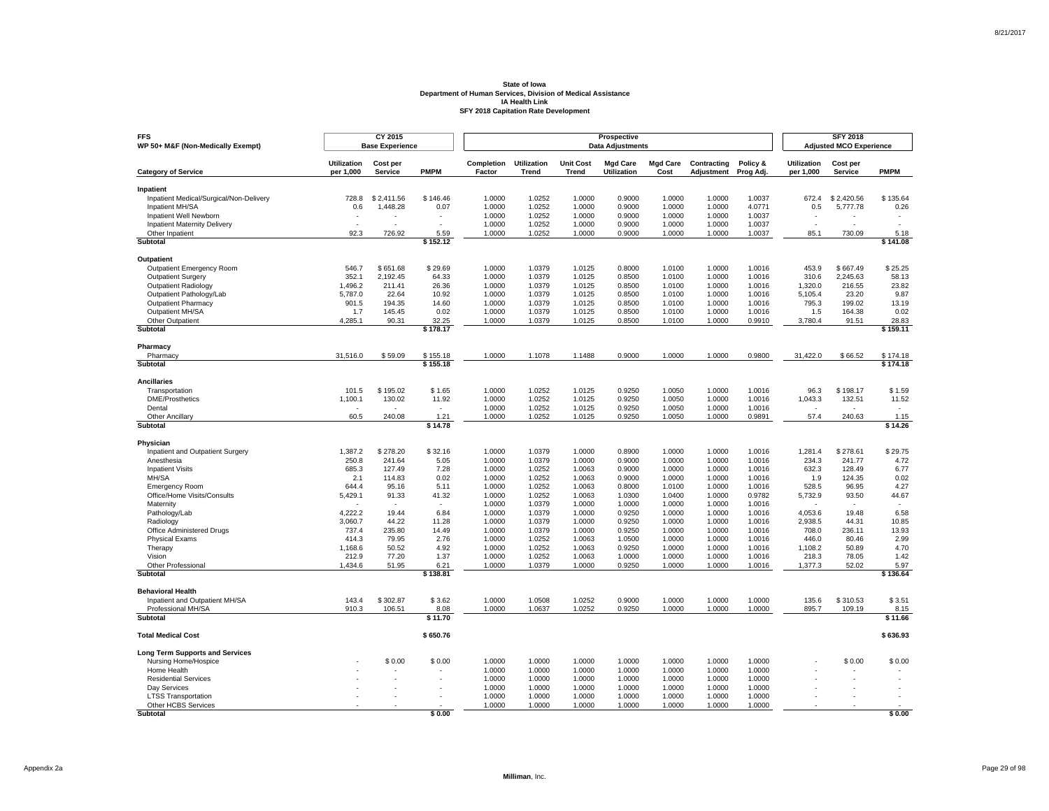**State of Iowa**
**Department of Human Services, Division of Medical Assistance**
**IA Health Link**
**SFY 2018 Capitation Rate Development**

| FFS WP 50+ M&F (Non-Medically Exempt) | CY 2015 Base Experience | | | Prospective Data Adjustments | | | | | | | SFY 2018 Adjusted MCO Experience | | |
|---|---|---|---|---|---|---|---|---|---|---|---|---|---|
| Category of Service | Utilization per 1,000 | Cost per Service | PMPM | Completion Factor | Utilization Trend | Unit Cost Trend | Mgd Care Utilization | Mgd Care Cost | Contracting Adjustment | Policy & Prog Adj. | Utilization per 1,000 | Cost per Service | PMPM |
| **Inpatient** | | | | | | | | | | | | | |
| Inpatient Medical/Surgical/Non-Delivery | 728.8 | $ 2,411.56 | $ 146.46 | 1.0000 | 1.0252 | 1.0000 | 0.9000 | 1.0000 | 1.0000 | 1.0037 | 672.4 | $ 2,420.56 | $ 135.64 |
| Inpatient MH/SA | 0.6 | 1,448.28 | 0.07 | 1.0000 | 1.0252 | 1.0000 | 0.9000 | 1.0000 | 1.0000 | 4.0771 | 0.5 | 5,777.78 | 0.26 |
| Inpatient Well Newborn | - | - | - | 1.0000 | 1.0252 | 1.0000 | 0.9000 | 1.0000 | 1.0000 | 1.0037 | - | - | - |
| Inpatient Maternity Delivery | - | - | - | 1.0000 | 1.0252 | 1.0000 | 0.9000 | 1.0000 | 1.0000 | 1.0037 | - | - | - |
| Other Inpatient | 92.3 | 726.92 | 5.59 | 1.0000 | 1.0252 | 1.0000 | 0.9000 | 1.0000 | 1.0000 | 1.0037 | 85.1 | 730.09 | 5.18 |
| **Subtotal** | | | **$ 152.12** | | | | | | | | | | **$ 141.08** |
| **Outpatient** | | | | | | | | | | | | | |
| Outpatient Emergency Room | 546.7 | $ 651.68 | $ 29.69 | 1.0000 | 1.0379 | 1.0125 | 0.8000 | 1.0100 | 1.0000 | 1.0016 | 453.9 | $ 667.49 | $ 25.25 |
| Outpatient Surgery | 352.1 | 2,192.45 | 64.33 | 1.0000 | 1.0379 | 1.0125 | 0.8500 | 1.0100 | 1.0000 | 1.0016 | 310.6 | 2,245.63 | 58.13 |
| Outpatient Radiology | 1,496.2 | 211.41 | 26.36 | 1.0000 | 1.0379 | 1.0125 | 0.8500 | 1.0100 | 1.0000 | 1.0016 | 1,320.0 | 216.55 | 23.82 |
| Outpatient Pathology/Lab | 5,787.0 | 22.64 | 10.92 | 1.0000 | 1.0379 | 1.0125 | 0.8500 | 1.0100 | 1.0000 | 1.0016 | 5,105.4 | 23.20 | 9.87 |
| Outpatient Pharmacy | 901.5 | 194.35 | 14.60 | 1.0000 | 1.0379 | 1.0125 | 0.8500 | 1.0100 | 1.0000 | 1.0016 | 795.3 | 199.02 | 13.19 |
| Outpatient MH/SA | 1.7 | 145.45 | 0.02 | 1.0000 | 1.0379 | 1.0125 | 0.8500 | 1.0100 | 1.0000 | 1.0016 | 1.5 | 164.38 | 0.02 |
| Other Outpatient | 4,285.1 | 90.31 | 32.25 | 1.0000 | 1.0379 | 1.0125 | 0.8500 | 1.0100 | 1.0000 | 0.9910 | 3,780.4 | 91.51 | 28.83 |
| **Subtotal** | | | **$ 178.17** | | | | | | | | | | **$ 159.11** |
| **Pharmacy** | | | | | | | | | | | | | |
| Pharmacy | 31,516.0 | $ 59.09 | $ 155.18 | 1.0000 | 1.1078 | 1.1488 | 0.9000 | 1.0000 | 1.0000 | 0.9800 | 31,422.0 | $ 66.52 | $ 174.18 |
| **Subtotal** | | | **$ 155.18** | | | | | | | | | | **$ 174.18** |
| **Ancillaries** | | | | | | | | | | | | | |
| Transportation | 101.5 | $ 195.02 | $ 1.65 | 1.0000 | 1.0252 | 1.0125 | 0.9250 | 1.0050 | 1.0000 | 1.0016 | 96.3 | $ 198.17 | $ 1.59 |
| DME/Prosthetics | 1,100.1 | 130.02 | 11.92 | 1.0000 | 1.0252 | 1.0125 | 0.9250 | 1.0050 | 1.0000 | 1.0016 | 1,043.3 | 132.51 | 11.52 |
| Dental | - | - | - | 1.0000 | 1.0252 | 1.0125 | 0.9250 | 1.0050 | 1.0000 | 1.0016 | - | - | - |
| Other Ancillary | 60.5 | 240.08 | 1.21 | 1.0000 | 1.0252 | 1.0125 | 0.9250 | 1.0050 | 1.0000 | 0.9891 | 57.4 | 240.63 | 1.15 |
| **Subtotal** | | | **$ 14.78** | | | | | | | | | | **$ 14.26** |
| **Physician** | | | | | | | | | | | | | |
| Inpatient and Outpatient Surgery | 1,387.2 | $ 278.20 | $ 32.16 | 1.0000 | 1.0379 | 1.0000 | 0.8900 | 1.0000 | 1.0000 | 1.0016 | 1,281.4 | $ 278.61 | $ 29.75 |
| Anesthesia | 250.8 | 241.64 | 5.05 | 1.0000 | 1.0379 | 1.0000 | 0.9000 | 1.0000 | 1.0000 | 1.0016 | 234.3 | 241.77 | 4.72 |
| Inpatient Visits | 685.3 | 127.49 | 7.28 | 1.0000 | 1.0252 | 1.0063 | 0.9000 | 1.0000 | 1.0000 | 1.0016 | 632.3 | 128.49 | 6.77 |
| MH/SA | 2.1 | 114.83 | 0.02 | 1.0000 | 1.0252 | 1.0063 | 0.9000 | 1.0000 | 1.0000 | 1.0016 | 1.9 | 124.35 | 0.02 |
| Emergency Room | 644.4 | 95.16 | 5.11 | 1.0000 | 1.0252 | 1.0063 | 0.8000 | 1.0100 | 1.0000 | 1.0016 | 528.5 | 96.95 | 4.27 |
| Office/Home Visits/Consults | 5,429.1 | 91.33 | 41.32 | 1.0000 | 1.0252 | 1.0063 | 1.0300 | 1.0400 | 1.0000 | 0.9782 | 5,732.9 | 93.50 | 44.67 |
| Maternity | - | - | - | 1.0000 | 1.0379 | 1.0000 | 1.0000 | 1.0000 | 1.0000 | 1.0016 | - | - | - |
| Pathology/Lab | 4,222.2 | 19.44 | 6.84 | 1.0000 | 1.0379 | 1.0000 | 0.9250 | 1.0000 | 1.0000 | 1.0016 | 4,053.6 | 19.48 | 6.58 |
| Radiology | 3,060.7 | 44.22 | 11.28 | 1.0000 | 1.0379 | 1.0000 | 0.9250 | 1.0000 | 1.0000 | 1.0016 | 2,938.5 | 44.31 | 10.85 |
| Office Administered Drugs | 737.4 | 235.80 | 14.49 | 1.0000 | 1.0379 | 1.0000 | 0.9250 | 1.0000 | 1.0000 | 1.0016 | 708.0 | 236.11 | 13.93 |
| Physical Exams | 414.3 | 79.95 | 2.76 | 1.0000 | 1.0252 | 1.0063 | 1.0500 | 1.0000 | 1.0000 | 1.0016 | 446.0 | 80.46 | 2.99 |
| Therapy | 1,168.6 | 50.52 | 4.92 | 1.0000 | 1.0252 | 1.0063 | 0.9250 | 1.0000 | 1.0000 | 1.0016 | 1,108.2 | 50.89 | 4.70 |
| Vision | 212.9 | 77.20 | 1.37 | 1.0000 | 1.0252 | 1.0063 | 1.0000 | 1.0000 | 1.0000 | 1.0016 | 218.3 | 78.05 | 1.42 |
| Other Professional | 1,434.6 | 51.95 | 6.21 | 1.0000 | 1.0379 | 1.0000 | 0.9250 | 1.0000 | 1.0000 | 1.0016 | 1,377.3 | 52.02 | 5.97 |
| **Subtotal** | | | **$ 138.81** | | | | | | | | | | **$ 136.64** |
| **Behavioral Health** | | | | | | | | | | | | | |
| Inpatient and Outpatient MH/SA | 143.4 | $ 302.87 | $ 3.62 | 1.0000 | 1.0508 | 1.0252 | 0.9000 | 1.0000 | 1.0000 | 1.0000 | 135.6 | $ 310.53 | $ 3.51 |
| Professional MH/SA | 910.3 | 106.51 | 8.08 | 1.0000 | 1.0637 | 1.0252 | 0.9250 | 1.0000 | 1.0000 | 1.0000 | 895.7 | 109.19 | 8.15 |
| **Subtotal** | | | **$ 11.70** | | | | | | | | | | **$ 11.66** |
| **Total Medical Cost** | | | **$ 650.76** | | | | | | | | | | **$ 636.93** |
| **Long Term Supports and Services** | | | | | | | | | | | | | |
| Nursing Home/Hospice | - | $ 0.00 | $ 0.00 | 1.0000 | 1.0000 | 1.0000 | 1.0000 | 1.0000 | 1.0000 | 1.0000 | - | $ 0.00 | $ 0.00 |
| Home Health | - | - | - | 1.0000 | 1.0000 | 1.0000 | 1.0000 | 1.0000 | 1.0000 | 1.0000 | - | - | - |
| Residential Services | - | - | - | 1.0000 | 1.0000 | 1.0000 | 1.0000 | 1.0000 | 1.0000 | 1.0000 | - | - | - |
| Day Services | - | - | - | 1.0000 | 1.0000 | 1.0000 | 1.0000 | 1.0000 | 1.0000 | 1.0000 | - | - | - |
| LTSS Transportation | - | - | - | 1.0000 | 1.0000 | 1.0000 | 1.0000 | 1.0000 | 1.0000 | 1.0000 | - | - | - |
| Other HCBS Services | - | - | - | 1.0000 | 1.0000 | 1.0000 | 1.0000 | 1.0000 | 1.0000 | 1.0000 | - | - | - |
| **Subtotal** | | | **$ 0.00** | | | | | | | | | | **$ 0.00** |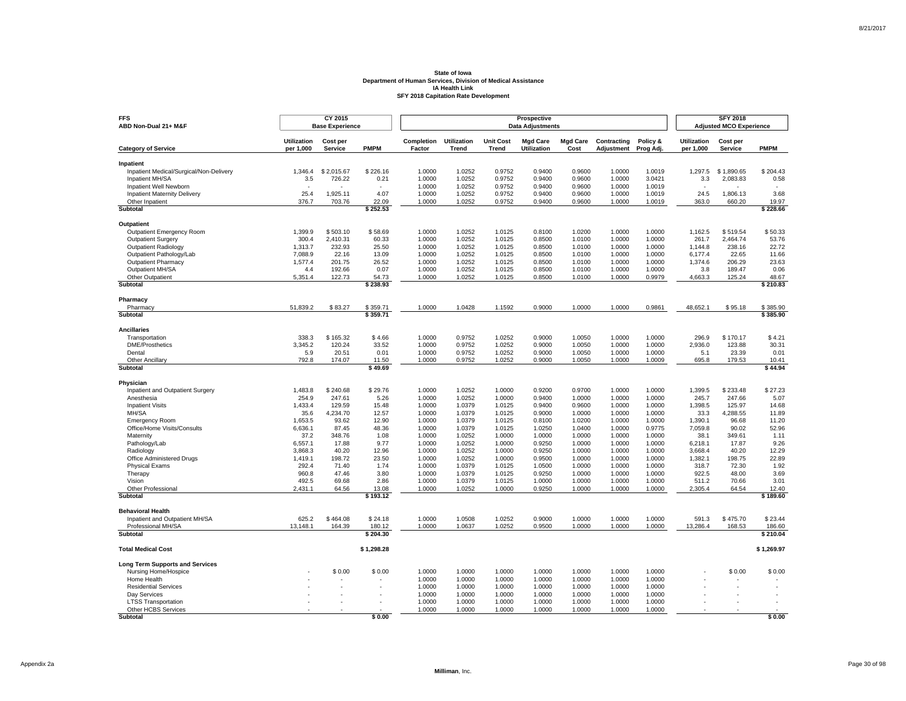**State of Iowa**
**Department of Human Services, Division of Medical Assistance**
**IA Health Link**
**SFY 2018 Capitation Rate Development**

| FFS ABD Non-Dual 21+ M&F | CY 2015 Base Experience | | | Prospective Data Adjustments | | | | | | | SFY 2018 Adjusted MCO Experience | | |
|---|---|---|---|---|---|---|---|---|---|---|---|---|---|
| **Category of Service** | **Utilization per 1,000** | **Cost per Service** | **PMPM** | **Completion Factor** | **Utilization Trend** | **Unit Cost Trend** | **Mgd Care Utilization** | **Mgd Care Cost** | **Contracting Adjustment** | **Policy & Prog Adj.** | **Utilization per 1,000** | **Cost per Service** | **PMPM** |
| **Inpatient** | | | | | | | | | | | | | |
| Inpatient Medical/Surgical/Non-Delivery | 1,346.4 | $ 2,015.67 | $ 226.16 | 1.0000 | 1.0252 | 0.9752 | 0.9400 | 0.9600 | 1.0000 | 1.0019 | 1,297.5 | $ 1,890.65 | $ 204.43 |
| Inpatient MH/SA | 3.5 | 726.22 | 0.21 | 1.0000 | 1.0252 | 0.9752 | 0.9400 | 0.9600 | 1.0000 | 3.0421 | 3.3 | 2,083.83 | 0.58 |
| Inpatient Well Newborn | - | - | - | 1.0000 | 1.0252 | 0.9752 | 0.9400 | 0.9600 | 1.0000 | 1.0019 | - | - | - |
| Inpatient Maternity Delivery | 25.4 | 1,925.11 | 4.07 | 1.0000 | 1.0252 | 0.9752 | 0.9400 | 0.9600 | 1.0000 | 1.0019 | 24.5 | 1,806.13 | 3.68 |
| Other Inpatient | 376.7 | 703.76 | 22.09 | 1.0000 | 1.0252 | 0.9752 | 0.9400 | 0.9600 | 1.0000 | 1.0019 | 363.0 | 660.20 | 19.97 |
| **Subtotal** | | | **$ 252.53** | | | | | | | | | | **$ 228.66** |
| **Outpatient** | | | | | | | | | | | | | |
| Outpatient Emergency Room | 1,399.9 | $ 503.10 | $ 58.69 | 1.0000 | 1.0252 | 1.0125 | 0.8100 | 1.0200 | 1.0000 | 1.0000 | 1,162.5 | $ 519.54 | $ 50.33 |
| Outpatient Surgery | 300.4 | 2,410.31 | 60.33 | 1.0000 | 1.0252 | 1.0125 | 0.8500 | 1.0100 | 1.0000 | 1.0000 | 261.7 | 2,464.74 | 53.76 |
| Outpatient Radiology | 1,313.7 | 232.93 | 25.50 | 1.0000 | 1.0252 | 1.0125 | 0.8500 | 1.0100 | 1.0000 | 1.0000 | 1,144.8 | 238.16 | 22.72 |
| Outpatient Pathology/Lab | 7,088.9 | 22.16 | 13.09 | 1.0000 | 1.0252 | 1.0125 | 0.8500 | 1.0100 | 1.0000 | 1.0000 | 6,177.4 | 22.65 | 11.66 |
| Outpatient Pharmacy | 1,577.4 | 201.75 | 26.52 | 1.0000 | 1.0252 | 1.0125 | 0.8500 | 1.0100 | 1.0000 | 1.0000 | 1,374.6 | 206.29 | 23.63 |
| Outpatient MH/SA | 4.4 | 192.66 | 0.07 | 1.0000 | 1.0252 | 1.0125 | 0.8500 | 1.0100 | 1.0000 | 1.0000 | 3.8 | 189.47 | 0.06 |
| Other Outpatient | 5,351.4 | 122.73 | 54.73 | 1.0000 | 1.0252 | 1.0125 | 0.8500 | 1.0100 | 1.0000 | 0.9979 | 4,663.3 | 125.24 | 48.67 |
| **Subtotal** | | | **$ 238.93** | | | | | | | | | | **$ 210.83** |
| **Pharmacy** | | | | | | | | | | | | | |
| Pharmacy | 51,839.2 | $ 83.27 | $ 359.71 | 1.0000 | 1.0428 | 1.1592 | 0.9000 | 1.0000 | 1.0000 | 0.9861 | 48,652.1 | $ 95.18 | $ 385.90 |
| **Subtotal** | | | **$ 359.71** | | | | | | | | | | **$ 385.90** |
| **Ancillaries** | | | | | | | | | | | | | |
| Transportation | 338.3 | $ 165.32 | $ 4.66 | 1.0000 | 0.9752 | 1.0252 | 0.9000 | 1.0050 | 1.0000 | 1.0000 | 296.9 | $ 170.17 | $ 4.21 |
| DME/Prosthetics | 3,345.2 | 120.24 | 33.52 | 1.0000 | 0.9752 | 1.0252 | 0.9000 | 1.0050 | 1.0000 | 1.0000 | 2,936.0 | 123.88 | 30.31 |
| Dental | 5.9 | 20.51 | 0.01 | 1.0000 | 0.9752 | 1.0252 | 0.9000 | 1.0050 | 1.0000 | 1.0000 | 5.1 | 23.39 | 0.01 |
| Other Ancillary | 792.8 | 174.07 | 11.50 | 1.0000 | 0.9752 | 1.0252 | 0.9000 | 1.0050 | 1.0000 | 1.0009 | 695.8 | 179.53 | 10.41 |
| **Subtotal** | | | **$ 49.69** | | | | | | | | | | **$ 44.94** |
| **Physician** | | | | | | | | | | | | | |
| Inpatient and Outpatient Surgery | 1,483.8 | $ 240.68 | $ 29.76 | 1.0000 | 1.0252 | 1.0000 | 0.9200 | 0.9700 | 1.0000 | 1.0000 | 1,399.5 | $ 233.48 | $ 27.23 |
| Anesthesia | 254.9 | 247.61 | 5.26 | 1.0000 | 1.0252 | 1.0000 | 0.9400 | 1.0000 | 1.0000 | 1.0000 | 245.7 | 247.66 | 5.07 |
| Inpatient Visits | 1,433.4 | 129.59 | 15.48 | 1.0000 | 1.0379 | 1.0125 | 0.9400 | 0.9600 | 1.0000 | 1.0000 | 1,398.5 | 125.97 | 14.68 |
| MH/SA | 35.6 | 4,234.70 | 12.57 | 1.0000 | 1.0379 | 1.0125 | 0.9000 | 1.0000 | 1.0000 | 1.0000 | 33.3 | 4,288.55 | 11.89 |
| Emergency Room | 1,653.5 | 93.62 | 12.90 | 1.0000 | 1.0379 | 1.0125 | 0.8100 | 1.0200 | 1.0000 | 1.0000 | 1,390.1 | 96.68 | 11.20 |
| Office/Home Visits/Consults | 6,636.1 | 87.45 | 48.36 | 1.0000 | 1.0379 | 1.0125 | 1.0250 | 1.0400 | 1.0000 | 0.9775 | 7,059.8 | 90.02 | 52.96 |
| Maternity | 37.2 | 348.76 | 1.08 | 1.0000 | 1.0252 | 1.0000 | 1.0000 | 1.0000 | 1.0000 | 1.0000 | 38.1 | 349.61 | 1.11 |
| Pathology/Lab | 6,557.1 | 17.88 | 9.77 | 1.0000 | 1.0252 | 1.0000 | 0.9250 | 1.0000 | 1.0000 | 1.0000 | 6,218.1 | 17.87 | 9.26 |
| Radiology | 3,868.3 | 40.20 | 12.96 | 1.0000 | 1.0252 | 1.0000 | 0.9250 | 1.0000 | 1.0000 | 1.0000 | 3,668.4 | 40.20 | 12.29 |
| Office Administered Drugs | 1,419.1 | 198.72 | 23.50 | 1.0000 | 1.0252 | 1.0000 | 0.9500 | 1.0000 | 1.0000 | 1.0000 | 1,382.1 | 198.75 | 22.89 |
| Physical Exams | 292.4 | 71.40 | 1.74 | 1.0000 | 1.0379 | 1.0125 | 1.0500 | 1.0000 | 1.0000 | 1.0000 | 318.7 | 72.30 | 1.92 |
| Therapy | 960.8 | 47.46 | 3.80 | 1.0000 | 1.0379 | 1.0125 | 0.9250 | 1.0000 | 1.0000 | 1.0000 | 922.5 | 48.00 | 3.69 |
| Vision | 492.5 | 69.68 | 2.86 | 1.0000 | 1.0379 | 1.0125 | 1.0000 | 1.0000 | 1.0000 | 1.0000 | 511.2 | 70.66 | 3.01 |
| Other Professional | 2,431.1 | 64.56 | 13.08 | 1.0000 | 1.0252 | 1.0000 | 0.9250 | 1.0000 | 1.0000 | 1.0000 | 2,305.4 | 64.54 | 12.40 |
| **Subtotal** | | | **$ 193.12** | | | | | | | | | | **$ 189.60** |
| **Behavioral Health** | | | | | | | | | | | | | |
| Inpatient and Outpatient MH/SA | 625.2 | $ 464.08 | $ 24.18 | 1.0000 | 1.0508 | 1.0252 | 0.9000 | 1.0000 | 1.0000 | 1.0000 | 591.3 | $ 475.70 | $ 23.44 |
| Professional MH/SA | 13,148.1 | 164.39 | 180.12 | 1.0000 | 1.0637 | 1.0252 | 0.9500 | 1.0000 | 1.0000 | 1.0000 | 13,286.4 | 168.53 | 186.60 |
| **Subtotal** | | | **$ 204.30** | | | | | | | | | | **$ 210.04** |
| **Total Medical Cost** | | | **$ 1,298.28** | | | | | | | | | | **$ 1,269.97** |
| **Long Term Supports and Services** | | | | | | | | | | | | | |
| Nursing Home/Hospice | - | $ 0.00 | $ 0.00 | 1.0000 | 1.0000 | 1.0000 | 1.0000 | 1.0000 | 1.0000 | 1.0000 | - | $ 0.00 | $ 0.00 |
| Home Health | - | - | - | 1.0000 | 1.0000 | 1.0000 | 1.0000 | 1.0000 | 1.0000 | 1.0000 | - | - | - |
| Residential Services | - | - | - | 1.0000 | 1.0000 | 1.0000 | 1.0000 | 1.0000 | 1.0000 | 1.0000 | - | - | - |
| Day Services | - | - | - | 1.0000 | 1.0000 | 1.0000 | 1.0000 | 1.0000 | 1.0000 | 1.0000 | - | - | - |
| LTSS Transportation | - | - | - | 1.0000 | 1.0000 | 1.0000 | 1.0000 | 1.0000 | 1.0000 | 1.0000 | - | - | - |
| Other HCBS Services | - | - | - | 1.0000 | 1.0000 | 1.0000 | 1.0000 | 1.0000 | 1.0000 | 1.0000 | - | - | - |
| **Subtotal** | | | **$ 0.00** | | | | | | | | | | **$ 0.00** |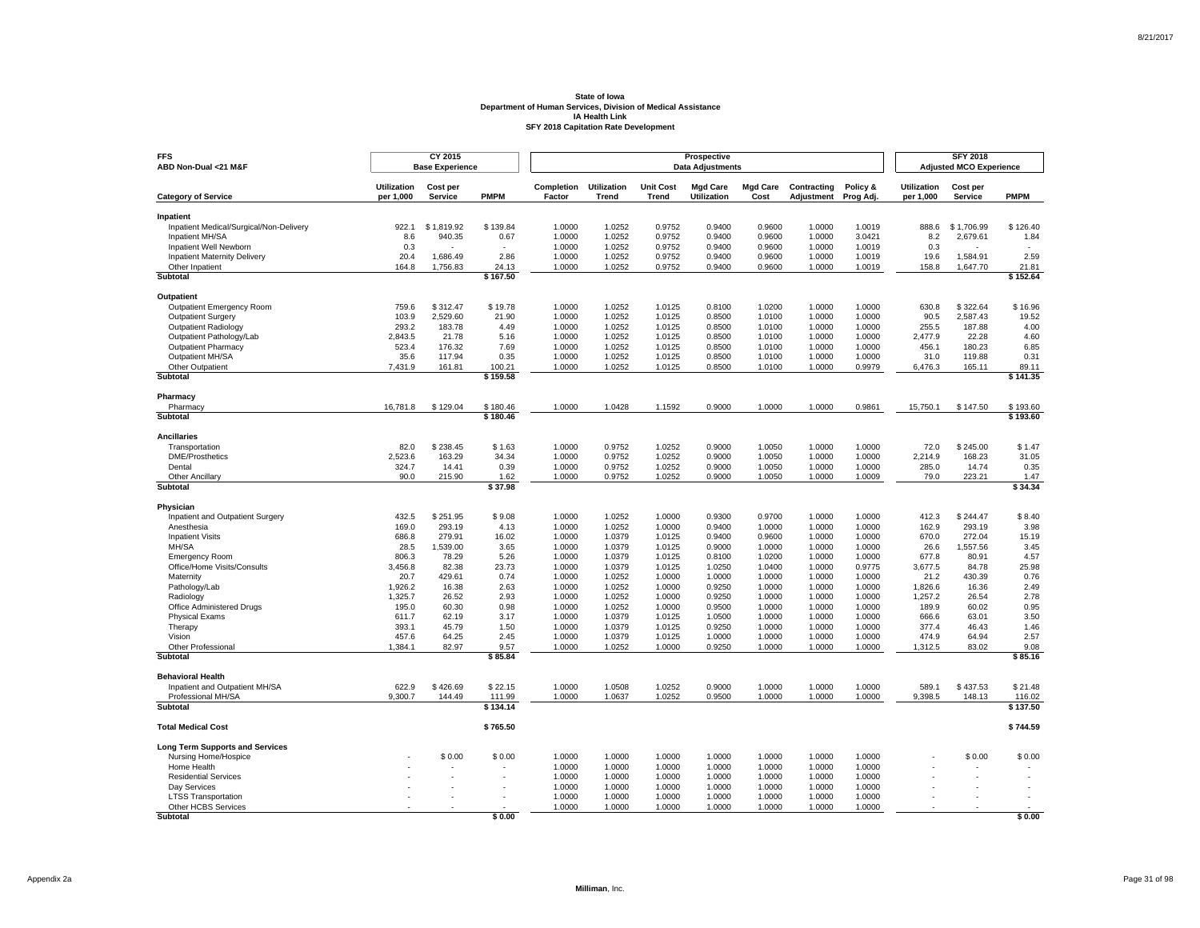**State of Iowa**
**Department of Human Services, Division of Medical Assistance**
**IA Health Link**
**SFY 2018 Capitation Rate Development**

| FFS ABD Non-Dual <21 M&F | CY 2015 Base Experience | | | Prospective Data Adjustments | | | | | | | SFY 2018 Adjusted MCO Experience | | |
|---|---|---|---|---|---|---|---|---|---|---|---|---|---|
| **Category of Service** | **Utilization per 1,000** | **Cost per Service** | **PMPM** | **Completion Factor** | **Utilization Trend** | **Unit Cost Trend** | **Mgd Care Utilization** | **Mgd Care Cost** | **Contracting Adjustment** | **Policy & Prog Adj.** | **Utilization per 1,000** | **Cost per Service** | **PMPM** |
| **Inpatient** | | | | | | | | | | | | | |
| Inpatient Medical/Surgical/Non-Delivery | 922.1 | $ 1,819.92 | $ 139.84 | 1.0000 | 1.0252 | 0.9752 | 0.9400 | 0.9600 | 1.0000 | 1.0019 | 888.6 | $ 1,706.99 | $ 126.40 |
| Inpatient MH/SA | 8.6 | 940.35 | 0.67 | 1.0000 | 1.0252 | 0.9752 | 0.9400 | 0.9600 | 1.0000 | 3.0421 | 8.2 | 2,679.61 | 1.84 |
| Inpatient Well Newborn | 0.3 | - | - | 1.0000 | 1.0252 | 0.9752 | 0.9400 | 0.9600 | 1.0000 | 1.0019 | 0.3 | - | - |
| Inpatient Maternity Delivery | 20.4 | 1,686.49 | 2.86 | 1.0000 | 1.0252 | 0.9752 | 0.9400 | 0.9600 | 1.0000 | 1.0019 | 19.6 | 1,584.91 | 2.59 |
| Other Inpatient | 164.8 | 1,756.83 | 24.13 | 1.0000 | 1.0252 | 0.9752 | 0.9400 | 0.9600 | 1.0000 | 1.0019 | 158.8 | 1,647.70 | 21.81 |
| **Subtotal** | | | **$ 167.50** | | | | | | | | | | **$ 152.64** |
| **Outpatient** | | | | | | | | | | | | | |
| Outpatient Emergency Room | 759.6 | $ 312.47 | $ 19.78 | 1.0000 | 1.0252 | 1.0125 | 0.8100 | 1.0200 | 1.0000 | 1.0000 | 630.8 | $ 322.64 | $ 16.96 |
| Outpatient Surgery | 103.9 | 2,529.60 | 21.90 | 1.0000 | 1.0252 | 1.0125 | 0.8500 | 1.0100 | 1.0000 | 1.0000 | 90.5 | 2,587.43 | 19.52 |
| Outpatient Radiology | 293.2 | 183.78 | 4.49 | 1.0000 | 1.0252 | 1.0125 | 0.8500 | 1.0100 | 1.0000 | 1.0000 | 255.5 | 187.88 | 4.00 |
| Outpatient Pathology/Lab | 2,843.5 | 21.78 | 5.16 | 1.0000 | 1.0252 | 1.0125 | 0.8500 | 1.0100 | 1.0000 | 1.0000 | 2,477.9 | 22.28 | 4.60 |
| Outpatient Pharmacy | 523.4 | 176.32 | 7.69 | 1.0000 | 1.0252 | 1.0125 | 0.8500 | 1.0100 | 1.0000 | 1.0000 | 456.1 | 180.23 | 6.85 |
| Outpatient MH/SA | 35.6 | 117.94 | 0.35 | 1.0000 | 1.0252 | 1.0125 | 0.8500 | 1.0100 | 1.0000 | 1.0000 | 31.0 | 119.88 | 0.31 |
| Other Outpatient | 7,431.9 | 161.81 | 100.21 | 1.0000 | 1.0252 | 1.0125 | 0.8500 | 1.0100 | 1.0000 | 0.9979 | 6,476.3 | 165.11 | 89.11 |
| **Subtotal** | | | **$ 159.58** | | | | | | | | | | **$ 141.35** |
| **Pharmacy** | | | | | | | | | | | | | |
| Pharmacy | 16,781.8 | $ 129.04 | $ 180.46 | 1.0000 | 1.0428 | 1.1592 | 0.9000 | 1.0000 | 1.0000 | 0.9861 | 15,750.1 | $ 147.50 | $ 193.60 |
| **Subtotal** | | | **$ 180.46** | | | | | | | | | | **$ 193.60** |
| **Ancillaries** | | | | | | | | | | | | | |
| Transportation | 82.0 | $ 238.45 | $ 1.63 | 1.0000 | 0.9752 | 1.0252 | 0.9000 | 1.0050 | 1.0000 | 1.0000 | 72.0 | $ 245.00 | $ 1.47 |
| DME/Prosthetics | 2,523.6 | 163.29 | 34.34 | 1.0000 | 0.9752 | 1.0252 | 0.9000 | 1.0050 | 1.0000 | 1.0000 | 2,214.9 | 168.23 | 31.05 |
| Dental | 324.7 | 14.41 | 0.39 | 1.0000 | 0.9752 | 1.0252 | 0.9000 | 1.0050 | 1.0000 | 1.0000 | 285.0 | 14.74 | 0.35 |
| Other Ancillary | 90.0 | 215.90 | 1.62 | 1.0000 | 0.9752 | 1.0252 | 0.9000 | 1.0050 | 1.0000 | 1.0009 | 79.0 | 223.21 | 1.47 |
| **Subtotal** | | | **$ 37.98** | | | | | | | | | | **$ 34.34** |
| **Physician** | | | | | | | | | | | | | |
| Inpatient and Outpatient Surgery | 432.5 | $ 251.95 | $ 9.08 | 1.0000 | 1.0252 | 1.0000 | 0.9300 | 0.9700 | 1.0000 | 1.0000 | 412.3 | $ 244.47 | $ 8.40 |
| Anesthesia | 169.0 | 293.19 | 4.13 | 1.0000 | 1.0252 | 1.0000 | 0.9400 | 1.0000 | 1.0000 | 1.0000 | 162.9 | 293.19 | 3.98 |
| Inpatient Visits | 686.8 | 279.91 | 16.02 | 1.0000 | 1.0379 | 1.0125 | 0.9400 | 0.9600 | 1.0000 | 1.0000 | 670.0 | 272.04 | 15.19 |
| MH/SA | 28.5 | 1,539.00 | 3.65 | 1.0000 | 1.0379 | 1.0125 | 0.9000 | 1.0000 | 1.0000 | 1.0000 | 26.6 | 1,557.56 | 3.45 |
| Emergency Room | 806.3 | 78.29 | 5.26 | 1.0000 | 1.0379 | 1.0125 | 0.8100 | 1.0200 | 1.0000 | 1.0000 | 677.8 | 80.91 | 4.57 |
| Office/Home Visits/Consults | 3,456.8 | 82.38 | 23.73 | 1.0000 | 1.0379 | 1.0125 | 1.0250 | 1.0400 | 1.0000 | 0.9775 | 3,677.5 | 84.78 | 25.98 |
| Maternity | 20.7 | 429.61 | 0.74 | 1.0000 | 1.0252 | 1.0000 | 1.0000 | 1.0000 | 1.0000 | 1.0000 | 21.2 | 430.39 | 0.76 |
| Pathology/Lab | 1,926.2 | 16.38 | 2.63 | 1.0000 | 1.0252 | 1.0000 | 0.9250 | 1.0000 | 1.0000 | 1.0000 | 1,826.6 | 16.36 | 2.49 |
| Radiology | 1,325.7 | 26.52 | 2.93 | 1.0000 | 1.0252 | 1.0000 | 0.9250 | 1.0000 | 1.0000 | 1.0000 | 1,257.2 | 26.54 | 2.78 |
| Office Administered Drugs | 195.0 | 60.30 | 0.98 | 1.0000 | 1.0252 | 1.0000 | 0.9500 | 1.0000 | 1.0000 | 1.0000 | 189.9 | 60.02 | 0.95 |
| Physical Exams | 611.7 | 62.19 | 3.17 | 1.0000 | 1.0379 | 1.0125 | 1.0500 | 1.0000 | 1.0000 | 1.0000 | 666.6 | 63.01 | 3.50 |
| Therapy | 393.1 | 45.79 | 1.50 | 1.0000 | 1.0379 | 1.0125 | 0.9250 | 1.0000 | 1.0000 | 1.0000 | 377.4 | 46.43 | 1.46 |
| Vision | 457.6 | 64.25 | 2.45 | 1.0000 | 1.0379 | 1.0125 | 1.0000 | 1.0000 | 1.0000 | 1.0000 | 474.9 | 64.94 | 2.57 |
| Other Professional | 1,384.1 | 82.97 | 9.57 | 1.0000 | 1.0252 | 1.0000 | 0.9250 | 1.0000 | 1.0000 | 1.0000 | 1,312.5 | 83.02 | 9.08 |
| **Subtotal** | | | **$ 85.84** | | | | | | | | | | **$ 85.16** |
| **Behavioral Health** | | | | | | | | | | | | | |
| Inpatient and Outpatient MH/SA | 622.9 | $ 426.69 | $ 22.15 | 1.0000 | 1.0508 | 1.0252 | 0.9000 | 1.0000 | 1.0000 | 1.0000 | 589.1 | $ 437.53 | $ 21.48 |
| Professional MH/SA | 9,300.7 | 144.49 | 111.99 | 1.0000 | 1.0637 | 1.0252 | 0.9500 | 1.0000 | 1.0000 | 1.0000 | 9,398.5 | 148.13 | 116.02 |
| **Subtotal** | | | **$ 134.14** | | | | | | | | | | **$ 137.50** |
| **Total Medical Cost** | | | **$ 765.50** | | | | | | | | | | **$ 744.59** |
| **Long Term Supports and Services** | | | | | | | | | | | | | |
| Nursing Home/Hospice | - | $ 0.00 | $ 0.00 | 1.0000 | 1.0000 | 1.0000 | 1.0000 | 1.0000 | 1.0000 | 1.0000 | - | $ 0.00 | $ 0.00 |
| Home Health | - | - | - | 1.0000 | 1.0000 | 1.0000 | 1.0000 | 1.0000 | 1.0000 | 1.0000 | - | - | - |
| Residential Services | - | - | - | 1.0000 | 1.0000 | 1.0000 | 1.0000 | 1.0000 | 1.0000 | 1.0000 | - | - | - |
| Day Services | - | - | - | 1.0000 | 1.0000 | 1.0000 | 1.0000 | 1.0000 | 1.0000 | 1.0000 | - | - | - |
| LTSS Transportation | - | - | - | 1.0000 | 1.0000 | 1.0000 | 1.0000 | 1.0000 | 1.0000 | 1.0000 | - | - | - |
| Other HCBS Services | - | - | - | 1.0000 | 1.0000 | 1.0000 | 1.0000 | 1.0000 | 1.0000 | 1.0000 | - | - | - |
| **Subtotal** | | | **$ 0.00** | | | | | | | | | | **$ 0.00** |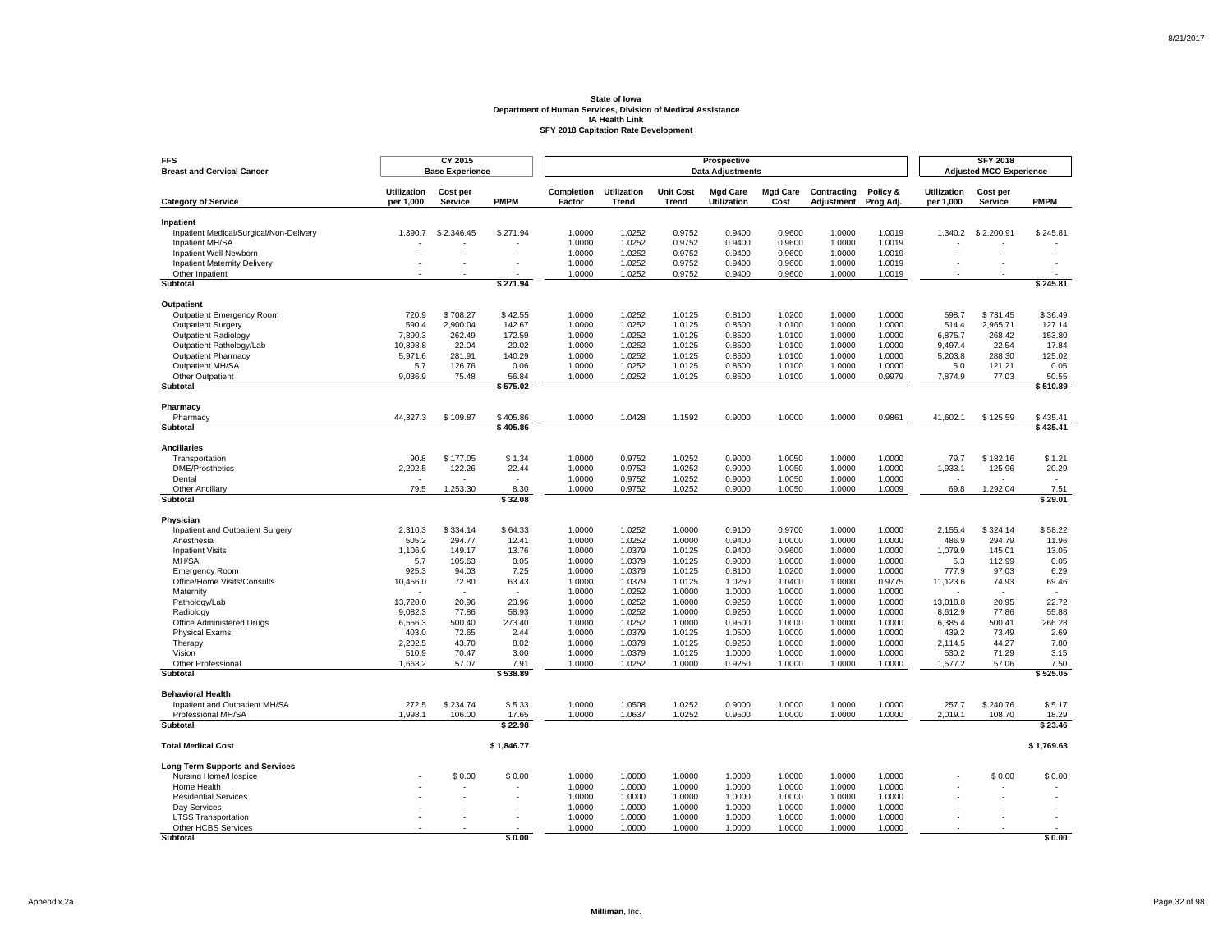**State of Iowa**
**Department of Human Services, Division of Medical Assistance**
**IA Health Link**
**SFY 2018 Capitation Rate Development**

| FFS Breast and Cervical Cancer | CY 2015 Base Experience | | | Prospective Data Adjustments | | | | | | | SFY 2018 Adjusted MCO Experience | | |
|---|---|---|---|---|---|---|---|---|---|---|---|---|---|
| **Category of Service** | **Utilization per 1,000** | **Cost per Service** | **PMPM** | **Completion Factor** | **Utilization Trend** | **Unit Cost Trend** | **Mgd Care Utilization** | **Mgd Care Cost** | **Contracting Adjustment** | **Policy & Prog Adj.** | **Utilization per 1,000** | **Cost per Service** | **PMPM** |
| **Inpatient** | | | | | | | | | | | | | |
| Inpatient Medical/Surgical/Non-Delivery | 1,390.7 | $ 2,346.45 | $ 271.94 | 1.0000 | 1.0252 | 0.9752 | 0.9400 | 0.9600 | 1.0000 | 1.0019 | 1,340.2 | $ 2,200.91 | $ 245.81 |
| Inpatient MH/SA | - | - | - | 1.0000 | 1.0252 | 0.9752 | 0.9400 | 0.9600 | 1.0000 | 1.0019 | - | - | - |
| Inpatient Well Newborn | - | - | - | 1.0000 | 1.0252 | 0.9752 | 0.9400 | 0.9600 | 1.0000 | 1.0019 | - | - | - |
| Inpatient Maternity Delivery | - | - | - | 1.0000 | 1.0252 | 0.9752 | 0.9400 | 0.9600 | 1.0000 | 1.0019 | - | - | - |
| Other Inpatient | - | - | - | 1.0000 | 1.0252 | 0.9752 | 0.9400 | 0.9600 | 1.0000 | 1.0019 | - | - | - |
| **Subtotal** | | | **$ 271.94** | | | | | | | | | | **$ 245.81** |
| **Outpatient** | | | | | | | | | | | | | |
| Outpatient Emergency Room | 720.9 | $ 708.27 | $ 42.55 | 1.0000 | 1.0252 | 1.0125 | 0.8100 | 1.0200 | 1.0000 | 1.0000 | 598.7 | $ 731.45 | $ 36.49 |
| Outpatient Surgery | 590.4 | 2,900.04 | 142.67 | 1.0000 | 1.0252 | 1.0125 | 0.8500 | 1.0100 | 1.0000 | 1.0000 | 514.4 | 2,965.71 | 127.14 |
| Outpatient Radiology | 7,890.3 | 262.49 | 172.59 | 1.0000 | 1.0252 | 1.0125 | 0.8500 | 1.0100 | 1.0000 | 1.0000 | 6,875.7 | 268.42 | 153.80 |
| Outpatient Pathology/Lab | 10,898.8 | 22.04 | 20.02 | 1.0000 | 1.0252 | 1.0125 | 0.8500 | 1.0100 | 1.0000 | 1.0000 | 9,497.4 | 22.54 | 17.84 |
| Outpatient Pharmacy | 5,971.6 | 281.91 | 140.29 | 1.0000 | 1.0252 | 1.0125 | 0.8500 | 1.0100 | 1.0000 | 1.0000 | 5,203.8 | 288.30 | 125.02 |
| Outpatient MH/SA | 5.7 | 126.76 | 0.06 | 1.0000 | 1.0252 | 1.0125 | 0.8500 | 1.0100 | 1.0000 | 1.0000 | 5.0 | 121.21 | 0.05 |
| Other Outpatient | 9,036.9 | 75.48 | 56.84 | 1.0000 | 1.0252 | 1.0125 | 0.8500 | 1.0100 | 1.0000 | 0.9979 | 7,874.9 | 77.03 | 50.55 |
| **Subtotal** | | | **$ 575.02** | | | | | | | | | | **$ 510.89** |
| **Pharmacy** | | | | | | | | | | | | | |
| Pharmacy | 44,327.3 | $ 109.87 | $ 405.86 | 1.0000 | 1.0428 | 1.1592 | 0.9000 | 1.0000 | 1.0000 | 0.9861 | 41,602.1 | $ 125.59 | $ 435.41 |
| **Subtotal** | | | **$ 405.86** | | | | | | | | | | **$ 435.41** |
| **Ancillaries** | | | | | | | | | | | | | |
| Transportation | 90.8 | $ 177.05 | $ 1.34 | 1.0000 | 0.9752 | 1.0252 | 0.9000 | 1.0050 | 1.0000 | 1.0000 | 79.7 | $ 182.16 | $ 1.21 |
| DME/Prosthetics | 2,202.5 | 122.26 | 22.44 | 1.0000 | 0.9752 | 1.0252 | 0.9000 | 1.0050 | 1.0000 | 1.0000 | 1,933.1 | 125.96 | 20.29 |
| Dental | - | - | - | 1.0000 | 0.9752 | 1.0252 | 0.9000 | 1.0050 | 1.0000 | 1.0000 | - | - | - |
| Other Ancillary | 79.5 | 1,253.30 | 8.30 | 1.0000 | 0.9752 | 1.0252 | 0.9000 | 1.0050 | 1.0000 | 1.0009 | 69.8 | 1,292.04 | 7.51 |
| **Subtotal** | | | **$ 32.08** | | | | | | | | | | **$ 29.01** |
| **Physician** | | | | | | | | | | | | | |
| Inpatient and Outpatient Surgery | 2,310.3 | $ 334.14 | $ 64.33 | 1.0000 | 1.0252 | 1.0000 | 0.9100 | 0.9700 | 1.0000 | 1.0000 | 2,155.4 | $ 324.14 | $ 58.22 |
| Anesthesia | 505.2 | 294.77 | 12.41 | 1.0000 | 1.0252 | 1.0000 | 0.9400 | 1.0000 | 1.0000 | 1.0000 | 486.9 | 294.79 | 11.96 |
| Inpatient Visits | 1,106.9 | 149.17 | 13.76 | 1.0000 | 1.0379 | 1.0125 | 0.9400 | 0.9600 | 1.0000 | 1.0000 | 1,079.9 | 145.01 | 13.05 |
| MH/SA | 5.7 | 105.63 | 0.05 | 1.0000 | 1.0379 | 1.0125 | 0.9000 | 1.0000 | 1.0000 | 1.0000 | 5.3 | 112.99 | 0.05 |
| Emergency Room | 925.3 | 94.03 | 7.25 | 1.0000 | 1.0379 | 1.0125 | 0.8100 | 1.0200 | 1.0000 | 1.0000 | 777.9 | 97.03 | 6.29 |
| Office/Home Visits/Consults | 10,456.0 | 72.80 | 63.43 | 1.0000 | 1.0379 | 1.0125 | 1.0250 | 1.0400 | 1.0000 | 0.9775 | 11,123.6 | 74.93 | 69.46 |
| Maternity | - | - | - | 1.0000 | 1.0252 | 1.0000 | 1.0000 | 1.0000 | 1.0000 | 1.0000 | - | - | - |
| Pathology/Lab | 13,720.0 | 20.96 | 23.96 | 1.0000 | 1.0252 | 1.0000 | 0.9250 | 1.0000 | 1.0000 | 1.0000 | 13,010.8 | 20.95 | 22.72 |
| Radiology | 9,082.3 | 77.86 | 58.93 | 1.0000 | 1.0252 | 1.0000 | 0.9250 | 1.0000 | 1.0000 | 1.0000 | 8,612.9 | 77.86 | 55.88 |
| Office Administered Drugs | 6,556.3 | 500.40 | 273.40 | 1.0000 | 1.0252 | 1.0000 | 0.9500 | 1.0000 | 1.0000 | 1.0000 | 6,385.4 | 500.41 | 266.28 |
| Physical Exams | 403.0 | 72.65 | 2.44 | 1.0000 | 1.0379 | 1.0125 | 1.0500 | 1.0000 | 1.0000 | 1.0000 | 439.2 | 73.49 | 2.69 |
| Therapy | 2,202.5 | 43.70 | 8.02 | 1.0000 | 1.0379 | 1.0125 | 0.9250 | 1.0000 | 1.0000 | 1.0000 | 2,114.5 | 44.27 | 7.80 |
| Vision | 510.9 | 70.47 | 3.00 | 1.0000 | 1.0379 | 1.0125 | 1.0000 | 1.0000 | 1.0000 | 1.0000 | 530.2 | 71.29 | 3.15 |
| Other Professional | 1,663.2 | 57.07 | 7.91 | 1.0000 | 1.0252 | 1.0000 | 0.9250 | 1.0000 | 1.0000 | 1.0000 | 1,577.2 | 57.06 | 7.50 |
| **Subtotal** | | | **$ 538.89** | | | | | | | | | | **$ 525.05** |
| **Behavioral Health** | | | | | | | | | | | | | |
| Inpatient and Outpatient MH/SA | 272.5 | $ 234.74 | $ 5.33 | 1.0000 | 1.0508 | 1.0252 | 0.9000 | 1.0000 | 1.0000 | 1.0000 | 257.7 | $ 240.76 | $ 5.17 |
| Professional MH/SA | 1,998.1 | 106.00 | 17.65 | 1.0000 | 1.0637 | 1.0252 | 0.9500 | 1.0000 | 1.0000 | 1.0000 | 2,019.1 | 108.70 | 18.29 |
| **Subtotal** | | | **$ 22.98** | | | | | | | | | | **$ 23.46** |
| **Total Medical Cost** | | | **$ 1,846.77** | | | | | | | | | | **$ 1,769.63** |
| **Long Term Supports and Services** | | | | | | | | | | | | | |
| Nursing Home/Hospice | - | $ 0.00 | $ 0.00 | 1.0000 | 1.0000 | 1.0000 | 1.0000 | 1.0000 | 1.0000 | 1.0000 | - | $ 0.00 | $ 0.00 |
| Home Health | - | - | - | 1.0000 | 1.0000 | 1.0000 | 1.0000 | 1.0000 | 1.0000 | 1.0000 | - | - | - |
| Residential Services | - | - | - | 1.0000 | 1.0000 | 1.0000 | 1.0000 | 1.0000 | 1.0000 | 1.0000 | - | - | - |
| Day Services | - | - | - | 1.0000 | 1.0000 | 1.0000 | 1.0000 | 1.0000 | 1.0000 | 1.0000 | - | - | - |
| LTSS Transportation | - | - | - | 1.0000 | 1.0000 | 1.0000 | 1.0000 | 1.0000 | 1.0000 | 1.0000 | - | - | - |
| Other HCBS Services | - | - | - | 1.0000 | 1.0000 | 1.0000 | 1.0000 | 1.0000 | 1.0000 | 1.0000 | - | - | - |
| **Subtotal** | | | **$ 0.00** | | | | | | | | | | **$ 0.00** |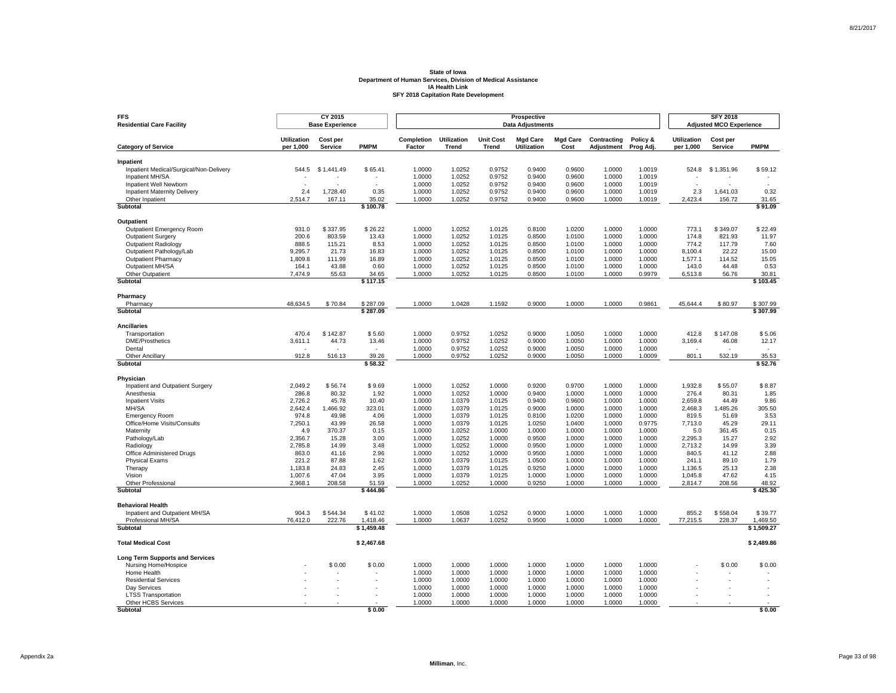**State of Iowa**
**Department of Human Services, Division of Medical Assistance**
**IA Health Link**
**SFY 2018 Capitation Rate Development**

| FFS Residential Care Facility | CY 2015 Base Experience | | | Prospective Data Adjustments | | | | | | | SFY 2018 Adjusted MCO Experience | | |
|---|---|---|---|---|---|---|---|---|---|---|---|---|---|
| **Category of Service** | **Utilization per 1,000** | **Cost per Service** | **PMPM** | **Completion Factor** | **Utilization Trend** | **Unit Cost Trend** | **Mgd Care Utilization** | **Mgd Care Cost** | **Contracting Adjustment** | **Policy & Prog Adj.** | **Utilization per 1,000** | **Cost per Service** | **PMPM** |
| **Inpatient** | | | | | | | | | | | | | |
| Inpatient Medical/Surgical/Non-Delivery | 544.5 | $ 1,441.49 | $ 65.41 | 1.0000 | 1.0252 | 0.9752 | 0.9400 | 0.9600 | 1.0000 | 1.0019 | 524.8 | $ 1,351.96 | $ 59.12 |
| Inpatient MH/SA | - | - | - | 1.0000 | 1.0252 | 0.9752 | 0.9400 | 0.9600 | 1.0000 | 1.0019 | - | - | - |
| Inpatient Well Newborn | - | - | - | 1.0000 | 1.0252 | 0.9752 | 0.9400 | 0.9600 | 1.0000 | 1.0019 | - | - | - |
| Inpatient Maternity Delivery | 2.4 | 1,728.40 | 0.35 | 1.0000 | 1.0252 | 0.9752 | 0.9400 | 0.9600 | 1.0000 | 1.0019 | 2.3 | 1,641.03 | 0.32 |
| Other Inpatient | 2,514.7 | 167.11 | 35.02 | 1.0000 | 1.0252 | 0.9752 | 0.9400 | 0.9600 | 1.0000 | 1.0019 | 2,423.4 | 156.72 | 31.65 |
| **Subtotal** | | | **$ 100.78** | | | | | | | | | | **$ 91.09** |
| **Outpatient** | | | | | | | | | | | | | |
| Outpatient Emergency Room | 931.0 | $ 337.95 | $ 26.22 | 1.0000 | 1.0252 | 1.0125 | 0.8100 | 1.0200 | 1.0000 | 1.0000 | 773.1 | $ 349.07 | $ 22.49 |
| Outpatient Surgery | 200.6 | 803.59 | 13.43 | 1.0000 | 1.0252 | 1.0125 | 0.8500 | 1.0100 | 1.0000 | 1.0000 | 174.8 | 821.93 | 11.97 |
| Outpatient Radiology | 888.5 | 115.21 | 8.53 | 1.0000 | 1.0252 | 1.0125 | 0.8500 | 1.0100 | 1.0000 | 1.0000 | 774.2 | 117.79 | 7.60 |
| Outpatient Pathology/Lab | 9,295.7 | 21.73 | 16.83 | 1.0000 | 1.0252 | 1.0125 | 0.8500 | 1.0100 | 1.0000 | 1.0000 | 8,100.4 | 22.22 | 15.00 |
| Outpatient Pharmacy | 1,809.8 | 111.99 | 16.89 | 1.0000 | 1.0252 | 1.0125 | 0.8500 | 1.0100 | 1.0000 | 1.0000 | 1,577.1 | 114.52 | 15.05 |
| Outpatient MH/SA | 164.1 | 43.88 | 0.60 | 1.0000 | 1.0252 | 1.0125 | 0.8500 | 1.0100 | 1.0000 | 1.0000 | 143.0 | 44.48 | 0.53 |
| Other Outpatient | 7,474.9 | 55.63 | 34.65 | 1.0000 | 1.0252 | 1.0125 | 0.8500 | 1.0100 | 1.0000 | 0.9979 | 6,513.8 | 56.76 | 30.81 |
| **Subtotal** | | | **$ 117.15** | | | | | | | | | | **$ 103.45** |
| **Pharmacy** | | | | | | | | | | | | | |
| Pharmacy | 48,634.5 | $ 70.84 | $ 287.09 | 1.0000 | 1.0428 | 1.1592 | 0.9000 | 1.0000 | 1.0000 | 0.9861 | 45,644.4 | $ 80.97 | $ 307.99 |
| **Subtotal** | | | **$ 287.09** | | | | | | | | | | **$ 307.99** |
| **Ancillaries** | | | | | | | | | | | | | |
| Transportation | 470.4 | $ 142.87 | $ 5.60 | 1.0000 | 0.9752 | 1.0252 | 0.9000 | 1.0050 | 1.0000 | 1.0000 | 412.8 | $ 147.08 | $ 5.06 |
| DME/Prosthetics | 3,611.1 | 44.73 | 13.46 | 1.0000 | 0.9752 | 1.0252 | 0.9000 | 1.0050 | 1.0000 | 1.0000 | 3,169.4 | 46.08 | 12.17 |
| Dental | - | - | - | 1.0000 | 0.9752 | 1.0252 | 0.9000 | 1.0050 | 1.0000 | 1.0000 | - | - | - |
| Other Ancillary | 912.8 | 516.13 | 39.26 | 1.0000 | 0.9752 | 1.0252 | 0.9000 | 1.0050 | 1.0000 | 1.0009 | 801.1 | 532.19 | 35.53 |
| **Subtotal** | | | **$ 58.32** | | | | | | | | | | **$ 52.76** |
| **Physician** | | | | | | | | | | | | | |
| Inpatient and Outpatient Surgery | 2,049.2 | $ 56.74 | $ 9.69 | 1.0000 | 1.0252 | 1.0000 | 0.9200 | 0.9700 | 1.0000 | 1.0000 | 1,932.8 | $ 55.07 | $ 8.87 |
| Anesthesia | 286.8 | 80.32 | 1.92 | 1.0000 | 1.0252 | 1.0000 | 0.9400 | 1.0000 | 1.0000 | 1.0000 | 276.4 | 80.31 | 1.85 |
| Inpatient Visits | 2,726.2 | 45.78 | 10.40 | 1.0000 | 1.0379 | 1.0125 | 0.9400 | 0.9600 | 1.0000 | 1.0000 | 2,659.8 | 44.49 | 9.86 |
| MH/SA | 2,642.4 | 1,466.92 | 323.01 | 1.0000 | 1.0379 | 1.0125 | 0.9000 | 1.0000 | 1.0000 | 1.0000 | 2,468.3 | 1,485.26 | 305.50 |
| Emergency Room | 974.8 | 49.98 | 4.06 | 1.0000 | 1.0379 | 1.0125 | 0.8100 | 1.0200 | 1.0000 | 1.0000 | 819.5 | 51.69 | 3.53 |
| Office/Home Visits/Consults | 7,250.1 | 43.99 | 26.58 | 1.0000 | 1.0379 | 1.0125 | 1.0250 | 1.0400 | 1.0000 | 0.9775 | 7,713.0 | 45.29 | 29.11 |
| Maternity | 4.9 | 370.37 | 0.15 | 1.0000 | 1.0252 | 1.0000 | 1.0000 | 1.0000 | 1.0000 | 1.0000 | 5.0 | 361.45 | 0.15 |
| Pathology/Lab | 2,356.7 | 15.28 | 3.00 | 1.0000 | 1.0252 | 1.0000 | 0.9500 | 1.0000 | 1.0000 | 1.0000 | 2,295.3 | 15.27 | 2.92 |
| Radiology | 2,785.8 | 14.99 | 3.48 | 1.0000 | 1.0252 | 1.0000 | 0.9500 | 1.0000 | 1.0000 | 1.0000 | 2,713.2 | 14.99 | 3.39 |
| Office Administered Drugs | 863.0 | 41.16 | 2.96 | 1.0000 | 1.0252 | 1.0000 | 0.9500 | 1.0000 | 1.0000 | 1.0000 | 840.5 | 41.12 | 2.88 |
| Physical Exams | 221.2 | 87.88 | 1.62 | 1.0000 | 1.0379 | 1.0125 | 1.0500 | 1.0000 | 1.0000 | 1.0000 | 241.1 | 89.10 | 1.79 |
| Therapy | 1,183.8 | 24.83 | 2.45 | 1.0000 | 1.0379 | 1.0125 | 0.9250 | 1.0000 | 1.0000 | 1.0000 | 1,136.5 | 25.13 | 2.38 |
| Vision | 1,007.6 | 47.04 | 3.95 | 1.0000 | 1.0379 | 1.0125 | 1.0000 | 1.0000 | 1.0000 | 1.0000 | 1,045.8 | 47.62 | 4.15 |
| Other Professional | 2,968.1 | 208.58 | 51.59 | 1.0000 | 1.0252 | 1.0000 | 0.9250 | 1.0000 | 1.0000 | 1.0000 | 2,814.7 | 208.56 | 48.92 |
| **Subtotal** | | | **$ 444.86** | | | | | | | | | | **$ 425.30** |
| **Behavioral Health** | | | | | | | | | | | | | |
| Inpatient and Outpatient MH/SA | 904.3 | $ 544.34 | $ 41.02 | 1.0000 | 1.0508 | 1.0252 | 0.9000 | 1.0000 | 1.0000 | 1.0000 | 855.2 | $ 558.04 | $ 39.77 |
| Professional MH/SA | 76,412.0 | 222.76 | 1,418.46 | 1.0000 | 1.0637 | 1.0252 | 0.9500 | 1.0000 | 1.0000 | 1.0000 | 77,215.5 | 228.37 | 1,469.50 |
| **Subtotal** | | | **$ 1,459.48** | | | | | | | | | | **$ 1,509.27** |
| **Total Medical Cost** | | | **$ 2,467.68** | | | | | | | | | | **$ 2,489.86** |
| **Long Term Supports and Services** | | | | | | | | | | | | | |
| Nursing Home/Hospice | - | $ 0.00 | $ 0.00 | 1.0000 | 1.0000 | 1.0000 | 1.0000 | 1.0000 | 1.0000 | 1.0000 | - | $ 0.00 | $ 0.00 |
| Home Health | - | - | - | 1.0000 | 1.0000 | 1.0000 | 1.0000 | 1.0000 | 1.0000 | 1.0000 | - | - | - |
| Residential Services | - | - | - | 1.0000 | 1.0000 | 1.0000 | 1.0000 | 1.0000 | 1.0000 | 1.0000 | - | - | - |
| Day Services | - | - | - | 1.0000 | 1.0000 | 1.0000 | 1.0000 | 1.0000 | 1.0000 | 1.0000 | - | - | - |
| LTSS Transportation | - | - | - | 1.0000 | 1.0000 | 1.0000 | 1.0000 | 1.0000 | 1.0000 | 1.0000 | - | - | - |
| Other HCBS Services | - | - | - | 1.0000 | 1.0000 | 1.0000 | 1.0000 | 1.0000 | 1.0000 | 1.0000 | - | - | - |
| **Subtotal** | | | **$ 0.00** | | | | | | | | | | **$ 0.00** |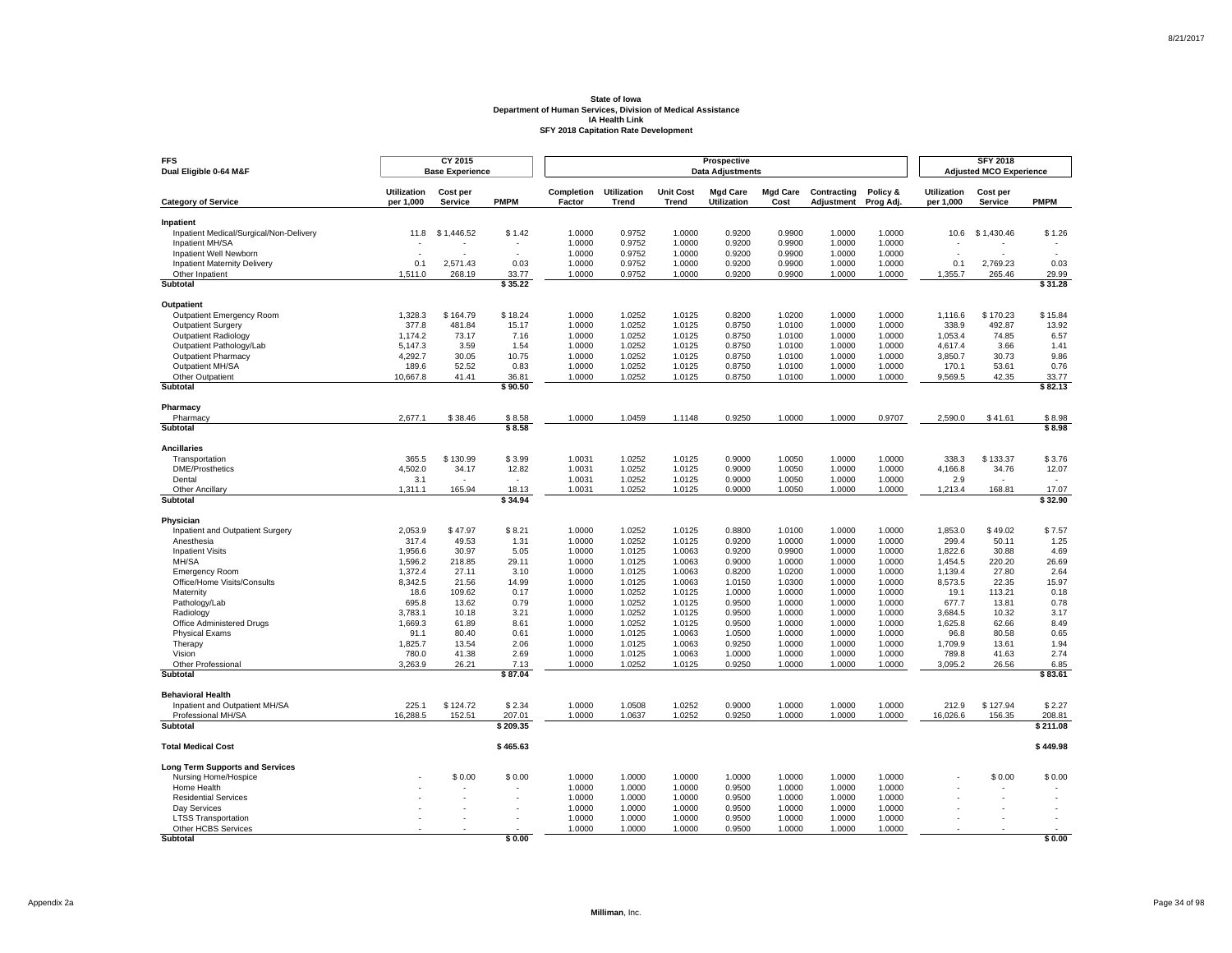**State of Iowa**
**Department of Human Services, Division of Medical Assistance**
**IA Health Link**
**SFY 2018 Capitation Rate Development**

| **FFS Dual Eligible 0-64 M&F** | **CY 2015 Base Experience** | | | **Prospective Data Adjustments** | | | | | | | **SFY 2018 Adjusted MCO Experience** | | |
|---|---|---|---|---|---|---|---|---|---|---|---|---|---|
| **Category of Service** | **Utilization per 1,000** | **Cost per Service** | **PMPM** | **Completion Factor** | **Utilization Trend** | **Unit Cost Trend** | **Mgd Care Utilization** | **Mgd Care Cost** | **Contracting Adjustment** | **Policy & Prog Adj.** | **Utilization per 1,000** | **Cost per Service** | **PMPM** |
| **Inpatient** | | | | | | | | | | | | | |
| Inpatient Medical/Surgical/Non-Delivery | 11.8 | $ 1,446.52 | $ 1.42 | 1.0000 | 0.9752 | 1.0000 | 0.9200 | 0.9900 | 1.0000 | 1.0000 | 10.6 | $ 1,430.46 | $ 1.26 |
| Inpatient MH/SA | - | - | - | 1.0000 | 0.9752 | 1.0000 | 0.9200 | 0.9900 | 1.0000 | 1.0000 | - | - | - |
| Inpatient Well Newborn | - | - | - | 1.0000 | 0.9752 | 1.0000 | 0.9200 | 0.9900 | 1.0000 | 1.0000 | - | - | - |
| Inpatient Maternity Delivery | 0.1 | 2,571.43 | 0.03 | 1.0000 | 0.9752 | 1.0000 | 0.9200 | 0.9900 | 1.0000 | 1.0000 | 0.1 | 2,769.23 | 0.03 |
| Other Inpatient | 1,511.0 | 268.19 | 33.77 | 1.0000 | 0.9752 | 1.0000 | 0.9200 | 0.9900 | 1.0000 | 1.0000 | 1,355.7 | 265.46 | 29.99 |
| **Subtotal** | | | **$ 35.22** | | | | | | | | | | **$ 31.28** |
| **Outpatient** | | | | | | | | | | | | | |
| Outpatient Emergency Room | 1,328.3 | $ 164.79 | $ 18.24 | 1.0000 | 1.0252 | 1.0125 | 0.8200 | 1.0200 | 1.0000 | 1.0000 | 1,116.6 | $ 170.23 | $ 15.84 |
| Outpatient Surgery | 377.8 | 481.84 | 15.17 | 1.0000 | 1.0252 | 1.0125 | 0.8750 | 1.0100 | 1.0000 | 1.0000 | 338.9 | 492.87 | 13.92 |
| Outpatient Radiology | 1,174.2 | 73.17 | 7.16 | 1.0000 | 1.0252 | 1.0125 | 0.8750 | 1.0100 | 1.0000 | 1.0000 | 1,053.4 | 74.85 | 6.57 |
| Outpatient Pathology/Lab | 5,147.3 | 3.59 | 1.54 | 1.0000 | 1.0252 | 1.0125 | 0.8750 | 1.0100 | 1.0000 | 1.0000 | 4,617.4 | 3.66 | 1.41 |
| Outpatient Pharmacy | 4,292.7 | 30.05 | 10.75 | 1.0000 | 1.0252 | 1.0125 | 0.8750 | 1.0100 | 1.0000 | 1.0000 | 3,850.7 | 30.73 | 9.86 |
| Outpatient MH/SA | 189.6 | 52.52 | 0.83 | 1.0000 | 1.0252 | 1.0125 | 0.8750 | 1.0100 | 1.0000 | 1.0000 | 170.1 | 53.61 | 0.76 |
| Other Outpatient | 10,667.8 | 41.41 | 36.81 | 1.0000 | 1.0252 | 1.0125 | 0.8750 | 1.0100 | 1.0000 | 1.0000 | 9,569.5 | 42.35 | 33.77 |
| **Subtotal** | | | **$ 90.50** | | | | | | | | | | **$ 82.13** |
| **Pharmacy** | | | | | | | | | | | | | |
| Pharmacy | 2,677.1 | $ 38.46 | $ 8.58 | 1.0000 | 1.0459 | 1.1148 | 0.9250 | 1.0000 | 1.0000 | 0.9707 | 2,590.0 | $ 41.61 | $ 8.98 |
| **Subtotal** | | | **$ 8.58** | | | | | | | | | | **$ 8.98** |
| **Ancillaries** | | | | | | | | | | | | | |
| Transportation | 365.5 | $ 130.99 | $ 3.99 | 1.0031 | 1.0252 | 1.0125 | 0.9000 | 1.0050 | 1.0000 | 1.0000 | 338.3 | $ 133.37 | $ 3.76 |
| DME/Prosthetics | 4,502.0 | 34.17 | 12.82 | 1.0031 | 1.0252 | 1.0125 | 0.9000 | 1.0050 | 1.0000 | 1.0000 | 4,166.8 | 34.76 | 12.07 |
| Dental | 3.1 | - | - | 1.0031 | 1.0252 | 1.0125 | 0.9000 | 1.0050 | 1.0000 | 1.0000 | 2.9 | - | - |
| Other Ancillary | 1,311.1 | 165.94 | 18.13 | 1.0031 | 1.0252 | 1.0125 | 0.9000 | 1.0050 | 1.0000 | 1.0000 | 1,213.4 | 168.81 | 17.07 |
| **Subtotal** | | | **$ 34.94** | | | | | | | | | | **$ 32.90** |
| **Physician** | | | | | | | | | | | | | |
| Inpatient and Outpatient Surgery | 2,053.9 | $ 47.97 | $ 8.21 | 1.0000 | 1.0252 | 1.0125 | 0.8800 | 1.0100 | 1.0000 | 1.0000 | 1,853.0 | $ 49.02 | $ 7.57 |
| Anesthesia | 317.4 | 49.53 | 1.31 | 1.0000 | 1.0252 | 1.0125 | 0.9200 | 1.0000 | 1.0000 | 1.0000 | 299.4 | 50.11 | 1.25 |
| Inpatient Visits | 1,956.6 | 30.97 | 5.05 | 1.0000 | 1.0125 | 1.0063 | 0.9200 | 0.9900 | 1.0000 | 1.0000 | 1,822.6 | 30.88 | 4.69 |
| MH/SA | 1,596.2 | 218.85 | 29.11 | 1.0000 | 1.0125 | 1.0063 | 0.9000 | 1.0000 | 1.0000 | 1.0000 | 1,454.5 | 220.20 | 26.69 |
| Emergency Room | 1,372.4 | 27.11 | 3.10 | 1.0000 | 1.0125 | 1.0063 | 0.8200 | 1.0200 | 1.0000 | 1.0000 | 1,139.4 | 27.80 | 2.64 |
| Office/Home Visits/Consults | 8,342.5 | 21.56 | 14.99 | 1.0000 | 1.0125 | 1.0063 | 1.0150 | 1.0300 | 1.0000 | 1.0000 | 8,573.5 | 22.35 | 15.97 |
| Maternity | 18.6 | 109.62 | 0.17 | 1.0000 | 1.0252 | 1.0125 | 1.0000 | 1.0000 | 1.0000 | 1.0000 | 19.1 | 113.21 | 0.18 |
| Pathology/Lab | 695.8 | 13.62 | 0.79 | 1.0000 | 1.0252 | 1.0125 | 0.9500 | 1.0000 | 1.0000 | 1.0000 | 677.7 | 13.81 | 0.78 |
| Radiology | 3,783.1 | 10.18 | 3.21 | 1.0000 | 1.0252 | 1.0125 | 0.9500 | 1.0000 | 1.0000 | 1.0000 | 3,684.5 | 10.32 | 3.17 |
| Office Administered Drugs | 1,669.3 | 61.89 | 8.61 | 1.0000 | 1.0252 | 1.0125 | 0.9500 | 1.0000 | 1.0000 | 1.0000 | 1,625.8 | 62.66 | 8.49 |
| Physical Exams | 91.1 | 80.40 | 0.61 | 1.0000 | 1.0125 | 1.0063 | 1.0500 | 1.0000 | 1.0000 | 1.0000 | 96.8 | 80.58 | 0.65 |
| Therapy | 1,825.7 | 13.54 | 2.06 | 1.0000 | 1.0125 | 1.0063 | 0.9250 | 1.0000 | 1.0000 | 1.0000 | 1,709.9 | 13.61 | 1.94 |
| Vision | 780.0 | 41.38 | 2.69 | 1.0000 | 1.0125 | 1.0063 | 1.0000 | 1.0000 | 1.0000 | 1.0000 | 789.8 | 41.63 | 2.74 |
| Other Professional | 3,263.9 | 26.21 | 7.13 | 1.0000 | 1.0252 | 1.0125 | 0.9250 | 1.0000 | 1.0000 | 1.0000 | 3,095.2 | 26.56 | 6.85 |
| **Subtotal** | | | **$ 87.04** | | | | | | | | | | **$ 83.61** |
| **Behavioral Health** | | | | | | | | | | | | | |
| Inpatient and Outpatient MH/SA | 225.1 | $ 124.72 | $ 2.34 | 1.0000 | 1.0508 | 1.0252 | 0.9000 | 1.0000 | 1.0000 | 1.0000 | 212.9 | $ 127.94 | $ 2.27 |
| Professional MH/SA | 16,288.5 | 152.51 | 207.01 | 1.0000 | 1.0637 | 1.0252 | 0.9250 | 1.0000 | 1.0000 | 1.0000 | 16,026.6 | 156.35 | 208.81 |
| **Subtotal** | | | **$ 209.35** | | | | | | | | | | **$ 211.08** |
| **Total Medical Cost** | | | **$ 465.63** | | | | | | | | | | **$ 449.98** |
| **Long Term Supports and Services** | | | | | | | | | | | | | |
| Nursing Home/Hospice | - | $ 0.00 | $ 0.00 | 1.0000 | 1.0000 | 1.0000 | 1.0000 | 1.0000 | 1.0000 | 1.0000 | - | $ 0.00 | $ 0.00 |
| Home Health | - | - | - | 1.0000 | 1.0000 | 1.0000 | 0.9500 | 1.0000 | 1.0000 | 1.0000 | - | - | - |
| Residential Services | - | - | - | 1.0000 | 1.0000 | 1.0000 | 0.9500 | 1.0000 | 1.0000 | 1.0000 | - | - | - |
| Day Services | - | - | - | 1.0000 | 1.0000 | 1.0000 | 0.9500 | 1.0000 | 1.0000 | 1.0000 | - | - | - |
| LTSS Transportation | - | - | - | 1.0000 | 1.0000 | 1.0000 | 0.9500 | 1.0000 | 1.0000 | 1.0000 | - | - | - |
| Other HCBS Services | - | - | - | 1.0000 | 1.0000 | 1.0000 | 0.9500 | 1.0000 | 1.0000 | 1.0000 | - | - | - |
| **Subtotal** | | | **$ 0.00** | | | | | | | | | | **$ 0.00** |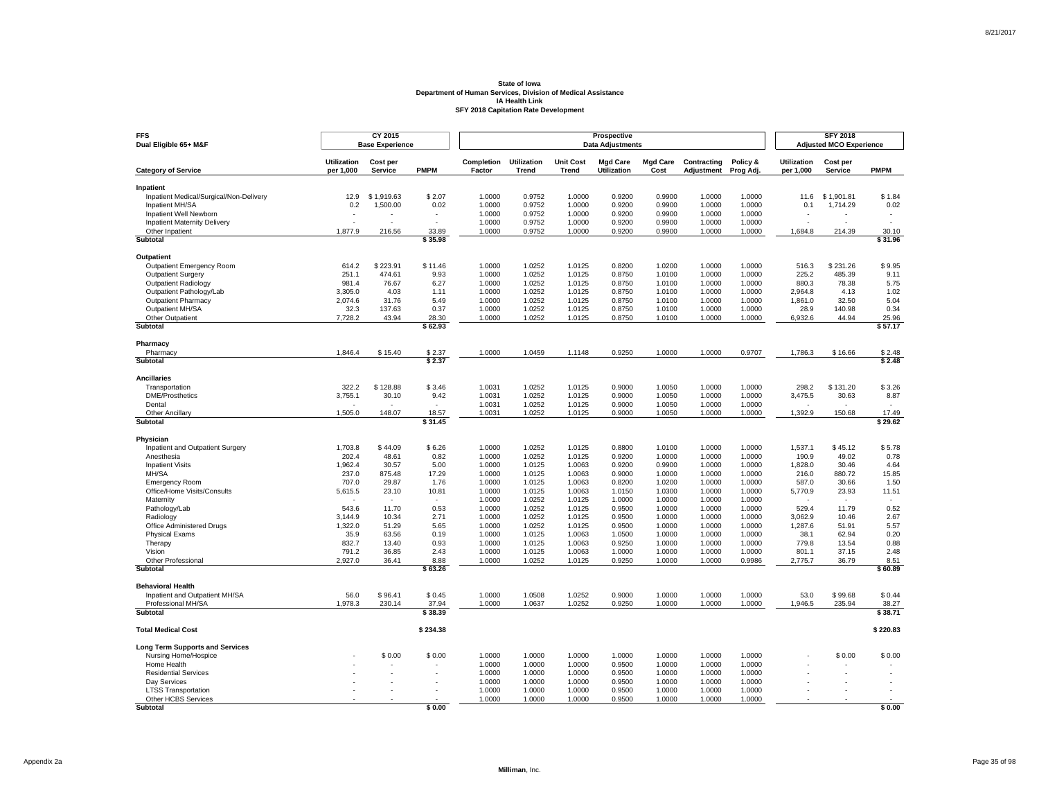**State of Iowa**
**Department of Human Services, Division of Medical Assistance**
**IA Health Link**
**SFY 2018 Capitation Rate Development**

| FFS Dual Eligible 65+ M&F | CY 2015 Base Experience | | | Prospective Data Adjustments | | | | | | | SFY 2018 Adjusted MCO Experience | | |
|---|---|---|---|---|---|---|---|---|---|---|---|---|---|
| **Category of Service** | **Utilization per 1,000** | **Cost per Service** | **PMPM** | **Completion Factor** | **Utilization Trend** | **Unit Cost Trend** | **Mgd Care Utilization** | **Mgd Care Cost** | **Contracting Adjustment** | **Policy & Prog Adj.** | **Utilization per 1,000** | **Cost per Service** | **PMPM** |
| **Inpatient** | | | | | | | | | | | | | |
| Inpatient Medical/Surgical/Non-Delivery | 12.9 | $ 1,919.63 | $ 2.07 | 1.0000 | 0.9752 | 1.0000 | 0.9200 | 0.9900 | 1.0000 | 1.0000 | 11.6 | $ 1,901.81 | $ 1.84 |
| Inpatient MH/SA | 0.2 | 1,500.00 | 0.02 | 1.0000 | 0.9752 | 1.0000 | 0.9200 | 0.9900 | 1.0000 | 1.0000 | 0.1 | 1,714.29 | 0.02 |
| Inpatient Well Newborn | - | - | - | 1.0000 | 0.9752 | 1.0000 | 0.9200 | 0.9900 | 1.0000 | 1.0000 | - | - | - |
| Inpatient Maternity Delivery | - | - | - | 1.0000 | 0.9752 | 1.0000 | 0.9200 | 0.9900 | 1.0000 | 1.0000 | - | - | - |
| Other Inpatient | 1,877.9 | 216.56 | 33.89 | 1.0000 | 0.9752 | 1.0000 | 0.9200 | 0.9900 | 1.0000 | 1.0000 | 1,684.8 | 214.39 | 30.10 |
| **Subtotal** | | | **$ 35.98** | | | | | | | | | | **$ 31.96** |
| **Outpatient** | | | | | | | | | | | | | |
| Outpatient Emergency Room | 614.2 | $ 223.91 | $ 11.46 | 1.0000 | 1.0252 | 1.0125 | 0.8200 | 1.0200 | 1.0000 | 1.0000 | 516.3 | $ 231.26 | $ 9.95 |
| Outpatient Surgery | 251.1 | 474.61 | 9.93 | 1.0000 | 1.0252 | 1.0125 | 0.8750 | 1.0100 | 1.0000 | 1.0000 | 225.2 | 485.39 | 9.11 |
| Outpatient Radiology | 981.4 | 76.67 | 6.27 | 1.0000 | 1.0252 | 1.0125 | 0.8750 | 1.0100 | 1.0000 | 1.0000 | 880.3 | 78.38 | 5.75 |
| Outpatient Pathology/Lab | 3,305.0 | 4.03 | 1.11 | 1.0000 | 1.0252 | 1.0125 | 0.8750 | 1.0100 | 1.0000 | 1.0000 | 2,964.8 | 4.13 | 1.02 |
| Outpatient Pharmacy | 2,074.6 | 31.76 | 5.49 | 1.0000 | 1.0252 | 1.0125 | 0.8750 | 1.0100 | 1.0000 | 1.0000 | 1,861.0 | 32.50 | 5.04 |
| Outpatient MH/SA | 32.3 | 137.63 | 0.37 | 1.0000 | 1.0252 | 1.0125 | 0.8750 | 1.0100 | 1.0000 | 1.0000 | 28.9 | 140.98 | 0.34 |
| Other Outpatient | 7,728.2 | 43.94 | 28.30 | 1.0000 | 1.0252 | 1.0125 | 0.8750 | 1.0100 | 1.0000 | 1.0000 | 6,932.6 | 44.94 | 25.96 |
| **Subtotal** | | | **$ 62.93** | | | | | | | | | | **$ 57.17** |
| **Pharmacy** | | | | | | | | | | | | | |
| Pharmacy | 1,846.4 | $ 15.40 | $ 2.37 | 1.0000 | 1.0459 | 1.1148 | 0.9250 | 1.0000 | 1.0000 | 0.9707 | 1,786.3 | $ 16.66 | $ 2.48 |
| **Subtotal** | | | **$ 2.37** | | | | | | | | | | **$ 2.48** |
| **Ancillaries** | | | | | | | | | | | | | |
| Transportation | 322.2 | $ 128.88 | $ 3.46 | 1.0031 | 1.0252 | 1.0125 | 0.9000 | 1.0050 | 1.0000 | 1.0000 | 298.2 | $ 131.20 | $ 3.26 |
| DME/Prosthetics | 3,755.1 | 30.10 | 9.42 | 1.0031 | 1.0252 | 1.0125 | 0.9000 | 1.0050 | 1.0000 | 1.0000 | 3,475.5 | 30.63 | 8.87 |
| Dental | - | - | - | 1.0031 | 1.0252 | 1.0125 | 0.9000 | 1.0050 | 1.0000 | 1.0000 | - | - | - |
| Other Ancillary | 1,505.0 | 148.07 | 18.57 | 1.0031 | 1.0252 | 1.0125 | 0.9000 | 1.0050 | 1.0000 | 1.0000 | 1,392.9 | 150.68 | 17.49 |
| **Subtotal** | | | **$ 31.45** | | | | | | | | | | **$ 29.62** |
| **Physician** | | | | | | | | | | | | | |
| Inpatient and Outpatient Surgery | 1,703.8 | $ 44.09 | $ 6.26 | 1.0000 | 1.0252 | 1.0125 | 0.8800 | 1.0100 | 1.0000 | 1.0000 | 1,537.1 | $ 45.12 | $ 5.78 |
| Anesthesia | 202.4 | 48.61 | 0.82 | 1.0000 | 1.0252 | 1.0125 | 0.9200 | 1.0000 | 1.0000 | 1.0000 | 190.9 | 49.02 | 0.78 |
| Inpatient Visits | 1,962.4 | 30.57 | 5.00 | 1.0000 | 1.0125 | 1.0063 | 0.9200 | 0.9900 | 1.0000 | 1.0000 | 1,828.0 | 30.46 | 4.64 |
| MH/SA | 237.0 | 875.48 | 17.29 | 1.0000 | 1.0125 | 1.0063 | 0.9000 | 1.0000 | 1.0000 | 1.0000 | 216.0 | 880.72 | 15.85 |
| Emergency Room | 707.0 | 29.87 | 1.76 | 1.0000 | 1.0125 | 1.0063 | 0.8200 | 1.0200 | 1.0000 | 1.0000 | 587.0 | 30.66 | 1.50 |
| Office/Home Visits/Consults | 5,615.5 | 23.10 | 10.81 | 1.0000 | 1.0125 | 1.0063 | 1.0150 | 1.0300 | 1.0000 | 1.0000 | 5,770.9 | 23.93 | 11.51 |
| Maternity | - | - | - | 1.0000 | 1.0252 | 1.0125 | 1.0000 | 1.0000 | 1.0000 | 1.0000 | - | - | - |
| Pathology/Lab | 543.6 | 11.70 | 0.53 | 1.0000 | 1.0252 | 1.0125 | 0.9500 | 1.0000 | 1.0000 | 1.0000 | 529.4 | 11.79 | 0.52 |
| Radiology | 3,144.9 | 10.34 | 2.71 | 1.0000 | 1.0252 | 1.0125 | 0.9500 | 1.0000 | 1.0000 | 1.0000 | 3,062.9 | 10.46 | 2.67 |
| Office Administered Drugs | 1,322.0 | 51.29 | 5.65 | 1.0000 | 1.0252 | 1.0125 | 0.9500 | 1.0000 | 1.0000 | 1.0000 | 1,287.6 | 51.91 | 5.57 |
| Physical Exams | 35.9 | 63.56 | 0.19 | 1.0000 | 1.0125 | 1.0063 | 1.0500 | 1.0000 | 1.0000 | 1.0000 | 38.1 | 62.94 | 0.20 |
| Therapy | 832.7 | 13.40 | 0.93 | 1.0000 | 1.0125 | 1.0063 | 0.9250 | 1.0000 | 1.0000 | 1.0000 | 779.8 | 13.54 | 0.88 |
| Vision | 791.2 | 36.85 | 2.43 | 1.0000 | 1.0125 | 1.0063 | 1.0000 | 1.0000 | 1.0000 | 1.0000 | 801.1 | 37.15 | 2.48 |
| Other Professional | 2,927.0 | 36.41 | 8.88 | 1.0000 | 1.0252 | 1.0125 | 0.9250 | 1.0000 | 1.0000 | 0.9986 | 2,775.7 | 36.79 | 8.51 |
| **Subtotal** | | | **$ 63.26** | | | | | | | | | | **$ 60.89** |
| **Behavioral Health** | | | | | | | | | | | | | |
| Inpatient and Outpatient MH/SA | 56.0 | $ 96.41 | $ 0.45 | 1.0000 | 1.0508 | 1.0252 | 0.9000 | 1.0000 | 1.0000 | 1.0000 | 53.0 | $ 99.68 | $ 0.44 |
| Professional MH/SA | 1,978.3 | 230.14 | 37.94 | 1.0000 | 1.0637 | 1.0252 | 0.9250 | 1.0000 | 1.0000 | 1.0000 | 1,946.5 | 235.94 | 38.27 |
| **Subtotal** | | | **$ 38.39** | | | | | | | | | | **$ 38.71** |
| **Total Medical Cost** | | | **$ 234.38** | | | | | | | | | | **$ 220.83** |
| **Long Term Supports and Services** | | | | | | | | | | | | | |
| Nursing Home/Hospice | - | $ 0.00 | $ 0.00 | 1.0000 | 1.0000 | 1.0000 | 1.0000 | 1.0000 | 1.0000 | 1.0000 | - | $ 0.00 | $ 0.00 |
| Home Health | - | - | - | 1.0000 | 1.0000 | 1.0000 | 0.9500 | 1.0000 | 1.0000 | 1.0000 | - | - | - |
| Residential Services | - | - | - | 1.0000 | 1.0000 | 1.0000 | 0.9500 | 1.0000 | 1.0000 | 1.0000 | - | - | - |
| Day Services | - | - | - | 1.0000 | 1.0000 | 1.0000 | 0.9500 | 1.0000 | 1.0000 | 1.0000 | - | - | - |
| LTSS Transportation | - | - | - | 1.0000 | 1.0000 | 1.0000 | 0.9500 | 1.0000 | 1.0000 | 1.0000 | - | - | - |
| Other HCBS Services | - | - | - | 1.0000 | 1.0000 | 1.0000 | 0.9500 | 1.0000 | 1.0000 | 1.0000 | - | - | - |
| **Subtotal** | | | **$ 0.00** | | | | | | | | | | **$ 0.00** |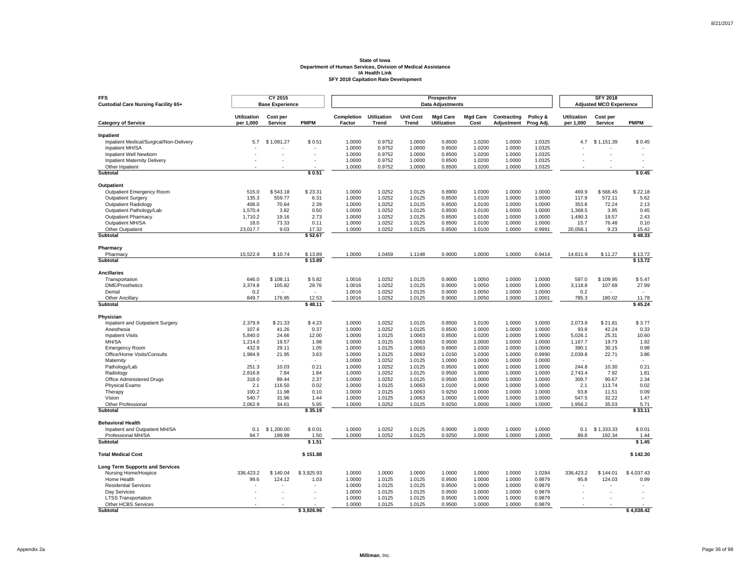**State of Iowa**
**Department of Human Services, Division of Medical Assistance**
**IA Health Link**
**SFY 2018 Capitation Rate Development**

| FFS Custodial Care Nursing Facility 65+ | CY 2015 Base Experience | | | Prospective Data Adjustments | | | | | | | SFY 2018 Adjusted MCO Experience | | |
|---|---|---|---|---|---|---|---|---|---|---|---|---|---|
| **Category of Service** | **Utilization per 1,000** | **Cost per Service** | **PMPM** | **Completion Factor** | **Utilization Trend** | **Unit Cost Trend** | **Mgd Care Utilization** | **Mgd Care Cost** | **Contracting Adjustment** | **Policy & Prog Adj.** | **Utilization per 1,000** | **Cost per Service** | **PMPM** |
| **Inpatient** | | | | | | | | | | | | | |
| Inpatient Medical/Surgical/Non-Delivery | 5.7 | $ 1,081.27 | $ 0.51 | 1.0000 | 0.9752 | 1.0000 | 0.8500 | 1.0200 | 1.0000 | 1.0325 | 4.7 | $ 1,151.39 | $ 0.45 |
| Inpatient MH/SA | - | - | - | 1.0000 | 0.9752 | 1.0000 | 0.8500 | 1.0200 | 1.0000 | 1.0325 | - | - | - |
| Inpatient Well Newborn | - | - | - | 1.0000 | 0.9752 | 1.0000 | 0.8500 | 1.0200 | 1.0000 | 1.0325 | - | - | - |
| Inpatient Maternity Delivery | - | - | - | 1.0000 | 0.9752 | 1.0000 | 0.8500 | 1.0200 | 1.0000 | 1.0325 | - | - | - |
| Other Inpatient | - | - | - | 1.0000 | 0.9752 | 1.0000 | 0.8500 | 1.0200 | 1.0000 | 1.0325 | - | - | - |
| **Subtotal** | | | **$ 0.51** | | | | | | | | | | **$ 0.45** |
| **Outpatient** | | | | | | | | | | | | | |
| Outpatient Emergency Room | 515.0 | $ 543.18 | $ 23.31 | 1.0000 | 1.0252 | 1.0125 | 0.8900 | 1.0300 | 1.0000 | 1.0000 | 469.9 | $ 566.45 | $ 22.18 |
| Outpatient Surgery | 135.3 | 559.77 | 6.31 | 1.0000 | 1.0252 | 1.0125 | 0.8500 | 1.0100 | 1.0000 | 1.0000 | 117.9 | 572.11 | 5.62 |
| Outpatient Radiology | 406.0 | 70.64 | 2.39 | 1.0000 | 1.0252 | 1.0125 | 0.8500 | 1.0100 | 1.0000 | 1.0000 | 353.8 | 72.24 | 2.13 |
| Outpatient Pathology/Lab | 1,570.4 | 3.82 | 0.50 | 1.0000 | 1.0252 | 1.0125 | 0.8500 | 1.0100 | 1.0000 | 1.0000 | 1,368.5 | 3.95 | 0.45 |
| Outpatient Pharmacy | 1,710.2 | 19.16 | 2.73 | 1.0000 | 1.0252 | 1.0125 | 0.8500 | 1.0100 | 1.0000 | 1.0000 | 1,490.3 | 19.57 | 2.43 |
| Outpatient MH/SA | 18.0 | 73.33 | 0.11 | 1.0000 | 1.0252 | 1.0125 | 0.8500 | 1.0100 | 1.0000 | 1.0000 | 15.7 | 76.48 | 0.10 |
| Other Outpatient | 23,017.7 | 9.03 | 17.32 | 1.0000 | 1.0252 | 1.0125 | 0.8500 | 1.0100 | 1.0000 | 0.9991 | 20,058.1 | 9.23 | 15.42 |
| **Subtotal** | | | **$ 52.67** | | | | | | | | | | **$ 48.33** |
| **Pharmacy** | | | | | | | | | | | | | |
| Pharmacy | 15,522.9 | $ 10.74 | $ 13.89 | 1.0000 | 1.0459 | 1.1148 | 0.9000 | 1.0000 | 1.0000 | 0.9414 | 14,611.9 | $ 11.27 | $ 13.72 |
| **Subtotal** | | | **$ 13.89** | | | | | | | | | | **$ 13.72** |
| **Ancillaries** | | | | | | | | | | | | | |
| Transportation | 646.0 | $ 108.11 | $ 5.82 | 1.0016 | 1.0252 | 1.0125 | 0.9000 | 1.0050 | 1.0000 | 1.0000 | 597.0 | $ 109.95 | $ 5.47 |
| DME/Prosthetics | 3,374.8 | 105.82 | 29.76 | 1.0016 | 1.0252 | 1.0125 | 0.9000 | 1.0050 | 1.0000 | 1.0000 | 3,118.8 | 107.69 | 27.99 |
| Dental | 0.2 | - | - | 1.0016 | 1.0252 | 1.0125 | 0.9000 | 1.0050 | 1.0000 | 1.0000 | 0.2 | - | - |
| Other Ancillary | 849.7 | 176.95 | 12.53 | 1.0016 | 1.0252 | 1.0125 | 0.9000 | 1.0050 | 1.0000 | 1.0001 | 785.3 | 180.02 | 11.78 |
| **Subtotal** | | | **$ 48.11** | | | | | | | | | | **$ 45.24** |
| **Physician** | | | | | | | | | | | | | |
| Inpatient and Outpatient Surgery | 2,379.9 | $ 21.33 | $ 4.23 | 1.0000 | 1.0252 | 1.0125 | 0.8500 | 1.0100 | 1.0000 | 1.0000 | 2,073.9 | $ 21.81 | $ 3.77 |
| Anesthesia | 107.6 | 41.26 | 0.37 | 1.0000 | 1.0252 | 1.0125 | 0.8500 | 1.0000 | 1.0000 | 1.0000 | 93.8 | 42.24 | 0.33 |
| Inpatient Visits | 5,840.0 | 24.66 | 12.00 | 1.0000 | 1.0125 | 1.0063 | 0.8500 | 1.0200 | 1.0000 | 1.0000 | 5,026.1 | 25.31 | 10.60 |
| MH/SA | 1,214.0 | 19.57 | 1.98 | 1.0000 | 1.0125 | 1.0063 | 0.9500 | 1.0000 | 1.0000 | 1.0000 | 1,167.7 | 19.73 | 1.92 |
| Emergency Room | 432.9 | 29.11 | 1.05 | 1.0000 | 1.0125 | 1.0063 | 0.8900 | 1.0300 | 1.0000 | 1.0000 | 390.1 | 30.15 | 0.98 |
| Office/Home Visits/Consults | 1,984.9 | 21.95 | 3.63 | 1.0000 | 1.0125 | 1.0063 | 1.0150 | 1.0300 | 1.0000 | 0.9990 | 2,039.8 | 22.71 | 3.86 |
| Maternity | - | - | - | 1.0000 | 1.0252 | 1.0125 | 1.0000 | 1.0000 | 1.0000 | 1.0000 | - | - | - |
| Pathology/Lab | 251.3 | 10.03 | 0.21 | 1.0000 | 1.0252 | 1.0125 | 0.9500 | 1.0000 | 1.0000 | 1.0000 | 244.8 | 10.30 | 0.21 |
| Radiology | 2,816.8 | 7.84 | 1.84 | 1.0000 | 1.0252 | 1.0125 | 0.9500 | 1.0000 | 1.0000 | 1.0000 | 2,743.4 | 7.92 | 1.81 |
| Office Administered Drugs | 318.0 | 89.44 | 2.37 | 1.0000 | 1.0252 | 1.0125 | 0.9500 | 1.0000 | 1.0000 | 1.0000 | 309.7 | 90.67 | 2.34 |
| Physical Exams | 2.1 | 116.50 | 0.02 | 1.0000 | 1.0125 | 1.0063 | 1.0100 | 1.0000 | 1.0000 | 1.0000 | 2.1 | 113.74 | 0.02 |
| Therapy | 100.2 | 11.98 | 0.10 | 1.0000 | 1.0125 | 1.0063 | 0.9250 | 1.0000 | 1.0000 | 1.0000 | 93.8 | 11.51 | 0.09 |
| Vision | 540.7 | 31.96 | 1.44 | 1.0000 | 1.0125 | 1.0063 | 1.0000 | 1.0000 | 1.0000 | 1.0000 | 547.5 | 32.22 | 1.47 |
| Other Professional | 2,062.9 | 34.61 | 5.95 | 1.0000 | 1.0252 | 1.0125 | 0.9250 | 1.0000 | 1.0000 | 1.0000 | 1,956.2 | 35.03 | 5.71 |
| **Subtotal** | | | **$ 35.19** | | | | | | | | | | **$ 33.11** |
| **Behavioral Health** | | | | | | | | | | | | | |
| Inpatient and Outpatient MH/SA | 0.1 | $ 1,200.00 | $ 0.01 | 1.0000 | 1.0252 | 1.0125 | 0.9000 | 1.0000 | 1.0000 | 1.0000 | 0.1 | $ 1,333.33 | $ 0.01 |
| Professional MH/SA | 94.7 | 189.99 | 1.50 | 1.0000 | 1.0252 | 1.0125 | 0.9250 | 1.0000 | 1.0000 | 1.0000 | 89.8 | 192.34 | 1.44 |
| **Subtotal** | | | **$ 1.51** | | | | | | | | | | **$ 1.45** |
| **Total Medical Cost** | | | **$ 151.88** | | | | | | | | | | **$ 142.30** |
| **Long Term Supports and Services** | | | | | | | | | | | | | |
| Nursing Home/Hospice | 336,423.2 | $ 140.04 | $ 3,925.93 | 1.0000 | 1.0000 | 1.0000 | 1.0000 | 1.0000 | 1.0000 | 1.0284 | 336,423.2 | $ 144.01 | $ 4,037.43 |
| Home Health | 99.6 | 124.12 | 1.03 | 1.0000 | 1.0125 | 1.0125 | 0.9500 | 1.0000 | 1.0000 | 0.9879 | 95.8 | 124.03 | 0.99 |
| Residential Services | - | - | - | 1.0000 | 1.0125 | 1.0125 | 0.9500 | 1.0000 | 1.0000 | 0.9879 | - | - | - |
| Day Services | - | - | - | 1.0000 | 1.0125 | 1.0125 | 0.9500 | 1.0000 | 1.0000 | 0.9879 | - | - | - |
| LTSS Transportation | - | - | - | 1.0000 | 1.0125 | 1.0125 | 0.9500 | 1.0000 | 1.0000 | 0.9879 | - | - | - |
| Other HCBS Services | - | - | - | 1.0000 | 1.0125 | 1.0125 | 0.9500 | 1.0000 | 1.0000 | 0.9879 | - | - | - |
| **Subtotal** | | | **$ 3,926.96** | | | | | | | | | | **$ 4,038.42** |

Appendix 2a

Milliman, Inc.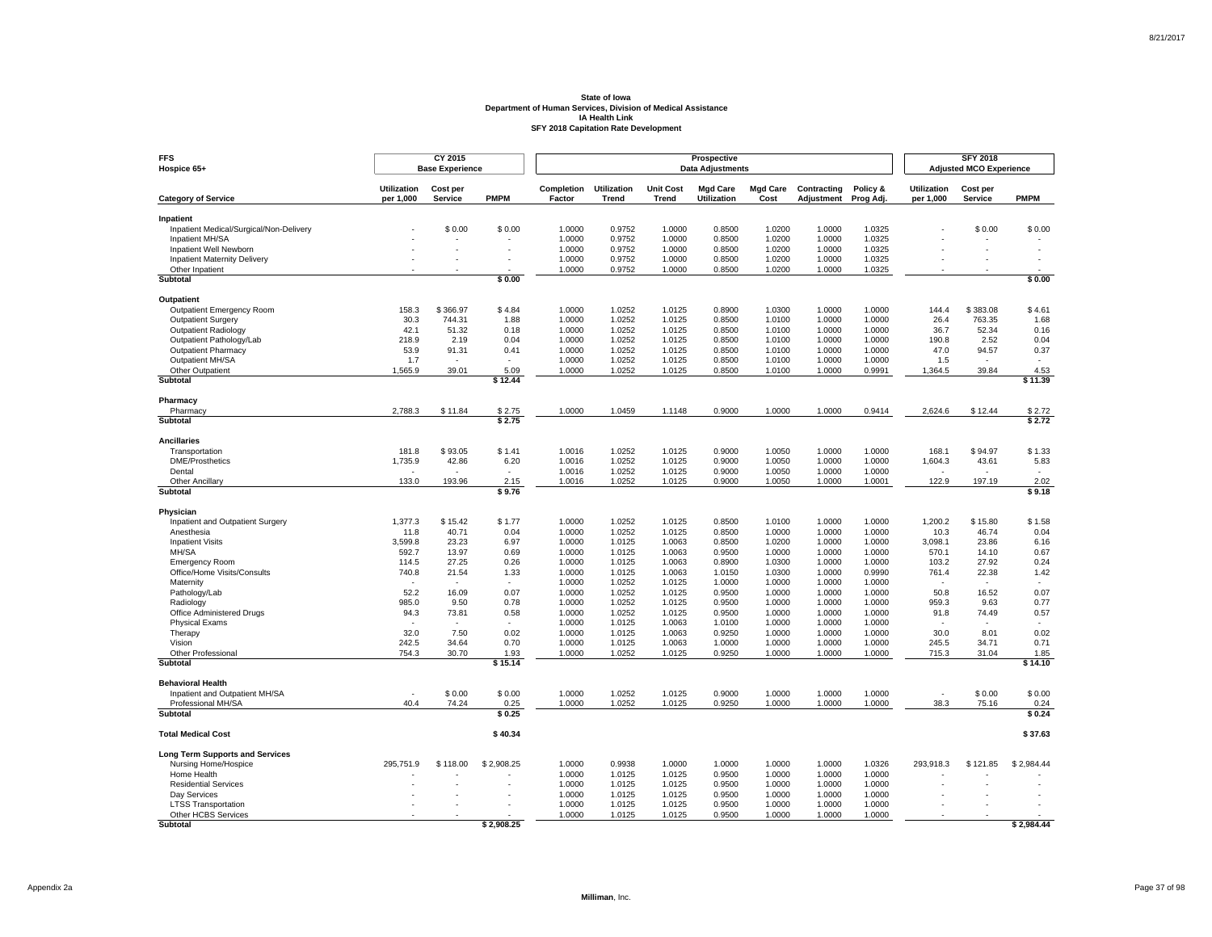# State of Iowa
## Department of Human Services, Division of Medical Assistance
## IA Health Link
## SFY 2018 Capitation Rate Development

| FFS Hospice 65+ | CY 2015 Base Experience | | | Prospective Data Adjustments | | | | | | | SFY 2018 Adjusted MCO Experience | | |
|---|---|---|---|---|---|---|---|---|---|---|---|---|---|
| **Category of Service** | **Utilization per 1,000** | **Cost per Service** | **PMPM** | **Completion Factor** | **Utilization Trend** | **Unit Cost Trend** | **Mgd Care Utilization** | **Mgd Care Cost** | **Contracting Adjustment** | **Policy & Prog Adj.** | **Utilization per 1,000** | **Cost per Service** | **PMPM** |
| **Inpatient** | | | | | | | | | | | | | |
| Inpatient Medical/Surgical/Non-Delivery | - | $ 0.00 | $ 0.00 | 1.0000 | 0.9752 | 1.0000 | 0.8500 | 1.0200 | 1.0000 | 1.0325 | - | $ 0.00 | $ 0.00 |
| Inpatient MH/SA | - | - | - | 1.0000 | 0.9752 | 1.0000 | 0.8500 | 1.0200 | 1.0000 | 1.0325 | - | - | - |
| Inpatient Well Newborn | - | - | - | 1.0000 | 0.9752 | 1.0000 | 0.8500 | 1.0200 | 1.0000 | 1.0325 | - | - | - |
| Inpatient Maternity Delivery | - | - | - | 1.0000 | 0.9752 | 1.0000 | 0.8500 | 1.0200 | 1.0000 | 1.0325 | - | - | - |
| Other Inpatient | - | - | - | 1.0000 | 0.9752 | 1.0000 | 0.8500 | 1.0200 | 1.0000 | 1.0325 | - | - | - |
| **Subtotal** | | | **$ 0.00** | | | | | | | | | | **$ 0.00** |
| **Outpatient** | | | | | | | | | | | | | |
| Outpatient Emergency Room | 158.3 | $ 366.97 | $ 4.84 | 1.0000 | 1.0252 | 1.0125 | 0.8900 | 1.0300 | 1.0000 | 1.0000 | 144.4 | $ 383.08 | $ 4.61 |
| Outpatient Surgery | 30.3 | 744.31 | 1.88 | 1.0000 | 1.0252 | 1.0125 | 0.8500 | 1.0100 | 1.0000 | 1.0000 | 26.4 | 763.35 | 1.68 |
| Outpatient Radiology | 42.1 | 51.32 | 0.18 | 1.0000 | 1.0252 | 1.0125 | 0.8500 | 1.0100 | 1.0000 | 1.0000 | 36.7 | 52.34 | 0.16 |
| Outpatient Pathology/Lab | 218.9 | 2.19 | 0.04 | 1.0000 | 1.0252 | 1.0125 | 0.8500 | 1.0100 | 1.0000 | 1.0000 | 190.8 | 2.52 | 0.04 |
| Outpatient Pharmacy | 53.9 | 91.31 | 0.41 | 1.0000 | 1.0252 | 1.0125 | 0.8500 | 1.0100 | 1.0000 | 1.0000 | 47.0 | 94.57 | 0.37 |
| Outpatient MH/SA | 1.7 | - | - | 1.0000 | 1.0252 | 1.0125 | 0.8500 | 1.0100 | 1.0000 | 1.0000 | 1.5 | - | - |
| Other Outpatient | 1,565.9 | 39.01 | 5.09 | 1.0000 | 1.0252 | 1.0125 | 0.8500 | 1.0100 | 1.0000 | 0.9991 | 1,364.5 | 39.84 | 4.53 |
| **Subtotal** | | | **$ 12.44** | | | | | | | | | | **$ 11.39** |
| **Pharmacy** | | | | | | | | | | | | | |
| Pharmacy | 2,788.3 | $ 11.84 | $ 2.75 | 1.0000 | 1.0459 | 1.1148 | 0.9000 | 1.0000 | 1.0000 | 0.9414 | 2,624.6 | $ 12.44 | $ 2.72 |
| **Subtotal** | | | **$ 2.75** | | | | | | | | | | **$ 2.72** |
| **Ancillaries** | | | | | | | | | | | | | |
| Transportation | 181.8 | $ 93.05 | $ 1.41 | 1.0016 | 1.0252 | 1.0125 | 0.9000 | 1.0050 | 1.0000 | 1.0000 | 168.1 | $ 94.97 | $ 1.33 |
| DME/Prosthetics | 1,735.9 | 42.86 | 6.20 | 1.0016 | 1.0252 | 1.0125 | 0.9000 | 1.0050 | 1.0000 | 1.0000 | 1,604.3 | 43.61 | 5.83 |
| Dental | - | - | - | 1.0016 | 1.0252 | 1.0125 | 0.9000 | 1.0050 | 1.0000 | 1.0000 | - | - | - |
| Other Ancillary | 133.0 | 193.96 | 2.15 | 1.0016 | 1.0252 | 1.0125 | 0.9000 | 1.0050 | 1.0000 | 1.0001 | 122.9 | 197.19 | 2.02 |
| **Subtotal** | | | **$ 9.76** | | | | | | | | | | **$ 9.18** |
| **Physician** | | | | | | | | | | | | | |
| Inpatient and Outpatient Surgery | 1,377.3 | $ 15.42 | $ 1.77 | 1.0000 | 1.0252 | 1.0125 | 0.8500 | 1.0100 | 1.0000 | 1.0000 | 1,200.2 | $ 15.80 | $ 1.58 |
| Anesthesia | 11.8 | 40.71 | 0.04 | 1.0000 | 1.0252 | 1.0125 | 0.8500 | 1.0000 | 1.0000 | 1.0000 | 10.3 | 46.74 | 0.04 |
| Inpatient Visits | 3,599.8 | 23.23 | 6.97 | 1.0000 | 1.0125 | 1.0063 | 0.8500 | 1.0200 | 1.0000 | 1.0000 | 3,098.1 | 23.86 | 6.16 |
| MH/SA | 592.7 | 13.97 | 0.69 | 1.0000 | 1.0125 | 1.0063 | 0.9500 | 1.0000 | 1.0000 | 1.0000 | 570.1 | 14.10 | 0.67 |
| Emergency Room | 114.5 | 27.25 | 0.26 | 1.0000 | 1.0125 | 1.0063 | 0.8900 | 1.0300 | 1.0000 | 1.0000 | 103.2 | 27.92 | 0.24 |
| Office/Home Visits/Consults | 740.8 | 21.54 | 1.33 | 1.0000 | 1.0125 | 1.0063 | 1.0150 | 1.0300 | 1.0000 | 0.9990 | 761.4 | 22.38 | 1.42 |
| Maternity | - | - | - | 1.0000 | 1.0252 | 1.0125 | 1.0000 | 1.0000 | 1.0000 | 1.0000 | - | - | - |
| Pathology/Lab | 52.2 | 16.09 | 0.07 | 1.0000 | 1.0252 | 1.0125 | 0.9500 | 1.0000 | 1.0000 | 1.0000 | 50.8 | 16.52 | 0.07 |
| Radiology | 985.0 | 9.50 | 0.78 | 1.0000 | 1.0252 | 1.0125 | 0.9500 | 1.0000 | 1.0000 | 1.0000 | 959.3 | 9.63 | 0.77 |
| Office Administered Drugs | 94.3 | 73.81 | 0.58 | 1.0000 | 1.0252 | 1.0125 | 0.9500 | 1.0000 | 1.0000 | 1.0000 | 91.8 | 74.49 | 0.57 |
| Physical Exams | - | - | - | 1.0000 | 1.0125 | 1.0063 | 1.0100 | 1.0000 | 1.0000 | 1.0000 | - | - | - |
| Therapy | 32.0 | 7.50 | 0.02 | 1.0000 | 1.0125 | 1.0063 | 0.9250 | 1.0000 | 1.0000 | 1.0000 | 30.0 | 8.01 | 0.02 |
| Vision | 242.5 | 34.64 | 0.70 | 1.0000 | 1.0125 | 1.0063 | 1.0000 | 1.0000 | 1.0000 | 1.0000 | 245.5 | 34.71 | 0.71 |
| Other Professional | 754.3 | 30.70 | 1.93 | 1.0000 | 1.0252 | 1.0125 | 0.9250 | 1.0000 | 1.0000 | 1.0000 | 715.3 | 31.04 | 1.85 |
| **Subtotal** | | | **$ 15.14** | | | | | | | | | | **$ 14.10** |
| **Behavioral Health** | | | | | | | | | | | | | |
| Inpatient and Outpatient MH/SA | - | $ 0.00 | $ 0.00 | 1.0000 | 1.0252 | 1.0125 | 0.9000 | 1.0000 | 1.0000 | 1.0000 | - | $ 0.00 | $ 0.00 |
| Professional MH/SA | 40.4 | 74.24 | 0.25 | 1.0000 | 1.0252 | 1.0125 | 0.9250 | 1.0000 | 1.0000 | 1.0000 | 38.3 | 75.16 | 0.24 |
| **Subtotal** | | | **$ 0.25** | | | | | | | | | | **$ 0.24** |
| **Total Medical Cost** | | | **$ 40.34** | | | | | | | | | | **$ 37.63** |
| **Long Term Supports and Services** | | | | | | | | | | | | | |
| Nursing Home/Hospice | 295,751.9 | $ 118.00 | $ 2,908.25 | 1.0000 | 0.9938 | 1.0000 | 1.0000 | 1.0000 | 1.0000 | 1.0326 | 293,918.3 | $ 121.85 | $ 2,984.44 |
| Home Health | - | - | - | 1.0000 | 1.0125 | 1.0125 | 0.9500 | 1.0000 | 1.0000 | 1.0000 | - | - | - |
| Residential Services | - | - | - | 1.0000 | 1.0125 | 1.0125 | 0.9500 | 1.0000 | 1.0000 | 1.0000 | - | - | - |
| Day Services | - | - | - | 1.0000 | 1.0125 | 1.0125 | 0.9500 | 1.0000 | 1.0000 | 1.0000 | - | - | - |
| LTSS Transportation | - | - | - | 1.0000 | 1.0125 | 1.0125 | 0.9500 | 1.0000 | 1.0000 | 1.0000 | - | - | - |
| Other HCBS Services | - | - | - | 1.0000 | 1.0125 | 1.0125 | 0.9500 | 1.0000 | 1.0000 | 1.0000 | - | - | - |
| **Subtotal** | | | **$ 2,908.25** | | | | | | | | | | **$ 2,984.44** |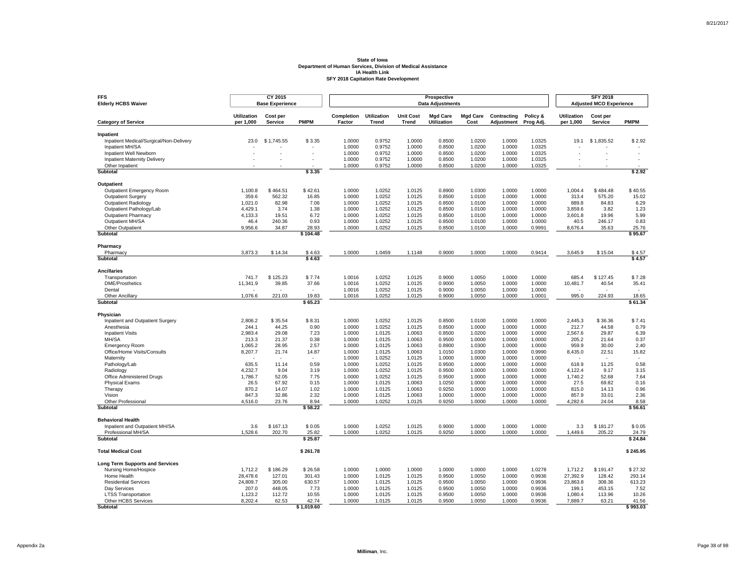**State of Iowa**
**Department of Human Services, Division of Medical Assistance**
**IA Health Link**
**SFY 2018 Capitation Rate Development**

| FFS Elderly HCBS Waiver | CY 2015 Base Experience | | | Prospective Data Adjustments | | | | | | | SFY 2018 Adjusted MCO Experience | | |
|---|---|---|---|---|---|---|---|---|---|---|---|---|---|
| **Category of Service** | **Utilization per 1,000** | **Cost per Service** | **PMPM** | **Completion Factor** | **Utilization Trend** | **Unit Cost Trend** | **Mgd Care Utilization** | **Mgd Care Cost** | **Contracting Adjustment** | **Policy & Prog Adj.** | **Utilization per 1,000** | **Cost per Service** | **PMPM** |
| **Inpatient** | | | | | | | | | | | | | |
| Inpatient Medical/Surgical/Non-Delivery | 23.0 | $ 1,745.55 | $ 3.35 | 1.0000 | 0.9752 | 1.0000 | 0.8500 | 1.0200 | 1.0000 | 1.0325 | 19.1 | $ 1,835.52 | $ 2.92 |
| Inpatient MH/SA | - | - | - | 1.0000 | 0.9752 | 1.0000 | 0.8500 | 1.0200 | 1.0000 | 1.0325 | - | - | - |
| Inpatient Well Newborn | - | - | - | 1.0000 | 0.9752 | 1.0000 | 0.8500 | 1.0200 | 1.0000 | 1.0325 | - | - | - |
| Inpatient Maternity Delivery | - | - | - | 1.0000 | 0.9752 | 1.0000 | 0.8500 | 1.0200 | 1.0000 | 1.0325 | - | - | - |
| Other Inpatient | - | - | - | 1.0000 | 0.9752 | 1.0000 | 0.8500 | 1.0200 | 1.0000 | 1.0325 | - | - | - |
| **Subtotal** | | | **$ 3.35** | | | | | | | | | | **$ 2.92** |
| **Outpatient** | | | | | | | | | | | | | |
| Outpatient Emergency Room | 1,100.8 | $ 464.51 | $ 42.61 | 1.0000 | 1.0252 | 1.0125 | 0.8900 | 1.0300 | 1.0000 | 1.0000 | 1,004.4 | $ 484.48 | $ 40.55 |
| Outpatient Surgery | 359.6 | 562.32 | 16.85 | 1.0000 | 1.0252 | 1.0125 | 0.8500 | 1.0100 | 1.0000 | 1.0000 | 313.4 | 575.20 | 15.02 |
| Outpatient Radiology | 1,021.0 | 82.98 | 7.06 | 1.0000 | 1.0252 | 1.0125 | 0.8500 | 1.0100 | 1.0000 | 1.0000 | 889.8 | 84.83 | 6.29 |
| Outpatient Pathology/Lab | 4,429.1 | 3.74 | 1.38 | 1.0000 | 1.0252 | 1.0125 | 0.8500 | 1.0100 | 1.0000 | 1.0000 | 3,859.6 | 3.82 | 1.23 |
| Outpatient Pharmacy | 4,133.3 | 19.51 | 6.72 | 1.0000 | 1.0252 | 1.0125 | 0.8500 | 1.0100 | 1.0000 | 1.0000 | 3,601.8 | 19.96 | 5.99 |
| Outpatient MH/SA | 46.4 | 240.36 | 0.93 | 1.0000 | 1.0252 | 1.0125 | 0.8500 | 1.0100 | 1.0000 | 1.0000 | 40.5 | 246.17 | 0.83 |
| Other Outpatient | 9,956.6 | 34.87 | 28.93 | 1.0000 | 1.0252 | 1.0125 | 0.8500 | 1.0100 | 1.0000 | 0.9991 | 8,676.4 | 35.63 | 25.76 |
| **Subtotal** | | | **$ 104.48** | | | | | | | | | | **$ 95.67** |
| **Pharmacy** | | | | | | | | | | | | | |
| Pharmacy | 3,873.3 | $ 14.34 | $ 4.63 | 1.0000 | 1.0459 | 1.1148 | 0.9000 | 1.0000 | 1.0000 | 0.9414 | 3,645.9 | $ 15.04 | $ 4.57 |
| **Subtotal** | | | **$ 4.63** | | | | | | | | | | **$ 4.57** |
| **Ancillaries** | | | | | | | | | | | | | |
| Transportation | 741.7 | $ 125.23 | $ 7.74 | 1.0016 | 1.0252 | 1.0125 | 0.9000 | 1.0050 | 1.0000 | 1.0000 | 685.4 | $ 127.45 | $ 7.28 |
| DME/Prosthetics | 11,341.9 | 39.85 | 37.66 | 1.0016 | 1.0252 | 1.0125 | 0.9000 | 1.0050 | 1.0000 | 1.0000 | 10,481.7 | 40.54 | 35.41 |
| Dental | - | - | - | 1.0016 | 1.0252 | 1.0125 | 0.9000 | 1.0050 | 1.0000 | 1.0000 | - | - | - |
| Other Ancillary | 1,076.6 | 221.03 | 19.83 | 1.0016 | 1.0252 | 1.0125 | 0.9000 | 1.0050 | 1.0000 | 1.0001 | 995.0 | 224.93 | 18.65 |
| **Subtotal** | | | **$ 65.23** | | | | | | | | | | **$ 61.34** |
| **Physician** | | | | | | | | | | | | | |
| Inpatient and Outpatient Surgery | 2,806.2 | $ 35.54 | $ 8.31 | 1.0000 | 1.0252 | 1.0125 | 0.8500 | 1.0100 | 1.0000 | 1.0000 | 2,445.3 | $ 36.36 | $ 7.41 |
| Anesthesia | 244.1 | 44.25 | 0.90 | 1.0000 | 1.0252 | 1.0125 | 0.8500 | 1.0000 | 1.0000 | 1.0000 | 212.7 | 44.58 | 0.79 |
| Inpatient Visits | 2,983.4 | 29.08 | 7.23 | 1.0000 | 1.0125 | 1.0063 | 0.8500 | 1.0200 | 1.0000 | 1.0000 | 2,567.6 | 29.87 | 6.39 |
| MH/SA | 213.3 | 21.37 | 0.38 | 1.0000 | 1.0125 | 1.0063 | 0.9500 | 1.0000 | 1.0000 | 1.0000 | 205.2 | 21.64 | 0.37 |
| Emergency Room | 1,065.2 | 28.95 | 2.57 | 1.0000 | 1.0125 | 1.0063 | 0.8900 | 1.0300 | 1.0000 | 1.0000 | 959.9 | 30.00 | 2.40 |
| Office/Home Visits/Consults | 8,207.7 | 21.74 | 14.87 | 1.0000 | 1.0125 | 1.0063 | 1.0150 | 1.0300 | 1.0000 | 0.9990 | 8,435.0 | 22.51 | 15.82 |
| Maternity | - | - | - | 1.0000 | 1.0252 | 1.0125 | 1.0000 | 1.0000 | 1.0000 | 1.0000 | - | - | - |
| Pathology/Lab | 635.5 | 11.14 | 0.59 | 1.0000 | 1.0252 | 1.0125 | 0.9500 | 1.0000 | 1.0000 | 1.0000 | 618.9 | 11.25 | 0.58 |
| Radiology | 4,232.7 | 9.04 | 3.19 | 1.0000 | 1.0252 | 1.0125 | 0.9500 | 1.0000 | 1.0000 | 1.0000 | 4,122.4 | 9.17 | 3.15 |
| Office Administered Drugs | 1,786.7 | 52.05 | 7.75 | 1.0000 | 1.0252 | 1.0125 | 0.9500 | 1.0000 | 1.0000 | 1.0000 | 1,740.2 | 52.68 | 7.64 |
| Physical Exams | 26.5 | 67.92 | 0.15 | 1.0000 | 1.0125 | 1.0063 | 1.0250 | 1.0000 | 1.0000 | 1.0000 | 27.5 | 69.82 | 0.16 |
| Therapy | 870.2 | 14.07 | 1.02 | 1.0000 | 1.0125 | 1.0063 | 0.9250 | 1.0000 | 1.0000 | 1.0000 | 815.0 | 14.13 | 0.96 |
| Vision | 847.3 | 32.86 | 2.32 | 1.0000 | 1.0125 | 1.0063 | 1.0000 | 1.0000 | 1.0000 | 1.0000 | 857.9 | 33.01 | 2.36 |
| Other Professional | 4,516.0 | 23.76 | 8.94 | 1.0000 | 1.0252 | 1.0125 | 0.9250 | 1.0000 | 1.0000 | 1.0000 | 4,282.6 | 24.04 | 8.58 |
| **Subtotal** | | | **$ 58.22** | | | | | | | | | | **$ 56.61** |
| **Behavioral Health** | | | | | | | | | | | | | |
| Inpatient and Outpatient MH/SA | 3.6 | $ 167.13 | $ 0.05 | 1.0000 | 1.0252 | 1.0125 | 0.9000 | 1.0000 | 1.0000 | 1.0000 | 3.3 | $ 181.27 | $ 0.05 |
| Professional MH/SA | 1,528.6 | 202.70 | 25.82 | 1.0000 | 1.0252 | 1.0125 | 0.9250 | 1.0000 | 1.0000 | 1.0000 | 1,449.6 | 205.22 | 24.79 |
| **Subtotal** | | | **$ 25.87** | | | | | | | | | | **$ 24.84** |
| **Total Medical Cost** | | | **$ 261.78** | | | | | | | | | | **$ 245.95** |
| **Long Term Supports and Services** | | | | | | | | | | | | | |
| Nursing Home/Hospice | 1,712.2 | $ 186.29 | $ 26.58 | 1.0000 | 1.0000 | 1.0000 | 1.0000 | 1.0000 | 1.0000 | 1.0278 | 1,712.2 | $ 191.47 | $ 27.32 |
| Home Health | 28,478.6 | 127.01 | 301.43 | 1.0000 | 1.0125 | 1.0125 | 0.9500 | 1.0050 | 1.0000 | 0.9936 | 27,392.9 | 128.42 | 293.14 |
| Residential Services | 24,809.7 | 305.00 | 630.57 | 1.0000 | 1.0125 | 1.0125 | 0.9500 | 1.0050 | 1.0000 | 0.9936 | 23,863.8 | 308.36 | 613.23 |
| Day Services | 207.0 | 448.05 | 7.73 | 1.0000 | 1.0125 | 1.0125 | 0.9500 | 1.0050 | 1.0000 | 0.9936 | 199.1 | 453.15 | 7.52 |
| LTSS Transportation | 1,123.2 | 112.72 | 10.55 | 1.0000 | 1.0125 | 1.0125 | 0.9500 | 1.0050 | 1.0000 | 0.9936 | 1,080.4 | 113.96 | 10.26 |
| Other HCBS Services | 8,202.4 | 62.53 | 42.74 | 1.0000 | 1.0125 | 1.0125 | 0.9500 | 1.0050 | 1.0000 | 0.9936 | 7,889.7 | 63.21 | 41.56 |
| **Subtotal** | | | **$ 1,019.60** | | | | | | | | | | **$ 993.03** |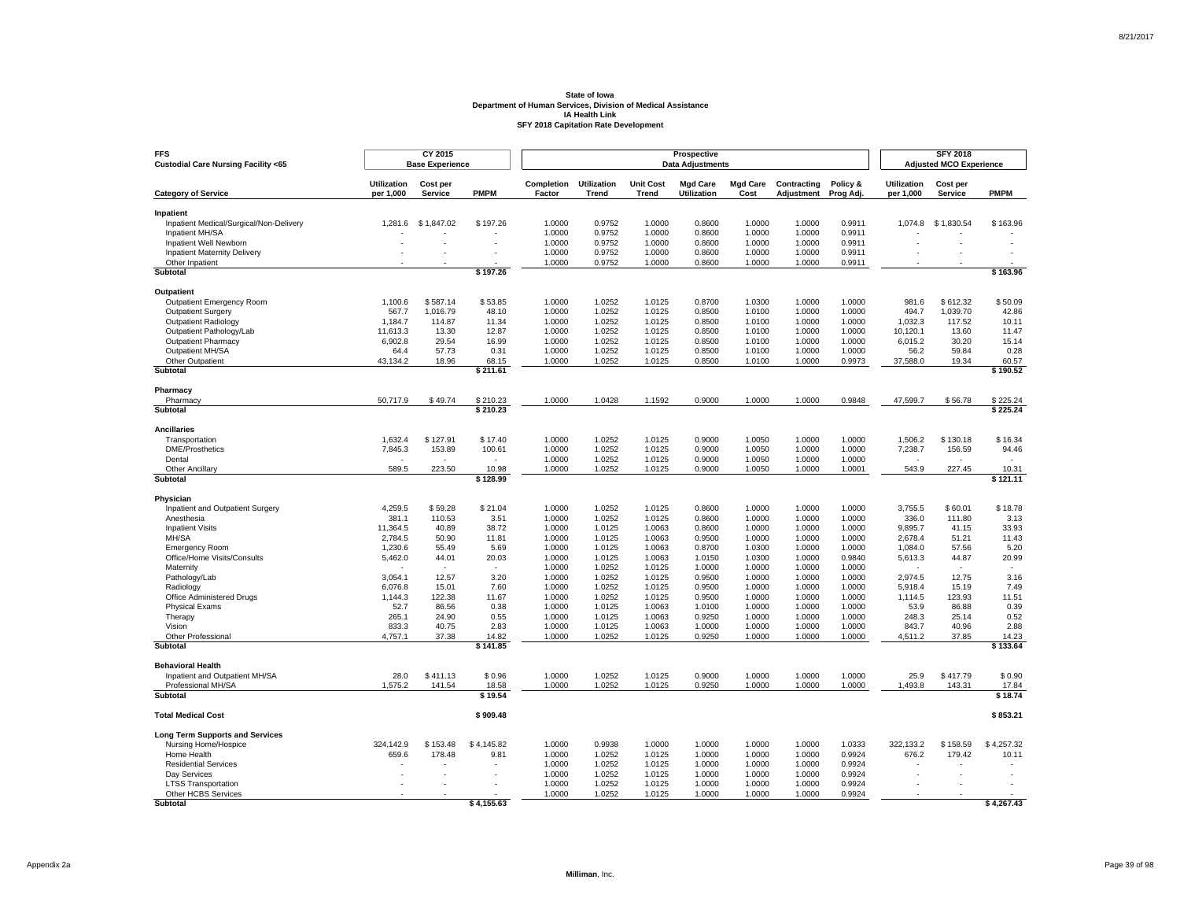**State of Iowa**
**Department of Human Services, Division of Medical Assistance**
**IA Health Link**
**SFY 2018 Capitation Rate Development**

| FFS Custodial Care Nursing Facility <65 | CY 2015 Base Experience | | | Prospective Data Adjustments | | | | | | | SFY 2018 Adjusted MCO Experience | | |
|---|---|---|---|---|---|---|---|---|---|---|---|---|---|
| **Category of Service** | **Utilization per 1,000** | **Cost per Service** | **PMPM** | **Completion Factor** | **Utilization Trend** | **Unit Cost Trend** | **Mgd Care Utilization** | **Mgd Care Cost** | **Contracting Adjustment** | **Policy & Prog Adj.** | **Utilization per 1,000** | **Cost per Service** | **PMPM** |
| **Inpatient** | | | | | | | | | | | | | |
| Inpatient Medical/Surgical/Non-Delivery | 1,281.6 | $ 1,847.02 | $ 197.26 | 1.0000 | 0.9752 | 1.0000 | 0.8600 | 1.0000 | 1.0000 | 0.9911 | 1,074.8 | $ 1,830.54 | $ 163.96 |
| Inpatient MH/SA | - | - | - | 1.0000 | 0.9752 | 1.0000 | 0.8600 | 1.0000 | 1.0000 | 0.9911 | - | - | - |
| Inpatient Well Newborn | - | - | - | 1.0000 | 0.9752 | 1.0000 | 0.8600 | 1.0000 | 1.0000 | 0.9911 | - | - | - |
| Inpatient Maternity Delivery | - | - | - | 1.0000 | 0.9752 | 1.0000 | 0.8600 | 1.0000 | 1.0000 | 0.9911 | - | - | - |
| Other Inpatient | - | - | - | 1.0000 | 0.9752 | 1.0000 | 0.8600 | 1.0000 | 1.0000 | 0.9911 | - | - | - |
| **Subtotal** | | | **$ 197.26** | | | | | | | | | | **$ 163.96** |
| **Outpatient** | | | | | | | | | | | | | |
| Outpatient Emergency Room | 1,100.6 | $ 587.14 | $ 53.85 | 1.0000 | 1.0252 | 1.0125 | 0.8700 | 1.0300 | 1.0000 | 1.0000 | 981.6 | $ 612.32 | $ 50.09 |
| Outpatient Surgery | 567.7 | 1,016.79 | 48.10 | 1.0000 | 1.0252 | 1.0125 | 0.8500 | 1.0100 | 1.0000 | 1.0000 | 494.7 | 1,039.70 | 42.86 |
| Outpatient Radiology | 1,184.7 | 114.87 | 11.34 | 1.0000 | 1.0252 | 1.0125 | 0.8500 | 1.0100 | 1.0000 | 1.0000 | 1,032.3 | 117.52 | 10.11 |
| Outpatient Pathology/Lab | 11,613.3 | 13.30 | 12.87 | 1.0000 | 1.0252 | 1.0125 | 0.8500 | 1.0100 | 1.0000 | 1.0000 | 10,120.1 | 13.60 | 11.47 |
| Outpatient Pharmacy | 6,902.8 | 29.54 | 16.99 | 1.0000 | 1.0252 | 1.0125 | 0.8500 | 1.0100 | 1.0000 | 1.0000 | 6,015.2 | 30.20 | 15.14 |
| Outpatient MH/SA | 64.4 | 57.73 | 0.31 | 1.0000 | 1.0252 | 1.0125 | 0.8500 | 1.0100 | 1.0000 | 1.0000 | 56.2 | 59.84 | 0.28 |
| Other Outpatient | 43,134.2 | 18.96 | 68.15 | 1.0000 | 1.0252 | 1.0125 | 0.8500 | 1.0100 | 1.0000 | 0.9973 | 37,588.0 | 19.34 | 60.57 |
| **Subtotal** | | | **$ 211.61** | | | | | | | | | | **$ 190.52** |
| **Pharmacy** | | | | | | | | | | | | | |
| Pharmacy | 50,717.9 | $ 49.74 | $ 210.23 | 1.0000 | 1.0428 | 1.1592 | 0.9000 | 1.0000 | 1.0000 | 0.9848 | 47,599.7 | $ 56.78 | $ 225.24 |
| **Subtotal** | | | **$ 210.23** | | | | | | | | | | **$ 225.24** |
| **Ancillaries** | | | | | | | | | | | | | |
| Transportation | 1,632.4 | $ 127.91 | $ 17.40 | 1.0000 | 1.0252 | 1.0125 | 0.9000 | 1.0050 | 1.0000 | 1.0000 | 1,506.2 | $ 130.18 | $ 16.34 |
| DME/Prosthetics | 7,845.3 | 153.89 | 100.61 | 1.0000 | 1.0252 | 1.0125 | 0.9000 | 1.0050 | 1.0000 | 1.0000 | 7,238.7 | 156.59 | 94.46 |
| Dental | - | - | - | 1.0000 | 1.0252 | 1.0125 | 0.9000 | 1.0050 | 1.0000 | 1.0000 | - | - | - |
| Other Ancillary | 589.5 | 223.50 | 10.98 | 1.0000 | 1.0252 | 1.0125 | 0.9000 | 1.0050 | 1.0000 | 1.0001 | 543.9 | 227.45 | 10.31 |
| **Subtotal** | | | **$ 128.99** | | | | | | | | | | **$ 121.11** |
| **Physician** | | | | | | | | | | | | | |
| Inpatient and Outpatient Surgery | 4,259.5 | $ 59.28 | $ 21.04 | 1.0000 | 1.0252 | 1.0125 | 0.8600 | 1.0000 | 1.0000 | 1.0000 | 3,755.5 | $ 60.01 | $ 18.78 |
| Anesthesia | 381.1 | 110.53 | 3.51 | 1.0000 | 1.0252 | 1.0125 | 0.8600 | 1.0000 | 1.0000 | 1.0000 | 336.0 | 111.80 | 3.13 |
| Inpatient Visits | 11,364.5 | 40.89 | 38.72 | 1.0000 | 1.0125 | 1.0063 | 0.8600 | 1.0000 | 1.0000 | 1.0000 | 9,895.7 | 41.15 | 33.93 |
| MH/SA | 2,784.5 | 50.90 | 11.81 | 1.0000 | 1.0125 | 1.0063 | 0.9500 | 1.0000 | 1.0000 | 1.0000 | 2,678.4 | 51.21 | 11.43 |
| Emergency Room | 1,230.6 | 55.49 | 5.69 | 1.0000 | 1.0125 | 1.0063 | 0.8700 | 1.0300 | 1.0000 | 1.0000 | 1,084.0 | 57.56 | 5.20 |
| Office/Home Visits/Consults | 5,462.0 | 44.01 | 20.03 | 1.0000 | 1.0125 | 1.0063 | 1.0150 | 1.0300 | 1.0000 | 0.9840 | 5,613.3 | 44.87 | 20.99 |
| Maternity | - | - | - | 1.0000 | 1.0252 | 1.0125 | 1.0000 | 1.0000 | 1.0000 | 1.0000 | - | - | - |
| Pathology/Lab | 3,054.1 | 12.57 | 3.20 | 1.0000 | 1.0252 | 1.0125 | 0.9500 | 1.0000 | 1.0000 | 1.0000 | 2,974.5 | 12.75 | 3.16 |
| Radiology | 6,076.8 | 15.01 | 7.60 | 1.0000 | 1.0252 | 1.0125 | 0.9500 | 1.0000 | 1.0000 | 1.0000 | 5,918.4 | 15.19 | 7.49 |
| Office Administered Drugs | 1,144.3 | 122.38 | 11.67 | 1.0000 | 1.0252 | 1.0125 | 0.9500 | 1.0000 | 1.0000 | 1.0000 | 1,114.5 | 123.93 | 11.51 |
| Physical Exams | 52.7 | 86.56 | 0.38 | 1.0000 | 1.0125 | 1.0063 | 1.0100 | 1.0000 | 1.0000 | 1.0000 | 53.9 | 86.88 | 0.39 |
| Therapy | 265.1 | 24.90 | 0.55 | 1.0000 | 1.0125 | 1.0063 | 0.9250 | 1.0000 | 1.0000 | 1.0000 | 248.3 | 25.14 | 0.52 |
| Vision | 833.3 | 40.75 | 2.83 | 1.0000 | 1.0125 | 1.0063 | 1.0000 | 1.0000 | 1.0000 | 1.0000 | 843.7 | 40.96 | 2.88 |
| Other Professional | 4,757.1 | 37.38 | 14.82 | 1.0000 | 1.0252 | 1.0125 | 0.9250 | 1.0000 | 1.0000 | 1.0000 | 4,511.2 | 37.85 | 14.23 |
| **Subtotal** | | | **$ 141.85** | | | | | | | | | | **$ 133.64** |
| **Behavioral Health** | | | | | | | | | | | | | |
| Inpatient and Outpatient MH/SA | 28.0 | $ 411.13 | $ 0.96 | 1.0000 | 1.0252 | 1.0125 | 0.9000 | 1.0000 | 1.0000 | 1.0000 | 25.9 | $ 417.79 | $ 0.90 |
| Professional MH/SA | 1,575.2 | 141.54 | 18.58 | 1.0000 | 1.0252 | 1.0125 | 0.9250 | 1.0000 | 1.0000 | 1.0000 | 1,493.8 | 143.31 | 17.84 |
| **Subtotal** | | | **$ 19.54** | | | | | | | | | | **$ 18.74** |
| **Total Medical Cost** | | | **$ 909.48** | | | | | | | | | | **$ 853.21** |
| **Long Term Supports and Services** | | | | | | | | | | | | | |
| Nursing Home/Hospice | 324,142.9 | $ 153.48 | $ 4,145.82 | 1.0000 | 0.9938 | 1.0000 | 1.0000 | 1.0000 | 1.0000 | 1.0333 | 322,133.2 | $ 158.59 | $ 4,257.32 |
| Home Health | 659.6 | 178.48 | 9.81 | 1.0000 | 1.0252 | 1.0125 | 1.0000 | 1.0000 | 1.0000 | 0.9924 | 676.2 | 179.42 | 10.11 |
| Residential Services | - | - | - | 1.0000 | 1.0252 | 1.0125 | 1.0000 | 1.0000 | 1.0000 | 0.9924 | - | - | - |
| Day Services | - | - | - | 1.0000 | 1.0252 | 1.0125 | 1.0000 | 1.0000 | 1.0000 | 0.9924 | - | - | - |
| LTSS Transportation | - | - | - | 1.0000 | 1.0252 | 1.0125 | 1.0000 | 1.0000 | 1.0000 | 0.9924 | - | - | - |
| Other HCBS Services | - | - | - | 1.0000 | 1.0252 | 1.0125 | 1.0000 | 1.0000 | 1.0000 | 0.9924 | - | - | - |
| **Subtotal** | | | **$ 4,155.63** | | | | | | | | | | **$ 4,267.43** |

Appendix 2a

Milliman, Inc.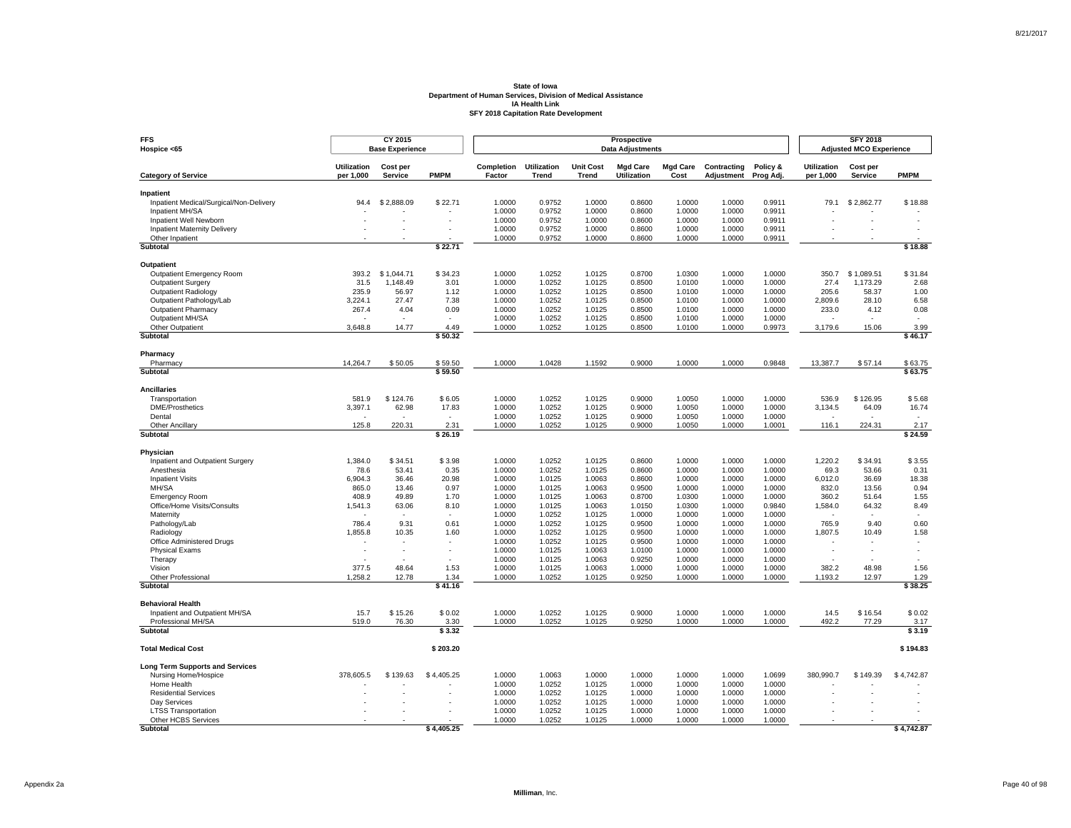**State of Iowa**
**Department of Human Services, Division of Medical Assistance**
**IA Health Link**
**SFY 2018 Capitation Rate Development**

| FFS Hospice <65 | CY 2015 Base Experience | | | Prospective Data Adjustments | | | | | | | SFY 2018 Adjusted MCO Experience | | |
|---|---|---|---|---|---|---|---|---|---|---|---|---|---|
| **Category of Service** | **Utilization per 1,000** | **Cost per Service** | **PMPM** | **Completion Factor** | **Utilization Trend** | **Unit Cost Trend** | **Mgd Care Utilization** | **Mgd Care Cost** | **Contracting Adjustment** | **Policy & Prog Adj.** | **Utilization per 1,000** | **Cost per Service** | **PMPM** |
| **Inpatient** | | | | | | | | | | | | | |
| Inpatient Medical/Surgical/Non-Delivery | 94.4 | $ 2,888.09 | $ 22.71 | 1.0000 | 0.9752 | 1.0000 | 0.8600 | 1.0000 | 1.0000 | 0.9911 | 79.1 | $ 2,862.77 | $ 18.88 |
| Inpatient MH/SA | - | - | - | 1.0000 | 0.9752 | 1.0000 | 0.8600 | 1.0000 | 1.0000 | 0.9911 | - | - | - |
| Inpatient Well Newborn | - | - | - | 1.0000 | 0.9752 | 1.0000 | 0.8600 | 1.0000 | 1.0000 | 0.9911 | - | - | - |
| Inpatient Maternity Delivery | - | - | - | 1.0000 | 0.9752 | 1.0000 | 0.8600 | 1.0000 | 1.0000 | 0.9911 | - | - | - |
| Other Inpatient | - | - | - | 1.0000 | 0.9752 | 1.0000 | 0.8600 | 1.0000 | 1.0000 | 0.9911 | - | - | - |
| **Subtotal** | | | **$ 22.71** | | | | | | | | | | **$ 18.88** |
| **Outpatient** | | | | | | | | | | | | | |
| Outpatient Emergency Room | 393.2 | $ 1,044.71 | $ 34.23 | 1.0000 | 1.0252 | 1.0125 | 0.8700 | 1.0300 | 1.0000 | 1.0000 | 350.7 | $ 1,089.51 | $ 31.84 |
| Outpatient Surgery | 31.5 | 1,148.49 | 3.01 | 1.0000 | 1.0252 | 1.0125 | 0.8500 | 1.0100 | 1.0000 | 1.0000 | 27.4 | 1,173.29 | 2.68 |
| Outpatient Radiology | 235.9 | 56.97 | 1.12 | 1.0000 | 1.0252 | 1.0125 | 0.8500 | 1.0100 | 1.0000 | 1.0000 | 205.6 | 58.37 | 1.00 |
| Outpatient Pathology/Lab | 3,224.1 | 27.47 | 7.38 | 1.0000 | 1.0252 | 1.0125 | 0.8500 | 1.0100 | 1.0000 | 1.0000 | 2,809.6 | 28.10 | 6.58 |
| Outpatient Pharmacy | 267.4 | 4.04 | 0.09 | 1.0000 | 1.0252 | 1.0125 | 0.8500 | 1.0100 | 1.0000 | 1.0000 | 233.0 | 4.12 | 0.08 |
| Outpatient MH/SA | - | - | - | 1.0000 | 1.0252 | 1.0125 | 0.8500 | 1.0100 | 1.0000 | 1.0000 | - | - | - |
| Other Outpatient | 3,648.8 | 14.77 | 4.49 | 1.0000 | 1.0252 | 1.0125 | 0.8500 | 1.0100 | 1.0000 | 0.9973 | 3,179.6 | 15.06 | 3.99 |
| **Subtotal** | | | **$ 50.32** | | | | | | | | | | **$ 46.17** |
| **Pharmacy** | | | | | | | | | | | | | |
| Pharmacy | 14,264.7 | $ 50.05 | $ 59.50 | 1.0000 | 1.0428 | 1.1592 | 0.9000 | 1.0000 | 1.0000 | 0.9848 | 13,387.7 | $ 57.14 | $ 63.75 |
| **Subtotal** | | | **$ 59.50** | | | | | | | | | | **$ 63.75** |
| **Ancillaries** | | | | | | | | | | | | | |
| Transportation | 581.9 | $ 124.76 | $ 6.05 | 1.0000 | 1.0252 | 1.0125 | 0.9000 | 1.0050 | 1.0000 | 1.0000 | 536.9 | $ 126.95 | $ 5.68 |
| DME/Prosthetics | 3,397.1 | 62.98 | 17.83 | 1.0000 | 1.0252 | 1.0125 | 0.9000 | 1.0050 | 1.0000 | 1.0000 | 3,134.5 | 64.09 | 16.74 |
| Dental | - | - | - | 1.0000 | 1.0252 | 1.0125 | 0.9000 | 1.0050 | 1.0000 | 1.0000 | - | - | - |
| Other Ancillary | 125.8 | 220.31 | 2.31 | 1.0000 | 1.0252 | 1.0125 | 0.9000 | 1.0050 | 1.0000 | 1.0001 | 116.1 | 224.31 | 2.17 |
| **Subtotal** | | | **$ 26.19** | | | | | | | | | | **$ 24.59** |
| **Physician** | | | | | | | | | | | | | |
| Inpatient and Outpatient Surgery | 1,384.0 | $ 34.51 | $ 3.98 | 1.0000 | 1.0252 | 1.0125 | 0.8600 | 1.0000 | 1.0000 | 1.0000 | 1,220.2 | $ 34.91 | $ 3.55 |
| Anesthesia | 78.6 | 53.41 | 0.35 | 1.0000 | 1.0252 | 1.0125 | 0.8600 | 1.0000 | 1.0000 | 1.0000 | 69.3 | 53.66 | 0.31 |
| Inpatient Visits | 6,904.3 | 36.46 | 20.98 | 1.0000 | 1.0125 | 1.0063 | 0.8600 | 1.0000 | 1.0000 | 1.0000 | 6,012.0 | 36.69 | 18.38 |
| MH/SA | 865.0 | 13.46 | 0.97 | 1.0000 | 1.0125 | 1.0063 | 0.9500 | 1.0000 | 1.0000 | 1.0000 | 832.0 | 13.56 | 0.94 |
| Emergency Room | 408.9 | 49.89 | 1.70 | 1.0000 | 1.0125 | 1.0063 | 0.8700 | 1.0300 | 1.0000 | 1.0000 | 360.2 | 51.64 | 1.55 |
| Office/Home Visits/Consults | 1,541.3 | 63.06 | 8.10 | 1.0000 | 1.0125 | 1.0063 | 1.0150 | 1.0300 | 1.0000 | 0.9840 | 1,584.0 | 64.32 | 8.49 |
| Maternity | - | - | - | 1.0000 | 1.0252 | 1.0125 | 1.0000 | 1.0000 | 1.0000 | 1.0000 | - | - | - |
| Pathology/Lab | 786.4 | 9.31 | 0.61 | 1.0000 | 1.0252 | 1.0125 | 0.9500 | 1.0000 | 1.0000 | 1.0000 | 765.9 | 9.40 | 0.60 |
| Radiology | 1,855.8 | 10.35 | 1.60 | 1.0000 | 1.0252 | 1.0125 | 0.9500 | 1.0000 | 1.0000 | 1.0000 | 1,807.5 | 10.49 | 1.58 |
| Office Administered Drugs | - | - | - | 1.0000 | 1.0252 | 1.0125 | 0.9500 | 1.0000 | 1.0000 | 1.0000 | - | - | - |
| Physical Exams | - | - | - | 1.0000 | 1.0125 | 1.0063 | 1.0100 | 1.0000 | 1.0000 | 1.0000 | - | - | - |
| Therapy | - | - | - | 1.0000 | 1.0125 | 1.0063 | 0.9250 | 1.0000 | 1.0000 | 1.0000 | - | - | - |
| Vision | 377.5 | 48.64 | 1.53 | 1.0000 | 1.0125 | 1.0063 | 1.0000 | 1.0000 | 1.0000 | 1.0000 | 382.2 | 48.98 | 1.56 |
| Other Professional | 1,258.2 | 12.78 | 1.34 | 1.0000 | 1.0252 | 1.0125 | 0.9250 | 1.0000 | 1.0000 | 1.0000 | 1,193.2 | 12.97 | 1.29 |
| **Subtotal** | | | **$ 41.16** | | | | | | | | | | **$ 38.25** |
| **Behavioral Health** | | | | | | | | | | | | | |
| Inpatient and Outpatient MH/SA | 15.7 | $ 15.26 | $ 0.02 | 1.0000 | 1.0252 | 1.0125 | 0.9000 | 1.0000 | 1.0000 | 1.0000 | 14.5 | $ 16.54 | $ 0.02 |
| Professional MH/SA | 519.0 | 76.30 | 3.30 | 1.0000 | 1.0252 | 1.0125 | 0.9250 | 1.0000 | 1.0000 | 1.0000 | 492.2 | 77.29 | 3.17 |
| **Subtotal** | | | **$ 3.32** | | | | | | | | | | **$ 3.19** |
| **Total Medical Cost** | | | **$ 203.20** | | | | | | | | | | **$ 194.83** |
| **Long Term Supports and Services** | | | | | | | | | | | | | |
| Nursing Home/Hospice | 378,605.5 | $ 139.63 | $ 4,405.25 | 1.0000 | 1.0063 | 1.0000 | 1.0000 | 1.0000 | 1.0000 | 1.0699 | 380,990.7 | $ 149.39 | $ 4,742.87 |
| Home Health | - | - | - | 1.0000 | 1.0252 | 1.0125 | 1.0000 | 1.0000 | 1.0000 | 1.0000 | - | - | - |
| Residential Services | - | - | - | 1.0000 | 1.0252 | 1.0125 | 1.0000 | 1.0000 | 1.0000 | 1.0000 | - | - | - |
| Day Services | - | - | - | 1.0000 | 1.0252 | 1.0125 | 1.0000 | 1.0000 | 1.0000 | 1.0000 | - | - | - |
| LTSS Transportation | - | - | - | 1.0000 | 1.0252 | 1.0125 | 1.0000 | 1.0000 | 1.0000 | 1.0000 | - | - | - |
| Other HCBS Services | - | - | - | 1.0000 | 1.0252 | 1.0125 | 1.0000 | 1.0000 | 1.0000 | 1.0000 | - | - | - |
| **Subtotal** | | | **$ 4,405.25** | | | | | | | | | | **$ 4,742.87** |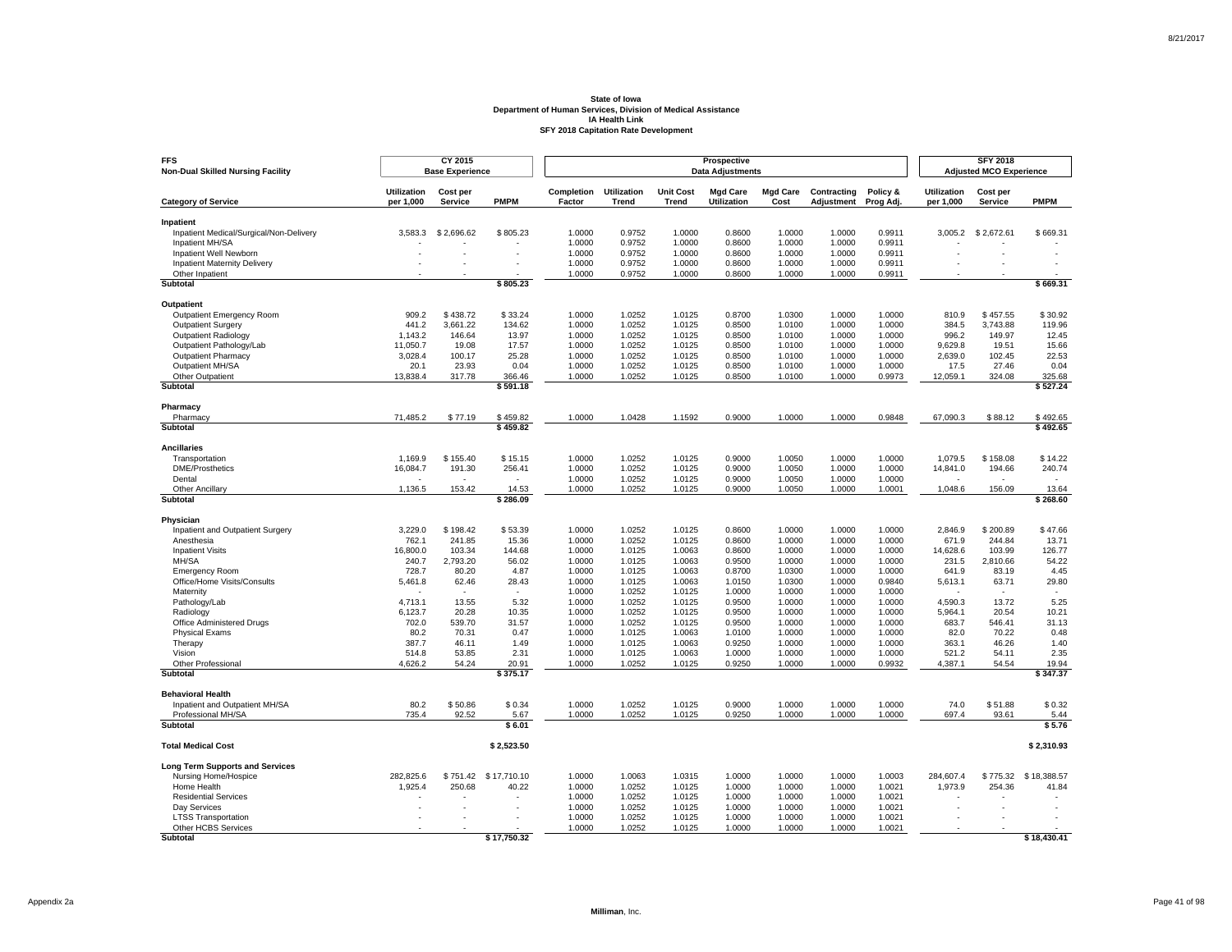**State of Iowa**
**Department of Human Services, Division of Medical Assistance**
**IA Health Link**
**SFY 2018 Capitation Rate Development**

| FFS Non-Dual Skilled Nursing Facility | CY 2015 Base Experience | | | Prospective Data Adjustments | | | | | | | SFY 2018 Adjusted MCO Experience | | |
|---|---|---|---|---|---|---|---|---|---|---|---|---|---|
| **Category of Service** | **Utilization per 1,000** | **Cost per Service** | **PMPM** | **Completion Factor** | **Utilization Trend** | **Unit Cost Trend** | **Mgd Care Utilization** | **Mgd Care Cost** | **Contracting Adjustment** | **Policy & Prog Adj.** | **Utilization per 1,000** | **Cost per Service** | **PMPM** |
| **Inpatient** | | | | | | | | | | | | | |
| Inpatient Medical/Surgical/Non-Delivery | 3,583.3 | $ 2,696.62 | $ 805.23 | 1.0000 | 0.9752 | 1.0000 | 0.8600 | 1.0000 | 1.0000 | 0.9911 | 3,005.2 | $ 2,672.61 | $ 669.31 |
| Inpatient MH/SA | - | - | - | 1.0000 | 0.9752 | 1.0000 | 0.8600 | 1.0000 | 1.0000 | 0.9911 | - | - | - |
| Inpatient Well Newborn | - | - | - | 1.0000 | 0.9752 | 1.0000 | 0.8600 | 1.0000 | 1.0000 | 0.9911 | - | - | - |
| Inpatient Maternity Delivery | - | - | - | 1.0000 | 0.9752 | 1.0000 | 0.8600 | 1.0000 | 1.0000 | 0.9911 | - | - | - |
| Other Inpatient | - | - | - | 1.0000 | 0.9752 | 1.0000 | 0.8600 | 1.0000 | 1.0000 | 0.9911 | - | - | - |
| **Subtotal** | | | **$ 805.23** | | | | | | | | | | **$ 669.31** |
| **Outpatient** | | | | | | | | | | | | | |
| Outpatient Emergency Room | 909.2 | $ 438.72 | $ 33.24 | 1.0000 | 1.0252 | 1.0125 | 0.8700 | 1.0300 | 1.0000 | 1.0000 | 810.9 | $ 457.55 | $ 30.92 |
| Outpatient Surgery | 441.2 | 3,661.22 | 134.62 | 1.0000 | 1.0252 | 1.0125 | 0.8500 | 1.0100 | 1.0000 | 1.0000 | 384.5 | 3,743.88 | 119.96 |
| Outpatient Radiology | 1,143.2 | 146.64 | 13.97 | 1.0000 | 1.0252 | 1.0125 | 0.8500 | 1.0100 | 1.0000 | 1.0000 | 996.2 | 149.97 | 12.45 |
| Outpatient Pathology/Lab | 11,050.7 | 19.08 | 17.57 | 1.0000 | 1.0252 | 1.0125 | 0.8500 | 1.0100 | 1.0000 | 1.0000 | 9,629.8 | 19.51 | 15.66 |
| Outpatient Pharmacy | 3,028.4 | 100.17 | 25.28 | 1.0000 | 1.0252 | 1.0125 | 0.8500 | 1.0100 | 1.0000 | 1.0000 | 2,639.0 | 102.45 | 22.53 |
| Outpatient MH/SA | 20.1 | 23.93 | 0.04 | 1.0000 | 1.0252 | 1.0125 | 0.8500 | 1.0100 | 1.0000 | 1.0000 | 17.5 | 27.46 | 0.04 |
| Other Outpatient | 13,838.4 | 317.78 | 366.46 | 1.0000 | 1.0252 | 1.0125 | 0.8500 | 1.0100 | 1.0000 | 0.9973 | 12,059.1 | 324.08 | 325.68 |
| **Subtotal** | | | **$ 591.18** | | | | | | | | | | **$ 527.24** |
| **Pharmacy** | | | | | | | | | | | | | |
| Pharmacy | 71,485.2 | $ 77.19 | $ 459.82 | 1.0000 | 1.0428 | 1.1592 | 0.9000 | 1.0000 | 1.0000 | 0.9848 | 67,090.3 | $ 88.12 | $ 492.65 |
| **Subtotal** | | | **$ 459.82** | | | | | | | | | | **$ 492.65** |
| **Ancillaries** | | | | | | | | | | | | | |
| Transportation | 1,169.9 | $ 155.40 | $ 15.15 | 1.0000 | 1.0252 | 1.0125 | 0.9000 | 1.0050 | 1.0000 | 1.0000 | 1,079.5 | $ 158.08 | $ 14.22 |
| DME/Prosthetics | 16,084.7 | 191.30 | 256.41 | 1.0000 | 1.0252 | 1.0125 | 0.9000 | 1.0050 | 1.0000 | 1.0000 | 14,841.0 | 194.66 | 240.74 |
| Dental | - | - | - | 1.0000 | 1.0252 | 1.0125 | 0.9000 | 1.0050 | 1.0000 | 1.0000 | - | - | - |
| Other Ancillary | 1,136.5 | 153.42 | 14.53 | 1.0000 | 1.0252 | 1.0125 | 0.9000 | 1.0050 | 1.0000 | 1.0001 | 1,048.6 | 156.09 | 13.64 |
| **Subtotal** | | | **$ 286.09** | | | | | | | | | | **$ 268.60** |
| **Physician** | | | | | | | | | | | | | |
| Inpatient and Outpatient Surgery | 3,229.0 | $ 198.42 | $ 53.39 | 1.0000 | 1.0252 | 1.0125 | 0.8600 | 1.0000 | 1.0000 | 1.0000 | 2,846.9 | $ 200.89 | $ 47.66 |
| Anesthesia | 762.1 | 241.85 | 15.36 | 1.0000 | 1.0252 | 1.0125 | 0.8600 | 1.0000 | 1.0000 | 1.0000 | 671.9 | 244.84 | 13.71 |
| Inpatient Visits | 16,800.0 | 103.34 | 144.68 | 1.0000 | 1.0125 | 1.0063 | 0.8600 | 1.0000 | 1.0000 | 1.0000 | 14,628.6 | 103.99 | 126.77 |
| MH/SA | 240.7 | 2,793.20 | 56.02 | 1.0000 | 1.0125 | 1.0063 | 0.9500 | 1.0000 | 1.0000 | 1.0000 | 231.5 | 2,810.66 | 54.22 |
| Emergency Room | 728.7 | 80.20 | 4.87 | 1.0000 | 1.0125 | 1.0063 | 0.8700 | 1.0300 | 1.0000 | 1.0000 | 641.9 | 83.19 | 4.45 |
| Office/Home Visits/Consults | 5,461.8 | 62.46 | 28.43 | 1.0000 | 1.0125 | 1.0063 | 1.0150 | 1.0300 | 1.0000 | 0.9840 | 5,613.1 | 63.71 | 29.80 |
| Maternity | - | - | - | 1.0000 | 1.0252 | 1.0125 | 1.0000 | 1.0000 | 1.0000 | 1.0000 | - | - | - |
| Pathology/Lab | 4,713.1 | 13.55 | 5.32 | 1.0000 | 1.0252 | 1.0125 | 0.9500 | 1.0000 | 1.0000 | 1.0000 | 4,590.3 | 13.72 | 5.25 |
| Radiology | 6,123.7 | 20.28 | 10.35 | 1.0000 | 1.0252 | 1.0125 | 0.9500 | 1.0000 | 1.0000 | 1.0000 | 5,964.1 | 20.54 | 10.21 |
| Office Administered Drugs | 702.0 | 539.70 | 31.57 | 1.0000 | 1.0252 | 1.0125 | 0.9500 | 1.0000 | 1.0000 | 1.0000 | 683.7 | 546.41 | 31.13 |
| Physical Exams | 80.2 | 70.31 | 0.47 | 1.0000 | 1.0125 | 1.0063 | 1.0100 | 1.0000 | 1.0000 | 1.0000 | 82.0 | 70.22 | 0.48 |
| Therapy | 387.7 | 46.11 | 1.49 | 1.0000 | 1.0125 | 1.0063 | 0.9250 | 1.0000 | 1.0000 | 1.0000 | 363.1 | 46.26 | 1.40 |
| Vision | 514.8 | 53.85 | 2.31 | 1.0000 | 1.0125 | 1.0063 | 1.0000 | 1.0000 | 1.0000 | 1.0000 | 521.2 | 54.11 | 2.35 |
| Other Professional | 4,626.2 | 54.24 | 20.91 | 1.0000 | 1.0252 | 1.0125 | 0.9250 | 1.0000 | 1.0000 | 0.9932 | 4,387.1 | 54.54 | 19.94 |
| **Subtotal** | | | **$ 375.17** | | | | | | | | | | **$ 347.37** |
| **Behavioral Health** | | | | | | | | | | | | | |
| Inpatient and Outpatient MH/SA | 80.2 | $ 50.86 | $ 0.34 | 1.0000 | 1.0252 | 1.0125 | 0.9000 | 1.0000 | 1.0000 | 1.0000 | 74.0 | $ 51.88 | $ 0.32 |
| Professional MH/SA | 735.4 | 92.52 | 5.67 | 1.0000 | 1.0252 | 1.0125 | 0.9250 | 1.0000 | 1.0000 | 1.0000 | 697.4 | 93.61 | 5.44 |
| **Subtotal** | | | **$ 6.01** | | | | | | | | | | **$ 5.76** |
| **Total Medical Cost** | | | **$ 2,523.50** | | | | | | | | | | **$ 2,310.93** |
| **Long Term Supports and Services** | | | | | | | | | | | | | |
| Nursing Home/Hospice | 282,825.6 | $ 751.42 | $ 17,710.10 | 1.0000 | 1.0063 | 1.0315 | 1.0000 | 1.0000 | 1.0000 | 1.0003 | 284,607.4 | $ 775.32 | $ 18,388.57 |
| Home Health | 1,925.4 | 250.68 | 40.22 | 1.0000 | 1.0252 | 1.0125 | 1.0000 | 1.0000 | 1.0000 | 1.0021 | 1,973.9 | 254.36 | 41.84 |
| Residential Services | - | - | - | 1.0000 | 1.0252 | 1.0125 | 1.0000 | 1.0000 | 1.0000 | 1.0021 | - | - | - |
| Day Services | - | - | - | 1.0000 | 1.0252 | 1.0125 | 1.0000 | 1.0000 | 1.0000 | 1.0021 | - | - | - |
| LTSS Transportation | - | - | - | 1.0000 | 1.0252 | 1.0125 | 1.0000 | 1.0000 | 1.0000 | 1.0021 | - | - | - |
| Other HCBS Services | - | - | - | 1.0000 | 1.0252 | 1.0125 | 1.0000 | 1.0000 | 1.0000 | 1.0021 | - | - | - |
| **Subtotal** | | | **$ 17,750.32** | | | | | | | | | | **$ 18,430.41** |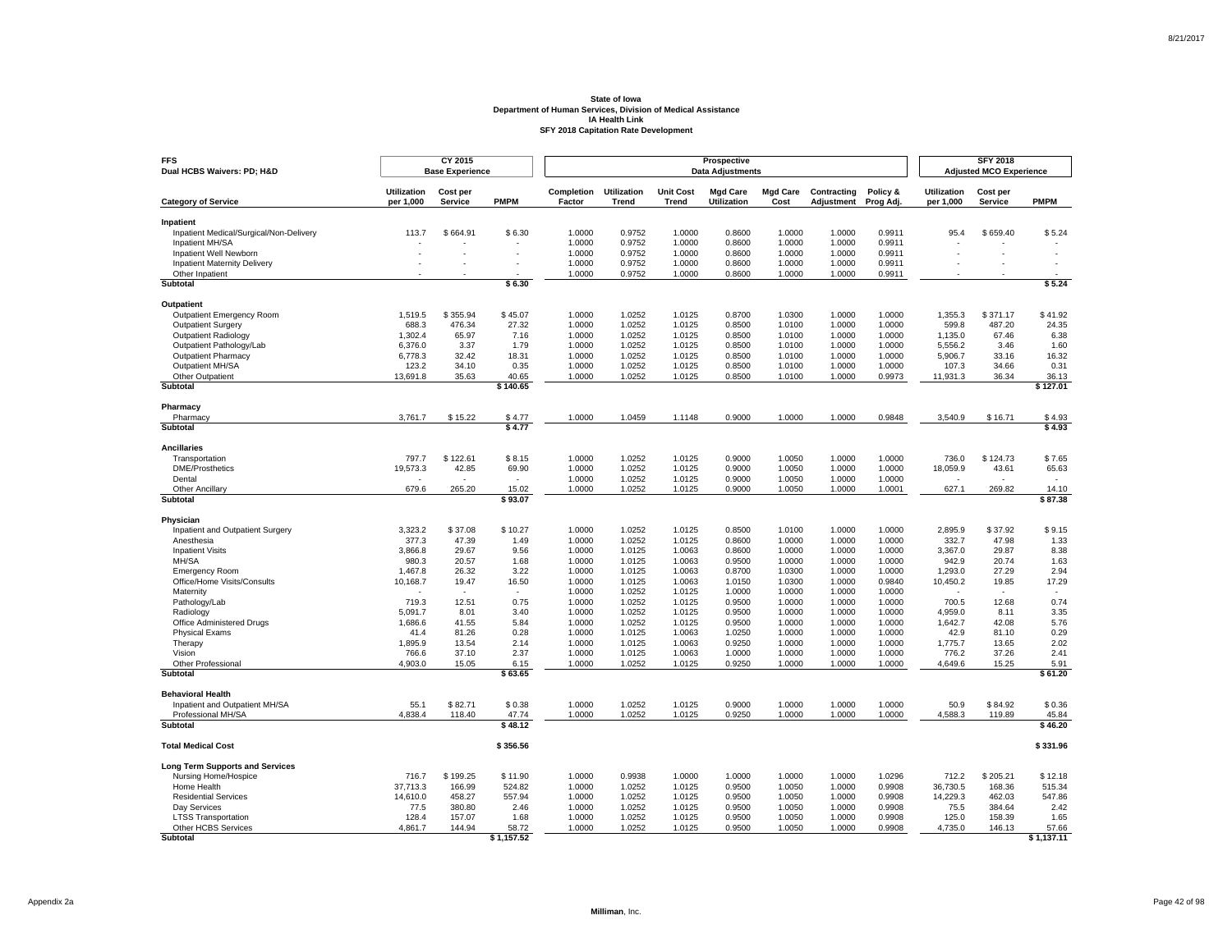# State of Iowa
## Department of Human Services, Division of Medical Assistance
### IA Health Link
### SFY 2018 Capitation Rate Development

| FFS | CY 2015 | | | Prospective | | | | | | | SFY 2018 | | |
|---|---|---|---|---|---|---|---|---|---|---|---|---|---|
| Dual HCBS Waivers: PD; H&D | Base Experience | | | Data Adjustments | | | | | | | Adjusted MCO Experience | | |
| **Category of Service** | **Utilization per 1,000** | **Cost per Service** | **PMPM** | **Completion Factor** | **Utilization Trend** | **Unit Cost Trend** | **Mgd Care Utilization** | **Mgd Care Cost** | **Contracting Adjustment** | **Policy & Prog Adj.** | **Utilization per 1,000** | **Cost per Service** | **PMPM** |
| **Inpatient** | | | | | | | | | | | | | |
| Inpatient Medical/Surgical/Non-Delivery | 113.7 | $ 664.91 | $ 6.30 | 1.0000 | 0.9752 | 1.0000 | 0.8600 | 1.0000 | 1.0000 | 0.9911 | 95.4 | $ 659.40 | $ 5.24 |
| Inpatient MH/SA | - | - | - | 1.0000 | 0.9752 | 1.0000 | 0.8600 | 1.0000 | 1.0000 | 0.9911 | - | - | - |
| Inpatient Well Newborn | - | - | - | 1.0000 | 0.9752 | 1.0000 | 0.8600 | 1.0000 | 1.0000 | 0.9911 | - | - | - |
| Inpatient Maternity Delivery | - | - | - | 1.0000 | 0.9752 | 1.0000 | 0.8600 | 1.0000 | 1.0000 | 0.9911 | - | - | - |
| Other Inpatient | - | - | - | 1.0000 | 0.9752 | 1.0000 | 0.8600 | 1.0000 | 1.0000 | 0.9911 | - | - | - |
| **Subtotal** | | | **$ 6.30** | | | | | | | | | | **$ 5.24** |
| **Outpatient** | | | | | | | | | | | | | |
| Outpatient Emergency Room | 1,519.5 | $ 355.94 | $ 45.07 | 1.0000 | 1.0252 | 1.0125 | 0.8700 | 1.0300 | 1.0000 | 1.0000 | 1,355.3 | $ 371.17 | $ 41.92 |
| Outpatient Surgery | 688.3 | 476.34 | 27.32 | 1.0000 | 1.0252 | 1.0125 | 0.8500 | 1.0100 | 1.0000 | 1.0000 | 599.8 | 487.20 | 24.35 |
| Outpatient Radiology | 1,302.4 | 65.97 | 7.16 | 1.0000 | 1.0252 | 1.0125 | 0.8500 | 1.0100 | 1.0000 | 1.0000 | 1,135.0 | 67.46 | 6.38 |
| Outpatient Pathology/Lab | 6,376.0 | 3.37 | 1.79 | 1.0000 | 1.0252 | 1.0125 | 0.8500 | 1.0100 | 1.0000 | 1.0000 | 5,556.2 | 3.46 | 1.60 |
| Outpatient Pharmacy | 6,778.3 | 32.42 | 18.31 | 1.0000 | 1.0252 | 1.0125 | 0.8500 | 1.0100 | 1.0000 | 1.0000 | 5,906.7 | 33.16 | 16.32 |
| Outpatient MH/SA | 123.2 | 34.10 | 0.35 | 1.0000 | 1.0252 | 1.0125 | 0.8500 | 1.0100 | 1.0000 | 1.0000 | 107.3 | 34.66 | 0.31 |
| Other Outpatient | 13,691.8 | 35.63 | 40.65 | 1.0000 | 1.0252 | 1.0125 | 0.8500 | 1.0100 | 1.0000 | 0.9973 | 11,931.3 | 36.34 | 36.13 |
| **Subtotal** | | | **$ 140.65** | | | | | | | | | | **$ 127.01** |
| **Pharmacy** | | | | | | | | | | | | | |
| Pharmacy | 3,761.7 | $ 15.22 | $ 4.77 | 1.0000 | 1.0459 | 1.1148 | 0.9000 | 1.0000 | 1.0000 | 0.9848 | 3,540.9 | $ 16.71 | $ 4.93 |
| **Subtotal** | | | **$ 4.77** | | | | | | | | | | **$ 4.93** |
| **Ancillaries** | | | | | | | | | | | | | |
| Transportation | 797.7 | $ 122.61 | $ 8.15 | 1.0000 | 1.0252 | 1.0125 | 0.9000 | 1.0050 | 1.0000 | 1.0000 | 736.0 | $ 124.73 | $ 7.65 |
| DME/Prosthetics | 19,573.3 | 42.85 | 69.90 | 1.0000 | 1.0252 | 1.0125 | 0.9000 | 1.0050 | 1.0000 | 1.0000 | 18,059.9 | 43.61 | 65.63 |
| Dental | - | - | - | 1.0000 | 1.0252 | 1.0125 | 0.9000 | 1.0050 | 1.0000 | 1.0000 | - | - | - |
| Other Ancillary | 679.6 | 265.20 | 15.02 | 1.0000 | 1.0252 | 1.0125 | 0.9000 | 1.0050 | 1.0000 | 1.0001 | 627.1 | 269.82 | 14.10 |
| **Subtotal** | | | **$ 93.07** | | | | | | | | | | **$ 87.38** |
| **Physician** | | | | | | | | | | | | | |
| Inpatient and Outpatient Surgery | 3,323.2 | $ 37.08 | $ 10.27 | 1.0000 | 1.0252 | 1.0125 | 0.8500 | 1.0100 | 1.0000 | 1.0000 | 2,895.9 | $ 37.92 | $ 9.15 |
| Anesthesia | 377.3 | 47.39 | 1.49 | 1.0000 | 1.0252 | 1.0125 | 0.8600 | 1.0000 | 1.0000 | 1.0000 | 332.7 | 47.98 | 1.33 |
| Inpatient Visits | 3,866.8 | 29.67 | 9.56 | 1.0000 | 1.0125 | 1.0063 | 0.8600 | 1.0000 | 1.0000 | 1.0000 | 3,367.0 | 29.87 | 8.38 |
| MH/SA | 980.3 | 20.57 | 1.68 | 1.0000 | 1.0125 | 1.0063 | 0.9500 | 1.0000 | 1.0000 | 1.0000 | 942.9 | 20.74 | 1.63 |
| Emergency Room | 1,467.8 | 26.32 | 3.22 | 1.0000 | 1.0125 | 1.0063 | 0.8700 | 1.0300 | 1.0000 | 1.0000 | 1,293.0 | 27.29 | 2.94 |
| Office/Home Visits/Consults | 10,168.7 | 19.47 | 16.50 | 1.0000 | 1.0125 | 1.0063 | 1.0150 | 1.0300 | 1.0000 | 0.9840 | 10,450.2 | 19.85 | 17.29 |
| Maternity | - | - | - | 1.0000 | 1.0252 | 1.0125 | 1.0000 | 1.0000 | 1.0000 | 1.0000 | - | - | - |
| Pathology/Lab | 719.3 | 12.51 | 0.75 | 1.0000 | 1.0252 | 1.0125 | 0.9500 | 1.0000 | 1.0000 | 1.0000 | 700.5 | 12.68 | 0.74 |
| Radiology | 5,091.7 | 8.01 | 3.40 | 1.0000 | 1.0252 | 1.0125 | 0.9500 | 1.0000 | 1.0000 | 1.0000 | 4,959.0 | 8.11 | 3.35 |
| Office Administered Drugs | 1,686.6 | 41.55 | 5.84 | 1.0000 | 1.0252 | 1.0125 | 0.9500 | 1.0000 | 1.0000 | 1.0000 | 1,642.7 | 42.08 | 5.76 |
| Physical Exams | 41.4 | 81.26 | 0.28 | 1.0000 | 1.0125 | 1.0063 | 1.0250 | 1.0000 | 1.0000 | 1.0000 | 42.9 | 81.10 | 0.29 |
| Therapy | 1,895.9 | 13.54 | 2.14 | 1.0000 | 1.0125 | 1.0063 | 0.9250 | 1.0000 | 1.0000 | 1.0000 | 1,775.7 | 13.65 | 2.02 |
| Vision | 766.6 | 37.10 | 2.37 | 1.0000 | 1.0125 | 1.0063 | 1.0000 | 1.0000 | 1.0000 | 1.0000 | 776.2 | 37.26 | 2.41 |
| Other Professional | 4,903.0 | 15.05 | 6.15 | 1.0000 | 1.0252 | 1.0125 | 0.9250 | 1.0000 | 1.0000 | 1.0000 | 4,649.6 | 15.25 | 5.91 |
| **Subtotal** | | | **$ 63.65** | | | | | | | | | | **$ 61.20** |
| **Behavioral Health** | | | | | | | | | | | | | |
| Inpatient and Outpatient MH/SA | 55.1 | $ 82.71 | $ 0.38 | 1.0000 | 1.0252 | 1.0125 | 0.9000 | 1.0000 | 1.0000 | 1.0000 | 50.9 | $ 84.92 | $ 0.36 |
| Professional MH/SA | 4,838.4 | 118.40 | 47.74 | 1.0000 | 1.0252 | 1.0125 | 0.9250 | 1.0000 | 1.0000 | 1.0000 | 4,588.3 | 119.89 | 45.84 |
| **Subtotal** | | | **$ 48.12** | | | | | | | | | | **$ 46.20** |
| **Total Medical Cost** | | | **$ 356.56** | | | | | | | | | | **$ 331.96** |
| **Long Term Supports and Services** | | | | | | | | | | | | | |
| Nursing Home/Hospice | 716.7 | $ 199.25 | $ 11.90 | 1.0000 | 0.9938 | 1.0000 | 1.0000 | 1.0000 | 1.0000 | 1.0296 | 712.2 | $ 205.21 | $ 12.18 |
| Home Health | 37,713.3 | 166.99 | 524.82 | 1.0000 | 1.0252 | 1.0125 | 0.9500 | 1.0050 | 1.0000 | 0.9908 | 36,730.5 | 168.36 | 515.34 |
| Residential Services | 14,610.0 | 458.27 | 557.94 | 1.0000 | 1.0252 | 1.0125 | 0.9500 | 1.0050 | 1.0000 | 0.9908 | 14,229.3 | 462.03 | 547.86 |
| Day Services | 77.5 | 380.80 | 2.46 | 1.0000 | 1.0252 | 1.0125 | 0.9500 | 1.0050 | 1.0000 | 0.9908 | 75.5 | 384.64 | 2.42 |
| LTSS Transportation | 128.4 | 157.07 | 1.68 | 1.0000 | 1.0252 | 1.0125 | 0.9500 | 1.0050 | 1.0000 | 0.9908 | 125.0 | 158.39 | 1.65 |
| Other HCBS Services | 4,861.7 | 144.94 | 58.72 | 1.0000 | 1.0252 | 1.0125 | 0.9500 | 1.0050 | 1.0000 | 0.9908 | 4,735.0 | 146.13 | 57.66 |
| **Subtotal** | | | **$ 1,157.52** | | | | | | | | | | **$ 1,137.11** |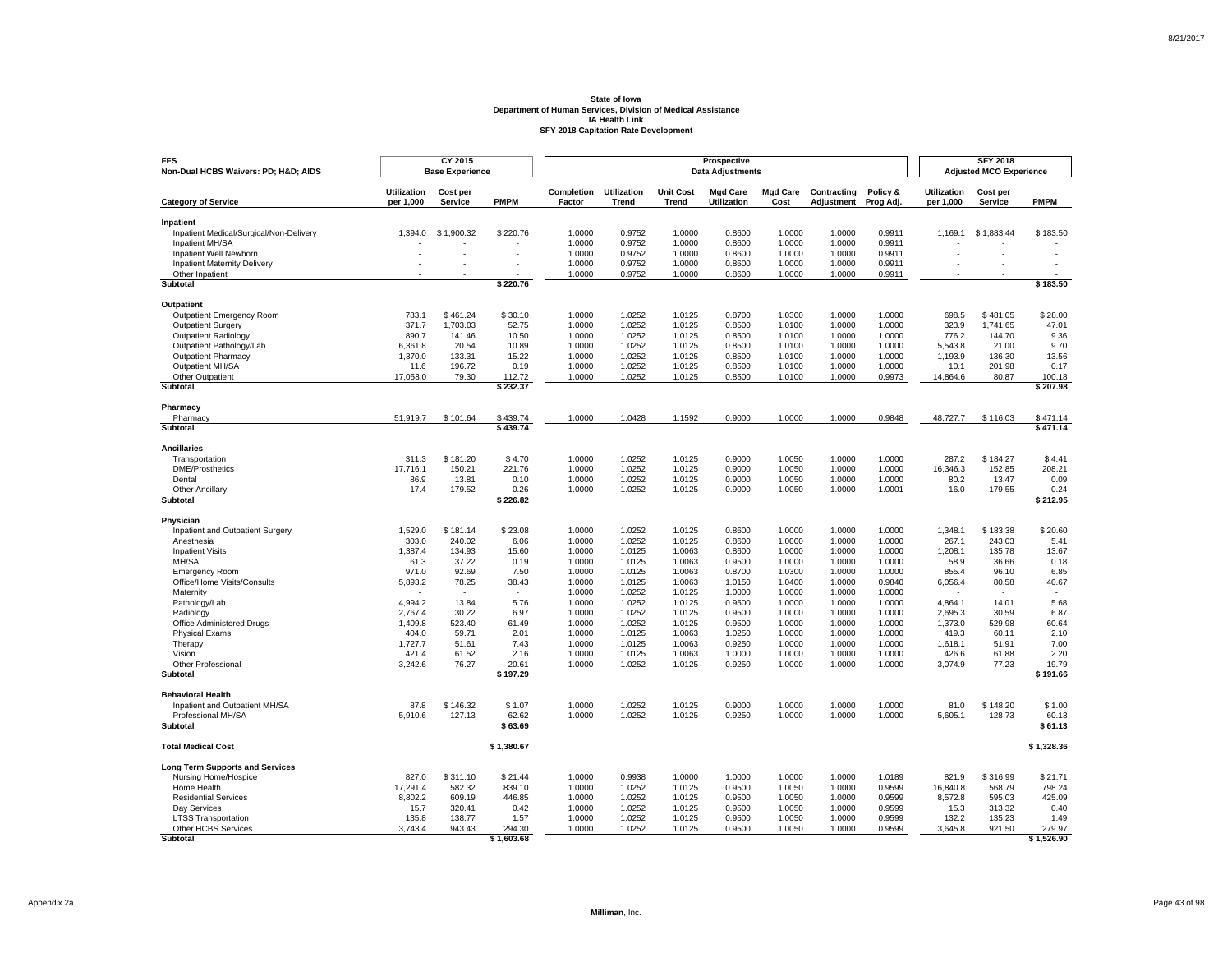**State of Iowa**
**Department of Human Services, Division of Medical Assistance**
**IA Health Link**
**SFY 2018 Capitation Rate Development**

| FFS Non-Dual HCBS Waivers: PD; H&D; AIDS | CY 2015 Base Experience | | | Prospective Data Adjustments | | | | | | | SFY 2018 Adjusted MCO Experience | | |
|---|---|---|---|---|---|---|---|---|---|---|---|---|---|
| **Category of Service** | **Utilization per 1,000** | **Cost per Service** | **PMPM** | **Completion Factor** | **Utilization Trend** | **Unit Cost Trend** | **Mgd Care Utilization** | **Mgd Care Cost** | **Contracting Adjustment** | **Policy & Prog Adj.** | **Utilization per 1,000** | **Cost per Service** | **PMPM** |
| **Inpatient** | | | | | | | | | | | | | |
| Inpatient Medical/Surgical/Non-Delivery | 1,394.0 | $ 1,900.32 | $ 220.76 | 1.0000 | 0.9752 | 1.0000 | 0.8600 | 1.0000 | 1.0000 | 0.9911 | 1,169.1 | $ 1,883.44 | $ 183.50 |
| Inpatient MH/SA | - | - | - | 1.0000 | 0.9752 | 1.0000 | 0.8600 | 1.0000 | 1.0000 | 0.9911 | - | - | - |
| Inpatient Well Newborn | - | - | - | 1.0000 | 0.9752 | 1.0000 | 0.8600 | 1.0000 | 1.0000 | 0.9911 | - | - | - |
| Inpatient Maternity Delivery | - | - | - | 1.0000 | 0.9752 | 1.0000 | 0.8600 | 1.0000 | 1.0000 | 0.9911 | - | - | - |
| Other Inpatient | - | - | - | 1.0000 | 0.9752 | 1.0000 | 0.8600 | 1.0000 | 1.0000 | 0.9911 | - | - | - |
| **Subtotal** | | | **$ 220.76** | | | | | | | | | | **$ 183.50** |
| **Outpatient** | | | | | | | | | | | | | |
| Outpatient Emergency Room | 783.1 | $ 461.24 | $ 30.10 | 1.0000 | 1.0252 | 1.0125 | 0.8700 | 1.0300 | 1.0000 | 1.0000 | 698.5 | $ 481.05 | $ 28.00 |
| Outpatient Surgery | 371.7 | 1,703.03 | 52.75 | 1.0000 | 1.0252 | 1.0125 | 0.8500 | 1.0100 | 1.0000 | 1.0000 | 323.9 | 1,741.65 | 47.01 |
| Outpatient Radiology | 890.7 | 141.46 | 10.50 | 1.0000 | 1.0252 | 1.0125 | 0.8500 | 1.0100 | 1.0000 | 1.0000 | 776.2 | 144.70 | 9.36 |
| Outpatient Pathology/Lab | 6,361.8 | 20.54 | 10.89 | 1.0000 | 1.0252 | 1.0125 | 0.8500 | 1.0100 | 1.0000 | 1.0000 | 5,543.8 | 21.00 | 9.70 |
| Outpatient Pharmacy | 1,370.0 | 133.31 | 15.22 | 1.0000 | 1.0252 | 1.0125 | 0.8500 | 1.0100 | 1.0000 | 1.0000 | 1,193.9 | 136.30 | 13.56 |
| Outpatient MH/SA | 11.6 | 196.72 | 0.19 | 1.0000 | 1.0252 | 1.0125 | 0.8500 | 1.0100 | 1.0000 | 1.0000 | 10.1 | 201.98 | 0.17 |
| Other Outpatient | 17,058.0 | 79.30 | 112.72 | 1.0000 | 1.0252 | 1.0125 | 0.8500 | 1.0100 | 1.0000 | 0.9973 | 14,864.6 | 80.87 | 100.18 |
| **Subtotal** | | | **$ 232.37** | | | | | | | | | | **$ 207.98** |
| **Pharmacy** | | | | | | | | | | | | | |
| Pharmacy | 51,919.7 | $ 101.64 | $ 439.74 | 1.0000 | 1.0428 | 1.1592 | 0.9000 | 1.0000 | 1.0000 | 0.9848 | 48,727.7 | $ 116.03 | $ 471.14 |
| **Subtotal** | | | **$ 439.74** | | | | | | | | | | **$ 471.14** |
| **Ancillaries** | | | | | | | | | | | | | |
| Transportation | 311.3 | $ 181.20 | $ 4.70 | 1.0000 | 1.0252 | 1.0125 | 0.9000 | 1.0050 | 1.0000 | 1.0000 | 287.2 | $ 184.27 | $ 4.41 |
| DME/Prosthetics | 17,716.1 | 150.21 | 221.76 | 1.0000 | 1.0252 | 1.0125 | 0.9000 | 1.0050 | 1.0000 | 1.0000 | 16,346.3 | 152.85 | 208.21 |
| Dental | 86.9 | 13.81 | 0.10 | 1.0000 | 1.0252 | 1.0125 | 0.9000 | 1.0050 | 1.0000 | 1.0000 | 80.2 | 13.47 | 0.09 |
| Other Ancillary | 17.4 | 179.52 | 0.26 | 1.0000 | 1.0252 | 1.0125 | 0.9000 | 1.0050 | 1.0000 | 1.0001 | 16.0 | 179.55 | 0.24 |
| **Subtotal** | | | **$ 226.82** | | | | | | | | | | **$ 212.95** |
| **Physician** | | | | | | | | | | | | | |
| Inpatient and Outpatient Surgery | 1,529.0 | $ 181.14 | $ 23.08 | 1.0000 | 1.0252 | 1.0125 | 0.8600 | 1.0000 | 1.0000 | 1.0000 | 1,348.1 | $ 183.38 | $ 20.60 |
| Anesthesia | 303.0 | 240.02 | 6.06 | 1.0000 | 1.0252 | 1.0125 | 0.8600 | 1.0000 | 1.0000 | 1.0000 | 267.1 | 243.03 | 5.41 |
| Inpatient Visits | 1,387.4 | 134.93 | 15.60 | 1.0000 | 1.0125 | 1.0063 | 0.8600 | 1.0000 | 1.0000 | 1.0000 | 1,208.1 | 135.78 | 13.67 |
| MH/SA | 61.3 | 37.22 | 0.19 | 1.0000 | 1.0125 | 1.0063 | 0.9500 | 1.0000 | 1.0000 | 1.0000 | 58.9 | 36.66 | 0.18 |
| Emergency Room | 971.0 | 92.69 | 7.50 | 1.0000 | 1.0125 | 1.0063 | 0.8700 | 1.0300 | 1.0000 | 1.0000 | 855.4 | 96.10 | 6.85 |
| Office/Home Visits/Consults | 5,893.2 | 78.25 | 38.43 | 1.0000 | 1.0125 | 1.0063 | 1.0150 | 1.0400 | 1.0000 | 0.9840 | 6,056.4 | 80.58 | 40.67 |
| Maternity | - | - | - | 1.0000 | 1.0252 | 1.0125 | 1.0000 | 1.0000 | 1.0000 | 1.0000 | - | - | - |
| Pathology/Lab | 4,994.2 | 13.84 | 5.76 | 1.0000 | 1.0252 | 1.0125 | 0.9500 | 1.0000 | 1.0000 | 1.0000 | 4,864.1 | 14.01 | 5.68 |
| Radiology | 2,767.4 | 30.22 | 6.97 | 1.0000 | 1.0252 | 1.0125 | 0.9500 | 1.0000 | 1.0000 | 1.0000 | 2,695.3 | 30.59 | 6.87 |
| Office Administered Drugs | 1,409.8 | 523.40 | 61.49 | 1.0000 | 1.0252 | 1.0125 | 0.9500 | 1.0000 | 1.0000 | 1.0000 | 1,373.0 | 529.98 | 60.64 |
| Physical Exams | 404.0 | 59.71 | 2.01 | 1.0000 | 1.0125 | 1.0063 | 1.0250 | 1.0000 | 1.0000 | 1.0000 | 419.3 | 60.11 | 2.10 |
| Therapy | 1,727.7 | 51.61 | 7.43 | 1.0000 | 1.0125 | 1.0063 | 0.9250 | 1.0000 | 1.0000 | 1.0000 | 1,618.1 | 51.91 | 7.00 |
| Vision | 421.4 | 61.52 | 2.16 | 1.0000 | 1.0125 | 1.0063 | 1.0000 | 1.0000 | 1.0000 | 1.0000 | 426.6 | 61.88 | 2.20 |
| Other Professional | 3,242.6 | 76.27 | 20.61 | 1.0000 | 1.0252 | 1.0125 | 0.9250 | 1.0000 | 1.0000 | 1.0000 | 3,074.9 | 77.23 | 19.79 |
| **Subtotal** | | | **$ 197.29** | | | | | | | | | | **$ 191.66** |
| **Behavioral Health** | | | | | | | | | | | | | |
| Inpatient and Outpatient MH/SA | 87.8 | $ 146.32 | $ 1.07 | 1.0000 | 1.0252 | 1.0125 | 0.9000 | 1.0000 | 1.0000 | 1.0000 | 81.0 | $ 148.20 | $ 1.00 |
| Professional MH/SA | 5,910.6 | 127.13 | 62.62 | 1.0000 | 1.0252 | 1.0125 | 0.9250 | 1.0000 | 1.0000 | 1.0000 | 5,605.1 | 128.73 | 60.13 |
| **Subtotal** | | | **$ 63.69** | | | | | | | | | | **$ 61.13** |
| **Total Medical Cost** | | | **$ 1,380.67** | | | | | | | | | | **$ 1,328.36** |
| **Long Term Supports and Services** | | | | | | | | | | | | | |
| Nursing Home/Hospice | 827.0 | $ 311.10 | $ 21.44 | 1.0000 | 0.9938 | 1.0000 | 1.0000 | 1.0000 | 1.0000 | 1.0189 | 821.9 | $ 316.99 | $ 21.71 |
| Home Health | 17,291.4 | 582.32 | 839.10 | 1.0000 | 1.0252 | 1.0125 | 0.9500 | 1.0050 | 1.0000 | 0.9599 | 16,840.8 | 568.79 | 798.24 |
| Residential Services | 8,802.2 | 609.19 | 446.85 | 1.0000 | 1.0252 | 1.0125 | 0.9500 | 1.0050 | 1.0000 | 0.9599 | 8,572.8 | 595.03 | 425.09 |
| Day Services | 15.7 | 320.41 | 0.42 | 1.0000 | 1.0252 | 1.0125 | 0.9500 | 1.0050 | 1.0000 | 0.9599 | 15.3 | 313.32 | 0.40 |
| LTSS Transportation | 135.8 | 138.77 | 1.57 | 1.0000 | 1.0252 | 1.0125 | 0.9500 | 1.0050 | 1.0000 | 0.9599 | 132.2 | 135.23 | 1.49 |
| Other HCBS Services | 3,743.4 | 943.43 | 294.30 | 1.0000 | 1.0252 | 1.0125 | 0.9500 | 1.0050 | 1.0000 | 0.9599 | 3,645.8 | 921.50 | 279.97 |
| **Subtotal** | | | **$ 1,603.68** | | | | | | | | | | **$ 1,526.90** |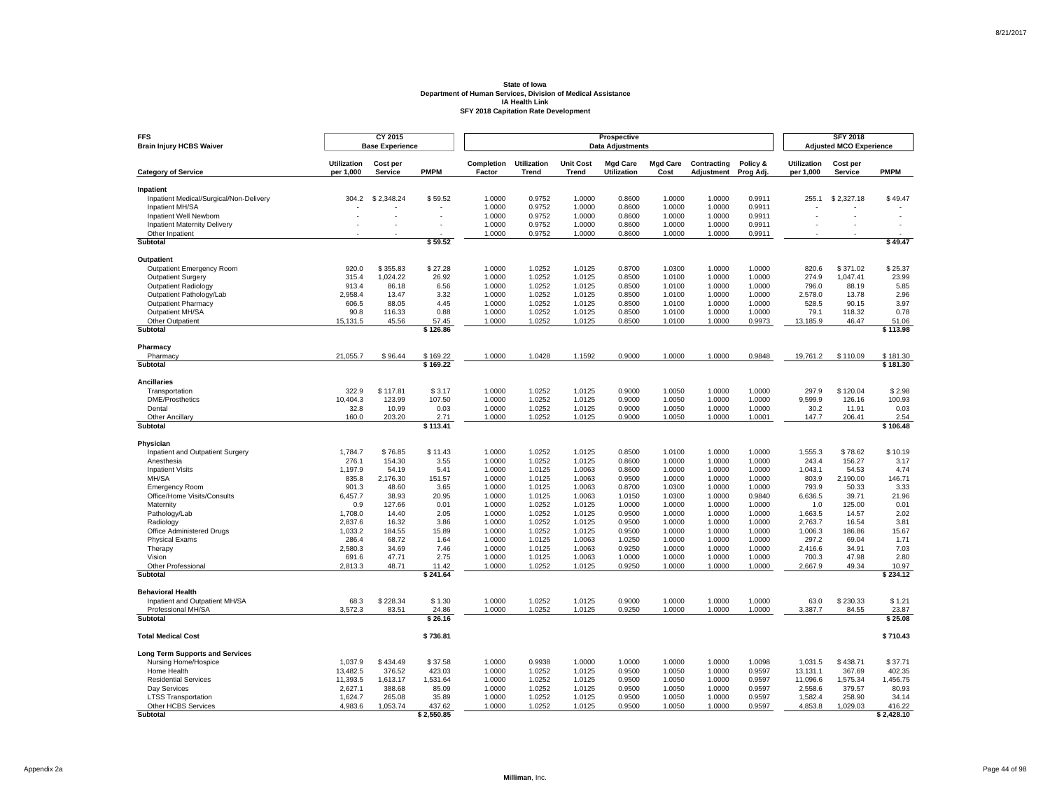**State of Iowa**
**Department of Human Services, Division of Medical Assistance**
**IA Health Link**
**SFY 2018 Capitation Rate Development**

| FFS Brain Injury HCBS Waiver | CY 2015 Base Experience | | | Prospective Data Adjustments | | | | | | | SFY 2018 Adjusted MCO Experience | | |
|---|---|---|---|---|---|---|---|---|---|---|---|---|---|
| **Category of Service** | **Utilization per 1,000** | **Cost per Service** | **PMPM** | **Completion Factor** | **Utilization Trend** | **Unit Cost Trend** | **Mgd Care Utilization** | **Mgd Care Cost** | **Contracting Adjustment** | **Policy & Prog Adj.** | **Utilization per 1,000** | **Cost per Service** | **PMPM** |
| **Inpatient** | | | | | | | | | | | | | |
| Inpatient Medical/Surgical/Non-Delivery | 304.2 | $ 2,348.24 | $ 59.52 | 1.0000 | 0.9752 | 1.0000 | 0.8600 | 1.0000 | 1.0000 | 0.9911 | 255.1 | $ 2,327.18 | $ 49.47 |
| Inpatient MH/SA | - | - | - | 1.0000 | 0.9752 | 1.0000 | 0.8600 | 1.0000 | 1.0000 | 0.9911 | - | - | - |
| Inpatient Well Newborn | - | - | - | 1.0000 | 0.9752 | 1.0000 | 0.8600 | 1.0000 | 1.0000 | 0.9911 | - | - | - |
| Inpatient Maternity Delivery | - | - | - | 1.0000 | 0.9752 | 1.0000 | 0.8600 | 1.0000 | 1.0000 | 0.9911 | - | - | - |
| Other Inpatient | - | - | - | 1.0000 | 0.9752 | 1.0000 | 0.8600 | 1.0000 | 1.0000 | 0.9911 | - | - | - |
| **Subtotal** | | | **$ 59.52** | | | | | | | | | | **$ 49.47** |
| **Outpatient** | | | | | | | | | | | | | |
| Outpatient Emergency Room | 920.0 | $ 355.83 | $ 27.28 | 1.0000 | 1.0252 | 1.0125 | 0.8700 | 1.0300 | 1.0000 | 1.0000 | 820.6 | $ 371.02 | $ 25.37 |
| Outpatient Surgery | 315.4 | 1,024.22 | 26.92 | 1.0000 | 1.0252 | 1.0125 | 0.8500 | 1.0100 | 1.0000 | 1.0000 | 274.9 | 1,047.41 | 23.99 |
| Outpatient Radiology | 913.4 | 86.18 | 6.56 | 1.0000 | 1.0252 | 1.0125 | 0.8500 | 1.0100 | 1.0000 | 1.0000 | 796.0 | 88.19 | 5.85 |
| Outpatient Pathology/Lab | 2,958.4 | 13.47 | 3.32 | 1.0000 | 1.0252 | 1.0125 | 0.8500 | 1.0100 | 1.0000 | 1.0000 | 2,578.0 | 13.78 | 2.96 |
| Outpatient Pharmacy | 606.5 | 88.05 | 4.45 | 1.0000 | 1.0252 | 1.0125 | 0.8500 | 1.0100 | 1.0000 | 1.0000 | 528.5 | 90.15 | 3.97 |
| Outpatient MH/SA | 90.8 | 116.33 | 0.88 | 1.0000 | 1.0252 | 1.0125 | 0.8500 | 1.0100 | 1.0000 | 1.0000 | 79.1 | 118.32 | 0.78 |
| Other Outpatient | 15,131.5 | 45.56 | 57.45 | 1.0000 | 1.0252 | 1.0125 | 0.8500 | 1.0100 | 1.0000 | 0.9973 | 13,185.9 | 46.47 | 51.06 |
| **Subtotal** | | | **$ 126.86** | | | | | | | | | | **$ 113.98** |
| **Pharmacy** | | | | | | | | | | | | | |
| Pharmacy | 21,055.7 | $ 96.44 | $ 169.22 | 1.0000 | 1.0428 | 1.1592 | 0.9000 | 1.0000 | 1.0000 | 0.9848 | 19,761.2 | $ 110.09 | $ 181.30 |
| **Subtotal** | | | **$ 169.22** | | | | | | | | | | **$ 181.30** |
| **Ancillaries** | | | | | | | | | | | | | |
| Transportation | 322.9 | $ 117.81 | $ 3.17 | 1.0000 | 1.0252 | 1.0125 | 0.9000 | 1.0050 | 1.0000 | 1.0000 | 297.9 | $ 120.04 | $ 2.98 |
| DME/Prosthetics | 10,404.3 | 123.99 | 107.50 | 1.0000 | 1.0252 | 1.0125 | 0.9000 | 1.0050 | 1.0000 | 1.0000 | 9,599.9 | 126.16 | 100.93 |
| Dental | 32.8 | 10.99 | 0.03 | 1.0000 | 1.0252 | 1.0125 | 0.9000 | 1.0050 | 1.0000 | 1.0000 | 30.2 | 11.91 | 0.03 |
| Other Ancillary | 160.0 | 203.20 | 2.71 | 1.0000 | 1.0252 | 1.0125 | 0.9000 | 1.0050 | 1.0000 | 1.0001 | 147.7 | 206.41 | 2.54 |
| **Subtotal** | | | **$ 113.41** | | | | | | | | | | **$ 106.48** |
| **Physician** | | | | | | | | | | | | | |
| Inpatient and Outpatient Surgery | 1,784.7 | $ 76.85 | $ 11.43 | 1.0000 | 1.0252 | 1.0125 | 0.8500 | 1.0100 | 1.0000 | 1.0000 | 1,555.3 | $ 78.62 | $ 10.19 |
| Anesthesia | 276.1 | 154.30 | 3.55 | 1.0000 | 1.0252 | 1.0125 | 0.8600 | 1.0000 | 1.0000 | 1.0000 | 243.4 | 156.27 | 3.17 |
| Inpatient Visits | 1,197.9 | 54.19 | 5.41 | 1.0000 | 1.0125 | 1.0063 | 0.8600 | 1.0000 | 1.0000 | 1.0000 | 1,043.1 | 54.53 | 4.74 |
| MH/SA | 835.8 | 2,176.30 | 151.57 | 1.0000 | 1.0125 | 1.0063 | 0.9500 | 1.0000 | 1.0000 | 1.0000 | 803.9 | 2,190.00 | 146.71 |
| Emergency Room | 901.3 | 48.60 | 3.65 | 1.0000 | 1.0125 | 1.0063 | 0.8700 | 1.0300 | 1.0000 | 1.0000 | 793.9 | 50.33 | 3.33 |
| Office/Home Visits/Consults | 6,457.7 | 38.93 | 20.95 | 1.0000 | 1.0125 | 1.0063 | 1.0150 | 1.0300 | 1.0000 | 0.9840 | 6,636.5 | 39.71 | 21.96 |
| Maternity | 0.9 | 127.66 | 0.01 | 1.0000 | 1.0252 | 1.0125 | 1.0000 | 1.0000 | 1.0000 | 1.0000 | 1.0 | 125.00 | 0.01 |
| Pathology/Lab | 1,708.0 | 14.40 | 2.05 | 1.0000 | 1.0252 | 1.0125 | 0.9500 | 1.0000 | 1.0000 | 1.0000 | 1,663.5 | 14.57 | 2.02 |
| Radiology | 2,837.6 | 16.32 | 3.86 | 1.0000 | 1.0252 | 1.0125 | 0.9500 | 1.0000 | 1.0000 | 1.0000 | 2,763.7 | 16.54 | 3.81 |
| Office Administered Drugs | 1,033.2 | 184.55 | 15.89 | 1.0000 | 1.0252 | 1.0125 | 0.9500 | 1.0000 | 1.0000 | 1.0000 | 1,006.3 | 186.86 | 15.67 |
| Physical Exams | 286.4 | 68.72 | 1.64 | 1.0000 | 1.0125 | 1.0063 | 1.0250 | 1.0000 | 1.0000 | 1.0000 | 297.2 | 69.04 | 1.71 |
| Therapy | 2,580.3 | 34.69 | 7.46 | 1.0000 | 1.0125 | 1.0063 | 0.9250 | 1.0000 | 1.0000 | 1.0000 | 2,416.6 | 34.91 | 7.03 |
| Vision | 691.6 | 47.71 | 2.75 | 1.0000 | 1.0125 | 1.0063 | 1.0000 | 1.0000 | 1.0000 | 1.0000 | 700.3 | 47.98 | 2.80 |
| Other Professional | 2,813.3 | 48.71 | 11.42 | 1.0000 | 1.0252 | 1.0125 | 0.9250 | 1.0000 | 1.0000 | 1.0000 | 2,667.9 | 49.34 | 10.97 |
| **Subtotal** | | | **$ 241.64** | | | | | | | | | | **$ 234.12** |
| **Behavioral Health** | | | | | | | | | | | | | |
| Inpatient and Outpatient MH/SA | 68.3 | $ 228.34 | $ 1.30 | 1.0000 | 1.0252 | 1.0125 | 0.9000 | 1.0000 | 1.0000 | 1.0000 | 63.0 | $ 230.33 | $ 1.21 |
| Professional MH/SA | 3,572.3 | 83.51 | 24.86 | 1.0000 | 1.0252 | 1.0125 | 0.9250 | 1.0000 | 1.0000 | 1.0000 | 3,387.7 | 84.55 | 23.87 |
| **Subtotal** | | | **$ 26.16** | | | | | | | | | | **$ 25.08** |
| **Total Medical Cost** | | | **$ 736.81** | | | | | | | | | | **$ 710.43** |
| **Long Term Supports and Services** | | | | | | | | | | | | | |
| Nursing Home/Hospice | 1,037.9 | $ 434.49 | $ 37.58 | 1.0000 | 0.9938 | 1.0000 | 1.0000 | 1.0000 | 1.0000 | 1.0098 | 1,031.5 | $ 438.71 | $ 37.71 |
| Home Health | 13,482.5 | 376.52 | 423.03 | 1.0000 | 1.0252 | 1.0125 | 0.9500 | 1.0050 | 1.0000 | 0.9597 | 13,131.1 | 367.69 | 402.35 |
| Residential Services | 11,393.5 | 1,613.17 | 1,531.64 | 1.0000 | 1.0252 | 1.0125 | 0.9500 | 1.0050 | 1.0000 | 0.9597 | 11,096.6 | 1,575.34 | 1,456.75 |
| Day Services | 2,627.1 | 388.68 | 85.09 | 1.0000 | 1.0252 | 1.0125 | 0.9500 | 1.0050 | 1.0000 | 0.9597 | 2,558.6 | 379.57 | 80.93 |
| LTSS Transportation | 1,624.7 | 265.08 | 35.89 | 1.0000 | 1.0252 | 1.0125 | 0.9500 | 1.0050 | 1.0000 | 0.9597 | 1,582.4 | 258.90 | 34.14 |
| Other HCBS Services | 4,983.6 | 1,053.74 | 437.62 | 1.0000 | 1.0252 | 1.0125 | 0.9500 | 1.0050 | 1.0000 | 0.9597 | 4,853.8 | 1,029.03 | 416.22 |
| **Subtotal** | | | **$ 2,550.85** | | | | | | | | | | **$ 2,428.10** |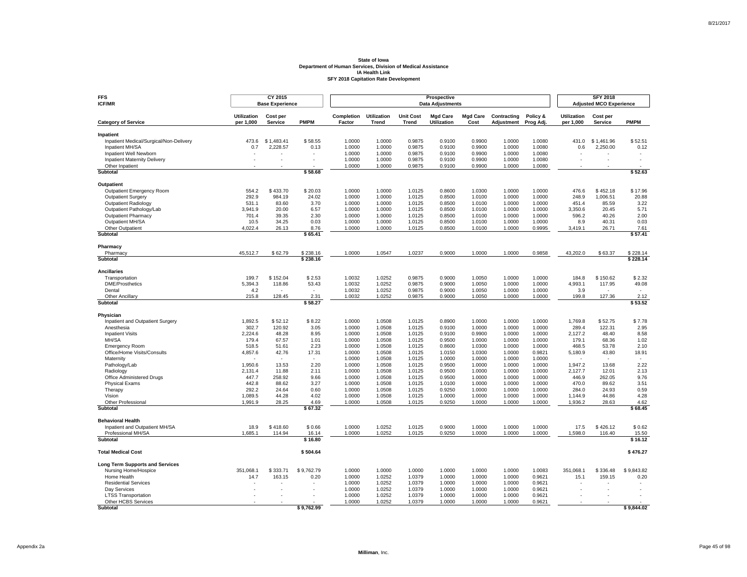# State of Iowa
## Department of Human Services, Division of Medical Assistance
## IA Health Link
## SFY 2018 Capitation Rate Development

**FFS**
**ICF/MR**

| Category of Service | CY 2015 Base Experience | | | Prospective Data Adjustments | | | | | | | SFY 2018 Adjusted MCO Experience | | |
|---|---|---|---|---|---|---|---|---|---|---|---|---|---|
| | Utilization per 1,000 | Cost per Service | PMPM | Completion Factor | Utilization Trend | Unit Cost Trend | Mgd Care Utilization | Mgd Care Cost | Contracting Adjustment | Policy & Prog Adj. | Utilization per 1,000 | Cost per Service | PMPM |
| **Inpatient** | | | | | | | | | | | | | |
| Inpatient Medical/Surgical/Non-Delivery | 473.6 | $ 1,483.41 | $ 58.55 | 1.0000 | 1.0000 | 0.9875 | 0.9100 | 0.9900 | 1.0000 | 1.0080 | 431.0 | $ 1,461.96 | $ 52.51 |
| Inpatient MH/SA | 0.7 | 2,228.57 | 0.13 | 1.0000 | 1.0000 | 0.9875 | 0.9100 | 0.9900 | 1.0000 | 1.0080 | 0.6 | 2,250.00 | 0.12 |
| Inpatient Well Newborn | - | - | - | 1.0000 | 1.0000 | 0.9875 | 0.9100 | 0.9900 | 1.0000 | 1.0080 | - | - | - |
| Inpatient Maternity Delivery | - | - | - | 1.0000 | 1.0000 | 0.9875 | 0.9100 | 0.9900 | 1.0000 | 1.0080 | - | - | - |
| Other Inpatient | - | - | - | 1.0000 | 1.0000 | 0.9875 | 0.9100 | 0.9900 | 1.0000 | 1.0080 | - | - | - |
| **Subtotal** | | | **$ 58.68** | | | | | | | | | | **$ 52.63** |
| **Outpatient** | | | | | | | | | | | | | |
| Outpatient Emergency Room | 554.2 | $ 433.70 | $ 20.03 | 1.0000 | 1.0000 | 1.0125 | 0.8600 | 1.0300 | 1.0000 | 1.0000 | 476.6 | $ 452.18 | $ 17.96 |
| Outpatient Surgery | 292.9 | 984.19 | 24.02 | 1.0000 | 1.0000 | 1.0125 | 0.8500 | 1.0100 | 1.0000 | 1.0000 | 248.9 | 1,006.51 | 20.88 |
| Outpatient Radiology | 531.1 | 83.60 | 3.70 | 1.0000 | 1.0000 | 1.0125 | 0.8500 | 1.0100 | 1.0000 | 1.0000 | 451.4 | 85.59 | 3.22 |
| Outpatient Pathology/Lab | 3,941.9 | 20.00 | 6.57 | 1.0000 | 1.0000 | 1.0125 | 0.8500 | 1.0100 | 1.0000 | 1.0000 | 3,350.6 | 20.45 | 5.71 |
| Outpatient Pharmacy | 701.4 | 39.35 | 2.30 | 1.0000 | 1.0000 | 1.0125 | 0.8500 | 1.0100 | 1.0000 | 1.0000 | 596.2 | 40.26 | 2.00 |
| Outpatient MH/SA | 10.5 | 34.25 | 0.03 | 1.0000 | 1.0000 | 1.0125 | 0.8500 | 1.0100 | 1.0000 | 1.0000 | 8.9 | 40.31 | 0.03 |
| Other Outpatient | 4,022.4 | 26.13 | 8.76 | 1.0000 | 1.0000 | 1.0125 | 0.8500 | 1.0100 | 1.0000 | 0.9995 | 3,419.1 | 26.71 | 7.61 |
| **Subtotal** | | | **$ 65.41** | | | | | | | | | | **$ 57.41** |
| **Pharmacy** | | | | | | | | | | | | | |
| Pharmacy | 45,512.7 | $ 62.79 | $ 238.16 | 1.0000 | 1.0547 | 1.0237 | 0.9000 | 1.0000 | 1.0000 | 0.9858 | 43,202.0 | $ 63.37 | $ 228.14 |
| **Subtotal** | | | **$ 238.16** | | | | | | | | | | **$ 228.14** |
| **Ancillaries** | | | | | | | | | | | | | |
| Transportation | 199.7 | $ 152.04 | $ 2.53 | 1.0032 | 1.0252 | 0.9875 | 0.9000 | 1.0050 | 1.0000 | 1.0000 | 184.8 | $ 150.62 | $ 2.32 |
| DME/Prosthetics | 5,394.3 | 118.86 | 53.43 | 1.0032 | 1.0252 | 0.9875 | 0.9000 | 1.0050 | 1.0000 | 1.0000 | 4,993.1 | 117.95 | 49.08 |
| Dental | 4.2 | - | - | 1.0032 | 1.0252 | 0.9875 | 0.9000 | 1.0050 | 1.0000 | 1.0000 | 3.9 | - | - |
| Other Ancillary | 215.8 | 128.45 | 2.31 | 1.0032 | 1.0252 | 0.9875 | 0.9000 | 1.0050 | 1.0000 | 1.0000 | 199.8 | 127.36 | 2.12 |
| **Subtotal** | | | **$ 58.27** | | | | | | | | | | **$ 53.52** |
| **Physician** | | | | | | | | | | | | | |
| Inpatient and Outpatient Surgery | 1,892.5 | $ 52.12 | $ 8.22 | 1.0000 | 1.0508 | 1.0125 | 0.8900 | 1.0000 | 1.0000 | 1.0000 | 1,769.8 | $ 52.75 | $ 7.78 |
| Anesthesia | 302.7 | 120.92 | 3.05 | 1.0000 | 1.0508 | 1.0125 | 0.9100 | 1.0000 | 1.0000 | 1.0000 | 289.4 | 122.31 | 2.95 |
| Inpatient Visits | 2,224.6 | 48.28 | 8.95 | 1.0000 | 1.0508 | 1.0125 | 0.9100 | 0.9900 | 1.0000 | 1.0000 | 2,127.2 | 48.40 | 8.58 |
| MH/SA | 179.4 | 67.57 | 1.01 | 1.0000 | 1.0508 | 1.0125 | 0.9500 | 1.0000 | 1.0000 | 1.0000 | 179.1 | 68.36 | 1.02 |
| Emergency Room | 518.5 | 51.61 | 2.23 | 1.0000 | 1.0508 | 1.0125 | 0.8600 | 1.0300 | 1.0000 | 1.0000 | 468.5 | 53.78 | 2.10 |
| Office/Home Visits/Consults | 4,857.6 | 42.76 | 17.31 | 1.0000 | 1.0508 | 1.0125 | 1.0150 | 1.0300 | 1.0000 | 0.9821 | 5,180.9 | 43.80 | 18.91 |
| Maternity | - | - | - | 1.0000 | 1.0508 | 1.0125 | 1.0000 | 1.0000 | 1.0000 | 1.0000 | - | - | - |
| Pathology/Lab | 1,950.6 | 13.53 | 2.20 | 1.0000 | 1.0508 | 1.0125 | 0.9500 | 1.0000 | 1.0000 | 1.0000 | 1,947.2 | 13.68 | 2.22 |
| Radiology | 2,131.4 | 11.88 | 2.11 | 1.0000 | 1.0508 | 1.0125 | 0.9500 | 1.0000 | 1.0000 | 1.0000 | 2,127.7 | 12.01 | 2.13 |
| Office Administered Drugs | 447.7 | 258.92 | 9.66 | 1.0000 | 1.0508 | 1.0125 | 0.9500 | 1.0000 | 1.0000 | 1.0000 | 446.9 | 262.05 | 9.76 |
| Physical Exams | 442.8 | 88.62 | 3.27 | 1.0000 | 1.0508 | 1.0125 | 1.0100 | 1.0000 | 1.0000 | 1.0000 | 470.0 | 89.62 | 3.51 |
| Therapy | 292.2 | 24.64 | 0.60 | 1.0000 | 1.0508 | 1.0125 | 0.9250 | 1.0000 | 1.0000 | 1.0000 | 284.0 | 24.93 | 0.59 |
| Vision | 1,089.5 | 44.28 | 4.02 | 1.0000 | 1.0508 | 1.0125 | 1.0000 | 1.0000 | 1.0000 | 1.0000 | 1,144.9 | 44.86 | 4.28 |
| Other Professional | 1,991.9 | 28.25 | 4.69 | 1.0000 | 1.0508 | 1.0125 | 0.9250 | 1.0000 | 1.0000 | 1.0000 | 1,936.2 | 28.63 | 4.62 |
| **Subtotal** | | | **$ 67.32** | | | | | | | | | | **$ 68.45** |
| **Behavioral Health** | | | | | | | | | | | | | |
| Inpatient and Outpatient MH/SA | 18.9 | $ 418.60 | $ 0.66 | 1.0000 | 1.0252 | 1.0125 | 0.9000 | 1.0000 | 1.0000 | 1.0000 | 17.5 | $ 426.12 | $ 0.62 |
| Professional MH/SA | 1,685.1 | 114.94 | 16.14 | 1.0000 | 1.0252 | 1.0125 | 0.9250 | 1.0000 | 1.0000 | 1.0000 | 1,598.0 | 116.40 | 15.50 |
| **Subtotal** | | | **$ 16.80** | | | | | | | | | | **$ 16.12** |
| **Total Medical Cost** | | | **$ 504.64** | | | | | | | | | | **$ 476.27** |
| **Long Term Supports and Services** | | | | | | | | | | | | | |
| Nursing Home/Hospice | 351,068.1 | $ 333.71 | $ 9,762.79 | 1.0000 | 1.0000 | 1.0000 | 1.0000 | 1.0000 | 1.0000 | 1.0083 | 351,068.1 | $ 336.48 | $ 9,843.82 |
| Home Health | 14.7 | 163.15 | 0.20 | 1.0000 | 1.0252 | 1.0379 | 1.0000 | 1.0000 | 1.0000 | 0.9621 | 15.1 | 159.15 | 0.20 |
| Residential Services | - | - | - | 1.0000 | 1.0252 | 1.0379 | 1.0000 | 1.0000 | 1.0000 | 0.9621 | - | - | - |
| Day Services | - | - | - | 1.0000 | 1.0252 | 1.0379 | 1.0000 | 1.0000 | 1.0000 | 0.9621 | - | - | - |
| LTSS Transportation | - | - | - | 1.0000 | 1.0252 | 1.0379 | 1.0000 | 1.0000 | 1.0000 | 0.9621 | - | - | - |
| Other HCBS Services | - | - | - | 1.0000 | 1.0252 | 1.0379 | 1.0000 | 1.0000 | 1.0000 | 0.9621 | - | - | - |
| **Subtotal** | | | **$ 9,762.99** | | | | | | | | | | **$ 9,844.02** |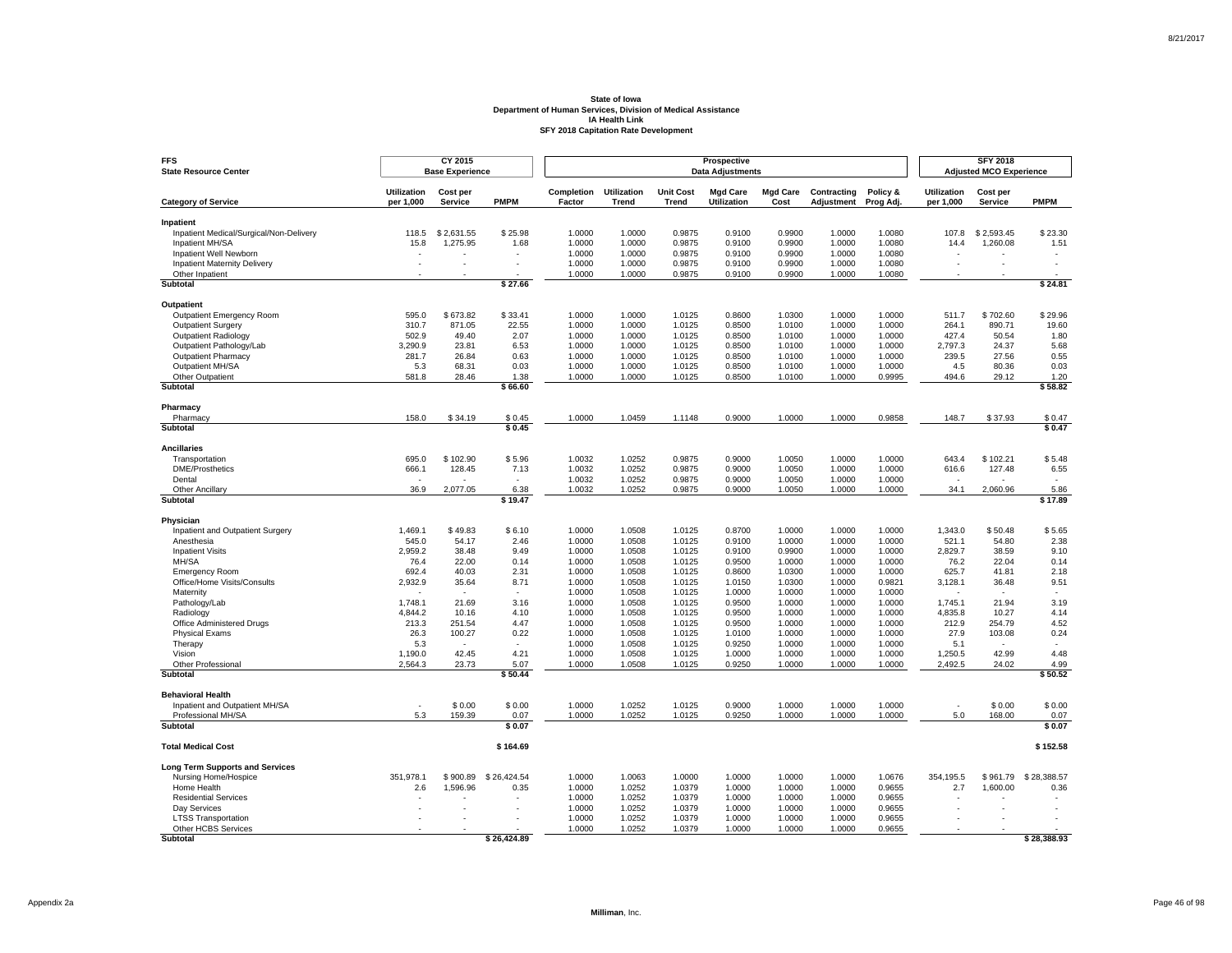**State of Iowa**
**Department of Human Services, Division of Medical Assistance**
**IA Health Link**
**SFY 2018 Capitation Rate Development**

| FFS State Resource Center | CY 2015 Base Experience | | | Prospective Data Adjustments | | | | | | | SFY 2018 Adjusted MCO Experience | | |
|---|---|---|---|---|---|---|---|---|---|---|---|---|---|
| **Category of Service** | **Utilization per 1,000** | **Cost per Service** | **PMPM** | **Completion Factor** | **Utilization Trend** | **Unit Cost Trend** | **Mgd Care Utilization** | **Mgd Care Cost** | **Contracting Adjustment** | **Policy & Prog Adj.** | **Utilization per 1,000** | **Cost per Service** | **PMPM** |
| **Inpatient** | | | | | | | | | | | | | |
| Inpatient Medical/Surgical/Non-Delivery | 118.5 | $ 2,631.55 | $ 25.98 | 1.0000 | 1.0000 | 0.9875 | 0.9100 | 0.9900 | 1.0000 | 1.0080 | 107.8 | $ 2,593.45 | $ 23.30 |
| Inpatient MH/SA | 15.8 | 1,275.95 | 1.68 | 1.0000 | 1.0000 | 0.9875 | 0.9100 | 0.9900 | 1.0000 | 1.0080 | 14.4 | 1,260.08 | 1.51 |
| Inpatient Well Newborn | - | - | - | 1.0000 | 1.0000 | 0.9875 | 0.9100 | 0.9900 | 1.0000 | 1.0080 | - | - | - |
| Inpatient Maternity Delivery | - | - | - | 1.0000 | 1.0000 | 0.9875 | 0.9100 | 0.9900 | 1.0000 | 1.0080 | - | - | - |
| Other Inpatient | - | - | - | 1.0000 | 1.0000 | 0.9875 | 0.9100 | 0.9900 | 1.0000 | 1.0080 | - | - | - |
| **Subtotal** | | | **$ 27.66** | | | | | | | | | | **$ 24.81** |
| **Outpatient** | | | | | | | | | | | | | |
| Outpatient Emergency Room | 595.0 | $ 673.82 | $ 33.41 | 1.0000 | 1.0000 | 1.0125 | 0.8600 | 1.0300 | 1.0000 | 1.0000 | 511.7 | $ 702.60 | $ 29.96 |
| Outpatient Surgery | 310.7 | 871.05 | 22.55 | 1.0000 | 1.0000 | 1.0125 | 0.8500 | 1.0100 | 1.0000 | 1.0000 | 264.1 | 890.71 | 19.60 |
| Outpatient Radiology | 502.9 | 49.40 | 2.07 | 1.0000 | 1.0000 | 1.0125 | 0.8500 | 1.0100 | 1.0000 | 1.0000 | 427.4 | 50.54 | 1.80 |
| Outpatient Pathology/Lab | 3,290.9 | 23.81 | 6.53 | 1.0000 | 1.0000 | 1.0125 | 0.8500 | 1.0100 | 1.0000 | 1.0000 | 2,797.3 | 24.37 | 5.68 |
| Outpatient Pharmacy | 281.7 | 26.84 | 0.63 | 1.0000 | 1.0000 | 1.0125 | 0.8500 | 1.0100 | 1.0000 | 1.0000 | 239.5 | 27.56 | 0.55 |
| Outpatient MH/SA | 5.3 | 68.31 | 0.03 | 1.0000 | 1.0000 | 1.0125 | 0.8500 | 1.0100 | 1.0000 | 1.0000 | 4.5 | 80.36 | 0.03 |
| Other Outpatient | 581.8 | 28.46 | 1.38 | 1.0000 | 1.0000 | 1.0125 | 0.8500 | 1.0100 | 1.0000 | 0.9995 | 494.6 | 29.12 | 1.20 |
| **Subtotal** | | | **$ 66.60** | | | | | | | | | | **$ 58.82** |
| **Pharmacy** | | | | | | | | | | | | | |
| Pharmacy | 158.0 | $ 34.19 | $ 0.45 | 1.0000 | 1.0459 | 1.1148 | 0.9000 | 1.0000 | 1.0000 | 0.9858 | 148.7 | $ 37.93 | $ 0.47 |
| **Subtotal** | | | **$ 0.45** | | | | | | | | | | **$ 0.47** |
| **Ancillaries** | | | | | | | | | | | | | |
| Transportation | 695.0 | $ 102.90 | $ 5.96 | 1.0032 | 1.0252 | 0.9875 | 0.9000 | 1.0050 | 1.0000 | 1.0000 | 643.4 | $ 102.21 | $ 5.48 |
| DME/Prosthetics | 666.1 | 128.45 | 7.13 | 1.0032 | 1.0252 | 0.9875 | 0.9000 | 1.0050 | 1.0000 | 1.0000 | 616.6 | 127.48 | 6.55 |
| Dental | - | - | - | 1.0032 | 1.0252 | 0.9875 | 0.9000 | 1.0050 | 1.0000 | 1.0000 | - | - | - |
| Other Ancillary | 36.9 | 2,077.05 | 6.38 | 1.0032 | 1.0252 | 0.9875 | 0.9000 | 1.0050 | 1.0000 | 1.0000 | 34.1 | 2,060.96 | 5.86 |
| **Subtotal** | | | **$ 19.47** | | | | | | | | | | **$ 17.89** |
| **Physician** | | | | | | | | | | | | | |
| Inpatient and Outpatient Surgery | 1,469.1 | $ 49.83 | $ 6.10 | 1.0000 | 1.0508 | 1.0125 | 0.8700 | 1.0000 | 1.0000 | 1.0000 | 1,343.0 | $ 50.48 | $ 5.65 |
| Anesthesia | 545.0 | 54.17 | 2.46 | 1.0000 | 1.0508 | 1.0125 | 0.9100 | 1.0000 | 1.0000 | 1.0000 | 521.1 | 54.80 | 2.38 |
| Inpatient Visits | 2,959.2 | 38.48 | 9.49 | 1.0000 | 1.0508 | 1.0125 | 0.9100 | 0.9900 | 1.0000 | 1.0000 | 2,829.7 | 38.59 | 9.10 |
| MH/SA | 76.4 | 22.00 | 0.14 | 1.0000 | 1.0508 | 1.0125 | 0.9500 | 1.0000 | 1.0000 | 1.0000 | 76.2 | 22.04 | 0.14 |
| Emergency Room | 692.4 | 40.03 | 2.31 | 1.0000 | 1.0508 | 1.0125 | 0.8600 | 1.0300 | 1.0000 | 1.0000 | 625.7 | 41.81 | 2.18 |
| Office/Home Visits/Consults | 2,932.9 | 35.64 | 8.71 | 1.0000 | 1.0508 | 1.0125 | 1.0150 | 1.0300 | 1.0000 | 0.9821 | 3,128.1 | 36.48 | 9.51 |
| Maternity | - | - | - | 1.0000 | 1.0508 | 1.0125 | 1.0000 | 1.0000 | 1.0000 | 1.0000 | - | - | - |
| Pathology/Lab | 1,748.1 | 21.69 | 3.16 | 1.0000 | 1.0508 | 1.0125 | 0.9500 | 1.0000 | 1.0000 | 1.0000 | 1,745.1 | 21.94 | 3.19 |
| Radiology | 4,844.2 | 10.16 | 4.10 | 1.0000 | 1.0508 | 1.0125 | 0.9500 | 1.0000 | 1.0000 | 1.0000 | 4,835.8 | 10.27 | 4.14 |
| Office Administered Drugs | 213.3 | 251.54 | 4.47 | 1.0000 | 1.0508 | 1.0125 | 0.9500 | 1.0000 | 1.0000 | 1.0000 | 212.9 | 254.79 | 4.52 |
| Physical Exams | 26.3 | 100.27 | 0.22 | 1.0000 | 1.0508 | 1.0125 | 1.0100 | 1.0000 | 1.0000 | 1.0000 | 27.9 | 103.08 | 0.24 |
| Therapy | 5.3 | - | - | 1.0000 | 1.0508 | 1.0125 | 0.9250 | 1.0000 | 1.0000 | 1.0000 | 5.1 | - | - |
| Vision | 1,190.0 | 42.45 | 4.21 | 1.0000 | 1.0508 | 1.0125 | 1.0000 | 1.0000 | 1.0000 | 1.0000 | 1,250.5 | 42.99 | 4.48 |
| Other Professional | 2,564.3 | 23.73 | 5.07 | 1.0000 | 1.0508 | 1.0125 | 0.9250 | 1.0000 | 1.0000 | 1.0000 | 2,492.5 | 24.02 | 4.99 |
| **Subtotal** | | | **$ 50.44** | | | | | | | | | | **$ 50.52** |
| **Behavioral Health** | | | | | | | | | | | | | |
| Inpatient and Outpatient MH/SA | - | $ 0.00 | $ 0.00 | 1.0000 | 1.0252 | 1.0125 | 0.9000 | 1.0000 | 1.0000 | 1.0000 | - | $ 0.00 | $ 0.00 |
| Professional MH/SA | 5.3 | 159.39 | 0.07 | 1.0000 | 1.0252 | 1.0125 | 0.9250 | 1.0000 | 1.0000 | 1.0000 | 5.0 | 168.00 | 0.07 |
| **Subtotal** | | | **$ 0.07** | | | | | | | | | | **$ 0.07** |
| **Total Medical Cost** | | | **$ 164.69** | | | | | | | | | | **$ 152.58** |
| **Long Term Supports and Services** | | | | | | | | | | | | | |
| Nursing Home/Hospice | 351,978.1 | $ 900.89 | $ 26,424.54 | 1.0000 | 1.0063 | 1.0000 | 1.0000 | 1.0000 | 1.0000 | 1.0676 | 354,195.5 | $ 961.79 | $ 28,388.57 |
| Home Health | 2.6 | 1,596.96 | 0.35 | 1.0000 | 1.0252 | 1.0379 | 1.0000 | 1.0000 | 1.0000 | 0.9655 | 2.7 | 1,600.00 | 0.36 |
| Residential Services | - | - | - | 1.0000 | 1.0252 | 1.0379 | 1.0000 | 1.0000 | 1.0000 | 0.9655 | - | - | - |
| Day Services | - | - | - | 1.0000 | 1.0252 | 1.0379 | 1.0000 | 1.0000 | 1.0000 | 0.9655 | - | - | - |
| LTSS Transportation | - | - | - | 1.0000 | 1.0252 | 1.0379 | 1.0000 | 1.0000 | 1.0000 | 0.9655 | - | - | - |
| Other HCBS Services | - | - | - | 1.0000 | 1.0252 | 1.0379 | 1.0000 | 1.0000 | 1.0000 | 0.9655 | - | - | - |
| **Subtotal** | | | **$ 26,424.89** | | | | | | | | | | **$ 28,388.93** |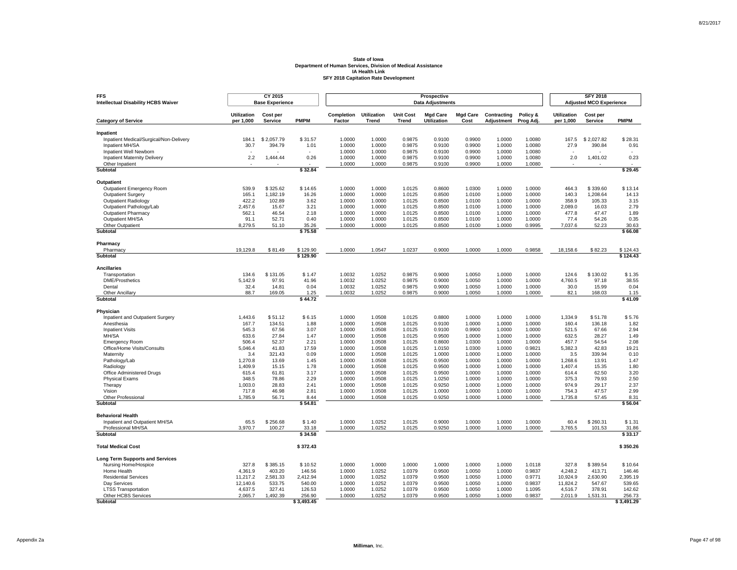**State of Iowa**
**Department of Human Services, Division of Medical Assistance**
**IA Health Link**
**SFY 2018 Capitation Rate Development**

| FFS Intellectual Disability HCBS Waiver | CY 2015 Base Experience | | | Prospective Data Adjustments | | | | | | | SFY 2018 Adjusted MCO Experience | | |
|---|---|---|---|---|---|---|---|---|---|---|---|---|---|
| **Category of Service** | **Utilization per 1,000** | **Cost per Service** | **PMPM** | **Completion Factor** | **Utilization Trend** | **Unit Cost Trend** | **Mgd Care Utilization** | **Mgd Care Cost** | **Contracting Adjustment** | **Policy & Prog Adj.** | **Utilization per 1,000** | **Cost per Service** | **PMPM** |
| **Inpatient** | | | | | | | | | | | | | |
| Inpatient Medical/Surgical/Non-Delivery | 184.1 | $ 2,057.79 | $ 31.57 | 1.0000 | 1.0000 | 0.9875 | 0.9100 | 0.9900 | 1.0000 | 1.0080 | 167.5 | $ 2,027.82 | $ 28.31 |
| Inpatient MH/SA | 30.7 | 394.79 | 1.01 | 1.0000 | 1.0000 | 0.9875 | 0.9100 | 0.9900 | 1.0000 | 1.0080 | 27.9 | 390.84 | 0.91 |
| Inpatient Well Newborn | - | - | - | 1.0000 | 1.0000 | 0.9875 | 0.9100 | 0.9900 | 1.0000 | 1.0080 | - | - | - |
| Inpatient Maternity Delivery | 2.2 | 1,444.44 | 0.26 | 1.0000 | 1.0000 | 0.9875 | 0.9100 | 0.9900 | 1.0000 | 1.0080 | 2.0 | 1,401.02 | 0.23 |
| Other Inpatient | - | - | - | 1.0000 | 1.0000 | 0.9875 | 0.9100 | 0.9900 | 1.0000 | 1.0080 | - | - | - |
| **Subtotal** | | | **$ 32.84** | | | | | | | | | | **$ 29.45** |
| **Outpatient** | | | | | | | | | | | | | |
| Outpatient Emergency Room | 539.9 | $ 325.62 | $ 14.65 | 1.0000 | 1.0000 | 1.0125 | 0.8600 | 1.0300 | 1.0000 | 1.0000 | 464.3 | $ 339.60 | $ 13.14 |
| Outpatient Surgery | 165.1 | 1,182.19 | 16.26 | 1.0000 | 1.0000 | 1.0125 | 0.8500 | 1.0100 | 1.0000 | 1.0000 | 140.3 | 1,208.64 | 14.13 |
| Outpatient Radiology | 422.2 | 102.89 | 3.62 | 1.0000 | 1.0000 | 1.0125 | 0.8500 | 1.0100 | 1.0000 | 1.0000 | 358.9 | 105.33 | 3.15 |
| Outpatient Pathology/Lab | 2,457.6 | 15.67 | 3.21 | 1.0000 | 1.0000 | 1.0125 | 0.8500 | 1.0100 | 1.0000 | 1.0000 | 2,089.0 | 16.03 | 2.79 |
| Outpatient Pharmacy | 562.1 | 46.54 | 2.18 | 1.0000 | 1.0000 | 1.0125 | 0.8500 | 1.0100 | 1.0000 | 1.0000 | 477.8 | 47.47 | 1.89 |
| Outpatient MH/SA | 91.1 | 52.71 | 0.40 | 1.0000 | 1.0000 | 1.0125 | 0.8500 | 1.0100 | 1.0000 | 1.0000 | 77.4 | 54.26 | 0.35 |
| Other Outpatient | 8,279.5 | 51.10 | 35.26 | 1.0000 | 1.0000 | 1.0125 | 0.8500 | 1.0100 | 1.0000 | 0.9995 | 7,037.6 | 52.23 | 30.63 |
| **Subtotal** | | | **$ 75.58** | | | | | | | | | | **$ 66.08** |
| **Pharmacy** | | | | | | | | | | | | | |
| Pharmacy | 19,129.8 | $ 81.49 | $ 129.90 | 1.0000 | 1.0547 | 1.0237 | 0.9000 | 1.0000 | 1.0000 | 0.9858 | 18,158.6 | $ 82.23 | $ 124.43 |
| **Subtotal** | | | **$ 129.90** | | | | | | | | | | **$ 124.43** |
| **Ancillaries** | | | | | | | | | | | | | |
| Transportation | 134.6 | $ 131.05 | $ 1.47 | 1.0032 | 1.0252 | 0.9875 | 0.9000 | 1.0050 | 1.0000 | 1.0000 | 124.6 | $ 130.02 | $ 1.35 |
| DME/Prosthetics | 5,142.9 | 97.91 | 41.96 | 1.0032 | 1.0252 | 0.9875 | 0.9000 | 1.0050 | 1.0000 | 1.0000 | 4,760.5 | 97.18 | 38.55 |
| Dental | 32.4 | 14.81 | 0.04 | 1.0032 | 1.0252 | 0.9875 | 0.9000 | 1.0050 | 1.0000 | 1.0000 | 30.0 | 15.99 | 0.04 |
| Other Ancillary | 88.7 | 169.05 | 1.25 | 1.0032 | 1.0252 | 0.9875 | 0.9000 | 1.0050 | 1.0000 | 1.0000 | 82.1 | 168.03 | 1.15 |
| **Subtotal** | | | **$ 44.72** | | | | | | | | | | **$ 41.09** |
| **Physician** | | | | | | | | | | | | | |
| Inpatient and Outpatient Surgery | 1,443.6 | $ 51.12 | $ 6.15 | 1.0000 | 1.0508 | 1.0125 | 0.8800 | 1.0000 | 1.0000 | 1.0000 | 1,334.9 | $ 51.78 | $ 5.76 |
| Anesthesia | 167.7 | 134.51 | 1.88 | 1.0000 | 1.0508 | 1.0125 | 0.9100 | 1.0000 | 1.0000 | 1.0000 | 160.4 | 136.18 | 1.82 |
| Inpatient Visits | 545.3 | 67.56 | 3.07 | 1.0000 | 1.0508 | 1.0125 | 0.9100 | 0.9900 | 1.0000 | 1.0000 | 521.5 | 67.66 | 2.94 |
| MH/SA | 633.6 | 27.84 | 1.47 | 1.0000 | 1.0508 | 1.0125 | 0.9500 | 1.0000 | 1.0000 | 1.0000 | 632.5 | 28.27 | 1.49 |
| Emergency Room | 506.4 | 52.37 | 2.21 | 1.0000 | 1.0508 | 1.0125 | 0.8600 | 1.0300 | 1.0000 | 1.0000 | 457.7 | 54.54 | 2.08 |
| Office/Home Visits/Consults | 5,046.4 | 41.83 | 17.59 | 1.0000 | 1.0508 | 1.0125 | 1.0150 | 1.0300 | 1.0000 | 0.9821 | 5,382.3 | 42.83 | 19.21 |
| Maternity | 3.4 | 321.43 | 0.09 | 1.0000 | 1.0508 | 1.0125 | 1.0000 | 1.0000 | 1.0000 | 1.0000 | 3.5 | 339.94 | 0.10 |
| Pathology/Lab | 1,270.8 | 13.69 | 1.45 | 1.0000 | 1.0508 | 1.0125 | 0.9500 | 1.0000 | 1.0000 | 1.0000 | 1,268.6 | 13.91 | 1.47 |
| Radiology | 1,409.9 | 15.15 | 1.78 | 1.0000 | 1.0508 | 1.0125 | 0.9500 | 1.0000 | 1.0000 | 1.0000 | 1,407.4 | 15.35 | 1.80 |
| Office Administered Drugs | 615.4 | 61.81 | 3.17 | 1.0000 | 1.0508 | 1.0125 | 0.9500 | 1.0000 | 1.0000 | 1.0000 | 614.4 | 62.50 | 3.20 |
| Physical Exams | 348.5 | 78.86 | 2.29 | 1.0000 | 1.0508 | 1.0125 | 1.0250 | 1.0000 | 1.0000 | 1.0000 | 375.3 | 79.93 | 2.50 |
| Therapy | 1,003.0 | 28.83 | 2.41 | 1.0000 | 1.0508 | 1.0125 | 0.9250 | 1.0000 | 1.0000 | 1.0000 | 974.9 | 29.17 | 2.37 |
| Vision | 717.8 | 46.98 | 2.81 | 1.0000 | 1.0508 | 1.0125 | 1.0000 | 1.0000 | 1.0000 | 1.0000 | 754.3 | 47.57 | 2.99 |
| Other Professional | 1,785.9 | 56.71 | 8.44 | 1.0000 | 1.0508 | 1.0125 | 0.9250 | 1.0000 | 1.0000 | 1.0000 | 1,735.8 | 57.45 | 8.31 |
| **Subtotal** | | | **$ 54.81** | | | | | | | | | | **$ 56.04** |
| **Behavioral Health** | | | | | | | | | | | | | |
| Inpatient and Outpatient MH/SA | 65.5 | $ 256.68 | $ 1.40 | 1.0000 | 1.0252 | 1.0125 | 0.9000 | 1.0000 | 1.0000 | 1.0000 | 60.4 | $ 260.31 | $ 1.31 |
| Professional MH/SA | 3,970.7 | 100.27 | 33.18 | 1.0000 | 1.0252 | 1.0125 | 0.9250 | 1.0000 | 1.0000 | 1.0000 | 3,765.5 | 101.53 | 31.86 |
| **Subtotal** | | | **$ 34.58** | | | | | | | | | | **$ 33.17** |
| **Total Medical Cost** | | | **$ 372.43** | | | | | | | | | | **$ 350.26** |
| **Long Term Supports and Services** | | | | | | | | | | | | | |
| Nursing Home/Hospice | 327.8 | $ 385.15 | $ 10.52 | 1.0000 | 1.0000 | 1.0000 | 1.0000 | 1.0000 | 1.0000 | 1.0118 | 327.8 | $ 389.54 | $ 10.64 |
| Home Health | 4,361.9 | 403.20 | 146.56 | 1.0000 | 1.0252 | 1.0379 | 0.9500 | 1.0050 | 1.0000 | 0.9837 | 4,248.2 | 413.71 | 146.46 |
| Residential Services | 11,217.2 | 2,581.33 | 2,412.94 | 1.0000 | 1.0252 | 1.0379 | 0.9500 | 1.0050 | 1.0000 | 0.9771 | 10,924.9 | 2,630.90 | 2,395.19 |
| Day Services | 12,140.6 | 533.75 | 540.00 | 1.0000 | 1.0252 | 1.0379 | 0.9500 | 1.0050 | 1.0000 | 0.9837 | 11,824.2 | 547.67 | 539.65 |
| LTSS Transportation | 4,637.5 | 327.41 | 126.53 | 1.0000 | 1.0252 | 1.0379 | 0.9500 | 1.0050 | 1.0000 | 1.1095 | 4,516.7 | 378.91 | 142.62 |
| Other HCBS Services | 2,065.7 | 1,492.39 | 256.90 | 1.0000 | 1.0252 | 1.0379 | 0.9500 | 1.0050 | 1.0000 | 0.9837 | 2,011.9 | 1,531.31 | 256.73 |
| **Subtotal** | | | **$ 3,493.45** | | | | | | | | | | **$ 3,491.29** |

Appendix 2a

Milliman, Inc.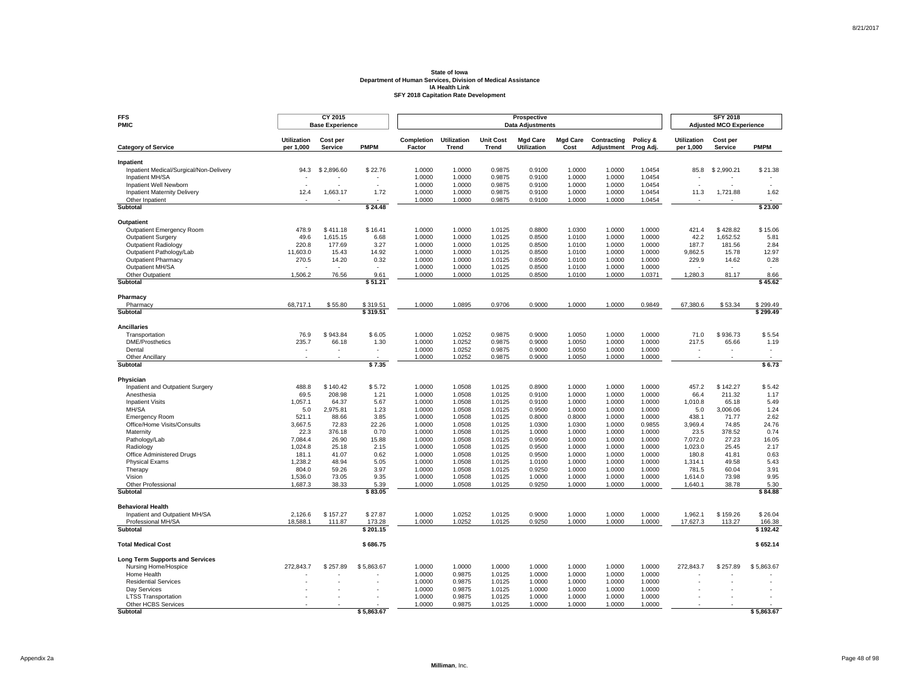**State of Iowa**
**Department of Human Services, Division of Medical Assistance**
**IA Health Link**
**SFY 2018 Capitation Rate Development**

**FFS**
**PMIC**

| Category of Service | CY 2015 Base Experience Utilization per 1,000 | Cost per Service | PMPM | Prospective Data Adjustments Completion Factor | Utilization Trend | Unit Cost Trend | Mgd Care Utilization | Mgd Care Cost | Contracting Adjustment | Policy & Prog Adj. | SFY 2018 Adjusted MCO Experience Utilization per 1,000 | Cost per Service | PMPM |
|---|---|---|---|---|---|---|---|---|---|---|---|---|---|
| **Inpatient** | | | | | | | | | | | | | |
| Inpatient Medical/Surgical/Non-Delivery | 94.3 | $ 2,896.60 | $ 22.76 | 1.0000 | 1.0000 | 0.9875 | 0.9100 | 1.0000 | 1.0000 | 1.0454 | 85.8 | $ 2,990.21 | $ 21.38 |
| Inpatient MH/SA | - | - | - | 1.0000 | 1.0000 | 0.9875 | 0.9100 | 1.0000 | 1.0000 | 1.0454 | - | - | - |
| Inpatient Well Newborn | - | - | - | 1.0000 | 1.0000 | 0.9875 | 0.9100 | 1.0000 | 1.0000 | 1.0454 | - | - | - |
| Inpatient Maternity Delivery | 12.4 | 1,663.17 | 1.72 | 1.0000 | 1.0000 | 0.9875 | 0.9100 | 1.0000 | 1.0000 | 1.0454 | 11.3 | 1,721.88 | 1.62 |
| Other Inpatient | - | - | - | 1.0000 | 1.0000 | 0.9875 | 0.9100 | 1.0000 | 1.0000 | 1.0454 | - | - | - |
| **Subtotal** | | | **$ 24.48** | | | | | | | | | | **$ 23.00** |
| **Outpatient** | | | | | | | | | | | | | |
| Outpatient Emergency Room | 478.9 | $ 411.18 | $ 16.41 | 1.0000 | 1.0000 | 1.0125 | 0.8800 | 1.0300 | 1.0000 | 1.0000 | 421.4 | $ 428.82 | $ 15.06 |
| Outpatient Surgery | 49.6 | 1,615.15 | 6.68 | 1.0000 | 1.0000 | 1.0125 | 0.8500 | 1.0100 | 1.0000 | 1.0000 | 42.2 | 1,652.52 | 5.81 |
| Outpatient Radiology | 220.8 | 177.69 | 3.27 | 1.0000 | 1.0000 | 1.0125 | 0.8500 | 1.0100 | 1.0000 | 1.0000 | 187.7 | 181.56 | 2.84 |
| Outpatient Pathology/Lab | 11,603.0 | 15.43 | 14.92 | 1.0000 | 1.0000 | 1.0125 | 0.8500 | 1.0100 | 1.0000 | 1.0000 | 9,862.5 | 15.78 | 12.97 |
| Outpatient Pharmacy | 270.5 | 14.20 | 0.32 | 1.0000 | 1.0000 | 1.0125 | 0.8500 | 1.0100 | 1.0000 | 1.0000 | 229.9 | 14.62 | 0.28 |
| Outpatient MH/SA | - | - | - | 1.0000 | 1.0000 | 1.0125 | 0.8500 | 1.0100 | 1.0000 | 1.0000 | - | - | - |
| Other Outpatient | 1,506.2 | 76.56 | 9.61 | 1.0000 | 1.0000 | 1.0125 | 0.8500 | 1.0100 | 1.0000 | 1.0371 | 1,280.3 | 81.17 | 8.66 |
| **Subtotal** | | | **$ 51.21** | | | | | | | | | | **$ 45.62** |
| **Pharmacy** | | | | | | | | | | | | | |
| Pharmacy | 68,717.1 | $ 55.80 | $ 319.51 | 1.0000 | 1.0895 | 0.9706 | 0.9000 | 1.0000 | 1.0000 | 0.9849 | 67,380.6 | $ 53.34 | $ 299.49 |
| **Subtotal** | | | **$ 319.51** | | | | | | | | | | **$ 299.49** |
| **Ancillaries** | | | | | | | | | | | | | |
| Transportation | 76.9 | $ 943.84 | $ 6.05 | 1.0000 | 1.0252 | 0.9875 | 0.9000 | 1.0050 | 1.0000 | 1.0000 | 71.0 | $ 936.73 | $ 5.54 |
| DME/Prosthetics | 235.7 | 66.18 | 1.30 | 1.0000 | 1.0252 | 0.9875 | 0.9000 | 1.0050 | 1.0000 | 1.0000 | 217.5 | 65.66 | 1.19 |
| Dental | - | - | - | 1.0000 | 1.0252 | 0.9875 | 0.9000 | 1.0050 | 1.0000 | 1.0000 | - | - | - |
| Other Ancillary | - | - | - | 1.0000 | 1.0252 | 0.9875 | 0.9000 | 1.0050 | 1.0000 | 1.0000 | - | - | - |
| **Subtotal** | | | **$ 7.35** | | | | | | | | | | **$ 6.73** |
| **Physician** | | | | | | | | | | | | | |
| Inpatient and Outpatient Surgery | 488.8 | $ 140.42 | $ 5.72 | 1.0000 | 1.0508 | 1.0125 | 0.8900 | 1.0000 | 1.0000 | 1.0000 | 457.2 | $ 142.27 | $ 5.42 |
| Anesthesia | 69.5 | 208.98 | 1.21 | 1.0000 | 1.0508 | 1.0125 | 0.9100 | 1.0000 | 1.0000 | 1.0000 | 66.4 | 211.32 | 1.17 |
| Inpatient Visits | 1,057.1 | 64.37 | 5.67 | 1.0000 | 1.0508 | 1.0125 | 0.9100 | 1.0000 | 1.0000 | 1.0000 | 1,010.8 | 65.18 | 5.49 |
| MH/SA | 5.0 | 2,975.81 | 1.23 | 1.0000 | 1.0508 | 1.0125 | 0.9500 | 1.0000 | 1.0000 | 1.0000 | 5.0 | 3,006.06 | 1.24 |
| Emergency Room | 521.1 | 88.66 | 3.85 | 1.0000 | 1.0508 | 1.0125 | 0.8000 | 0.8000 | 1.0000 | 1.0000 | 438.1 | 71.77 | 2.62 |
| Office/Home Visits/Consults | 3,667.5 | 72.83 | 22.26 | 1.0000 | 1.0508 | 1.0125 | 1.0300 | 1.0300 | 1.0000 | 0.9855 | 3,969.4 | 74.85 | 24.76 |
| Maternity | 22.3 | 376.18 | 0.70 | 1.0000 | 1.0508 | 1.0125 | 1.0000 | 1.0000 | 1.0000 | 1.0000 | 23.5 | 378.52 | 0.74 |
| Pathology/Lab | 7,084.4 | 26.90 | 15.88 | 1.0000 | 1.0508 | 1.0125 | 0.9500 | 1.0000 | 1.0000 | 1.0000 | 7,072.0 | 27.23 | 16.05 |
| Radiology | 1,024.8 | 25.18 | 2.15 | 1.0000 | 1.0508 | 1.0125 | 0.9500 | 1.0000 | 1.0000 | 1.0000 | 1,023.0 | 25.45 | 2.17 |
| Office Administered Drugs | 181.1 | 41.07 | 0.62 | 1.0000 | 1.0508 | 1.0125 | 0.9500 | 1.0000 | 1.0000 | 1.0000 | 180.8 | 41.81 | 0.63 |
| Physical Exams | 1,238.2 | 48.94 | 5.05 | 1.0000 | 1.0508 | 1.0125 | 1.0100 | 1.0000 | 1.0000 | 1.0000 | 1,314.1 | 49.58 | 5.43 |
| Therapy | 804.0 | 59.26 | 3.97 | 1.0000 | 1.0508 | 1.0125 | 0.9250 | 1.0000 | 1.0000 | 1.0000 | 781.5 | 60.04 | 3.91 |
| Vision | 1,536.0 | 73.05 | 9.35 | 1.0000 | 1.0508 | 1.0125 | 1.0000 | 1.0000 | 1.0000 | 1.0000 | 1,614.0 | 73.98 | 9.95 |
| Other Professional | 1,687.3 | 38.33 | 5.39 | 1.0000 | 1.0508 | 1.0125 | 0.9250 | 1.0000 | 1.0000 | 1.0000 | 1,640.1 | 38.78 | 5.30 |
| **Subtotal** | | | **$ 83.05** | | | | | | | | | | **$ 84.88** |
| **Behavioral Health** | | | | | | | | | | | | | |
| Inpatient and Outpatient MH/SA | 2,126.6 | $ 157.27 | $ 27.87 | 1.0000 | 1.0252 | 1.0125 | 0.9000 | 1.0000 | 1.0000 | 1.0000 | 1,962.1 | $ 159.26 | $ 26.04 |
| Professional MH/SA | 18,588.1 | 111.87 | 173.28 | 1.0000 | 1.0252 | 1.0125 | 0.9250 | 1.0000 | 1.0000 | 1.0000 | 17,627.3 | 113.27 | 166.38 |
| **Subtotal** | | | **$ 201.15** | | | | | | | | | | **$ 192.42** |
| **Total Medical Cost** | | | **$ 686.75** | | | | | | | | | | **$ 652.14** |
| **Long Term Supports and Services** | | | | | | | | | | | | | |
| Nursing Home/Hospice | 272,843.7 | $ 257.89 | $ 5,863.67 | 1.0000 | 1.0000 | 1.0000 | 1.0000 | 1.0000 | 1.0000 | 1.0000 | 272,843.7 | $ 257.89 | $ 5,863.67 |
| Home Health | - | - | - | 1.0000 | 0.9875 | 1.0125 | 1.0000 | 1.0000 | 1.0000 | 1.0000 | - | - | - |
| Residential Services | - | - | - | 1.0000 | 0.9875 | 1.0125 | 1.0000 | 1.0000 | 1.0000 | 1.0000 | - | - | - |
| Day Services | - | - | - | 1.0000 | 0.9875 | 1.0125 | 1.0000 | 1.0000 | 1.0000 | 1.0000 | - | - | - |
| LTSS Transportation | - | - | - | 1.0000 | 0.9875 | 1.0125 | 1.0000 | 1.0000 | 1.0000 | 1.0000 | - | - | - |
| Other HCBS Services | - | - | - | 1.0000 | 0.9875 | 1.0125 | 1.0000 | 1.0000 | 1.0000 | 1.0000 | - | - | - |
| **Subtotal** | | | **$ 5,863.67** | | | | | | | | | | **$ 5,863.67** |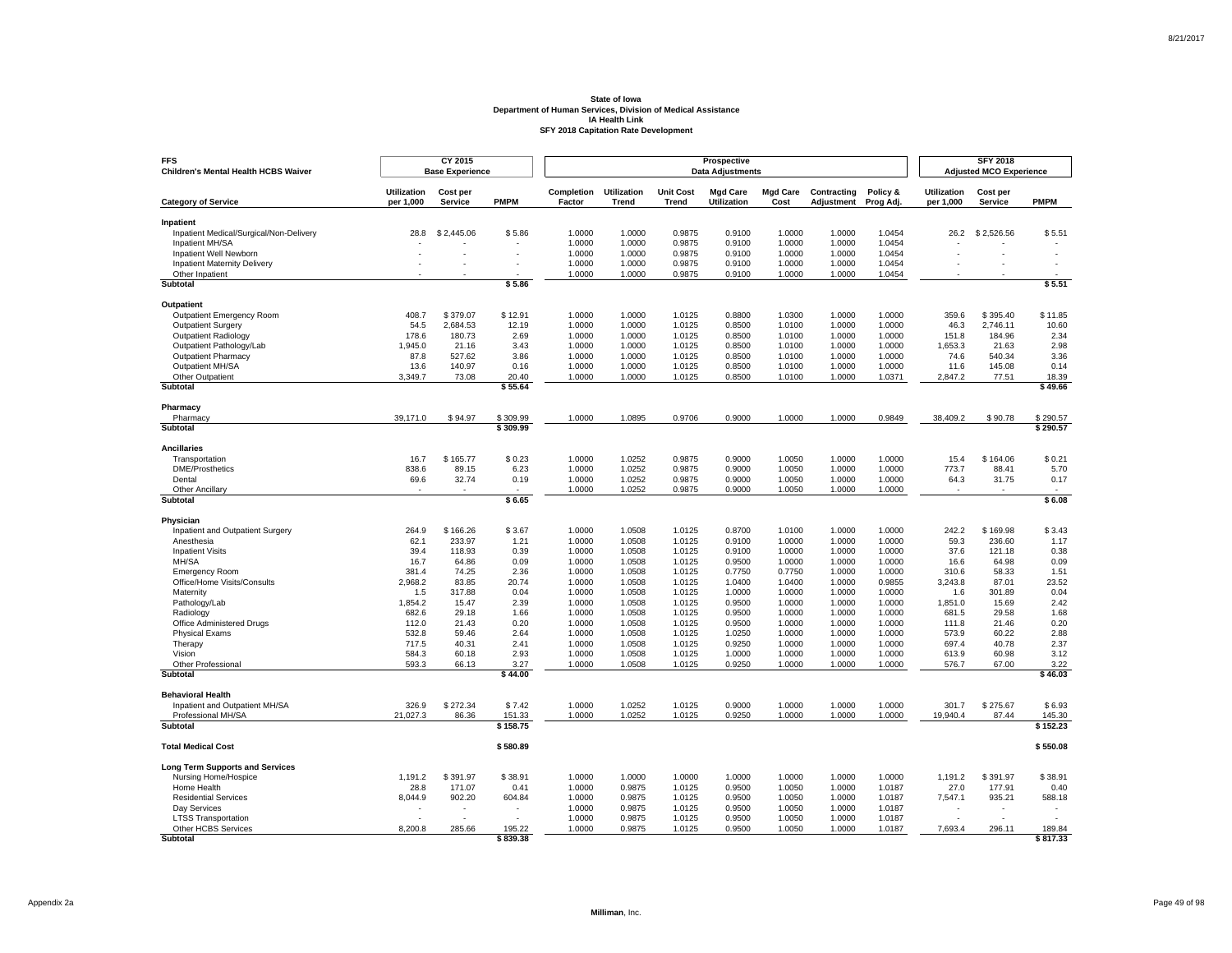**State of Iowa**
**Department of Human Services, Division of Medical Assistance**
**IA Health Link**
**SFY 2018 Capitation Rate Development**

| FFS Children's Mental Health HCBS Waiver | CY 2015 Base Experience | | | Prospective Data Adjustments | | | | | | | SFY 2018 Adjusted MCO Experience | | |
|---|---|---|---|---|---|---|---|---|---|---|---|---|---|
| **Category of Service** | **Utilization per 1,000** | **Cost per Service** | **PMPM** | **Completion Factor** | **Utilization Trend** | **Unit Cost Trend** | **Mgd Care Utilization** | **Mgd Care Cost** | **Contracting Adjustment** | **Policy & Prog Adj.** | **Utilization per 1,000** | **Cost per Service** | **PMPM** |
| **Inpatient** | | | | | | | | | | | | | |
| Inpatient Medical/Surgical/Non-Delivery | 28.8 | $ 2,445.06 | $ 5.86 | 1.0000 | 1.0000 | 0.9875 | 0.9100 | 1.0000 | 1.0000 | 1.0454 | 26.2 | $ 2,526.56 | $ 5.51 |
| Inpatient MH/SA | - | - | - | 1.0000 | 1.0000 | 0.9875 | 0.9100 | 1.0000 | 1.0000 | 1.0454 | - | - | - |
| Inpatient Well Newborn | - | - | - | 1.0000 | 1.0000 | 0.9875 | 0.9100 | 1.0000 | 1.0000 | 1.0454 | - | - | - |
| Inpatient Maternity Delivery | - | - | - | 1.0000 | 1.0000 | 0.9875 | 0.9100 | 1.0000 | 1.0000 | 1.0454 | - | - | - |
| Other Inpatient | - | - | - | 1.0000 | 1.0000 | 0.9875 | 0.9100 | 1.0000 | 1.0000 | 1.0454 | - | - | - |
| **Subtotal** | | | **$ 5.86** | | | | | | | | | | **$ 5.51** |
| **Outpatient** | | | | | | | | | | | | | |
| Outpatient Emergency Room | 408.7 | $ 379.07 | $ 12.91 | 1.0000 | 1.0000 | 1.0125 | 0.8800 | 1.0300 | 1.0000 | 1.0000 | 359.6 | $ 395.40 | $ 11.85 |
| Outpatient Surgery | 54.5 | 2,684.53 | 12.19 | 1.0000 | 1.0000 | 1.0125 | 0.8500 | 1.0100 | 1.0000 | 1.0000 | 46.3 | 2,746.11 | 10.60 |
| Outpatient Radiology | 178.6 | 180.73 | 2.69 | 1.0000 | 1.0000 | 1.0125 | 0.8500 | 1.0100 | 1.0000 | 1.0000 | 151.8 | 184.96 | 2.34 |
| Outpatient Pathology/Lab | 1,945.0 | 21.16 | 3.43 | 1.0000 | 1.0000 | 1.0125 | 0.8500 | 1.0100 | 1.0000 | 1.0000 | 1,653.3 | 21.63 | 2.98 |
| Outpatient Pharmacy | 87.8 | 527.62 | 3.86 | 1.0000 | 1.0000 | 1.0125 | 0.8500 | 1.0100 | 1.0000 | 1.0000 | 74.6 | 540.34 | 3.36 |
| Outpatient MH/SA | 13.6 | 140.97 | 0.16 | 1.0000 | 1.0000 | 1.0125 | 0.8500 | 1.0100 | 1.0000 | 1.0000 | 11.6 | 145.08 | 0.14 |
| Other Outpatient | 3,349.7 | 73.08 | 20.40 | 1.0000 | 1.0000 | 1.0125 | 0.8500 | 1.0100 | 1.0000 | 1.0371 | 2,847.2 | 77.51 | 18.39 |
| **Subtotal** | | | **$ 55.64** | | | | | | | | | | **$ 49.66** |
| **Pharmacy** | | | | | | | | | | | | | |
| Pharmacy | 39,171.0 | $ 94.97 | $ 309.99 | 1.0000 | 1.0895 | 0.9706 | 0.9000 | 1.0000 | 1.0000 | 0.9849 | 38,409.2 | $ 90.78 | $ 290.57 |
| **Subtotal** | | | **$ 309.99** | | | | | | | | | | **$ 290.57** |
| **Ancillaries** | | | | | | | | | | | | | |
| Transportation | 16.7 | $ 165.77 | $ 0.23 | 1.0000 | 1.0252 | 0.9875 | 0.9000 | 1.0050 | 1.0000 | 1.0000 | 15.4 | $ 164.06 | $ 0.21 |
| DME/Prosthetics | 838.6 | 89.15 | 6.23 | 1.0000 | 1.0252 | 0.9875 | 0.9000 | 1.0050 | 1.0000 | 1.0000 | 773.7 | 88.41 | 5.70 |
| Dental | 69.6 | 32.74 | 0.19 | 1.0000 | 1.0252 | 0.9875 | 0.9000 | 1.0050 | 1.0000 | 1.0000 | 64.3 | 31.75 | 0.17 |
| Other Ancillary | - | - | - | 1.0000 | 1.0252 | 0.9875 | 0.9000 | 1.0050 | 1.0000 | 1.0000 | - | - | - |
| **Subtotal** | | | **$ 6.65** | | | | | | | | | | **$ 6.08** |
| **Physician** | | | | | | | | | | | | | |
| Inpatient and Outpatient Surgery | 264.9 | $ 166.26 | $ 3.67 | 1.0000 | 1.0508 | 1.0125 | 0.8700 | 1.0100 | 1.0000 | 1.0000 | 242.2 | $ 169.98 | $ 3.43 |
| Anesthesia | 62.1 | 233.97 | 1.21 | 1.0000 | 1.0508 | 1.0125 | 0.9100 | 1.0000 | 1.0000 | 1.0000 | 59.3 | 236.60 | 1.17 |
| Inpatient Visits | 39.4 | 118.93 | 0.39 | 1.0000 | 1.0508 | 1.0125 | 0.9100 | 1.0000 | 1.0000 | 1.0000 | 37.6 | 121.18 | 0.38 |
| MH/SA | 16.7 | 64.86 | 0.09 | 1.0000 | 1.0508 | 1.0125 | 0.9500 | 1.0000 | 1.0000 | 1.0000 | 16.6 | 64.98 | 0.09 |
| Emergency Room | 381.4 | 74.25 | 2.36 | 1.0000 | 1.0508 | 1.0125 | 0.7750 | 0.7750 | 1.0000 | 1.0000 | 310.6 | 58.33 | 1.51 |
| Office/Home Visits/Consults | 2,968.2 | 83.85 | 20.74 | 1.0000 | 1.0508 | 1.0125 | 1.0400 | 1.0400 | 1.0000 | 0.9855 | 3,243.8 | 87.01 | 23.52 |
| Maternity | 1.5 | 317.88 | 0.04 | 1.0000 | 1.0508 | 1.0125 | 1.0000 | 1.0000 | 1.0000 | 1.0000 | 1.6 | 301.89 | 0.04 |
| Pathology/Lab | 1,854.2 | 15.47 | 2.39 | 1.0000 | 1.0508 | 1.0125 | 0.9500 | 1.0000 | 1.0000 | 1.0000 | 1,851.0 | 15.69 | 2.42 |
| Radiology | 682.6 | 29.18 | 1.66 | 1.0000 | 1.0508 | 1.0125 | 0.9500 | 1.0000 | 1.0000 | 1.0000 | 681.5 | 29.58 | 1.68 |
| Office Administered Drugs | 112.0 | 21.43 | 0.20 | 1.0000 | 1.0508 | 1.0125 | 0.9500 | 1.0000 | 1.0000 | 1.0000 | 111.8 | 21.46 | 0.20 |
| Physical Exams | 532.8 | 59.46 | 2.64 | 1.0000 | 1.0508 | 1.0125 | 1.0250 | 1.0000 | 1.0000 | 1.0000 | 573.9 | 60.22 | 2.88 |
| Therapy | 717.5 | 40.31 | 2.41 | 1.0000 | 1.0508 | 1.0125 | 0.9250 | 1.0000 | 1.0000 | 1.0000 | 697.4 | 40.78 | 2.37 |
| Vision | 584.3 | 60.18 | 2.93 | 1.0000 | 1.0508 | 1.0125 | 1.0000 | 1.0000 | 1.0000 | 1.0000 | 613.9 | 60.98 | 3.12 |
| Other Professional | 593.3 | 66.13 | 3.27 | 1.0000 | 1.0508 | 1.0125 | 0.9250 | 1.0000 | 1.0000 | 1.0000 | 576.7 | 67.00 | 3.22 |
| **Subtotal** | | | **$ 44.00** | | | | | | | | | | **$ 46.03** |
| **Behavioral Health** | | | | | | | | | | | | | |
| Inpatient and Outpatient MH/SA | 326.9 | $ 272.34 | $ 7.42 | 1.0000 | 1.0252 | 1.0125 | 0.9000 | 1.0000 | 1.0000 | 1.0000 | 301.7 | $ 275.67 | $ 6.93 |
| Professional MH/SA | 21,027.3 | 86.36 | 151.33 | 1.0000 | 1.0252 | 1.0125 | 0.9250 | 1.0000 | 1.0000 | 1.0000 | 19,940.4 | 87.44 | 145.30 |
| **Subtotal** | | | **$ 158.75** | | | | | | | | | | **$ 152.23** |
| **Total Medical Cost** | | | **$ 580.89** | | | | | | | | | | **$ 550.08** |
| **Long Term Supports and Services** | | | | | | | | | | | | | |
| Nursing Home/Hospice | 1,191.2 | $ 391.97 | $ 38.91 | 1.0000 | 1.0000 | 1.0000 | 1.0000 | 1.0000 | 1.0000 | 1.0000 | 1,191.2 | $ 391.97 | $ 38.91 |
| Home Health | 28.8 | 171.07 | 0.41 | 1.0000 | 0.9875 | 1.0125 | 0.9500 | 1.0050 | 1.0000 | 1.0187 | 27.0 | 177.91 | 0.40 |
| Residential Services | 8,044.9 | 902.20 | 604.84 | 1.0000 | 0.9875 | 1.0125 | 0.9500 | 1.0050 | 1.0000 | 1.0187 | 7,547.1 | 935.21 | 588.18 |
| Day Services | - | - | - | 1.0000 | 0.9875 | 1.0125 | 0.9500 | 1.0050 | 1.0000 | 1.0187 | - | - | - |
| LTSS Transportation | - | - | - | 1.0000 | 0.9875 | 1.0125 | 0.9500 | 1.0050 | 1.0000 | 1.0187 | - | - | - |
| Other HCBS Services | 8,200.8 | 285.66 | 195.22 | 1.0000 | 0.9875 | 1.0125 | 0.9500 | 1.0050 | 1.0000 | 1.0187 | 7,693.4 | 296.11 | 189.84 |
| **Subtotal** | | | **$ 839.38** | | | | | | | | | | **$ 817.33** |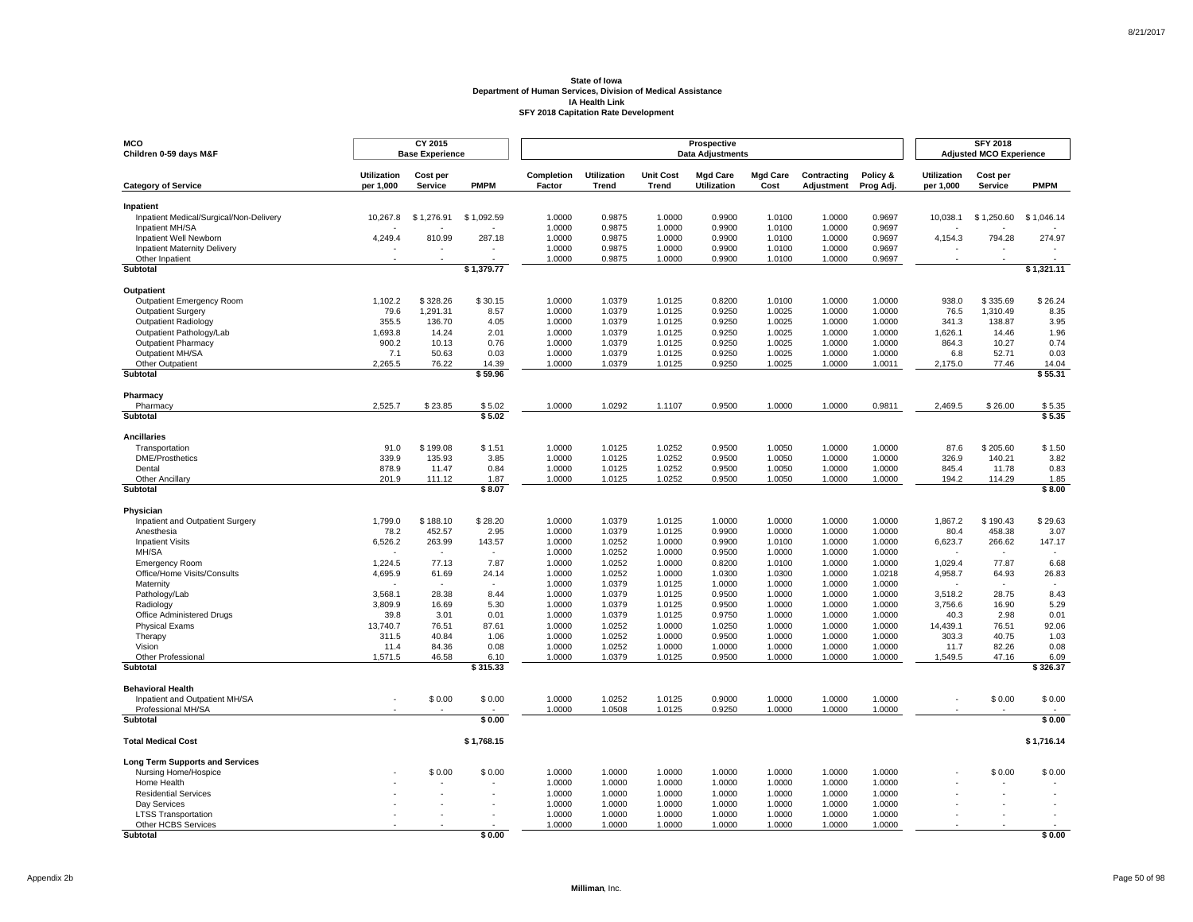**State of Iowa**
**Department of Human Services, Division of Medical Assistance**
**IA Health Link**
**SFY 2018 Capitation Rate Development**

| MCO<br>Children 0-59 days M&F | CY 2015 Base Experience | | | Prospective Data Adjustments | | | | | | | SFY 2018 Adjusted MCO Experience | | |
|---|---|---|---|---|---|---|---|---|---|---|---|---|---|
| **Category of Service** | **Utilization per 1,000** | **Cost per Service** | **PMPM** | **Completion Factor** | **Utilization Trend** | **Unit Cost Trend** | **Mgd Care Utilization** | **Mgd Care Cost** | **Contracting Adjustment** | **Policy & Prog Adj.** | **Utilization per 1,000** | **Cost per Service** | **PMPM** |
| **Inpatient** | | | | | | | | | | | | | |
| Inpatient Medical/Surgical/Non-Delivery | 10,267.8 | $ 1,276.91 | $ 1,092.59 | 1.0000 | 0.9875 | 1.0000 | 0.9900 | 1.0100 | 1.0000 | 0.9697 | 10,038.1 | $ 1,250.60 | $ 1,046.14 |
| Inpatient MH/SA | - | - | - | 1.0000 | 0.9875 | 1.0000 | 0.9900 | 1.0100 | 1.0000 | 0.9697 | - | - | - |
| Inpatient Well Newborn | 4,249.4 | 810.99 | 287.18 | 1.0000 | 0.9875 | 1.0000 | 0.9900 | 1.0100 | 1.0000 | 0.9697 | 4,154.3 | 794.28 | 274.97 |
| Inpatient Maternity Delivery | - | - | - | 1.0000 | 0.9875 | 1.0000 | 0.9900 | 1.0100 | 1.0000 | 0.9697 | - | - | - |
| Other Inpatient | - | - | - | 1.0000 | 0.9875 | 1.0000 | 0.9900 | 1.0100 | 1.0000 | 0.9697 | - | - | - |
| **Subtotal** | | | **$ 1,379.77** | | | | | | | | | | **$ 1,321.11** |
| **Outpatient** | | | | | | | | | | | | | |
| Outpatient Emergency Room | 1,102.2 | $ 328.26 | $ 30.15 | 1.0000 | 1.0379 | 1.0125 | 0.8200 | 1.0100 | 1.0000 | 1.0000 | 938.0 | $ 335.69 | $ 26.24 |
| Outpatient Surgery | 79.6 | 1,291.31 | 8.57 | 1.0000 | 1.0379 | 1.0125 | 0.9250 | 1.0025 | 1.0000 | 1.0000 | 76.5 | 1,310.49 | 8.35 |
| Outpatient Radiology | 355.5 | 136.70 | 4.05 | 1.0000 | 1.0379 | 1.0125 | 0.9250 | 1.0025 | 1.0000 | 1.0000 | 341.3 | 138.87 | 3.95 |
| Outpatient Pathology/Lab | 1,693.8 | 14.24 | 2.01 | 1.0000 | 1.0379 | 1.0125 | 0.9250 | 1.0025 | 1.0000 | 1.0000 | 1,626.1 | 14.46 | 1.96 |
| Outpatient Pharmacy | 900.2 | 10.13 | 0.76 | 1.0000 | 1.0379 | 1.0125 | 0.9250 | 1.0025 | 1.0000 | 1.0000 | 864.3 | 10.27 | 0.74 |
| Outpatient MH/SA | 7.1 | 50.63 | 0.03 | 1.0000 | 1.0379 | 1.0125 | 0.9250 | 1.0025 | 1.0000 | 1.0000 | 6.8 | 52.71 | 0.03 |
| Other Outpatient | 2,265.5 | 76.22 | 14.39 | 1.0000 | 1.0379 | 1.0125 | 0.9250 | 1.0025 | 1.0000 | 1.0011 | 2,175.0 | 77.46 | 14.04 |
| **Subtotal** | | | **$ 59.96** | | | | | | | | | | **$ 55.31** |
| **Pharmacy** | | | | | | | | | | | | | |
| Pharmacy | 2,525.7 | $ 23.85 | $ 5.02 | 1.0000 | 1.0292 | 1.1107 | 0.9500 | 1.0000 | 1.0000 | 0.9811 | 2,469.5 | $ 26.00 | $ 5.35 |
| **Subtotal** | | | **$ 5.02** | | | | | | | | | | **$ 5.35** |
| **Ancillaries** | | | | | | | | | | | | | |
| Transportation | 91.0 | $ 199.08 | $ 1.51 | 1.0000 | 1.0125 | 1.0252 | 0.9500 | 1.0050 | 1.0000 | 1.0000 | 87.6 | $ 205.60 | $ 1.50 |
| DME/Prosthetics | 339.9 | 135.93 | 3.85 | 1.0000 | 1.0125 | 1.0252 | 0.9500 | 1.0050 | 1.0000 | 1.0000 | 326.9 | 140.21 | 3.82 |
| Dental | 878.9 | 11.47 | 0.84 | 1.0000 | 1.0125 | 1.0252 | 0.9500 | 1.0050 | 1.0000 | 1.0000 | 845.4 | 11.78 | 0.83 |
| Other Ancillary | 201.9 | 111.12 | 1.87 | 1.0000 | 1.0125 | 1.0252 | 0.9500 | 1.0050 | 1.0000 | 1.0000 | 194.2 | 114.29 | 1.85 |
| **Subtotal** | | | **$ 8.07** | | | | | | | | | | **$ 8.00** |
| **Physician** | | | | | | | | | | | | | |
| Inpatient and Outpatient Surgery | 1,799.0 | $ 188.10 | $ 28.20 | 1.0000 | 1.0379 | 1.0125 | 1.0000 | 1.0000 | 1.0000 | 1.0000 | 1,867.2 | $ 190.43 | $ 29.63 |
| Anesthesia | 78.2 | 452.57 | 2.95 | 1.0000 | 1.0379 | 1.0125 | 0.9900 | 1.0000 | 1.0000 | 1.0000 | 80.4 | 458.38 | 3.07 |
| Inpatient Visits | 6,526.2 | 263.99 | 143.57 | 1.0000 | 1.0252 | 1.0000 | 0.9900 | 1.0100 | 1.0000 | 1.0000 | 6,623.7 | 266.62 | 147.17 |
| MH/SA | - | - | - | 1.0000 | 1.0252 | 1.0000 | 0.9500 | 1.0000 | 1.0000 | 1.0000 | - | - | - |
| Emergency Room | 1,224.5 | 77.13 | 7.87 | 1.0000 | 1.0252 | 1.0000 | 0.8200 | 1.0100 | 1.0000 | 1.0000 | 1,029.4 | 77.87 | 6.68 |
| Office/Home Visits/Consults | 4,695.9 | 61.69 | 24.14 | 1.0000 | 1.0252 | 1.0000 | 1.0300 | 1.0300 | 1.0000 | 1.0218 | 4,958.7 | 64.93 | 26.83 |
| Maternity | - | - | - | 1.0000 | 1.0379 | 1.0125 | 1.0000 | 1.0000 | 1.0000 | 1.0000 | - | - | - |
| Pathology/Lab | 3,568.1 | 28.38 | 8.44 | 1.0000 | 1.0379 | 1.0125 | 0.9500 | 1.0000 | 1.0000 | 1.0000 | 3,518.2 | 28.75 | 8.43 |
| Radiology | 3,809.9 | 16.69 | 5.30 | 1.0000 | 1.0379 | 1.0125 | 0.9500 | 1.0000 | 1.0000 | 1.0000 | 3,756.6 | 16.90 | 5.29 |
| Office Administered Drugs | 39.8 | 3.01 | 0.01 | 1.0000 | 1.0379 | 1.0125 | 0.9750 | 1.0000 | 1.0000 | 1.0000 | 40.3 | 2.98 | 0.01 |
| Physical Exams | 13,740.7 | 76.51 | 87.61 | 1.0000 | 1.0252 | 1.0000 | 1.0250 | 1.0000 | 1.0000 | 1.0000 | 14,439.1 | 76.51 | 92.06 |
| Therapy | 311.5 | 40.84 | 1.06 | 1.0000 | 1.0252 | 1.0000 | 0.9500 | 1.0000 | 1.0000 | 1.0000 | 303.3 | 40.75 | 1.03 |
| Vision | 11.4 | 84.36 | 0.08 | 1.0000 | 1.0252 | 1.0000 | 1.0000 | 1.0000 | 1.0000 | 1.0000 | 11.7 | 82.26 | 0.08 |
| Other Professional | 1,571.5 | 46.58 | 6.10 | 1.0000 | 1.0379 | 1.0125 | 0.9500 | 1.0000 | 1.0000 | 1.0000 | 1,549.5 | 47.16 | 6.09 |
| **Subtotal** | | | **$ 315.33** | | | | | | | | | | **$ 326.37** |
| **Behavioral Health** | | | | | | | | | | | | | |
| Inpatient and Outpatient MH/SA | - | $ 0.00 | $ 0.00 | 1.0000 | 1.0252 | 1.0125 | 0.9000 | 1.0000 | 1.0000 | 1.0000 | - | $ 0.00 | $ 0.00 |
| Professional MH/SA | - | - | - | 1.0000 | 1.0508 | 1.0125 | 0.9250 | 1.0000 | 1.0000 | 1.0000 | - | - | - |
| **Subtotal** | | | **$ 0.00** | | | | | | | | | | **$ 0.00** |
| **Total Medical Cost** | | | **$ 1,768.15** | | | | | | | | | | **$ 1,716.14** |
| **Long Term Supports and Services** | | | | | | | | | | | | | |
| Nursing Home/Hospice | - | $ 0.00 | $ 0.00 | 1.0000 | 1.0000 | 1.0000 | 1.0000 | 1.0000 | 1.0000 | 1.0000 | - | $ 0.00 | $ 0.00 |
| Home Health | - | - | - | 1.0000 | 1.0000 | 1.0000 | 1.0000 | 1.0000 | 1.0000 | 1.0000 | - | - | - |
| Residential Services | - | - | - | 1.0000 | 1.0000 | 1.0000 | 1.0000 | 1.0000 | 1.0000 | 1.0000 | - | - | - |
| Day Services | - | - | - | 1.0000 | 1.0000 | 1.0000 | 1.0000 | 1.0000 | 1.0000 | 1.0000 | - | - | - |
| LTSS Transportation | - | - | - | 1.0000 | 1.0000 | 1.0000 | 1.0000 | 1.0000 | 1.0000 | 1.0000 | - | - | - |
| Other HCBS Services | - | - | - | 1.0000 | 1.0000 | 1.0000 | 1.0000 | 1.0000 | 1.0000 | 1.0000 | - | - | - |
| **Subtotal** | | | **$ 0.00** | | | | | | | | | | **$ 0.00** |

Appendix 2b

Milliman, Inc.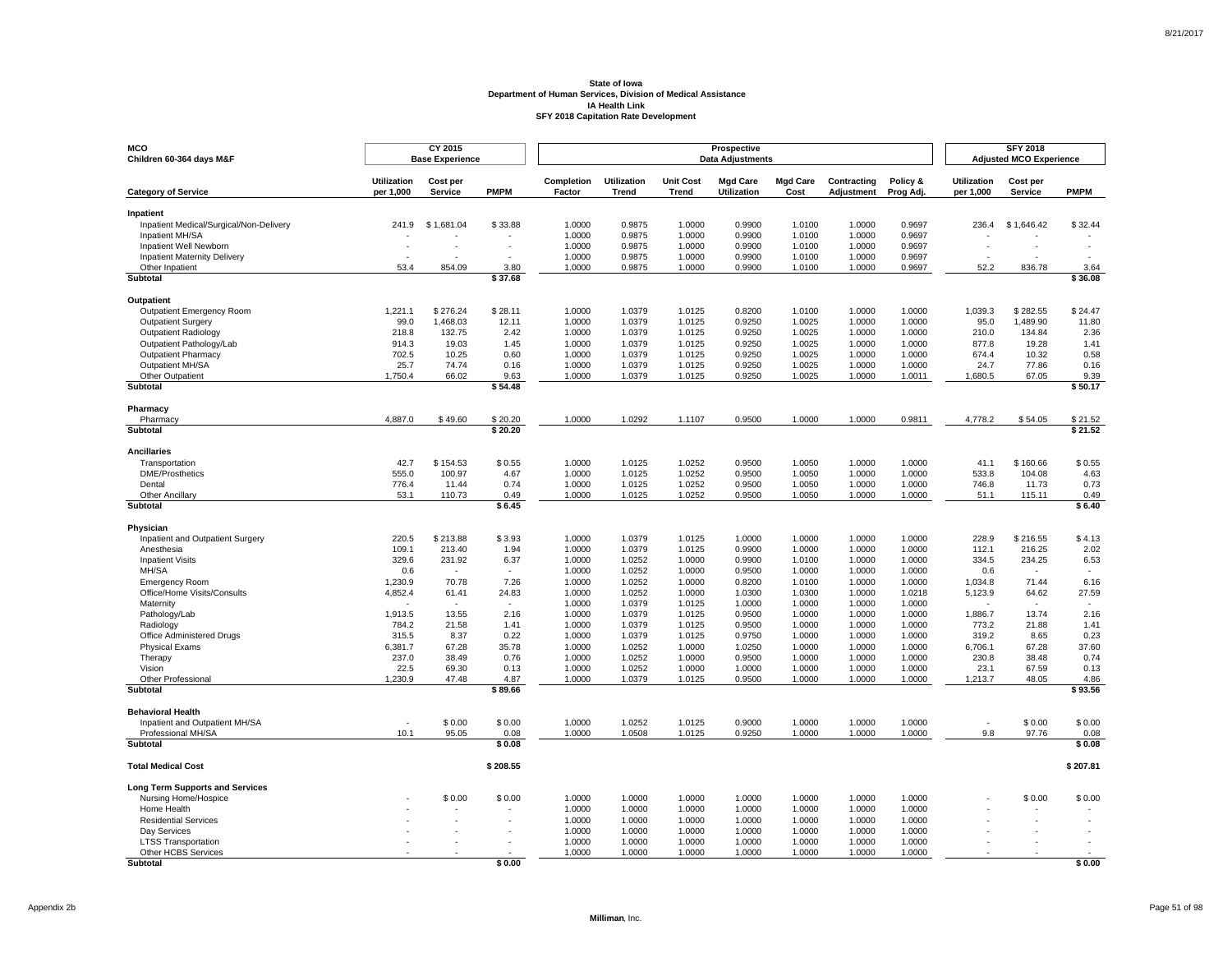**State of Iowa**
**Department of Human Services, Division of Medical Assistance**
**IA Health Link**
**SFY 2018 Capitation Rate Development**

| MCO Children 60-364 days M&F | CY 2015 Base Experience | | | Prospective Data Adjustments | | | | | | | SFY 2018 Adjusted MCO Experience | | |
|---|---|---|---|---|---|---|---|---|---|---|---|---|---|
| **Category of Service** | **Utilization per 1,000** | **Cost per Service** | **PMPM** | **Completion Factor** | **Utilization Trend** | **Unit Cost Trend** | **Mgd Care Utilization** | **Mgd Care Cost** | **Contracting Adjustment** | **Policy & Prog Adj.** | **Utilization per 1,000** | **Cost per Service** | **PMPM** |
| **Inpatient** | | | | | | | | | | | | | |
| Inpatient Medical/Surgical/Non-Delivery | 241.9 | $ 1,681.04 | $ 33.88 | 1.0000 | 0.9875 | 1.0000 | 0.9900 | 1.0100 | 1.0000 | 0.9697 | 236.4 | $ 1,646.42 | $ 32.44 |
| Inpatient MH/SA | - | - | - | 1.0000 | 0.9875 | 1.0000 | 0.9900 | 1.0100 | 1.0000 | 0.9697 | - | - | - |
| Inpatient Well Newborn | - | - | - | 1.0000 | 0.9875 | 1.0000 | 0.9900 | 1.0100 | 1.0000 | 0.9697 | - | - | - |
| Inpatient Maternity Delivery | - | - | - | 1.0000 | 0.9875 | 1.0000 | 0.9900 | 1.0100 | 1.0000 | 0.9697 | - | - | - |
| Other Inpatient | 53.4 | 854.09 | 3.80 | 1.0000 | 0.9875 | 1.0000 | 0.9900 | 1.0100 | 1.0000 | 0.9697 | 52.2 | 836.78 | 3.64 |
| **Subtotal** | | | **$ 37.68** | | | | | | | | | | **$ 36.08** |
| **Outpatient** | | | | | | | | | | | | | |
| Outpatient Emergency Room | 1,221.1 | $ 276.24 | $ 28.11 | 1.0000 | 1.0379 | 1.0125 | 0.8200 | 1.0100 | 1.0000 | 1.0000 | 1,039.3 | $ 282.55 | $ 24.47 |
| Outpatient Surgery | 99.0 | 1,468.03 | 12.11 | 1.0000 | 1.0379 | 1.0125 | 0.9250 | 1.0025 | 1.0000 | 1.0000 | 95.0 | 1,489.90 | 11.80 |
| Outpatient Radiology | 218.8 | 132.75 | 2.42 | 1.0000 | 1.0379 | 1.0125 | 0.9250 | 1.0025 | 1.0000 | 1.0000 | 210.0 | 134.84 | 2.36 |
| Outpatient Pathology/Lab | 914.3 | 19.03 | 1.45 | 1.0000 | 1.0379 | 1.0125 | 0.9250 | 1.0025 | 1.0000 | 1.0000 | 877.8 | 19.28 | 1.41 |
| Outpatient Pharmacy | 702.5 | 10.25 | 0.60 | 1.0000 | 1.0379 | 1.0125 | 0.9250 | 1.0025 | 1.0000 | 1.0000 | 674.4 | 10.32 | 0.58 |
| Outpatient MH/SA | 25.7 | 74.74 | 0.16 | 1.0000 | 1.0379 | 1.0125 | 0.9250 | 1.0025 | 1.0000 | 1.0000 | 24.7 | 77.86 | 0.16 |
| Other Outpatient | 1,750.4 | 66.02 | 9.63 | 1.0000 | 1.0379 | 1.0125 | 0.9250 | 1.0025 | 1.0000 | 1.0011 | 1,680.5 | 67.05 | 9.39 |
| **Subtotal** | | | **$ 54.48** | | | | | | | | | | **$ 50.17** |
| **Pharmacy** | | | | | | | | | | | | | |
| Pharmacy | 4,887.0 | $ 49.60 | $ 20.20 | 1.0000 | 1.0292 | 1.1107 | 0.9500 | 1.0000 | 1.0000 | 0.9811 | 4,778.2 | $ 54.05 | $ 21.52 |
| **Subtotal** | | | **$ 20.20** | | | | | | | | | | **$ 21.52** |
| **Ancillaries** | | | | | | | | | | | | | |
| Transportation | 42.7 | $ 154.53 | $ 0.55 | 1.0000 | 1.0125 | 1.0252 | 0.9500 | 1.0050 | 1.0000 | 1.0000 | 41.1 | $ 160.66 | $ 0.55 |
| DME/Prosthetics | 555.0 | 100.97 | 4.67 | 1.0000 | 1.0125 | 1.0252 | 0.9500 | 1.0050 | 1.0000 | 1.0000 | 533.8 | 104.08 | 4.63 |
| Dental | 776.4 | 11.44 | 0.74 | 1.0000 | 1.0125 | 1.0252 | 0.9500 | 1.0050 | 1.0000 | 1.0000 | 746.8 | 11.73 | 0.73 |
| Other Ancillary | 53.1 | 110.73 | 0.49 | 1.0000 | 1.0125 | 1.0252 | 0.9500 | 1.0050 | 1.0000 | 1.0000 | 51.1 | 115.11 | 0.49 |
| **Subtotal** | | | **$ 6.45** | | | | | | | | | | **$ 6.40** |
| **Physician** | | | | | | | | | | | | | |
| Inpatient and Outpatient Surgery | 220.5 | $ 213.88 | $ 3.93 | 1.0000 | 1.0379 | 1.0125 | 1.0000 | 1.0000 | 1.0000 | 1.0000 | 228.9 | $ 216.55 | $ 4.13 |
| Anesthesia | 109.1 | 213.40 | 1.94 | 1.0000 | 1.0379 | 1.0125 | 0.9900 | 1.0000 | 1.0000 | 1.0000 | 112.1 | 216.25 | 2.02 |
| Inpatient Visits | 329.6 | 231.92 | 6.37 | 1.0000 | 1.0252 | 1.0000 | 0.9900 | 1.0100 | 1.0000 | 1.0000 | 334.5 | 234.25 | 6.53 |
| MH/SA | 0.6 | - | - | 1.0000 | 1.0252 | 1.0000 | 0.9500 | 1.0000 | 1.0000 | 1.0000 | 0.6 | - | - |
| Emergency Room | 1,230.9 | 70.78 | 7.26 | 1.0000 | 1.0252 | 1.0000 | 0.8200 | 1.0100 | 1.0000 | 1.0000 | 1,034.8 | 71.44 | 6.16 |
| Office/Home Visits/Consults | 4,852.4 | 61.41 | 24.83 | 1.0000 | 1.0252 | 1.0000 | 1.0300 | 1.0300 | 1.0000 | 1.0218 | 5,123.9 | 64.62 | 27.59 |
| Maternity | - | - | - | 1.0000 | 1.0379 | 1.0125 | 1.0000 | 1.0000 | 1.0000 | 1.0000 | - | - | - |
| Pathology/Lab | 1,913.5 | 13.55 | 2.16 | 1.0000 | 1.0379 | 1.0125 | 0.9500 | 1.0000 | 1.0000 | 1.0000 | 1,886.7 | 13.74 | 2.16 |
| Radiology | 784.2 | 21.58 | 1.41 | 1.0000 | 1.0379 | 1.0125 | 0.9500 | 1.0000 | 1.0000 | 1.0000 | 773.2 | 21.88 | 1.41 |
| Office Administered Drugs | 315.5 | 8.37 | 0.22 | 1.0000 | 1.0379 | 1.0125 | 0.9750 | 1.0000 | 1.0000 | 1.0000 | 319.2 | 8.65 | 0.23 |
| Physical Exams | 6,381.7 | 67.28 | 35.78 | 1.0000 | 1.0252 | 1.0000 | 1.0250 | 1.0000 | 1.0000 | 1.0000 | 6,706.1 | 67.28 | 37.60 |
| Therapy | 237.0 | 38.49 | 0.76 | 1.0000 | 1.0252 | 1.0000 | 0.9500 | 1.0000 | 1.0000 | 1.0000 | 230.8 | 38.48 | 0.74 |
| Vision | 22.5 | 69.30 | 0.13 | 1.0000 | 1.0252 | 1.0000 | 1.0000 | 1.0000 | 1.0000 | 1.0000 | 23.1 | 67.59 | 0.13 |
| Other Professional | 1,230.9 | 47.48 | 4.87 | 1.0000 | 1.0379 | 1.0125 | 0.9500 | 1.0000 | 1.0000 | 1.0000 | 1,213.7 | 48.05 | 4.86 |
| **Subtotal** | | | **$ 89.66** | | | | | | | | | | **$ 93.56** |
| **Behavioral Health** | | | | | | | | | | | | | |
| Inpatient and Outpatient MH/SA | - | $ 0.00 | $ 0.00 | 1.0000 | 1.0252 | 1.0125 | 0.9000 | 1.0000 | 1.0000 | 1.0000 | - | $ 0.00 | $ 0.00 |
| Professional MH/SA | 10.1 | 95.05 | 0.08 | 1.0000 | 1.0508 | 1.0125 | 0.9250 | 1.0000 | 1.0000 | 1.0000 | 9.8 | 97.76 | 0.08 |
| **Subtotal** | | | **$ 0.08** | | | | | | | | | | **$ 0.08** |
| **Total Medical Cost** | | | **$ 208.55** | | | | | | | | | | **$ 207.81** |
| **Long Term Supports and Services** | | | | | | | | | | | | | |
| Nursing Home/Hospice | - | $ 0.00 | $ 0.00 | 1.0000 | 1.0000 | 1.0000 | 1.0000 | 1.0000 | 1.0000 | 1.0000 | - | $ 0.00 | $ 0.00 |
| Home Health | - | - | - | 1.0000 | 1.0000 | 1.0000 | 1.0000 | 1.0000 | 1.0000 | 1.0000 | - | - | - |
| Residential Services | - | - | - | 1.0000 | 1.0000 | 1.0000 | 1.0000 | 1.0000 | 1.0000 | 1.0000 | - | - | - |
| Day Services | - | - | - | 1.0000 | 1.0000 | 1.0000 | 1.0000 | 1.0000 | 1.0000 | 1.0000 | - | - | - |
| LTSS Transportation | - | - | - | 1.0000 | 1.0000 | 1.0000 | 1.0000 | 1.0000 | 1.0000 | 1.0000 | - | - | - |
| Other HCBS Services | - | - | - | 1.0000 | 1.0000 | 1.0000 | 1.0000 | 1.0000 | 1.0000 | 1.0000 | - | - | - |
| **Subtotal** | | | **$ 0.00** | | | | | | | | | | **$ 0.00** |

Appendix 2b

Milliman, Inc.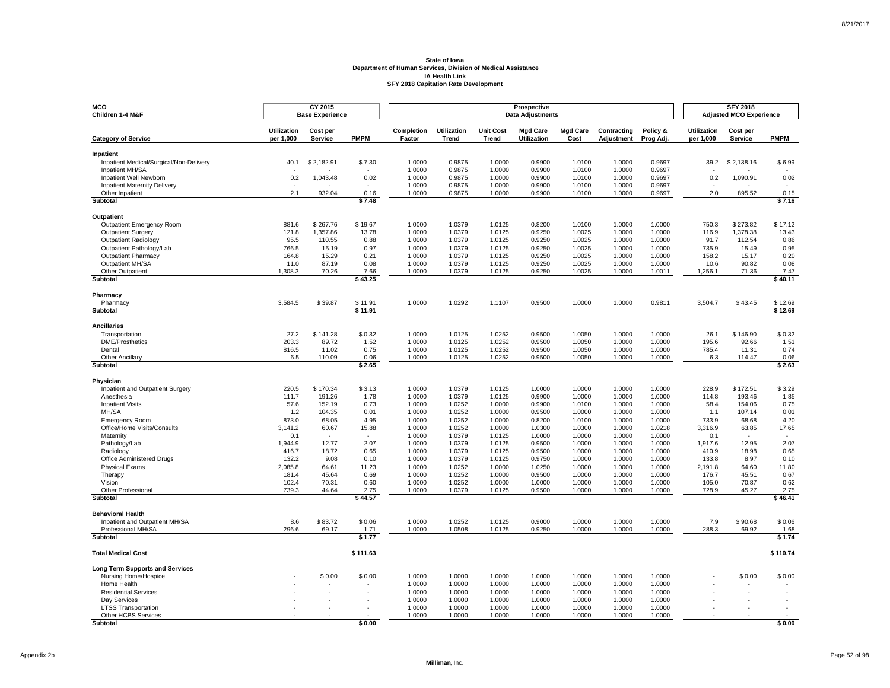**State of Iowa**
**Department of Human Services, Division of Medical Assistance**
**IA Health Link**
**SFY 2018 Capitation Rate Development**

| MCO Children 1-4 M&F | CY 2015 Base Experience | | | Prospective Data Adjustments | | | | | | | SFY 2018 Adjusted MCO Experience | | |
|---|---|---|---|---|---|---|---|---|---|---|---|---|---|
| **Category of Service** | **Utilization per 1,000** | **Cost per Service** | **PMPM** | **Completion Factor** | **Utilization Trend** | **Unit Cost Trend** | **Mgd Care Utilization** | **Mgd Care Cost** | **Contracting Adjustment** | **Policy & Prog Adj.** | **Utilization per 1,000** | **Cost per Service** | **PMPM** |
| **Inpatient** | | | | | | | | | | | | | |
| Inpatient Medical/Surgical/Non-Delivery | 40.1 | $ 2,182.91 | $ 7.30 | 1.0000 | 0.9875 | 1.0000 | 0.9900 | 1.0100 | 1.0000 | 0.9697 | 39.2 | $ 2,138.16 | $ 6.99 |
| Inpatient MH/SA | - | - | - | 1.0000 | 0.9875 | 1.0000 | 0.9900 | 1.0100 | 1.0000 | 0.9697 | - | - | - |
| Inpatient Well Newborn | 0.2 | 1,043.48 | 0.02 | 1.0000 | 0.9875 | 1.0000 | 0.9900 | 1.0100 | 1.0000 | 0.9697 | 0.2 | 1,090.91 | 0.02 |
| Inpatient Maternity Delivery | - | - | - | 1.0000 | 0.9875 | 1.0000 | 0.9900 | 1.0100 | 1.0000 | 0.9697 | - | - | - |
| Other Inpatient | 2.1 | 932.04 | 0.16 | 1.0000 | 0.9875 | 1.0000 | 0.9900 | 1.0100 | 1.0000 | 0.9697 | 2.0 | 895.52 | 0.15 |
| **Subtotal** | | | **$ 7.48** | | | | | | | | | | **$ 7.16** |
| **Outpatient** | | | | | | | | | | | | | |
| Outpatient Emergency Room | 881.6 | $ 267.76 | $ 19.67 | 1.0000 | 1.0379 | 1.0125 | 0.8200 | 1.0100 | 1.0000 | 1.0000 | 750.3 | $ 273.82 | $ 17.12 |
| Outpatient Surgery | 121.8 | 1,357.86 | 13.78 | 1.0000 | 1.0379 | 1.0125 | 0.9250 | 1.0025 | 1.0000 | 1.0000 | 116.9 | 1,378.38 | 13.43 |
| Outpatient Radiology | 95.5 | 110.55 | 0.88 | 1.0000 | 1.0379 | 1.0125 | 0.9250 | 1.0025 | 1.0000 | 1.0000 | 91.7 | 112.54 | 0.86 |
| Outpatient Pathology/Lab | 766.5 | 15.19 | 0.97 | 1.0000 | 1.0379 | 1.0125 | 0.9250 | 1.0025 | 1.0000 | 1.0000 | 735.9 | 15.49 | 0.95 |
| Outpatient Pharmacy | 164.8 | 15.29 | 0.21 | 1.0000 | 1.0379 | 1.0125 | 0.9250 | 1.0025 | 1.0000 | 1.0000 | 158.2 | 15.17 | 0.20 |
| Outpatient MH/SA | 11.0 | 87.19 | 0.08 | 1.0000 | 1.0379 | 1.0125 | 0.9250 | 1.0025 | 1.0000 | 1.0000 | 10.6 | 90.82 | 0.08 |
| Other Outpatient | 1,308.3 | 70.26 | 7.66 | 1.0000 | 1.0379 | 1.0125 | 0.9250 | 1.0025 | 1.0000 | 1.0011 | 1,256.1 | 71.36 | 7.47 |
| **Subtotal** | | | **$ 43.25** | | | | | | | | | | **$ 40.11** |
| **Pharmacy** | | | | | | | | | | | | | |
| Pharmacy | 3,584.5 | $ 39.87 | $ 11.91 | 1.0000 | 1.0292 | 1.1107 | 0.9500 | 1.0000 | 1.0000 | 0.9811 | 3,504.7 | $ 43.45 | $ 12.69 |
| **Subtotal** | | | **$ 11.91** | | | | | | | | | | **$ 12.69** |
| **Ancillaries** | | | | | | | | | | | | | |
| Transportation | 27.2 | $ 141.28 | $ 0.32 | 1.0000 | 1.0125 | 1.0252 | 0.9500 | 1.0050 | 1.0000 | 1.0000 | 26.1 | $ 146.90 | $ 0.32 |
| DME/Prosthetics | 203.3 | 89.72 | 1.52 | 1.0000 | 1.0125 | 1.0252 | 0.9500 | 1.0050 | 1.0000 | 1.0000 | 195.6 | 92.66 | 1.51 |
| Dental | 816.5 | 11.02 | 0.75 | 1.0000 | 1.0125 | 1.0252 | 0.9500 | 1.0050 | 1.0000 | 1.0000 | 785.4 | 11.31 | 0.74 |
| Other Ancillary | 6.5 | 110.09 | 0.06 | 1.0000 | 1.0125 | 1.0252 | 0.9500 | 1.0050 | 1.0000 | 1.0000 | 6.3 | 114.47 | 0.06 |
| **Subtotal** | | | **$ 2.65** | | | | | | | | | | **$ 2.63** |
| **Physician** | | | | | | | | | | | | | |
| Inpatient and Outpatient Surgery | 220.5 | $ 170.34 | $ 3.13 | 1.0000 | 1.0379 | 1.0125 | 1.0000 | 1.0000 | 1.0000 | 1.0000 | 228.9 | $ 172.51 | $ 3.29 |
| Anesthesia | 111.7 | 191.26 | 1.78 | 1.0000 | 1.0379 | 1.0125 | 0.9900 | 1.0000 | 1.0000 | 1.0000 | 114.8 | 193.46 | 1.85 |
| Inpatient Visits | 57.6 | 152.19 | 0.73 | 1.0000 | 1.0252 | 1.0000 | 0.9900 | 1.0100 | 1.0000 | 1.0000 | 58.4 | 154.06 | 0.75 |
| MH/SA | 1.2 | 104.35 | 0.01 | 1.0000 | 1.0252 | 1.0000 | 0.9500 | 1.0000 | 1.0000 | 1.0000 | 1.1 | 107.14 | 0.01 |
| Emergency Room | 873.0 | 68.05 | 4.95 | 1.0000 | 1.0252 | 1.0000 | 0.8200 | 1.0100 | 1.0000 | 1.0000 | 733.9 | 68.68 | 4.20 |
| Office/Home Visits/Consults | 3,141.2 | 60.67 | 15.88 | 1.0000 | 1.0252 | 1.0000 | 1.0300 | 1.0300 | 1.0000 | 1.0218 | 3,316.9 | 63.85 | 17.65 |
| Maternity | 0.1 | - | - | 1.0000 | 1.0379 | 1.0125 | 1.0000 | 1.0000 | 1.0000 | 1.0000 | 0.1 | - | - |
| Pathology/Lab | 1,944.9 | 12.77 | 2.07 | 1.0000 | 1.0379 | 1.0125 | 0.9500 | 1.0000 | 1.0000 | 1.0000 | 1,917.6 | 12.95 | 2.07 |
| Radiology | 416.7 | 18.72 | 0.65 | 1.0000 | 1.0379 | 1.0125 | 0.9500 | 1.0000 | 1.0000 | 1.0000 | 410.9 | 18.98 | 0.65 |
| Office Administered Drugs | 132.2 | 9.08 | 0.10 | 1.0000 | 1.0379 | 1.0125 | 0.9750 | 1.0000 | 1.0000 | 1.0000 | 133.8 | 8.97 | 0.10 |
| Physical Exams | 2,085.8 | 64.61 | 11.23 | 1.0000 | 1.0252 | 1.0000 | 1.0250 | 1.0000 | 1.0000 | 1.0000 | 2,191.8 | 64.60 | 11.80 |
| Therapy | 181.4 | 45.64 | 0.69 | 1.0000 | 1.0252 | 1.0000 | 0.9500 | 1.0000 | 1.0000 | 1.0000 | 176.7 | 45.51 | 0.67 |
| Vision | 102.4 | 70.31 | 0.60 | 1.0000 | 1.0252 | 1.0000 | 1.0000 | 1.0000 | 1.0000 | 1.0000 | 105.0 | 70.87 | 0.62 |
| Other Professional | 739.3 | 44.64 | 2.75 | 1.0000 | 1.0379 | 1.0125 | 0.9500 | 1.0000 | 1.0000 | 1.0000 | 728.9 | 45.27 | 2.75 |
| **Subtotal** | | | **$ 44.57** | | | | | | | | | | **$ 46.41** |
| **Behavioral Health** | | | | | | | | | | | | | |
| Inpatient and Outpatient MH/SA | 8.6 | $ 83.72 | $ 0.06 | 1.0000 | 1.0252 | 1.0125 | 0.9000 | 1.0000 | 1.0000 | 1.0000 | 7.9 | $ 90.68 | $ 0.06 |
| Professional MH/SA | 296.6 | 69.17 | 1.71 | 1.0000 | 1.0508 | 1.0125 | 0.9250 | 1.0000 | 1.0000 | 1.0000 | 288.3 | 69.92 | 1.68 |
| **Subtotal** | | | **$ 1.77** | | | | | | | | | | **$ 1.74** |
| **Total Medical Cost** | | | **$ 111.63** | | | | | | | | | | **$ 110.74** |
| **Long Term Supports and Services** | | | | | | | | | | | | | |
| Nursing Home/Hospice | - | $ 0.00 | $ 0.00 | 1.0000 | 1.0000 | 1.0000 | 1.0000 | 1.0000 | 1.0000 | 1.0000 | - | $ 0.00 | $ 0.00 |
| Home Health | - | - | - | 1.0000 | 1.0000 | 1.0000 | 1.0000 | 1.0000 | 1.0000 | 1.0000 | - | - | - |
| Residential Services | - | - | - | 1.0000 | 1.0000 | 1.0000 | 1.0000 | 1.0000 | 1.0000 | 1.0000 | - | - | - |
| Day Services | - | - | - | 1.0000 | 1.0000 | 1.0000 | 1.0000 | 1.0000 | 1.0000 | 1.0000 | - | - | - |
| LTSS Transportation | - | - | - | 1.0000 | 1.0000 | 1.0000 | 1.0000 | 1.0000 | 1.0000 | 1.0000 | - | - | - |
| Other HCBS Services | - | - | - | 1.0000 | 1.0000 | 1.0000 | 1.0000 | 1.0000 | 1.0000 | 1.0000 | - | - | - |
| **Subtotal** | | | **$ 0.00** | | | | | | | | | | **$ 0.00** |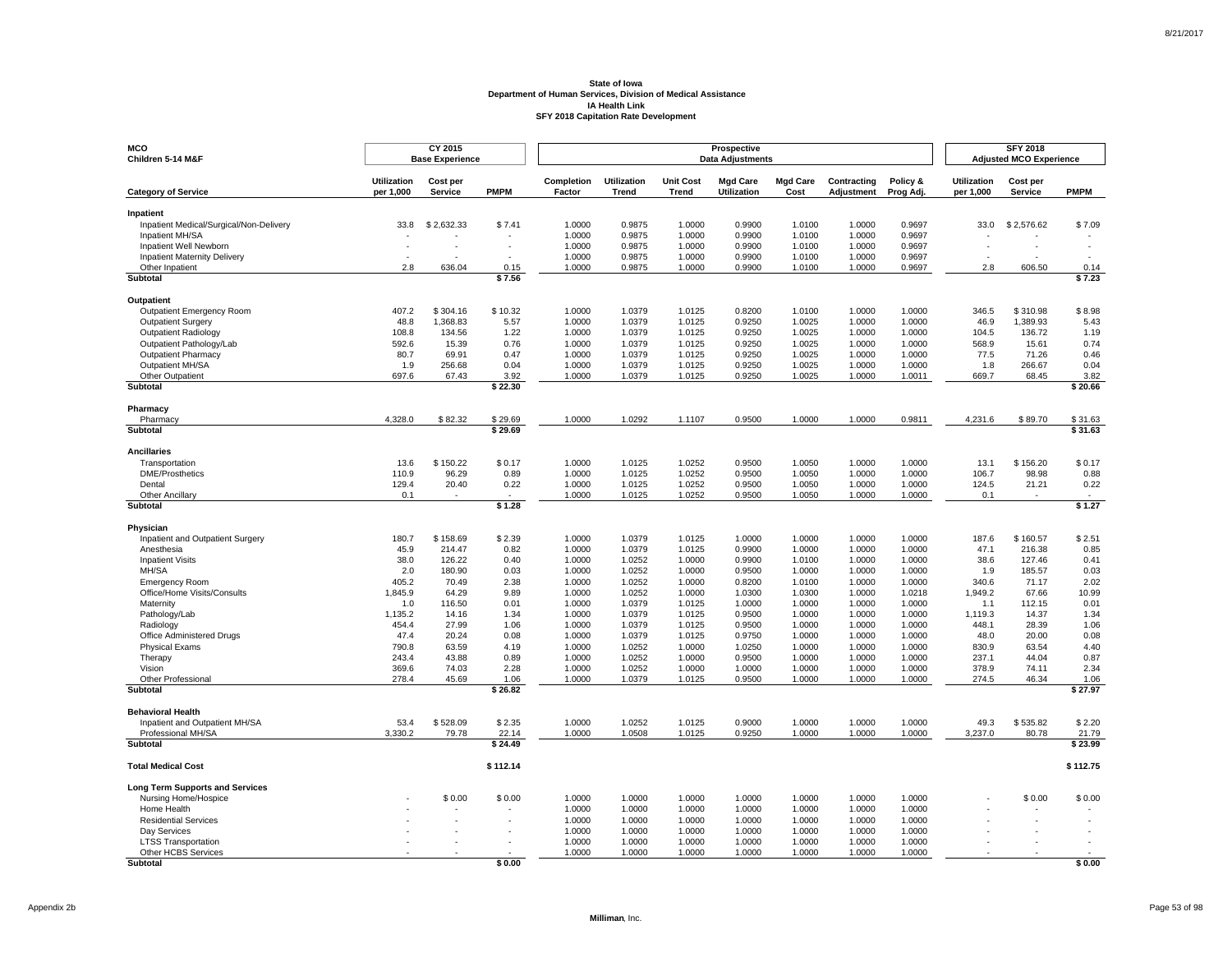**State of Iowa**
**Department of Human Services, Division of Medical Assistance**
**IA Health Link**
**SFY 2018 Capitation Rate Development**

| MCO Children 5-14 M&F | CY 2015 Base Experience | | | Prospective Data Adjustments | | | | | | | SFY 2018 Adjusted MCO Experience | | |
|---|---|---|---|---|---|---|---|---|---|---|---|---|---|
| **Category of Service** | **Utilization per 1,000** | **Cost per Service** | **PMPM** | **Completion Factor** | **Utilization Trend** | **Unit Cost Trend** | **Mgd Care Utilization** | **Mgd Care Cost** | **Contracting Adjustment** | **Policy & Prog Adj.** | **Utilization per 1,000** | **Cost per Service** | **PMPM** |
| **Inpatient** | | | | | | | | | | | | | |
| Inpatient Medical/Surgical/Non-Delivery | 33.8 | $ 2,632.33 | $ 7.41 | 1.0000 | 0.9875 | 1.0000 | 0.9900 | 1.0100 | 1.0000 | 0.9697 | 33.0 | $ 2,576.62 | $ 7.09 |
| Inpatient MH/SA | - | - | - | 1.0000 | 0.9875 | 1.0000 | 0.9900 | 1.0100 | 1.0000 | 0.9697 | - | - | - |
| Inpatient Well Newborn | - | - | - | 1.0000 | 0.9875 | 1.0000 | 0.9900 | 1.0100 | 1.0000 | 0.9697 | - | - | - |
| Inpatient Maternity Delivery | - | - | - | 1.0000 | 0.9875 | 1.0000 | 0.9900 | 1.0100 | 1.0000 | 0.9697 | - | - | - |
| Other Inpatient | 2.8 | 636.04 | 0.15 | 1.0000 | 0.9875 | 1.0000 | 0.9900 | 1.0100 | 1.0000 | 0.9697 | 2.8 | 606.50 | 0.14 |
| **Subtotal** | | | **$ 7.56** | | | | | | | | | | **$ 7.23** |
| **Outpatient** | | | | | | | | | | | | | |
| Outpatient Emergency Room | 407.2 | $ 304.16 | $ 10.32 | 1.0000 | 1.0379 | 1.0125 | 0.8200 | 1.0100 | 1.0000 | 1.0000 | 346.5 | $ 310.98 | $ 8.98 |
| Outpatient Surgery | 48.8 | 1,368.83 | 5.57 | 1.0000 | 1.0379 | 1.0125 | 0.9250 | 1.0025 | 1.0000 | 1.0000 | 46.9 | 1,389.93 | 5.43 |
| Outpatient Radiology | 108.8 | 134.56 | 1.22 | 1.0000 | 1.0379 | 1.0125 | 0.9250 | 1.0025 | 1.0000 | 1.0000 | 104.5 | 136.72 | 1.19 |
| Outpatient Pathology/Lab | 592.6 | 15.39 | 0.76 | 1.0000 | 1.0379 | 1.0125 | 0.9250 | 1.0025 | 1.0000 | 1.0000 | 568.9 | 15.61 | 0.74 |
| Outpatient Pharmacy | 80.7 | 69.91 | 0.47 | 1.0000 | 1.0379 | 1.0125 | 0.9250 | 1.0025 | 1.0000 | 1.0000 | 77.5 | 71.26 | 0.46 |
| Outpatient MH/SA | 1.9 | 256.68 | 0.04 | 1.0000 | 1.0379 | 1.0125 | 0.9250 | 1.0025 | 1.0000 | 1.0000 | 1.8 | 266.67 | 0.04 |
| Other Outpatient | 697.6 | 67.43 | 3.92 | 1.0000 | 1.0379 | 1.0125 | 0.9250 | 1.0025 | 1.0000 | 1.0011 | 669.7 | 68.45 | 3.82 |
| **Subtotal** | | | **$ 22.30** | | | | | | | | | | **$ 20.66** |
| **Pharmacy** | | | | | | | | | | | | | |
| Pharmacy | 4,328.0 | $ 82.32 | $ 29.69 | 1.0000 | 1.0292 | 1.1107 | 0.9500 | 1.0000 | 1.0000 | 0.9811 | 4,231.6 | $ 89.70 | $ 31.63 |
| **Subtotal** | | | **$ 29.69** | | | | | | | | | | **$ 31.63** |
| **Ancillaries** | | | | | | | | | | | | | |
| Transportation | 13.6 | $ 150.22 | $ 0.17 | 1.0000 | 1.0125 | 1.0252 | 0.9500 | 1.0050 | 1.0000 | 1.0000 | 13.1 | $ 156.20 | $ 0.17 |
| DME/Prosthetics | 110.9 | 96.29 | 0.89 | 1.0000 | 1.0125 | 1.0252 | 0.9500 | 1.0050 | 1.0000 | 1.0000 | 106.7 | 98.98 | 0.88 |
| Dental | 129.4 | 20.40 | 0.22 | 1.0000 | 1.0125 | 1.0252 | 0.9500 | 1.0050 | 1.0000 | 1.0000 | 124.5 | 21.21 | 0.22 |
| Other Ancillary | 0.1 | - | - | 1.0000 | 1.0125 | 1.0252 | 0.9500 | 1.0050 | 1.0000 | 1.0000 | 0.1 | - | - |
| **Subtotal** | | | **$ 1.28** | | | | | | | | | | **$ 1.27** |
| **Physician** | | | | | | | | | | | | | |
| Inpatient and Outpatient Surgery | 180.7 | $ 158.69 | $ 2.39 | 1.0000 | 1.0379 | 1.0125 | 1.0000 | 1.0000 | 1.0000 | 1.0000 | 187.6 | $ 160.57 | $ 2.51 |
| Anesthesia | 45.9 | 214.47 | 0.82 | 1.0000 | 1.0379 | 1.0125 | 0.9900 | 1.0000 | 1.0000 | 1.0000 | 47.1 | 216.38 | 0.85 |
| Inpatient Visits | 38.0 | 126.22 | 0.40 | 1.0000 | 1.0252 | 1.0000 | 0.9900 | 1.0100 | 1.0000 | 1.0000 | 38.6 | 127.46 | 0.41 |
| MH/SA | 2.0 | 180.90 | 0.03 | 1.0000 | 1.0252 | 1.0000 | 0.9500 | 1.0000 | 1.0000 | 1.0000 | 1.9 | 185.57 | 0.03 |
| Emergency Room | 405.2 | 70.49 | 2.38 | 1.0000 | 1.0252 | 1.0000 | 0.8200 | 1.0100 | 1.0000 | 1.0000 | 340.6 | 71.17 | 2.02 |
| Office/Home Visits/Consults | 1,845.9 | 64.29 | 9.89 | 1.0000 | 1.0252 | 1.0000 | 1.0300 | 1.0300 | 1.0000 | 1.0218 | 1,949.2 | 67.66 | 10.99 |
| Maternity | 1.0 | 116.50 | 0.01 | 1.0000 | 1.0379 | 1.0125 | 1.0000 | 1.0000 | 1.0000 | 1.0000 | 1.1 | 112.15 | 0.01 |
| Pathology/Lab | 1,135.2 | 14.16 | 1.34 | 1.0000 | 1.0379 | 1.0125 | 0.9500 | 1.0000 | 1.0000 | 1.0000 | 1,119.3 | 14.37 | 1.34 |
| Radiology | 454.4 | 27.99 | 1.06 | 1.0000 | 1.0379 | 1.0125 | 0.9500 | 1.0000 | 1.0000 | 1.0000 | 448.1 | 28.39 | 1.06 |
| Office Administered Drugs | 47.4 | 20.24 | 0.08 | 1.0000 | 1.0379 | 1.0125 | 0.9750 | 1.0000 | 1.0000 | 1.0000 | 48.0 | 20.00 | 0.08 |
| Physical Exams | 790.8 | 63.59 | 4.19 | 1.0000 | 1.0252 | 1.0000 | 1.0250 | 1.0000 | 1.0000 | 1.0000 | 830.9 | 63.54 | 4.40 |
| Therapy | 243.4 | 43.88 | 0.89 | 1.0000 | 1.0252 | 1.0000 | 0.9500 | 1.0000 | 1.0000 | 1.0000 | 237.1 | 44.04 | 0.87 |
| Vision | 369.6 | 74.03 | 2.28 | 1.0000 | 1.0252 | 1.0000 | 1.0000 | 1.0000 | 1.0000 | 1.0000 | 378.9 | 74.11 | 2.34 |
| Other Professional | 278.4 | 45.69 | 1.06 | 1.0000 | 1.0379 | 1.0125 | 0.9500 | 1.0000 | 1.0000 | 1.0000 | 274.5 | 46.34 | 1.06 |
| **Subtotal** | | | **$ 26.82** | | | | | | | | | | **$ 27.97** |
| **Behavioral Health** | | | | | | | | | | | | | |
| Inpatient and Outpatient MH/SA | 53.4 | $ 528.09 | $ 2.35 | 1.0000 | 1.0252 | 1.0125 | 0.9000 | 1.0000 | 1.0000 | 1.0000 | 49.3 | $ 535.82 | $ 2.20 |
| Professional MH/SA | 3,330.2 | 79.78 | 22.14 | 1.0000 | 1.0508 | 1.0125 | 0.9250 | 1.0000 | 1.0000 | 1.0000 | 3,237.0 | 80.78 | 21.79 |
| **Subtotal** | | | **$ 24.49** | | | | | | | | | | **$ 23.99** |
| **Total Medical Cost** | | | **$ 112.14** | | | | | | | | | | **$ 112.75** |
| **Long Term Supports and Services** | | | | | | | | | | | | | |
| Nursing Home/Hospice | - | $ 0.00 | $ 0.00 | 1.0000 | 1.0000 | 1.0000 | 1.0000 | 1.0000 | 1.0000 | 1.0000 | - | $ 0.00 | $ 0.00 |
| Home Health | - | - | - | 1.0000 | 1.0000 | 1.0000 | 1.0000 | 1.0000 | 1.0000 | 1.0000 | - | - | - |
| Residential Services | - | - | - | 1.0000 | 1.0000 | 1.0000 | 1.0000 | 1.0000 | 1.0000 | 1.0000 | - | - | - |
| Day Services | - | - | - | 1.0000 | 1.0000 | 1.0000 | 1.0000 | 1.0000 | 1.0000 | 1.0000 | - | - | - |
| LTSS Transportation | - | - | - | 1.0000 | 1.0000 | 1.0000 | 1.0000 | 1.0000 | 1.0000 | 1.0000 | - | - | - |
| Other HCBS Services | - | - | - | 1.0000 | 1.0000 | 1.0000 | 1.0000 | 1.0000 | 1.0000 | 1.0000 | - | - | - |
| **Subtotal** | | | **$ 0.00** | | | | | | | | | | **$ 0.00** |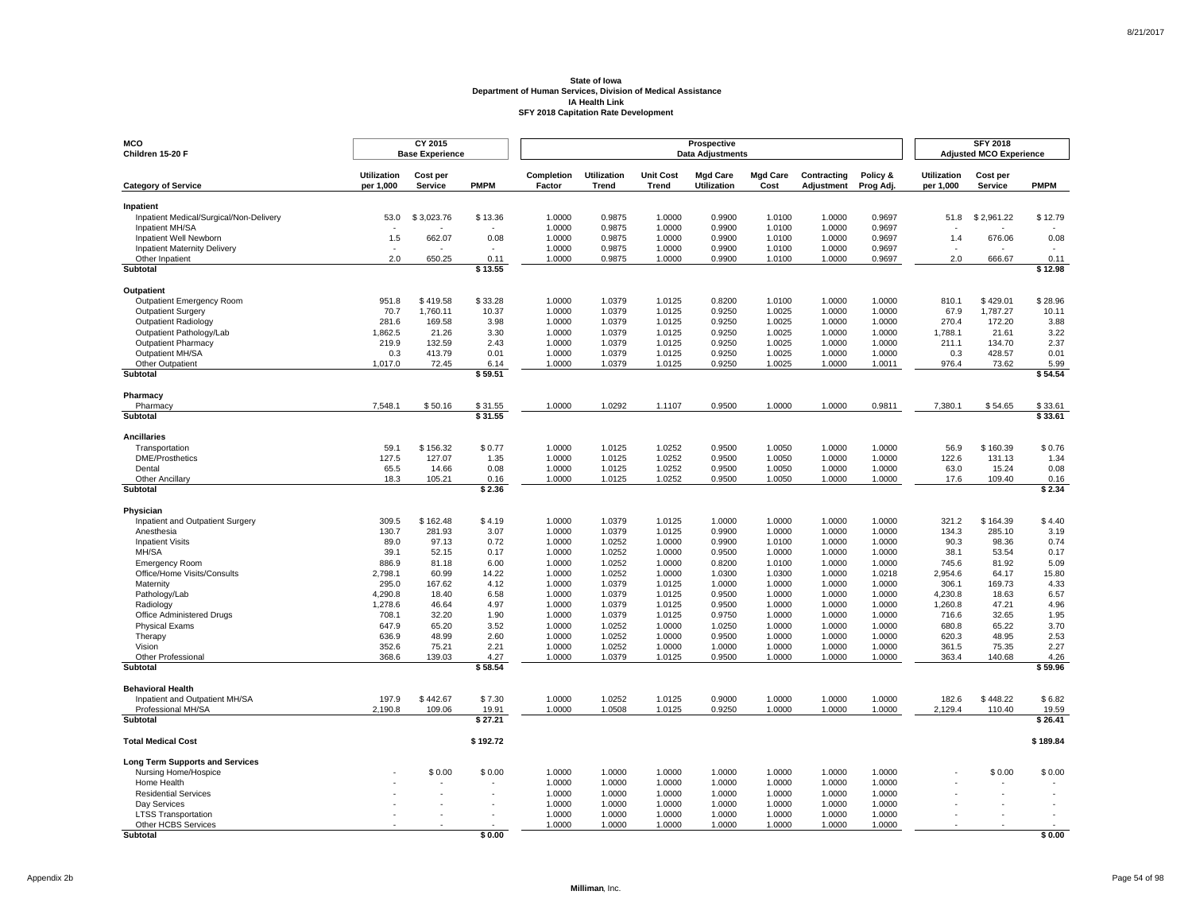**State of Iowa**
**Department of Human Services, Division of Medical Assistance**
**IA Health Link**
**SFY 2018 Capitation Rate Development**

| MCO Children 15-20 F | CY 2015 Base Experience | | | Prospective Data Adjustments | | | | | | | SFY 2018 Adjusted MCO Experience | | |
|---|---|---|---|---|---|---|---|---|---|---|---|---|---|
| **Category of Service** | **Utilization per 1,000** | **Cost per Service** | **PMPM** | **Completion Factor** | **Utilization Trend** | **Unit Cost Trend** | **Mgd Care Utilization** | **Mgd Care Cost** | **Contracting Adjustment** | **Policy & Prog Adj.** | **Utilization per 1,000** | **Cost per Service** | **PMPM** |
| **Inpatient** | | | | | | | | | | | | | |
| Inpatient Medical/Surgical/Non-Delivery | 53.0 | $ 3,023.76 | $ 13.36 | 1.0000 | 0.9875 | 1.0000 | 0.9900 | 1.0100 | 1.0000 | 0.9697 | 51.8 | $ 2,961.22 | $ 12.79 |
| Inpatient MH/SA | - | - | - | 1.0000 | 0.9875 | 1.0000 | 0.9900 | 1.0100 | 1.0000 | 0.9697 | - | - | - |
| Inpatient Well Newborn | 1.5 | 662.07 | 0.08 | 1.0000 | 0.9875 | 1.0000 | 0.9900 | 1.0100 | 1.0000 | 0.9697 | 1.4 | 676.06 | 0.08 |
| Inpatient Maternity Delivery | - | - | - | 1.0000 | 0.9875 | 1.0000 | 0.9900 | 1.0100 | 1.0000 | 0.9697 | - | - | - |
| Other Inpatient | 2.0 | 650.25 | 0.11 | 1.0000 | 0.9875 | 1.0000 | 0.9900 | 1.0100 | 1.0000 | 0.9697 | 2.0 | 666.67 | 0.11 |
| **Subtotal** | | | **$ 13.55** | | | | | | | | | | **$ 12.98** |
| **Outpatient** | | | | | | | | | | | | | |
| Outpatient Emergency Room | 951.8 | $ 419.58 | $ 33.28 | 1.0000 | 1.0379 | 1.0125 | 0.8200 | 1.0100 | 1.0000 | 1.0000 | 810.1 | $ 429.01 | $ 28.96 |
| Outpatient Surgery | 70.7 | 1,760.11 | 10.37 | 1.0000 | 1.0379 | 1.0125 | 0.9250 | 1.0025 | 1.0000 | 1.0000 | 67.9 | 1,787.27 | 10.11 |
| Outpatient Radiology | 281.6 | 169.58 | 3.98 | 1.0000 | 1.0379 | 1.0125 | 0.9250 | 1.0025 | 1.0000 | 1.0000 | 270.4 | 172.20 | 3.88 |
| Outpatient Pathology/Lab | 1,862.5 | 21.26 | 3.30 | 1.0000 | 1.0379 | 1.0125 | 0.9250 | 1.0025 | 1.0000 | 1.0000 | 1,788.1 | 21.61 | 3.22 |
| Outpatient Pharmacy | 219.9 | 132.59 | 2.43 | 1.0000 | 1.0379 | 1.0125 | 0.9250 | 1.0025 | 1.0000 | 1.0000 | 211.1 | 134.70 | 2.37 |
| Outpatient MH/SA | 0.3 | 413.79 | 0.01 | 1.0000 | 1.0379 | 1.0125 | 0.9250 | 1.0025 | 1.0000 | 1.0000 | 0.3 | 428.57 | 0.01 |
| Other Outpatient | 1,017.0 | 72.45 | 6.14 | 1.0000 | 1.0379 | 1.0125 | 0.9250 | 1.0025 | 1.0000 | 1.0011 | 976.4 | 73.62 | 5.99 |
| **Subtotal** | | | **$ 59.51** | | | | | | | | | | **$ 54.54** |
| **Pharmacy** | | | | | | | | | | | | | |
| Pharmacy | 7,548.1 | $ 50.16 | $ 31.55 | 1.0000 | 1.0292 | 1.1107 | 0.9500 | 1.0000 | 1.0000 | 0.9811 | 7,380.1 | $ 54.65 | $ 33.61 |
| **Subtotal** | | | **$ 31.55** | | | | | | | | | | **$ 33.61** |
| **Ancillaries** | | | | | | | | | | | | | |
| Transportation | 59.1 | $ 156.32 | $ 0.77 | 1.0000 | 1.0125 | 1.0252 | 0.9500 | 1.0050 | 1.0000 | 1.0000 | 56.9 | $ 160.39 | $ 0.76 |
| DME/Prosthetics | 127.5 | 127.07 | 1.35 | 1.0000 | 1.0125 | 1.0252 | 0.9500 | 1.0050 | 1.0000 | 1.0000 | 122.6 | 131.13 | 1.34 |
| Dental | 65.5 | 14.66 | 0.08 | 1.0000 | 1.0125 | 1.0252 | 0.9500 | 1.0050 | 1.0000 | 1.0000 | 63.0 | 15.24 | 0.08 |
| Other Ancillary | 18.3 | 105.21 | 0.16 | 1.0000 | 1.0125 | 1.0252 | 0.9500 | 1.0050 | 1.0000 | 1.0000 | 17.6 | 109.40 | 0.16 |
| **Subtotal** | | | **$ 2.36** | | | | | | | | | | **$ 2.34** |
| **Physician** | | | | | | | | | | | | | |
| Inpatient and Outpatient Surgery | 309.5 | $ 162.48 | $ 4.19 | 1.0000 | 1.0379 | 1.0125 | 1.0000 | 1.0000 | 1.0000 | 1.0000 | 321.2 | $ 164.39 | $ 4.40 |
| Anesthesia | 130.7 | 281.93 | 3.07 | 1.0000 | 1.0379 | 1.0125 | 0.9900 | 1.0000 | 1.0000 | 1.0000 | 134.3 | 285.10 | 3.19 |
| Inpatient Visits | 89.0 | 97.13 | 0.72 | 1.0000 | 1.0252 | 1.0000 | 0.9900 | 1.0100 | 1.0000 | 1.0000 | 90.3 | 98.36 | 0.74 |
| MH/SA | 39.1 | 52.15 | 0.17 | 1.0000 | 1.0252 | 1.0000 | 0.9500 | 1.0000 | 1.0000 | 1.0000 | 38.1 | 53.54 | 0.17 |
| Emergency Room | 886.9 | 81.18 | 6.00 | 1.0000 | 1.0252 | 1.0000 | 0.8200 | 1.0100 | 1.0000 | 1.0000 | 745.6 | 81.92 | 5.09 |
| Office/Home Visits/Consults | 2,798.1 | 60.99 | 14.22 | 1.0000 | 1.0252 | 1.0000 | 1.0300 | 1.0300 | 1.0000 | 1.0218 | 2,954.6 | 64.17 | 15.80 |
| Maternity | 295.0 | 167.62 | 4.12 | 1.0000 | 1.0379 | 1.0125 | 1.0000 | 1.0000 | 1.0000 | 1.0000 | 306.1 | 169.73 | 4.33 |
| Pathology/Lab | 4,290.8 | 18.40 | 6.58 | 1.0000 | 1.0379 | 1.0125 | 0.9500 | 1.0000 | 1.0000 | 1.0000 | 4,230.8 | 18.63 | 6.57 |
| Radiology | 1,278.6 | 46.64 | 4.97 | 1.0000 | 1.0379 | 1.0125 | 0.9500 | 1.0000 | 1.0000 | 1.0000 | 1,260.8 | 47.21 | 4.96 |
| Office Administered Drugs | 708.1 | 32.20 | 1.90 | 1.0000 | 1.0379 | 1.0125 | 0.9750 | 1.0000 | 1.0000 | 1.0000 | 716.6 | 32.65 | 1.95 |
| Physical Exams | 647.9 | 65.20 | 3.52 | 1.0000 | 1.0252 | 1.0000 | 1.0250 | 1.0000 | 1.0000 | 1.0000 | 680.8 | 65.22 | 3.70 |
| Therapy | 636.9 | 48.99 | 2.60 | 1.0000 | 1.0252 | 1.0000 | 0.9500 | 1.0000 | 1.0000 | 1.0000 | 620.3 | 48.95 | 2.53 |
| Vision | 352.6 | 75.21 | 2.21 | 1.0000 | 1.0252 | 1.0000 | 1.0000 | 1.0000 | 1.0000 | 1.0000 | 361.5 | 75.35 | 2.27 |
| Other Professional | 368.6 | 139.03 | 4.27 | 1.0000 | 1.0379 | 1.0125 | 0.9500 | 1.0000 | 1.0000 | 1.0000 | 363.4 | 140.68 | 4.26 |
| **Subtotal** | | | **$ 58.54** | | | | | | | | | | **$ 59.96** |
| **Behavioral Health** | | | | | | | | | | | | | |
| Inpatient and Outpatient MH/SA | 197.9 | $ 442.67 | $ 7.30 | 1.0000 | 1.0252 | 1.0125 | 0.9000 | 1.0000 | 1.0000 | 1.0000 | 182.6 | $ 448.22 | $ 6.82 |
| Professional MH/SA | 2,190.8 | 109.06 | 19.91 | 1.0000 | 1.0508 | 1.0125 | 0.9250 | 1.0000 | 1.0000 | 1.0000 | 2,129.4 | 110.40 | 19.59 |
| **Subtotal** | | | **$ 27.21** | | | | | | | | | | **$ 26.41** |
| **Total Medical Cost** | | | **$ 192.72** | | | | | | | | | | **$ 189.84** |
| **Long Term Supports and Services** | | | | | | | | | | | | | |
| Nursing Home/Hospice | - | $ 0.00 | $ 0.00 | 1.0000 | 1.0000 | 1.0000 | 1.0000 | 1.0000 | 1.0000 | 1.0000 | - | $ 0.00 | $ 0.00 |
| Home Health | - | - | - | 1.0000 | 1.0000 | 1.0000 | 1.0000 | 1.0000 | 1.0000 | 1.0000 | - | - | - |
| Residential Services | - | - | - | 1.0000 | 1.0000 | 1.0000 | 1.0000 | 1.0000 | 1.0000 | 1.0000 | - | - | - |
| Day Services | - | - | - | 1.0000 | 1.0000 | 1.0000 | 1.0000 | 1.0000 | 1.0000 | 1.0000 | - | - | - |
| LTSS Transportation | - | - | - | 1.0000 | 1.0000 | 1.0000 | 1.0000 | 1.0000 | 1.0000 | 1.0000 | - | - | - |
| Other HCBS Services | - | - | - | 1.0000 | 1.0000 | 1.0000 | 1.0000 | 1.0000 | 1.0000 | 1.0000 | - | - | - |
| **Subtotal** | | | **$ 0.00** | | | | | | | | | | **$ 0.00** |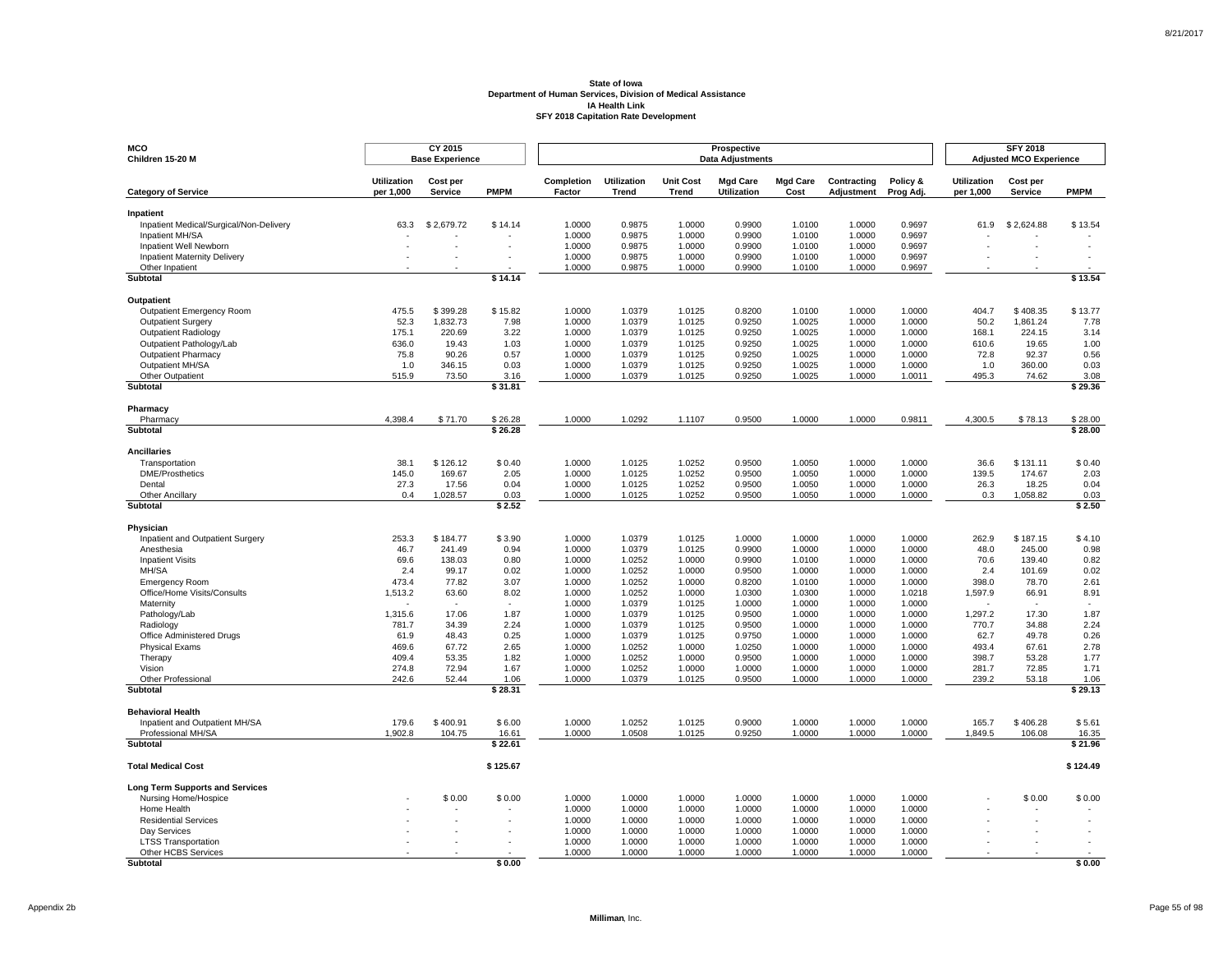**State of Iowa**
**Department of Human Services, Division of Medical Assistance**
**IA Health Link**
**SFY 2018 Capitation Rate Development**

| MCO Children 15-20 M | CY 2015 Base Experience | | | Prospective Data Adjustments | | | | | | | SFY 2018 Adjusted MCO Experience | | |
|---|---|---|---|---|---|---|---|---|---|---|---|---|---|
| **Category of Service** | **Utilization per 1,000** | **Cost per Service** | **PMPM** | **Completion Factor** | **Utilization Trend** | **Unit Cost Trend** | **Mgd Care Utilization** | **Mgd Care Cost** | **Contracting Adjustment** | **Policy & Prog Adj.** | **Utilization per 1,000** | **Cost per Service** | **PMPM** |
| **Inpatient** | | | | | | | | | | | | | |
| Inpatient Medical/Surgical/Non-Delivery | 63.3 | $ 2,679.72 | $ 14.14 | 1.0000 | 0.9875 | 1.0000 | 0.9900 | 1.0100 | 1.0000 | 0.9697 | 61.9 | $ 2,624.88 | $ 13.54 |
| Inpatient MH/SA | - | - | - | 1.0000 | 0.9875 | 1.0000 | 0.9900 | 1.0100 | 1.0000 | 0.9697 | - | - | - |
| Inpatient Well Newborn | - | - | - | 1.0000 | 0.9875 | 1.0000 | 0.9900 | 1.0100 | 1.0000 | 0.9697 | - | - | - |
| Inpatient Maternity Delivery | - | - | - | 1.0000 | 0.9875 | 1.0000 | 0.9900 | 1.0100 | 1.0000 | 0.9697 | - | - | - |
| Other Inpatient | - | - | - | 1.0000 | 0.9875 | 1.0000 | 0.9900 | 1.0100 | 1.0000 | 0.9697 | - | - | - |
| **Subtotal** | | | **$ 14.14** | | | | | | | | | | **$ 13.54** |
| **Outpatient** | | | | | | | | | | | | | |
| Outpatient Emergency Room | 475.5 | $ 399.28 | $ 15.82 | 1.0000 | 1.0379 | 1.0125 | 0.8200 | 1.0100 | 1.0000 | 1.0000 | 404.7 | $ 408.35 | $ 13.77 |
| Outpatient Surgery | 52.3 | 1,832.73 | 7.98 | 1.0000 | 1.0379 | 1.0125 | 0.9250 | 1.0025 | 1.0000 | 1.0000 | 50.2 | 1,861.24 | 7.78 |
| Outpatient Radiology | 175.1 | 220.69 | 3.22 | 1.0000 | 1.0379 | 1.0125 | 0.9250 | 1.0025 | 1.0000 | 1.0000 | 168.1 | 224.15 | 3.14 |
| Outpatient Pathology/Lab | 636.0 | 19.43 | 1.03 | 1.0000 | 1.0379 | 1.0125 | 0.9250 | 1.0025 | 1.0000 | 1.0000 | 610.6 | 19.65 | 1.00 |
| Outpatient Pharmacy | 75.8 | 90.26 | 0.57 | 1.0000 | 1.0379 | 1.0125 | 0.9250 | 1.0025 | 1.0000 | 1.0000 | 72.8 | 92.37 | 0.56 |
| Outpatient MH/SA | 1.0 | 346.15 | 0.03 | 1.0000 | 1.0379 | 1.0125 | 0.9250 | 1.0025 | 1.0000 | 1.0000 | 1.0 | 360.00 | 0.03 |
| Other Outpatient | 515.9 | 73.50 | 3.16 | 1.0000 | 1.0379 | 1.0125 | 0.9250 | 1.0025 | 1.0000 | 1.0011 | 495.3 | 74.62 | 3.08 |
| **Subtotal** | | | **$ 31.81** | | | | | | | | | | **$ 29.36** |
| **Pharmacy** | | | | | | | | | | | | | |
| Pharmacy | 4,398.4 | $ 71.70 | $ 26.28 | 1.0000 | 1.0292 | 1.1107 | 0.9500 | 1.0000 | 1.0000 | 0.9811 | 4,300.5 | $ 78.13 | $ 28.00 |
| **Subtotal** | | | **$ 26.28** | | | | | | | | | | **$ 28.00** |
| **Ancillaries** | | | | | | | | | | | | | |
| Transportation | 38.1 | $ 126.12 | $ 0.40 | 1.0000 | 1.0125 | 1.0252 | 0.9500 | 1.0050 | 1.0000 | 1.0000 | 36.6 | $ 131.11 | $ 0.40 |
| DME/Prosthetics | 145.0 | 169.67 | 2.05 | 1.0000 | 1.0125 | 1.0252 | 0.9500 | 1.0050 | 1.0000 | 1.0000 | 139.5 | 174.67 | 2.03 |
| Dental | 27.3 | 17.56 | 0.04 | 1.0000 | 1.0125 | 1.0252 | 0.9500 | 1.0050 | 1.0000 | 1.0000 | 26.3 | 18.25 | 0.04 |
| Other Ancillary | 0.4 | 1,028.57 | 0.03 | 1.0000 | 1.0125 | 1.0252 | 0.9500 | 1.0050 | 1.0000 | 1.0000 | 0.3 | 1,058.82 | 0.03 |
| **Subtotal** | | | **$ 2.52** | | | | | | | | | | **$ 2.50** |
| **Physician** | | | | | | | | | | | | | |
| Inpatient and Outpatient Surgery | 253.3 | $ 184.77 | $ 3.90 | 1.0000 | 1.0379 | 1.0125 | 1.0000 | 1.0000 | 1.0000 | 1.0000 | 262.9 | $ 187.15 | $ 4.10 |
| Anesthesia | 46.7 | 241.49 | 0.94 | 1.0000 | 1.0379 | 1.0125 | 0.9900 | 1.0000 | 1.0000 | 1.0000 | 48.0 | 245.00 | 0.98 |
| Inpatient Visits | 69.6 | 138.03 | 0.80 | 1.0000 | 1.0252 | 1.0000 | 0.9900 | 1.0100 | 1.0000 | 1.0000 | 70.6 | 139.40 | 0.82 |
| MH/SA | 2.4 | 99.17 | 0.02 | 1.0000 | 1.0252 | 1.0000 | 0.9500 | 1.0000 | 1.0000 | 1.0000 | 2.4 | 101.69 | 0.02 |
| Emergency Room | 473.4 | 77.82 | 3.07 | 1.0000 | 1.0252 | 1.0000 | 0.8200 | 1.0100 | 1.0000 | 1.0000 | 398.0 | 78.70 | 2.61 |
| Office/Home Visits/Consults | 1,513.2 | 63.60 | 8.02 | 1.0000 | 1.0252 | 1.0000 | 1.0300 | 1.0300 | 1.0000 | 1.0218 | 1,597.9 | 66.91 | 8.91 |
| Maternity | - | - | - | 1.0000 | 1.0379 | 1.0125 | 1.0000 | 1.0000 | 1.0000 | 1.0000 | - | - | - |
| Pathology/Lab | 1,315.6 | 17.06 | 1.87 | 1.0000 | 1.0379 | 1.0125 | 0.9500 | 1.0000 | 1.0000 | 1.0000 | 1,297.2 | 17.30 | 1.87 |
| Radiology | 781.7 | 34.39 | 2.24 | 1.0000 | 1.0379 | 1.0125 | 0.9500 | 1.0000 | 1.0000 | 1.0000 | 770.7 | 34.88 | 2.24 |
| Office Administered Drugs | 61.9 | 48.43 | 0.25 | 1.0000 | 1.0379 | 1.0125 | 0.9750 | 1.0000 | 1.0000 | 1.0000 | 62.7 | 49.78 | 0.26 |
| Physical Exams | 469.6 | 67.72 | 2.65 | 1.0000 | 1.0252 | 1.0000 | 1.0250 | 1.0000 | 1.0000 | 1.0000 | 493.4 | 67.61 | 2.78 |
| Therapy | 409.4 | 53.35 | 1.82 | 1.0000 | 1.0252 | 1.0000 | 0.9500 | 1.0000 | 1.0000 | 1.0000 | 398.7 | 53.28 | 1.77 |
| Vision | 274.8 | 72.94 | 1.67 | 1.0000 | 1.0252 | 1.0000 | 1.0000 | 1.0000 | 1.0000 | 1.0000 | 281.7 | 72.85 | 1.71 |
| Other Professional | 242.6 | 52.44 | 1.06 | 1.0000 | 1.0379 | 1.0125 | 0.9500 | 1.0000 | 1.0000 | 1.0000 | 239.2 | 53.18 | 1.06 |
| **Subtotal** | | | **$ 28.31** | | | | | | | | | | **$ 29.13** |
| **Behavioral Health** | | | | | | | | | | | | | |
| Inpatient and Outpatient MH/SA | 179.6 | $ 400.91 | $ 6.00 | 1.0000 | 1.0252 | 1.0125 | 0.9000 | 1.0000 | 1.0000 | 1.0000 | 165.7 | $ 406.28 | $ 5.61 |
| Professional MH/SA | 1,902.8 | 104.75 | 16.61 | 1.0000 | 1.0508 | 1.0125 | 0.9250 | 1.0000 | 1.0000 | 1.0000 | 1,849.5 | 106.08 | 16.35 |
| **Subtotal** | | | **$ 22.61** | | | | | | | | | | **$ 21.96** |
| **Total Medical Cost** | | | **$ 125.67** | | | | | | | | | | **$ 124.49** |
| **Long Term Supports and Services** | | | | | | | | | | | | | |
| Nursing Home/Hospice | - | $ 0.00 | $ 0.00 | 1.0000 | 1.0000 | 1.0000 | 1.0000 | 1.0000 | 1.0000 | 1.0000 | - | $ 0.00 | $ 0.00 |
| Home Health | - | - | - | 1.0000 | 1.0000 | 1.0000 | 1.0000 | 1.0000 | 1.0000 | 1.0000 | - | - | - |
| Residential Services | - | - | - | 1.0000 | 1.0000 | 1.0000 | 1.0000 | 1.0000 | 1.0000 | 1.0000 | - | - | - |
| Day Services | - | - | - | 1.0000 | 1.0000 | 1.0000 | 1.0000 | 1.0000 | 1.0000 | 1.0000 | - | - | - |
| LTSS Transportation | - | - | - | 1.0000 | 1.0000 | 1.0000 | 1.0000 | 1.0000 | 1.0000 | 1.0000 | - | - | - |
| Other HCBS Services | - | - | - | 1.0000 | 1.0000 | 1.0000 | 1.0000 | 1.0000 | 1.0000 | 1.0000 | - | - | - |
| **Subtotal** | | | **$ 0.00** | | | | | | | | | | **$ 0.00** |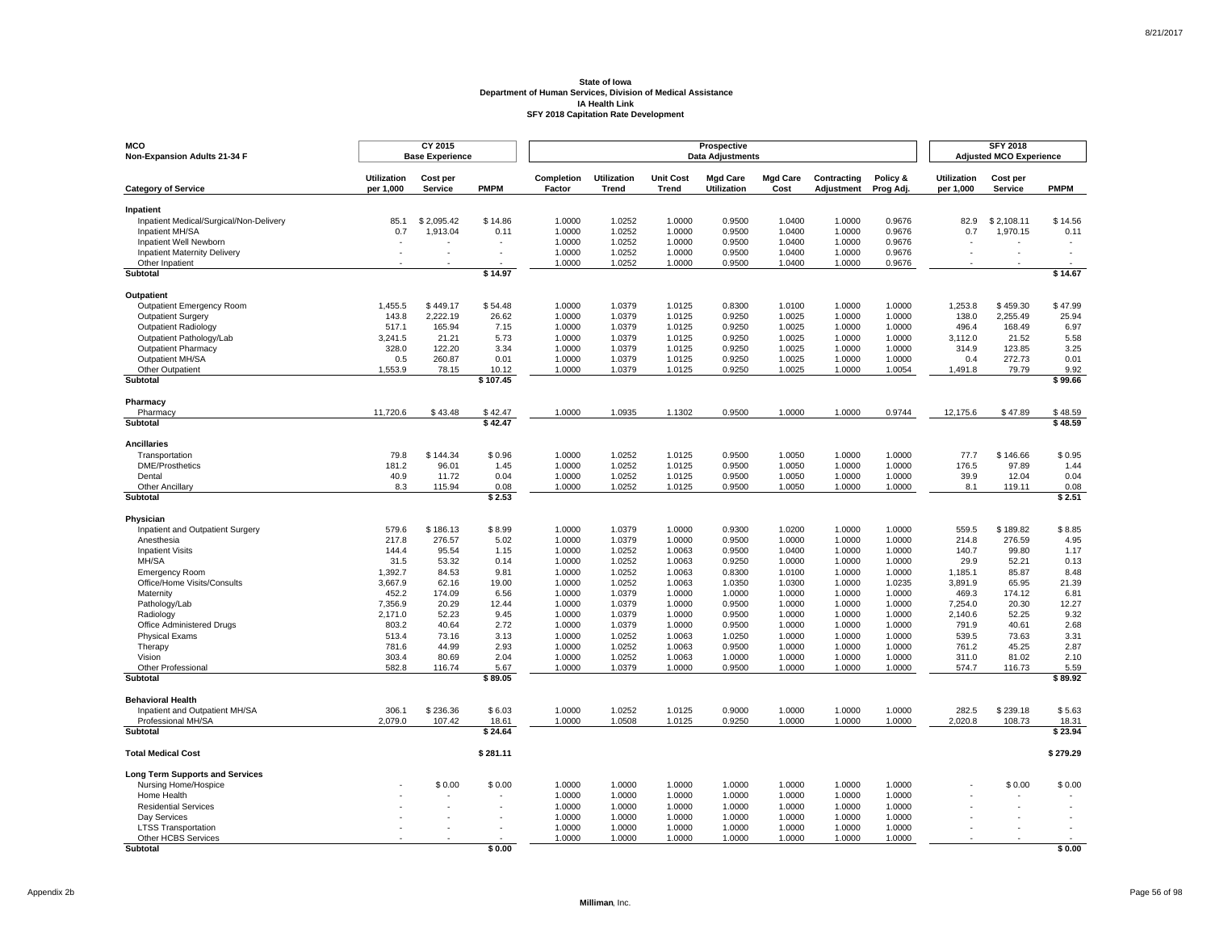**State of Iowa**
**Department of Human Services, Division of Medical Assistance**
**IA Health Link**
**SFY 2018 Capitation Rate Development**

| MCO Non-Expansion Adults 21-34 F | CY 2015 Base Experience | | | Prospective Data Adjustments | | | | | | | SFY 2018 Adjusted MCO Experience | | |
|---|---|---|---|---|---|---|---|---|---|---|---|---|---|
| Category of Service | Utilization per 1,000 | Cost per Service | PMPM | Completion Factor | Utilization Trend | Unit Cost Trend | Mgd Care Utilization | Mgd Care Cost | Contracting Adjustment | Policy & Prog Adj. | Utilization per 1,000 | Cost per Service | PMPM |
| **Inpatient** | | | | | | | | | | | | | |
| Inpatient Medical/Surgical/Non-Delivery | 85.1 | $ 2,095.42 | $ 14.86 | 1.0000 | 1.0252 | 1.0000 | 0.9500 | 1.0400 | 1.0000 | 0.9676 | 82.9 | $ 2,108.11 | $ 14.56 |
| Inpatient MH/SA | 0.7 | 1,913.04 | 0.11 | 1.0000 | 1.0252 | 1.0000 | 0.9500 | 1.0400 | 1.0000 | 0.9676 | 0.7 | 1,970.15 | 0.11 |
| Inpatient Well Newborn | - | - | - | 1.0000 | 1.0252 | 1.0000 | 0.9500 | 1.0400 | 1.0000 | 0.9676 | - | - | - |
| Inpatient Maternity Delivery | - | - | - | 1.0000 | 1.0252 | 1.0000 | 0.9500 | 1.0400 | 1.0000 | 0.9676 | - | - | - |
| Other Inpatient | - | - | - | 1.0000 | 1.0252 | 1.0000 | 0.9500 | 1.0400 | 1.0000 | 0.9676 | - | - | - |
| **Subtotal** | | | **$ 14.97** | | | | | | | | | | **$ 14.67** |
| **Outpatient** | | | | | | | | | | | | | |
| Outpatient Emergency Room | 1,455.5 | $ 449.17 | $ 54.48 | 1.0000 | 1.0379 | 1.0125 | 0.8300 | 1.0100 | 1.0000 | 1.0000 | 1,253.8 | $ 459.30 | $ 47.99 |
| Outpatient Surgery | 143.8 | 2,222.19 | 26.62 | 1.0000 | 1.0379 | 1.0125 | 0.9250 | 1.0025 | 1.0000 | 1.0000 | 138.0 | 2,255.49 | 25.94 |
| Outpatient Radiology | 517.1 | 165.94 | 7.15 | 1.0000 | 1.0379 | 1.0125 | 0.9250 | 1.0025 | 1.0000 | 1.0000 | 496.4 | 168.49 | 6.97 |
| Outpatient Pathology/Lab | 3,241.5 | 21.21 | 5.73 | 1.0000 | 1.0379 | 1.0125 | 0.9250 | 1.0025 | 1.0000 | 1.0000 | 3,112.0 | 21.52 | 5.58 |
| Outpatient Pharmacy | 328.0 | 122.20 | 3.34 | 1.0000 | 1.0379 | 1.0125 | 0.9250 | 1.0025 | 1.0000 | 1.0000 | 314.9 | 123.85 | 3.25 |
| Outpatient MH/SA | 0.5 | 260.87 | 0.01 | 1.0000 | 1.0379 | 1.0125 | 0.9250 | 1.0025 | 1.0000 | 1.0000 | 0.4 | 272.73 | 0.01 |
| Other Outpatient | 1,553.9 | 78.15 | 10.12 | 1.0000 | 1.0379 | 1.0125 | 0.9250 | 1.0025 | 1.0000 | 1.0054 | 1,491.8 | 79.79 | 9.92 |
| **Subtotal** | | | **$ 107.45** | | | | | | | | | | **$ 99.66** |
| **Pharmacy** | | | | | | | | | | | | | |
| Pharmacy | 11,720.6 | $ 43.48 | $ 42.47 | 1.0000 | 1.0935 | 1.1302 | 0.9500 | 1.0000 | 1.0000 | 0.9744 | 12,175.6 | $ 47.89 | $ 48.59 |
| **Subtotal** | | | **$ 42.47** | | | | | | | | | | **$ 48.59** |
| **Ancillaries** | | | | | | | | | | | | | |
| Transportation | 79.8 | $ 144.34 | $ 0.96 | 1.0000 | 1.0252 | 1.0125 | 0.9500 | 1.0050 | 1.0000 | 1.0000 | 77.7 | $ 146.66 | $ 0.95 |
| DME/Prosthetics | 181.2 | 96.01 | 1.45 | 1.0000 | 1.0252 | 1.0125 | 0.9500 | 1.0050 | 1.0000 | 1.0000 | 176.5 | 97.89 | 1.44 |
| Dental | 40.9 | 11.72 | 0.04 | 1.0000 | 1.0252 | 1.0125 | 0.9500 | 1.0050 | 1.0000 | 1.0000 | 39.9 | 12.04 | 0.04 |
| Other Ancillary | 8.3 | 115.94 | 0.08 | 1.0000 | 1.0252 | 1.0125 | 0.9500 | 1.0050 | 1.0000 | 1.0000 | 8.1 | 119.11 | 0.08 |
| **Subtotal** | | | **$ 2.53** | | | | | | | | | | **$ 2.51** |
| **Physician** | | | | | | | | | | | | | |
| Inpatient and Outpatient Surgery | 579.6 | $ 186.13 | $ 8.99 | 1.0000 | 1.0379 | 1.0000 | 0.9300 | 1.0200 | 1.0000 | 1.0000 | 559.5 | $ 189.82 | $ 8.85 |
| Anesthesia | 217.8 | 276.57 | 5.02 | 1.0000 | 1.0379 | 1.0000 | 0.9500 | 1.0000 | 1.0000 | 1.0000 | 214.8 | 276.59 | 4.95 |
| Inpatient Visits | 144.4 | 95.54 | 1.15 | 1.0000 | 1.0252 | 1.0063 | 0.9500 | 1.0400 | 1.0000 | 1.0000 | 140.7 | 99.80 | 1.17 |
| MH/SA | 31.5 | 53.32 | 0.14 | 1.0000 | 1.0252 | 1.0063 | 0.9250 | 1.0000 | 1.0000 | 1.0000 | 29.9 | 52.21 | 0.13 |
| Emergency Room | 1,392.7 | 84.53 | 9.81 | 1.0000 | 1.0252 | 1.0063 | 0.8300 | 1.0100 | 1.0000 | 1.0000 | 1,185.1 | 85.87 | 8.48 |
| Office/Home Visits/Consults | 3,667.9 | 62.16 | 19.00 | 1.0000 | 1.0252 | 1.0063 | 1.0350 | 1.0300 | 1.0000 | 1.0235 | 3,891.9 | 65.95 | 21.39 |
| Maternity | 452.2 | 174.09 | 6.56 | 1.0000 | 1.0379 | 1.0000 | 1.0000 | 1.0000 | 1.0000 | 1.0000 | 469.3 | 174.12 | 6.81 |
| Pathology/Lab | 7,356.9 | 20.29 | 12.44 | 1.0000 | 1.0379 | 1.0000 | 0.9500 | 1.0000 | 1.0000 | 1.0000 | 7,254.0 | 20.30 | 12.27 |
| Radiology | 2,171.0 | 52.23 | 9.45 | 1.0000 | 1.0379 | 1.0000 | 0.9500 | 1.0000 | 1.0000 | 1.0000 | 2,140.6 | 52.25 | 9.32 |
| Office Administered Drugs | 803.2 | 40.64 | 2.72 | 1.0000 | 1.0379 | 1.0000 | 0.9500 | 1.0000 | 1.0000 | 1.0000 | 791.9 | 40.61 | 2.68 |
| Physical Exams | 513.4 | 73.16 | 3.13 | 1.0000 | 1.0252 | 1.0063 | 1.0250 | 1.0000 | 1.0000 | 1.0000 | 539.5 | 73.63 | 3.31 |
| Therapy | 781.6 | 44.99 | 2.93 | 1.0000 | 1.0252 | 1.0063 | 0.9500 | 1.0000 | 1.0000 | 1.0000 | 761.2 | 45.25 | 2.87 |
| Vision | 303.4 | 80.69 | 2.04 | 1.0000 | 1.0252 | 1.0063 | 1.0000 | 1.0000 | 1.0000 | 1.0000 | 311.0 | 81.02 | 2.10 |
| Other Professional | 582.8 | 116.74 | 5.67 | 1.0000 | 1.0379 | 1.0000 | 0.9500 | 1.0000 | 1.0000 | 1.0000 | 574.7 | 116.73 | 5.59 |
| **Subtotal** | | | **$ 89.05** | | | | | | | | | | **$ 89.92** |
| **Behavioral Health** | | | | | | | | | | | | | |
| Inpatient and Outpatient MH/SA | 306.1 | $ 236.36 | $ 6.03 | 1.0000 | 1.0252 | 1.0125 | 0.9000 | 1.0000 | 1.0000 | 1.0000 | 282.5 | $ 239.18 | $ 5.63 |
| Professional MH/SA | 2,079.0 | 107.42 | 18.61 | 1.0000 | 1.0508 | 1.0125 | 0.9250 | 1.0000 | 1.0000 | 1.0000 | 2,020.8 | 108.73 | 18.31 |
| **Subtotal** | | | **$ 24.64** | | | | | | | | | | **$ 23.94** |
| **Total Medical Cost** | | | **$ 281.11** | | | | | | | | | | **$ 279.29** |
| **Long Term Supports and Services** | | | | | | | | | | | | | |
| Nursing Home/Hospice | - | $ 0.00 | $ 0.00 | 1.0000 | 1.0000 | 1.0000 | 1.0000 | 1.0000 | 1.0000 | 1.0000 | - | $ 0.00 | $ 0.00 |
| Home Health | - | - | - | 1.0000 | 1.0000 | 1.0000 | 1.0000 | 1.0000 | 1.0000 | 1.0000 | - | - | - |
| Residential Services | - | - | - | 1.0000 | 1.0000 | 1.0000 | 1.0000 | 1.0000 | 1.0000 | 1.0000 | - | - | - |
| Day Services | - | - | - | 1.0000 | 1.0000 | 1.0000 | 1.0000 | 1.0000 | 1.0000 | 1.0000 | - | - | - |
| LTSS Transportation | - | - | - | 1.0000 | 1.0000 | 1.0000 | 1.0000 | 1.0000 | 1.0000 | 1.0000 | - | - | - |
| Other HCBS Services | - | - | - | 1.0000 | 1.0000 | 1.0000 | 1.0000 | 1.0000 | 1.0000 | 1.0000 | - | - | - |
| **Subtotal** | | | **$ 0.00** | | | | | | | | | | **$ 0.00** |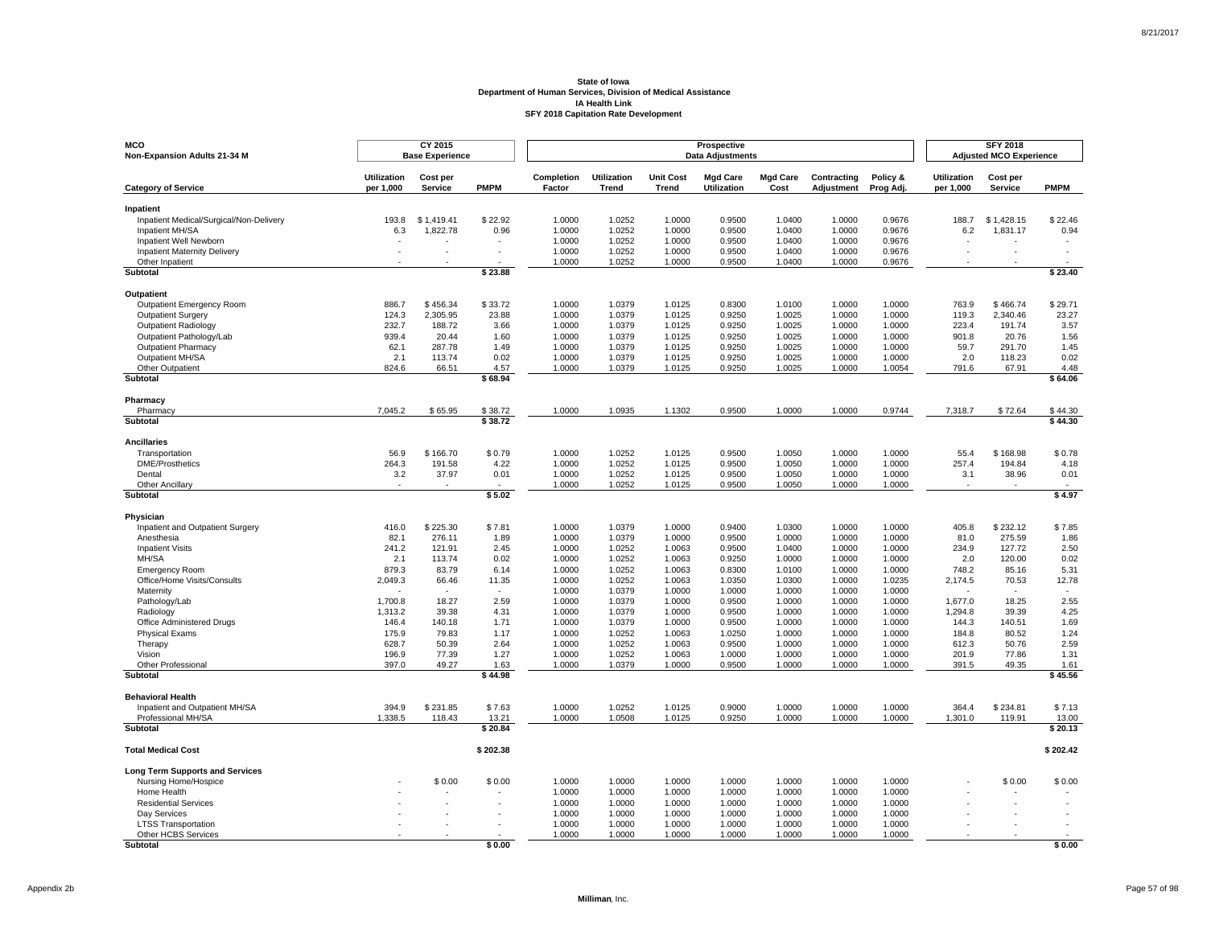**State of Iowa**
**Department of Human Services, Division of Medical Assistance**
**IA Health Link**
**SFY 2018 Capitation Rate Development**

| MCO Non-Expansion Adults 21-34 M | CY 2015 Base Experience | | | Prospective Data Adjustments | | | | | | | SFY 2018 Adjusted MCO Experience | | |
|---|---|---|---|---|---|---|---|---|---|---|---|---|---|
| **Category of Service** | **Utilization per 1,000** | **Cost per Service** | **PMPM** | **Completion Factor** | **Utilization Trend** | **Unit Cost Trend** | **Mgd Care Utilization** | **Mgd Care Cost** | **Contracting Adjustment** | **Policy & Prog Adj.** | **Utilization per 1,000** | **Cost per Service** | **PMPM** |
| **Inpatient** | | | | | | | | | | | | | |
| Inpatient Medical/Surgical/Non-Delivery | 193.8 | $ 1,419.41 | $ 22.92 | 1.0000 | 1.0252 | 1.0000 | 0.9500 | 1.0400 | 1.0000 | 0.9676 | 188.7 | $ 1,428.15 | $ 22.46 |
| Inpatient MH/SA | 6.3 | 1,822.78 | 0.96 | 1.0000 | 1.0252 | 1.0000 | 0.9500 | 1.0400 | 1.0000 | 0.9676 | 6.2 | 1,831.17 | 0.94 |
| Inpatient Well Newborn | - | - | - | 1.0000 | 1.0252 | 1.0000 | 0.9500 | 1.0400 | 1.0000 | 0.9676 | - | - | - |
| Inpatient Maternity Delivery | - | - | - | 1.0000 | 1.0252 | 1.0000 | 0.9500 | 1.0400 | 1.0000 | 0.9676 | - | - | - |
| Other Inpatient | - | - | - | 1.0000 | 1.0252 | 1.0000 | 0.9500 | 1.0400 | 1.0000 | 0.9676 | - | - | - |
| **Subtotal** | | | **$ 23.88** | | | | | | | | | | **$ 23.40** |
| **Outpatient** | | | | | | | | | | | | | |
| Outpatient Emergency Room | 886.7 | $ 456.34 | $ 33.72 | 1.0000 | 1.0379 | 1.0125 | 0.8300 | 1.0100 | 1.0000 | 1.0000 | 763.9 | $ 466.74 | $ 29.71 |
| Outpatient Surgery | 124.3 | 2,305.95 | 23.88 | 1.0000 | 1.0379 | 1.0125 | 0.9250 | 1.0025 | 1.0000 | 1.0000 | 119.3 | 2,340.46 | 23.27 |
| Outpatient Radiology | 232.7 | 188.72 | 3.66 | 1.0000 | 1.0379 | 1.0125 | 0.9250 | 1.0025 | 1.0000 | 1.0000 | 223.4 | 191.74 | 3.57 |
| Outpatient Pathology/Lab | 939.4 | 20.44 | 1.60 | 1.0000 | 1.0379 | 1.0125 | 0.9250 | 1.0025 | 1.0000 | 1.0000 | 901.8 | 20.76 | 1.56 |
| Outpatient Pharmacy | 62.1 | 287.78 | 1.49 | 1.0000 | 1.0379 | 1.0125 | 0.9250 | 1.0025 | 1.0000 | 1.0000 | 59.7 | 291.70 | 1.45 |
| Outpatient MH/SA | 2.1 | 113.74 | 0.02 | 1.0000 | 1.0379 | 1.0125 | 0.9250 | 1.0025 | 1.0000 | 1.0000 | 2.0 | 118.23 | 0.02 |
| Other Outpatient | 824.6 | 66.51 | 4.57 | 1.0000 | 1.0379 | 1.0125 | 0.9250 | 1.0025 | 1.0000 | 1.0054 | 791.6 | 67.91 | 4.48 |
| **Subtotal** | | | **$ 68.94** | | | | | | | | | | **$ 64.06** |
| **Pharmacy** | | | | | | | | | | | | | |
| Pharmacy | 7,045.2 | $ 65.95 | $ 38.72 | 1.0000 | 1.0935 | 1.1302 | 0.9500 | 1.0000 | 1.0000 | 0.9744 | 7,318.7 | $ 72.64 | $ 44.30 |
| **Subtotal** | | | **$ 38.72** | | | | | | | | | | **$ 44.30** |
| **Ancillaries** | | | | | | | | | | | | | |
| Transportation | 56.9 | $ 166.70 | $ 0.79 | 1.0000 | 1.0252 | 1.0125 | 0.9500 | 1.0050 | 1.0000 | 1.0000 | 55.4 | $ 168.98 | $ 0.78 |
| DME/Prosthetics | 264.3 | 191.58 | 4.22 | 1.0000 | 1.0252 | 1.0125 | 0.9500 | 1.0050 | 1.0000 | 1.0000 | 257.4 | 194.84 | 4.18 |
| Dental | 3.2 | 37.97 | 0.01 | 1.0000 | 1.0252 | 1.0125 | 0.9500 | 1.0050 | 1.0000 | 1.0000 | 3.1 | 38.96 | 0.01 |
| Other Ancillary | - | - | - | 1.0000 | 1.0252 | 1.0125 | 0.9500 | 1.0050 | 1.0000 | 1.0000 | - | - | - |
| **Subtotal** | | | **$ 5.02** | | | | | | | | | | **$ 4.97** |
| **Physician** | | | | | | | | | | | | | |
| Inpatient and Outpatient Surgery | 416.0 | $ 225.30 | $ 7.81 | 1.0000 | 1.0379 | 1.0000 | 0.9400 | 1.0300 | 1.0000 | 1.0000 | 405.8 | $ 232.12 | $ 7.85 |
| Anesthesia | 82.1 | 276.11 | 1.89 | 1.0000 | 1.0379 | 1.0000 | 0.9500 | 1.0000 | 1.0000 | 1.0000 | 81.0 | 275.59 | 1.86 |
| Inpatient Visits | 241.2 | 121.91 | 2.45 | 1.0000 | 1.0252 | 1.0063 | 0.9500 | 1.0400 | 1.0000 | 1.0000 | 234.9 | 127.72 | 2.50 |
| MH/SA | 2.1 | 113.74 | 0.02 | 1.0000 | 1.0252 | 1.0063 | 0.9250 | 1.0000 | 1.0000 | 1.0000 | 2.0 | 120.00 | 0.02 |
| Emergency Room | 879.3 | 83.79 | 6.14 | 1.0000 | 1.0252 | 1.0063 | 0.8300 | 1.0100 | 1.0000 | 1.0000 | 748.2 | 85.16 | 5.31 |
| Office/Home Visits/Consults | 2,049.3 | 66.46 | 11.35 | 1.0000 | 1.0252 | 1.0063 | 1.0350 | 1.0300 | 1.0000 | 1.0235 | 2,174.5 | 70.53 | 12.78 |
| Maternity | - | - | - | 1.0000 | 1.0379 | 1.0000 | 1.0000 | 1.0000 | 1.0000 | 1.0000 | - | - | - |
| Pathology/Lab | 1,700.8 | 18.27 | 2.59 | 1.0000 | 1.0379 | 1.0000 | 0.9500 | 1.0000 | 1.0000 | 1.0000 | 1,677.0 | 18.25 | 2.55 |
| Radiology | 1,313.2 | 39.38 | 4.31 | 1.0000 | 1.0379 | 1.0000 | 0.9500 | 1.0000 | 1.0000 | 1.0000 | 1,294.8 | 39.39 | 4.25 |
| Office Administered Drugs | 146.4 | 140.18 | 1.71 | 1.0000 | 1.0379 | 1.0000 | 0.9500 | 1.0000 | 1.0000 | 1.0000 | 144.3 | 140.51 | 1.69 |
| Physical Exams | 175.9 | 79.83 | 1.17 | 1.0000 | 1.0252 | 1.0063 | 1.0250 | 1.0000 | 1.0000 | 1.0000 | 184.8 | 80.52 | 1.24 |
| Therapy | 628.7 | 50.39 | 2.64 | 1.0000 | 1.0252 | 1.0063 | 0.9500 | 1.0000 | 1.0000 | 1.0000 | 612.3 | 50.76 | 2.59 |
| Vision | 196.9 | 77.39 | 1.27 | 1.0000 | 1.0252 | 1.0063 | 1.0000 | 1.0000 | 1.0000 | 1.0000 | 201.9 | 77.86 | 1.31 |
| Other Professional | 397.0 | 49.27 | 1.63 | 1.0000 | 1.0379 | 1.0000 | 0.9500 | 1.0000 | 1.0000 | 1.0000 | 391.5 | 49.35 | 1.61 |
| **Subtotal** | | | **$ 44.98** | | | | | | | | | | **$ 45.56** |
| **Behavioral Health** | | | | | | | | | | | | | |
| Inpatient and Outpatient MH/SA | 394.9 | $ 231.85 | $ 7.63 | 1.0000 | 1.0252 | 1.0125 | 0.9000 | 1.0000 | 1.0000 | 1.0000 | 364.4 | $ 234.81 | $ 7.13 |
| Professional MH/SA | 1,338.5 | 118.43 | 13.21 | 1.0000 | 1.0508 | 1.0125 | 0.9250 | 1.0000 | 1.0000 | 1.0000 | 1,301.0 | 119.91 | 13.00 |
| **Subtotal** | | | **$ 20.84** | | | | | | | | | | **$ 20.13** |
| **Total Medical Cost** | | | **$ 202.38** | | | | | | | | | | **$ 202.42** |
| **Long Term Supports and Services** | | | | | | | | | | | | | |
| Nursing Home/Hospice | - | $ 0.00 | $ 0.00 | 1.0000 | 1.0000 | 1.0000 | 1.0000 | 1.0000 | 1.0000 | 1.0000 | - | $ 0.00 | $ 0.00 |
| Home Health | - | - | - | 1.0000 | 1.0000 | 1.0000 | 1.0000 | 1.0000 | 1.0000 | 1.0000 | - | - | - |
| Residential Services | - | - | - | 1.0000 | 1.0000 | 1.0000 | 1.0000 | 1.0000 | 1.0000 | 1.0000 | - | - | - |
| Day Services | - | - | - | 1.0000 | 1.0000 | 1.0000 | 1.0000 | 1.0000 | 1.0000 | 1.0000 | - | - | - |
| LTSS Transportation | - | - | - | 1.0000 | 1.0000 | 1.0000 | 1.0000 | 1.0000 | 1.0000 | 1.0000 | - | - | - |
| Other HCBS Services | - | - | - | 1.0000 | 1.0000 | 1.0000 | 1.0000 | 1.0000 | 1.0000 | 1.0000 | - | - | - |
| **Subtotal** | | | **$ 0.00** | | | | | | | | | | **$ 0.00** |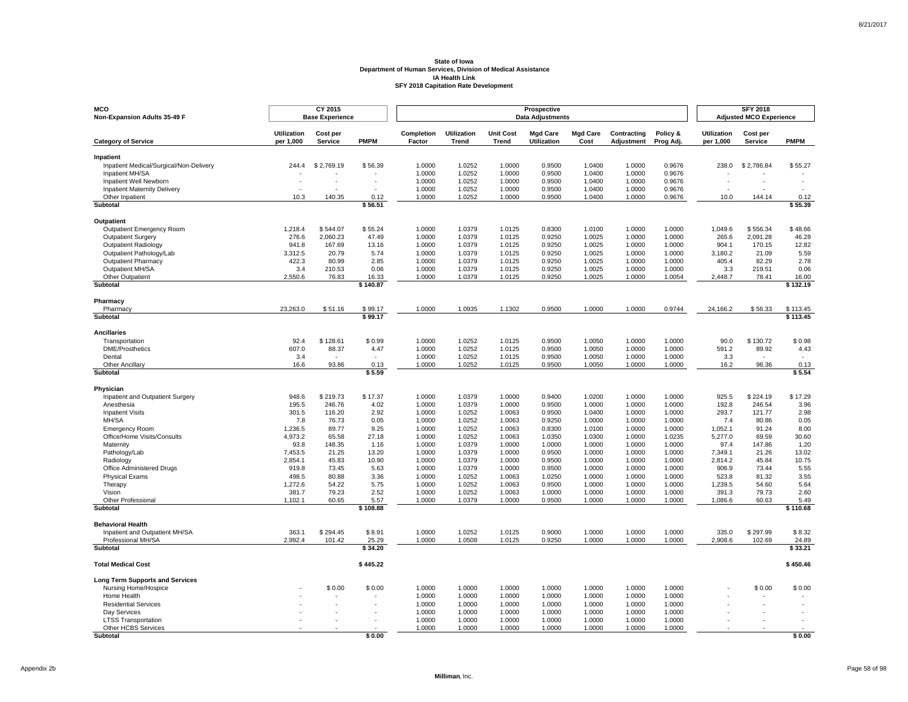**State of Iowa**
**Department of Human Services, Division of Medical Assistance**
**IA Health Link**
**SFY 2018 Capitation Rate Development**

| MCO<br>Non-Expansion Adults 35-49 F | CY 2015<br>Base Experience | | | Prospective<br>Data Adjustments | | | | | | | SFY 2018<br>Adjusted MCO Experience | | |
|---|---|---|---|---|---|---|---|---|---|---|---|---|---|
| **Category of Service** | **Utilization per 1,000** | **Cost per Service** | **PMPM** | **Completion Factor** | **Utilization Trend** | **Unit Cost Trend** | **Mgd Care Utilization** | **Mgd Care Cost** | **Contracting Adjustment** | **Policy & Prog Adj.** | **Utilization per 1,000** | **Cost per Service** | **PMPM** |
| **Inpatient** | | | | | | | | | | | | | |
| Inpatient Medical/Surgical/Non-Delivery | 244.4 | $ 2,769.19 | $ 56.39 | 1.0000 | 1.0252 | 1.0000 | 0.9500 | 1.0400 | 1.0000 | 0.9676 | 238.0 | $ 2,786.84 | $ 55.27 |
| Inpatient MH/SA | - | - | - | 1.0000 | 1.0252 | 1.0000 | 0.9500 | 1.0400 | 1.0000 | 0.9676 | - | - | - |
| Inpatient Well Newborn | - | - | - | 1.0000 | 1.0252 | 1.0000 | 0.9500 | 1.0400 | 1.0000 | 0.9676 | - | - | - |
| Inpatient Maternity Delivery | - | - | - | 1.0000 | 1.0252 | 1.0000 | 0.9500 | 1.0400 | 1.0000 | 0.9676 | - | - | - |
| Other Inpatient | 10.3 | 140.35 | 0.12 | 1.0000 | 1.0252 | 1.0000 | 0.9500 | 1.0400 | 1.0000 | 0.9676 | 10.0 | 144.14 | 0.12 |
| **Subtotal** | | | **$ 56.51** | | | | | | | | | | **$ 55.39** |
| **Outpatient** | | | | | | | | | | | | | |
| Outpatient Emergency Room | 1,218.4 | $ 544.07 | $ 55.24 | 1.0000 | 1.0379 | 1.0125 | 0.8300 | 1.0100 | 1.0000 | 1.0000 | 1,049.6 | $ 556.34 | $ 48.66 |
| Outpatient Surgery | 276.6 | 2,060.23 | 47.49 | 1.0000 | 1.0379 | 1.0125 | 0.9250 | 1.0025 | 1.0000 | 1.0000 | 265.6 | 2,091.28 | 46.28 |
| Outpatient Radiology | 941.8 | 167.69 | 13.16 | 1.0000 | 1.0379 | 1.0125 | 0.9250 | 1.0025 | 1.0000 | 1.0000 | 904.1 | 170.15 | 12.82 |
| Outpatient Pathology/Lab | 3,312.5 | 20.79 | 5.74 | 1.0000 | 1.0379 | 1.0125 | 0.9250 | 1.0025 | 1.0000 | 1.0000 | 3,180.2 | 21.09 | 5.59 |
| Outpatient Pharmacy | 422.3 | 80.99 | 2.85 | 1.0000 | 1.0379 | 1.0125 | 0.9250 | 1.0025 | 1.0000 | 1.0000 | 405.4 | 82.29 | 2.78 |
| Outpatient MH/SA | 3.4 | 210.53 | 0.06 | 1.0000 | 1.0379 | 1.0125 | 0.9250 | 1.0025 | 1.0000 | 1.0000 | 3.3 | 219.51 | 0.06 |
| Other Outpatient | 2,550.6 | 76.83 | 16.33 | 1.0000 | 1.0379 | 1.0125 | 0.9250 | 1.0025 | 1.0000 | 1.0054 | 2,448.7 | 78.41 | 16.00 |
| **Subtotal** | | | **$ 140.87** | | | | | | | | | | **$ 132.19** |
| **Pharmacy** | | | | | | | | | | | | | |
| Pharmacy | 23,263.0 | $ 51.16 | $ 99.17 | 1.0000 | 1.0935 | 1.1302 | 0.9500 | 1.0000 | 1.0000 | 0.9744 | 24,166.2 | $ 56.33 | $ 113.45 |
| **Subtotal** | | | **$ 99.17** | | | | | | | | | | **$ 113.45** |
| **Ancillaries** | | | | | | | | | | | | | |
| Transportation | 92.4 | $ 128.61 | $ 0.99 | 1.0000 | 1.0252 | 1.0125 | 0.9500 | 1.0050 | 1.0000 | 1.0000 | 90.0 | $ 130.72 | $ 0.98 |
| DME/Prosthetics | 607.0 | 88.37 | 4.47 | 1.0000 | 1.0252 | 1.0125 | 0.9500 | 1.0050 | 1.0000 | 1.0000 | 591.2 | 89.92 | 4.43 |
| Dental | 3.4 | - | - | 1.0000 | 1.0252 | 1.0125 | 0.9500 | 1.0050 | 1.0000 | 1.0000 | 3.3 | - | - |
| Other Ancillary | 16.6 | 93.86 | 0.13 | 1.0000 | 1.0252 | 1.0125 | 0.9500 | 1.0050 | 1.0000 | 1.0000 | 16.2 | 96.36 | 0.13 |
| **Subtotal** | | | **$ 5.59** | | | | | | | | | | **$ 5.54** |
| **Physician** | | | | | | | | | | | | | |
| Inpatient and Outpatient Surgery | 948.6 | $ 219.73 | $ 17.37 | 1.0000 | 1.0379 | 1.0000 | 0.9400 | 1.0200 | 1.0000 | 1.0000 | 925.5 | $ 224.19 | $ 17.29 |
| Anesthesia | 195.5 | 246.76 | 4.02 | 1.0000 | 1.0379 | 1.0000 | 0.9500 | 1.0000 | 1.0000 | 1.0000 | 192.8 | 246.54 | 3.96 |
| Inpatient Visits | 301.5 | 116.20 | 2.92 | 1.0000 | 1.0252 | 1.0063 | 0.9500 | 1.0400 | 1.0000 | 1.0000 | 293.7 | 121.77 | 2.98 |
| MH/SA | 7.8 | 76.73 | 0.05 | 1.0000 | 1.0252 | 1.0063 | 0.9250 | 1.0000 | 1.0000 | 1.0000 | 7.4 | 80.86 | 0.05 |
| Emergency Room | 1,236.5 | 89.77 | 9.25 | 1.0000 | 1.0252 | 1.0063 | 0.8300 | 1.0100 | 1.0000 | 1.0000 | 1,052.1 | 91.24 | 8.00 |
| Office/Home Visits/Consults | 4,973.2 | 65.58 | 27.18 | 1.0000 | 1.0252 | 1.0063 | 1.0350 | 1.0300 | 1.0000 | 1.0235 | 5,277.0 | 69.59 | 30.60 |
| Maternity | 93.8 | 148.35 | 1.16 | 1.0000 | 1.0379 | 1.0000 | 1.0000 | 1.0000 | 1.0000 | 1.0000 | 97.4 | 147.86 | 1.20 |
| Pathology/Lab | 7,453.5 | 21.25 | 13.20 | 1.0000 | 1.0379 | 1.0000 | 0.9500 | 1.0000 | 1.0000 | 1.0000 | 7,349.1 | 21.26 | 13.02 |
| Radiology | 2,854.1 | 45.83 | 10.90 | 1.0000 | 1.0379 | 1.0000 | 0.9500 | 1.0000 | 1.0000 | 1.0000 | 2,814.2 | 45.84 | 10.75 |
| Office Administered Drugs | 919.8 | 73.45 | 5.63 | 1.0000 | 1.0379 | 1.0000 | 0.9500 | 1.0000 | 1.0000 | 1.0000 | 906.9 | 73.44 | 5.55 |
| Physical Exams | 498.5 | 80.88 | 3.36 | 1.0000 | 1.0252 | 1.0063 | 1.0250 | 1.0000 | 1.0000 | 1.0000 | 523.8 | 81.32 | 3.55 |
| Therapy | 1,272.6 | 54.22 | 5.75 | 1.0000 | 1.0252 | 1.0063 | 0.9500 | 1.0000 | 1.0000 | 1.0000 | 1,239.5 | 54.60 | 5.64 |
| Vision | 381.7 | 79.23 | 2.52 | 1.0000 | 1.0252 | 1.0063 | 1.0000 | 1.0000 | 1.0000 | 1.0000 | 391.3 | 79.73 | 2.60 |
| Other Professional | 1,102.1 | 60.65 | 5.57 | 1.0000 | 1.0379 | 1.0000 | 0.9500 | 1.0000 | 1.0000 | 1.0000 | 1,086.6 | 60.63 | 5.49 |
| **Subtotal** | | | **$ 108.88** | | | | | | | | | | **$ 110.68** |
| **Behavioral Health** | | | | | | | | | | | | | |
| Inpatient and Outpatient MH/SA | 363.1 | $ 294.45 | $ 8.91 | 1.0000 | 1.0252 | 1.0125 | 0.9000 | 1.0000 | 1.0000 | 1.0000 | 335.0 | $ 297.99 | $ 8.32 |
| Professional MH/SA | 2,992.4 | 101.42 | 25.29 | 1.0000 | 1.0508 | 1.0125 | 0.9250 | 1.0000 | 1.0000 | 1.0000 | 2,908.6 | 102.69 | 24.89 |
| **Subtotal** | | | **$ 34.20** | | | | | | | | | | **$ 33.21** |
| **Total Medical Cost** | | | **$ 445.22** | | | | | | | | | | **$ 450.46** |
| **Long Term Supports and Services** | | | | | | | | | | | | | |
| Nursing Home/Hospice | - | $ 0.00 | $ 0.00 | 1.0000 | 1.0000 | 1.0000 | 1.0000 | 1.0000 | 1.0000 | 1.0000 | - | $ 0.00 | $ 0.00 |
| Home Health | - | - | - | 1.0000 | 1.0000 | 1.0000 | 1.0000 | 1.0000 | 1.0000 | 1.0000 | - | - | - |
| Residential Services | - | - | - | 1.0000 | 1.0000 | 1.0000 | 1.0000 | 1.0000 | 1.0000 | 1.0000 | - | - | - |
| Day Services | - | - | - | 1.0000 | 1.0000 | 1.0000 | 1.0000 | 1.0000 | 1.0000 | 1.0000 | - | - | - |
| LTSS Transportation | - | - | - | 1.0000 | 1.0000 | 1.0000 | 1.0000 | 1.0000 | 1.0000 | 1.0000 | - | - | - |
| Other HCBS Services | - | - | - | 1.0000 | 1.0000 | 1.0000 | 1.0000 | 1.0000 | 1.0000 | 1.0000 | - | - | - |
| **Subtotal** | | | **$ 0.00** | | | | | | | | | | **$ 0.00** |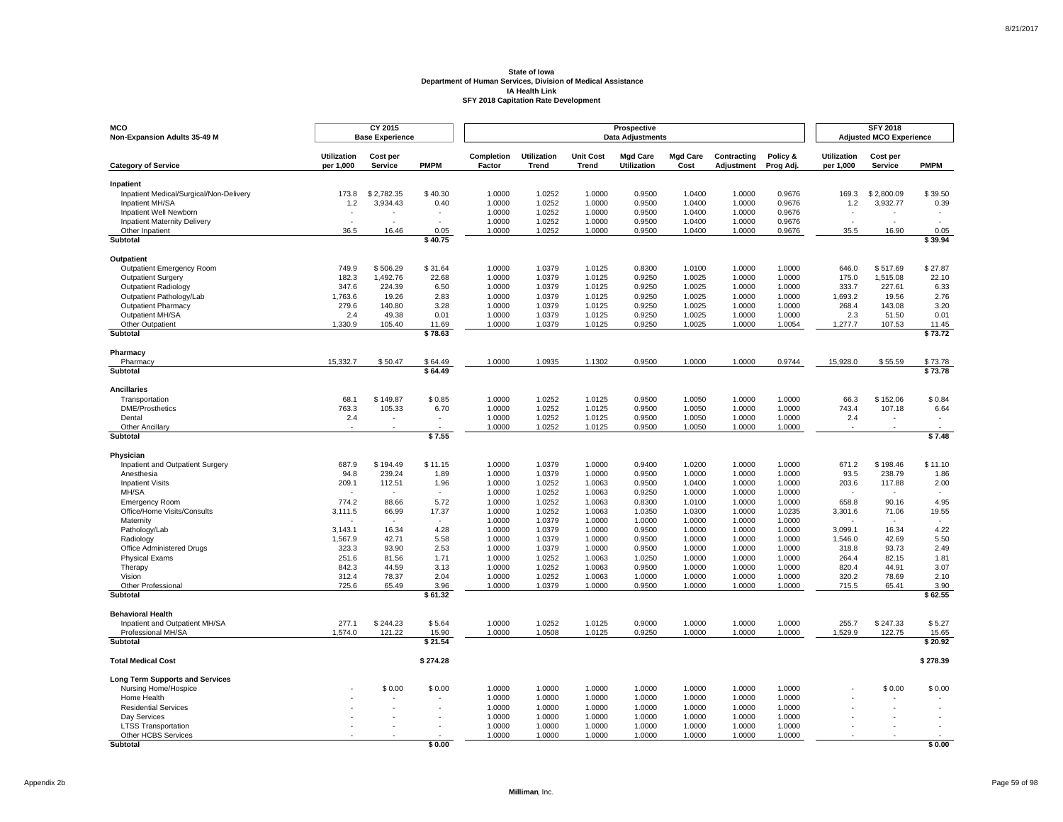**State of Iowa**
**Department of Human Services, Division of Medical Assistance**
**IA Health Link**
**SFY 2018 Capitation Rate Development**

| MCO Non-Expansion Adults 35-49 M | CY 2015 Base Experience | | | Prospective Data Adjustments | | | | | | | SFY 2018 Adjusted MCO Experience | | |
|---|---|---|---|---|---|---|---|---|---|---|---|---|---|
| **Category of Service** | **Utilization per 1,000** | **Cost per Service** | **PMPM** | **Completion Factor** | **Utilization Trend** | **Unit Cost Trend** | **Mgd Care Utilization** | **Mgd Care Cost** | **Contracting Adjustment** | **Policy & Prog Adj.** | **Utilization per 1,000** | **Cost per Service** | **PMPM** |
| **Inpatient** | | | | | | | | | | | | | |
| Inpatient Medical/Surgical/Non-Delivery | 173.8 | $ 2,782.35 | $ 40.30 | 1.0000 | 1.0252 | 1.0000 | 0.9500 | 1.0400 | 1.0000 | 0.9676 | 169.3 | $ 2,800.09 | $ 39.50 |
| Inpatient MH/SA | 1.2 | 3,934.43 | 0.40 | 1.0000 | 1.0252 | 1.0000 | 0.9500 | 1.0400 | 1.0000 | 0.9676 | 1.2 | 3,932.77 | 0.39 |
| Inpatient Well Newborn | - | - | - | 1.0000 | 1.0252 | 1.0000 | 0.9500 | 1.0400 | 1.0000 | 0.9676 | - | - | - |
| Inpatient Maternity Delivery | - | - | - | 1.0000 | 1.0252 | 1.0000 | 0.9500 | 1.0400 | 1.0000 | 0.9676 | - | - | - |
| Other Inpatient | 36.5 | 16.46 | 0.05 | 1.0000 | 1.0252 | 1.0000 | 0.9500 | 1.0400 | 1.0000 | 0.9676 | 35.5 | 16.90 | 0.05 |
| **Subtotal** | | | **$ 40.75** | | | | | | | | | | **$ 39.94** |
| **Outpatient** | | | | | | | | | | | | | |
| Outpatient Emergency Room | 749.9 | $ 506.29 | $ 31.64 | 1.0000 | 1.0379 | 1.0125 | 0.8300 | 1.0100 | 1.0000 | 1.0000 | 646.0 | $ 517.69 | $ 27.87 |
| Outpatient Surgery | 182.3 | 1,492.76 | 22.68 | 1.0000 | 1.0379 | 1.0125 | 0.9250 | 1.0025 | 1.0000 | 1.0000 | 175.0 | 1,515.08 | 22.10 |
| Outpatient Radiology | 347.6 | 224.39 | 6.50 | 1.0000 | 1.0379 | 1.0125 | 0.9250 | 1.0025 | 1.0000 | 1.0000 | 333.7 | 227.61 | 6.33 |
| Outpatient Pathology/Lab | 1,763.6 | 19.26 | 2.83 | 1.0000 | 1.0379 | 1.0125 | 0.9250 | 1.0025 | 1.0000 | 1.0000 | 1,693.2 | 19.56 | 2.76 |
| Outpatient Pharmacy | 279.6 | 140.80 | 3.28 | 1.0000 | 1.0379 | 1.0125 | 0.9250 | 1.0025 | 1.0000 | 1.0000 | 268.4 | 143.08 | 3.20 |
| Outpatient MH/SA | 2.4 | 49.38 | 0.01 | 1.0000 | 1.0379 | 1.0125 | 0.9250 | 1.0025 | 1.0000 | 1.0000 | 2.3 | 51.50 | 0.01 |
| Other Outpatient | 1,330.9 | 105.40 | 11.69 | 1.0000 | 1.0379 | 1.0125 | 0.9250 | 1.0025 | 1.0000 | 1.0054 | 1,277.7 | 107.53 | 11.45 |
| **Subtotal** | | | **$ 78.63** | | | | | | | | | | **$ 73.72** |
| **Pharmacy** | | | | | | | | | | | | | |
| Pharmacy | 15,332.7 | $ 50.47 | $ 64.49 | 1.0000 | 1.0935 | 1.1302 | 0.9500 | 1.0000 | 1.0000 | 0.9744 | 15,928.0 | $ 55.59 | $ 73.78 |
| **Subtotal** | | | **$ 64.49** | | | | | | | | | | **$ 73.78** |
| **Ancillaries** | | | | | | | | | | | | | |
| Transportation | 68.1 | $ 149.87 | $ 0.85 | 1.0000 | 1.0252 | 1.0125 | 0.9500 | 1.0050 | 1.0000 | 1.0000 | 66.3 | $ 152.06 | $ 0.84 |
| DME/Prosthetics | 763.3 | 105.33 | 6.70 | 1.0000 | 1.0252 | 1.0125 | 0.9500 | 1.0050 | 1.0000 | 1.0000 | 743.4 | 107.18 | 6.64 |
| Dental | 2.4 | - | - | 1.0000 | 1.0252 | 1.0125 | 0.9500 | 1.0050 | 1.0000 | 1.0000 | 2.4 | - | - |
| Other Ancillary | - | - | - | 1.0000 | 1.0252 | 1.0125 | 0.9500 | 1.0050 | 1.0000 | 1.0000 | - | - | - |
| **Subtotal** | | | **$ 7.55** | | | | | | | | | | **$ 7.48** |
| **Physician** | | | | | | | | | | | | | |
| Inpatient and Outpatient Surgery | 687.9 | $ 194.49 | $ 11.15 | 1.0000 | 1.0379 | 1.0000 | 0.9400 | 1.0200 | 1.0000 | 1.0000 | 671.2 | $ 198.46 | $ 11.10 |
| Anesthesia | 94.8 | 239.24 | 1.89 | 1.0000 | 1.0379 | 1.0000 | 0.9500 | 1.0000 | 1.0000 | 1.0000 | 93.5 | 238.79 | 1.86 |
| Inpatient Visits | 209.1 | 112.51 | 1.96 | 1.0000 | 1.0252 | 1.0063 | 0.9500 | 1.0400 | 1.0000 | 1.0000 | 203.6 | 117.88 | 2.00 |
| MH/SA | - | - | - | 1.0000 | 1.0252 | 1.0063 | 0.9250 | 1.0000 | 1.0000 | 1.0000 | - | - | - |
| Emergency Room | 774.2 | 88.66 | 5.72 | 1.0000 | 1.0252 | 1.0063 | 0.8300 | 1.0100 | 1.0000 | 1.0000 | 658.8 | 90.16 | 4.95 |
| Office/Home Visits/Consults | 3,111.5 | 66.99 | 17.37 | 1.0000 | 1.0252 | 1.0063 | 1.0350 | 1.0300 | 1.0000 | 1.0235 | 3,301.6 | 71.06 | 19.55 |
| Maternity | - | - | - | 1.0000 | 1.0379 | 1.0000 | 1.0000 | 1.0000 | 1.0000 | 1.0000 | - | - | - |
| Pathology/Lab | 3,143.1 | 16.34 | 4.28 | 1.0000 | 1.0379 | 1.0000 | 0.9500 | 1.0000 | 1.0000 | 1.0000 | 3,099.1 | 16.34 | 4.22 |
| Radiology | 1,567.9 | 42.71 | 5.58 | 1.0000 | 1.0379 | 1.0000 | 0.9500 | 1.0000 | 1.0000 | 1.0000 | 1,546.0 | 42.69 | 5.50 |
| Office Administered Drugs | 323.3 | 93.90 | 2.53 | 1.0000 | 1.0379 | 1.0000 | 0.9500 | 1.0000 | 1.0000 | 1.0000 | 318.8 | 93.73 | 2.49 |
| Physical Exams | 251.6 | 81.56 | 1.71 | 1.0000 | 1.0252 | 1.0063 | 1.0250 | 1.0000 | 1.0000 | 1.0000 | 264.4 | 82.15 | 1.81 |
| Therapy | 842.3 | 44.59 | 3.13 | 1.0000 | 1.0252 | 1.0063 | 0.9500 | 1.0000 | 1.0000 | 1.0000 | 820.4 | 44.91 | 3.07 |
| Vision | 312.4 | 78.37 | 2.04 | 1.0000 | 1.0252 | 1.0063 | 1.0000 | 1.0000 | 1.0000 | 1.0000 | 320.2 | 78.69 | 2.10 |
| Other Professional | 725.6 | 65.49 | 3.96 | 1.0000 | 1.0379 | 1.0000 | 0.9500 | 1.0000 | 1.0000 | 1.0000 | 715.5 | 65.41 | 3.90 |
| **Subtotal** | | | **$ 61.32** | | | | | | | | | | **$ 62.55** |
| **Behavioral Health** | | | | | | | | | | | | | |
| Inpatient and Outpatient MH/SA | 277.1 | $ 244.23 | $ 5.64 | 1.0000 | 1.0252 | 1.0125 | 0.9000 | 1.0000 | 1.0000 | 1.0000 | 255.7 | $ 247.33 | $ 5.27 |
| Professional MH/SA | 1,574.0 | 121.22 | 15.90 | 1.0000 | 1.0508 | 1.0125 | 0.9250 | 1.0000 | 1.0000 | 1.0000 | 1,529.9 | 122.75 | 15.65 |
| **Subtotal** | | | **$ 21.54** | | | | | | | | | | **$ 20.92** |
| **Total Medical Cost** | | | **$ 274.28** | | | | | | | | | | **$ 278.39** |
| **Long Term Supports and Services** | | | | | | | | | | | | | |
| Nursing Home/Hospice | - | $ 0.00 | $ 0.00 | 1.0000 | 1.0000 | 1.0000 | 1.0000 | 1.0000 | 1.0000 | 1.0000 | - | $ 0.00 | $ 0.00 |
| Home Health | - | - | - | 1.0000 | 1.0000 | 1.0000 | 1.0000 | 1.0000 | 1.0000 | 1.0000 | - | - | - |
| Residential Services | - | - | - | 1.0000 | 1.0000 | 1.0000 | 1.0000 | 1.0000 | 1.0000 | 1.0000 | - | - | - |
| Day Services | - | - | - | 1.0000 | 1.0000 | 1.0000 | 1.0000 | 1.0000 | 1.0000 | 1.0000 | - | - | - |
| LTSS Transportation | - | - | - | 1.0000 | 1.0000 | 1.0000 | 1.0000 | 1.0000 | 1.0000 | 1.0000 | - | - | - |
| Other HCBS Services | - | - | - | 1.0000 | 1.0000 | 1.0000 | 1.0000 | 1.0000 | 1.0000 | 1.0000 | - | - | - |
| **Subtotal** | | | **$ 0.00** | | | | | | | | | | **$ 0.00** |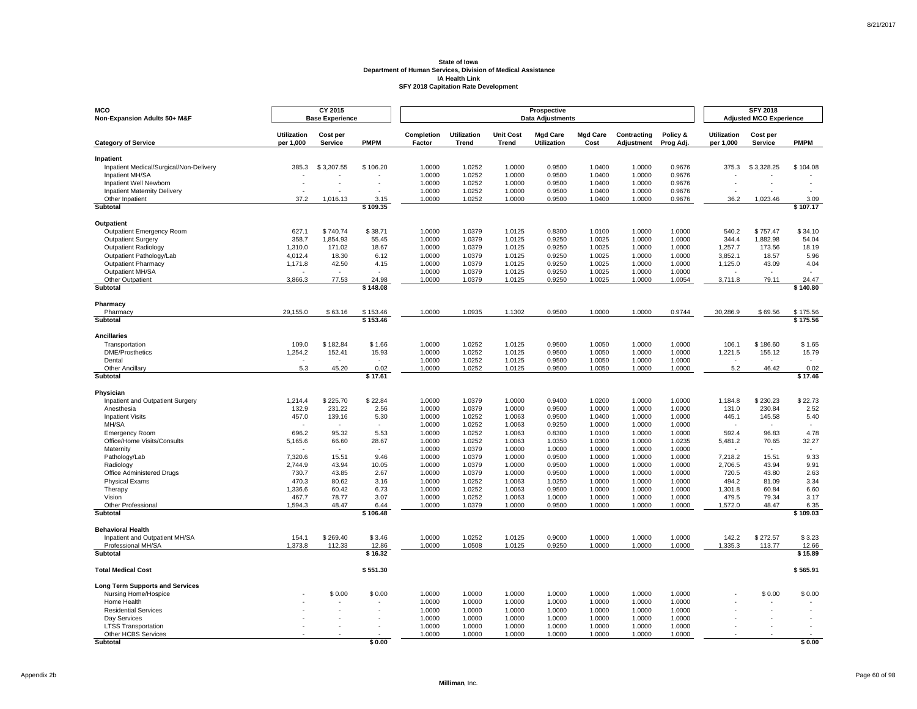**State of Iowa**
**Department of Human Services, Division of Medical Assistance**
**IA Health Link**
**SFY 2018 Capitation Rate Development**

| MCO Non-Expansion Adults 50+ M&F | CY 2015 Base Experience | | | Prospective Data Adjustments | | | | | | | SFY 2018 Adjusted MCO Experience | | |
|---|---|---|---|---|---|---|---|---|---|---|---|---|---|
| **Category of Service** | **Utilization per 1,000** | **Cost per Service** | **PMPM** | **Completion Factor** | **Utilization Trend** | **Unit Cost Trend** | **Mgd Care Utilization** | **Mgd Care Cost** | **Contracting Adjustment** | **Policy & Prog Adj.** | **Utilization per 1,000** | **Cost per Service** | **PMPM** |
| **Inpatient** | | | | | | | | | | | | | |
| Inpatient Medical/Surgical/Non-Delivery | 385.3 | $ 3,307.55 | $ 106.20 | 1.0000 | 1.0252 | 1.0000 | 0.9500 | 1.0400 | 1.0000 | 0.9676 | 375.3 | $ 3,328.25 | $ 104.08 |
| Inpatient MH/SA | - | - | - | 1.0000 | 1.0252 | 1.0000 | 0.9500 | 1.0400 | 1.0000 | 0.9676 | - | - | - |
| Inpatient Well Newborn | - | - | - | 1.0000 | 1.0252 | 1.0000 | 0.9500 | 1.0400 | 1.0000 | 0.9676 | - | - | - |
| Inpatient Maternity Delivery | - | - | - | 1.0000 | 1.0252 | 1.0000 | 0.9500 | 1.0400 | 1.0000 | 0.9676 | - | - | - |
| Other Inpatient | 37.2 | 1,016.13 | 3.15 | 1.0000 | 1.0252 | 1.0000 | 0.9500 | 1.0400 | 1.0000 | 0.9676 | 36.2 | 1,023.46 | 3.09 |
| **Subtotal** | | | **$ 109.35** | | | | | | | | | | **$ 107.17** |
| **Outpatient** | | | | | | | | | | | | | |
| Outpatient Emergency Room | 627.1 | $ 740.74 | $ 38.71 | 1.0000 | 1.0379 | 1.0125 | 0.8300 | 1.0100 | 1.0000 | 1.0000 | 540.2 | $ 757.47 | $ 34.10 |
| Outpatient Surgery | 358.7 | 1,854.93 | 55.45 | 1.0000 | 1.0379 | 1.0125 | 0.9250 | 1.0025 | 1.0000 | 1.0000 | 344.4 | 1,882.98 | 54.04 |
| Outpatient Radiology | 1,310.0 | 171.02 | 18.67 | 1.0000 | 1.0379 | 1.0125 | 0.9250 | 1.0025 | 1.0000 | 1.0000 | 1,257.7 | 173.56 | 18.19 |
| Outpatient Pathology/Lab | 4,012.4 | 18.30 | 6.12 | 1.0000 | 1.0379 | 1.0125 | 0.9250 | 1.0025 | 1.0000 | 1.0000 | 3,852.1 | 18.57 | 5.96 |
| Outpatient Pharmacy | 1,171.8 | 42.50 | 4.15 | 1.0000 | 1.0379 | 1.0125 | 0.9250 | 1.0025 | 1.0000 | 1.0000 | 1,125.0 | 43.09 | 4.04 |
| Outpatient MH/SA | - | - | - | 1.0000 | 1.0379 | 1.0125 | 0.9250 | 1.0025 | 1.0000 | 1.0000 | - | - | - |
| Other Outpatient | 3,866.3 | 77.53 | 24.98 | 1.0000 | 1.0379 | 1.0125 | 0.9250 | 1.0025 | 1.0000 | 1.0054 | 3,711.8 | 79.11 | 24.47 |
| **Subtotal** | | | **$ 148.08** | | | | | | | | | | **$ 140.80** |
| **Pharmacy** | | | | | | | | | | | | | |
| Pharmacy | 29,155.0 | $ 63.16 | $ 153.46 | 1.0000 | 1.0935 | 1.1302 | 0.9500 | 1.0000 | 1.0000 | 0.9744 | 30,286.9 | $ 69.56 | $ 175.56 |
| **Subtotal** | | | **$ 153.46** | | | | | | | | | | **$ 175.56** |
| **Ancillaries** | | | | | | | | | | | | | |
| Transportation | 109.0 | $ 182.84 | $ 1.66 | 1.0000 | 1.0252 | 1.0125 | 0.9500 | 1.0050 | 1.0000 | 1.0000 | 106.1 | $ 186.60 | $ 1.65 |
| DME/Prosthetics | 1,254.2 | 152.41 | 15.93 | 1.0000 | 1.0252 | 1.0125 | 0.9500 | 1.0050 | 1.0000 | 1.0000 | 1,221.5 | 155.12 | 15.79 |
| Dental | - | - | - | 1.0000 | 1.0252 | 1.0125 | 0.9500 | 1.0050 | 1.0000 | 1.0000 | - | - | - |
| Other Ancillary | 5.3 | 45.20 | 0.02 | 1.0000 | 1.0252 | 1.0125 | 0.9500 | 1.0050 | 1.0000 | 1.0000 | 5.2 | 46.42 | 0.02 |
| **Subtotal** | | | **$ 17.61** | | | | | | | | | | **$ 17.46** |
| **Physician** | | | | | | | | | | | | | |
| Inpatient and Outpatient Surgery | 1,214.4 | $ 225.70 | $ 22.84 | 1.0000 | 1.0379 | 1.0000 | 0.9400 | 1.0200 | 1.0000 | 1.0000 | 1,184.8 | $ 230.23 | $ 22.73 |
| Anesthesia | 132.9 | 231.22 | 2.56 | 1.0000 | 1.0379 | 1.0000 | 0.9500 | 1.0000 | 1.0000 | 1.0000 | 131.0 | 230.84 | 2.52 |
| Inpatient Visits | 457.0 | 139.16 | 5.30 | 1.0000 | 1.0252 | 1.0063 | 0.9500 | 1.0400 | 1.0000 | 1.0000 | 445.1 | 145.58 | 5.40 |
| MH/SA | - | - | - | 1.0000 | 1.0252 | 1.0063 | 0.9250 | 1.0000 | 1.0000 | 1.0000 | - | - | - |
| Emergency Room | 696.2 | 95.32 | 5.53 | 1.0000 | 1.0252 | 1.0063 | 0.8300 | 1.0100 | 1.0000 | 1.0000 | 592.4 | 96.83 | 4.78 |
| Office/Home Visits/Consults | 5,165.6 | 66.60 | 28.67 | 1.0000 | 1.0252 | 1.0063 | 1.0350 | 1.0300 | 1.0000 | 1.0235 | 5,481.2 | 70.65 | 32.27 |
| Maternity | - | - | - | 1.0000 | 1.0379 | 1.0000 | 1.0000 | 1.0000 | 1.0000 | 1.0000 | - | - | - |
| Pathology/Lab | 7,320.6 | 15.51 | 9.46 | 1.0000 | 1.0379 | 1.0000 | 0.9500 | 1.0000 | 1.0000 | 1.0000 | 7,218.2 | 15.51 | 9.33 |
| Radiology | 2,744.9 | 43.94 | 10.05 | 1.0000 | 1.0379 | 1.0000 | 0.9500 | 1.0000 | 1.0000 | 1.0000 | 2,706.5 | 43.94 | 9.91 |
| Office Administered Drugs | 730.7 | 43.85 | 2.67 | 1.0000 | 1.0379 | 1.0000 | 0.9500 | 1.0000 | 1.0000 | 1.0000 | 720.5 | 43.80 | 2.63 |
| Physical Exams | 470.3 | 80.62 | 3.16 | 1.0000 | 1.0252 | 1.0063 | 1.0250 | 1.0000 | 1.0000 | 1.0000 | 494.2 | 81.09 | 3.34 |
| Therapy | 1,336.6 | 60.42 | 6.73 | 1.0000 | 1.0252 | 1.0063 | 0.9500 | 1.0000 | 1.0000 | 1.0000 | 1,301.8 | 60.84 | 6.60 |
| Vision | 467.7 | 78.77 | 3.07 | 1.0000 | 1.0252 | 1.0063 | 1.0000 | 1.0000 | 1.0000 | 1.0000 | 479.5 | 79.34 | 3.17 |
| Other Professional | 1,594.3 | 48.47 | 6.44 | 1.0000 | 1.0379 | 1.0000 | 0.9500 | 1.0000 | 1.0000 | 1.0000 | 1,572.0 | 48.47 | 6.35 |
| **Subtotal** | | | **$ 106.48** | | | | | | | | | | **$ 109.03** |
| **Behavioral Health** | | | | | | | | | | | | | |
| Inpatient and Outpatient MH/SA | 154.1 | $ 269.40 | $ 3.46 | 1.0000 | 1.0252 | 1.0125 | 0.9000 | 1.0000 | 1.0000 | 1.0000 | 142.2 | $ 272.57 | $ 3.23 |
| Professional MH/SA | 1,373.8 | 112.33 | 12.86 | 1.0000 | 1.0508 | 1.0125 | 0.9250 | 1.0000 | 1.0000 | 1.0000 | 1,335.3 | 113.77 | 12.66 |
| **Subtotal** | | | **$ 16.32** | | | | | | | | | | **$ 15.89** |
| **Total Medical Cost** | | | **$ 551.30** | | | | | | | | | | **$ 565.91** |
| **Long Term Supports and Services** | | | | | | | | | | | | | |
| Nursing Home/Hospice | - | $ 0.00 | $ 0.00 | 1.0000 | 1.0000 | 1.0000 | 1.0000 | 1.0000 | 1.0000 | 1.0000 | - | $ 0.00 | $ 0.00 |
| Home Health | - | - | - | 1.0000 | 1.0000 | 1.0000 | 1.0000 | 1.0000 | 1.0000 | 1.0000 | - | - | - |
| Residential Services | - | - | - | 1.0000 | 1.0000 | 1.0000 | 1.0000 | 1.0000 | 1.0000 | 1.0000 | - | - | - |
| Day Services | - | - | - | 1.0000 | 1.0000 | 1.0000 | 1.0000 | 1.0000 | 1.0000 | 1.0000 | - | - | - |
| LTSS Transportation | - | - | - | 1.0000 | 1.0000 | 1.0000 | 1.0000 | 1.0000 | 1.0000 | 1.0000 | - | - | - |
| Other HCBS Services | - | - | - | 1.0000 | 1.0000 | 1.0000 | 1.0000 | 1.0000 | 1.0000 | 1.0000 | - | - | - |
| **Subtotal** | | | **$ 0.00** | | | | | | | | | | **$ 0.00** |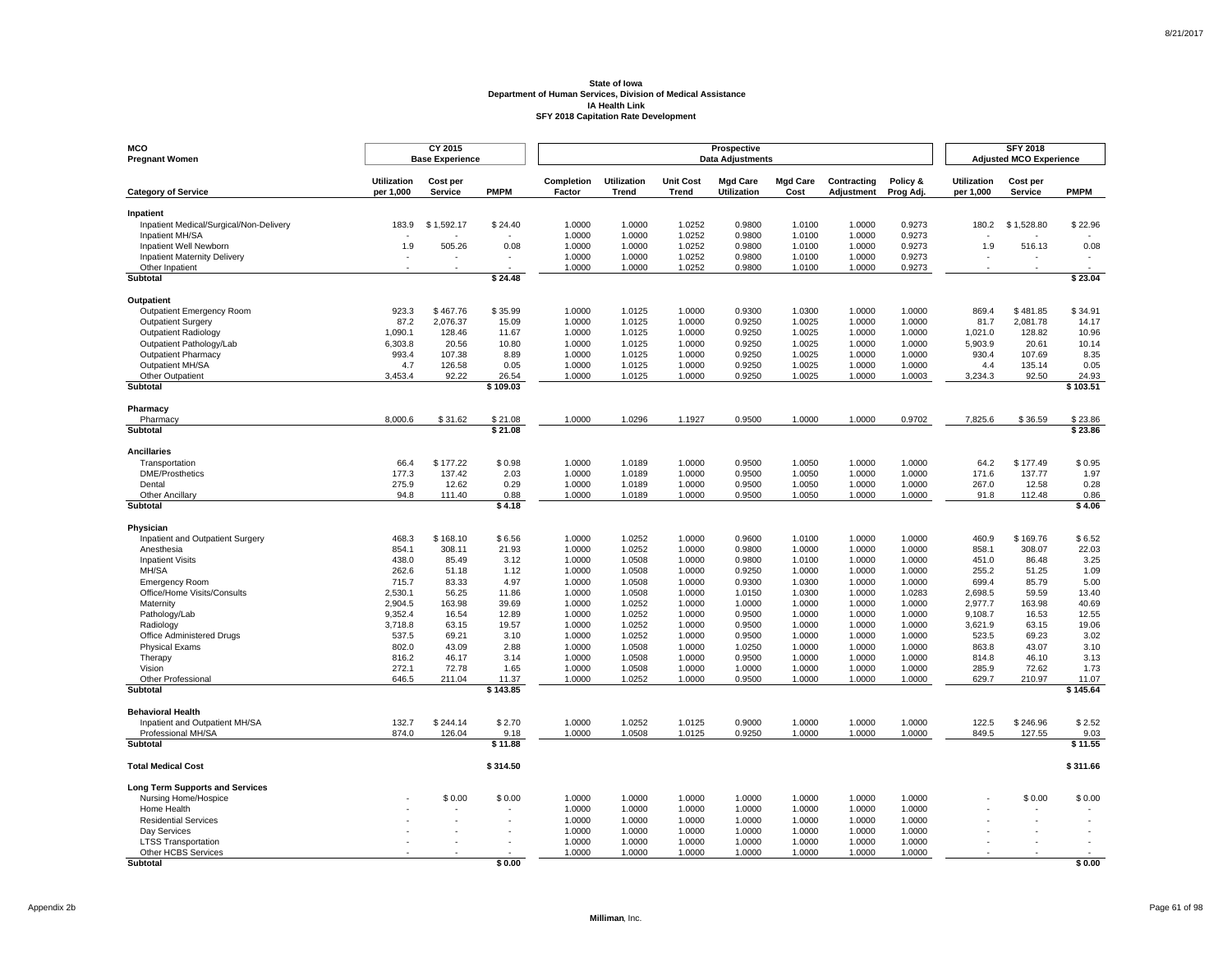**State of Iowa**
**Department of Human Services, Division of Medical Assistance**
**IA Health Link**
**SFY 2018 Capitation Rate Development**

| MCO Pregnant Women | CY 2015 Base Experience | | | Prospective Data Adjustments | | | | | | | SFY 2018 Adjusted MCO Experience | | |
|---|---|---|---|---|---|---|---|---|---|---|---|---|---|
| **Category of Service** | **Utilization per 1,000** | **Cost per Service** | **PMPM** | **Completion Factor** | **Utilization Trend** | **Unit Cost Trend** | **Mgd Care Utilization** | **Mgd Care Cost** | **Contracting Adjustment** | **Policy & Prog Adj.** | **Utilization per 1,000** | **Cost per Service** | **PMPM** |
| **Inpatient** | | | | | | | | | | | | | |
| Inpatient Medical/Surgical/Non-Delivery | 183.9 | $ 1,592.17 | $ 24.40 | 1.0000 | 1.0000 | 1.0252 | 0.9800 | 1.0100 | 1.0000 | 0.9273 | 180.2 | $ 1,528.80 | $ 22.96 |
| Inpatient MH/SA | - | - | - | 1.0000 | 1.0000 | 1.0252 | 0.9800 | 1.0100 | 1.0000 | 0.9273 | - | - | - |
| Inpatient Well Newborn | 1.9 | 505.26 | 0.08 | 1.0000 | 1.0000 | 1.0252 | 0.9800 | 1.0100 | 1.0000 | 0.9273 | 1.9 | 516.13 | 0.08 |
| Inpatient Maternity Delivery | - | - | - | 1.0000 | 1.0000 | 1.0252 | 0.9800 | 1.0100 | 1.0000 | 0.9273 | - | - | - |
| Other Inpatient | - | - | - | 1.0000 | 1.0000 | 1.0252 | 0.9800 | 1.0100 | 1.0000 | 0.9273 | - | - | - |
| **Subtotal** | | | **$ 24.48** | | | | | | | | | | **$ 23.04** |
| **Outpatient** | | | | | | | | | | | | | |
| Outpatient Emergency Room | 923.3 | $ 467.76 | $ 35.99 | 1.0000 | 1.0125 | 1.0000 | 0.9300 | 1.0300 | 1.0000 | 1.0000 | 869.4 | $ 481.85 | $ 34.91 |
| Outpatient Surgery | 87.2 | 2,076.37 | 15.09 | 1.0000 | 1.0125 | 1.0000 | 0.9250 | 1.0025 | 1.0000 | 1.0000 | 81.7 | 2,081.78 | 14.17 |
| Outpatient Radiology | 1,090.1 | 128.46 | 11.67 | 1.0000 | 1.0125 | 1.0000 | 0.9250 | 1.0025 | 1.0000 | 1.0000 | 1,021.0 | 128.82 | 10.96 |
| Outpatient Pathology/Lab | 6,303.8 | 20.56 | 10.80 | 1.0000 | 1.0125 | 1.0000 | 0.9250 | 1.0025 | 1.0000 | 1.0000 | 5,903.9 | 20.61 | 10.14 |
| Outpatient Pharmacy | 993.4 | 107.38 | 8.89 | 1.0000 | 1.0125 | 1.0000 | 0.9250 | 1.0025 | 1.0000 | 1.0000 | 930.4 | 107.69 | 8.35 |
| Outpatient MH/SA | 4.7 | 126.58 | 0.05 | 1.0000 | 1.0125 | 1.0000 | 0.9250 | 1.0025 | 1.0000 | 1.0000 | 4.4 | 135.14 | 0.05 |
| Other Outpatient | 3,453.4 | 92.22 | 26.54 | 1.0000 | 1.0125 | 1.0000 | 0.9250 | 1.0025 | 1.0000 | 1.0003 | 3,234.3 | 92.50 | 24.93 |
| **Subtotal** | | | **$ 109.03** | | | | | | | | | | **$ 103.51** |
| **Pharmacy** | | | | | | | | | | | | | |
| Pharmacy | 8,000.6 | $ 31.62 | $ 21.08 | 1.0000 | 1.0296 | 1.1927 | 0.9500 | 1.0000 | 1.0000 | 0.9702 | 7,825.6 | $ 36.59 | $ 23.86 |
| **Subtotal** | | | **$ 21.08** | | | | | | | | | | **$ 23.86** |
| **Ancillaries** | | | | | | | | | | | | | |
| Transportation | 66.4 | $ 177.22 | $ 0.98 | 1.0000 | 1.0189 | 1.0000 | 0.9500 | 1.0050 | 1.0000 | 1.0000 | 64.2 | $ 177.49 | $ 0.95 |
| DME/Prosthetics | 177.3 | 137.42 | 2.03 | 1.0000 | 1.0189 | 1.0000 | 0.9500 | 1.0050 | 1.0000 | 1.0000 | 171.6 | 137.77 | 1.97 |
| Dental | 275.9 | 12.62 | 0.29 | 1.0000 | 1.0189 | 1.0000 | 0.9500 | 1.0050 | 1.0000 | 1.0000 | 267.0 | 12.58 | 0.28 |
| Other Ancillary | 94.8 | 111.40 | 0.88 | 1.0000 | 1.0189 | 1.0000 | 0.9500 | 1.0050 | 1.0000 | 1.0000 | 91.8 | 112.48 | 0.86 |
| **Subtotal** | | | **$ 4.18** | | | | | | | | | | **$ 4.06** |
| **Physician** | | | | | | | | | | | | | |
| Inpatient and Outpatient Surgery | 468.3 | $ 168.10 | $ 6.56 | 1.0000 | 1.0252 | 1.0000 | 0.9600 | 1.0100 | 1.0000 | 1.0000 | 460.9 | $ 169.76 | $ 6.52 |
| Anesthesia | 854.1 | 308.11 | 21.93 | 1.0000 | 1.0252 | 1.0000 | 0.9800 | 1.0000 | 1.0000 | 1.0000 | 858.1 | 308.07 | 22.03 |
| Inpatient Visits | 438.0 | 85.49 | 3.12 | 1.0000 | 1.0508 | 1.0000 | 0.9800 | 1.0100 | 1.0000 | 1.0000 | 451.0 | 86.48 | 3.25 |
| MH/SA | 262.6 | 51.18 | 1.12 | 1.0000 | 1.0508 | 1.0000 | 0.9250 | 1.0000 | 1.0000 | 1.0000 | 255.2 | 51.25 | 1.09 |
| Emergency Room | 715.7 | 83.33 | 4.97 | 1.0000 | 1.0508 | 1.0000 | 0.9300 | 1.0300 | 1.0000 | 1.0000 | 699.4 | 85.79 | 5.00 |
| Office/Home Visits/Consults | 2,530.1 | 56.25 | 11.86 | 1.0000 | 1.0508 | 1.0000 | 1.0150 | 1.0300 | 1.0000 | 1.0283 | 2,698.5 | 59.59 | 13.40 |
| Maternity | 2,904.5 | 163.98 | 39.69 | 1.0000 | 1.0252 | 1.0000 | 1.0000 | 1.0000 | 1.0000 | 1.0000 | 2,977.7 | 163.98 | 40.69 |
| Pathology/Lab | 9,352.4 | 16.54 | 12.89 | 1.0000 | 1.0252 | 1.0000 | 0.9500 | 1.0000 | 1.0000 | 1.0000 | 9,108.7 | 16.53 | 12.55 |
| Radiology | 3,718.8 | 63.15 | 19.57 | 1.0000 | 1.0252 | 1.0000 | 0.9500 | 1.0000 | 1.0000 | 1.0000 | 3,621.9 | 63.15 | 19.06 |
| Office Administered Drugs | 537.5 | 69.21 | 3.10 | 1.0000 | 1.0252 | 1.0000 | 0.9500 | 1.0000 | 1.0000 | 1.0000 | 523.5 | 69.23 | 3.02 |
| Physical Exams | 802.0 | 43.09 | 2.88 | 1.0000 | 1.0508 | 1.0000 | 1.0250 | 1.0000 | 1.0000 | 1.0000 | 863.8 | 43.07 | 3.10 |
| Therapy | 816.2 | 46.17 | 3.14 | 1.0000 | 1.0508 | 1.0000 | 0.9500 | 1.0000 | 1.0000 | 1.0000 | 814.8 | 46.10 | 3.13 |
| Vision | 272.1 | 72.78 | 1.65 | 1.0000 | 1.0508 | 1.0000 | 1.0000 | 1.0000 | 1.0000 | 1.0000 | 285.9 | 72.62 | 1.73 |
| Other Professional | 646.5 | 211.04 | 11.37 | 1.0000 | 1.0252 | 1.0000 | 0.9500 | 1.0000 | 1.0000 | 1.0000 | 629.7 | 210.97 | 11.07 |
| **Subtotal** | | | **$ 143.85** | | | | | | | | | | **$ 145.64** |
| **Behavioral Health** | | | | | | | | | | | | | |
| Inpatient and Outpatient MH/SA | 132.7 | $ 244.14 | $ 2.70 | 1.0000 | 1.0252 | 1.0125 | 0.9000 | 1.0000 | 1.0000 | 1.0000 | 122.5 | $ 246.96 | $ 2.52 |
| Professional MH/SA | 874.0 | 126.04 | 9.18 | 1.0000 | 1.0508 | 1.0125 | 0.9250 | 1.0000 | 1.0000 | 1.0000 | 849.5 | 127.55 | 9.03 |
| **Subtotal** | | | **$ 11.88** | | | | | | | | | | **$ 11.55** |
| **Total Medical Cost** | | | **$ 314.50** | | | | | | | | | | **$ 311.66** |
| **Long Term Supports and Services** | | | | | | | | | | | | | |
| Nursing Home/Hospice | - | $ 0.00 | $ 0.00 | 1.0000 | 1.0000 | 1.0000 | 1.0000 | 1.0000 | 1.0000 | 1.0000 | - | $ 0.00 | $ 0.00 |
| Home Health | - | - | - | 1.0000 | 1.0000 | 1.0000 | 1.0000 | 1.0000 | 1.0000 | 1.0000 | - | - | - |
| Residential Services | - | - | - | 1.0000 | 1.0000 | 1.0000 | 1.0000 | 1.0000 | 1.0000 | 1.0000 | - | - | - |
| Day Services | - | - | - | 1.0000 | 1.0000 | 1.0000 | 1.0000 | 1.0000 | 1.0000 | 1.0000 | - | - | - |
| LTSS Transportation | - | - | - | 1.0000 | 1.0000 | 1.0000 | 1.0000 | 1.0000 | 1.0000 | 1.0000 | - | - | - |
| Other HCBS Services | - | - | - | 1.0000 | 1.0000 | 1.0000 | 1.0000 | 1.0000 | 1.0000 | 1.0000 | - | - | - |
| **Subtotal** | | | **$ 0.00** | | | | | | | | | | **$ 0.00** |

Appendix 2b

Milliman, Inc.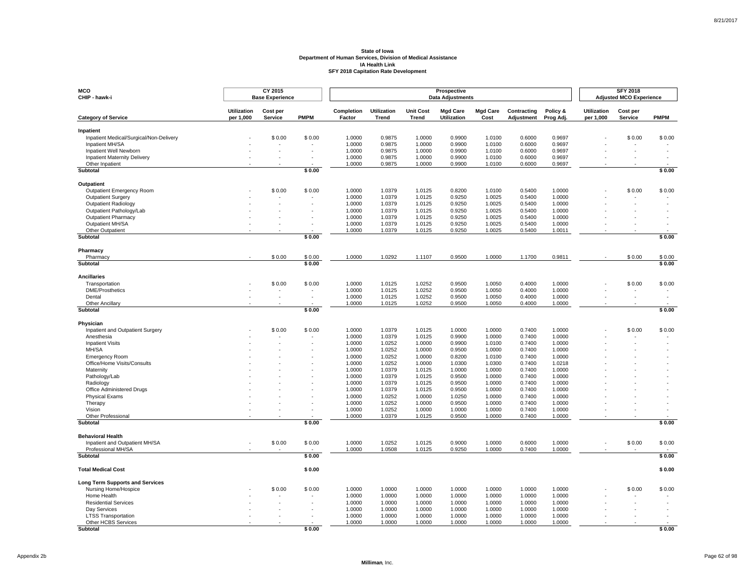# State of Iowa
## Department of Human Services, Division of Medical Assistance
## IA Health Link
## SFY 2018 Capitation Rate Development

| MCO<br>CHIP - hawk-i | CY 2015 Base Experience | | | Prospective Data Adjustments | | | | | | | SFY 2018 Adjusted MCO Experience | | |
|---|---|---|---|---|---|---|---|---|---|---|---|---|---|
| **Category of Service** | **Utilization per 1,000** | **Cost per Service** | **PMPM** | **Completion Factor** | **Utilization Trend** | **Unit Cost Trend** | **Mgd Care Utilization** | **Mgd Care Cost** | **Contracting Adjustment** | **Policy & Prog Adj.** | **Utilization per 1,000** | **Cost per Service** | **PMPM** |
| **Inpatient** | | | | | | | | | | | | | |
| Inpatient Medical/Surgical/Non-Delivery | - | $ 0.00 | $ 0.00 | 1.0000 | 0.9875 | 1.0000 | 0.9900 | 1.0100 | 0.6000 | 0.9697 | - | $ 0.00 | $ 0.00 |
| Inpatient MH/SA | - | - | - | 1.0000 | 0.9875 | 1.0000 | 0.9900 | 1.0100 | 0.6000 | 0.9697 | - | - | - |
| Inpatient Well Newborn | - | - | - | 1.0000 | 0.9875 | 1.0000 | 0.9900 | 1.0100 | 0.6000 | 0.9697 | - | - | - |
| Inpatient Maternity Delivery | - | - | - | 1.0000 | 0.9875 | 1.0000 | 0.9900 | 1.0100 | 0.6000 | 0.9697 | - | - | - |
| Other Inpatient | - | - | - | 1.0000 | 0.9875 | 1.0000 | 0.9900 | 1.0100 | 0.6000 | 0.9697 | - | - | - |
| **Subtotal** | | | **$ 0.00** | | | | | | | | | | **$ 0.00** |
| **Outpatient** | | | | | | | | | | | | | |
| Outpatient Emergency Room | - | $ 0.00 | $ 0.00 | 1.0000 | 1.0379 | 1.0125 | 0.8200 | 1.0100 | 0.5400 | 1.0000 | - | $ 0.00 | $ 0.00 |
| Outpatient Surgery | - | - | - | 1.0000 | 1.0379 | 1.0125 | 0.9250 | 1.0025 | 0.5400 | 1.0000 | - | - | - |
| Outpatient Radiology | - | - | - | 1.0000 | 1.0379 | 1.0125 | 0.9250 | 1.0025 | 0.5400 | 1.0000 | - | - | - |
| Outpatient Pathology/Lab | - | - | - | 1.0000 | 1.0379 | 1.0125 | 0.9250 | 1.0025 | 0.5400 | 1.0000 | - | - | - |
| Outpatient Pharmacy | - | - | - | 1.0000 | 1.0379 | 1.0125 | 0.9250 | 1.0025 | 0.5400 | 1.0000 | - | - | - |
| Outpatient MH/SA | - | - | - | 1.0000 | 1.0379 | 1.0125 | 0.9250 | 1.0025 | 0.5400 | 1.0000 | - | - | - |
| Other Outpatient | - | - | - | 1.0000 | 1.0379 | 1.0125 | 0.9250 | 1.0025 | 0.5400 | 1.0011 | - | - | - |
| **Subtotal** | | | **$ 0.00** | | | | | | | | | | **$ 0.00** |
| **Pharmacy** | | | | | | | | | | | | | |
| Pharmacy | - | $ 0.00 | $ 0.00 | 1.0000 | 1.0292 | 1.1107 | 0.9500 | 1.0000 | 1.1700 | 0.9811 | - | $ 0.00 | $ 0.00 |
| **Subtotal** | | | **$ 0.00** | | | | | | | | | | **$ 0.00** |
| **Ancillaries** | | | | | | | | | | | | | |
| Transportation | - | $ 0.00 | $ 0.00 | 1.0000 | 1.0125 | 1.0252 | 0.9500 | 1.0050 | 0.4000 | 1.0000 | - | $ 0.00 | $ 0.00 |
| DME/Prosthetics | - | - | - | 1.0000 | 1.0125 | 1.0252 | 0.9500 | 1.0050 | 0.4000 | 1.0000 | - | - | - |
| Dental | - | - | - | 1.0000 | 1.0125 | 1.0252 | 0.9500 | 1.0050 | 0.4000 | 1.0000 | - | - | - |
| Other Ancillary | - | - | - | 1.0000 | 1.0125 | 1.0252 | 0.9500 | 1.0050 | 0.4000 | 1.0000 | - | - | - |
| **Subtotal** | | | **$ 0.00** | | | | | | | | | | **$ 0.00** |
| **Physician** | | | | | | | | | | | | | |
| Inpatient and Outpatient Surgery | - | $ 0.00 | $ 0.00 | 1.0000 | 1.0379 | 1.0125 | 1.0000 | 1.0000 | 0.7400 | 1.0000 | - | $ 0.00 | $ 0.00 |
| Anesthesia | - | - | - | 1.0000 | 1.0379 | 1.0125 | 0.9900 | 1.0000 | 0.7400 | 1.0000 | - | - | - |
| Inpatient Visits | - | - | - | 1.0000 | 1.0252 | 1.0000 | 0.9900 | 1.0100 | 0.7400 | 1.0000 | - | - | - |
| MH/SA | - | - | - | 1.0000 | 1.0252 | 1.0000 | 0.9500 | 1.0000 | 0.7400 | 1.0000 | - | - | - |
| Emergency Room | - | - | - | 1.0000 | 1.0252 | 1.0000 | 0.8200 | 1.0100 | 0.7400 | 1.0000 | - | - | - |
| Office/Home Visits/Consults | - | - | - | 1.0000 | 1.0252 | 1.0000 | 1.0300 | 1.0300 | 0.7400 | 1.0218 | - | - | - |
| Maternity | - | - | - | 1.0000 | 1.0379 | 1.0125 | 1.0000 | 1.0000 | 0.7400 | 1.0000 | - | - | - |
| Pathology/Lab | - | - | - | 1.0000 | 1.0379 | 1.0125 | 0.9500 | 1.0000 | 0.7400 | 1.0000 | - | - | - |
| Radiology | - | - | - | 1.0000 | 1.0379 | 1.0125 | 0.9500 | 1.0000 | 0.7400 | 1.0000 | - | - | - |
| Office Administered Drugs | - | - | - | 1.0000 | 1.0379 | 1.0125 | 0.9500 | 1.0000 | 0.7400 | 1.0000 | - | - | - |
| Physical Exams | - | - | - | 1.0000 | 1.0252 | 1.0000 | 1.0250 | 1.0000 | 0.7400 | 1.0000 | - | - | - |
| Therapy | - | - | - | 1.0000 | 1.0252 | 1.0000 | 0.9500 | 1.0000 | 0.7400 | 1.0000 | - | - | - |
| Vision | - | - | - | 1.0000 | 1.0252 | 1.0000 | 1.0000 | 1.0000 | 0.7400 | 1.0000 | - | - | - |
| Other Professional | - | - | - | 1.0000 | 1.0379 | 1.0125 | 0.9500 | 1.0000 | 0.7400 | 1.0000 | - | - | - |
| **Subtotal** | | | **$ 0.00** | | | | | | | | | | **$ 0.00** |
| **Behavioral Health** | | | | | | | | | | | | | |
| Inpatient and Outpatient MH/SA | - | $ 0.00 | $ 0.00 | 1.0000 | 1.0252 | 1.0125 | 0.9000 | 1.0000 | 0.6000 | 1.0000 | - | $ 0.00 | $ 0.00 |
| Professional MH/SA | - | - | - | 1.0000 | 1.0508 | 1.0125 | 0.9250 | 1.0000 | 0.7400 | 1.0000 | - | - | - |
| **Subtotal** | | | **$ 0.00** | | | | | | | | | | **$ 0.00** |
| **Total Medical Cost** | | | **$ 0.00** | | | | | | | | | | **$ 0.00** |
| **Long Term Supports and Services** | | | | | | | | | | | | | |
| Nursing Home/Hospice | - | $ 0.00 | $ 0.00 | 1.0000 | 1.0000 | 1.0000 | 1.0000 | 1.0000 | 1.0000 | 1.0000 | - | $ 0.00 | $ 0.00 |
| Home Health | - | - | - | 1.0000 | 1.0000 | 1.0000 | 1.0000 | 1.0000 | 1.0000 | 1.0000 | - | - | - |
| Residential Services | - | - | - | 1.0000 | 1.0000 | 1.0000 | 1.0000 | 1.0000 | 1.0000 | 1.0000 | - | - | - |
| Day Services | - | - | - | 1.0000 | 1.0000 | 1.0000 | 1.0000 | 1.0000 | 1.0000 | 1.0000 | - | - | - |
| LTSS Transportation | - | - | - | 1.0000 | 1.0000 | 1.0000 | 1.0000 | 1.0000 | 1.0000 | 1.0000 | - | - | - |
| Other HCBS Services | - | - | - | 1.0000 | 1.0000 | 1.0000 | 1.0000 | 1.0000 | 1.0000 | 1.0000 | - | - | - |
| **Subtotal** | | | **$ 0.00** | | | | | | | | | | **$ 0.00** |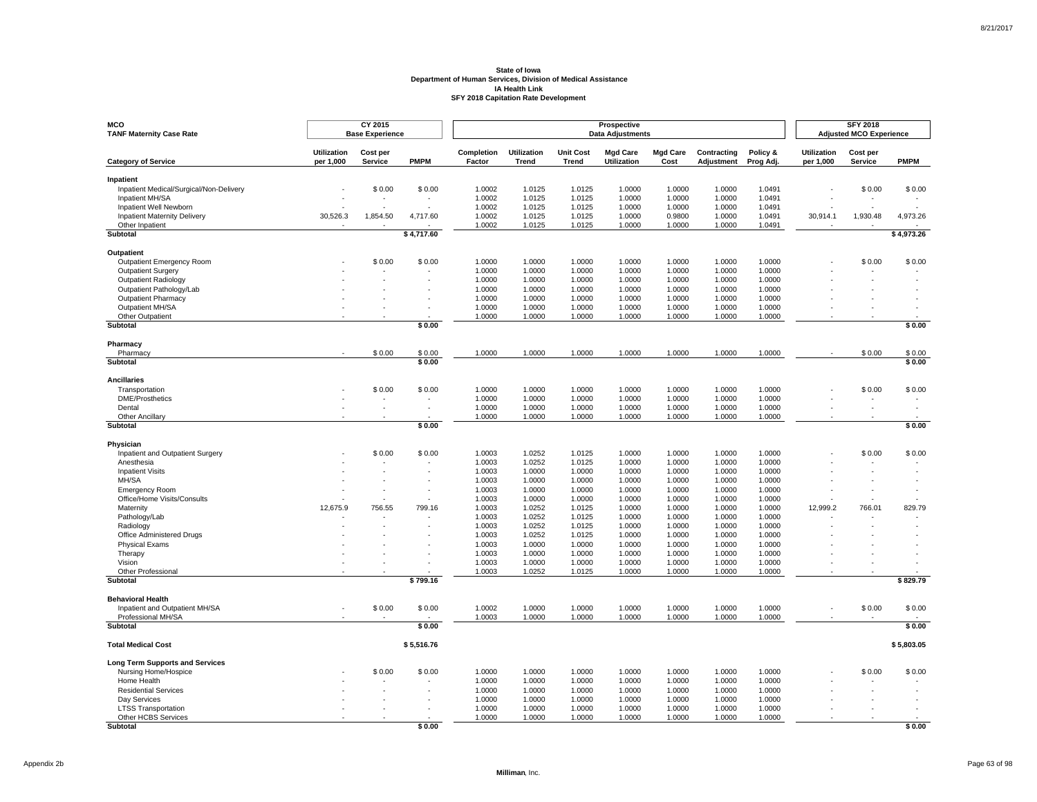**State of Iowa**
**Department of Human Services, Division of Medical Assistance**
**IA Health Link**
**SFY 2018 Capitation Rate Development**

| MCO TANF Maternity Case Rate | CY 2015 Base Experience | | | Prospective Data Adjustments | | | | | | | SFY 2018 Adjusted MCO Experience | | |
|---|---|---|---|---|---|---|---|---|---|---|---|---|---|
| **Category of Service** | **Utilization per 1,000** | **Cost per Service** | **PMPM** | **Completion Factor** | **Utilization Trend** | **Unit Cost Trend** | **Mgd Care Utilization** | **Mgd Care Cost** | **Contracting Adjustment** | **Policy & Prog Adj.** | **Utilization per 1,000** | **Cost per Service** | **PMPM** |
| **Inpatient** | | | | | | | | | | | | | |
| Inpatient Medical/Surgical/Non-Delivery | - | $ 0.00 | $ 0.00 | 1.0002 | 1.0125 | 1.0125 | 1.0000 | 1.0000 | 1.0000 | 1.0491 | - | $ 0.00 | $ 0.00 |
| Inpatient MH/SA | - | - | - | 1.0002 | 1.0125 | 1.0125 | 1.0000 | 1.0000 | 1.0000 | 1.0491 | - | - | - |
| Inpatient Well Newborn | - | - | - | 1.0002 | 1.0125 | 1.0125 | 1.0000 | 1.0000 | 1.0000 | 1.0491 | - | - | - |
| Inpatient Maternity Delivery | 30,526.3 | 1,854.50 | 4,717.60 | 1.0002 | 1.0125 | 1.0125 | 1.0000 | 0.9800 | 1.0000 | 1.0491 | 30,914.1 | 1,930.48 | 4,973.26 |
| Other Inpatient | - | - | - | 1.0002 | 1.0125 | 1.0125 | 1.0000 | 1.0000 | 1.0000 | 1.0491 | - | - | - |
| **Subtotal** | | | **$ 4,717.60** | | | | | | | | | | **$ 4,973.26** |
| **Outpatient** | | | | | | | | | | | | | |
| Outpatient Emergency Room | - | $ 0.00 | $ 0.00 | 1.0000 | 1.0000 | 1.0000 | 1.0000 | 1.0000 | 1.0000 | 1.0000 | - | $ 0.00 | $ 0.00 |
| Outpatient Surgery | - | - | - | 1.0000 | 1.0000 | 1.0000 | 1.0000 | 1.0000 | 1.0000 | 1.0000 | - | - | - |
| Outpatient Radiology | - | - | - | 1.0000 | 1.0000 | 1.0000 | 1.0000 | 1.0000 | 1.0000 | 1.0000 | - | - | - |
| Outpatient Pathology/Lab | - | - | - | 1.0000 | 1.0000 | 1.0000 | 1.0000 | 1.0000 | 1.0000 | 1.0000 | - | - | - |
| Outpatient Pharmacy | - | - | - | 1.0000 | 1.0000 | 1.0000 | 1.0000 | 1.0000 | 1.0000 | 1.0000 | - | - | - |
| Outpatient MH/SA | - | - | - | 1.0000 | 1.0000 | 1.0000 | 1.0000 | 1.0000 | 1.0000 | 1.0000 | - | - | - |
| Other Outpatient | - | - | - | 1.0000 | 1.0000 | 1.0000 | 1.0000 | 1.0000 | 1.0000 | 1.0000 | - | - | - |
| **Subtotal** | | | **$ 0.00** | | | | | | | | | | **$ 0.00** |
| **Pharmacy** | | | | | | | | | | | | | |
| Pharmacy | - | $ 0.00 | $ 0.00 | 1.0000 | 1.0000 | 1.0000 | 1.0000 | 1.0000 | 1.0000 | 1.0000 | - | $ 0.00 | $ 0.00 |
| **Subtotal** | | | **$ 0.00** | | | | | | | | | | **$ 0.00** |
| **Ancillaries** | | | | | | | | | | | | | |
| Transportation | - | $ 0.00 | $ 0.00 | 1.0000 | 1.0000 | 1.0000 | 1.0000 | 1.0000 | 1.0000 | 1.0000 | - | $ 0.00 | $ 0.00 |
| DME/Prosthetics | - | - | - | 1.0000 | 1.0000 | 1.0000 | 1.0000 | 1.0000 | 1.0000 | 1.0000 | - | - | - |
| Dental | - | - | - | 1.0000 | 1.0000 | 1.0000 | 1.0000 | 1.0000 | 1.0000 | 1.0000 | - | - | - |
| Other Ancillary | - | - | - | 1.0000 | 1.0000 | 1.0000 | 1.0000 | 1.0000 | 1.0000 | 1.0000 | - | - | - |
| **Subtotal** | | | **$ 0.00** | | | | | | | | | | **$ 0.00** |
| **Physician** | | | | | | | | | | | | | |
| Inpatient and Outpatient Surgery | - | $ 0.00 | $ 0.00 | 1.0003 | 1.0252 | 1.0125 | 1.0000 | 1.0000 | 1.0000 | 1.0000 | - | $ 0.00 | $ 0.00 |
| Anesthesia | - | - | - | 1.0003 | 1.0252 | 1.0125 | 1.0000 | 1.0000 | 1.0000 | 1.0000 | - | - | - |
| Inpatient Visits | - | - | - | 1.0003 | 1.0000 | 1.0000 | 1.0000 | 1.0000 | 1.0000 | 1.0000 | - | - | - |
| MH/SA | - | - | - | 1.0003 | 1.0000 | 1.0000 | 1.0000 | 1.0000 | 1.0000 | 1.0000 | - | - | - |
| Emergency Room | - | - | - | 1.0003 | 1.0000 | 1.0000 | 1.0000 | 1.0000 | 1.0000 | 1.0000 | - | - | - |
| Office/Home Visits/Consults | - | - | - | 1.0003 | 1.0000 | 1.0000 | 1.0000 | 1.0000 | 1.0000 | 1.0000 | - | - | - |
| Maternity | 12,675.9 | 756.55 | 799.16 | 1.0003 | 1.0252 | 1.0125 | 1.0000 | 1.0000 | 1.0000 | 1.0000 | 12,999.2 | 766.01 | 829.79 |
| Pathology/Lab | - | - | - | 1.0003 | 1.0252 | 1.0125 | 1.0000 | 1.0000 | 1.0000 | 1.0000 | - | - | - |
| Radiology | - | - | - | 1.0003 | 1.0252 | 1.0125 | 1.0000 | 1.0000 | 1.0000 | 1.0000 | - | - | - |
| Office Administered Drugs | - | - | - | 1.0003 | 1.0252 | 1.0125 | 1.0000 | 1.0000 | 1.0000 | 1.0000 | - | - | - |
| Physical Exams | - | - | - | 1.0003 | 1.0000 | 1.0000 | 1.0000 | 1.0000 | 1.0000 | 1.0000 | - | - | - |
| Therapy | - | - | - | 1.0003 | 1.0000 | 1.0000 | 1.0000 | 1.0000 | 1.0000 | 1.0000 | - | - | - |
| Vision | - | - | - | 1.0003 | 1.0000 | 1.0000 | 1.0000 | 1.0000 | 1.0000 | 1.0000 | - | - | - |
| Other Professional | - | - | - | 1.0003 | 1.0252 | 1.0125 | 1.0000 | 1.0000 | 1.0000 | 1.0000 | - | - | - |
| **Subtotal** | | | **$ 799.16** | | | | | | | | | | **$ 829.79** |
| **Behavioral Health** | | | | | | | | | | | | | |
| Inpatient and Outpatient MH/SA | - | $ 0.00 | $ 0.00 | 1.0002 | 1.0000 | 1.0000 | 1.0000 | 1.0000 | 1.0000 | 1.0000 | - | $ 0.00 | $ 0.00 |
| Professional MH/SA | - | - | - | 1.0003 | 1.0000 | 1.0000 | 1.0000 | 1.0000 | 1.0000 | 1.0000 | - | - | - |
| **Subtotal** | | | **$ 0.00** | | | | | | | | | | **$ 0.00** |
| **Total Medical Cost** | | | **$ 5,516.76** | | | | | | | | | | **$ 5,803.05** |
| **Long Term Supports and Services** | | | | | | | | | | | | | |
| Nursing Home/Hospice | - | $ 0.00 | $ 0.00 | 1.0000 | 1.0000 | 1.0000 | 1.0000 | 1.0000 | 1.0000 | 1.0000 | - | $ 0.00 | $ 0.00 |
| Home Health | - | - | - | 1.0000 | 1.0000 | 1.0000 | 1.0000 | 1.0000 | 1.0000 | 1.0000 | - | - | - |
| Residential Services | - | - | - | 1.0000 | 1.0000 | 1.0000 | 1.0000 | 1.0000 | 1.0000 | 1.0000 | - | - | - |
| Day Services | - | - | - | 1.0000 | 1.0000 | 1.0000 | 1.0000 | 1.0000 | 1.0000 | 1.0000 | - | - | - |
| LTSS Transportation | - | - | - | 1.0000 | 1.0000 | 1.0000 | 1.0000 | 1.0000 | 1.0000 | 1.0000 | - | - | - |
| Other HCBS Services | - | - | - | 1.0000 | 1.0000 | 1.0000 | 1.0000 | 1.0000 | 1.0000 | 1.0000 | - | - | - |
| **Subtotal** | | | **$ 0.00** | | | | | | | | | | **$ 0.00** |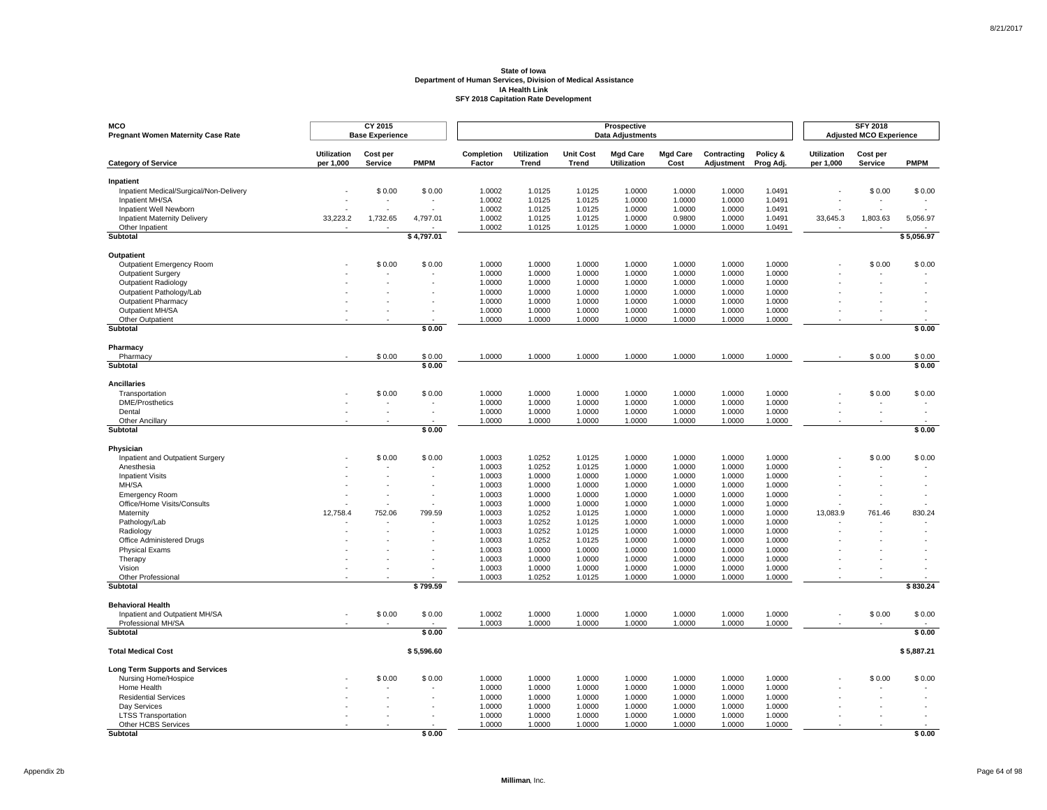**State of Iowa**
**Department of Human Services, Division of Medical Assistance**
**IA Health Link**
**SFY 2018 Capitation Rate Development**

| MCO Pregnant Women Maternity Case Rate | CY 2015 Base Experience | | | Prospective Data Adjustments | | | | | | | SFY 2018 Adjusted MCO Experience | | |
|---|---|---|---|---|---|---|---|---|---|---|---|---|---|
| **Category of Service** | **Utilization per 1,000** | **Cost per Service** | **PMPM** | **Completion Factor** | **Utilization Trend** | **Unit Cost Trend** | **Mgd Care Utilization** | **Mgd Care Cost** | **Contracting Adjustment** | **Policy & Prog Adj.** | **Utilization per 1,000** | **Cost per Service** | **PMPM** |
| **Inpatient** | | | | | | | | | | | | | |
| Inpatient Medical/Surgical/Non-Delivery | - | $ 0.00 | $ 0.00 | 1.0002 | 1.0125 | 1.0125 | 1.0000 | 1.0000 | 1.0000 | 1.0491 | - | $ 0.00 | $ 0.00 |
| Inpatient MH/SA | - | - | - | 1.0002 | 1.0125 | 1.0125 | 1.0000 | 1.0000 | 1.0000 | 1.0491 | - | - | - |
| Inpatient Well Newborn | - | - | - | 1.0002 | 1.0125 | 1.0125 | 1.0000 | 1.0000 | 1.0000 | 1.0491 | - | - | - |
| Inpatient Maternity Delivery | 33,223.2 | 1,732.65 | 4,797.01 | 1.0002 | 1.0125 | 1.0125 | 1.0000 | 0.9800 | 1.0000 | 1.0491 | 33,645.3 | 1,803.63 | 5,056.97 |
| Other Inpatient | - | - | - | 1.0002 | 1.0125 | 1.0125 | 1.0000 | 1.0000 | 1.0000 | 1.0491 | - | - | - |
| **Subtotal** | | | **$ 4,797.01** | | | | | | | | | | **$ 5,056.97** |
| **Outpatient** | | | | | | | | | | | | | |
| Outpatient Emergency Room | - | $ 0.00 | $ 0.00 | 1.0000 | 1.0000 | 1.0000 | 1.0000 | 1.0000 | 1.0000 | 1.0000 | - | $ 0.00 | $ 0.00 |
| Outpatient Surgery | - | - | - | 1.0000 | 1.0000 | 1.0000 | 1.0000 | 1.0000 | 1.0000 | 1.0000 | - | - | - |
| Outpatient Radiology | - | - | - | 1.0000 | 1.0000 | 1.0000 | 1.0000 | 1.0000 | 1.0000 | 1.0000 | - | - | - |
| Outpatient Pathology/Lab | - | - | - | 1.0000 | 1.0000 | 1.0000 | 1.0000 | 1.0000 | 1.0000 | 1.0000 | - | - | - |
| Outpatient Pharmacy | - | - | - | 1.0000 | 1.0000 | 1.0000 | 1.0000 | 1.0000 | 1.0000 | 1.0000 | - | - | - |
| Outpatient MH/SA | - | - | - | 1.0000 | 1.0000 | 1.0000 | 1.0000 | 1.0000 | 1.0000 | 1.0000 | - | - | - |
| Other Outpatient | - | - | - | 1.0000 | 1.0000 | 1.0000 | 1.0000 | 1.0000 | 1.0000 | 1.0000 | - | - | - |
| **Subtotal** | | | **$ 0.00** | | | | | | | | | | **$ 0.00** |
| **Pharmacy** | | | | | | | | | | | | | |
| Pharmacy | - | $ 0.00 | $ 0.00 | 1.0000 | 1.0000 | 1.0000 | 1.0000 | 1.0000 | 1.0000 | 1.0000 | - | $ 0.00 | $ 0.00 |
| **Subtotal** | | | **$ 0.00** | | | | | | | | | | **$ 0.00** |
| **Ancillaries** | | | | | | | | | | | | | |
| Transportation | - | $ 0.00 | $ 0.00 | 1.0000 | 1.0000 | 1.0000 | 1.0000 | 1.0000 | 1.0000 | 1.0000 | - | $ 0.00 | $ 0.00 |
| DME/Prosthetics | - | - | - | 1.0000 | 1.0000 | 1.0000 | 1.0000 | 1.0000 | 1.0000 | 1.0000 | - | - | - |
| Dental | - | - | - | 1.0000 | 1.0000 | 1.0000 | 1.0000 | 1.0000 | 1.0000 | 1.0000 | - | - | - |
| Other Ancillary | - | - | - | 1.0000 | 1.0000 | 1.0000 | 1.0000 | 1.0000 | 1.0000 | 1.0000 | - | - | - |
| **Subtotal** | | | **$ 0.00** | | | | | | | | | | **$ 0.00** |
| **Physician** | | | | | | | | | | | | | |
| Inpatient and Outpatient Surgery | - | $ 0.00 | $ 0.00 | 1.0003 | 1.0252 | 1.0125 | 1.0000 | 1.0000 | 1.0000 | 1.0000 | - | $ 0.00 | $ 0.00 |
| Anesthesia | - | - | - | 1.0003 | 1.0252 | 1.0125 | 1.0000 | 1.0000 | 1.0000 | 1.0000 | - | - | - |
| Inpatient Visits | - | - | - | 1.0003 | 1.0000 | 1.0000 | 1.0000 | 1.0000 | 1.0000 | 1.0000 | - | - | - |
| MH/SA | - | - | - | 1.0003 | 1.0000 | 1.0000 | 1.0000 | 1.0000 | 1.0000 | 1.0000 | - | - | - |
| Emergency Room | - | - | - | 1.0003 | 1.0000 | 1.0000 | 1.0000 | 1.0000 | 1.0000 | 1.0000 | - | - | - |
| Office/Home Visits/Consults | - | - | - | 1.0003 | 1.0000 | 1.0000 | 1.0000 | 1.0000 | 1.0000 | 1.0000 | - | - | - |
| Maternity | 12,758.4 | 752.06 | 799.59 | 1.0003 | 1.0252 | 1.0125 | 1.0000 | 1.0000 | 1.0000 | 1.0000 | 13,083.9 | 761.46 | 830.24 |
| Pathology/Lab | - | - | - | 1.0003 | 1.0252 | 1.0125 | 1.0000 | 1.0000 | 1.0000 | 1.0000 | - | - | - |
| Radiology | - | - | - | 1.0003 | 1.0252 | 1.0125 | 1.0000 | 1.0000 | 1.0000 | 1.0000 | - | - | - |
| Office Administered Drugs | - | - | - | 1.0003 | 1.0252 | 1.0125 | 1.0000 | 1.0000 | 1.0000 | 1.0000 | - | - | - |
| Physical Exams | - | - | - | 1.0003 | 1.0000 | 1.0000 | 1.0000 | 1.0000 | 1.0000 | 1.0000 | - | - | - |
| Therapy | - | - | - | 1.0003 | 1.0000 | 1.0000 | 1.0000 | 1.0000 | 1.0000 | 1.0000 | - | - | - |
| Vision | - | - | - | 1.0003 | 1.0000 | 1.0000 | 1.0000 | 1.0000 | 1.0000 | 1.0000 | - | - | - |
| Other Professional | - | - | - | 1.0003 | 1.0252 | 1.0125 | 1.0000 | 1.0000 | 1.0000 | 1.0000 | - | - | - |
| **Subtotal** | | | **$ 799.59** | | | | | | | | | | **$ 830.24** |
| **Behavioral Health** | | | | | | | | | | | | | |
| Inpatient and Outpatient MH/SA | - | $ 0.00 | $ 0.00 | 1.0002 | 1.0000 | 1.0000 | 1.0000 | 1.0000 | 1.0000 | 1.0000 | - | $ 0.00 | $ 0.00 |
| Professional MH/SA | - | - | - | 1.0003 | 1.0000 | 1.0000 | 1.0000 | 1.0000 | 1.0000 | 1.0000 | - | - | - |
| **Subtotal** | | | **$ 0.00** | | | | | | | | | | **$ 0.00** |
| **Total Medical Cost** | | | **$ 5,596.60** | | | | | | | | | | **$ 5,887.21** |
| **Long Term Supports and Services** | | | | | | | | | | | | | |
| Nursing Home/Hospice | - | $ 0.00 | $ 0.00 | 1.0000 | 1.0000 | 1.0000 | 1.0000 | 1.0000 | 1.0000 | 1.0000 | - | $ 0.00 | $ 0.00 |
| Home Health | - | - | - | 1.0000 | 1.0000 | 1.0000 | 1.0000 | 1.0000 | 1.0000 | 1.0000 | - | - | - |
| Residential Services | - | - | - | 1.0000 | 1.0000 | 1.0000 | 1.0000 | 1.0000 | 1.0000 | 1.0000 | - | - | - |
| Day Services | - | - | - | 1.0000 | 1.0000 | 1.0000 | 1.0000 | 1.0000 | 1.0000 | 1.0000 | - | - | - |
| LTSS Transportation | - | - | - | 1.0000 | 1.0000 | 1.0000 | 1.0000 | 1.0000 | 1.0000 | 1.0000 | - | - | - |
| Other HCBS Services | - | - | - | 1.0000 | 1.0000 | 1.0000 | 1.0000 | 1.0000 | 1.0000 | 1.0000 | - | - | - |
| **Subtotal** | | | **$ 0.00** | | | | | | | | | | **$ 0.00** |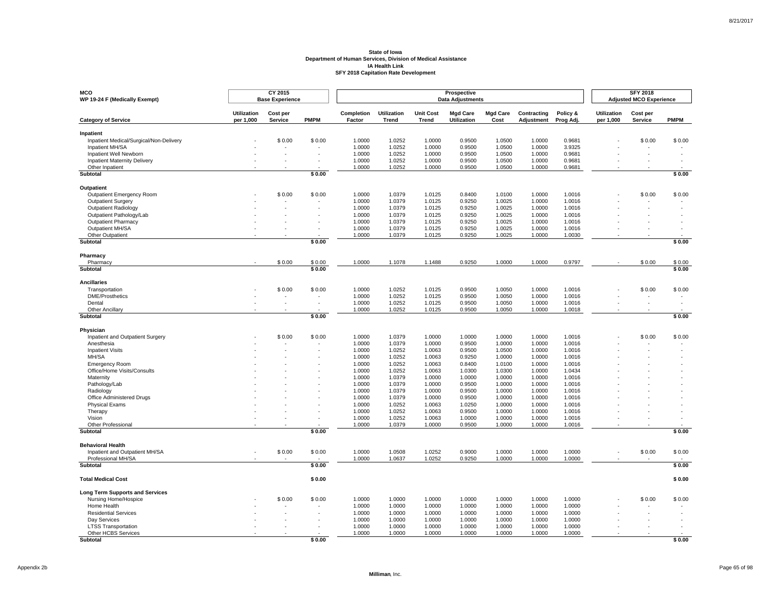**State of Iowa**
**Department of Human Services, Division of Medical Assistance**
**IA Health Link**
**SFY 2018 Capitation Rate Development**

| MCO WP 19-24 F (Medically Exempt) | CY 2015 Base Experience | | | Prospective Data Adjustments | | | | | | | SFY 2018 Adjusted MCO Experience | | |
|---|---|---|---|---|---|---|---|---|---|---|---|---|---|
| **Category of Service** | **Utilization per 1,000** | **Cost per Service** | **PMPM** | **Completion Factor** | **Utilization Trend** | **Unit Cost Trend** | **Mgd Care Utilization** | **Mgd Care Cost** | **Contracting Adjustment** | **Policy & Prog Adj.** | **Utilization per 1,000** | **Cost per Service** | **PMPM** |
| **Inpatient** | | | | | | | | | | | | | |
| Inpatient Medical/Surgical/Non-Delivery | - | $ 0.00 | $ 0.00 | 1.0000 | 1.0252 | 1.0000 | 0.9500 | 1.0500 | 1.0000 | 0.9681 | - | $ 0.00 | $ 0.00 |
| Inpatient MH/SA | - | - | - | 1.0000 | 1.0252 | 1.0000 | 0.9500 | 1.0500 | 1.0000 | 3.9325 | - | - | - |
| Inpatient Well Newborn | - | - | - | 1.0000 | 1.0252 | 1.0000 | 0.9500 | 1.0500 | 1.0000 | 0.9681 | - | - | - |
| Inpatient Maternity Delivery | - | - | - | 1.0000 | 1.0252 | 1.0000 | 0.9500 | 1.0500 | 1.0000 | 0.9681 | - | - | - |
| Other Inpatient | - | - | - | 1.0000 | 1.0252 | 1.0000 | 0.9500 | 1.0500 | 1.0000 | 0.9681 | - | - | - |
| **Subtotal** | | | **$ 0.00** | | | | | | | | | | **$ 0.00** |
| **Outpatient** | | | | | | | | | | | | | |
| Outpatient Emergency Room | - | $ 0.00 | $ 0.00 | 1.0000 | 1.0379 | 1.0125 | 0.8400 | 1.0100 | 1.0000 | 1.0016 | - | $ 0.00 | $ 0.00 |
| Outpatient Surgery | - | - | - | 1.0000 | 1.0379 | 1.0125 | 0.9250 | 1.0025 | 1.0000 | 1.0016 | - | - | - |
| Outpatient Radiology | - | - | - | 1.0000 | 1.0379 | 1.0125 | 0.9250 | 1.0025 | 1.0000 | 1.0016 | - | - | - |
| Outpatient Pathology/Lab | - | - | - | 1.0000 | 1.0379 | 1.0125 | 0.9250 | 1.0025 | 1.0000 | 1.0016 | - | - | - |
| Outpatient Pharmacy | - | - | - | 1.0000 | 1.0379 | 1.0125 | 0.9250 | 1.0025 | 1.0000 | 1.0016 | - | - | - |
| Outpatient MH/SA | - | - | - | 1.0000 | 1.0379 | 1.0125 | 0.9250 | 1.0025 | 1.0000 | 1.0016 | - | - | - |
| Other Outpatient | - | - | - | 1.0000 | 1.0379 | 1.0125 | 0.9250 | 1.0025 | 1.0000 | 1.0030 | - | - | - |
| **Subtotal** | | | **$ 0.00** | | | | | | | | | | **$ 0.00** |
| **Pharmacy** | | | | | | | | | | | | | |
| Pharmacy | - | $ 0.00 | $ 0.00 | 1.0000 | 1.1078 | 1.1488 | 0.9250 | 1.0000 | 1.0000 | 0.9797 | - | $ 0.00 | $ 0.00 |
| **Subtotal** | | | **$ 0.00** | | | | | | | | | | **$ 0.00** |
| **Ancillaries** | | | | | | | | | | | | | |
| Transportation | - | $ 0.00 | $ 0.00 | 1.0000 | 1.0252 | 1.0125 | 0.9500 | 1.0050 | 1.0000 | 1.0016 | - | $ 0.00 | $ 0.00 |
| DME/Prosthetics | - | - | - | 1.0000 | 1.0252 | 1.0125 | 0.9500 | 1.0050 | 1.0000 | 1.0016 | - | - | - |
| Dental | - | - | - | 1.0000 | 1.0252 | 1.0125 | 0.9500 | 1.0050 | 1.0000 | 1.0016 | - | - | - |
| Other Ancillary | - | - | - | 1.0000 | 1.0252 | 1.0125 | 0.9500 | 1.0050 | 1.0000 | 1.0018 | - | - | - |
| **Subtotal** | | | **$ 0.00** | | | | | | | | | | **$ 0.00** |
| **Physician** | | | | | | | | | | | | | |
| Inpatient and Outpatient Surgery | - | $ 0.00 | $ 0.00 | 1.0000 | 1.0379 | 1.0000 | 1.0000 | 1.0000 | 1.0000 | 1.0016 | - | $ 0.00 | $ 0.00 |
| Anesthesia | - | - | - | 1.0000 | 1.0379 | 1.0000 | 0.9500 | 1.0000 | 1.0000 | 1.0016 | - | - | - |
| Inpatient Visits | - | - | - | 1.0000 | 1.0252 | 1.0063 | 0.9500 | 1.0500 | 1.0000 | 1.0016 | - | - | - |
| MH/SA | - | - | - | 1.0000 | 1.0252 | 1.0063 | 0.9250 | 1.0000 | 1.0000 | 1.0016 | - | - | - |
| Emergency Room | - | - | - | 1.0000 | 1.0252 | 1.0063 | 0.8400 | 1.0100 | 1.0000 | 1.0016 | - | - | - |
| Office/Home Visits/Consults | - | - | - | 1.0000 | 1.0252 | 1.0063 | 1.0300 | 1.0300 | 1.0000 | 1.0434 | - | - | - |
| Maternity | - | - | - | 1.0000 | 1.0379 | 1.0000 | 1.0000 | 1.0000 | 1.0000 | 1.0016 | - | - | - |
| Pathology/Lab | - | - | - | 1.0000 | 1.0379 | 1.0000 | 0.9500 | 1.0000 | 1.0000 | 1.0016 | - | - | - |
| Radiology | - | - | - | 1.0000 | 1.0379 | 1.0000 | 0.9500 | 1.0000 | 1.0000 | 1.0016 | - | - | - |
| Office Administered Drugs | - | - | - | 1.0000 | 1.0379 | 1.0000 | 0.9500 | 1.0000 | 1.0000 | 1.0016 | - | - | - |
| Physical Exams | - | - | - | 1.0000 | 1.0252 | 1.0063 | 1.0250 | 1.0000 | 1.0000 | 1.0016 | - | - | - |
| Therapy | - | - | - | 1.0000 | 1.0252 | 1.0063 | 0.9500 | 1.0000 | 1.0000 | 1.0016 | - | - | - |
| Vision | - | - | - | 1.0000 | 1.0252 | 1.0063 | 1.0000 | 1.0000 | 1.0000 | 1.0016 | - | - | - |
| Other Professional | - | - | - | 1.0000 | 1.0379 | 1.0000 | 0.9500 | 1.0000 | 1.0000 | 1.0016 | - | - | - |
| **Subtotal** | | | **$ 0.00** | | | | | | | | | | **$ 0.00** |
| **Behavioral Health** | | | | | | | | | | | | | |
| Inpatient and Outpatient MH/SA | - | $ 0.00 | $ 0.00 | 1.0000 | 1.0508 | 1.0252 | 0.9000 | 1.0000 | 1.0000 | 1.0000 | - | $ 0.00 | $ 0.00 |
| Professional MH/SA | - | - | - | 1.0000 | 1.0637 | 1.0252 | 0.9250 | 1.0000 | 1.0000 | 1.0000 | - | - | - |
| **Subtotal** | | | **$ 0.00** | | | | | | | | | | **$ 0.00** |
| **Total Medical Cost** | | | **$ 0.00** | | | | | | | | | | **$ 0.00** |
| **Long Term Supports and Services** | | | | | | | | | | | | | |
| Nursing Home/Hospice | - | $ 0.00 | $ 0.00 | 1.0000 | 1.0000 | 1.0000 | 1.0000 | 1.0000 | 1.0000 | 1.0000 | - | $ 0.00 | $ 0.00 |
| Home Health | - | - | - | 1.0000 | 1.0000 | 1.0000 | 1.0000 | 1.0000 | 1.0000 | 1.0000 | - | - | - |
| Residential Services | - | - | - | 1.0000 | 1.0000 | 1.0000 | 1.0000 | 1.0000 | 1.0000 | 1.0000 | - | - | - |
| Day Services | - | - | - | 1.0000 | 1.0000 | 1.0000 | 1.0000 | 1.0000 | 1.0000 | 1.0000 | - | - | - |
| LTSS Transportation | - | - | - | 1.0000 | 1.0000 | 1.0000 | 1.0000 | 1.0000 | 1.0000 | 1.0000 | - | - | - |
| Other HCBS Services | - | - | - | 1.0000 | 1.0000 | 1.0000 | 1.0000 | 1.0000 | 1.0000 | 1.0000 | - | - | - |
| **Subtotal** | | | **$ 0.00** | | | | | | | | | | **$ 0.00** |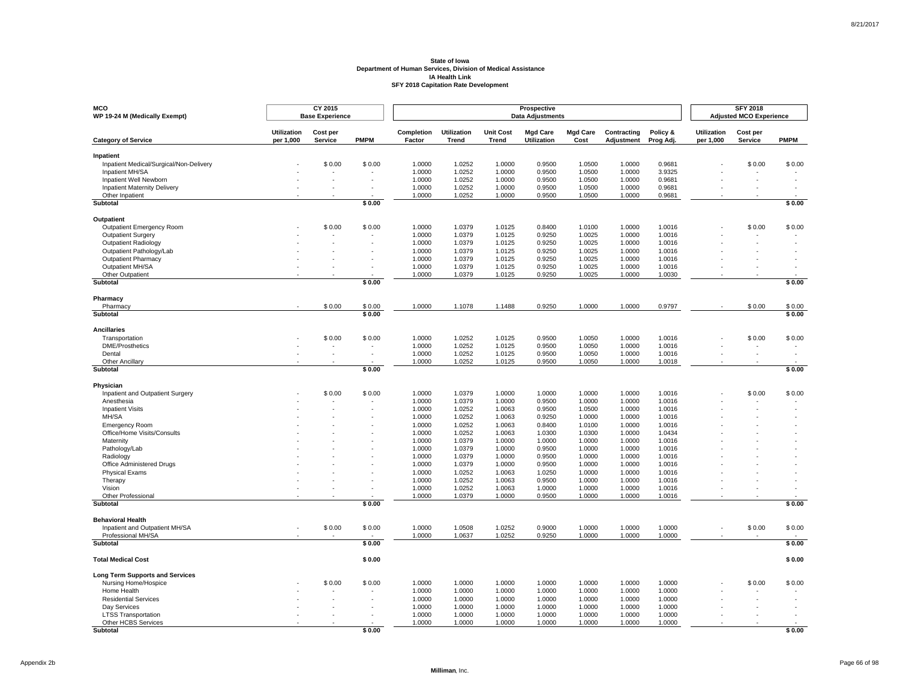# State of Iowa
## Department of Human Services, Division of Medical Assistance
## IA Health Link
## SFY 2018 Capitation Rate Development

| MCO<br>WP 19-24 M (Medically Exempt) | CY 2015 Base Experience | | | Prospective Data Adjustments | | | | | | | SFY 2018 Adjusted MCO Experience | | |
|---|---|---|---|---|---|---|---|---|---|---|---|---|---|
| Category of Service | Utilization per 1,000 | Cost per Service | PMPM | Completion Factor | Utilization Trend | Unit Cost Trend | Mgd Care Utilization | Mgd Care Cost | Contracting Adjustment | Policy & Prog Adj. | Utilization per 1,000 | Cost per Service | PMPM |
| **Inpatient** | | | | | | | | | | | | | |
| Inpatient Medical/Surgical/Non-Delivery | - | $ 0.00 | $ 0.00 | 1.0000 | 1.0252 | 1.0000 | 0.9500 | 1.0500 | 1.0000 | 0.9681 | - | $ 0.00 | $ 0.00 |
| Inpatient MH/SA | - | - | - | 1.0000 | 1.0252 | 1.0000 | 0.9500 | 1.0500 | 1.0000 | 3.9325 | - | - | - |
| Inpatient Well Newborn | - | - | - | 1.0000 | 1.0252 | 1.0000 | 0.9500 | 1.0500 | 1.0000 | 0.9681 | - | - | - |
| Inpatient Maternity Delivery | - | - | - | 1.0000 | 1.0252 | 1.0000 | 0.9500 | 1.0500 | 1.0000 | 0.9681 | - | - | - |
| Other Inpatient | - | - | - | 1.0000 | 1.0252 | 1.0000 | 0.9500 | 1.0500 | 1.0000 | 0.9681 | - | - | - |
| **Subtotal** | | | **$ 0.00** | | | | | | | | | | **$ 0.00** |
| **Outpatient** | | | | | | | | | | | | | |
| Outpatient Emergency Room | - | $ 0.00 | $ 0.00 | 1.0000 | 1.0379 | 1.0125 | 0.8400 | 1.0100 | 1.0000 | 1.0016 | - | $ 0.00 | $ 0.00 |
| Outpatient Surgery | - | - | - | 1.0000 | 1.0379 | 1.0125 | 0.9250 | 1.0025 | 1.0000 | 1.0016 | - | - | - |
| Outpatient Radiology | - | - | - | 1.0000 | 1.0379 | 1.0125 | 0.9250 | 1.0025 | 1.0000 | 1.0016 | - | - | - |
| Outpatient Pathology/Lab | - | - | - | 1.0000 | 1.0379 | 1.0125 | 0.9250 | 1.0025 | 1.0000 | 1.0016 | - | - | - |
| Outpatient Pharmacy | - | - | - | 1.0000 | 1.0379 | 1.0125 | 0.9250 | 1.0025 | 1.0000 | 1.0016 | - | - | - |
| Outpatient MH/SA | - | - | - | 1.0000 | 1.0379 | 1.0125 | 0.9250 | 1.0025 | 1.0000 | 1.0016 | - | - | - |
| Other Outpatient | - | - | - | 1.0000 | 1.0379 | 1.0125 | 0.9250 | 1.0025 | 1.0000 | 1.0030 | - | - | - |
| **Subtotal** | | | **$ 0.00** | | | | | | | | | | **$ 0.00** |
| **Pharmacy** | | | | | | | | | | | | | |
| Pharmacy | - | $ 0.00 | $ 0.00 | 1.0000 | 1.1078 | 1.1488 | 0.9250 | 1.0000 | 1.0000 | 0.9797 | - | $ 0.00 | $ 0.00 |
| **Subtotal** | | | **$ 0.00** | | | | | | | | | | **$ 0.00** |
| **Ancillaries** | | | | | | | | | | | | | |
| Transportation | - | $ 0.00 | $ 0.00 | 1.0000 | 1.0252 | 1.0125 | 0.9500 | 1.0050 | 1.0000 | 1.0016 | - | $ 0.00 | $ 0.00 |
| DME/Prosthetics | - | - | - | 1.0000 | 1.0252 | 1.0125 | 0.9500 | 1.0050 | 1.0000 | 1.0016 | - | - | - |
| Dental | - | - | - | 1.0000 | 1.0252 | 1.0125 | 0.9500 | 1.0050 | 1.0000 | 1.0016 | - | - | - |
| Other Ancillary | - | - | - | 1.0000 | 1.0252 | 1.0125 | 0.9500 | 1.0050 | 1.0000 | 1.0018 | - | - | - |
| **Subtotal** | | | **$ 0.00** | | | | | | | | | | **$ 0.00** |
| **Physician** | | | | | | | | | | | | | |
| Inpatient and Outpatient Surgery | - | $ 0.00 | $ 0.00 | 1.0000 | 1.0379 | 1.0000 | 1.0000 | 1.0000 | 1.0000 | 1.0016 | - | $ 0.00 | $ 0.00 |
| Anesthesia | - | - | - | 1.0000 | 1.0379 | 1.0000 | 0.9500 | 1.0000 | 1.0000 | 1.0016 | - | - | - |
| Inpatient Visits | - | - | - | 1.0000 | 1.0252 | 1.0063 | 0.9500 | 1.0500 | 1.0000 | 1.0016 | - | - | - |
| MH/SA | - | - | - | 1.0000 | 1.0252 | 1.0063 | 0.9250 | 1.0000 | 1.0000 | 1.0016 | - | - | - |
| Emergency Room | - | - | - | 1.0000 | 1.0252 | 1.0063 | 0.8400 | 1.0100 | 1.0000 | 1.0016 | - | - | - |
| Office/Home Visits/Consults | - | - | - | 1.0000 | 1.0252 | 1.0063 | 1.0300 | 1.0300 | 1.0000 | 1.0434 | - | - | - |
| Maternity | - | - | - | 1.0000 | 1.0379 | 1.0000 | 1.0000 | 1.0000 | 1.0000 | 1.0016 | - | - | - |
| Pathology/Lab | - | - | - | 1.0000 | 1.0379 | 1.0000 | 0.9500 | 1.0000 | 1.0000 | 1.0016 | - | - | - |
| Radiology | - | - | - | 1.0000 | 1.0379 | 1.0000 | 0.9500 | 1.0000 | 1.0000 | 1.0016 | - | - | - |
| Office Administered Drugs | - | - | - | 1.0000 | 1.0379 | 1.0000 | 0.9500 | 1.0000 | 1.0000 | 1.0016 | - | - | - |
| Physical Exams | - | - | - | 1.0000 | 1.0252 | 1.0063 | 1.0250 | 1.0000 | 1.0000 | 1.0016 | - | - | - |
| Therapy | - | - | - | 1.0000 | 1.0252 | 1.0063 | 0.9500 | 1.0000 | 1.0000 | 1.0016 | - | - | - |
| Vision | - | - | - | 1.0000 | 1.0252 | 1.0063 | 1.0000 | 1.0000 | 1.0000 | 1.0016 | - | - | - |
| Other Professional | - | - | - | 1.0000 | 1.0379 | 1.0000 | 0.9500 | 1.0000 | 1.0000 | 1.0016 | - | - | - |
| **Subtotal** | | | **$ 0.00** | | | | | | | | | | **$ 0.00** |
| **Behavioral Health** | | | | | | | | | | | | | |
| Inpatient and Outpatient MH/SA | - | $ 0.00 | $ 0.00 | 1.0000 | 1.0508 | 1.0252 | 0.9000 | 1.0000 | 1.0000 | 1.0000 | - | $ 0.00 | $ 0.00 |
| Professional MH/SA | - | - | - | 1.0000 | 1.0637 | 1.0252 | 0.9250 | 1.0000 | 1.0000 | 1.0000 | - | - | - |
| **Subtotal** | | | **$ 0.00** | | | | | | | | | | **$ 0.00** |
| **Total Medical Cost** | | | **$ 0.00** | | | | | | | | | | **$ 0.00** |
| **Long Term Supports and Services** | | | | | | | | | | | | | |
| Nursing Home/Hospice | - | $ 0.00 | $ 0.00 | 1.0000 | 1.0000 | 1.0000 | 1.0000 | 1.0000 | 1.0000 | 1.0000 | - | $ 0.00 | $ 0.00 |
| Home Health | - | - | - | 1.0000 | 1.0000 | 1.0000 | 1.0000 | 1.0000 | 1.0000 | 1.0000 | - | - | - |
| Residential Services | - | - | - | 1.0000 | 1.0000 | 1.0000 | 1.0000 | 1.0000 | 1.0000 | 1.0000 | - | - | - |
| Day Services | - | - | - | 1.0000 | 1.0000 | 1.0000 | 1.0000 | 1.0000 | 1.0000 | 1.0000 | - | - | - |
| LTSS Transportation | - | - | - | 1.0000 | 1.0000 | 1.0000 | 1.0000 | 1.0000 | 1.0000 | 1.0000 | - | - | - |
| Other HCBS Services | - | - | - | 1.0000 | 1.0000 | 1.0000 | 1.0000 | 1.0000 | 1.0000 | 1.0000 | - | - | - |
| **Subtotal** | | | **$ 0.00** | | | | | | | | | | **$ 0.00** |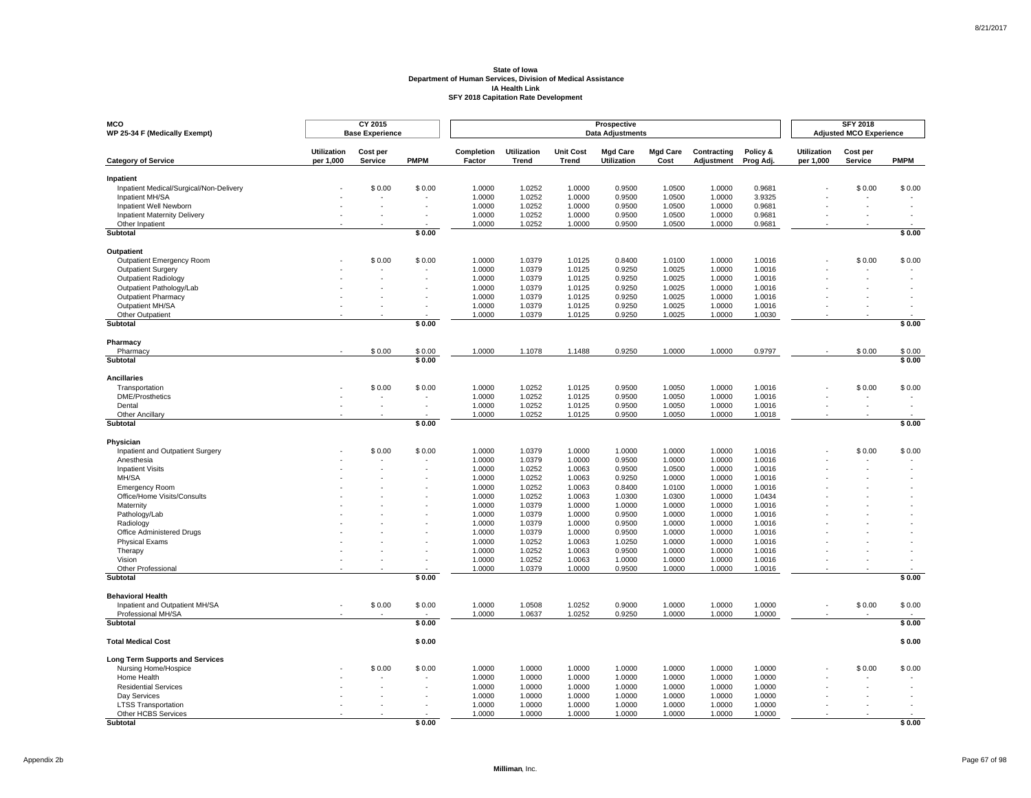**State of Iowa**
**Department of Human Services, Division of Medical Assistance**
**IA Health Link**
**SFY 2018 Capitation Rate Development**

| MCO WP 25-34 F (Medically Exempt) | CY 2015 Base Experience | | | Prospective Data Adjustments | | | | | | | SFY 2018 Adjusted MCO Experience | | |
|---|---|---|---|---|---|---|---|---|---|---|---|---|---|
| **Category of Service** | **Utilization per 1,000** | **Cost per Service** | **PMPM** | **Completion Factor** | **Utilization Trend** | **Unit Cost Trend** | **Mgd Care Utilization** | **Mgd Care Cost** | **Contracting Adjustment** | **Policy & Prog Adj.** | **Utilization per 1,000** | **Cost per Service** | **PMPM** |
| **Inpatient** | | | | | | | | | | | | | |
| Inpatient Medical/Surgical/Non-Delivery | - | $ 0.00 | $ 0.00 | 1.0000 | 1.0252 | 1.0000 | 0.9500 | 1.0500 | 1.0000 | 0.9681 | - | $ 0.00 | $ 0.00 |
| Inpatient MH/SA | - | - | - | 1.0000 | 1.0252 | 1.0000 | 0.9500 | 1.0500 | 1.0000 | 3.9325 | - | - | - |
| Inpatient Well Newborn | - | - | - | 1.0000 | 1.0252 | 1.0000 | 0.9500 | 1.0500 | 1.0000 | 0.9681 | - | - | - |
| Inpatient Maternity Delivery | - | - | - | 1.0000 | 1.0252 | 1.0000 | 0.9500 | 1.0500 | 1.0000 | 0.9681 | - | - | - |
| Other Inpatient | - | - | - | 1.0000 | 1.0252 | 1.0000 | 0.9500 | 1.0500 | 1.0000 | 0.9681 | - | - | - |
| **Subtotal** | | | **$ 0.00** | | | | | | | | | | **$ 0.00** |
| **Outpatient** | | | | | | | | | | | | | |
| Outpatient Emergency Room | - | $ 0.00 | $ 0.00 | 1.0000 | 1.0379 | 1.0125 | 0.8400 | 1.0100 | 1.0000 | 1.0016 | - | $ 0.00 | $ 0.00 |
| Outpatient Surgery | - | - | - | 1.0000 | 1.0379 | 1.0125 | 0.9250 | 1.0025 | 1.0000 | 1.0016 | - | - | - |
| Outpatient Radiology | - | - | - | 1.0000 | 1.0379 | 1.0125 | 0.9250 | 1.0025 | 1.0000 | 1.0016 | - | - | - |
| Outpatient Pathology/Lab | - | - | - | 1.0000 | 1.0379 | 1.0125 | 0.9250 | 1.0025 | 1.0000 | 1.0016 | - | - | - |
| Outpatient Pharmacy | - | - | - | 1.0000 | 1.0379 | 1.0125 | 0.9250 | 1.0025 | 1.0000 | 1.0016 | - | - | - |
| Outpatient MH/SA | - | - | - | 1.0000 | 1.0379 | 1.0125 | 0.9250 | 1.0025 | 1.0000 | 1.0016 | - | - | - |
| Other Outpatient | - | - | - | 1.0000 | 1.0379 | 1.0125 | 0.9250 | 1.0025 | 1.0000 | 1.0030 | - | - | - |
| **Subtotal** | | | **$ 0.00** | | | | | | | | | | **$ 0.00** |
| **Pharmacy** | | | | | | | | | | | | | |
| Pharmacy | - | $ 0.00 | $ 0.00 | 1.0000 | 1.1078 | 1.1488 | 0.9250 | 1.0000 | 1.0000 | 0.9797 | - | $ 0.00 | $ 0.00 |
| **Subtotal** | | | **$ 0.00** | | | | | | | | | | **$ 0.00** |
| **Ancillaries** | | | | | | | | | | | | | |
| Transportation | - | $ 0.00 | $ 0.00 | 1.0000 | 1.0252 | 1.0125 | 0.9500 | 1.0050 | 1.0000 | 1.0016 | - | $ 0.00 | $ 0.00 |
| DME/Prosthetics | - | - | - | 1.0000 | 1.0252 | 1.0125 | 0.9500 | 1.0050 | 1.0000 | 1.0016 | - | - | - |
| Dental | - | - | - | 1.0000 | 1.0252 | 1.0125 | 0.9500 | 1.0050 | 1.0000 | 1.0016 | - | - | - |
| Other Ancillary | - | - | - | 1.0000 | 1.0252 | 1.0125 | 0.9500 | 1.0050 | 1.0000 | 1.0018 | - | - | - |
| **Subtotal** | | | **$ 0.00** | | | | | | | | | | **$ 0.00** |
| **Physician** | | | | | | | | | | | | | |
| Inpatient and Outpatient Surgery | - | $ 0.00 | $ 0.00 | 1.0000 | 1.0379 | 1.0000 | 1.0000 | 1.0000 | 1.0000 | 1.0016 | - | $ 0.00 | $ 0.00 |
| Anesthesia | - | - | - | 1.0000 | 1.0379 | 1.0000 | 0.9500 | 1.0000 | 1.0000 | 1.0016 | - | - | - |
| Inpatient Visits | - | - | - | 1.0000 | 1.0252 | 1.0063 | 0.9500 | 1.0500 | 1.0000 | 1.0016 | - | - | - |
| MH/SA | - | - | - | 1.0000 | 1.0252 | 1.0063 | 0.9250 | 1.0000 | 1.0000 | 1.0016 | - | - | - |
| Emergency Room | - | - | - | 1.0000 | 1.0252 | 1.0063 | 0.8400 | 1.0100 | 1.0000 | 1.0016 | - | - | - |
| Office/Home Visits/Consults | - | - | - | 1.0000 | 1.0252 | 1.0063 | 1.0300 | 1.0300 | 1.0000 | 1.0434 | - | - | - |
| Maternity | - | - | - | 1.0000 | 1.0379 | 1.0000 | 1.0000 | 1.0000 | 1.0000 | 1.0016 | - | - | - |
| Pathology/Lab | - | - | - | 1.0000 | 1.0379 | 1.0000 | 0.9500 | 1.0000 | 1.0000 | 1.0016 | - | - | - |
| Radiology | - | - | - | 1.0000 | 1.0379 | 1.0000 | 0.9500 | 1.0000 | 1.0000 | 1.0016 | - | - | - |
| Office Administered Drugs | - | - | - | 1.0000 | 1.0379 | 1.0000 | 0.9500 | 1.0000 | 1.0000 | 1.0016 | - | - | - |
| Physical Exams | - | - | - | 1.0000 | 1.0252 | 1.0063 | 1.0250 | 1.0000 | 1.0000 | 1.0016 | - | - | - |
| Therapy | - | - | - | 1.0000 | 1.0252 | 1.0063 | 0.9500 | 1.0000 | 1.0000 | 1.0016 | - | - | - |
| Vision | - | - | - | 1.0000 | 1.0252 | 1.0063 | 1.0000 | 1.0000 | 1.0000 | 1.0016 | - | - | - |
| Other Professional | - | - | - | 1.0000 | 1.0379 | 1.0000 | 0.9500 | 1.0000 | 1.0000 | 1.0016 | - | - | - |
| **Subtotal** | | | **$ 0.00** | | | | | | | | | | **$ 0.00** |
| **Behavioral Health** | | | | | | | | | | | | | |
| Inpatient and Outpatient MH/SA | - | $ 0.00 | $ 0.00 | 1.0000 | 1.0508 | 1.0252 | 0.9000 | 1.0000 | 1.0000 | 1.0000 | - | $ 0.00 | $ 0.00 |
| Professional MH/SA | - | - | - | 1.0000 | 1.0637 | 1.0252 | 0.9250 | 1.0000 | 1.0000 | 1.0000 | - | - | - |
| **Subtotal** | | | **$ 0.00** | | | | | | | | | | **$ 0.00** |
| **Total Medical Cost** | | | **$ 0.00** | | | | | | | | | | **$ 0.00** |
| **Long Term Supports and Services** | | | | | | | | | | | | | |
| Nursing Home/Hospice | - | $ 0.00 | $ 0.00 | 1.0000 | 1.0000 | 1.0000 | 1.0000 | 1.0000 | 1.0000 | 1.0000 | - | $ 0.00 | $ 0.00 |
| Home Health | - | - | - | 1.0000 | 1.0000 | 1.0000 | 1.0000 | 1.0000 | 1.0000 | 1.0000 | - | - | - |
| Residential Services | - | - | - | 1.0000 | 1.0000 | 1.0000 | 1.0000 | 1.0000 | 1.0000 | 1.0000 | - | - | - |
| Day Services | - | - | - | 1.0000 | 1.0000 | 1.0000 | 1.0000 | 1.0000 | 1.0000 | 1.0000 | - | - | - |
| LTSS Transportation | - | - | - | 1.0000 | 1.0000 | 1.0000 | 1.0000 | 1.0000 | 1.0000 | 1.0000 | - | - | - |
| Other HCBS Services | - | - | - | 1.0000 | 1.0000 | 1.0000 | 1.0000 | 1.0000 | 1.0000 | 1.0000 | - | - | - |
| **Subtotal** | | | **$ 0.00** | | | | | | | | | | **$ 0.00** |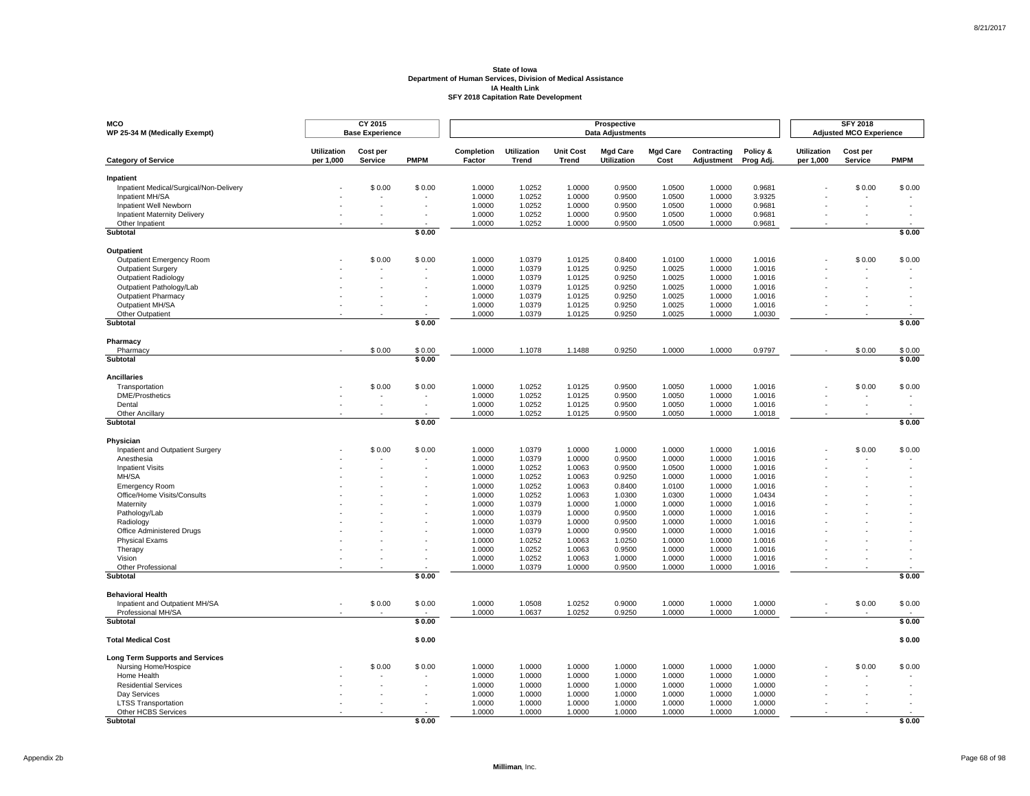**State of Iowa**
**Department of Human Services, Division of Medical Assistance**
**IA Health Link**
**SFY 2018 Capitation Rate Development**

| **MCO**<br>**WP 25-34 M (Medically Exempt)** | **CY 2015 Base Experience** | | | **Prospective Data Adjustments** | | | | | | | **SFY 2018 Adjusted MCO Experience** | | |
|---|---|---|---|---|---|---|---|---|---|---|---|---|---|
| **Category of Service** | **Utilization per 1,000** | **Cost per Service** | **PMPM** | **Completion Factor** | **Utilization Trend** | **Unit Cost Trend** | **Mgd Care Utilization** | **Mgd Care Cost** | **Contracting Adjustment** | **Policy & Prog Adj.** | **Utilization per 1,000** | **Cost per Service** | **PMPM** |
| **Inpatient** | | | | | | | | | | | | | |
| Inpatient Medical/Surgical/Non-Delivery | - | $ 0.00 | $ 0.00 | 1.0000 | 1.0252 | 1.0000 | 0.9500 | 1.0500 | 1.0000 | 0.9681 | - | $ 0.00 | $ 0.00 |
| Inpatient MH/SA | - | - | - | 1.0000 | 1.0252 | 1.0000 | 0.9500 | 1.0500 | 1.0000 | 3.9325 | - | - | - |
| Inpatient Well Newborn | - | - | - | 1.0000 | 1.0252 | 1.0000 | 0.9500 | 1.0500 | 1.0000 | 0.9681 | - | - | - |
| Inpatient Maternity Delivery | - | - | - | 1.0000 | 1.0252 | 1.0000 | 0.9500 | 1.0500 | 1.0000 | 0.9681 | - | - | - |
| Other Inpatient | - | - | - | 1.0000 | 1.0252 | 1.0000 | 0.9500 | 1.0500 | 1.0000 | 0.9681 | - | - | - |
| **Subtotal** | | | **$ 0.00** | | | | | | | | | | **$ 0.00** |
| **Outpatient** | | | | | | | | | | | | | |
| Outpatient Emergency Room | - | $ 0.00 | $ 0.00 | 1.0000 | 1.0379 | 1.0125 | 0.8400 | 1.0100 | 1.0000 | 1.0016 | - | $ 0.00 | $ 0.00 |
| Outpatient Surgery | - | - | - | 1.0000 | 1.0379 | 1.0125 | 0.9250 | 1.0025 | 1.0000 | 1.0016 | - | - | - |
| Outpatient Radiology | - | - | - | 1.0000 | 1.0379 | 1.0125 | 0.9250 | 1.0025 | 1.0000 | 1.0016 | - | - | - |
| Outpatient Pathology/Lab | - | - | - | 1.0000 | 1.0379 | 1.0125 | 0.9250 | 1.0025 | 1.0000 | 1.0016 | - | - | - |
| Outpatient Pharmacy | - | - | - | 1.0000 | 1.0379 | 1.0125 | 0.9250 | 1.0025 | 1.0000 | 1.0016 | - | - | - |
| Outpatient MH/SA | - | - | - | 1.0000 | 1.0379 | 1.0125 | 0.9250 | 1.0025 | 1.0000 | 1.0016 | - | - | - |
| Other Outpatient | - | - | - | 1.0000 | 1.0379 | 1.0125 | 0.9250 | 1.0025 | 1.0000 | 1.0030 | - | - | - |
| **Subtotal** | | | **$ 0.00** | | | | | | | | | | **$ 0.00** |
| **Pharmacy** | | | | | | | | | | | | | |
| Pharmacy | - | $ 0.00 | $ 0.00 | 1.0000 | 1.1078 | 1.1488 | 0.9250 | 1.0000 | 1.0000 | 0.9797 | - | $ 0.00 | $ 0.00 |
| **Subtotal** | | | **$ 0.00** | | | | | | | | | | **$ 0.00** |
| **Ancillaries** | | | | | | | | | | | | | |
| Transportation | - | $ 0.00 | $ 0.00 | 1.0000 | 1.0252 | 1.0125 | 0.9500 | 1.0050 | 1.0000 | 1.0016 | - | $ 0.00 | $ 0.00 |
| DME/Prosthetics | - | - | - | 1.0000 | 1.0252 | 1.0125 | 0.9500 | 1.0050 | 1.0000 | 1.0016 | - | - | - |
| Dental | - | - | - | 1.0000 | 1.0252 | 1.0125 | 0.9500 | 1.0050 | 1.0000 | 1.0016 | - | - | - |
| Other Ancillary | - | - | - | 1.0000 | 1.0252 | 1.0125 | 0.9500 | 1.0050 | 1.0000 | 1.0018 | - | - | - |
| **Subtotal** | | | **$ 0.00** | | | | | | | | | | **$ 0.00** |
| **Physician** | | | | | | | | | | | | | |
| Inpatient and Outpatient Surgery | - | $ 0.00 | $ 0.00 | 1.0000 | 1.0379 | 1.0000 | 1.0000 | 1.0000 | 1.0000 | 1.0016 | - | $ 0.00 | $ 0.00 |
| Anesthesia | - | - | - | 1.0000 | 1.0379 | 1.0000 | 0.9500 | 1.0000 | 1.0000 | 1.0016 | - | - | - |
| Inpatient Visits | - | - | - | 1.0000 | 1.0252 | 1.0063 | 0.9500 | 1.0500 | 1.0000 | 1.0016 | - | - | - |
| MH/SA | - | - | - | 1.0000 | 1.0252 | 1.0063 | 0.9250 | 1.0000 | 1.0000 | 1.0016 | - | - | - |
| Emergency Room | - | - | - | 1.0000 | 1.0252 | 1.0063 | 0.8400 | 1.0100 | 1.0000 | 1.0016 | - | - | - |
| Office/Home Visits/Consults | - | - | - | 1.0000 | 1.0252 | 1.0063 | 1.0300 | 1.0300 | 1.0000 | 1.0434 | - | - | - |
| Maternity | - | - | - | 1.0000 | 1.0379 | 1.0000 | 1.0000 | 1.0000 | 1.0000 | 1.0016 | - | - | - |
| Pathology/Lab | - | - | - | 1.0000 | 1.0379 | 1.0000 | 0.9500 | 1.0000 | 1.0000 | 1.0016 | - | - | - |
| Radiology | - | - | - | 1.0000 | 1.0379 | 1.0000 | 0.9500 | 1.0000 | 1.0000 | 1.0016 | - | - | - |
| Office Administered Drugs | - | - | - | 1.0000 | 1.0379 | 1.0000 | 0.9500 | 1.0000 | 1.0000 | 1.0016 | - | - | - |
| Physical Exams | - | - | - | 1.0000 | 1.0252 | 1.0063 | 1.0250 | 1.0000 | 1.0000 | 1.0016 | - | - | - |
| Therapy | - | - | - | 1.0000 | 1.0252 | 1.0063 | 0.9500 | 1.0000 | 1.0000 | 1.0016 | - | - | - |
| Vision | - | - | - | 1.0000 | 1.0252 | 1.0063 | 1.0000 | 1.0000 | 1.0000 | 1.0016 | - | - | - |
| Other Professional | - | - | - | 1.0000 | 1.0379 | 1.0000 | 0.9500 | 1.0000 | 1.0000 | 1.0016 | - | - | - |
| **Subtotal** | | | **$ 0.00** | | | | | | | | | | **$ 0.00** |
| **Behavioral Health** | | | | | | | | | | | | | |
| Inpatient and Outpatient MH/SA | - | $ 0.00 | $ 0.00 | 1.0000 | 1.0508 | 1.0252 | 0.9000 | 1.0000 | 1.0000 | 1.0000 | - | $ 0.00 | $ 0.00 |
| Professional MH/SA | - | - | - | 1.0000 | 1.0637 | 1.0252 | 0.9250 | 1.0000 | 1.0000 | 1.0000 | - | - | - |
| **Subtotal** | | | **$ 0.00** | | | | | | | | | | **$ 0.00** |
| **Total Medical Cost** | | | **$ 0.00** | | | | | | | | | | **$ 0.00** |
| **Long Term Supports and Services** | | | | | | | | | | | | | |
| Nursing Home/Hospice | - | $ 0.00 | $ 0.00 | 1.0000 | 1.0000 | 1.0000 | 1.0000 | 1.0000 | 1.0000 | 1.0000 | - | $ 0.00 | $ 0.00 |
| Home Health | - | - | - | 1.0000 | 1.0000 | 1.0000 | 1.0000 | 1.0000 | 1.0000 | 1.0000 | - | - | - |
| Residential Services | - | - | - | 1.0000 | 1.0000 | 1.0000 | 1.0000 | 1.0000 | 1.0000 | 1.0000 | - | - | - |
| Day Services | - | - | - | 1.0000 | 1.0000 | 1.0000 | 1.0000 | 1.0000 | 1.0000 | 1.0000 | - | - | - |
| LTSS Transportation | - | - | - | 1.0000 | 1.0000 | 1.0000 | 1.0000 | 1.0000 | 1.0000 | 1.0000 | - | - | - |
| Other HCBS Services | - | - | - | 1.0000 | 1.0000 | 1.0000 | 1.0000 | 1.0000 | 1.0000 | 1.0000 | - | - | - |
| **Subtotal** | | | **$ 0.00** | | | | | | | | | | **$ 0.00** |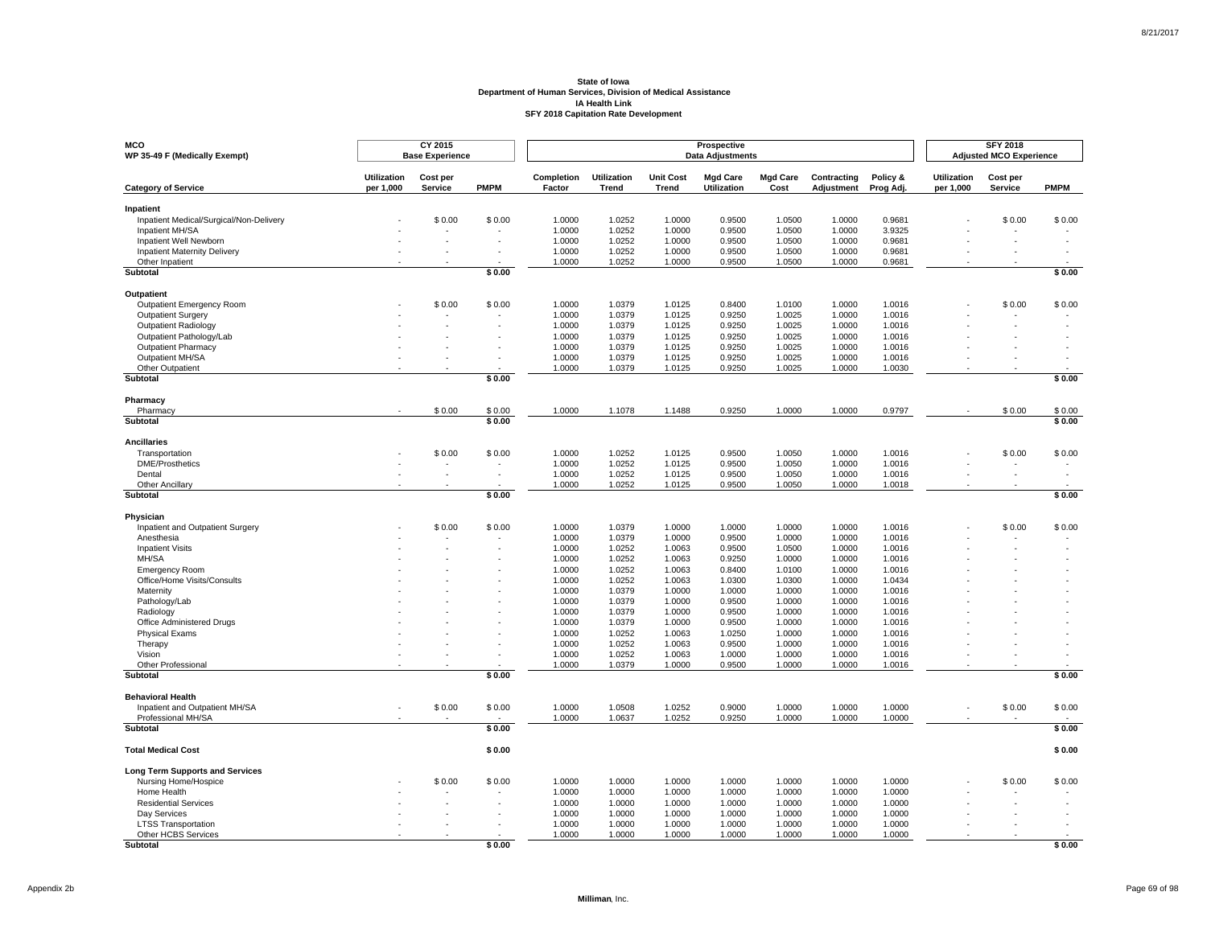# State of Iowa
## Department of Human Services, Division of Medical Assistance
### IA Health Link
### SFY 2018 Capitation Rate Development

| MCO<br>WP 35-49 F (Medically Exempt) | CY 2015 Base Experience | | | Prospective Data Adjustments | | | | | | | SFY 2018 Adjusted MCO Experience | | |
|---|---|---|---|---|---|---|---|---|---|---|---|---|---|
| **Category of Service** | **Utilization per 1,000** | **Cost per Service** | **PMPM** | **Completion Factor** | **Utilization Trend** | **Unit Cost Trend** | **Mgd Care Utilization** | **Mgd Care Cost** | **Contracting Adjustment** | **Policy & Prog Adj.** | **Utilization per 1,000** | **Cost per Service** | **PMPM** |
| **Inpatient** | | | | | | | | | | | | | |
| Inpatient Medical/Surgical/Non-Delivery | - | $ 0.00 | $ 0.00 | 1.0000 | 1.0252 | 1.0000 | 0.9500 | 1.0500 | 1.0000 | 0.9681 | - | $ 0.00 | $ 0.00 |
| Inpatient MH/SA | - | - | - | 1.0000 | 1.0252 | 1.0000 | 0.9500 | 1.0500 | 1.0000 | 3.9325 | - | - | - |
| Inpatient Well Newborn | - | - | - | 1.0000 | 1.0252 | 1.0000 | 0.9500 | 1.0500 | 1.0000 | 0.9681 | - | - | - |
| Inpatient Maternity Delivery | - | - | - | 1.0000 | 1.0252 | 1.0000 | 0.9500 | 1.0500 | 1.0000 | 0.9681 | - | - | - |
| Other Inpatient | - | - | - | 1.0000 | 1.0252 | 1.0000 | 0.9500 | 1.0500 | 1.0000 | 0.9681 | - | - | - |
| **Subtotal** | | | **$ 0.00** | | | | | | | | | | **$ 0.00** |
| **Outpatient** | | | | | | | | | | | | | |
| Outpatient Emergency Room | - | $ 0.00 | $ 0.00 | 1.0000 | 1.0379 | 1.0125 | 0.8400 | 1.0100 | 1.0000 | 1.0016 | - | $ 0.00 | $ 0.00 |
| Outpatient Surgery | - | - | - | 1.0000 | 1.0379 | 1.0125 | 0.9250 | 1.0025 | 1.0000 | 1.0016 | - | - | - |
| Outpatient Radiology | - | - | - | 1.0000 | 1.0379 | 1.0125 | 0.9250 | 1.0025 | 1.0000 | 1.0016 | - | - | - |
| Outpatient Pathology/Lab | - | - | - | 1.0000 | 1.0379 | 1.0125 | 0.9250 | 1.0025 | 1.0000 | 1.0016 | - | - | - |
| Outpatient Pharmacy | - | - | - | 1.0000 | 1.0379 | 1.0125 | 0.9250 | 1.0025 | 1.0000 | 1.0016 | - | - | - |
| Outpatient MH/SA | - | - | - | 1.0000 | 1.0379 | 1.0125 | 0.9250 | 1.0025 | 1.0000 | 1.0016 | - | - | - |
| Other Outpatient | - | - | - | 1.0000 | 1.0379 | 1.0125 | 0.9250 | 1.0025 | 1.0000 | 1.0030 | - | - | - |
| **Subtotal** | | | **$ 0.00** | | | | | | | | | | **$ 0.00** |
| **Pharmacy** | | | | | | | | | | | | | |
| Pharmacy | - | $ 0.00 | $ 0.00 | 1.0000 | 1.1078 | 1.1488 | 0.9250 | 1.0000 | 1.0000 | 0.9797 | - | $ 0.00 | $ 0.00 |
| **Subtotal** | | | **$ 0.00** | | | | | | | | | | **$ 0.00** |
| **Ancillaries** | | | | | | | | | | | | | |
| Transportation | - | $ 0.00 | $ 0.00 | 1.0000 | 1.0252 | 1.0125 | 0.9500 | 1.0050 | 1.0000 | 1.0016 | - | $ 0.00 | $ 0.00 |
| DME/Prosthetics | - | - | - | 1.0000 | 1.0252 | 1.0125 | 0.9500 | 1.0050 | 1.0000 | 1.0016 | - | - | - |
| Dental | - | - | - | 1.0000 | 1.0252 | 1.0125 | 0.9500 | 1.0050 | 1.0000 | 1.0016 | - | - | - |
| Other Ancillary | - | - | - | 1.0000 | 1.0252 | 1.0125 | 0.9500 | 1.0050 | 1.0000 | 1.0018 | - | - | - |
| **Subtotal** | | | **$ 0.00** | | | | | | | | | | **$ 0.00** |
| **Physician** | | | | | | | | | | | | | |
| Inpatient and Outpatient Surgery | - | $ 0.00 | $ 0.00 | 1.0000 | 1.0379 | 1.0000 | 1.0000 | 1.0000 | 1.0000 | 1.0016 | - | $ 0.00 | $ 0.00 |
| Anesthesia | - | - | - | 1.0000 | 1.0379 | 1.0000 | 0.9500 | 1.0000 | 1.0000 | 1.0016 | - | - | - |
| Inpatient Visits | - | - | - | 1.0000 | 1.0252 | 1.0063 | 0.9500 | 1.0500 | 1.0000 | 1.0016 | - | - | - |
| MH/SA | - | - | - | 1.0000 | 1.0252 | 1.0063 | 0.9250 | 1.0000 | 1.0000 | 1.0016 | - | - | - |
| Emergency Room | - | - | - | 1.0000 | 1.0252 | 1.0063 | 0.8400 | 1.0100 | 1.0000 | 1.0016 | - | - | - |
| Office/Home Visits/Consults | - | - | - | 1.0000 | 1.0252 | 1.0063 | 1.0300 | 1.0300 | 1.0000 | 1.0434 | - | - | - |
| Maternity | - | - | - | 1.0000 | 1.0379 | 1.0000 | 1.0000 | 1.0000 | 1.0000 | 1.0016 | - | - | - |
| Pathology/Lab | - | - | - | 1.0000 | 1.0379 | 1.0000 | 0.9500 | 1.0000 | 1.0000 | 1.0016 | - | - | - |
| Radiology | - | - | - | 1.0000 | 1.0379 | 1.0000 | 0.9500 | 1.0000 | 1.0000 | 1.0016 | - | - | - |
| Office Administered Drugs | - | - | - | 1.0000 | 1.0379 | 1.0000 | 0.9500 | 1.0000 | 1.0000 | 1.0016 | - | - | - |
| Physical Exams | - | - | - | 1.0000 | 1.0252 | 1.0063 | 1.0250 | 1.0000 | 1.0000 | 1.0016 | - | - | - |
| Therapy | - | - | - | 1.0000 | 1.0252 | 1.0063 | 0.9500 | 1.0000 | 1.0000 | 1.0016 | - | - | - |
| Vision | - | - | - | 1.0000 | 1.0252 | 1.0063 | 1.0000 | 1.0000 | 1.0000 | 1.0016 | - | - | - |
| Other Professional | - | - | - | 1.0000 | 1.0379 | 1.0000 | 0.9500 | 1.0000 | 1.0000 | 1.0016 | - | - | - |
| **Subtotal** | | | **$ 0.00** | | | | | | | | | | **$ 0.00** |
| **Behavioral Health** | | | | | | | | | | | | | |
| Inpatient and Outpatient MH/SA | - | $ 0.00 | $ 0.00 | 1.0000 | 1.0508 | 1.0252 | 0.9000 | 1.0000 | 1.0000 | 1.0000 | - | $ 0.00 | $ 0.00 |
| Professional MH/SA | - | - | - | 1.0000 | 1.0637 | 1.0252 | 0.9250 | 1.0000 | 1.0000 | 1.0000 | - | - | - |
| **Subtotal** | | | **$ 0.00** | | | | | | | | | | **$ 0.00** |
| **Total Medical Cost** | | | **$ 0.00** | | | | | | | | | | **$ 0.00** |
| **Long Term Supports and Services** | | | | | | | | | | | | | |
| Nursing Home/Hospice | - | $ 0.00 | $ 0.00 | 1.0000 | 1.0000 | 1.0000 | 1.0000 | 1.0000 | 1.0000 | 1.0000 | - | $ 0.00 | $ 0.00 |
| Home Health | - | - | - | 1.0000 | 1.0000 | 1.0000 | 1.0000 | 1.0000 | 1.0000 | 1.0000 | - | - | - |
| Residential Services | - | - | - | 1.0000 | 1.0000 | 1.0000 | 1.0000 | 1.0000 | 1.0000 | 1.0000 | - | - | - |
| Day Services | - | - | - | 1.0000 | 1.0000 | 1.0000 | 1.0000 | 1.0000 | 1.0000 | 1.0000 | - | - | - |
| LTSS Transportation | - | - | - | 1.0000 | 1.0000 | 1.0000 | 1.0000 | 1.0000 | 1.0000 | 1.0000 | - | - | - |
| Other HCBS Services | - | - | - | 1.0000 | 1.0000 | 1.0000 | 1.0000 | 1.0000 | 1.0000 | 1.0000 | - | - | - |
| **Subtotal** | | | **$ 0.00** | | | | | | | | | | **$ 0.00** |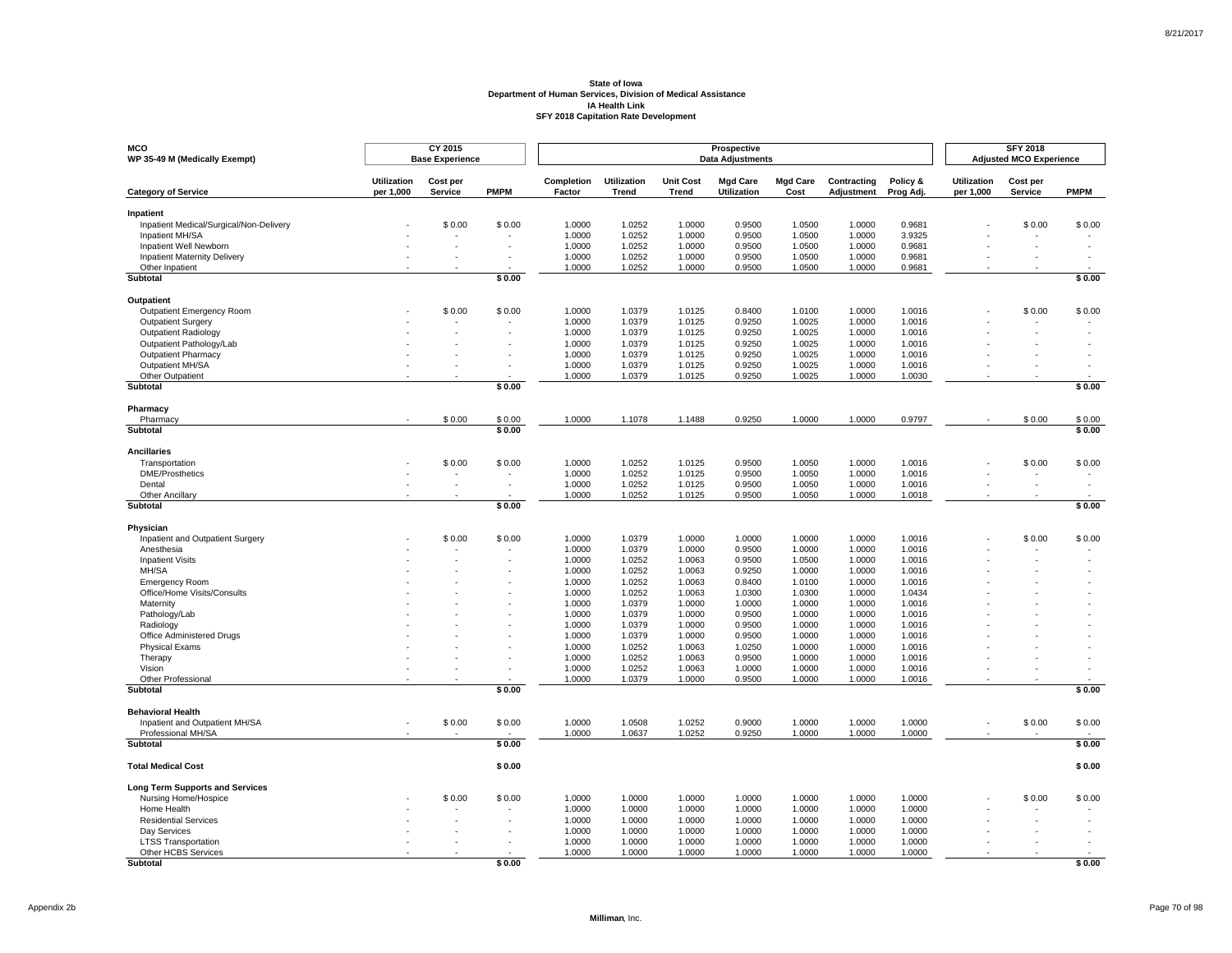# State of Iowa
## Department of Human Services, Division of Medical Assistance
### IA Health Link
### SFY 2018 Capitation Rate Development

| MCO<br>WP 35-49 M (Medically Exempt) | CY 2015 Base Experience | | | Prospective Data Adjustments | | | | | | | SFY 2018 Adjusted MCO Experience | | |
|---|---|---|---|---|---|---|---|---|---|---|---|---|---|
| **Category of Service** | **Utilization per 1,000** | **Cost per Service** | **PMPM** | **Completion Factor** | **Utilization Trend** | **Unit Cost Trend** | **Mgd Care Utilization** | **Mgd Care Cost** | **Contracting Adjustment** | **Policy & Prog Adj.** | **Utilization per 1,000** | **Cost per Service** | **PMPM** |
| **Inpatient** | | | | | | | | | | | | | |
| Inpatient Medical/Surgical/Non-Delivery | - | $ 0.00 | $ 0.00 | 1.0000 | 1.0252 | 1.0000 | 0.9500 | 1.0500 | 1.0000 | 0.9681 | - | $ 0.00 | $ 0.00 |
| Inpatient MH/SA | - | - | - | 1.0000 | 1.0252 | 1.0000 | 0.9500 | 1.0500 | 1.0000 | 3.9325 | - | - | - |
| Inpatient Well Newborn | - | - | - | 1.0000 | 1.0252 | 1.0000 | 0.9500 | 1.0500 | 1.0000 | 0.9681 | - | - | - |
| Inpatient Maternity Delivery | - | - | - | 1.0000 | 1.0252 | 1.0000 | 0.9500 | 1.0500 | 1.0000 | 0.9681 | - | - | - |
| Other Inpatient | - | - | - | 1.0000 | 1.0252 | 1.0000 | 0.9500 | 1.0500 | 1.0000 | 0.9681 | - | - | - |
| **Subtotal** | | | **$ 0.00** | | | | | | | | | | **$ 0.00** |
| **Outpatient** | | | | | | | | | | | | | |
| Outpatient Emergency Room | - | $ 0.00 | $ 0.00 | 1.0000 | 1.0379 | 1.0125 | 0.8400 | 1.0100 | 1.0000 | 1.0016 | - | $ 0.00 | $ 0.00 |
| Outpatient Surgery | - | - | - | 1.0000 | 1.0379 | 1.0125 | 0.9250 | 1.0025 | 1.0000 | 1.0016 | - | - | - |
| Outpatient Radiology | - | - | - | 1.0000 | 1.0379 | 1.0125 | 0.9250 | 1.0025 | 1.0000 | 1.0016 | - | - | - |
| Outpatient Pathology/Lab | - | - | - | 1.0000 | 1.0379 | 1.0125 | 0.9250 | 1.0025 | 1.0000 | 1.0016 | - | - | - |
| Outpatient Pharmacy | - | - | - | 1.0000 | 1.0379 | 1.0125 | 0.9250 | 1.0025 | 1.0000 | 1.0016 | - | - | - |
| Outpatient MH/SA | - | - | - | 1.0000 | 1.0379 | 1.0125 | 0.9250 | 1.0025 | 1.0000 | 1.0016 | - | - | - |
| Other Outpatient | - | - | - | 1.0000 | 1.0379 | 1.0125 | 0.9250 | 1.0025 | 1.0000 | 1.0030 | - | - | - |
| **Subtotal** | | | **$ 0.00** | | | | | | | | | | **$ 0.00** |
| **Pharmacy** | | | | | | | | | | | | | |
| Pharmacy | - | $ 0.00 | $ 0.00 | 1.0000 | 1.1078 | 1.1488 | 0.9250 | 1.0000 | 1.0000 | 0.9797 | - | $ 0.00 | $ 0.00 |
| **Subtotal** | | | **$ 0.00** | | | | | | | | | | **$ 0.00** |
| **Ancillaries** | | | | | | | | | | | | | |
| Transportation | - | $ 0.00 | $ 0.00 | 1.0000 | 1.0252 | 1.0125 | 0.9500 | 1.0050 | 1.0000 | 1.0016 | - | $ 0.00 | $ 0.00 |
| DME/Prosthetics | - | - | - | 1.0000 | 1.0252 | 1.0125 | 0.9500 | 1.0050 | 1.0000 | 1.0016 | - | - | - |
| Dental | - | - | - | 1.0000 | 1.0252 | 1.0125 | 0.9500 | 1.0050 | 1.0000 | 1.0016 | - | - | - |
| Other Ancillary | - | - | - | 1.0000 | 1.0252 | 1.0125 | 0.9500 | 1.0050 | 1.0000 | 1.0018 | - | - | - |
| **Subtotal** | | | **$ 0.00** | | | | | | | | | | **$ 0.00** |
| **Physician** | | | | | | | | | | | | | |
| Inpatient and Outpatient Surgery | - | $ 0.00 | $ 0.00 | 1.0000 | 1.0379 | 1.0000 | 1.0000 | 1.0000 | 1.0000 | 1.0016 | - | $ 0.00 | $ 0.00 |
| Anesthesia | - | - | - | 1.0000 | 1.0379 | 1.0000 | 0.9500 | 1.0000 | 1.0000 | 1.0016 | - | - | - |
| Inpatient Visits | - | - | - | 1.0000 | 1.0252 | 1.0063 | 0.9500 | 1.0500 | 1.0000 | 1.0016 | - | - | - |
| MH/SA | - | - | - | 1.0000 | 1.0252 | 1.0063 | 0.9250 | 1.0000 | 1.0000 | 1.0016 | - | - | - |
| Emergency Room | - | - | - | 1.0000 | 1.0252 | 1.0063 | 0.8400 | 1.0100 | 1.0000 | 1.0016 | - | - | - |
| Office/Home Visits/Consults | - | - | - | 1.0000 | 1.0252 | 1.0063 | 1.0300 | 1.0300 | 1.0000 | 1.0434 | - | - | - |
| Maternity | - | - | - | 1.0000 | 1.0379 | 1.0000 | 1.0000 | 1.0000 | 1.0000 | 1.0016 | - | - | - |
| Pathology/Lab | - | - | - | 1.0000 | 1.0379 | 1.0000 | 0.9500 | 1.0000 | 1.0000 | 1.0016 | - | - | - |
| Radiology | - | - | - | 1.0000 | 1.0379 | 1.0000 | 0.9500 | 1.0000 | 1.0000 | 1.0016 | - | - | - |
| Office Administered Drugs | - | - | - | 1.0000 | 1.0379 | 1.0000 | 0.9500 | 1.0000 | 1.0000 | 1.0016 | - | - | - |
| Physical Exams | - | - | - | 1.0000 | 1.0252 | 1.0063 | 1.0250 | 1.0000 | 1.0000 | 1.0016 | - | - | - |
| Therapy | - | - | - | 1.0000 | 1.0252 | 1.0063 | 0.9500 | 1.0000 | 1.0000 | 1.0016 | - | - | - |
| Vision | - | - | - | 1.0000 | 1.0252 | 1.0063 | 1.0000 | 1.0000 | 1.0000 | 1.0016 | - | - | - |
| Other Professional | - | - | - | 1.0000 | 1.0379 | 1.0000 | 0.9500 | 1.0000 | 1.0000 | 1.0016 | - | - | - |
| **Subtotal** | | | **$ 0.00** | | | | | | | | | | **$ 0.00** |
| **Behavioral Health** | | | | | | | | | | | | | |
| Inpatient and Outpatient MH/SA | - | $ 0.00 | $ 0.00 | 1.0000 | 1.0508 | 1.0252 | 0.9000 | 1.0000 | 1.0000 | 1.0000 | - | $ 0.00 | $ 0.00 |
| Professional MH/SA | - | - | - | 1.0000 | 1.0637 | 1.0252 | 0.9250 | 1.0000 | 1.0000 | 1.0000 | - | - | - |
| **Subtotal** | | | **$ 0.00** | | | | | | | | | | **$ 0.00** |
| **Total Medical Cost** | | | **$ 0.00** | | | | | | | | | | **$ 0.00** |
| **Long Term Supports and Services** | | | | | | | | | | | | | |
| Nursing Home/Hospice | - | $ 0.00 | $ 0.00 | 1.0000 | 1.0000 | 1.0000 | 1.0000 | 1.0000 | 1.0000 | 1.0000 | - | $ 0.00 | $ 0.00 |
| Home Health | - | - | - | 1.0000 | 1.0000 | 1.0000 | 1.0000 | 1.0000 | 1.0000 | 1.0000 | - | - | - |
| Residential Services | - | - | - | 1.0000 | 1.0000 | 1.0000 | 1.0000 | 1.0000 | 1.0000 | 1.0000 | - | - | - |
| Day Services | - | - | - | 1.0000 | 1.0000 | 1.0000 | 1.0000 | 1.0000 | 1.0000 | 1.0000 | - | - | - |
| LTSS Transportation | - | - | - | 1.0000 | 1.0000 | 1.0000 | 1.0000 | 1.0000 | 1.0000 | 1.0000 | - | - | - |
| Other HCBS Services | - | - | - | 1.0000 | 1.0000 | 1.0000 | 1.0000 | 1.0000 | 1.0000 | 1.0000 | - | - | - |
| **Subtotal** | | | **$ 0.00** | | | | | | | | | | **$ 0.00** |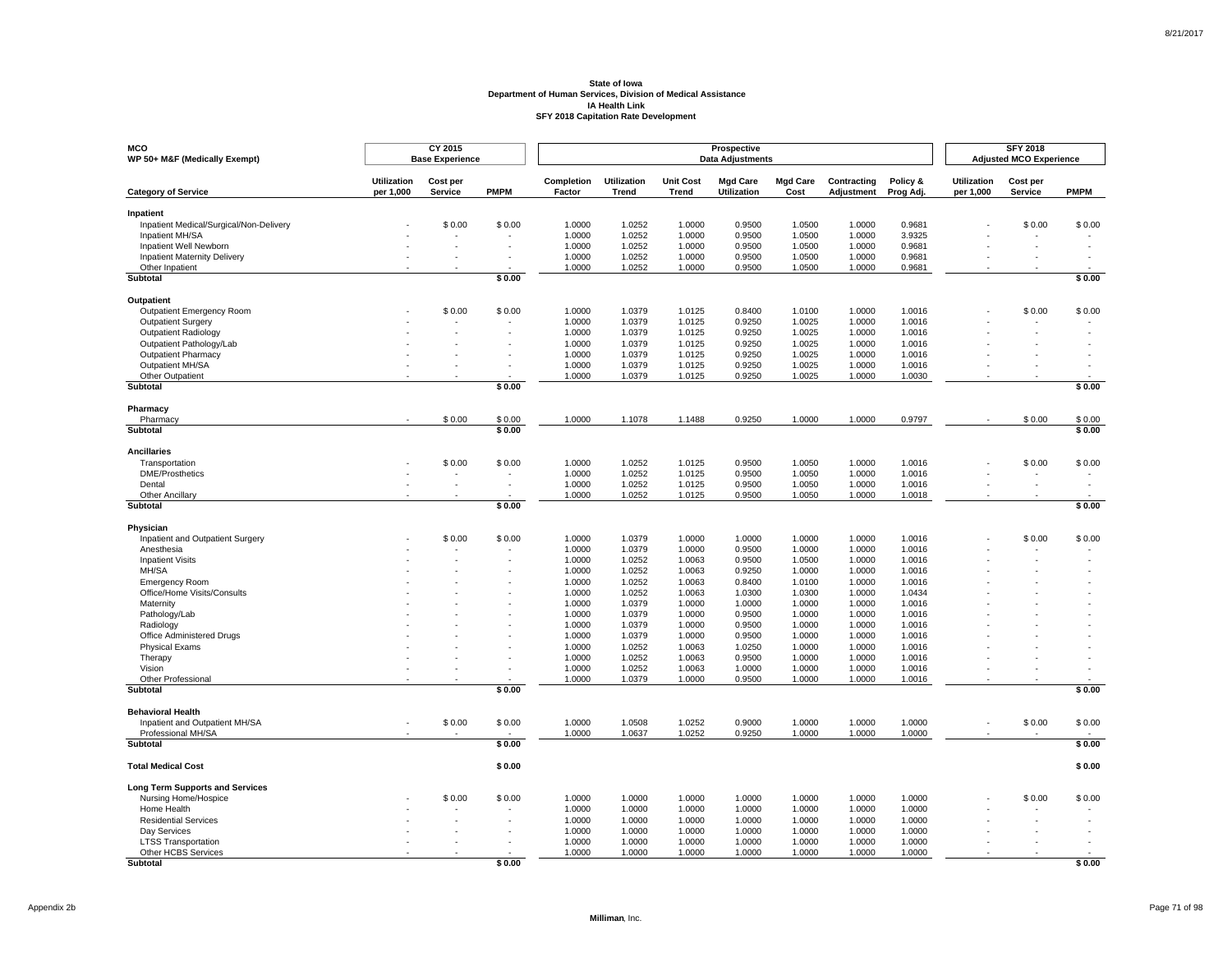**State of Iowa**
**Department of Human Services, Division of Medical Assistance**
**IA Health Link**
**SFY 2018 Capitation Rate Development**

| MCO WP 50+ M&F (Medically Exempt) | CY 2015 Base Experience | | | Prospective Data Adjustments | | | | | | | SFY 2018 Adjusted MCO Experience | | |
|---|---|---|---|---|---|---|---|---|---|---|---|---|---|
| **Category of Service** | **Utilization per 1,000** | **Cost per Service** | **PMPM** | **Completion Factor** | **Utilization Trend** | **Unit Cost Trend** | **Mgd Care Utilization** | **Mgd Care Cost** | **Contracting Adjustment** | **Policy & Prog Adj.** | **Utilization per 1,000** | **Cost per Service** | **PMPM** |
| **Inpatient** | | | | | | | | | | | | | |
| Inpatient Medical/Surgical/Non-Delivery | - | $ 0.00 | $ 0.00 | 1.0000 | 1.0252 | 1.0000 | 0.9500 | 1.0500 | 1.0000 | 0.9681 | - | $ 0.00 | $ 0.00 |
| Inpatient MH/SA | - | - | - | 1.0000 | 1.0252 | 1.0000 | 0.9500 | 1.0500 | 1.0000 | 3.9325 | - | - | - |
| Inpatient Well Newborn | - | - | - | 1.0000 | 1.0252 | 1.0000 | 0.9500 | 1.0500 | 1.0000 | 0.9681 | - | - | - |
| Inpatient Maternity Delivery | - | - | - | 1.0000 | 1.0252 | 1.0000 | 0.9500 | 1.0500 | 1.0000 | 0.9681 | - | - | - |
| Other Inpatient | - | - | - | 1.0000 | 1.0252 | 1.0000 | 0.9500 | 1.0500 | 1.0000 | 0.9681 | - | - | - |
| **Subtotal** | | | **$ 0.00** | | | | | | | | | | **$ 0.00** |
| **Outpatient** | | | | | | | | | | | | | |
| Outpatient Emergency Room | - | $ 0.00 | $ 0.00 | 1.0000 | 1.0379 | 1.0125 | 0.8400 | 1.0100 | 1.0000 | 1.0016 | - | $ 0.00 | $ 0.00 |
| Outpatient Surgery | - | - | - | 1.0000 | 1.0379 | 1.0125 | 0.9250 | 1.0025 | 1.0000 | 1.0016 | - | - | - |
| Outpatient Radiology | - | - | - | 1.0000 | 1.0379 | 1.0125 | 0.9250 | 1.0025 | 1.0000 | 1.0016 | - | - | - |
| Outpatient Pathology/Lab | - | - | - | 1.0000 | 1.0379 | 1.0125 | 0.9250 | 1.0025 | 1.0000 | 1.0016 | - | - | - |
| Outpatient Pharmacy | - | - | - | 1.0000 | 1.0379 | 1.0125 | 0.9250 | 1.0025 | 1.0000 | 1.0016 | - | - | - |
| Outpatient MH/SA | - | - | - | 1.0000 | 1.0379 | 1.0125 | 0.9250 | 1.0025 | 1.0000 | 1.0016 | - | - | - |
| Other Outpatient | - | - | - | 1.0000 | 1.0379 | 1.0125 | 0.9250 | 1.0025 | 1.0000 | 1.0030 | - | - | - |
| **Subtotal** | | | **$ 0.00** | | | | | | | | | | **$ 0.00** |
| **Pharmacy** | | | | | | | | | | | | | |
| Pharmacy | - | $ 0.00 | $ 0.00 | 1.0000 | 1.1078 | 1.1488 | 0.9250 | 1.0000 | 1.0000 | 0.9797 | - | $ 0.00 | $ 0.00 |
| **Subtotal** | | | **$ 0.00** | | | | | | | | | | **$ 0.00** |
| **Ancillaries** | | | | | | | | | | | | | |
| Transportation | - | $ 0.00 | $ 0.00 | 1.0000 | 1.0252 | 1.0125 | 0.9500 | 1.0050 | 1.0000 | 1.0016 | - | $ 0.00 | $ 0.00 |
| DME/Prosthetics | - | - | - | 1.0000 | 1.0252 | 1.0125 | 0.9500 | 1.0050 | 1.0000 | 1.0016 | - | - | - |
| Dental | - | - | - | 1.0000 | 1.0252 | 1.0125 | 0.9500 | 1.0050 | 1.0000 | 1.0016 | - | - | - |
| Other Ancillary | - | - | - | 1.0000 | 1.0252 | 1.0125 | 0.9500 | 1.0050 | 1.0000 | 1.0018 | - | - | - |
| **Subtotal** | | | **$ 0.00** | | | | | | | | | | **$ 0.00** |
| **Physician** | | | | | | | | | | | | | |
| Inpatient and Outpatient Surgery | - | $ 0.00 | $ 0.00 | 1.0000 | 1.0379 | 1.0000 | 1.0000 | 1.0000 | 1.0000 | 1.0016 | - | $ 0.00 | $ 0.00 |
| Anesthesia | - | - | - | 1.0000 | 1.0379 | 1.0000 | 0.9500 | 1.0000 | 1.0000 | 1.0016 | - | - | - |
| Inpatient Visits | - | - | - | 1.0000 | 1.0252 | 1.0063 | 0.9500 | 1.0500 | 1.0000 | 1.0016 | - | - | - |
| MH/SA | - | - | - | 1.0000 | 1.0252 | 1.0063 | 0.9250 | 1.0000 | 1.0000 | 1.0016 | - | - | - |
| Emergency Room | - | - | - | 1.0000 | 1.0252 | 1.0063 | 0.8400 | 1.0100 | 1.0000 | 1.0016 | - | - | - |
| Office/Home Visits/Consults | - | - | - | 1.0000 | 1.0252 | 1.0063 | 1.0300 | 1.0300 | 1.0000 | 1.0434 | - | - | - |
| Maternity | - | - | - | 1.0000 | 1.0379 | 1.0000 | 1.0000 | 1.0000 | 1.0000 | 1.0016 | - | - | - |
| Pathology/Lab | - | - | - | 1.0000 | 1.0379 | 1.0000 | 0.9500 | 1.0000 | 1.0000 | 1.0016 | - | - | - |
| Radiology | - | - | - | 1.0000 | 1.0379 | 1.0000 | 0.9500 | 1.0000 | 1.0000 | 1.0016 | - | - | - |
| Office Administered Drugs | - | - | - | 1.0000 | 1.0379 | 1.0000 | 0.9500 | 1.0000 | 1.0000 | 1.0016 | - | - | - |
| Physical Exams | - | - | - | 1.0000 | 1.0252 | 1.0063 | 1.0250 | 1.0000 | 1.0000 | 1.0016 | - | - | - |
| Therapy | - | - | - | 1.0000 | 1.0252 | 1.0063 | 0.9500 | 1.0000 | 1.0000 | 1.0016 | - | - | - |
| Vision | - | - | - | 1.0000 | 1.0252 | 1.0063 | 1.0000 | 1.0000 | 1.0000 | 1.0016 | - | - | - |
| Other Professional | - | - | - | 1.0000 | 1.0379 | 1.0000 | 0.9500 | 1.0000 | 1.0000 | 1.0016 | - | - | - |
| **Subtotal** | | | **$ 0.00** | | | | | | | | | | **$ 0.00** |
| **Behavioral Health** | | | | | | | | | | | | | |
| Inpatient and Outpatient MH/SA | - | $ 0.00 | $ 0.00 | 1.0000 | 1.0508 | 1.0252 | 0.9000 | 1.0000 | 1.0000 | 1.0000 | - | $ 0.00 | $ 0.00 |
| Professional MH/SA | - | - | - | 1.0000 | 1.0637 | 1.0252 | 0.9250 | 1.0000 | 1.0000 | 1.0000 | - | - | - |
| **Subtotal** | | | **$ 0.00** | | | | | | | | | | **$ 0.00** |
| **Total Medical Cost** | | | **$ 0.00** | | | | | | | | | | **$ 0.00** |
| **Long Term Supports and Services** | | | | | | | | | | | | | |
| Nursing Home/Hospice | - | $ 0.00 | $ 0.00 | 1.0000 | 1.0000 | 1.0000 | 1.0000 | 1.0000 | 1.0000 | 1.0000 | - | $ 0.00 | $ 0.00 |
| Home Health | - | - | - | 1.0000 | 1.0000 | 1.0000 | 1.0000 | 1.0000 | 1.0000 | 1.0000 | - | - | - |
| Residential Services | - | - | - | 1.0000 | 1.0000 | 1.0000 | 1.0000 | 1.0000 | 1.0000 | 1.0000 | - | - | - |
| Day Services | - | - | - | 1.0000 | 1.0000 | 1.0000 | 1.0000 | 1.0000 | 1.0000 | 1.0000 | - | - | - |
| LTSS Transportation | - | - | - | 1.0000 | 1.0000 | 1.0000 | 1.0000 | 1.0000 | 1.0000 | 1.0000 | - | - | - |
| Other HCBS Services | - | - | - | 1.0000 | 1.0000 | 1.0000 | 1.0000 | 1.0000 | 1.0000 | 1.0000 | - | - | - |
| **Subtotal** | | | **$ 0.00** | | | | | | | | | | **$ 0.00** |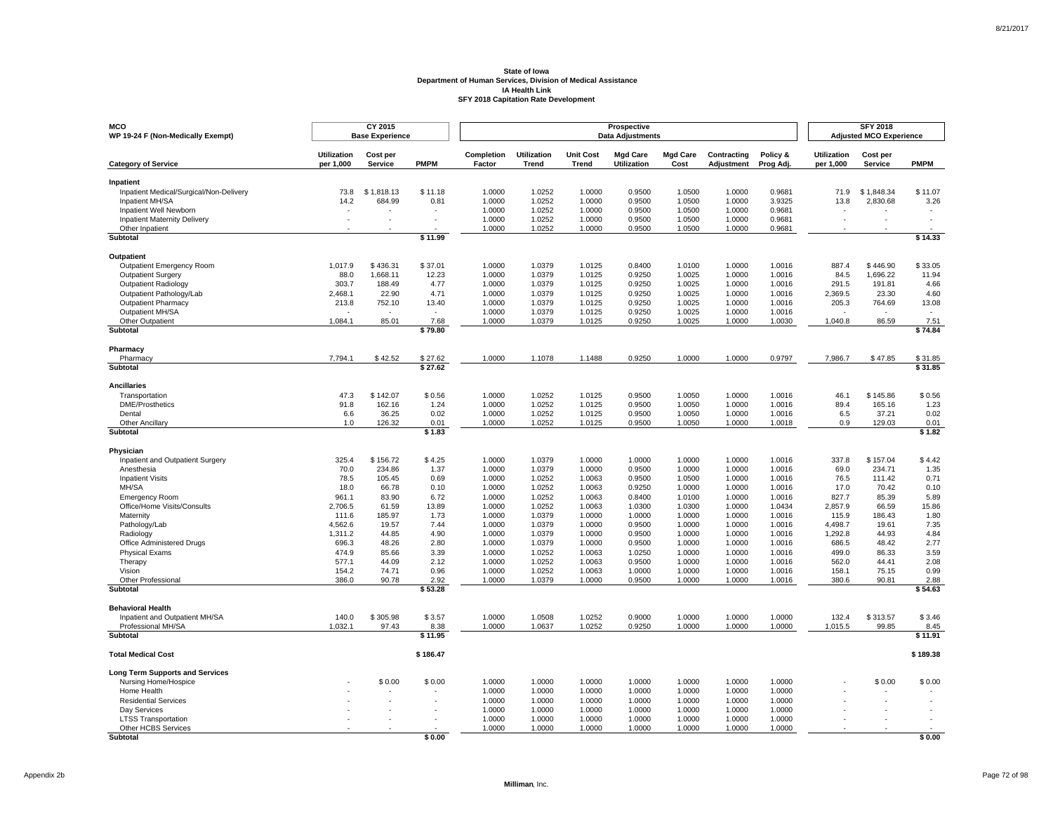**State of Iowa**
**Department of Human Services, Division of Medical Assistance**
**IA Health Link**
**SFY 2018 Capitation Rate Development**

| MCO<br>WP 19-24 F (Non-Medically Exempt) | CY 2015 Base Experience | | | Prospective Data Adjustments | | | | | | | SFY 2018 Adjusted MCO Experience | | |
|---|---|---|---|---|---|---|---|---|---|---|---|---|---|
| **Category of Service** | **Utilization per 1,000** | **Cost per Service** | **PMPM** | **Completion Factor** | **Utilization Trend** | **Unit Cost Trend** | **Mgd Care Utilization** | **Mgd Care Cost** | **Contracting Adjustment** | **Policy & Prog Adj.** | **Utilization per 1,000** | **Cost per Service** | **PMPM** |
| **Inpatient** | | | | | | | | | | | | | |
| Inpatient Medical/Surgical/Non-Delivery | 73.8 | $ 1,818.13 | $ 11.18 | 1.0000 | 1.0252 | 1.0000 | 0.9500 | 1.0500 | 1.0000 | 0.9681 | 71.9 | $ 1,848.34 | $ 11.07 |
| Inpatient MH/SA | 14.2 | 684.99 | 0.81 | 1.0000 | 1.0252 | 1.0000 | 0.9500 | 1.0500 | 1.0000 | 3.9325 | 13.8 | 2,830.68 | 3.26 |
| Inpatient Well Newborn | - | - | - | 1.0000 | 1.0252 | 1.0000 | 0.9500 | 1.0500 | 1.0000 | 0.9681 | - | - | - |
| Inpatient Maternity Delivery | - | - | - | 1.0000 | 1.0252 | 1.0000 | 0.9500 | 1.0500 | 1.0000 | 0.9681 | - | - | - |
| Other Inpatient | - | - | - | 1.0000 | 1.0252 | 1.0000 | 0.9500 | 1.0500 | 1.0000 | 0.9681 | - | - | - |
| **Subtotal** | | | **$ 11.99** | | | | | | | | | | **$ 14.33** |
| **Outpatient** | | | | | | | | | | | | | |
| Outpatient Emergency Room | 1,017.9 | $ 436.31 | $ 37.01 | 1.0000 | 1.0379 | 1.0125 | 0.8400 | 1.0100 | 1.0000 | 1.0016 | 887.4 | $ 446.90 | $ 33.05 |
| Outpatient Surgery | 88.0 | 1,668.11 | 12.23 | 1.0000 | 1.0379 | 1.0125 | 0.9250 | 1.0025 | 1.0000 | 1.0016 | 84.5 | 1,696.22 | 11.94 |
| Outpatient Radiology | 303.7 | 188.49 | 4.77 | 1.0000 | 1.0379 | 1.0125 | 0.9250 | 1.0025 | 1.0000 | 1.0016 | 291.5 | 191.81 | 4.66 |
| Outpatient Pathology/Lab | 2,468.1 | 22.90 | 4.71 | 1.0000 | 1.0379 | 1.0125 | 0.9250 | 1.0025 | 1.0000 | 1.0016 | 2,369.5 | 23.30 | 4.60 |
| Outpatient Pharmacy | 213.8 | 752.10 | 13.40 | 1.0000 | 1.0379 | 1.0125 | 0.9250 | 1.0025 | 1.0000 | 1.0016 | 205.3 | 764.69 | 13.08 |
| Outpatient MH/SA | - | - | - | 1.0000 | 1.0379 | 1.0125 | 0.9250 | 1.0025 | 1.0000 | 1.0016 | - | - | - |
| Other Outpatient | 1,084.1 | 85.01 | 7.68 | 1.0000 | 1.0379 | 1.0125 | 0.9250 | 1.0025 | 1.0000 | 1.0030 | 1,040.8 | 86.59 | 7.51 |
| **Subtotal** | | | **$ 79.80** | | | | | | | | | | **$ 74.84** |
| **Pharmacy** | | | | | | | | | | | | | |
| Pharmacy | 7,794.1 | $ 42.52 | $ 27.62 | 1.0000 | 1.1078 | 1.1488 | 0.9250 | 1.0000 | 1.0000 | 0.9797 | 7,986.7 | $ 47.85 | $ 31.85 |
| **Subtotal** | | | **$ 27.62** | | | | | | | | | | **$ 31.85** |
| **Ancillaries** | | | | | | | | | | | | | |
| Transportation | 47.3 | $ 142.07 | $ 0.56 | 1.0000 | 1.0252 | 1.0125 | 0.9500 | 1.0050 | 1.0000 | 1.0016 | 46.1 | $ 145.86 | $ 0.56 |
| DME/Prosthetics | 91.8 | 162.16 | 1.24 | 1.0000 | 1.0252 | 1.0125 | 0.9500 | 1.0050 | 1.0000 | 1.0016 | 89.4 | 165.16 | 1.23 |
| Dental | 6.6 | 36.25 | 0.02 | 1.0000 | 1.0252 | 1.0125 | 0.9500 | 1.0050 | 1.0000 | 1.0016 | 6.5 | 37.21 | 0.02 |
| Other Ancillary | 1.0 | 126.32 | 0.01 | 1.0000 | 1.0252 | 1.0125 | 0.9500 | 1.0050 | 1.0000 | 1.0018 | 0.9 | 129.03 | 0.01 |
| **Subtotal** | | | **$ 1.83** | | | | | | | | | | **$ 1.82** |
| **Physician** | | | | | | | | | | | | | |
| Inpatient and Outpatient Surgery | 325.4 | $ 156.72 | $ 4.25 | 1.0000 | 1.0379 | 1.0000 | 1.0000 | 1.0000 | 1.0000 | 1.0016 | 337.8 | $ 157.04 | $ 4.42 |
| Anesthesia | 70.0 | 234.86 | 1.37 | 1.0000 | 1.0379 | 1.0000 | 0.9500 | 1.0000 | 1.0000 | 1.0016 | 69.0 | 234.71 | 1.35 |
| Inpatient Visits | 78.5 | 105.45 | 0.69 | 1.0000 | 1.0252 | 1.0063 | 0.9500 | 1.0500 | 1.0000 | 1.0016 | 76.5 | 111.42 | 0.71 |
| MH/SA | 18.0 | 66.78 | 0.10 | 1.0000 | 1.0252 | 1.0063 | 0.9250 | 1.0000 | 1.0000 | 1.0016 | 17.0 | 70.42 | 0.10 |
| Emergency Room | 961.1 | 83.90 | 6.72 | 1.0000 | 1.0252 | 1.0063 | 0.8400 | 1.0100 | 1.0000 | 1.0016 | 827.7 | 85.39 | 5.89 |
| Office/Home Visits/Consults | 2,706.5 | 61.59 | 13.89 | 1.0000 | 1.0252 | 1.0063 | 1.0300 | 1.0300 | 1.0000 | 1.0434 | 2,857.9 | 66.59 | 15.86 |
| Maternity | 111.6 | 185.97 | 1.73 | 1.0000 | 1.0379 | 1.0000 | 1.0000 | 1.0000 | 1.0000 | 1.0016 | 115.9 | 186.43 | 1.80 |
| Pathology/Lab | 4,562.6 | 19.57 | 7.44 | 1.0000 | 1.0379 | 1.0000 | 0.9500 | 1.0000 | 1.0000 | 1.0016 | 4,498.7 | 19.61 | 7.35 |
| Radiology | 1,311.2 | 44.85 | 4.90 | 1.0000 | 1.0379 | 1.0000 | 0.9500 | 1.0000 | 1.0000 | 1.0016 | 1,292.8 | 44.93 | 4.84 |
| Office Administered Drugs | 696.3 | 48.26 | 2.80 | 1.0000 | 1.0379 | 1.0000 | 0.9500 | 1.0000 | 1.0000 | 1.0016 | 686.5 | 48.42 | 2.77 |
| Physical Exams | 474.9 | 85.66 | 3.39 | 1.0000 | 1.0252 | 1.0063 | 1.0250 | 1.0000 | 1.0000 | 1.0016 | 499.0 | 86.33 | 3.59 |
| Therapy | 577.1 | 44.09 | 2.12 | 1.0000 | 1.0252 | 1.0063 | 0.9500 | 1.0000 | 1.0000 | 1.0016 | 562.0 | 44.41 | 2.08 |
| Vision | 154.2 | 74.71 | 0.96 | 1.0000 | 1.0252 | 1.0063 | 1.0000 | 1.0000 | 1.0000 | 1.0016 | 158.1 | 75.15 | 0.99 |
| Other Professional | 386.0 | 90.78 | 2.92 | 1.0000 | 1.0379 | 1.0000 | 0.9500 | 1.0000 | 1.0000 | 1.0016 | 380.6 | 90.81 | 2.88 |
| **Subtotal** | | | **$ 53.28** | | | | | | | | | | **$ 54.63** |
| **Behavioral Health** | | | | | | | | | | | | | |
| Inpatient and Outpatient MH/SA | 140.0 | $ 305.98 | $ 3.57 | 1.0000 | 1.0508 | 1.0252 | 0.9000 | 1.0000 | 1.0000 | 1.0000 | 132.4 | $ 313.57 | $ 3.46 |
| Professional MH/SA | 1,032.1 | 97.43 | 8.38 | 1.0000 | 1.0637 | 1.0252 | 0.9250 | 1.0000 | 1.0000 | 1.0000 | 1,015.5 | 99.85 | 8.45 |
| **Subtotal** | | | **$ 11.95** | | | | | | | | | | **$ 11.91** |
| **Total Medical Cost** | | | **$ 186.47** | | | | | | | | | | **$ 189.38** |
| **Long Term Supports and Services** | | | | | | | | | | | | | |
| Nursing Home/Hospice | - | $ 0.00 | $ 0.00 | 1.0000 | 1.0000 | 1.0000 | 1.0000 | 1.0000 | 1.0000 | 1.0000 | - | $ 0.00 | $ 0.00 |
| Home Health | - | - | - | 1.0000 | 1.0000 | 1.0000 | 1.0000 | 1.0000 | 1.0000 | 1.0000 | - | - | - |
| Residential Services | - | - | - | 1.0000 | 1.0000 | 1.0000 | 1.0000 | 1.0000 | 1.0000 | 1.0000 | - | - | - |
| Day Services | - | - | - | 1.0000 | 1.0000 | 1.0000 | 1.0000 | 1.0000 | 1.0000 | 1.0000 | - | - | - |
| LTSS Transportation | - | - | - | 1.0000 | 1.0000 | 1.0000 | 1.0000 | 1.0000 | 1.0000 | 1.0000 | - | - | - |
| Other HCBS Services | - | - | - | 1.0000 | 1.0000 | 1.0000 | 1.0000 | 1.0000 | 1.0000 | 1.0000 | - | - | - |
| **Subtotal** | | | **$ 0.00** | | | | | | | | | | **$ 0.00** |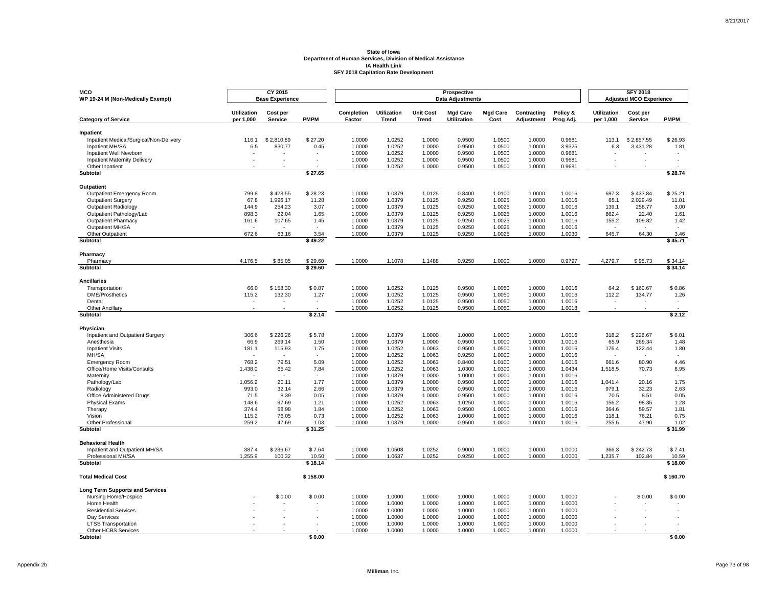**State of Iowa**
**Department of Human Services, Division of Medical Assistance**
**IA Health Link**
**SFY 2018 Capitation Rate Development**

| MCO<br>WP 19-24 M (Non-Medically Exempt) | CY 2015 Base Experience | | | Prospective Data Adjustments | | | | | | | SFY 2018 Adjusted MCO Experience | | |
|---|---|---|---|---|---|---|---|---|---|---|---|---|---|
| **Category of Service** | **Utilization per 1,000** | **Cost per Service** | **PMPM** | **Completion Factor** | **Utilization Trend** | **Unit Cost Trend** | **Mgd Care Utilization** | **Mgd Care Cost** | **Contracting Adjustment** | **Policy & Prog Adj.** | **Utilization per 1,000** | **Cost per Service** | **PMPM** |
| **Inpatient** | | | | | | | | | | | | | |
| Inpatient Medical/Surgical/Non-Delivery | 116.1 | $ 2,810.89 | $ 27.20 | 1.0000 | 1.0252 | 1.0000 | 0.9500 | 1.0500 | 1.0000 | 0.9681 | 113.1 | $ 2,857.55 | $ 26.93 |
| Inpatient MH/SA | 6.5 | 830.77 | 0.45 | 1.0000 | 1.0252 | 1.0000 | 0.9500 | 1.0500 | 1.0000 | 3.9325 | 6.3 | 3,431.28 | 1.81 |
| Inpatient Well Newborn | - | - | - | 1.0000 | 1.0252 | 1.0000 | 0.9500 | 1.0500 | 1.0000 | 0.9681 | - | - | - |
| Inpatient Maternity Delivery | - | - | - | 1.0000 | 1.0252 | 1.0000 | 0.9500 | 1.0500 | 1.0000 | 0.9681 | - | - | - |
| Other Inpatient | - | - | - | 1.0000 | 1.0252 | 1.0000 | 0.9500 | 1.0500 | 1.0000 | 0.9681 | - | - | - |
| **Subtotal** | | | **$ 27.65** | | | | | | | | | | **$ 28.74** |
| **Outpatient** | | | | | | | | | | | | | |
| Outpatient Emergency Room | 799.8 | $ 423.55 | $ 28.23 | 1.0000 | 1.0379 | 1.0125 | 0.8400 | 1.0100 | 1.0000 | 1.0016 | 697.3 | $ 433.84 | $ 25.21 |
| Outpatient Surgery | 67.8 | 1,996.17 | 11.28 | 1.0000 | 1.0379 | 1.0125 | 0.9250 | 1.0025 | 1.0000 | 1.0016 | 65.1 | 2,029.49 | 11.01 |
| Outpatient Radiology | 144.9 | 254.23 | 3.07 | 1.0000 | 1.0379 | 1.0125 | 0.9250 | 1.0025 | 1.0000 | 1.0016 | 139.1 | 258.77 | 3.00 |
| Outpatient Pathology/Lab | 898.3 | 22.04 | 1.65 | 1.0000 | 1.0379 | 1.0125 | 0.9250 | 1.0025 | 1.0000 | 1.0016 | 862.4 | 22.40 | 1.61 |
| Outpatient Pharmacy | 161.6 | 107.65 | 1.45 | 1.0000 | 1.0379 | 1.0125 | 0.9250 | 1.0025 | 1.0000 | 1.0016 | 155.2 | 109.82 | 1.42 |
| Outpatient MH/SA | - | - | - | 1.0000 | 1.0379 | 1.0125 | 0.9250 | 1.0025 | 1.0000 | 1.0016 | - | - | - |
| Other Outpatient | 672.6 | 63.16 | 3.54 | 1.0000 | 1.0379 | 1.0125 | 0.9250 | 1.0025 | 1.0000 | 1.0030 | 645.7 | 64.30 | 3.46 |
| **Subtotal** | | | **$ 49.22** | | | | | | | | | | **$ 45.71** |
| **Pharmacy** | | | | | | | | | | | | | |
| Pharmacy | 4,176.5 | $ 85.05 | $ 29.60 | 1.0000 | 1.1078 | 1.1488 | 0.9250 | 1.0000 | 1.0000 | 0.9797 | 4,279.7 | $ 95.73 | $ 34.14 |
| **Subtotal** | | | **$ 29.60** | | | | | | | | | | **$ 34.14** |
| **Ancillaries** | | | | | | | | | | | | | |
| Transportation | 66.0 | $ 158.30 | $ 0.87 | 1.0000 | 1.0252 | 1.0125 | 0.9500 | 1.0050 | 1.0000 | 1.0016 | 64.2 | $ 160.67 | $ 0.86 |
| DME/Prosthetics | 115.2 | 132.30 | 1.27 | 1.0000 | 1.0252 | 1.0125 | 0.9500 | 1.0050 | 1.0000 | 1.0016 | 112.2 | 134.77 | 1.26 |
| Dental | - | - | - | 1.0000 | 1.0252 | 1.0125 | 0.9500 | 1.0050 | 1.0000 | 1.0016 | - | - | - |
| Other Ancillary | - | - | - | 1.0000 | 1.0252 | 1.0125 | 0.9500 | 1.0050 | 1.0000 | 1.0018 | - | - | - |
| **Subtotal** | | | **$ 2.14** | | | | | | | | | | **$ 2.12** |
| **Physician** | | | | | | | | | | | | | |
| Inpatient and Outpatient Surgery | 306.6 | $ 226.26 | $ 5.78 | 1.0000 | 1.0379 | 1.0000 | 1.0000 | 1.0000 | 1.0000 | 1.0016 | 318.2 | $ 226.67 | $ 6.01 |
| Anesthesia | 66.9 | 269.14 | 1.50 | 1.0000 | 1.0379 | 1.0000 | 0.9500 | 1.0000 | 1.0000 | 1.0016 | 65.9 | 269.34 | 1.48 |
| Inpatient Visits | 181.1 | 115.93 | 1.75 | 1.0000 | 1.0252 | 1.0063 | 0.9500 | 1.0500 | 1.0000 | 1.0016 | 176.4 | 122.44 | 1.80 |
| MH/SA | - | - | - | 1.0000 | 1.0252 | 1.0063 | 0.9250 | 1.0000 | 1.0000 | 1.0016 | - | - | - |
| Emergency Room | 768.2 | 79.51 | 5.09 | 1.0000 | 1.0252 | 1.0063 | 0.8400 | 1.0100 | 1.0000 | 1.0016 | 661.6 | 80.90 | 4.46 |
| Office/Home Visits/Consults | 1,438.0 | 65.42 | 7.84 | 1.0000 | 1.0252 | 1.0063 | 1.0300 | 1.0300 | 1.0000 | 1.0434 | 1,518.5 | 70.73 | 8.95 |
| Maternity | - | - | - | 1.0000 | 1.0379 | 1.0000 | 1.0000 | 1.0000 | 1.0000 | 1.0016 | - | - | - |
| Pathology/Lab | 1,056.2 | 20.11 | 1.77 | 1.0000 | 1.0379 | 1.0000 | 0.9500 | 1.0000 | 1.0000 | 1.0016 | 1,041.4 | 20.16 | 1.75 |
| Radiology | 993.0 | 32.14 | 2.66 | 1.0000 | 1.0379 | 1.0000 | 0.9500 | 1.0000 | 1.0000 | 1.0016 | 979.1 | 32.23 | 2.63 |
| Office Administered Drugs | 71.5 | 8.39 | 0.05 | 1.0000 | 1.0379 | 1.0000 | 0.9500 | 1.0000 | 1.0000 | 1.0016 | 70.5 | 8.51 | 0.05 |
| Physical Exams | 148.6 | 97.69 | 1.21 | 1.0000 | 1.0252 | 1.0063 | 1.0250 | 1.0000 | 1.0000 | 1.0016 | 156.2 | 98.35 | 1.28 |
| Therapy | 374.4 | 58.98 | 1.84 | 1.0000 | 1.0252 | 1.0063 | 0.9500 | 1.0000 | 1.0000 | 1.0016 | 364.6 | 59.57 | 1.81 |
| Vision | 115.2 | 76.05 | 0.73 | 1.0000 | 1.0252 | 1.0063 | 1.0000 | 1.0000 | 1.0000 | 1.0016 | 118.1 | 76.21 | 0.75 |
| Other Professional | 259.2 | 47.69 | 1.03 | 1.0000 | 1.0379 | 1.0000 | 0.9500 | 1.0000 | 1.0000 | 1.0016 | 255.5 | 47.90 | 1.02 |
| **Subtotal** | | | **$ 31.25** | | | | | | | | | | **$ 31.99** |
| **Behavioral Health** | | | | | | | | | | | | | |
| Inpatient and Outpatient MH/SA | 387.4 | $ 236.67 | $ 7.64 | 1.0000 | 1.0508 | 1.0252 | 0.9000 | 1.0000 | 1.0000 | 1.0000 | 366.3 | $ 242.73 | $ 7.41 |
| Professional MH/SA | 1,255.9 | 100.32 | 10.50 | 1.0000 | 1.0637 | 1.0252 | 0.9250 | 1.0000 | 1.0000 | 1.0000 | 1,235.7 | 102.84 | 10.59 |
| **Subtotal** | | | **$ 18.14** | | | | | | | | | | **$ 18.00** |
| **Total Medical Cost** | | | **$ 158.00** | | | | | | | | | | **$ 160.70** |
| **Long Term Supports and Services** | | | | | | | | | | | | | |
| Nursing Home/Hospice | - | $ 0.00 | $ 0.00 | 1.0000 | 1.0000 | 1.0000 | 1.0000 | 1.0000 | 1.0000 | 1.0000 | - | $ 0.00 | $ 0.00 |
| Home Health | - | - | - | 1.0000 | 1.0000 | 1.0000 | 1.0000 | 1.0000 | 1.0000 | 1.0000 | - | - | - |
| Residential Services | - | - | - | 1.0000 | 1.0000 | 1.0000 | 1.0000 | 1.0000 | 1.0000 | 1.0000 | - | - | - |
| Day Services | - | - | - | 1.0000 | 1.0000 | 1.0000 | 1.0000 | 1.0000 | 1.0000 | 1.0000 | - | - | - |
| LTSS Transportation | - | - | - | 1.0000 | 1.0000 | 1.0000 | 1.0000 | 1.0000 | 1.0000 | 1.0000 | - | - | - |
| Other HCBS Services | - | - | - | 1.0000 | 1.0000 | 1.0000 | 1.0000 | 1.0000 | 1.0000 | 1.0000 | - | - | - |
| **Subtotal** | | | **$ 0.00** | | | | | | | | | | **$ 0.00** |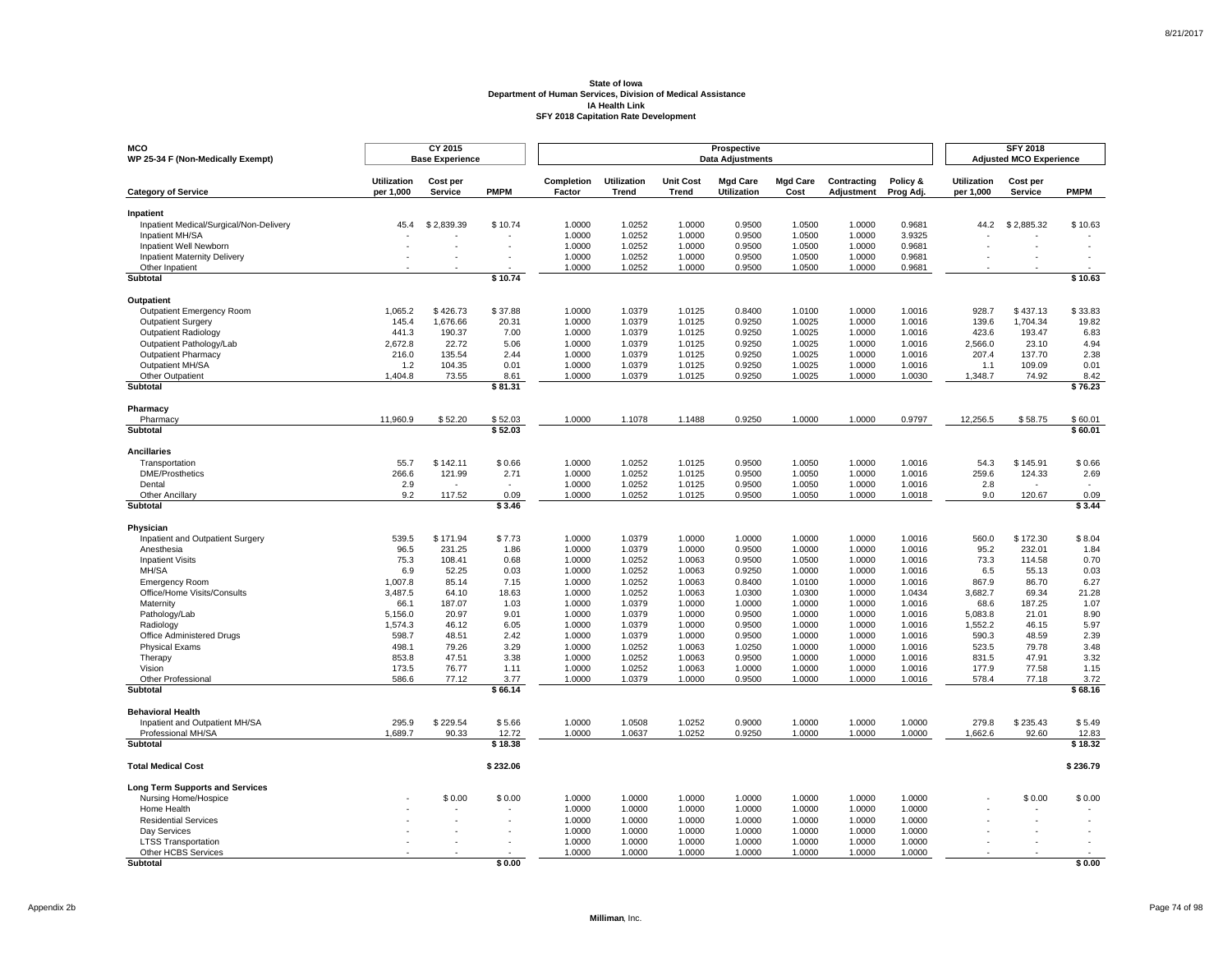**State of Iowa**
**Department of Human Services, Division of Medical Assistance**
**IA Health Link**
**SFY 2018 Capitation Rate Development**

| MCO WP 25-34 F (Non-Medically Exempt) | CY 2015 Base Experience | | | Prospective Data Adjustments | | | | | | | SFY 2018 Adjusted MCO Experience | | |
|---|---|---|---|---|---|---|---|---|---|---|---|---|---|
| **Category of Service** | **Utilization per 1,000** | **Cost per Service** | **PMPM** | **Completion Factor** | **Utilization Trend** | **Unit Cost Trend** | **Mgd Care Utilization** | **Mgd Care Cost** | **Contracting Adjustment** | **Policy & Prog Adj.** | **Utilization per 1,000** | **Cost per Service** | **PMPM** |
| **Inpatient** | | | | | | | | | | | | | |
| Inpatient Medical/Surgical/Non-Delivery | 45.4 | $ 2,839.39 | $ 10.74 | 1.0000 | 1.0252 | 1.0000 | 0.9500 | 1.0500 | 1.0000 | 0.9681 | 44.2 | $ 2,885.32 | $ 10.63 |
| Inpatient MH/SA | - | - | - | 1.0000 | 1.0252 | 1.0000 | 0.9500 | 1.0500 | 1.0000 | 3.9325 | - | - | - |
| Inpatient Well Newborn | - | - | - | 1.0000 | 1.0252 | 1.0000 | 0.9500 | 1.0500 | 1.0000 | 0.9681 | - | - | - |
| Inpatient Maternity Delivery | - | - | - | 1.0000 | 1.0252 | 1.0000 | 0.9500 | 1.0500 | 1.0000 | 0.9681 | - | - | - |
| Other Inpatient | - | - | - | 1.0000 | 1.0252 | 1.0000 | 0.9500 | 1.0500 | 1.0000 | 0.9681 | - | - | - |
| **Subtotal** | | | **$ 10.74** | | | | | | | | | | **$ 10.63** |
| **Outpatient** | | | | | | | | | | | | | |
| Outpatient Emergency Room | 1,065.2 | $ 426.73 | $ 37.88 | 1.0000 | 1.0379 | 1.0125 | 0.8400 | 1.0100 | 1.0000 | 1.0016 | 928.7 | $ 437.13 | $ 33.83 |
| Outpatient Surgery | 145.4 | 1,676.66 | 20.31 | 1.0000 | 1.0379 | 1.0125 | 0.9250 | 1.0025 | 1.0000 | 1.0016 | 139.6 | 1,704.34 | 19.82 |
| Outpatient Radiology | 441.3 | 190.37 | 7.00 | 1.0000 | 1.0379 | 1.0125 | 0.9250 | 1.0025 | 1.0000 | 1.0016 | 423.6 | 193.47 | 6.83 |
| Outpatient Pathology/Lab | 2,672.8 | 22.72 | 5.06 | 1.0000 | 1.0379 | 1.0125 | 0.9250 | 1.0025 | 1.0000 | 1.0016 | 2,566.0 | 23.10 | 4.94 |
| Outpatient Pharmacy | 216.0 | 135.54 | 2.44 | 1.0000 | 1.0379 | 1.0125 | 0.9250 | 1.0025 | 1.0000 | 1.0016 | 207.4 | 137.70 | 2.38 |
| Outpatient MH/SA | 1.2 | 104.35 | 0.01 | 1.0000 | 1.0379 | 1.0125 | 0.9250 | 1.0025 | 1.0000 | 1.0016 | 1.1 | 109.09 | 0.01 |
| Other Outpatient | 1,404.8 | 73.55 | 8.61 | 1.0000 | 1.0379 | 1.0125 | 0.9250 | 1.0025 | 1.0000 | 1.0030 | 1,348.7 | 74.92 | 8.42 |
| **Subtotal** | | | **$ 81.31** | | | | | | | | | | **$ 76.23** |
| **Pharmacy** | | | | | | | | | | | | | |
| Pharmacy | 11,960.9 | $ 52.20 | $ 52.03 | 1.0000 | 1.1078 | 1.1488 | 0.9250 | 1.0000 | 1.0000 | 0.9797 | 12,256.5 | $ 58.75 | $ 60.01 |
| **Subtotal** | | | **$ 52.03** | | | | | | | | | | **$ 60.01** |
| **Ancillaries** | | | | | | | | | | | | | |
| Transportation | 55.7 | $ 142.11 | $ 0.66 | 1.0000 | 1.0252 | 1.0125 | 0.9500 | 1.0050 | 1.0000 | 1.0016 | 54.3 | $ 145.91 | $ 0.66 |
| DME/Prosthetics | 266.6 | 121.99 | 2.71 | 1.0000 | 1.0252 | 1.0125 | 0.9500 | 1.0050 | 1.0000 | 1.0016 | 259.6 | 124.33 | 2.69 |
| Dental | 2.9 | - | - | 1.0000 | 1.0252 | 1.0125 | 0.9500 | 1.0050 | 1.0000 | 1.0016 | 2.8 | - | - |
| Other Ancillary | 9.2 | 117.52 | 0.09 | 1.0000 | 1.0252 | 1.0125 | 0.9500 | 1.0050 | 1.0000 | 1.0018 | 9.0 | 120.67 | 0.09 |
| **Subtotal** | | | **$ 3.46** | | | | | | | | | | **$ 3.44** |
| **Physician** | | | | | | | | | | | | | |
| Inpatient and Outpatient Surgery | 539.5 | $ 171.94 | $ 7.73 | 1.0000 | 1.0379 | 1.0000 | 1.0000 | 1.0000 | 1.0000 | 1.0016 | 560.0 | $ 172.30 | $ 8.04 |
| Anesthesia | 96.5 | 231.25 | 1.86 | 1.0000 | 1.0379 | 1.0000 | 0.9500 | 1.0000 | 1.0000 | 1.0016 | 95.2 | 232.01 | 1.84 |
| Inpatient Visits | 75.3 | 108.41 | 0.68 | 1.0000 | 1.0252 | 1.0063 | 0.9500 | 1.0500 | 1.0000 | 1.0016 | 73.3 | 114.58 | 0.70 |
| MH/SA | 6.9 | 52.25 | 0.03 | 1.0000 | 1.0252 | 1.0063 | 0.9250 | 1.0000 | 1.0000 | 1.0016 | 6.5 | 55.13 | 0.03 |
| Emergency Room | 1,007.8 | 85.14 | 7.15 | 1.0000 | 1.0252 | 1.0063 | 0.8400 | 1.0100 | 1.0000 | 1.0016 | 867.9 | 86.70 | 6.27 |
| Office/Home Visits/Consults | 3,487.5 | 64.10 | 18.63 | 1.0000 | 1.0252 | 1.0063 | 1.0300 | 1.0300 | 1.0000 | 1.0434 | 3,682.7 | 69.34 | 21.28 |
| Maternity | 66.1 | 187.07 | 1.03 | 1.0000 | 1.0379 | 1.0000 | 1.0000 | 1.0000 | 1.0000 | 1.0016 | 68.6 | 187.25 | 1.07 |
| Pathology/Lab | 5,156.0 | 20.97 | 9.01 | 1.0000 | 1.0379 | 1.0000 | 0.9500 | 1.0000 | 1.0000 | 1.0016 | 5,083.8 | 21.01 | 8.90 |
| Radiology | 1,574.3 | 46.12 | 6.05 | 1.0000 | 1.0379 | 1.0000 | 0.9500 | 1.0000 | 1.0000 | 1.0016 | 1,552.2 | 46.15 | 5.97 |
| Office Administered Drugs | 598.7 | 48.51 | 2.42 | 1.0000 | 1.0379 | 1.0000 | 0.9500 | 1.0000 | 1.0000 | 1.0016 | 590.3 | 48.59 | 2.39 |
| Physical Exams | 498.1 | 79.26 | 3.29 | 1.0000 | 1.0252 | 1.0063 | 1.0250 | 1.0000 | 1.0000 | 1.0016 | 523.5 | 79.78 | 3.48 |
| Therapy | 853.8 | 47.51 | 3.38 | 1.0000 | 1.0252 | 1.0063 | 0.9500 | 1.0000 | 1.0000 | 1.0016 | 831.5 | 47.91 | 3.32 |
| Vision | 173.5 | 76.77 | 1.11 | 1.0000 | 1.0252 | 1.0063 | 1.0000 | 1.0000 | 1.0000 | 1.0016 | 177.9 | 77.58 | 1.15 |
| Other Professional | 586.6 | 77.12 | 3.77 | 1.0000 | 1.0379 | 1.0000 | 0.9500 | 1.0000 | 1.0000 | 1.0016 | 578.4 | 77.18 | 3.72 |
| **Subtotal** | | | **$ 66.14** | | | | | | | | | | **$ 68.16** |
| **Behavioral Health** | | | | | | | | | | | | | |
| Inpatient and Outpatient MH/SA | 295.9 | $ 229.54 | $ 5.66 | 1.0000 | 1.0508 | 1.0252 | 0.9000 | 1.0000 | 1.0000 | 1.0000 | 279.8 | $ 235.43 | $ 5.49 |
| Professional MH/SA | 1,689.7 | 90.33 | 12.72 | 1.0000 | 1.0637 | 1.0252 | 0.9250 | 1.0000 | 1.0000 | 1.0000 | 1,662.6 | 92.60 | 12.83 |
| **Subtotal** | | | **$ 18.38** | | | | | | | | | | **$ 18.32** |
| **Total Medical Cost** | | | **$ 232.06** | | | | | | | | | | **$ 236.79** |
| **Long Term Supports and Services** | | | | | | | | | | | | | |
| Nursing Home/Hospice | - | $ 0.00 | $ 0.00 | 1.0000 | 1.0000 | 1.0000 | 1.0000 | 1.0000 | 1.0000 | 1.0000 | - | $ 0.00 | $ 0.00 |
| Home Health | - | - | - | 1.0000 | 1.0000 | 1.0000 | 1.0000 | 1.0000 | 1.0000 | 1.0000 | - | - | - |
| Residential Services | - | - | - | 1.0000 | 1.0000 | 1.0000 | 1.0000 | 1.0000 | 1.0000 | 1.0000 | - | - | - |
| Day Services | - | - | - | 1.0000 | 1.0000 | 1.0000 | 1.0000 | 1.0000 | 1.0000 | 1.0000 | - | - | - |
| LTSS Transportation | - | - | - | 1.0000 | 1.0000 | 1.0000 | 1.0000 | 1.0000 | 1.0000 | 1.0000 | - | - | - |
| Other HCBS Services | - | - | - | 1.0000 | 1.0000 | 1.0000 | 1.0000 | 1.0000 | 1.0000 | 1.0000 | - | - | - |
| **Subtotal** | | | **$ 0.00** | | | | | | | | | | **$ 0.00** |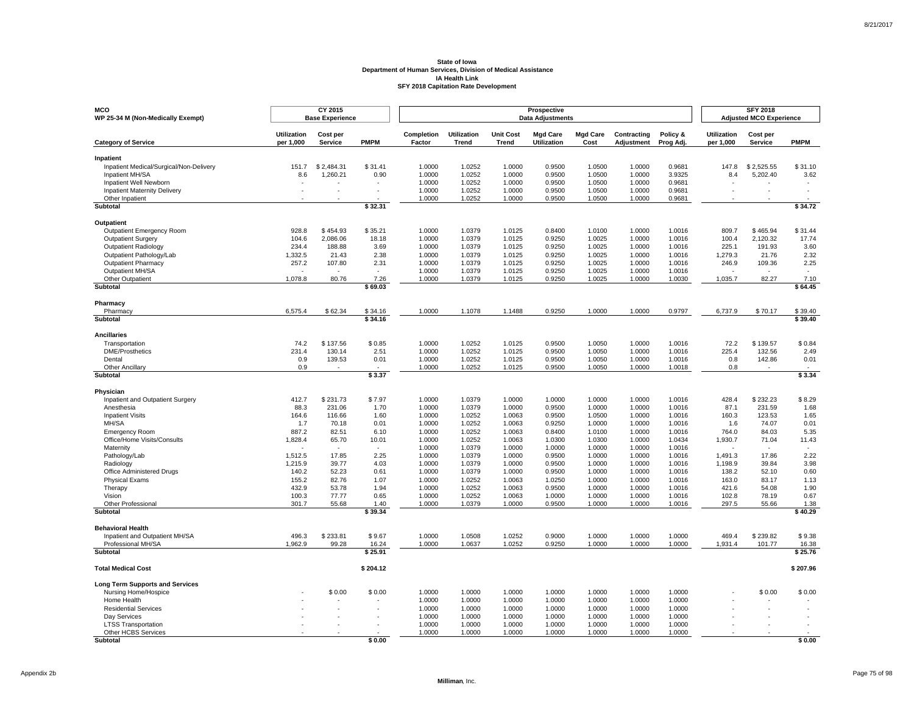**State of Iowa**
**Department of Human Services, Division of Medical Assistance**
**IA Health Link**
**SFY 2018 Capitation Rate Development**

| MCO WP 25-34 M (Non-Medically Exempt) | CY 2015 Base Experience | | | Prospective Data Adjustments | | | | | | | SFY 2018 Adjusted MCO Experience | | |
|---|---|---|---|---|---|---|---|---|---|---|---|---|---|
| **Category of Service** | **Utilization per 1,000** | **Cost per Service** | **PMPM** | **Completion Factor** | **Utilization Trend** | **Unit Cost Trend** | **Mgd Care Utilization** | **Mgd Care Cost** | **Contracting Adjustment** | **Policy & Prog Adj.** | **Utilization per 1,000** | **Cost per Service** | **PMPM** |
| **Inpatient** | | | | | | | | | | | | | |
| Inpatient Medical/Surgical/Non-Delivery | 151.7 | $ 2,484.31 | $ 31.41 | 1.0000 | 1.0252 | 1.0000 | 0.9500 | 1.0500 | 1.0000 | 0.9681 | 147.8 | $ 2,525.55 | $ 31.10 |
| Inpatient MH/SA | 8.6 | 1,260.21 | 0.90 | 1.0000 | 1.0252 | 1.0000 | 0.9500 | 1.0500 | 1.0000 | 3.9325 | 8.4 | 5,202.40 | 3.62 |
| Inpatient Well Newborn | - | - | - | 1.0000 | 1.0252 | 1.0000 | 0.9500 | 1.0500 | 1.0000 | 0.9681 | - | - | - |
| Inpatient Maternity Delivery | - | - | - | 1.0000 | 1.0252 | 1.0000 | 0.9500 | 1.0500 | 1.0000 | 0.9681 | - | - | - |
| Other Inpatient | - | - | - | 1.0000 | 1.0252 | 1.0000 | 0.9500 | 1.0500 | 1.0000 | 0.9681 | - | - | - |
| **Subtotal** | | | **$ 32.31** | | | | | | | | | | **$ 34.72** |
| **Outpatient** | | | | | | | | | | | | | |
| Outpatient Emergency Room | 928.8 | $ 454.93 | $ 35.21 | 1.0000 | 1.0379 | 1.0125 | 0.8400 | 1.0100 | 1.0000 | 1.0016 | 809.7 | $ 465.94 | $ 31.44 |
| Outpatient Surgery | 104.6 | 2,086.06 | 18.18 | 1.0000 | 1.0379 | 1.0125 | 0.9250 | 1.0025 | 1.0000 | 1.0016 | 100.4 | 2,120.32 | 17.74 |
| Outpatient Radiology | 234.4 | 188.88 | 3.69 | 1.0000 | 1.0379 | 1.0125 | 0.9250 | 1.0025 | 1.0000 | 1.0016 | 225.1 | 191.93 | 3.60 |
| Outpatient Pathology/Lab | 1,332.5 | 21.43 | 2.38 | 1.0000 | 1.0379 | 1.0125 | 0.9250 | 1.0025 | 1.0000 | 1.0016 | 1,279.3 | 21.76 | 2.32 |
| Outpatient Pharmacy | 257.2 | 107.80 | 2.31 | 1.0000 | 1.0379 | 1.0125 | 0.9250 | 1.0025 | 1.0000 | 1.0016 | 246.9 | 109.36 | 2.25 |
| Outpatient MH/SA | - | - | - | 1.0000 | 1.0379 | 1.0125 | 0.9250 | 1.0025 | 1.0000 | 1.0016 | - | - | - |
| Other Outpatient | 1,078.8 | 80.76 | 7.26 | 1.0000 | 1.0379 | 1.0125 | 0.9250 | 1.0025 | 1.0000 | 1.0030 | 1,035.7 | 82.27 | 7.10 |
| **Subtotal** | | | **$ 69.03** | | | | | | | | | | **$ 64.45** |
| **Pharmacy** | | | | | | | | | | | | | |
| Pharmacy | 6,575.4 | $ 62.34 | $ 34.16 | 1.0000 | 1.1078 | 1.1488 | 0.9250 | 1.0000 | 1.0000 | 0.9797 | 6,737.9 | $ 70.17 | $ 39.40 |
| **Subtotal** | | | **$ 34.16** | | | | | | | | | | **$ 39.40** |
| **Ancillaries** | | | | | | | | | | | | | |
| Transportation | 74.2 | $ 137.56 | $ 0.85 | 1.0000 | 1.0252 | 1.0125 | 0.9500 | 1.0050 | 1.0000 | 1.0016 | 72.2 | $ 139.57 | $ 0.84 |
| DME/Prosthetics | 231.4 | 130.14 | 2.51 | 1.0000 | 1.0252 | 1.0125 | 0.9500 | 1.0050 | 1.0000 | 1.0016 | 225.4 | 132.56 | 2.49 |
| Dental | 0.9 | 139.53 | 0.01 | 1.0000 | 1.0252 | 1.0125 | 0.9500 | 1.0050 | 1.0000 | 1.0016 | 0.8 | 142.86 | 0.01 |
| Other Ancillary | 0.9 | - | - | 1.0000 | 1.0252 | 1.0125 | 0.9500 | 1.0050 | 1.0000 | 1.0018 | 0.8 | - | - |
| **Subtotal** | | | **$ 3.37** | | | | | | | | | | **$ 3.34** |
| **Physician** | | | | | | | | | | | | | |
| Inpatient and Outpatient Surgery | 412.7 | $ 231.73 | $ 7.97 | 1.0000 | 1.0379 | 1.0000 | 1.0000 | 1.0000 | 1.0000 | 1.0016 | 428.4 | $ 232.23 | $ 8.29 |
| Anesthesia | 88.3 | 231.06 | 1.70 | 1.0000 | 1.0379 | 1.0000 | 0.9500 | 1.0000 | 1.0000 | 1.0016 | 87.1 | 231.59 | 1.68 |
| Inpatient Visits | 164.6 | 116.66 | 1.60 | 1.0000 | 1.0252 | 1.0063 | 0.9500 | 1.0500 | 1.0000 | 1.0016 | 160.3 | 123.53 | 1.65 |
| MH/SA | 1.7 | 70.18 | 0.01 | 1.0000 | 1.0252 | 1.0063 | 0.9250 | 1.0000 | 1.0000 | 1.0016 | 1.6 | 74.07 | 0.01 |
| Emergency Room | 887.2 | 82.51 | 6.10 | 1.0000 | 1.0252 | 1.0063 | 0.8400 | 1.0100 | 1.0000 | 1.0016 | 764.0 | 84.03 | 5.35 |
| Office/Home Visits/Consults | 1,828.4 | 65.70 | 10.01 | 1.0000 | 1.0252 | 1.0063 | 1.0300 | 1.0300 | 1.0000 | 1.0434 | 1,930.7 | 71.04 | 11.43 |
| Maternity | - | - | - | 1.0000 | 1.0379 | 1.0000 | 1.0000 | 1.0000 | 1.0000 | 1.0016 | - | - | - |
| Pathology/Lab | 1,512.5 | 17.85 | 2.25 | 1.0000 | 1.0379 | 1.0000 | 0.9500 | 1.0000 | 1.0000 | 1.0016 | 1,491.3 | 17.86 | 2.22 |
| Radiology | 1,215.9 | 39.77 | 4.03 | 1.0000 | 1.0379 | 1.0000 | 0.9500 | 1.0000 | 1.0000 | 1.0016 | 1,198.9 | 39.84 | 3.98 |
| Office Administered Drugs | 140.2 | 52.23 | 0.61 | 1.0000 | 1.0379 | 1.0000 | 0.9500 | 1.0000 | 1.0000 | 1.0016 | 138.2 | 52.10 | 0.60 |
| Physical Exams | 155.2 | 82.76 | 1.07 | 1.0000 | 1.0252 | 1.0063 | 1.0250 | 1.0000 | 1.0000 | 1.0016 | 163.0 | 83.17 | 1.13 |
| Therapy | 432.9 | 53.78 | 1.94 | 1.0000 | 1.0252 | 1.0063 | 0.9500 | 1.0000 | 1.0000 | 1.0016 | 421.6 | 54.08 | 1.90 |
| Vision | 100.3 | 77.77 | 0.65 | 1.0000 | 1.0252 | 1.0063 | 1.0000 | 1.0000 | 1.0000 | 1.0016 | 102.8 | 78.19 | 0.67 |
| Other Professional | 301.7 | 55.68 | 1.40 | 1.0000 | 1.0379 | 1.0000 | 0.9500 | 1.0000 | 1.0000 | 1.0016 | 297.5 | 55.66 | 1.38 |
| **Subtotal** | | | **$ 39.34** | | | | | | | | | | **$ 40.29** |
| **Behavioral Health** | | | | | | | | | | | | | |
| Inpatient and Outpatient MH/SA | 496.3 | $ 233.81 | $ 9.67 | 1.0000 | 1.0508 | 1.0252 | 0.9000 | 1.0000 | 1.0000 | 1.0000 | 469.4 | $ 239.82 | $ 9.38 |
| Professional MH/SA | 1,962.9 | 99.28 | 16.24 | 1.0000 | 1.0637 | 1.0252 | 0.9250 | 1.0000 | 1.0000 | 1.0000 | 1,931.4 | 101.77 | 16.38 |
| **Subtotal** | | | **$ 25.91** | | | | | | | | | | **$ 25.76** |
| **Total Medical Cost** | | | **$ 204.12** | | | | | | | | | | **$ 207.96** |
| **Long Term Supports and Services** | | | | | | | | | | | | | |
| Nursing Home/Hospice | - | $ 0.00 | $ 0.00 | 1.0000 | 1.0000 | 1.0000 | 1.0000 | 1.0000 | 1.0000 | 1.0000 | - | $ 0.00 | $ 0.00 |
| Home Health | - | - | - | 1.0000 | 1.0000 | 1.0000 | 1.0000 | 1.0000 | 1.0000 | 1.0000 | - | - | - |
| Residential Services | - | - | - | 1.0000 | 1.0000 | 1.0000 | 1.0000 | 1.0000 | 1.0000 | 1.0000 | - | - | - |
| Day Services | - | - | - | 1.0000 | 1.0000 | 1.0000 | 1.0000 | 1.0000 | 1.0000 | 1.0000 | - | - | - |
| LTSS Transportation | - | - | - | 1.0000 | 1.0000 | 1.0000 | 1.0000 | 1.0000 | 1.0000 | 1.0000 | - | - | - |
| Other HCBS Services | - | - | - | 1.0000 | 1.0000 | 1.0000 | 1.0000 | 1.0000 | 1.0000 | 1.0000 | - | - | - |
| **Subtotal** | | | **$ 0.00** | | | | | | | | | | **$ 0.00** |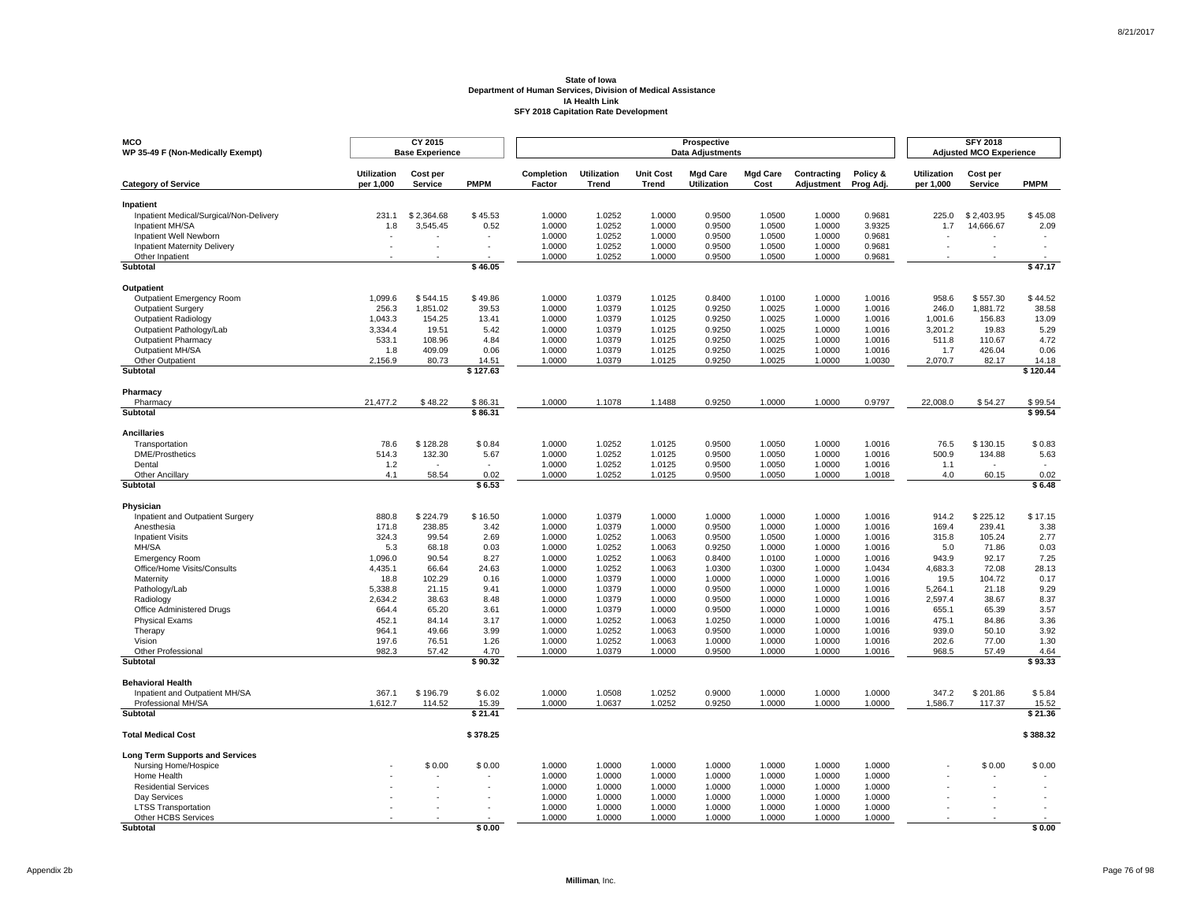**State of Iowa**
**Department of Human Services, Division of Medical Assistance**
**IA Health Link**
**SFY 2018 Capitation Rate Development**

| MCO<br>WP 35-49 F (Non-Medically Exempt) | CY 2015 Base Experience | | | Prospective Data Adjustments | | | | | | | SFY 2018 Adjusted MCO Experience | | |
|---|---|---|---|---|---|---|---|---|---|---|---|---|---|
| Category of Service | Utilization per 1,000 | Cost per Service | PMPM | Completion Factor | Utilization Trend | Unit Cost Trend | Mgd Care Utilization | Mgd Care Cost | Contracting Adjustment | Policy & Prog Adj. | Utilization per 1,000 | Cost per Service | PMPM |
| **Inpatient** | | | | | | | | | | | | | |
| Inpatient Medical/Surgical/Non-Delivery | 231.1 | $ 2,364.68 | $ 45.53 | 1.0000 | 1.0252 | 1.0000 | 0.9500 | 1.0500 | 1.0000 | 0.9681 | 225.0 | $ 2,403.95 | $ 45.08 |
| Inpatient MH/SA | 1.8 | 3,545.45 | 0.52 | 1.0000 | 1.0252 | 1.0000 | 0.9500 | 1.0500 | 1.0000 | 3.9325 | 1.7 | 14,666.67 | 2.09 |
| Inpatient Well Newborn | - | - | - | 1.0000 | 1.0252 | 1.0000 | 0.9500 | 1.0500 | 1.0000 | 0.9681 | - | - | - |
| Inpatient Maternity Delivery | - | - | - | 1.0000 | 1.0252 | 1.0000 | 0.9500 | 1.0500 | 1.0000 | 0.9681 | - | - | - |
| Other Inpatient | - | - | - | 1.0000 | 1.0252 | 1.0000 | 0.9500 | 1.0500 | 1.0000 | 0.9681 | - | - | - |
| **Subtotal** | | | **$ 46.05** | | | | | | | | | | **$ 47.17** |
| **Outpatient** | | | | | | | | | | | | | |
| Outpatient Emergency Room | 1,099.6 | $ 544.15 | $ 49.86 | 1.0000 | 1.0379 | 1.0125 | 0.8400 | 1.0100 | 1.0000 | 1.0016 | 958.6 | $ 557.30 | $ 44.52 |
| Outpatient Surgery | 256.3 | 1,851.02 | 39.53 | 1.0000 | 1.0379 | 1.0125 | 0.9250 | 1.0025 | 1.0000 | 1.0016 | 246.0 | 1,881.72 | 38.58 |
| Outpatient Radiology | 1,043.3 | 154.25 | 13.41 | 1.0000 | 1.0379 | 1.0125 | 0.9250 | 1.0025 | 1.0000 | 1.0016 | 1,001.6 | 156.83 | 13.09 |
| Outpatient Pathology/Lab | 3,334.4 | 19.51 | 5.42 | 1.0000 | 1.0379 | 1.0125 | 0.9250 | 1.0025 | 1.0000 | 1.0016 | 3,201.2 | 19.83 | 5.29 |
| Outpatient Pharmacy | 533.1 | 108.96 | 4.84 | 1.0000 | 1.0379 | 1.0125 | 0.9250 | 1.0025 | 1.0000 | 1.0016 | 511.8 | 110.67 | 4.72 |
| Outpatient MH/SA | 1.8 | 409.09 | 0.06 | 1.0000 | 1.0379 | 1.0125 | 0.9250 | 1.0025 | 1.0000 | 1.0016 | 1.7 | 426.04 | 0.06 |
| Other Outpatient | 2,156.9 | 80.73 | 14.51 | 1.0000 | 1.0379 | 1.0125 | 0.9250 | 1.0025 | 1.0000 | 1.0030 | 2,070.7 | 82.17 | 14.18 |
| **Subtotal** | | | **$ 127.63** | | | | | | | | | | **$ 120.44** |
| **Pharmacy** | | | | | | | | | | | | | |
| Pharmacy | 21,477.2 | $ 48.22 | $ 86.31 | 1.0000 | 1.1078 | 1.1488 | 0.9250 | 1.0000 | 1.0000 | 0.9797 | 22,008.0 | $ 54.27 | $ 99.54 |
| **Subtotal** | | | **$ 86.31** | | | | | | | | | | **$ 99.54** |
| **Ancillaries** | | | | | | | | | | | | | |
| Transportation | 78.6 | $ 128.28 | $ 0.84 | 1.0000 | 1.0252 | 1.0125 | 0.9500 | 1.0050 | 1.0000 | 1.0016 | 76.5 | $ 130.15 | $ 0.83 |
| DME/Prosthetics | 514.3 | 132.30 | 5.67 | 1.0000 | 1.0252 | 1.0125 | 0.9500 | 1.0050 | 1.0000 | 1.0016 | 500.9 | 134.88 | 5.63 |
| Dental | 1.2 | - | - | 1.0000 | 1.0252 | 1.0125 | 0.9500 | 1.0050 | 1.0000 | 1.0016 | 1.1 | - | - |
| Other Ancillary | 4.1 | 58.54 | 0.02 | 1.0000 | 1.0252 | 1.0125 | 0.9500 | 1.0050 | 1.0000 | 1.0018 | 4.0 | 60.15 | 0.02 |
| **Subtotal** | | | **$ 6.53** | | | | | | | | | | **$ 6.48** |
| **Physician** | | | | | | | | | | | | | |
| Inpatient and Outpatient Surgery | 880.8 | $ 224.79 | $ 16.50 | 1.0000 | 1.0379 | 1.0000 | 1.0000 | 1.0000 | 1.0000 | 1.0016 | 914.2 | $ 225.12 | $ 17.15 |
| Anesthesia | 171.8 | 238.85 | 3.42 | 1.0000 | 1.0379 | 1.0000 | 0.9500 | 1.0000 | 1.0000 | 1.0016 | 169.4 | 239.41 | 3.38 |
| Inpatient Visits | 324.3 | 99.54 | 2.69 | 1.0000 | 1.0252 | 1.0063 | 0.9500 | 1.0500 | 1.0000 | 1.0016 | 315.8 | 105.24 | 2.77 |
| MH/SA | 5.3 | 68.18 | 0.03 | 1.0000 | 1.0252 | 1.0063 | 0.9250 | 1.0000 | 1.0000 | 1.0016 | 5.0 | 71.86 | 0.03 |
| Emergency Room | 1,096.0 | 90.54 | 8.27 | 1.0000 | 1.0252 | 1.0063 | 0.8400 | 1.0100 | 1.0000 | 1.0016 | 943.9 | 92.17 | 7.25 |
| Office/Home Visits/Consults | 4,435.1 | 66.64 | 24.63 | 1.0000 | 1.0252 | 1.0063 | 1.0300 | 1.0300 | 1.0000 | 1.0434 | 4,683.3 | 72.08 | 28.13 |
| Maternity | 18.8 | 102.29 | 0.16 | 1.0000 | 1.0379 | 1.0000 | 1.0000 | 1.0000 | 1.0000 | 1.0016 | 19.5 | 104.72 | 0.17 |
| Pathology/Lab | 5,338.8 | 21.15 | 9.41 | 1.0000 | 1.0379 | 1.0000 | 0.9500 | 1.0000 | 1.0000 | 1.0016 | 5,264.1 | 21.18 | 9.29 |
| Radiology | 2,634.2 | 38.63 | 8.48 | 1.0000 | 1.0379 | 1.0000 | 0.9500 | 1.0000 | 1.0000 | 1.0016 | 2,597.4 | 38.67 | 8.37 |
| Office Administered Drugs | 664.4 | 65.20 | 3.61 | 1.0000 | 1.0379 | 1.0000 | 0.9500 | 1.0000 | 1.0000 | 1.0016 | 655.1 | 65.39 | 3.57 |
| Physical Exams | 452.1 | 84.14 | 3.17 | 1.0000 | 1.0252 | 1.0063 | 1.0250 | 1.0000 | 1.0000 | 1.0016 | 475.1 | 84.86 | 3.36 |
| Therapy | 964.1 | 49.66 | 3.99 | 1.0000 | 1.0252 | 1.0063 | 0.9500 | 1.0000 | 1.0000 | 1.0016 | 939.0 | 50.10 | 3.92 |
| Vision | 197.6 | 76.51 | 1.26 | 1.0000 | 1.0252 | 1.0063 | 1.0000 | 1.0000 | 1.0000 | 1.0016 | 202.6 | 77.00 | 1.30 |
| Other Professional | 982.3 | 57.42 | 4.70 | 1.0000 | 1.0379 | 1.0000 | 0.9500 | 1.0000 | 1.0000 | 1.0016 | 968.5 | 57.49 | 4.64 |
| **Subtotal** | | | **$ 90.32** | | | | | | | | | | **$ 93.33** |
| **Behavioral Health** | | | | | | | | | | | | | |
| Inpatient and Outpatient MH/SA | 367.1 | $ 196.79 | $ 6.02 | 1.0000 | 1.0508 | 1.0252 | 0.9000 | 1.0000 | 1.0000 | 1.0000 | 347.2 | $ 201.86 | $ 5.84 |
| Professional MH/SA | 1,612.7 | 114.52 | 15.39 | 1.0000 | 1.0637 | 1.0252 | 0.9250 | 1.0000 | 1.0000 | 1.0000 | 1,586.7 | 117.37 | 15.52 |
| **Subtotal** | | | **$ 21.41** | | | | | | | | | | **$ 21.36** |
| **Total Medical Cost** | | | **$ 378.25** | | | | | | | | | | **$ 388.32** |
| **Long Term Supports and Services** | | | | | | | | | | | | | |
| Nursing Home/Hospice | - | $ 0.00 | $ 0.00 | 1.0000 | 1.0000 | 1.0000 | 1.0000 | 1.0000 | 1.0000 | 1.0000 | - | $ 0.00 | $ 0.00 |
| Home Health | - | - | - | 1.0000 | 1.0000 | 1.0000 | 1.0000 | 1.0000 | 1.0000 | 1.0000 | - | - | - |
| Residential Services | - | - | - | 1.0000 | 1.0000 | 1.0000 | 1.0000 | 1.0000 | 1.0000 | 1.0000 | - | - | - |
| Day Services | - | - | - | 1.0000 | 1.0000 | 1.0000 | 1.0000 | 1.0000 | 1.0000 | 1.0000 | - | - | - |
| LTSS Transportation | - | - | - | 1.0000 | 1.0000 | 1.0000 | 1.0000 | 1.0000 | 1.0000 | 1.0000 | - | - | - |
| Other HCBS Services | - | - | - | 1.0000 | 1.0000 | 1.0000 | 1.0000 | 1.0000 | 1.0000 | 1.0000 | - | - | - |
| **Subtotal** | | | **$ 0.00** | | | | | | | | | | **$ 0.00** |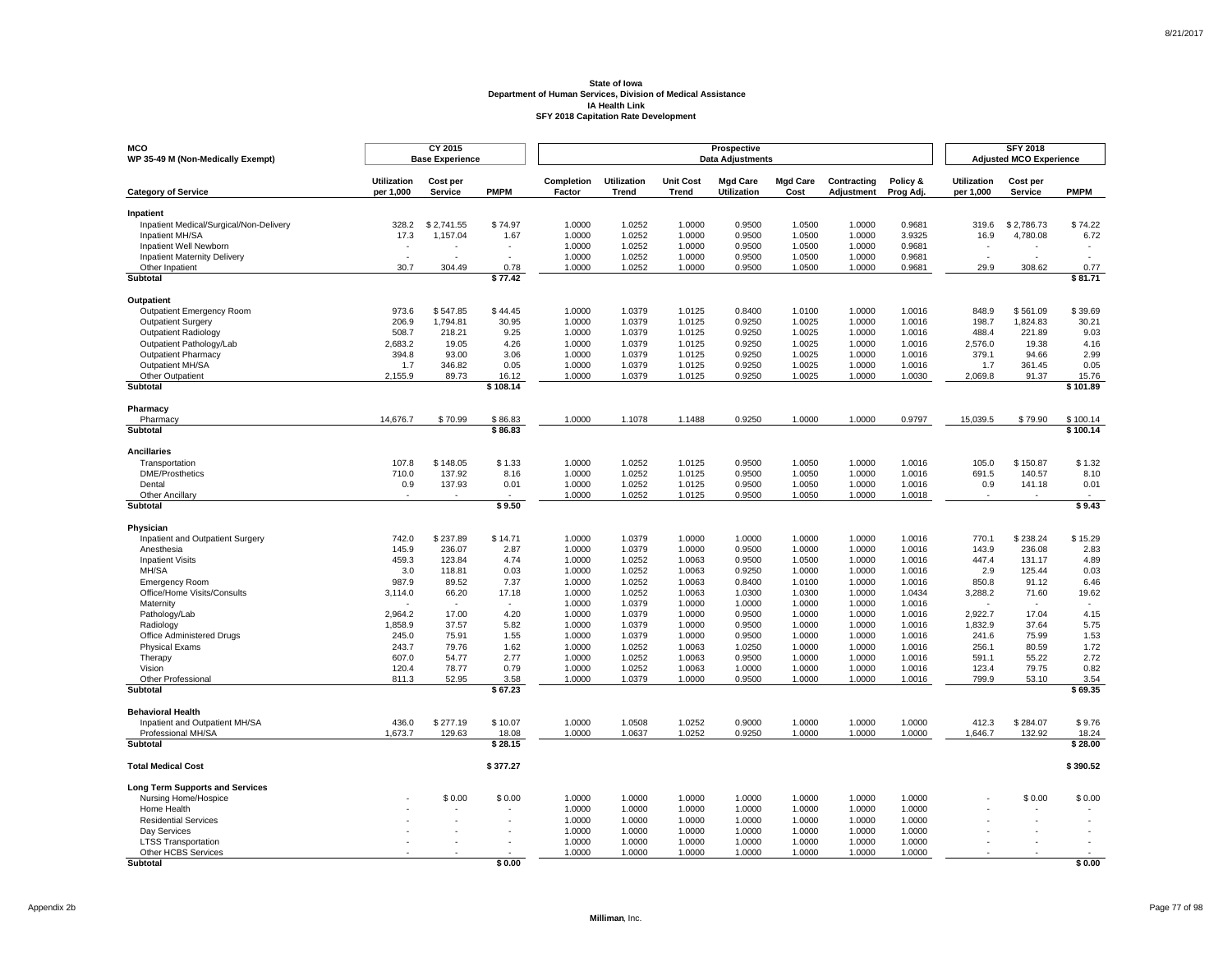**State of Iowa**
**Department of Human Services, Division of Medical Assistance**
**IA Health Link**
**SFY 2018 Capitation Rate Development**

| MCO WP 35-49 M (Non-Medically Exempt) | CY 2015 Base Experience | | | Prospective Data Adjustments | | | | | | | SFY 2018 Adjusted MCO Experience | | |
|---|---|---|---|---|---|---|---|---|---|---|---|---|---|
| **Category of Service** | **Utilization per 1,000** | **Cost per Service** | **PMPM** | **Completion Factor** | **Utilization Trend** | **Unit Cost Trend** | **Mgd Care Utilization** | **Mgd Care Cost** | **Contracting Adjustment** | **Policy & Prog Adj.** | **Utilization per 1,000** | **Cost per Service** | **PMPM** |
| **Inpatient** | | | | | | | | | | | | | |
| Inpatient Medical/Surgical/Non-Delivery | 328.2 | $ 2,741.55 | $ 74.97 | 1.0000 | 1.0252 | 1.0000 | 0.9500 | 1.0500 | 1.0000 | 0.9681 | 319.6 | $ 2,786.73 | $ 74.22 |
| Inpatient MH/SA | 17.3 | 1,157.04 | 1.67 | 1.0000 | 1.0252 | 1.0000 | 0.9500 | 1.0500 | 1.0000 | 3.9325 | 16.9 | 4,780.08 | 6.72 |
| Inpatient Well Newborn | - | - | - | 1.0000 | 1.0252 | 1.0000 | 0.9500 | 1.0500 | 1.0000 | 0.9681 | - | - | - |
| Inpatient Maternity Delivery | - | - | - | 1.0000 | 1.0252 | 1.0000 | 0.9500 | 1.0500 | 1.0000 | 0.9681 | - | - | - |
| Other Inpatient | 30.7 | 304.49 | 0.78 | 1.0000 | 1.0252 | 1.0000 | 0.9500 | 1.0500 | 1.0000 | 0.9681 | 29.9 | 308.62 | 0.77 |
| **Subtotal** | | | **$ 77.42** | | | | | | | | | | **$ 81.71** |
| **Outpatient** | | | | | | | | | | | | | |
| Outpatient Emergency Room | 973.6 | $ 547.85 | $ 44.45 | 1.0000 | 1.0379 | 1.0125 | 0.8400 | 1.0100 | 1.0000 | 1.0016 | 848.9 | $ 561.09 | $ 39.69 |
| Outpatient Surgery | 206.9 | 1,794.81 | 30.95 | 1.0000 | 1.0379 | 1.0125 | 0.9250 | 1.0025 | 1.0000 | 1.0016 | 198.7 | 1,824.83 | 30.21 |
| Outpatient Radiology | 508.7 | 218.21 | 9.25 | 1.0000 | 1.0379 | 1.0125 | 0.9250 | 1.0025 | 1.0000 | 1.0016 | 488.4 | 221.89 | 9.03 |
| Outpatient Pathology/Lab | 2,683.2 | 19.05 | 4.26 | 1.0000 | 1.0379 | 1.0125 | 0.9250 | 1.0025 | 1.0000 | 1.0016 | 2,576.0 | 19.38 | 4.16 |
| Outpatient Pharmacy | 394.8 | 93.00 | 3.06 | 1.0000 | 1.0379 | 1.0125 | 0.9250 | 1.0025 | 1.0000 | 1.0016 | 379.1 | 94.66 | 2.99 |
| Outpatient MH/SA | 1.7 | 346.82 | 0.05 | 1.0000 | 1.0379 | 1.0125 | 0.9250 | 1.0025 | 1.0000 | 1.0016 | 1.7 | 361.45 | 0.05 |
| Other Outpatient | 2,155.9 | 89.73 | 16.12 | 1.0000 | 1.0379 | 1.0125 | 0.9250 | 1.0025 | 1.0000 | 1.0030 | 2,069.8 | 91.37 | 15.76 |
| **Subtotal** | | | **$ 108.14** | | | | | | | | | | **$ 101.89** |
| **Pharmacy** | | | | | | | | | | | | | |
| Pharmacy | 14,676.7 | $ 70.99 | $ 86.83 | 1.0000 | 1.1078 | 1.1488 | 0.9250 | 1.0000 | 1.0000 | 0.9797 | 15,039.5 | $ 79.90 | $ 100.14 |
| **Subtotal** | | | **$ 86.83** | | | | | | | | | | **$ 100.14** |
| **Ancillaries** | | | | | | | | | | | | | |
| Transportation | 107.8 | $ 148.05 | $ 1.33 | 1.0000 | 1.0252 | 1.0125 | 0.9500 | 1.0050 | 1.0000 | 1.0016 | 105.0 | $ 150.87 | $ 1.32 |
| DME/Prosthetics | 710.0 | 137.92 | 8.16 | 1.0000 | 1.0252 | 1.0125 | 0.9500 | 1.0050 | 1.0000 | 1.0016 | 691.5 | 140.57 | 8.10 |
| Dental | 0.9 | 137.93 | 0.01 | 1.0000 | 1.0252 | 1.0125 | 0.9500 | 1.0050 | 1.0000 | 1.0016 | 0.9 | 141.18 | 0.01 |
| Other Ancillary | - | - | - | 1.0000 | 1.0252 | 1.0125 | 0.9500 | 1.0050 | 1.0000 | 1.0018 | - | - | - |
| **Subtotal** | | | **$ 9.50** | | | | | | | | | | **$ 9.43** |
| **Physician** | | | | | | | | | | | | | |
| Inpatient and Outpatient Surgery | 742.0 | $ 237.89 | $ 14.71 | 1.0000 | 1.0379 | 1.0000 | 1.0000 | 1.0000 | 1.0000 | 1.0016 | 770.1 | $ 238.24 | $ 15.29 |
| Anesthesia | 145.9 | 236.07 | 2.87 | 1.0000 | 1.0379 | 1.0000 | 0.9500 | 1.0000 | 1.0000 | 1.0016 | 143.9 | 236.08 | 2.83 |
| Inpatient Visits | 459.3 | 123.84 | 4.74 | 1.0000 | 1.0252 | 1.0063 | 0.9500 | 1.0500 | 1.0000 | 1.0016 | 447.4 | 131.17 | 4.89 |
| MH/SA | 3.0 | 118.81 | 0.03 | 1.0000 | 1.0252 | 1.0063 | 0.9250 | 1.0000 | 1.0000 | 1.0016 | 2.9 | 125.44 | 0.03 |
| Emergency Room | 987.9 | 89.52 | 7.37 | 1.0000 | 1.0252 | 1.0063 | 0.8400 | 1.0100 | 1.0000 | 1.0016 | 850.8 | 91.12 | 6.46 |
| Office/Home Visits/Consults | 3,114.0 | 66.20 | 17.18 | 1.0000 | 1.0252 | 1.0063 | 1.0300 | 1.0300 | 1.0000 | 1.0434 | 3,288.2 | 71.60 | 19.62 |
| Maternity | - | - | - | 1.0000 | 1.0379 | 1.0000 | 1.0000 | 1.0000 | 1.0000 | 1.0016 | - | - | - |
| Pathology/Lab | 2,964.2 | 17.00 | 4.20 | 1.0000 | 1.0379 | 1.0000 | 0.9500 | 1.0000 | 1.0000 | 1.0016 | 2,922.7 | 17.04 | 4.15 |
| Radiology | 1,858.9 | 37.57 | 5.82 | 1.0000 | 1.0379 | 1.0000 | 0.9500 | 1.0000 | 1.0000 | 1.0016 | 1,832.9 | 37.64 | 5.75 |
| Office Administered Drugs | 245.0 | 75.91 | 1.55 | 1.0000 | 1.0379 | 1.0000 | 0.9500 | 1.0000 | 1.0000 | 1.0016 | 241.6 | 75.99 | 1.53 |
| Physical Exams | 243.7 | 79.76 | 1.62 | 1.0000 | 1.0252 | 1.0063 | 1.0250 | 1.0000 | 1.0000 | 1.0016 | 256.1 | 80.59 | 1.72 |
| Therapy | 607.0 | 54.77 | 2.77 | 1.0000 | 1.0252 | 1.0063 | 0.9500 | 1.0000 | 1.0000 | 1.0016 | 591.1 | 55.22 | 2.72 |
| Vision | 120.4 | 78.77 | 0.79 | 1.0000 | 1.0252 | 1.0063 | 1.0000 | 1.0000 | 1.0000 | 1.0016 | 123.4 | 79.75 | 0.82 |
| Other Professional | 811.3 | 52.95 | 3.58 | 1.0000 | 1.0379 | 1.0000 | 0.9500 | 1.0000 | 1.0000 | 1.0016 | 799.9 | 53.10 | 3.54 |
| **Subtotal** | | | **$ 67.23** | | | | | | | | | | **$ 69.35** |
| **Behavioral Health** | | | | | | | | | | | | | |
| Inpatient and Outpatient MH/SA | 436.0 | $ 277.19 | $ 10.07 | 1.0000 | 1.0508 | 1.0252 | 0.9000 | 1.0000 | 1.0000 | 1.0000 | 412.3 | $ 284.07 | $ 9.76 |
| Professional MH/SA | 1,673.7 | 129.63 | 18.08 | 1.0000 | 1.0637 | 1.0252 | 0.9250 | 1.0000 | 1.0000 | 1.0000 | 1,646.7 | 132.92 | 18.24 |
| **Subtotal** | | | **$ 28.15** | | | | | | | | | | **$ 28.00** |
| **Total Medical Cost** | | | **$ 377.27** | | | | | | | | | | **$ 390.52** |
| **Long Term Supports and Services** | | | | | | | | | | | | | |
| Nursing Home/Hospice | - | $ 0.00 | $ 0.00 | 1.0000 | 1.0000 | 1.0000 | 1.0000 | 1.0000 | 1.0000 | 1.0000 | - | $ 0.00 | $ 0.00 |
| Home Health | - | - | - | 1.0000 | 1.0000 | 1.0000 | 1.0000 | 1.0000 | 1.0000 | 1.0000 | - | - | - |
| Residential Services | - | - | - | 1.0000 | 1.0000 | 1.0000 | 1.0000 | 1.0000 | 1.0000 | 1.0000 | - | - | - |
| Day Services | - | - | - | 1.0000 | 1.0000 | 1.0000 | 1.0000 | 1.0000 | 1.0000 | 1.0000 | - | - | - |
| LTSS Transportation | - | - | - | 1.0000 | 1.0000 | 1.0000 | 1.0000 | 1.0000 | 1.0000 | 1.0000 | - | - | - |
| Other HCBS Services | - | - | - | 1.0000 | 1.0000 | 1.0000 | 1.0000 | 1.0000 | 1.0000 | 1.0000 | - | - | - |
| **Subtotal** | | | **$ 0.00** | | | | | | | | | | **$ 0.00** |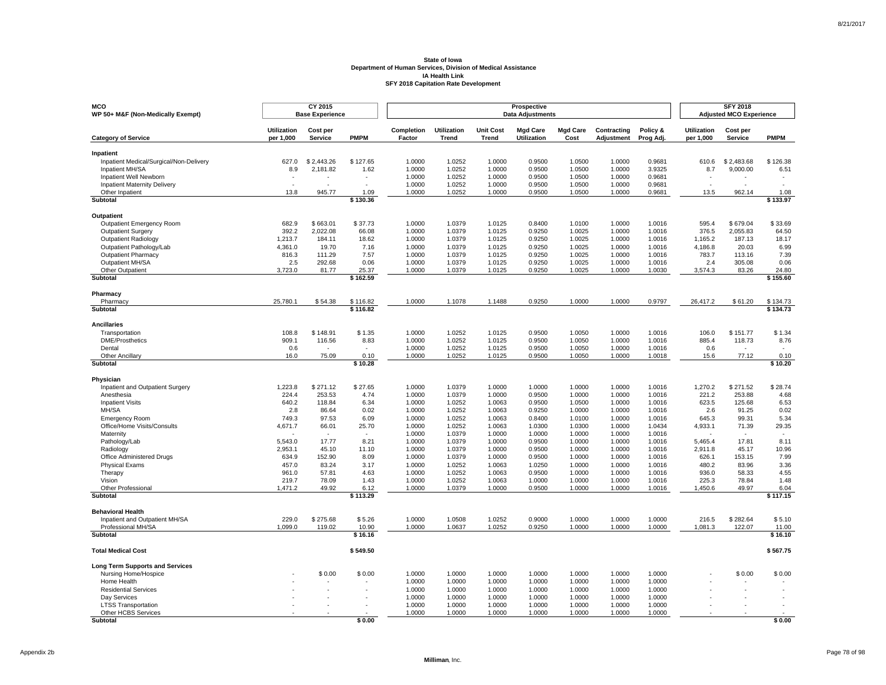**State of Iowa**
**Department of Human Services, Division of Medical Assistance**
**IA Health Link**
**SFY 2018 Capitation Rate Development**

| MCO WP 50+ M&F (Non-Medically Exempt) | CY 2015 Base Experience | | | Prospective Data Adjustments | | | | | | | SFY 2018 Adjusted MCO Experience | | |
|---|---|---|---|---|---|---|---|---|---|---|---|---|---|
| **Category of Service** | **Utilization per 1,000** | **Cost per Service** | **PMPM** | **Completion Factor** | **Utilization Trend** | **Unit Cost Trend** | **Mgd Care Utilization** | **Mgd Care Cost** | **Contracting Adjustment** | **Policy & Prog Adj.** | **Utilization per 1,000** | **Cost per Service** | **PMPM** |
| **Inpatient** | | | | | | | | | | | | | |
| Inpatient Medical/Surgical/Non-Delivery | 627.0 | $ 2,443.26 | $ 127.65 | 1.0000 | 1.0252 | 1.0000 | 0.9500 | 1.0500 | 1.0000 | 0.9681 | 610.6 | $ 2,483.68 | $ 126.38 |
| Inpatient MH/SA | 8.9 | 2,181.82 | 1.62 | 1.0000 | 1.0252 | 1.0000 | 0.9500 | 1.0500 | 1.0000 | 3.9325 | 8.7 | 9,000.00 | 6.51 |
| Inpatient Well Newborn | - | - | - | 1.0000 | 1.0252 | 1.0000 | 0.9500 | 1.0500 | 1.0000 | 0.9681 | - | - | - |
| Inpatient Maternity Delivery | - | - | - | 1.0000 | 1.0252 | 1.0000 | 0.9500 | 1.0500 | 1.0000 | 0.9681 | - | - | - |
| Other Inpatient | 13.8 | 945.77 | 1.09 | 1.0000 | 1.0252 | 1.0000 | 0.9500 | 1.0500 | 1.0000 | 0.9681 | 13.5 | 962.14 | 1.08 |
| **Subtotal** | | | **$ 130.36** | | | | | | | | | | **$ 133.97** |
| **Outpatient** | | | | | | | | | | | | | |
| Outpatient Emergency Room | 682.9 | $ 663.01 | $ 37.73 | 1.0000 | 1.0379 | 1.0125 | 0.8400 | 1.0100 | 1.0000 | 1.0016 | 595.4 | $ 679.04 | $ 33.69 |
| Outpatient Surgery | 392.2 | 2,022.08 | 66.08 | 1.0000 | 1.0379 | 1.0125 | 0.9250 | 1.0025 | 1.0000 | 1.0016 | 376.5 | 2,055.83 | 64.50 |
| Outpatient Radiology | 1,213.7 | 184.11 | 18.62 | 1.0000 | 1.0379 | 1.0125 | 0.9250 | 1.0025 | 1.0000 | 1.0016 | 1,165.2 | 187.13 | 18.17 |
| Outpatient Pathology/Lab | 4,361.0 | 19.70 | 7.16 | 1.0000 | 1.0379 | 1.0125 | 0.9250 | 1.0025 | 1.0000 | 1.0016 | 4,186.8 | 20.03 | 6.99 |
| Outpatient Pharmacy | 816.3 | 111.29 | 7.57 | 1.0000 | 1.0379 | 1.0125 | 0.9250 | 1.0025 | 1.0000 | 1.0016 | 783.7 | 113.16 | 7.39 |
| Outpatient MH/SA | 2.5 | 292.68 | 0.06 | 1.0000 | 1.0379 | 1.0125 | 0.9250 | 1.0025 | 1.0000 | 1.0016 | 2.4 | 305.08 | 0.06 |
| Other Outpatient | 3,723.0 | 81.77 | 25.37 | 1.0000 | 1.0379 | 1.0125 | 0.9250 | 1.0025 | 1.0000 | 1.0030 | 3,574.3 | 83.26 | 24.80 |
| **Subtotal** | | | **$ 162.59** | | | | | | | | | | **$ 155.60** |
| **Pharmacy** | | | | | | | | | | | | | |
| Pharmacy | 25,780.1 | $ 54.38 | $ 116.82 | 1.0000 | 1.1078 | 1.1488 | 0.9250 | 1.0000 | 1.0000 | 0.9797 | 26,417.2 | $ 61.20 | $ 134.73 |
| **Subtotal** | | | **$ 116.82** | | | | | | | | | | **$ 134.73** |
| **Ancillaries** | | | | | | | | | | | | | |
| Transportation | 108.8 | $ 148.91 | $ 1.35 | 1.0000 | 1.0252 | 1.0125 | 0.9500 | 1.0050 | 1.0000 | 1.0016 | 106.0 | $ 151.77 | $ 1.34 |
| DME/Prosthetics | 909.1 | 116.56 | 8.83 | 1.0000 | 1.0252 | 1.0125 | 0.9500 | 1.0050 | 1.0000 | 1.0016 | 885.4 | 118.73 | 8.76 |
| Dental | 0.6 | - | - | 1.0000 | 1.0252 | 1.0125 | 0.9500 | 1.0050 | 1.0000 | 1.0016 | 0.6 | - | - |
| Other Ancillary | 16.0 | 75.09 | 0.10 | 1.0000 | 1.0252 | 1.0125 | 0.9500 | 1.0050 | 1.0000 | 1.0018 | 15.6 | 77.12 | 0.10 |
| **Subtotal** | | | **$ 10.28** | | | | | | | | | | **$ 10.20** |
| **Physician** | | | | | | | | | | | | | |
| Inpatient and Outpatient Surgery | 1,223.8 | $ 271.12 | $ 27.65 | 1.0000 | 1.0379 | 1.0000 | 1.0000 | 1.0000 | 1.0000 | 1.0016 | 1,270.2 | $ 271.52 | $ 28.74 |
| Anesthesia | 224.4 | 253.53 | 4.74 | 1.0000 | 1.0379 | 1.0000 | 0.9500 | 1.0000 | 1.0000 | 1.0016 | 221.2 | 253.88 | 4.68 |
| Inpatient Visits | 640.2 | 118.84 | 6.34 | 1.0000 | 1.0252 | 1.0063 | 0.9500 | 1.0500 | 1.0000 | 1.0016 | 623.5 | 125.68 | 6.53 |
| MH/SA | 2.8 | 86.64 | 0.02 | 1.0000 | 1.0252 | 1.0063 | 0.9250 | 1.0000 | 1.0000 | 1.0016 | 2.6 | 91.25 | 0.02 |
| Emergency Room | 749.3 | 97.53 | 6.09 | 1.0000 | 1.0252 | 1.0063 | 0.8400 | 1.0100 | 1.0000 | 1.0016 | 645.3 | 99.31 | 5.34 |
| Office/Home Visits/Consults | 4,671.7 | 66.01 | 25.70 | 1.0000 | 1.0252 | 1.0063 | 1.0300 | 1.0300 | 1.0000 | 1.0434 | 4,933.1 | 71.39 | 29.35 |
| Maternity | - | - | - | 1.0000 | 1.0379 | 1.0000 | 1.0000 | 1.0000 | 1.0000 | 1.0016 | - | - | - |
| Pathology/Lab | 5,543.0 | 17.77 | 8.21 | 1.0000 | 1.0379 | 1.0000 | 0.9500 | 1.0000 | 1.0000 | 1.0016 | 5,465.4 | 17.81 | 8.11 |
| Radiology | 2,953.1 | 45.10 | 11.10 | 1.0000 | 1.0379 | 1.0000 | 0.9500 | 1.0000 | 1.0000 | 1.0016 | 2,911.8 | 45.17 | 10.96 |
| Office Administered Drugs | 634.9 | 152.90 | 8.09 | 1.0000 | 1.0379 | 1.0000 | 0.9500 | 1.0000 | 1.0000 | 1.0016 | 626.1 | 153.15 | 7.99 |
| Physical Exams | 457.0 | 83.24 | 3.17 | 1.0000 | 1.0252 | 1.0063 | 1.0250 | 1.0000 | 1.0000 | 1.0016 | 480.2 | 83.96 | 3.36 |
| Therapy | 961.0 | 57.81 | 4.63 | 1.0000 | 1.0252 | 1.0063 | 0.9500 | 1.0000 | 1.0000 | 1.0016 | 936.0 | 58.33 | 4.55 |
| Vision | 219.7 | 78.09 | 1.43 | 1.0000 | 1.0252 | 1.0063 | 1.0000 | 1.0000 | 1.0000 | 1.0016 | 225.3 | 78.84 | 1.48 |
| Other Professional | 1,471.2 | 49.92 | 6.12 | 1.0000 | 1.0379 | 1.0000 | 0.9500 | 1.0000 | 1.0000 | 1.0016 | 1,450.6 | 49.97 | 6.04 |
| **Subtotal** | | | **$ 113.29** | | | | | | | | | | **$ 117.15** |
| **Behavioral Health** | | | | | | | | | | | | | |
| Inpatient and Outpatient MH/SA | 229.0 | $ 275.68 | $ 5.26 | 1.0000 | 1.0508 | 1.0252 | 0.9000 | 1.0000 | 1.0000 | 1.0000 | 216.5 | $ 282.64 | $ 5.10 |
| Professional MH/SA | 1,099.0 | 119.02 | 10.90 | 1.0000 | 1.0637 | 1.0252 | 0.9250 | 1.0000 | 1.0000 | 1.0000 | 1,081.3 | 122.07 | 11.00 |
| **Subtotal** | | | **$ 16.16** | | | | | | | | | | **$ 16.10** |
| **Total Medical Cost** | | | **$ 549.50** | | | | | | | | | | **$ 567.75** |
| **Long Term Supports and Services** | | | | | | | | | | | | | |
| Nursing Home/Hospice | - | $ 0.00 | $ 0.00 | 1.0000 | 1.0000 | 1.0000 | 1.0000 | 1.0000 | 1.0000 | 1.0000 | - | $ 0.00 | $ 0.00 |
| Home Health | - | - | - | 1.0000 | 1.0000 | 1.0000 | 1.0000 | 1.0000 | 1.0000 | 1.0000 | - | - | - |
| Residential Services | - | - | - | 1.0000 | 1.0000 | 1.0000 | 1.0000 | 1.0000 | 1.0000 | 1.0000 | - | - | - |
| Day Services | - | - | - | 1.0000 | 1.0000 | 1.0000 | 1.0000 | 1.0000 | 1.0000 | 1.0000 | - | - | - |
| LTSS Transportation | - | - | - | 1.0000 | 1.0000 | 1.0000 | 1.0000 | 1.0000 | 1.0000 | 1.0000 | - | - | - |
| Other HCBS Services | - | - | - | 1.0000 | 1.0000 | 1.0000 | 1.0000 | 1.0000 | 1.0000 | 1.0000 | - | - | - |
| **Subtotal** | | | **$ 0.00** | | | | | | | | | | **$ 0.00** |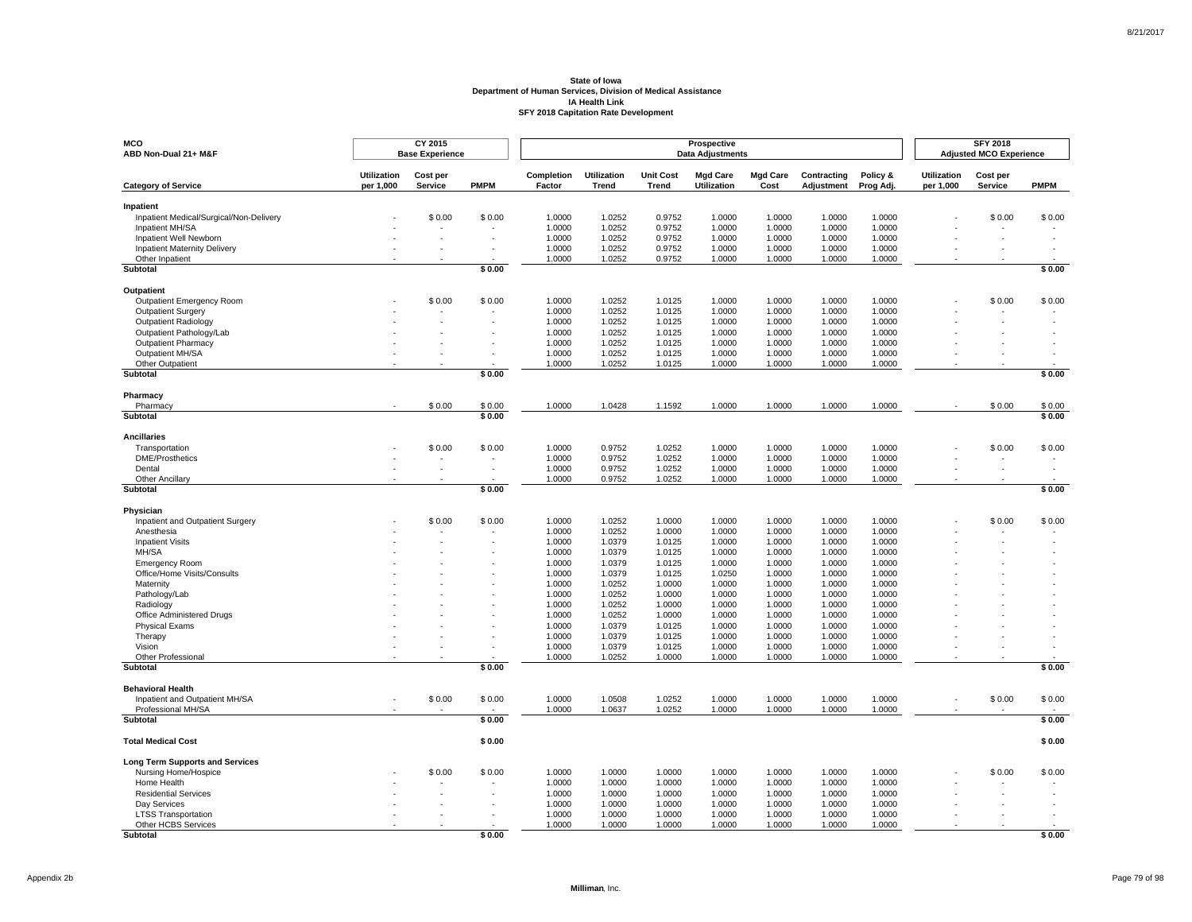**State of Iowa**
**Department of Human Services, Division of Medical Assistance**
**IA Health Link**
**SFY 2018 Capitation Rate Development**

| MCO<br>ABD Non-Dual 21+ M&F | CY 2015<br>Base Experience | | | Prospective<br>Data Adjustments | | | | | | | SFY 2018<br>Adjusted MCO Experience | | |
|---|---|---|---|---|---|---|---|---|---|---|---|---|---|
| **Category of Service** | **Utilization per 1,000** | **Cost per Service** | **PMPM** | **Completion Factor** | **Utilization Trend** | **Unit Cost Trend** | **Mgd Care Utilization** | **Mgd Care Cost** | **Contracting Adjustment** | **Policy & Prog Adj.** | **Utilization per 1,000** | **Cost per Service** | **PMPM** |
| **Inpatient** | | | | | | | | | | | | | |
| Inpatient Medical/Surgical/Non-Delivery | - | $ 0.00 | $ 0.00 | 1.0000 | 1.0252 | 0.9752 | 1.0000 | 1.0000 | 1.0000 | 1.0000 | - | $ 0.00 | $ 0.00 |
| Inpatient MH/SA | - | - | - | 1.0000 | 1.0252 | 0.9752 | 1.0000 | 1.0000 | 1.0000 | 1.0000 | - | - | - |
| Inpatient Well Newborn | - | - | - | 1.0000 | 1.0252 | 0.9752 | 1.0000 | 1.0000 | 1.0000 | 1.0000 | - | - | - |
| Inpatient Maternity Delivery | - | - | - | 1.0000 | 1.0252 | 0.9752 | 1.0000 | 1.0000 | 1.0000 | 1.0000 | - | - | - |
| Other Inpatient | - | - | - | 1.0000 | 1.0252 | 0.9752 | 1.0000 | 1.0000 | 1.0000 | 1.0000 | - | - | - |
| **Subtotal** | | | **$ 0.00** | | | | | | | | | | **$ 0.00** |
| **Outpatient** | | | | | | | | | | | | | |
| Outpatient Emergency Room | - | $ 0.00 | $ 0.00 | 1.0000 | 1.0252 | 1.0125 | 1.0000 | 1.0000 | 1.0000 | 1.0000 | - | $ 0.00 | $ 0.00 |
| Outpatient Surgery | - | - | - | 1.0000 | 1.0252 | 1.0125 | 1.0000 | 1.0000 | 1.0000 | 1.0000 | - | - | - |
| Outpatient Radiology | - | - | - | 1.0000 | 1.0252 | 1.0125 | 1.0000 | 1.0000 | 1.0000 | 1.0000 | - | - | - |
| Outpatient Pathology/Lab | - | - | - | 1.0000 | 1.0252 | 1.0125 | 1.0000 | 1.0000 | 1.0000 | 1.0000 | - | - | - |
| Outpatient Pharmacy | - | - | - | 1.0000 | 1.0252 | 1.0125 | 1.0000 | 1.0000 | 1.0000 | 1.0000 | - | - | - |
| Outpatient MH/SA | - | - | - | 1.0000 | 1.0252 | 1.0125 | 1.0000 | 1.0000 | 1.0000 | 1.0000 | - | - | - |
| Other Outpatient | - | - | - | 1.0000 | 1.0252 | 1.0125 | 1.0000 | 1.0000 | 1.0000 | 1.0000 | - | - | - |
| **Subtotal** | | | **$ 0.00** | | | | | | | | | | **$ 0.00** |
| **Pharmacy** | | | | | | | | | | | | | |
| Pharmacy | - | $ 0.00 | $ 0.00 | 1.0000 | 1.0428 | 1.1592 | 1.0000 | 1.0000 | 1.0000 | 1.0000 | - | $ 0.00 | $ 0.00 |
| **Subtotal** | | | **$ 0.00** | | | | | | | | | | **$ 0.00** |
| **Ancillaries** | | | | | | | | | | | | | |
| Transportation | - | $ 0.00 | $ 0.00 | 1.0000 | 0.9752 | 1.0252 | 1.0000 | 1.0000 | 1.0000 | 1.0000 | - | $ 0.00 | $ 0.00 |
| DME/Prosthetics | - | - | - | 1.0000 | 0.9752 | 1.0252 | 1.0000 | 1.0000 | 1.0000 | 1.0000 | - | - | - |
| Dental | - | - | - | 1.0000 | 0.9752 | 1.0252 | 1.0000 | 1.0000 | 1.0000 | 1.0000 | - | - | - |
| Other Ancillary | - | - | - | 1.0000 | 0.9752 | 1.0252 | 1.0000 | 1.0000 | 1.0000 | 1.0000 | - | - | - |
| **Subtotal** | | | **$ 0.00** | | | | | | | | | | **$ 0.00** |
| **Physician** | | | | | | | | | | | | | |
| Inpatient and Outpatient Surgery | - | $ 0.00 | $ 0.00 | 1.0000 | 1.0252 | 1.0000 | 1.0000 | 1.0000 | 1.0000 | 1.0000 | - | $ 0.00 | $ 0.00 |
| Anesthesia | - | - | - | 1.0000 | 1.0252 | 1.0000 | 1.0000 | 1.0000 | 1.0000 | 1.0000 | - | - | - |
| Inpatient Visits | - | - | - | 1.0000 | 1.0379 | 1.0125 | 1.0000 | 1.0000 | 1.0000 | 1.0000 | - | - | - |
| MH/SA | - | - | - | 1.0000 | 1.0379 | 1.0125 | 1.0000 | 1.0000 | 1.0000 | 1.0000 | - | - | - |
| Emergency Room | - | - | - | 1.0000 | 1.0379 | 1.0125 | 1.0000 | 1.0000 | 1.0000 | 1.0000 | - | - | - |
| Office/Home Visits/Consults | - | - | - | 1.0000 | 1.0379 | 1.0125 | 1.0250 | 1.0000 | 1.0000 | 1.0000 | - | - | - |
| Maternity | - | - | - | 1.0000 | 1.0252 | 1.0000 | 1.0000 | 1.0000 | 1.0000 | 1.0000 | - | - | - |
| Pathology/Lab | - | - | - | 1.0000 | 1.0252 | 1.0000 | 1.0000 | 1.0000 | 1.0000 | 1.0000 | - | - | - |
| Radiology | - | - | - | 1.0000 | 1.0252 | 1.0000 | 1.0000 | 1.0000 | 1.0000 | 1.0000 | - | - | - |
| Office Administered Drugs | - | - | - | 1.0000 | 1.0252 | 1.0000 | 1.0000 | 1.0000 | 1.0000 | 1.0000 | - | - | - |
| Physical Exams | - | - | - | 1.0000 | 1.0379 | 1.0125 | 1.0000 | 1.0000 | 1.0000 | 1.0000 | - | - | - |
| Therapy | - | - | - | 1.0000 | 1.0379 | 1.0125 | 1.0000 | 1.0000 | 1.0000 | 1.0000 | - | - | - |
| Vision | - | - | - | 1.0000 | 1.0379 | 1.0125 | 1.0000 | 1.0000 | 1.0000 | 1.0000 | - | - | - |
| Other Professional | - | - | - | 1.0000 | 1.0252 | 1.0000 | 1.0000 | 1.0000 | 1.0000 | 1.0000 | - | - | - |
| **Subtotal** | | | **$ 0.00** | | | | | | | | | | **$ 0.00** |
| **Behavioral Health** | | | | | | | | | | | | | |
| Inpatient and Outpatient MH/SA | - | $ 0.00 | $ 0.00 | 1.0000 | 1.0508 | 1.0252 | 1.0000 | 1.0000 | 1.0000 | 1.0000 | - | $ 0.00 | $ 0.00 |
| Professional MH/SA | - | - | - | 1.0000 | 1.0637 | 1.0252 | 1.0000 | 1.0000 | 1.0000 | 1.0000 | - | - | - |
| **Subtotal** | | | **$ 0.00** | | | | | | | | | | **$ 0.00** |
| **Total Medical Cost** | | | **$ 0.00** | | | | | | | | | | **$ 0.00** |
| **Long Term Supports and Services** | | | | | | | | | | | | | |
| Nursing Home/Hospice | - | $ 0.00 | $ 0.00 | 1.0000 | 1.0000 | 1.0000 | 1.0000 | 1.0000 | 1.0000 | 1.0000 | - | $ 0.00 | $ 0.00 |
| Home Health | - | - | - | 1.0000 | 1.0000 | 1.0000 | 1.0000 | 1.0000 | 1.0000 | 1.0000 | - | - | - |
| Residential Services | - | - | - | 1.0000 | 1.0000 | 1.0000 | 1.0000 | 1.0000 | 1.0000 | 1.0000 | - | - | - |
| Day Services | - | - | - | 1.0000 | 1.0000 | 1.0000 | 1.0000 | 1.0000 | 1.0000 | 1.0000 | - | - | - |
| LTSS Transportation | - | - | - | 1.0000 | 1.0000 | 1.0000 | 1.0000 | 1.0000 | 1.0000 | 1.0000 | - | - | - |
| Other HCBS Services | - | - | - | 1.0000 | 1.0000 | 1.0000 | 1.0000 | 1.0000 | 1.0000 | 1.0000 | - | - | - |
| **Subtotal** | | | **$ 0.00** | | | | | | | | | | **$ 0.00** |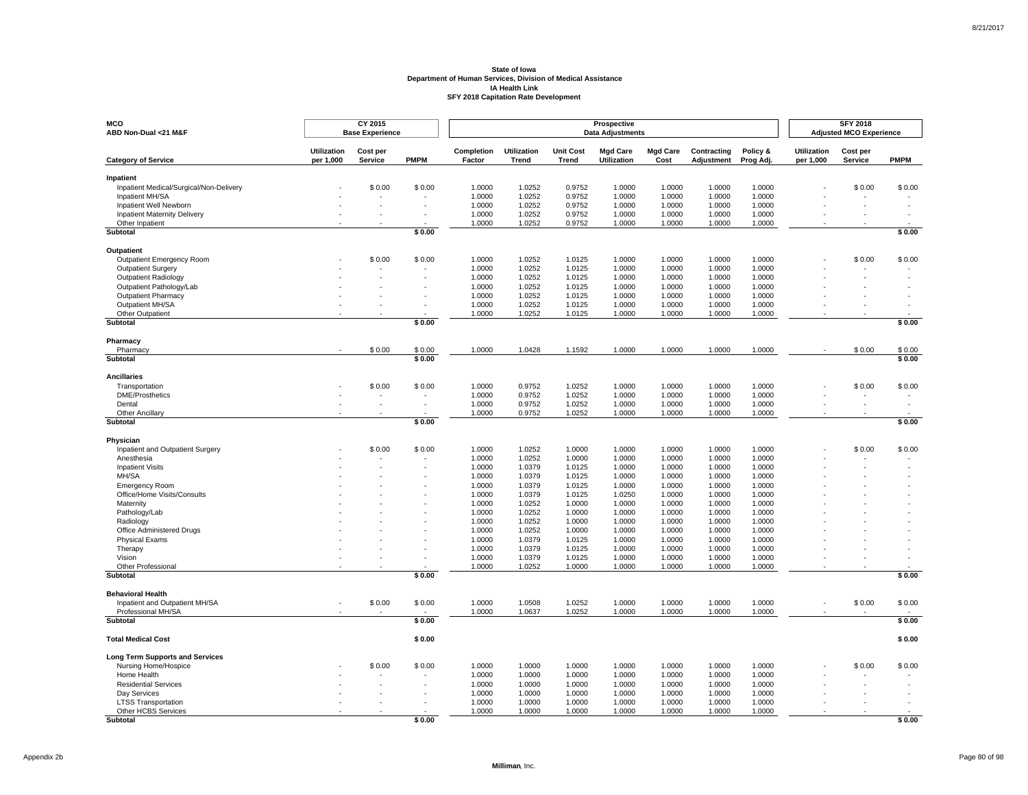**State of Iowa**
**Department of Human Services, Division of Medical Assistance**
**IA Health Link**
**SFY 2018 Capitation Rate Development**

| MCO<br>ABD Non-Dual <21 M&F | CY 2015<br>Base Experience | | | Prospective<br>Data Adjustments | | | | | | | SFY 2018<br>Adjusted MCO Experience | | |
|---|---|---|---|---|---|---|---|---|---|---|---|---|---|
| **Category of Service** | **Utilization per 1,000** | **Cost per Service** | **PMPM** | **Completion Factor** | **Utilization Trend** | **Unit Cost Trend** | **Mgd Care Utilization** | **Mgd Care Cost** | **Contracting Adjustment** | **Policy & Prog Adj.** | **Utilization per 1,000** | **Cost per Service** | **PMPM** |
| **Inpatient** | | | | | | | | | | | | | |
| Inpatient Medical/Surgical/Non-Delivery | - | $ 0.00 | $ 0.00 | 1.0000 | 1.0252 | 0.9752 | 1.0000 | 1.0000 | 1.0000 | 1.0000 | - | $ 0.00 | $ 0.00 |
| Inpatient MH/SA | - | - | - | 1.0000 | 1.0252 | 0.9752 | 1.0000 | 1.0000 | 1.0000 | 1.0000 | - | - | - |
| Inpatient Well Newborn | - | - | - | 1.0000 | 1.0252 | 0.9752 | 1.0000 | 1.0000 | 1.0000 | 1.0000 | - | - | - |
| Inpatient Maternity Delivery | - | - | - | 1.0000 | 1.0252 | 0.9752 | 1.0000 | 1.0000 | 1.0000 | 1.0000 | - | - | - |
| Other Inpatient | - | - | - | 1.0000 | 1.0252 | 0.9752 | 1.0000 | 1.0000 | 1.0000 | 1.0000 | - | - | - |
| **Subtotal** | | | **$ 0.00** | | | | | | | | | | **$ 0.00** |
| **Outpatient** | | | | | | | | | | | | | |
| Outpatient Emergency Room | - | $ 0.00 | $ 0.00 | 1.0000 | 1.0252 | 1.0125 | 1.0000 | 1.0000 | 1.0000 | 1.0000 | - | $ 0.00 | $ 0.00 |
| Outpatient Surgery | - | - | - | 1.0000 | 1.0252 | 1.0125 | 1.0000 | 1.0000 | 1.0000 | 1.0000 | - | - | - |
| Outpatient Radiology | - | - | - | 1.0000 | 1.0252 | 1.0125 | 1.0000 | 1.0000 | 1.0000 | 1.0000 | - | - | - |
| Outpatient Pathology/Lab | - | - | - | 1.0000 | 1.0252 | 1.0125 | 1.0000 | 1.0000 | 1.0000 | 1.0000 | - | - | - |
| Outpatient Pharmacy | - | - | - | 1.0000 | 1.0252 | 1.0125 | 1.0000 | 1.0000 | 1.0000 | 1.0000 | - | - | - |
| Outpatient MH/SA | - | - | - | 1.0000 | 1.0252 | 1.0125 | 1.0000 | 1.0000 | 1.0000 | 1.0000 | - | - | - |
| Other Outpatient | - | - | - | 1.0000 | 1.0252 | 1.0125 | 1.0000 | 1.0000 | 1.0000 | 1.0000 | - | - | - |
| **Subtotal** | | | **$ 0.00** | | | | | | | | | | **$ 0.00** |
| **Pharmacy** | | | | | | | | | | | | | |
| Pharmacy | - | $ 0.00 | $ 0.00 | 1.0000 | 1.0428 | 1.1592 | 1.0000 | 1.0000 | 1.0000 | 1.0000 | - | $ 0.00 | $ 0.00 |
| **Subtotal** | | | **$ 0.00** | | | | | | | | | | **$ 0.00** |
| **Ancillaries** | | | | | | | | | | | | | |
| Transportation | - | $ 0.00 | $ 0.00 | 1.0000 | 0.9752 | 1.0252 | 1.0000 | 1.0000 | 1.0000 | 1.0000 | - | $ 0.00 | $ 0.00 |
| DME/Prosthetics | - | - | - | 1.0000 | 0.9752 | 1.0252 | 1.0000 | 1.0000 | 1.0000 | 1.0000 | - | - | - |
| Dental | - | - | - | 1.0000 | 0.9752 | 1.0252 | 1.0000 | 1.0000 | 1.0000 | 1.0000 | - | - | - |
| Other Ancillary | - | - | - | 1.0000 | 0.9752 | 1.0252 | 1.0000 | 1.0000 | 1.0000 | 1.0000 | - | - | - |
| **Subtotal** | | | **$ 0.00** | | | | | | | | | | **$ 0.00** |
| **Physician** | | | | | | | | | | | | | |
| Inpatient and Outpatient Surgery | - | $ 0.00 | $ 0.00 | 1.0000 | 1.0252 | 1.0000 | 1.0000 | 1.0000 | 1.0000 | 1.0000 | - | $ 0.00 | $ 0.00 |
| Anesthesia | - | - | - | 1.0000 | 1.0252 | 1.0000 | 1.0000 | 1.0000 | 1.0000 | 1.0000 | - | - | - |
| Inpatient Visits | - | - | - | 1.0000 | 1.0379 | 1.0125 | 1.0000 | 1.0000 | 1.0000 | 1.0000 | - | - | - |
| MH/SA | - | - | - | 1.0000 | 1.0379 | 1.0125 | 1.0000 | 1.0000 | 1.0000 | 1.0000 | - | - | - |
| Emergency Room | - | - | - | 1.0000 | 1.0379 | 1.0125 | 1.0000 | 1.0000 | 1.0000 | 1.0000 | - | - | - |
| Office/Home Visits/Consults | - | - | - | 1.0000 | 1.0379 | 1.0125 | 1.0250 | 1.0000 | 1.0000 | 1.0000 | - | - | - |
| Maternity | - | - | - | 1.0000 | 1.0252 | 1.0000 | 1.0000 | 1.0000 | 1.0000 | 1.0000 | - | - | - |
| Pathology/Lab | - | - | - | 1.0000 | 1.0252 | 1.0000 | 1.0000 | 1.0000 | 1.0000 | 1.0000 | - | - | - |
| Radiology | - | - | - | 1.0000 | 1.0252 | 1.0000 | 1.0000 | 1.0000 | 1.0000 | 1.0000 | - | - | - |
| Office Administered Drugs | - | - | - | 1.0000 | 1.0252 | 1.0000 | 1.0000 | 1.0000 | 1.0000 | 1.0000 | - | - | - |
| Physical Exams | - | - | - | 1.0000 | 1.0379 | 1.0125 | 1.0000 | 1.0000 | 1.0000 | 1.0000 | - | - | - |
| Therapy | - | - | - | 1.0000 | 1.0379 | 1.0125 | 1.0000 | 1.0000 | 1.0000 | 1.0000 | - | - | - |
| Vision | - | - | - | 1.0000 | 1.0379 | 1.0125 | 1.0000 | 1.0000 | 1.0000 | 1.0000 | - | - | - |
| Other Professional | - | - | - | 1.0000 | 1.0252 | 1.0000 | 1.0000 | 1.0000 | 1.0000 | 1.0000 | - | - | - |
| **Subtotal** | | | **$ 0.00** | | | | | | | | | | **$ 0.00** |
| **Behavioral Health** | | | | | | | | | | | | | |
| Inpatient and Outpatient MH/SA | - | $ 0.00 | $ 0.00 | 1.0000 | 1.0508 | 1.0252 | 1.0000 | 1.0000 | 1.0000 | 1.0000 | - | $ 0.00 | $ 0.00 |
| Professional MH/SA | - | - | - | 1.0000 | 1.0637 | 1.0252 | 1.0000 | 1.0000 | 1.0000 | 1.0000 | - | - | - |
| **Subtotal** | | | **$ 0.00** | | | | | | | | | | **$ 0.00** |
| **Total Medical Cost** | | | **$ 0.00** | | | | | | | | | | **$ 0.00** |
| **Long Term Supports and Services** | | | | | | | | | | | | | |
| Nursing Home/Hospice | - | $ 0.00 | $ 0.00 | 1.0000 | 1.0000 | 1.0000 | 1.0000 | 1.0000 | 1.0000 | 1.0000 | - | $ 0.00 | $ 0.00 |
| Home Health | - | - | - | 1.0000 | 1.0000 | 1.0000 | 1.0000 | 1.0000 | 1.0000 | 1.0000 | - | - | - |
| Residential Services | - | - | - | 1.0000 | 1.0000 | 1.0000 | 1.0000 | 1.0000 | 1.0000 | 1.0000 | - | - | - |
| Day Services | - | - | - | 1.0000 | 1.0000 | 1.0000 | 1.0000 | 1.0000 | 1.0000 | 1.0000 | - | - | - |
| LTSS Transportation | - | - | - | 1.0000 | 1.0000 | 1.0000 | 1.0000 | 1.0000 | 1.0000 | 1.0000 | - | - | - |
| Other HCBS Services | - | - | - | 1.0000 | 1.0000 | 1.0000 | 1.0000 | 1.0000 | 1.0000 | 1.0000 | - | - | - |
| **Subtotal** | | | **$ 0.00** | | | | | | | | | | **$ 0.00** |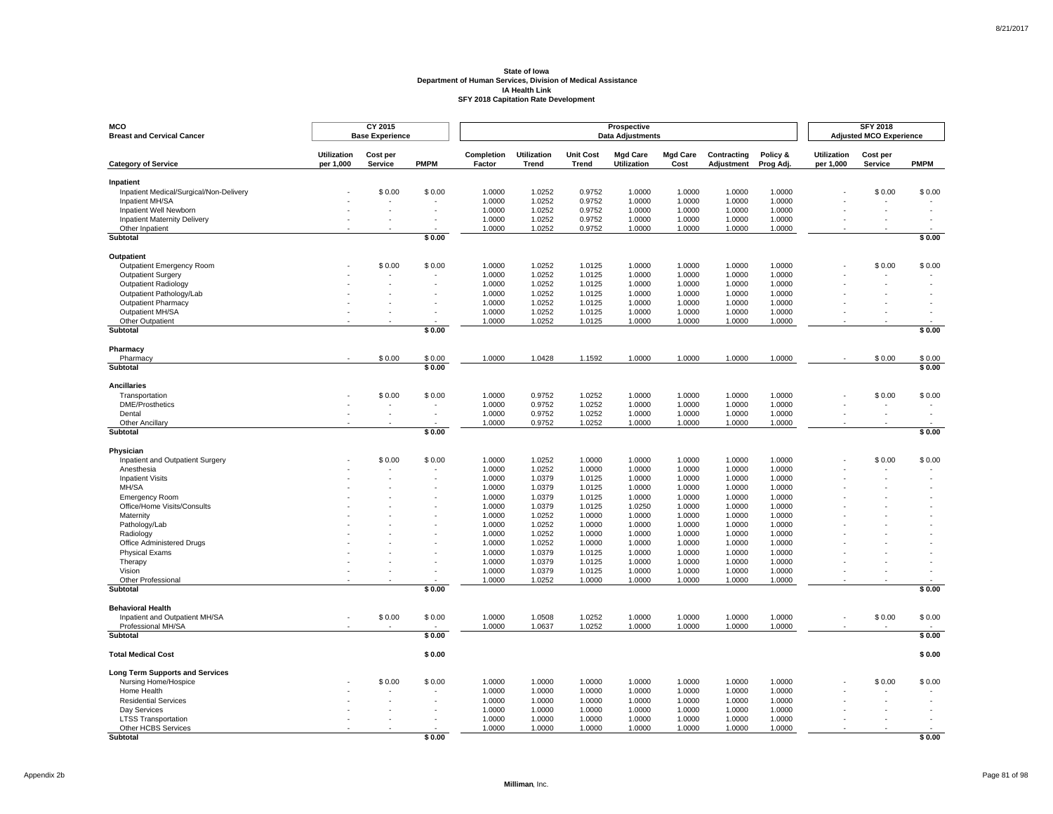**State of Iowa**
**Department of Human Services, Division of Medical Assistance**
**IA Health Link**
**SFY 2018 Capitation Rate Development**

| MCO<br>Breast and Cervical Cancer | CY 2015<br>Base Experience | | | Prospective<br>Data Adjustments | | | | | | | SFY 2018<br>Adjusted MCO Experience | | |
|---|---|---|---|---|---|---|---|---|---|---|---|---|---|
| **Category of Service** | **Utilization per 1,000** | **Cost per Service** | **PMPM** | **Completion Factor** | **Utilization Trend** | **Unit Cost Trend** | **Mgd Care Utilization** | **Mgd Care Cost** | **Contracting Adjustment** | **Policy & Prog Adj.** | **Utilization per 1,000** | **Cost per Service** | **PMPM** |
| **Inpatient** | | | | | | | | | | | | | |
| Inpatient Medical/Surgical/Non-Delivery | - | $ 0.00 | $ 0.00 | 1.0000 | 1.0252 | 0.9752 | 1.0000 | 1.0000 | 1.0000 | 1.0000 | - | $ 0.00 | $ 0.00 |
| Inpatient MH/SA | - | - | - | 1.0000 | 1.0252 | 0.9752 | 1.0000 | 1.0000 | 1.0000 | 1.0000 | - | - | - |
| Inpatient Well Newborn | - | - | - | 1.0000 | 1.0252 | 0.9752 | 1.0000 | 1.0000 | 1.0000 | 1.0000 | - | - | - |
| Inpatient Maternity Delivery | - | - | - | 1.0000 | 1.0252 | 0.9752 | 1.0000 | 1.0000 | 1.0000 | 1.0000 | - | - | - |
| Other Inpatient | - | - | - | 1.0000 | 1.0252 | 0.9752 | 1.0000 | 1.0000 | 1.0000 | 1.0000 | - | - | - |
| **Subtotal** | | | **$ 0.00** | | | | | | | | | | **$ 0.00** |
| **Outpatient** | | | | | | | | | | | | | |
| Outpatient Emergency Room | - | $ 0.00 | $ 0.00 | 1.0000 | 1.0252 | 1.0125 | 1.0000 | 1.0000 | 1.0000 | 1.0000 | - | $ 0.00 | $ 0.00 |
| Outpatient Surgery | - | - | - | 1.0000 | 1.0252 | 1.0125 | 1.0000 | 1.0000 | 1.0000 | 1.0000 | - | - | - |
| Outpatient Radiology | - | - | - | 1.0000 | 1.0252 | 1.0125 | 1.0000 | 1.0000 | 1.0000 | 1.0000 | - | - | - |
| Outpatient Pathology/Lab | - | - | - | 1.0000 | 1.0252 | 1.0125 | 1.0000 | 1.0000 | 1.0000 | 1.0000 | - | - | - |
| Outpatient Pharmacy | - | - | - | 1.0000 | 1.0252 | 1.0125 | 1.0000 | 1.0000 | 1.0000 | 1.0000 | - | - | - |
| Outpatient MH/SA | - | - | - | 1.0000 | 1.0252 | 1.0125 | 1.0000 | 1.0000 | 1.0000 | 1.0000 | - | - | - |
| Other Outpatient | - | - | - | 1.0000 | 1.0252 | 1.0125 | 1.0000 | 1.0000 | 1.0000 | 1.0000 | - | - | - |
| **Subtotal** | | | **$ 0.00** | | | | | | | | | | **$ 0.00** |
| **Pharmacy** | | | | | | | | | | | | | |
| Pharmacy | - | $ 0.00 | $ 0.00 | 1.0000 | 1.0428 | 1.1592 | 1.0000 | 1.0000 | 1.0000 | 1.0000 | - | $ 0.00 | $ 0.00 |
| **Subtotal** | | | **$ 0.00** | | | | | | | | | | **$ 0.00** |
| **Ancillaries** | | | | | | | | | | | | | |
| Transportation | - | $ 0.00 | $ 0.00 | 1.0000 | 0.9752 | 1.0252 | 1.0000 | 1.0000 | 1.0000 | 1.0000 | - | $ 0.00 | $ 0.00 |
| DME/Prosthetics | - | - | - | 1.0000 | 0.9752 | 1.0252 | 1.0000 | 1.0000 | 1.0000 | 1.0000 | - | - | - |
| Dental | - | - | - | 1.0000 | 0.9752 | 1.0252 | 1.0000 | 1.0000 | 1.0000 | 1.0000 | - | - | - |
| Other Ancillary | - | - | - | 1.0000 | 0.9752 | 1.0252 | 1.0000 | 1.0000 | 1.0000 | 1.0000 | - | - | - |
| **Subtotal** | | | **$ 0.00** | | | | | | | | | | **$ 0.00** |
| **Physician** | | | | | | | | | | | | | |
| Inpatient and Outpatient Surgery | - | $ 0.00 | $ 0.00 | 1.0000 | 1.0252 | 1.0000 | 1.0000 | 1.0000 | 1.0000 | 1.0000 | - | $ 0.00 | $ 0.00 |
| Anesthesia | - | - | - | 1.0000 | 1.0252 | 1.0000 | 1.0000 | 1.0000 | 1.0000 | 1.0000 | - | - | - |
| Inpatient Visits | - | - | - | 1.0000 | 1.0379 | 1.0125 | 1.0000 | 1.0000 | 1.0000 | 1.0000 | - | - | - |
| MH/SA | - | - | - | 1.0000 | 1.0379 | 1.0125 | 1.0000 | 1.0000 | 1.0000 | 1.0000 | - | - | - |
| Emergency Room | - | - | - | 1.0000 | 1.0379 | 1.0125 | 1.0000 | 1.0000 | 1.0000 | 1.0000 | - | - | - |
| Office/Home Visits/Consults | - | - | - | 1.0000 | 1.0379 | 1.0125 | 1.0250 | 1.0000 | 1.0000 | 1.0000 | - | - | - |
| Maternity | - | - | - | 1.0000 | 1.0252 | 1.0000 | 1.0000 | 1.0000 | 1.0000 | 1.0000 | - | - | - |
| Pathology/Lab | - | - | - | 1.0000 | 1.0252 | 1.0000 | 1.0000 | 1.0000 | 1.0000 | 1.0000 | - | - | - |
| Radiology | - | - | - | 1.0000 | 1.0252 | 1.0000 | 1.0000 | 1.0000 | 1.0000 | 1.0000 | - | - | - |
| Office Administered Drugs | - | - | - | 1.0000 | 1.0252 | 1.0000 | 1.0000 | 1.0000 | 1.0000 | 1.0000 | - | - | - |
| Physical Exams | - | - | - | 1.0000 | 1.0379 | 1.0125 | 1.0000 | 1.0000 | 1.0000 | 1.0000 | - | - | - |
| Therapy | - | - | - | 1.0000 | 1.0379 | 1.0125 | 1.0000 | 1.0000 | 1.0000 | 1.0000 | - | - | - |
| Vision | - | - | - | 1.0000 | 1.0379 | 1.0125 | 1.0000 | 1.0000 | 1.0000 | 1.0000 | - | - | - |
| Other Professional | - | - | - | 1.0000 | 1.0252 | 1.0000 | 1.0000 | 1.0000 | 1.0000 | 1.0000 | - | - | - |
| **Subtotal** | | | **$ 0.00** | | | | | | | | | | **$ 0.00** |
| **Behavioral Health** | | | | | | | | | | | | | |
| Inpatient and Outpatient MH/SA | - | $ 0.00 | $ 0.00 | 1.0000 | 1.0508 | 1.0252 | 1.0000 | 1.0000 | 1.0000 | 1.0000 | - | $ 0.00 | $ 0.00 |
| Professional MH/SA | - | - | - | 1.0000 | 1.0637 | 1.0252 | 1.0000 | 1.0000 | 1.0000 | 1.0000 | - | - | - |
| **Subtotal** | | | **$ 0.00** | | | | | | | | | | **$ 0.00** |
| **Total Medical Cost** | | | **$ 0.00** | | | | | | | | | | **$ 0.00** |
| **Long Term Supports and Services** | | | | | | | | | | | | | |
| Nursing Home/Hospice | - | $ 0.00 | $ 0.00 | 1.0000 | 1.0000 | 1.0000 | 1.0000 | 1.0000 | 1.0000 | 1.0000 | - | $ 0.00 | $ 0.00 |
| Home Health | - | - | - | 1.0000 | 1.0000 | 1.0000 | 1.0000 | 1.0000 | 1.0000 | 1.0000 | - | - | - |
| Residential Services | - | - | - | 1.0000 | 1.0000 | 1.0000 | 1.0000 | 1.0000 | 1.0000 | 1.0000 | - | - | - |
| Day Services | - | - | - | 1.0000 | 1.0000 | 1.0000 | 1.0000 | 1.0000 | 1.0000 | 1.0000 | - | - | - |
| LTSS Transportation | - | - | - | 1.0000 | 1.0000 | 1.0000 | 1.0000 | 1.0000 | 1.0000 | 1.0000 | - | - | - |
| Other HCBS Services | - | - | - | 1.0000 | 1.0000 | 1.0000 | 1.0000 | 1.0000 | 1.0000 | 1.0000 | - | - | - |
| **Subtotal** | | | **$ 0.00** | | | | | | | | | | **$ 0.00** |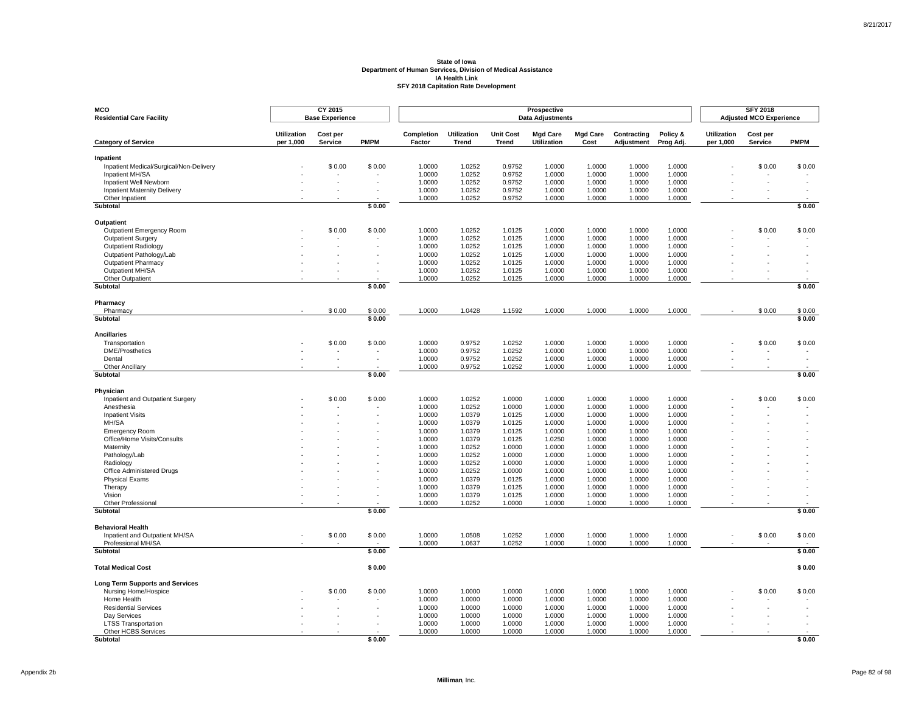**State of Iowa**
**Department of Human Services, Division of Medical Assistance**
**IA Health Link**
**SFY 2018 Capitation Rate Development**

| MCO Residential Care Facility | CY 2015 Base Experience | | | Prospective Data Adjustments | | | | | | | SFY 2018 Adjusted MCO Experience | | |
|---|---|---|---|---|---|---|---|---|---|---|---|---|---|
| **Category of Service** | **Utilization per 1,000** | **Cost per Service** | **PMPM** | **Completion Factor** | **Utilization Trend** | **Unit Cost Trend** | **Mgd Care Utilization** | **Mgd Care Cost** | **Contracting Adjustment** | **Policy & Prog Adj.** | **Utilization per 1,000** | **Cost per Service** | **PMPM** |
| **Inpatient** | | | | | | | | | | | | | |
| Inpatient Medical/Surgical/Non-Delivery | - | $ 0.00 | $ 0.00 | 1.0000 | 1.0252 | 0.9752 | 1.0000 | 1.0000 | 1.0000 | 1.0000 | - | $ 0.00 | $ 0.00 |
| Inpatient MH/SA | - | - | - | 1.0000 | 1.0252 | 0.9752 | 1.0000 | 1.0000 | 1.0000 | 1.0000 | - | - | - |
| Inpatient Well Newborn | - | - | - | 1.0000 | 1.0252 | 0.9752 | 1.0000 | 1.0000 | 1.0000 | 1.0000 | - | - | - |
| Inpatient Maternity Delivery | - | - | - | 1.0000 | 1.0252 | 0.9752 | 1.0000 | 1.0000 | 1.0000 | 1.0000 | - | - | - |
| Other Inpatient | - | - | - | 1.0000 | 1.0252 | 0.9752 | 1.0000 | 1.0000 | 1.0000 | 1.0000 | - | - | - |
| **Subtotal** | | | **$ 0.00** | | | | | | | | | | **$ 0.00** |
| **Outpatient** | | | | | | | | | | | | | |
| Outpatient Emergency Room | - | $ 0.00 | $ 0.00 | 1.0000 | 1.0252 | 1.0125 | 1.0000 | 1.0000 | 1.0000 | 1.0000 | - | $ 0.00 | $ 0.00 |
| Outpatient Surgery | - | - | - | 1.0000 | 1.0252 | 1.0125 | 1.0000 | 1.0000 | 1.0000 | 1.0000 | - | - | - |
| Outpatient Radiology | - | - | - | 1.0000 | 1.0252 | 1.0125 | 1.0000 | 1.0000 | 1.0000 | 1.0000 | - | - | - |
| Outpatient Pathology/Lab | - | - | - | 1.0000 | 1.0252 | 1.0125 | 1.0000 | 1.0000 | 1.0000 | 1.0000 | - | - | - |
| Outpatient Pharmacy | - | - | - | 1.0000 | 1.0252 | 1.0125 | 1.0000 | 1.0000 | 1.0000 | 1.0000 | - | - | - |
| Outpatient MH/SA | - | - | - | 1.0000 | 1.0252 | 1.0125 | 1.0000 | 1.0000 | 1.0000 | 1.0000 | - | - | - |
| Other Outpatient | - | - | - | 1.0000 | 1.0252 | 1.0125 | 1.0000 | 1.0000 | 1.0000 | 1.0000 | - | - | - |
| **Subtotal** | | | **$ 0.00** | | | | | | | | | | **$ 0.00** |
| **Pharmacy** | | | | | | | | | | | | | |
| Pharmacy | - | $ 0.00 | $ 0.00 | 1.0000 | 1.0428 | 1.1592 | 1.0000 | 1.0000 | 1.0000 | 1.0000 | - | $ 0.00 | $ 0.00 |
| **Subtotal** | | | **$ 0.00** | | | | | | | | | | **$ 0.00** |
| **Ancillaries** | | | | | | | | | | | | | |
| Transportation | - | $ 0.00 | $ 0.00 | 1.0000 | 0.9752 | 1.0252 | 1.0000 | 1.0000 | 1.0000 | 1.0000 | - | $ 0.00 | $ 0.00 |
| DME/Prosthetics | - | - | - | 1.0000 | 0.9752 | 1.0252 | 1.0000 | 1.0000 | 1.0000 | 1.0000 | - | - | - |
| Dental | - | - | - | 1.0000 | 0.9752 | 1.0252 | 1.0000 | 1.0000 | 1.0000 | 1.0000 | - | - | - |
| Other Ancillary | - | - | - | 1.0000 | 0.9752 | 1.0252 | 1.0000 | 1.0000 | 1.0000 | 1.0000 | - | - | - |
| **Subtotal** | | | **$ 0.00** | | | | | | | | | | **$ 0.00** |
| **Physician** | | | | | | | | | | | | | |
| Inpatient and Outpatient Surgery | - | $ 0.00 | $ 0.00 | 1.0000 | 1.0252 | 1.0000 | 1.0000 | 1.0000 | 1.0000 | 1.0000 | - | $ 0.00 | $ 0.00 |
| Anesthesia | - | - | - | 1.0000 | 1.0252 | 1.0000 | 1.0000 | 1.0000 | 1.0000 | 1.0000 | - | - | - |
| Inpatient Visits | - | - | - | 1.0000 | 1.0379 | 1.0125 | 1.0000 | 1.0000 | 1.0000 | 1.0000 | - | - | - |
| MH/SA | - | - | - | 1.0000 | 1.0379 | 1.0125 | 1.0000 | 1.0000 | 1.0000 | 1.0000 | - | - | - |
| Emergency Room | - | - | - | 1.0000 | 1.0379 | 1.0125 | 1.0000 | 1.0000 | 1.0000 | 1.0000 | - | - | - |
| Office/Home Visits/Consults | - | - | - | 1.0000 | 1.0379 | 1.0125 | 1.0250 | 1.0000 | 1.0000 | 1.0000 | - | - | - |
| Maternity | - | - | - | 1.0000 | 1.0252 | 1.0000 | 1.0000 | 1.0000 | 1.0000 | 1.0000 | - | - | - |
| Pathology/Lab | - | - | - | 1.0000 | 1.0252 | 1.0000 | 1.0000 | 1.0000 | 1.0000 | 1.0000 | - | - | - |
| Radiology | - | - | - | 1.0000 | 1.0252 | 1.0000 | 1.0000 | 1.0000 | 1.0000 | 1.0000 | - | - | - |
| Office Administered Drugs | - | - | - | 1.0000 | 1.0252 | 1.0000 | 1.0000 | 1.0000 | 1.0000 | 1.0000 | - | - | - |
| Physical Exams | - | - | - | 1.0000 | 1.0379 | 1.0125 | 1.0000 | 1.0000 | 1.0000 | 1.0000 | - | - | - |
| Therapy | - | - | - | 1.0000 | 1.0379 | 1.0125 | 1.0000 | 1.0000 | 1.0000 | 1.0000 | - | - | - |
| Vision | - | - | - | 1.0000 | 1.0379 | 1.0125 | 1.0000 | 1.0000 | 1.0000 | 1.0000 | - | - | - |
| Other Professional | - | - | - | 1.0000 | 1.0252 | 1.0000 | 1.0000 | 1.0000 | 1.0000 | 1.0000 | - | - | - |
| **Subtotal** | | | **$ 0.00** | | | | | | | | | | **$ 0.00** |
| **Behavioral Health** | | | | | | | | | | | | | |
| Inpatient and Outpatient MH/SA | - | $ 0.00 | $ 0.00 | 1.0000 | 1.0508 | 1.0252 | 1.0000 | 1.0000 | 1.0000 | 1.0000 | - | $ 0.00 | $ 0.00 |
| Professional MH/SA | - | - | - | 1.0000 | 1.0637 | 1.0252 | 1.0000 | 1.0000 | 1.0000 | 1.0000 | - | - | - |
| **Subtotal** | | | **$ 0.00** | | | | | | | | | | **$ 0.00** |
| **Total Medical Cost** | | | **$ 0.00** | | | | | | | | | | **$ 0.00** |
| **Long Term Supports and Services** | | | | | | | | | | | | | |
| Nursing Home/Hospice | - | $ 0.00 | $ 0.00 | 1.0000 | 1.0000 | 1.0000 | 1.0000 | 1.0000 | 1.0000 | 1.0000 | - | $ 0.00 | $ 0.00 |
| Home Health | - | - | - | 1.0000 | 1.0000 | 1.0000 | 1.0000 | 1.0000 | 1.0000 | 1.0000 | - | - | - |
| Residential Services | - | - | - | 1.0000 | 1.0000 | 1.0000 | 1.0000 | 1.0000 | 1.0000 | 1.0000 | - | - | - |
| Day Services | - | - | - | 1.0000 | 1.0000 | 1.0000 | 1.0000 | 1.0000 | 1.0000 | 1.0000 | - | - | - |
| LTSS Transportation | - | - | - | 1.0000 | 1.0000 | 1.0000 | 1.0000 | 1.0000 | 1.0000 | 1.0000 | - | - | - |
| Other HCBS Services | - | - | - | 1.0000 | 1.0000 | 1.0000 | 1.0000 | 1.0000 | 1.0000 | 1.0000 | - | - | - |
| **Subtotal** | | | **$ 0.00** | | | | | | | | | | **$ 0.00** |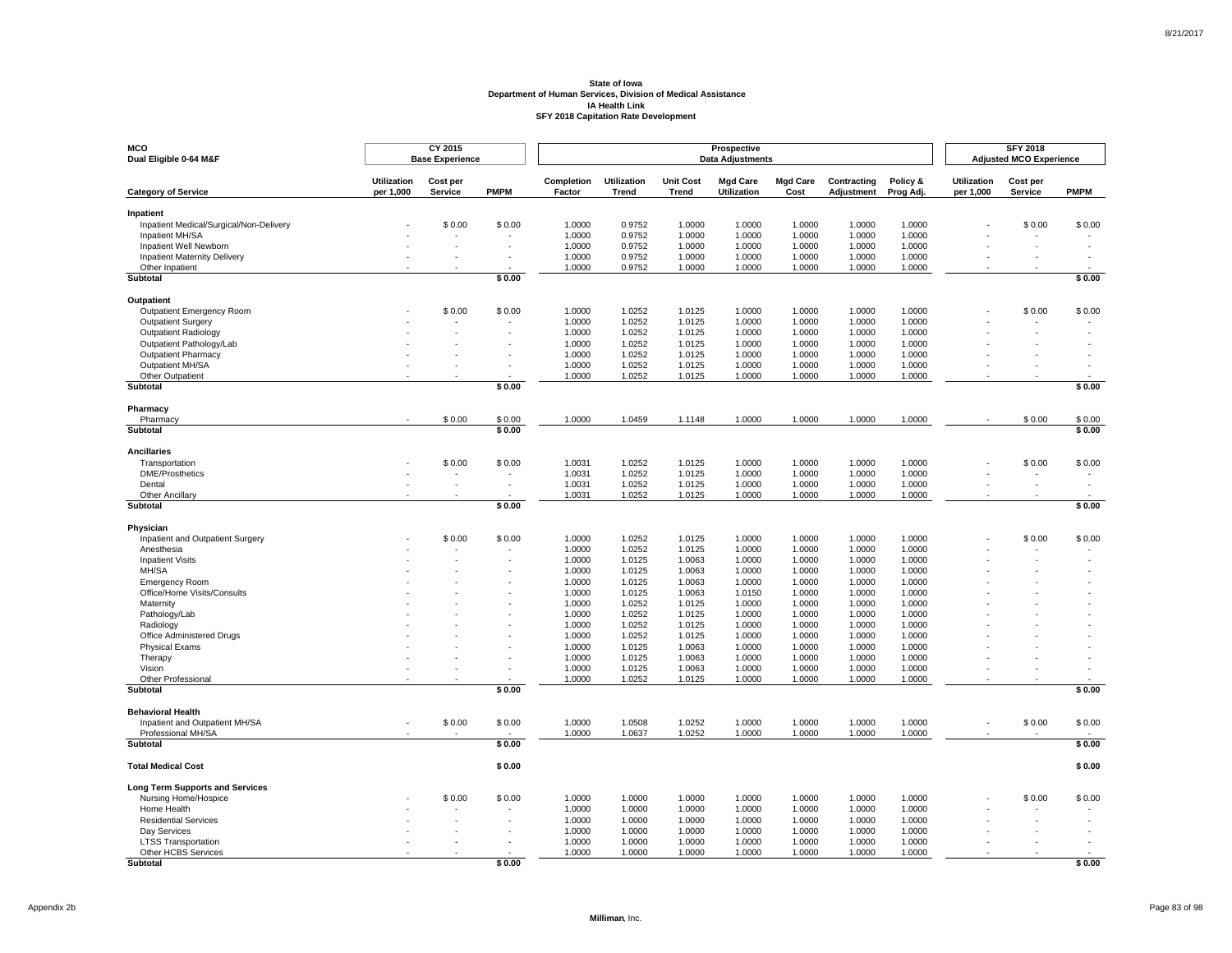**State of Iowa**
**Department of Human Services, Division of Medical Assistance**
**IA Health Link**
**SFY 2018 Capitation Rate Development**

| MCO<br>Dual Eligible 0-64 M&F | CY 2015 Base Experience | | | Prospective Data Adjustments | | | | | | | SFY 2018 Adjusted MCO Experience | | |
|---|---|---|---|---|---|---|---|---|---|---|---|---|---|
| **Category of Service** | **Utilization per 1,000** | **Cost per Service** | **PMPM** | **Completion Factor** | **Utilization Trend** | **Unit Cost Trend** | **Mgd Care Utilization** | **Mgd Care Cost** | **Contracting Adjustment** | **Policy & Prog Adj.** | **Utilization per 1,000** | **Cost per Service** | **PMPM** |
| **Inpatient** | | | | | | | | | | | | | |
| Inpatient Medical/Surgical/Non-Delivery | - | $ 0.00 | $ 0.00 | 1.0000 | 0.9752 | 1.0000 | 1.0000 | 1.0000 | 1.0000 | 1.0000 | - | $ 0.00 | $ 0.00 |
| Inpatient MH/SA | - | - | - | 1.0000 | 0.9752 | 1.0000 | 1.0000 | 1.0000 | 1.0000 | 1.0000 | - | - | - |
| Inpatient Well Newborn | - | - | - | 1.0000 | 0.9752 | 1.0000 | 1.0000 | 1.0000 | 1.0000 | 1.0000 | - | - | - |
| Inpatient Maternity Delivery | - | - | - | 1.0000 | 0.9752 | 1.0000 | 1.0000 | 1.0000 | 1.0000 | 1.0000 | - | - | - |
| Other Inpatient | - | - | - | 1.0000 | 0.9752 | 1.0000 | 1.0000 | 1.0000 | 1.0000 | 1.0000 | - | - | - |
| **Subtotal** | | | **$ 0.00** | | | | | | | | | | **$ 0.00** |
| **Outpatient** | | | | | | | | | | | | | |
| Outpatient Emergency Room | - | $ 0.00 | $ 0.00 | 1.0000 | 1.0252 | 1.0125 | 1.0000 | 1.0000 | 1.0000 | 1.0000 | - | $ 0.00 | $ 0.00 |
| Outpatient Surgery | - | - | - | 1.0000 | 1.0252 | 1.0125 | 1.0000 | 1.0000 | 1.0000 | 1.0000 | - | - | - |
| Outpatient Radiology | - | - | - | 1.0000 | 1.0252 | 1.0125 | 1.0000 | 1.0000 | 1.0000 | 1.0000 | - | - | - |
| Outpatient Pathology/Lab | - | - | - | 1.0000 | 1.0252 | 1.0125 | 1.0000 | 1.0000 | 1.0000 | 1.0000 | - | - | - |
| Outpatient Pharmacy | - | - | - | 1.0000 | 1.0252 | 1.0125 | 1.0000 | 1.0000 | 1.0000 | 1.0000 | - | - | - |
| Outpatient MH/SA | - | - | - | 1.0000 | 1.0252 | 1.0125 | 1.0000 | 1.0000 | 1.0000 | 1.0000 | - | - | - |
| Other Outpatient | - | - | - | 1.0000 | 1.0252 | 1.0125 | 1.0000 | 1.0000 | 1.0000 | 1.0000 | - | - | - |
| **Subtotal** | | | **$ 0.00** | | | | | | | | | | **$ 0.00** |
| **Pharmacy** | | | | | | | | | | | | | |
| Pharmacy | - | $ 0.00 | $ 0.00 | 1.0000 | 1.0459 | 1.1148 | 1.0000 | 1.0000 | 1.0000 | 1.0000 | - | $ 0.00 | $ 0.00 |
| **Subtotal** | | | **$ 0.00** | | | | | | | | | | **$ 0.00** |
| **Ancillaries** | | | | | | | | | | | | | |
| Transportation | - | $ 0.00 | $ 0.00 | 1.0031 | 1.0252 | 1.0125 | 1.0000 | 1.0000 | 1.0000 | 1.0000 | - | $ 0.00 | $ 0.00 |
| DME/Prosthetics | - | - | - | 1.0031 | 1.0252 | 1.0125 | 1.0000 | 1.0000 | 1.0000 | 1.0000 | - | - | - |
| Dental | - | - | - | 1.0031 | 1.0252 | 1.0125 | 1.0000 | 1.0000 | 1.0000 | 1.0000 | - | - | - |
| Other Ancillary | - | - | - | 1.0031 | 1.0252 | 1.0125 | 1.0000 | 1.0000 | 1.0000 | 1.0000 | - | - | - |
| **Subtotal** | | | **$ 0.00** | | | | | | | | | | **$ 0.00** |
| **Physician** | | | | | | | | | | | | | |
| Inpatient and Outpatient Surgery | - | $ 0.00 | $ 0.00 | 1.0000 | 1.0252 | 1.0125 | 1.0000 | 1.0000 | 1.0000 | 1.0000 | - | $ 0.00 | $ 0.00 |
| Anesthesia | - | - | - | 1.0000 | 1.0252 | 1.0125 | 1.0000 | 1.0000 | 1.0000 | 1.0000 | - | - | - |
| Inpatient Visits | - | - | - | 1.0000 | 1.0125 | 1.0063 | 1.0000 | 1.0000 | 1.0000 | 1.0000 | - | - | - |
| MH/SA | - | - | - | 1.0000 | 1.0125 | 1.0063 | 1.0000 | 1.0000 | 1.0000 | 1.0000 | - | - | - |
| Emergency Room | - | - | - | 1.0000 | 1.0125 | 1.0063 | 1.0000 | 1.0000 | 1.0000 | 1.0000 | - | - | - |
| Office/Home Visits/Consults | - | - | - | 1.0000 | 1.0125 | 1.0063 | 1.0150 | 1.0000 | 1.0000 | 1.0000 | - | - | - |
| Maternity | - | - | - | 1.0000 | 1.0252 | 1.0125 | 1.0000 | 1.0000 | 1.0000 | 1.0000 | - | - | - |
| Pathology/Lab | - | - | - | 1.0000 | 1.0252 | 1.0125 | 1.0000 | 1.0000 | 1.0000 | 1.0000 | - | - | - |
| Radiology | - | - | - | 1.0000 | 1.0252 | 1.0125 | 1.0000 | 1.0000 | 1.0000 | 1.0000 | - | - | - |
| Office Administered Drugs | - | - | - | 1.0000 | 1.0252 | 1.0125 | 1.0000 | 1.0000 | 1.0000 | 1.0000 | - | - | - |
| Physical Exams | - | - | - | 1.0000 | 1.0125 | 1.0063 | 1.0000 | 1.0000 | 1.0000 | 1.0000 | - | - | - |
| Therapy | - | - | - | 1.0000 | 1.0125 | 1.0063 | 1.0000 | 1.0000 | 1.0000 | 1.0000 | - | - | - |
| Vision | - | - | - | 1.0000 | 1.0125 | 1.0063 | 1.0000 | 1.0000 | 1.0000 | 1.0000 | - | - | - |
| Other Professional | - | - | - | 1.0000 | 1.0252 | 1.0125 | 1.0000 | 1.0000 | 1.0000 | 1.0000 | - | - | - |
| **Subtotal** | | | **$ 0.00** | | | | | | | | | | **$ 0.00** |
| **Behavioral Health** | | | | | | | | | | | | | |
| Inpatient and Outpatient MH/SA | - | $ 0.00 | $ 0.00 | 1.0000 | 1.0508 | 1.0252 | 1.0000 | 1.0000 | 1.0000 | 1.0000 | - | $ 0.00 | $ 0.00 |
| Professional MH/SA | - | - | - | 1.0000 | 1.0637 | 1.0252 | 1.0000 | 1.0000 | 1.0000 | 1.0000 | - | - | - |
| **Subtotal** | | | **$ 0.00** | | | | | | | | | | **$ 0.00** |
| **Total Medical Cost** | | | **$ 0.00** | | | | | | | | | | **$ 0.00** |
| **Long Term Supports and Services** | | | | | | | | | | | | | |
| Nursing Home/Hospice | - | $ 0.00 | $ 0.00 | 1.0000 | 1.0000 | 1.0000 | 1.0000 | 1.0000 | 1.0000 | 1.0000 | - | $ 0.00 | $ 0.00 |
| Home Health | - | - | - | 1.0000 | 1.0000 | 1.0000 | 1.0000 | 1.0000 | 1.0000 | 1.0000 | - | - | - |
| Residential Services | - | - | - | 1.0000 | 1.0000 | 1.0000 | 1.0000 | 1.0000 | 1.0000 | 1.0000 | - | - | - |
| Day Services | - | - | - | 1.0000 | 1.0000 | 1.0000 | 1.0000 | 1.0000 | 1.0000 | 1.0000 | - | - | - |
| LTSS Transportation | - | - | - | 1.0000 | 1.0000 | 1.0000 | 1.0000 | 1.0000 | 1.0000 | 1.0000 | - | - | - |
| Other HCBS Services | - | - | - | 1.0000 | 1.0000 | 1.0000 | 1.0000 | 1.0000 | 1.0000 | 1.0000 | - | - | - |
| **Subtotal** | | | **$ 0.00** | | | | | | | | | | **$ 0.00** |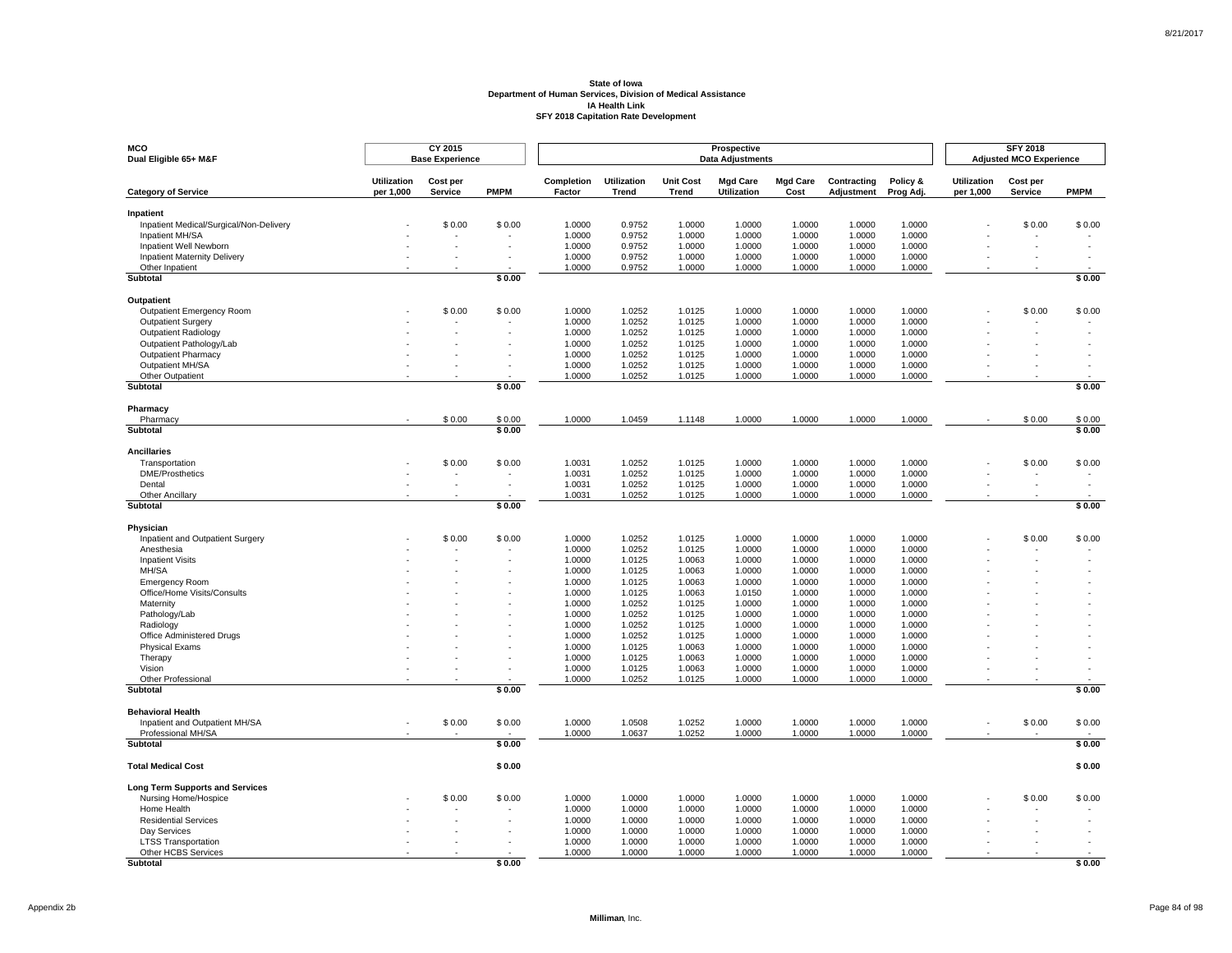**State of Iowa**
**Department of Human Services, Division of Medical Assistance**
**IA Health Link**
**SFY 2018 Capitation Rate Development**

| MCO Dual Eligible 65+ M&F | CY 2015 Base Experience | | | Prospective Data Adjustments | | | | | | | SFY 2018 Adjusted MCO Experience | | |
|---|---|---|---|---|---|---|---|---|---|---|---|---|---|
| **Category of Service** | **Utilization per 1,000** | **Cost per Service** | **PMPM** | **Completion Factor** | **Utilization Trend** | **Unit Cost Trend** | **Mgd Care Utilization** | **Mgd Care Cost** | **Contracting Adjustment** | **Policy & Prog Adj.** | **Utilization per 1,000** | **Cost per Service** | **PMPM** |
| **Inpatient** | | | | | | | | | | | | | |
| Inpatient Medical/Surgical/Non-Delivery | - | $ 0.00 | $ 0.00 | 1.0000 | 0.9752 | 1.0000 | 1.0000 | 1.0000 | 1.0000 | 1.0000 | - | $ 0.00 | $ 0.00 |
| Inpatient MH/SA | - | - | - | 1.0000 | 0.9752 | 1.0000 | 1.0000 | 1.0000 | 1.0000 | 1.0000 | - | - | - |
| Inpatient Well Newborn | - | - | - | 1.0000 | 0.9752 | 1.0000 | 1.0000 | 1.0000 | 1.0000 | 1.0000 | - | - | - |
| Inpatient Maternity Delivery | - | - | - | 1.0000 | 0.9752 | 1.0000 | 1.0000 | 1.0000 | 1.0000 | 1.0000 | - | - | - |
| Other Inpatient | - | - | - | 1.0000 | 0.9752 | 1.0000 | 1.0000 | 1.0000 | 1.0000 | 1.0000 | - | - | - |
| **Subtotal** | | | **$ 0.00** | | | | | | | | | | **$ 0.00** |
| **Outpatient** | | | | | | | | | | | | | |
| Outpatient Emergency Room | - | $ 0.00 | $ 0.00 | 1.0000 | 1.0252 | 1.0125 | 1.0000 | 1.0000 | 1.0000 | 1.0000 | - | $ 0.00 | $ 0.00 |
| Outpatient Surgery | - | - | - | 1.0000 | 1.0252 | 1.0125 | 1.0000 | 1.0000 | 1.0000 | 1.0000 | - | - | - |
| Outpatient Radiology | - | - | - | 1.0000 | 1.0252 | 1.0125 | 1.0000 | 1.0000 | 1.0000 | 1.0000 | - | - | - |
| Outpatient Pathology/Lab | - | - | - | 1.0000 | 1.0252 | 1.0125 | 1.0000 | 1.0000 | 1.0000 | 1.0000 | - | - | - |
| Outpatient Pharmacy | - | - | - | 1.0000 | 1.0252 | 1.0125 | 1.0000 | 1.0000 | 1.0000 | 1.0000 | - | - | - |
| Outpatient MH/SA | - | - | - | 1.0000 | 1.0252 | 1.0125 | 1.0000 | 1.0000 | 1.0000 | 1.0000 | - | - | - |
| Other Outpatient | - | - | - | 1.0000 | 1.0252 | 1.0125 | 1.0000 | 1.0000 | 1.0000 | 1.0000 | - | - | - |
| **Subtotal** | | | **$ 0.00** | | | | | | | | | | **$ 0.00** |
| **Pharmacy** | | | | | | | | | | | | | |
| Pharmacy | - | $ 0.00 | $ 0.00 | 1.0000 | 1.0459 | 1.1148 | 1.0000 | 1.0000 | 1.0000 | 1.0000 | - | $ 0.00 | $ 0.00 |
| **Subtotal** | | | **$ 0.00** | | | | | | | | | | **$ 0.00** |
| **Ancillaries** | | | | | | | | | | | | | |
| Transportation | - | $ 0.00 | $ 0.00 | 1.0031 | 1.0252 | 1.0125 | 1.0000 | 1.0000 | 1.0000 | 1.0000 | - | $ 0.00 | $ 0.00 |
| DME/Prosthetics | - | - | - | 1.0031 | 1.0252 | 1.0125 | 1.0000 | 1.0000 | 1.0000 | 1.0000 | - | - | - |
| Dental | - | - | - | 1.0031 | 1.0252 | 1.0125 | 1.0000 | 1.0000 | 1.0000 | 1.0000 | - | - | - |
| Other Ancillary | - | - | - | 1.0031 | 1.0252 | 1.0125 | 1.0000 | 1.0000 | 1.0000 | 1.0000 | - | - | - |
| **Subtotal** | | | **$ 0.00** | | | | | | | | | | **$ 0.00** |
| **Physician** | | | | | | | | | | | | | |
| Inpatient and Outpatient Surgery | - | $ 0.00 | $ 0.00 | 1.0000 | 1.0252 | 1.0125 | 1.0000 | 1.0000 | 1.0000 | 1.0000 | - | $ 0.00 | $ 0.00 |
| Anesthesia | - | - | - | 1.0000 | 1.0252 | 1.0125 | 1.0000 | 1.0000 | 1.0000 | 1.0000 | - | - | - |
| Inpatient Visits | - | - | - | 1.0000 | 1.0125 | 1.0063 | 1.0000 | 1.0000 | 1.0000 | 1.0000 | - | - | - |
| MH/SA | - | - | - | 1.0000 | 1.0125 | 1.0063 | 1.0000 | 1.0000 | 1.0000 | 1.0000 | - | - | - |
| Emergency Room | - | - | - | 1.0000 | 1.0125 | 1.0063 | 1.0000 | 1.0000 | 1.0000 | 1.0000 | - | - | - |
| Office/Home Visits/Consults | - | - | - | 1.0000 | 1.0125 | 1.0063 | 1.0150 | 1.0000 | 1.0000 | 1.0000 | - | - | - |
| Maternity | - | - | - | 1.0000 | 1.0252 | 1.0125 | 1.0000 | 1.0000 | 1.0000 | 1.0000 | - | - | - |
| Pathology/Lab | - | - | - | 1.0000 | 1.0252 | 1.0125 | 1.0000 | 1.0000 | 1.0000 | 1.0000 | - | - | - |
| Radiology | - | - | - | 1.0000 | 1.0252 | 1.0125 | 1.0000 | 1.0000 | 1.0000 | 1.0000 | - | - | - |
| Office Administered Drugs | - | - | - | 1.0000 | 1.0252 | 1.0125 | 1.0000 | 1.0000 | 1.0000 | 1.0000 | - | - | - |
| Physical Exams | - | - | - | 1.0000 | 1.0125 | 1.0063 | 1.0000 | 1.0000 | 1.0000 | 1.0000 | - | - | - |
| Therapy | - | - | - | 1.0000 | 1.0125 | 1.0063 | 1.0000 | 1.0000 | 1.0000 | 1.0000 | - | - | - |
| Vision | - | - | - | 1.0000 | 1.0125 | 1.0063 | 1.0000 | 1.0000 | 1.0000 | 1.0000 | - | - | - |
| Other Professional | - | - | - | 1.0000 | 1.0252 | 1.0125 | 1.0000 | 1.0000 | 1.0000 | 1.0000 | - | - | - |
| **Subtotal** | | | **$ 0.00** | | | | | | | | | | **$ 0.00** |
| **Behavioral Health** | | | | | | | | | | | | | |
| Inpatient and Outpatient MH/SA | - | $ 0.00 | $ 0.00 | 1.0000 | 1.0508 | 1.0252 | 1.0000 | 1.0000 | 1.0000 | 1.0000 | - | $ 0.00 | $ 0.00 |
| Professional MH/SA | - | - | - | 1.0000 | 1.0637 | 1.0252 | 1.0000 | 1.0000 | 1.0000 | 1.0000 | - | - | - |
| **Subtotal** | | | **$ 0.00** | | | | | | | | | | **$ 0.00** |
| **Total Medical Cost** | | | **$ 0.00** | | | | | | | | | | **$ 0.00** |
| **Long Term Supports and Services** | | | | | | | | | | | | | |
| Nursing Home/Hospice | - | $ 0.00 | $ 0.00 | 1.0000 | 1.0000 | 1.0000 | 1.0000 | 1.0000 | 1.0000 | 1.0000 | - | $ 0.00 | $ 0.00 |
| Home Health | - | - | - | 1.0000 | 1.0000 | 1.0000 | 1.0000 | 1.0000 | 1.0000 | 1.0000 | - | - | - |
| Residential Services | - | - | - | 1.0000 | 1.0000 | 1.0000 | 1.0000 | 1.0000 | 1.0000 | 1.0000 | - | - | - |
| Day Services | - | - | - | 1.0000 | 1.0000 | 1.0000 | 1.0000 | 1.0000 | 1.0000 | 1.0000 | - | - | - |
| LTSS Transportation | - | - | - | 1.0000 | 1.0000 | 1.0000 | 1.0000 | 1.0000 | 1.0000 | 1.0000 | - | - | - |
| Other HCBS Services | - | - | - | 1.0000 | 1.0000 | 1.0000 | 1.0000 | 1.0000 | 1.0000 | 1.0000 | - | - | - |
| **Subtotal** | | | **$ 0.00** | | | | | | | | | | **$ 0.00** |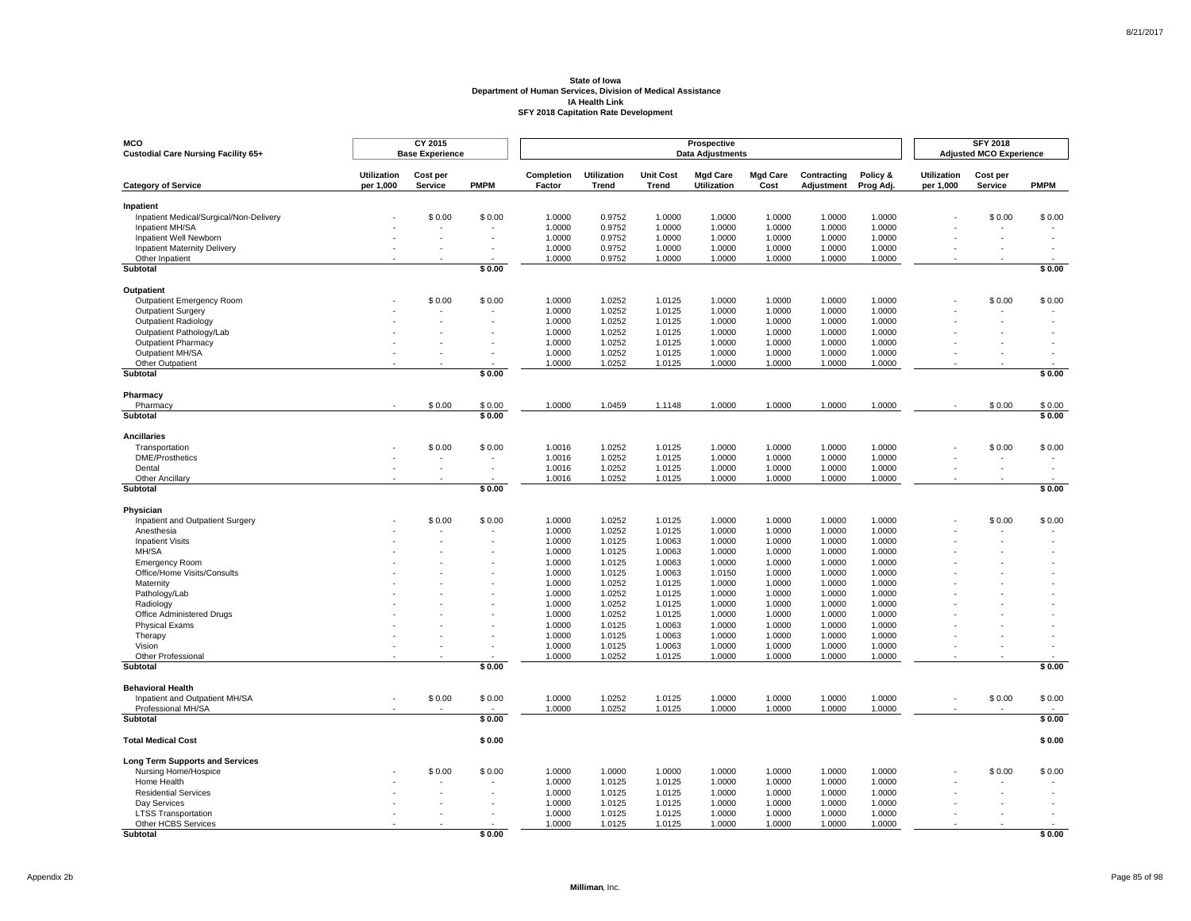# State of Iowa
## Department of Human Services, Division of Medical Assistance
## IA Health Link
## SFY 2018 Capitation Rate Development

**MCO**
**Custodial Care Nursing Facility 65+**

| Category of Service | CY 2015 Base Experience Utilization per 1,000 | CY 2015 Base Experience Cost per Service | CY 2015 Base Experience PMPM | Prospective Data Adjustments Completion Factor | Utilization Trend | Unit Cost Trend | Mgd Care Utilization | Mgd Care Cost | Contracting Adjustment | Policy & Prog Adj. | SFY 2018 Adjusted MCO Experience Utilization per 1,000 | SFY 2018 Cost per Service | SFY 2018 PMPM |
|---|---|---|---|---|---|---|---|---|---|---|---|---|---|
| **Inpatient** | | | | | | | | | | | | | |
| Inpatient Medical/Surgical/Non-Delivery | - | $ 0.00 | $ 0.00 | 1.0000 | 0.9752 | 1.0000 | 1.0000 | 1.0000 | 1.0000 | 1.0000 | - | $ 0.00 | $ 0.00 |
| Inpatient MH/SA | - | - | - | 1.0000 | 0.9752 | 1.0000 | 1.0000 | 1.0000 | 1.0000 | 1.0000 | - | - | - |
| Inpatient Well Newborn | - | - | - | 1.0000 | 0.9752 | 1.0000 | 1.0000 | 1.0000 | 1.0000 | 1.0000 | - | - | - |
| Inpatient Maternity Delivery | - | - | - | 1.0000 | 0.9752 | 1.0000 | 1.0000 | 1.0000 | 1.0000 | 1.0000 | - | - | - |
| Other Inpatient | - | - | - | 1.0000 | 0.9752 | 1.0000 | 1.0000 | 1.0000 | 1.0000 | 1.0000 | - | - | - |
| **Subtotal** | | | **$ 0.00** | | | | | | | | | | **$ 0.00** |
| **Outpatient** | | | | | | | | | | | | | |
| Outpatient Emergency Room | - | $ 0.00 | $ 0.00 | 1.0000 | 1.0252 | 1.0125 | 1.0000 | 1.0000 | 1.0000 | 1.0000 | - | $ 0.00 | $ 0.00 |
| Outpatient Surgery | - | - | - | 1.0000 | 1.0252 | 1.0125 | 1.0000 | 1.0000 | 1.0000 | 1.0000 | - | - | - |
| Outpatient Radiology | - | - | - | 1.0000 | 1.0252 | 1.0125 | 1.0000 | 1.0000 | 1.0000 | 1.0000 | - | - | - |
| Outpatient Pathology/Lab | - | - | - | 1.0000 | 1.0252 | 1.0125 | 1.0000 | 1.0000 | 1.0000 | 1.0000 | - | - | - |
| Outpatient Pharmacy | - | - | - | 1.0000 | 1.0252 | 1.0125 | 1.0000 | 1.0000 | 1.0000 | 1.0000 | - | - | - |
| Outpatient MH/SA | - | - | - | 1.0000 | 1.0252 | 1.0125 | 1.0000 | 1.0000 | 1.0000 | 1.0000 | - | - | - |
| Other Outpatient | - | - | - | 1.0000 | 1.0252 | 1.0125 | 1.0000 | 1.0000 | 1.0000 | 1.0000 | - | - | - |
| **Subtotal** | | | **$ 0.00** | | | | | | | | | | **$ 0.00** |
| **Pharmacy** | | | | | | | | | | | | | |
| Pharmacy | - | $ 0.00 | $ 0.00 | 1.0000 | 1.0459 | 1.1148 | 1.0000 | 1.0000 | 1.0000 | 1.0000 | - | $ 0.00 | $ 0.00 |
| **Subtotal** | | | **$ 0.00** | | | | | | | | | | **$ 0.00** |
| **Ancillaries** | | | | | | | | | | | | | |
| Transportation | - | $ 0.00 | $ 0.00 | 1.0016 | 1.0252 | 1.0125 | 1.0000 | 1.0000 | 1.0000 | 1.0000 | - | $ 0.00 | $ 0.00 |
| DME/Prosthetics | - | - | - | 1.0016 | 1.0252 | 1.0125 | 1.0000 | 1.0000 | 1.0000 | 1.0000 | - | - | - |
| Dental | - | - | - | 1.0016 | 1.0252 | 1.0125 | 1.0000 | 1.0000 | 1.0000 | 1.0000 | - | - | - |
| Other Ancillary | - | - | - | 1.0016 | 1.0252 | 1.0125 | 1.0000 | 1.0000 | 1.0000 | 1.0000 | - | - | - |
| **Subtotal** | | | **$ 0.00** | | | | | | | | | | **$ 0.00** |
| **Physician** | | | | | | | | | | | | | |
| Inpatient and Outpatient Surgery | - | $ 0.00 | $ 0.00 | 1.0000 | 1.0252 | 1.0125 | 1.0000 | 1.0000 | 1.0000 | 1.0000 | - | $ 0.00 | $ 0.00 |
| Anesthesia | - | - | - | 1.0000 | 1.0252 | 1.0125 | 1.0000 | 1.0000 | 1.0000 | 1.0000 | - | - | - |
| Inpatient Visits | - | - | - | 1.0000 | 1.0125 | 1.0063 | 1.0000 | 1.0000 | 1.0000 | 1.0000 | - | - | - |
| MH/SA | - | - | - | 1.0000 | 1.0125 | 1.0063 | 1.0000 | 1.0000 | 1.0000 | 1.0000 | - | - | - |
| Emergency Room | - | - | - | 1.0000 | 1.0125 | 1.0063 | 1.0000 | 1.0000 | 1.0000 | 1.0000 | - | - | - |
| Office/Home Visits/Consults | - | - | - | 1.0000 | 1.0125 | 1.0063 | 1.0150 | 1.0000 | 1.0000 | 1.0000 | - | - | - |
| Maternity | - | - | - | 1.0000 | 1.0252 | 1.0125 | 1.0000 | 1.0000 | 1.0000 | 1.0000 | - | - | - |
| Pathology/Lab | - | - | - | 1.0000 | 1.0252 | 1.0125 | 1.0000 | 1.0000 | 1.0000 | 1.0000 | - | - | - |
| Radiology | - | - | - | 1.0000 | 1.0252 | 1.0125 | 1.0000 | 1.0000 | 1.0000 | 1.0000 | - | - | - |
| Office Administered Drugs | - | - | - | 1.0000 | 1.0252 | 1.0125 | 1.0000 | 1.0000 | 1.0000 | 1.0000 | - | - | - |
| Physical Exams | - | - | - | 1.0000 | 1.0125 | 1.0063 | 1.0000 | 1.0000 | 1.0000 | 1.0000 | - | - | - |
| Therapy | - | - | - | 1.0000 | 1.0125 | 1.0063 | 1.0000 | 1.0000 | 1.0000 | 1.0000 | - | - | - |
| Vision | - | - | - | 1.0000 | 1.0125 | 1.0063 | 1.0000 | 1.0000 | 1.0000 | 1.0000 | - | - | - |
| Other Professional | - | - | - | 1.0000 | 1.0252 | 1.0125 | 1.0000 | 1.0000 | 1.0000 | 1.0000 | - | - | - |
| **Subtotal** | | | **$ 0.00** | | | | | | | | | | **$ 0.00** |
| **Behavioral Health** | | | | | | | | | | | | | |
| Inpatient and Outpatient MH/SA | - | $ 0.00 | $ 0.00 | 1.0000 | 1.0252 | 1.0125 | 1.0000 | 1.0000 | 1.0000 | 1.0000 | - | $ 0.00 | $ 0.00 |
| Professional MH/SA | - | - | - | 1.0000 | 1.0252 | 1.0125 | 1.0000 | 1.0000 | 1.0000 | 1.0000 | - | - | - |
| **Subtotal** | | | **$ 0.00** | | | | | | | | | | **$ 0.00** |
| **Total Medical Cost** | | | **$ 0.00** | | | | | | | | | | **$ 0.00** |
| **Long Term Supports and Services** | | | | | | | | | | | | | |
| Nursing Home/Hospice | - | $ 0.00 | $ 0.00 | 1.0000 | 1.0000 | 1.0000 | 1.0000 | 1.0000 | 1.0000 | 1.0000 | - | $ 0.00 | $ 0.00 |
| Home Health | - | - | - | 1.0000 | 1.0125 | 1.0125 | 1.0000 | 1.0000 | 1.0000 | 1.0000 | - | - | - |
| Residential Services | - | - | - | 1.0000 | 1.0125 | 1.0125 | 1.0000 | 1.0000 | 1.0000 | 1.0000 | - | - | - |
| Day Services | - | - | - | 1.0000 | 1.0125 | 1.0125 | 1.0000 | 1.0000 | 1.0000 | 1.0000 | - | - | - |
| LTSS Transportation | - | - | - | 1.0000 | 1.0125 | 1.0125 | 1.0000 | 1.0000 | 1.0000 | 1.0000 | - | - | - |
| Other HCBS Services | - | - | - | 1.0000 | 1.0125 | 1.0125 | 1.0000 | 1.0000 | 1.0000 | 1.0000 | - | - | - |
| **Subtotal** | | | **$ 0.00** | | | | | | | | | | **$ 0.00** |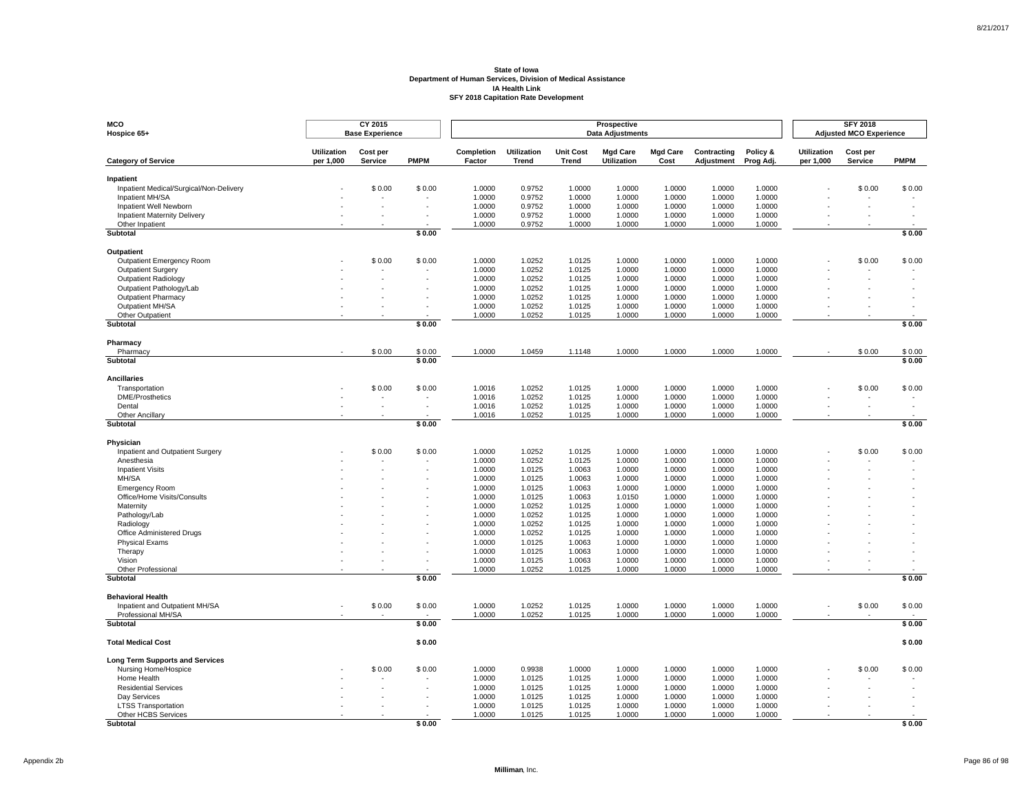**State of Iowa**
**Department of Human Services, Division of Medical Assistance**
**IA Health Link**
**SFY 2018 Capitation Rate Development**

| **MCO** / **Hospice 65+** | **CY 2015 Base Experience** | | | **Prospective Data Adjustments** | | | | | | | **SFY 2018 Adjusted MCO Experience** | | |
|---|---|---|---|---|---|---|---|---|---|---|---|---|---|
| **Category of Service** | **Utilization per 1,000** | **Cost per Service** | **PMPM** | **Completion Factor** | **Utilization Trend** | **Unit Cost Trend** | **Mgd Care Utilization** | **Mgd Care Cost** | **Contracting Adjustment** | **Policy & Prog Adj.** | **Utilization per 1,000** | **Cost per Service** | **PMPM** |
| **Inpatient** | | | | | | | | | | | | | |
| Inpatient Medical/Surgical/Non-Delivery | - | $ 0.00 | $ 0.00 | 1.0000 | 0.9752 | 1.0000 | 1.0000 | 1.0000 | 1.0000 | 1.0000 | - | $ 0.00 | $ 0.00 |
| Inpatient MH/SA | - | - | - | 1.0000 | 0.9752 | 1.0000 | 1.0000 | 1.0000 | 1.0000 | 1.0000 | - | - | - |
| Inpatient Well Newborn | - | - | - | 1.0000 | 0.9752 | 1.0000 | 1.0000 | 1.0000 | 1.0000 | 1.0000 | - | - | - |
| Inpatient Maternity Delivery | - | - | - | 1.0000 | 0.9752 | 1.0000 | 1.0000 | 1.0000 | 1.0000 | 1.0000 | - | - | - |
| Other Inpatient | - | - | - | 1.0000 | 0.9752 | 1.0000 | 1.0000 | 1.0000 | 1.0000 | 1.0000 | - | - | - |
| **Subtotal** | | | **$ 0.00** | | | | | | | | | | **$ 0.00** |
| **Outpatient** | | | | | | | | | | | | | |
| Outpatient Emergency Room | - | $ 0.00 | $ 0.00 | 1.0000 | 1.0252 | 1.0125 | 1.0000 | 1.0000 | 1.0000 | 1.0000 | - | $ 0.00 | $ 0.00 |
| Outpatient Surgery | - | - | - | 1.0000 | 1.0252 | 1.0125 | 1.0000 | 1.0000 | 1.0000 | 1.0000 | - | - | - |
| Outpatient Radiology | - | - | - | 1.0000 | 1.0252 | 1.0125 | 1.0000 | 1.0000 | 1.0000 | 1.0000 | - | - | - |
| Outpatient Pathology/Lab | - | - | - | 1.0000 | 1.0252 | 1.0125 | 1.0000 | 1.0000 | 1.0000 | 1.0000 | - | - | - |
| Outpatient Pharmacy | - | - | - | 1.0000 | 1.0252 | 1.0125 | 1.0000 | 1.0000 | 1.0000 | 1.0000 | - | - | - |
| Outpatient MH/SA | - | - | - | 1.0000 | 1.0252 | 1.0125 | 1.0000 | 1.0000 | 1.0000 | 1.0000 | - | - | - |
| Other Outpatient | - | - | - | 1.0000 | 1.0252 | 1.0125 | 1.0000 | 1.0000 | 1.0000 | 1.0000 | - | - | - |
| **Subtotal** | | | **$ 0.00** | | | | | | | | | | **$ 0.00** |
| **Pharmacy** | | | | | | | | | | | | | |
| Pharmacy | - | $ 0.00 | $ 0.00 | 1.0000 | 1.0459 | 1.1148 | 1.0000 | 1.0000 | 1.0000 | 1.0000 | - | $ 0.00 | $ 0.00 |
| **Subtotal** | | | **$ 0.00** | | | | | | | | | | **$ 0.00** |
| **Ancillaries** | | | | | | | | | | | | | |
| Transportation | - | $ 0.00 | $ 0.00 | 1.0016 | 1.0252 | 1.0125 | 1.0000 | 1.0000 | 1.0000 | 1.0000 | - | $ 0.00 | $ 0.00 |
| DME/Prosthetics | - | - | - | 1.0016 | 1.0252 | 1.0125 | 1.0000 | 1.0000 | 1.0000 | 1.0000 | - | - | - |
| Dental | - | - | - | 1.0016 | 1.0252 | 1.0125 | 1.0000 | 1.0000 | 1.0000 | 1.0000 | - | - | - |
| Other Ancillary | - | - | - | 1.0016 | 1.0252 | 1.0125 | 1.0000 | 1.0000 | 1.0000 | 1.0000 | - | - | - |
| **Subtotal** | | | **$ 0.00** | | | | | | | | | | **$ 0.00** |
| **Physician** | | | | | | | | | | | | | |
| Inpatient and Outpatient Surgery | - | $ 0.00 | $ 0.00 | 1.0000 | 1.0252 | 1.0125 | 1.0000 | 1.0000 | 1.0000 | 1.0000 | - | $ 0.00 | $ 0.00 |
| Anesthesia | - | - | - | 1.0000 | 1.0252 | 1.0125 | 1.0000 | 1.0000 | 1.0000 | 1.0000 | - | - | - |
| Inpatient Visits | - | - | - | 1.0000 | 1.0125 | 1.0063 | 1.0000 | 1.0000 | 1.0000 | 1.0000 | - | - | - |
| MH/SA | - | - | - | 1.0000 | 1.0125 | 1.0063 | 1.0000 | 1.0000 | 1.0000 | 1.0000 | - | - | - |
| Emergency Room | - | - | - | 1.0000 | 1.0125 | 1.0063 | 1.0000 | 1.0000 | 1.0000 | 1.0000 | - | - | - |
| Office/Home Visits/Consults | - | - | - | 1.0000 | 1.0125 | 1.0063 | 1.0150 | 1.0000 | 1.0000 | 1.0000 | - | - | - |
| Maternity | - | - | - | 1.0000 | 1.0252 | 1.0125 | 1.0000 | 1.0000 | 1.0000 | 1.0000 | - | - | - |
| Pathology/Lab | - | - | - | 1.0000 | 1.0252 | 1.0125 | 1.0000 | 1.0000 | 1.0000 | 1.0000 | - | - | - |
| Radiology | - | - | - | 1.0000 | 1.0252 | 1.0125 | 1.0000 | 1.0000 | 1.0000 | 1.0000 | - | - | - |
| Office Administered Drugs | - | - | - | 1.0000 | 1.0252 | 1.0125 | 1.0000 | 1.0000 | 1.0000 | 1.0000 | - | - | - |
| Physical Exams | - | - | - | 1.0000 | 1.0125 | 1.0063 | 1.0000 | 1.0000 | 1.0000 | 1.0000 | - | - | - |
| Therapy | - | - | - | 1.0000 | 1.0125 | 1.0063 | 1.0000 | 1.0000 | 1.0000 | 1.0000 | - | - | - |
| Vision | - | - | - | 1.0000 | 1.0125 | 1.0063 | 1.0000 | 1.0000 | 1.0000 | 1.0000 | - | - | - |
| Other Professional | - | - | - | 1.0000 | 1.0252 | 1.0125 | 1.0000 | 1.0000 | 1.0000 | 1.0000 | - | - | - |
| **Subtotal** | | | **$ 0.00** | | | | | | | | | | **$ 0.00** |
| **Behavioral Health** | | | | | | | | | | | | | |
| Inpatient and Outpatient MH/SA | - | $ 0.00 | $ 0.00 | 1.0000 | 1.0252 | 1.0125 | 1.0000 | 1.0000 | 1.0000 | 1.0000 | - | $ 0.00 | $ 0.00 |
| Professional MH/SA | - | - | - | 1.0000 | 1.0252 | 1.0125 | 1.0000 | 1.0000 | 1.0000 | 1.0000 | - | - | - |
| **Subtotal** | | | **$ 0.00** | | | | | | | | | | **$ 0.00** |
| **Total Medical Cost** | | | **$ 0.00** | | | | | | | | | | **$ 0.00** |
| **Long Term Supports and Services** | | | | | | | | | | | | | |
| Nursing Home/Hospice | - | $ 0.00 | $ 0.00 | 1.0000 | 0.9938 | 1.0000 | 1.0000 | 1.0000 | 1.0000 | 1.0000 | - | $ 0.00 | $ 0.00 |
| Home Health | - | - | - | 1.0000 | 1.0125 | 1.0125 | 1.0000 | 1.0000 | 1.0000 | 1.0000 | - | - | - |
| Residential Services | - | - | - | 1.0000 | 1.0125 | 1.0125 | 1.0000 | 1.0000 | 1.0000 | 1.0000 | - | - | - |
| Day Services | - | - | - | 1.0000 | 1.0125 | 1.0125 | 1.0000 | 1.0000 | 1.0000 | 1.0000 | - | - | - |
| LTSS Transportation | - | - | - | 1.0000 | 1.0125 | 1.0125 | 1.0000 | 1.0000 | 1.0000 | 1.0000 | - | - | - |
| Other HCBS Services | - | - | - | 1.0000 | 1.0125 | 1.0125 | 1.0000 | 1.0000 | 1.0000 | 1.0000 | - | - | - |
| **Subtotal** | | | **$ 0.00** | | | | | | | | | | **$ 0.00** |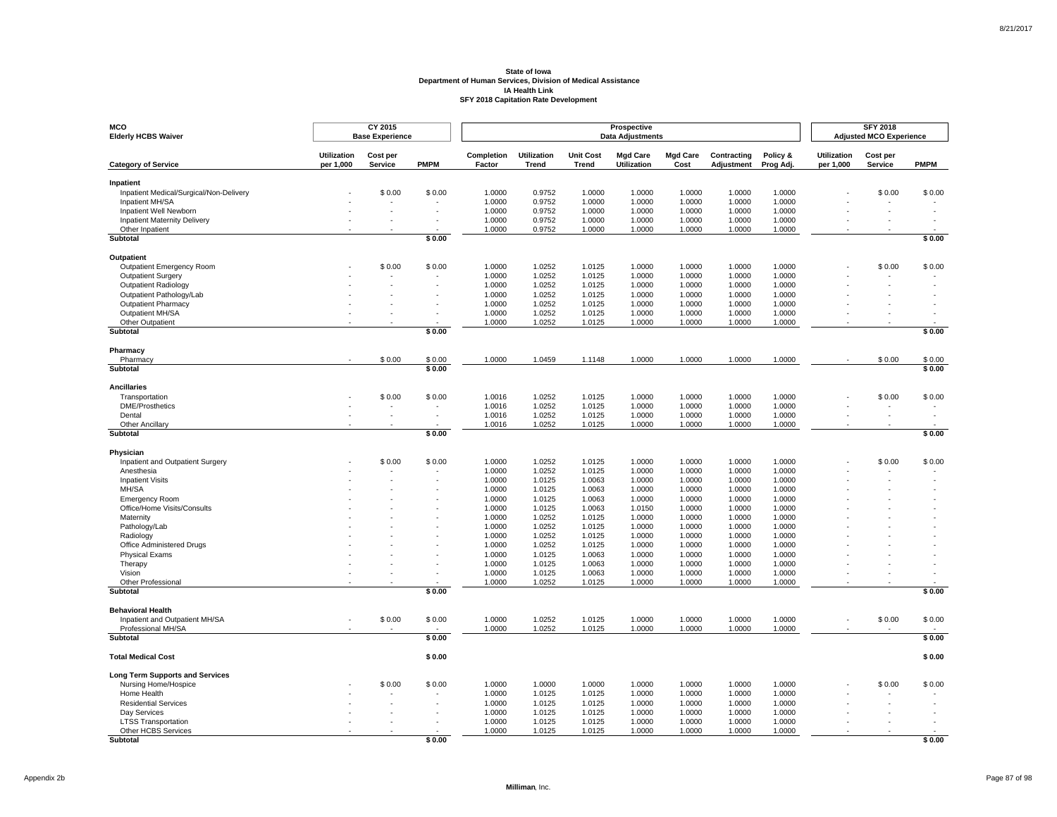**State of Iowa**
**Department of Human Services, Division of Medical Assistance**
**IA Health Link**
**SFY 2018 Capitation Rate Development**

| MCO Elderly HCBS Waiver | CY 2015 Base Experience | | | Prospective Data Adjustments | | | | | | | SFY 2018 Adjusted MCO Experience | | |
|---|---|---|---|---|---|---|---|---|---|---|---|---|---|
| **Category of Service** | **Utilization per 1,000** | **Cost per Service** | **PMPM** | **Completion Factor** | **Utilization Trend** | **Unit Cost Trend** | **Mgd Care Utilization** | **Mgd Care Cost** | **Contracting Adjustment** | **Policy & Prog Adj.** | **Utilization per 1,000** | **Cost per Service** | **PMPM** |
| **Inpatient** | | | | | | | | | | | | | |
| Inpatient Medical/Surgical/Non-Delivery | - | $ 0.00 | $ 0.00 | 1.0000 | 0.9752 | 1.0000 | 1.0000 | 1.0000 | 1.0000 | 1.0000 | - | $ 0.00 | $ 0.00 |
| Inpatient MH/SA | - | - | - | 1.0000 | 0.9752 | 1.0000 | 1.0000 | 1.0000 | 1.0000 | 1.0000 | - | - | - |
| Inpatient Well Newborn | - | - | - | 1.0000 | 0.9752 | 1.0000 | 1.0000 | 1.0000 | 1.0000 | 1.0000 | - | - | - |
| Inpatient Maternity Delivery | - | - | - | 1.0000 | 0.9752 | 1.0000 | 1.0000 | 1.0000 | 1.0000 | 1.0000 | - | - | - |
| Other Inpatient | - | - | - | 1.0000 | 0.9752 | 1.0000 | 1.0000 | 1.0000 | 1.0000 | 1.0000 | - | - | - |
| **Subtotal** | | | **$ 0.00** | | | | | | | | | | **$ 0.00** |
| **Outpatient** | | | | | | | | | | | | | |
| Outpatient Emergency Room | - | $ 0.00 | $ 0.00 | 1.0000 | 1.0252 | 1.0125 | 1.0000 | 1.0000 | 1.0000 | 1.0000 | - | $ 0.00 | $ 0.00 |
| Outpatient Surgery | - | - | - | 1.0000 | 1.0252 | 1.0125 | 1.0000 | 1.0000 | 1.0000 | 1.0000 | - | - | - |
| Outpatient Radiology | - | - | - | 1.0000 | 1.0252 | 1.0125 | 1.0000 | 1.0000 | 1.0000 | 1.0000 | - | - | - |
| Outpatient Pathology/Lab | - | - | - | 1.0000 | 1.0252 | 1.0125 | 1.0000 | 1.0000 | 1.0000 | 1.0000 | - | - | - |
| Outpatient Pharmacy | - | - | - | 1.0000 | 1.0252 | 1.0125 | 1.0000 | 1.0000 | 1.0000 | 1.0000 | - | - | - |
| Outpatient MH/SA | - | - | - | 1.0000 | 1.0252 | 1.0125 | 1.0000 | 1.0000 | 1.0000 | 1.0000 | - | - | - |
| Other Outpatient | - | - | - | 1.0000 | 1.0252 | 1.0125 | 1.0000 | 1.0000 | 1.0000 | 1.0000 | - | - | - |
| **Subtotal** | | | **$ 0.00** | | | | | | | | | | **$ 0.00** |
| **Pharmacy** | | | | | | | | | | | | | |
| Pharmacy | - | $ 0.00 | $ 0.00 | 1.0000 | 1.0459 | 1.1148 | 1.0000 | 1.0000 | 1.0000 | 1.0000 | - | $ 0.00 | $ 0.00 |
| **Subtotal** | | | **$ 0.00** | | | | | | | | | | **$ 0.00** |
| **Ancillaries** | | | | | | | | | | | | | |
| Transportation | - | $ 0.00 | $ 0.00 | 1.0016 | 1.0252 | 1.0125 | 1.0000 | 1.0000 | 1.0000 | 1.0000 | - | $ 0.00 | $ 0.00 |
| DME/Prosthetics | - | - | - | 1.0016 | 1.0252 | 1.0125 | 1.0000 | 1.0000 | 1.0000 | 1.0000 | - | - | - |
| Dental | - | - | - | 1.0016 | 1.0252 | 1.0125 | 1.0000 | 1.0000 | 1.0000 | 1.0000 | - | - | - |
| Other Ancillary | - | - | - | 1.0016 | 1.0252 | 1.0125 | 1.0000 | 1.0000 | 1.0000 | 1.0000 | - | - | - |
| **Subtotal** | | | **$ 0.00** | | | | | | | | | | **$ 0.00** |
| **Physician** | | | | | | | | | | | | | |
| Inpatient and Outpatient Surgery | - | $ 0.00 | $ 0.00 | 1.0000 | 1.0252 | 1.0125 | 1.0000 | 1.0000 | 1.0000 | 1.0000 | - | $ 0.00 | $ 0.00 |
| Anesthesia | - | - | - | 1.0000 | 1.0252 | 1.0125 | 1.0000 | 1.0000 | 1.0000 | 1.0000 | - | - | - |
| Inpatient Visits | - | - | - | 1.0000 | 1.0125 | 1.0063 | 1.0000 | 1.0000 | 1.0000 | 1.0000 | - | - | - |
| MH/SA | - | - | - | 1.0000 | 1.0125 | 1.0063 | 1.0000 | 1.0000 | 1.0000 | 1.0000 | - | - | - |
| Emergency Room | - | - | - | 1.0000 | 1.0125 | 1.0063 | 1.0000 | 1.0000 | 1.0000 | 1.0000 | - | - | - |
| Office/Home Visits/Consults | - | - | - | 1.0000 | 1.0125 | 1.0063 | 1.0150 | 1.0000 | 1.0000 | 1.0000 | - | - | - |
| Maternity | - | - | - | 1.0000 | 1.0252 | 1.0125 | 1.0000 | 1.0000 | 1.0000 | 1.0000 | - | - | - |
| Pathology/Lab | - | - | - | 1.0000 | 1.0252 | 1.0125 | 1.0000 | 1.0000 | 1.0000 | 1.0000 | - | - | - |
| Radiology | - | - | - | 1.0000 | 1.0252 | 1.0125 | 1.0000 | 1.0000 | 1.0000 | 1.0000 | - | - | - |
| Office Administered Drugs | - | - | - | 1.0000 | 1.0252 | 1.0125 | 1.0000 | 1.0000 | 1.0000 | 1.0000 | - | - | - |
| Physical Exams | - | - | - | 1.0000 | 1.0125 | 1.0063 | 1.0000 | 1.0000 | 1.0000 | 1.0000 | - | - | - |
| Therapy | - | - | - | 1.0000 | 1.0125 | 1.0063 | 1.0000 | 1.0000 | 1.0000 | 1.0000 | - | - | - |
| Vision | - | - | - | 1.0000 | 1.0125 | 1.0063 | 1.0000 | 1.0000 | 1.0000 | 1.0000 | - | - | - |
| Other Professional | - | - | - | 1.0000 | 1.0252 | 1.0125 | 1.0000 | 1.0000 | 1.0000 | 1.0000 | - | - | - |
| **Subtotal** | | | **$ 0.00** | | | | | | | | | | **$ 0.00** |
| **Behavioral Health** | | | | | | | | | | | | | |
| Inpatient and Outpatient MH/SA | - | $ 0.00 | $ 0.00 | 1.0000 | 1.0252 | 1.0125 | 1.0000 | 1.0000 | 1.0000 | 1.0000 | - | $ 0.00 | $ 0.00 |
| Professional MH/SA | - | - | - | 1.0000 | 1.0252 | 1.0125 | 1.0000 | 1.0000 | 1.0000 | 1.0000 | - | - | - |
| **Subtotal** | | | **$ 0.00** | | | | | | | | | | **$ 0.00** |
| **Total Medical Cost** | | | **$ 0.00** | | | | | | | | | | **$ 0.00** |
| **Long Term Supports and Services** | | | | | | | | | | | | | |
| Nursing Home/Hospice | - | $ 0.00 | $ 0.00 | 1.0000 | 1.0000 | 1.0000 | 1.0000 | 1.0000 | 1.0000 | 1.0000 | - | $ 0.00 | $ 0.00 |
| Home Health | - | - | - | 1.0000 | 1.0125 | 1.0125 | 1.0000 | 1.0000 | 1.0000 | 1.0000 | - | - | - |
| Residential Services | - | - | - | 1.0000 | 1.0125 | 1.0125 | 1.0000 | 1.0000 | 1.0000 | 1.0000 | - | - | - |
| Day Services | - | - | - | 1.0000 | 1.0125 | 1.0125 | 1.0000 | 1.0000 | 1.0000 | 1.0000 | - | - | - |
| LTSS Transportation | - | - | - | 1.0000 | 1.0125 | 1.0125 | 1.0000 | 1.0000 | 1.0000 | 1.0000 | - | - | - |
| Other HCBS Services | - | - | - | 1.0000 | 1.0125 | 1.0125 | 1.0000 | 1.0000 | 1.0000 | 1.0000 | - | - | - |
| **Subtotal** | | | **$ 0.00** | | | | | | | | | | **$ 0.00** |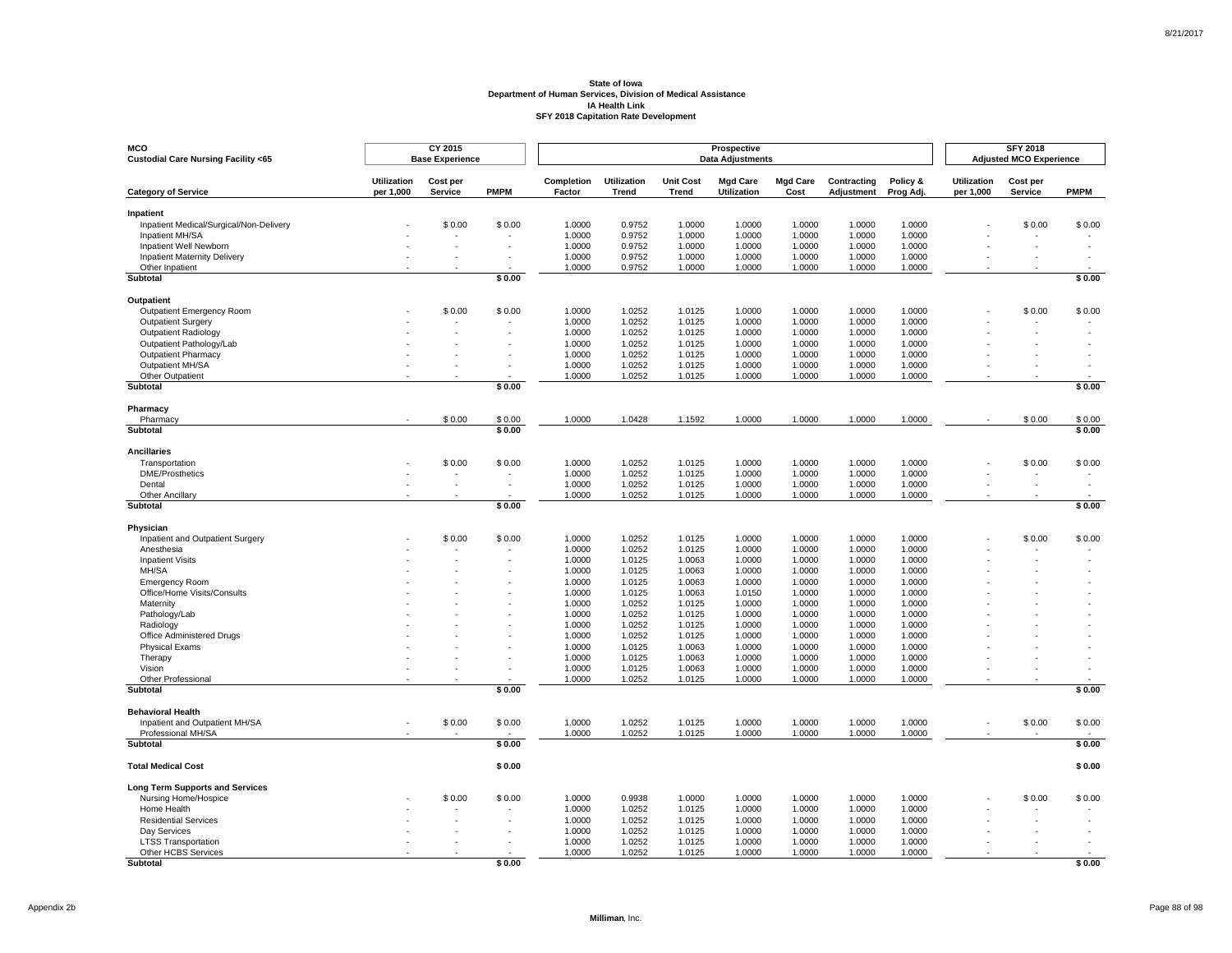**State of Iowa**
**Department of Human Services, Division of Medical Assistance**
**IA Health Link**
**SFY 2018 Capitation Rate Development**

| **MCO** | **CY 2015** | | | **Prospective** | | | | | | | **SFY 2018** | | |
|---|---|---|---|---|---|---|---|---|---|---|---|---|---|
| **Custodial Care Nursing Facility <65** | **Base Experience** | | | **Data Adjustments** | | | | | | | **Adjusted MCO Experience** | | |
| **Category of Service** | **Utilization per 1,000** | **Cost per Service** | **PMPM** | **Completion Factor** | **Utilization Trend** | **Unit Cost Trend** | **Mgd Care Utilization** | **Mgd Care Cost** | **Contracting Adjustment** | **Policy & Prog Adj.** | **Utilization per 1,000** | **Cost per Service** | **PMPM** |
| **Inpatient** | | | | | | | | | | | | | |
| Inpatient Medical/Surgical/Non-Delivery | - | $ 0.00 | $ 0.00 | 1.0000 | 0.9752 | 1.0000 | 1.0000 | 1.0000 | 1.0000 | 1.0000 | - | $ 0.00 | $ 0.00 |
| Inpatient MH/SA | - | - | - | 1.0000 | 0.9752 | 1.0000 | 1.0000 | 1.0000 | 1.0000 | 1.0000 | - | - | - |
| Inpatient Well Newborn | - | - | - | 1.0000 | 0.9752 | 1.0000 | 1.0000 | 1.0000 | 1.0000 | 1.0000 | - | - | - |
| Inpatient Maternity Delivery | - | - | - | 1.0000 | 0.9752 | 1.0000 | 1.0000 | 1.0000 | 1.0000 | 1.0000 | - | - | - |
| Other Inpatient | - | - | - | 1.0000 | 0.9752 | 1.0000 | 1.0000 | 1.0000 | 1.0000 | 1.0000 | - | - | - |
| **Subtotal** | | | **$ 0.00** | | | | | | | | | | **$ 0.00** |
| **Outpatient** | | | | | | | | | | | | | |
| Outpatient Emergency Room | - | $ 0.00 | $ 0.00 | 1.0000 | 1.0252 | 1.0125 | 1.0000 | 1.0000 | 1.0000 | 1.0000 | - | $ 0.00 | $ 0.00 |
| Outpatient Surgery | - | - | - | 1.0000 | 1.0252 | 1.0125 | 1.0000 | 1.0000 | 1.0000 | 1.0000 | - | - | - |
| Outpatient Radiology | - | - | - | 1.0000 | 1.0252 | 1.0125 | 1.0000 | 1.0000 | 1.0000 | 1.0000 | - | - | - |
| Outpatient Pathology/Lab | - | - | - | 1.0000 | 1.0252 | 1.0125 | 1.0000 | 1.0000 | 1.0000 | 1.0000 | - | - | - |
| Outpatient Pharmacy | - | - | - | 1.0000 | 1.0252 | 1.0125 | 1.0000 | 1.0000 | 1.0000 | 1.0000 | - | - | - |
| Outpatient MH/SA | - | - | - | 1.0000 | 1.0252 | 1.0125 | 1.0000 | 1.0000 | 1.0000 | 1.0000 | - | - | - |
| Other Outpatient | - | - | - | 1.0000 | 1.0252 | 1.0125 | 1.0000 | 1.0000 | 1.0000 | 1.0000 | - | - | - |
| **Subtotal** | | | **$ 0.00** | | | | | | | | | | **$ 0.00** |
| **Pharmacy** | | | | | | | | | | | | | |
| Pharmacy | - | $ 0.00 | $ 0.00 | 1.0000 | 1.0428 | 1.1592 | 1.0000 | 1.0000 | 1.0000 | 1.0000 | - | $ 0.00 | $ 0.00 |
| **Subtotal** | | | **$ 0.00** | | | | | | | | | | **$ 0.00** |
| **Ancillaries** | | | | | | | | | | | | | |
| Transportation | - | $ 0.00 | $ 0.00 | 1.0000 | 1.0252 | 1.0125 | 1.0000 | 1.0000 | 1.0000 | 1.0000 | - | $ 0.00 | $ 0.00 |
| DME/Prosthetics | - | - | - | 1.0000 | 1.0252 | 1.0125 | 1.0000 | 1.0000 | 1.0000 | 1.0000 | - | - | - |
| Dental | - | - | - | 1.0000 | 1.0252 | 1.0125 | 1.0000 | 1.0000 | 1.0000 | 1.0000 | - | - | - |
| Other Ancillary | - | - | - | 1.0000 | 1.0252 | 1.0125 | 1.0000 | 1.0000 | 1.0000 | 1.0000 | - | - | - |
| **Subtotal** | | | **$ 0.00** | | | | | | | | | | **$ 0.00** |
| **Physician** | | | | | | | | | | | | | |
| Inpatient and Outpatient Surgery | - | $ 0.00 | $ 0.00 | 1.0000 | 1.0252 | 1.0125 | 1.0000 | 1.0000 | 1.0000 | 1.0000 | - | $ 0.00 | $ 0.00 |
| Anesthesia | - | - | - | 1.0000 | 1.0252 | 1.0125 | 1.0000 | 1.0000 | 1.0000 | 1.0000 | - | - | - |
| Inpatient Visits | - | - | - | 1.0000 | 1.0125 | 1.0063 | 1.0000 | 1.0000 | 1.0000 | 1.0000 | - | - | - |
| MH/SA | - | - | - | 1.0000 | 1.0125 | 1.0063 | 1.0000 | 1.0000 | 1.0000 | 1.0000 | - | - | - |
| Emergency Room | - | - | - | 1.0000 | 1.0125 | 1.0063 | 1.0000 | 1.0000 | 1.0000 | 1.0000 | - | - | - |
| Office/Home Visits/Consults | - | - | - | 1.0000 | 1.0125 | 1.0063 | 1.0150 | 1.0000 | 1.0000 | 1.0000 | - | - | - |
| Maternity | - | - | - | 1.0000 | 1.0252 | 1.0125 | 1.0000 | 1.0000 | 1.0000 | 1.0000 | - | - | - |
| Pathology/Lab | - | - | - | 1.0000 | 1.0252 | 1.0125 | 1.0000 | 1.0000 | 1.0000 | 1.0000 | - | - | - |
| Radiology | - | - | - | 1.0000 | 1.0252 | 1.0125 | 1.0000 | 1.0000 | 1.0000 | 1.0000 | - | - | - |
| Office Administered Drugs | - | - | - | 1.0000 | 1.0252 | 1.0125 | 1.0000 | 1.0000 | 1.0000 | 1.0000 | - | - | - |
| Physical Exams | - | - | - | 1.0000 | 1.0125 | 1.0063 | 1.0000 | 1.0000 | 1.0000 | 1.0000 | - | - | - |
| Therapy | - | - | - | 1.0000 | 1.0125 | 1.0063 | 1.0000 | 1.0000 | 1.0000 | 1.0000 | - | - | - |
| Vision | - | - | - | 1.0000 | 1.0125 | 1.0063 | 1.0000 | 1.0000 | 1.0000 | 1.0000 | - | - | - |
| Other Professional | - | - | - | 1.0000 | 1.0252 | 1.0125 | 1.0000 | 1.0000 | 1.0000 | 1.0000 | - | - | - |
| **Subtotal** | | | **$ 0.00** | | | | | | | | | | **$ 0.00** |
| **Behavioral Health** | | | | | | | | | | | | | |
| Inpatient and Outpatient MH/SA | - | $ 0.00 | $ 0.00 | 1.0000 | 1.0252 | 1.0125 | 1.0000 | 1.0000 | 1.0000 | 1.0000 | - | $ 0.00 | $ 0.00 |
| Professional MH/SA | - | - | - | 1.0000 | 1.0252 | 1.0125 | 1.0000 | 1.0000 | 1.0000 | 1.0000 | - | - | - |
| **Subtotal** | | | **$ 0.00** | | | | | | | | | | **$ 0.00** |
| **Total Medical Cost** | | | **$ 0.00** | | | | | | | | | | **$ 0.00** |
| **Long Term Supports and Services** | | | | | | | | | | | | | |
| Nursing Home/Hospice | - | $ 0.00 | $ 0.00 | 1.0000 | 0.9938 | 1.0000 | 1.0000 | 1.0000 | 1.0000 | 1.0000 | - | $ 0.00 | $ 0.00 |
| Home Health | - | - | - | 1.0000 | 1.0252 | 1.0125 | 1.0000 | 1.0000 | 1.0000 | 1.0000 | - | - | - |
| Residential Services | - | - | - | 1.0000 | 1.0252 | 1.0125 | 1.0000 | 1.0000 | 1.0000 | 1.0000 | - | - | - |
| Day Services | - | - | - | 1.0000 | 1.0252 | 1.0125 | 1.0000 | 1.0000 | 1.0000 | 1.0000 | - | - | - |
| LTSS Transportation | - | - | - | 1.0000 | 1.0252 | 1.0125 | 1.0000 | 1.0000 | 1.0000 | 1.0000 | - | - | - |
| Other HCBS Services | - | - | - | 1.0000 | 1.0252 | 1.0125 | 1.0000 | 1.0000 | 1.0000 | 1.0000 | - | - | - |
| **Subtotal** | | | **$ 0.00** | | | | | | | | | | **$ 0.00** |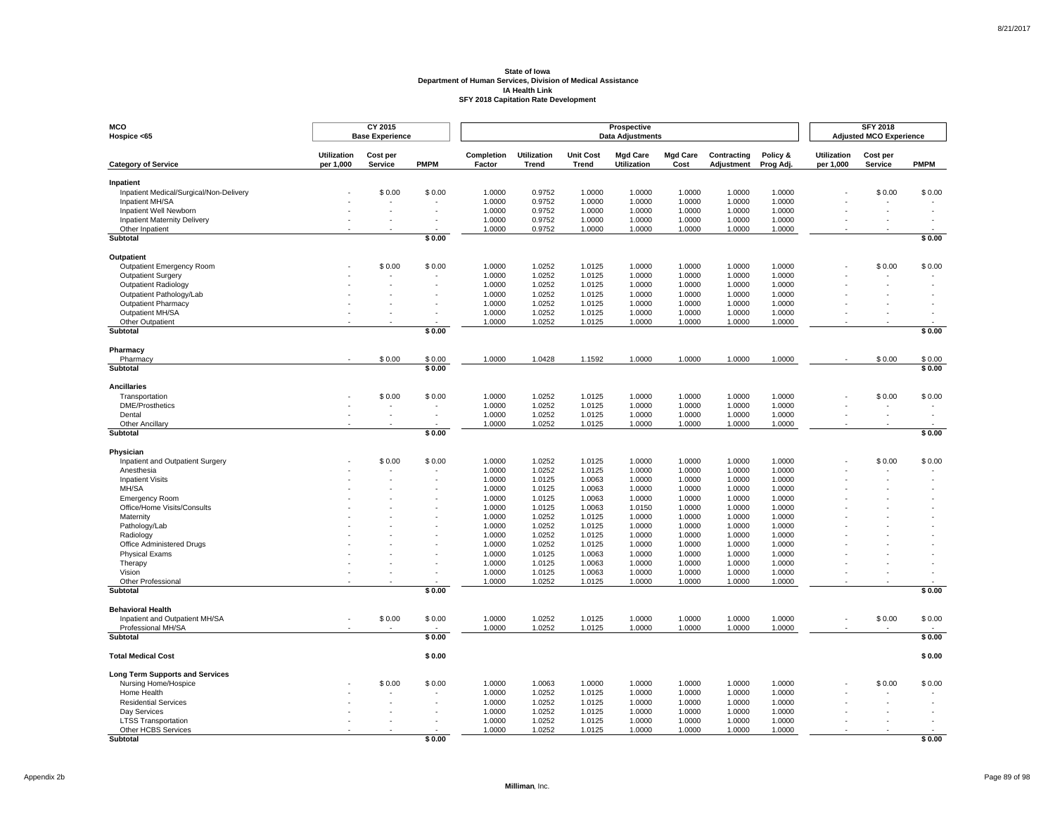**State of Iowa**
**Department of Human Services, Division of Medical Assistance**
**IA Health Link**
**SFY 2018 Capitation Rate Development**

| MCO Hospice <65 | CY 2015 Base Experience | | | Prospective Data Adjustments | | | | | | | SFY 2018 Adjusted MCO Experience | | |
|---|---|---|---|---|---|---|---|---|---|---|---|---|---|
| **Category of Service** | **Utilization per 1,000** | **Cost per Service** | **PMPM** | **Completion Factor** | **Utilization Trend** | **Unit Cost Trend** | **Mgd Care Utilization** | **Mgd Care Cost** | **Contracting Adjustment** | **Policy & Prog Adj.** | **Utilization per 1,000** | **Cost per Service** | **PMPM** |
| **Inpatient** | | | | | | | | | | | | | |
| Inpatient Medical/Surgical/Non-Delivery | - | $ 0.00 | $ 0.00 | 1.0000 | 0.9752 | 1.0000 | 1.0000 | 1.0000 | 1.0000 | 1.0000 | - | $ 0.00 | $ 0.00 |
| Inpatient MH/SA | - | - | - | 1.0000 | 0.9752 | 1.0000 | 1.0000 | 1.0000 | 1.0000 | 1.0000 | - | - | - |
| Inpatient Well Newborn | - | - | - | 1.0000 | 0.9752 | 1.0000 | 1.0000 | 1.0000 | 1.0000 | 1.0000 | - | - | - |
| Inpatient Maternity Delivery | - | - | - | 1.0000 | 0.9752 | 1.0000 | 1.0000 | 1.0000 | 1.0000 | 1.0000 | - | - | - |
| Other Inpatient | - | - | - | 1.0000 | 0.9752 | 1.0000 | 1.0000 | 1.0000 | 1.0000 | 1.0000 | - | - | - |
| **Subtotal** | | | **$ 0.00** | | | | | | | | | | **$ 0.00** |
| **Outpatient** | | | | | | | | | | | | | |
| Outpatient Emergency Room | - | $ 0.00 | $ 0.00 | 1.0000 | 1.0252 | 1.0125 | 1.0000 | 1.0000 | 1.0000 | 1.0000 | - | $ 0.00 | $ 0.00 |
| Outpatient Surgery | - | - | - | 1.0000 | 1.0252 | 1.0125 | 1.0000 | 1.0000 | 1.0000 | 1.0000 | - | - | - |
| Outpatient Radiology | - | - | - | 1.0000 | 1.0252 | 1.0125 | 1.0000 | 1.0000 | 1.0000 | 1.0000 | - | - | - |
| Outpatient Pathology/Lab | - | - | - | 1.0000 | 1.0252 | 1.0125 | 1.0000 | 1.0000 | 1.0000 | 1.0000 | - | - | - |
| Outpatient Pharmacy | - | - | - | 1.0000 | 1.0252 | 1.0125 | 1.0000 | 1.0000 | 1.0000 | 1.0000 | - | - | - |
| Outpatient MH/SA | - | - | - | 1.0000 | 1.0252 | 1.0125 | 1.0000 | 1.0000 | 1.0000 | 1.0000 | - | - | - |
| Other Outpatient | - | - | - | 1.0000 | 1.0252 | 1.0125 | 1.0000 | 1.0000 | 1.0000 | 1.0000 | - | - | - |
| **Subtotal** | | | **$ 0.00** | | | | | | | | | | **$ 0.00** |
| **Pharmacy** | | | | | | | | | | | | | |
| Pharmacy | - | $ 0.00 | $ 0.00 | 1.0000 | 1.0428 | 1.1592 | 1.0000 | 1.0000 | 1.0000 | 1.0000 | - | $ 0.00 | $ 0.00 |
| **Subtotal** | | | **$ 0.00** | | | | | | | | | | **$ 0.00** |
| **Ancillaries** | | | | | | | | | | | | | |
| Transportation | - | $ 0.00 | $ 0.00 | 1.0000 | 1.0252 | 1.0125 | 1.0000 | 1.0000 | 1.0000 | 1.0000 | - | $ 0.00 | $ 0.00 |
| DME/Prosthetics | - | - | - | 1.0000 | 1.0252 | 1.0125 | 1.0000 | 1.0000 | 1.0000 | 1.0000 | - | - | - |
| Dental | - | - | - | 1.0000 | 1.0252 | 1.0125 | 1.0000 | 1.0000 | 1.0000 | 1.0000 | - | - | - |
| Other Ancillary | - | - | - | 1.0000 | 1.0252 | 1.0125 | 1.0000 | 1.0000 | 1.0000 | 1.0000 | - | - | - |
| **Subtotal** | | | **$ 0.00** | | | | | | | | | | **$ 0.00** |
| **Physician** | | | | | | | | | | | | | |
| Inpatient and Outpatient Surgery | - | $ 0.00 | $ 0.00 | 1.0000 | 1.0252 | 1.0125 | 1.0000 | 1.0000 | 1.0000 | 1.0000 | - | $ 0.00 | $ 0.00 |
| Anesthesia | - | - | - | 1.0000 | 1.0252 | 1.0125 | 1.0000 | 1.0000 | 1.0000 | 1.0000 | - | - | - |
| Inpatient Visits | - | - | - | 1.0000 | 1.0125 | 1.0063 | 1.0000 | 1.0000 | 1.0000 | 1.0000 | - | - | - |
| MH/SA | - | - | - | 1.0000 | 1.0125 | 1.0063 | 1.0000 | 1.0000 | 1.0000 | 1.0000 | - | - | - |
| Emergency Room | - | - | - | 1.0000 | 1.0125 | 1.0063 | 1.0000 | 1.0000 | 1.0000 | 1.0000 | - | - | - |
| Office/Home Visits/Consults | - | - | - | 1.0000 | 1.0125 | 1.0063 | 1.0150 | 1.0000 | 1.0000 | 1.0000 | - | - | - |
| Maternity | - | - | - | 1.0000 | 1.0252 | 1.0125 | 1.0000 | 1.0000 | 1.0000 | 1.0000 | - | - | - |
| Pathology/Lab | - | - | - | 1.0000 | 1.0252 | 1.0125 | 1.0000 | 1.0000 | 1.0000 | 1.0000 | - | - | - |
| Radiology | - | - | - | 1.0000 | 1.0252 | 1.0125 | 1.0000 | 1.0000 | 1.0000 | 1.0000 | - | - | - |
| Office Administered Drugs | - | - | - | 1.0000 | 1.0252 | 1.0125 | 1.0000 | 1.0000 | 1.0000 | 1.0000 | - | - | - |
| Physical Exams | - | - | - | 1.0000 | 1.0125 | 1.0063 | 1.0000 | 1.0000 | 1.0000 | 1.0000 | - | - | - |
| Therapy | - | - | - | 1.0000 | 1.0125 | 1.0063 | 1.0000 | 1.0000 | 1.0000 | 1.0000 | - | - | - |
| Vision | - | - | - | 1.0000 | 1.0125 | 1.0063 | 1.0000 | 1.0000 | 1.0000 | 1.0000 | - | - | - |
| Other Professional | - | - | - | 1.0000 | 1.0252 | 1.0125 | 1.0000 | 1.0000 | 1.0000 | 1.0000 | - | - | - |
| **Subtotal** | | | **$ 0.00** | | | | | | | | | | **$ 0.00** |
| **Behavioral Health** | | | | | | | | | | | | | |
| Inpatient and Outpatient MH/SA | - | $ 0.00 | $ 0.00 | 1.0000 | 1.0252 | 1.0125 | 1.0000 | 1.0000 | 1.0000 | 1.0000 | - | $ 0.00 | $ 0.00 |
| Professional MH/SA | - | - | - | 1.0000 | 1.0252 | 1.0125 | 1.0000 | 1.0000 | 1.0000 | 1.0000 | - | - | - |
| **Subtotal** | | | **$ 0.00** | | | | | | | | | | **$ 0.00** |
| **Total Medical Cost** | | | **$ 0.00** | | | | | | | | | | **$ 0.00** |
| **Long Term Supports and Services** | | | | | | | | | | | | | |
| Nursing Home/Hospice | - | $ 0.00 | $ 0.00 | 1.0000 | 1.0063 | 1.0000 | 1.0000 | 1.0000 | 1.0000 | 1.0000 | - | $ 0.00 | $ 0.00 |
| Home Health | - | - | - | 1.0000 | 1.0252 | 1.0125 | 1.0000 | 1.0000 | 1.0000 | 1.0000 | - | - | - |
| Residential Services | - | - | - | 1.0000 | 1.0252 | 1.0125 | 1.0000 | 1.0000 | 1.0000 | 1.0000 | - | - | - |
| Day Services | - | - | - | 1.0000 | 1.0252 | 1.0125 | 1.0000 | 1.0000 | 1.0000 | 1.0000 | - | - | - |
| LTSS Transportation | - | - | - | 1.0000 | 1.0252 | 1.0125 | 1.0000 | 1.0000 | 1.0000 | 1.0000 | - | - | - |
| Other HCBS Services | - | - | - | 1.0000 | 1.0252 | 1.0125 | 1.0000 | 1.0000 | 1.0000 | 1.0000 | - | - | - |
| **Subtotal** | | | **$ 0.00** | | | | | | | | | | **$ 0.00** |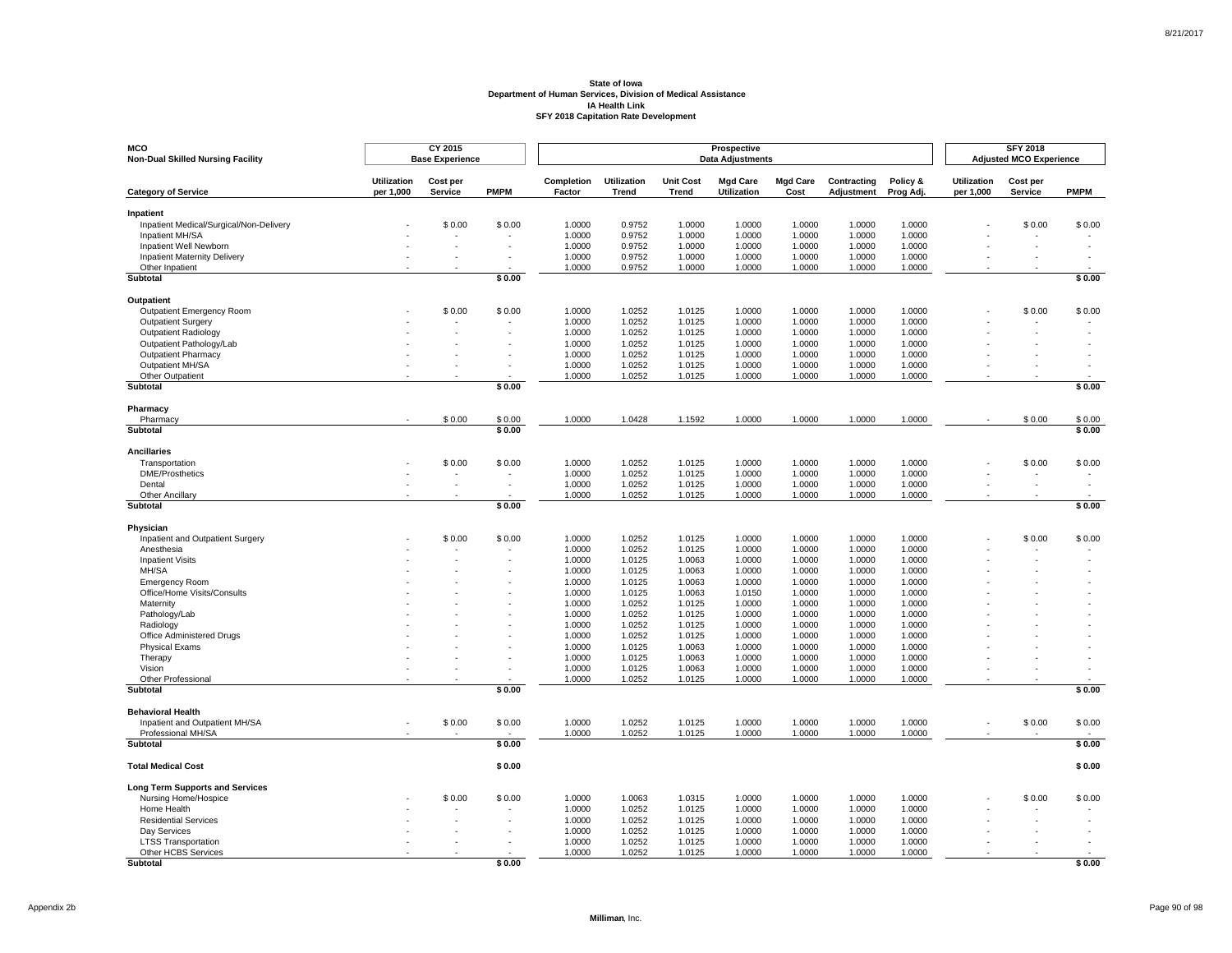**State of Iowa**
**Department of Human Services, Division of Medical Assistance**
**IA Health Link**
**SFY 2018 Capitation Rate Development**

| **MCO** <br> **Non-Dual Skilled Nursing Facility** | **CY 2015** <br> **Base Experience** | | | **Prospective** <br> **Data Adjustments** | | | | | | | **SFY 2018** <br> **Adjusted MCO Experience** | | |
|---|---|---|---|---|---|---|---|---|---|---|---|---|---|
| **Category of Service** | **Utilization per 1,000** | **Cost per Service** | **PMPM** | **Completion Factor** | **Utilization Trend** | **Unit Cost Trend** | **Mgd Care Utilization** | **Mgd Care Cost** | **Contracting Adjustment** | **Policy & Prog Adj.** | **Utilization per 1,000** | **Cost per Service** | **PMPM** |
| **Inpatient** | | | | | | | | | | | | | |
| Inpatient Medical/Surgical/Non-Delivery | - | $ 0.00 | $ 0.00 | 1.0000 | 0.9752 | 1.0000 | 1.0000 | 1.0000 | 1.0000 | 1.0000 | - | $ 0.00 | $ 0.00 |
| Inpatient MH/SA | - | - | - | 1.0000 | 0.9752 | 1.0000 | 1.0000 | 1.0000 | 1.0000 | 1.0000 | - | - | - |
| Inpatient Well Newborn | - | - | - | 1.0000 | 0.9752 | 1.0000 | 1.0000 | 1.0000 | 1.0000 | 1.0000 | - | - | - |
| Inpatient Maternity Delivery | - | - | - | 1.0000 | 0.9752 | 1.0000 | 1.0000 | 1.0000 | 1.0000 | 1.0000 | - | - | - |
| Other Inpatient | - | - | - | 1.0000 | 0.9752 | 1.0000 | 1.0000 | 1.0000 | 1.0000 | 1.0000 | - | - | - |
| **Subtotal** | | | **$ 0.00** | | | | | | | | | | **$ 0.00** |
| **Outpatient** | | | | | | | | | | | | | |
| Outpatient Emergency Room | - | $ 0.00 | $ 0.00 | 1.0000 | 1.0252 | 1.0125 | 1.0000 | 1.0000 | 1.0000 | 1.0000 | - | $ 0.00 | $ 0.00 |
| Outpatient Surgery | - | - | - | 1.0000 | 1.0252 | 1.0125 | 1.0000 | 1.0000 | 1.0000 | 1.0000 | - | - | - |
| Outpatient Radiology | - | - | - | 1.0000 | 1.0252 | 1.0125 | 1.0000 | 1.0000 | 1.0000 | 1.0000 | - | - | - |
| Outpatient Pathology/Lab | - | - | - | 1.0000 | 1.0252 | 1.0125 | 1.0000 | 1.0000 | 1.0000 | 1.0000 | - | - | - |
| Outpatient Pharmacy | - | - | - | 1.0000 | 1.0252 | 1.0125 | 1.0000 | 1.0000 | 1.0000 | 1.0000 | - | - | - |
| Outpatient MH/SA | - | - | - | 1.0000 | 1.0252 | 1.0125 | 1.0000 | 1.0000 | 1.0000 | 1.0000 | - | - | - |
| Other Outpatient | - | - | - | 1.0000 | 1.0252 | 1.0125 | 1.0000 | 1.0000 | 1.0000 | 1.0000 | - | - | - |
| **Subtotal** | | | **$ 0.00** | | | | | | | | | | **$ 0.00** |
| **Pharmacy** | | | | | | | | | | | | | |
| Pharmacy | - | $ 0.00 | $ 0.00 | 1.0000 | 1.0428 | 1.1592 | 1.0000 | 1.0000 | 1.0000 | 1.0000 | - | $ 0.00 | $ 0.00 |
| **Subtotal** | | | **$ 0.00** | | | | | | | | | | **$ 0.00** |
| **Ancillaries** | | | | | | | | | | | | | |
| Transportation | - | $ 0.00 | $ 0.00 | 1.0000 | 1.0252 | 1.0125 | 1.0000 | 1.0000 | 1.0000 | 1.0000 | - | $ 0.00 | $ 0.00 |
| DME/Prosthetics | - | - | - | 1.0000 | 1.0252 | 1.0125 | 1.0000 | 1.0000 | 1.0000 | 1.0000 | - | - | - |
| Dental | - | - | - | 1.0000 | 1.0252 | 1.0125 | 1.0000 | 1.0000 | 1.0000 | 1.0000 | - | - | - |
| Other Ancillary | - | - | - | 1.0000 | 1.0252 | 1.0125 | 1.0000 | 1.0000 | 1.0000 | 1.0000 | - | - | - |
| **Subtotal** | | | **$ 0.00** | | | | | | | | | | **$ 0.00** |
| **Physician** | | | | | | | | | | | | | |
| Inpatient and Outpatient Surgery | - | $ 0.00 | $ 0.00 | 1.0000 | 1.0252 | 1.0125 | 1.0000 | 1.0000 | 1.0000 | 1.0000 | - | $ 0.00 | $ 0.00 |
| Anesthesia | - | - | - | 1.0000 | 1.0252 | 1.0125 | 1.0000 | 1.0000 | 1.0000 | 1.0000 | - | - | - |
| Inpatient Visits | - | - | - | 1.0000 | 1.0125 | 1.0063 | 1.0000 | 1.0000 | 1.0000 | 1.0000 | - | - | - |
| MH/SA | - | - | - | 1.0000 | 1.0125 | 1.0063 | 1.0000 | 1.0000 | 1.0000 | 1.0000 | - | - | - |
| Emergency Room | - | - | - | 1.0000 | 1.0125 | 1.0063 | 1.0000 | 1.0000 | 1.0000 | 1.0000 | - | - | - |
| Office/Home Visits/Consults | - | - | - | 1.0000 | 1.0125 | 1.0063 | 1.0150 | 1.0000 | 1.0000 | 1.0000 | - | - | - |
| Maternity | - | - | - | 1.0000 | 1.0252 | 1.0125 | 1.0000 | 1.0000 | 1.0000 | 1.0000 | - | - | - |
| Pathology/Lab | - | - | - | 1.0000 | 1.0252 | 1.0125 | 1.0000 | 1.0000 | 1.0000 | 1.0000 | - | - | - |
| Radiology | - | - | - | 1.0000 | 1.0252 | 1.0125 | 1.0000 | 1.0000 | 1.0000 | 1.0000 | - | - | - |
| Office Administered Drugs | - | - | - | 1.0000 | 1.0252 | 1.0125 | 1.0000 | 1.0000 | 1.0000 | 1.0000 | - | - | - |
| Physical Exams | - | - | - | 1.0000 | 1.0125 | 1.0063 | 1.0000 | 1.0000 | 1.0000 | 1.0000 | - | - | - |
| Therapy | - | - | - | 1.0000 | 1.0125 | 1.0063 | 1.0000 | 1.0000 | 1.0000 | 1.0000 | - | - | - |
| Vision | - | - | - | 1.0000 | 1.0125 | 1.0063 | 1.0000 | 1.0000 | 1.0000 | 1.0000 | - | - | - |
| Other Professional | - | - | - | 1.0000 | 1.0252 | 1.0125 | 1.0000 | 1.0000 | 1.0000 | 1.0000 | - | - | - |
| **Subtotal** | | | **$ 0.00** | | | | | | | | | | **$ 0.00** |
| **Behavioral Health** | | | | | | | | | | | | | |
| Inpatient and Outpatient MH/SA | - | $ 0.00 | $ 0.00 | 1.0000 | 1.0252 | 1.0125 | 1.0000 | 1.0000 | 1.0000 | 1.0000 | - | $ 0.00 | $ 0.00 |
| Professional MH/SA | - | - | - | 1.0000 | 1.0252 | 1.0125 | 1.0000 | 1.0000 | 1.0000 | 1.0000 | - | - | - |
| **Subtotal** | | | **$ 0.00** | | | | | | | | | | **$ 0.00** |
| **Total Medical Cost** | | | **$ 0.00** | | | | | | | | | | **$ 0.00** |
| **Long Term Supports and Services** | | | | | | | | | | | | | |
| Nursing Home/Hospice | - | $ 0.00 | $ 0.00 | 1.0000 | 1.0063 | 1.0315 | 1.0000 | 1.0000 | 1.0000 | 1.0000 | - | $ 0.00 | $ 0.00 |
| Home Health | - | - | - | 1.0000 | 1.0252 | 1.0125 | 1.0000 | 1.0000 | 1.0000 | 1.0000 | - | - | - |
| Residential Services | - | - | - | 1.0000 | 1.0252 | 1.0125 | 1.0000 | 1.0000 | 1.0000 | 1.0000 | - | - | - |
| Day Services | - | - | - | 1.0000 | 1.0252 | 1.0125 | 1.0000 | 1.0000 | 1.0000 | 1.0000 | - | - | - |
| LTSS Transportation | - | - | - | 1.0000 | 1.0252 | 1.0125 | 1.0000 | 1.0000 | 1.0000 | 1.0000 | - | - | - |
| Other HCBS Services | - | - | - | 1.0000 | 1.0252 | 1.0125 | 1.0000 | 1.0000 | 1.0000 | 1.0000 | - | - | - |
| **Subtotal** | | | **$ 0.00** | | | | | | | | | | **$ 0.00** |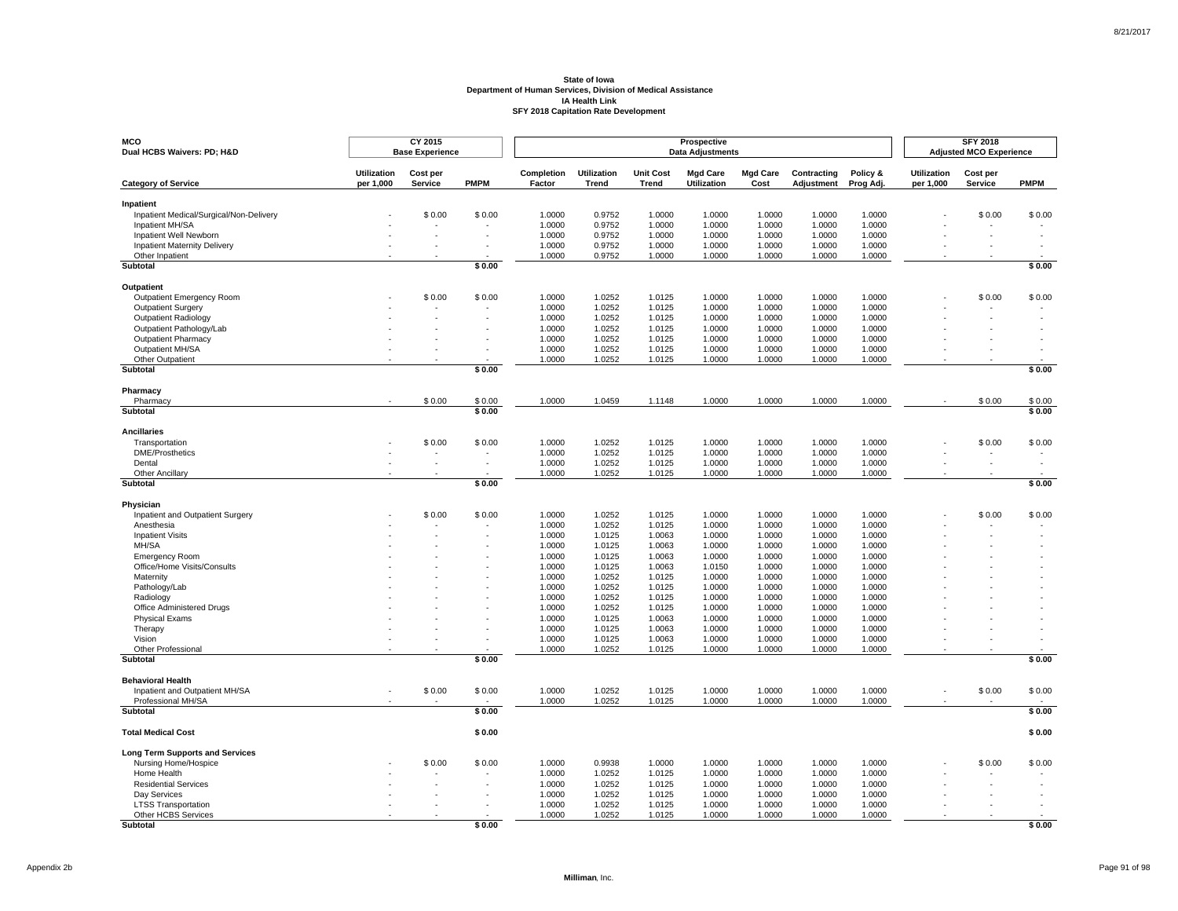**State of Iowa**
**Department of Human Services, Division of Medical Assistance**
**IA Health Link**
**SFY 2018 Capitation Rate Development**

| MCO Dual HCBS Waivers: PD; H&D | CY 2015 Base Experience | | | Prospective Data Adjustments | | | | | | | SFY 2018 Adjusted MCO Experience | | |
|---|---|---|---|---|---|---|---|---|---|---|---|---|---|
| **Category of Service** | **Utilization per 1,000** | **Cost per Service** | **PMPM** | **Completion Factor** | **Utilization Trend** | **Unit Cost Trend** | **Mgd Care Utilization** | **Mgd Care Cost** | **Contracting Adjustment** | **Policy & Prog Adj.** | **Utilization per 1,000** | **Cost per Service** | **PMPM** |
| **Inpatient** | | | | | | | | | | | | | |
| Inpatient Medical/Surgical/Non-Delivery | - | $ 0.00 | $ 0.00 | 1.0000 | 0.9752 | 1.0000 | 1.0000 | 1.0000 | 1.0000 | 1.0000 | - | $ 0.00 | $ 0.00 |
| Inpatient MH/SA | - | - | - | 1.0000 | 0.9752 | 1.0000 | 1.0000 | 1.0000 | 1.0000 | 1.0000 | - | - | - |
| Inpatient Well Newborn | - | - | - | 1.0000 | 0.9752 | 1.0000 | 1.0000 | 1.0000 | 1.0000 | 1.0000 | - | - | - |
| Inpatient Maternity Delivery | - | - | - | 1.0000 | 0.9752 | 1.0000 | 1.0000 | 1.0000 | 1.0000 | 1.0000 | - | - | - |
| Other Inpatient | - | - | - | 1.0000 | 0.9752 | 1.0000 | 1.0000 | 1.0000 | 1.0000 | 1.0000 | - | - | - |
| **Subtotal** | | | **$ 0.00** | | | | | | | | | | **$ 0.00** |
| **Outpatient** | | | | | | | | | | | | | |
| Outpatient Emergency Room | - | $ 0.00 | $ 0.00 | 1.0000 | 1.0252 | 1.0125 | 1.0000 | 1.0000 | 1.0000 | 1.0000 | - | $ 0.00 | $ 0.00 |
| Outpatient Surgery | - | - | - | 1.0000 | 1.0252 | 1.0125 | 1.0000 | 1.0000 | 1.0000 | 1.0000 | - | - | - |
| Outpatient Radiology | - | - | - | 1.0000 | 1.0252 | 1.0125 | 1.0000 | 1.0000 | 1.0000 | 1.0000 | - | - | - |
| Outpatient Pathology/Lab | - | - | - | 1.0000 | 1.0252 | 1.0125 | 1.0000 | 1.0000 | 1.0000 | 1.0000 | - | - | - |
| Outpatient Pharmacy | - | - | - | 1.0000 | 1.0252 | 1.0125 | 1.0000 | 1.0000 | 1.0000 | 1.0000 | - | - | - |
| Outpatient MH/SA | - | - | - | 1.0000 | 1.0252 | 1.0125 | 1.0000 | 1.0000 | 1.0000 | 1.0000 | - | - | - |
| Other Outpatient | - | - | - | 1.0000 | 1.0252 | 1.0125 | 1.0000 | 1.0000 | 1.0000 | 1.0000 | - | - | - |
| **Subtotal** | | | **$ 0.00** | | | | | | | | | | **$ 0.00** |
| **Pharmacy** | | | | | | | | | | | | | |
| Pharmacy | - | $ 0.00 | $ 0.00 | 1.0000 | 1.0459 | 1.1148 | 1.0000 | 1.0000 | 1.0000 | 1.0000 | - | $ 0.00 | $ 0.00 |
| **Subtotal** | | | **$ 0.00** | | | | | | | | | | **$ 0.00** |
| **Ancillaries** | | | | | | | | | | | | | |
| Transportation | - | $ 0.00 | $ 0.00 | 1.0000 | 1.0252 | 1.0125 | 1.0000 | 1.0000 | 1.0000 | 1.0000 | - | $ 0.00 | $ 0.00 |
| DME/Prosthetics | - | - | - | 1.0000 | 1.0252 | 1.0125 | 1.0000 | 1.0000 | 1.0000 | 1.0000 | - | - | - |
| Dental | - | - | - | 1.0000 | 1.0252 | 1.0125 | 1.0000 | 1.0000 | 1.0000 | 1.0000 | - | - | - |
| Other Ancillary | - | - | - | 1.0000 | 1.0252 | 1.0125 | 1.0000 | 1.0000 | 1.0000 | 1.0000 | - | - | - |
| **Subtotal** | | | **$ 0.00** | | | | | | | | | | **$ 0.00** |
| **Physician** | | | | | | | | | | | | | |
| Inpatient and Outpatient Surgery | - | $ 0.00 | $ 0.00 | 1.0000 | 1.0252 | 1.0125 | 1.0000 | 1.0000 | 1.0000 | 1.0000 | - | $ 0.00 | $ 0.00 |
| Anesthesia | - | - | - | 1.0000 | 1.0252 | 1.0125 | 1.0000 | 1.0000 | 1.0000 | 1.0000 | - | - | - |
| Inpatient Visits | - | - | - | 1.0000 | 1.0125 | 1.0063 | 1.0000 | 1.0000 | 1.0000 | 1.0000 | - | - | - |
| MH/SA | - | - | - | 1.0000 | 1.0125 | 1.0063 | 1.0000 | 1.0000 | 1.0000 | 1.0000 | - | - | - |
| Emergency Room | - | - | - | 1.0000 | 1.0125 | 1.0063 | 1.0000 | 1.0000 | 1.0000 | 1.0000 | - | - | - |
| Office/Home Visits/Consults | - | - | - | 1.0000 | 1.0125 | 1.0063 | 1.0150 | 1.0000 | 1.0000 | 1.0000 | - | - | - |
| Maternity | - | - | - | 1.0000 | 1.0252 | 1.0125 | 1.0000 | 1.0000 | 1.0000 | 1.0000 | - | - | - |
| Pathology/Lab | - | - | - | 1.0000 | 1.0252 | 1.0125 | 1.0000 | 1.0000 | 1.0000 | 1.0000 | - | - | - |
| Radiology | - | - | - | 1.0000 | 1.0252 | 1.0125 | 1.0000 | 1.0000 | 1.0000 | 1.0000 | - | - | - |
| Office Administered Drugs | - | - | - | 1.0000 | 1.0252 | 1.0125 | 1.0000 | 1.0000 | 1.0000 | 1.0000 | - | - | - |
| Physical Exams | - | - | - | 1.0000 | 1.0125 | 1.0063 | 1.0000 | 1.0000 | 1.0000 | 1.0000 | - | - | - |
| Therapy | - | - | - | 1.0000 | 1.0125 | 1.0063 | 1.0000 | 1.0000 | 1.0000 | 1.0000 | - | - | - |
| Vision | - | - | - | 1.0000 | 1.0125 | 1.0063 | 1.0000 | 1.0000 | 1.0000 | 1.0000 | - | - | - |
| Other Professional | - | - | - | 1.0000 | 1.0252 | 1.0125 | 1.0000 | 1.0000 | 1.0000 | 1.0000 | - | - | - |
| **Subtotal** | | | **$ 0.00** | | | | | | | | | | **$ 0.00** |
| **Behavioral Health** | | | | | | | | | | | | | |
| Inpatient and Outpatient MH/SA | - | $ 0.00 | $ 0.00 | 1.0000 | 1.0252 | 1.0125 | 1.0000 | 1.0000 | 1.0000 | 1.0000 | - | $ 0.00 | $ 0.00 |
| Professional MH/SA | - | - | - | 1.0000 | 1.0252 | 1.0125 | 1.0000 | 1.0000 | 1.0000 | 1.0000 | - | - | - |
| **Subtotal** | | | **$ 0.00** | | | | | | | | | | **$ 0.00** |
| **Total Medical Cost** | | | **$ 0.00** | | | | | | | | | | **$ 0.00** |
| **Long Term Supports and Services** | | | | | | | | | | | | | |
| Nursing Home/Hospice | - | $ 0.00 | $ 0.00 | 1.0000 | 0.9938 | 1.0000 | 1.0000 | 1.0000 | 1.0000 | 1.0000 | - | $ 0.00 | $ 0.00 |
| Home Health | - | - | - | 1.0000 | 1.0252 | 1.0125 | 1.0000 | 1.0000 | 1.0000 | 1.0000 | - | - | - |
| Residential Services | - | - | - | 1.0000 | 1.0252 | 1.0125 | 1.0000 | 1.0000 | 1.0000 | 1.0000 | - | - | - |
| Day Services | - | - | - | 1.0000 | 1.0252 | 1.0125 | 1.0000 | 1.0000 | 1.0000 | 1.0000 | - | - | - |
| LTSS Transportation | - | - | - | 1.0000 | 1.0252 | 1.0125 | 1.0000 | 1.0000 | 1.0000 | 1.0000 | - | - | - |
| Other HCBS Services | - | - | - | 1.0000 | 1.0252 | 1.0125 | 1.0000 | 1.0000 | 1.0000 | 1.0000 | - | - | - |
| **Subtotal** | | | **$ 0.00** | | | | | | | | | | **$ 0.00** |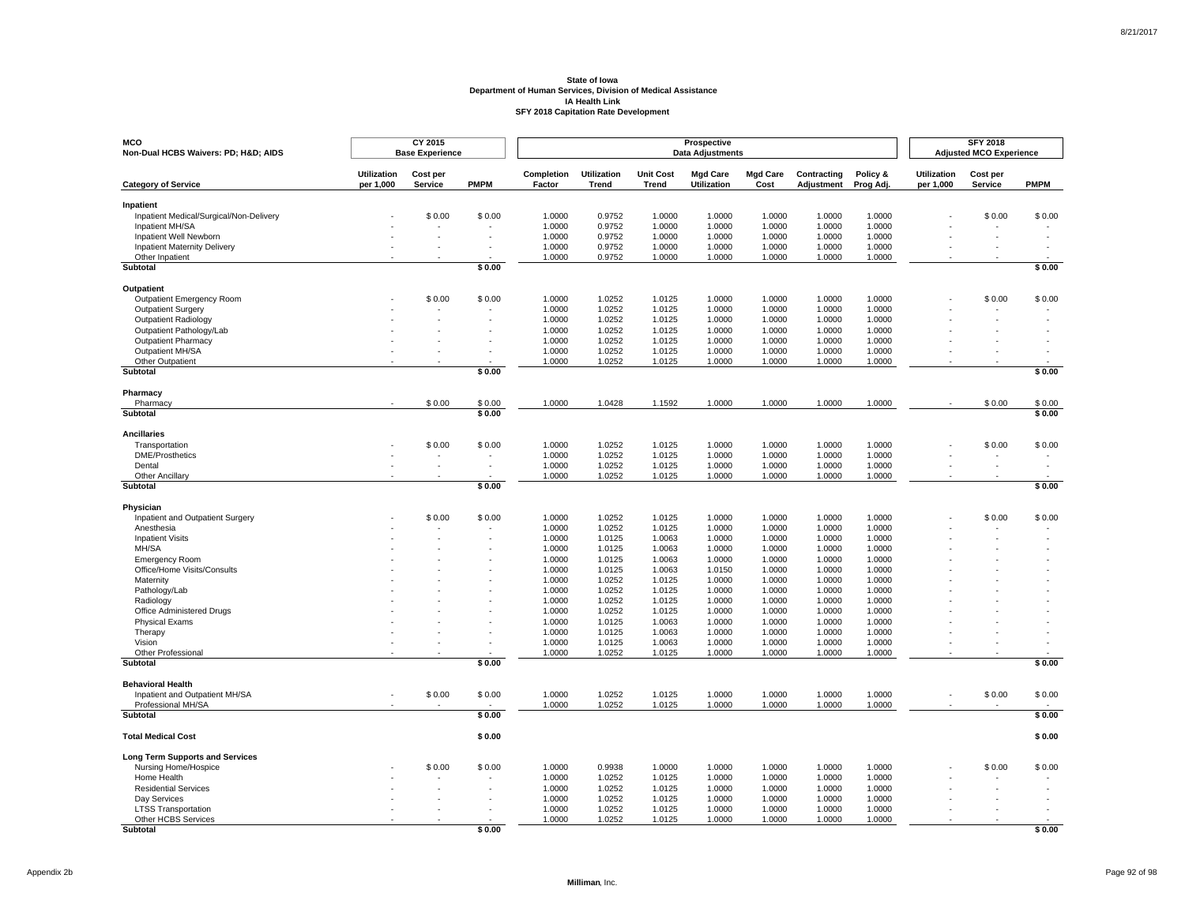# State of Iowa
## Department of Human Services, Division of Medical Assistance
## IA Health Link
## SFY 2018 Capitation Rate Development

| MCO<br>Non-Dual HCBS Waivers: PD; H&D; AIDS | CY 2015<br>Base Experience | | | Prospective<br>Data Adjustments | | | | | | | SFY 2018<br>Adjusted MCO Experience | | |
|---|---|---|---|---|---|---|---|---|---|---|---|---|---|
| **Category of Service** | **Utilization per 1,000** | **Cost per Service** | **PMPM** | **Completion Factor** | **Utilization Trend** | **Unit Cost Trend** | **Mgd Care Utilization** | **Mgd Care Cost** | **Contracting Adjustment** | **Policy & Prog Adj.** | **Utilization per 1,000** | **Cost per Service** | **PMPM** |
| **Inpatient** | | | | | | | | | | | | | |
| Inpatient Medical/Surgical/Non-Delivery | - | $ 0.00 | $ 0.00 | 1.0000 | 0.9752 | 1.0000 | 1.0000 | 1.0000 | 1.0000 | 1.0000 | - | $ 0.00 | $ 0.00 |
| Inpatient MH/SA | - | - | - | 1.0000 | 0.9752 | 1.0000 | 1.0000 | 1.0000 | 1.0000 | 1.0000 | - | - | - |
| Inpatient Well Newborn | - | - | - | 1.0000 | 0.9752 | 1.0000 | 1.0000 | 1.0000 | 1.0000 | 1.0000 | - | - | - |
| Inpatient Maternity Delivery | - | - | - | 1.0000 | 0.9752 | 1.0000 | 1.0000 | 1.0000 | 1.0000 | 1.0000 | - | - | - |
| Other Inpatient | - | - | - | 1.0000 | 0.9752 | 1.0000 | 1.0000 | 1.0000 | 1.0000 | 1.0000 | - | - | - |
| **Subtotal** | | | **$ 0.00** | | | | | | | | | | **$ 0.00** |
| **Outpatient** | | | | | | | | | | | | | |
| Outpatient Emergency Room | - | $ 0.00 | $ 0.00 | 1.0000 | 1.0252 | 1.0125 | 1.0000 | 1.0000 | 1.0000 | 1.0000 | - | $ 0.00 | $ 0.00 |
| Outpatient Surgery | - | - | - | 1.0000 | 1.0252 | 1.0125 | 1.0000 | 1.0000 | 1.0000 | 1.0000 | - | - | - |
| Outpatient Radiology | - | - | - | 1.0000 | 1.0252 | 1.0125 | 1.0000 | 1.0000 | 1.0000 | 1.0000 | - | - | - |
| Outpatient Pathology/Lab | - | - | - | 1.0000 | 1.0252 | 1.0125 | 1.0000 | 1.0000 | 1.0000 | 1.0000 | - | - | - |
| Outpatient Pharmacy | - | - | - | 1.0000 | 1.0252 | 1.0125 | 1.0000 | 1.0000 | 1.0000 | 1.0000 | - | - | - |
| Outpatient MH/SA | - | - | - | 1.0000 | 1.0252 | 1.0125 | 1.0000 | 1.0000 | 1.0000 | 1.0000 | - | - | - |
| Other Outpatient | - | - | - | 1.0000 | 1.0252 | 1.0125 | 1.0000 | 1.0000 | 1.0000 | 1.0000 | - | - | - |
| **Subtotal** | | | **$ 0.00** | | | | | | | | | | **$ 0.00** |
| **Pharmacy** | | | | | | | | | | | | | |
| Pharmacy | - | $ 0.00 | $ 0.00 | 1.0000 | 1.0428 | 1.1592 | 1.0000 | 1.0000 | 1.0000 | 1.0000 | - | $ 0.00 | $ 0.00 |
| **Subtotal** | | | **$ 0.00** | | | | | | | | | | **$ 0.00** |
| **Ancillaries** | | | | | | | | | | | | | |
| Transportation | - | $ 0.00 | $ 0.00 | 1.0000 | 1.0252 | 1.0125 | 1.0000 | 1.0000 | 1.0000 | 1.0000 | - | $ 0.00 | $ 0.00 |
| DME/Prosthetics | - | - | - | 1.0000 | 1.0252 | 1.0125 | 1.0000 | 1.0000 | 1.0000 | 1.0000 | - | - | - |
| Dental | - | - | - | 1.0000 | 1.0252 | 1.0125 | 1.0000 | 1.0000 | 1.0000 | 1.0000 | - | - | - |
| Other Ancillary | - | - | - | 1.0000 | 1.0252 | 1.0125 | 1.0000 | 1.0000 | 1.0000 | 1.0000 | - | - | - |
| **Subtotal** | | | **$ 0.00** | | | | | | | | | | **$ 0.00** |
| **Physician** | | | | | | | | | | | | | |
| Inpatient and Outpatient Surgery | - | $ 0.00 | $ 0.00 | 1.0000 | 1.0252 | 1.0125 | 1.0000 | 1.0000 | 1.0000 | 1.0000 | - | $ 0.00 | $ 0.00 |
| Anesthesia | - | - | - | 1.0000 | 1.0252 | 1.0125 | 1.0000 | 1.0000 | 1.0000 | 1.0000 | - | - | - |
| Inpatient Visits | - | - | - | 1.0000 | 1.0125 | 1.0063 | 1.0000 | 1.0000 | 1.0000 | 1.0000 | - | - | - |
| MH/SA | - | - | - | 1.0000 | 1.0125 | 1.0063 | 1.0000 | 1.0000 | 1.0000 | 1.0000 | - | - | - |
| Emergency Room | - | - | - | 1.0000 | 1.0125 | 1.0063 | 1.0000 | 1.0000 | 1.0000 | 1.0000 | - | - | - |
| Office/Home Visits/Consults | - | - | - | 1.0000 | 1.0125 | 1.0063 | 1.0150 | 1.0000 | 1.0000 | 1.0000 | - | - | - |
| Maternity | - | - | - | 1.0000 | 1.0252 | 1.0125 | 1.0000 | 1.0000 | 1.0000 | 1.0000 | - | - | - |
| Pathology/Lab | - | - | - | 1.0000 | 1.0252 | 1.0125 | 1.0000 | 1.0000 | 1.0000 | 1.0000 | - | - | - |
| Radiology | - | - | - | 1.0000 | 1.0252 | 1.0125 | 1.0000 | 1.0000 | 1.0000 | 1.0000 | - | - | - |
| Office Administered Drugs | - | - | - | 1.0000 | 1.0252 | 1.0125 | 1.0000 | 1.0000 | 1.0000 | 1.0000 | - | - | - |
| Physical Exams | - | - | - | 1.0000 | 1.0125 | 1.0063 | 1.0000 | 1.0000 | 1.0000 | 1.0000 | - | - | - |
| Therapy | - | - | - | 1.0000 | 1.0125 | 1.0063 | 1.0000 | 1.0000 | 1.0000 | 1.0000 | - | - | - |
| Vision | - | - | - | 1.0000 | 1.0125 | 1.0063 | 1.0000 | 1.0000 | 1.0000 | 1.0000 | - | - | - |
| Other Professional | - | - | - | 1.0000 | 1.0252 | 1.0125 | 1.0000 | 1.0000 | 1.0000 | 1.0000 | - | - | - |
| **Subtotal** | | | **$ 0.00** | | | | | | | | | | **$ 0.00** |
| **Behavioral Health** | | | | | | | | | | | | | |
| Inpatient and Outpatient MH/SA | - | $ 0.00 | $ 0.00 | 1.0000 | 1.0252 | 1.0125 | 1.0000 | 1.0000 | 1.0000 | 1.0000 | - | $ 0.00 | $ 0.00 |
| Professional MH/SA | - | - | - | 1.0000 | 1.0252 | 1.0125 | 1.0000 | 1.0000 | 1.0000 | 1.0000 | - | - | - |
| **Subtotal** | | | **$ 0.00** | | | | | | | | | | **$ 0.00** |
| **Total Medical Cost** | | | **$ 0.00** | | | | | | | | | | **$ 0.00** |
| **Long Term Supports and Services** | | | | | | | | | | | | | |
| Nursing Home/Hospice | - | $ 0.00 | $ 0.00 | 1.0000 | 0.9938 | 1.0000 | 1.0000 | 1.0000 | 1.0000 | 1.0000 | - | $ 0.00 | $ 0.00 |
| Home Health | - | - | - | 1.0000 | 1.0252 | 1.0125 | 1.0000 | 1.0000 | 1.0000 | 1.0000 | - | - | - |
| Residential Services | - | - | - | 1.0000 | 1.0252 | 1.0125 | 1.0000 | 1.0000 | 1.0000 | 1.0000 | - | - | - |
| Day Services | - | - | - | 1.0000 | 1.0252 | 1.0125 | 1.0000 | 1.0000 | 1.0000 | 1.0000 | - | - | - |
| LTSS Transportation | - | - | - | 1.0000 | 1.0252 | 1.0125 | 1.0000 | 1.0000 | 1.0000 | 1.0000 | - | - | - |
| Other HCBS Services | - | - | - | 1.0000 | 1.0252 | 1.0125 | 1.0000 | 1.0000 | 1.0000 | 1.0000 | - | - | - |
| **Subtotal** | | | **$ 0.00** | | | | | | | | | | **$ 0.00** |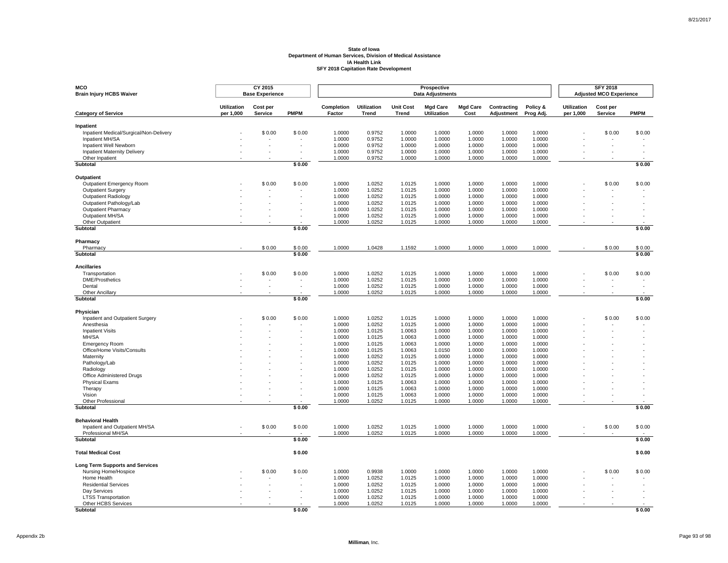**State of Iowa**
**Department of Human Services, Division of Medical Assistance**
**IA Health Link**
**SFY 2018 Capitation Rate Development**

| MCO Brain Injury HCBS Waiver | CY 2015 Base Experience | | | Prospective Data Adjustments | | | | | | | SFY 2018 Adjusted MCO Experience | | |
|---|---|---|---|---|---|---|---|---|---|---|---|---|---|
| **Category of Service** | **Utilization per 1,000** | **Cost per Service** | **PMPM** | **Completion Factor** | **Utilization Trend** | **Unit Cost Trend** | **Mgd Care Utilization** | **Mgd Care Cost** | **Contracting Adjustment** | **Policy & Prog Adj.** | **Utilization per 1,000** | **Cost per Service** | **PMPM** |
| **Inpatient** | | | | | | | | | | | | | |
| Inpatient Medical/Surgical/Non-Delivery | - | $ 0.00 | $ 0.00 | 1.0000 | 0.9752 | 1.0000 | 1.0000 | 1.0000 | 1.0000 | 1.0000 | - | $ 0.00 | $ 0.00 |
| Inpatient MH/SA | - | - | - | 1.0000 | 0.9752 | 1.0000 | 1.0000 | 1.0000 | 1.0000 | 1.0000 | - | - | - |
| Inpatient Well Newborn | - | - | - | 1.0000 | 0.9752 | 1.0000 | 1.0000 | 1.0000 | 1.0000 | 1.0000 | - | - | - |
| Inpatient Maternity Delivery | - | - | - | 1.0000 | 0.9752 | 1.0000 | 1.0000 | 1.0000 | 1.0000 | 1.0000 | - | - | - |
| Other Inpatient | - | - | - | 1.0000 | 0.9752 | 1.0000 | 1.0000 | 1.0000 | 1.0000 | 1.0000 | - | - | - |
| **Subtotal** | | | **$ 0.00** | | | | | | | | | | **$ 0.00** |
| **Outpatient** | | | | | | | | | | | | | |
| Outpatient Emergency Room | - | $ 0.00 | $ 0.00 | 1.0000 | 1.0252 | 1.0125 | 1.0000 | 1.0000 | 1.0000 | 1.0000 | - | $ 0.00 | $ 0.00 |
| Outpatient Surgery | - | - | - | 1.0000 | 1.0252 | 1.0125 | 1.0000 | 1.0000 | 1.0000 | 1.0000 | - | - | - |
| Outpatient Radiology | - | - | - | 1.0000 | 1.0252 | 1.0125 | 1.0000 | 1.0000 | 1.0000 | 1.0000 | - | - | - |
| Outpatient Pathology/Lab | - | - | - | 1.0000 | 1.0252 | 1.0125 | 1.0000 | 1.0000 | 1.0000 | 1.0000 | - | - | - |
| Outpatient Pharmacy | - | - | - | 1.0000 | 1.0252 | 1.0125 | 1.0000 | 1.0000 | 1.0000 | 1.0000 | - | - | - |
| Outpatient MH/SA | - | - | - | 1.0000 | 1.0252 | 1.0125 | 1.0000 | 1.0000 | 1.0000 | 1.0000 | - | - | - |
| Other Outpatient | - | - | - | 1.0000 | 1.0252 | 1.0125 | 1.0000 | 1.0000 | 1.0000 | 1.0000 | - | - | - |
| **Subtotal** | | | **$ 0.00** | | | | | | | | | | **$ 0.00** |
| **Pharmacy** | | | | | | | | | | | | | |
| Pharmacy | - | $ 0.00 | $ 0.00 | 1.0000 | 1.0428 | 1.1592 | 1.0000 | 1.0000 | 1.0000 | 1.0000 | - | $ 0.00 | $ 0.00 |
| **Subtotal** | | | **$ 0.00** | | | | | | | | | | **$ 0.00** |
| **Ancillaries** | | | | | | | | | | | | | |
| Transportation | - | $ 0.00 | $ 0.00 | 1.0000 | 1.0252 | 1.0125 | 1.0000 | 1.0000 | 1.0000 | 1.0000 | - | $ 0.00 | $ 0.00 |
| DME/Prosthetics | - | - | - | 1.0000 | 1.0252 | 1.0125 | 1.0000 | 1.0000 | 1.0000 | 1.0000 | - | - | - |
| Dental | - | - | - | 1.0000 | 1.0252 | 1.0125 | 1.0000 | 1.0000 | 1.0000 | 1.0000 | - | - | - |
| Other Ancillary | - | - | - | 1.0000 | 1.0252 | 1.0125 | 1.0000 | 1.0000 | 1.0000 | 1.0000 | - | - | - |
| **Subtotal** | | | **$ 0.00** | | | | | | | | | | **$ 0.00** |
| **Physician** | | | | | | | | | | | | | |
| Inpatient and Outpatient Surgery | - | $ 0.00 | $ 0.00 | 1.0000 | 1.0252 | 1.0125 | 1.0000 | 1.0000 | 1.0000 | 1.0000 | - | $ 0.00 | $ 0.00 |
| Anesthesia | - | - | - | 1.0000 | 1.0252 | 1.0125 | 1.0000 | 1.0000 | 1.0000 | 1.0000 | - | - | - |
| Inpatient Visits | - | - | - | 1.0000 | 1.0125 | 1.0063 | 1.0000 | 1.0000 | 1.0000 | 1.0000 | - | - | - |
| MH/SA | - | - | - | 1.0000 | 1.0125 | 1.0063 | 1.0000 | 1.0000 | 1.0000 | 1.0000 | - | - | - |
| Emergency Room | - | - | - | 1.0000 | 1.0125 | 1.0063 | 1.0000 | 1.0000 | 1.0000 | 1.0000 | - | - | - |
| Office/Home Visits/Consults | - | - | - | 1.0000 | 1.0125 | 1.0063 | 1.0150 | 1.0000 | 1.0000 | 1.0000 | - | - | - |
| Maternity | - | - | - | 1.0000 | 1.0252 | 1.0125 | 1.0000 | 1.0000 | 1.0000 | 1.0000 | - | - | - |
| Pathology/Lab | - | - | - | 1.0000 | 1.0252 | 1.0125 | 1.0000 | 1.0000 | 1.0000 | 1.0000 | - | - | - |
| Radiology | - | - | - | 1.0000 | 1.0252 | 1.0125 | 1.0000 | 1.0000 | 1.0000 | 1.0000 | - | - | - |
| Office Administered Drugs | - | - | - | 1.0000 | 1.0252 | 1.0125 | 1.0000 | 1.0000 | 1.0000 | 1.0000 | - | - | - |
| Physical Exams | - | - | - | 1.0000 | 1.0125 | 1.0063 | 1.0000 | 1.0000 | 1.0000 | 1.0000 | - | - | - |
| Therapy | - | - | - | 1.0000 | 1.0125 | 1.0063 | 1.0000 | 1.0000 | 1.0000 | 1.0000 | - | - | - |
| Vision | - | - | - | 1.0000 | 1.0125 | 1.0063 | 1.0000 | 1.0000 | 1.0000 | 1.0000 | - | - | - |
| Other Professional | - | - | - | 1.0000 | 1.0252 | 1.0125 | 1.0000 | 1.0000 | 1.0000 | 1.0000 | - | - | - |
| **Subtotal** | | | **$ 0.00** | | | | | | | | | | **$ 0.00** |
| **Behavioral Health** | | | | | | | | | | | | | |
| Inpatient and Outpatient MH/SA | - | $ 0.00 | $ 0.00 | 1.0000 | 1.0252 | 1.0125 | 1.0000 | 1.0000 | 1.0000 | 1.0000 | - | $ 0.00 | $ 0.00 |
| Professional MH/SA | - | - | - | 1.0000 | 1.0252 | 1.0125 | 1.0000 | 1.0000 | 1.0000 | 1.0000 | - | - | - |
| **Subtotal** | | | **$ 0.00** | | | | | | | | | | **$ 0.00** |
| **Total Medical Cost** | | | **$ 0.00** | | | | | | | | | | **$ 0.00** |
| **Long Term Supports and Services** | | | | | | | | | | | | | |
| Nursing Home/Hospice | - | $ 0.00 | $ 0.00 | 1.0000 | 0.9938 | 1.0000 | 1.0000 | 1.0000 | 1.0000 | 1.0000 | - | $ 0.00 | $ 0.00 |
| Home Health | - | - | - | 1.0000 | 1.0252 | 1.0125 | 1.0000 | 1.0000 | 1.0000 | 1.0000 | - | - | - |
| Residential Services | - | - | - | 1.0000 | 1.0252 | 1.0125 | 1.0000 | 1.0000 | 1.0000 | 1.0000 | - | - | - |
| Day Services | - | - | - | 1.0000 | 1.0252 | 1.0125 | 1.0000 | 1.0000 | 1.0000 | 1.0000 | - | - | - |
| LTSS Transportation | - | - | - | 1.0000 | 1.0252 | 1.0125 | 1.0000 | 1.0000 | 1.0000 | 1.0000 | - | - | - |
| Other HCBS Services | - | - | - | 1.0000 | 1.0252 | 1.0125 | 1.0000 | 1.0000 | 1.0000 | 1.0000 | - | - | - |
| **Subtotal** | | | **$ 0.00** | | | | | | | | | | **$ 0.00** |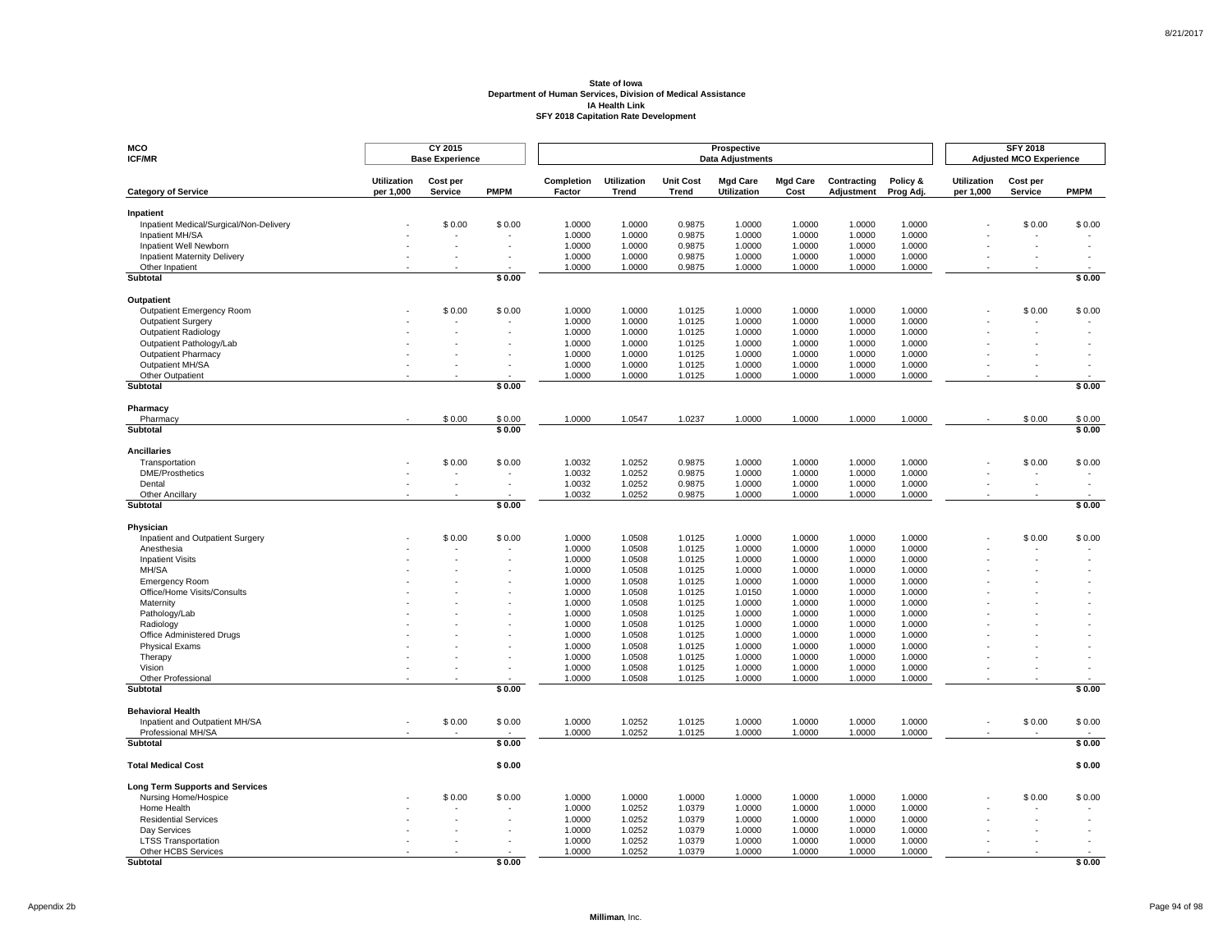**State of Iowa**
**Department of Human Services, Division of Medical Assistance**
**IA Health Link**
**SFY 2018 Capitation Rate Development**

| MCO<br>ICF/MR | CY 2015 Base Experience | | | Prospective Data Adjustments | | | | | | | SFY 2018 Adjusted MCO Experience | | |
|---|---|---|---|---|---|---|---|---|---|---|---|---|---|
| **Category of Service** | **Utilization per 1,000** | **Cost per Service** | **PMPM** | **Completion Factor** | **Utilization Trend** | **Unit Cost Trend** | **Mgd Care Utilization** | **Mgd Care Cost** | **Contracting Adjustment** | **Policy & Prog Adj.** | **Utilization per 1,000** | **Cost per Service** | **PMPM** |
| **Inpatient** | | | | | | | | | | | | | |
| Inpatient Medical/Surgical/Non-Delivery | - | $ 0.00 | $ 0.00 | 1.0000 | 1.0000 | 0.9875 | 1.0000 | 1.0000 | 1.0000 | 1.0000 | - | $ 0.00 | $ 0.00 |
| Inpatient MH/SA | - | - | - | 1.0000 | 1.0000 | 0.9875 | 1.0000 | 1.0000 | 1.0000 | 1.0000 | - | - | - |
| Inpatient Well Newborn | - | - | - | 1.0000 | 1.0000 | 0.9875 | 1.0000 | 1.0000 | 1.0000 | 1.0000 | - | - | - |
| Inpatient Maternity Delivery | - | - | - | 1.0000 | 1.0000 | 0.9875 | 1.0000 | 1.0000 | 1.0000 | 1.0000 | - | - | - |
| Other Inpatient | - | - | - | 1.0000 | 1.0000 | 0.9875 | 1.0000 | 1.0000 | 1.0000 | 1.0000 | - | - | - |
| **Subtotal** | | | **$ 0.00** | | | | | | | | | | **$ 0.00** |
| **Outpatient** | | | | | | | | | | | | | |
| Outpatient Emergency Room | - | $ 0.00 | $ 0.00 | 1.0000 | 1.0000 | 1.0125 | 1.0000 | 1.0000 | 1.0000 | 1.0000 | - | $ 0.00 | $ 0.00 |
| Outpatient Surgery | - | - | - | 1.0000 | 1.0000 | 1.0125 | 1.0000 | 1.0000 | 1.0000 | 1.0000 | - | - | - |
| Outpatient Radiology | - | - | - | 1.0000 | 1.0000 | 1.0125 | 1.0000 | 1.0000 | 1.0000 | 1.0000 | - | - | - |
| Outpatient Pathology/Lab | - | - | - | 1.0000 | 1.0000 | 1.0125 | 1.0000 | 1.0000 | 1.0000 | 1.0000 | - | - | - |
| Outpatient Pharmacy | - | - | - | 1.0000 | 1.0000 | 1.0125 | 1.0000 | 1.0000 | 1.0000 | 1.0000 | - | - | - |
| Outpatient MH/SA | - | - | - | 1.0000 | 1.0000 | 1.0125 | 1.0000 | 1.0000 | 1.0000 | 1.0000 | - | - | - |
| Other Outpatient | - | - | - | 1.0000 | 1.0000 | 1.0125 | 1.0000 | 1.0000 | 1.0000 | 1.0000 | - | - | - |
| **Subtotal** | | | **$ 0.00** | | | | | | | | | | **$ 0.00** |
| **Pharmacy** | | | | | | | | | | | | | |
| Pharmacy | - | $ 0.00 | $ 0.00 | 1.0000 | 1.0547 | 1.0237 | 1.0000 | 1.0000 | 1.0000 | 1.0000 | - | $ 0.00 | $ 0.00 |
| **Subtotal** | | | **$ 0.00** | | | | | | | | | | **$ 0.00** |
| **Ancillaries** | | | | | | | | | | | | | |
| Transportation | - | $ 0.00 | $ 0.00 | 1.0032 | 1.0252 | 0.9875 | 1.0000 | 1.0000 | 1.0000 | 1.0000 | - | $ 0.00 | $ 0.00 |
| DME/Prosthetics | - | - | - | 1.0032 | 1.0252 | 0.9875 | 1.0000 | 1.0000 | 1.0000 | 1.0000 | - | - | - |
| Dental | - | - | - | 1.0032 | 1.0252 | 0.9875 | 1.0000 | 1.0000 | 1.0000 | 1.0000 | - | - | - |
| Other Ancillary | - | - | - | 1.0032 | 1.0252 | 0.9875 | 1.0000 | 1.0000 | 1.0000 | 1.0000 | - | - | - |
| **Subtotal** | | | **$ 0.00** | | | | | | | | | | **$ 0.00** |
| **Physician** | | | | | | | | | | | | | |
| Inpatient and Outpatient Surgery | - | $ 0.00 | $ 0.00 | 1.0000 | 1.0508 | 1.0125 | 1.0000 | 1.0000 | 1.0000 | 1.0000 | - | $ 0.00 | $ 0.00 |
| Anesthesia | - | - | - | 1.0000 | 1.0508 | 1.0125 | 1.0000 | 1.0000 | 1.0000 | 1.0000 | - | - | - |
| Inpatient Visits | - | - | - | 1.0000 | 1.0508 | 1.0125 | 1.0000 | 1.0000 | 1.0000 | 1.0000 | - | - | - |
| MH/SA | - | - | - | 1.0000 | 1.0508 | 1.0125 | 1.0000 | 1.0000 | 1.0000 | 1.0000 | - | - | - |
| Emergency Room | - | - | - | 1.0000 | 1.0508 | 1.0125 | 1.0000 | 1.0000 | 1.0000 | 1.0000 | - | - | - |
| Office/Home Visits/Consults | - | - | - | 1.0000 | 1.0508 | 1.0125 | 1.0150 | 1.0000 | 1.0000 | 1.0000 | - | - | - |
| Maternity | - | - | - | 1.0000 | 1.0508 | 1.0125 | 1.0000 | 1.0000 | 1.0000 | 1.0000 | - | - | - |
| Pathology/Lab | - | - | - | 1.0000 | 1.0508 | 1.0125 | 1.0000 | 1.0000 | 1.0000 | 1.0000 | - | - | - |
| Radiology | - | - | - | 1.0000 | 1.0508 | 1.0125 | 1.0000 | 1.0000 | 1.0000 | 1.0000 | - | - | - |
| Office Administered Drugs | - | - | - | 1.0000 | 1.0508 | 1.0125 | 1.0000 | 1.0000 | 1.0000 | 1.0000 | - | - | - |
| Physical Exams | - | - | - | 1.0000 | 1.0508 | 1.0125 | 1.0000 | 1.0000 | 1.0000 | 1.0000 | - | - | - |
| Therapy | - | - | - | 1.0000 | 1.0508 | 1.0125 | 1.0000 | 1.0000 | 1.0000 | 1.0000 | - | - | - |
| Vision | - | - | - | 1.0000 | 1.0508 | 1.0125 | 1.0000 | 1.0000 | 1.0000 | 1.0000 | - | - | - |
| Other Professional | - | - | - | 1.0000 | 1.0508 | 1.0125 | 1.0000 | 1.0000 | 1.0000 | 1.0000 | - | - | - |
| **Subtotal** | | | **$ 0.00** | | | | | | | | | | **$ 0.00** |
| **Behavioral Health** | | | | | | | | | | | | | |
| Inpatient and Outpatient MH/SA | - | $ 0.00 | $ 0.00 | 1.0000 | 1.0252 | 1.0125 | 1.0000 | 1.0000 | 1.0000 | 1.0000 | - | $ 0.00 | $ 0.00 |
| Professional MH/SA | - | - | - | 1.0000 | 1.0252 | 1.0125 | 1.0000 | 1.0000 | 1.0000 | 1.0000 | - | - | - |
| **Subtotal** | | | **$ 0.00** | | | | | | | | | | **$ 0.00** |
| **Total Medical Cost** | | | **$ 0.00** | | | | | | | | | | **$ 0.00** |
| **Long Term Supports and Services** | | | | | | | | | | | | | |
| Nursing Home/Hospice | - | $ 0.00 | $ 0.00 | 1.0000 | 1.0000 | 1.0000 | 1.0000 | 1.0000 | 1.0000 | 1.0000 | - | $ 0.00 | $ 0.00 |
| Home Health | - | - | - | 1.0000 | 1.0252 | 1.0379 | 1.0000 | 1.0000 | 1.0000 | 1.0000 | - | - | - |
| Residential Services | - | - | - | 1.0000 | 1.0252 | 1.0379 | 1.0000 | 1.0000 | 1.0000 | 1.0000 | - | - | - |
| Day Services | - | - | - | 1.0000 | 1.0252 | 1.0379 | 1.0000 | 1.0000 | 1.0000 | 1.0000 | - | - | - |
| LTSS Transportation | - | - | - | 1.0000 | 1.0252 | 1.0379 | 1.0000 | 1.0000 | 1.0000 | 1.0000 | - | - | - |
| Other HCBS Services | - | - | - | 1.0000 | 1.0252 | 1.0379 | 1.0000 | 1.0000 | 1.0000 | 1.0000 | - | - | - |
| **Subtotal** | | | **$ 0.00** | | | | | | | | | | **$ 0.00** |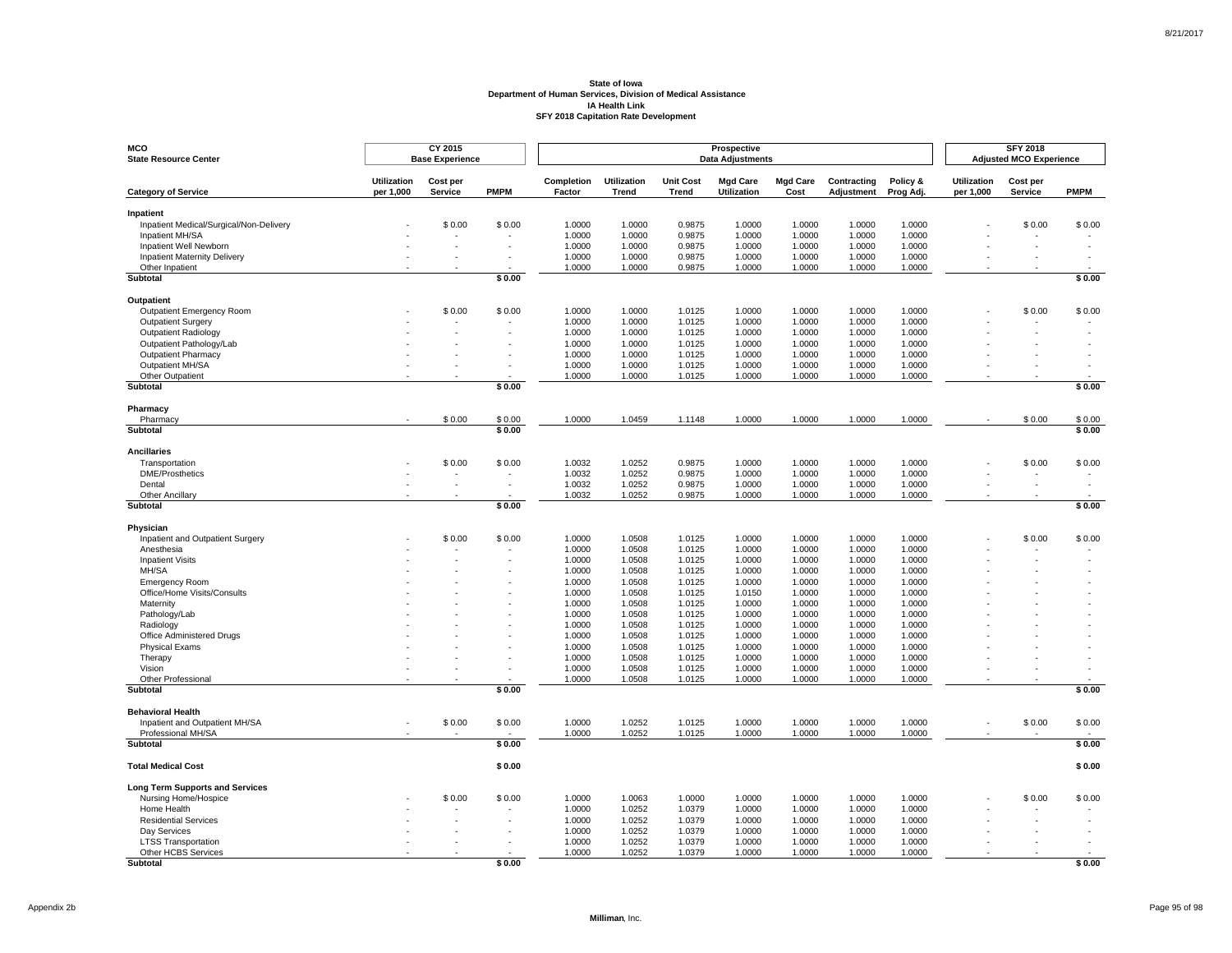**State of Iowa**
**Department of Human Services, Division of Medical Assistance**
**IA Health Link**
**SFY 2018 Capitation Rate Development**

| MCO<br>State Resource Center | CY 2015<br>Base Experience | | | Prospective<br>Data Adjustments | | | | | | | SFY 2018<br>Adjusted MCO Experience | | |
|---|---|---|---|---|---|---|---|---|---|---|---|---|---|
| Category of Service | Utilization per 1,000 | Cost per Service | PMPM | Completion Factor | Utilization Trend | Unit Cost Trend | Mgd Care Utilization | Mgd Care Cost | Contracting Adjustment | Policy & Prog Adj. | Utilization per 1,000 | Cost per Service | PMPM |
| **Inpatient** | | | | | | | | | | | | | |
| Inpatient Medical/Surgical/Non-Delivery | - | $ 0.00 | $ 0.00 | 1.0000 | 1.0000 | 0.9875 | 1.0000 | 1.0000 | 1.0000 | 1.0000 | - | $ 0.00 | $ 0.00 |
| Inpatient MH/SA | - | - | - | 1.0000 | 1.0000 | 0.9875 | 1.0000 | 1.0000 | 1.0000 | 1.0000 | - | - | - |
| Inpatient Well Newborn | - | - | - | 1.0000 | 1.0000 | 0.9875 | 1.0000 | 1.0000 | 1.0000 | 1.0000 | - | - | - |
| Inpatient Maternity Delivery | - | - | - | 1.0000 | 1.0000 | 0.9875 | 1.0000 | 1.0000 | 1.0000 | 1.0000 | - | - | - |
| Other Inpatient | - | - | - | 1.0000 | 1.0000 | 0.9875 | 1.0000 | 1.0000 | 1.0000 | 1.0000 | - | - | - |
| **Subtotal** | | | **$ 0.00** | | | | | | | | | | **$ 0.00** |
| **Outpatient** | | | | | | | | | | | | | |
| Outpatient Emergency Room | - | $ 0.00 | $ 0.00 | 1.0000 | 1.0000 | 1.0125 | 1.0000 | 1.0000 | 1.0000 | 1.0000 | - | $ 0.00 | $ 0.00 |
| Outpatient Surgery | - | - | - | 1.0000 | 1.0000 | 1.0125 | 1.0000 | 1.0000 | 1.0000 | 1.0000 | - | - | - |
| Outpatient Radiology | - | - | - | 1.0000 | 1.0000 | 1.0125 | 1.0000 | 1.0000 | 1.0000 | 1.0000 | - | - | - |
| Outpatient Pathology/Lab | - | - | - | 1.0000 | 1.0000 | 1.0125 | 1.0000 | 1.0000 | 1.0000 | 1.0000 | - | - | - |
| Outpatient Pharmacy | - | - | - | 1.0000 | 1.0000 | 1.0125 | 1.0000 | 1.0000 | 1.0000 | 1.0000 | - | - | - |
| Outpatient MH/SA | - | - | - | 1.0000 | 1.0000 | 1.0125 | 1.0000 | 1.0000 | 1.0000 | 1.0000 | - | - | - |
| Other Outpatient | - | - | - | 1.0000 | 1.0000 | 1.0125 | 1.0000 | 1.0000 | 1.0000 | 1.0000 | - | - | - |
| **Subtotal** | | | **$ 0.00** | | | | | | | | | | **$ 0.00** |
| **Pharmacy** | | | | | | | | | | | | | |
| Pharmacy | - | $ 0.00 | $ 0.00 | 1.0000 | 1.0459 | 1.1148 | 1.0000 | 1.0000 | 1.0000 | 1.0000 | - | $ 0.00 | $ 0.00 |
| **Subtotal** | | | **$ 0.00** | | | | | | | | | | **$ 0.00** |
| **Ancillaries** | | | | | | | | | | | | | |
| Transportation | - | $ 0.00 | $ 0.00 | 1.0032 | 1.0252 | 0.9875 | 1.0000 | 1.0000 | 1.0000 | 1.0000 | - | $ 0.00 | $ 0.00 |
| DME/Prosthetics | - | - | - | 1.0032 | 1.0252 | 0.9875 | 1.0000 | 1.0000 | 1.0000 | 1.0000 | - | - | - |
| Dental | - | - | - | 1.0032 | 1.0252 | 0.9875 | 1.0000 | 1.0000 | 1.0000 | 1.0000 | - | - | - |
| Other Ancillary | - | - | - | 1.0032 | 1.0252 | 0.9875 | 1.0000 | 1.0000 | 1.0000 | 1.0000 | - | - | - |
| **Subtotal** | | | **$ 0.00** | | | | | | | | | | **$ 0.00** |
| **Physician** | | | | | | | | | | | | | |
| Inpatient and Outpatient Surgery | - | $ 0.00 | $ 0.00 | 1.0000 | 1.0508 | 1.0125 | 1.0000 | 1.0000 | 1.0000 | 1.0000 | - | $ 0.00 | $ 0.00 |
| Anesthesia | - | - | - | 1.0000 | 1.0508 | 1.0125 | 1.0000 | 1.0000 | 1.0000 | 1.0000 | - | - | - |
| Inpatient Visits | - | - | - | 1.0000 | 1.0508 | 1.0125 | 1.0000 | 1.0000 | 1.0000 | 1.0000 | - | - | - |
| MH/SA | - | - | - | 1.0000 | 1.0508 | 1.0125 | 1.0000 | 1.0000 | 1.0000 | 1.0000 | - | - | - |
| Emergency Room | - | - | - | 1.0000 | 1.0508 | 1.0125 | 1.0000 | 1.0000 | 1.0000 | 1.0000 | - | - | - |
| Office/Home Visits/Consults | - | - | - | 1.0000 | 1.0508 | 1.0125 | 1.0150 | 1.0000 | 1.0000 | 1.0000 | - | - | - |
| Maternity | - | - | - | 1.0000 | 1.0508 | 1.0125 | 1.0000 | 1.0000 | 1.0000 | 1.0000 | - | - | - |
| Pathology/Lab | - | - | - | 1.0000 | 1.0508 | 1.0125 | 1.0000 | 1.0000 | 1.0000 | 1.0000 | - | - | - |
| Radiology | - | - | - | 1.0000 | 1.0508 | 1.0125 | 1.0000 | 1.0000 | 1.0000 | 1.0000 | - | - | - |
| Office Administered Drugs | - | - | - | 1.0000 | 1.0508 | 1.0125 | 1.0000 | 1.0000 | 1.0000 | 1.0000 | - | - | - |
| Physical Exams | - | - | - | 1.0000 | 1.0508 | 1.0125 | 1.0000 | 1.0000 | 1.0000 | 1.0000 | - | - | - |
| Therapy | - | - | - | 1.0000 | 1.0508 | 1.0125 | 1.0000 | 1.0000 | 1.0000 | 1.0000 | - | - | - |
| Vision | - | - | - | 1.0000 | 1.0508 | 1.0125 | 1.0000 | 1.0000 | 1.0000 | 1.0000 | - | - | - |
| Other Professional | - | - | - | 1.0000 | 1.0508 | 1.0125 | 1.0000 | 1.0000 | 1.0000 | 1.0000 | - | - | - |
| **Subtotal** | | | **$ 0.00** | | | | | | | | | | **$ 0.00** |
| **Behavioral Health** | | | | | | | | | | | | | |
| Inpatient and Outpatient MH/SA | - | $ 0.00 | $ 0.00 | 1.0000 | 1.0252 | 1.0125 | 1.0000 | 1.0000 | 1.0000 | 1.0000 | - | $ 0.00 | $ 0.00 |
| Professional MH/SA | - | - | - | 1.0000 | 1.0252 | 1.0125 | 1.0000 | 1.0000 | 1.0000 | 1.0000 | - | - | - |
| **Subtotal** | | | **$ 0.00** | | | | | | | | | | **$ 0.00** |
| **Total Medical Cost** | | | **$ 0.00** | | | | | | | | | | **$ 0.00** |
| **Long Term Supports and Services** | | | | | | | | | | | | | |
| Nursing Home/Hospice | - | $ 0.00 | $ 0.00 | 1.0000 | 1.0063 | 1.0000 | 1.0000 | 1.0000 | 1.0000 | 1.0000 | - | $ 0.00 | $ 0.00 |
| Home Health | - | - | - | 1.0000 | 1.0252 | 1.0379 | 1.0000 | 1.0000 | 1.0000 | 1.0000 | - | - | - |
| Residential Services | - | - | - | 1.0000 | 1.0252 | 1.0379 | 1.0000 | 1.0000 | 1.0000 | 1.0000 | - | - | - |
| Day Services | - | - | - | 1.0000 | 1.0252 | 1.0379 | 1.0000 | 1.0000 | 1.0000 | 1.0000 | - | - | - |
| LTSS Transportation | - | - | - | 1.0000 | 1.0252 | 1.0379 | 1.0000 | 1.0000 | 1.0000 | 1.0000 | - | - | - |
| Other HCBS Services | - | - | - | 1.0000 | 1.0252 | 1.0379 | 1.0000 | 1.0000 | 1.0000 | 1.0000 | - | - | - |
| **Subtotal** | | | **$ 0.00** | | | | | | | | | | **$ 0.00** |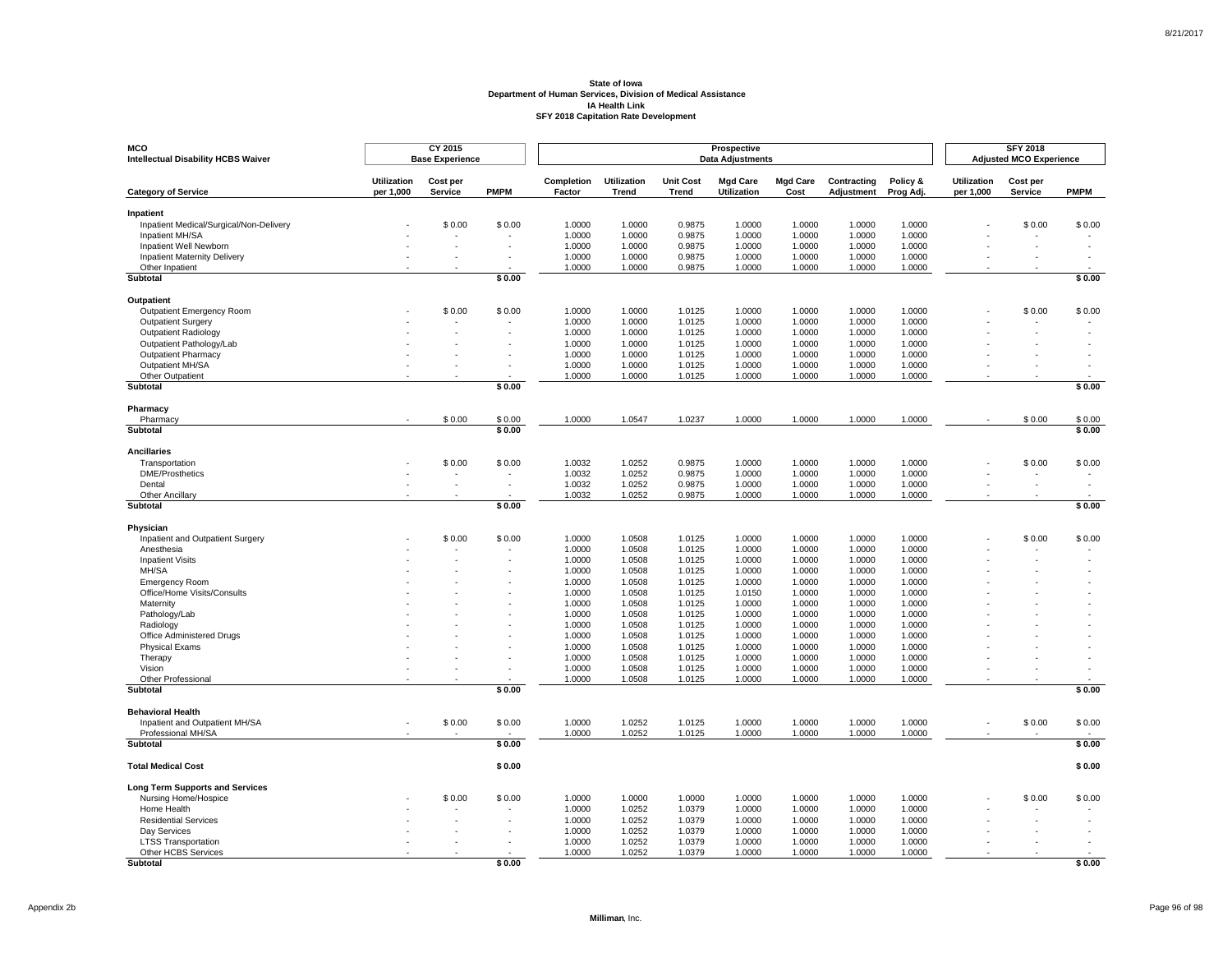**State of Iowa**
**Department of Human Services, Division of Medical Assistance**
**IA Health Link**
**SFY 2018 Capitation Rate Development**

| MCO Intellectual Disability HCBS Waiver | CY 2015 Base Experience | | | Prospective Data Adjustments | | | | | | | SFY 2018 Adjusted MCO Experience | | |
|---|---|---|---|---|---|---|---|---|---|---|---|---|---|
| **Category of Service** | **Utilization per 1,000** | **Cost per Service** | **PMPM** | **Completion Factor** | **Utilization Trend** | **Unit Cost Trend** | **Mgd Care Utilization** | **Mgd Care Cost** | **Contracting Adjustment** | **Policy & Prog Adj.** | **Utilization per 1,000** | **Cost per Service** | **PMPM** |
| **Inpatient** | | | | | | | | | | | | | |
| Inpatient Medical/Surgical/Non-Delivery | - | $ 0.00 | $ 0.00 | 1.0000 | 1.0000 | 0.9875 | 1.0000 | 1.0000 | 1.0000 | 1.0000 | - | $ 0.00 | $ 0.00 |
| Inpatient MH/SA | - | - | - | 1.0000 | 1.0000 | 0.9875 | 1.0000 | 1.0000 | 1.0000 | 1.0000 | - | - | - |
| Inpatient Well Newborn | - | - | - | 1.0000 | 1.0000 | 0.9875 | 1.0000 | 1.0000 | 1.0000 | 1.0000 | - | - | - |
| Inpatient Maternity Delivery | - | - | - | 1.0000 | 1.0000 | 0.9875 | 1.0000 | 1.0000 | 1.0000 | 1.0000 | - | - | - |
| Other Inpatient | - | - | - | 1.0000 | 1.0000 | 0.9875 | 1.0000 | 1.0000 | 1.0000 | 1.0000 | - | - | - |
| **Subtotal** | | | **$ 0.00** | | | | | | | | | | **$ 0.00** |
| **Outpatient** | | | | | | | | | | | | | |
| Outpatient Emergency Room | - | $ 0.00 | $ 0.00 | 1.0000 | 1.0000 | 1.0125 | 1.0000 | 1.0000 | 1.0000 | 1.0000 | - | $ 0.00 | $ 0.00 |
| Outpatient Surgery | - | - | - | 1.0000 | 1.0000 | 1.0125 | 1.0000 | 1.0000 | 1.0000 | 1.0000 | - | - | - |
| Outpatient Radiology | - | - | - | 1.0000 | 1.0000 | 1.0125 | 1.0000 | 1.0000 | 1.0000 | 1.0000 | - | - | - |
| Outpatient Pathology/Lab | - | - | - | 1.0000 | 1.0000 | 1.0125 | 1.0000 | 1.0000 | 1.0000 | 1.0000 | - | - | - |
| Outpatient Pharmacy | - | - | - | 1.0000 | 1.0000 | 1.0125 | 1.0000 | 1.0000 | 1.0000 | 1.0000 | - | - | - |
| Outpatient MH/SA | - | - | - | 1.0000 | 1.0000 | 1.0125 | 1.0000 | 1.0000 | 1.0000 | 1.0000 | - | - | - |
| Other Outpatient | - | - | - | 1.0000 | 1.0000 | 1.0125 | 1.0000 | 1.0000 | 1.0000 | 1.0000 | - | - | - |
| **Subtotal** | | | **$ 0.00** | | | | | | | | | | **$ 0.00** |
| **Pharmacy** | | | | | | | | | | | | | |
| Pharmacy | - | $ 0.00 | $ 0.00 | 1.0000 | 1.0547 | 1.0237 | 1.0000 | 1.0000 | 1.0000 | 1.0000 | - | $ 0.00 | $ 0.00 |
| **Subtotal** | | | **$ 0.00** | | | | | | | | | | **$ 0.00** |
| **Ancillaries** | | | | | | | | | | | | | |
| Transportation | - | $ 0.00 | $ 0.00 | 1.0032 | 1.0252 | 0.9875 | 1.0000 | 1.0000 | 1.0000 | 1.0000 | - | $ 0.00 | $ 0.00 |
| DME/Prosthetics | - | - | - | 1.0032 | 1.0252 | 0.9875 | 1.0000 | 1.0000 | 1.0000 | 1.0000 | - | - | - |
| Dental | - | - | - | 1.0032 | 1.0252 | 0.9875 | 1.0000 | 1.0000 | 1.0000 | 1.0000 | - | - | - |
| Other Ancillary | - | - | - | 1.0032 | 1.0252 | 0.9875 | 1.0000 | 1.0000 | 1.0000 | 1.0000 | - | - | - |
| **Subtotal** | | | **$ 0.00** | | | | | | | | | | **$ 0.00** |
| **Physician** | | | | | | | | | | | | | |
| Inpatient and Outpatient Surgery | - | $ 0.00 | $ 0.00 | 1.0000 | 1.0508 | 1.0125 | 1.0000 | 1.0000 | 1.0000 | 1.0000 | - | $ 0.00 | $ 0.00 |
| Anesthesia | - | - | - | 1.0000 | 1.0508 | 1.0125 | 1.0000 | 1.0000 | 1.0000 | 1.0000 | - | - | - |
| Inpatient Visits | - | - | - | 1.0000 | 1.0508 | 1.0125 | 1.0000 | 1.0000 | 1.0000 | 1.0000 | - | - | - |
| MH/SA | - | - | - | 1.0000 | 1.0508 | 1.0125 | 1.0000 | 1.0000 | 1.0000 | 1.0000 | - | - | - |
| Emergency Room | - | - | - | 1.0000 | 1.0508 | 1.0125 | 1.0000 | 1.0000 | 1.0000 | 1.0000 | - | - | - |
| Office/Home Visits/Consults | - | - | - | 1.0000 | 1.0508 | 1.0125 | 1.0150 | 1.0000 | 1.0000 | 1.0000 | - | - | - |
| Maternity | - | - | - | 1.0000 | 1.0508 | 1.0125 | 1.0000 | 1.0000 | 1.0000 | 1.0000 | - | - | - |
| Pathology/Lab | - | - | - | 1.0000 | 1.0508 | 1.0125 | 1.0000 | 1.0000 | 1.0000 | 1.0000 | - | - | - |
| Radiology | - | - | - | 1.0000 | 1.0508 | 1.0125 | 1.0000 | 1.0000 | 1.0000 | 1.0000 | - | - | - |
| Office Administered Drugs | - | - | - | 1.0000 | 1.0508 | 1.0125 | 1.0000 | 1.0000 | 1.0000 | 1.0000 | - | - | - |
| Physical Exams | - | - | - | 1.0000 | 1.0508 | 1.0125 | 1.0000 | 1.0000 | 1.0000 | 1.0000 | - | - | - |
| Therapy | - | - | - | 1.0000 | 1.0508 | 1.0125 | 1.0000 | 1.0000 | 1.0000 | 1.0000 | - | - | - |
| Vision | - | - | - | 1.0000 | 1.0508 | 1.0125 | 1.0000 | 1.0000 | 1.0000 | 1.0000 | - | - | - |
| Other Professional | - | - | - | 1.0000 | 1.0508 | 1.0125 | 1.0000 | 1.0000 | 1.0000 | 1.0000 | - | - | - |
| **Subtotal** | | | **$ 0.00** | | | | | | | | | | **$ 0.00** |
| **Behavioral Health** | | | | | | | | | | | | | |
| Inpatient and Outpatient MH/SA | - | $ 0.00 | $ 0.00 | 1.0000 | 1.0252 | 1.0125 | 1.0000 | 1.0000 | 1.0000 | 1.0000 | - | $ 0.00 | $ 0.00 |
| Professional MH/SA | - | - | - | 1.0000 | 1.0252 | 1.0125 | 1.0000 | 1.0000 | 1.0000 | 1.0000 | - | - | - |
| **Subtotal** | | | **$ 0.00** | | | | | | | | | | **$ 0.00** |
| **Total Medical Cost** | | | **$ 0.00** | | | | | | | | | | **$ 0.00** |
| **Long Term Supports and Services** | | | | | | | | | | | | | |
| Nursing Home/Hospice | - | $ 0.00 | $ 0.00 | 1.0000 | 1.0000 | 1.0000 | 1.0000 | 1.0000 | 1.0000 | 1.0000 | - | $ 0.00 | $ 0.00 |
| Home Health | - | - | - | 1.0000 | 1.0252 | 1.0379 | 1.0000 | 1.0000 | 1.0000 | 1.0000 | - | - | - |
| Residential Services | - | - | - | 1.0000 | 1.0252 | 1.0379 | 1.0000 | 1.0000 | 1.0000 | 1.0000 | - | - | - |
| Day Services | - | - | - | 1.0000 | 1.0252 | 1.0379 | 1.0000 | 1.0000 | 1.0000 | 1.0000 | - | - | - |
| LTSS Transportation | - | - | - | 1.0000 | 1.0252 | 1.0379 | 1.0000 | 1.0000 | 1.0000 | 1.0000 | - | - | - |
| Other HCBS Services | - | - | - | 1.0000 | 1.0252 | 1.0379 | 1.0000 | 1.0000 | 1.0000 | 1.0000 | - | - | - |
| **Subtotal** | | | **$ 0.00** | | | | | | | | | | **$ 0.00** |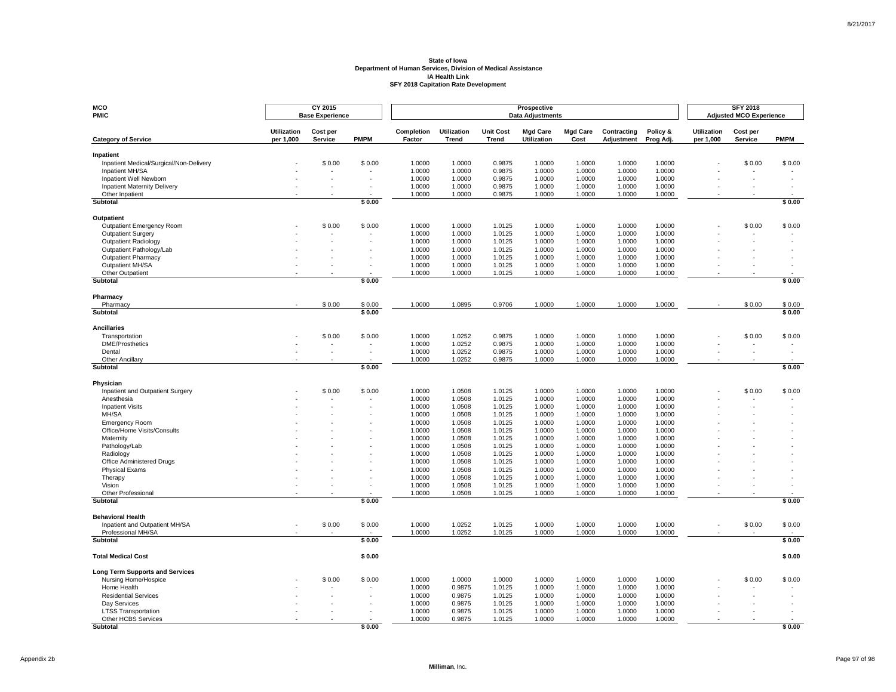**State of Iowa**
**Department of Human Services, Division of Medical Assistance**
**IA Health Link**
**SFY 2018 Capitation Rate Development**

**MCO**
**PMIC**

| Category of Service | CY 2015 Base Experience | | | Prospective Data Adjustments | | | | | | | SFY 2018 Adjusted MCO Experience | | |
|---|---|---|---|---|---|---|---|---|---|---|---|---|---|
| | Utilization per 1,000 | Cost per Service | PMPM | Completion Factor | Utilization Trend | Unit Cost Trend | Mgd Care Utilization | Mgd Care Cost | Contracting Adjustment | Policy & Prog Adj. | Utilization per 1,000 | Cost per Service | PMPM |
| **Inpatient** | | | | | | | | | | | | | |
| Inpatient Medical/Surgical/Non-Delivery | - | $ 0.00 | $ 0.00 | 1.0000 | 1.0000 | 0.9875 | 1.0000 | 1.0000 | 1.0000 | 1.0000 | - | $ 0.00 | $ 0.00 |
| Inpatient MH/SA | - | - | - | 1.0000 | 1.0000 | 0.9875 | 1.0000 | 1.0000 | 1.0000 | 1.0000 | - | - | - |
| Inpatient Well Newborn | - | - | - | 1.0000 | 1.0000 | 0.9875 | 1.0000 | 1.0000 | 1.0000 | 1.0000 | - | - | - |
| Inpatient Maternity Delivery | - | - | - | 1.0000 | 1.0000 | 0.9875 | 1.0000 | 1.0000 | 1.0000 | 1.0000 | - | - | - |
| Other Inpatient | - | - | - | 1.0000 | 1.0000 | 0.9875 | 1.0000 | 1.0000 | 1.0000 | 1.0000 | - | - | - |
| **Subtotal** | | | **$ 0.00** | | | | | | | | | | **$ 0.00** |
| **Outpatient** | | | | | | | | | | | | | |
| Outpatient Emergency Room | - | $ 0.00 | $ 0.00 | 1.0000 | 1.0000 | 1.0125 | 1.0000 | 1.0000 | 1.0000 | 1.0000 | - | $ 0.00 | $ 0.00 |
| Outpatient Surgery | - | - | - | 1.0000 | 1.0000 | 1.0125 | 1.0000 | 1.0000 | 1.0000 | 1.0000 | - | - | - |
| Outpatient Radiology | - | - | - | 1.0000 | 1.0000 | 1.0125 | 1.0000 | 1.0000 | 1.0000 | 1.0000 | - | - | - |
| Outpatient Pathology/Lab | - | - | - | 1.0000 | 1.0000 | 1.0125 | 1.0000 | 1.0000 | 1.0000 | 1.0000 | - | - | - |
| Outpatient Pharmacy | - | - | - | 1.0000 | 1.0000 | 1.0125 | 1.0000 | 1.0000 | 1.0000 | 1.0000 | - | - | - |
| Outpatient MH/SA | - | - | - | 1.0000 | 1.0000 | 1.0125 | 1.0000 | 1.0000 | 1.0000 | 1.0000 | - | - | - |
| Other Outpatient | - | - | - | 1.0000 | 1.0000 | 1.0125 | 1.0000 | 1.0000 | 1.0000 | 1.0000 | - | - | - |
| **Subtotal** | | | **$ 0.00** | | | | | | | | | | **$ 0.00** |
| **Pharmacy** | | | | | | | | | | | | | |
| Pharmacy | - | $ 0.00 | $ 0.00 | 1.0000 | 1.0895 | 0.9706 | 1.0000 | 1.0000 | 1.0000 | 1.0000 | - | $ 0.00 | $ 0.00 |
| **Subtotal** | | | **$ 0.00** | | | | | | | | | | **$ 0.00** |
| **Ancillaries** | | | | | | | | | | | | | |
| Transportation | - | $ 0.00 | $ 0.00 | 1.0000 | 1.0252 | 0.9875 | 1.0000 | 1.0000 | 1.0000 | 1.0000 | - | $ 0.00 | $ 0.00 |
| DME/Prosthetics | - | - | - | 1.0000 | 1.0252 | 0.9875 | 1.0000 | 1.0000 | 1.0000 | 1.0000 | - | - | - |
| Dental | - | - | - | 1.0000 | 1.0252 | 0.9875 | 1.0000 | 1.0000 | 1.0000 | 1.0000 | - | - | - |
| Other Ancillary | - | - | - | 1.0000 | 1.0252 | 0.9875 | 1.0000 | 1.0000 | 1.0000 | 1.0000 | - | - | - |
| **Subtotal** | | | **$ 0.00** | | | | | | | | | | **$ 0.00** |
| **Physician** | | | | | | | | | | | | | |
| Inpatient and Outpatient Surgery | - | $ 0.00 | $ 0.00 | 1.0000 | 1.0508 | 1.0125 | 1.0000 | 1.0000 | 1.0000 | 1.0000 | - | $ 0.00 | $ 0.00 |
| Anesthesia | - | - | - | 1.0000 | 1.0508 | 1.0125 | 1.0000 | 1.0000 | 1.0000 | 1.0000 | - | - | - |
| Inpatient Visits | - | - | - | 1.0000 | 1.0508 | 1.0125 | 1.0000 | 1.0000 | 1.0000 | 1.0000 | - | - | - |
| MH/SA | - | - | - | 1.0000 | 1.0508 | 1.0125 | 1.0000 | 1.0000 | 1.0000 | 1.0000 | - | - | - |
| Emergency Room | - | - | - | 1.0000 | 1.0508 | 1.0125 | 1.0000 | 1.0000 | 1.0000 | 1.0000 | - | - | - |
| Office/Home Visits/Consults | - | - | - | 1.0000 | 1.0508 | 1.0125 | 1.0000 | 1.0000 | 1.0000 | 1.0000 | - | - | - |
| Maternity | - | - | - | 1.0000 | 1.0508 | 1.0125 | 1.0000 | 1.0000 | 1.0000 | 1.0000 | - | - | - |
| Pathology/Lab | - | - | - | 1.0000 | 1.0508 | 1.0125 | 1.0000 | 1.0000 | 1.0000 | 1.0000 | - | - | - |
| Radiology | - | - | - | 1.0000 | 1.0508 | 1.0125 | 1.0000 | 1.0000 | 1.0000 | 1.0000 | - | - | - |
| Office Administered Drugs | - | - | - | 1.0000 | 1.0508 | 1.0125 | 1.0000 | 1.0000 | 1.0000 | 1.0000 | - | - | - |
| Physical Exams | - | - | - | 1.0000 | 1.0508 | 1.0125 | 1.0000 | 1.0000 | 1.0000 | 1.0000 | - | - | - |
| Therapy | - | - | - | 1.0000 | 1.0508 | 1.0125 | 1.0000 | 1.0000 | 1.0000 | 1.0000 | - | - | - |
| Vision | - | - | - | 1.0000 | 1.0508 | 1.0125 | 1.0000 | 1.0000 | 1.0000 | 1.0000 | - | - | - |
| Other Professional | - | - | - | 1.0000 | 1.0508 | 1.0125 | 1.0000 | 1.0000 | 1.0000 | 1.0000 | - | - | - |
| **Subtotal** | | | **$ 0.00** | | | | | | | | | | **$ 0.00** |
| **Behavioral Health** | | | | | | | | | | | | | |
| Inpatient and Outpatient MH/SA | - | $ 0.00 | $ 0.00 | 1.0000 | 1.0252 | 1.0125 | 1.0000 | 1.0000 | 1.0000 | 1.0000 | - | $ 0.00 | $ 0.00 |
| Professional MH/SA | - | - | - | 1.0000 | 1.0252 | 1.0125 | 1.0000 | 1.0000 | 1.0000 | 1.0000 | - | - | - |
| **Subtotal** | | | **$ 0.00** | | | | | | | | | | **$ 0.00** |
| **Total Medical Cost** | | | **$ 0.00** | | | | | | | | | | **$ 0.00** |
| **Long Term Supports and Services** | | | | | | | | | | | | | |
| Nursing Home/Hospice | - | $ 0.00 | $ 0.00 | 1.0000 | 1.0000 | 1.0000 | 1.0000 | 1.0000 | 1.0000 | 1.0000 | - | $ 0.00 | $ 0.00 |
| Home Health | - | - | - | 1.0000 | 0.9875 | 1.0125 | 1.0000 | 1.0000 | 1.0000 | 1.0000 | - | - | - |
| Residential Services | - | - | - | 1.0000 | 0.9875 | 1.0125 | 1.0000 | 1.0000 | 1.0000 | 1.0000 | - | - | - |
| Day Services | - | - | - | 1.0000 | 0.9875 | 1.0125 | 1.0000 | 1.0000 | 1.0000 | 1.0000 | - | - | - |
| LTSS Transportation | - | - | - | 1.0000 | 0.9875 | 1.0125 | 1.0000 | 1.0000 | 1.0000 | 1.0000 | - | - | - |
| Other HCBS Services | - | - | - | 1.0000 | 0.9875 | 1.0125 | 1.0000 | 1.0000 | 1.0000 | 1.0000 | - | - | - |
| **Subtotal** | | | **$ 0.00** | | | | | | | | | | **$ 0.00** |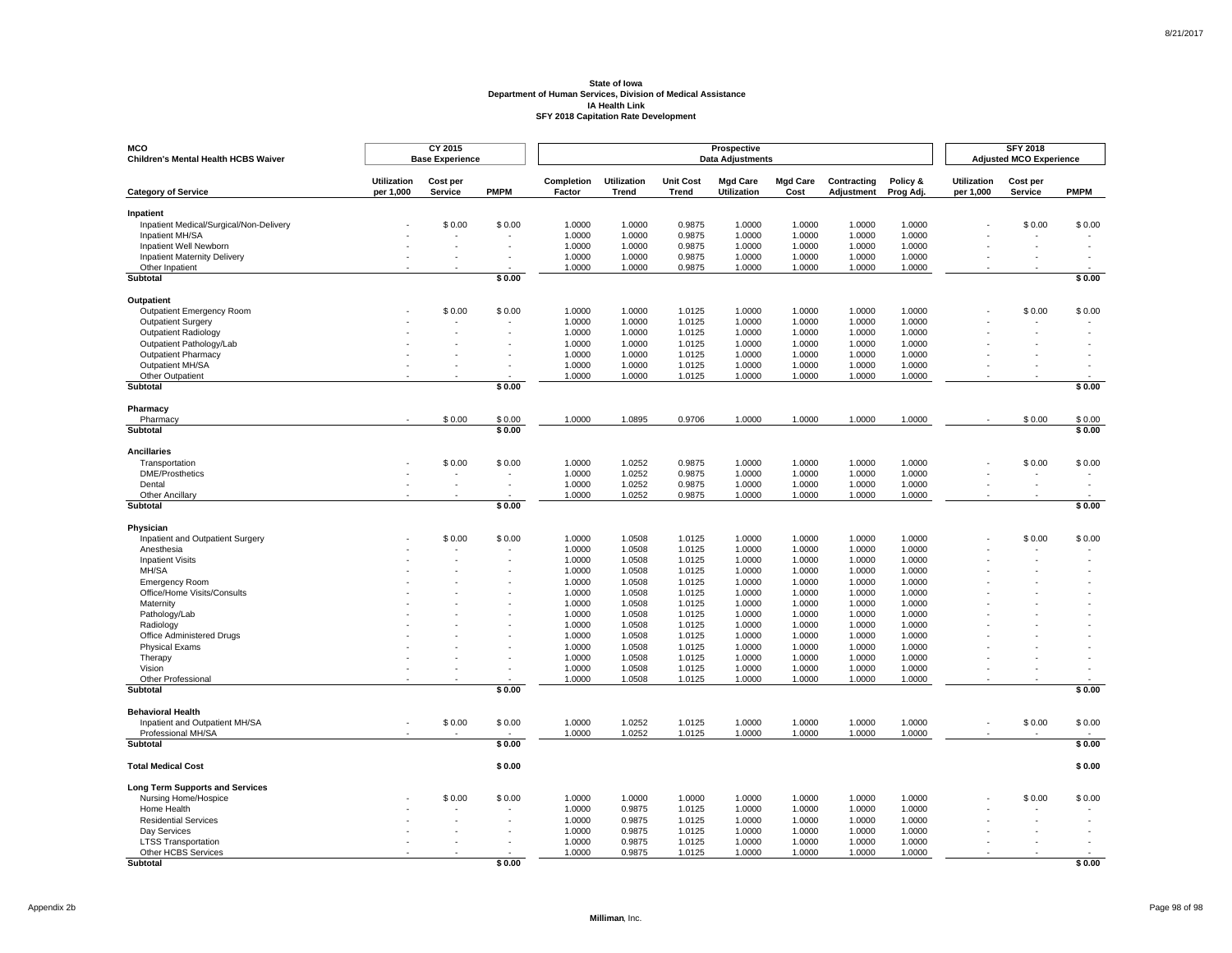**State of Iowa**
**Department of Human Services, Division of Medical Assistance**
**IA Health Link**
**SFY 2018 Capitation Rate Development**

| MCO Children's Mental Health HCBS Waiver | CY 2015 Base Experience | | | Prospective Data Adjustments | | | | | | | SFY 2018 Adjusted MCO Experience | | |
|---|---|---|---|---|---|---|---|---|---|---|---|---|---|
| **Category of Service** | **Utilization per 1,000** | **Cost per Service** | **PMPM** | **Completion Factor** | **Utilization Trend** | **Unit Cost Trend** | **Mgd Care Utilization** | **Mgd Care Cost** | **Contracting Adjustment** | **Policy & Prog Adj.** | **Utilization per 1,000** | **Cost per Service** | **PMPM** |
| **Inpatient** | | | | | | | | | | | | | |
| Inpatient Medical/Surgical/Non-Delivery | - | $ 0.00 | $ 0.00 | 1.0000 | 1.0000 | 0.9875 | 1.0000 | 1.0000 | 1.0000 | 1.0000 | - | $ 0.00 | $ 0.00 |
| Inpatient MH/SA | - | - | - | 1.0000 | 1.0000 | 0.9875 | 1.0000 | 1.0000 | 1.0000 | 1.0000 | - | - | - |
| Inpatient Well Newborn | - | - | - | 1.0000 | 1.0000 | 0.9875 | 1.0000 | 1.0000 | 1.0000 | 1.0000 | - | - | - |
| Inpatient Maternity Delivery | - | - | - | 1.0000 | 1.0000 | 0.9875 | 1.0000 | 1.0000 | 1.0000 | 1.0000 | - | - | - |
| Other Inpatient | - | - | - | 1.0000 | 1.0000 | 0.9875 | 1.0000 | 1.0000 | 1.0000 | 1.0000 | - | - | - |
| **Subtotal** | | | **$ 0.00** | | | | | | | | | | **$ 0.00** |
| **Outpatient** | | | | | | | | | | | | | |
| Outpatient Emergency Room | - | $ 0.00 | $ 0.00 | 1.0000 | 1.0000 | 1.0125 | 1.0000 | 1.0000 | 1.0000 | 1.0000 | - | $ 0.00 | $ 0.00 |
| Outpatient Surgery | - | - | - | 1.0000 | 1.0000 | 1.0125 | 1.0000 | 1.0000 | 1.0000 | 1.0000 | - | - | - |
| Outpatient Radiology | - | - | - | 1.0000 | 1.0000 | 1.0125 | 1.0000 | 1.0000 | 1.0000 | 1.0000 | - | - | - |
| Outpatient Pathology/Lab | - | - | - | 1.0000 | 1.0000 | 1.0125 | 1.0000 | 1.0000 | 1.0000 | 1.0000 | - | - | - |
| Outpatient Pharmacy | - | - | - | 1.0000 | 1.0000 | 1.0125 | 1.0000 | 1.0000 | 1.0000 | 1.0000 | - | - | - |
| Outpatient MH/SA | - | - | - | 1.0000 | 1.0000 | 1.0125 | 1.0000 | 1.0000 | 1.0000 | 1.0000 | - | - | - |
| Other Outpatient | - | - | - | 1.0000 | 1.0000 | 1.0125 | 1.0000 | 1.0000 | 1.0000 | 1.0000 | - | - | - |
| **Subtotal** | | | **$ 0.00** | | | | | | | | | | **$ 0.00** |
| **Pharmacy** | | | | | | | | | | | | | |
| Pharmacy | - | $ 0.00 | $ 0.00 | 1.0000 | 1.0895 | 0.9706 | 1.0000 | 1.0000 | 1.0000 | 1.0000 | - | $ 0.00 | $ 0.00 |
| **Subtotal** | | | **$ 0.00** | | | | | | | | | | **$ 0.00** |
| **Ancillaries** | | | | | | | | | | | | | |
| Transportation | - | $ 0.00 | $ 0.00 | 1.0000 | 1.0252 | 0.9875 | 1.0000 | 1.0000 | 1.0000 | 1.0000 | - | $ 0.00 | $ 0.00 |
| DME/Prosthetics | - | - | - | 1.0000 | 1.0252 | 0.9875 | 1.0000 | 1.0000 | 1.0000 | 1.0000 | - | - | - |
| Dental | - | - | - | 1.0000 | 1.0252 | 0.9875 | 1.0000 | 1.0000 | 1.0000 | 1.0000 | - | - | - |
| Other Ancillary | - | - | - | 1.0000 | 1.0252 | 0.9875 | 1.0000 | 1.0000 | 1.0000 | 1.0000 | - | - | - |
| **Subtotal** | | | **$ 0.00** | | | | | | | | | | **$ 0.00** |
| **Physician** | | | | | | | | | | | | | |
| Inpatient and Outpatient Surgery | - | $ 0.00 | $ 0.00 | 1.0000 | 1.0508 | 1.0125 | 1.0000 | 1.0000 | 1.0000 | 1.0000 | - | $ 0.00 | $ 0.00 |
| Anesthesia | - | - | - | 1.0000 | 1.0508 | 1.0125 | 1.0000 | 1.0000 | 1.0000 | 1.0000 | - | - | - |
| Inpatient Visits | - | - | - | 1.0000 | 1.0508 | 1.0125 | 1.0000 | 1.0000 | 1.0000 | 1.0000 | - | - | - |
| MH/SA | - | - | - | 1.0000 | 1.0508 | 1.0125 | 1.0000 | 1.0000 | 1.0000 | 1.0000 | - | - | - |
| Emergency Room | - | - | - | 1.0000 | 1.0508 | 1.0125 | 1.0000 | 1.0000 | 1.0000 | 1.0000 | - | - | - |
| Office/Home Visits/Consults | - | - | - | 1.0000 | 1.0508 | 1.0125 | 1.0000 | 1.0000 | 1.0000 | 1.0000 | - | - | - |
| Maternity | - | - | - | 1.0000 | 1.0508 | 1.0125 | 1.0000 | 1.0000 | 1.0000 | 1.0000 | - | - | - |
| Pathology/Lab | - | - | - | 1.0000 | 1.0508 | 1.0125 | 1.0000 | 1.0000 | 1.0000 | 1.0000 | - | - | - |
| Radiology | - | - | - | 1.0000 | 1.0508 | 1.0125 | 1.0000 | 1.0000 | 1.0000 | 1.0000 | - | - | - |
| Office Administered Drugs | - | - | - | 1.0000 | 1.0508 | 1.0125 | 1.0000 | 1.0000 | 1.0000 | 1.0000 | - | - | - |
| Physical Exams | - | - | - | 1.0000 | 1.0508 | 1.0125 | 1.0000 | 1.0000 | 1.0000 | 1.0000 | - | - | - |
| Therapy | - | - | - | 1.0000 | 1.0508 | 1.0125 | 1.0000 | 1.0000 | 1.0000 | 1.0000 | - | - | - |
| Vision | - | - | - | 1.0000 | 1.0508 | 1.0125 | 1.0000 | 1.0000 | 1.0000 | 1.0000 | - | - | - |
| Other Professional | - | - | - | 1.0000 | 1.0508 | 1.0125 | 1.0000 | 1.0000 | 1.0000 | 1.0000 | - | - | - |
| **Subtotal** | | | **$ 0.00** | | | | | | | | | | **$ 0.00** |
| **Behavioral Health** | | | | | | | | | | | | | |
| Inpatient and Outpatient MH/SA | - | $ 0.00 | $ 0.00 | 1.0000 | 1.0252 | 1.0125 | 1.0000 | 1.0000 | 1.0000 | 1.0000 | - | $ 0.00 | $ 0.00 |
| Professional MH/SA | - | - | - | 1.0000 | 1.0252 | 1.0125 | 1.0000 | 1.0000 | 1.0000 | 1.0000 | - | - | - |
| **Subtotal** | | | **$ 0.00** | | | | | | | | | | **$ 0.00** |
| **Total Medical Cost** | | | **$ 0.00** | | | | | | | | | | **$ 0.00** |
| **Long Term Supports and Services** | | | | | | | | | | | | | |
| Nursing Home/Hospice | - | $ 0.00 | $ 0.00 | 1.0000 | 1.0000 | 1.0000 | 1.0000 | 1.0000 | 1.0000 | 1.0000 | - | $ 0.00 | $ 0.00 |
| Home Health | - | - | - | 1.0000 | 0.9875 | 1.0125 | 1.0000 | 1.0000 | 1.0000 | 1.0000 | - | - | - |
| Residential Services | - | - | - | 1.0000 | 0.9875 | 1.0125 | 1.0000 | 1.0000 | 1.0000 | 1.0000 | - | - | - |
| Day Services | - | - | - | 1.0000 | 0.9875 | 1.0125 | 1.0000 | 1.0000 | 1.0000 | 1.0000 | - | - | - |
| LTSS Transportation | - | - | - | 1.0000 | 0.9875 | 1.0125 | 1.0000 | 1.0000 | 1.0000 | 1.0000 | - | - | - |
| Other HCBS Services | - | - | - | 1.0000 | 0.9875 | 1.0125 | 1.0000 | 1.0000 | 1.0000 | 1.0000 | - | - | - |
| **Subtotal** | | | **$ 0.00** | | | | | | | | | | **$ 0.00** |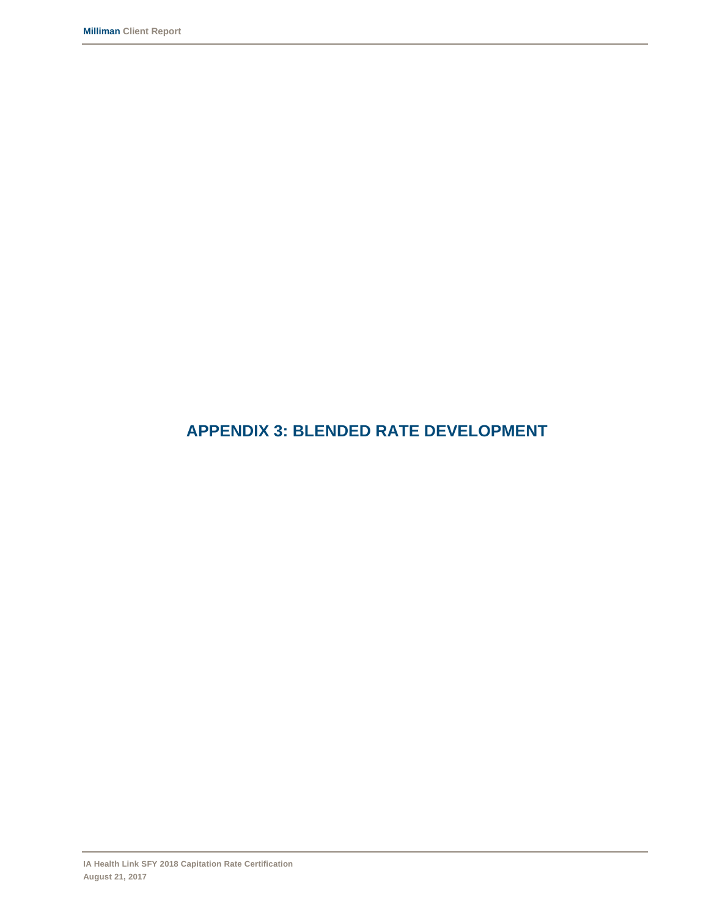# APPENDIX 3: BLENDED RATE DEVELOPMENT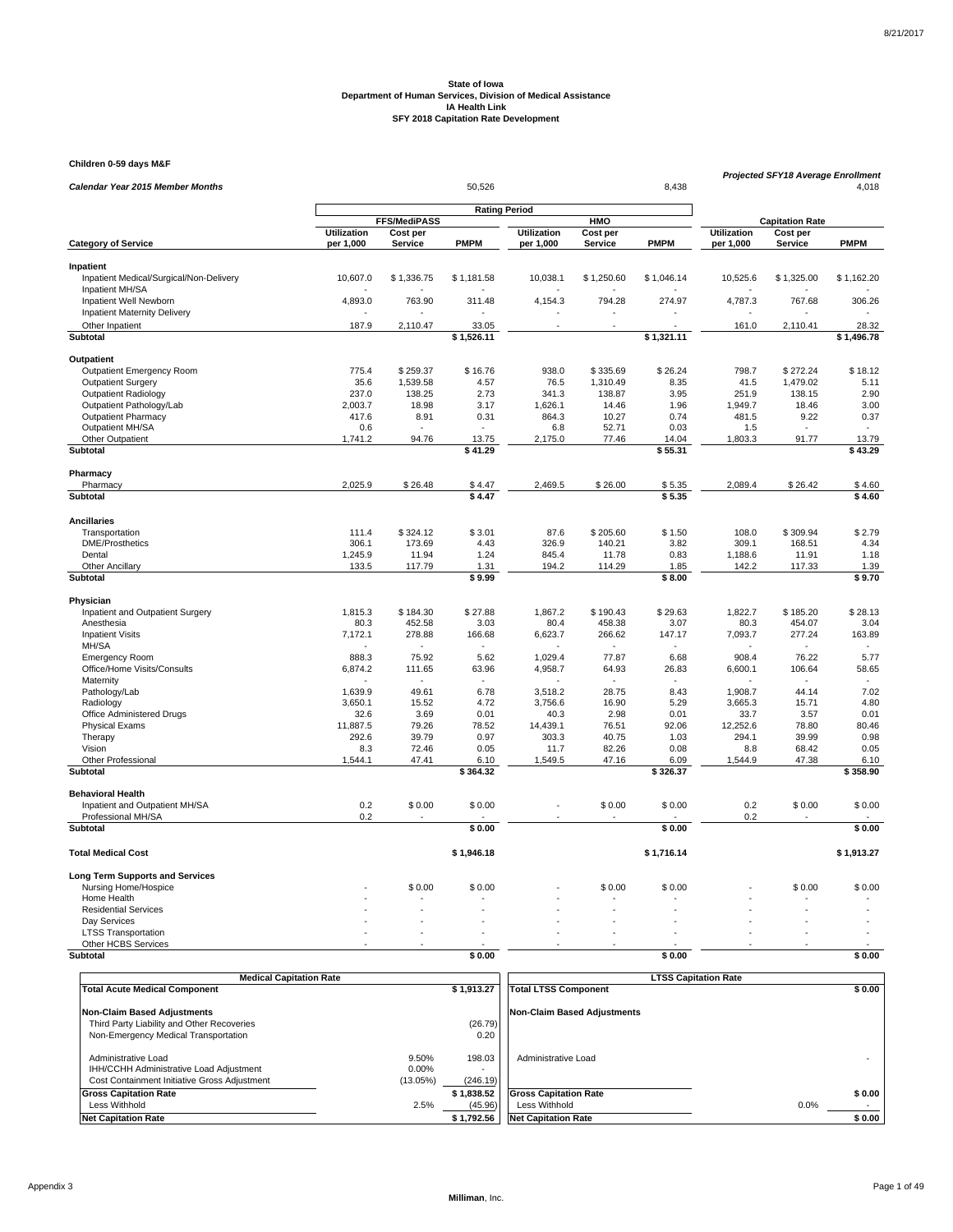State of Iowa
Department of Human Services, Division of Medical Assistance
IA Health Link
SFY 2018 Capitation Rate Development

**Children 0-59 days M&F**

| *Calendar Year 2015 Member Months* | | | 50,526 | | | 8,438 | *Projected SFY18 Average Enrollment* | | 4,018 |
|---|---|---|---|---|---|---|---|---|---|
| | Rating Period | | | | | | | | |
| | FFS/MediPASS | | | HMO | | | Capitation Rate | | |
| **Category of Service** | **Utilization per 1,000** | **Cost per Service** | **PMPM** | **Utilization per 1,000** | **Cost per Service** | **PMPM** | **Utilization per 1,000** | **Cost per Service** | **PMPM** |
| **Inpatient** | | | | | | | | | |
| Inpatient Medical/Surgical/Non-Delivery | 10,607.0 | $ 1,336.75 | $ 1,181.58 | 10,038.1 | $ 1,250.60 | $ 1,046.14 | 10,525.6 | $ 1,325.00 | $ 1,162.20 |
| Inpatient MH/SA | - | - | - | - | - | - | - | - | - |
| Inpatient Well Newborn | 4,893.0 | 763.90 | 311.48 | 4,154.3 | 794.28 | 274.97 | 4,787.3 | 767.68 | 306.26 |
| Inpatient Maternity Delivery | - | - | - | - | - | - | - | - | - |
| Other Inpatient | 187.9 | 2,110.47 | 33.05 | - | - | - | 161.0 | 2,110.41 | 28.32 |
| **Subtotal** | | | **$ 1,526.11** | | | **$ 1,321.11** | | | **$ 1,496.78** |
| **Outpatient** | | | | | | | | | |
| Outpatient Emergency Room | 775.4 | $ 259.37 | $ 16.76 | 938.0 | $ 335.69 | $ 26.24 | 798.7 | $ 272.24 | $ 18.12 |
| Outpatient Surgery | 35.6 | 1,539.58 | 4.57 | 76.5 | 1,310.49 | 8.35 | 41.5 | 1,479.02 | 5.11 |
| Outpatient Radiology | 237.0 | 138.25 | 2.73 | 341.3 | 138.87 | 3.95 | 251.9 | 138.15 | 2.90 |
| Outpatient Pathology/Lab | 2,003.7 | 18.98 | 3.17 | 1,626.1 | 14.46 | 1.96 | 1,949.7 | 18.46 | 3.00 |
| Outpatient Pharmacy | 417.6 | 8.91 | 0.31 | 864.3 | 10.27 | 0.74 | 481.5 | 9.22 | 0.37 |
| Outpatient MH/SA | 0.6 | - | - | 6.8 | 52.71 | 0.03 | 1.5 | - | - |
| Other Outpatient | 1,741.2 | 94.76 | 13.75 | 2,175.0 | 77.46 | 14.04 | 1,803.3 | 91.77 | 13.79 |
| **Subtotal** | | | **$ 41.29** | | | **$ 55.31** | | | **$ 43.29** |
| **Pharmacy** | | | | | | | | | |
| Pharmacy | 2,025.9 | $ 26.48 | $ 4.47 | 2,469.5 | $ 26.00 | $ 5.35 | 2,089.4 | $ 26.42 | $ 4.60 |
| **Subtotal** | | | **$ 4.47** | | | **$ 5.35** | | | **$ 4.60** |
| **Ancillaries** | | | | | | | | | |
| Transportation | 111.4 | $ 324.12 | $ 3.01 | 87.6 | $ 205.60 | $ 1.50 | 108.0 | $ 309.94 | $ 2.79 |
| DME/Prosthetics | 306.1 | 173.69 | 4.43 | 326.9 | 140.21 | 3.82 | 309.1 | 168.51 | 4.34 |
| Dental | 1,245.9 | 11.94 | 1.24 | 845.4 | 11.78 | 0.83 | 1,188.6 | 11.91 | 1.18 |
| Other Ancillary | 133.5 | 117.79 | 1.31 | 194.2 | 114.29 | 1.85 | 142.2 | 117.33 | 1.39 |
| **Subtotal** | | | **$ 9.99** | | | **$ 8.00** | | | **$ 9.70** |
| **Physician** | | | | | | | | | |
| Inpatient and Outpatient Surgery | 1,815.3 | $ 184.30 | $ 27.88 | 1,867.2 | $ 190.43 | $ 29.63 | 1,822.7 | $ 185.20 | $ 28.13 |
| Anesthesia | 80.3 | 452.58 | 3.03 | 80.4 | 458.38 | 3.07 | 80.3 | 454.07 | 3.04 |
| Inpatient Visits | 7,172.1 | 278.88 | 166.68 | 6,623.7 | 266.62 | 147.17 | 7,093.7 | 277.24 | 163.89 |
| MH/SA | - | - | - | - | - | - | - | - | - |
| Emergency Room | 888.3 | 75.92 | 5.62 | 1,029.4 | 77.87 | 6.68 | 908.4 | 76.22 | 5.77 |
| Office/Home Visits/Consults | 6,874.2 | 111.65 | 63.96 | 4,958.7 | 64.93 | 26.83 | 6,600.1 | 106.64 | 58.65 |
| Maternity | - | - | - | - | - | - | - | - | - |
| Pathology/Lab | 1,639.9 | 49.61 | 6.78 | 3,518.2 | 28.75 | 8.43 | 1,908.7 | 44.14 | 7.02 |
| Radiology | 3,650.1 | 15.52 | 4.72 | 3,756.6 | 16.90 | 5.29 | 3,665.3 | 15.71 | 4.80 |
| Office Administered Drugs | 32.6 | 3.69 | 0.01 | 40.3 | 2.98 | 0.01 | 33.7 | 3.57 | 0.01 |
| Physical Exams | 11,887.5 | 79.26 | 78.52 | 14,439.1 | 76.51 | 92.06 | 12,252.6 | 78.80 | 80.46 |
| Therapy | 292.6 | 39.79 | 0.97 | 303.3 | 40.75 | 1.03 | 294.1 | 39.99 | 0.98 |
| Vision | 8.3 | 72.46 | 0.05 | 11.7 | 82.26 | 0.08 | 8.8 | 68.42 | 0.05 |
| Other Professional | 1,544.1 | 47.41 | 6.10 | 1,549.5 | 47.16 | 6.09 | 1,544.9 | 47.38 | 6.10 |
| **Subtotal** | | | **$ 364.32** | | | **$ 326.37** | | | **$ 358.90** |
| **Behavioral Health** | | | | | | | | | |
| Inpatient and Outpatient MH/SA | 0.2 | $ 0.00 | $ 0.00 | - | $ 0.00 | $ 0.00 | 0.2 | $ 0.00 | $ 0.00 |
| Professional MH/SA | 0.2 | - | - | - | - | - | 0.2 | - | - |
| **Subtotal** | | | **$ 0.00** | | | **$ 0.00** | | | **$ 0.00** |
| **Total Medical Cost** | | | **$ 1,946.18** | | | **$ 1,716.14** | | | **$ 1,913.27** |
| **Long Term Supports and Services** | | | | | | | | | |
| Nursing Home/Hospice | - | $ 0.00 | $ 0.00 | - | $ 0.00 | $ 0.00 | - | $ 0.00 | $ 0.00 |
| Home Health | - | - | - | - | - | - | - | - | - |
| Residential Services | - | - | - | - | - | - | - | - | - |
| Day Services | - | - | - | - | - | - | - | - | - |
| LTSS Transportation | - | - | - | - | - | - | - | - | - |
| Other HCBS Services | - | - | - | - | - | - | - | - | - |
| **Subtotal** | | | **$ 0.00** | | | **$ 0.00** | | | **$ 0.00** |

| Medical Capitation Rate | | |
|---|---|---|
| **Total Acute Medical Component** | | **$ 1,913.27** |
| **Non-Claim Based Adjustments** | | |
| Third Party Liability and Other Recoveries | | (26.79) |
| Non-Emergency Medical Transportation | | 0.20 |
| Administrative Load | 9.50% | 198.03 |
| IHH/CCHH Administrative Load Adjustment | 0.00% | - |
| Cost Containment Initiative Gross Adjustment | (13.05%) | (246.19) |
| **Gross Capitation Rate** | | **$ 1,838.52** |
| Less Withhold | 2.5% | (45.96) |
| **Net Capitation Rate** | | **$ 1,792.56** |

| LTSS Capitation Rate | | |
|---|---|---|
| **Total LTSS Component** | | **$ 0.00** |
| **Non-Claim Based Adjustments** | | |
| Administrative Load | | - |
| **Gross Capitation Rate** | | **$ 0.00** |
| Less Withhold | 0.0% | - |
| **Net Capitation Rate** | | **$ 0.00** |

Appendix 3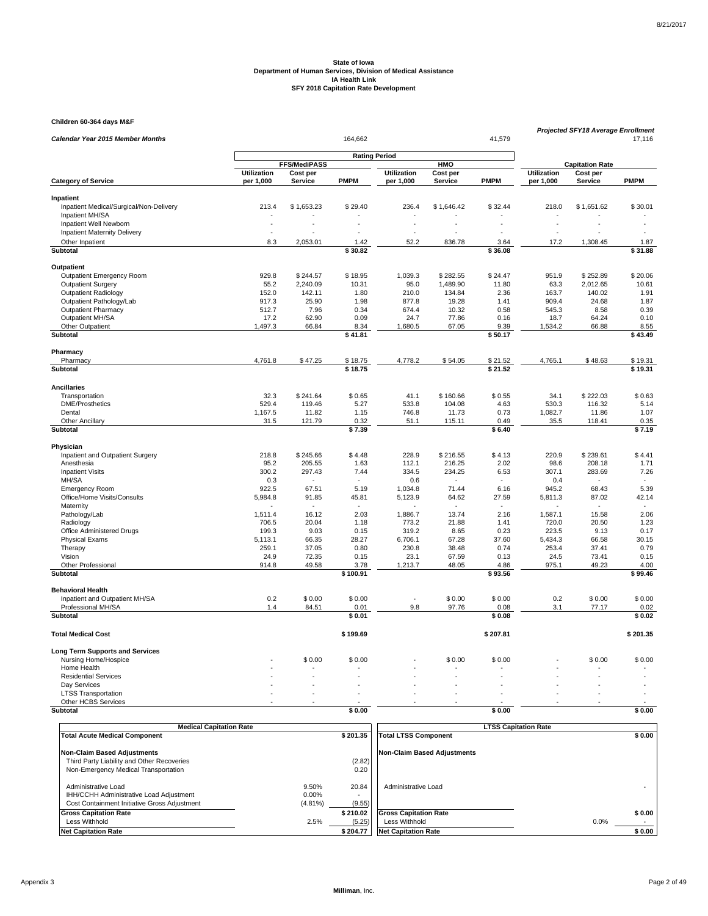**State of Iowa**
**Department of Human Services, Division of Medical Assistance**
**IA Health Link**
**SFY 2018 Capitation Rate Development**

**Children 60-364 days M&F**

| *Calendar Year 2015 Member Months* | | | 164,662 | | | 41,579 | *Projected SFY18 Average Enrollment* | | 17,116 |
|---|---|---|---|---|---|---|---|---|---|
| | **Rating Period** | | | | | | | | |
| | **FFS/MediPASS** | | | **HMO** | | | **Capitation Rate** | | |
| **Category of Service** | **Utilization per 1,000** | **Cost per Service** | **PMPM** | **Utilization per 1,000** | **Cost per Service** | **PMPM** | **Utilization per 1,000** | **Cost per Service** | **PMPM** |
| **Inpatient** | | | | | | | | | |
| Inpatient Medical/Surgical/Non-Delivery | 213.4 | $ 1,653.23 | $ 29.40 | 236.4 | $ 1,646.42 | $ 32.44 | 218.0 | $ 1,651.62 | $ 30.01 |
| Inpatient MH/SA | - | - | - | - | - | - | - | - | - |
| Inpatient Well Newborn | - | - | - | - | - | - | - | - | - |
| Inpatient Maternity Delivery | - | - | - | - | - | - | - | - | - |
| Other Inpatient | 8.3 | 2,053.01 | 1.42 | 52.2 | 836.78 | 3.64 | 17.2 | 1,308.45 | 1.87 |
| **Subtotal** | | | **$ 30.82** | | | **$ 36.08** | | | **$ 31.88** |
| **Outpatient** | | | | | | | | | |
| Outpatient Emergency Room | 929.8 | $ 244.57 | $ 18.95 | 1,039.3 | $ 282.55 | $ 24.47 | 951.9 | $ 252.89 | $ 20.06 |
| Outpatient Surgery | 55.2 | 2,240.09 | 10.31 | 95.0 | 1,489.90 | 11.80 | 63.3 | 2,012.65 | 10.61 |
| Outpatient Radiology | 152.0 | 142.11 | 1.80 | 210.0 | 134.84 | 2.36 | 163.7 | 140.02 | 1.91 |
| Outpatient Pathology/Lab | 917.3 | 25.90 | 1.98 | 877.8 | 19.28 | 1.41 | 909.4 | 24.68 | 1.87 |
| Outpatient Pharmacy | 512.7 | 7.96 | 0.34 | 674.4 | 10.32 | 0.58 | 545.3 | 8.58 | 0.39 |
| Outpatient MH/SA | 17.2 | 62.90 | 0.09 | 24.7 | 77.86 | 0.16 | 18.7 | 64.24 | 0.10 |
| Other Outpatient | 1,497.3 | 66.84 | 8.34 | 1,680.5 | 67.05 | 9.39 | 1,534.2 | 66.88 | 8.55 |
| **Subtotal** | | | **$ 41.81** | | | **$ 50.17** | | | **$ 43.49** |
| **Pharmacy** | | | | | | | | | |
| Pharmacy | 4,761.8 | $ 47.25 | $ 18.75 | 4,778.2 | $ 54.05 | $ 21.52 | 4,765.1 | $ 48.63 | $ 19.31 |
| **Subtotal** | | | **$ 18.75** | | | **$ 21.52** | | | **$ 19.31** |
| **Ancillaries** | | | | | | | | | |
| Transportation | 32.3 | $ 241.64 | $ 0.65 | 41.1 | $ 160.66 | $ 0.55 | 34.1 | $ 222.03 | $ 0.63 |
| DME/Prosthetics | 529.4 | 119.46 | 5.27 | 533.8 | 104.08 | 4.63 | 530.3 | 116.32 | 5.14 |
| Dental | 1,167.5 | 11.82 | 1.15 | 746.8 | 11.73 | 0.73 | 1,082.7 | 11.86 | 1.07 |
| Other Ancillary | 31.5 | 121.79 | 0.32 | 51.1 | 115.11 | 0.49 | 35.5 | 118.41 | 0.35 |
| **Subtotal** | | | **$ 7.39** | | | **$ 6.40** | | | **$ 7.19** |
| **Physician** | | | | | | | | | |
| Inpatient and Outpatient Surgery | 218.8 | $ 245.66 | $ 4.48 | 228.9 | $ 216.55 | $ 4.13 | 220.9 | $ 239.61 | $ 4.41 |
| Anesthesia | 95.2 | 205.55 | 1.63 | 112.1 | 216.25 | 2.02 | 98.6 | 208.18 | 1.71 |
| Inpatient Visits | 300.2 | 297.43 | 7.44 | 334.5 | 234.25 | 6.53 | 307.1 | 283.69 | 7.26 |
| MH/SA | 0.3 | - | - | 0.6 | - | - | 0.4 | - | - |
| Emergency Room | 922.5 | 67.51 | 5.19 | 1,034.8 | 71.44 | 6.16 | 945.2 | 68.43 | 5.39 |
| Office/Home Visits/Consults | 5,984.8 | 91.85 | 45.81 | 5,123.9 | 64.62 | 27.59 | 5,811.3 | 87.02 | 42.14 |
| Maternity | - | - | - | - | - | - | - | - | - |
| Pathology/Lab | 1,511.4 | 16.12 | 2.03 | 1,886.7 | 13.74 | 2.16 | 1,587.1 | 15.58 | 2.06 |
| Radiology | 706.5 | 20.04 | 1.18 | 773.2 | 21.88 | 1.41 | 720.0 | 20.50 | 1.23 |
| Office Administered Drugs | 199.3 | 9.03 | 0.15 | 319.2 | 8.65 | 0.23 | 223.5 | 9.13 | 0.17 |
| Physical Exams | 5,113.1 | 66.35 | 28.27 | 6,706.1 | 67.28 | 37.60 | 5,434.3 | 66.58 | 30.15 |
| Therapy | 259.1 | 37.05 | 0.80 | 230.8 | 38.48 | 0.74 | 253.4 | 37.41 | 0.79 |
| Vision | 24.9 | 72.35 | 0.15 | 23.1 | 67.59 | 0.13 | 24.5 | 73.41 | 0.15 |
| Other Professional | 914.8 | 49.58 | 3.78 | 1,213.7 | 48.05 | 4.86 | 975.1 | 49.23 | 4.00 |
| **Subtotal** | | | **$ 100.91** | | | **$ 93.56** | | | **$ 99.46** |
| **Behavioral Health** | | | | | | | | | |
| Inpatient and Outpatient MH/SA | 0.2 | $ 0.00 | $ 0.00 | - | $ 0.00 | $ 0.00 | 0.2 | $ 0.00 | $ 0.00 |
| Professional MH/SA | 1.4 | 84.51 | 0.01 | 9.8 | 97.76 | 0.08 | 3.1 | 77.17 | 0.02 |
| **Subtotal** | | | **$ 0.01** | | | **$ 0.08** | | | **$ 0.02** |
| **Total Medical Cost** | | | **$ 199.69** | | | **$ 207.81** | | | **$ 201.35** |
| **Long Term Supports and Services** | | | | | | | | | |
| Nursing Home/Hospice | - | $ 0.00 | $ 0.00 | - | $ 0.00 | $ 0.00 | - | $ 0.00 | $ 0.00 |
| Home Health | - | - | - | - | - | - | - | - | - |
| Residential Services | - | - | - | - | - | - | - | - | - |
| Day Services | - | - | - | - | - | - | - | - | - |
| LTSS Transportation | - | - | - | - | - | - | - | - | - |
| Other HCBS Services | - | - | - | - | - | - | - | - | - |
| **Subtotal** | | | **$ 0.00** | | | **$ 0.00** | | | **$ 0.00** |

| **Medical Capitation Rate** | | |
|---|---|---|
| **Total Acute Medical Component** | | **$ 201.35** |
| **Non-Claim Based Adjustments** | | |
| Third Party Liability and Other Recoveries | | (2.82) |
| Non-Emergency Medical Transportation | | 0.20 |
| Administrative Load | 9.50% | 20.84 |
| IHH/CCHH Administrative Load Adjustment | 0.00% | - |
| Cost Containment Initiative Gross Adjustment | (4.81%) | (9.55) |
| **Gross Capitation Rate** | | **$ 210.02** |
| Less Withhold | 2.5% | (5.25) |
| **Net Capitation Rate** | | **$ 204.77** |

| **LTSS Capitation Rate** | | |
|---|---|---|
| **Total LTSS Component** | | **$ 0.00** |
| **Non-Claim Based Adjustments** | | |
| Administrative Load | | - |
| **Gross Capitation Rate** | | **$ 0.00** |
| Less Withhold | 0.0% | - |
| **Net Capitation Rate** | | **$ 0.00** |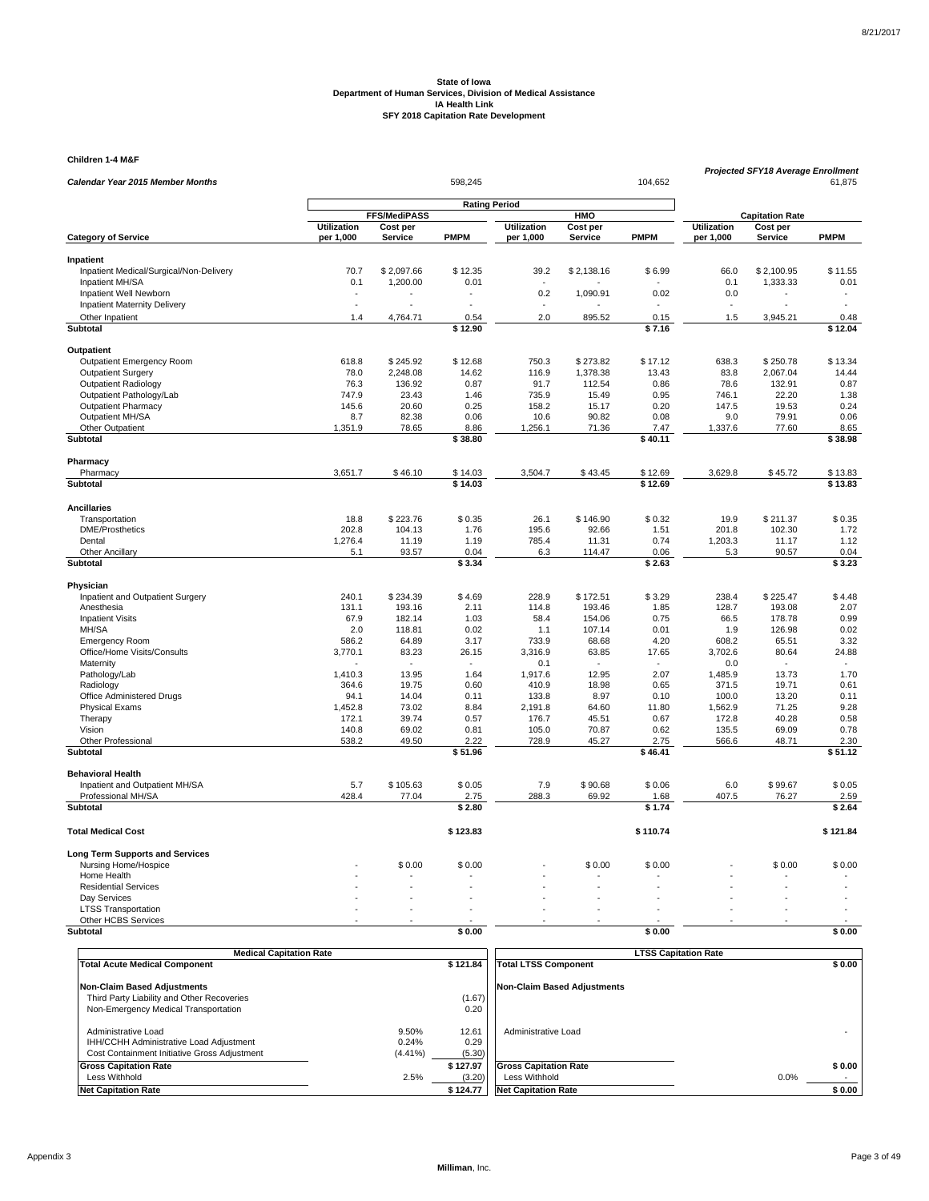**State of Iowa**
**Department of Human Services, Division of Medical Assistance**
**IA Health Link**
**SFY 2018 Capitation Rate Development**

**Children 1-4 M&F**

| *Calendar Year 2015 Member Months* | | | 598,245 | | | 104,652 | *Projected SFY18 Average Enrollment* | | 61,875 |
|---|---|---|---|---|---|---|---|---|---|
| | **Rating Period** | | | | | | | | |
| | **FFS/MediPASS** | | | **HMO** | | | **Capitation Rate** | | |
| **Category of Service** | **Utilization per 1,000** | **Cost per Service** | **PMPM** | **Utilization per 1,000** | **Cost per Service** | **PMPM** | **Utilization per 1,000** | **Cost per Service** | **PMPM** |
| **Inpatient** | | | | | | | | | |
| Inpatient Medical/Surgical/Non-Delivery | 70.7 | $ 2,097.66 | $ 12.35 | 39.2 | $ 2,138.16 | $ 6.99 | 66.0 | $ 2,100.95 | $ 11.55 |
| Inpatient MH/SA | 0.1 | 1,200.00 | 0.01 | - | - | - | 0.1 | 1,333.33 | 0.01 |
| Inpatient Well Newborn | - | - | - | 0.2 | 1,090.91 | 0.02 | 0.0 | - | - |
| Inpatient Maternity Delivery | - | - | - | - | - | - | - | - | - |
| Other Inpatient | 1.4 | 4,764.71 | 0.54 | 2.0 | 895.52 | 0.15 | 1.5 | 3,945.21 | 0.48 |
| **Subtotal** | | | **$ 12.90** | | | **$ 7.16** | | | **$ 12.04** |
| **Outpatient** | | | | | | | | | |
| Outpatient Emergency Room | 618.8 | $ 245.92 | $ 12.68 | 750.3 | $ 273.82 | $ 17.12 | 638.3 | $ 250.78 | $ 13.34 |
| Outpatient Surgery | 78.0 | 2,248.08 | 14.62 | 116.9 | 1,378.38 | 13.43 | 83.8 | 2,067.04 | 14.44 |
| Outpatient Radiology | 76.3 | 136.92 | 0.87 | 91.7 | 112.54 | 0.86 | 78.6 | 132.91 | 0.87 |
| Outpatient Pathology/Lab | 747.9 | 23.43 | 1.46 | 735.9 | 15.49 | 0.95 | 746.1 | 22.20 | 1.38 |
| Outpatient Pharmacy | 145.6 | 20.60 | 0.25 | 158.2 | 15.17 | 0.20 | 147.5 | 19.53 | 0.24 |
| Outpatient MH/SA | 8.7 | 82.38 | 0.06 | 10.6 | 90.82 | 0.08 | 9.0 | 79.91 | 0.06 |
| Other Outpatient | 1,351.9 | 78.65 | 8.86 | 1,256.1 | 71.36 | 7.47 | 1,337.6 | 77.60 | 8.65 |
| **Subtotal** | | | **$ 38.80** | | | **$ 40.11** | | | **$ 38.98** |
| **Pharmacy** | | | | | | | | | |
| Pharmacy | 3,651.7 | $ 46.10 | $ 14.03 | 3,504.7 | $ 43.45 | $ 12.69 | 3,629.8 | $ 45.72 | $ 13.83 |
| **Subtotal** | | | **$ 14.03** | | | **$ 12.69** | | | **$ 13.83** |
| **Ancillaries** | | | | | | | | | |
| Transportation | 18.8 | $ 223.76 | $ 0.35 | 26.1 | $ 146.90 | $ 0.32 | 19.9 | $ 211.37 | $ 0.35 |
| DME/Prosthetics | 202.8 | 104.13 | 1.76 | 195.6 | 92.66 | 1.51 | 201.8 | 102.30 | 1.72 |
| Dental | 1,276.4 | 11.19 | 1.19 | 785.4 | 11.31 | 0.74 | 1,203.3 | 11.17 | 1.12 |
| Other Ancillary | 5.1 | 93.57 | 0.04 | 6.3 | 114.47 | 0.06 | 5.3 | 90.57 | 0.04 |
| **Subtotal** | | | **$ 3.34** | | | **$ 2.63** | | | **$ 3.23** |
| **Physician** | | | | | | | | | |
| Inpatient and Outpatient Surgery | 240.1 | $ 234.39 | $ 4.69 | 228.9 | $ 172.51 | $ 3.29 | 238.4 | $ 225.47 | $ 4.48 |
| Anesthesia | 131.1 | 193.16 | 2.11 | 114.8 | 193.46 | 1.85 | 128.7 | 193.08 | 2.07 |
| Inpatient Visits | 67.9 | 182.14 | 1.03 | 58.4 | 154.06 | 0.75 | 66.5 | 178.78 | 0.99 |
| MH/SA | 2.0 | 118.81 | 0.02 | 1.1 | 107.14 | 0.01 | 1.9 | 126.98 | 0.02 |
| Emergency Room | 586.2 | 64.89 | 3.17 | 733.9 | 68.68 | 4.20 | 608.2 | 65.51 | 3.32 |
| Office/Home Visits/Consults | 3,770.1 | 83.23 | 26.15 | 3,316.9 | 63.85 | 17.65 | 3,702.6 | 80.64 | 24.88 |
| Maternity | - | - | - | 0.1 | - | - | 0.0 | - | - |
| Pathology/Lab | 1,410.3 | 13.95 | 1.64 | 1,917.6 | 12.95 | 2.07 | 1,485.9 | 13.73 | 1.70 |
| Radiology | 364.6 | 19.75 | 0.60 | 410.9 | 18.98 | 0.65 | 371.5 | 19.71 | 0.61 |
| Office Administered Drugs | 94.1 | 14.04 | 0.11 | 133.8 | 8.97 | 0.10 | 100.0 | 13.20 | 0.11 |
| Physical Exams | 1,452.8 | 73.02 | 8.84 | 2,191.8 | 64.60 | 11.80 | 1,562.9 | 71.25 | 9.28 |
| Therapy | 172.1 | 39.74 | 0.57 | 176.7 | 45.51 | 0.67 | 172.8 | 40.28 | 0.58 |
| Vision | 140.8 | 69.02 | 0.81 | 105.0 | 70.87 | 0.62 | 135.5 | 69.09 | 0.78 |
| Other Professional | 538.2 | 49.50 | 2.22 | 728.9 | 45.27 | 2.75 | 566.6 | 48.71 | 2.30 |
| **Subtotal** | | | **$ 51.96** | | | **$ 46.41** | | | **$ 51.12** |
| **Behavioral Health** | | | | | | | | | |
| Inpatient and Outpatient MH/SA | 5.7 | $ 105.63 | $ 0.05 | 7.9 | $ 90.68 | $ 0.06 | 6.0 | $ 99.67 | $ 0.05 |
| Professional MH/SA | 428.4 | 77.04 | 2.75 | 288.3 | 69.92 | 1.68 | 407.5 | 76.27 | 2.59 |
| **Subtotal** | | | **$ 2.80** | | | **$ 1.74** | | | **$ 2.64** |
| **Total Medical Cost** | | | **$ 123.83** | | | **$ 110.74** | | | **$ 121.84** |
| **Long Term Supports and Services** | | | | | | | | | |
| Nursing Home/Hospice | - | $ 0.00 | $ 0.00 | - | $ 0.00 | $ 0.00 | - | $ 0.00 | $ 0.00 |
| Home Health | - | - | - | - | - | - | - | - | - |
| Residential Services | - | - | - | - | - | - | - | - | - |
| Day Services | - | - | - | - | - | - | - | - | - |
| LTSS Transportation | - | - | - | - | - | - | - | - | - |
| Other HCBS Services | - | - | - | - | - | - | - | - | - |
| **Subtotal** | | | **$ 0.00** | | | **$ 0.00** | | | **$ 0.00** |

| **Medical Capitation Rate** | | |
|---|---|---|
| **Total Acute Medical Component** | | **$ 121.84** |
| **Non-Claim Based Adjustments** | | |
| Third Party Liability and Other Recoveries | | (1.67) |
| Non-Emergency Medical Transportation | | 0.20 |
| Administrative Load | 9.50% | 12.61 |
| IHH/CCHH Administrative Load Adjustment | 0.24% | 0.29 |
| Cost Containment Initiative Gross Adjustment | (4.41%) | (5.30) |
| **Gross Capitation Rate** | | **$ 127.97** |
| Less Withhold | 2.5% | (3.20) |
| **Net Capitation Rate** | | **$ 124.77** |

| **LTSS Capitation Rate** | | |
|---|---|---|
| **Total LTSS Component** | | **$ 0.00** |
| **Non-Claim Based Adjustments** | | |
| Administrative Load | | - |
| **Gross Capitation Rate** | | **$ 0.00** |
| Less Withhold | 0.0% | - |
| **Net Capitation Rate** | | **$ 0.00** |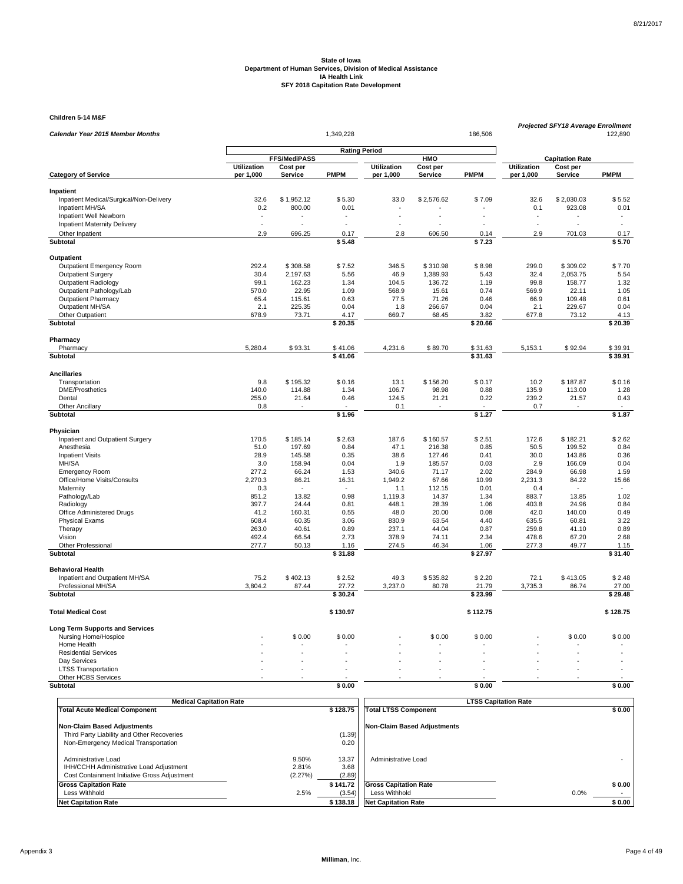8/21/2017

**State of Iowa**
**Department of Human Services, Division of Medical Assistance**
**IA Health Link**
**SFY 2018 Capitation Rate Development**

**Children 5-14 M&F**

| *Calendar Year 2015 Member Months* | | | 1,349,228 | | | 186,506 | *Projected SFY18 Average Enrollment* | | 122,890 |
|---|---|---|---|---|---|---|---|---|---|
| | Rating Period | | | | | | | | |
| | FFS/MediPASS | | | HMO | | | Capitation Rate | | |
| **Category of Service** | **Utilization per 1,000** | **Cost per Service** | **PMPM** | **Utilization per 1,000** | **Cost per Service** | **PMPM** | **Utilization per 1,000** | **Cost per Service** | **PMPM** |
| **Inpatient** | | | | | | | | | |
| Inpatient Medical/Surgical/Non-Delivery | 32.6 | $ 1,952.12 | $ 5.30 | 33.0 | $ 2,576.62 | $ 7.09 | 32.6 | $ 2,030.03 | $ 5.52 |
| Inpatient MH/SA | 0.2 | 800.00 | 0.01 | - | - | - | 0.1 | 923.08 | 0.01 |
| Inpatient Well Newborn | - | - | - | - | - | - | - | - | - |
| Inpatient Maternity Delivery | - | - | - | - | - | - | - | - | - |
| Other Inpatient | 2.9 | 696.25 | 0.17 | 2.8 | 606.50 | 0.14 | 2.9 | 701.03 | 0.17 |
| **Subtotal** | | | **$ 5.48** | | | **$ 7.23** | | | **$ 5.70** |
| **Outpatient** | | | | | | | | | |
| Outpatient Emergency Room | 292.4 | $ 308.58 | $ 7.52 | 346.5 | $ 310.98 | $ 8.98 | 299.0 | $ 309.02 | $ 7.70 |
| Outpatient Surgery | 30.4 | 2,197.63 | 5.56 | 46.9 | 1,389.93 | 5.43 | 32.4 | 2,053.75 | 5.54 |
| Outpatient Radiology | 99.1 | 162.23 | 1.34 | 104.5 | 136.72 | 1.19 | 99.8 | 158.77 | 1.32 |
| Outpatient Pathology/Lab | 570.0 | 22.95 | 1.09 | 568.9 | 15.61 | 0.74 | 569.9 | 22.11 | 1.05 |
| Outpatient Pharmacy | 65.4 | 115.61 | 0.63 | 77.5 | 71.26 | 0.46 | 66.9 | 109.48 | 0.61 |
| Outpatient MH/SA | 2.1 | 225.35 | 0.04 | 1.8 | 266.67 | 0.04 | 2.1 | 229.67 | 0.04 |
| Other Outpatient | 678.9 | 73.71 | 4.17 | 669.7 | 68.45 | 3.82 | 677.8 | 73.12 | 4.13 |
| **Subtotal** | | | **$ 20.35** | | | **$ 20.66** | | | **$ 20.39** |
| **Pharmacy** | | | | | | | | | |
| Pharmacy | 5,280.4 | $ 93.31 | $ 41.06 | 4,231.6 | $ 89.70 | $ 31.63 | 5,153.1 | $ 92.94 | $ 39.91 |
| **Subtotal** | | | **$ 41.06** | | | **$ 31.63** | | | **$ 39.91** |
| **Ancillaries** | | | | | | | | | |
| Transportation | 9.8 | $ 195.32 | $ 0.16 | 13.1 | $ 156.20 | $ 0.17 | 10.2 | $ 187.87 | $ 0.16 |
| DME/Prosthetics | 140.0 | 114.88 | 1.34 | 106.7 | 98.98 | 0.88 | 135.9 | 113.00 | 1.28 |
| Dental | 255.0 | 21.64 | 0.46 | 124.5 | 21.21 | 0.22 | 239.2 | 21.57 | 0.43 |
| Other Ancillary | 0.8 | - | - | 0.1 | - | - | 0.7 | - | - |
| **Subtotal** | | | **$ 1.96** | | | **$ 1.27** | | | **$ 1.87** |
| **Physician** | | | | | | | | | |
| Inpatient and Outpatient Surgery | 170.5 | $ 185.14 | $ 2.63 | 187.6 | $ 160.57 | $ 2.51 | 172.6 | $ 182.21 | $ 2.62 |
| Anesthesia | 51.0 | 197.69 | 0.84 | 47.1 | 216.38 | 0.85 | 50.5 | 199.52 | 0.84 |
| Inpatient Visits | 28.9 | 145.58 | 0.35 | 38.6 | 127.46 | 0.41 | 30.0 | 143.86 | 0.36 |
| MH/SA | 3.0 | 158.94 | 0.04 | 1.9 | 185.57 | 0.03 | 2.9 | 166.09 | 0.04 |
| Emergency Room | 277.2 | 66.24 | 1.53 | 340.6 | 71.17 | 2.02 | 284.9 | 66.98 | 1.59 |
| Office/Home Visits/Consults | 2,270.3 | 86.21 | 16.31 | 1,949.2 | 67.66 | 10.99 | 2,231.3 | 84.22 | 15.66 |
| Maternity | 0.3 | - | - | 1.1 | 112.15 | 0.01 | 0.4 | - | - |
| Pathology/Lab | 851.2 | 13.82 | 0.98 | 1,119.3 | 14.37 | 1.34 | 883.7 | 13.85 | 1.02 |
| Radiology | 397.7 | 24.44 | 0.81 | 448.1 | 28.39 | 1.06 | 403.8 | 24.96 | 0.84 |
| Office Administered Drugs | 41.2 | 160.31 | 0.55 | 48.0 | 20.00 | 0.08 | 42.0 | 140.00 | 0.49 |
| Physical Exams | 608.4 | 60.35 | 3.06 | 830.9 | 63.54 | 4.40 | 635.5 | 60.81 | 3.22 |
| Therapy | 263.0 | 40.61 | 0.89 | 237.1 | 44.04 | 0.87 | 259.8 | 41.10 | 0.89 |
| Vision | 492.4 | 66.54 | 2.73 | 378.9 | 74.11 | 2.34 | 478.6 | 67.20 | 2.68 |
| Other Professional | 277.7 | 50.13 | 1.16 | 274.5 | 46.34 | 1.06 | 277.3 | 49.77 | 1.15 |
| **Subtotal** | | | **$ 31.88** | | | **$ 27.97** | | | **$ 31.40** |
| **Behavioral Health** | | | | | | | | | |
| Inpatient and Outpatient MH/SA | 75.2 | $ 402.13 | $ 2.52 | 49.3 | $ 535.82 | $ 2.20 | 72.1 | $ 413.05 | $ 2.48 |
| Professional MH/SA | 3,804.2 | 87.44 | 27.72 | 3,237.0 | 80.78 | 21.79 | 3,735.3 | 86.74 | 27.00 |
| **Subtotal** | | | **$ 30.24** | | | **$ 23.99** | | | **$ 29.48** |
| **Total Medical Cost** | | | **$ 130.97** | | | **$ 112.75** | | | **$ 128.75** |
| **Long Term Supports and Services** | | | | | | | | | |
| Nursing Home/Hospice | - | $ 0.00 | $ 0.00 | - | $ 0.00 | $ 0.00 | - | $ 0.00 | $ 0.00 |
| Home Health | - | - | - | - | - | - | - | - | - |
| Residential Services | - | - | - | - | - | - | - | - | - |
| Day Services | - | - | - | - | - | - | - | - | - |
| LTSS Transportation | - | - | - | - | - | - | - | - | - |
| Other HCBS Services | - | - | - | - | - | - | - | - | - |
| **Subtotal** | | | **$ 0.00** | | | **$ 0.00** | | | **$ 0.00** |

| Medical Capitation Rate | | |
|---|---|---|
| **Total Acute Medical Component** | | **$ 128.75** |
| **Non-Claim Based Adjustments** | | |
| Third Party Liability and Other Recoveries | | (1.39) |
| Non-Emergency Medical Transportation | | 0.20 |
| Administrative Load | 9.50% | 13.37 |
| IHH/CCHH Administrative Load Adjustment | 2.81% | 3.68 |
| Cost Containment Initiative Gross Adjustment | (2.27%) | (2.89) |
| **Gross Capitation Rate** | | **$ 141.72** |
| Less Withhold | 2.5% | (3.54) |
| **Net Capitation Rate** | | **$ 138.18** |

| LTSS Capitation Rate | | |
|---|---|---|
| **Total LTSS Component** | | **$ 0.00** |
| **Non-Claim Based Adjustments** | | |
| Administrative Load | | - |
| **Gross Capitation Rate** | | **$ 0.00** |
| Less Withhold | 0.0% | - |
| **Net Capitation Rate** | | **$ 0.00** |

Appendix 3

Milliman, Inc.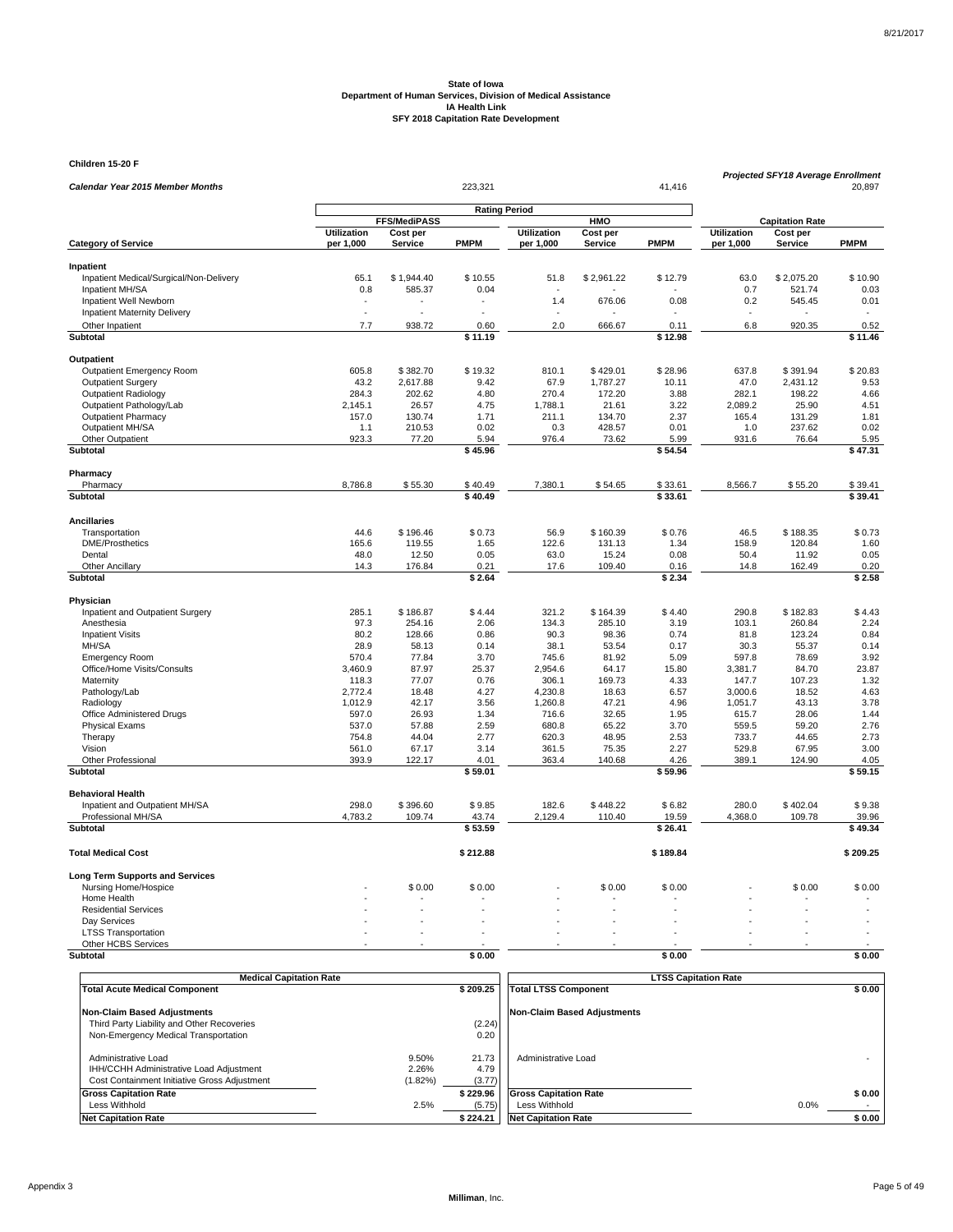**State of Iowa**
**Department of Human Services, Division of Medical Assistance**
**IA Health Link**
**SFY 2018 Capitation Rate Development**

**Children 15-20 F**

| *Calendar Year 2015 Member Months* | | | 223,321 | | | 41,416 | *Projected SFY18 Average Enrollment* | | 20,897 |
|---|---|---|---|---|---|---|---|---|---|
| | **Rating Period** | | | | | | | | |
| | **FFS/MediPASS** | | | **HMO** | | | **Capitation Rate** | | |
| **Category of Service** | **Utilization per 1,000** | **Cost per Service** | **PMPM** | **Utilization per 1,000** | **Cost per Service** | **PMPM** | **Utilization per 1,000** | **Cost per Service** | **PMPM** |
| **Inpatient** | | | | | | | | | |
| Inpatient Medical/Surgical/Non-Delivery | 65.1 | $ 1,944.40 | $ 10.55 | 51.8 | $ 2,961.22 | $ 12.79 | 63.0 | $ 2,075.20 | $ 10.90 |
| Inpatient MH/SA | 0.8 | 585.37 | 0.04 | - | - | - | 0.7 | 521.74 | 0.03 |
| Inpatient Well Newborn | - | - | - | 1.4 | 676.06 | 0.08 | 0.2 | 545.45 | 0.01 |
| Inpatient Maternity Delivery | - | - | - | - | - | - | - | - | - |
| Other Inpatient | 7.7 | 938.72 | 0.60 | 2.0 | 666.67 | 0.11 | 6.8 | 920.35 | 0.52 |
| **Subtotal** | | | **$ 11.19** | | | **$ 12.98** | | | **$ 11.46** |
| **Outpatient** | | | | | | | | | |
| Outpatient Emergency Room | 605.8 | $ 382.70 | $ 19.32 | 810.1 | $ 429.01 | $ 28.96 | 637.8 | $ 391.94 | $ 20.83 |
| Outpatient Surgery | 43.2 | 2,617.88 | 9.42 | 67.9 | 1,787.27 | 10.11 | 47.0 | 2,431.12 | 9.53 |
| Outpatient Radiology | 284.3 | 202.62 | 4.80 | 270.4 | 172.20 | 3.88 | 282.1 | 198.22 | 4.66 |
| Outpatient Pathology/Lab | 2,145.1 | 26.57 | 4.75 | 1,788.1 | 21.61 | 3.22 | 2,089.2 | 25.90 | 4.51 |
| Outpatient Pharmacy | 157.0 | 130.74 | 1.71 | 211.1 | 134.70 | 2.37 | 165.4 | 131.29 | 1.81 |
| Outpatient MH/SA | 1.1 | 210.53 | 0.02 | 0.3 | 428.57 | 0.01 | 1.0 | 237.62 | 0.02 |
| Other Outpatient | 923.3 | 77.20 | 5.94 | 976.4 | 73.62 | 5.99 | 931.6 | 76.64 | 5.95 |
| **Subtotal** | | | **$ 45.96** | | | **$ 54.54** | | | **$ 47.31** |
| **Pharmacy** | | | | | | | | | |
| Pharmacy | 8,786.8 | $ 55.30 | $ 40.49 | 7,380.1 | $ 54.65 | $ 33.61 | 8,566.7 | $ 55.20 | $ 39.41 |
| **Subtotal** | | | **$ 40.49** | | | **$ 33.61** | | | **$ 39.41** |
| **Ancillaries** | | | | | | | | | |
| Transportation | 44.6 | $ 196.46 | $ 0.73 | 56.9 | $ 160.39 | $ 0.76 | 46.5 | $ 188.35 | $ 0.73 |
| DME/Prosthetics | 165.6 | 119.55 | 1.65 | 122.6 | 131.13 | 1.34 | 158.9 | 120.84 | 1.60 |
| Dental | 48.0 | 12.50 | 0.05 | 63.0 | 15.24 | 0.08 | 50.4 | 11.92 | 0.05 |
| Other Ancillary | 14.3 | 176.84 | 0.21 | 17.6 | 109.40 | 0.16 | 14.8 | 162.49 | 0.20 |
| **Subtotal** | | | **$ 2.64** | | | **$ 2.34** | | | **$ 2.58** |
| **Physician** | | | | | | | | | |
| Inpatient and Outpatient Surgery | 285.1 | $ 186.87 | $ 4.44 | 321.2 | $ 164.39 | $ 4.40 | 290.8 | $ 182.83 | $ 4.43 |
| Anesthesia | 97.3 | 254.16 | 2.06 | 134.3 | 285.10 | 3.19 | 103.1 | 260.84 | 2.24 |
| Inpatient Visits | 80.2 | 128.66 | 0.86 | 90.3 | 98.36 | 0.74 | 81.8 | 123.24 | 0.84 |
| MH/SA | 28.9 | 58.13 | 0.14 | 38.1 | 53.54 | 0.17 | 30.3 | 55.37 | 0.14 |
| Emergency Room | 570.4 | 77.84 | 3.70 | 745.6 | 81.92 | 5.09 | 597.8 | 78.69 | 3.92 |
| Office/Home Visits/Consults | 3,460.9 | 87.97 | 25.37 | 2,954.6 | 64.17 | 15.80 | 3,381.7 | 84.70 | 23.87 |
| Maternity | 118.3 | 77.07 | 0.76 | 306.1 | 169.73 | 4.33 | 147.7 | 107.23 | 1.32 |
| Pathology/Lab | 2,772.4 | 18.48 | 4.27 | 4,230.8 | 18.63 | 6.57 | 3,000.6 | 18.52 | 4.63 |
| Radiology | 1,012.9 | 42.17 | 3.56 | 1,260.8 | 47.21 | 4.96 | 1,051.7 | 43.13 | 3.78 |
| Office Administered Drugs | 597.0 | 26.93 | 1.34 | 716.6 | 32.65 | 1.95 | 615.7 | 28.06 | 1.44 |
| Physical Exams | 537.0 | 57.88 | 2.59 | 680.8 | 65.22 | 3.70 | 559.5 | 59.20 | 2.76 |
| Therapy | 754.8 | 44.04 | 2.77 | 620.3 | 48.95 | 2.53 | 733.7 | 44.65 | 2.73 |
| Vision | 561.0 | 67.17 | 3.14 | 361.5 | 75.35 | 2.27 | 529.8 | 67.95 | 3.00 |
| Other Professional | 393.9 | 122.17 | 4.01 | 363.4 | 140.68 | 4.26 | 389.1 | 124.90 | 4.05 |
| **Subtotal** | | | **$ 59.01** | | | **$ 59.96** | | | **$ 59.15** |
| **Behavioral Health** | | | | | | | | | |
| Inpatient and Outpatient MH/SA | 298.0 | $ 396.60 | $ 9.85 | 182.6 | $ 448.22 | $ 6.82 | 280.0 | $ 402.04 | $ 9.38 |
| Professional MH/SA | 4,783.2 | 109.74 | 43.74 | 2,129.4 | 110.40 | 19.59 | 4,368.0 | 109.78 | 39.96 |
| **Subtotal** | | | **$ 53.59** | | | **$ 26.41** | | | **$ 49.34** |
| **Total Medical Cost** | | | **$ 212.88** | | | **$ 189.84** | | | **$ 209.25** |
| **Long Term Supports and Services** | | | | | | | | | |
| Nursing Home/Hospice | - | $ 0.00 | $ 0.00 | - | $ 0.00 | $ 0.00 | - | $ 0.00 | $ 0.00 |
| Home Health | - | - | - | - | - | - | - | - | - |
| Residential Services | - | - | - | - | - | - | - | - | - |
| Day Services | - | - | - | - | - | - | - | - | - |
| LTSS Transportation | - | - | - | - | - | - | - | - | - |
| Other HCBS Services | - | - | - | - | - | - | - | - | - |
| **Subtotal** | | | **$ 0.00** | | | **$ 0.00** | | | **$ 0.00** |

| **Medical Capitation Rate** | | |
|---|---|---|
| **Total Acute Medical Component** | | **$ 209.25** |
| **Non-Claim Based Adjustments** | | |
| Third Party Liability and Other Recoveries | | (2.24) |
| Non-Emergency Medical Transportation | | 0.20 |
| Administrative Load | 9.50% | 21.73 |
| IHH/CCHH Administrative Load Adjustment | 2.26% | 4.79 |
| Cost Containment Initiative Gross Adjustment | (1.82%) | (3.77) |
| **Gross Capitation Rate** | | **$ 229.96** |
| Less Withhold | 2.5% | (5.75) |
| **Net Capitation Rate** | | **$ 224.21** |

| **LTSS Capitation Rate** | | |
|---|---|---|
| **Total LTSS Component** | | **$ 0.00** |
| **Non-Claim Based Adjustments** | | |
| Administrative Load | | - |
| **Gross Capitation Rate** | | **$ 0.00** |
| Less Withhold | 0.0% | - |
| **Net Capitation Rate** | | **$ 0.00** |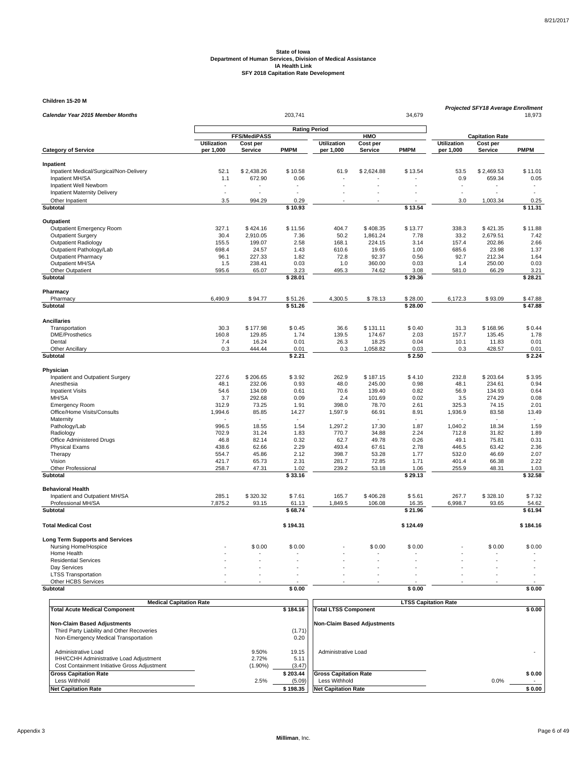**State of Iowa**
**Department of Human Services, Division of Medical Assistance**
**IA Health Link**
**SFY 2018 Capitation Rate Development**

**Children 15-20 M**

| Category of Service | FFS/MediPASS Utilization per 1,000 | FFS/MediPASS Cost per Service | FFS/MediPASS PMPM | HMO Utilization per 1,000 | HMO Cost per Service | HMO PMPM | Capitation Rate Utilization per 1,000 | Capitation Rate Cost per Service | Capitation Rate PMPM |
|---|---|---|---|---|---|---|---|---|---|
| *Calendar Year 2015 Member Months* | | | 203,741 | | | 34,679 | | *Projected SFY18 Average Enrollment* | 18,973 |
| **Inpatient** | | | | | | | | | |
| Inpatient Medical/Surgical/Non-Delivery | 52.1 | $ 2,438.26 | $ 10.58 | 61.9 | $ 2,624.88 | $ 13.54 | 53.5 | $ 2,469.53 | $ 11.01 |
| Inpatient MH/SA | 1.1 | 672.90 | 0.06 | - | - | - | 0.9 | 659.34 | 0.05 |
| Inpatient Well Newborn | - | - | - | - | - | - | - | - | - |
| Inpatient Maternity Delivery | - | - | - | - | - | - | - | - | - |
| Other Inpatient | 3.5 | 994.29 | 0.29 | - | - | - | 3.0 | 1,003.34 | 0.25 |
| **Subtotal** | | | **$ 10.93** | | | **$ 13.54** | | | **$ 11.31** |
| **Outpatient** | | | | | | | | | |
| Outpatient Emergency Room | 327.1 | $ 424.16 | $ 11.56 | 404.7 | $ 408.35 | $ 13.77 | 338.3 | $ 421.35 | $ 11.88 |
| Outpatient Surgery | 30.4 | 2,910.05 | 7.36 | 50.2 | 1,861.24 | 7.78 | 33.2 | 2,679.51 | 7.42 |
| Outpatient Radiology | 155.5 | 199.07 | 2.58 | 168.1 | 224.15 | 3.14 | 157.4 | 202.86 | 2.66 |
| Outpatient Pathology/Lab | 698.4 | 24.57 | 1.43 | 610.6 | 19.65 | 1.00 | 685.6 | 23.98 | 1.37 |
| Outpatient Pharmacy | 96.1 | 227.33 | 1.82 | 72.8 | 92.37 | 0.56 | 92.7 | 212.34 | 1.64 |
| Outpatient MH/SA | 1.5 | 238.41 | 0.03 | 1.0 | 360.00 | 0.03 | 1.4 | 250.00 | 0.03 |
| Other Outpatient | 595.6 | 65.07 | 3.23 | 495.3 | 74.62 | 3.08 | 581.0 | 66.29 | 3.21 |
| **Subtotal** | | | **$ 28.01** | | | **$ 29.36** | | | **$ 28.21** |
| **Pharmacy** | | | | | | | | | |
| Pharmacy | 6,490.9 | $ 94.77 | $ 51.26 | 4,300.5 | $ 78.13 | $ 28.00 | 6,172.3 | $ 93.09 | $ 47.88 |
| **Subtotal** | | | **$ 51.26** | | | **$ 28.00** | | | **$ 47.88** |
| **Ancillaries** | | | | | | | | | |
| Transportation | 30.3 | $ 177.98 | $ 0.45 | 36.6 | $ 131.11 | $ 0.40 | 31.3 | $ 168.96 | $ 0.44 |
| DME/Prosthetics | 160.8 | 129.85 | 1.74 | 139.5 | 174.67 | 2.03 | 157.7 | 135.45 | 1.78 |
| Dental | 7.4 | 16.24 | 0.01 | 26.3 | 18.25 | 0.04 | 10.1 | 11.83 | 0.01 |
| Other Ancillary | 0.3 | 444.44 | 0.01 | 0.3 | 1,058.82 | 0.03 | 0.3 | 428.57 | 0.01 |
| **Subtotal** | | | **$ 2.21** | | | **$ 2.50** | | | **$ 2.24** |
| **Physician** | | | | | | | | | |
| Inpatient and Outpatient Surgery | 227.6 | $ 206.65 | $ 3.92 | 262.9 | $ 187.15 | $ 4.10 | 232.8 | $ 203.64 | $ 3.95 |
| Anesthesia | 48.1 | 232.06 | 0.93 | 48.0 | 245.00 | 0.98 | 48.1 | 234.61 | 0.94 |
| Inpatient Visits | 54.6 | 134.09 | 0.61 | 70.6 | 139.40 | 0.82 | 56.9 | 134.93 | 0.64 |
| MH/SA | 3.7 | 292.68 | 0.09 | 2.4 | 101.69 | 0.02 | 3.5 | 274.29 | 0.08 |
| Emergency Room | 312.9 | 73.25 | 1.91 | 398.0 | 78.70 | 2.61 | 325.3 | 74.15 | 2.01 |
| Office/Home Visits/Consults | 1,994.6 | 85.85 | 14.27 | 1,597.9 | 66.91 | 8.91 | 1,936.9 | 83.58 | 13.49 |
| Maternity | - | - | - | - | - | - | - | - | - |
| Pathology/Lab | 996.5 | 18.55 | 1.54 | 1,297.2 | 17.30 | 1.87 | 1,040.2 | 18.34 | 1.59 |
| Radiology | 702.9 | 31.24 | 1.83 | 770.7 | 34.88 | 2.24 | 712.8 | 31.82 | 1.89 |
| Office Administered Drugs | 46.8 | 82.14 | 0.32 | 62.7 | 49.78 | 0.26 | 49.1 | 75.81 | 0.31 |
| Physical Exams | 438.6 | 62.66 | 2.29 | 493.4 | 67.61 | 2.78 | 446.5 | 63.42 | 2.36 |
| Therapy | 554.7 | 45.86 | 2.12 | 398.7 | 53.28 | 1.77 | 532.0 | 46.69 | 2.07 |
| Vision | 421.7 | 65.73 | 2.31 | 281.7 | 72.85 | 1.71 | 401.4 | 66.38 | 2.22 |
| Other Professional | 258.7 | 47.31 | 1.02 | 239.2 | 53.18 | 1.06 | 255.9 | 48.31 | 1.03 |
| **Subtotal** | | | **$ 33.16** | | | **$ 29.13** | | | **$ 32.58** |
| **Behavioral Health** | | | | | | | | | |
| Inpatient and Outpatient MH/SA | 285.1 | $ 320.32 | $ 7.61 | 165.7 | $ 406.28 | $ 5.61 | 267.7 | $ 328.10 | $ 7.32 |
| Professional MH/SA | 7,875.2 | 93.15 | 61.13 | 1,849.5 | 106.08 | 16.35 | 6,998.7 | 93.65 | 54.62 |
| **Subtotal** | | | **$ 68.74** | | | **$ 21.96** | | | **$ 61.94** |
| **Total Medical Cost** | | | **$ 194.31** | | | **$ 124.49** | | | **$ 184.16** |
| **Long Term Supports and Services** | | | | | | | | | |
| Nursing Home/Hospice | - | $ 0.00 | $ 0.00 | - | $ 0.00 | $ 0.00 | - | $ 0.00 | $ 0.00 |
| Home Health | - | - | - | - | - | - | - | - | - |
| Residential Services | - | - | - | - | - | - | - | - | - |
| Day Services | - | - | - | - | - | - | - | - | - |
| LTSS Transportation | - | - | - | - | - | - | - | - | - |
| Other HCBS Services | - | - | - | - | - | - | - | - | - |
| **Subtotal** | | | **$ 0.00** | | | **$ 0.00** | | | **$ 0.00** |

| Medical Capitation Rate | | |
|---|---|---|
| **Total Acute Medical Component** | | **$ 184.16** |
| **Non-Claim Based Adjustments** | | |
| Third Party Liability and Other Recoveries | | (1.71) |
| Non-Emergency Medical Transportation | | 0.20 |
| Administrative Load | 9.50% | 19.15 |
| IHH/CCHH Administrative Load Adjustment | 2.72% | 5.11 |
| Cost Containment Initiative Gross Adjustment | (1.90%) | (3.47) |
| **Gross Capitation Rate** | | **$ 203.44** |
| Less Withhold | 2.5% | (5.09) |
| **Net Capitation Rate** | | **$ 198.35** |

| LTSS Capitation Rate | | |
|---|---|---|
| **Total LTSS Component** | | **$ 0.00** |
| **Non-Claim Based Adjustments** | | |
| Administrative Load | | - |
| **Gross Capitation Rate** | | **$ 0.00** |
| Less Withhold | 0.0% | - |
| **Net Capitation Rate** | | **$ 0.00** |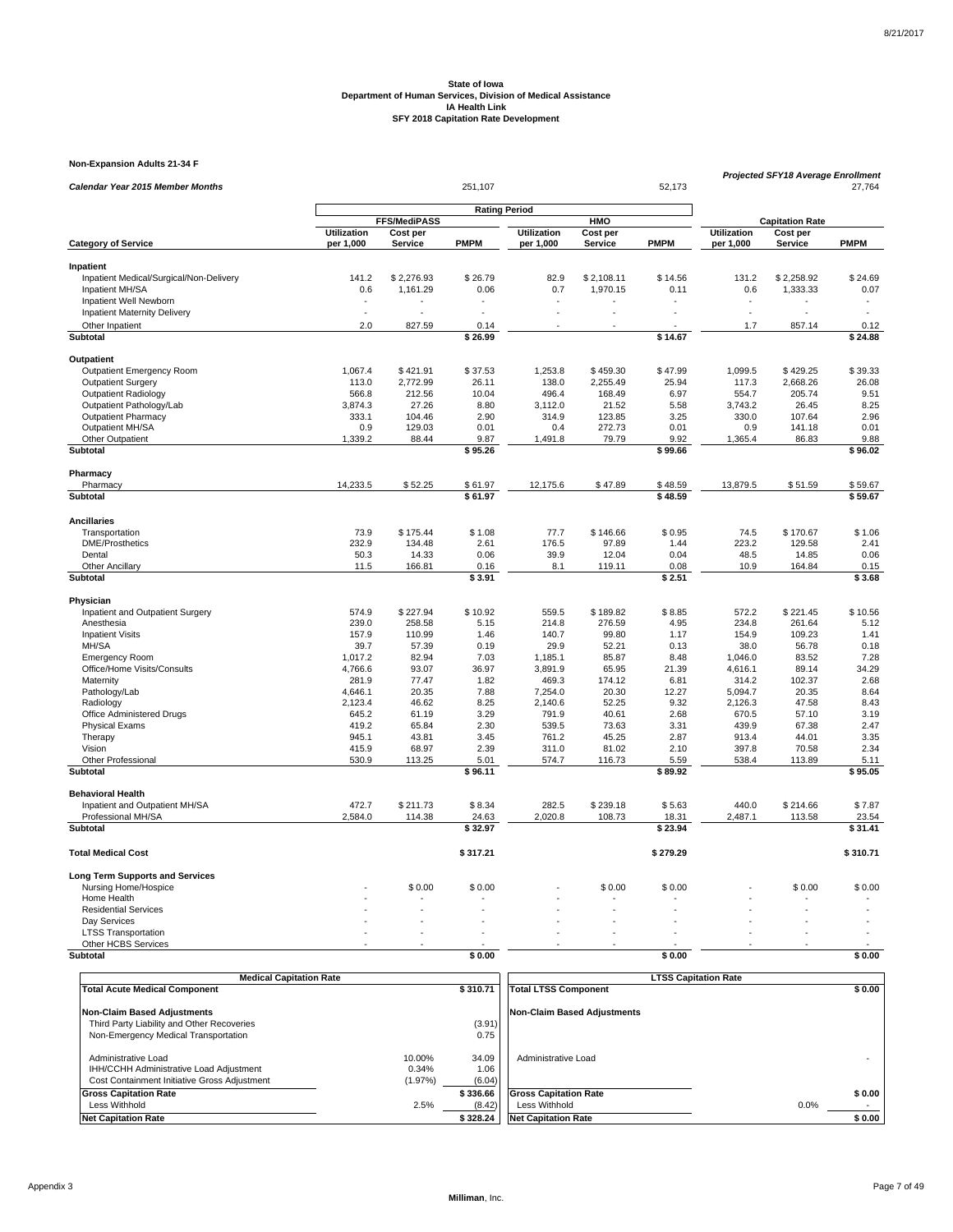State of Iowa
Department of Human Services, Division of Medical Assistance
IA Health Link
SFY 2018 Capitation Rate Development

**Non-Expansion Adults 21-34 F**

| *Calendar Year 2015 Member Months* | | | 251,107 | | | 52,173 | *Projected SFY18 Average Enrollment* | | 27,764 |
|---|---|---|---|---|---|---|---|---|---|
| | Rating Period | | | | | | | | |
| | FFS/MediPASS | | | HMO | | | Capitation Rate | | |
| **Category of Service** | **Utilization per 1,000** | **Cost per Service** | **PMPM** | **Utilization per 1,000** | **Cost per Service** | **PMPM** | **Utilization per 1,000** | **Cost per Service** | **PMPM** |
| **Inpatient** | | | | | | | | | |
| Inpatient Medical/Surgical/Non-Delivery | 141.2 | $ 2,276.93 | $ 26.79 | 82.9 | $ 2,108.11 | $ 14.56 | 131.2 | $ 2,258.92 | $ 24.69 |
| Inpatient MH/SA | 0.6 | 1,161.29 | 0.06 | 0.7 | 1,970.15 | 0.11 | 0.6 | 1,333.33 | 0.07 |
| Inpatient Well Newborn | - | - | - | - | - | - | - | - | - |
| Inpatient Maternity Delivery | - | - | - | - | - | - | - | - | - |
| Other Inpatient | 2.0 | 827.59 | 0.14 | - | - | - | 1.7 | 857.14 | 0.12 |
| **Subtotal** | | | **$ 26.99** | | | **$ 14.67** | | | **$ 24.88** |
| **Outpatient** | | | | | | | | | |
| Outpatient Emergency Room | 1,067.4 | $ 421.91 | $ 37.53 | 1,253.8 | $ 459.30 | $ 47.99 | 1,099.5 | $ 429.25 | $ 39.33 |
| Outpatient Surgery | 113.0 | 2,772.99 | 26.11 | 138.0 | 2,255.49 | 25.94 | 117.3 | 2,668.26 | 26.08 |
| Outpatient Radiology | 566.8 | 212.56 | 10.04 | 496.4 | 168.49 | 6.97 | 554.7 | 205.74 | 9.51 |
| Outpatient Pathology/Lab | 3,874.3 | 27.26 | 8.80 | 3,112.0 | 21.52 | 5.58 | 3,743.2 | 26.45 | 8.25 |
| Outpatient Pharmacy | 333.1 | 104.46 | 2.90 | 314.9 | 123.85 | 3.25 | 330.0 | 107.64 | 2.96 |
| Outpatient MH/SA | 0.9 | 129.03 | 0.01 | 0.4 | 272.73 | 0.01 | 0.9 | 141.18 | 0.01 |
| Other Outpatient | 1,339.2 | 88.44 | 9.87 | 1,491.8 | 79.79 | 9.92 | 1,365.4 | 86.83 | 9.88 |
| **Subtotal** | | | **$ 95.26** | | | **$ 99.66** | | | **$ 96.02** |
| **Pharmacy** | | | | | | | | | |
| Pharmacy | 14,233.5 | $ 52.25 | $ 61.97 | 12,175.6 | $ 47.89 | $ 48.59 | 13,879.5 | $ 51.59 | $ 59.67 |
| **Subtotal** | | | **$ 61.97** | | | **$ 48.59** | | | **$ 59.67** |
| **Ancillaries** | | | | | | | | | |
| Transportation | 73.9 | $ 175.44 | $ 1.08 | 77.7 | $ 146.66 | $ 0.95 | 74.5 | $ 170.67 | $ 1.06 |
| DME/Prosthetics | 232.9 | 134.48 | 2.61 | 176.5 | 97.89 | 1.44 | 223.2 | 129.58 | 2.41 |
| Dental | 50.3 | 14.33 | 0.06 | 39.9 | 12.04 | 0.04 | 48.5 | 14.85 | 0.06 |
| Other Ancillary | 11.5 | 166.81 | 0.16 | 8.1 | 119.11 | 0.08 | 10.9 | 164.84 | 0.15 |
| **Subtotal** | | | **$ 3.91** | | | **$ 2.51** | | | **$ 3.68** |
| **Physician** | | | | | | | | | |
| Inpatient and Outpatient Surgery | 574.9 | $ 227.94 | $ 10.92 | 559.5 | $ 189.82 | $ 8.85 | 572.2 | $ 221.45 | $ 10.56 |
| Anesthesia | 239.0 | 258.58 | 5.15 | 214.8 | 276.59 | 4.95 | 234.8 | 261.64 | 5.12 |
| Inpatient Visits | 157.9 | 110.99 | 1.46 | 140.7 | 99.80 | 1.17 | 154.9 | 109.23 | 1.41 |
| MH/SA | 39.7 | 57.39 | 0.19 | 29.9 | 52.21 | 0.13 | 38.0 | 56.78 | 0.18 |
| Emergency Room | 1,017.2 | 82.94 | 7.03 | 1,185.1 | 85.87 | 8.48 | 1,046.0 | 83.52 | 7.28 |
| Office/Home Visits/Consults | 4,766.6 | 93.07 | 36.97 | 3,891.9 | 65.95 | 21.39 | 4,616.1 | 89.14 | 34.29 |
| Maternity | 281.9 | 77.47 | 1.82 | 469.3 | 174.12 | 6.81 | 314.2 | 102.37 | 2.68 |
| Pathology/Lab | 4,646.1 | 20.35 | 7.88 | 7,254.0 | 20.30 | 12.27 | 5,094.7 | 20.35 | 8.64 |
| Radiology | 2,123.4 | 46.62 | 8.25 | 2,140.6 | 52.25 | 9.32 | 2,126.3 | 47.58 | 8.43 |
| Office Administered Drugs | 645.2 | 61.19 | 3.29 | 791.9 | 40.61 | 2.68 | 670.5 | 57.10 | 3.19 |
| Physical Exams | 419.2 | 65.84 | 2.30 | 539.5 | 73.63 | 3.31 | 439.9 | 67.38 | 2.47 |
| Therapy | 945.1 | 43.81 | 3.45 | 761.2 | 45.25 | 2.87 | 913.4 | 44.01 | 3.35 |
| Vision | 415.9 | 68.97 | 2.39 | 311.0 | 81.02 | 2.10 | 397.8 | 70.58 | 2.34 |
| Other Professional | 530.9 | 113.25 | 5.01 | 574.7 | 116.73 | 5.59 | 538.4 | 113.89 | 5.11 |
| **Subtotal** | | | **$ 96.11** | | | **$ 89.92** | | | **$ 95.05** |
| **Behavioral Health** | | | | | | | | | |
| Inpatient and Outpatient MH/SA | 472.7 | $ 211.73 | $ 8.34 | 282.5 | $ 239.18 | $ 5.63 | 440.0 | $ 214.66 | $ 7.87 |
| Professional MH/SA | 2,584.0 | 114.38 | 24.63 | 2,020.8 | 108.73 | 18.31 | 2,487.1 | 113.58 | 23.54 |
| **Subtotal** | | | **$ 32.97** | | | **$ 23.94** | | | **$ 31.41** |
| **Total Medical Cost** | | | **$ 317.21** | | | **$ 279.29** | | | **$ 310.71** |
| **Long Term Supports and Services** | | | | | | | | | |
| Nursing Home/Hospice | - | $ 0.00 | $ 0.00 | - | $ 0.00 | $ 0.00 | - | $ 0.00 | $ 0.00 |
| Home Health | - | - | - | - | - | - | - | - | - |
| Residential Services | - | - | - | - | - | - | - | - | - |
| Day Services | - | - | - | - | - | - | - | - | - |
| LTSS Transportation | - | - | - | - | - | - | - | - | - |
| Other HCBS Services | - | - | - | - | - | - | - | - | - |
| **Subtotal** | | | **$ 0.00** | | | **$ 0.00** | | | **$ 0.00** |

| Medical Capitation Rate | | |
|---|---|---|
| **Total Acute Medical Component** | | **$ 310.71** |
| **Non-Claim Based Adjustments** | | |
| Third Party Liability and Other Recoveries | | (3.91) |
| Non-Emergency Medical Transportation | | 0.75 |
| Administrative Load | 10.00% | 34.09 |
| IHH/CCHH Administrative Load Adjustment | 0.34% | 1.06 |
| Cost Containment Initiative Gross Adjustment | (1.97%) | (6.04) |
| **Gross Capitation Rate** | | **$ 336.66** |
| Less Withhold | 2.5% | (8.42) |
| **Net Capitation Rate** | | **$ 328.24** |

| LTSS Capitation Rate | | |
|---|---|---|
| **Total LTSS Component** | | **$ 0.00** |
| **Non-Claim Based Adjustments** | | |
| Administrative Load | | - |
| **Gross Capitation Rate** | | **$ 0.00** |
| Less Withhold | 0.0% | - |
| **Net Capitation Rate** | | **$ 0.00** |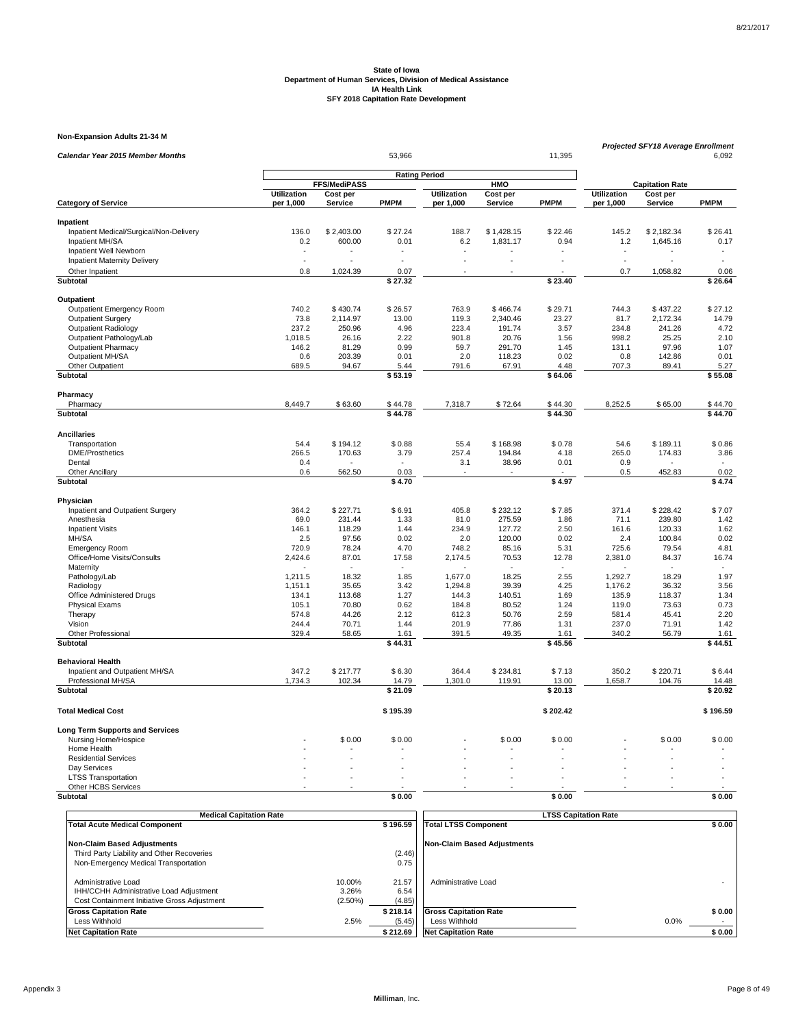**State of Iowa**
**Department of Human Services, Division of Medical Assistance**
**IA Health Link**
**SFY 2018 Capitation Rate Development**

**Non-Expansion Adults 21-34 M**

| *Calendar Year 2015 Member Months* | | | 53,966 | | | 11,395 | *Projected SFY18 Average Enrollment* | | 6,092 |
|---|---|---|---|---|---|---|---|---|---|
| | Rating Period | | | | | | | | |
| | FFS/MediPASS | | | HMO | | | Capitation Rate | | |
| **Category of Service** | **Utilization per 1,000** | **Cost per Service** | **PMPM** | **Utilization per 1,000** | **Cost per Service** | **PMPM** | **Utilization per 1,000** | **Cost per Service** | **PMPM** |
| **Inpatient** | | | | | | | | | |
| Inpatient Medical/Surgical/Non-Delivery | 136.0 | $ 2,403.00 | $ 27.24 | 188.7 | $ 1,428.15 | $ 22.46 | 145.2 | $ 2,182.34 | $ 26.41 |
| Inpatient MH/SA | 0.2 | 600.00 | 0.01 | 6.2 | 1,831.17 | 0.94 | 1.2 | 1,645.16 | 0.17 |
| Inpatient Well Newborn | - | - | - | - | - | - | - | - | - |
| Inpatient Maternity Delivery | - | - | - | - | - | - | - | - | - |
| Other Inpatient | 0.8 | 1,024.39 | 0.07 | - | - | - | 0.7 | 1,058.82 | 0.06 |
| **Subtotal** | | | **$ 27.32** | | | **$ 23.40** | | | **$ 26.64** |
| **Outpatient** | | | | | | | | | |
| Outpatient Emergency Room | 740.2 | $ 430.74 | $ 26.57 | 763.9 | $ 466.74 | $ 29.71 | 744.3 | $ 437.22 | $ 27.12 |
| Outpatient Surgery | 73.8 | 2,114.97 | 13.00 | 119.3 | 2,340.46 | 23.27 | 81.7 | 2,172.34 | 14.79 |
| Outpatient Radiology | 237.2 | 250.96 | 4.96 | 223.4 | 191.74 | 3.57 | 234.8 | 241.26 | 4.72 |
| Outpatient Pathology/Lab | 1,018.5 | 26.16 | 2.22 | 901.8 | 20.76 | 1.56 | 998.2 | 25.25 | 2.10 |
| Outpatient Pharmacy | 146.2 | 81.29 | 0.99 | 59.7 | 291.70 | 1.45 | 131.1 | 97.96 | 1.07 |
| Outpatient MH/SA | 0.6 | 203.39 | 0.01 | 2.0 | 118.23 | 0.02 | 0.8 | 142.86 | 0.01 |
| Other Outpatient | 689.5 | 94.67 | 5.44 | 791.6 | 67.91 | 4.48 | 707.3 | 89.41 | 5.27 |
| **Subtotal** | | | **$ 53.19** | | | **$ 64.06** | | | **$ 55.08** |
| **Pharmacy** | | | | | | | | | |
| Pharmacy | 8,449.7 | $ 63.60 | $ 44.78 | 7,318.7 | $ 72.64 | $ 44.30 | 8,252.5 | $ 65.00 | $ 44.70 |
| **Subtotal** | | | **$ 44.78** | | | **$ 44.30** | | | **$ 44.70** |
| **Ancillaries** | | | | | | | | | |
| Transportation | 54.4 | $ 194.12 | $ 0.88 | 55.4 | $ 168.98 | $ 0.78 | 54.6 | $ 189.11 | $ 0.86 |
| DME/Prosthetics | 266.5 | 170.63 | 3.79 | 257.4 | 194.84 | 4.18 | 265.0 | 174.83 | 3.86 |
| Dental | 0.4 | - | - | 3.1 | 38.96 | 0.01 | 0.9 | - | - |
| Other Ancillary | 0.6 | 562.50 | 0.03 | - | - | - | 0.5 | 452.83 | 0.02 |
| **Subtotal** | | | **$ 4.70** | | | **$ 4.97** | | | **$ 4.74** |
| **Physician** | | | | | | | | | |
| Inpatient and Outpatient Surgery | 364.2 | $ 227.71 | $ 6.91 | 405.8 | $ 232.12 | $ 7.85 | 371.4 | $ 228.42 | $ 7.07 |
| Anesthesia | 69.0 | 231.44 | 1.33 | 81.0 | 275.59 | 1.86 | 71.1 | 239.80 | 1.42 |
| Inpatient Visits | 146.1 | 118.29 | 1.44 | 234.9 | 127.72 | 2.50 | 161.6 | 120.33 | 1.62 |
| MH/SA | 2.5 | 97.56 | 0.02 | 2.0 | 120.00 | 0.02 | 2.4 | 100.84 | 0.02 |
| Emergency Room | 720.9 | 78.24 | 4.70 | 748.2 | 85.16 | 5.31 | 725.6 | 79.54 | 4.81 |
| Office/Home Visits/Consults | 2,424.6 | 87.01 | 17.58 | 2,174.5 | 70.53 | 12.78 | 2,381.0 | 84.37 | 16.74 |
| Maternity | - | - | - | - | - | - | - | - | - |
| Pathology/Lab | 1,211.5 | 18.32 | 1.85 | 1,677.0 | 18.25 | 2.55 | 1,292.7 | 18.29 | 1.97 |
| Radiology | 1,151.1 | 35.65 | 3.42 | 1,294.8 | 39.39 | 4.25 | 1,176.2 | 36.32 | 3.56 |
| Office Administered Drugs | 134.1 | 113.68 | 1.27 | 144.3 | 140.51 | 1.69 | 135.9 | 118.37 | 1.34 |
| Physical Exams | 105.1 | 70.80 | 0.62 | 184.8 | 80.52 | 1.24 | 119.0 | 73.63 | 0.73 |
| Therapy | 574.8 | 44.26 | 2.12 | 612.3 | 50.76 | 2.59 | 581.4 | 45.41 | 2.20 |
| Vision | 244.4 | 70.71 | 1.44 | 201.9 | 77.86 | 1.31 | 237.0 | 71.91 | 1.42 |
| Other Professional | 329.4 | 58.65 | 1.61 | 391.5 | 49.35 | 1.61 | 340.2 | 56.79 | 1.61 |
| **Subtotal** | | | **$ 44.31** | | | **$ 45.56** | | | **$ 44.51** |
| **Behavioral Health** | | | | | | | | | |
| Inpatient and Outpatient MH/SA | 347.2 | $ 217.77 | $ 6.30 | 364.4 | $ 234.81 | $ 7.13 | 350.2 | $ 220.71 | $ 6.44 |
| Professional MH/SA | 1,734.3 | 102.34 | 14.79 | 1,301.0 | 119.91 | 13.00 | 1,658.7 | 104.76 | 14.48 |
| **Subtotal** | | | **$ 21.09** | | | **$ 20.13** | | | **$ 20.92** |
| **Total Medical Cost** | | | **$ 195.39** | | | **$ 202.42** | | | **$ 196.59** |
| **Long Term Supports and Services** | | | | | | | | | |
| Nursing Home/Hospice | - | $ 0.00 | $ 0.00 | - | $ 0.00 | $ 0.00 | - | $ 0.00 | $ 0.00 |
| Home Health | - | - | - | - | - | - | - | - | - |
| Residential Services | - | - | - | - | - | - | - | - | - |
| Day Services | - | - | - | - | - | - | - | - | - |
| LTSS Transportation | - | - | - | - | - | - | - | - | - |
| Other HCBS Services | - | - | - | - | - | - | - | - | - |
| **Subtotal** | | | **$ 0.00** | | | **$ 0.00** | | | **$ 0.00** |

| Medical Capitation Rate | | |
|---|---|---|
| **Total Acute Medical Component** | | **$ 196.59** |
| **Non-Claim Based Adjustments** | | |
| Third Party Liability and Other Recoveries | | (2.46) |
| Non-Emergency Medical Transportation | | 0.75 |
| Administrative Load | 10.00% | 21.57 |
| IHH/CCHH Administrative Load Adjustment | 3.26% | 6.54 |
| Cost Containment Initiative Gross Adjustment | (2.50%) | (4.85) |
| **Gross Capitation Rate** | | **$ 218.14** |
| Less Withhold | 2.5% | (5.45) |
| **Net Capitation Rate** | | **$ 212.69** |

| LTSS Capitation Rate | | |
|---|---|---|
| **Total LTSS Component** | | **$ 0.00** |
| **Non-Claim Based Adjustments** | | |
| Administrative Load | | - |
| **Gross Capitation Rate** | | **$ 0.00** |
| Less Withhold | 0.0% | - |
| **Net Capitation Rate** | | **$ 0.00** |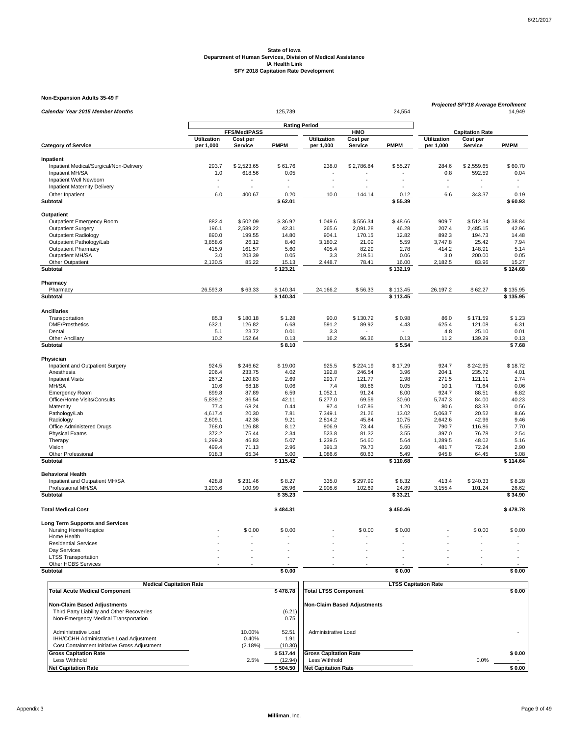**State of Iowa**
**Department of Human Services, Division of Medical Assistance**
**IA Health Link**
**SFY 2018 Capitation Rate Development**

**Non-Expansion Adults 35-49 F**

| *Calendar Year 2015 Member Months* | | | 125,739 | | | 24,554 | *Projected SFY18 Average Enrollment* | | 14,949 |
|---|---|---|---|---|---|---|---|---|---|
| | **Rating Period** | | | | | | | | |
| | **FFS/MediPASS** | | | **HMO** | | | **Capitation Rate** | | |
| **Category of Service** | **Utilization per 1,000** | **Cost per Service** | **PMPM** | **Utilization per 1,000** | **Cost per Service** | **PMPM** | **Utilization per 1,000** | **Cost per Service** | **PMPM** |
| **Inpatient** | | | | | | | | | |
| Inpatient Medical/Surgical/Non-Delivery | 293.7 | $ 2,523.65 | $ 61.76 | 238.0 | $ 2,786.84 | $ 55.27 | 284.6 | $ 2,559.65 | $ 60.70 |
| Inpatient MH/SA | 1.0 | 618.56 | 0.05 | - | - | - | 0.8 | 592.59 | 0.04 |
| Inpatient Well Newborn | - | - | - | - | - | - | - | - | - |
| Inpatient Maternity Delivery | - | - | - | - | - | - | - | - | - |
| Other Inpatient | 6.0 | 400.67 | 0.20 | 10.0 | 144.14 | 0.12 | 6.6 | 343.37 | 0.19 |
| **Subtotal** | | | **$ 62.01** | | | **$ 55.39** | | | **$ 60.93** |
| **Outpatient** | | | | | | | | | |
| Outpatient Emergency Room | 882.4 | $ 502.09 | $ 36.92 | 1,049.6 | $ 556.34 | $ 48.66 | 909.7 | $ 512.34 | $ 38.84 |
| Outpatient Surgery | 196.1 | 2,589.22 | 42.31 | 265.6 | 2,091.28 | 46.28 | 207.4 | 2,485.15 | 42.96 |
| Outpatient Radiology | 890.0 | 199.55 | 14.80 | 904.1 | 170.15 | 12.82 | 892.3 | 194.73 | 14.48 |
| Outpatient Pathology/Lab | 3,858.6 | 26.12 | 8.40 | 3,180.2 | 21.09 | 5.59 | 3,747.8 | 25.42 | 7.94 |
| Outpatient Pharmacy | 415.9 | 161.57 | 5.60 | 405.4 | 82.29 | 2.78 | 414.2 | 148.91 | 5.14 |
| Outpatient MH/SA | 3.0 | 203.39 | 0.05 | 3.3 | 219.51 | 0.06 | 3.0 | 200.00 | 0.05 |
| Other Outpatient | 2,130.5 | 85.22 | 15.13 | 2,448.7 | 78.41 | 16.00 | 2,182.5 | 83.96 | 15.27 |
| **Subtotal** | | | **$ 123.21** | | | **$ 132.19** | | | **$ 124.68** |
| **Pharmacy** | | | | | | | | | |
| Pharmacy | 26,593.8 | $ 63.33 | $ 140.34 | 24,166.2 | $ 56.33 | $ 113.45 | 26,197.2 | $ 62.27 | $ 135.95 |
| **Subtotal** | | | **$ 140.34** | | | **$ 113.45** | | | **$ 135.95** |
| **Ancillaries** | | | | | | | | | |
| Transportation | 85.3 | $ 180.18 | $ 1.28 | 90.0 | $ 130.72 | $ 0.98 | 86.0 | $ 171.59 | $ 1.23 |
| DME/Prosthetics | 632.1 | 126.82 | 6.68 | 591.2 | 89.92 | 4.43 | 625.4 | 121.08 | 6.31 |
| Dental | 5.1 | 23.72 | 0.01 | 3.3 | - | - | 4.8 | 25.10 | 0.01 |
| Other Ancillary | 10.2 | 152.64 | 0.13 | 16.2 | 96.36 | 0.13 | 11.2 | 139.29 | 0.13 |
| **Subtotal** | | | **$ 8.10** | | | **$ 5.54** | | | **$ 7.68** |
| **Physician** | | | | | | | | | |
| Inpatient and Outpatient Surgery | 924.5 | $ 246.62 | $ 19.00 | 925.5 | $ 224.19 | $ 17.29 | 924.7 | $ 242.95 | $ 18.72 |
| Anesthesia | 206.4 | 233.75 | 4.02 | 192.8 | 246.54 | 3.96 | 204.1 | 235.72 | 4.01 |
| Inpatient Visits | 267.2 | 120.83 | 2.69 | 293.7 | 121.77 | 2.98 | 271.5 | 121.11 | 2.74 |
| MH/SA | 10.6 | 68.18 | 0.06 | 7.4 | 80.86 | 0.05 | 10.1 | 71.64 | 0.06 |
| Emergency Room | 899.8 | 87.89 | 6.59 | 1,052.1 | 91.24 | 8.00 | 924.7 | 88.51 | 6.82 |
| Office/Home Visits/Consults | 5,839.2 | 86.54 | 42.11 | 5,277.0 | 69.59 | 30.60 | 5,747.3 | 84.00 | 40.23 |
| Maternity | 77.4 | 68.24 | 0.44 | 97.4 | 147.86 | 1.20 | 80.6 | 83.33 | 0.56 |
| Pathology/Lab | 4,617.4 | 20.30 | 7.81 | 7,349.1 | 21.26 | 13.02 | 5,063.7 | 20.52 | 8.66 |
| Radiology | 2,609.1 | 42.36 | 9.21 | 2,814.2 | 45.84 | 10.75 | 2,642.6 | 42.96 | 9.46 |
| Office Administered Drugs | 768.0 | 126.88 | 8.12 | 906.9 | 73.44 | 5.55 | 790.7 | 116.86 | 7.70 |
| Physical Exams | 372.2 | 75.44 | 2.34 | 523.8 | 81.32 | 3.55 | 397.0 | 76.78 | 2.54 |
| Therapy | 1,299.3 | 46.83 | 5.07 | 1,239.5 | 54.60 | 5.64 | 1,289.5 | 48.02 | 5.16 |
| Vision | 499.4 | 71.13 | 2.96 | 391.3 | 79.73 | 2.60 | 481.7 | 72.24 | 2.90 |
| Other Professional | 918.3 | 65.34 | 5.00 | 1,086.6 | 60.63 | 5.49 | 945.8 | 64.45 | 5.08 |
| **Subtotal** | | | **$ 115.42** | | | **$ 110.68** | | | **$ 114.64** |
| **Behavioral Health** | | | | | | | | | |
| Inpatient and Outpatient MH/SA | 428.8 | $ 231.46 | $ 8.27 | 335.0 | $ 297.99 | $ 8.32 | 413.4 | $ 240.33 | $ 8.28 |
| Professional MH/SA | 3,203.6 | 100.99 | 26.96 | 2,908.6 | 102.69 | 24.89 | 3,155.4 | 101.24 | 26.62 |
| **Subtotal** | | | **$ 35.23** | | | **$ 33.21** | | | **$ 34.90** |
| **Total Medical Cost** | | | **$ 484.31** | | | **$ 450.46** | | | **$ 478.78** |
| **Long Term Supports and Services** | | | | | | | | | |
| Nursing Home/Hospice | - | $ 0.00 | $ 0.00 | - | $ 0.00 | $ 0.00 | - | $ 0.00 | $ 0.00 |
| Home Health | - | - | - | - | - | - | - | - | - |
| Residential Services | - | - | - | - | - | - | - | - | - |
| Day Services | - | - | - | - | - | - | - | - | - |
| LTSS Transportation | - | - | - | - | - | - | - | - | - |
| Other HCBS Services | - | - | - | - | - | - | - | - | - |
| **Subtotal** | | | **$ 0.00** | | | **$ 0.00** | | | **$ 0.00** |

| **Medical Capitation Rate** | | |
|---|---|---|
| **Total Acute Medical Component** | | **$ 478.78** |
| **Non-Claim Based Adjustments** | | |
| Third Party Liability and Other Recoveries | | (6.21) |
| Non-Emergency Medical Transportation | | 0.75 |
| Administrative Load | 10.00% | 52.51 |
| IHH/CCHH Administrative Load Adjustment | 0.40% | 1.91 |
| Cost Containment Initiative Gross Adjustment | (2.18%) | (10.30) |
| **Gross Capitation Rate** | | **$ 517.44** |
| Less Withhold | 2.5% | (12.94) |
| **Net Capitation Rate** | | **$ 504.50** |

| **LTSS Capitation Rate** | | |
|---|---|---|
| **Total LTSS Component** | | **$ 0.00** |
| **Non-Claim Based Adjustments** | | |
| Administrative Load | | - |
| **Gross Capitation Rate** | | **$ 0.00** |
| Less Withhold | 0.0% | - |
| **Net Capitation Rate** | | **$ 0.00** |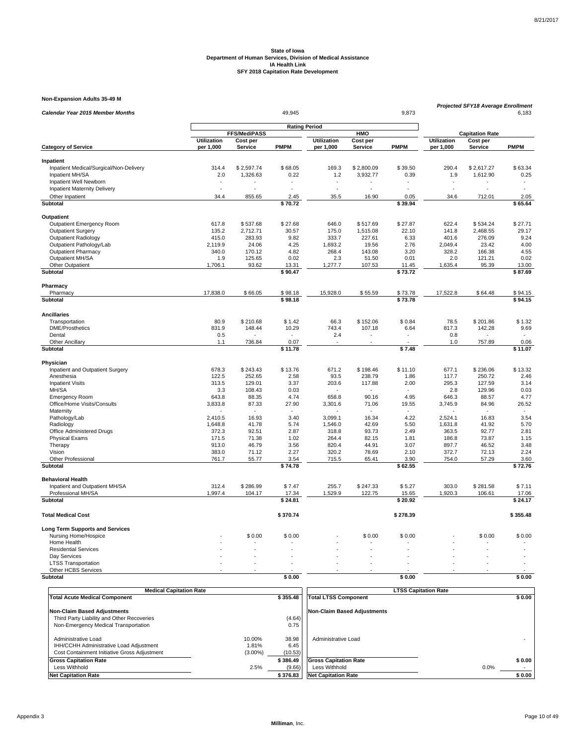**State of Iowa**
**Department of Human Services, Division of Medical Assistance**
**IA Health Link**
**SFY 2018 Capitation Rate Development**

**Non-Expansion Adults 35-49 M**

| *Calendar Year 2015 Member Months* | | | 49,945 | | | 9,873 | *Projected SFY18 Average Enrollment* | | 6,183 |
|---|---|---|---|---|---|---|---|---|---|
| | **Rating Period** | | | | | | | | |
| | **FFS/MediPASS** | | | **HMO** | | | **Capitation Rate** | | |
| **Category of Service** | **Utilization per 1,000** | **Cost per Service** | **PMPM** | **Utilization per 1,000** | **Cost per Service** | **PMPM** | **Utilization per 1,000** | **Cost per Service** | **PMPM** |
| **Inpatient** | | | | | | | | | |
| Inpatient Medical/Surgical/Non-Delivery | 314.4 | $ 2,597.74 | $ 68.05 | 169.3 | $ 2,800.09 | $ 39.50 | 290.4 | $ 2,617.27 | $ 63.34 |
| Inpatient MH/SA | 2.0 | 1,326.63 | 0.22 | 1.2 | 3,932.77 | 0.39 | 1.9 | 1,612.90 | 0.25 |
| Inpatient Well Newborn | - | - | - | - | - | - | - | - | - |
| Inpatient Maternity Delivery | - | - | - | - | - | - | - | - | - |
| Other Inpatient | 34.4 | 855.65 | 2.45 | 35.5 | 16.90 | 0.05 | 34.6 | 712.01 | 2.05 |
| **Subtotal** | | | **$ 70.72** | | | **$ 39.94** | | | **$ 65.64** |
| **Outpatient** | | | | | | | | | |
| Outpatient Emergency Room | 617.8 | $ 537.68 | $ 27.68 | 646.0 | $ 517.69 | $ 27.87 | 622.4 | $ 534.24 | $ 27.71 |
| Outpatient Surgery | 135.2 | 2,712.71 | 30.57 | 175.0 | 1,515.08 | 22.10 | 141.8 | 2,468.55 | 29.17 |
| Outpatient Radiology | 415.0 | 283.93 | 9.82 | 333.7 | 227.61 | 6.33 | 401.6 | 276.09 | 9.24 |
| Outpatient Pathology/Lab | 2,119.9 | 24.06 | 4.25 | 1,693.2 | 19.56 | 2.76 | 2,049.4 | 23.42 | 4.00 |
| Outpatient Pharmacy | 340.0 | 170.12 | 4.82 | 268.4 | 143.08 | 3.20 | 328.2 | 166.38 | 4.55 |
| Outpatient MH/SA | 1.9 | 125.65 | 0.02 | 2.3 | 51.50 | 0.01 | 2.0 | 121.21 | 0.02 |
| Other Outpatient | 1,706.1 | 93.62 | 13.31 | 1,277.7 | 107.53 | 11.45 | 1,635.4 | 95.39 | 13.00 |
| **Subtotal** | | | **$ 90.47** | | | **$ 73.72** | | | **$ 87.69** |
| **Pharmacy** | | | | | | | | | |
| Pharmacy | 17,838.0 | $ 66.05 | $ 98.18 | 15,928.0 | $ 55.59 | $ 73.78 | 17,522.8 | $ 64.48 | $ 94.15 |
| **Subtotal** | | | **$ 98.18** | | | **$ 73.78** | | | **$ 94.15** |
| **Ancillaries** | | | | | | | | | |
| Transportation | 80.9 | $ 210.68 | $ 1.42 | 66.3 | $ 152.06 | $ 0.84 | 78.5 | $ 201.86 | $ 1.32 |
| DME/Prosthetics | 831.9 | 148.44 | 10.29 | 743.4 | 107.18 | 6.64 | 817.3 | 142.28 | 9.69 |
| Dental | 0.5 | - | - | 2.4 | - | - | 0.8 | - | - |
| Other Ancillary | 1.1 | 736.84 | 0.07 | - | - | - | 1.0 | 757.89 | 0.06 |
| **Subtotal** | | | **$ 11.78** | | | **$ 7.48** | | | **$ 11.07** |
| **Physician** | | | | | | | | | |
| Inpatient and Outpatient Surgery | 678.3 | $ 243.43 | $ 13.76 | 671.2 | $ 198.46 | $ 11.10 | 677.1 | $ 236.06 | $ 13.32 |
| Anesthesia | 122.5 | 252.65 | 2.58 | 93.5 | 238.79 | 1.86 | 117.7 | 250.72 | 2.46 |
| Inpatient Visits | 313.5 | 129.01 | 3.37 | 203.6 | 117.88 | 2.00 | 295.3 | 127.59 | 3.14 |
| MH/SA | 3.3 | 108.43 | 0.03 | - | - | - | 2.8 | 129.96 | 0.03 |
| Emergency Room | 643.8 | 88.35 | 4.74 | 658.8 | 90.16 | 4.95 | 646.3 | 88.57 | 4.77 |
| Office/Home Visits/Consults | 3,833.8 | 87.33 | 27.90 | 3,301.6 | 71.06 | 19.55 | 3,745.9 | 84.96 | 26.52 |
| Maternity | - | - | - | - | - | - | - | - | - |
| Pathology/Lab | 2,410.5 | 16.93 | 3.40 | 3,099.1 | 16.34 | 4.22 | 2,524.1 | 16.83 | 3.54 |
| Radiology | 1,648.8 | 41.78 | 5.74 | 1,546.0 | 42.69 | 5.50 | 1,631.8 | 41.92 | 5.70 |
| Office Administered Drugs | 372.3 | 92.51 | 2.87 | 318.8 | 93.73 | 2.49 | 363.5 | 92.77 | 2.81 |
| Physical Exams | 171.5 | 71.38 | 1.02 | 264.4 | 82.15 | 1.81 | 186.8 | 73.87 | 1.15 |
| Therapy | 913.0 | 46.79 | 3.56 | 820.4 | 44.91 | 3.07 | 897.7 | 46.52 | 3.48 |
| Vision | 383.0 | 71.12 | 2.27 | 320.2 | 78.69 | 2.10 | 372.7 | 72.13 | 2.24 |
| Other Professional | 761.7 | 55.77 | 3.54 | 715.5 | 65.41 | 3.90 | 754.0 | 57.29 | 3.60 |
| **Subtotal** | | | **$ 74.78** | | | **$ 62.55** | | | **$ 72.76** |
| **Behavioral Health** | | | | | | | | | |
| Inpatient and Outpatient MH/SA | 312.4 | $ 286.99 | $ 7.47 | 255.7 | $ 247.33 | $ 5.27 | 303.0 | $ 281.58 | $ 7.11 |
| Professional MH/SA | 1,997.4 | 104.17 | 17.34 | 1,529.9 | 122.75 | 15.65 | 1,920.3 | 106.61 | 17.06 |
| **Subtotal** | | | **$ 24.81** | | | **$ 20.92** | | | **$ 24.17** |
| **Total Medical Cost** | | | **$ 370.74** | | | **$ 278.39** | | | **$ 355.48** |
| **Long Term Supports and Services** | | | | | | | | | |
| Nursing Home/Hospice | - | $ 0.00 | $ 0.00 | - | $ 0.00 | $ 0.00 | - | $ 0.00 | $ 0.00 |
| Home Health | - | - | - | - | - | - | - | - | - |
| Residential Services | - | - | - | - | - | - | - | - | - |
| Day Services | - | - | - | - | - | - | - | - | - |
| LTSS Transportation | - | - | - | - | - | - | - | - | - |
| Other HCBS Services | - | - | - | - | - | - | - | - | - |
| **Subtotal** | | | **$ 0.00** | | | **$ 0.00** | | | **$ 0.00** |

| **Medical Capitation Rate** | | |
|---|---|---|
| **Total Acute Medical Component** | | **$ 355.48** |
| **Non-Claim Based Adjustments** | | |
| Third Party Liability and Other Recoveries | | (4.64) |
| Non-Emergency Medical Transportation | | 0.75 |
| Administrative Load | 10.00% | 38.98 |
| IHH/CCHH Administrative Load Adjustment | 1.81% | 6.45 |
| Cost Containment Initiative Gross Adjustment | (3.00%) | (10.53) |
| **Gross Capitation Rate** | | **$ 386.49** |
| Less Withhold | 2.5% | (9.66) |
| **Net Capitation Rate** | | **$ 376.83** |

| **LTSS Capitation Rate** | | |
|---|---|---|
| **Total LTSS Component** | | **$ 0.00** |
| **Non-Claim Based Adjustments** | | |
| Administrative Load | | - |
| **Gross Capitation Rate** | | **$ 0.00** |
| Less Withhold | 0.0% | - |
| **Net Capitation Rate** | | **$ 0.00** |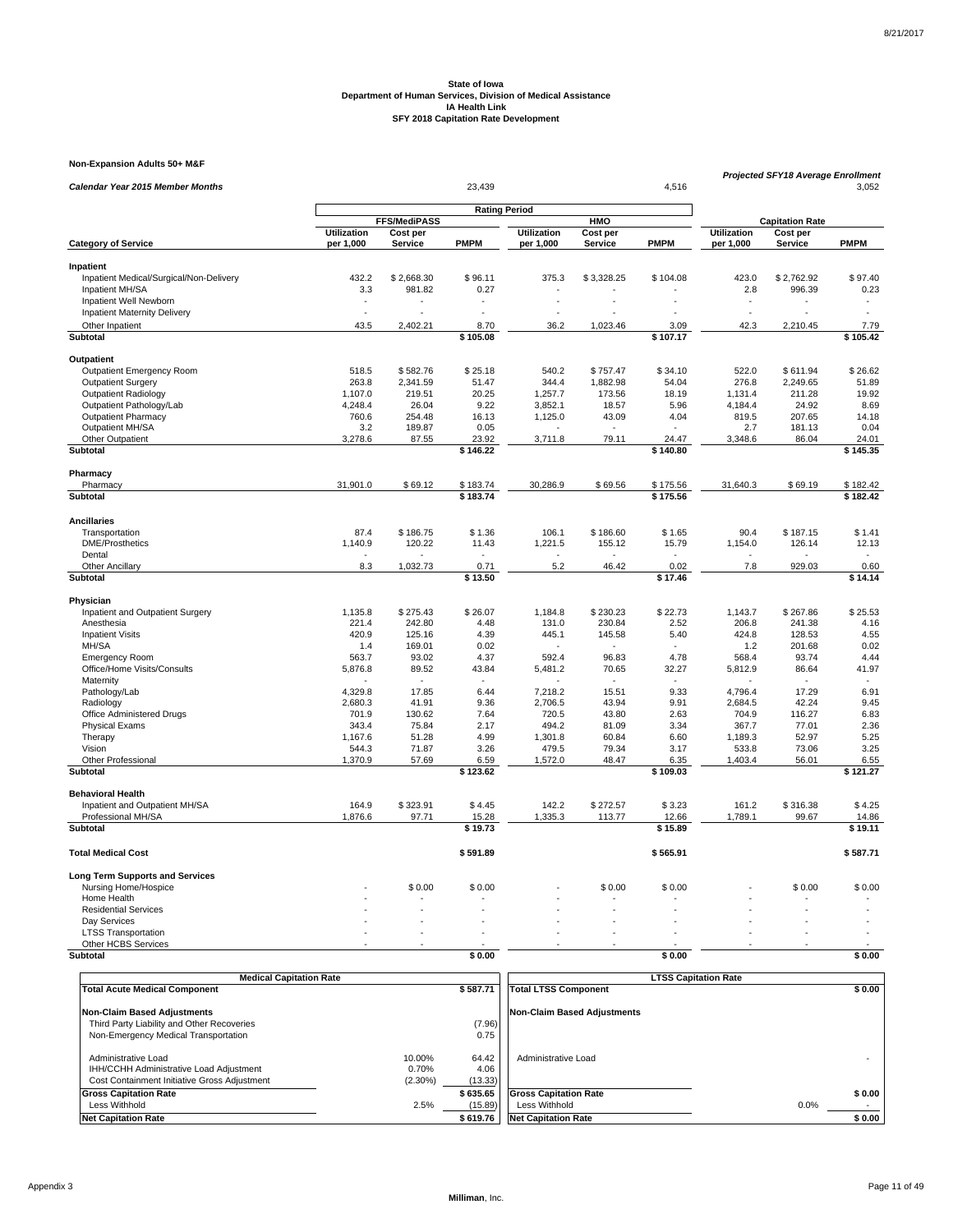State of Iowa
Department of Human Services, Division of Medical Assistance
IA Health Link
SFY 2018 Capitation Rate Development

**Non-Expansion Adults 50+ M&F**

| *Calendar Year 2015 Member Months* | | | 23,439 | | | 4,516 | *Projected SFY18 Average Enrollment* | | 3,052 |
|---|---|---|---|---|---|---|---|---|---|
| | **Rating Period** | | | | | | | | |
| | **FFS/MediPASS** | | | **HMO** | | | **Capitation Rate** | | |
| **Category of Service** | **Utilization per 1,000** | **Cost per Service** | **PMPM** | **Utilization per 1,000** | **Cost per Service** | **PMPM** | **Utilization per 1,000** | **Cost per Service** | **PMPM** |
| **Inpatient** | | | | | | | | | |
| Inpatient Medical/Surgical/Non-Delivery | 432.2 | $ 2,668.30 | $ 96.11 | 375.3 | $ 3,328.25 | $ 104.08 | 423.0 | $ 2,762.92 | $ 97.40 |
| Inpatient MH/SA | 3.3 | 981.82 | 0.27 | - | - | - | 2.8 | 996.39 | 0.23 |
| Inpatient Well Newborn | - | - | - | - | - | - | - | - | - |
| Inpatient Maternity Delivery | - | - | - | - | - | - | - | - | - |
| Other Inpatient | 43.5 | 2,402.21 | 8.70 | 36.2 | 1,023.46 | 3.09 | 42.3 | 2,210.45 | 7.79 |
| **Subtotal** | | | **$ 105.08** | | | **$ 107.17** | | | **$ 105.42** |
| **Outpatient** | | | | | | | | | |
| Outpatient Emergency Room | 518.5 | $ 582.76 | $ 25.18 | 540.2 | $ 757.47 | $ 34.10 | 522.0 | $ 611.94 | $ 26.62 |
| Outpatient Surgery | 263.8 | 2,341.59 | 51.47 | 344.4 | 1,882.98 | 54.04 | 276.8 | 2,249.65 | 51.89 |
| Outpatient Radiology | 1,107.0 | 219.51 | 20.25 | 1,257.7 | 173.56 | 18.19 | 1,131.4 | 211.28 | 19.92 |
| Outpatient Pathology/Lab | 4,248.4 | 26.04 | 9.22 | 3,852.1 | 18.57 | 5.96 | 4,184.4 | 24.92 | 8.69 |
| Outpatient Pharmacy | 760.6 | 254.48 | 16.13 | 1,125.0 | 43.09 | 4.04 | 819.5 | 207.65 | 14.18 |
| Outpatient MH/SA | 3.2 | 189.87 | 0.05 | - | - | - | 2.7 | 181.13 | 0.04 |
| Other Outpatient | 3,278.6 | 87.55 | 23.92 | 3,711.8 | 79.11 | 24.47 | 3,348.6 | 86.04 | 24.01 |
| **Subtotal** | | | **$ 146.22** | | | **$ 140.80** | | | **$ 145.35** |
| **Pharmacy** | | | | | | | | | |
| Pharmacy | 31,901.0 | $ 69.12 | $ 183.74 | 30,286.9 | $ 69.56 | $ 175.56 | 31,640.3 | $ 69.19 | $ 182.42 |
| **Subtotal** | | | **$ 183.74** | | | **$ 175.56** | | | **$ 182.42** |
| **Ancillaries** | | | | | | | | | |
| Transportation | 87.4 | $ 186.75 | $ 1.36 | 106.1 | $ 186.60 | $ 1.65 | 90.4 | $ 187.15 | $ 1.41 |
| DME/Prosthetics | 1,140.9 | 120.22 | 11.43 | 1,221.5 | 155.12 | 15.79 | 1,154.0 | 126.14 | 12.13 |
| Dental | - | - | - | - | - | - | - | - | - |
| Other Ancillary | 8.3 | 1,032.73 | 0.71 | 5.2 | 46.42 | 0.02 | 7.8 | 929.03 | 0.60 |
| **Subtotal** | | | **$ 13.50** | | | **$ 17.46** | | | **$ 14.14** |
| **Physician** | | | | | | | | | |
| Inpatient and Outpatient Surgery | 1,135.8 | $ 275.43 | $ 26.07 | 1,184.8 | $ 230.23 | $ 22.73 | 1,143.7 | $ 267.86 | $ 25.53 |
| Anesthesia | 221.4 | 242.80 | 4.48 | 131.0 | 230.84 | 2.52 | 206.8 | 241.38 | 4.16 |
| Inpatient Visits | 420.9 | 125.16 | 4.39 | 445.1 | 145.58 | 5.40 | 424.8 | 128.53 | 4.55 |
| MH/SA | 1.4 | 169.01 | 0.02 | - | - | - | 1.2 | 201.68 | 0.02 |
| Emergency Room | 563.7 | 93.02 | 4.37 | 592.4 | 96.83 | 4.78 | 568.4 | 93.74 | 4.44 |
| Office/Home Visits/Consults | 5,876.8 | 89.52 | 43.84 | 5,481.2 | 70.65 | 32.27 | 5,812.9 | 86.64 | 41.97 |
| Maternity | - | - | - | - | - | - | - | - | - |
| Pathology/Lab | 4,329.8 | 17.85 | 6.44 | 7,218.2 | 15.51 | 9.33 | 4,796.4 | 17.29 | 6.91 |
| Radiology | 2,680.3 | 41.91 | 9.36 | 2,706.5 | 43.94 | 9.91 | 2,684.5 | 42.24 | 9.45 |
| Office Administered Drugs | 701.9 | 130.62 | 7.64 | 720.5 | 43.80 | 2.63 | 704.9 | 116.27 | 6.83 |
| Physical Exams | 343.4 | 75.84 | 2.17 | 494.2 | 81.09 | 3.34 | 367.7 | 77.01 | 2.36 |
| Therapy | 1,167.6 | 51.28 | 4.99 | 1,301.8 | 60.84 | 6.60 | 1,189.3 | 52.97 | 5.25 |
| Vision | 544.3 | 71.87 | 3.26 | 479.5 | 79.34 | 3.17 | 533.8 | 73.06 | 3.25 |
| Other Professional | 1,370.9 | 57.69 | 6.59 | 1,572.0 | 48.47 | 6.35 | 1,403.4 | 56.01 | 6.55 |
| **Subtotal** | | | **$ 123.62** | | | **$ 109.03** | | | **$ 121.27** |
| **Behavioral Health** | | | | | | | | | |
| Inpatient and Outpatient MH/SA | 164.9 | $ 323.91 | $ 4.45 | 142.2 | $ 272.57 | $ 3.23 | 161.2 | $ 316.38 | $ 4.25 |
| Professional MH/SA | 1,876.6 | 97.71 | 15.28 | 1,335.3 | 113.77 | 12.66 | 1,789.1 | 99.67 | 14.86 |
| **Subtotal** | | | **$ 19.73** | | | **$ 15.89** | | | **$ 19.11** |
| **Total Medical Cost** | | | **$ 591.89** | | | **$ 565.91** | | | **$ 587.71** |
| **Long Term Supports and Services** | | | | | | | | | |
| Nursing Home/Hospice | - | $ 0.00 | $ 0.00 | - | $ 0.00 | $ 0.00 | - | $ 0.00 | $ 0.00 |
| Home Health | - | - | - | - | - | - | - | - | - |
| Residential Services | - | - | - | - | - | - | - | - | - |
| Day Services | - | - | - | - | - | - | - | - | - |
| LTSS Transportation | - | - | - | - | - | - | - | - | - |
| Other HCBS Services | - | - | - | - | - | - | - | - | - |
| **Subtotal** | | | **$ 0.00** | | | **$ 0.00** | | | **$ 0.00** |

| **Medical Capitation Rate** | | |
|---|---|---|
| **Total Acute Medical Component** | | **$ 587.71** |
| **Non-Claim Based Adjustments** | | |
| Third Party Liability and Other Recoveries | | (7.96) |
| Non-Emergency Medical Transportation | | 0.75 |
| Administrative Load | 10.00% | 64.42 |
| IHH/CCHH Administrative Load Adjustment | 0.70% | 4.06 |
| Cost Containment Initiative Gross Adjustment | (2.30%) | (13.33) |
| **Gross Capitation Rate** | | **$ 635.65** |
| Less Withhold | 2.5% | (15.89) |
| **Net Capitation Rate** | | **$ 619.76** |

| **LTSS Capitation Rate** | | |
|---|---|---|
| **Total LTSS Component** | | **$ 0.00** |
| **Non-Claim Based Adjustments** | | |
| Administrative Load | | - |
| **Gross Capitation Rate** | | **$ 0.00** |
| Less Withhold | 0.0% | - |
| **Net Capitation Rate** | | **$ 0.00** |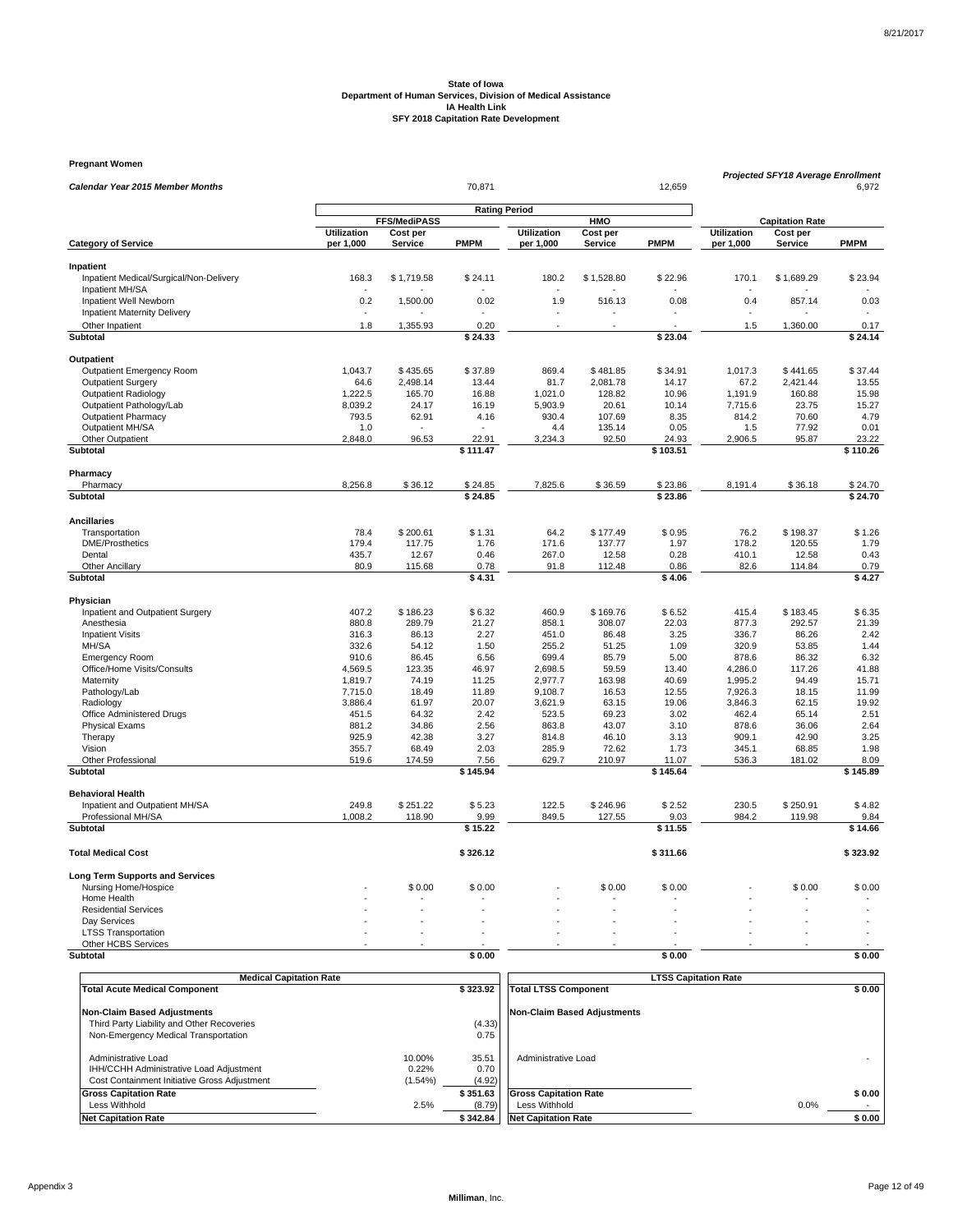**State of Iowa**
**Department of Human Services, Division of Medical Assistance**
**IA Health Link**
**SFY 2018 Capitation Rate Development**

**Pregnant Women**

| *Calendar Year 2015 Member Months* | | | 70,871 | | | 12,659 | *Projected SFY18 Average Enrollment* | | 6,972 |
|---|---|---|---|---|---|---|---|---|---|
| | **Rating Period** | | | | | | | | |
| | **FFS/MediPASS** | | | **HMO** | | | **Capitation Rate** | | |
| **Category of Service** | **Utilization per 1,000** | **Cost per Service** | **PMPM** | **Utilization per 1,000** | **Cost per Service** | **PMPM** | **Utilization per 1,000** | **Cost per Service** | **PMPM** |
| **Inpatient** | | | | | | | | | |
| Inpatient Medical/Surgical/Non-Delivery | 168.3 | $ 1,719.58 | $ 24.11 | 180.2 | $ 1,528.80 | $ 22.96 | 170.1 | $ 1,689.29 | $ 23.94 |
| Inpatient MH/SA | - | - | - | - | - | - | - | - | - |
| Inpatient Well Newborn | 0.2 | 1,500.00 | 0.02 | 1.9 | 516.13 | 0.08 | 0.4 | 857.14 | 0.03 |
| Inpatient Maternity Delivery | - | - | - | - | - | - | - | - | - |
| Other Inpatient | 1.8 | 1,355.93 | 0.20 | - | - | - | 1.5 | 1,360.00 | 0.17 |
| **Subtotal** | | | **$ 24.33** | | | **$ 23.04** | | | **$ 24.14** |
| **Outpatient** | | | | | | | | | |
| Outpatient Emergency Room | 1,043.7 | $ 435.65 | $ 37.89 | 869.4 | $ 481.85 | $ 34.91 | 1,017.3 | $ 441.65 | $ 37.44 |
| Outpatient Surgery | 64.6 | 2,498.14 | 13.44 | 81.7 | 2,081.78 | 14.17 | 67.2 | 2,421.44 | 13.55 |
| Outpatient Radiology | 1,222.5 | 165.70 | 16.88 | 1,021.0 | 128.82 | 10.96 | 1,191.9 | 160.88 | 15.98 |
| Outpatient Pathology/Lab | 8,039.2 | 24.17 | 16.19 | 5,903.9 | 20.61 | 10.14 | 7,715.6 | 23.75 | 15.27 |
| Outpatient Pharmacy | 793.5 | 62.91 | 4.16 | 930.4 | 107.69 | 8.35 | 814.2 | 70.60 | 4.79 |
| Outpatient MH/SA | 1.0 | - | - | 4.4 | 135.14 | 0.05 | 1.5 | 77.92 | 0.01 |
| Other Outpatient | 2,848.0 | 96.53 | 22.91 | 3,234.3 | 92.50 | 24.93 | 2,906.5 | 95.87 | 23.22 |
| **Subtotal** | | | **$ 111.47** | | | **$ 103.51** | | | **$ 110.26** |
| **Pharmacy** | | | | | | | | | |
| Pharmacy | 8,256.8 | $ 36.12 | $ 24.85 | 7,825.6 | $ 36.59 | $ 23.86 | 8,191.4 | $ 36.18 | $ 24.70 |
| **Subtotal** | | | **$ 24.85** | | | **$ 23.86** | | | **$ 24.70** |
| **Ancillaries** | | | | | | | | | |
| Transportation | 78.4 | $ 200.61 | $ 1.31 | 64.2 | $ 177.49 | $ 0.95 | 76.2 | $ 198.37 | $ 1.26 |
| DME/Prosthetics | 179.4 | 117.75 | 1.76 | 171.6 | 137.77 | 1.97 | 178.2 | 120.55 | 1.79 |
| Dental | 435.7 | 12.67 | 0.46 | 267.0 | 12.58 | 0.28 | 410.1 | 12.58 | 0.43 |
| Other Ancillary | 80.9 | 115.68 | 0.78 | 91.8 | 112.48 | 0.86 | 82.6 | 114.84 | 0.79 |
| **Subtotal** | | | **$ 4.31** | | | **$ 4.06** | | | **$ 4.27** |
| **Physician** | | | | | | | | | |
| Inpatient and Outpatient Surgery | 407.2 | $ 186.23 | $ 6.32 | 460.9 | $ 169.76 | $ 6.52 | 415.4 | $ 183.45 | $ 6.35 |
| Anesthesia | 880.8 | 289.79 | 21.27 | 858.1 | 308.07 | 22.03 | 877.3 | 292.57 | 21.39 |
| Inpatient Visits | 316.3 | 86.13 | 2.27 | 451.0 | 86.48 | 3.25 | 336.7 | 86.26 | 2.42 |
| MH/SA | 332.6 | 54.12 | 1.50 | 255.2 | 51.25 | 1.09 | 320.9 | 53.85 | 1.44 |
| Emergency Room | 910.6 | 86.45 | 6.56 | 699.4 | 85.79 | 5.00 | 878.6 | 86.32 | 6.32 |
| Office/Home Visits/Consults | 4,569.5 | 123.35 | 46.97 | 2,698.5 | 59.59 | 13.40 | 4,286.0 | 117.26 | 41.88 |
| Maternity | 1,819.7 | 74.19 | 11.25 | 2,977.7 | 163.98 | 40.69 | 1,995.2 | 94.49 | 15.71 |
| Pathology/Lab | 7,715.0 | 18.49 | 11.89 | 9,108.7 | 16.53 | 12.55 | 7,926.3 | 18.15 | 11.99 |
| Radiology | 3,886.4 | 61.97 | 20.07 | 3,621.9 | 63.15 | 19.06 | 3,846.3 | 62.15 | 19.92 |
| Office Administered Drugs | 451.5 | 64.32 | 2.42 | 523.5 | 69.23 | 3.02 | 462.4 | 65.14 | 2.51 |
| Physical Exams | 881.2 | 34.86 | 2.56 | 863.8 | 43.07 | 3.10 | 878.6 | 36.06 | 2.64 |
| Therapy | 925.9 | 42.38 | 3.27 | 814.8 | 46.10 | 3.13 | 909.1 | 42.90 | 3.25 |
| Vision | 355.7 | 68.49 | 2.03 | 285.9 | 72.62 | 1.73 | 345.1 | 68.85 | 1.98 |
| Other Professional | 519.6 | 174.59 | 7.56 | 629.7 | 210.97 | 11.07 | 536.3 | 181.02 | 8.09 |
| **Subtotal** | | | **$ 145.94** | | | **$ 145.64** | | | **$ 145.89** |
| **Behavioral Health** | | | | | | | | | |
| Inpatient and Outpatient MH/SA | 249.8 | $ 251.22 | $ 5.23 | 122.5 | $ 246.96 | $ 2.52 | 230.5 | $ 250.91 | $ 4.82 |
| Professional MH/SA | 1,008.2 | 118.90 | 9.99 | 849.5 | 127.55 | 9.03 | 984.2 | 119.98 | 9.84 |
| **Subtotal** | | | **$ 15.22** | | | **$ 11.55** | | | **$ 14.66** |
| **Total Medical Cost** | | | **$ 326.12** | | | **$ 311.66** | | | **$ 323.92** |
| **Long Term Supports and Services** | | | | | | | | | |
| Nursing Home/Hospice | - | $ 0.00 | $ 0.00 | - | $ 0.00 | $ 0.00 | - | $ 0.00 | $ 0.00 |
| Home Health | - | - | - | - | - | - | - | - | - |
| Residential Services | - | - | - | - | - | - | - | - | - |
| Day Services | - | - | - | - | - | - | - | - | - |
| LTSS Transportation | - | - | - | - | - | - | - | - | - |
| Other HCBS Services | - | - | - | - | - | - | - | - | - |
| **Subtotal** | | | **$ 0.00** | | | **$ 0.00** | | | **$ 0.00** |

| **Medical Capitation Rate** | | |
|---|---|---|
| **Total Acute Medical Component** | | **$ 323.92** |
| **Non-Claim Based Adjustments** | | |
| Third Party Liability and Other Recoveries | | (4.33) |
| Non-Emergency Medical Transportation | | 0.75 |
| Administrative Load | 10.00% | 35.51 |
| IHH/CCHH Administrative Load Adjustment | 0.22% | 0.70 |
| Cost Containment Initiative Gross Adjustment | (1.54%) | (4.92) |
| **Gross Capitation Rate** | | **$ 351.63** |
| Less Withhold | 2.5% | (8.79) |
| **Net Capitation Rate** | | **$ 342.84** |

| **LTSS Capitation Rate** | | |
|---|---|---|
| **Total LTSS Component** | | **$ 0.00** |
| **Non-Claim Based Adjustments** | | |
| Administrative Load | | - |
| **Gross Capitation Rate** | | **$ 0.00** |
| Less Withhold | 0.0% | - |
| **Net Capitation Rate** | | **$ 0.00** |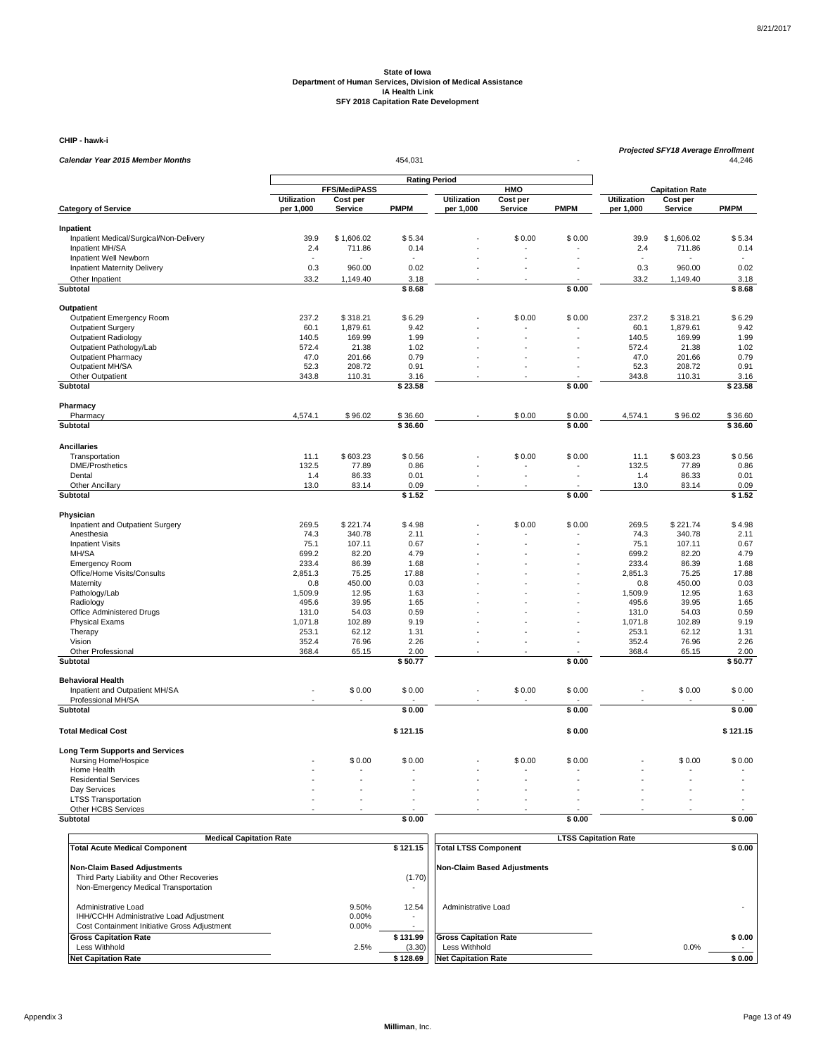State of Iowa
Department of Human Services, Division of Medical Assistance
IA Health Link
SFY 2018 Capitation Rate Development

**CHIP - hawk-i**

| *Calendar Year 2015 Member Months* | | | 454,031 | | | - | *Projected SFY18 Average Enrollment* | | 44,246 |
|---|---|---|---|---|---|---|---|---|---|
| | **Rating Period** | | | | | | | | |
| | **FFS/MediPASS** | | | **HMO** | | | **Capitation Rate** | | |
| **Category of Service** | **Utilization per 1,000** | **Cost per Service** | **PMPM** | **Utilization per 1,000** | **Cost per Service** | **PMPM** | **Utilization per 1,000** | **Cost per Service** | **PMPM** |
| **Inpatient** | | | | | | | | | |
| Inpatient Medical/Surgical/Non-Delivery | 39.9 | $ 1,606.02 | $ 5.34 | - | $ 0.00 | $ 0.00 | 39.9 | $ 1,606.02 | $ 5.34 |
| Inpatient MH/SA | 2.4 | 711.86 | 0.14 | - | - | - | 2.4 | 711.86 | 0.14 |
| Inpatient Well Newborn | - | - | - | - | - | - | - | - | - |
| Inpatient Maternity Delivery | 0.3 | 960.00 | 0.02 | - | - | - | 0.3 | 960.00 | 0.02 |
| Other Inpatient | 33.2 | 1,149.40 | 3.18 | - | - | - | 33.2 | 1,149.40 | 3.18 |
| **Subtotal** | | | **$ 8.68** | | | **$ 0.00** | | | **$ 8.68** |
| **Outpatient** | | | | | | | | | |
| Outpatient Emergency Room | 237.2 | $ 318.21 | $ 6.29 | - | $ 0.00 | $ 0.00 | 237.2 | $ 318.21 | $ 6.29 |
| Outpatient Surgery | 60.1 | 1,879.61 | 9.42 | - | - | - | 60.1 | 1,879.61 | 9.42 |
| Outpatient Radiology | 140.5 | 169.99 | 1.99 | - | - | - | 140.5 | 169.99 | 1.99 |
| Outpatient Pathology/Lab | 572.4 | 21.38 | 1.02 | - | - | - | 572.4 | 21.38 | 1.02 |
| Outpatient Pharmacy | 47.0 | 201.66 | 0.79 | - | - | - | 47.0 | 201.66 | 0.79 |
| Outpatient MH/SA | 52.3 | 208.72 | 0.91 | - | - | - | 52.3 | 208.72 | 0.91 |
| Other Outpatient | 343.8 | 110.31 | 3.16 | - | - | - | 343.8 | 110.31 | 3.16 |
| **Subtotal** | | | **$ 23.58** | | | **$ 0.00** | | | **$ 23.58** |
| **Pharmacy** | | | | | | | | | |
| Pharmacy | 4,574.1 | $ 96.02 | $ 36.60 | - | $ 0.00 | $ 0.00 | 4,574.1 | $ 96.02 | $ 36.60 |
| **Subtotal** | | | **$ 36.60** | | | **$ 0.00** | | | **$ 36.60** |
| **Ancillaries** | | | | | | | | | |
| Transportation | 11.1 | $ 603.23 | $ 0.56 | - | $ 0.00 | $ 0.00 | 11.1 | $ 603.23 | $ 0.56 |
| DME/Prosthetics | 132.5 | 77.89 | 0.86 | - | - | - | 132.5 | 77.89 | 0.86 |
| Dental | 1.4 | 86.33 | 0.01 | - | - | - | 1.4 | 86.33 | 0.01 |
| Other Ancillary | 13.0 | 83.14 | 0.09 | - | - | - | 13.0 | 83.14 | 0.09 |
| **Subtotal** | | | **$ 1.52** | | | **$ 0.00** | | | **$ 1.52** |
| **Physician** | | | | | | | | | |
| Inpatient and Outpatient Surgery | 269.5 | $ 221.74 | $ 4.98 | - | $ 0.00 | $ 0.00 | 269.5 | $ 221.74 | $ 4.98 |
| Anesthesia | 74.3 | 340.78 | 2.11 | - | - | - | 74.3 | 340.78 | 2.11 |
| Inpatient Visits | 75.1 | 107.11 | 0.67 | - | - | - | 75.1 | 107.11 | 0.67 |
| MH/SA | 699.2 | 82.20 | 4.79 | - | - | - | 699.2 | 82.20 | 4.79 |
| Emergency Room | 233.4 | 86.39 | 1.68 | - | - | - | 233.4 | 86.39 | 1.68 |
| Office/Home Visits/Consults | 2,851.3 | 75.25 | 17.88 | - | - | - | 2,851.3 | 75.25 | 17.88 |
| Maternity | 0.8 | 450.00 | 0.03 | - | - | - | 0.8 | 450.00 | 0.03 |
| Pathology/Lab | 1,509.9 | 12.95 | 1.63 | - | - | - | 1,509.9 | 12.95 | 1.63 |
| Radiology | 495.6 | 39.95 | 1.65 | - | - | - | 495.6 | 39.95 | 1.65 |
| Office Administered Drugs | 131.0 | 54.03 | 0.59 | - | - | - | 131.0 | 54.03 | 0.59 |
| Physical Exams | 1,071.8 | 102.89 | 9.19 | - | - | - | 1,071.8 | 102.89 | 9.19 |
| Therapy | 253.1 | 62.12 | 1.31 | - | - | - | 253.1 | 62.12 | 1.31 |
| Vision | 352.4 | 76.96 | 2.26 | - | - | - | 352.4 | 76.96 | 2.26 |
| Other Professional | 368.4 | 65.15 | 2.00 | - | - | - | 368.4 | 65.15 | 2.00 |
| **Subtotal** | | | **$ 50.77** | | | **$ 0.00** | | | **$ 50.77** |
| **Behavioral Health** | | | | | | | | | |
| Inpatient and Outpatient MH/SA | - | $ 0.00 | $ 0.00 | - | $ 0.00 | $ 0.00 | - | $ 0.00 | $ 0.00 |
| Professional MH/SA | - | - | - | - | - | - | - | - | - |
| **Subtotal** | | | **$ 0.00** | | | **$ 0.00** | | | **$ 0.00** |
| **Total Medical Cost** | | | **$ 121.15** | | | **$ 0.00** | | | **$ 121.15** |
| **Long Term Supports and Services** | | | | | | | | | |
| Nursing Home/Hospice | - | $ 0.00 | $ 0.00 | - | $ 0.00 | $ 0.00 | - | $ 0.00 | $ 0.00 |
| Home Health | - | - | - | - | - | - | - | - | - |
| Residential Services | - | - | - | - | - | - | - | - | - |
| Day Services | - | - | - | - | - | - | - | - | - |
| LTSS Transportation | - | - | - | - | - | - | - | - | - |
| Other HCBS Services | - | - | - | - | - | - | - | - | - |
| **Subtotal** | | | **$ 0.00** | | | **$ 0.00** | | | **$ 0.00** |

| **Medical Capitation Rate** | | |
|---|---|---|
| **Total Acute Medical Component** | | **$ 121.15** |
| **Non-Claim Based Adjustments** | | |
| Third Party Liability and Other Recoveries | | (1.70) |
| Non-Emergency Medical Transportation | | - |
| Administrative Load | 9.50% | 12.54 |
| IHH/CCHH Administrative Load Adjustment | 0.00% | - |
| Cost Containment Initiative Gross Adjustment | 0.00% | - |
| **Gross Capitation Rate** | | **$ 131.99** |
| Less Withhold | 2.5% | (3.30) |
| **Net Capitation Rate** | | **$ 128.69** |

| **LTSS Capitation Rate** | | |
|---|---|---|
| **Total LTSS Component** | | **$ 0.00** |
| **Non-Claim Based Adjustments** | | |
| Administrative Load | | - |
| **Gross Capitation Rate** | | **$ 0.00** |
| Less Withhold | 0.0% | - |
| **Net Capitation Rate** | | **$ 0.00** |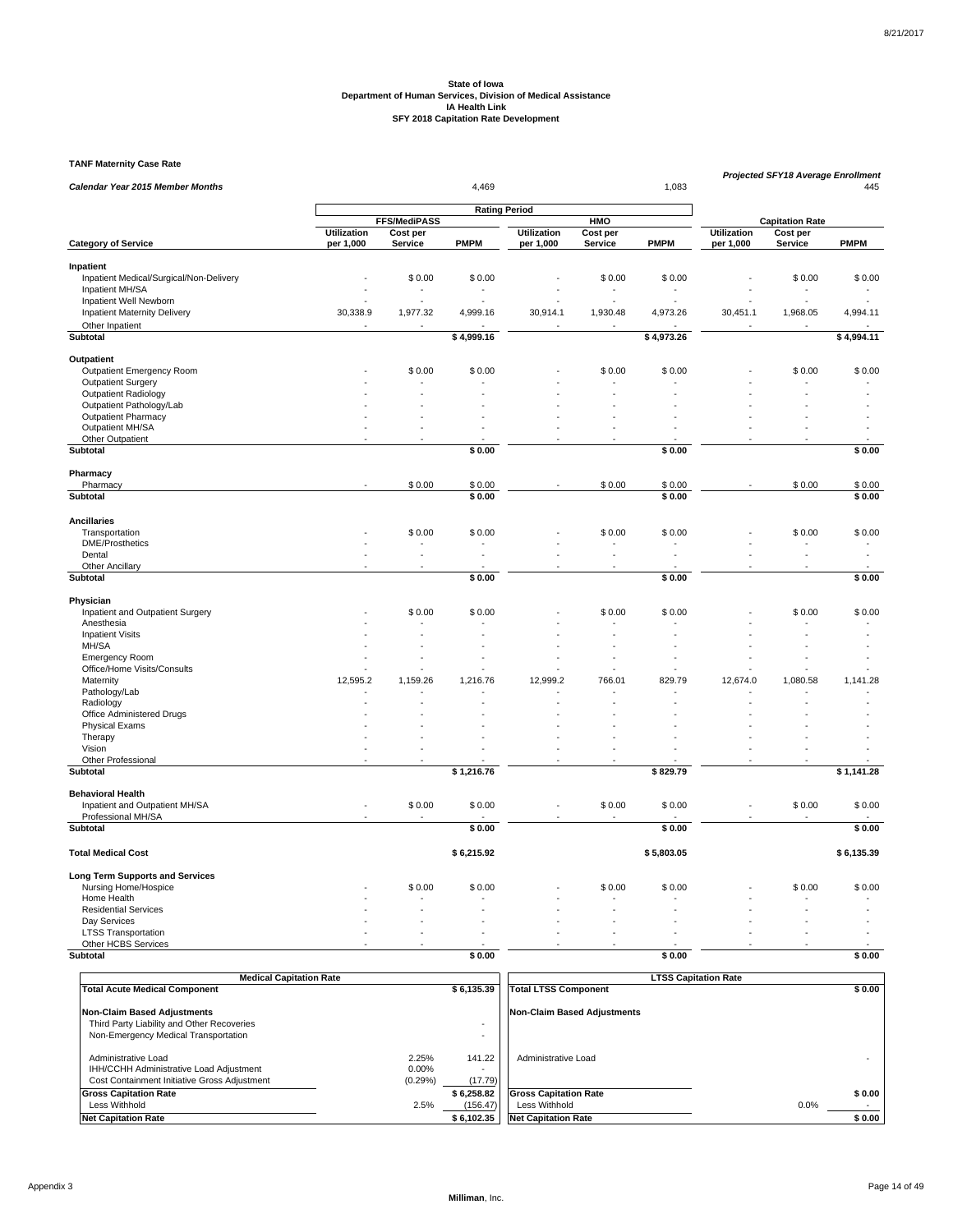**State of Iowa**
**Department of Human Services, Division of Medical Assistance**
**IA Health Link**
**SFY 2018 Capitation Rate Development**

**TANF Maternity Case Rate**

| | | | | | | | | | |
|---|---|---|---|---|---|---|---|---|---|
| ***Calendar Year 2015 Member Months*** | | | 4,469 | | | 1,083 | ***Projected SFY18 Average Enrollment*** | | 445 |
| | **Rating Period** | | | | | | | | |
| | **FFS/MediPASS** | | | **HMO** | | | **Capitation Rate** | | |
| **Category of Service** | **Utilization per 1,000** | **Cost per Service** | **PMPM** | **Utilization per 1,000** | **Cost per Service** | **PMPM** | **Utilization per 1,000** | **Cost per Service** | **PMPM** |
| **Inpatient** | | | | | | | | | |
| Inpatient Medical/Surgical/Non-Delivery | - | $ 0.00 | $ 0.00 | - | $ 0.00 | $ 0.00 | - | $ 0.00 | $ 0.00 |
| Inpatient MH/SA | - | - | - | - | - | - | - | - | - |
| Inpatient Well Newborn | - | - | - | - | - | - | - | - | - |
| Inpatient Maternity Delivery | 30,338.9 | 1,977.32 | 4,999.16 | 30,914.1 | 1,930.48 | 4,973.26 | 30,451.1 | 1,968.05 | 4,994.11 |
| Other Inpatient | - | - | - | - | - | - | - | - | - |
| **Subtotal** | | | **$ 4,999.16** | | | **$ 4,973.26** | | | **$ 4,994.11** |
| **Outpatient** | | | | | | | | | |
| Outpatient Emergency Room | - | $ 0.00 | $ 0.00 | - | $ 0.00 | $ 0.00 | - | $ 0.00 | $ 0.00 |
| Outpatient Surgery | - | - | - | - | - | - | - | - | - |
| Outpatient Radiology | - | - | - | - | - | - | - | - | - |
| Outpatient Pathology/Lab | - | - | - | - | - | - | - | - | - |
| Outpatient Pharmacy | - | - | - | - | - | - | - | - | - |
| Outpatient MH/SA | - | - | - | - | - | - | - | - | - |
| Other Outpatient | - | - | - | - | - | - | - | - | - |
| **Subtotal** | | | **$ 0.00** | | | **$ 0.00** | | | **$ 0.00** |
| **Pharmacy** | | | | | | | | | |
| Pharmacy | - | $ 0.00 | $ 0.00 | - | $ 0.00 | $ 0.00 | - | $ 0.00 | $ 0.00 |
| **Subtotal** | | | **$ 0.00** | | | **$ 0.00** | | | **$ 0.00** |
| **Ancillaries** | | | | | | | | | |
| Transportation | - | $ 0.00 | $ 0.00 | - | $ 0.00 | $ 0.00 | - | $ 0.00 | $ 0.00 |
| DME/Prosthetics | - | - | - | - | - | - | - | - | - |
| Dental | - | - | - | - | - | - | - | - | - |
| Other Ancillary | - | - | - | - | - | - | - | - | - |
| **Subtotal** | | | **$ 0.00** | | | **$ 0.00** | | | **$ 0.00** |
| **Physician** | | | | | | | | | |
| Inpatient and Outpatient Surgery | - | $ 0.00 | $ 0.00 | - | $ 0.00 | $ 0.00 | - | $ 0.00 | $ 0.00 |
| Anesthesia | - | - | - | - | - | - | - | - | - |
| Inpatient Visits | - | - | - | - | - | - | - | - | - |
| MH/SA | - | - | - | - | - | - | - | - | - |
| Emergency Room | - | - | - | - | - | - | - | - | - |
| Office/Home Visits/Consults | - | - | - | - | - | - | - | - | - |
| Maternity | 12,595.2 | 1,159.26 | 1,216.76 | 12,999.2 | 766.01 | 829.79 | 12,674.0 | 1,080.58 | 1,141.28 |
| Pathology/Lab | - | - | - | - | - | - | - | - | - |
| Radiology | - | - | - | - | - | - | - | - | - |
| Office Administered Drugs | - | - | - | - | - | - | - | - | - |
| Physical Exams | - | - | - | - | - | - | - | - | - |
| Therapy | - | - | - | - | - | - | - | - | - |
| Vision | - | - | - | - | - | - | - | - | - |
| Other Professional | - | - | - | - | - | - | - | - | - |
| **Subtotal** | | | **$ 1,216.76** | | | **$ 829.79** | | | **$ 1,141.28** |
| **Behavioral Health** | | | | | | | | | |
| Inpatient and Outpatient MH/SA | - | $ 0.00 | $ 0.00 | - | $ 0.00 | $ 0.00 | - | $ 0.00 | $ 0.00 |
| Professional MH/SA | - | - | - | - | - | - | - | - | - |
| **Subtotal** | | | **$ 0.00** | | | **$ 0.00** | | | **$ 0.00** |
| **Total Medical Cost** | | | **$ 6,215.92** | | | **$ 5,803.05** | | | **$ 6,135.39** |
| **Long Term Supports and Services** | | | | | | | | | |
| Nursing Home/Hospice | - | $ 0.00 | $ 0.00 | - | $ 0.00 | $ 0.00 | - | $ 0.00 | $ 0.00 |
| Home Health | - | - | - | - | - | - | - | - | - |
| Residential Services | - | - | - | - | - | - | - | - | - |
| Day Services | - | - | - | - | - | - | - | - | - |
| LTSS Transportation | - | - | - | - | - | - | - | - | - |
| Other HCBS Services | - | - | - | - | - | - | - | - | - |
| **Subtotal** | | | **$ 0.00** | | | **$ 0.00** | | | **$ 0.00** |

| **Medical Capitation Rate** | | |
|---|---|---|
| **Total Acute Medical Component** | | **$ 6,135.39** |
| **Non-Claim Based Adjustments** | | |
| Third Party Liability and Other Recoveries | | - |
| Non-Emergency Medical Transportation | | - |
| Administrative Load | 2.25% | 141.22 |
| IHH/CCHH Administrative Load Adjustment | 0.00% | - |
| Cost Containment Initiative Gross Adjustment | (0.29%) | (17.79) |
| **Gross Capitation Rate** | | **$ 6,258.82** |
| Less Withhold | 2.5% | (156.47) |
| **Net Capitation Rate** | | **$ 6,102.35** |

| **LTSS Capitation Rate** | | |
|---|---|---|
| **Total LTSS Component** | | **$ 0.00** |
| **Non-Claim Based Adjustments** | | |
| Administrative Load | | - |
| **Gross Capitation Rate** | | **$ 0.00** |
| Less Withhold | 0.0% | - |
| **Net Capitation Rate** | | **$ 0.00** |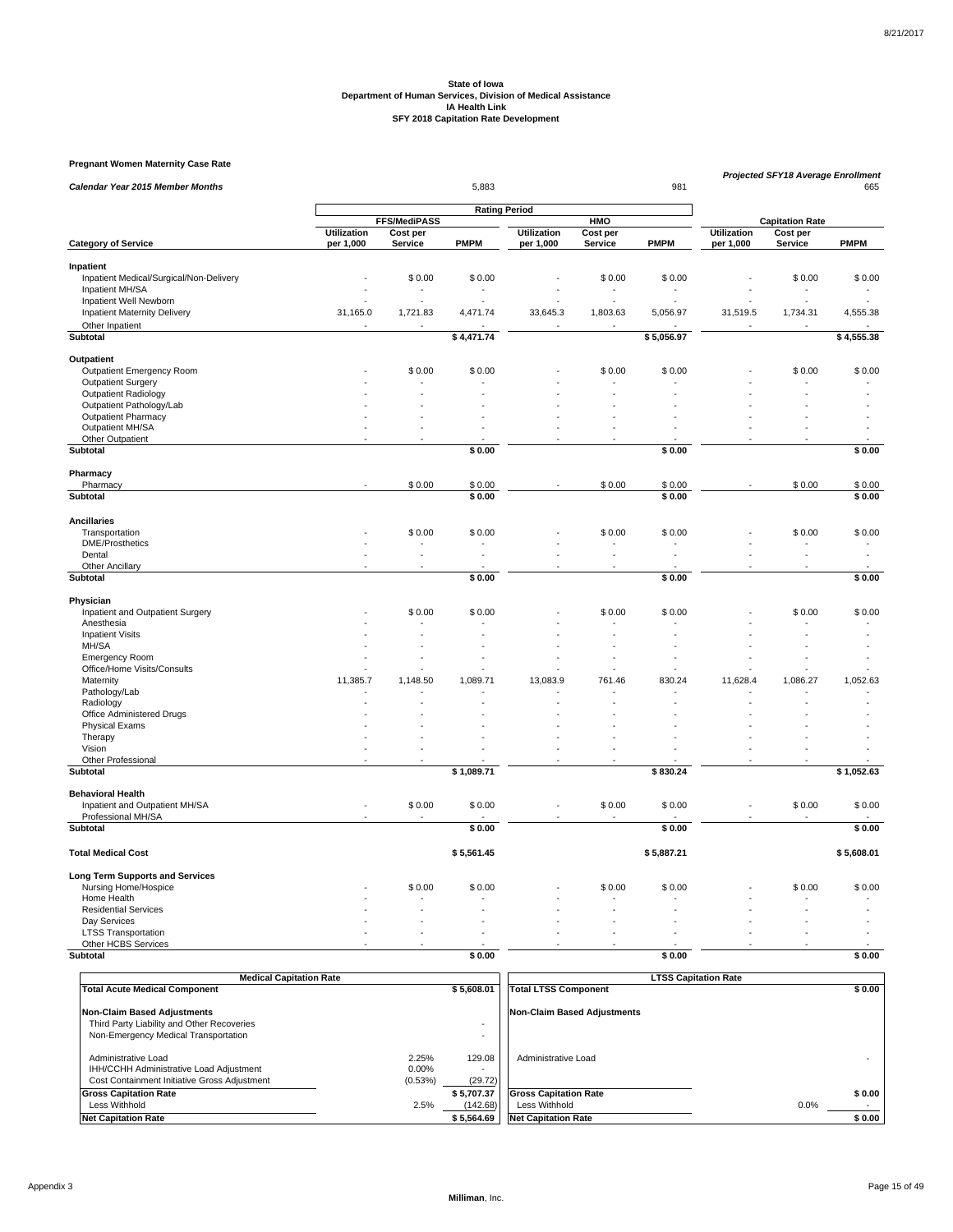**State of Iowa**
**Department of Human Services, Division of Medical Assistance**
**IA Health Link**
**SFY 2018 Capitation Rate Development**

**Pregnant Women Maternity Case Rate**

| *Calendar Year 2015 Member Months* | | | 5,883 | | | 981 | *Projected SFY18 Average Enrollment* | | 665 |
|---|---|---|---|---|---|---|---|---|---|
| | **Rating Period** | | | | | | | | |
| | **FFS/MediPASS** | | | **HMO** | | | **Capitation Rate** | | |
| **Category of Service** | **Utilization per 1,000** | **Cost per Service** | **PMPM** | **Utilization per 1,000** | **Cost per Service** | **PMPM** | **Utilization per 1,000** | **Cost per Service** | **PMPM** |
| **Inpatient** | | | | | | | | | |
| Inpatient Medical/Surgical/Non-Delivery | - | $ 0.00 | $ 0.00 | - | $ 0.00 | $ 0.00 | - | $ 0.00 | $ 0.00 |
| Inpatient MH/SA | - | - | - | - | - | - | - | - | - |
| Inpatient Well Newborn | - | - | - | - | - | - | - | - | - |
| Inpatient Maternity Delivery | 31,165.0 | 1,721.83 | 4,471.74 | 33,645.3 | 1,803.63 | 5,056.97 | 31,519.5 | 1,734.31 | 4,555.38 |
| Other Inpatient | - | - | - | - | - | - | - | - | - |
| **Subtotal** | | | **$ 4,471.74** | | | **$ 5,056.97** | | | **$ 4,555.38** |
| **Outpatient** | | | | | | | | | |
| Outpatient Emergency Room | - | $ 0.00 | $ 0.00 | - | $ 0.00 | $ 0.00 | - | $ 0.00 | $ 0.00 |
| Outpatient Surgery | - | - | - | - | - | - | - | - | - |
| Outpatient Radiology | - | - | - | - | - | - | - | - | - |
| Outpatient Pathology/Lab | - | - | - | - | - | - | - | - | - |
| Outpatient Pharmacy | - | - | - | - | - | - | - | - | - |
| Outpatient MH/SA | - | - | - | - | - | - | - | - | - |
| Other Outpatient | - | - | - | - | - | - | - | - | - |
| **Subtotal** | | | **$ 0.00** | | | **$ 0.00** | | | **$ 0.00** |
| **Pharmacy** | | | | | | | | | |
| Pharmacy | - | $ 0.00 | $ 0.00 | - | $ 0.00 | $ 0.00 | - | $ 0.00 | $ 0.00 |
| **Subtotal** | | | **$ 0.00** | | | **$ 0.00** | | | **$ 0.00** |
| **Ancillaries** | | | | | | | | | |
| Transportation | - | $ 0.00 | $ 0.00 | - | $ 0.00 | $ 0.00 | - | $ 0.00 | $ 0.00 |
| DME/Prosthetics | - | - | - | - | - | - | - | - | - |
| Dental | - | - | - | - | - | - | - | - | - |
| Other Ancillary | - | - | - | - | - | - | - | - | - |
| **Subtotal** | | | **$ 0.00** | | | **$ 0.00** | | | **$ 0.00** |
| **Physician** | | | | | | | | | |
| Inpatient and Outpatient Surgery | - | $ 0.00 | $ 0.00 | - | $ 0.00 | $ 0.00 | - | $ 0.00 | $ 0.00 |
| Anesthesia | - | - | - | - | - | - | - | - | - |
| Inpatient Visits | - | - | - | - | - | - | - | - | - |
| MH/SA | - | - | - | - | - | - | - | - | - |
| Emergency Room | - | - | - | - | - | - | - | - | - |
| Office/Home Visits/Consults | - | - | - | - | - | - | - | - | - |
| Maternity | 11,385.7 | 1,148.50 | 1,089.71 | 13,083.9 | 761.46 | 830.24 | 11,628.4 | 1,086.27 | 1,052.63 |
| Pathology/Lab | - | - | - | - | - | - | - | - | - |
| Radiology | - | - | - | - | - | - | - | - | - |
| Office Administered Drugs | - | - | - | - | - | - | - | - | - |
| Physical Exams | - | - | - | - | - | - | - | - | - |
| Therapy | - | - | - | - | - | - | - | - | - |
| Vision | - | - | - | - | - | - | - | - | - |
| Other Professional | - | - | - | - | - | - | - | - | - |
| **Subtotal** | | | **$ 1,089.71** | | | **$ 830.24** | | | **$ 1,052.63** |
| **Behavioral Health** | | | | | | | | | |
| Inpatient and Outpatient MH/SA | - | $ 0.00 | $ 0.00 | - | $ 0.00 | $ 0.00 | - | $ 0.00 | $ 0.00 |
| Professional MH/SA | - | - | - | - | - | - | - | - | - |
| **Subtotal** | | | **$ 0.00** | | | **$ 0.00** | | | **$ 0.00** |
| **Total Medical Cost** | | | **$ 5,561.45** | | | **$ 5,887.21** | | | **$ 5,608.01** |
| **Long Term Supports and Services** | | | | | | | | | |
| Nursing Home/Hospice | - | $ 0.00 | $ 0.00 | - | $ 0.00 | $ 0.00 | - | $ 0.00 | $ 0.00 |
| Home Health | - | - | - | - | - | - | - | - | - |
| Residential Services | - | - | - | - | - | - | - | - | - |
| Day Services | - | - | - | - | - | - | - | - | - |
| LTSS Transportation | - | - | - | - | - | - | - | - | - |
| Other HCBS Services | - | - | - | - | - | - | - | - | - |
| **Subtotal** | | | **$ 0.00** | | | **$ 0.00** | | | **$ 0.00** |

| **Medical Capitation Rate** | | |
|---|---|---|
| **Total Acute Medical Component** | | **$ 5,608.01** |
| **Non-Claim Based Adjustments** | | |
| Third Party Liability and Other Recoveries | | - |
| Non-Emergency Medical Transportation | | - |
| Administrative Load | 2.25% | 129.08 |
| IHH/CCHH Administrative Load Adjustment | 0.00% | - |
| Cost Containment Initiative Gross Adjustment | (0.53%) | (29.72) |
| **Gross Capitation Rate** | | **$ 5,707.37** |
| Less Withhold | 2.5% | (142.68) |
| **Net Capitation Rate** | | **$ 5,564.69** |

| **LTSS Capitation Rate** | | |
|---|---|---|
| **Total LTSS Component** | | **$ 0.00** |
| **Non-Claim Based Adjustments** | | |
| Administrative Load | | - |
| **Gross Capitation Rate** | | **$ 0.00** |
| Less Withhold | 0.0% | - |
| **Net Capitation Rate** | | **$ 0.00** |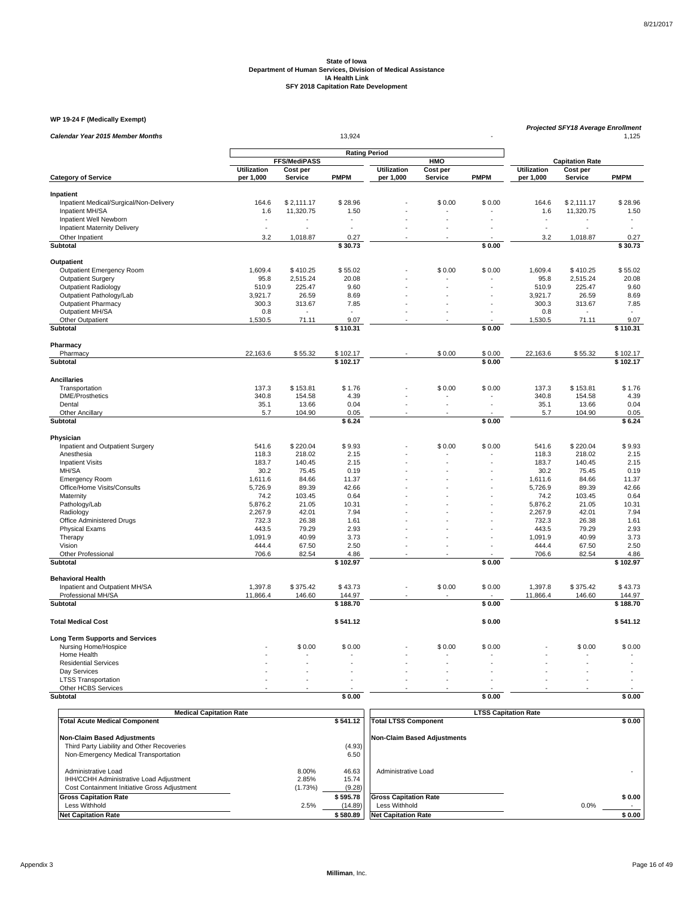State of Iowa
Department of Human Services, Division of Medical Assistance
IA Health Link
SFY 2018 Capitation Rate Development

**WP 19-24 F (Medically Exempt)**

| *Calendar Year 2015 Member Months* | | | 13,924 | | | - | *Projected SFY18 Average Enrollment* | | 1,125 |
|---|---|---|---|---|---|---|---|---|---|
| | Rating Period | | | | | | | | |
| | FFS/MediPASS | | | HMO | | | Capitation Rate | | |
| **Category of Service** | **Utilization per 1,000** | **Cost per Service** | **PMPM** | **Utilization per 1,000** | **Cost per Service** | **PMPM** | **Utilization per 1,000** | **Cost per Service** | **PMPM** |
| **Inpatient** | | | | | | | | | |
| Inpatient Medical/Surgical/Non-Delivery | 164.6 | $ 2,111.17 | $ 28.96 | - | $ 0.00 | $ 0.00 | 164.6 | $ 2,111.17 | $ 28.96 |
| Inpatient MH/SA | 1.6 | 11,320.75 | 1.50 | - | - | - | 1.6 | 11,320.75 | 1.50 |
| Inpatient Well Newborn | - | - | - | - | - | - | - | - | - |
| Inpatient Maternity Delivery | - | - | - | - | - | - | - | - | - |
| Other Inpatient | 3.2 | 1,018.87 | 0.27 | - | - | - | 3.2 | 1,018.87 | 0.27 |
| **Subtotal** | | | **$ 30.73** | | | **$ 0.00** | | | **$ 30.73** |
| **Outpatient** | | | | | | | | | |
| Outpatient Emergency Room | 1,609.4 | $ 410.25 | $ 55.02 | - | $ 0.00 | $ 0.00 | 1,609.4 | $ 410.25 | $ 55.02 |
| Outpatient Surgery | 95.8 | 2,515.24 | 20.08 | - | - | - | 95.8 | 2,515.24 | 20.08 |
| Outpatient Radiology | 510.9 | 225.47 | 9.60 | - | - | - | 510.9 | 225.47 | 9.60 |
| Outpatient Pathology/Lab | 3,921.7 | 26.59 | 8.69 | - | - | - | 3,921.7 | 26.59 | 8.69 |
| Outpatient Pharmacy | 300.3 | 313.67 | 7.85 | - | - | - | 300.3 | 313.67 | 7.85 |
| Outpatient MH/SA | 0.8 | - | - | - | - | - | 0.8 | - | - |
| Other Outpatient | 1,530.5 | 71.11 | 9.07 | - | - | - | 1,530.5 | 71.11 | 9.07 |
| **Subtotal** | | | **$ 110.31** | | | **$ 0.00** | | | **$ 110.31** |
| **Pharmacy** | | | | | | | | | |
| Pharmacy | 22,163.6 | $ 55.32 | $ 102.17 | - | $ 0.00 | $ 0.00 | 22,163.6 | $ 55.32 | $ 102.17 |
| **Subtotal** | | | **$ 102.17** | | | **$ 0.00** | | | **$ 102.17** |
| **Ancillaries** | | | | | | | | | |
| Transportation | 137.3 | $ 153.81 | $ 1.76 | - | $ 0.00 | $ 0.00 | 137.3 | $ 153.81 | $ 1.76 |
| DME/Prosthetics | 340.8 | 154.58 | 4.39 | - | - | - | 340.8 | 154.58 | 4.39 |
| Dental | 35.1 | 13.66 | 0.04 | - | - | - | 35.1 | 13.66 | 0.04 |
| Other Ancillary | 5.7 | 104.90 | 0.05 | - | - | - | 5.7 | 104.90 | 0.05 |
| **Subtotal** | | | **$ 6.24** | | | **$ 0.00** | | | **$ 6.24** |
| **Physician** | | | | | | | | | |
| Inpatient and Outpatient Surgery | 541.6 | $ 220.04 | $ 9.93 | - | $ 0.00 | $ 0.00 | 541.6 | $ 220.04 | $ 9.93 |
| Anesthesia | 118.3 | 218.02 | 2.15 | - | - | - | 118.3 | 218.02 | 2.15 |
| Inpatient Visits | 183.7 | 140.45 | 2.15 | - | - | - | 183.7 | 140.45 | 2.15 |
| MH/SA | 30.2 | 75.45 | 0.19 | - | - | - | 30.2 | 75.45 | 0.19 |
| Emergency Room | 1,611.6 | 84.66 | 11.37 | - | - | - | 1,611.6 | 84.66 | 11.37 |
| Office/Home Visits/Consults | 5,726.9 | 89.39 | 42.66 | - | - | - | 5,726.9 | 89.39 | 42.66 |
| Maternity | 74.2 | 103.45 | 0.64 | - | - | - | 74.2 | 103.45 | 0.64 |
| Pathology/Lab | 5,876.2 | 21.05 | 10.31 | - | - | - | 5,876.2 | 21.05 | 10.31 |
| Radiology | 2,267.9 | 42.01 | 7.94 | - | - | - | 2,267.9 | 42.01 | 7.94 |
| Office Administered Drugs | 732.3 | 26.38 | 1.61 | - | - | - | 732.3 | 26.38 | 1.61 |
| Physical Exams | 443.5 | 79.29 | 2.93 | - | - | - | 443.5 | 79.29 | 2.93 |
| Therapy | 1,091.9 | 40.99 | 3.73 | - | - | - | 1,091.9 | 40.99 | 3.73 |
| Vision | 444.4 | 67.50 | 2.50 | - | - | - | 444.4 | 67.50 | 2.50 |
| Other Professional | 706.6 | 82.54 | 4.86 | - | - | - | 706.6 | 82.54 | 4.86 |
| **Subtotal** | | | **$ 102.97** | | | **$ 0.00** | | | **$ 102.97** |
| **Behavioral Health** | | | | | | | | | |
| Inpatient and Outpatient MH/SA | 1,397.8 | $ 375.42 | $ 43.73 | - | $ 0.00 | $ 0.00 | 1,397.8 | $ 375.42 | $ 43.73 |
| Professional MH/SA | 11,866.4 | 146.60 | 144.97 | - | - | - | 11,866.4 | 146.60 | 144.97 |
| **Subtotal** | | | **$ 188.70** | | | **$ 0.00** | | | **$ 188.70** |
| **Total Medical Cost** | | | **$ 541.12** | | | **$ 0.00** | | | **$ 541.12** |
| **Long Term Supports and Services** | | | | | | | | | |
| Nursing Home/Hospice | - | $ 0.00 | $ 0.00 | - | $ 0.00 | $ 0.00 | - | $ 0.00 | $ 0.00 |
| Home Health | - | - | - | - | - | - | - | - | - |
| Residential Services | - | - | - | - | - | - | - | - | - |
| Day Services | - | - | - | - | - | - | - | - | - |
| LTSS Transportation | - | - | - | - | - | - | - | - | - |
| Other HCBS Services | - | - | - | - | - | - | - | - | - |
| **Subtotal** | | | **$ 0.00** | | | **$ 0.00** | | | **$ 0.00** |

| Medical Capitation Rate | | |
|---|---|---|
| **Total Acute Medical Component** | | **$ 541.12** |
| **Non-Claim Based Adjustments** | | |
| Third Party Liability and Other Recoveries | | (4.93) |
| Non-Emergency Medical Transportation | | 6.50 |
| Administrative Load | 8.00% | 46.63 |
| IHH/CCHH Administrative Load Adjustment | 2.85% | 15.74 |
| Cost Containment Initiative Gross Adjustment | (1.73%) | (9.28) |
| **Gross Capitation Rate** | | **$ 595.78** |
| Less Withhold | 2.5% | (14.89) |
| **Net Capitation Rate** | | **$ 580.89** |

| LTSS Capitation Rate | | |
|---|---|---|
| **Total LTSS Component** | | **$ 0.00** |
| **Non-Claim Based Adjustments** | | |
| Administrative Load | | - |
| **Gross Capitation Rate** | | **$ 0.00** |
| Less Withhold | 0.0% | - |
| **Net Capitation Rate** | | **$ 0.00** |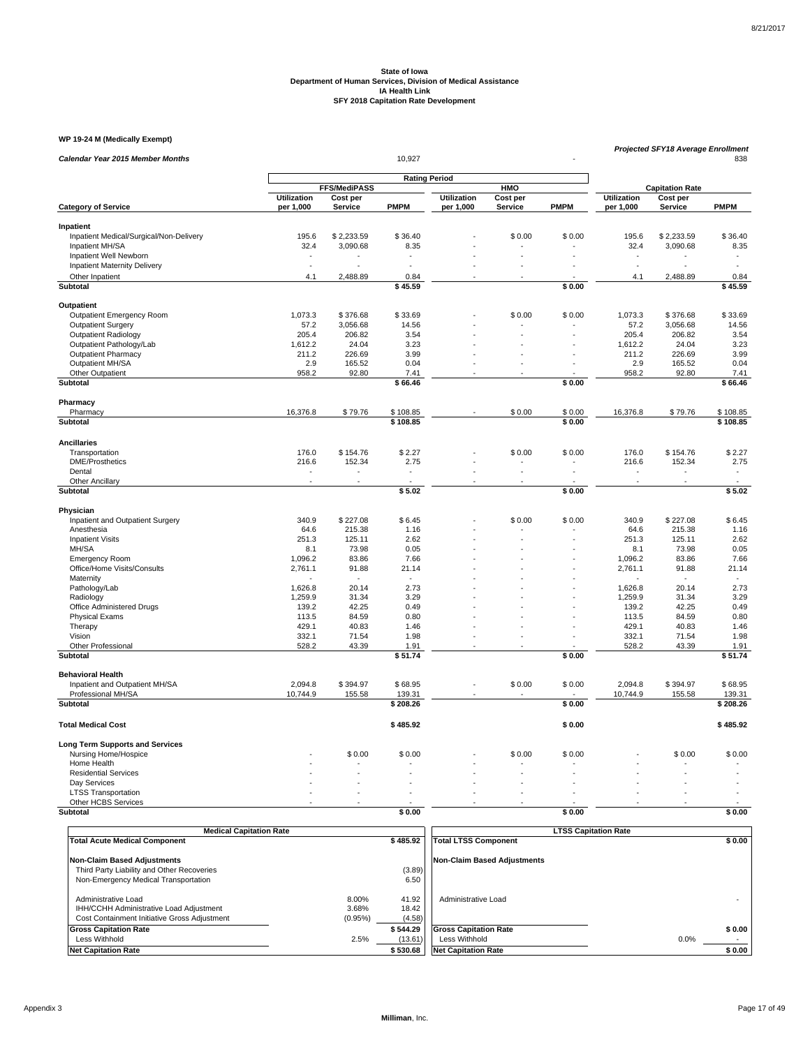State of Iowa
Department of Human Services, Division of Medical Assistance
IA Health Link
SFY 2018 Capitation Rate Development

**WP 19-24 M (Medically Exempt)**

| *Calendar Year 2015 Member Months* | | | 10,927 | | | - | *Projected SFY18 Average Enrollment* | | 838 |
|---|---|---|---|---|---|---|---|---|---|
| | Rating Period | | | | | | | | |
| | FFS/MediPASS | | | HMO | | | Capitation Rate | | |
| **Category of Service** | Utilization per 1,000 | Cost per Service | PMPM | Utilization per 1,000 | Cost per Service | PMPM | Utilization per 1,000 | Cost per Service | PMPM |
| **Inpatient** | | | | | | | | | |
| Inpatient Medical/Surgical/Non-Delivery | 195.6 | $ 2,233.59 | $ 36.40 | - | $ 0.00 | $ 0.00 | 195.6 | $ 2,233.59 | $ 36.40 |
| Inpatient MH/SA | 32.4 | 3,090.68 | 8.35 | - | - | - | 32.4 | 3,090.68 | 8.35 |
| Inpatient Well Newborn | - | - | - | - | - | - | - | - | - |
| Inpatient Maternity Delivery | - | - | - | - | - | - | - | - | - |
| Other Inpatient | 4.1 | 2,488.89 | 0.84 | - | - | - | 4.1 | 2,488.89 | 0.84 |
| **Subtotal** | | | $ 45.59 | | | $ 0.00 | | | $ 45.59 |
| **Outpatient** | | | | | | | | | |
| Outpatient Emergency Room | 1,073.3 | $ 376.68 | $ 33.69 | - | $ 0.00 | $ 0.00 | 1,073.3 | $ 376.68 | $ 33.69 |
| Outpatient Surgery | 57.2 | 3,056.68 | 14.56 | - | - | - | 57.2 | 3,056.68 | 14.56 |
| Outpatient Radiology | 205.4 | 206.82 | 3.54 | - | - | - | 205.4 | 206.82 | 3.54 |
| Outpatient Pathology/Lab | 1,612.2 | 24.04 | 3.23 | - | - | - | 1,612.2 | 24.04 | 3.23 |
| Outpatient Pharmacy | 211.2 | 226.69 | 3.99 | - | - | - | 211.2 | 226.69 | 3.99 |
| Outpatient MH/SA | 2.9 | 165.52 | 0.04 | - | - | - | 2.9 | 165.52 | 0.04 |
| Other Outpatient | 958.2 | 92.80 | 7.41 | - | - | - | 958.2 | 92.80 | 7.41 |
| **Subtotal** | | | $ 66.46 | | | $ 0.00 | | | $ 66.46 |
| **Pharmacy** | | | | | | | | | |
| Pharmacy | 16,376.8 | $ 79.76 | $ 108.85 | - | $ 0.00 | $ 0.00 | 16,376.8 | $ 79.76 | $ 108.85 |
| **Subtotal** | | | $ 108.85 | | | $ 0.00 | | | $ 108.85 |
| **Ancillaries** | | | | | | | | | |
| Transportation | 176.0 | $ 154.76 | $ 2.27 | - | $ 0.00 | $ 0.00 | 176.0 | $ 154.76 | $ 2.27 |
| DME/Prosthetics | 216.6 | 152.34 | 2.75 | - | - | - | 216.6 | 152.34 | 2.75 |
| Dental | - | - | - | - | - | - | - | - | - |
| Other Ancillary | - | - | - | - | - | - | - | - | - |
| **Subtotal** | | | $ 5.02 | | | $ 0.00 | | | $ 5.02 |
| **Physician** | | | | | | | | | |
| Inpatient and Outpatient Surgery | 340.9 | $ 227.08 | $ 6.45 | - | $ 0.00 | $ 0.00 | 340.9 | $ 227.08 | $ 6.45 |
| Anesthesia | 64.6 | 215.38 | 1.16 | - | - | - | 64.6 | 215.38 | 1.16 |
| Inpatient Visits | 251.3 | 125.11 | 2.62 | - | - | - | 251.3 | 125.11 | 2.62 |
| MH/SA | 8.1 | 73.98 | 0.05 | - | - | - | 8.1 | 73.98 | 0.05 |
| Emergency Room | 1,096.2 | 83.86 | 7.66 | - | - | - | 1,096.2 | 83.86 | 7.66 |
| Office/Home Visits/Consults | 2,761.1 | 91.88 | 21.14 | - | - | - | 2,761.1 | 91.88 | 21.14 |
| Maternity | - | - | - | - | - | - | - | - | - |
| Pathology/Lab | 1,626.8 | 20.14 | 2.73 | - | - | - | 1,626.8 | 20.14 | 2.73 |
| Radiology | 1,259.9 | 31.34 | 3.29 | - | - | - | 1,259.9 | 31.34 | 3.29 |
| Office Administered Drugs | 139.2 | 42.25 | 0.49 | - | - | - | 139.2 | 42.25 | 0.49 |
| Physical Exams | 113.5 | 84.59 | 0.80 | - | - | - | 113.5 | 84.59 | 0.80 |
| Therapy | 429.1 | 40.83 | 1.46 | - | - | - | 429.1 | 40.83 | 1.46 |
| Vision | 332.1 | 71.54 | 1.98 | - | - | - | 332.1 | 71.54 | 1.98 |
| Other Professional | 528.2 | 43.39 | 1.91 | - | - | - | 528.2 | 43.39 | 1.91 |
| **Subtotal** | | | $ 51.74 | | | $ 0.00 | | | $ 51.74 |
| **Behavioral Health** | | | | | | | | | |
| Inpatient and Outpatient MH/SA | 2,094.8 | $ 394.97 | $ 68.95 | - | $ 0.00 | $ 0.00 | 2,094.8 | $ 394.97 | $ 68.95 |
| Professional MH/SA | 10,744.9 | 155.58 | 139.31 | - | - | - | 10,744.9 | 155.58 | 139.31 |
| **Subtotal** | | | $ 208.26 | | | $ 0.00 | | | $ 208.26 |
| **Total Medical Cost** | | | **$ 485.92** | | | **$ 0.00** | | | **$ 485.92** |
| **Long Term Supports and Services** | | | | | | | | | |
| Nursing Home/Hospice | - | $ 0.00 | $ 0.00 | - | $ 0.00 | $ 0.00 | - | $ 0.00 | $ 0.00 |
| Home Health | - | - | - | - | - | - | - | - | - |
| Residential Services | - | - | - | - | - | - | - | - | - |
| Day Services | - | - | - | - | - | - | - | - | - |
| LTSS Transportation | - | - | - | - | - | - | - | - | - |
| Other HCBS Services | - | - | - | - | - | - | - | - | - |
| **Subtotal** | | | $ 0.00 | | | $ 0.00 | | | $ 0.00 |

| Medical Capitation Rate | | |
|---|---|---|
| **Total Acute Medical Component** | | **$ 485.92** |
| **Non-Claim Based Adjustments** | | |
| Third Party Liability and Other Recoveries | | (3.89) |
| Non-Emergency Medical Transportation | | 6.50 |
| Administrative Load | 8.00% | 41.92 |
| IHH/CCHH Administrative Load Adjustment | 3.68% | 18.42 |
| Cost Containment Initiative Gross Adjustment | (0.95%) | (4.58) |
| **Gross Capitation Rate** | | **$ 544.29** |
| Less Withhold | 2.5% | (13.61) |
| **Net Capitation Rate** | | **$ 530.68** |

| LTSS Capitation Rate | | |
|---|---|---|
| **Total LTSS Component** | | **$ 0.00** |
| **Non-Claim Based Adjustments** | | |
| Administrative Load | | - |
| **Gross Capitation Rate** | | **$ 0.00** |
| Less Withhold | 0.0% | - |
| **Net Capitation Rate** | | **$ 0.00** |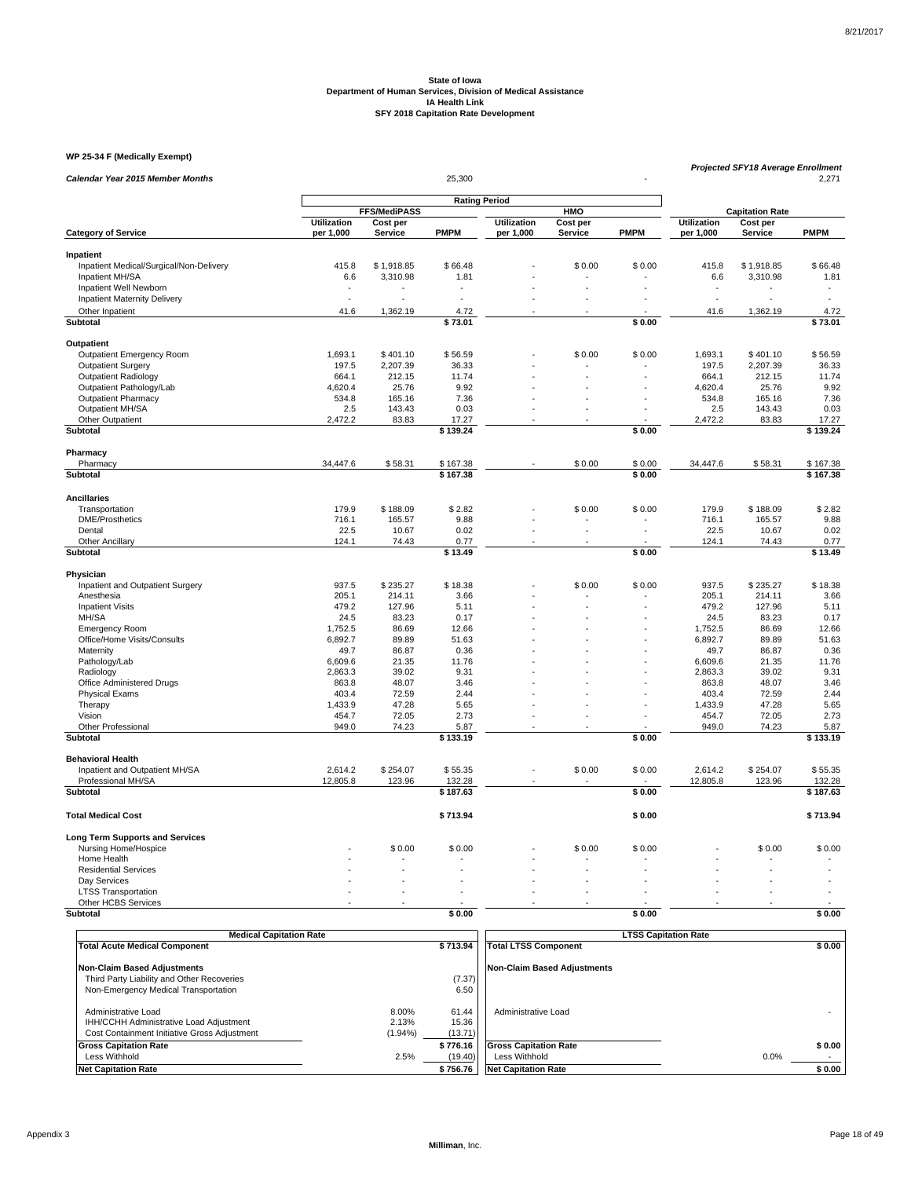**State of Iowa**
**Department of Human Services, Division of Medical Assistance**
**IA Health Link**
**SFY 2018 Capitation Rate Development**

**WP 25-34 F (Medically Exempt)**

| *Calendar Year 2015 Member Months* | | | 25,300 | | | - | *Projected SFY18 Average Enrollment* | | 2,271 |
|---|---|---|---|---|---|---|---|---|---|
| | **Rating Period** | | | | | | | | |
| | **FFS/MediPASS** | | | **HMO** | | | **Capitation Rate** | | |
| **Category of Service** | **Utilization per 1,000** | **Cost per Service** | **PMPM** | **Utilization per 1,000** | **Cost per Service** | **PMPM** | **Utilization per 1,000** | **Cost per Service** | **PMPM** |
| **Inpatient** | | | | | | | | | |
| Inpatient Medical/Surgical/Non-Delivery | 415.8 | $ 1,918.85 | $ 66.48 | - | $ 0.00 | $ 0.00 | 415.8 | $ 1,918.85 | $ 66.48 |
| Inpatient MH/SA | 6.6 | 3,310.98 | 1.81 | - | - | - | 6.6 | 3,310.98 | 1.81 |
| Inpatient Well Newborn | - | - | - | - | - | - | - | - | - |
| Inpatient Maternity Delivery | - | - | - | - | - | - | - | - | - |
| Other Inpatient | 41.6 | 1,362.19 | 4.72 | - | - | - | 41.6 | 1,362.19 | 4.72 |
| **Subtotal** | | | **$ 73.01** | | | **$ 0.00** | | | **$ 73.01** |
| **Outpatient** | | | | | | | | | |
| Outpatient Emergency Room | 1,693.1 | $ 401.10 | $ 56.59 | - | $ 0.00 | $ 0.00 | 1,693.1 | $ 401.10 | $ 56.59 |
| Outpatient Surgery | 197.5 | 2,207.39 | 36.33 | - | - | - | 197.5 | 2,207.39 | 36.33 |
| Outpatient Radiology | 664.1 | 212.15 | 11.74 | - | - | - | 664.1 | 212.15 | 11.74 |
| Outpatient Pathology/Lab | 4,620.4 | 25.76 | 9.92 | - | - | - | 4,620.4 | 25.76 | 9.92 |
| Outpatient Pharmacy | 534.8 | 165.16 | 7.36 | - | - | - | 534.8 | 165.16 | 7.36 |
| Outpatient MH/SA | 2.5 | 143.43 | 0.03 | - | - | - | 2.5 | 143.43 | 0.03 |
| Other Outpatient | 2,472.2 | 83.83 | 17.27 | - | - | - | 2,472.2 | 83.83 | 17.27 |
| **Subtotal** | | | **$ 139.24** | | | **$ 0.00** | | | **$ 139.24** |
| **Pharmacy** | | | | | | | | | |
| Pharmacy | 34,447.6 | $ 58.31 | $ 167.38 | - | $ 0.00 | $ 0.00 | 34,447.6 | $ 58.31 | $ 167.38 |
| **Subtotal** | | | **$ 167.38** | | | **$ 0.00** | | | **$ 167.38** |
| **Ancillaries** | | | | | | | | | |
| Transportation | 179.9 | $ 188.09 | $ 2.82 | - | $ 0.00 | $ 0.00 | 179.9 | $ 188.09 | $ 2.82 |
| DME/Prosthetics | 716.1 | 165.57 | 9.88 | - | - | - | 716.1 | 165.57 | 9.88 |
| Dental | 22.5 | 10.67 | 0.02 | - | - | - | 22.5 | 10.67 | 0.02 |
| Other Ancillary | 124.1 | 74.43 | 0.77 | - | - | - | 124.1 | 74.43 | 0.77 |
| **Subtotal** | | | **$ 13.49** | | | **$ 0.00** | | | **$ 13.49** |
| **Physician** | | | | | | | | | |
| Inpatient and Outpatient Surgery | 937.5 | $ 235.27 | $ 18.38 | - | $ 0.00 | $ 0.00 | 937.5 | $ 235.27 | $ 18.38 |
| Anesthesia | 205.1 | 214.11 | 3.66 | - | - | - | 205.1 | 214.11 | 3.66 |
| Inpatient Visits | 479.2 | 127.96 | 5.11 | - | - | - | 479.2 | 127.96 | 5.11 |
| MH/SA | 24.5 | 83.23 | 0.17 | - | - | - | 24.5 | 83.23 | 0.17 |
| Emergency Room | 1,752.5 | 86.69 | 12.66 | - | - | - | 1,752.5 | 86.69 | 12.66 |
| Office/Home Visits/Consults | 6,892.7 | 89.89 | 51.63 | - | - | - | 6,892.7 | 89.89 | 51.63 |
| Maternity | 49.7 | 86.87 | 0.36 | - | - | - | 49.7 | 86.87 | 0.36 |
| Pathology/Lab | 6,609.6 | 21.35 | 11.76 | - | - | - | 6,609.6 | 21.35 | 11.76 |
| Radiology | 2,863.3 | 39.02 | 9.31 | - | - | - | 2,863.3 | 39.02 | 9.31 |
| Office Administered Drugs | 863.8 | 48.07 | 3.46 | - | - | - | 863.8 | 48.07 | 3.46 |
| Physical Exams | 403.4 | 72.59 | 2.44 | - | - | - | 403.4 | 72.59 | 2.44 |
| Therapy | 1,433.9 | 47.28 | 5.65 | - | - | - | 1,433.9 | 47.28 | 5.65 |
| Vision | 454.7 | 72.05 | 2.73 | - | - | - | 454.7 | 72.05 | 2.73 |
| Other Professional | 949.0 | 74.23 | 5.87 | - | - | - | 949.0 | 74.23 | 5.87 |
| **Subtotal** | | | **$ 133.19** | | | **$ 0.00** | | | **$ 133.19** |
| **Behavioral Health** | | | | | | | | | |
| Inpatient and Outpatient MH/SA | 2,614.2 | $ 254.07 | $ 55.35 | - | $ 0.00 | $ 0.00 | 2,614.2 | $ 254.07 | $ 55.35 |
| Professional MH/SA | 12,805.8 | 123.96 | 132.28 | - | - | - | 12,805.8 | 123.96 | 132.28 |
| **Subtotal** | | | **$ 187.63** | | | **$ 0.00** | | | **$ 187.63** |
| **Total Medical Cost** | | | **$ 713.94** | | | **$ 0.00** | | | **$ 713.94** |
| **Long Term Supports and Services** | | | | | | | | | |
| Nursing Home/Hospice | - | $ 0.00 | $ 0.00 | - | $ 0.00 | $ 0.00 | - | $ 0.00 | $ 0.00 |
| Home Health | - | - | - | - | - | - | - | - | - |
| Residential Services | - | - | - | - | - | - | - | - | - |
| Day Services | - | - | - | - | - | - | - | - | - |
| LTSS Transportation | - | - | - | - | - | - | - | - | - |
| Other HCBS Services | - | - | - | - | - | - | - | - | - |
| **Subtotal** | | | **$ 0.00** | | | **$ 0.00** | | | **$ 0.00** |

| **Medical Capitation Rate** | | |
|---|---|---|
| **Total Acute Medical Component** | | **$ 713.94** |
| **Non-Claim Based Adjustments** | | |
| Third Party Liability and Other Recoveries | | (7.37) |
| Non-Emergency Medical Transportation | | 6.50 |
| Administrative Load | 8.00% | 61.44 |
| IHH/CCHH Administrative Load Adjustment | 2.13% | 15.36 |
| Cost Containment Initiative Gross Adjustment | (1.94%) | (13.71) |
| **Gross Capitation Rate** | | **$ 776.16** |
| Less Withhold | 2.5% | (19.40) |
| **Net Capitation Rate** | | **$ 756.76** |

| **LTSS Capitation Rate** | | |
|---|---|---|
| **Total LTSS Component** | | **$ 0.00** |
| **Non-Claim Based Adjustments** | | |
| Administrative Load | | - |
| **Gross Capitation Rate** | | **$ 0.00** |
| Less Withhold | 0.0% | - |
| **Net Capitation Rate** | | **$ 0.00** |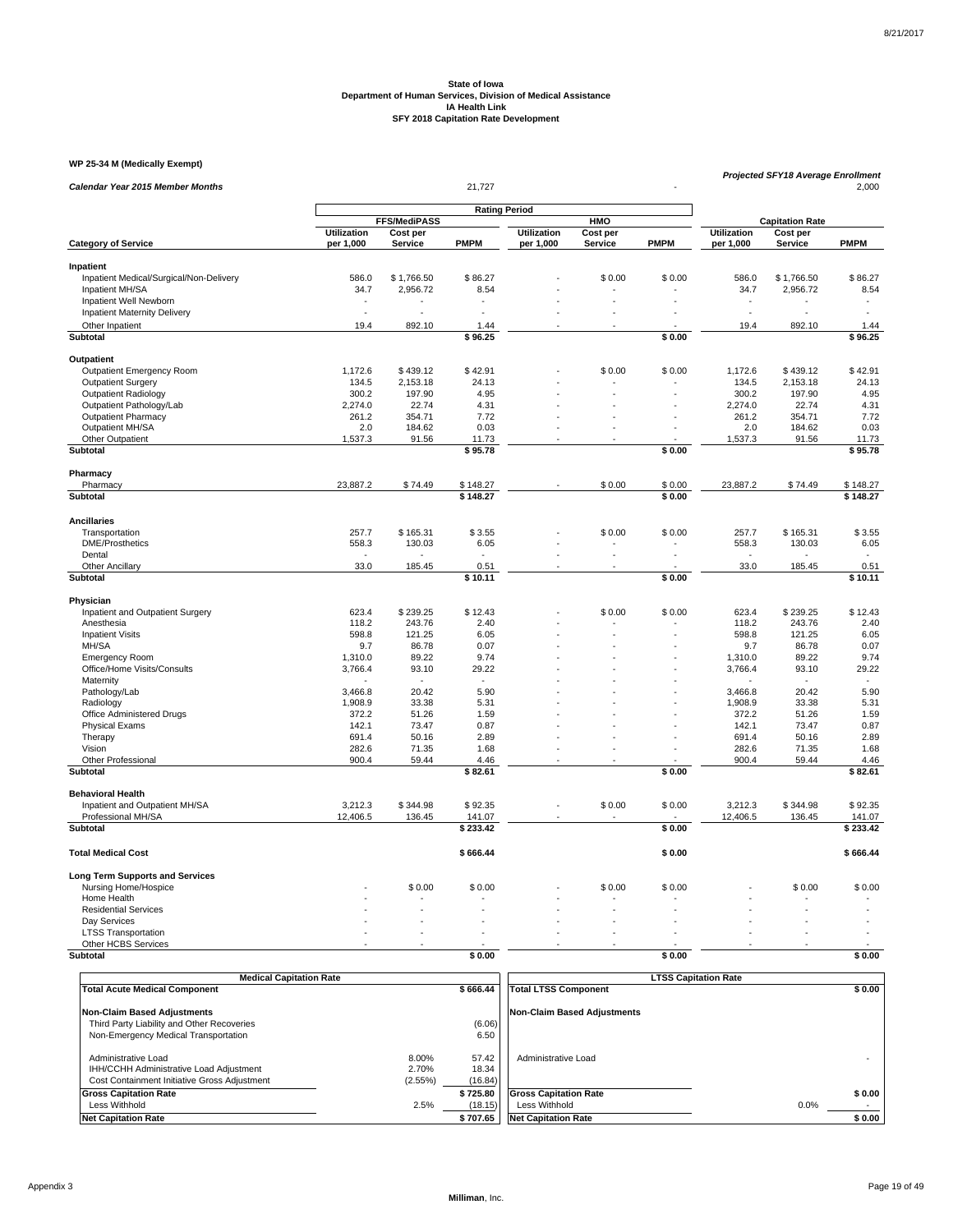State of Iowa
Department of Human Services, Division of Medical Assistance
IA Health Link
SFY 2018 Capitation Rate Development

**WP 25-34 M (Medically Exempt)**

| *Calendar Year 2015 Member Months* | | | 21,727 | | | - | *Projected SFY18 Average Enrollment* | | 2,000 |
|---|---|---|---|---|---|---|---|---|---|
| | Rating Period | | | | | | | | |
| | FFS/MediPASS | | | HMO | | | Capitation Rate | | |
| **Category of Service** | **Utilization per 1,000** | **Cost per Service** | **PMPM** | **Utilization per 1,000** | **Cost per Service** | **PMPM** | **Utilization per 1,000** | **Cost per Service** | **PMPM** |
| **Inpatient** | | | | | | | | | |
| Inpatient Medical/Surgical/Non-Delivery | 586.0 | $ 1,766.50 | $ 86.27 | - | $ 0.00 | $ 0.00 | 586.0 | $ 1,766.50 | $ 86.27 |
| Inpatient MH/SA | 34.7 | 2,956.72 | 8.54 | - | - | - | 34.7 | 2,956.72 | 8.54 |
| Inpatient Well Newborn | - | - | - | - | - | - | - | - | - |
| Inpatient Maternity Delivery | - | - | - | - | - | - | - | - | - |
| Other Inpatient | 19.4 | 892.10 | 1.44 | - | - | - | 19.4 | 892.10 | 1.44 |
| **Subtotal** | | | **$ 96.25** | | | **$ 0.00** | | | **$ 96.25** |
| **Outpatient** | | | | | | | | | |
| Outpatient Emergency Room | 1,172.6 | $ 439.12 | $ 42.91 | - | $ 0.00 | $ 0.00 | 1,172.6 | $ 439.12 | $ 42.91 |
| Outpatient Surgery | 134.5 | 2,153.18 | 24.13 | - | - | - | 134.5 | 2,153.18 | 24.13 |
| Outpatient Radiology | 300.2 | 197.90 | 4.95 | - | - | - | 300.2 | 197.90 | 4.95 |
| Outpatient Pathology/Lab | 2,274.0 | 22.74 | 4.31 | - | - | - | 2,274.0 | 22.74 | 4.31 |
| Outpatient Pharmacy | 261.2 | 354.71 | 7.72 | - | - | - | 261.2 | 354.71 | 7.72 |
| Outpatient MH/SA | 2.0 | 184.62 | 0.03 | - | - | - | 2.0 | 184.62 | 0.03 |
| Other Outpatient | 1,537.3 | 91.56 | 11.73 | - | - | - | 1,537.3 | 91.56 | 11.73 |
| **Subtotal** | | | **$ 95.78** | | | **$ 0.00** | | | **$ 95.78** |
| **Pharmacy** | | | | | | | | | |
| Pharmacy | 23,887.2 | $ 74.49 | $ 148.27 | - | $ 0.00 | $ 0.00 | 23,887.2 | $ 74.49 | $ 148.27 |
| **Subtotal** | | | **$ 148.27** | | | **$ 0.00** | | | **$ 148.27** |
| **Ancillaries** | | | | | | | | | |
| Transportation | 257.7 | $ 165.31 | $ 3.55 | - | $ 0.00 | $ 0.00 | 257.7 | $ 165.31 | $ 3.55 |
| DME/Prosthetics | 558.3 | 130.03 | 6.05 | - | - | - | 558.3 | 130.03 | 6.05 |
| Dental | - | - | - | - | - | - | - | - | - |
| Other Ancillary | 33.0 | 185.45 | 0.51 | - | - | - | 33.0 | 185.45 | 0.51 |
| **Subtotal** | | | **$ 10.11** | | | **$ 0.00** | | | **$ 10.11** |
| **Physician** | | | | | | | | | |
| Inpatient and Outpatient Surgery | 623.4 | $ 239.25 | $ 12.43 | - | $ 0.00 | $ 0.00 | 623.4 | $ 239.25 | $ 12.43 |
| Anesthesia | 118.2 | 243.76 | 2.40 | - | - | - | 118.2 | 243.76 | 2.40 |
| Inpatient Visits | 598.8 | 121.25 | 6.05 | - | - | - | 598.8 | 121.25 | 6.05 |
| MH/SA | 9.7 | 86.78 | 0.07 | - | - | - | 9.7 | 86.78 | 0.07 |
| Emergency Room | 1,310.0 | 89.22 | 9.74 | - | - | - | 1,310.0 | 89.22 | 9.74 |
| Office/Home Visits/Consults | 3,766.4 | 93.10 | 29.22 | - | - | - | 3,766.4 | 93.10 | 29.22 |
| Maternity | - | - | - | - | - | - | - | - | - |
| Pathology/Lab | 3,466.8 | 20.42 | 5.90 | - | - | - | 3,466.8 | 20.42 | 5.90 |
| Radiology | 1,908.9 | 33.38 | 5.31 | - | - | - | 1,908.9 | 33.38 | 5.31 |
| Office Administered Drugs | 372.2 | 51.26 | 1.59 | - | - | - | 372.2 | 51.26 | 1.59 |
| Physical Exams | 142.1 | 73.47 | 0.87 | - | - | - | 142.1 | 73.47 | 0.87 |
| Therapy | 691.4 | 50.16 | 2.89 | - | - | - | 691.4 | 50.16 | 2.89 |
| Vision | 282.6 | 71.35 | 1.68 | - | - | - | 282.6 | 71.35 | 1.68 |
| Other Professional | 900.4 | 59.44 | 4.46 | - | - | - | 900.4 | 59.44 | 4.46 |
| **Subtotal** | | | **$ 82.61** | | | **$ 0.00** | | | **$ 82.61** |
| **Behavioral Health** | | | | | | | | | |
| Inpatient and Outpatient MH/SA | 3,212.3 | $ 344.98 | $ 92.35 | - | $ 0.00 | $ 0.00 | 3,212.3 | $ 344.98 | $ 92.35 |
| Professional MH/SA | 12,406.5 | 136.45 | 141.07 | - | - | - | 12,406.5 | 136.45 | 141.07 |
| **Subtotal** | | | **$ 233.42** | | | **$ 0.00** | | | **$ 233.42** |
| **Total Medical Cost** | | | **$ 666.44** | | | **$ 0.00** | | | **$ 666.44** |
| **Long Term Supports and Services** | | | | | | | | | |
| Nursing Home/Hospice | - | $ 0.00 | $ 0.00 | - | $ 0.00 | $ 0.00 | - | $ 0.00 | $ 0.00 |
| Home Health | - | - | - | - | - | - | - | - | - |
| Residential Services | - | - | - | - | - | - | - | - | - |
| Day Services | - | - | - | - | - | - | - | - | - |
| LTSS Transportation | - | - | - | - | - | - | - | - | - |
| Other HCBS Services | - | - | - | - | - | - | - | - | - |
| **Subtotal** | | | **$ 0.00** | | | **$ 0.00** | | | **$ 0.00** |

| Medical Capitation Rate | | |
|---|---|---|
| **Total Acute Medical Component** | | **$ 666.44** |
| **Non-Claim Based Adjustments** | | |
| Third Party Liability and Other Recoveries | | (6.06) |
| Non-Emergency Medical Transportation | | 6.50 |
| Administrative Load | 8.00% | 57.42 |
| IHH/CCHH Administrative Load Adjustment | 2.70% | 18.34 |
| Cost Containment Initiative Gross Adjustment | (2.55%) | (16.84) |
| **Gross Capitation Rate** | | **$ 725.80** |
| Less Withhold | 2.5% | (18.15) |
| **Net Capitation Rate** | | **$ 707.65** |

| LTSS Capitation Rate | | |
|---|---|---|
| **Total LTSS Component** | | **$ 0.00** |
| **Non-Claim Based Adjustments** | | |
| Administrative Load | | - |
| **Gross Capitation Rate** | | **$ 0.00** |
| Less Withhold | 0.0% | - |
| **Net Capitation Rate** | | **$ 0.00** |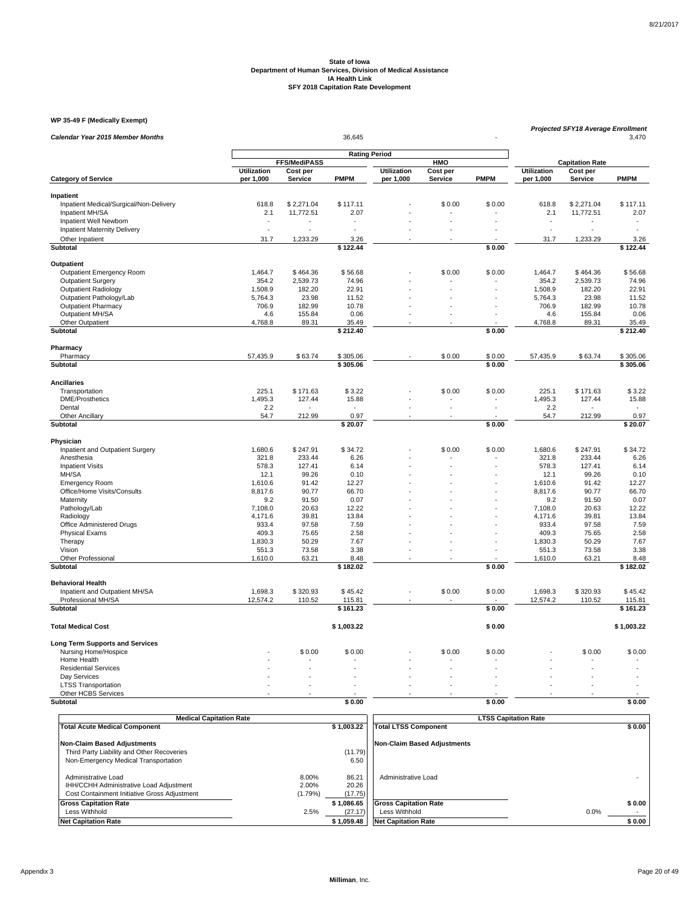**State of Iowa**
**Department of Human Services, Division of Medical Assistance**
**IA Health Link**
**SFY 2018 Capitation Rate Development**

**WP 35-49 F (Medically Exempt)**

| *Calendar Year 2015 Member Months* | | | 36,645 | | | - | *Projected SFY18 Average Enrollment* | | 3,470 |
|---|---|---|---|---|---|---|---|---|---|
| | **Rating Period** | | | | | | | | |
| | **FFS/MediPASS** | | | **HMO** | | | **Capitation Rate** | | |
| **Category of Service** | **Utilization per 1,000** | **Cost per Service** | **PMPM** | **Utilization per 1,000** | **Cost per Service** | **PMPM** | **Utilization per 1,000** | **Cost per Service** | **PMPM** |
| **Inpatient** | | | | | | | | | |
| Inpatient Medical/Surgical/Non-Delivery | 618.8 | $ 2,271.04 | $ 117.11 | - | $ 0.00 | $ 0.00 | 618.8 | $ 2,271.04 | $ 117.11 |
| Inpatient MH/SA | 2.1 | 11,772.51 | 2.07 | - | - | - | 2.1 | 11,772.51 | 2.07 |
| Inpatient Well Newborn | - | - | - | - | - | - | - | - | - |
| Inpatient Maternity Delivery | - | - | - | - | - | - | - | - | - |
| Other Inpatient | 31.7 | 1,233.29 | 3.26 | - | - | - | 31.7 | 1,233.29 | 3.26 |
| **Subtotal** | | | **$ 122.44** | | | **$ 0.00** | | | **$ 122.44** |
| **Outpatient** | | | | | | | | | |
| Outpatient Emergency Room | 1,464.7 | $ 464.36 | $ 56.68 | - | $ 0.00 | $ 0.00 | 1,464.7 | $ 464.36 | $ 56.68 |
| Outpatient Surgery | 354.2 | 2,539.73 | 74.96 | - | - | - | 354.2 | 2,539.73 | 74.96 |
| Outpatient Radiology | 1,508.9 | 182.20 | 22.91 | - | - | - | 1,508.9 | 182.20 | 22.91 |
| Outpatient Pathology/Lab | 5,764.3 | 23.98 | 11.52 | - | - | - | 5,764.3 | 23.98 | 11.52 |
| Outpatient Pharmacy | 706.9 | 182.99 | 10.78 | - | - | - | 706.9 | 182.99 | 10.78 |
| Outpatient MH/SA | 4.6 | 155.84 | 0.06 | - | - | - | 4.6 | 155.84 | 0.06 |
| Other Outpatient | 4,768.8 | 89.31 | 35.49 | - | - | - | 4,768.8 | 89.31 | 35.49 |
| **Subtotal** | | | **$ 212.40** | | | **$ 0.00** | | | **$ 212.40** |
| **Pharmacy** | | | | | | | | | |
| Pharmacy | 57,435.9 | $ 63.74 | $ 305.06 | - | $ 0.00 | $ 0.00 | 57,435.9 | $ 63.74 | $ 305.06 |
| **Subtotal** | | | **$ 305.06** | | | **$ 0.00** | | | **$ 305.06** |
| **Ancillaries** | | | | | | | | | |
| Transportation | 225.1 | $ 171.63 | $ 3.22 | - | $ 0.00 | $ 0.00 | 225.1 | $ 171.63 | $ 3.22 |
| DME/Prosthetics | 1,495.3 | 127.44 | 15.88 | - | - | - | 1,495.3 | 127.44 | 15.88 |
| Dental | 2.2 | - | - | - | - | - | 2.2 | - | - |
| Other Ancillary | 54.7 | 212.99 | 0.97 | - | - | - | 54.7 | 212.99 | 0.97 |
| **Subtotal** | | | **$ 20.07** | | | **$ 0.00** | | | **$ 20.07** |
| **Physician** | | | | | | | | | |
| Inpatient and Outpatient Surgery | 1,680.6 | $ 247.91 | $ 34.72 | - | $ 0.00 | $ 0.00 | 1,680.6 | $ 247.91 | $ 34.72 |
| Anesthesia | 321.8 | 233.44 | 6.26 | - | - | - | 321.8 | 233.44 | 6.26 |
| Inpatient Visits | 578.3 | 127.41 | 6.14 | - | - | - | 578.3 | 127.41 | 6.14 |
| MH/SA | 12.1 | 99.26 | 0.10 | - | - | - | 12.1 | 99.26 | 0.10 |
| Emergency Room | 1,610.6 | 91.42 | 12.27 | - | - | - | 1,610.6 | 91.42 | 12.27 |
| Office/Home Visits/Consults | 8,817.6 | 90.77 | 66.70 | - | - | - | 8,817.6 | 90.77 | 66.70 |
| Maternity | 9.2 | 91.50 | 0.07 | - | - | - | 9.2 | 91.50 | 0.07 |
| Pathology/Lab | 7,108.0 | 20.63 | 12.22 | - | - | - | 7,108.0 | 20.63 | 12.22 |
| Radiology | 4,171.6 | 39.81 | 13.84 | - | - | - | 4,171.6 | 39.81 | 13.84 |
| Office Administered Drugs | 933.4 | 97.58 | 7.59 | - | - | - | 933.4 | 97.58 | 7.59 |
| Physical Exams | 409.3 | 75.65 | 2.58 | - | - | - | 409.3 | 75.65 | 2.58 |
| Therapy | 1,830.3 | 50.29 | 7.67 | - | - | - | 1,830.3 | 50.29 | 7.67 |
| Vision | 551.3 | 73.58 | 3.38 | - | - | - | 551.3 | 73.58 | 3.38 |
| Other Professional | 1,610.0 | 63.21 | 8.48 | - | - | - | 1,610.0 | 63.21 | 8.48 |
| **Subtotal** | | | **$ 182.02** | | | **$ 0.00** | | | **$ 182.02** |
| **Behavioral Health** | | | | | | | | | |
| Inpatient and Outpatient MH/SA | 1,698.3 | $ 320.93 | $ 45.42 | - | $ 0.00 | $ 0.00 | 1,698.3 | $ 320.93 | $ 45.42 |
| Professional MH/SA | 12,574.2 | 110.52 | 115.81 | - | - | - | 12,574.2 | 110.52 | 115.81 |
| **Subtotal** | | | **$ 161.23** | | | **$ 0.00** | | | **$ 161.23** |
| **Total Medical Cost** | | | **$ 1,003.22** | | | **$ 0.00** | | | **$ 1,003.22** |
| **Long Term Supports and Services** | | | | | | | | | |
| Nursing Home/Hospice | - | $ 0.00 | $ 0.00 | - | $ 0.00 | $ 0.00 | - | $ 0.00 | $ 0.00 |
| Home Health | - | - | - | - | - | - | - | - | - |
| Residential Services | - | - | - | - | - | - | - | - | - |
| Day Services | - | - | - | - | - | - | - | - | - |
| LTSS Transportation | - | - | - | - | - | - | - | - | - |
| Other HCBS Services | - | - | - | - | - | - | - | - | - |
| **Subtotal** | | | **$ 0.00** | | | **$ 0.00** | | | **$ 0.00** |

| **Medical Capitation Rate** | | |
|---|---|---|
| **Total Acute Medical Component** | | **$ 1,003.22** |
| **Non-Claim Based Adjustments** | | |
| Third Party Liability and Other Recoveries | | (11.79) |
| Non-Emergency Medical Transportation | | 6.50 |
| Administrative Load | 8.00% | 86.21 |
| IHH/CCHH Administrative Load Adjustment | 2.00% | 20.26 |
| Cost Containment Initiative Gross Adjustment | (1.79%) | (17.75) |
| **Gross Capitation Rate** | | **$ 1,086.65** |
| Less Withhold | 2.5% | (27.17) |
| **Net Capitation Rate** | | **$ 1,059.48** |

| **LTSS Capitation Rate** | | |
|---|---|---|
| **Total LTSS Component** | | **$ 0.00** |
| **Non-Claim Based Adjustments** | | |
| Administrative Load | | - |
| **Gross Capitation Rate** | | **$ 0.00** |
| Less Withhold | 0.0% | - |
| **Net Capitation Rate** | | **$ 0.00** |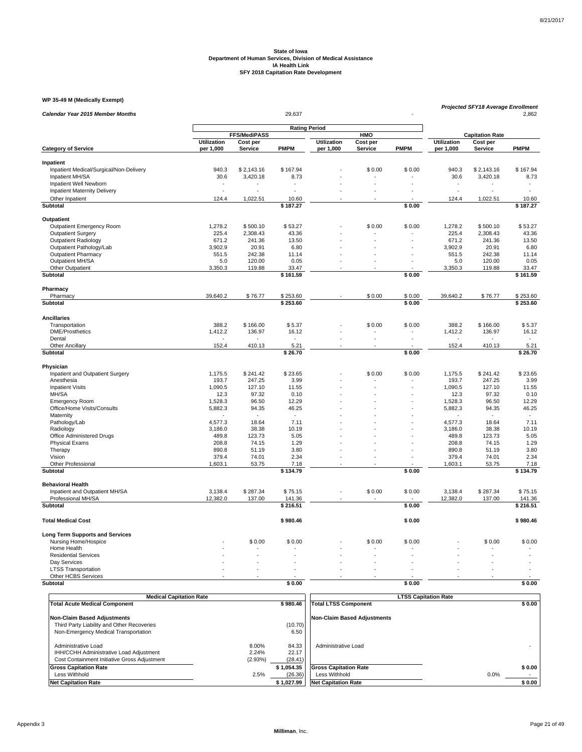**State of Iowa**
**Department of Human Services, Division of Medical Assistance**
**IA Health Link**
**SFY 2018 Capitation Rate Development**

**WP 35-49 M (Medically Exempt)**

| *Calendar Year 2015 Member Months* | | | 29,637 | | | - | *Projected SFY18 Average Enrollment* | | 2,862 |
|---|---|---|---|---|---|---|---|---|---|
| | **Rating Period** | | | | | | | | |
| | **FFS/MediPASS** | | | **HMO** | | | **Capitation Rate** | | |
| **Category of Service** | **Utilization per 1,000** | **Cost per Service** | **PMPM** | **Utilization per 1,000** | **Cost per Service** | **PMPM** | **Utilization per 1,000** | **Cost per Service** | **PMPM** |
| **Inpatient** | | | | | | | | | |
| Inpatient Medical/Surgical/Non-Delivery | 940.3 | $ 2,143.16 | $ 167.94 | - | $ 0.00 | $ 0.00 | 940.3 | $ 2,143.16 | $ 167.94 |
| Inpatient MH/SA | 30.6 | 3,420.18 | 8.73 | - | - | - | 30.6 | 3,420.18 | 8.73 |
| Inpatient Well Newborn | - | - | - | - | - | - | - | - | - |
| Inpatient Maternity Delivery | - | - | - | - | - | - | - | - | - |
| Other Inpatient | 124.4 | 1,022.51 | 10.60 | - | - | - | 124.4 | 1,022.51 | 10.60 |
| **Subtotal** | | | **$ 187.27** | | | **$ 0.00** | | | **$ 187.27** |
| **Outpatient** | | | | | | | | | |
| Outpatient Emergency Room | 1,278.2 | $ 500.10 | $ 53.27 | - | $ 0.00 | $ 0.00 | 1,278.2 | $ 500.10 | $ 53.27 |
| Outpatient Surgery | 225.4 | 2,308.43 | 43.36 | - | - | - | 225.4 | 2,308.43 | 43.36 |
| Outpatient Radiology | 671.2 | 241.36 | 13.50 | - | - | - | 671.2 | 241.36 | 13.50 |
| Outpatient Pathology/Lab | 3,902.9 | 20.91 | 6.80 | - | - | - | 3,902.9 | 20.91 | 6.80 |
| Outpatient Pharmacy | 551.5 | 242.38 | 11.14 | - | - | - | 551.5 | 242.38 | 11.14 |
| Outpatient MH/SA | 5.0 | 120.00 | 0.05 | - | - | - | 5.0 | 120.00 | 0.05 |
| Other Outpatient | 3,350.3 | 119.88 | 33.47 | - | - | - | 3,350.3 | 119.88 | 33.47 |
| **Subtotal** | | | **$ 161.59** | | | **$ 0.00** | | | **$ 161.59** |
| **Pharmacy** | | | | | | | | | |
| Pharmacy | 39,640.2 | $ 76.77 | $ 253.60 | - | $ 0.00 | $ 0.00 | 39,640.2 | $ 76.77 | $ 253.60 |
| **Subtotal** | | | **$ 253.60** | | | **$ 0.00** | | | **$ 253.60** |
| **Ancillaries** | | | | | | | | | |
| Transportation | 388.2 | $ 166.00 | $ 5.37 | - | $ 0.00 | $ 0.00 | 388.2 | $ 166.00 | $ 5.37 |
| DME/Prosthetics | 1,412.2 | 136.97 | 16.12 | - | - | - | 1,412.2 | 136.97 | 16.12 |
| Dental | - | - | - | - | - | - | - | - | - |
| Other Ancillary | 152.4 | 410.13 | 5.21 | - | - | - | 152.4 | 410.13 | 5.21 |
| **Subtotal** | | | **$ 26.70** | | | **$ 0.00** | | | **$ 26.70** |
| **Physician** | | | | | | | | | |
| Inpatient and Outpatient Surgery | 1,175.5 | $ 241.42 | $ 23.65 | - | $ 0.00 | $ 0.00 | 1,175.5 | $ 241.42 | $ 23.65 |
| Anesthesia | 193.7 | 247.25 | 3.99 | - | - | - | 193.7 | 247.25 | 3.99 |
| Inpatient Visits | 1,090.5 | 127.10 | 11.55 | - | - | - | 1,090.5 | 127.10 | 11.55 |
| MH/SA | 12.3 | 97.32 | 0.10 | - | - | - | 12.3 | 97.32 | 0.10 |
| Emergency Room | 1,528.3 | 96.50 | 12.29 | - | - | - | 1,528.3 | 96.50 | 12.29 |
| Office/Home Visits/Consults | 5,882.3 | 94.35 | 46.25 | - | - | - | 5,882.3 | 94.35 | 46.25 |
| Maternity | - | - | - | - | - | - | - | - | - |
| Pathology/Lab | 4,577.3 | 18.64 | 7.11 | - | - | - | 4,577.3 | 18.64 | 7.11 |
| Radiology | 3,186.0 | 38.38 | 10.19 | - | - | - | 3,186.0 | 38.38 | 10.19 |
| Office Administered Drugs | 489.8 | 123.73 | 5.05 | - | - | - | 489.8 | 123.73 | 5.05 |
| Physical Exams | 208.8 | 74.15 | 1.29 | - | - | - | 208.8 | 74.15 | 1.29 |
| Therapy | 890.8 | 51.19 | 3.80 | - | - | - | 890.8 | 51.19 | 3.80 |
| Vision | 379.4 | 74.01 | 2.34 | - | - | - | 379.4 | 74.01 | 2.34 |
| Other Professional | 1,603.1 | 53.75 | 7.18 | - | - | - | 1,603.1 | 53.75 | 7.18 |
| **Subtotal** | | | **$ 134.79** | | | **$ 0.00** | | | **$ 134.79** |
| **Behavioral Health** | | | | | | | | | |
| Inpatient and Outpatient MH/SA | 3,138.4 | $ 287.34 | $ 75.15 | - | $ 0.00 | $ 0.00 | 3,138.4 | $ 287.34 | $ 75.15 |
| Professional MH/SA | 12,382.0 | 137.00 | 141.36 | - | - | - | 12,382.0 | 137.00 | 141.36 |
| **Subtotal** | | | **$ 216.51** | | | **$ 0.00** | | | **$ 216.51** |
| **Total Medical Cost** | | | **$ 980.46** | | | **$ 0.00** | | | **$ 980.46** |
| **Long Term Supports and Services** | | | | | | | | | |
| Nursing Home/Hospice | - | $ 0.00 | $ 0.00 | - | $ 0.00 | $ 0.00 | - | $ 0.00 | $ 0.00 |
| Home Health | - | - | - | - | - | - | - | - | - |
| Residential Services | - | - | - | - | - | - | - | - | - |
| Day Services | - | - | - | - | - | - | - | - | - |
| LTSS Transportation | - | - | - | - | - | - | - | - | - |
| Other HCBS Services | - | - | - | - | - | - | - | - | - |
| **Subtotal** | | | **$ 0.00** | | | **$ 0.00** | | | **$ 0.00** |

| **Medical Capitation Rate** | | |
|---|---|---|
| **Total Acute Medical Component** | | **$ 980.46** |
| **Non-Claim Based Adjustments** | | |
| Third Party Liability and Other Recoveries | | (10.70) |
| Non-Emergency Medical Transportation | | 6.50 |
| Administrative Load | 8.00% | 84.33 |
| IHH/CCHH Administrative Load Adjustment | 2.24% | 22.17 |
| Cost Containment Initiative Gross Adjustment | (2.93%) | (28.41) |
| **Gross Capitation Rate** | | **$ 1,054.35** |
| Less Withhold | 2.5% | (26.36) |
| **Net Capitation Rate** | | **$ 1,027.99** |

| **LTSS Capitation Rate** | | |
|---|---|---|
| **Total LTSS Component** | | **$ 0.00** |
| **Non-Claim Based Adjustments** | | |
| Administrative Load | | - |
| **Gross Capitation Rate** | | **$ 0.00** |
| Less Withhold | 0.0% | - |
| **Net Capitation Rate** | | **$ 0.00** |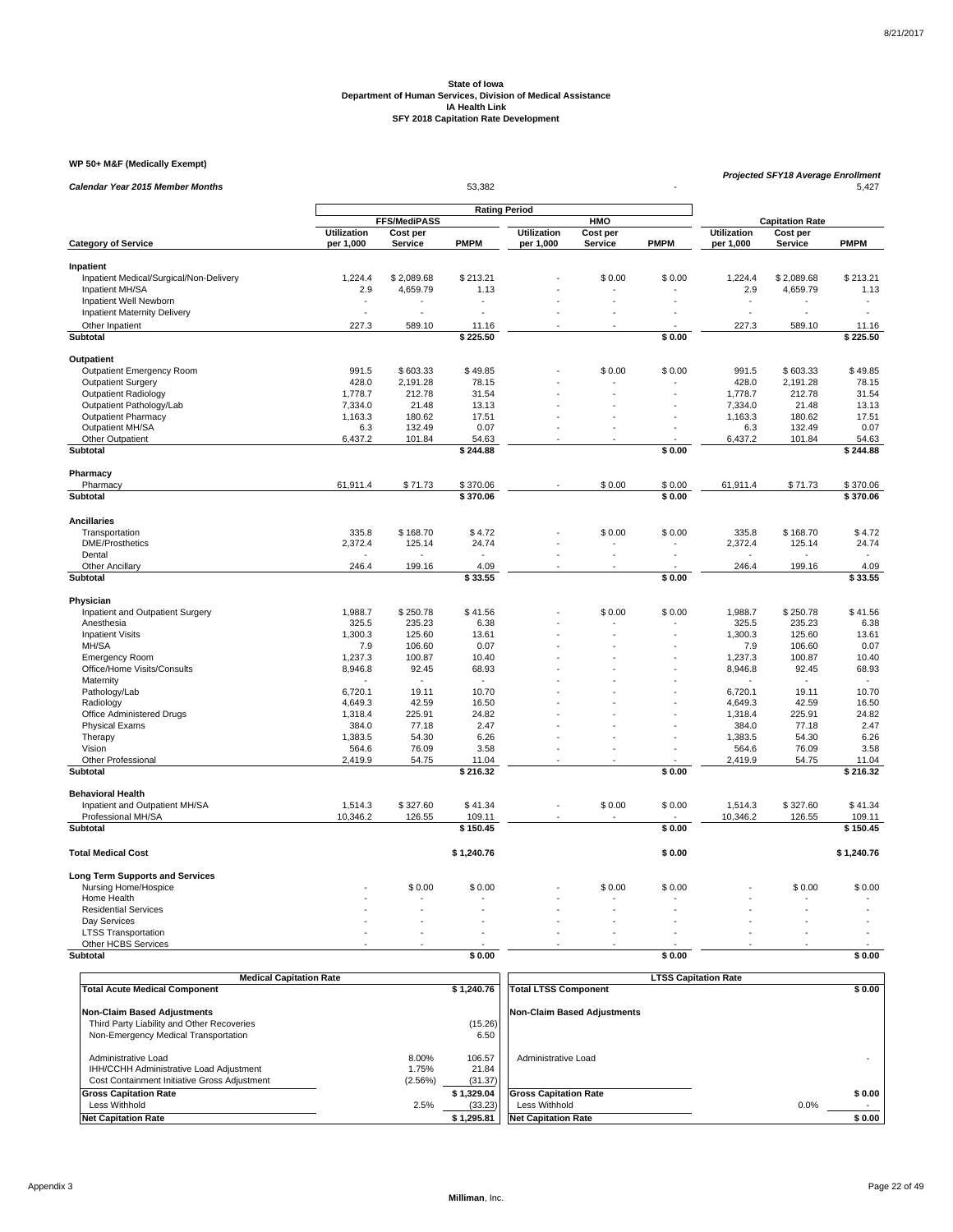**State of Iowa**
**Department of Human Services, Division of Medical Assistance**
**IA Health Link**
**SFY 2018 Capitation Rate Development**

**WP 50+ M&F (Medically Exempt)**

| *Calendar Year 2015 Member Months* | 53,382 | - | *Projected SFY18 Average Enrollment* 5,427 |
|---|---|---|---|

| | Rating Period | | | | | | | | |
|---|---|---|---|---|---|---|---|---|---|
| | FFS/MediPASS | | | HMO | | | Capitation Rate | | |
| **Category of Service** | **Utilization per 1,000** | **Cost per Service** | **PMPM** | **Utilization per 1,000** | **Cost per Service** | **PMPM** | **Utilization per 1,000** | **Cost per Service** | **PMPM** |
| **Inpatient** | | | | | | | | | |
| Inpatient Medical/Surgical/Non-Delivery | 1,224.4 | $ 2,089.68 | $ 213.21 | - | $ 0.00 | $ 0.00 | 1,224.4 | $ 2,089.68 | $ 213.21 |
| Inpatient MH/SA | 2.9 | 4,659.79 | 1.13 | - | - | - | 2.9 | 4,659.79 | 1.13 |
| Inpatient Well Newborn | - | - | - | - | - | - | - | - | - |
| Inpatient Maternity Delivery | - | - | - | - | - | - | - | - | - |
| Other Inpatient | 227.3 | 589.10 | 11.16 | - | - | - | 227.3 | 589.10 | 11.16 |
| **Subtotal** | | | **$ 225.50** | | | **$ 0.00** | | | **$ 225.50** |
| **Outpatient** | | | | | | | | | |
| Outpatient Emergency Room | 991.5 | $ 603.33 | $ 49.85 | - | $ 0.00 | $ 0.00 | 991.5 | $ 603.33 | $ 49.85 |
| Outpatient Surgery | 428.0 | 2,191.28 | 78.15 | - | - | - | 428.0 | 2,191.28 | 78.15 |
| Outpatient Radiology | 1,778.7 | 212.78 | 31.54 | - | - | - | 1,778.7 | 212.78 | 31.54 |
| Outpatient Pathology/Lab | 7,334.0 | 21.48 | 13.13 | - | - | - | 7,334.0 | 21.48 | 13.13 |
| Outpatient Pharmacy | 1,163.3 | 180.62 | 17.51 | - | - | - | 1,163.3 | 180.62 | 17.51 |
| Outpatient MH/SA | 6.3 | 132.49 | 0.07 | - | - | - | 6.3 | 132.49 | 0.07 |
| Other Outpatient | 6,437.2 | 101.84 | 54.63 | - | - | - | 6,437.2 | 101.84 | 54.63 |
| **Subtotal** | | | **$ 244.88** | | | **$ 0.00** | | | **$ 244.88** |
| **Pharmacy** | | | | | | | | | |
| Pharmacy | 61,911.4 | $ 71.73 | $ 370.06 | - | $ 0.00 | $ 0.00 | 61,911.4 | $ 71.73 | $ 370.06 |
| **Subtotal** | | | **$ 370.06** | | | **$ 0.00** | | | **$ 370.06** |
| **Ancillaries** | | | | | | | | | |
| Transportation | 335.8 | $ 168.70 | $ 4.72 | - | $ 0.00 | $ 0.00 | 335.8 | $ 168.70 | $ 4.72 |
| DME/Prosthetics | 2,372.4 | 125.14 | 24.74 | - | - | - | 2,372.4 | 125.14 | 24.74 |
| Dental | - | - | - | - | - | - | - | - | - |
| Other Ancillary | 246.4 | 199.16 | 4.09 | - | - | - | 246.4 | 199.16 | 4.09 |
| **Subtotal** | | | **$ 33.55** | | | **$ 0.00** | | | **$ 33.55** |
| **Physician** | | | | | | | | | |
| Inpatient and Outpatient Surgery | 1,988.7 | $ 250.78 | $ 41.56 | - | $ 0.00 | $ 0.00 | 1,988.7 | $ 250.78 | $ 41.56 |
| Anesthesia | 325.5 | 235.23 | 6.38 | - | - | - | 325.5 | 235.23 | 6.38 |
| Inpatient Visits | 1,300.3 | 125.60 | 13.61 | - | - | - | 1,300.3 | 125.60 | 13.61 |
| MH/SA | 7.9 | 106.60 | 0.07 | - | - | - | 7.9 | 106.60 | 0.07 |
| Emergency Room | 1,237.3 | 100.87 | 10.40 | - | - | - | 1,237.3 | 100.87 | 10.40 |
| Office/Home Visits/Consults | 8,946.8 | 92.45 | 68.93 | - | - | - | 8,946.8 | 92.45 | 68.93 |
| Maternity | - | - | - | - | - | - | - | - | - |
| Pathology/Lab | 6,720.1 | 19.11 | 10.70 | - | - | - | 6,720.1 | 19.11 | 10.70 |
| Radiology | 4,649.3 | 42.59 | 16.50 | - | - | - | 4,649.3 | 42.59 | 16.50 |
| Office Administered Drugs | 1,318.4 | 225.91 | 24.82 | - | - | - | 1,318.4 | 225.91 | 24.82 |
| Physical Exams | 384.0 | 77.18 | 2.47 | - | - | - | 384.0 | 77.18 | 2.47 |
| Therapy | 1,383.5 | 54.30 | 6.26 | - | - | - | 1,383.5 | 54.30 | 6.26 |
| Vision | 564.6 | 76.09 | 3.58 | - | - | - | 564.6 | 76.09 | 3.58 |
| Other Professional | 2,419.9 | 54.75 | 11.04 | - | - | - | 2,419.9 | 54.75 | 11.04 |
| **Subtotal** | | | **$ 216.32** | | | **$ 0.00** | | | **$ 216.32** |
| **Behavioral Health** | | | | | | | | | |
| Inpatient and Outpatient MH/SA | 1,514.3 | $ 327.60 | $ 41.34 | - | $ 0.00 | $ 0.00 | 1,514.3 | $ 327.60 | $ 41.34 |
| Professional MH/SA | 10,346.2 | 126.55 | 109.11 | - | - | - | 10,346.2 | 126.55 | 109.11 |
| **Subtotal** | | | **$ 150.45** | | | **$ 0.00** | | | **$ 150.45** |
| **Total Medical Cost** | | | **$ 1,240.76** | | | **$ 0.00** | | | **$ 1,240.76** |
| **Long Term Supports and Services** | | | | | | | | | |
| Nursing Home/Hospice | - | $ 0.00 | $ 0.00 | - | $ 0.00 | $ 0.00 | - | $ 0.00 | $ 0.00 |
| Home Health | - | - | - | - | - | - | - | - | - |
| Residential Services | - | - | - | - | - | - | - | - | - |
| Day Services | - | - | - | - | - | - | - | - | - |
| LTSS Transportation | - | - | - | - | - | - | - | - | - |
| Other HCBS Services | - | - | - | - | - | - | - | - | - |
| **Subtotal** | | | **$ 0.00** | | | **$ 0.00** | | | **$ 0.00** |

| Medical Capitation Rate | | |
|---|---|---|
| **Total Acute Medical Component** | | **$ 1,240.76** |
| **Non-Claim Based Adjustments** | | |
| Third Party Liability and Other Recoveries | | (15.26) |
| Non-Emergency Medical Transportation | | 6.50 |
| Administrative Load | 8.00% | 106.57 |
| IHH/CCHH Administrative Load Adjustment | 1.75% | 21.84 |
| Cost Containment Initiative Gross Adjustment | (2.56%) | (31.37) |
| **Gross Capitation Rate** | | **$ 1,329.04** |
| Less Withhold | 2.5% | (33.23) |
| **Net Capitation Rate** | | **$ 1,295.81** |

| LTSS Capitation Rate | | |
|---|---|---|
| **Total LTSS Component** | | **$ 0.00** |
| **Non-Claim Based Adjustments** | | |
| Administrative Load | | - |
| **Gross Capitation Rate** | | **$ 0.00** |
| Less Withhold | 0.0% | - |
| **Net Capitation Rate** | | **$ 0.00** |

Appendix 3

Milliman, Inc.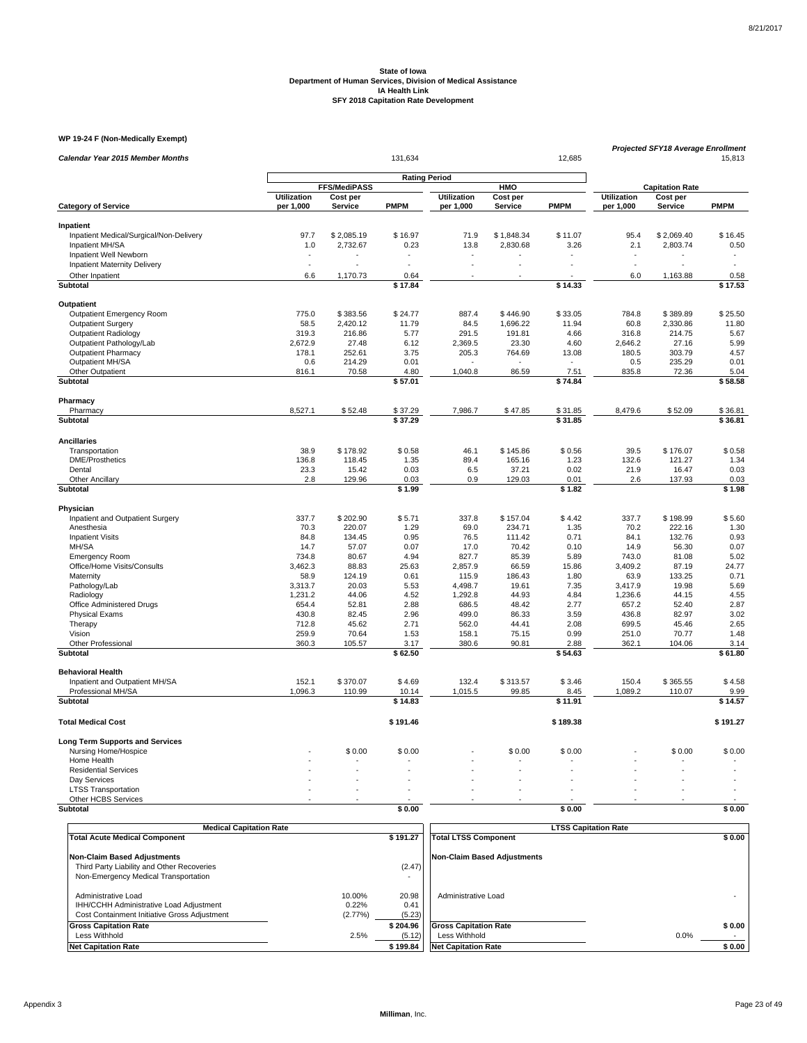State of Iowa
Department of Human Services, Division of Medical Assistance
IA Health Link
SFY 2018 Capitation Rate Development

**WP 19-24 F (Non-Medically Exempt)**

| *Calendar Year 2015 Member Months* | | | 131,634 | | | 12,685 | *Projected SFY18 Average Enrollment* | | 15,813 |
|---|---|---|---|---|---|---|---|---|---|
| | **Rating Period** | | | | | | | | |
| | **FFS/MediPASS** | | | **HMO** | | | **Capitation Rate** | | |
| **Category of Service** | **Utilization per 1,000** | **Cost per Service** | **PMPM** | **Utilization per 1,000** | **Cost per Service** | **PMPM** | **Utilization per 1,000** | **Cost per Service** | **PMPM** |
| **Inpatient** | | | | | | | | | |
| Inpatient Medical/Surgical/Non-Delivery | 97.7 | $ 2,085.19 | $ 16.97 | 71.9 | $ 1,848.34 | $ 11.07 | 95.4 | $ 2,069.40 | $ 16.45 |
| Inpatient MH/SA | 1.0 | 2,732.67 | 0.23 | 13.8 | 2,830.68 | 3.26 | 2.1 | 2,803.74 | 0.50 |
| Inpatient Well Newborn | - | - | - | - | - | - | - | - | - |
| Inpatient Maternity Delivery | - | - | - | - | - | - | - | - | - |
| Other Inpatient | 6.6 | 1,170.73 | 0.64 | - | - | - | 6.0 | 1,163.88 | 0.58 |
| **Subtotal** | | | **$ 17.84** | | | **$ 14.33** | | | **$ 17.53** |
| **Outpatient** | | | | | | | | | |
| Outpatient Emergency Room | 775.0 | $ 383.56 | $ 24.77 | 887.4 | $ 446.90 | $ 33.05 | 784.8 | $ 389.89 | $ 25.50 |
| Outpatient Surgery | 58.5 | 2,420.12 | 11.79 | 84.5 | 1,696.22 | 11.94 | 60.8 | 2,330.86 | 11.80 |
| Outpatient Radiology | 319.3 | 216.86 | 5.77 | 291.5 | 191.81 | 4.66 | 316.8 | 214.75 | 5.67 |
| Outpatient Pathology/Lab | 2,672.9 | 27.48 | 6.12 | 2,369.5 | 23.30 | 4.60 | 2,646.2 | 27.16 | 5.99 |
| Outpatient Pharmacy | 178.1 | 252.61 | 3.75 | 205.3 | 764.69 | 13.08 | 180.5 | 303.79 | 4.57 |
| Outpatient MH/SA | 0.6 | 214.29 | 0.01 | - | - | - | 0.5 | 235.29 | 0.01 |
| Other Outpatient | 816.1 | 70.58 | 4.80 | 1,040.8 | 86.59 | 7.51 | 835.8 | 72.36 | 5.04 |
| **Subtotal** | | | **$ 57.01** | | | **$ 74.84** | | | **$ 58.58** |
| **Pharmacy** | | | | | | | | | |
| Pharmacy | 8,527.1 | $ 52.48 | $ 37.29 | 7,986.7 | $ 47.85 | $ 31.85 | 8,479.6 | $ 52.09 | $ 36.81 |
| **Subtotal** | | | **$ 37.29** | | | **$ 31.85** | | | **$ 36.81** |
| **Ancillaries** | | | | | | | | | |
| Transportation | 38.9 | $ 178.92 | $ 0.58 | 46.1 | $ 145.86 | $ 0.56 | 39.5 | $ 176.07 | $ 0.58 |
| DME/Prosthetics | 136.8 | 118.45 | 1.35 | 89.4 | 165.16 | 1.23 | 132.6 | 121.27 | 1.34 |
| Dental | 23.3 | 15.42 | 0.03 | 6.5 | 37.21 | 0.02 | 21.9 | 16.47 | 0.03 |
| Other Ancillary | 2.8 | 129.96 | 0.03 | 0.9 | 129.03 | 0.01 | 2.6 | 137.93 | 0.03 |
| **Subtotal** | | | **$ 1.99** | | | **$ 1.82** | | | **$ 1.98** |
| **Physician** | | | | | | | | | |
| Inpatient and Outpatient Surgery | 337.7 | $ 202.90 | $ 5.71 | 337.8 | $ 157.04 | $ 4.42 | 337.7 | $ 198.99 | $ 5.60 |
| Anesthesia | 70.3 | 220.07 | 1.29 | 69.0 | 234.71 | 1.35 | 70.2 | 222.16 | 1.30 |
| Inpatient Visits | 84.8 | 134.45 | 0.95 | 76.5 | 111.42 | 0.71 | 84.1 | 132.76 | 0.93 |
| MH/SA | 14.7 | 57.07 | 0.07 | 17.0 | 70.42 | 0.10 | 14.9 | 56.30 | 0.07 |
| Emergency Room | 734.8 | 80.67 | 4.94 | 827.7 | 85.39 | 5.89 | 743.0 | 81.08 | 5.02 |
| Office/Home Visits/Consults | 3,462.3 | 88.83 | 25.63 | 2,857.9 | 66.59 | 15.86 | 3,409.2 | 87.19 | 24.77 |
| Maternity | 58.9 | 124.19 | 0.61 | 115.9 | 186.43 | 1.80 | 63.9 | 133.25 | 0.71 |
| Pathology/Lab | 3,313.7 | 20.03 | 5.53 | 4,498.7 | 19.61 | 7.35 | 3,417.9 | 19.98 | 5.69 |
| Radiology | 1,231.2 | 44.06 | 4.52 | 1,292.8 | 44.93 | 4.84 | 1,236.6 | 44.15 | 4.55 |
| Office Administered Drugs | 654.4 | 52.81 | 2.88 | 686.5 | 48.42 | 2.77 | 657.2 | 52.40 | 2.87 |
| Physical Exams | 430.8 | 82.45 | 2.96 | 499.0 | 86.33 | 3.59 | 436.8 | 82.97 | 3.02 |
| Therapy | 712.8 | 45.62 | 2.71 | 562.0 | 44.41 | 2.08 | 699.5 | 45.46 | 2.65 |
| Vision | 259.9 | 70.64 | 1.53 | 158.1 | 75.15 | 0.99 | 251.0 | 70.77 | 1.48 |
| Other Professional | 360.3 | 105.57 | 3.17 | 380.6 | 90.81 | 2.88 | 362.1 | 104.06 | 3.14 |
| **Subtotal** | | | **$ 62.50** | | | **$ 54.63** | | | **$ 61.80** |
| **Behavioral Health** | | | | | | | | | |
| Inpatient and Outpatient MH/SA | 152.1 | $ 370.07 | $ 4.69 | 132.4 | $ 313.57 | $ 3.46 | 150.4 | $ 365.55 | $ 4.58 |
| Professional MH/SA | 1,096.3 | 110.99 | 10.14 | 1,015.5 | 99.85 | 8.45 | 1,089.2 | 110.07 | 9.99 |
| **Subtotal** | | | **$ 14.83** | | | **$ 11.91** | | | **$ 14.57** |
| **Total Medical Cost** | | | **$ 191.46** | | | **$ 189.38** | | | **$ 191.27** |
| **Long Term Supports and Services** | | | | | | | | | |
| Nursing Home/Hospice | - | $ 0.00 | $ 0.00 | - | $ 0.00 | $ 0.00 | - | $ 0.00 | $ 0.00 |
| Home Health | - | - | - | - | - | - | - | - | - |
| Residential Services | - | - | - | - | - | - | - | - | - |
| Day Services | - | - | - | - | - | - | - | - | - |
| LTSS Transportation | - | - | - | - | - | - | - | - | - |
| Other HCBS Services | - | - | - | - | - | - | - | - | - |
| **Subtotal** | | | **$ 0.00** | | | **$ 0.00** | | | **$ 0.00** |

| **Medical Capitation Rate** | | |
|---|---|---|
| **Total Acute Medical Component** | | **$ 191.27** |
| **Non-Claim Based Adjustments** | | |
| Third Party Liability and Other Recoveries | | (2.47) |
| Non-Emergency Medical Transportation | | - |
| Administrative Load | 10.00% | 20.98 |
| IHH/CCHH Administrative Load Adjustment | 0.22% | 0.41 |
| Cost Containment Initiative Gross Adjustment | (2.77%) | (5.23) |
| **Gross Capitation Rate** | | **$ 204.96** |
| Less Withhold | 2.5% | (5.12) |
| **Net Capitation Rate** | | **$ 199.84** |

| **LTSS Capitation Rate** | | |
|---|---|---|
| **Total LTSS Component** | | **$ 0.00** |
| **Non-Claim Based Adjustments** | | |
| Administrative Load | | - |
| **Gross Capitation Rate** | | **$ 0.00** |
| Less Withhold | 0.0% | - |
| **Net Capitation Rate** | | **$ 0.00** |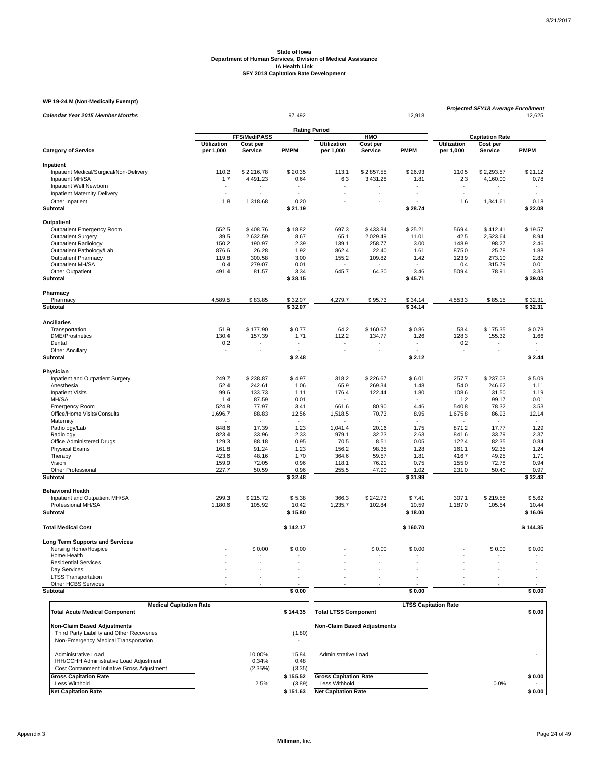**State of Iowa**
**Department of Human Services, Division of Medical Assistance**
**IA Health Link**
**SFY 2018 Capitation Rate Development**

**WP 19-24 M (Non-Medically Exempt)**

| *Calendar Year 2015 Member Months* | | | 97,492 | | | 12,918 | *Projected SFY18 Average Enrollment* | | 12,625 |
|---|---|---|---|---|---|---|---|---|---|
| | **Rating Period** | | | | | | | | |
| | **FFS/MediPASS** | | | **HMO** | | | **Capitation Rate** | | |
| **Category of Service** | **Utilization per 1,000** | **Cost per Service** | **PMPM** | **Utilization per 1,000** | **Cost per Service** | **PMPM** | **Utilization per 1,000** | **Cost per Service** | **PMPM** |
| **Inpatient** | | | | | | | | | |
| Inpatient Medical/Surgical/Non-Delivery | 110.2 | $ 2,216.78 | $ 20.35 | 113.1 | $ 2,857.55 | $ 26.93 | 110.5 | $ 2,293.57 | $ 21.12 |
| Inpatient MH/SA | 1.7 | 4,491.23 | 0.64 | 6.3 | 3,431.28 | 1.81 | 2.3 | 4,160.00 | 0.78 |
| Inpatient Well Newborn | - | - | - | - | - | - | - | - | - |
| Inpatient Maternity Delivery | - | - | - | - | - | - | - | - | - |
| Other Inpatient | 1.8 | 1,318.68 | 0.20 | - | - | - | 1.6 | 1,341.61 | 0.18 |
| **Subtotal** | | | **$ 21.19** | | | **$ 28.74** | | | **$ 22.08** |
| **Outpatient** | | | | | | | | | |
| Outpatient Emergency Room | 552.5 | $ 408.76 | $ 18.82 | 697.3 | $ 433.84 | $ 25.21 | 569.4 | $ 412.41 | $ 19.57 |
| Outpatient Surgery | 39.5 | 2,632.59 | 8.67 | 65.1 | 2,029.49 | 11.01 | 42.5 | 2,523.64 | 8.94 |
| Outpatient Radiology | 150.2 | 190.97 | 2.39 | 139.1 | 258.77 | 3.00 | 148.9 | 198.27 | 2.46 |
| Outpatient Pathology/Lab | 876.6 | 26.28 | 1.92 | 862.4 | 22.40 | 1.61 | 875.0 | 25.78 | 1.88 |
| Outpatient Pharmacy | 119.8 | 300.58 | 3.00 | 155.2 | 109.82 | 1.42 | 123.9 | 273.10 | 2.82 |
| Outpatient MH/SA | 0.4 | 279.07 | 0.01 | - | - | - | 0.4 | 315.79 | 0.01 |
| Other Outpatient | 491.4 | 81.57 | 3.34 | 645.7 | 64.30 | 3.46 | 509.4 | 78.91 | 3.35 |
| **Subtotal** | | | **$ 38.15** | | | **$ 45.71** | | | **$ 39.03** |
| **Pharmacy** | | | | | | | | | |
| Pharmacy | 4,589.5 | $ 83.85 | $ 32.07 | 4,279.7 | $ 95.73 | $ 34.14 | 4,553.3 | $ 85.15 | $ 32.31 |
| **Subtotal** | | | **$ 32.07** | | | **$ 34.14** | | | **$ 32.31** |
| **Ancillaries** | | | | | | | | | |
| Transportation | 51.9 | $ 177.90 | $ 0.77 | 64.2 | $ 160.67 | $ 0.86 | 53.4 | $ 175.35 | $ 0.78 |
| DME/Prosthetics | 130.4 | 157.39 | 1.71 | 112.2 | 134.77 | 1.26 | 128.3 | 155.32 | 1.66 |
| Dental | 0.2 | - | - | - | - | - | 0.2 | - | - |
| Other Ancillary | - | - | - | - | - | - | - | - | - |
| **Subtotal** | | | **$ 2.48** | | | **$ 2.12** | | | **$ 2.44** |
| **Physician** | | | | | | | | | |
| Inpatient and Outpatient Surgery | 249.7 | $ 238.87 | $ 4.97 | 318.2 | $ 226.67 | $ 6.01 | 257.7 | $ 237.03 | $ 5.09 |
| Anesthesia | 52.4 | 242.61 | 1.06 | 65.9 | 269.34 | 1.48 | 54.0 | 246.62 | 1.11 |
| Inpatient Visits | 99.6 | 133.73 | 1.11 | 176.4 | 122.44 | 1.80 | 108.6 | 131.50 | 1.19 |
| MH/SA | 1.4 | 87.59 | 0.01 | - | - | - | 1.2 | 99.17 | 0.01 |
| Emergency Room | 524.8 | 77.97 | 3.41 | 661.6 | 80.90 | 4.46 | 540.8 | 78.32 | 3.53 |
| Office/Home Visits/Consults | 1,696.7 | 88.83 | 12.56 | 1,518.5 | 70.73 | 8.95 | 1,675.8 | 86.93 | 12.14 |
| Maternity | - | - | - | - | - | - | - | - | - |
| Pathology/Lab | 848.6 | 17.39 | 1.23 | 1,041.4 | 20.16 | 1.75 | 871.2 | 17.77 | 1.29 |
| Radiology | 823.4 | 33.96 | 2.33 | 979.1 | 32.23 | 2.63 | 841.6 | 33.79 | 2.37 |
| Office Administered Drugs | 129.3 | 88.18 | 0.95 | 70.5 | 8.51 | 0.05 | 122.4 | 82.35 | 0.84 |
| Physical Exams | 161.8 | 91.24 | 1.23 | 156.2 | 98.35 | 1.28 | 161.1 | 92.35 | 1.24 |
| Therapy | 423.6 | 48.16 | 1.70 | 364.6 | 59.57 | 1.81 | 416.7 | 49.25 | 1.71 |
| Vision | 159.9 | 72.05 | 0.96 | 118.1 | 76.21 | 0.75 | 155.0 | 72.78 | 0.94 |
| Other Professional | 227.7 | 50.59 | 0.96 | 255.5 | 47.90 | 1.02 | 231.0 | 50.40 | 0.97 |
| **Subtotal** | | | **$ 32.48** | | | **$ 31.99** | | | **$ 32.43** |
| **Behavioral Health** | | | | | | | | | |
| Inpatient and Outpatient MH/SA | 299.3 | $ 215.72 | $ 5.38 | 366.3 | $ 242.73 | $ 7.41 | 307.1 | $ 219.58 | $ 5.62 |
| Professional MH/SA | 1,180.6 | 105.92 | 10.42 | 1,235.7 | 102.84 | 10.59 | 1,187.0 | 105.54 | 10.44 |
| **Subtotal** | | | **$ 15.80** | | | **$ 18.00** | | | **$ 16.06** |
| **Total Medical Cost** | | | **$ 142.17** | | | **$ 160.70** | | | **$ 144.35** |
| **Long Term Supports and Services** | | | | | | | | | |
| Nursing Home/Hospice | - | $ 0.00 | $ 0.00 | - | $ 0.00 | $ 0.00 | - | $ 0.00 | $ 0.00 |
| Home Health | - | - | - | - | - | - | - | - | - |
| Residential Services | - | - | - | - | - | - | - | - | - |
| Day Services | - | - | - | - | - | - | - | - | - |
| LTSS Transportation | - | - | - | - | - | - | - | - | - |
| Other HCBS Services | - | - | - | - | - | - | - | - | - |
| **Subtotal** | | | **$ 0.00** | | | **$ 0.00** | | | **$ 0.00** |

| **Medical Capitation Rate** | | |
|---|---|---|
| **Total Acute Medical Component** | | **$ 144.35** |
| **Non-Claim Based Adjustments** | | |
| Third Party Liability and Other Recoveries | | (1.80) |
| Non-Emergency Medical Transportation | | - |
| Administrative Load | 10.00% | 15.84 |
| IHH/CCHH Administrative Load Adjustment | 0.34% | 0.48 |
| Cost Containment Initiative Gross Adjustment | (2.35%) | (3.35) |
| **Gross Capitation Rate** | | **$ 155.52** |
| Less Withhold | 2.5% | (3.89) |
| **Net Capitation Rate** | | **$ 151.63** |

| **LTSS Capitation Rate** | | |
|---|---|---|
| **Total LTSS Component** | | **$ 0.00** |
| **Non-Claim Based Adjustments** | | |
| Administrative Load | | - |
| **Gross Capitation Rate** | | **$ 0.00** |
| Less Withhold | 0.0% | - |
| **Net Capitation Rate** | | **$ 0.00** |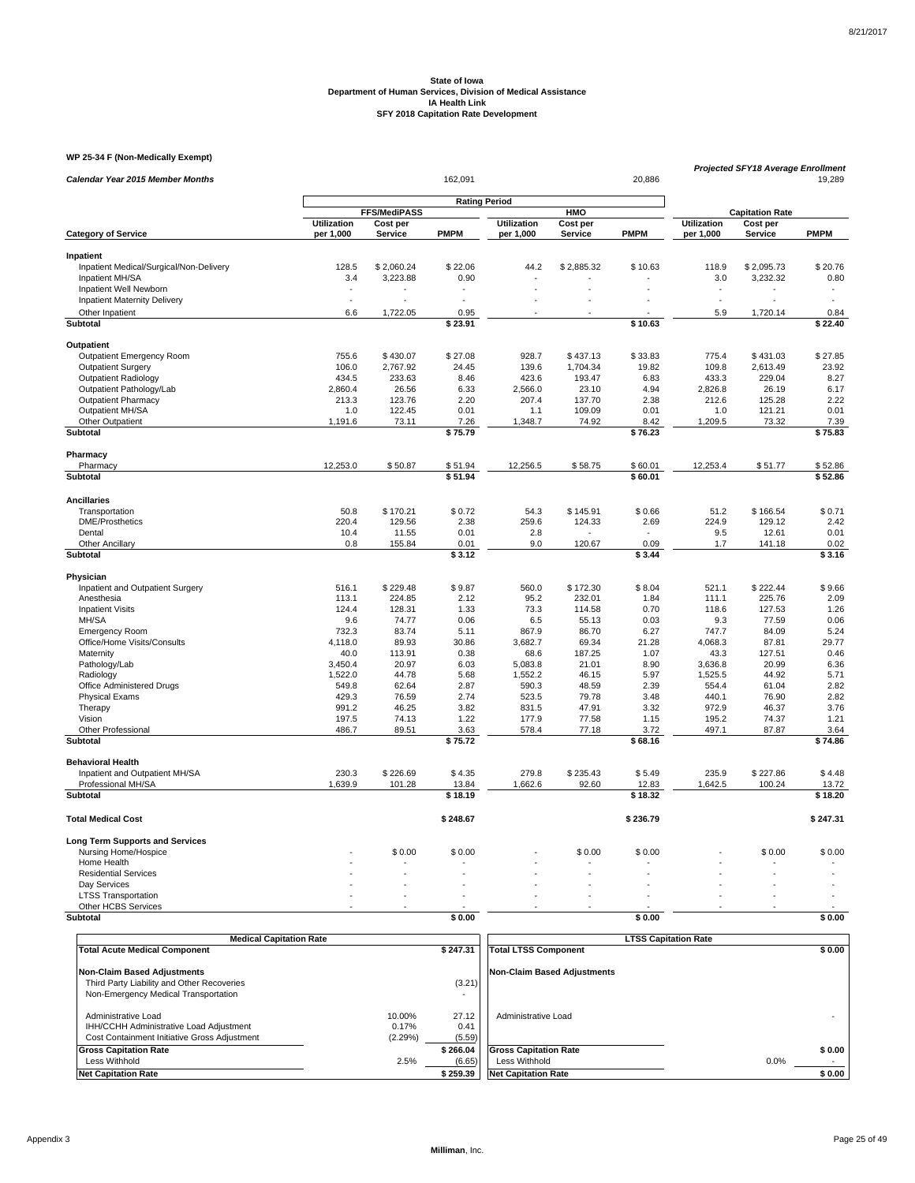**State of Iowa**
**Department of Human Services, Division of Medical Assistance**
**IA Health Link**
**SFY 2018 Capitation Rate Development**

**WP 25-34 F (Non-Medically Exempt)**

| *Calendar Year 2015 Member Months* | | | 162,091 | | | 20,886 | *Projected SFY18 Average Enrollment* | | 19,289 |
|---|---|---|---|---|---|---|---|---|---|
| | **Rating Period** | | | | | | | | |
| | **FFS/MediPASS** | | | **HMO** | | | **Capitation Rate** | | |
| **Category of Service** | **Utilization per 1,000** | **Cost per Service** | **PMPM** | **Utilization per 1,000** | **Cost per Service** | **PMPM** | **Utilization per 1,000** | **Cost per Service** | **PMPM** |
| **Inpatient** | | | | | | | | | |
| Inpatient Medical/Surgical/Non-Delivery | 128.5 | $ 2,060.24 | $ 22.06 | 44.2 | $ 2,885.32 | $ 10.63 | 118.9 | $ 2,095.73 | $ 20.76 |
| Inpatient MH/SA | 3.4 | 3,223.88 | 0.90 | - | - | - | 3.0 | 3,232.32 | 0.80 |
| Inpatient Well Newborn | - | - | - | - | - | - | - | - | - |
| Inpatient Maternity Delivery | - | - | - | - | - | - | - | - | - |
| Other Inpatient | 6.6 | 1,722.05 | 0.95 | - | - | - | 5.9 | 1,720.14 | 0.84 |
| **Subtotal** | | | **$ 23.91** | | | **$ 10.63** | | | **$ 22.40** |
| **Outpatient** | | | | | | | | | |
| Outpatient Emergency Room | 755.6 | $ 430.07 | $ 27.08 | 928.7 | $ 437.13 | $ 33.83 | 775.4 | $ 431.03 | $ 27.85 |
| Outpatient Surgery | 106.0 | 2,767.92 | 24.45 | 139.6 | 1,704.34 | 19.82 | 109.8 | 2,613.49 | 23.92 |
| Outpatient Radiology | 434.5 | 233.63 | 8.46 | 423.6 | 193.47 | 6.83 | 433.3 | 229.04 | 8.27 |
| Outpatient Pathology/Lab | 2,860.4 | 26.56 | 6.33 | 2,566.0 | 23.10 | 4.94 | 2,826.8 | 26.19 | 6.17 |
| Outpatient Pharmacy | 213.3 | 123.76 | 2.20 | 207.4 | 137.70 | 2.38 | 212.6 | 125.28 | 2.22 |
| Outpatient MH/SA | 1.0 | 122.45 | 0.01 | 1.1 | 109.09 | 0.01 | 1.0 | 121.21 | 0.01 |
| Other Outpatient | 1,191.6 | 73.11 | 7.26 | 1,348.7 | 74.92 | 8.42 | 1,209.5 | 73.32 | 7.39 |
| **Subtotal** | | | **$ 75.79** | | | **$ 76.23** | | | **$ 75.83** |
| **Pharmacy** | | | | | | | | | |
| Pharmacy | 12,253.0 | $ 50.87 | $ 51.94 | 12,256.5 | $ 58.75 | $ 60.01 | 12,253.4 | $ 51.77 | $ 52.86 |
| **Subtotal** | | | **$ 51.94** | | | **$ 60.01** | | | **$ 52.86** |
| **Ancillaries** | | | | | | | | | |
| Transportation | 50.8 | $ 170.21 | $ 0.72 | 54.3 | $ 145.91 | $ 0.66 | 51.2 | $ 166.54 | $ 0.71 |
| DME/Prosthetics | 220.4 | 129.56 | 2.38 | 259.6 | 124.33 | 2.69 | 224.9 | 129.12 | 2.42 |
| Dental | 10.4 | 11.55 | 0.01 | 2.8 | - | - | 9.5 | 12.61 | 0.01 |
| Other Ancillary | 0.8 | 155.84 | 0.01 | 9.0 | 120.67 | 0.09 | 1.7 | 141.18 | 0.02 |
| **Subtotal** | | | **$ 3.12** | | | **$ 3.44** | | | **$ 3.16** |
| **Physician** | | | | | | | | | |
| Inpatient and Outpatient Surgery | 516.1 | $ 229.48 | $ 9.87 | 560.0 | $ 172.30 | $ 8.04 | 521.1 | $ 222.44 | $ 9.66 |
| Anesthesia | 113.1 | 224.85 | 2.12 | 95.2 | 232.01 | 1.84 | 111.1 | 225.76 | 2.09 |
| Inpatient Visits | 124.4 | 128.31 | 1.33 | 73.3 | 114.58 | 0.70 | 118.6 | 127.53 | 1.26 |
| MH/SA | 9.6 | 74.77 | 0.06 | 6.5 | 55.13 | 0.03 | 9.3 | 77.59 | 0.06 |
| Emergency Room | 732.3 | 83.74 | 5.11 | 867.9 | 86.70 | 6.27 | 747.7 | 84.09 | 5.24 |
| Office/Home Visits/Consults | 4,118.0 | 89.93 | 30.86 | 3,682.7 | 69.34 | 21.28 | 4,068.3 | 87.81 | 29.77 |
| Maternity | 40.0 | 113.91 | 0.38 | 68.6 | 187.25 | 1.07 | 43.3 | 127.51 | 0.46 |
| Pathology/Lab | 3,450.4 | 20.97 | 6.03 | 5,083.8 | 21.01 | 8.90 | 3,636.8 | 20.99 | 6.36 |
| Radiology | 1,522.0 | 44.78 | 5.68 | 1,552.2 | 46.15 | 5.97 | 1,525.5 | 44.92 | 5.71 |
| Office Administered Drugs | 549.8 | 62.64 | 2.87 | 590.3 | 48.59 | 2.39 | 554.4 | 61.04 | 2.82 |
| Physical Exams | 429.3 | 76.59 | 2.74 | 523.5 | 79.78 | 3.48 | 440.1 | 76.90 | 2.82 |
| Therapy | 991.2 | 46.25 | 3.82 | 831.5 | 47.91 | 3.32 | 972.9 | 46.37 | 3.76 |
| Vision | 197.5 | 74.13 | 1.22 | 177.9 | 77.58 | 1.15 | 195.2 | 74.37 | 1.21 |
| Other Professional | 486.7 | 89.51 | 3.63 | 578.4 | 77.18 | 3.72 | 497.1 | 87.87 | 3.64 |
| **Subtotal** | | | **$ 75.72** | | | **$ 68.16** | | | **$ 74.86** |
| **Behavioral Health** | | | | | | | | | |
| Inpatient and Outpatient MH/SA | 230.3 | $ 226.69 | $ 4.35 | 279.8 | $ 235.43 | $ 5.49 | 235.9 | $ 227.86 | $ 4.48 |
| Professional MH/SA | 1,639.9 | 101.28 | 13.84 | 1,662.6 | 92.60 | 12.83 | 1,642.5 | 100.24 | 13.72 |
| **Subtotal** | | | **$ 18.19** | | | **$ 18.32** | | | **$ 18.20** |
| **Total Medical Cost** | | | **$ 248.67** | | | **$ 236.79** | | | **$ 247.31** |
| **Long Term Supports and Services** | | | | | | | | | |
| Nursing Home/Hospice | - | $ 0.00 | $ 0.00 | - | $ 0.00 | $ 0.00 | - | $ 0.00 | $ 0.00 |
| Home Health | - | - | - | - | - | - | - | - | - |
| Residential Services | - | - | - | - | - | - | - | - | - |
| Day Services | - | - | - | - | - | - | - | - | - |
| LTSS Transportation | - | - | - | - | - | - | - | - | - |
| Other HCBS Services | - | - | - | - | - | - | - | - | - |
| **Subtotal** | | | **$ 0.00** | | | **$ 0.00** | | | **$ 0.00** |

| **Medical Capitation Rate** | | |
|---|---|---|
| **Total Acute Medical Component** | | **$ 247.31** |
| **Non-Claim Based Adjustments** | | |
| Third Party Liability and Other Recoveries | | (3.21) |
| Non-Emergency Medical Transportation | | - |
| Administrative Load | 10.00% | 27.12 |
| IHH/CCHH Administrative Load Adjustment | 0.17% | 0.41 |
| Cost Containment Initiative Gross Adjustment | (2.29%) | (5.59) |
| **Gross Capitation Rate** | | **$ 266.04** |
| Less Withhold | 2.5% | (6.65) |
| **Net Capitation Rate** | | **$ 259.39** |

| **LTSS Capitation Rate** | | |
|---|---|---|
| **Total LTSS Component** | | **$ 0.00** |
| **Non-Claim Based Adjustments** | | |
| Administrative Load | | - |
| **Gross Capitation Rate** | | **$ 0.00** |
| Less Withhold | 0.0% | - |
| **Net Capitation Rate** | | **$ 0.00** |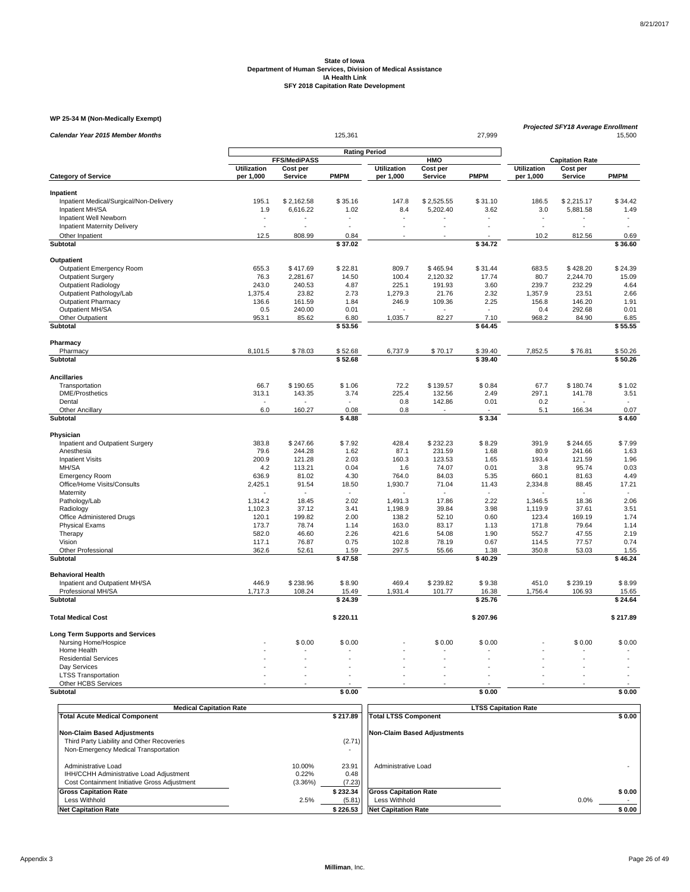**State of Iowa**
**Department of Human Services, Division of Medical Assistance**
**IA Health Link**
**SFY 2018 Capitation Rate Development**

**WP 25-34 M (Non-Medically Exempt)**

| *Calendar Year 2015 Member Months* | | | 125,361 | | | 27,999 | *Projected SFY18 Average Enrollment* | | 15,500 |
|---|---|---|---|---|---|---|---|---|---|
| | **Rating Period** | | | | | | | | |
| | **FFS/MediPASS** | | | **HMO** | | | **Capitation Rate** | | |
| **Category of Service** | **Utilization per 1,000** | **Cost per Service** | **PMPM** | **Utilization per 1,000** | **Cost per Service** | **PMPM** | **Utilization per 1,000** | **Cost per Service** | **PMPM** |
| **Inpatient** | | | | | | | | | |
| Inpatient Medical/Surgical/Non-Delivery | 195.1 | $ 2,162.58 | $ 35.16 | 147.8 | $ 2,525.55 | $ 31.10 | 186.5 | $ 2,215.17 | $ 34.42 |
| Inpatient MH/SA | 1.9 | 6,616.22 | 1.02 | 8.4 | 5,202.40 | 3.62 | 3.0 | 5,881.58 | 1.49 |
| Inpatient Well Newborn | - | - | - | - | - | - | - | - | - |
| Inpatient Maternity Delivery | - | - | - | - | - | - | - | - | - |
| Other Inpatient | 12.5 | 808.99 | 0.84 | - | - | - | 10.2 | 812.56 | 0.69 |
| **Subtotal** | | | **$ 37.02** | | | **$ 34.72** | | | **$ 36.60** |
| **Outpatient** | | | | | | | | | |
| Outpatient Emergency Room | 655.3 | $ 417.69 | $ 22.81 | 809.7 | $ 465.94 | $ 31.44 | 683.5 | $ 428.20 | $ 24.39 |
| Outpatient Surgery | 76.3 | 2,281.67 | 14.50 | 100.4 | 2,120.32 | 17.74 | 80.7 | 2,244.70 | 15.09 |
| Outpatient Radiology | 243.0 | 240.53 | 4.87 | 225.1 | 191.93 | 3.60 | 239.7 | 232.29 | 4.64 |
| Outpatient Pathology/Lab | 1,375.4 | 23.82 | 2.73 | 1,279.3 | 21.76 | 2.32 | 1,357.9 | 23.51 | 2.66 |
| Outpatient Pharmacy | 136.6 | 161.59 | 1.84 | 246.9 | 109.36 | 2.25 | 156.8 | 146.20 | 1.91 |
| Outpatient MH/SA | 0.5 | 240.00 | 0.01 | - | - | - | 0.4 | 292.68 | 0.01 |
| Other Outpatient | 953.1 | 85.62 | 6.80 | 1,035.7 | 82.27 | 7.10 | 968.2 | 84.90 | 6.85 |
| **Subtotal** | | | **$ 53.56** | | | **$ 64.45** | | | **$ 55.55** |
| **Pharmacy** | | | | | | | | | |
| Pharmacy | 8,101.5 | $ 78.03 | $ 52.68 | 6,737.9 | $ 70.17 | $ 39.40 | 7,852.5 | $ 76.81 | $ 50.26 |
| **Subtotal** | | | **$ 52.68** | | | **$ 39.40** | | | **$ 50.26** |
| **Ancillaries** | | | | | | | | | |
| Transportation | 66.7 | $ 190.65 | $ 1.06 | 72.2 | $ 139.57 | $ 0.84 | 67.7 | $ 180.74 | $ 1.02 |
| DME/Prosthetics | 313.1 | 143.35 | 3.74 | 225.4 | 132.56 | 2.49 | 297.1 | 141.78 | 3.51 |
| Dental | - | - | - | 0.8 | 142.86 | 0.01 | 0.2 | - | - |
| Other Ancillary | 6.0 | 160.27 | 0.08 | 0.8 | - | - | 5.1 | 166.34 | 0.07 |
| **Subtotal** | | | **$ 4.88** | | | **$ 3.34** | | | **$ 4.60** |
| **Physician** | | | | | | | | | |
| Inpatient and Outpatient Surgery | 383.8 | $ 247.66 | $ 7.92 | 428.4 | $ 232.23 | $ 8.29 | 391.9 | $ 244.65 | $ 7.99 |
| Anesthesia | 79.6 | 244.28 | 1.62 | 87.1 | 231.59 | 1.68 | 80.9 | 241.66 | 1.63 |
| Inpatient Visits | 200.9 | 121.28 | 2.03 | 160.3 | 123.53 | 1.65 | 193.4 | 121.59 | 1.96 |
| MH/SA | 4.2 | 113.21 | 0.04 | 1.6 | 74.07 | 0.01 | 3.8 | 95.74 | 0.03 |
| Emergency Room | 636.9 | 81.02 | 4.30 | 764.0 | 84.03 | 5.35 | 660.1 | 81.63 | 4.49 |
| Office/Home Visits/Consults | 2,425.1 | 91.54 | 18.50 | 1,930.7 | 71.04 | 11.43 | 2,334.8 | 88.45 | 17.21 |
| Maternity | - | - | - | - | - | - | - | - | - |
| Pathology/Lab | 1,314.2 | 18.45 | 2.02 | 1,491.3 | 17.86 | 2.22 | 1,346.5 | 18.36 | 2.06 |
| Radiology | 1,102.3 | 37.12 | 3.41 | 1,198.9 | 39.84 | 3.98 | 1,119.9 | 37.61 | 3.51 |
| Office Administered Drugs | 120.1 | 199.82 | 2.00 | 138.2 | 52.10 | 0.60 | 123.4 | 169.19 | 1.74 |
| Physical Exams | 173.7 | 78.74 | 1.14 | 163.0 | 83.17 | 1.13 | 171.8 | 79.64 | 1.14 |
| Therapy | 582.0 | 46.60 | 2.26 | 421.6 | 54.08 | 1.90 | 552.7 | 47.55 | 2.19 |
| Vision | 117.1 | 76.87 | 0.75 | 102.8 | 78.19 | 0.67 | 114.5 | 77.57 | 0.74 |
| Other Professional | 362.6 | 52.61 | 1.59 | 297.5 | 55.66 | 1.38 | 350.8 | 53.03 | 1.55 |
| **Subtotal** | | | **$ 47.58** | | | **$ 40.29** | | | **$ 46.24** |
| **Behavioral Health** | | | | | | | | | |
| Inpatient and Outpatient MH/SA | 446.9 | $ 238.96 | $ 8.90 | 469.4 | $ 239.82 | $ 9.38 | 451.0 | $ 239.19 | $ 8.99 |
| Professional MH/SA | 1,717.3 | 108.24 | 15.49 | 1,931.4 | 101.77 | 16.38 | 1,756.4 | 106.93 | 15.65 |
| **Subtotal** | | | **$ 24.39** | | | **$ 25.76** | | | **$ 24.64** |
| **Total Medical Cost** | | | **$ 220.11** | | | **$ 207.96** | | | **$ 217.89** |
| **Long Term Supports and Services** | | | | | | | | | |
| Nursing Home/Hospice | - | $ 0.00 | $ 0.00 | - | $ 0.00 | $ 0.00 | - | $ 0.00 | $ 0.00 |
| Home Health | - | - | - | - | - | - | - | - | - |
| Residential Services | - | - | - | - | - | - | - | - | - |
| Day Services | - | - | - | - | - | - | - | - | - |
| LTSS Transportation | - | - | - | - | - | - | - | - | - |
| Other HCBS Services | - | - | - | - | - | - | - | - | - |
| **Subtotal** | | | **$ 0.00** | | | **$ 0.00** | | | **$ 0.00** |

| **Medical Capitation Rate** | | |
|---|---|---|
| **Total Acute Medical Component** | | **$ 217.89** |
| **Non-Claim Based Adjustments** | | |
| Third Party Liability and Other Recoveries | | (2.71) |
| Non-Emergency Medical Transportation | | - |
| Administrative Load | 10.00% | 23.91 |
| IHH/CCHH Administrative Load Adjustment | 0.22% | 0.48 |
| Cost Containment Initiative Gross Adjustment | (3.36%) | (7.23) |
| **Gross Capitation Rate** | | **$ 232.34** |
| Less Withhold | 2.5% | (5.81) |
| **Net Capitation Rate** | | **$ 226.53** |

| **LTSS Capitation Rate** | | |
|---|---|---|
| **Total LTSS Component** | | **$ 0.00** |
| **Non-Claim Based Adjustments** | | |
| Administrative Load | | - |
| **Gross Capitation Rate** | | **$ 0.00** |
| Less Withhold | 0.0% | - |
| **Net Capitation Rate** | | **$ 0.00** |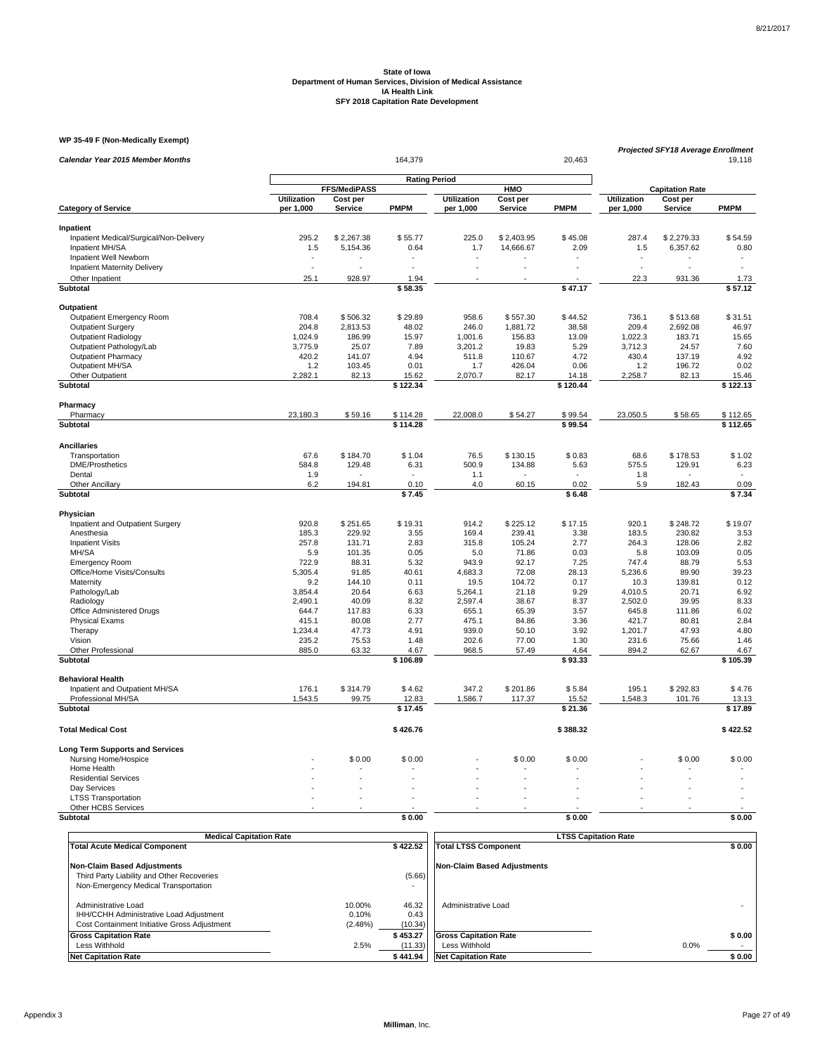# State of Iowa
## Department of Human Services, Division of Medical Assistance
## IA Health Link
## SFY 2018 Capitation Rate Development

### WP 35-49 F (Non-Medically Exempt)

| | Rating Period | | | | | | Projected SFY18 Average Enrollment | | |
|---|---|---|---|---|---|---|---|---|---|
| *Calendar Year 2015 Member Months* | | | 164,379 | | | 20,463 | | | 19,118 |
| | FFS/MediPASS | | | HMO | | | Capitation Rate | | |
| **Category of Service** | Utilization per 1,000 | Cost per Service | PMPM | Utilization per 1,000 | Cost per Service | PMPM | Utilization per 1,000 | Cost per Service | PMPM |
| **Inpatient** | | | | | | | | | |
| Inpatient Medical/Surgical/Non-Delivery | 295.2 | $ 2,267.38 | $ 55.77 | 225.0 | $ 2,403.95 | $ 45.08 | 287.4 | $ 2,279.33 | $ 54.59 |
| Inpatient MH/SA | 1.5 | 5,154.36 | 0.64 | 1.7 | 14,666.67 | 2.09 | 1.5 | 6,357.62 | 0.80 |
| Inpatient Well Newborn | - | - | - | - | - | - | - | - | - |
| Inpatient Maternity Delivery | - | - | - | - | - | - | - | - | - |
| Other Inpatient | 25.1 | 928.97 | 1.94 | - | - | - | 22.3 | 931.36 | 1.73 |
| **Subtotal** | | | **$ 58.35** | | | **$ 47.17** | | | **$ 57.12** |
| **Outpatient** | | | | | | | | | |
| Outpatient Emergency Room | 708.4 | $ 506.32 | $ 29.89 | 958.6 | $ 557.30 | $ 44.52 | 736.1 | $ 513.68 | $ 31.51 |
| Outpatient Surgery | 204.8 | 2,813.53 | 48.02 | 246.0 | 1,881.72 | 38.58 | 209.4 | 2,692.08 | 46.97 |
| Outpatient Radiology | 1,024.9 | 186.99 | 15.97 | 1,001.6 | 156.83 | 13.09 | 1,022.3 | 183.71 | 15.65 |
| Outpatient Pathology/Lab | 3,775.9 | 25.07 | 7.89 | 3,201.2 | 19.83 | 5.29 | 3,712.3 | 24.57 | 7.60 |
| Outpatient Pharmacy | 420.2 | 141.07 | 4.94 | 511.8 | 110.67 | 4.72 | 430.4 | 137.19 | 4.92 |
| Outpatient MH/SA | 1.2 | 103.45 | 0.01 | 1.7 | 426.04 | 0.06 | 1.2 | 196.72 | 0.02 |
| Other Outpatient | 2,282.1 | 82.13 | 15.62 | 2,070.7 | 82.17 | 14.18 | 2,258.7 | 82.13 | 15.46 |
| **Subtotal** | | | **$ 122.34** | | | **$ 120.44** | | | **$ 122.13** |
| **Pharmacy** | | | | | | | | | |
| Pharmacy | 23,180.3 | $ 59.16 | $ 114.28 | 22,008.0 | $ 54.27 | $ 99.54 | 23,050.5 | $ 58.65 | $ 112.65 |
| **Subtotal** | | | **$ 114.28** | | | **$ 99.54** | | | **$ 112.65** |
| **Ancillaries** | | | | | | | | | |
| Transportation | 67.6 | $ 184.70 | $ 1.04 | 76.5 | $ 130.15 | $ 0.83 | 68.6 | $ 178.53 | $ 1.02 |
| DME/Prosthetics | 584.8 | 129.48 | 6.31 | 500.9 | 134.88 | 5.63 | 575.5 | 129.91 | 6.23 |
| Dental | 1.9 | - | - | 1.1 | - | - | 1.8 | - | - |
| Other Ancillary | 6.2 | 194.81 | 0.10 | 4.0 | 60.15 | 0.02 | 5.9 | 182.43 | 0.09 |
| **Subtotal** | | | **$ 7.45** | | | **$ 6.48** | | | **$ 7.34** |
| **Physician** | | | | | | | | | |
| Inpatient and Outpatient Surgery | 920.8 | $ 251.65 | $ 19.31 | 914.2 | $ 225.12 | $ 17.15 | 920.1 | $ 248.72 | $ 19.07 |
| Anesthesia | 185.3 | 229.92 | 3.55 | 169.4 | 239.41 | 3.38 | 183.5 | 230.82 | 3.53 |
| Inpatient Visits | 257.8 | 131.71 | 2.83 | 315.8 | 105.24 | 2.77 | 264.3 | 128.06 | 2.82 |
| MH/SA | 5.9 | 101.35 | 0.05 | 5.0 | 71.86 | 0.03 | 5.8 | 103.09 | 0.05 |
| Emergency Room | 722.9 | 88.31 | 5.32 | 943.9 | 92.17 | 7.25 | 747.4 | 88.79 | 5.53 |
| Office/Home Visits/Consults | 5,305.4 | 91.85 | 40.61 | 4,683.3 | 72.08 | 28.13 | 5,236.6 | 89.90 | 39.23 |
| Maternity | 9.2 | 144.10 | 0.11 | 19.5 | 104.72 | 0.17 | 10.3 | 139.81 | 0.12 |
| Pathology/Lab | 3,854.4 | 20.64 | 6.63 | 5,264.1 | 21.18 | 9.29 | 4,010.5 | 20.71 | 6.92 |
| Radiology | 2,490.1 | 40.09 | 8.32 | 2,597.4 | 38.67 | 8.37 | 2,502.0 | 39.95 | 8.33 |
| Office Administered Drugs | 644.7 | 117.83 | 6.33 | 655.1 | 65.39 | 3.57 | 645.8 | 111.86 | 6.02 |
| Physical Exams | 415.1 | 80.08 | 2.77 | 475.1 | 84.86 | 3.36 | 421.7 | 80.81 | 2.84 |
| Therapy | 1,234.4 | 47.73 | 4.91 | 939.0 | 50.10 | 3.92 | 1,201.7 | 47.93 | 4.80 |
| Vision | 235.2 | 75.53 | 1.48 | 202.6 | 77.00 | 1.30 | 231.6 | 75.66 | 1.46 |
| Other Professional | 885.0 | 63.32 | 4.67 | 968.5 | 57.49 | 4.64 | 894.2 | 62.67 | 4.67 |
| **Subtotal** | | | **$ 106.89** | | | **$ 93.33** | | | **$ 105.39** |
| **Behavioral Health** | | | | | | | | | |
| Inpatient and Outpatient MH/SA | 176.1 | $ 314.79 | $ 4.62 | 347.2 | $ 201.86 | $ 5.84 | 195.1 | $ 292.83 | $ 4.76 |
| Professional MH/SA | 1,543.5 | 99.75 | 12.83 | 1,586.7 | 117.37 | 15.52 | 1,548.3 | 101.76 | 13.13 |
| **Subtotal** | | | **$ 17.45** | | | **$ 21.36** | | | **$ 17.89** |
| **Total Medical Cost** | | | **$ 426.76** | | | **$ 388.32** | | | **$ 422.52** |
| **Long Term Supports and Services** | | | | | | | | | |
| Nursing Home/Hospice | - | $ 0.00 | $ 0.00 | - | $ 0.00 | $ 0.00 | - | $ 0.00 | $ 0.00 |
| Home Health | - | - | - | - | - | - | - | - | - |
| Residential Services | - | - | - | - | - | - | - | - | - |
| Day Services | - | - | - | - | - | - | - | - | - |
| LTSS Transportation | - | - | - | - | - | - | - | - | - |
| Other HCBS Services | - | - | - | - | - | - | - | - | - |
| **Subtotal** | | | **$ 0.00** | | | **$ 0.00** | | | **$ 0.00** |

| Medical Capitation Rate | | |
|---|---|---|
| **Total Acute Medical Component** | | **$ 422.52** |
| **Non-Claim Based Adjustments** | | |
| Third Party Liability and Other Recoveries | | (5.66) |
| Non-Emergency Medical Transportation | | - |
| Administrative Load | 10.00% | 46.32 |
| IHH/CCHH Administrative Load Adjustment | 0.10% | 0.43 |
| Cost Containment Initiative Gross Adjustment | (2.48%) | (10.34) |
| **Gross Capitation Rate** | | **$ 453.27** |
| Less Withhold | 2.5% | (11.33) |
| **Net Capitation Rate** | | **$ 441.94** |

| LTSS Capitation Rate | | |
|---|---|---|
| **Total LTSS Component** | | **$ 0.00** |
| **Non-Claim Based Adjustments** | | |
| Administrative Load | | - |
| **Gross Capitation Rate** | | **$ 0.00** |
| Less Withhold | 0.0% | - |
| **Net Capitation Rate** | | **$ 0.00** |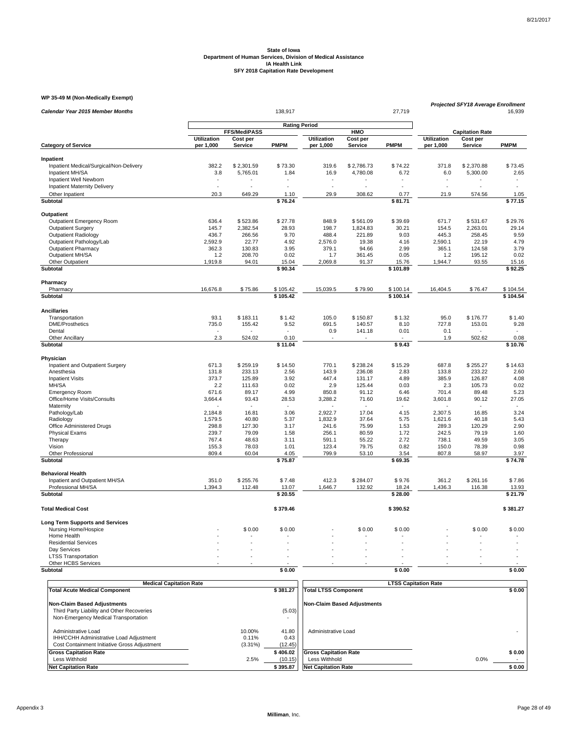**State of Iowa**
**Department of Human Services, Division of Medical Assistance**
**IA Health Link**
**SFY 2018 Capitation Rate Development**

**WP 35-49 M (Non-Medically Exempt)**

| *Calendar Year 2015 Member Months* | | | 138,917 | | | 27,719 | *Projected SFY18 Average Enrollment* | | 16,939 |
|---|---|---|---|---|---|---|---|---|---|
| | **Rating Period** | | | | | | | | |
| | **FFS/MediPASS** | | | **HMO** | | | **Capitation Rate** | | |
| **Category of Service** | **Utilization per 1,000** | **Cost per Service** | **PMPM** | **Utilization per 1,000** | **Cost per Service** | **PMPM** | **Utilization per 1,000** | **Cost per Service** | **PMPM** |
| **Inpatient** | | | | | | | | | |
| Inpatient Medical/Surgical/Non-Delivery | 382.2 | $ 2,301.59 | $ 73.30 | 319.6 | $ 2,786.73 | $ 74.22 | 371.8 | $ 2,370.88 | $ 73.45 |
| Inpatient MH/SA | 3.8 | 5,765.01 | 1.84 | 16.9 | 4,780.08 | 6.72 | 6.0 | 5,300.00 | 2.65 |
| Inpatient Well Newborn | - | - | - | - | - | - | - | - | - |
| Inpatient Maternity Delivery | - | - | - | - | - | - | - | - | - |
| Other Inpatient | 20.3 | 649.29 | 1.10 | 29.9 | 308.62 | 0.77 | 21.9 | 574.56 | 1.05 |
| **Subtotal** | | | **$ 76.24** | | | **$ 81.71** | | | **$ 77.15** |
| **Outpatient** | | | | | | | | | |
| Outpatient Emergency Room | 636.4 | $ 523.86 | $ 27.78 | 848.9 | $ 561.09 | $ 39.69 | 671.7 | $ 531.67 | $ 29.76 |
| Outpatient Surgery | 145.7 | 2,382.54 | 28.93 | 198.7 | 1,824.83 | 30.21 | 154.5 | 2,263.01 | 29.14 |
| Outpatient Radiology | 436.7 | 266.56 | 9.70 | 488.4 | 221.89 | 9.03 | 445.3 | 258.45 | 9.59 |
| Outpatient Pathology/Lab | 2,592.9 | 22.77 | 4.92 | 2,576.0 | 19.38 | 4.16 | 2,590.1 | 22.19 | 4.79 |
| Outpatient Pharmacy | 362.3 | 130.83 | 3.95 | 379.1 | 94.66 | 2.99 | 365.1 | 124.58 | 3.79 |
| Outpatient MH/SA | 1.2 | 208.70 | 0.02 | 1.7 | 361.45 | 0.05 | 1.2 | 195.12 | 0.02 |
| Other Outpatient | 1,919.8 | 94.01 | 15.04 | 2,069.8 | 91.37 | 15.76 | 1,944.7 | 93.55 | 15.16 |
| **Subtotal** | | | **$ 90.34** | | | **$ 101.89** | | | **$ 92.25** |
| **Pharmacy** | | | | | | | | | |
| Pharmacy | 16,676.8 | $ 75.86 | $ 105.42 | 15,039.5 | $ 79.90 | $ 100.14 | 16,404.5 | $ 76.47 | $ 104.54 |
| **Subtotal** | | | **$ 105.42** | | | **$ 100.14** | | | **$ 104.54** |
| **Ancillaries** | | | | | | | | | |
| Transportation | 93.1 | $ 183.11 | $ 1.42 | 105.0 | $ 150.87 | $ 1.32 | 95.0 | $ 176.77 | $ 1.40 |
| DME/Prosthetics | 735.0 | 155.42 | 9.52 | 691.5 | 140.57 | 8.10 | 727.8 | 153.01 | 9.28 |
| Dental | - | - | - | 0.9 | 141.18 | 0.01 | 0.1 | - | - |
| Other Ancillary | 2.3 | 524.02 | 0.10 | - | - | - | 1.9 | 502.62 | 0.08 |
| **Subtotal** | | | **$ 11.04** | | | **$ 9.43** | | | **$ 10.76** |
| **Physician** | | | | | | | | | |
| Inpatient and Outpatient Surgery | 671.3 | $ 259.19 | $ 14.50 | 770.1 | $ 238.24 | $ 15.29 | 687.8 | $ 255.27 | $ 14.63 |
| Anesthesia | 131.8 | 233.13 | 2.56 | 143.9 | 236.08 | 2.83 | 133.8 | 233.22 | 2.60 |
| Inpatient Visits | 373.7 | 125.89 | 3.92 | 447.4 | 131.17 | 4.89 | 385.9 | 126.87 | 4.08 |
| MH/SA | 2.2 | 111.63 | 0.02 | 2.9 | 125.44 | 0.03 | 2.3 | 105.73 | 0.02 |
| Emergency Room | 671.6 | 89.17 | 4.99 | 850.8 | 91.12 | 6.46 | 701.4 | 89.48 | 5.23 |
| Office/Home Visits/Consults | 3,664.4 | 93.43 | 28.53 | 3,288.2 | 71.60 | 19.62 | 3,601.8 | 90.12 | 27.05 |
| Maternity | - | - | - | - | - | - | - | - | - |
| Pathology/Lab | 2,184.8 | 16.81 | 3.06 | 2,922.7 | 17.04 | 4.15 | 2,307.5 | 16.85 | 3.24 |
| Radiology | 1,579.5 | 40.80 | 5.37 | 1,832.9 | 37.64 | 5.75 | 1,621.6 | 40.18 | 5.43 |
| Office Administered Drugs | 298.8 | 127.30 | 3.17 | 241.6 | 75.99 | 1.53 | 289.3 | 120.29 | 2.90 |
| Physical Exams | 239.7 | 79.09 | 1.58 | 256.1 | 80.59 | 1.72 | 242.5 | 79.19 | 1.60 |
| Therapy | 767.4 | 48.63 | 3.11 | 591.1 | 55.22 | 2.72 | 738.1 | 49.59 | 3.05 |
| Vision | 155.3 | 78.03 | 1.01 | 123.4 | 79.75 | 0.82 | 150.0 | 78.39 | 0.98 |
| Other Professional | 809.4 | 60.04 | 4.05 | 799.9 | 53.10 | 3.54 | 807.8 | 58.97 | 3.97 |
| **Subtotal** | | | **$ 75.87** | | | **$ 69.35** | | | **$ 74.78** |
| **Behavioral Health** | | | | | | | | | |
| Inpatient and Outpatient MH/SA | 351.0 | $ 255.76 | $ 7.48 | 412.3 | $ 284.07 | $ 9.76 | 361.2 | $ 261.16 | $ 7.86 |
| Professional MH/SA | 1,394.3 | 112.48 | 13.07 | 1,646.7 | 132.92 | 18.24 | 1,436.3 | 116.38 | 13.93 |
| **Subtotal** | | | **$ 20.55** | | | **$ 28.00** | | | **$ 21.79** |
| **Total Medical Cost** | | | **$ 379.46** | | | **$ 390.52** | | | **$ 381.27** |
| **Long Term Supports and Services** | | | | | | | | | |
| Nursing Home/Hospice | - | $ 0.00 | $ 0.00 | - | $ 0.00 | $ 0.00 | - | $ 0.00 | $ 0.00 |
| Home Health | - | - | - | - | - | - | - | - | - |
| Residential Services | - | - | - | - | - | - | - | - | - |
| Day Services | - | - | - | - | - | - | - | - | - |
| LTSS Transportation | - | - | - | - | - | - | - | - | - |
| Other HCBS Services | - | - | - | - | - | - | - | - | - |
| **Subtotal** | | | **$ 0.00** | | | **$ 0.00** | | | **$ 0.00** |

| **Medical Capitation Rate** | | |
|---|---|---|
| **Total Acute Medical Component** | | **$ 381.27** |
| **Non-Claim Based Adjustments** | | |
| Third Party Liability and Other Recoveries | | (5.03) |
| Non-Emergency Medical Transportation | | - |
| Administrative Load | 10.00% | 41.80 |
| IHH/CCHH Administrative Load Adjustment | 0.11% | 0.43 |
| Cost Containment Initiative Gross Adjustment | (3.31%) | (12.45) |
| **Gross Capitation Rate** | | **$ 406.02** |
| Less Withhold | 2.5% | (10.15) |
| **Net Capitation Rate** | | **$ 395.87** |

| **LTSS Capitation Rate** | | |
|---|---|---|
| **Total LTSS Component** | | **$ 0.00** |
| **Non-Claim Based Adjustments** | | |
| Administrative Load | | - |
| **Gross Capitation Rate** | | **$ 0.00** |
| Less Withhold | 0.0% | - |
| **Net Capitation Rate** | | **$ 0.00** |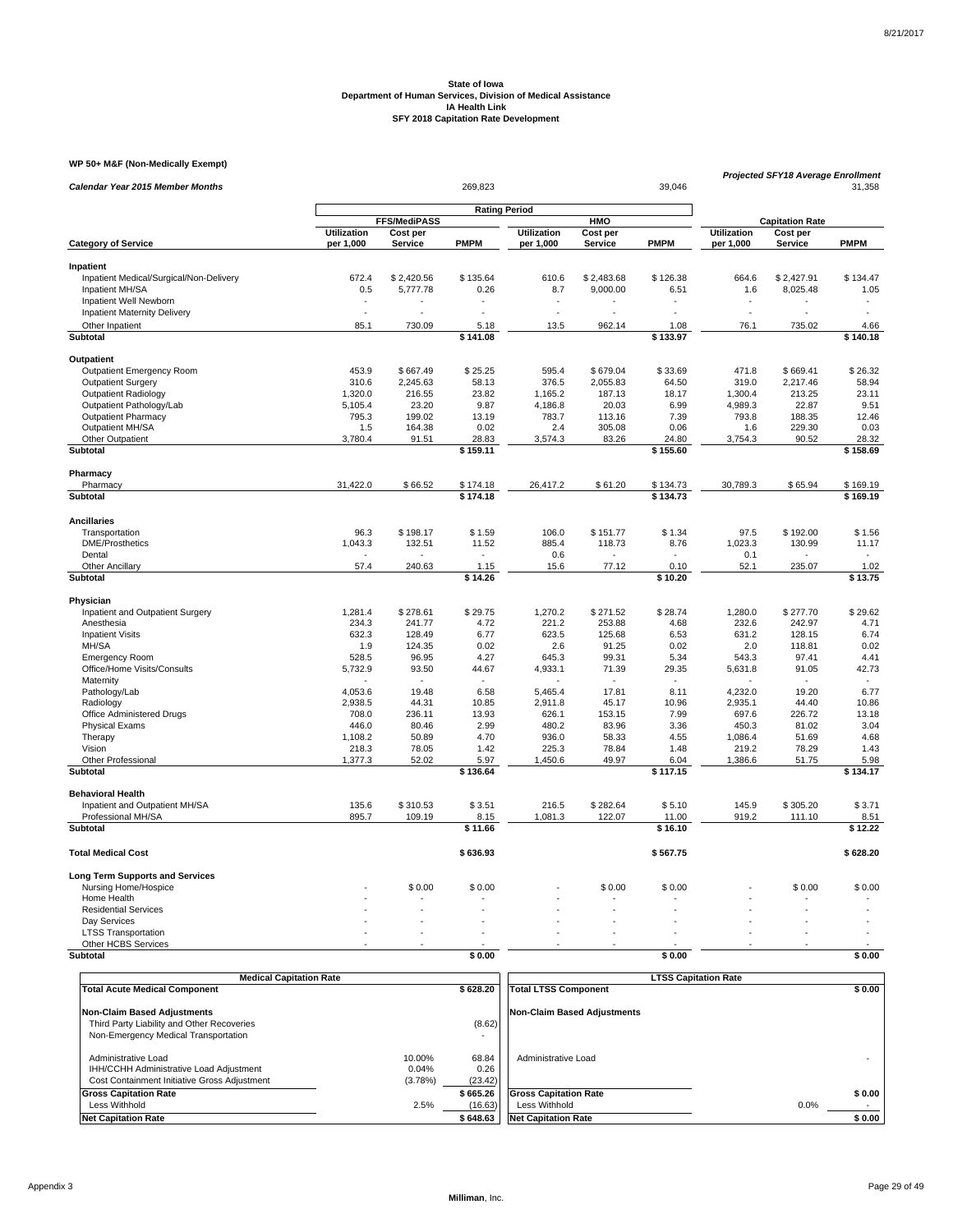**State of Iowa**
**Department of Human Services, Division of Medical Assistance**
**IA Health Link**
**SFY 2018 Capitation Rate Development**

**WP 50+ M&F (Non-Medically Exempt)**

| | | | | | | | | | |
|---|---|---|---|---|---|---|---|---|---|
| ***Calendar Year 2015 Member Months*** | | | 269,823 | | | 39,046 | ***Projected SFY18 Average Enrollment*** | | 31,358 |
| | **Rating Period** | | | | | | | | |
| | **FFS/MediPASS** | | | **HMO** | | | **Capitation Rate** | | |
| **Category of Service** | **Utilization per 1,000** | **Cost per Service** | **PMPM** | **Utilization per 1,000** | **Cost per Service** | **PMPM** | **Utilization per 1,000** | **Cost per Service** | **PMPM** |
| **Inpatient** | | | | | | | | | |
| Inpatient Medical/Surgical/Non-Delivery | 672.4 | $ 2,420.56 | $ 135.64 | 610.6 | $ 2,483.68 | $ 126.38 | 664.6 | $ 2,427.91 | $ 134.47 |
| Inpatient MH/SA | 0.5 | 5,777.78 | 0.26 | 8.7 | 9,000.00 | 6.51 | 1.6 | 8,025.48 | 1.05 |
| Inpatient Well Newborn | - | - | - | - | - | - | - | - | - |
| Inpatient Maternity Delivery | - | - | - | - | - | - | - | - | - |
| Other Inpatient | 85.1 | 730.09 | 5.18 | 13.5 | 962.14 | 1.08 | 76.1 | 735.02 | 4.66 |
| **Subtotal** | | | **$ 141.08** | | | **$ 133.97** | | | **$ 140.18** |
| **Outpatient** | | | | | | | | | |
| Outpatient Emergency Room | 453.9 | $ 667.49 | $ 25.25 | 595.4 | $ 679.04 | $ 33.69 | 471.8 | $ 669.41 | $ 26.32 |
| Outpatient Surgery | 310.6 | 2,245.63 | 58.13 | 376.5 | 2,055.83 | 64.50 | 319.0 | 2,217.46 | 58.94 |
| Outpatient Radiology | 1,320.0 | 216.55 | 23.82 | 1,165.2 | 187.13 | 18.17 | 1,300.4 | 213.25 | 23.11 |
| Outpatient Pathology/Lab | 5,105.4 | 23.20 | 9.87 | 4,186.8 | 20.03 | 6.99 | 4,989.3 | 22.87 | 9.51 |
| Outpatient Pharmacy | 795.3 | 199.02 | 13.19 | 783.7 | 113.16 | 7.39 | 793.8 | 188.35 | 12.46 |
| Outpatient MH/SA | 1.5 | 164.38 | 0.02 | 2.4 | 305.08 | 0.06 | 1.6 | 229.30 | 0.03 |
| Other Outpatient | 3,780.4 | 91.51 | 28.83 | 3,574.3 | 83.26 | 24.80 | 3,754.3 | 90.52 | 28.32 |
| **Subtotal** | | | **$ 159.11** | | | **$ 155.60** | | | **$ 158.69** |
| **Pharmacy** | | | | | | | | | |
| Pharmacy | 31,422.0 | $ 66.52 | $ 174.18 | 26,417.2 | $ 61.20 | $ 134.73 | 30,789.3 | $ 65.94 | $ 169.19 |
| **Subtotal** | | | **$ 174.18** | | | **$ 134.73** | | | **$ 169.19** |
| **Ancillaries** | | | | | | | | | |
| Transportation | 96.3 | $ 198.17 | $ 1.59 | 106.0 | $ 151.77 | $ 1.34 | 97.5 | $ 192.00 | $ 1.56 |
| DME/Prosthetics | 1,043.3 | 132.51 | 11.52 | 885.4 | 118.73 | 8.76 | 1,023.3 | 130.99 | 11.17 |
| Dental | - | - | - | 0.6 | - | - | 0.1 | - | - |
| Other Ancillary | 57.4 | 240.63 | 1.15 | 15.6 | 77.12 | 0.10 | 52.1 | 235.07 | 1.02 |
| **Subtotal** | | | **$ 14.26** | | | **$ 10.20** | | | **$ 13.75** |
| **Physician** | | | | | | | | | |
| Inpatient and Outpatient Surgery | 1,281.4 | $ 278.61 | $ 29.75 | 1,270.2 | $ 271.52 | $ 28.74 | 1,280.0 | $ 277.70 | $ 29.62 |
| Anesthesia | 234.3 | 241.77 | 4.72 | 221.2 | 253.88 | 4.68 | 232.6 | 242.97 | 4.71 |
| Inpatient Visits | 632.3 | 128.49 | 6.77 | 623.5 | 125.68 | 6.53 | 631.2 | 128.15 | 6.74 |
| MH/SA | 1.9 | 124.35 | 0.02 | 2.6 | 91.25 | 0.02 | 2.0 | 118.81 | 0.02 |
| Emergency Room | 528.5 | 96.95 | 4.27 | 645.3 | 99.31 | 5.34 | 543.3 | 97.41 | 4.41 |
| Office/Home Visits/Consults | 5,732.9 | 93.50 | 44.67 | 4,933.1 | 71.39 | 29.35 | 5,631.8 | 91.05 | 42.73 |
| Maternity | - | - | - | - | - | - | - | - | - |
| Pathology/Lab | 4,053.6 | 19.48 | 6.58 | 5,465.4 | 17.81 | 8.11 | 4,232.0 | 19.20 | 6.77 |
| Radiology | 2,938.5 | 44.31 | 10.85 | 2,911.8 | 45.17 | 10.96 | 2,935.1 | 44.40 | 10.86 |
| Office Administered Drugs | 708.0 | 236.11 | 13.93 | 626.1 | 153.15 | 7.99 | 697.6 | 226.72 | 13.18 |
| Physical Exams | 446.0 | 80.46 | 2.99 | 480.2 | 83.96 | 3.36 | 450.3 | 81.02 | 3.04 |
| Therapy | 1,108.2 | 50.89 | 4.70 | 936.0 | 58.33 | 4.55 | 1,086.4 | 51.69 | 4.68 |
| Vision | 218.3 | 78.05 | 1.42 | 225.3 | 78.84 | 1.48 | 219.2 | 78.29 | 1.43 |
| Other Professional | 1,377.3 | 52.02 | 5.97 | 1,450.6 | 49.97 | 6.04 | 1,386.6 | 51.75 | 5.98 |
| **Subtotal** | | | **$ 136.64** | | | **$ 117.15** | | | **$ 134.17** |
| **Behavioral Health** | | | | | | | | | |
| Inpatient and Outpatient MH/SA | 135.6 | $ 310.53 | $ 3.51 | 216.5 | $ 282.64 | $ 5.10 | 145.9 | $ 305.20 | $ 3.71 |
| Professional MH/SA | 895.7 | 109.19 | 8.15 | 1,081.3 | 122.07 | 11.00 | 919.2 | 111.10 | 8.51 |
| **Subtotal** | | | **$ 11.66** | | | **$ 16.10** | | | **$ 12.22** |
| **Total Medical Cost** | | | **$ 636.93** | | | **$ 567.75** | | | **$ 628.20** |
| **Long Term Supports and Services** | | | | | | | | | |
| Nursing Home/Hospice | - | $ 0.00 | $ 0.00 | - | $ 0.00 | $ 0.00 | - | $ 0.00 | $ 0.00 |
| Home Health | - | - | - | - | - | - | - | - | - |
| Residential Services | - | - | - | - | - | - | - | - | - |
| Day Services | - | - | - | - | - | - | - | - | - |
| LTSS Transportation | - | - | - | - | - | - | - | - | - |
| Other HCBS Services | - | - | - | - | - | - | - | - | - |
| **Subtotal** | | | **$ 0.00** | | | **$ 0.00** | | | **$ 0.00** |

| **Medical Capitation Rate** | | |
|---|---|---|
| **Total Acute Medical Component** | | **$ 628.20** |
| **Non-Claim Based Adjustments** | | |
| Third Party Liability and Other Recoveries | | (8.62) |
| Non-Emergency Medical Transportation | | - |
| Administrative Load | 10.00% | 68.84 |
| IHH/CCHH Administrative Load Adjustment | 0.04% | 0.26 |
| Cost Containment Initiative Gross Adjustment | (3.78%) | (23.42) |
| **Gross Capitation Rate** | | **$ 665.26** |
| Less Withhold | 2.5% | (16.63) |
| **Net Capitation Rate** | | **$ 648.63** |

| **LTSS Capitation Rate** | | |
|---|---|---|
| **Total LTSS Component** | | **$ 0.00** |
| **Non-Claim Based Adjustments** | | |
| Administrative Load | | - |
| **Gross Capitation Rate** | | **$ 0.00** |
| Less Withhold | 0.0% | - |
| **Net Capitation Rate** | | **$ 0.00** |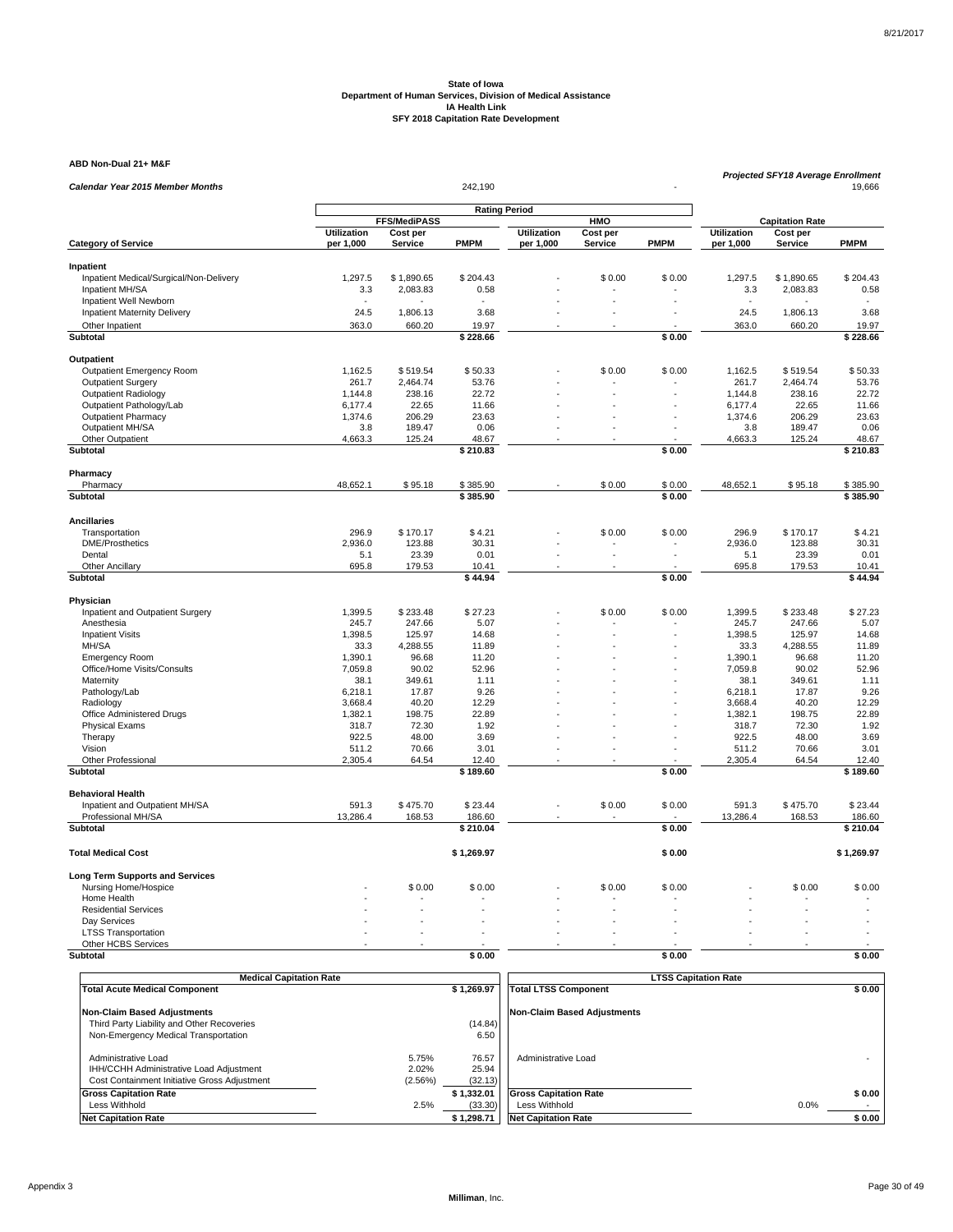**State of Iowa**
**Department of Human Services, Division of Medical Assistance**
**IA Health Link**
**SFY 2018 Capitation Rate Development**

**ABD Non-Dual 21+ M&F**

| *Calendar Year 2015 Member Months* | | | 242,190 | | | - | *Projected SFY18 Average Enrollment* | | 19,666 |
|---|---|---|---|---|---|---|---|---|---|
| | **Rating Period** | | | | | | | | |
| | **FFS/MediPASS** | | | **HMO** | | | **Capitation Rate** | | |
| **Category of Service** | **Utilization per 1,000** | **Cost per Service** | **PMPM** | **Utilization per 1,000** | **Cost per Service** | **PMPM** | **Utilization per 1,000** | **Cost per Service** | **PMPM** |
| **Inpatient** | | | | | | | | | |
| Inpatient Medical/Surgical/Non-Delivery | 1,297.5 | $ 1,890.65 | $ 204.43 | - | $ 0.00 | $ 0.00 | 1,297.5 | $ 1,890.65 | $ 204.43 |
| Inpatient MH/SA | 3.3 | 2,083.83 | 0.58 | - | - | - | 3.3 | 2,083.83 | 0.58 |
| Inpatient Well Newborn | - | - | - | - | - | - | - | - | - |
| Inpatient Maternity Delivery | 24.5 | 1,806.13 | 3.68 | - | - | - | 24.5 | 1,806.13 | 3.68 |
| Other Inpatient | 363.0 | 660.20 | 19.97 | - | - | - | 363.0 | 660.20 | 19.97 |
| **Subtotal** | | | **$ 228.66** | | | **$ 0.00** | | | **$ 228.66** |
| **Outpatient** | | | | | | | | | |
| Outpatient Emergency Room | 1,162.5 | $ 519.54 | $ 50.33 | - | $ 0.00 | $ 0.00 | 1,162.5 | $ 519.54 | $ 50.33 |
| Outpatient Surgery | 261.7 | 2,464.74 | 53.76 | - | - | - | 261.7 | 2,464.74 | 53.76 |
| Outpatient Radiology | 1,144.8 | 238.16 | 22.72 | - | - | - | 1,144.8 | 238.16 | 22.72 |
| Outpatient Pathology/Lab | 6,177.4 | 22.65 | 11.66 | - | - | - | 6,177.4 | 22.65 | 11.66 |
| Outpatient Pharmacy | 1,374.6 | 206.29 | 23.63 | - | - | - | 1,374.6 | 206.29 | 23.63 |
| Outpatient MH/SA | 3.8 | 189.47 | 0.06 | - | - | - | 3.8 | 189.47 | 0.06 |
| Other Outpatient | 4,663.3 | 125.24 | 48.67 | - | - | - | 4,663.3 | 125.24 | 48.67 |
| **Subtotal** | | | **$ 210.83** | | | **$ 0.00** | | | **$ 210.83** |
| **Pharmacy** | | | | | | | | | |
| Pharmacy | 48,652.1 | $ 95.18 | $ 385.90 | - | $ 0.00 | $ 0.00 | 48,652.1 | $ 95.18 | $ 385.90 |
| **Subtotal** | | | **$ 385.90** | | | **$ 0.00** | | | **$ 385.90** |
| **Ancillaries** | | | | | | | | | |
| Transportation | 296.9 | $ 170.17 | $ 4.21 | - | $ 0.00 | $ 0.00 | 296.9 | $ 170.17 | $ 4.21 |
| DME/Prosthetics | 2,936.0 | 123.88 | 30.31 | - | - | - | 2,936.0 | 123.88 | 30.31 |
| Dental | 5.1 | 23.39 | 0.01 | - | - | - | 5.1 | 23.39 | 0.01 |
| Other Ancillary | 695.8 | 179.53 | 10.41 | - | - | - | 695.8 | 179.53 | 10.41 |
| **Subtotal** | | | **$ 44.94** | | | **$ 0.00** | | | **$ 44.94** |
| **Physician** | | | | | | | | | |
| Inpatient and Outpatient Surgery | 1,399.5 | $ 233.48 | $ 27.23 | - | $ 0.00 | $ 0.00 | 1,399.5 | $ 233.48 | $ 27.23 |
| Anesthesia | 245.7 | 247.66 | 5.07 | - | - | - | 245.7 | 247.66 | 5.07 |
| Inpatient Visits | 1,398.5 | 125.97 | 14.68 | - | - | - | 1,398.5 | 125.97 | 14.68 |
| MH/SA | 33.3 | 4,288.55 | 11.89 | - | - | - | 33.3 | 4,288.55 | 11.89 |
| Emergency Room | 1,390.1 | 96.68 | 11.20 | - | - | - | 1,390.1 | 96.68 | 11.20 |
| Office/Home Visits/Consults | 7,059.8 | 90.02 | 52.96 | - | - | - | 7,059.8 | 90.02 | 52.96 |
| Maternity | 38.1 | 349.61 | 1.11 | - | - | - | 38.1 | 349.61 | 1.11 |
| Pathology/Lab | 6,218.1 | 17.87 | 9.26 | - | - | - | 6,218.1 | 17.87 | 9.26 |
| Radiology | 3,668.4 | 40.20 | 12.29 | - | - | - | 3,668.4 | 40.20 | 12.29 |
| Office Administered Drugs | 1,382.1 | 198.75 | 22.89 | - | - | - | 1,382.1 | 198.75 | 22.89 |
| Physical Exams | 318.7 | 72.30 | 1.92 | - | - | - | 318.7 | 72.30 | 1.92 |
| Therapy | 922.5 | 48.00 | 3.69 | - | - | - | 922.5 | 48.00 | 3.69 |
| Vision | 511.2 | 70.66 | 3.01 | - | - | - | 511.2 | 70.66 | 3.01 |
| Other Professional | 2,305.4 | 64.54 | 12.40 | - | - | - | 2,305.4 | 64.54 | 12.40 |
| **Subtotal** | | | **$ 189.60** | | | **$ 0.00** | | | **$ 189.60** |
| **Behavioral Health** | | | | | | | | | |
| Inpatient and Outpatient MH/SA | 591.3 | $ 475.70 | $ 23.44 | - | $ 0.00 | $ 0.00 | 591.3 | $ 475.70 | $ 23.44 |
| Professional MH/SA | 13,286.4 | 168.53 | 186.60 | - | - | - | 13,286.4 | 168.53 | 186.60 |
| **Subtotal** | | | **$ 210.04** | | | **$ 0.00** | | | **$ 210.04** |
| **Total Medical Cost** | | | **$ 1,269.97** | | | **$ 0.00** | | | **$ 1,269.97** |
| **Long Term Supports and Services** | | | | | | | | | |
| Nursing Home/Hospice | - | $ 0.00 | $ 0.00 | - | $ 0.00 | $ 0.00 | - | $ 0.00 | $ 0.00 |
| Home Health | - | - | - | - | - | - | - | - | - |
| Residential Services | - | - | - | - | - | - | - | - | - |
| Day Services | - | - | - | - | - | - | - | - | - |
| LTSS Transportation | - | - | - | - | - | - | - | - | - |
| Other HCBS Services | - | - | - | - | - | - | - | - | - |
| **Subtotal** | | | **$ 0.00** | | | **$ 0.00** | | | **$ 0.00** |

| **Medical Capitation Rate** | | |
|---|---|---|
| **Total Acute Medical Component** | | **$ 1,269.97** |
| **Non-Claim Based Adjustments** | | |
| Third Party Liability and Other Recoveries | | (14.84) |
| Non-Emergency Medical Transportation | | 6.50 |
| Administrative Load | 5.75% | 76.57 |
| IHH/CCHH Administrative Load Adjustment | 2.02% | 25.94 |
| Cost Containment Initiative Gross Adjustment | (2.56%) | (32.13) |
| **Gross Capitation Rate** | | **$ 1,332.01** |
| Less Withhold | 2.5% | (33.30) |
| **Net Capitation Rate** | | **$ 1,298.71** |

| **LTSS Capitation Rate** | | |
|---|---|---|
| **Total LTSS Component** | | **$ 0.00** |
| **Non-Claim Based Adjustments** | | |
| Administrative Load | | - |
| **Gross Capitation Rate** | | **$ 0.00** |
| Less Withhold | 0.0% | - |
| **Net Capitation Rate** | | **$ 0.00** |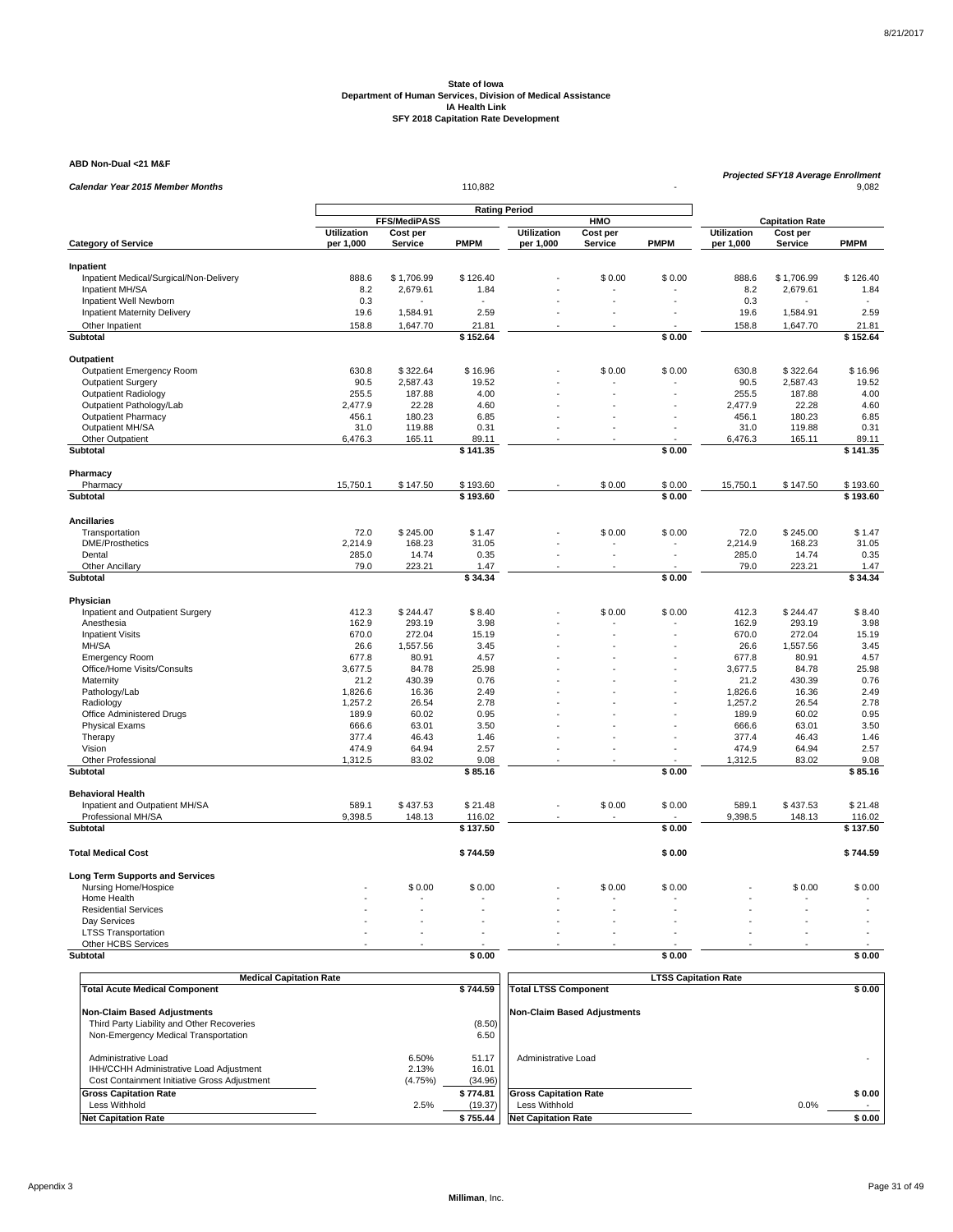State of Iowa
Department of Human Services, Division of Medical Assistance
IA Health Link
SFY 2018 Capitation Rate Development

**ABD Non-Dual <21 M&F**

*Calendar Year 2015 Member Months* 110,882 -

*Projected SFY18 Average Enrollment* 9,082

| | Rating Period | | | | | | | | |
|---|---|---|---|---|---|---|---|---|---|
| | FFS/MediPASS | | | HMO | | | Capitation Rate | | |
| **Category of Service** | Utilization per 1,000 | Cost per Service | PMPM | Utilization per 1,000 | Cost per Service | PMPM | Utilization per 1,000 | Cost per Service | PMPM |
| **Inpatient** | | | | | | | | | |
| Inpatient Medical/Surgical/Non-Delivery | 888.6 | $ 1,706.99 | $ 126.40 | - | $ 0.00 | $ 0.00 | 888.6 | $ 1,706.99 | $ 126.40 |
| Inpatient MH/SA | 8.2 | 2,679.61 | 1.84 | - | - | - | 8.2 | 2,679.61 | 1.84 |
| Inpatient Well Newborn | 0.3 | - | - | - | - | - | 0.3 | - | - |
| Inpatient Maternity Delivery | 19.6 | 1,584.91 | 2.59 | - | - | - | 19.6 | 1,584.91 | 2.59 |
| Other Inpatient | 158.8 | 1,647.70 | 21.81 | - | - | - | 158.8 | 1,647.70 | 21.81 |
| **Subtotal** | | | **$ 152.64** | | | **$ 0.00** | | | **$ 152.64** |
| **Outpatient** | | | | | | | | | |
| Outpatient Emergency Room | 630.8 | $ 322.64 | $ 16.96 | - | $ 0.00 | $ 0.00 | 630.8 | $ 322.64 | $ 16.96 |
| Outpatient Surgery | 90.5 | 2,587.43 | 19.52 | - | - | - | 90.5 | 2,587.43 | 19.52 |
| Outpatient Radiology | 255.5 | 187.88 | 4.00 | - | - | - | 255.5 | 187.88 | 4.00 |
| Outpatient Pathology/Lab | 2,477.9 | 22.28 | 4.60 | - | - | - | 2,477.9 | 22.28 | 4.60 |
| Outpatient Pharmacy | 456.1 | 180.23 | 6.85 | - | - | - | 456.1 | 180.23 | 6.85 |
| Outpatient MH/SA | 31.0 | 119.88 | 0.31 | - | - | - | 31.0 | 119.88 | 0.31 |
| Other Outpatient | 6,476.3 | 165.11 | 89.11 | - | - | - | 6,476.3 | 165.11 | 89.11 |
| **Subtotal** | | | **$ 141.35** | | | **$ 0.00** | | | **$ 141.35** |
| **Pharmacy** | | | | | | | | | |
| Pharmacy | 15,750.1 | $ 147.50 | $ 193.60 | - | $ 0.00 | $ 0.00 | 15,750.1 | $ 147.50 | $ 193.60 |
| **Subtotal** | | | **$ 193.60** | | | **$ 0.00** | | | **$ 193.60** |
| **Ancillaries** | | | | | | | | | |
| Transportation | 72.0 | $ 245.00 | $ 1.47 | - | $ 0.00 | $ 0.00 | 72.0 | $ 245.00 | $ 1.47 |
| DME/Prosthetics | 2,214.9 | 168.23 | 31.05 | - | - | - | 2,214.9 | 168.23 | 31.05 |
| Dental | 285.0 | 14.74 | 0.35 | - | - | - | 285.0 | 14.74 | 0.35 |
| Other Ancillary | 79.0 | 223.21 | 1.47 | - | - | - | 79.0 | 223.21 | 1.47 |
| **Subtotal** | | | **$ 34.34** | | | **$ 0.00** | | | **$ 34.34** |
| **Physician** | | | | | | | | | |
| Inpatient and Outpatient Surgery | 412.3 | $ 244.47 | $ 8.40 | - | $ 0.00 | $ 0.00 | 412.3 | $ 244.47 | $ 8.40 |
| Anesthesia | 162.9 | 293.19 | 3.98 | - | - | - | 162.9 | 293.19 | 3.98 |
| Inpatient Visits | 670.0 | 272.04 | 15.19 | - | - | - | 670.0 | 272.04 | 15.19 |
| MH/SA | 26.6 | 1,557.56 | 3.45 | - | - | - | 26.6 | 1,557.56 | 3.45 |
| Emergency Room | 677.8 | 80.91 | 4.57 | - | - | - | 677.8 | 80.91 | 4.57 |
| Office/Home Visits/Consults | 3,677.5 | 84.78 | 25.98 | - | - | - | 3,677.5 | 84.78 | 25.98 |
| Maternity | 21.2 | 430.39 | 0.76 | - | - | - | 21.2 | 430.39 | 0.76 |
| Pathology/Lab | 1,826.6 | 16.36 | 2.49 | - | - | - | 1,826.6 | 16.36 | 2.49 |
| Radiology | 1,257.2 | 26.54 | 2.78 | - | - | - | 1,257.2 | 26.54 | 2.78 |
| Office Administered Drugs | 189.9 | 60.02 | 0.95 | - | - | - | 189.9 | 60.02 | 0.95 |
| Physical Exams | 666.6 | 63.01 | 3.50 | - | - | - | 666.6 | 63.01 | 3.50 |
| Therapy | 377.4 | 46.43 | 1.46 | - | - | - | 377.4 | 46.43 | 1.46 |
| Vision | 474.9 | 64.94 | 2.57 | - | - | - | 474.9 | 64.94 | 2.57 |
| Other Professional | 1,312.5 | 83.02 | 9.08 | - | - | - | 1,312.5 | 83.02 | 9.08 |
| **Subtotal** | | | **$ 85.16** | | | **$ 0.00** | | | **$ 85.16** |
| **Behavioral Health** | | | | | | | | | |
| Inpatient and Outpatient MH/SA | 589.1 | $ 437.53 | $ 21.48 | - | $ 0.00 | $ 0.00 | 589.1 | $ 437.53 | $ 21.48 |
| Professional MH/SA | 9,398.5 | 148.13 | 116.02 | - | - | - | 9,398.5 | 148.13 | 116.02 |
| **Subtotal** | | | **$ 137.50** | | | **$ 0.00** | | | **$ 137.50** |
| **Total Medical Cost** | | | **$ 744.59** | | | **$ 0.00** | | | **$ 744.59** |
| **Long Term Supports and Services** | | | | | | | | | |
| Nursing Home/Hospice | - | $ 0.00 | $ 0.00 | - | $ 0.00 | $ 0.00 | - | $ 0.00 | $ 0.00 |
| Home Health | - | - | - | - | - | - | - | - | - |
| Residential Services | - | - | - | - | - | - | - | - | - |
| Day Services | - | - | - | - | - | - | - | - | - |
| LTSS Transportation | - | - | - | - | - | - | - | - | - |
| Other HCBS Services | - | - | - | - | - | - | - | - | - |
| **Subtotal** | | | **$ 0.00** | | | **$ 0.00** | | | **$ 0.00** |

| Medical Capitation Rate | | |
|---|---|---|
| **Total Acute Medical Component** | | **$ 744.59** |
| **Non-Claim Based Adjustments** | | |
| Third Party Liability and Other Recoveries | | (8.50) |
| Non-Emergency Medical Transportation | | 6.50 |
| Administrative Load | 6.50% | 51.17 |
| IHH/CCHH Administrative Load Adjustment | 2.13% | 16.01 |
| Cost Containment Initiative Gross Adjustment | (4.75%) | (34.96) |
| **Gross Capitation Rate** | | **$ 774.81** |
| Less Withhold | 2.5% | (19.37) |
| **Net Capitation Rate** | | **$ 755.44** |

| LTSS Capitation Rate | | |
|---|---|---|
| **Total LTSS Component** | | **$ 0.00** |
| **Non-Claim Based Adjustments** | | |
| Administrative Load | | - |
| **Gross Capitation Rate** | | **$ 0.00** |
| Less Withhold | 0.0% | - |
| **Net Capitation Rate** | | **$ 0.00** |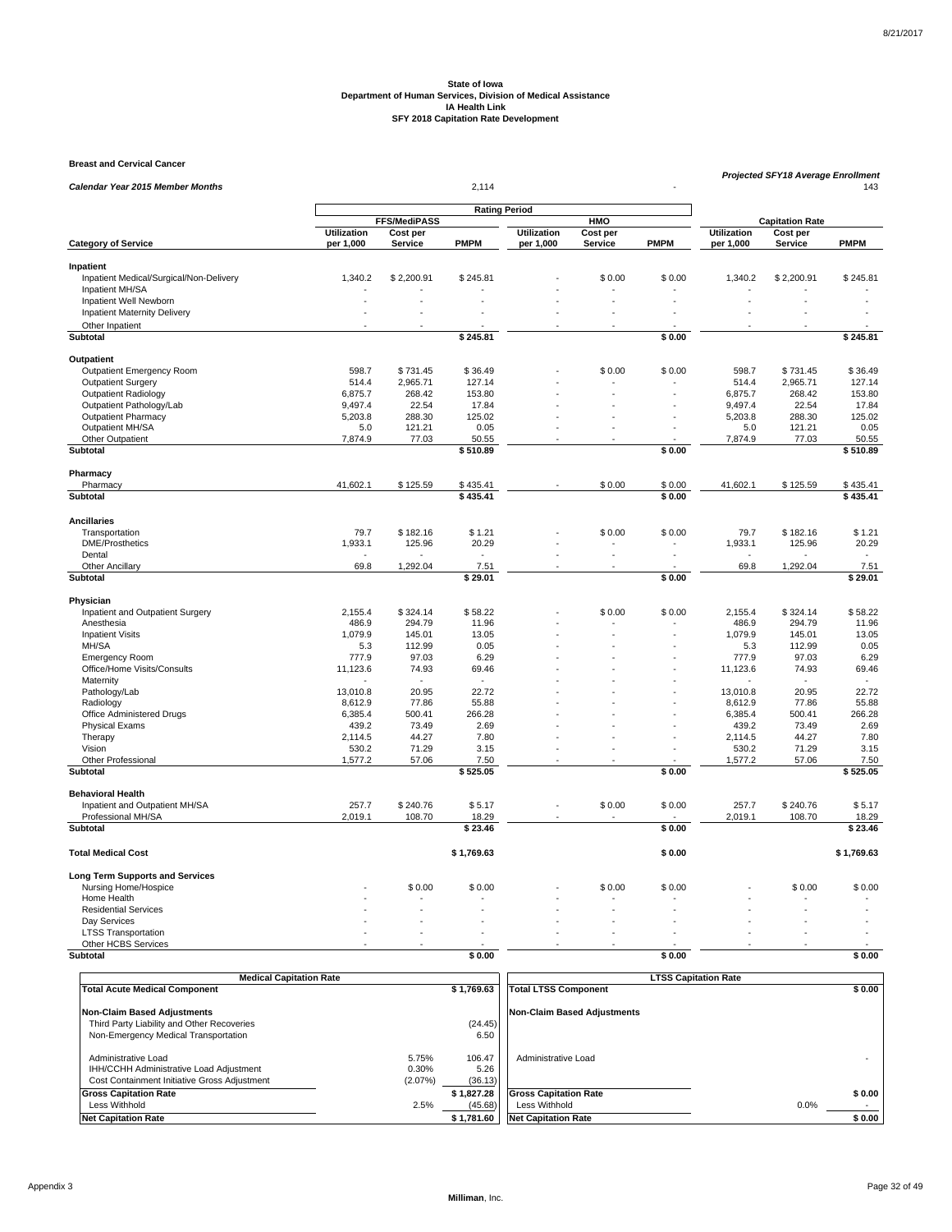**State of Iowa**
**Department of Human Services, Division of Medical Assistance**
**IA Health Link**
**SFY 2018 Capitation Rate Development**

**Breast and Cervical Cancer**

*Projected SFY18 Average Enrollment* 143

*Calendar Year 2015 Member Months* 2,114 | -

| Category of Service | FFS/MediPASS Utilization per 1,000 | FFS/MediPASS Cost per Service | FFS/MediPASS PMPM | HMO Utilization per 1,000 | HMO Cost per Service | HMO PMPM | Capitation Rate Utilization per 1,000 | Capitation Rate Cost per Service | Capitation Rate PMPM |
|---|---|---|---|---|---|---|---|---|---|
| **Inpatient** | | | | | | | | | |
| Inpatient Medical/Surgical/Non-Delivery | 1,340.2 | $ 2,200.91 | $ 245.81 | - | $ 0.00 | $ 0.00 | 1,340.2 | $ 2,200.91 | $ 245.81 |
| Inpatient MH/SA | - | - | - | - | - | - | - | - | - |
| Inpatient Well Newborn | - | - | - | - | - | - | - | - | - |
| Inpatient Maternity Delivery | - | - | - | - | - | - | - | - | - |
| Other Inpatient | - | - | - | - | - | - | - | - | - |
| **Subtotal** | | | **$ 245.81** | | | **$ 0.00** | | | **$ 245.81** |
| **Outpatient** | | | | | | | | | |
| Outpatient Emergency Room | 598.7 | $ 731.45 | $ 36.49 | - | $ 0.00 | $ 0.00 | 598.7 | $ 731.45 | $ 36.49 |
| Outpatient Surgery | 514.4 | 2,965.71 | 127.14 | - | - | - | 514.4 | 2,965.71 | 127.14 |
| Outpatient Radiology | 6,875.7 | 268.42 | 153.80 | - | - | - | 6,875.7 | 268.42 | 153.80 |
| Outpatient Pathology/Lab | 9,497.4 | 22.54 | 17.84 | - | - | - | 9,497.4 | 22.54 | 17.84 |
| Outpatient Pharmacy | 5,203.8 | 288.30 | 125.02 | - | - | - | 5,203.8 | 288.30 | 125.02 |
| Outpatient MH/SA | 5.0 | 121.21 | 0.05 | - | - | - | 5.0 | 121.21 | 0.05 |
| Other Outpatient | 7,874.9 | 77.03 | 50.55 | - | - | - | 7,874.9 | 77.03 | 50.55 |
| **Subtotal** | | | **$ 510.89** | | | **$ 0.00** | | | **$ 510.89** |
| **Pharmacy** | | | | | | | | | |
| Pharmacy | 41,602.1 | $ 125.59 | $ 435.41 | - | $ 0.00 | $ 0.00 | 41,602.1 | $ 125.59 | $ 435.41 |
| **Subtotal** | | | **$ 435.41** | | | **$ 0.00** | | | **$ 435.41** |
| **Ancillaries** | | | | | | | | | |
| Transportation | 79.7 | $ 182.16 | $ 1.21 | - | $ 0.00 | $ 0.00 | 79.7 | $ 182.16 | $ 1.21 |
| DME/Prosthetics | 1,933.1 | 125.96 | 20.29 | - | - | - | 1,933.1 | 125.96 | 20.29 |
| Dental | - | - | - | - | - | - | - | - | - |
| Other Ancillary | 69.8 | 1,292.04 | 7.51 | - | - | - | 69.8 | 1,292.04 | 7.51 |
| **Subtotal** | | | **$ 29.01** | | | **$ 0.00** | | | **$ 29.01** |
| **Physician** | | | | | | | | | |
| Inpatient and Outpatient Surgery | 2,155.4 | $ 324.14 | $ 58.22 | - | $ 0.00 | $ 0.00 | 2,155.4 | $ 324.14 | $ 58.22 |
| Anesthesia | 486.9 | 294.79 | 11.96 | - | - | - | 486.9 | 294.79 | 11.96 |
| Inpatient Visits | 1,079.9 | 145.01 | 13.05 | - | - | - | 1,079.9 | 145.01 | 13.05 |
| MH/SA | 5.3 | 112.99 | 0.05 | - | - | - | 5.3 | 112.99 | 0.05 |
| Emergency Room | 777.9 | 97.03 | 6.29 | - | - | - | 777.9 | 97.03 | 6.29 |
| Office/Home Visits/Consults | 11,123.6 | 74.93 | 69.46 | - | - | - | 11,123.6 | 74.93 | 69.46 |
| Maternity | - | - | - | - | - | - | - | - | - |
| Pathology/Lab | 13,010.8 | 20.95 | 22.72 | - | - | - | 13,010.8 | 20.95 | 22.72 |
| Radiology | 8,612.9 | 77.86 | 55.88 | - | - | - | 8,612.9 | 77.86 | 55.88 |
| Office Administered Drugs | 6,385.4 | 500.41 | 266.28 | - | - | - | 6,385.4 | 500.41 | 266.28 |
| Physical Exams | 439.2 | 73.49 | 2.69 | - | - | - | 439.2 | 73.49 | 2.69 |
| Therapy | 2,114.5 | 44.27 | 7.80 | - | - | - | 2,114.5 | 44.27 | 7.80 |
| Vision | 530.2 | 71.29 | 3.15 | - | - | - | 530.2 | 71.29 | 3.15 |
| Other Professional | 1,577.2 | 57.06 | 7.50 | - | - | - | 1,577.2 | 57.06 | 7.50 |
| **Subtotal** | | | **$ 525.05** | | | **$ 0.00** | | | **$ 525.05** |
| **Behavioral Health** | | | | | | | | | |
| Inpatient and Outpatient MH/SA | 257.7 | $ 240.76 | $ 5.17 | - | $ 0.00 | $ 0.00 | 257.7 | $ 240.76 | $ 5.17 |
| Professional MH/SA | 2,019.1 | 108.70 | 18.29 | - | - | - | 2,019.1 | 108.70 | 18.29 |
| **Subtotal** | | | **$ 23.46** | | | **$ 0.00** | | | **$ 23.46** |
| **Total Medical Cost** | | | **$ 1,769.63** | | | **$ 0.00** | | | **$ 1,769.63** |
| **Long Term Supports and Services** | | | | | | | | | |
| Nursing Home/Hospice | - | $ 0.00 | $ 0.00 | - | $ 0.00 | $ 0.00 | - | $ 0.00 | $ 0.00 |
| Home Health | - | - | - | - | - | - | - | - | - |
| Residential Services | - | - | - | - | - | - | - | - | - |
| Day Services | - | - | - | - | - | - | - | - | - |
| LTSS Transportation | - | - | - | - | - | - | - | - | - |
| Other HCBS Services | - | - | - | - | - | - | - | - | - |
| **Subtotal** | | | **$ 0.00** | | | **$ 0.00** | | | **$ 0.00** |

| Medical Capitation Rate | | |
|---|---|---|
| **Total Acute Medical Component** | | **$ 1,769.63** |
| **Non-Claim Based Adjustments** | | |
| Third Party Liability and Other Recoveries | | (24.45) |
| Non-Emergency Medical Transportation | | 6.50 |
| Administrative Load | 5.75% | 106.47 |
| IHH/CCHH Administrative Load Adjustment | 0.30% | 5.26 |
| Cost Containment Initiative Gross Adjustment | (2.07%) | (36.13) |
| **Gross Capitation Rate** | | **$ 1,827.28** |
| Less Withhold | 2.5% | (45.68) |
| **Net Capitation Rate** | | **$ 1,781.60** |

| LTSS Capitation Rate | | |
|---|---|---|
| **Total LTSS Component** | | **$ 0.00** |
| **Non-Claim Based Adjustments** | | |
| Administrative Load | | - |
| **Gross Capitation Rate** | | **$ 0.00** |
| Less Withhold | 0.0% | - |
| **Net Capitation Rate** | | **$ 0.00** |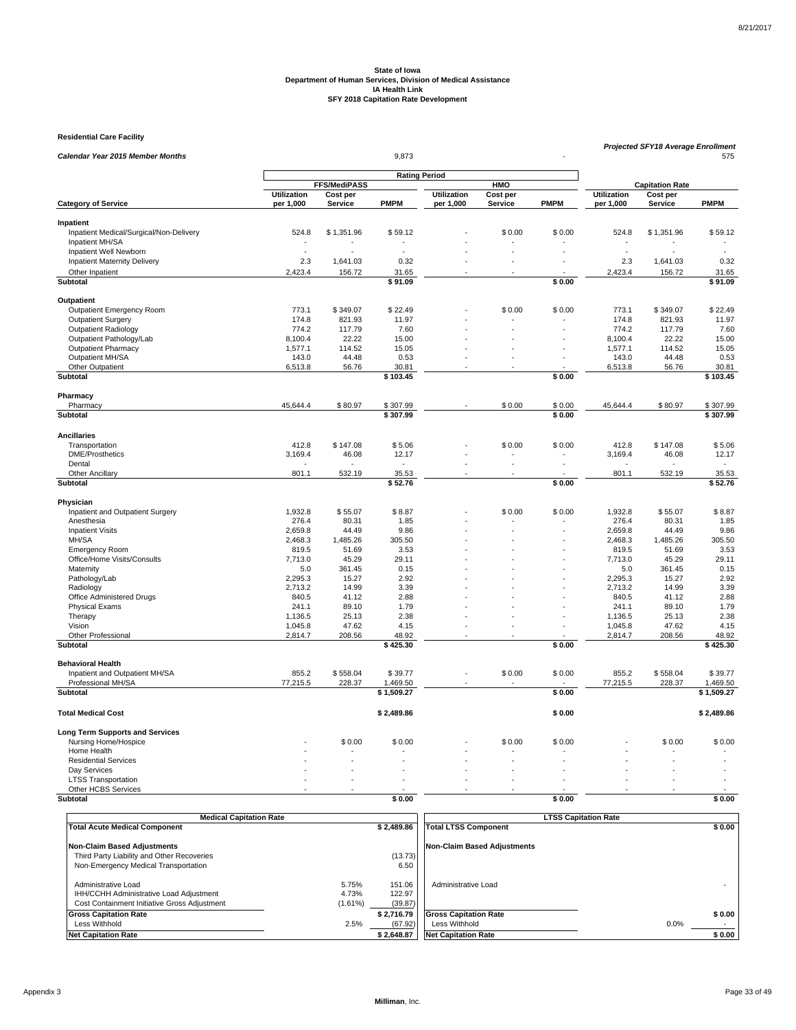8/21/2017

**State of Iowa**
**Department of Human Services, Division of Medical Assistance**
**IA Health Link**
**SFY 2018 Capitation Rate Development**

**Residential Care Facility**

| *Calendar Year 2015 Member Months* | | | 9,873 | | | - | *Projected SFY18 Average Enrollment* | | 575 |
|---|---|---|---|---|---|---|---|---|---|
| | **Rating Period** | | | | | | | | |
| | **FFS/MediPASS** | | | **HMO** | | | **Capitation Rate** | | |
| **Category of Service** | **Utilization per 1,000** | **Cost per Service** | **PMPM** | **Utilization per 1,000** | **Cost per Service** | **PMPM** | **Utilization per 1,000** | **Cost per Service** | **PMPM** |
| **Inpatient** | | | | | | | | | |
| Inpatient Medical/Surgical/Non-Delivery | 524.8 | $ 1,351.96 | $ 59.12 | - | $ 0.00 | $ 0.00 | 524.8 | $ 1,351.96 | $ 59.12 |
| Inpatient MH/SA | - | - | - | - | - | - | - | - | - |
| Inpatient Well Newborn | - | - | - | - | - | - | - | - | - |
| Inpatient Maternity Delivery | 2.3 | 1,641.03 | 0.32 | - | - | - | 2.3 | 1,641.03 | 0.32 |
| Other Inpatient | 2,423.4 | 156.72 | 31.65 | - | - | - | 2,423.4 | 156.72 | 31.65 |
| **Subtotal** | | | **$ 91.09** | | | **$ 0.00** | | | **$ 91.09** |
| **Outpatient** | | | | | | | | | |
| Outpatient Emergency Room | 773.1 | $ 349.07 | $ 22.49 | - | $ 0.00 | $ 0.00 | 773.1 | $ 349.07 | $ 22.49 |
| Outpatient Surgery | 174.8 | 821.93 | 11.97 | - | - | - | 174.8 | 821.93 | 11.97 |
| Outpatient Radiology | 774.2 | 117.79 | 7.60 | - | - | - | 774.2 | 117.79 | 7.60 |
| Outpatient Pathology/Lab | 8,100.4 | 22.22 | 15.00 | - | - | - | 8,100.4 | 22.22 | 15.00 |
| Outpatient Pharmacy | 1,577.1 | 114.52 | 15.05 | - | - | - | 1,577.1 | 114.52 | 15.05 |
| Outpatient MH/SA | 143.0 | 44.48 | 0.53 | - | - | - | 143.0 | 44.48 | 0.53 |
| Other Outpatient | 6,513.8 | 56.76 | 30.81 | - | - | - | 6,513.8 | 56.76 | 30.81 |
| **Subtotal** | | | **$ 103.45** | | | **$ 0.00** | | | **$ 103.45** |
| **Pharmacy** | | | | | | | | | |
| Pharmacy | 45,644.4 | $ 80.97 | $ 307.99 | - | $ 0.00 | $ 0.00 | 45,644.4 | $ 80.97 | $ 307.99 |
| **Subtotal** | | | **$ 307.99** | | | **$ 0.00** | | | **$ 307.99** |
| **Ancillaries** | | | | | | | | | |
| Transportation | 412.8 | $ 147.08 | $ 5.06 | - | $ 0.00 | $ 0.00 | 412.8 | $ 147.08 | $ 5.06 |
| DME/Prosthetics | 3,169.4 | 46.08 | 12.17 | - | - | - | 3,169.4 | 46.08 | 12.17 |
| Dental | - | - | - | - | - | - | - | - | - |
| Other Ancillary | 801.1 | 532.19 | 35.53 | - | - | - | 801.1 | 532.19 | 35.53 |
| **Subtotal** | | | **$ 52.76** | | | **$ 0.00** | | | **$ 52.76** |
| **Physician** | | | | | | | | | |
| Inpatient and Outpatient Surgery | 1,932.8 | $ 55.07 | $ 8.87 | - | $ 0.00 | $ 0.00 | 1,932.8 | $ 55.07 | $ 8.87 |
| Anesthesia | 276.4 | 80.31 | 1.85 | - | - | - | 276.4 | 80.31 | 1.85 |
| Inpatient Visits | 2,659.8 | 44.49 | 9.86 | - | - | - | 2,659.8 | 44.49 | 9.86 |
| MH/SA | 2,468.3 | 1,485.26 | 305.50 | - | - | - | 2,468.3 | 1,485.26 | 305.50 |
| Emergency Room | 819.5 | 51.69 | 3.53 | - | - | - | 819.5 | 51.69 | 3.53 |
| Office/Home Visits/Consults | 7,713.0 | 45.29 | 29.11 | - | - | - | 7,713.0 | 45.29 | 29.11 |
| Maternity | 5.0 | 361.45 | 0.15 | - | - | - | 5.0 | 361.45 | 0.15 |
| Pathology/Lab | 2,295.3 | 15.27 | 2.92 | - | - | - | 2,295.3 | 15.27 | 2.92 |
| Radiology | 2,713.2 | 14.99 | 3.39 | - | - | - | 2,713.2 | 14.99 | 3.39 |
| Office Administered Drugs | 840.5 | 41.12 | 2.88 | - | - | - | 840.5 | 41.12 | 2.88 |
| Physical Exams | 241.1 | 89.10 | 1.79 | - | - | - | 241.1 | 89.10 | 1.79 |
| Therapy | 1,136.5 | 25.13 | 2.38 | - | - | - | 1,136.5 | 25.13 | 2.38 |
| Vision | 1,045.8 | 47.62 | 4.15 | - | - | - | 1,045.8 | 47.62 | 4.15 |
| Other Professional | 2,814.7 | 208.56 | 48.92 | - | - | - | 2,814.7 | 208.56 | 48.92 |
| **Subtotal** | | | **$ 425.30** | | | **$ 0.00** | | | **$ 425.30** |
| **Behavioral Health** | | | | | | | | | |
| Inpatient and Outpatient MH/SA | 855.2 | $ 558.04 | $ 39.77 | - | $ 0.00 | $ 0.00 | 855.2 | $ 558.04 | $ 39.77 |
| Professional MH/SA | 77,215.5 | 228.37 | 1,469.50 | - | - | - | 77,215.5 | 228.37 | 1,469.50 |
| **Subtotal** | | | **$ 1,509.27** | | | **$ 0.00** | | | **$ 1,509.27** |
| **Total Medical Cost** | | | **$ 2,489.86** | | | **$ 0.00** | | | **$ 2,489.86** |
| **Long Term Supports and Services** | | | | | | | | | |
| Nursing Home/Hospice | - | $ 0.00 | $ 0.00 | - | $ 0.00 | $ 0.00 | - | $ 0.00 | $ 0.00 |
| Home Health | - | - | - | - | - | - | - | - | - |
| Residential Services | - | - | - | - | - | - | - | - | - |
| Day Services | - | - | - | - | - | - | - | - | - |
| LTSS Transportation | - | - | - | - | - | - | - | - | - |
| Other HCBS Services | - | - | - | - | - | - | - | - | - |
| **Subtotal** | | | **$ 0.00** | | | **$ 0.00** | | | **$ 0.00** |

| **Medical Capitation Rate** | | |
|---|---|---|
| **Total Acute Medical Component** | | **$ 2,489.86** |
| **Non-Claim Based Adjustments** | | |
| Third Party Liability and Other Recoveries | | (13.73) |
| Non-Emergency Medical Transportation | | 6.50 |
| Administrative Load | 5.75% | 151.06 |
| IHH/CCHH Administrative Load Adjustment | 4.73% | 122.97 |
| Cost Containment Initiative Gross Adjustment | (1.61%) | (39.87) |
| **Gross Capitation Rate** | | **$ 2,716.79** |
| Less Withhold | 2.5% | (67.92) |
| **Net Capitation Rate** | | **$ 2,648.87** |

| **LTSS Capitation Rate** | | |
|---|---|---|
| **Total LTSS Component** | | **$ 0.00** |
| **Non-Claim Based Adjustments** | | |
| Administrative Load | | - |
| **Gross Capitation Rate** | | **$ 0.00** |
| Less Withhold | 0.0% | - |
| **Net Capitation Rate** | | **$ 0.00** |

Appendix 3

Milliman, Inc.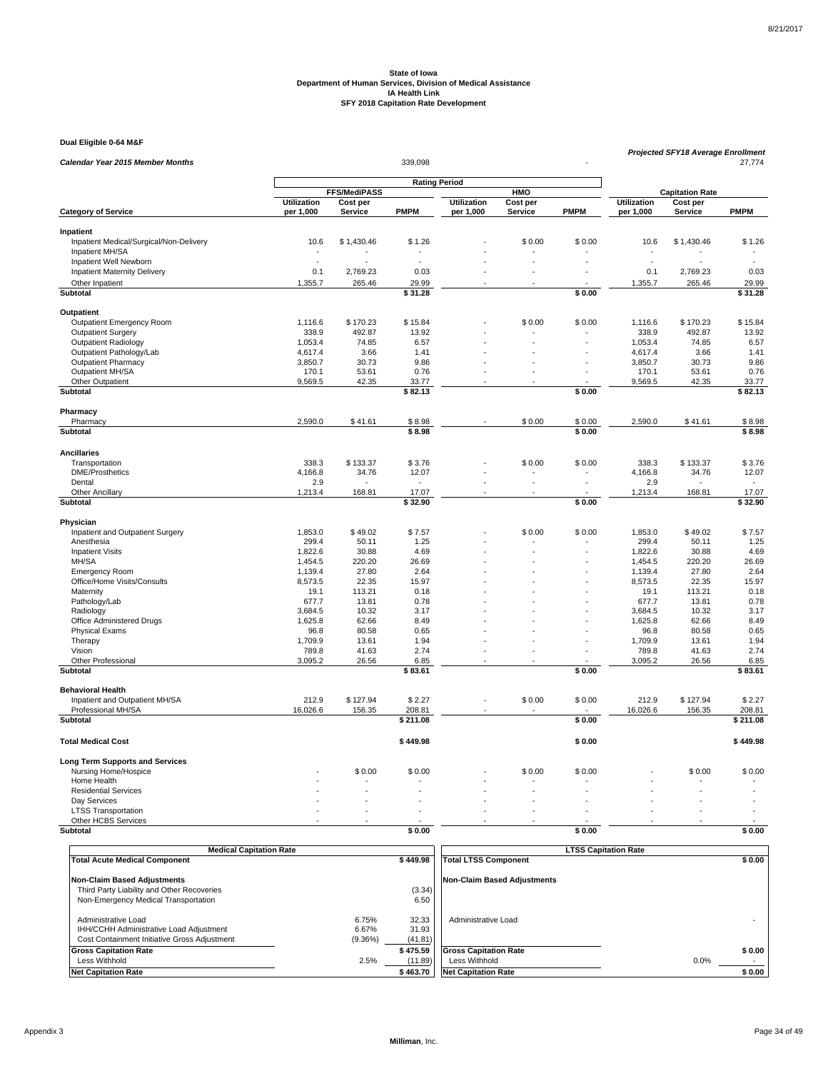**State of Iowa**
**Department of Human Services, Division of Medical Assistance**
**IA Health Link**
**SFY 2018 Capitation Rate Development**

**Dual Eligible 0-64 M&F**

| *Calendar Year 2015 Member Months* | | | 339,098 | | | - | *Projected SFY18 Average Enrollment* | | 27,774 |
|---|---|---|---|---|---|---|---|---|---|
| | **Rating Period** | | | | | | | | |
| | **FFS/MediPASS** | | | **HMO** | | | **Capitation Rate** | | |
| **Category of Service** | **Utilization per 1,000** | **Cost per Service** | **PMPM** | **Utilization per 1,000** | **Cost per Service** | **PMPM** | **Utilization per 1,000** | **Cost per Service** | **PMPM** |
| **Inpatient** | | | | | | | | | |
| Inpatient Medical/Surgical/Non-Delivery | 10.6 | $ 1,430.46 | $ 1.26 | - | $ 0.00 | $ 0.00 | 10.6 | $ 1,430.46 | $ 1.26 |
| Inpatient MH/SA | - | - | - | - | - | - | - | - | - |
| Inpatient Well Newborn | - | - | - | - | - | - | - | - | - |
| Inpatient Maternity Delivery | 0.1 | 2,769.23 | 0.03 | - | - | - | 0.1 | 2,769.23 | 0.03 |
| Other Inpatient | 1,355.7 | 265.46 | 29.99 | - | - | - | 1,355.7 | 265.46 | 29.99 |
| **Subtotal** | | | **$ 31.28** | | | **$ 0.00** | | | **$ 31.28** |
| **Outpatient** | | | | | | | | | |
| Outpatient Emergency Room | 1,116.6 | $ 170.23 | $ 15.84 | - | $ 0.00 | $ 0.00 | 1,116.6 | $ 170.23 | $ 15.84 |
| Outpatient Surgery | 338.9 | 492.87 | 13.92 | - | - | - | 338.9 | 492.87 | 13.92 |
| Outpatient Radiology | 1,053.4 | 74.85 | 6.57 | - | - | - | 1,053.4 | 74.85 | 6.57 |
| Outpatient Pathology/Lab | 4,617.4 | 3.66 | 1.41 | - | - | - | 4,617.4 | 3.66 | 1.41 |
| Outpatient Pharmacy | 3,850.7 | 30.73 | 9.86 | - | - | - | 3,850.7 | 30.73 | 9.86 |
| Outpatient MH/SA | 170.1 | 53.61 | 0.76 | - | - | - | 170.1 | 53.61 | 0.76 |
| Other Outpatient | 9,569.5 | 42.35 | 33.77 | - | - | - | 9,569.5 | 42.35 | 33.77 |
| **Subtotal** | | | **$ 82.13** | | | **$ 0.00** | | | **$ 82.13** |
| **Pharmacy** | | | | | | | | | |
| Pharmacy | 2,590.0 | $ 41.61 | $ 8.98 | - | $ 0.00 | $ 0.00 | 2,590.0 | $ 41.61 | $ 8.98 |
| **Subtotal** | | | **$ 8.98** | | | **$ 0.00** | | | **$ 8.98** |
| **Ancillaries** | | | | | | | | | |
| Transportation | 338.3 | $ 133.37 | $ 3.76 | - | $ 0.00 | $ 0.00 | 338.3 | $ 133.37 | $ 3.76 |
| DME/Prosthetics | 4,166.8 | 34.76 | 12.07 | - | - | - | 4,166.8 | 34.76 | 12.07 |
| Dental | 2.9 | - | - | - | - | - | 2.9 | - | - |
| Other Ancillary | 1,213.4 | 168.81 | 17.07 | - | - | - | 1,213.4 | 168.81 | 17.07 |
| **Subtotal** | | | **$ 32.90** | | | **$ 0.00** | | | **$ 32.90** |
| **Physician** | | | | | | | | | |
| Inpatient and Outpatient Surgery | 1,853.0 | $ 49.02 | $ 7.57 | - | $ 0.00 | $ 0.00 | 1,853.0 | $ 49.02 | $ 7.57 |
| Anesthesia | 299.4 | 50.11 | 1.25 | - | - | - | 299.4 | 50.11 | 1.25 |
| Inpatient Visits | 1,822.6 | 30.88 | 4.69 | - | - | - | 1,822.6 | 30.88 | 4.69 |
| MH/SA | 1,454.5 | 220.20 | 26.69 | - | - | - | 1,454.5 | 220.20 | 26.69 |
| Emergency Room | 1,139.4 | 27.80 | 2.64 | - | - | - | 1,139.4 | 27.80 | 2.64 |
| Office/Home Visits/Consults | 8,573.5 | 22.35 | 15.97 | - | - | - | 8,573.5 | 22.35 | 15.97 |
| Maternity | 19.1 | 113.21 | 0.18 | - | - | - | 19.1 | 113.21 | 0.18 |
| Pathology/Lab | 677.7 | 13.81 | 0.78 | - | - | - | 677.7 | 13.81 | 0.78 |
| Radiology | 3,684.5 | 10.32 | 3.17 | - | - | - | 3,684.5 | 10.32 | 3.17 |
| Office Administered Drugs | 1,625.8 | 62.66 | 8.49 | - | - | - | 1,625.8 | 62.66 | 8.49 |
| Physical Exams | 96.8 | 80.58 | 0.65 | - | - | - | 96.8 | 80.58 | 0.65 |
| Therapy | 1,709.9 | 13.61 | 1.94 | - | - | - | 1,709.9 | 13.61 | 1.94 |
| Vision | 789.8 | 41.63 | 2.74 | - | - | - | 789.8 | 41.63 | 2.74 |
| Other Professional | 3,095.2 | 26.56 | 6.85 | - | - | - | 3,095.2 | 26.56 | 6.85 |
| **Subtotal** | | | **$ 83.61** | | | **$ 0.00** | | | **$ 83.61** |
| **Behavioral Health** | | | | | | | | | |
| Inpatient and Outpatient MH/SA | 212.9 | $ 127.94 | $ 2.27 | - | $ 0.00 | $ 0.00 | 212.9 | $ 127.94 | $ 2.27 |
| Professional MH/SA | 16,026.6 | 156.35 | 208.81 | - | - | - | 16,026.6 | 156.35 | 208.81 |
| **Subtotal** | | | **$ 211.08** | | | **$ 0.00** | | | **$ 211.08** |
| **Total Medical Cost** | | | **$ 449.98** | | | **$ 0.00** | | | **$ 449.98** |
| **Long Term Supports and Services** | | | | | | | | | |
| Nursing Home/Hospice | - | $ 0.00 | $ 0.00 | - | $ 0.00 | $ 0.00 | - | $ 0.00 | $ 0.00 |
| Home Health | - | - | - | - | - | - | - | - | - |
| Residential Services | - | - | - | - | - | - | - | - | - |
| Day Services | - | - | - | - | - | - | - | - | - |
| LTSS Transportation | - | - | - | - | - | - | - | - | - |
| Other HCBS Services | - | - | - | - | - | - | - | - | - |
| **Subtotal** | | | **$ 0.00** | | | **$ 0.00** | | | **$ 0.00** |

| **Medical Capitation Rate** | | |
|---|---|---|
| **Total Acute Medical Component** | | **$ 449.98** |
| **Non-Claim Based Adjustments** | | |
| Third Party Liability and Other Recoveries | | (3.34) |
| Non-Emergency Medical Transportation | | 6.50 |
| Administrative Load | 6.75% | 32.33 |
| IHH/CCHH Administrative Load Adjustment | 6.67% | 31.93 |
| Cost Containment Initiative Gross Adjustment | (9.36%) | (41.81) |
| **Gross Capitation Rate** | | **$ 475.59** |
| Less Withhold | 2.5% | (11.89) |
| **Net Capitation Rate** | | **$ 463.70** |

| **LTSS Capitation Rate** | | |
|---|---|---|
| **Total LTSS Component** | | **$ 0.00** |
| **Non-Claim Based Adjustments** | | |
| Administrative Load | | - |
| **Gross Capitation Rate** | | **$ 0.00** |
| Less Withhold | 0.0% | - |
| **Net Capitation Rate** | | **$ 0.00** |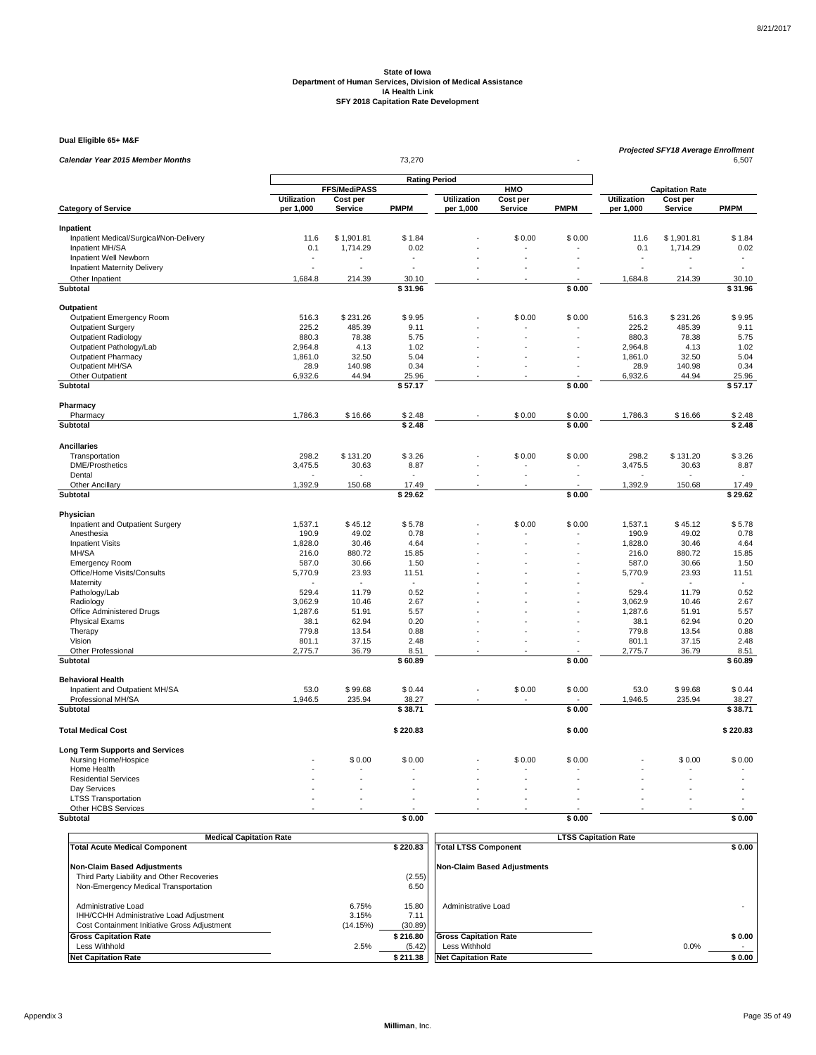State of Iowa
Department of Human Services, Division of Medical Assistance
IA Health Link
SFY 2018 Capitation Rate Development

**Dual Eligible 65+ M&F**

*Calendar Year 2015 Member Months* 73,270 -

*Projected SFY18 Average Enrollment* 6,507

| | Rating Period | | | | | | | | |
|---|---|---|---|---|---|---|---|---|---|
| | FFS/MediPASS | | | HMO | | | Capitation Rate | | |
| **Category of Service** | **Utilization per 1,000** | **Cost per Service** | **PMPM** | **Utilization per 1,000** | **Cost per Service** | **PMPM** | **Utilization per 1,000** | **Cost per Service** | **PMPM** |
| **Inpatient** | | | | | | | | | |
| Inpatient Medical/Surgical/Non-Delivery | 11.6 | $ 1,901.81 | $ 1.84 | - | $ 0.00 | $ 0.00 | 11.6 | $ 1,901.81 | $ 1.84 |
| Inpatient MH/SA | 0.1 | 1,714.29 | 0.02 | - | - | - | 0.1 | 1,714.29 | 0.02 |
| Inpatient Well Newborn | - | - | - | - | - | - | - | - | - |
| Inpatient Maternity Delivery | - | - | - | - | - | - | - | - | - |
| Other Inpatient | 1,684.8 | 214.39 | 30.10 | - | - | - | 1,684.8 | 214.39 | 30.10 |
| **Subtotal** | | | **$ 31.96** | | | **$ 0.00** | | | **$ 31.96** |
| **Outpatient** | | | | | | | | | |
| Outpatient Emergency Room | 516.3 | $ 231.26 | $ 9.95 | - | $ 0.00 | $ 0.00 | 516.3 | $ 231.26 | $ 9.95 |
| Outpatient Surgery | 225.2 | 485.39 | 9.11 | - | - | - | 225.2 | 485.39 | 9.11 |
| Outpatient Radiology | 880.3 | 78.38 | 5.75 | - | - | - | 880.3 | 78.38 | 5.75 |
| Outpatient Pathology/Lab | 2,964.8 | 4.13 | 1.02 | - | - | - | 2,964.8 | 4.13 | 1.02 |
| Outpatient Pharmacy | 1,861.0 | 32.50 | 5.04 | - | - | - | 1,861.0 | 32.50 | 5.04 |
| Outpatient MH/SA | 28.9 | 140.98 | 0.34 | - | - | - | 28.9 | 140.98 | 0.34 |
| Other Outpatient | 6,932.6 | 44.94 | 25.96 | - | - | - | 6,932.6 | 44.94 | 25.96 |
| **Subtotal** | | | **$ 57.17** | | | **$ 0.00** | | | **$ 57.17** |
| **Pharmacy** | | | | | | | | | |
| Pharmacy | 1,786.3 | $ 16.66 | $ 2.48 | - | $ 0.00 | $ 0.00 | 1,786.3 | $ 16.66 | $ 2.48 |
| **Subtotal** | | | **$ 2.48** | | | **$ 0.00** | | | **$ 2.48** |
| **Ancillaries** | | | | | | | | | |
| Transportation | 298.2 | $ 131.20 | $ 3.26 | - | $ 0.00 | $ 0.00 | 298.2 | $ 131.20 | $ 3.26 |
| DME/Prosthetics | 3,475.5 | 30.63 | 8.87 | - | - | - | 3,475.5 | 30.63 | 8.87 |
| Dental | - | - | - | - | - | - | - | - | - |
| Other Ancillary | 1,392.9 | 150.68 | 17.49 | - | - | - | 1,392.9 | 150.68 | 17.49 |
| **Subtotal** | | | **$ 29.62** | | | **$ 0.00** | | | **$ 29.62** |
| **Physician** | | | | | | | | | |
| Inpatient and Outpatient Surgery | 1,537.1 | $ 45.12 | $ 5.78 | - | $ 0.00 | $ 0.00 | 1,537.1 | $ 45.12 | $ 5.78 |
| Anesthesia | 190.9 | 49.02 | 0.78 | - | - | - | 190.9 | 49.02 | 0.78 |
| Inpatient Visits | 1,828.0 | 30.46 | 4.64 | - | - | - | 1,828.0 | 30.46 | 4.64 |
| MH/SA | 216.0 | 880.72 | 15.85 | - | - | - | 216.0 | 880.72 | 15.85 |
| Emergency Room | 587.0 | 30.66 | 1.50 | - | - | - | 587.0 | 30.66 | 1.50 |
| Office/Home Visits/Consults | 5,770.9 | 23.93 | 11.51 | - | - | - | 5,770.9 | 23.93 | 11.51 |
| Maternity | - | - | - | - | - | - | - | - | - |
| Pathology/Lab | 529.4 | 11.79 | 0.52 | - | - | - | 529.4 | 11.79 | 0.52 |
| Radiology | 3,062.9 | 10.46 | 2.67 | - | - | - | 3,062.9 | 10.46 | 2.67 |
| Office Administered Drugs | 1,287.6 | 51.91 | 5.57 | - | - | - | 1,287.6 | 51.91 | 5.57 |
| Physical Exams | 38.1 | 62.94 | 0.20 | - | - | - | 38.1 | 62.94 | 0.20 |
| Therapy | 779.8 | 13.54 | 0.88 | - | - | - | 779.8 | 13.54 | 0.88 |
| Vision | 801.1 | 37.15 | 2.48 | - | - | - | 801.1 | 37.15 | 2.48 |
| Other Professional | 2,775.7 | 36.79 | 8.51 | - | - | - | 2,775.7 | 36.79 | 8.51 |
| **Subtotal** | | | **$ 60.89** | | | **$ 0.00** | | | **$ 60.89** |
| **Behavioral Health** | | | | | | | | | |
| Inpatient and Outpatient MH/SA | 53.0 | $ 99.68 | $ 0.44 | - | $ 0.00 | $ 0.00 | 53.0 | $ 99.68 | $ 0.44 |
| Professional MH/SA | 1,946.5 | 235.94 | 38.27 | - | - | - | 1,946.5 | 235.94 | 38.27 |
| **Subtotal** | | | **$ 38.71** | | | **$ 0.00** | | | **$ 38.71** |
| **Total Medical Cost** | | | **$ 220.83** | | | **$ 0.00** | | | **$ 220.83** |
| **Long Term Supports and Services** | | | | | | | | | |
| Nursing Home/Hospice | - | $ 0.00 | $ 0.00 | - | $ 0.00 | $ 0.00 | - | $ 0.00 | $ 0.00 |
| Home Health | - | - | - | - | - | - | - | - | - |
| Residential Services | - | - | - | - | - | - | - | - | - |
| Day Services | - | - | - | - | - | - | - | - | - |
| LTSS Transportation | - | - | - | - | - | - | - | - | - |
| Other HCBS Services | - | - | - | - | - | - | - | - | - |
| **Subtotal** | | | **$ 0.00** | | | **$ 0.00** | | | **$ 0.00** |

| Medical Capitation Rate | | |
|---|---|---|
| **Total Acute Medical Component** | | **$ 220.83** |
| **Non-Claim Based Adjustments** | | |
| Third Party Liability and Other Recoveries | | (2.55) |
| Non-Emergency Medical Transportation | | 6.50 |
| Administrative Load | 6.75% | 15.80 |
| IHH/CCHH Administrative Load Adjustment | 3.15% | 7.11 |
| Cost Containment Initiative Gross Adjustment | (14.15%) | (30.89) |
| **Gross Capitation Rate** | | **$ 216.80** |
| Less Withhold | 2.5% | (5.42) |
| **Net Capitation Rate** | | **$ 211.38** |

| LTSS Capitation Rate | | |
|---|---|---|
| **Total LTSS Component** | | **$ 0.00** |
| **Non-Claim Based Adjustments** | | |
| Administrative Load | | - |
| **Gross Capitation Rate** | | **$ 0.00** |
| Less Withhold | 0.0% | - |
| **Net Capitation Rate** | | **$ 0.00** |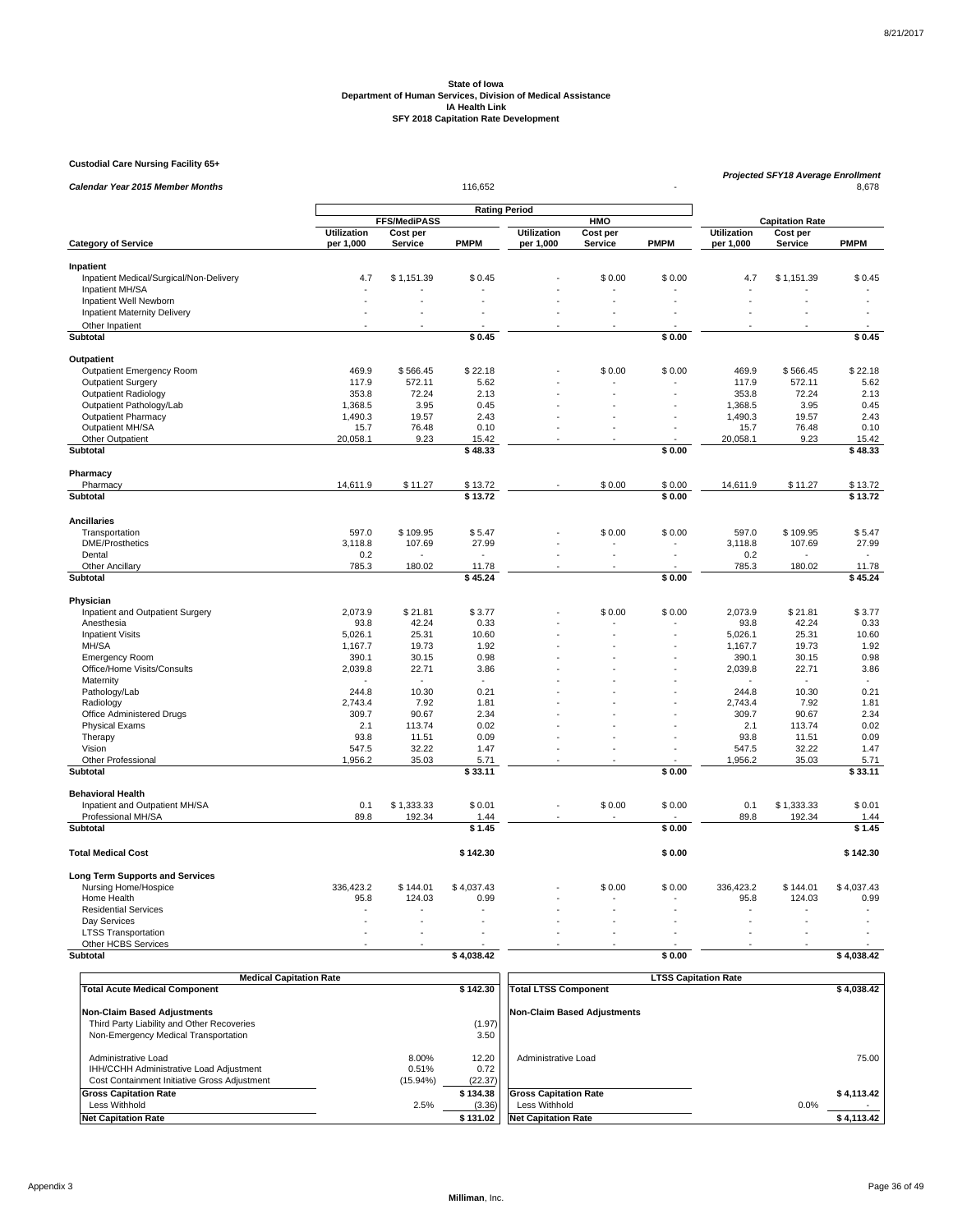**State of Iowa**
**Department of Human Services, Division of Medical Assistance**
**IA Health Link**
**SFY 2018 Capitation Rate Development**

**Custodial Care Nursing Facility 65+**

| *Calendar Year 2015 Member Months* | | | 116,652 | | | - | *Projected SFY18 Average Enrollment* | | 8,678 |
|---|---|---|---|---|---|---|---|---|---|
| | **Rating Period** | | | | | | | | |
| | **FFS/MediPASS** | | | **HMO** | | | **Capitation Rate** | | |
| **Category of Service** | **Utilization per 1,000** | **Cost per Service** | **PMPM** | **Utilization per 1,000** | **Cost per Service** | **PMPM** | **Utilization per 1,000** | **Cost per Service** | **PMPM** |
| **Inpatient** | | | | | | | | | |
| Inpatient Medical/Surgical/Non-Delivery | 4.7 | $ 1,151.39 | $ 0.45 | - | $ 0.00 | $ 0.00 | 4.7 | $ 1,151.39 | $ 0.45 |
| Inpatient MH/SA | - | - | - | - | - | - | - | - | - |
| Inpatient Well Newborn | - | - | - | - | - | - | - | - | - |
| Inpatient Maternity Delivery | - | - | - | - | - | - | - | - | - |
| Other Inpatient | - | - | - | - | - | - | - | - | - |
| **Subtotal** | | | **$ 0.45** | | | **$ 0.00** | | | **$ 0.45** |
| **Outpatient** | | | | | | | | | |
| Outpatient Emergency Room | 469.9 | $ 566.45 | $ 22.18 | - | $ 0.00 | $ 0.00 | 469.9 | $ 566.45 | $ 22.18 |
| Outpatient Surgery | 117.9 | 572.11 | 5.62 | - | - | - | 117.9 | 572.11 | 5.62 |
| Outpatient Radiology | 353.8 | 72.24 | 2.13 | - | - | - | 353.8 | 72.24 | 2.13 |
| Outpatient Pathology/Lab | 1,368.5 | 3.95 | 0.45 | - | - | - | 1,368.5 | 3.95 | 0.45 |
| Outpatient Pharmacy | 1,490.3 | 19.57 | 2.43 | - | - | - | 1,490.3 | 19.57 | 2.43 |
| Outpatient MH/SA | 15.7 | 76.48 | 0.10 | - | - | - | 15.7 | 76.48 | 0.10 |
| Other Outpatient | 20,058.1 | 9.23 | 15.42 | - | - | - | 20,058.1 | 9.23 | 15.42 |
| **Subtotal** | | | **$ 48.33** | | | **$ 0.00** | | | **$ 48.33** |
| **Pharmacy** | | | | | | | | | |
| Pharmacy | 14,611.9 | $ 11.27 | $ 13.72 | - | $ 0.00 | $ 0.00 | 14,611.9 | $ 11.27 | $ 13.72 |
| **Subtotal** | | | **$ 13.72** | | | **$ 0.00** | | | **$ 13.72** |
| **Ancillaries** | | | | | | | | | |
| Transportation | 597.0 | $ 109.95 | $ 5.47 | - | $ 0.00 | $ 0.00 | 597.0 | $ 109.95 | $ 5.47 |
| DME/Prosthetics | 3,118.8 | 107.69 | 27.99 | - | - | - | 3,118.8 | 107.69 | 27.99 |
| Dental | 0.2 | - | - | - | - | - | 0.2 | - | - |
| Other Ancillary | 785.3 | 180.02 | 11.78 | - | - | - | 785.3 | 180.02 | 11.78 |
| **Subtotal** | | | **$ 45.24** | | | **$ 0.00** | | | **$ 45.24** |
| **Physician** | | | | | | | | | |
| Inpatient and Outpatient Surgery | 2,073.9 | $ 21.81 | $ 3.77 | - | $ 0.00 | $ 0.00 | 2,073.9 | $ 21.81 | $ 3.77 |
| Anesthesia | 93.8 | 42.24 | 0.33 | - | - | - | 93.8 | 42.24 | 0.33 |
| Inpatient Visits | 5,026.1 | 25.31 | 10.60 | - | - | - | 5,026.1 | 25.31 | 10.60 |
| MH/SA | 1,167.7 | 19.73 | 1.92 | - | - | - | 1,167.7 | 19.73 | 1.92 |
| Emergency Room | 390.1 | 30.15 | 0.98 | - | - | - | 390.1 | 30.15 | 0.98 |
| Office/Home Visits/Consults | 2,039.8 | 22.71 | 3.86 | - | - | - | 2,039.8 | 22.71 | 3.86 |
| Maternity | - | - | - | - | - | - | - | - | - |
| Pathology/Lab | 244.8 | 10.30 | 0.21 | - | - | - | 244.8 | 10.30 | 0.21 |
| Radiology | 2,743.4 | 7.92 | 1.81 | - | - | - | 2,743.4 | 7.92 | 1.81 |
| Office Administered Drugs | 309.7 | 90.67 | 2.34 | - | - | - | 309.7 | 90.67 | 2.34 |
| Physical Exams | 2.1 | 113.74 | 0.02 | - | - | - | 2.1 | 113.74 | 0.02 |
| Therapy | 93.8 | 11.51 | 0.09 | - | - | - | 93.8 | 11.51 | 0.09 |
| Vision | 547.5 | 32.22 | 1.47 | - | - | - | 547.5 | 32.22 | 1.47 |
| Other Professional | 1,956.2 | 35.03 | 5.71 | - | - | - | 1,956.2 | 35.03 | 5.71 |
| **Subtotal** | | | **$ 33.11** | | | **$ 0.00** | | | **$ 33.11** |
| **Behavioral Health** | | | | | | | | | |
| Inpatient and Outpatient MH/SA | 0.1 | $ 1,333.33 | $ 0.01 | - | $ 0.00 | $ 0.00 | 0.1 | $ 1,333.33 | $ 0.01 |
| Professional MH/SA | 89.8 | 192.34 | 1.44 | - | - | - | 89.8 | 192.34 | 1.44 |
| **Subtotal** | | | **$ 1.45** | | | **$ 0.00** | | | **$ 1.45** |
| **Total Medical Cost** | | | **$ 142.30** | | | **$ 0.00** | | | **$ 142.30** |
| **Long Term Supports and Services** | | | | | | | | | |
| Nursing Home/Hospice | 336,423.2 | $ 144.01 | $ 4,037.43 | - | $ 0.00 | $ 0.00 | 336,423.2 | $ 144.01 | $ 4,037.43 |
| Home Health | 95.8 | 124.03 | 0.99 | - | - | - | 95.8 | 124.03 | 0.99 |
| Residential Services | - | - | - | - | - | - | - | - | - |
| Day Services | - | - | - | - | - | - | - | - | - |
| LTSS Transportation | - | - | - | - | - | - | - | - | - |
| Other HCBS Services | - | - | - | - | - | - | - | - | - |
| **Subtotal** | | | **$ 4,038.42** | | | **$ 0.00** | | | **$ 4,038.42** |

| **Medical Capitation Rate** | | |
|---|---|---|
| **Total Acute Medical Component** | | **$ 142.30** |
| **Non-Claim Based Adjustments** | | |
| Third Party Liability and Other Recoveries | | (1.97) |
| Non-Emergency Medical Transportation | | 3.50 |
| Administrative Load | 8.00% | 12.20 |
| IHH/CCHH Administrative Load Adjustment | 0.51% | 0.72 |
| Cost Containment Initiative Gross Adjustment | (15.94%) | (22.37) |
| **Gross Capitation Rate** | | **$ 134.38** |
| Less Withhold | 2.5% | (3.36) |
| **Net Capitation Rate** | | **$ 131.02** |

| **LTSS Capitation Rate** | | |
|---|---|---|
| **Total LTSS Component** | | **$ 4,038.42** |
| **Non-Claim Based Adjustments** | | |
| Administrative Load | | 75.00 |
| **Gross Capitation Rate** | | **$ 4,113.42** |
| Less Withhold | 0.0% | - |
| **Net Capitation Rate** | | **$ 4,113.42** |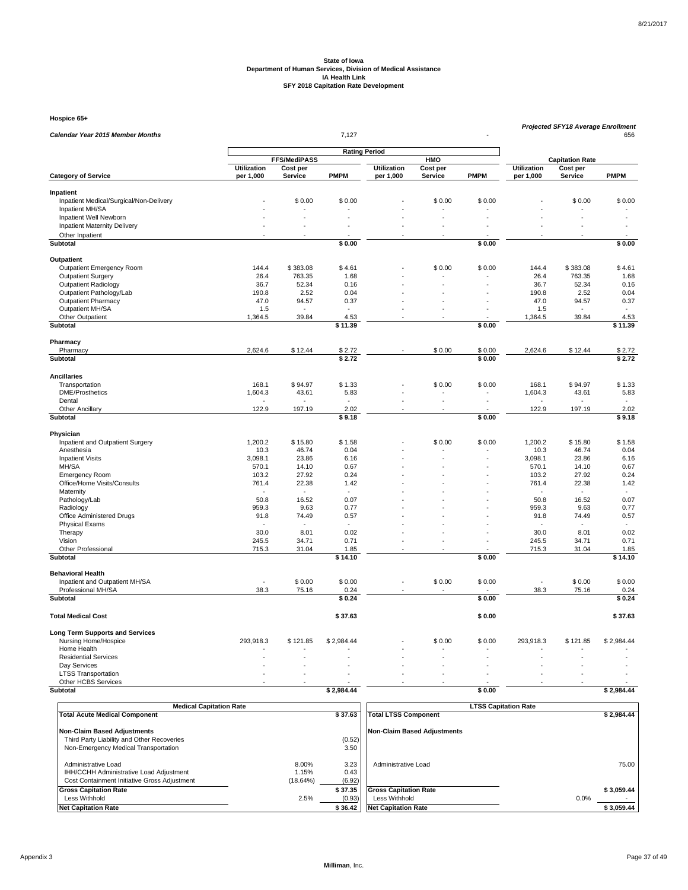**State of Iowa**
**Department of Human Services, Division of Medical Assistance**
**IA Health Link**
**SFY 2018 Capitation Rate Development**

**Hospice 65+**

| *Calendar Year 2015 Member Months* | | | 7,127 | | | - | *Projected SFY18 Average Enrollment* | | 656 |
|---|---|---|---|---|---|---|---|---|---|
| | **Rating Period** | | | | | | | | |
| | **FFS/MediPASS** | | | **HMO** | | | **Capitation Rate** | | |
| **Category of Service** | **Utilization per 1,000** | **Cost per Service** | **PMPM** | **Utilization per 1,000** | **Cost per Service** | **PMPM** | **Utilization per 1,000** | **Cost per Service** | **PMPM** |
| **Inpatient** | | | | | | | | | |
| Inpatient Medical/Surgical/Non-Delivery | - | $ 0.00 | $ 0.00 | - | $ 0.00 | $ 0.00 | - | $ 0.00 | $ 0.00 |
| Inpatient MH/SA | - | - | - | - | - | - | - | - | - |
| Inpatient Well Newborn | - | - | - | - | - | - | - | - | - |
| Inpatient Maternity Delivery | - | - | - | - | - | - | - | - | - |
| Other Inpatient | - | - | - | - | - | - | - | - | - |
| **Subtotal** | | | **$ 0.00** | | | **$ 0.00** | | | **$ 0.00** |
| **Outpatient** | | | | | | | | | |
| Outpatient Emergency Room | 144.4 | $ 383.08 | $ 4.61 | - | $ 0.00 | $ 0.00 | 144.4 | $ 383.08 | $ 4.61 |
| Outpatient Surgery | 26.4 | 763.35 | 1.68 | - | - | - | 26.4 | 763.35 | 1.68 |
| Outpatient Radiology | 36.7 | 52.34 | 0.16 | - | - | - | 36.7 | 52.34 | 0.16 |
| Outpatient Pathology/Lab | 190.8 | 2.52 | 0.04 | - | - | - | 190.8 | 2.52 | 0.04 |
| Outpatient Pharmacy | 47.0 | 94.57 | 0.37 | - | - | - | 47.0 | 94.57 | 0.37 |
| Outpatient MH/SA | 1.5 | - | - | - | - | - | 1.5 | - | - |
| Other Outpatient | 1,364.5 | 39.84 | 4.53 | - | - | - | 1,364.5 | 39.84 | 4.53 |
| **Subtotal** | | | **$ 11.39** | | | **$ 0.00** | | | **$ 11.39** |
| **Pharmacy** | | | | | | | | | |
| Pharmacy | 2,624.6 | $ 12.44 | $ 2.72 | - | $ 0.00 | $ 0.00 | 2,624.6 | $ 12.44 | $ 2.72 |
| **Subtotal** | | | **$ 2.72** | | | **$ 0.00** | | | **$ 2.72** |
| **Ancillaries** | | | | | | | | | |
| Transportation | 168.1 | $ 94.97 | $ 1.33 | - | $ 0.00 | $ 0.00 | 168.1 | $ 94.97 | $ 1.33 |
| DME/Prosthetics | 1,604.3 | 43.61 | 5.83 | - | - | - | 1,604.3 | 43.61 | 5.83 |
| Dental | - | - | - | - | - | - | - | - | - |
| Other Ancillary | 122.9 | 197.19 | 2.02 | - | - | - | 122.9 | 197.19 | 2.02 |
| **Subtotal** | | | **$ 9.18** | | | **$ 0.00** | | | **$ 9.18** |
| **Physician** | | | | | | | | | |
| Inpatient and Outpatient Surgery | 1,200.2 | $ 15.80 | $ 1.58 | - | $ 0.00 | $ 0.00 | 1,200.2 | $ 15.80 | $ 1.58 |
| Anesthesia | 10.3 | 46.74 | 0.04 | - | - | - | 10.3 | 46.74 | 0.04 |
| Inpatient Visits | 3,098.1 | 23.86 | 6.16 | - | - | - | 3,098.1 | 23.86 | 6.16 |
| MH/SA | 570.1 | 14.10 | 0.67 | - | - | - | 570.1 | 14.10 | 0.67 |
| Emergency Room | 103.2 | 27.92 | 0.24 | - | - | - | 103.2 | 27.92 | 0.24 |
| Office/Home Visits/Consults | 761.4 | 22.38 | 1.42 | - | - | - | 761.4 | 22.38 | 1.42 |
| Maternity | - | - | - | - | - | - | - | - | - |
| Pathology/Lab | 50.8 | 16.52 | 0.07 | - | - | - | 50.8 | 16.52 | 0.07 |
| Radiology | 959.3 | 9.63 | 0.77 | - | - | - | 959.3 | 9.63 | 0.77 |
| Office Administered Drugs | 91.8 | 74.49 | 0.57 | - | - | - | 91.8 | 74.49 | 0.57 |
| Physical Exams | - | - | - | - | - | - | - | - | - |
| Therapy | 30.0 | 8.01 | 0.02 | - | - | - | 30.0 | 8.01 | 0.02 |
| Vision | 245.5 | 34.71 | 0.71 | - | - | - | 245.5 | 34.71 | 0.71 |
| Other Professional | 715.3 | 31.04 | 1.85 | - | - | - | 715.3 | 31.04 | 1.85 |
| **Subtotal** | | | **$ 14.10** | | | **$ 0.00** | | | **$ 14.10** |
| **Behavioral Health** | | | | | | | | | |
| Inpatient and Outpatient MH/SA | - | $ 0.00 | $ 0.00 | - | $ 0.00 | $ 0.00 | - | $ 0.00 | $ 0.00 |
| Professional MH/SA | 38.3 | 75.16 | 0.24 | - | - | - | 38.3 | 75.16 | 0.24 |
| **Subtotal** | | | **$ 0.24** | | | **$ 0.00** | | | **$ 0.24** |
| **Total Medical Cost** | | | **$ 37.63** | | | **$ 0.00** | | | **$ 37.63** |
| **Long Term Supports and Services** | | | | | | | | | |
| Nursing Home/Hospice | 293,918.3 | $ 121.85 | $ 2,984.44 | - | $ 0.00 | $ 0.00 | 293,918.3 | $ 121.85 | $ 2,984.44 |
| Home Health | - | - | - | - | - | - | - | - | - |
| Residential Services | - | - | - | - | - | - | - | - | - |
| Day Services | - | - | - | - | - | - | - | - | - |
| LTSS Transportation | - | - | - | - | - | - | - | - | - |
| Other HCBS Services | - | - | - | - | - | - | - | - | - |
| **Subtotal** | | | **$ 2,984.44** | | | **$ 0.00** | | | **$ 2,984.44** |

| **Medical Capitation Rate** | | |
|---|---|---|
| **Total Acute Medical Component** | | **$ 37.63** |
| **Non-Claim Based Adjustments** | | |
| Third Party Liability and Other Recoveries | | (0.52) |
| Non-Emergency Medical Transportation | | 3.50 |
| Administrative Load | 8.00% | 3.23 |
| IHH/CCHH Administrative Load Adjustment | 1.15% | 0.43 |
| Cost Containment Initiative Gross Adjustment | (18.64%) | (6.92) |
| **Gross Capitation Rate** | | **$ 37.35** |
| Less Withhold | 2.5% | (0.93) |
| **Net Capitation Rate** | | **$ 36.42** |

| **LTSS Capitation Rate** | | |
|---|---|---|
| **Total LTSS Component** | | **$ 2,984.44** |
| **Non-Claim Based Adjustments** | | |
| Administrative Load | | 75.00 |
| **Gross Capitation Rate** | | **$ 3,059.44** |
| Less Withhold | 0.0% | - |
| **Net Capitation Rate** | | **$ 3,059.44** |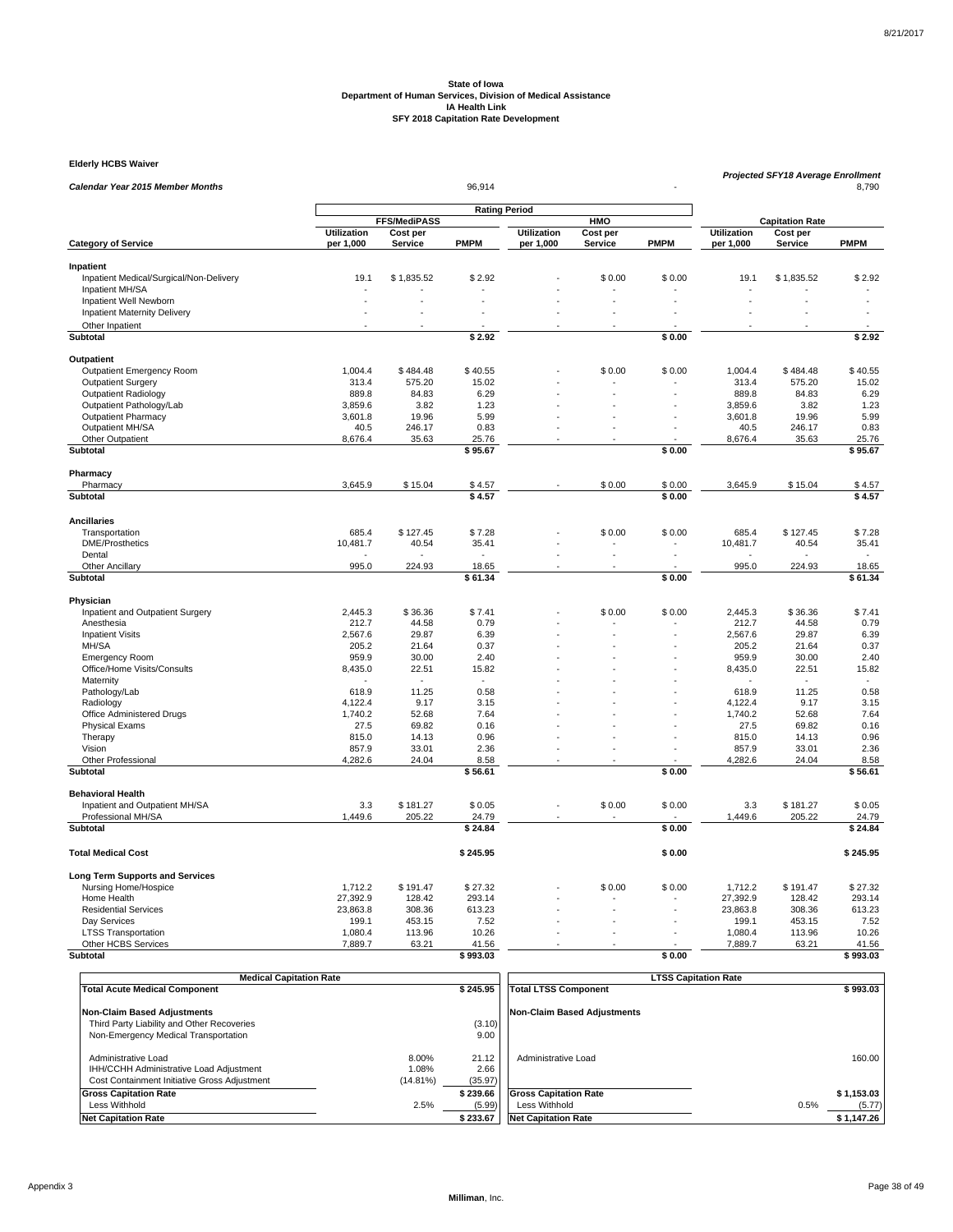State of Iowa
Department of Human Services, Division of Medical Assistance
IA Health Link
SFY 2018 Capitation Rate Development

**Elderly HCBS Waiver**

*Calendar Year 2015 Member Months* 96,914 | - | *Projected SFY18 Average Enrollment* 8,790

| | Rating Period | | | | | | | | |
|---|---|---|---|---|---|---|---|---|---|
| | FFS/MediPASS | | | HMO | | | Capitation Rate | | |
| **Category of Service** | Utilization per 1,000 | Cost per Service | PMPM | Utilization per 1,000 | Cost per Service | PMPM | Utilization per 1,000 | Cost per Service | PMPM |
| **Inpatient** | | | | | | | | | |
| Inpatient Medical/Surgical/Non-Delivery | 19.1 | $ 1,835.52 | $ 2.92 | - | $ 0.00 | $ 0.00 | 19.1 | $ 1,835.52 | $ 2.92 |
| Inpatient MH/SA | - | - | - | - | - | - | - | - | - |
| Inpatient Well Newborn | - | - | - | - | - | - | - | - | - |
| Inpatient Maternity Delivery | - | - | - | - | - | - | - | - | - |
| Other Inpatient | - | - | - | - | - | - | - | - | - |
| **Subtotal** | | | **$ 2.92** | | | **$ 0.00** | | | **$ 2.92** |
| **Outpatient** | | | | | | | | | |
| Outpatient Emergency Room | 1,004.4 | $ 484.48 | $ 40.55 | - | $ 0.00 | $ 0.00 | 1,004.4 | $ 484.48 | $ 40.55 |
| Outpatient Surgery | 313.4 | 575.20 | 15.02 | - | - | - | 313.4 | 575.20 | 15.02 |
| Outpatient Radiology | 889.8 | 84.83 | 6.29 | - | - | - | 889.8 | 84.83 | 6.29 |
| Outpatient Pathology/Lab | 3,859.6 | 3.82 | 1.23 | - | - | - | 3,859.6 | 3.82 | 1.23 |
| Outpatient Pharmacy | 3,601.8 | 19.96 | 5.99 | - | - | - | 3,601.8 | 19.96 | 5.99 |
| Outpatient MH/SA | 40.5 | 246.17 | 0.83 | - | - | - | 40.5 | 246.17 | 0.83 |
| Other Outpatient | 8,676.4 | 35.63 | 25.76 | - | - | - | 8,676.4 | 35.63 | 25.76 |
| **Subtotal** | | | **$ 95.67** | | | **$ 0.00** | | | **$ 95.67** |
| **Pharmacy** | | | | | | | | | |
| Pharmacy | 3,645.9 | $ 15.04 | $ 4.57 | - | $ 0.00 | $ 0.00 | 3,645.9 | $ 15.04 | $ 4.57 |
| **Subtotal** | | | **$ 4.57** | | | **$ 0.00** | | | **$ 4.57** |
| **Ancillaries** | | | | | | | | | |
| Transportation | 685.4 | $ 127.45 | $ 7.28 | - | $ 0.00 | $ 0.00 | 685.4 | $ 127.45 | $ 7.28 |
| DME/Prosthetics | 10,481.7 | 40.54 | 35.41 | - | - | - | 10,481.7 | 40.54 | 35.41 |
| Dental | - | - | - | - | - | - | - | - | - |
| Other Ancillary | 995.0 | 224.93 | 18.65 | - | - | - | 995.0 | 224.93 | 18.65 |
| **Subtotal** | | | **$ 61.34** | | | **$ 0.00** | | | **$ 61.34** |
| **Physician** | | | | | | | | | |
| Inpatient and Outpatient Surgery | 2,445.3 | $ 36.36 | $ 7.41 | - | $ 0.00 | $ 0.00 | 2,445.3 | $ 36.36 | $ 7.41 |
| Anesthesia | 212.7 | 44.58 | 0.79 | - | - | - | 212.7 | 44.58 | 0.79 |
| Inpatient Visits | 2,567.6 | 29.87 | 6.39 | - | - | - | 2,567.6 | 29.87 | 6.39 |
| MH/SA | 205.2 | 21.64 | 0.37 | - | - | - | 205.2 | 21.64 | 0.37 |
| Emergency Room | 959.9 | 30.00 | 2.40 | - | - | - | 959.9 | 30.00 | 2.40 |
| Office/Home Visits/Consults | 8,435.0 | 22.51 | 15.82 | - | - | - | 8,435.0 | 22.51 | 15.82 |
| Maternity | - | - | - | - | - | - | - | - | - |
| Pathology/Lab | 618.9 | 11.25 | 0.58 | - | - | - | 618.9 | 11.25 | 0.58 |
| Radiology | 4,122.4 | 9.17 | 3.15 | - | - | - | 4,122.4 | 9.17 | 3.15 |
| Office Administered Drugs | 1,740.2 | 52.68 | 7.64 | - | - | - | 1,740.2 | 52.68 | 7.64 |
| Physical Exams | 27.5 | 69.82 | 0.16 | - | - | - | 27.5 | 69.82 | 0.16 |
| Therapy | 815.0 | 14.13 | 0.96 | - | - | - | 815.0 | 14.13 | 0.96 |
| Vision | 857.9 | 33.01 | 2.36 | - | - | - | 857.9 | 33.01 | 2.36 |
| Other Professional | 4,282.6 | 24.04 | 8.58 | - | - | - | 4,282.6 | 24.04 | 8.58 |
| **Subtotal** | | | **$ 56.61** | | | **$ 0.00** | | | **$ 56.61** |
| **Behavioral Health** | | | | | | | | | |
| Inpatient and Outpatient MH/SA | 3.3 | $ 181.27 | $ 0.05 | - | $ 0.00 | $ 0.00 | 3.3 | $ 181.27 | $ 0.05 |
| Professional MH/SA | 1,449.6 | 205.22 | 24.79 | - | - | - | 1,449.6 | 205.22 | 24.79 |
| **Subtotal** | | | **$ 24.84** | | | **$ 0.00** | | | **$ 24.84** |
| **Total Medical Cost** | | | **$ 245.95** | | | **$ 0.00** | | | **$ 245.95** |
| **Long Term Supports and Services** | | | | | | | | | |
| Nursing Home/Hospice | 1,712.2 | $ 191.47 | $ 27.32 | - | $ 0.00 | $ 0.00 | 1,712.2 | $ 191.47 | $ 27.32 |
| Home Health | 27,392.9 | 128.42 | 293.14 | - | - | - | 27,392.9 | 128.42 | 293.14 |
| Residential Services | 23,863.8 | 308.36 | 613.23 | - | - | - | 23,863.8 | 308.36 | 613.23 |
| Day Services | 199.1 | 453.15 | 7.52 | - | - | - | 199.1 | 453.15 | 7.52 |
| LTSS Transportation | 1,080.4 | 113.96 | 10.26 | - | - | - | 1,080.4 | 113.96 | 10.26 |
| Other HCBS Services | 7,889.7 | 63.21 | 41.56 | - | - | - | 7,889.7 | 63.21 | 41.56 |
| **Subtotal** | | | **$ 993.03** | | | **$ 0.00** | | | **$ 993.03** |

| Medical Capitation Rate | | |
|---|---|---|
| **Total Acute Medical Component** | | **$ 245.95** |
| **Non-Claim Based Adjustments** | | |
| Third Party Liability and Other Recoveries | | (3.10) |
| Non-Emergency Medical Transportation | | 9.00 |
| Administrative Load | 8.00% | 21.12 |
| IHH/CCHH Administrative Load Adjustment | 1.08% | 2.66 |
| Cost Containment Initiative Gross Adjustment | (14.81%) | (35.97) |
| **Gross Capitation Rate** | | **$ 239.66** |
| Less Withhold | 2.5% | (5.99) |
| **Net Capitation Rate** | | **$ 233.67** |

| LTSS Capitation Rate | | |
|---|---|---|
| **Total LTSS Component** | | **$ 993.03** |
| **Non-Claim Based Adjustments** | | |
| Administrative Load | | 160.00 |
| **Gross Capitation Rate** | | **$ 1,153.03** |
| Less Withhold | 0.5% | (5.77) |
| **Net Capitation Rate** | | **$ 1,147.26** |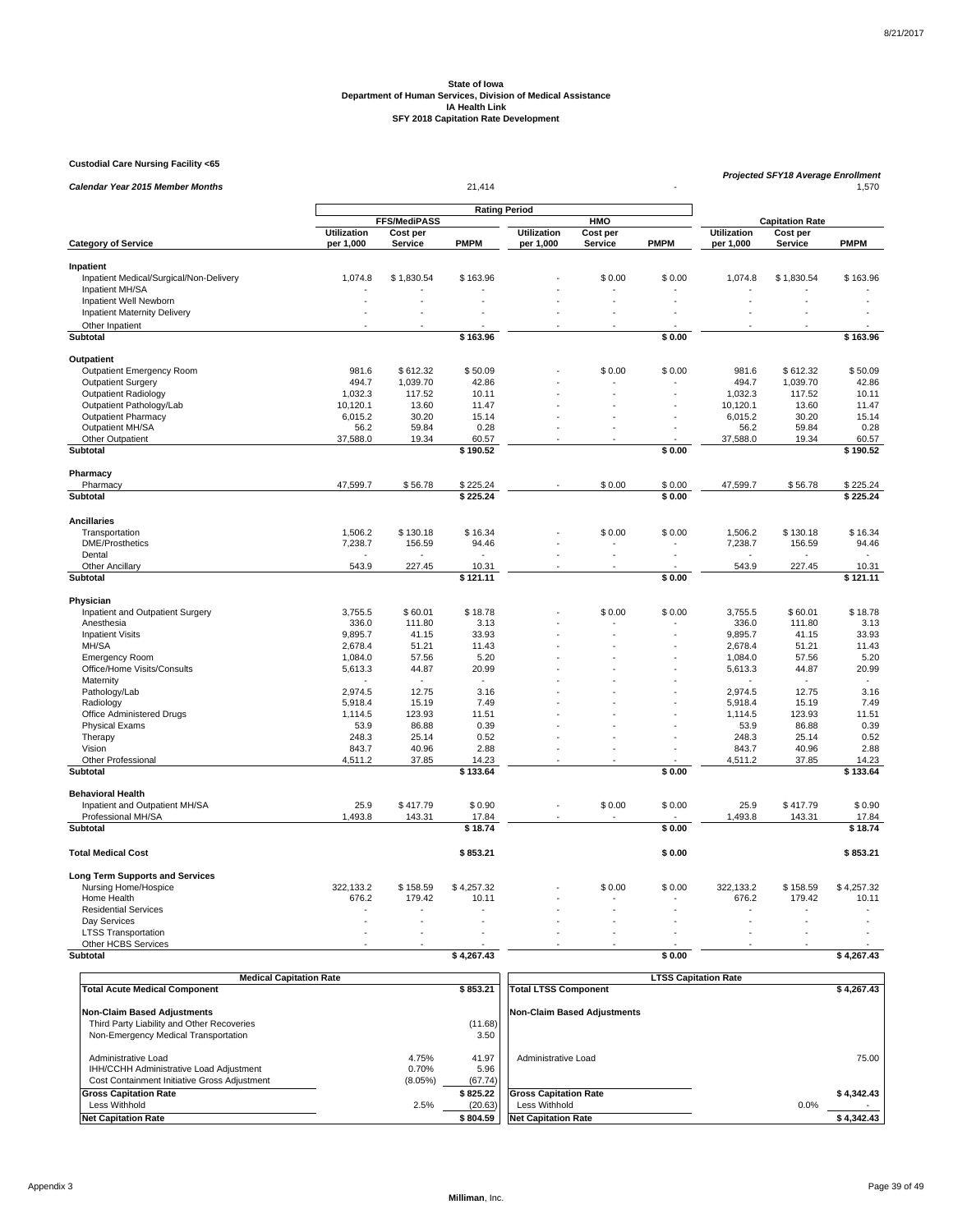### State of Iowa
### Department of Human Services, Division of Medical Assistance
### IA Health Link
### SFY 2018 Capitation Rate Development

**Custodial Care Nursing Facility <65**

*Calendar Year 2015 Member Months* 21,414 | - | *Projected SFY18 Average Enrollment* 1,570

| Category of Service | FFS/MediPASS Utilization per 1,000 | FFS/MediPASS Cost per Service | FFS/MediPASS PMPM | HMO Utilization per 1,000 | HMO Cost per Service | HMO PMPM | Capitation Rate Utilization per 1,000 | Capitation Rate Cost per Service | Capitation Rate PMPM |
|---|---|---|---|---|---|---|---|---|---|
| **Inpatient** | | | | | | | | | |
| Inpatient Medical/Surgical/Non-Delivery | 1,074.8 | $ 1,830.54 | $ 163.96 | - | $ 0.00 | $ 0.00 | 1,074.8 | $ 1,830.54 | $ 163.96 |
| Inpatient MH/SA | - | - | - | - | - | - | - | - | - |
| Inpatient Well Newborn | - | - | - | - | - | - | - | - | - |
| Inpatient Maternity Delivery | - | - | - | - | - | - | - | - | - |
| Other Inpatient | - | - | - | - | - | - | - | - | - |
| **Subtotal** | | | **$ 163.96** | | | **$ 0.00** | | | **$ 163.96** |
| **Outpatient** | | | | | | | | | |
| Outpatient Emergency Room | 981.6 | $ 612.32 | $ 50.09 | - | $ 0.00 | $ 0.00 | 981.6 | $ 612.32 | $ 50.09 |
| Outpatient Surgery | 494.7 | 1,039.70 | 42.86 | - | - | - | 494.7 | 1,039.70 | 42.86 |
| Outpatient Radiology | 1,032.3 | 117.52 | 10.11 | - | - | - | 1,032.3 | 117.52 | 10.11 |
| Outpatient Pathology/Lab | 10,120.1 | 13.60 | 11.47 | - | - | - | 10,120.1 | 13.60 | 11.47 |
| Outpatient Pharmacy | 6,015.2 | 30.20 | 15.14 | - | - | - | 6,015.2 | 30.20 | 15.14 |
| Outpatient MH/SA | 56.2 | 59.84 | 0.28 | - | - | - | 56.2 | 59.84 | 0.28 |
| Other Outpatient | 37,588.0 | 19.34 | 60.57 | - | - | - | 37,588.0 | 19.34 | 60.57 |
| **Subtotal** | | | **$ 190.52** | | | **$ 0.00** | | | **$ 190.52** |
| **Pharmacy** | | | | | | | | | |
| Pharmacy | 47,599.7 | $ 56.78 | $ 225.24 | - | $ 0.00 | $ 0.00 | 47,599.7 | $ 56.78 | $ 225.24 |
| **Subtotal** | | | **$ 225.24** | | | **$ 0.00** | | | **$ 225.24** |
| **Ancillaries** | | | | | | | | | |
| Transportation | 1,506.2 | $ 130.18 | $ 16.34 | - | $ 0.00 | $ 0.00 | 1,506.2 | $ 130.18 | $ 16.34 |
| DME/Prosthetics | 7,238.7 | 156.59 | 94.46 | - | - | - | 7,238.7 | 156.59 | 94.46 |
| Dental | - | - | - | - | - | - | - | - | - |
| Other Ancillary | 543.9 | 227.45 | 10.31 | - | - | - | 543.9 | 227.45 | 10.31 |
| **Subtotal** | | | **$ 121.11** | | | **$ 0.00** | | | **$ 121.11** |
| **Physician** | | | | | | | | | |
| Inpatient and Outpatient Surgery | 3,755.5 | $ 60.01 | $ 18.78 | - | $ 0.00 | $ 0.00 | 3,755.5 | $ 60.01 | $ 18.78 |
| Anesthesia | 336.0 | 111.80 | 3.13 | - | - | - | 336.0 | 111.80 | 3.13 |
| Inpatient Visits | 9,895.7 | 41.15 | 33.93 | - | - | - | 9,895.7 | 41.15 | 33.93 |
| MH/SA | 2,678.4 | 51.21 | 11.43 | - | - | - | 2,678.4 | 51.21 | 11.43 |
| Emergency Room | 1,084.0 | 57.56 | 5.20 | - | - | - | 1,084.0 | 57.56 | 5.20 |
| Office/Home Visits/Consults | 5,613.3 | 44.87 | 20.99 | - | - | - | 5,613.3 | 44.87 | 20.99 |
| Maternity | - | - | - | - | - | - | - | - | - |
| Pathology/Lab | 2,974.5 | 12.75 | 3.16 | - | - | - | 2,974.5 | 12.75 | 3.16 |
| Radiology | 5,918.4 | 15.19 | 7.49 | - | - | - | 5,918.4 | 15.19 | 7.49 |
| Office Administered Drugs | 1,114.5 | 123.93 | 11.51 | - | - | - | 1,114.5 | 123.93 | 11.51 |
| Physical Exams | 53.9 | 86.88 | 0.39 | - | - | - | 53.9 | 86.88 | 0.39 |
| Therapy | 248.3 | 25.14 | 0.52 | - | - | - | 248.3 | 25.14 | 0.52 |
| Vision | 843.7 | 40.96 | 2.88 | - | - | - | 843.7 | 40.96 | 2.88 |
| Other Professional | 4,511.2 | 37.85 | 14.23 | - | - | - | 4,511.2 | 37.85 | 14.23 |
| **Subtotal** | | | **$ 133.64** | | | **$ 0.00** | | | **$ 133.64** |
| **Behavioral Health** | | | | | | | | | |
| Inpatient and Outpatient MH/SA | 25.9 | $ 417.79 | $ 0.90 | - | $ 0.00 | $ 0.00 | 25.9 | $ 417.79 | $ 0.90 |
| Professional MH/SA | 1,493.8 | 143.31 | 17.84 | - | - | - | 1,493.8 | 143.31 | 17.84 |
| **Subtotal** | | | **$ 18.74** | | | **$ 0.00** | | | **$ 18.74** |
| **Total Medical Cost** | | | **$ 853.21** | | | **$ 0.00** | | | **$ 853.21** |
| **Long Term Supports and Services** | | | | | | | | | |
| Nursing Home/Hospice | 322,133.2 | $ 158.59 | $ 4,257.32 | - | $ 0.00 | $ 0.00 | 322,133.2 | $ 158.59 | $ 4,257.32 |
| Home Health | 676.2 | 179.42 | 10.11 | - | - | - | 676.2 | 179.42 | 10.11 |
| Residential Services | - | - | - | - | - | - | - | - | - |
| Day Services | - | - | - | - | - | - | - | - | - |
| LTSS Transportation | - | - | - | - | - | - | - | - | - |
| Other HCBS Services | - | - | - | - | - | - | - | - | - |
| **Subtotal** | | | **$ 4,267.43** | | | **$ 0.00** | | | **$ 4,267.43** |

| Medical Capitation Rate | | |
|---|---|---|
| **Total Acute Medical Component** | | **$ 853.21** |
| **Non-Claim Based Adjustments** | | |
| Third Party Liability and Other Recoveries | | (11.68) |
| Non-Emergency Medical Transportation | | 3.50 |
| Administrative Load | 4.75% | 41.97 |
| IHH/CCHH Administrative Load Adjustment | 0.70% | 5.96 |
| Cost Containment Initiative Gross Adjustment | (8.05%) | (67.74) |
| **Gross Capitation Rate** | | **$ 825.22** |
| Less Withhold | 2.5% | (20.63) |
| **Net Capitation Rate** | | **$ 804.59** |

| LTSS Capitation Rate | | |
|---|---|---|
| **Total LTSS Component** | | **$ 4,267.43** |
| **Non-Claim Based Adjustments** | | |
| Administrative Load | | 75.00 |
| **Gross Capitation Rate** | | **$ 4,342.43** |
| Less Withhold | 0.0% | - |
| **Net Capitation Rate** | | **$ 4,342.43** |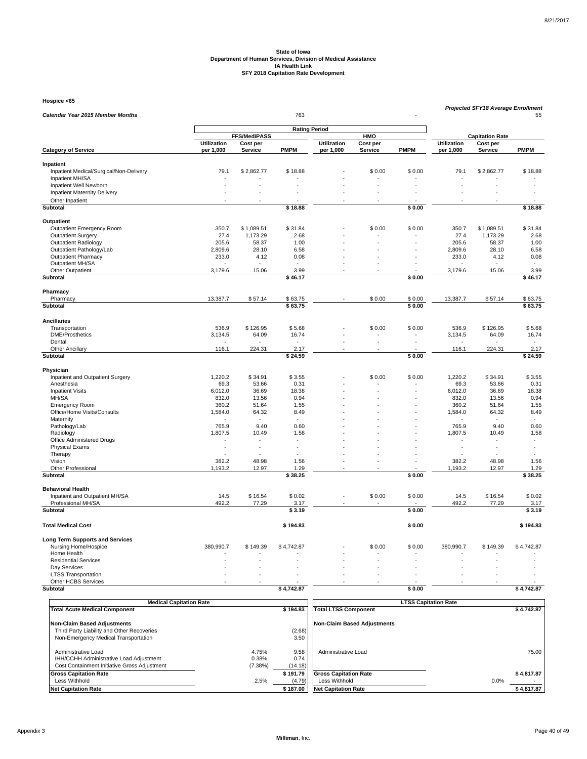**State of Iowa**
**Department of Human Services, Division of Medical Assistance**
**IA Health Link**
**SFY 2018 Capitation Rate Development**

**Hospice <65**

***Calendar Year 2015 Member Months*** 763 | -

***Projected SFY18 Average Enrollment*** 55

| | Rating Period | | | | | | | | |
|---|---|---|---|---|---|---|---|---|---|
| | FFS/MediPASS | | | HMO | | | Capitation Rate | | |
| **Category of Service** | **Utilization per 1,000** | **Cost per Service** | **PMPM** | **Utilization per 1,000** | **Cost per Service** | **PMPM** | **Utilization per 1,000** | **Cost per Service** | **PMPM** |
| **Inpatient** | | | | | | | | | |
| Inpatient Medical/Surgical/Non-Delivery | 79.1 | $ 2,862.77 | $ 18.88 | - | $ 0.00 | $ 0.00 | 79.1 | $ 2,862.77 | $ 18.88 |
| Inpatient MH/SA | - | - | - | - | - | - | - | - | - |
| Inpatient Well Newborn | - | - | - | - | - | - | - | - | - |
| Inpatient Maternity Delivery | - | - | - | - | - | - | - | - | - |
| Other Inpatient | - | - | - | - | - | - | - | - | - |
| **Subtotal** | | | **$ 18.88** | | | **$ 0.00** | | | **$ 18.88** |
| **Outpatient** | | | | | | | | | |
| Outpatient Emergency Room | 350.7 | $ 1,089.51 | $ 31.84 | - | $ 0.00 | $ 0.00 | 350.7 | $ 1,089.51 | $ 31.84 |
| Outpatient Surgery | 27.4 | 1,173.29 | 2.68 | - | - | - | 27.4 | 1,173.29 | 2.68 |
| Outpatient Radiology | 205.6 | 58.37 | 1.00 | - | - | - | 205.6 | 58.37 | 1.00 |
| Outpatient Pathology/Lab | 2,809.6 | 28.10 | 6.58 | - | - | - | 2,809.6 | 28.10 | 6.58 |
| Outpatient Pharmacy | 233.0 | 4.12 | 0.08 | - | - | - | 233.0 | 4.12 | 0.08 |
| Outpatient MH/SA | - | - | - | - | - | - | - | - | - |
| Other Outpatient | 3,179.6 | 15.06 | 3.99 | - | - | - | 3,179.6 | 15.06 | 3.99 |
| **Subtotal** | | | **$ 46.17** | | | **$ 0.00** | | | **$ 46.17** |
| **Pharmacy** | | | | | | | | | |
| Pharmacy | 13,387.7 | $ 57.14 | $ 63.75 | - | $ 0.00 | $ 0.00 | 13,387.7 | $ 57.14 | $ 63.75 |
| **Subtotal** | | | **$ 63.75** | | | **$ 0.00** | | | **$ 63.75** |
| **Ancillaries** | | | | | | | | | |
| Transportation | 536.9 | $ 126.95 | $ 5.68 | - | $ 0.00 | $ 0.00 | 536.9 | $ 126.95 | $ 5.68 |
| DME/Prosthetics | 3,134.5 | 64.09 | 16.74 | - | - | - | 3,134.5 | 64.09 | 16.74 |
| Dental | - | - | - | - | - | - | - | - | - |
| Other Ancillary | 116.1 | 224.31 | 2.17 | - | - | - | 116.1 | 224.31 | 2.17 |
| **Subtotal** | | | **$ 24.59** | | | **$ 0.00** | | | **$ 24.59** |
| **Physician** | | | | | | | | | |
| Inpatient and Outpatient Surgery | 1,220.2 | $ 34.91 | $ 3.55 | - | $ 0.00 | $ 0.00 | 1,220.2 | $ 34.91 | $ 3.55 |
| Anesthesia | 69.3 | 53.66 | 0.31 | - | - | - | 69.3 | 53.66 | 0.31 |
| Inpatient Visits | 6,012.0 | 36.69 | 18.38 | - | - | - | 6,012.0 | 36.69 | 18.38 |
| MH/SA | 832.0 | 13.56 | 0.94 | - | - | - | 832.0 | 13.56 | 0.94 |
| Emergency Room | 360.2 | 51.64 | 1.55 | - | - | - | 360.2 | 51.64 | 1.55 |
| Office/Home Visits/Consults | 1,584.0 | 64.32 | 8.49 | - | - | - | 1,584.0 | 64.32 | 8.49 |
| Maternity | - | - | - | - | - | - | - | - | - |
| Pathology/Lab | 765.9 | 9.40 | 0.60 | - | - | - | 765.9 | 9.40 | 0.60 |
| Radiology | 1,807.5 | 10.49 | 1.58 | - | - | - | 1,807.5 | 10.49 | 1.58 |
| Office Administered Drugs | - | - | - | - | - | - | - | - | - |
| Physical Exams | - | - | - | - | - | - | - | - | - |
| Therapy | - | - | - | - | - | - | - | - | - |
| Vision | 382.2 | 48.98 | 1.56 | - | - | - | 382.2 | 48.98 | 1.56 |
| Other Professional | 1,193.2 | 12.97 | 1.29 | - | - | - | 1,193.2 | 12.97 | 1.29 |
| **Subtotal** | | | **$ 38.25** | | | **$ 0.00** | | | **$ 38.25** |
| **Behavioral Health** | | | | | | | | | |
| Inpatient and Outpatient MH/SA | 14.5 | $ 16.54 | $ 0.02 | - | $ 0.00 | $ 0.00 | 14.5 | $ 16.54 | $ 0.02 |
| Professional MH/SA | 492.2 | 77.29 | 3.17 | - | - | - | 492.2 | 77.29 | 3.17 |
| **Subtotal** | | | **$ 3.19** | | | **$ 0.00** | | | **$ 3.19** |
| **Total Medical Cost** | | | **$ 194.83** | | | **$ 0.00** | | | **$ 194.83** |
| **Long Term Supports and Services** | | | | | | | | | |
| Nursing Home/Hospice | 380,990.7 | $ 149.39 | $ 4,742.87 | - | $ 0.00 | $ 0.00 | 380,990.7 | $ 149.39 | $ 4,742.87 |
| Home Health | - | - | - | - | - | - | - | - | - |
| Residential Services | - | - | - | - | - | - | - | - | - |
| Day Services | - | - | - | - | - | - | - | - | - |
| LTSS Transportation | - | - | - | - | - | - | - | - | - |
| Other HCBS Services | - | - | - | - | - | - | - | - | - |
| **Subtotal** | | | **$ 4,742.87** | | | **$ 0.00** | | | **$ 4,742.87** |

| Medical Capitation Rate | | |
|---|---|---|
| **Total Acute Medical Component** | | **$ 194.83** |
| **Non-Claim Based Adjustments** | | |
| Third Party Liability and Other Recoveries | | (2.68) |
| Non-Emergency Medical Transportation | | 3.50 |
| Administrative Load | 4.75% | 9.58 |
| IHH/CCHH Administrative Load Adjustment | 0.38% | 0.74 |
| Cost Containment Initiative Gross Adjustment | (7.38%) | (14.18) |
| **Gross Capitation Rate** | | **$ 191.79** |
| Less Withhold | 2.5% | (4.79) |
| **Net Capitation Rate** | | **$ 187.00** |

| LTSS Capitation Rate | | |
|---|---|---|
| **Total LTSS Component** | | **$ 4,742.87** |
| **Non-Claim Based Adjustments** | | |
| Administrative Load | | 75.00 |
| **Gross Capitation Rate** | | **$ 4,817.87** |
| Less Withhold | 0.0% | - |
| **Net Capitation Rate** | | **$ 4,817.87** |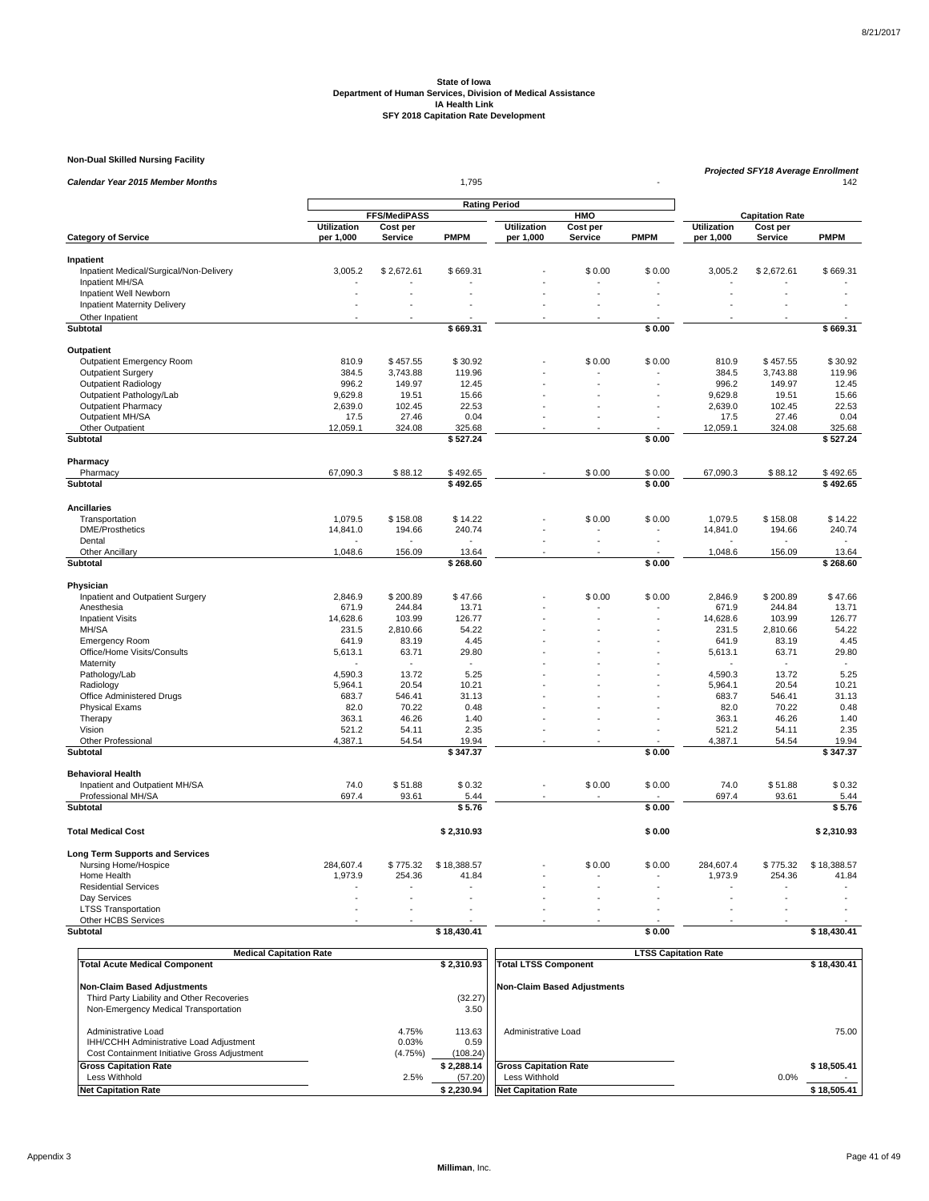**State of Iowa**
**Department of Human Services, Division of Medical Assistance**
**IA Health Link**
**SFY 2018 Capitation Rate Development**

**Non-Dual Skilled Nursing Facility**

| *Calendar Year 2015 Member Months* | | | 1,795 | | | - | *Projected SFY18 Average Enrollment* | | 142 |
|---|---|---|---|---|---|---|---|---|---|
| | **Rating Period** | | | | | | | | |
| | **FFS/MediPASS** | | | **HMO** | | | **Capitation Rate** | | |
| **Category of Service** | **Utilization per 1,000** | **Cost per Service** | **PMPM** | **Utilization per 1,000** | **Cost per Service** | **PMPM** | **Utilization per 1,000** | **Cost per Service** | **PMPM** |
| **Inpatient** | | | | | | | | | |
| Inpatient Medical/Surgical/Non-Delivery | 3,005.2 | $ 2,672.61 | $ 669.31 | - | $ 0.00 | $ 0.00 | 3,005.2 | $ 2,672.61 | $ 669.31 |
| Inpatient MH/SA | - | - | - | - | - | - | - | - | - |
| Inpatient Well Newborn | - | - | - | - | - | - | - | - | - |
| Inpatient Maternity Delivery | - | - | - | - | - | - | - | - | - |
| Other Inpatient | - | - | - | - | - | - | - | - | - |
| **Subtotal** | | | **$ 669.31** | | | **$ 0.00** | | | **$ 669.31** |
| **Outpatient** | | | | | | | | | |
| Outpatient Emergency Room | 810.9 | $ 457.55 | $ 30.92 | - | $ 0.00 | $ 0.00 | 810.9 | $ 457.55 | $ 30.92 |
| Outpatient Surgery | 384.5 | 3,743.88 | 119.96 | - | - | - | 384.5 | 3,743.88 | 119.96 |
| Outpatient Radiology | 996.2 | 149.97 | 12.45 | - | - | - | 996.2 | 149.97 | 12.45 |
| Outpatient Pathology/Lab | 9,629.8 | 19.51 | 15.66 | - | - | - | 9,629.8 | 19.51 | 15.66 |
| Outpatient Pharmacy | 2,639.0 | 102.45 | 22.53 | - | - | - | 2,639.0 | 102.45 | 22.53 |
| Outpatient MH/SA | 17.5 | 27.46 | 0.04 | - | - | - | 17.5 | 27.46 | 0.04 |
| Other Outpatient | 12,059.1 | 324.08 | 325.68 | - | - | - | 12,059.1 | 324.08 | 325.68 |
| **Subtotal** | | | **$ 527.24** | | | **$ 0.00** | | | **$ 527.24** |
| **Pharmacy** | | | | | | | | | |
| Pharmacy | 67,090.3 | $ 88.12 | $ 492.65 | - | $ 0.00 | $ 0.00 | 67,090.3 | $ 88.12 | $ 492.65 |
| **Subtotal** | | | **$ 492.65** | | | **$ 0.00** | | | **$ 492.65** |
| **Ancillaries** | | | | | | | | | |
| Transportation | 1,079.5 | $ 158.08 | $ 14.22 | - | $ 0.00 | $ 0.00 | 1,079.5 | $ 158.08 | $ 14.22 |
| DME/Prosthetics | 14,841.0 | 194.66 | 240.74 | - | - | - | 14,841.0 | 194.66 | 240.74 |
| Dental | - | - | - | - | - | - | - | - | - |
| Other Ancillary | 1,048.6 | 156.09 | 13.64 | - | - | - | 1,048.6 | 156.09 | 13.64 |
| **Subtotal** | | | **$ 268.60** | | | **$ 0.00** | | | **$ 268.60** |
| **Physician** | | | | | | | | | |
| Inpatient and Outpatient Surgery | 2,846.9 | $ 200.89 | $ 47.66 | - | $ 0.00 | $ 0.00 | 2,846.9 | $ 200.89 | $ 47.66 |
| Anesthesia | 671.9 | 244.84 | 13.71 | - | - | - | 671.9 | 244.84 | 13.71 |
| Inpatient Visits | 14,628.6 | 103.99 | 126.77 | - | - | - | 14,628.6 | 103.99 | 126.77 |
| MH/SA | 231.5 | 2,810.66 | 54.22 | - | - | - | 231.5 | 2,810.66 | 54.22 |
| Emergency Room | 641.9 | 83.19 | 4.45 | - | - | - | 641.9 | 83.19 | 4.45 |
| Office/Home Visits/Consults | 5,613.1 | 63.71 | 29.80 | - | - | - | 5,613.1 | 63.71 | 29.80 |
| Maternity | - | - | - | - | - | - | - | - | - |
| Pathology/Lab | 4,590.3 | 13.72 | 5.25 | - | - | - | 4,590.3 | 13.72 | 5.25 |
| Radiology | 5,964.1 | 20.54 | 10.21 | - | - | - | 5,964.1 | 20.54 | 10.21 |
| Office Administered Drugs | 683.7 | 546.41 | 31.13 | - | - | - | 683.7 | 546.41 | 31.13 |
| Physical Exams | 82.0 | 70.22 | 0.48 | - | - | - | 82.0 | 70.22 | 0.48 |
| Therapy | 363.1 | 46.26 | 1.40 | - | - | - | 363.1 | 46.26 | 1.40 |
| Vision | 521.2 | 54.11 | 2.35 | - | - | - | 521.2 | 54.11 | 2.35 |
| Other Professional | 4,387.1 | 54.54 | 19.94 | - | - | - | 4,387.1 | 54.54 | 19.94 |
| **Subtotal** | | | **$ 347.37** | | | **$ 0.00** | | | **$ 347.37** |
| **Behavioral Health** | | | | | | | | | |
| Inpatient and Outpatient MH/SA | 74.0 | $ 51.88 | $ 0.32 | - | $ 0.00 | $ 0.00 | 74.0 | $ 51.88 | $ 0.32 |
| Professional MH/SA | 697.4 | 93.61 | 5.44 | - | - | - | 697.4 | 93.61 | 5.44 |
| **Subtotal** | | | **$ 5.76** | | | **$ 0.00** | | | **$ 5.76** |
| **Total Medical Cost** | | | **$ 2,310.93** | | | **$ 0.00** | | | **$ 2,310.93** |
| **Long Term Supports and Services** | | | | | | | | | |
| Nursing Home/Hospice | 284,607.4 | $ 775.32 | $ 18,388.57 | - | $ 0.00 | $ 0.00 | 284,607.4 | $ 775.32 | $ 18,388.57 |
| Home Health | 1,973.9 | 254.36 | 41.84 | - | - | - | 1,973.9 | 254.36 | 41.84 |
| Residential Services | - | - | - | - | - | - | - | - | - |
| Day Services | - | - | - | - | - | - | - | - | - |
| LTSS Transportation | - | - | - | - | - | - | - | - | - |
| Other HCBS Services | - | - | - | - | - | - | - | - | - |
| **Subtotal** | | | **$ 18,430.41** | | | **$ 0.00** | | | **$ 18,430.41** |

| **Medical Capitation Rate** | | |
|---|---|---|
| **Total Acute Medical Component** | | **$ 2,310.93** |
| **Non-Claim Based Adjustments** | | |
| Third Party Liability and Other Recoveries | | (32.27) |
| Non-Emergency Medical Transportation | | 3.50 |
| Administrative Load | 4.75% | 113.63 |
| IHH/CCHH Administrative Load Adjustment | 0.03% | 0.59 |
| Cost Containment Initiative Gross Adjustment | (4.75%) | (108.24) |
| **Gross Capitation Rate** | | **$ 2,288.14** |
| Less Withhold | 2.5% | (57.20) |
| **Net Capitation Rate** | | **$ 2,230.94** |

| **LTSS Capitation Rate** | | |
|---|---|---|
| **Total LTSS Component** | | **$ 18,430.41** |
| **Non-Claim Based Adjustments** | | |
| Administrative Load | | 75.00 |
| **Gross Capitation Rate** | | **$ 18,505.41** |
| Less Withhold | 0.0% | - |
| **Net Capitation Rate** | | **$ 18,505.41** |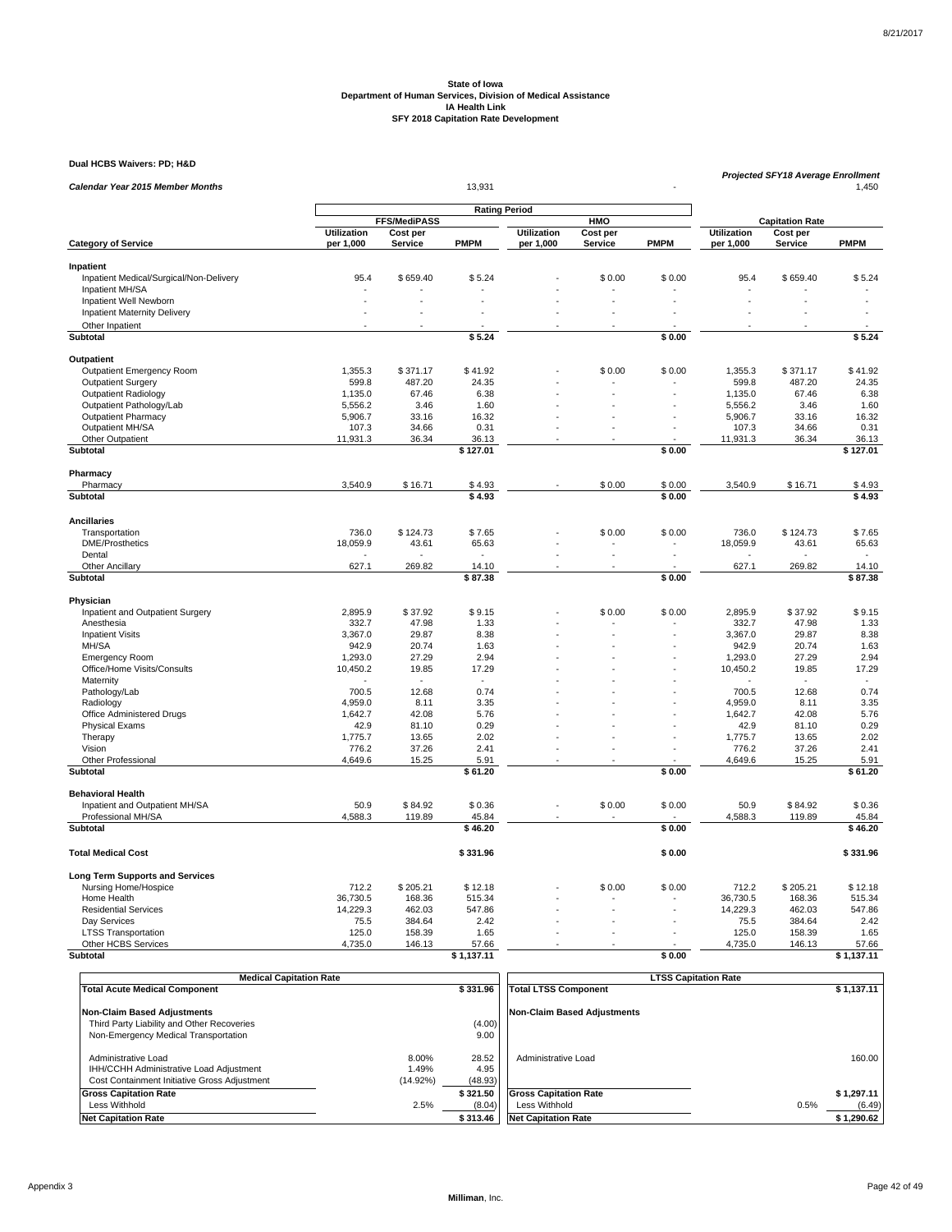**State of Iowa**
**Department of Human Services, Division of Medical Assistance**
**IA Health Link**
**SFY 2018 Capitation Rate Development**

**Dual HCBS Waivers: PD; H&D**

| *Calendar Year 2015 Member Months* | | | 13,931 | | | - | *Projected SFY18 Average Enrollment* | | 1,450 |
|---|---|---|---|---|---|---|---|---|---|
| | **Rating Period** | | | | | | | | |
| | **FFS/MediPASS** | | | **HMO** | | | **Capitation Rate** | | |
| **Category of Service** | **Utilization per 1,000** | **Cost per Service** | **PMPM** | **Utilization per 1,000** | **Cost per Service** | **PMPM** | **Utilization per 1,000** | **Cost per Service** | **PMPM** |
| **Inpatient** | | | | | | | | | |
| Inpatient Medical/Surgical/Non-Delivery | 95.4 | $ 659.40 | $ 5.24 | - | $ 0.00 | $ 0.00 | 95.4 | $ 659.40 | $ 5.24 |
| Inpatient MH/SA | - | - | - | - | - | - | - | - | - |
| Inpatient Well Newborn | - | - | - | - | - | - | - | - | - |
| Inpatient Maternity Delivery | - | - | - | - | - | - | - | - | - |
| Other Inpatient | - | - | - | - | - | - | - | - | - |
| **Subtotal** | | | **$ 5.24** | | | **$ 0.00** | | | **$ 5.24** |
| **Outpatient** | | | | | | | | | |
| Outpatient Emergency Room | 1,355.3 | $ 371.17 | $ 41.92 | - | $ 0.00 | $ 0.00 | 1,355.3 | $ 371.17 | $ 41.92 |
| Outpatient Surgery | 599.8 | 487.20 | 24.35 | - | - | - | 599.8 | 487.20 | 24.35 |
| Outpatient Radiology | 1,135.0 | 67.46 | 6.38 | - | - | - | 1,135.0 | 67.46 | 6.38 |
| Outpatient Pathology/Lab | 5,556.2 | 3.46 | 1.60 | - | - | - | 5,556.2 | 3.46 | 1.60 |
| Outpatient Pharmacy | 5,906.7 | 33.16 | 16.32 | - | - | - | 5,906.7 | 33.16 | 16.32 |
| Outpatient MH/SA | 107.3 | 34.66 | 0.31 | - | - | - | 107.3 | 34.66 | 0.31 |
| Other Outpatient | 11,931.3 | 36.34 | 36.13 | - | - | - | 11,931.3 | 36.34 | 36.13 |
| **Subtotal** | | | **$ 127.01** | | | **$ 0.00** | | | **$ 127.01** |
| **Pharmacy** | | | | | | | | | |
| Pharmacy | 3,540.9 | $ 16.71 | $ 4.93 | - | $ 0.00 | $ 0.00 | 3,540.9 | $ 16.71 | $ 4.93 |
| **Subtotal** | | | **$ 4.93** | | | **$ 0.00** | | | **$ 4.93** |
| **Ancillaries** | | | | | | | | | |
| Transportation | 736.0 | $ 124.73 | $ 7.65 | - | $ 0.00 | $ 0.00 | 736.0 | $ 124.73 | $ 7.65 |
| DME/Prosthetics | 18,059.9 | 43.61 | 65.63 | - | - | - | 18,059.9 | 43.61 | 65.63 |
| Dental | - | - | - | - | - | - | - | - | - |
| Other Ancillary | 627.1 | 269.82 | 14.10 | - | - | - | 627.1 | 269.82 | 14.10 |
| **Subtotal** | | | **$ 87.38** | | | **$ 0.00** | | | **$ 87.38** |
| **Physician** | | | | | | | | | |
| Inpatient and Outpatient Surgery | 2,895.9 | $ 37.92 | $ 9.15 | - | $ 0.00 | $ 0.00 | 2,895.9 | $ 37.92 | $ 9.15 |
| Anesthesia | 332.7 | 47.98 | 1.33 | - | - | - | 332.7 | 47.98 | 1.33 |
| Inpatient Visits | 3,367.0 | 29.87 | 8.38 | - | - | - | 3,367.0 | 29.87 | 8.38 |
| MH/SA | 942.9 | 20.74 | 1.63 | - | - | - | 942.9 | 20.74 | 1.63 |
| Emergency Room | 1,293.0 | 27.29 | 2.94 | - | - | - | 1,293.0 | 27.29 | 2.94 |
| Office/Home Visits/Consults | 10,450.2 | 19.85 | 17.29 | - | - | - | 10,450.2 | 19.85 | 17.29 |
| Maternity | - | - | - | - | - | - | - | - | - |
| Pathology/Lab | 700.5 | 12.68 | 0.74 | - | - | - | 700.5 | 12.68 | 0.74 |
| Radiology | 4,959.0 | 8.11 | 3.35 | - | - | - | 4,959.0 | 8.11 | 3.35 |
| Office Administered Drugs | 1,642.7 | 42.08 | 5.76 | - | - | - | 1,642.7 | 42.08 | 5.76 |
| Physical Exams | 42.9 | 81.10 | 0.29 | - | - | - | 42.9 | 81.10 | 0.29 |
| Therapy | 1,775.7 | 13.65 | 2.02 | - | - | - | 1,775.7 | 13.65 | 2.02 |
| Vision | 776.2 | 37.26 | 2.41 | - | - | - | 776.2 | 37.26 | 2.41 |
| Other Professional | 4,649.6 | 15.25 | 5.91 | - | - | - | 4,649.6 | 15.25 | 5.91 |
| **Subtotal** | | | **$ 61.20** | | | **$ 0.00** | | | **$ 61.20** |
| **Behavioral Health** | | | | | | | | | |
| Inpatient and Outpatient MH/SA | 50.9 | $ 84.92 | $ 0.36 | - | $ 0.00 | $ 0.00 | 50.9 | $ 84.92 | $ 0.36 |
| Professional MH/SA | 4,588.3 | 119.89 | 45.84 | - | - | - | 4,588.3 | 119.89 | 45.84 |
| **Subtotal** | | | **$ 46.20** | | | **$ 0.00** | | | **$ 46.20** |
| **Total Medical Cost** | | | **$ 331.96** | | | **$ 0.00** | | | **$ 331.96** |
| **Long Term Supports and Services** | | | | | | | | | |
| Nursing Home/Hospice | 712.2 | $ 205.21 | $ 12.18 | - | $ 0.00 | $ 0.00 | 712.2 | $ 205.21 | $ 12.18 |
| Home Health | 36,730.5 | 168.36 | 515.34 | - | - | - | 36,730.5 | 168.36 | 515.34 |
| Residential Services | 14,229.3 | 462.03 | 547.86 | - | - | - | 14,229.3 | 462.03 | 547.86 |
| Day Services | 75.5 | 384.64 | 2.42 | - | - | - | 75.5 | 384.64 | 2.42 |
| LTSS Transportation | 125.0 | 158.39 | 1.65 | - | - | - | 125.0 | 158.39 | 1.65 |
| Other HCBS Services | 4,735.0 | 146.13 | 57.66 | - | - | - | 4,735.0 | 146.13 | 57.66 |
| **Subtotal** | | | **$ 1,137.11** | | | **$ 0.00** | | | **$ 1,137.11** |

| **Medical Capitation Rate** | | |
|---|---|---|
| **Total Acute Medical Component** | | **$ 331.96** |
| **Non-Claim Based Adjustments** | | |
| Third Party Liability and Other Recoveries | | (4.00) |
| Non-Emergency Medical Transportation | | 9.00 |
| Administrative Load | 8.00% | 28.52 |
| IHH/CCHH Administrative Load Adjustment | 1.49% | 4.95 |
| Cost Containment Initiative Gross Adjustment | (14.92%) | (48.93) |
| **Gross Capitation Rate** | | **$ 321.50** |
| Less Withhold | 2.5% | (8.04) |
| **Net Capitation Rate** | | **$ 313.46** |

| **LTSS Capitation Rate** | | |
|---|---|---|
| **Total LTSS Component** | | **$ 1,137.11** |
| **Non-Claim Based Adjustments** | | |
| Administrative Load | | 160.00 |
| **Gross Capitation Rate** | | **$ 1,297.11** |
| Less Withhold | 0.5% | (6.49) |
| **Net Capitation Rate** | | **$ 1,290.62** |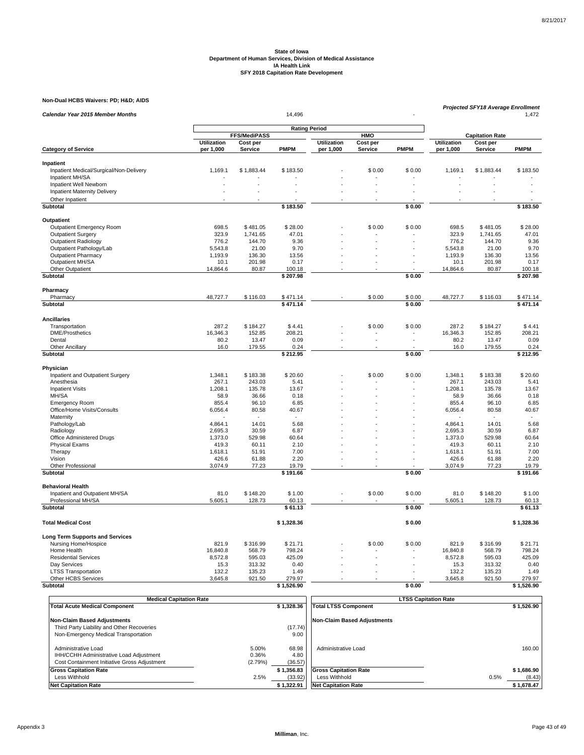### State of Iowa
### Department of Human Services, Division of Medical Assistance
### IA Health Link
### SFY 2018 Capitation Rate Development

**Non-Dual HCBS Waivers: PD; H&D; AIDS**

*Calendar Year 2015 Member Months* 14,496 -

*Projected SFY18 Average Enrollment* 1,472

| Category of Service | Rating Period | | | | | | | | |
|---|---|---|---|---|---|---|---|---|---|
| | FFS/MediPASS | | | HMO | | | Capitation Rate | | |
| | Utilization per 1,000 | Cost per Service | PMPM | Utilization per 1,000 | Cost per Service | PMPM | Utilization per 1,000 | Cost per Service | PMPM |
| **Inpatient** | | | | | | | | | |
| Inpatient Medical/Surgical/Non-Delivery | 1,169.1 | $ 1,883.44 | $ 183.50 | - | $ 0.00 | $ 0.00 | 1,169.1 | $ 1,883.44 | $ 183.50 |
| Inpatient MH/SA | - | - | - | - | - | - | - | - | - |
| Inpatient Well Newborn | - | - | - | - | - | - | - | - | - |
| Inpatient Maternity Delivery | - | - | - | - | - | - | - | - | - |
| Other Inpatient | - | - | - | - | - | - | - | - | - |
| **Subtotal** | | | **$ 183.50** | | | **$ 0.00** | | | **$ 183.50** |
| **Outpatient** | | | | | | | | | |
| Outpatient Emergency Room | 698.5 | $ 481.05 | $ 28.00 | - | $ 0.00 | $ 0.00 | 698.5 | $ 481.05 | $ 28.00 |
| Outpatient Surgery | 323.9 | 1,741.65 | 47.01 | - | - | - | 323.9 | 1,741.65 | 47.01 |
| Outpatient Radiology | 776.2 | 144.70 | 9.36 | - | - | - | 776.2 | 144.70 | 9.36 |
| Outpatient Pathology/Lab | 5,543.8 | 21.00 | 9.70 | - | - | - | 5,543.8 | 21.00 | 9.70 |
| Outpatient Pharmacy | 1,193.9 | 136.30 | 13.56 | - | - | - | 1,193.9 | 136.30 | 13.56 |
| Outpatient MH/SA | 10.1 | 201.98 | 0.17 | - | - | - | 10.1 | 201.98 | 0.17 |
| Other Outpatient | 14,864.6 | 80.87 | 100.18 | - | - | - | 14,864.6 | 80.87 | 100.18 |
| **Subtotal** | | | **$ 207.98** | | | **$ 0.00** | | | **$ 207.98** |
| **Pharmacy** | | | | | | | | | |
| Pharmacy | 48,727.7 | $ 116.03 | $ 471.14 | - | $ 0.00 | $ 0.00 | 48,727.7 | $ 116.03 | $ 471.14 |
| **Subtotal** | | | **$ 471.14** | | | **$ 0.00** | | | **$ 471.14** |
| **Ancillaries** | | | | | | | | | |
| Transportation | 287.2 | $ 184.27 | $ 4.41 | - | $ 0.00 | $ 0.00 | 287.2 | $ 184.27 | $ 4.41 |
| DME/Prosthetics | 16,346.3 | 152.85 | 208.21 | - | - | - | 16,346.3 | 152.85 | 208.21 |
| Dental | 80.2 | 13.47 | 0.09 | - | - | - | 80.2 | 13.47 | 0.09 |
| Other Ancillary | 16.0 | 179.55 | 0.24 | - | - | - | 16.0 | 179.55 | 0.24 |
| **Subtotal** | | | **$ 212.95** | | | **$ 0.00** | | | **$ 212.95** |
| **Physician** | | | | | | | | | |
| Inpatient and Outpatient Surgery | 1,348.1 | $ 183.38 | $ 20.60 | - | $ 0.00 | $ 0.00 | 1,348.1 | $ 183.38 | $ 20.60 |
| Anesthesia | 267.1 | 243.03 | 5.41 | - | - | - | 267.1 | 243.03 | 5.41 |
| Inpatient Visits | 1,208.1 | 135.78 | 13.67 | - | - | - | 1,208.1 | 135.78 | 13.67 |
| MH/SA | 58.9 | 36.66 | 0.18 | - | - | - | 58.9 | 36.66 | 0.18 |
| Emergency Room | 855.4 | 96.10 | 6.85 | - | - | - | 855.4 | 96.10 | 6.85 |
| Office/Home Visits/Consults | 6,056.4 | 80.58 | 40.67 | - | - | - | 6,056.4 | 80.58 | 40.67 |
| Maternity | - | - | - | - | - | - | - | - | - |
| Pathology/Lab | 4,864.1 | 14.01 | 5.68 | - | - | - | 4,864.1 | 14.01 | 5.68 |
| Radiology | 2,695.3 | 30.59 | 6.87 | - | - | - | 2,695.3 | 30.59 | 6.87 |
| Office Administered Drugs | 1,373.0 | 529.98 | 60.64 | - | - | - | 1,373.0 | 529.98 | 60.64 |
| Physical Exams | 419.3 | 60.11 | 2.10 | - | - | - | 419.3 | 60.11 | 2.10 |
| Therapy | 1,618.1 | 51.91 | 7.00 | - | - | - | 1,618.1 | 51.91 | 7.00 |
| Vision | 426.6 | 61.88 | 2.20 | - | - | - | 426.6 | 61.88 | 2.20 |
| Other Professional | 3,074.9 | 77.23 | 19.79 | - | - | - | 3,074.9 | 77.23 | 19.79 |
| **Subtotal** | | | **$ 191.66** | | | **$ 0.00** | | | **$ 191.66** |
| **Behavioral Health** | | | | | | | | | |
| Inpatient and Outpatient MH/SA | 81.0 | $ 148.20 | $ 1.00 | - | $ 0.00 | $ 0.00 | 81.0 | $ 148.20 | $ 1.00 |
| Professional MH/SA | 5,605.1 | 128.73 | 60.13 | - | - | - | 5,605.1 | 128.73 | 60.13 |
| **Subtotal** | | | **$ 61.13** | | | **$ 0.00** | | | **$ 61.13** |
| **Total Medical Cost** | | | **$ 1,328.36** | | | **$ 0.00** | | | **$ 1,328.36** |
| **Long Term Supports and Services** | | | | | | | | | |
| Nursing Home/Hospice | 821.9 | $ 316.99 | $ 21.71 | - | $ 0.00 | $ 0.00 | 821.9 | $ 316.99 | $ 21.71 |
| Home Health | 16,840.8 | 568.79 | 798.24 | - | - | - | 16,840.8 | 568.79 | 798.24 |
| Residential Services | 8,572.8 | 595.03 | 425.09 | - | - | - | 8,572.8 | 595.03 | 425.09 |
| Day Services | 15.3 | 313.32 | 0.40 | - | - | - | 15.3 | 313.32 | 0.40 |
| LTSS Transportation | 132.2 | 135.23 | 1.49 | - | - | - | 132.2 | 135.23 | 1.49 |
| Other HCBS Services | 3,645.8 | 921.50 | 279.97 | - | - | - | 3,645.8 | 921.50 | 279.97 |
| **Subtotal** | | | **$ 1,526.90** | | | **$ 0.00** | | | **$ 1,526.90** |

| Medical Capitation Rate | | |
|---|---|---|
| **Total Acute Medical Component** | | **$ 1,328.36** |
| **Non-Claim Based Adjustments** | | |
| Third Party Liability and Other Recoveries | | (17.74) |
| Non-Emergency Medical Transportation | | 9.00 |
| Administrative Load | 5.00% | 68.98 |
| IHH/CCHH Administrative Load Adjustment | 0.36% | 4.80 |
| Cost Containment Initiative Gross Adjustment | (2.79%) | (36.57) |
| **Gross Capitation Rate** | | **$ 1,356.83** |
| Less Withhold | 2.5% | (33.92) |
| **Net Capitation Rate** | | **$ 1,322.91** |

| LTSS Capitation Rate | | |
|---|---|---|
| **Total LTSS Component** | | **$ 1,526.90** |
| **Non-Claim Based Adjustments** | | |
| Administrative Load | | 160.00 |
| **Gross Capitation Rate** | | **$ 1,686.90** |
| Less Withhold | 0.5% | (8.43) |
| **Net Capitation Rate** | | **$ 1,678.47** |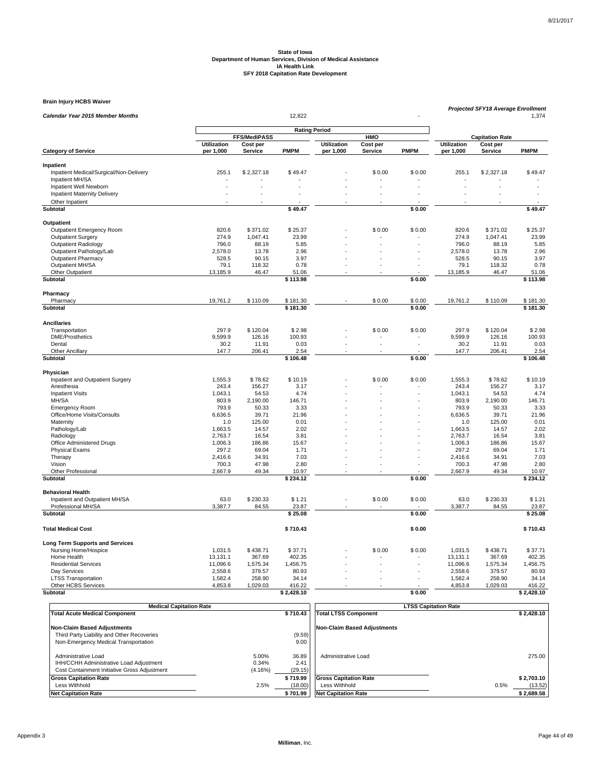State of Iowa
Department of Human Services, Division of Medical Assistance
IA Health Link
SFY 2018 Capitation Rate Development

**Brain Injury HCBS Waiver**

| *Calendar Year 2015 Member Months* | | | 12,822 | | | - | *Projected SFY18 Average Enrollment* | | 1,374 |
|---|---|---|---|---|---|---|---|---|---|
| | Rating Period | | | | | | | | |
| | FFS/MediPASS | | | HMO | | | Capitation Rate | | |
| **Category of Service** | **Utilization per 1,000** | **Cost per Service** | **PMPM** | **Utilization per 1,000** | **Cost per Service** | **PMPM** | **Utilization per 1,000** | **Cost per Service** | **PMPM** |
| **Inpatient** | | | | | | | | | |
| Inpatient Medical/Surgical/Non-Delivery | 255.1 | $ 2,327.18 | $ 49.47 | - | $ 0.00 | $ 0.00 | 255.1 | $ 2,327.18 | $ 49.47 |
| Inpatient MH/SA | - | - | - | - | - | - | - | - | - |
| Inpatient Well Newborn | - | - | - | - | - | - | - | - | - |
| Inpatient Maternity Delivery | - | - | - | - | - | - | - | - | - |
| Other Inpatient | - | - | - | - | - | - | - | - | - |
| **Subtotal** | | | **$ 49.47** | | | **$ 0.00** | | | **$ 49.47** |
| **Outpatient** | | | | | | | | | |
| Outpatient Emergency Room | 820.6 | $ 371.02 | $ 25.37 | - | $ 0.00 | $ 0.00 | 820.6 | $ 371.02 | $ 25.37 |
| Outpatient Surgery | 274.9 | 1,047.41 | 23.99 | - | - | - | 274.9 | 1,047.41 | 23.99 |
| Outpatient Radiology | 796.0 | 88.19 | 5.85 | - | - | - | 796.0 | 88.19 | 5.85 |
| Outpatient Pathology/Lab | 2,578.0 | 13.78 | 2.96 | - | - | - | 2,578.0 | 13.78 | 2.96 |
| Outpatient Pharmacy | 528.5 | 90.15 | 3.97 | - | - | - | 528.5 | 90.15 | 3.97 |
| Outpatient MH/SA | 79.1 | 118.32 | 0.78 | - | - | - | 79.1 | 118.32 | 0.78 |
| Other Outpatient | 13,185.9 | 46.47 | 51.06 | - | - | - | 13,185.9 | 46.47 | 51.06 |
| **Subtotal** | | | **$ 113.98** | | | **$ 0.00** | | | **$ 113.98** |
| **Pharmacy** | | | | | | | | | |
| Pharmacy | 19,761.2 | $ 110.09 | $ 181.30 | - | $ 0.00 | $ 0.00 | 19,761.2 | $ 110.09 | $ 181.30 |
| **Subtotal** | | | **$ 181.30** | | | **$ 0.00** | | | **$ 181.30** |
| **Ancillaries** | | | | | | | | | |
| Transportation | 297.9 | $ 120.04 | $ 2.98 | - | $ 0.00 | $ 0.00 | 297.9 | $ 120.04 | $ 2.98 |
| DME/Prosthetics | 9,599.9 | 126.16 | 100.93 | - | - | - | 9,599.9 | 126.16 | 100.93 |
| Dental | 30.2 | 11.91 | 0.03 | - | - | - | 30.2 | 11.91 | 0.03 |
| Other Ancillary | 147.7 | 206.41 | 2.54 | - | - | - | 147.7 | 206.41 | 2.54 |
| **Subtotal** | | | **$ 106.48** | | | **$ 0.00** | | | **$ 106.48** |
| **Physician** | | | | | | | | | |
| Inpatient and Outpatient Surgery | 1,555.3 | $ 78.62 | $ 10.19 | - | $ 0.00 | $ 0.00 | 1,555.3 | $ 78.62 | $ 10.19 |
| Anesthesia | 243.4 | 156.27 | 3.17 | - | - | - | 243.4 | 156.27 | 3.17 |
| Inpatient Visits | 1,043.1 | 54.53 | 4.74 | - | - | - | 1,043.1 | 54.53 | 4.74 |
| MH/SA | 803.9 | 2,190.00 | 146.71 | - | - | - | 803.9 | 2,190.00 | 146.71 |
| Emergency Room | 793.9 | 50.33 | 3.33 | - | - | - | 793.9 | 50.33 | 3.33 |
| Office/Home Visits/Consults | 6,636.5 | 39.71 | 21.96 | - | - | - | 6,636.5 | 39.71 | 21.96 |
| Maternity | 1.0 | 125.00 | 0.01 | - | - | - | 1.0 | 125.00 | 0.01 |
| Pathology/Lab | 1,663.5 | 14.57 | 2.02 | - | - | - | 1,663.5 | 14.57 | 2.02 |
| Radiology | 2,763.7 | 16.54 | 3.81 | - | - | - | 2,763.7 | 16.54 | 3.81 |
| Office Administered Drugs | 1,006.3 | 186.86 | 15.67 | - | - | - | 1,006.3 | 186.86 | 15.67 |
| Physical Exams | 297.2 | 69.04 | 1.71 | - | - | - | 297.2 | 69.04 | 1.71 |
| Therapy | 2,416.6 | 34.91 | 7.03 | - | - | - | 2,416.6 | 34.91 | 7.03 |
| Vision | 700.3 | 47.98 | 2.80 | - | - | - | 700.3 | 47.98 | 2.80 |
| Other Professional | 2,667.9 | 49.34 | 10.97 | - | - | - | 2,667.9 | 49.34 | 10.97 |
| **Subtotal** | | | **$ 234.12** | | | **$ 0.00** | | | **$ 234.12** |
| **Behavioral Health** | | | | | | | | | |
| Inpatient and Outpatient MH/SA | 63.0 | $ 230.33 | $ 1.21 | - | $ 0.00 | $ 0.00 | 63.0 | $ 230.33 | $ 1.21 |
| Professional MH/SA | 3,387.7 | 84.55 | 23.87 | - | - | - | 3,387.7 | 84.55 | 23.87 |
| **Subtotal** | | | **$ 25.08** | | | **$ 0.00** | | | **$ 25.08** |
| **Total Medical Cost** | | | **$ 710.43** | | | **$ 0.00** | | | **$ 710.43** |
| **Long Term Supports and Services** | | | | | | | | | |
| Nursing Home/Hospice | 1,031.5 | $ 438.71 | $ 37.71 | - | $ 0.00 | $ 0.00 | 1,031.5 | $ 438.71 | $ 37.71 |
| Home Health | 13,131.1 | 367.69 | 402.35 | - | - | - | 13,131.1 | 367.69 | 402.35 |
| Residential Services | 11,096.6 | 1,575.34 | 1,456.75 | - | - | - | 11,096.6 | 1,575.34 | 1,456.75 |
| Day Services | 2,558.6 | 379.57 | 80.93 | - | - | - | 2,558.6 | 379.57 | 80.93 |
| LTSS Transportation | 1,582.4 | 258.90 | 34.14 | - | - | - | 1,582.4 | 258.90 | 34.14 |
| Other HCBS Services | 4,853.8 | 1,029.03 | 416.22 | - | - | - | 4,853.8 | 1,029.03 | 416.22 |
| **Subtotal** | | | **$ 2,428.10** | | | **$ 0.00** | | | **$ 2,428.10** |

| Medical Capitation Rate | | |
|---|---|---|
| **Total Acute Medical Component** | | **$ 710.43** |
| **Non-Claim Based Adjustments** | | |
| Third Party Liability and Other Recoveries | | (9.59) |
| Non-Emergency Medical Transportation | | 9.00 |
| Administrative Load | 5.00% | 36.89 |
| IHH/CCHH Administrative Load Adjustment | 0.34% | 2.41 |
| Cost Containment Initiative Gross Adjustment | (4.16%) | (29.15) |
| **Gross Capitation Rate** | | **$ 719.99** |
| Less Withhold | 2.5% | (18.00) |
| **Net Capitation Rate** | | **$ 701.99** |

| LTSS Capitation Rate | | |
|---|---|---|
| **Total LTSS Component** | | **$ 2,428.10** |
| **Non-Claim Based Adjustments** | | |
| Administrative Load | | 275.00 |
| **Gross Capitation Rate** | | **$ 2,703.10** |
| Less Withhold | 0.5% | (13.52) |
| **Net Capitation Rate** | | **$ 2,689.58** |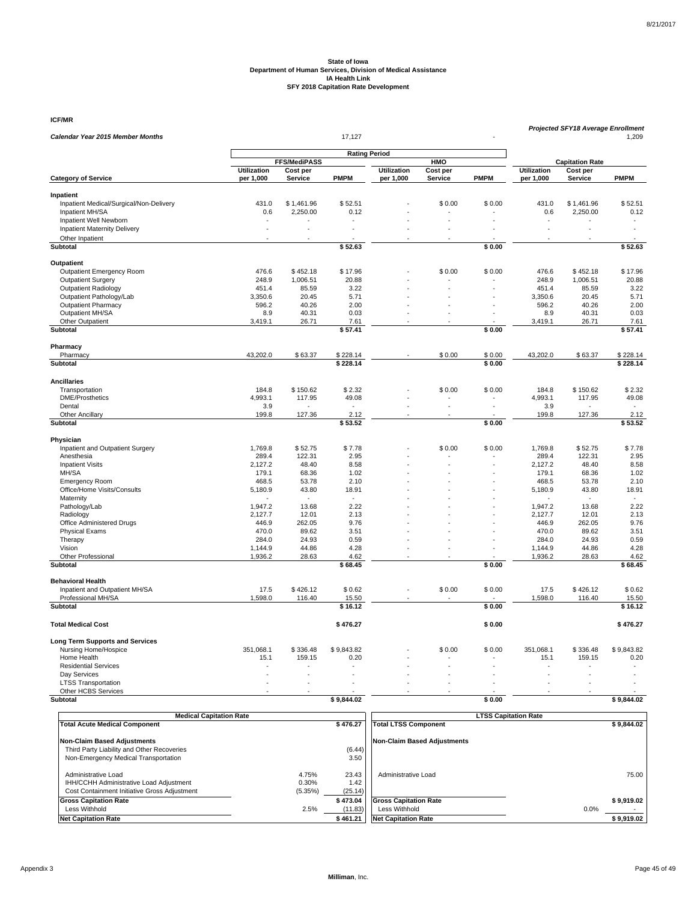**State of Iowa**
**Department of Human Services, Division of Medical Assistance**
**IA Health Link**
**SFY 2018 Capitation Rate Development**

**ICF/MR**

| | | | | | | | | | *Projected SFY18 Average Enrollment* |
|---|---|---|---|---|---|---|---|---|---|
| ***Calendar Year 2015 Member Months*** | | | 17,127 | | | - | | | 1,209 |

| | Rating Period | | | | | | | | |
|---|---|---|---|---|---|---|---|---|---|
| | FFS/MediPASS | | | HMO | | | Capitation Rate | | |
| **Category of Service** | **Utilization per 1,000** | **Cost per Service** | **PMPM** | **Utilization per 1,000** | **Cost per Service** | **PMPM** | **Utilization per 1,000** | **Cost per Service** | **PMPM** |
| **Inpatient** | | | | | | | | | |
| Inpatient Medical/Surgical/Non-Delivery | 431.0 | $ 1,461.96 | $ 52.51 | - | $ 0.00 | $ 0.00 | 431.0 | $ 1,461.96 | $ 52.51 |
| Inpatient MH/SA | 0.6 | 2,250.00 | 0.12 | - | - | - | 0.6 | 2,250.00 | 0.12 |
| Inpatient Well Newborn | - | - | - | - | - | - | - | - | - |
| Inpatient Maternity Delivery | - | - | - | - | - | - | - | - | - |
| Other Inpatient | - | - | - | - | - | - | - | - | - |
| **Subtotal** | | | **$ 52.63** | | | **$ 0.00** | | | **$ 52.63** |
| **Outpatient** | | | | | | | | | |
| Outpatient Emergency Room | 476.6 | $ 452.18 | $ 17.96 | - | $ 0.00 | $ 0.00 | 476.6 | $ 452.18 | $ 17.96 |
| Outpatient Surgery | 248.9 | 1,006.51 | 20.88 | - | - | - | 248.9 | 1,006.51 | 20.88 |
| Outpatient Radiology | 451.4 | 85.59 | 3.22 | - | - | - | 451.4 | 85.59 | 3.22 |
| Outpatient Pathology/Lab | 3,350.6 | 20.45 | 5.71 | - | - | - | 3,350.6 | 20.45 | 5.71 |
| Outpatient Pharmacy | 596.2 | 40.26 | 2.00 | - | - | - | 596.2 | 40.26 | 2.00 |
| Outpatient MH/SA | 8.9 | 40.31 | 0.03 | - | - | - | 8.9 | 40.31 | 0.03 |
| Other Outpatient | 3,419.1 | 26.71 | 7.61 | - | - | - | 3,419.1 | 26.71 | 7.61 |
| **Subtotal** | | | **$ 57.41** | | | **$ 0.00** | | | **$ 57.41** |
| **Pharmacy** | | | | | | | | | |
| Pharmacy | 43,202.0 | $ 63.37 | $ 228.14 | - | $ 0.00 | $ 0.00 | 43,202.0 | $ 63.37 | $ 228.14 |
| **Subtotal** | | | **$ 228.14** | | | **$ 0.00** | | | **$ 228.14** |
| **Ancillaries** | | | | | | | | | |
| Transportation | 184.8 | $ 150.62 | $ 2.32 | - | $ 0.00 | $ 0.00 | 184.8 | $ 150.62 | $ 2.32 |
| DME/Prosthetics | 4,993.1 | 117.95 | 49.08 | - | - | - | 4,993.1 | 117.95 | 49.08 |
| Dental | 3.9 | - | - | - | - | - | 3.9 | - | - |
| Other Ancillary | 199.8 | 127.36 | 2.12 | - | - | - | 199.8 | 127.36 | 2.12 |
| **Subtotal** | | | **$ 53.52** | | | **$ 0.00** | | | **$ 53.52** |
| **Physician** | | | | | | | | | |
| Inpatient and Outpatient Surgery | 1,769.8 | $ 52.75 | $ 7.78 | - | $ 0.00 | $ 0.00 | 1,769.8 | $ 52.75 | $ 7.78 |
| Anesthesia | 289.4 | 122.31 | 2.95 | - | - | - | 289.4 | 122.31 | 2.95 |
| Inpatient Visits | 2,127.2 | 48.40 | 8.58 | - | - | - | 2,127.2 | 48.40 | 8.58 |
| MH/SA | 179.1 | 68.36 | 1.02 | - | - | - | 179.1 | 68.36 | 1.02 |
| Emergency Room | 468.5 | 53.78 | 2.10 | - | - | - | 468.5 | 53.78 | 2.10 |
| Office/Home Visits/Consults | 5,180.9 | 43.80 | 18.91 | - | - | - | 5,180.9 | 43.80 | 18.91 |
| Maternity | - | - | - | - | - | - | - | - | - |
| Pathology/Lab | 1,947.2 | 13.68 | 2.22 | - | - | - | 1,947.2 | 13.68 | 2.22 |
| Radiology | 2,127.7 | 12.01 | 2.13 | - | - | - | 2,127.7 | 12.01 | 2.13 |
| Office Administered Drugs | 446.9 | 262.05 | 9.76 | - | - | - | 446.9 | 262.05 | 9.76 |
| Physical Exams | 470.0 | 89.62 | 3.51 | - | - | - | 470.0 | 89.62 | 3.51 |
| Therapy | 284.0 | 24.93 | 0.59 | - | - | - | 284.0 | 24.93 | 0.59 |
| Vision | 1,144.9 | 44.86 | 4.28 | - | - | - | 1,144.9 | 44.86 | 4.28 |
| Other Professional | 1,936.2 | 28.63 | 4.62 | - | - | - | 1,936.2 | 28.63 | 4.62 |
| **Subtotal** | | | **$ 68.45** | | | **$ 0.00** | | | **$ 68.45** |
| **Behavioral Health** | | | | | | | | | |
| Inpatient and Outpatient MH/SA | 17.5 | $ 426.12 | $ 0.62 | - | $ 0.00 | $ 0.00 | 17.5 | $ 426.12 | $ 0.62 |
| Professional MH/SA | 1,598.0 | 116.40 | 15.50 | - | - | - | 1,598.0 | 116.40 | 15.50 |
| **Subtotal** | | | **$ 16.12** | | | **$ 0.00** | | | **$ 16.12** |
| **Total Medical Cost** | | | **$ 476.27** | | | **$ 0.00** | | | **$ 476.27** |
| **Long Term Supports and Services** | | | | | | | | | |
| Nursing Home/Hospice | 351,068.1 | $ 336.48 | $ 9,843.82 | - | $ 0.00 | $ 0.00 | 351,068.1 | $ 336.48 | $ 9,843.82 |
| Home Health | 15.1 | 159.15 | 0.20 | - | - | - | 15.1 | 159.15 | 0.20 |
| Residential Services | - | - | - | - | - | - | - | - | - |
| Day Services | - | - | - | - | - | - | - | - | - |
| LTSS Transportation | - | - | - | - | - | - | - | - | - |
| Other HCBS Services | - | - | - | - | - | - | - | - | - |
| **Subtotal** | | | **$ 9,844.02** | | | **$ 0.00** | | | **$ 9,844.02** |

| Medical Capitation Rate | | |
|---|---|---|
| **Total Acute Medical Component** | | **$ 476.27** |
| **Non-Claim Based Adjustments** | | |
| Third Party Liability and Other Recoveries | | (6.44) |
| Non-Emergency Medical Transportation | | 3.50 |
| Administrative Load | 4.75% | 23.43 |
| IHH/CCHH Administrative Load Adjustment | 0.30% | 1.42 |
| Cost Containment Initiative Gross Adjustment | (5.35%) | (25.14) |
| **Gross Capitation Rate** | | **$ 473.04** |
| Less Withhold | 2.5% | (11.83) |
| **Net Capitation Rate** | | **$ 461.21** |

| LTSS Capitation Rate | | |
|---|---|---|
| **Total LTSS Component** | | **$ 9,844.02** |
| **Non-Claim Based Adjustments** | | |
| Administrative Load | | 75.00 |
| **Gross Capitation Rate** | | **$ 9,919.02** |
| Less Withhold | 0.0% | - |
| **Net Capitation Rate** | | **$ 9,919.02** |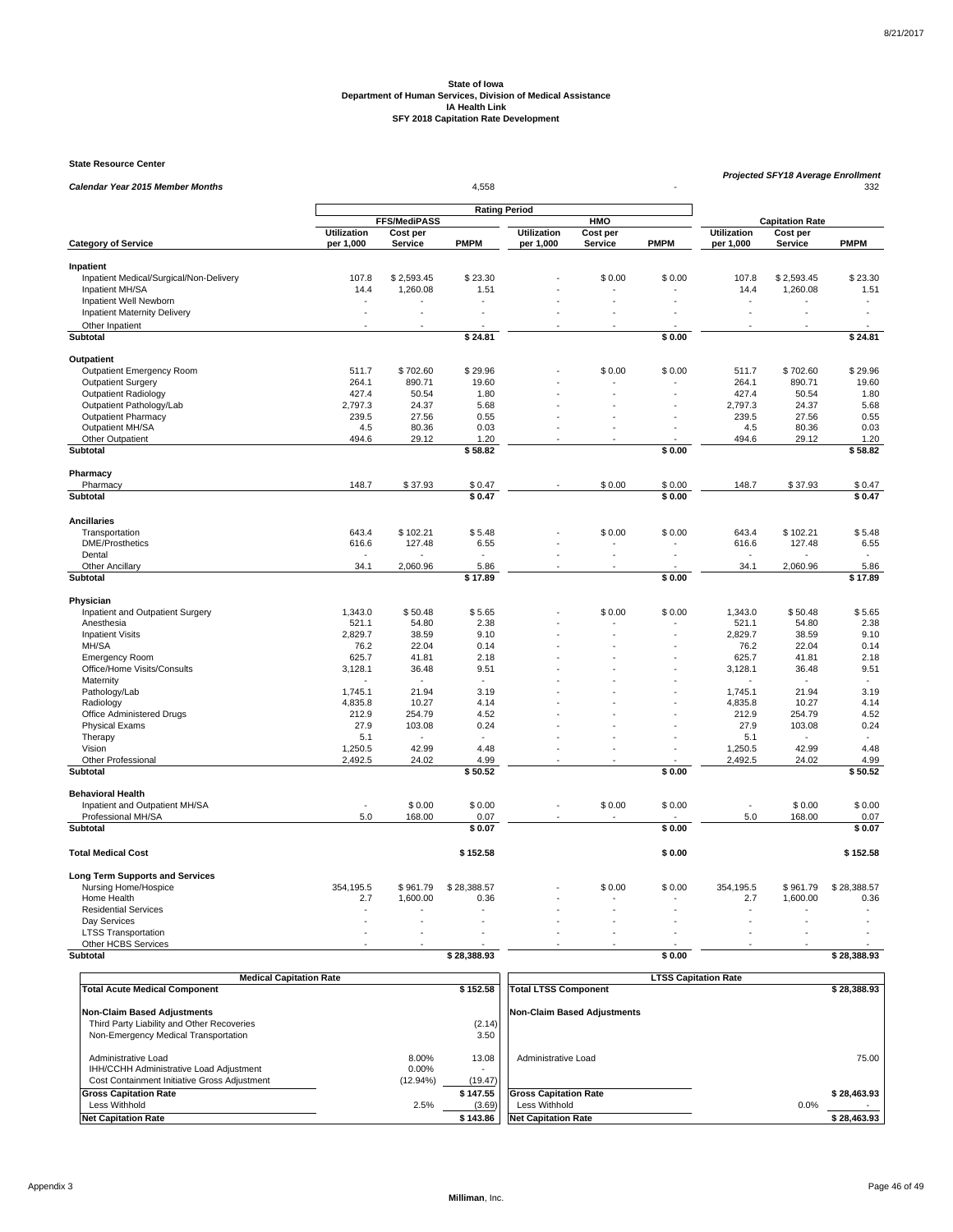**State of Iowa**
**Department of Human Services, Division of Medical Assistance**
**IA Health Link**
**SFY 2018 Capitation Rate Development**

**State Resource Center**

| *Calendar Year 2015 Member Months* | | | 4,558 | | | - | *Projected SFY18 Average Enrollment* | | 332 |
|---|---|---|---|---|---|---|---|---|---|

| | Rating Period | | | | | | | | |
|---|---|---|---|---|---|---|---|---|---|
| | FFS/MediPASS | | | HMO | | | Capitation Rate | | |
| **Category of Service** | **Utilization per 1,000** | **Cost per Service** | **PMPM** | **Utilization per 1,000** | **Cost per Service** | **PMPM** | **Utilization per 1,000** | **Cost per Service** | **PMPM** |
| **Inpatient** | | | | | | | | | |
| Inpatient Medical/Surgical/Non-Delivery | 107.8 | $ 2,593.45 | $ 23.30 | - | $ 0.00 | $ 0.00 | 107.8 | $ 2,593.45 | $ 23.30 |
| Inpatient MH/SA | 14.4 | 1,260.08 | 1.51 | - | - | - | 14.4 | 1,260.08 | 1.51 |
| Inpatient Well Newborn | - | - | - | - | - | - | - | - | - |
| Inpatient Maternity Delivery | - | - | - | - | - | - | - | - | - |
| Other Inpatient | - | - | - | - | - | - | - | - | - |
| **Subtotal** | | | **$ 24.81** | | | **$ 0.00** | | | **$ 24.81** |
| **Outpatient** | | | | | | | | | |
| Outpatient Emergency Room | 511.7 | $ 702.60 | $ 29.96 | - | $ 0.00 | $ 0.00 | 511.7 | $ 702.60 | $ 29.96 |
| Outpatient Surgery | 264.1 | 890.71 | 19.60 | - | - | - | 264.1 | 890.71 | 19.60 |
| Outpatient Radiology | 427.4 | 50.54 | 1.80 | - | - | - | 427.4 | 50.54 | 1.80 |
| Outpatient Pathology/Lab | 2,797.3 | 24.37 | 5.68 | - | - | - | 2,797.3 | 24.37 | 5.68 |
| Outpatient Pharmacy | 239.5 | 27.56 | 0.55 | - | - | - | 239.5 | 27.56 | 0.55 |
| Outpatient MH/SA | 4.5 | 80.36 | 0.03 | - | - | - | 4.5 | 80.36 | 0.03 |
| Other Outpatient | 494.6 | 29.12 | 1.20 | - | - | - | 494.6 | 29.12 | 1.20 |
| **Subtotal** | | | **$ 58.82** | | | **$ 0.00** | | | **$ 58.82** |
| **Pharmacy** | | | | | | | | | |
| Pharmacy | 148.7 | $ 37.93 | $ 0.47 | - | $ 0.00 | $ 0.00 | 148.7 | $ 37.93 | $ 0.47 |
| **Subtotal** | | | **$ 0.47** | | | **$ 0.00** | | | **$ 0.47** |
| **Ancillaries** | | | | | | | | | |
| Transportation | 643.4 | $ 102.21 | $ 5.48 | - | $ 0.00 | $ 0.00 | 643.4 | $ 102.21 | $ 5.48 |
| DME/Prosthetics | 616.6 | 127.48 | 6.55 | - | - | - | 616.6 | 127.48 | 6.55 |
| Dental | - | - | - | - | - | - | - | - | - |
| Other Ancillary | 34.1 | 2,060.96 | 5.86 | - | - | - | 34.1 | 2,060.96 | 5.86 |
| **Subtotal** | | | **$ 17.89** | | | **$ 0.00** | | | **$ 17.89** |
| **Physician** | | | | | | | | | |
| Inpatient and Outpatient Surgery | 1,343.0 | $ 50.48 | $ 5.65 | - | $ 0.00 | $ 0.00 | 1,343.0 | $ 50.48 | $ 5.65 |
| Anesthesia | 521.1 | 54.80 | 2.38 | - | - | - | 521.1 | 54.80 | 2.38 |
| Inpatient Visits | 2,829.7 | 38.59 | 9.10 | - | - | - | 2,829.7 | 38.59 | 9.10 |
| MH/SA | 76.2 | 22.04 | 0.14 | - | - | - | 76.2 | 22.04 | 0.14 |
| Emergency Room | 625.7 | 41.81 | 2.18 | - | - | - | 625.7 | 41.81 | 2.18 |
| Office/Home Visits/Consults | 3,128.1 | 36.48 | 9.51 | - | - | - | 3,128.1 | 36.48 | 9.51 |
| Maternity | - | - | - | - | - | - | - | - | - |
| Pathology/Lab | 1,745.1 | 21.94 | 3.19 | - | - | - | 1,745.1 | 21.94 | 3.19 |
| Radiology | 4,835.8 | 10.27 | 4.14 | - | - | - | 4,835.8 | 10.27 | 4.14 |
| Office Administered Drugs | 212.9 | 254.79 | 4.52 | - | - | - | 212.9 | 254.79 | 4.52 |
| Physical Exams | 27.9 | 103.08 | 0.24 | - | - | - | 27.9 | 103.08 | 0.24 |
| Therapy | 5.1 | - | - | - | - | - | 5.1 | - | - |
| Vision | 1,250.5 | 42.99 | 4.48 | - | - | - | 1,250.5 | 42.99 | 4.48 |
| Other Professional | 2,492.5 | 24.02 | 4.99 | - | - | - | 2,492.5 | 24.02 | 4.99 |
| **Subtotal** | | | **$ 50.52** | | | **$ 0.00** | | | **$ 50.52** |
| **Behavioral Health** | | | | | | | | | |
| Inpatient and Outpatient MH/SA | - | $ 0.00 | $ 0.00 | - | $ 0.00 | $ 0.00 | - | $ 0.00 | $ 0.00 |
| Professional MH/SA | 5.0 | 168.00 | 0.07 | - | - | - | 5.0 | 168.00 | 0.07 |
| **Subtotal** | | | **$ 0.07** | | | **$ 0.00** | | | **$ 0.07** |
| **Total Medical Cost** | | | **$ 152.58** | | | **$ 0.00** | | | **$ 152.58** |
| **Long Term Supports and Services** | | | | | | | | | |
| Nursing Home/Hospice | 354,195.5 | $ 961.79 | $ 28,388.57 | - | $ 0.00 | $ 0.00 | 354,195.5 | $ 961.79 | $ 28,388.57 |
| Home Health | 2.7 | 1,600.00 | 0.36 | - | - | - | 2.7 | 1,600.00 | 0.36 |
| Residential Services | - | - | - | - | - | - | - | - | - |
| Day Services | - | - | - | - | - | - | - | - | - |
| LTSS Transportation | - | - | - | - | - | - | - | - | - |
| Other HCBS Services | - | - | - | - | - | - | - | - | - |
| **Subtotal** | | | **$ 28,388.93** | | | **$ 0.00** | | | **$ 28,388.93** |

| Medical Capitation Rate | | |
|---|---|---|
| **Total Acute Medical Component** | | **$ 152.58** |
| **Non-Claim Based Adjustments** | | |
| Third Party Liability and Other Recoveries | | (2.14) |
| Non-Emergency Medical Transportation | | 3.50 |
| Administrative Load | 8.00% | 13.08 |
| IHH/CCHH Administrative Load Adjustment | 0.00% | - |
| Cost Containment Initiative Gross Adjustment | (12.94%) | (19.47) |
| **Gross Capitation Rate** | | **$ 147.55** |
| Less Withhold | 2.5% | (3.69) |
| **Net Capitation Rate** | | **$ 143.86** |

| LTSS Capitation Rate | | |
|---|---|---|
| **Total LTSS Component** | | **$ 28,388.93** |
| **Non-Claim Based Adjustments** | | |
| Administrative Load | | 75.00 |
| **Gross Capitation Rate** | | **$ 28,463.93** |
| Less Withhold | 0.0% | - |
| **Net Capitation Rate** | | **$ 28,463.93** |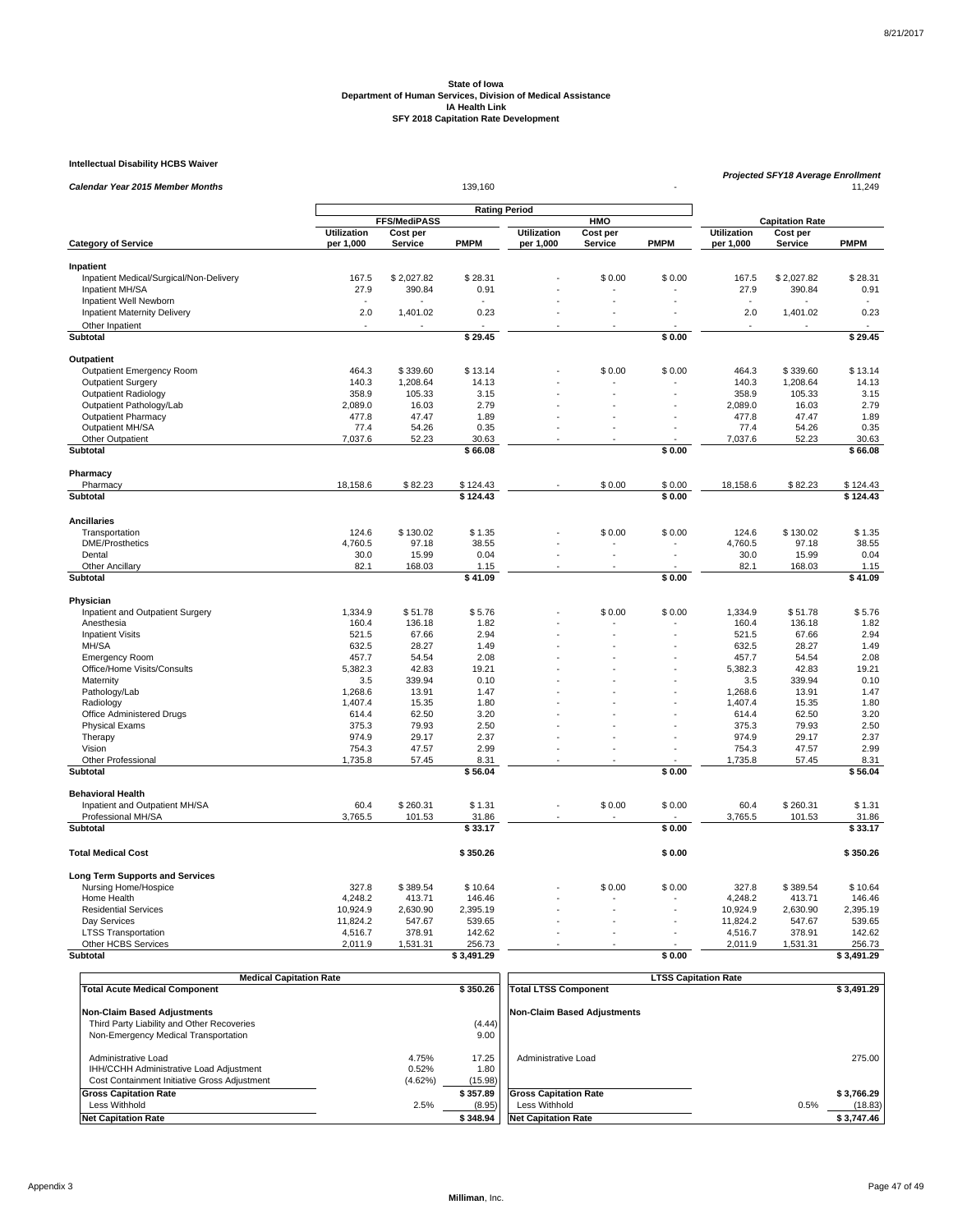**State of Iowa**
**Department of Human Services, Division of Medical Assistance**
**IA Health Link**
**SFY 2018 Capitation Rate Development**

**Intellectual Disability HCBS Waiver**

| ***Calendar Year 2015 Member Months*** | | | 139,160 | | | - | ***Projected SFY18 Average Enrollment*** | | 11,249 |
|---|---|---|---|---|---|---|---|---|---|
| | **Rating Period** | | | | | | | | |
| | **FFS/MediPASS** | | | **HMO** | | | **Capitation Rate** | | |
| **Category of Service** | **Utilization per 1,000** | **Cost per Service** | **PMPM** | **Utilization per 1,000** | **Cost per Service** | **PMPM** | **Utilization per 1,000** | **Cost per Service** | **PMPM** |
| **Inpatient** | | | | | | | | | |
| Inpatient Medical/Surgical/Non-Delivery | 167.5 | $ 2,027.82 | $ 28.31 | - | $ 0.00 | $ 0.00 | 167.5 | $ 2,027.82 | $ 28.31 |
| Inpatient MH/SA | 27.9 | 390.84 | 0.91 | - | - | - | 27.9 | 390.84 | 0.91 |
| Inpatient Well Newborn | - | - | - | - | - | - | - | - | - |
| Inpatient Maternity Delivery | 2.0 | 1,401.02 | 0.23 | - | - | - | 2.0 | 1,401.02 | 0.23 |
| Other Inpatient | - | - | - | - | - | - | - | - | - |
| **Subtotal** | | | **$ 29.45** | | | **$ 0.00** | | | **$ 29.45** |
| **Outpatient** | | | | | | | | | |
| Outpatient Emergency Room | 464.3 | $ 339.60 | $ 13.14 | - | $ 0.00 | $ 0.00 | 464.3 | $ 339.60 | $ 13.14 |
| Outpatient Surgery | 140.3 | 1,208.64 | 14.13 | - | - | - | 140.3 | 1,208.64 | 14.13 |
| Outpatient Radiology | 358.9 | 105.33 | 3.15 | - | - | - | 358.9 | 105.33 | 3.15 |
| Outpatient Pathology/Lab | 2,089.0 | 16.03 | 2.79 | - | - | - | 2,089.0 | 16.03 | 2.79 |
| Outpatient Pharmacy | 477.8 | 47.47 | 1.89 | - | - | - | 477.8 | 47.47 | 1.89 |
| Outpatient MH/SA | 77.4 | 54.26 | 0.35 | - | - | - | 77.4 | 54.26 | 0.35 |
| Other Outpatient | 7,037.6 | 52.23 | 30.63 | - | - | - | 7,037.6 | 52.23 | 30.63 |
| **Subtotal** | | | **$ 66.08** | | | **$ 0.00** | | | **$ 66.08** |
| **Pharmacy** | | | | | | | | | |
| Pharmacy | 18,158.6 | $ 82.23 | $ 124.43 | - | $ 0.00 | $ 0.00 | 18,158.6 | $ 82.23 | $ 124.43 |
| **Subtotal** | | | **$ 124.43** | | | **$ 0.00** | | | **$ 124.43** |
| **Ancillaries** | | | | | | | | | |
| Transportation | 124.6 | $ 130.02 | $ 1.35 | - | $ 0.00 | $ 0.00 | 124.6 | $ 130.02 | $ 1.35 |
| DME/Prosthetics | 4,760.5 | 97.18 | 38.55 | - | - | - | 4,760.5 | 97.18 | 38.55 |
| Dental | 30.0 | 15.99 | 0.04 | - | - | - | 30.0 | 15.99 | 0.04 |
| Other Ancillary | 82.1 | 168.03 | 1.15 | - | - | - | 82.1 | 168.03 | 1.15 |
| **Subtotal** | | | **$ 41.09** | | | **$ 0.00** | | | **$ 41.09** |
| **Physician** | | | | | | | | | |
| Inpatient and Outpatient Surgery | 1,334.9 | $ 51.78 | $ 5.76 | - | $ 0.00 | $ 0.00 | 1,334.9 | $ 51.78 | $ 5.76 |
| Anesthesia | 160.4 | 136.18 | 1.82 | - | - | - | 160.4 | 136.18 | 1.82 |
| Inpatient Visits | 521.5 | 67.66 | 2.94 | - | - | - | 521.5 | 67.66 | 2.94 |
| MH/SA | 632.5 | 28.27 | 1.49 | - | - | - | 632.5 | 28.27 | 1.49 |
| Emergency Room | 457.7 | 54.54 | 2.08 | - | - | - | 457.7 | 54.54 | 2.08 |
| Office/Home Visits/Consults | 5,382.3 | 42.83 | 19.21 | - | - | - | 5,382.3 | 42.83 | 19.21 |
| Maternity | 3.5 | 339.94 | 0.10 | - | - | - | 3.5 | 339.94 | 0.10 |
| Pathology/Lab | 1,268.6 | 13.91 | 1.47 | - | - | - | 1,268.6 | 13.91 | 1.47 |
| Radiology | 1,407.4 | 15.35 | 1.80 | - | - | - | 1,407.4 | 15.35 | 1.80 |
| Office Administered Drugs | 614.4 | 62.50 | 3.20 | - | - | - | 614.4 | 62.50 | 3.20 |
| Physical Exams | 375.3 | 79.93 | 2.50 | - | - | - | 375.3 | 79.93 | 2.50 |
| Therapy | 974.9 | 29.17 | 2.37 | - | - | - | 974.9 | 29.17 | 2.37 |
| Vision | 754.3 | 47.57 | 2.99 | - | - | - | 754.3 | 47.57 | 2.99 |
| Other Professional | 1,735.8 | 57.45 | 8.31 | - | - | - | 1,735.8 | 57.45 | 8.31 |
| **Subtotal** | | | **$ 56.04** | | | **$ 0.00** | | | **$ 56.04** |
| **Behavioral Health** | | | | | | | | | |
| Inpatient and Outpatient MH/SA | 60.4 | $ 260.31 | $ 1.31 | - | $ 0.00 | $ 0.00 | 60.4 | $ 260.31 | $ 1.31 |
| Professional MH/SA | 3,765.5 | 101.53 | 31.86 | - | - | - | 3,765.5 | 101.53 | 31.86 |
| **Subtotal** | | | **$ 33.17** | | | **$ 0.00** | | | **$ 33.17** |
| **Total Medical Cost** | | | **$ 350.26** | | | **$ 0.00** | | | **$ 350.26** |
| **Long Term Supports and Services** | | | | | | | | | |
| Nursing Home/Hospice | 327.8 | $ 389.54 | $ 10.64 | - | $ 0.00 | $ 0.00 | 327.8 | $ 389.54 | $ 10.64 |
| Home Health | 4,248.2 | 413.71 | 146.46 | - | - | - | 4,248.2 | 413.71 | 146.46 |
| Residential Services | 10,924.9 | 2,630.90 | 2,395.19 | - | - | - | 10,924.9 | 2,630.90 | 2,395.19 |
| Day Services | 11,824.2 | 547.67 | 539.65 | - | - | - | 11,824.2 | 547.67 | 539.65 |
| LTSS Transportation | 4,516.7 | 378.91 | 142.62 | - | - | - | 4,516.7 | 378.91 | 142.62 |
| Other HCBS Services | 2,011.9 | 1,531.31 | 256.73 | - | - | - | 2,011.9 | 1,531.31 | 256.73 |
| **Subtotal** | | | **$ 3,491.29** | | | **$ 0.00** | | | **$ 3,491.29** |

| **Medical Capitation Rate** | | |
|---|---|---|
| **Total Acute Medical Component** | | **$ 350.26** |
| **Non-Claim Based Adjustments** | | |
| Third Party Liability and Other Recoveries | | (4.44) |
| Non-Emergency Medical Transportation | | 9.00 |
| Administrative Load | 4.75% | 17.25 |
| IHH/CCHH Administrative Load Adjustment | 0.52% | 1.80 |
| Cost Containment Initiative Gross Adjustment | (4.62%) | (15.98) |
| **Gross Capitation Rate** | | **$ 357.89** |
| Less Withhold | 2.5% | (8.95) |
| **Net Capitation Rate** | | **$ 348.94** |

| **LTSS Capitation Rate** | | |
|---|---|---|
| **Total LTSS Component** | | **$ 3,491.29** |
| **Non-Claim Based Adjustments** | | |
| Administrative Load | | 275.00 |
| **Gross Capitation Rate** | | **$ 3,766.29** |
| Less Withhold | 0.5% | (18.83) |
| **Net Capitation Rate** | | **$ 3,747.46** |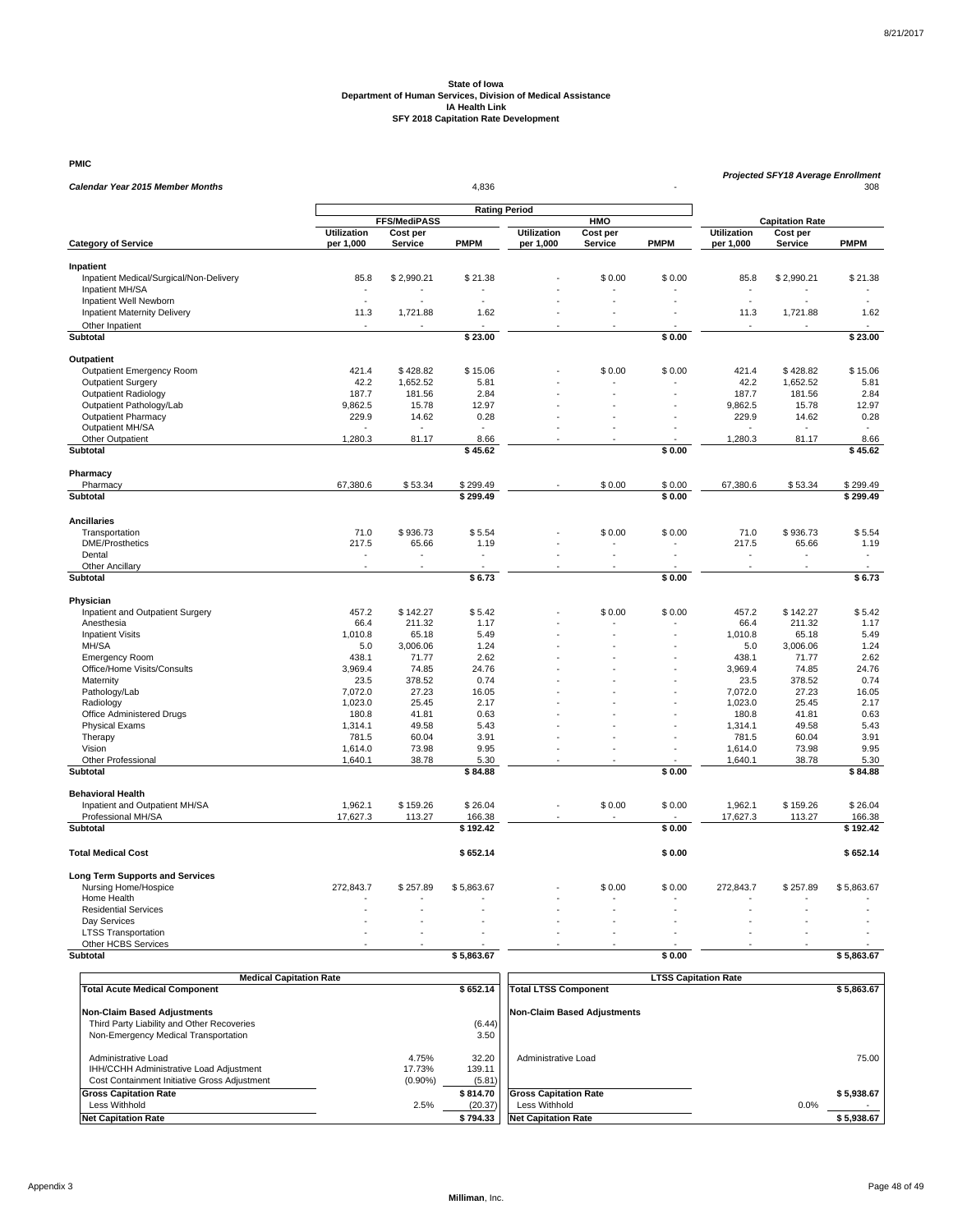# State of Iowa
## Department of Human Services, Division of Medical Assistance
## IA Health Link
## SFY 2018 Capitation Rate Development

**PMIC**

| *Calendar Year 2015 Member Months* | | | 4,836 | | | - | *Projected SFY18 Average Enrollment* | | 308 |
|---|---|---|---|---|---|---|---|---|---|
| | Rating Period | | | | | | | | |
| | FFS/MediPASS | | | HMO | | | Capitation Rate | | |
| **Category of Service** | Utilization per 1,000 | Cost per Service | PMPM | Utilization per 1,000 | Cost per Service | PMPM | Utilization per 1,000 | Cost per Service | PMPM |
| **Inpatient** | | | | | | | | | |
| Inpatient Medical/Surgical/Non-Delivery | 85.8 | $ 2,990.21 | $ 21.38 | - | $ 0.00 | $ 0.00 | 85.8 | $ 2,990.21 | $ 21.38 |
| Inpatient MH/SA | - | - | - | - | - | - | - | - | - |
| Inpatient Well Newborn | - | - | - | - | - | - | - | - | - |
| Inpatient Maternity Delivery | 11.3 | 1,721.88 | 1.62 | - | - | - | 11.3 | 1,721.88 | 1.62 |
| Other Inpatient | - | - | - | - | - | - | - | - | - |
| **Subtotal** | | | **$ 23.00** | | | **$ 0.00** | | | **$ 23.00** |
| **Outpatient** | | | | | | | | | |
| Outpatient Emergency Room | 421.4 | $ 428.82 | $ 15.06 | - | $ 0.00 | $ 0.00 | 421.4 | $ 428.82 | $ 15.06 |
| Outpatient Surgery | 42.2 | 1,652.52 | 5.81 | - | - | - | 42.2 | 1,652.52 | 5.81 |
| Outpatient Radiology | 187.7 | 181.56 | 2.84 | - | - | - | 187.7 | 181.56 | 2.84 |
| Outpatient Pathology/Lab | 9,862.5 | 15.78 | 12.97 | - | - | - | 9,862.5 | 15.78 | 12.97 |
| Outpatient Pharmacy | 229.9 | 14.62 | 0.28 | - | - | - | 229.9 | 14.62 | 0.28 |
| Outpatient MH/SA | - | - | - | - | - | - | - | - | - |
| Other Outpatient | 1,280.3 | 81.17 | 8.66 | - | - | - | 1,280.3 | 81.17 | 8.66 |
| **Subtotal** | | | **$ 45.62** | | | **$ 0.00** | | | **$ 45.62** |
| **Pharmacy** | | | | | | | | | |
| Pharmacy | 67,380.6 | $ 53.34 | $ 299.49 | - | $ 0.00 | $ 0.00 | 67,380.6 | $ 53.34 | $ 299.49 |
| **Subtotal** | | | **$ 299.49** | | | **$ 0.00** | | | **$ 299.49** |
| **Ancillaries** | | | | | | | | | |
| Transportation | 71.0 | $ 936.73 | $ 5.54 | - | $ 0.00 | $ 0.00 | 71.0 | $ 936.73 | $ 5.54 |
| DME/Prosthetics | 217.5 | 65.66 | 1.19 | - | - | - | 217.5 | 65.66 | 1.19 |
| Dental | - | - | - | - | - | - | - | - | - |
| Other Ancillary | - | - | - | - | - | - | - | - | - |
| **Subtotal** | | | **$ 6.73** | | | **$ 0.00** | | | **$ 6.73** |
| **Physician** | | | | | | | | | |
| Inpatient and Outpatient Surgery | 457.2 | $ 142.27 | $ 5.42 | - | $ 0.00 | $ 0.00 | 457.2 | $ 142.27 | $ 5.42 |
| Anesthesia | 66.4 | 211.32 | 1.17 | - | - | - | 66.4 | 211.32 | 1.17 |
| Inpatient Visits | 1,010.8 | 65.18 | 5.49 | - | - | - | 1,010.8 | 65.18 | 5.49 |
| MH/SA | 5.0 | 3,006.06 | 1.24 | - | - | - | 5.0 | 3,006.06 | 1.24 |
| Emergency Room | 438.1 | 71.77 | 2.62 | - | - | - | 438.1 | 71.77 | 2.62 |
| Office/Home Visits/Consults | 3,969.4 | 74.85 | 24.76 | - | - | - | 3,969.4 | 74.85 | 24.76 |
| Maternity | 23.5 | 378.52 | 0.74 | - | - | - | 23.5 | 378.52 | 0.74 |
| Pathology/Lab | 7,072.0 | 27.23 | 16.05 | - | - | - | 7,072.0 | 27.23 | 16.05 |
| Radiology | 1,023.0 | 25.45 | 2.17 | - | - | - | 1,023.0 | 25.45 | 2.17 |
| Office Administered Drugs | 180.8 | 41.81 | 0.63 | - | - | - | 180.8 | 41.81 | 0.63 |
| Physical Exams | 1,314.1 | 49.58 | 5.43 | - | - | - | 1,314.1 | 49.58 | 5.43 |
| Therapy | 781.5 | 60.04 | 3.91 | - | - | - | 781.5 | 60.04 | 3.91 |
| Vision | 1,614.0 | 73.98 | 9.95 | - | - | - | 1,614.0 | 73.98 | 9.95 |
| Other Professional | 1,640.1 | 38.78 | 5.30 | - | - | - | 1,640.1 | 38.78 | 5.30 |
| **Subtotal** | | | **$ 84.88** | | | **$ 0.00** | | | **$ 84.88** |
| **Behavioral Health** | | | | | | | | | |
| Inpatient and Outpatient MH/SA | 1,962.1 | $ 159.26 | $ 26.04 | - | $ 0.00 | $ 0.00 | 1,962.1 | $ 159.26 | $ 26.04 |
| Professional MH/SA | 17,627.3 | 113.27 | 166.38 | - | - | - | 17,627.3 | 113.27 | 166.38 |
| **Subtotal** | | | **$ 192.42** | | | **$ 0.00** | | | **$ 192.42** |
| **Total Medical Cost** | | | **$ 652.14** | | | **$ 0.00** | | | **$ 652.14** |
| **Long Term Supports and Services** | | | | | | | | | |
| Nursing Home/Hospice | 272,843.7 | $ 257.89 | $ 5,863.67 | - | $ 0.00 | $ 0.00 | 272,843.7 | $ 257.89 | $ 5,863.67 |
| Home Health | - | - | - | - | - | - | - | - | - |
| Residential Services | - | - | - | - | - | - | - | - | - |
| Day Services | - | - | - | - | - | - | - | - | - |
| LTSS Transportation | - | - | - | - | - | - | - | - | - |
| Other HCBS Services | - | - | - | - | - | - | - | - | - |
| **Subtotal** | | | **$ 5,863.67** | | | **$ 0.00** | | | **$ 5,863.67** |

| Medical Capitation Rate | | |
|---|---|---|
| **Total Acute Medical Component** | | **$ 652.14** |
| **Non-Claim Based Adjustments** | | |
| Third Party Liability and Other Recoveries | | (6.44) |
| Non-Emergency Medical Transportation | | 3.50 |
| Administrative Load | 4.75% | 32.20 |
| IHH/CCHH Administrative Load Adjustment | 17.73% | 139.11 |
| Cost Containment Initiative Gross Adjustment | (0.90%) | (5.81) |
| **Gross Capitation Rate** | | **$ 814.70** |
| Less Withhold | 2.5% | (20.37) |
| **Net Capitation Rate** | | **$ 794.33** |

| LTSS Capitation Rate | | |
|---|---|---|
| **Total LTSS Component** | | **$ 5,863.67** |
| **Non-Claim Based Adjustments** | | |
| Administrative Load | | 75.00 |
| **Gross Capitation Rate** | | **$ 5,938.67** |
| Less Withhold | 0.0% | - |
| **Net Capitation Rate** | | **$ 5,938.67** |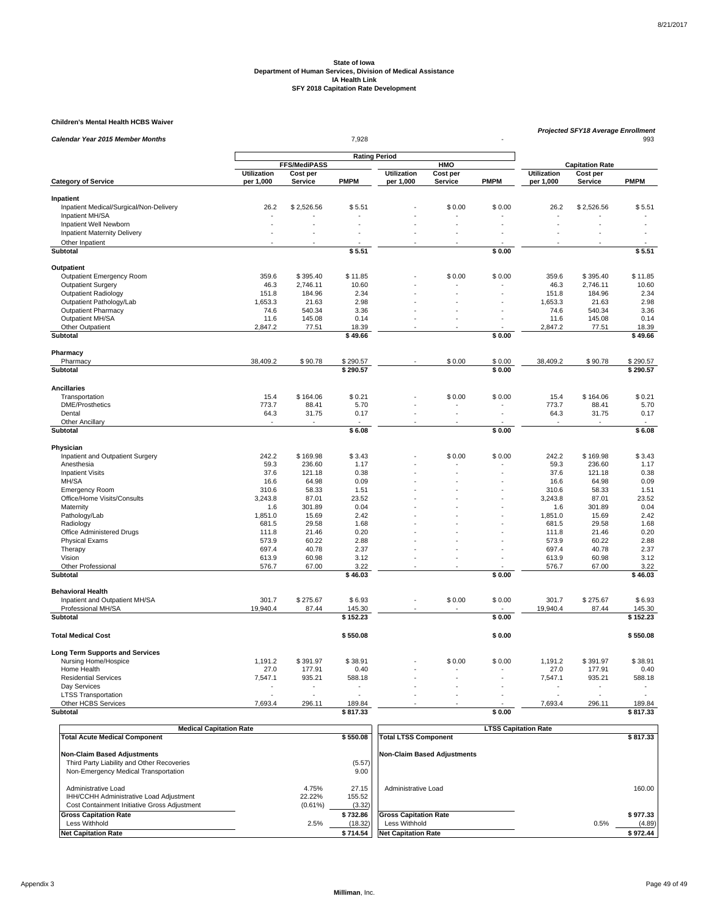8/21/2017

**State of Iowa**
**Department of Human Services, Division of Medical Assistance**
**IA Health Link**
**SFY 2018 Capitation Rate Development**

**Children's Mental Health HCBS Waiver**

| *Calendar Year 2015 Member Months* | | | 7,928 | | | - | *Projected SFY18 Average Enrollment* | | 993 |
|---|---|---|---|---|---|---|---|---|---|
| | **Rating Period** | | | | | | | | |
| | **FFS/MediPASS** | | | **HMO** | | | **Capitation Rate** | | |
| **Category of Service** | **Utilization per 1,000** | **Cost per Service** | **PMPM** | **Utilization per 1,000** | **Cost per Service** | **PMPM** | **Utilization per 1,000** | **Cost per Service** | **PMPM** |
| **Inpatient** | | | | | | | | | |
| Inpatient Medical/Surgical/Non-Delivery | 26.2 | $ 2,526.56 | $ 5.51 | - | $ 0.00 | $ 0.00 | 26.2 | $ 2,526.56 | $ 5.51 |
| Inpatient MH/SA | - | - | - | - | - | - | - | - | - |
| Inpatient Well Newborn | - | - | - | - | - | - | - | - | - |
| Inpatient Maternity Delivery | - | - | - | - | - | - | - | - | - |
| Other Inpatient | - | - | - | - | - | - | - | - | - |
| **Subtotal** | | | **$ 5.51** | | | **$ 0.00** | | | **$ 5.51** |
| **Outpatient** | | | | | | | | | |
| Outpatient Emergency Room | 359.6 | $ 395.40 | $ 11.85 | - | $ 0.00 | $ 0.00 | 359.6 | $ 395.40 | $ 11.85 |
| Outpatient Surgery | 46.3 | 2,746.11 | 10.60 | - | - | - | 46.3 | 2,746.11 | 10.60 |
| Outpatient Radiology | 151.8 | 184.96 | 2.34 | - | - | - | 151.8 | 184.96 | 2.34 |
| Outpatient Pathology/Lab | 1,653.3 | 21.63 | 2.98 | - | - | - | 1,653.3 | 21.63 | 2.98 |
| Outpatient Pharmacy | 74.6 | 540.34 | 3.36 | - | - | - | 74.6 | 540.34 | 3.36 |
| Outpatient MH/SA | 11.6 | 145.08 | 0.14 | - | - | - | 11.6 | 145.08 | 0.14 |
| Other Outpatient | 2,847.2 | 77.51 | 18.39 | - | - | - | 2,847.2 | 77.51 | 18.39 |
| **Subtotal** | | | **$ 49.66** | | | **$ 0.00** | | | **$ 49.66** |
| **Pharmacy** | | | | | | | | | |
| Pharmacy | 38,409.2 | $ 90.78 | $ 290.57 | - | $ 0.00 | $ 0.00 | 38,409.2 | $ 90.78 | $ 290.57 |
| **Subtotal** | | | **$ 290.57** | | | **$ 0.00** | | | **$ 290.57** |
| **Ancillaries** | | | | | | | | | |
| Transportation | 15.4 | $ 164.06 | $ 0.21 | - | $ 0.00 | $ 0.00 | 15.4 | $ 164.06 | $ 0.21 |
| DME/Prosthetics | 773.7 | 88.41 | 5.70 | - | - | - | 773.7 | 88.41 | 5.70 |
| Dental | 64.3 | 31.75 | 0.17 | - | - | - | 64.3 | 31.75 | 0.17 |
| Other Ancillary | - | - | - | - | - | - | - | - | - |
| **Subtotal** | | | **$ 6.08** | | | **$ 0.00** | | | **$ 6.08** |
| **Physician** | | | | | | | | | |
| Inpatient and Outpatient Surgery | 242.2 | $ 169.98 | $ 3.43 | - | $ 0.00 | $ 0.00 | 242.2 | $ 169.98 | $ 3.43 |
| Anesthesia | 59.3 | 236.60 | 1.17 | - | - | - | 59.3 | 236.60 | 1.17 |
| Inpatient Visits | 37.6 | 121.18 | 0.38 | - | - | - | 37.6 | 121.18 | 0.38 |
| MH/SA | 16.6 | 64.98 | 0.09 | - | - | - | 16.6 | 64.98 | 0.09 |
| Emergency Room | 310.6 | 58.33 | 1.51 | - | - | - | 310.6 | 58.33 | 1.51 |
| Office/Home Visits/Consults | 3,243.8 | 87.01 | 23.52 | - | - | - | 3,243.8 | 87.01 | 23.52 |
| Maternity | 1.6 | 301.89 | 0.04 | - | - | - | 1.6 | 301.89 | 0.04 |
| Pathology/Lab | 1,851.0 | 15.69 | 2.42 | - | - | - | 1,851.0 | 15.69 | 2.42 |
| Radiology | 681.5 | 29.58 | 1.68 | - | - | - | 681.5 | 29.58 | 1.68 |
| Office Administered Drugs | 111.8 | 21.46 | 0.20 | - | - | - | 111.8 | 21.46 | 0.20 |
| Physical Exams | 573.9 | 60.22 | 2.88 | - | - | - | 573.9 | 60.22 | 2.88 |
| Therapy | 697.4 | 40.78 | 2.37 | - | - | - | 697.4 | 40.78 | 2.37 |
| Vision | 613.9 | 60.98 | 3.12 | - | - | - | 613.9 | 60.98 | 3.12 |
| Other Professional | 576.7 | 67.00 | 3.22 | - | - | - | 576.7 | 67.00 | 3.22 |
| **Subtotal** | | | **$ 46.03** | | | **$ 0.00** | | | **$ 46.03** |
| **Behavioral Health** | | | | | | | | | |
| Inpatient and Outpatient MH/SA | 301.7 | $ 275.67 | $ 6.93 | - | $ 0.00 | $ 0.00 | 301.7 | $ 275.67 | $ 6.93 |
| Professional MH/SA | 19,940.4 | 87.44 | 145.30 | - | - | - | 19,940.4 | 87.44 | 145.30 |
| **Subtotal** | | | **$ 152.23** | | | **$ 0.00** | | | **$ 152.23** |
| **Total Medical Cost** | | | **$ 550.08** | | | **$ 0.00** | | | **$ 550.08** |
| **Long Term Supports and Services** | | | | | | | | | |
| Nursing Home/Hospice | 1,191.2 | $ 391.97 | $ 38.91 | - | $ 0.00 | $ 0.00 | 1,191.2 | $ 391.97 | $ 38.91 |
| Home Health | 27.0 | 177.91 | 0.40 | - | - | - | 27.0 | 177.91 | 0.40 |
| Residential Services | 7,547.1 | 935.21 | 588.18 | - | - | - | 7,547.1 | 935.21 | 588.18 |
| Day Services | - | - | - | - | - | - | - | - | - |
| LTSS Transportation | - | - | - | - | - | - | - | - | - |
| Other HCBS Services | 7,693.4 | 296.11 | 189.84 | - | - | - | 7,693.4 | 296.11 | 189.84 |
| **Subtotal** | | | **$ 817.33** | | | **$ 0.00** | | | **$ 817.33** |

| **Medical Capitation Rate** | | |
|---|---|---|
| **Total Acute Medical Component** | | **$ 550.08** |
| **Non-Claim Based Adjustments** | | |
| Third Party Liability and Other Recoveries | | (5.57) |
| Non-Emergency Medical Transportation | | 9.00 |
| Administrative Load | 4.75% | 27.15 |
| IHH/CCHH Administrative Load Adjustment | 22.22% | 155.52 |
| Cost Containment Initiative Gross Adjustment | (0.61%) | (3.32) |
| **Gross Capitation Rate** | | **$ 732.86** |
| Less Withhold | 2.5% | (18.32) |
| **Net Capitation Rate** | | **$ 714.54** |

| **LTSS Capitation Rate** | | |
|---|---|---|
| **Total LTSS Component** | | **$ 817.33** |
| **Non-Claim Based Adjustments** | | |
| Administrative Load | | 160.00 |
| **Gross Capitation Rate** | | **$ 977.33** |
| Less Withhold | 0.5% | (4.89) |
| **Net Capitation Rate** | | **$ 972.44** |

Appendix 3

**Milliman**, Inc.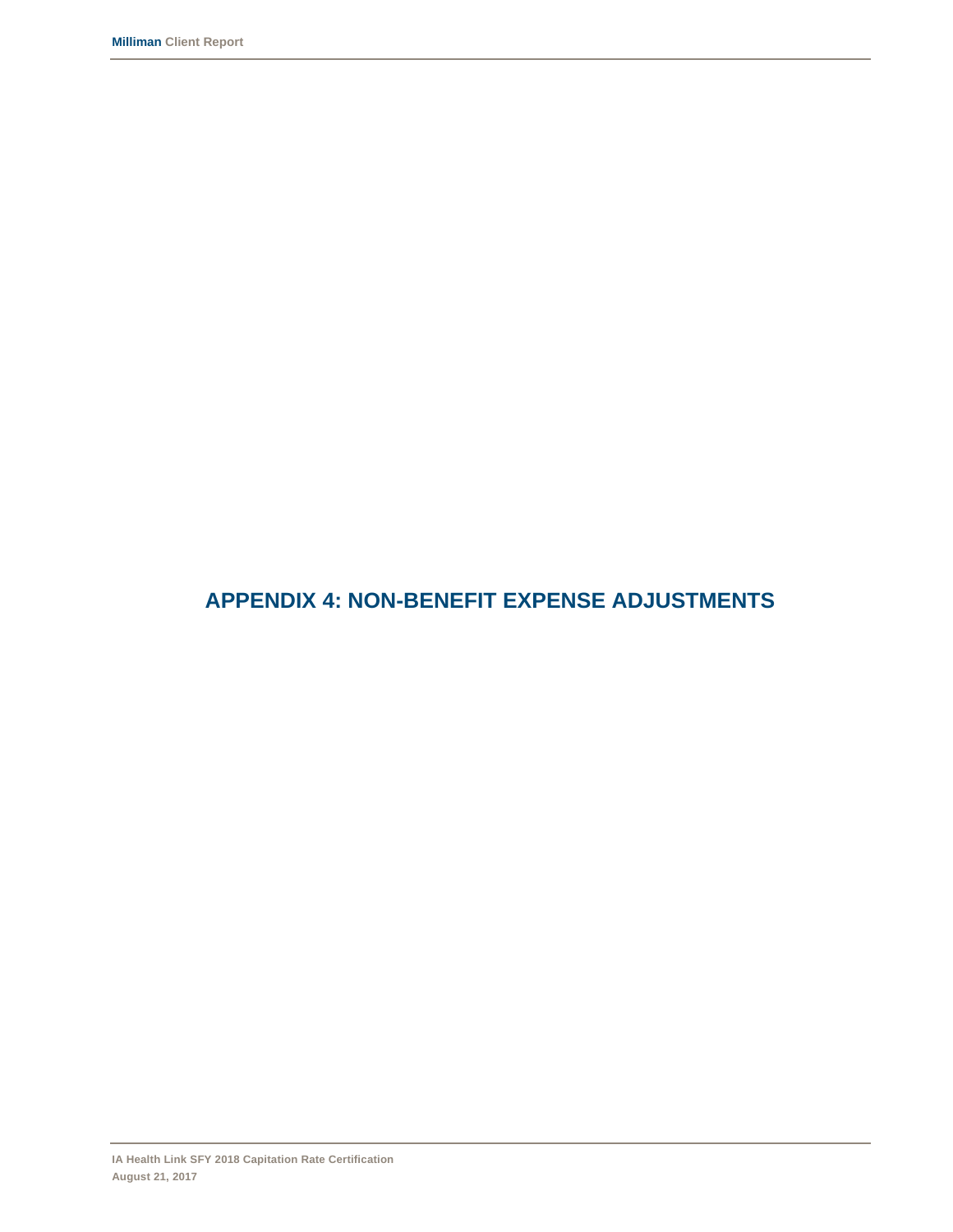# APPENDIX 4: NON-BENEFIT EXPENSE ADJUSTMENTS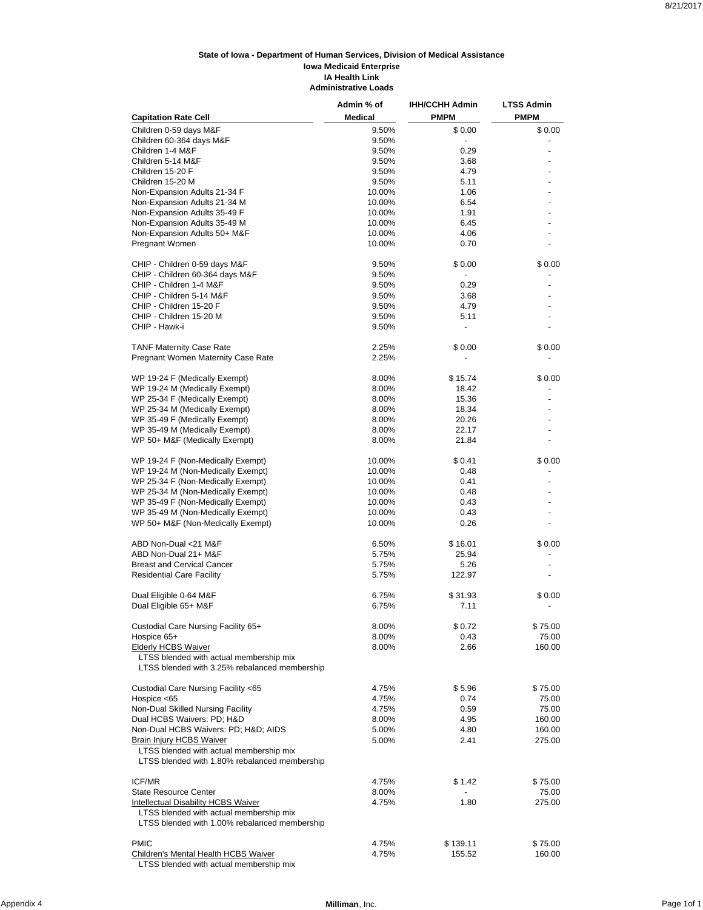**State of Iowa - Department of Human Services, Division of Medical Assistance**
**Iowa Medicaid Enterprise**
**IA Health Link**
**Administrative Loads**

| Capitation Rate Cell | Admin % of Medical | IHH/CCHH Admin PMPM | LTSS Admin PMPM |
|---|---|---|---|
| Children 0-59 days M&F | 9.50% | $ 0.00 | $ 0.00 |
| Children 60-364 days M&F | 9.50% | - | - |
| Children 1-4 M&F | 9.50% | 0.29 | - |
| Children 5-14 M&F | 9.50% | 3.68 | - |
| Children 15-20 F | 9.50% | 4.79 | - |
| Children 15-20 M | 9.50% | 5.11 | - |
| Non-Expansion Adults 21-34 F | 10.00% | 1.06 | - |
| Non-Expansion Adults 21-34 M | 10.00% | 6.54 | - |
| Non-Expansion Adults 35-49 F | 10.00% | 1.91 | - |
| Non-Expansion Adults 35-49 M | 10.00% | 6.45 | - |
| Non-Expansion Adults 50+ M&F | 10.00% | 4.06 | - |
| Pregnant Women | 10.00% | 0.70 | - |
| | | | |
| CHIP - Children 0-59 days M&F | 9.50% | $ 0.00 | $ 0.00 |
| CHIP - Children 60-364 days M&F | 9.50% | - | - |
| CHIP - Children 1-4 M&F | 9.50% | 0.29 | - |
| CHIP - Children 5-14 M&F | 9.50% | 3.68 | - |
| CHIP - Children 15-20 F | 9.50% | 4.79 | - |
| CHIP - Children 15-20 M | 9.50% | 5.11 | - |
| CHIP - Hawk-i | 9.50% | - | - |
| | | | |
| TANF Maternity Case Rate | 2.25% | $ 0.00 | $ 0.00 |
| Pregnant Women Maternity Case Rate | 2.25% | - | - |
| | | | |
| WP 19-24 F (Medically Exempt) | 8.00% | $ 15.74 | $ 0.00 |
| WP 19-24 M (Medically Exempt) | 8.00% | 18.42 | - |
| WP 25-34 F (Medically Exempt) | 8.00% | 15.36 | - |
| WP 25-34 M (Medically Exempt) | 8.00% | 18.34 | - |
| WP 35-49 F (Medically Exempt) | 8.00% | 20.26 | - |
| WP 35-49 M (Medically Exempt) | 8.00% | 22.17 | - |
| WP 50+ M&F (Medically Exempt) | 8.00% | 21.84 | - |
| | | | |
| WP 19-24 F (Non-Medically Exempt) | 10.00% | $ 0.41 | $ 0.00 |
| WP 19-24 M (Non-Medically Exempt) | 10.00% | 0.48 | - |
| WP 25-34 F (Non-Medically Exempt) | 10.00% | 0.41 | - |
| WP 25-34 M (Non-Medically Exempt) | 10.00% | 0.48 | - |
| WP 35-49 F (Non-Medically Exempt) | 10.00% | 0.43 | - |
| WP 35-49 M (Non-Medically Exempt) | 10.00% | 0.43 | - |
| WP 50+ M&F (Non-Medically Exempt) | 10.00% | 0.26 | - |
| | | | |
| ABD Non-Dual <21 M&F | 6.50% | $ 16.01 | $ 0.00 |
| ABD Non-Dual 21+ M&F | 5.75% | 25.94 | - |
| Breast and Cervical Cancer | 5.75% | 5.26 | - |
| Residential Care Facility | 5.75% | 122.97 | - |
| | | | |
| Dual Eligible 0-64 M&F | 6.75% | $ 31.93 | $ 0.00 |
| Dual Eligible 65+ M&F | 6.75% | 7.11 | - |
| | | | |
| Custodial Care Nursing Facility 65+ | 8.00% | $ 0.72 | $ 75.00 |
| Hospice 65+ | 8.00% | 0.43 | 75.00 |
| Elderly HCBS Waiver | 8.00% | 2.66 | 160.00 |
| LTSS blended with actual membership mix | | | |
| LTSS blended with 3.25% rebalanced membership | | | |
| | | | |
| Custodial Care Nursing Facility <65 | 4.75% | $ 5.96 | $ 75.00 |
| Hospice <65 | 4.75% | 0.74 | 75.00 |
| Non-Dual Skilled Nursing Facility | 4.75% | 0.59 | 75.00 |
| Dual HCBS Waivers: PD; H&D | 8.00% | 4.95 | 160.00 |
| Non-Dual HCBS Waivers: PD; H&D; AIDS | 5.00% | 4.80 | 160.00 |
| Brain Injury HCBS Waiver | 5.00% | 2.41 | 275.00 |
| LTSS blended with actual membership mix | | | |
| LTSS blended with 1.80% rebalanced membership | | | |
| | | | |
| ICF/MR | 4.75% | $ 1.42 | $ 75.00 |
| State Resource Center | 8.00% | - | 75.00 |
| Intellectual Disability HCBS Waiver | 4.75% | 1.80 | 275.00 |
| LTSS blended with actual membership mix | | | |
| LTSS blended with 1.00% rebalanced membership | | | |
| | | | |
| PMIC | 4.75% | $ 139.11 | $ 75.00 |
| Children's Mental Health HCBS Waiver | 4.75% | 155.52 | 160.00 |
| LTSS blended with actual membership mix | | | |